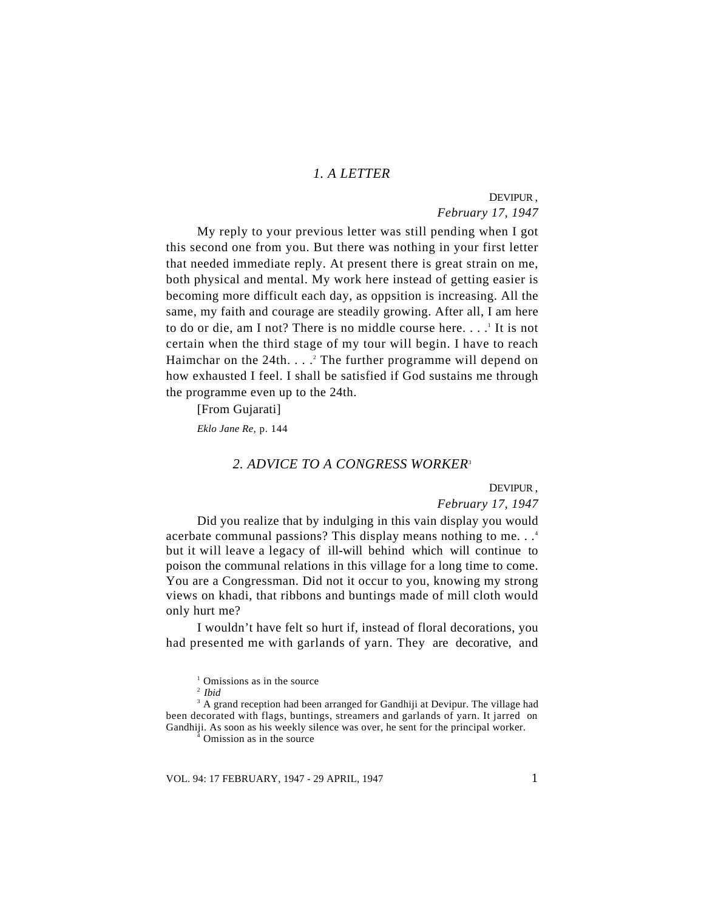## *1. A LETTER*

DEVIPUR ,
*February 17, 1947*

My reply to your previous letter was still pending when I got this second one from you. But there was nothing in your first letter that needed immediate reply. At present there is great strain on me, both physical and mental. My work here instead of getting easier is becoming more difficult each day, as oppsition is increasing. All the same, my faith and courage are steadily growing. After all, I am here to do or die, am I not? There is no middle course here. . . .[1] It is not certain when the third stage of my tour will begin. I have to reach Haimchar on the 24th. . . .[2] The further programme will depend on how exhausted I feel. I shall be satisfied if God sustains me through the programme even up to the 24th.

[From Gujarati]

*Eklo Jane Re*, p. 144

## *2. ADVICE TO A CONGRESS WORKER*[3]

DEVIPUR ,
*February 17, 1947*

Did you realize that by indulging in this vain display you would acerbate communal passions? This display means nothing to me. . .[4] but it will leave a legacy of ill-will behind which will continue to poison the communal relations in this village for a long time to come. You are a Congressman. Did not it occur to you, knowing my strong views on khadi, that ribbons and buntings made of mill cloth would only hurt me?

I wouldn't have felt so hurt if, instead of floral decorations, you had presented me with garlands of yarn. They are decorative, and

[1] Omissions as in the source

[2] *Ibid*

[3] A grand reception had been arranged for Gandhiji at Devipur. The village had been decorated with flags, buntings, streamers and garlands of yarn. It jarred on Gandhiji. As soon as his weekly silence was over, he sent for the principal worker.

[4] Omission as in the source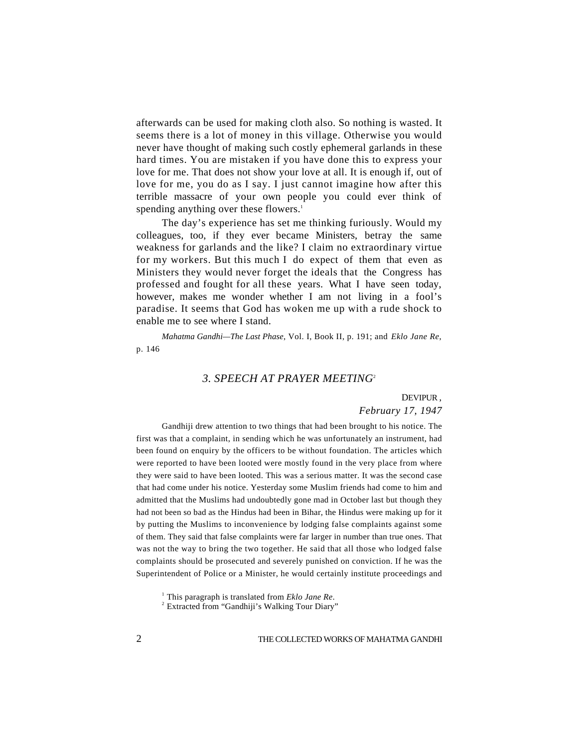afterwards can be used for making cloth also. So nothing is wasted. It seems there is a lot of money in this village. Otherwise you would never have thought of making such costly ephemeral garlands in these hard times. You are mistaken if you have done this to express your love for me. That does not show your love at all. It is enough if, out of love for me, you do as I say. I just cannot imagine how after this terrible massacre of your own people you could ever think of spending anything over these flowers.[1]

The day's experience has set me thinking furiously. Would my colleagues, too, if they ever became Ministers, betray the same weakness for garlands and the like? I claim no extraordinary virtue for my workers. But this much I do expect of them that even as Ministers they would never forget the ideals that the Congress has professed and fought for all these years. What I have seen today, however, makes me wonder whether I am not living in a fool's paradise. It seems that God has woken me up with a rude shock to enable me to see where I stand.

*Mahatma Gandhi—The Last Phase*, Vol. I, Book II, p. 191; and *Eklo Jane Re*, p. 146

## *3. SPEECH AT PRAYER MEETING*[2]

DEVIPUR,
*February 17, 1947*

Gandhiji drew attention to two things that had been brought to his notice. The first was that a complaint, in sending which he was unfortunately an instrument, had been found on enquiry by the officers to be without foundation. The articles which were reported to have been looted were mostly found in the very place from where they were said to have been looted. This was a serious matter. It was the second case that had come under his notice. Yesterday some Muslim friends had come to him and admitted that the Muslims had undoubtedly gone mad in October last but though they had not been so bad as the Hindus had been in Bihar, the Hindus were making up for it by putting the Muslims to inconvenience by lodging false complaints against some of them. They said that false complaints were far larger in number than true ones. That was not the way to bring the two together. He said that all those who lodged false complaints should be prosecuted and severely punished on conviction. If he was the Superintendent of Police or a Minister, he would certainly institute proceedings and

[1] This paragraph is translated from *Eklo Jane Re*.

[2] Extracted from "Gandhiji's Walking Tour Diary"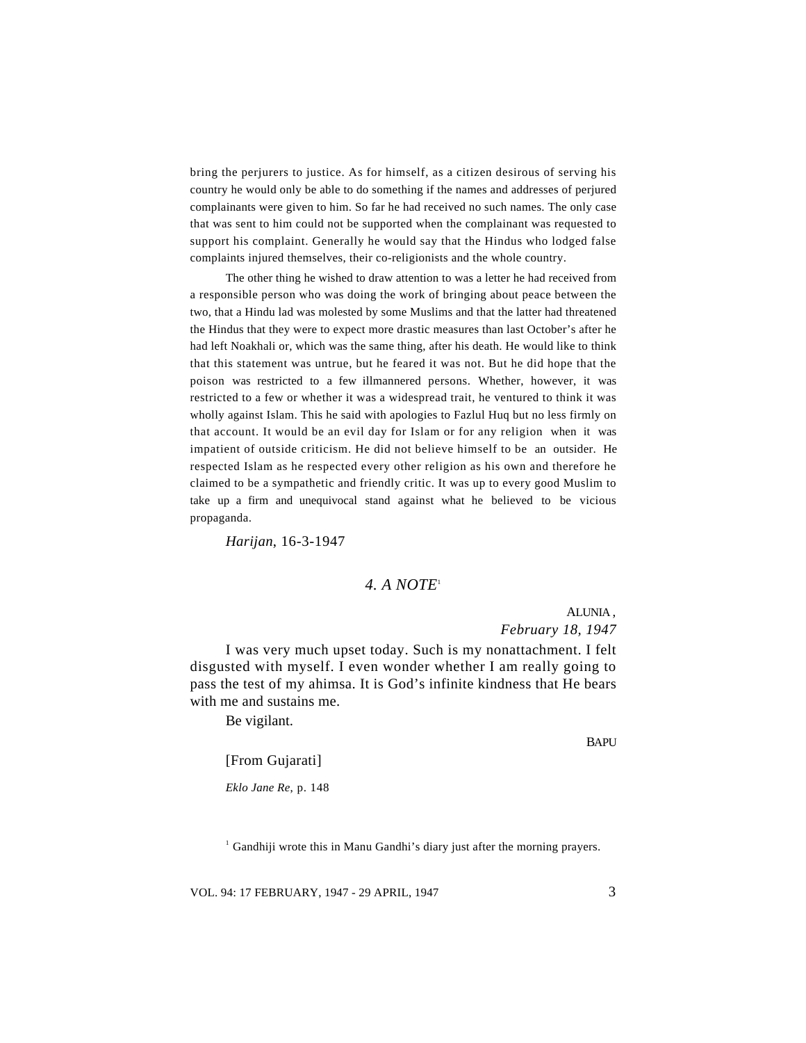bring the perjurers to justice. As for himself, as a citizen desirous of serving his country he would only be able to do something if the names and addresses of perjured complainants were given to him. So far he had received no such names. The only case that was sent to him could not be supported when the complainant was requested to support his complaint. Generally he would say that the Hindus who lodged false complaints injured themselves, their co-religionists and the whole country.

The other thing he wished to draw attention to was a letter he had received from a responsible person who was doing the work of bringing about peace between the two, that a Hindu lad was molested by some Muslims and that the latter had threatened the Hindus that they were to expect more drastic measures than last October's after he had left Noakhali or, which was the same thing, after his death. He would like to think that this statement was untrue, but he feared it was not. But he did hope that the poison was restricted to a few illmannered persons. Whether, however, it was restricted to a few or whether it was a widespread trait, he ventured to think it was wholly against Islam. This he said with apologies to Fazlul Huq but no less firmly on that account. It would be an evil day for Islam or for any religion when it was impatient of outside criticism. He did not believe himself to be an outsider. He respected Islam as he respected every other religion as his own and therefore he claimed to be a sympathetic and friendly critic. It was up to every good Muslim to take up a firm and unequivocal stand against what he believed to be vicious propaganda.

*Harijan*, 16-3-1947

## *4. A NOTE*[1]

ALUNIA,
*February 18, 1947*

I was very much upset today. Such is my nonattachment. I felt disgusted with myself. I even wonder whether I am really going to pass the test of my ahimsa. It is God's infinite kindness that He bears with me and sustains me.

Be vigilant.

BAPU

[From Gujarati]

*Eklo Jane Re*, p. 148

[1] Gandhiji wrote this in Manu Gandhi's diary just after the morning prayers.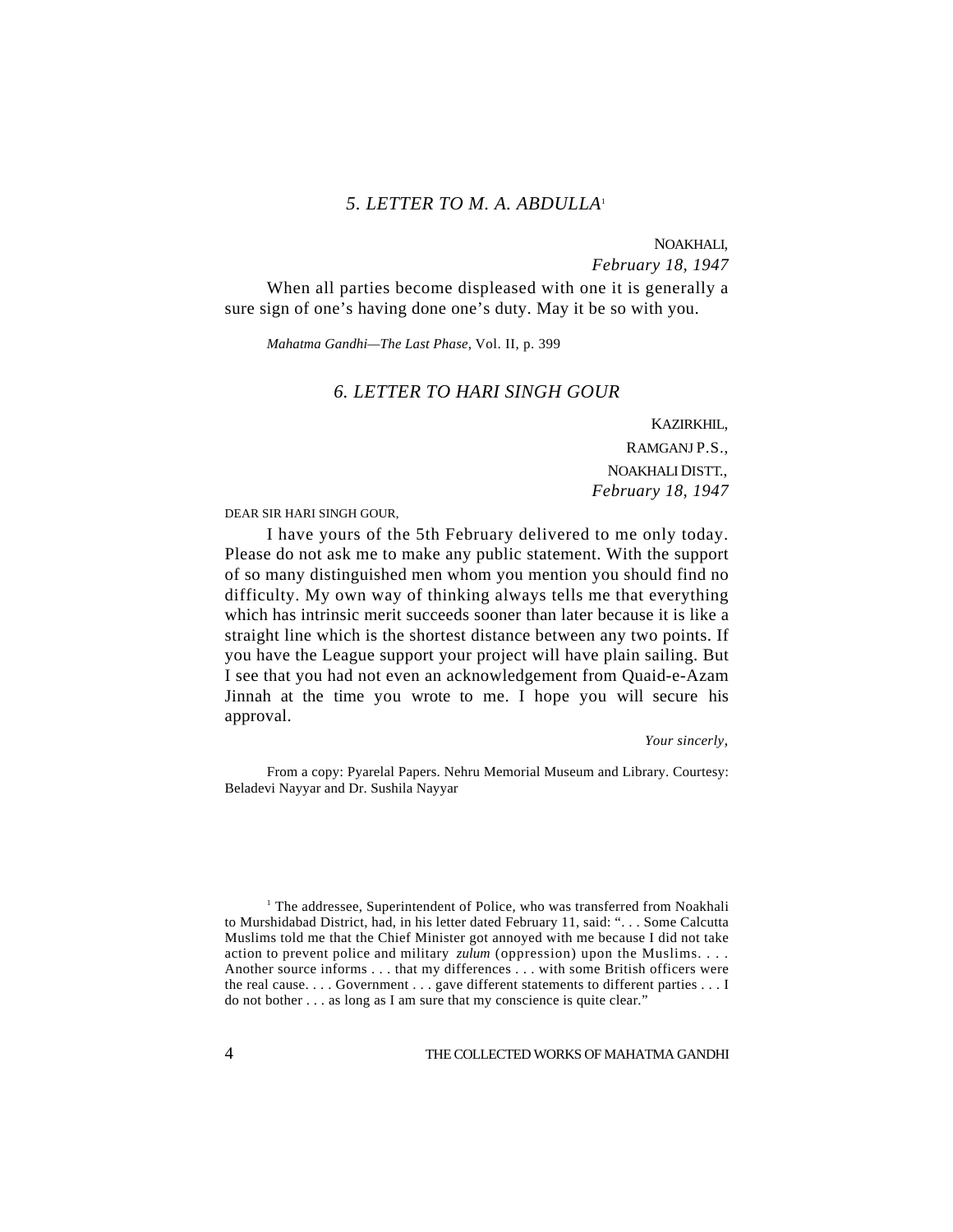## *5. LETTER TO M. A. ABDULLA*[1]

NOAKHALI,
*February 18, 1947*

When all parties become displeased with one it is generally a sure sign of one's having done one's duty. May it be so with you.

*Mahatma Gandhi—The Last Phase,* Vol. II, p. 399

## *6. LETTER TO HARI SINGH GOUR*

KAZIRKHIL,
RAMGANJ P.S.,
NOAKHALI DISTT.,
*February 18, 1947*

DEAR SIR HARI SINGH GOUR,

I have yours of the 5th February delivered to me only today. Please do not ask me to make any public statement. With the support of so many distinguished men whom you mention you should find no difficulty. My own way of thinking always tells me that everything which has intrinsic merit succeeds sooner than later because it is like a straight line which is the shortest distance between any two points. If you have the League support your project will have plain sailing. But I see that you had not even an acknowledgement from Quaid-e-Azam Jinnah at the time you wrote to me. I hope you will secure his approval.

*Your sincerly,*

From a copy: Pyarelal Papers. Nehru Memorial Museum and Library. Courtesy: Beladevi Nayyar and Dr. Sushila Nayyar

---

[1] The addressee, Superintendent of Police, who was transferred from Noakhali to Murshidabad District, had, in his letter dated February 11, said: ". . . Some Calcutta Muslims told me that the Chief Minister got annoyed with me because I did not take action to prevent police and military *zulum* (oppression) upon the Muslims. . . . Another source informs . . . that my differences . . . with some British officers were the real cause. . . . Government . . . gave different statements to different parties . . . I do not bother . . . as long as I am sure that my conscience is quite clear."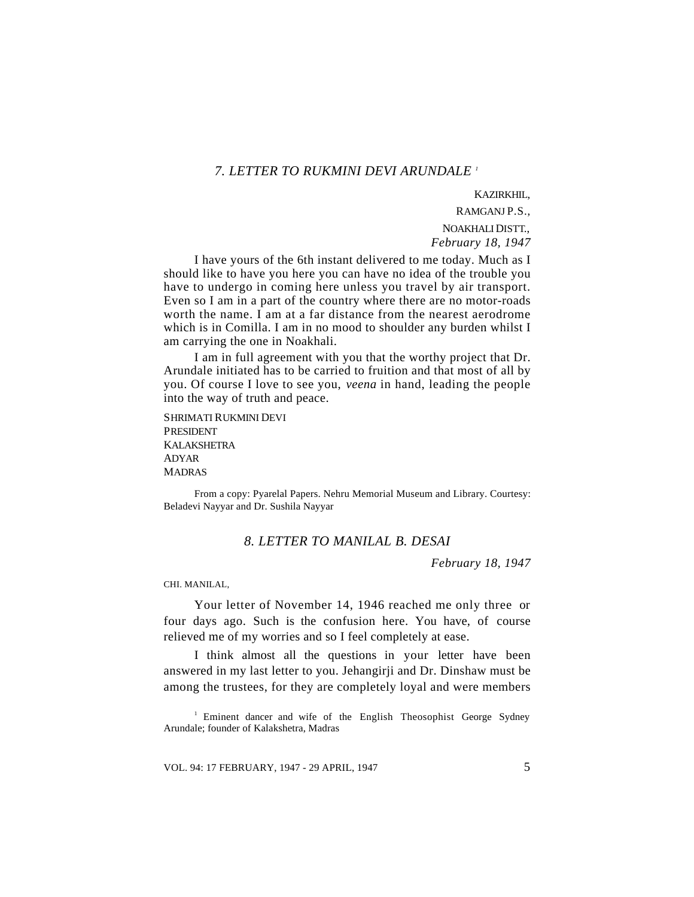### 7. LETTER TO RUKMINI DEVI ARUNDALE [1]

KAZIRKHIL,
RAMGANJ P.S.,
NOAKHALI DISTT.,
*February 18, 1947*

I have yours of the 6th instant delivered to me today. Much as I should like to have you here you can have no idea of the trouble you have to undergo in coming here unless you travel by air transport. Even so I am in a part of the country where there are no motor-roads worth the name. I am at a far distance from the nearest aerodrome which is in Comilla. I am in no mood to shoulder any burden whilst I am carrying the one in Noakhali.

I am in full agreement with you that the worthy project that Dr. Arundale initiated has to be carried to fruition and that most of all by you. Of course I love to see you, *veena* in hand, leading the people into the way of truth and peace.

SHRIMATI RUKMINI DEVI
PRESIDENT
KALAKSHETRA
ADYAR
MADRAS

From a copy: Pyarelal Papers. Nehru Memorial Museum and Library. Courtesy: Beladevi Nayyar and Dr. Sushila Nayyar

### 8. LETTER TO MANILAL B. DESAI

*February 18, 1947*

CHI. MANILAL,

Your letter of November 14, 1946 reached me only three or four days ago. Such is the confusion here. You have, of course relieved me of my worries and so I feel completely at ease.

I think almost all the questions in your letter have been answered in my last letter to you. Jehangirji and Dr. Dinshaw must be among the trustees, for they are completely loyal and were members

[1] Eminent dancer and wife of the English Theosophist George Sydney Arundale; founder of Kalakshetra, Madras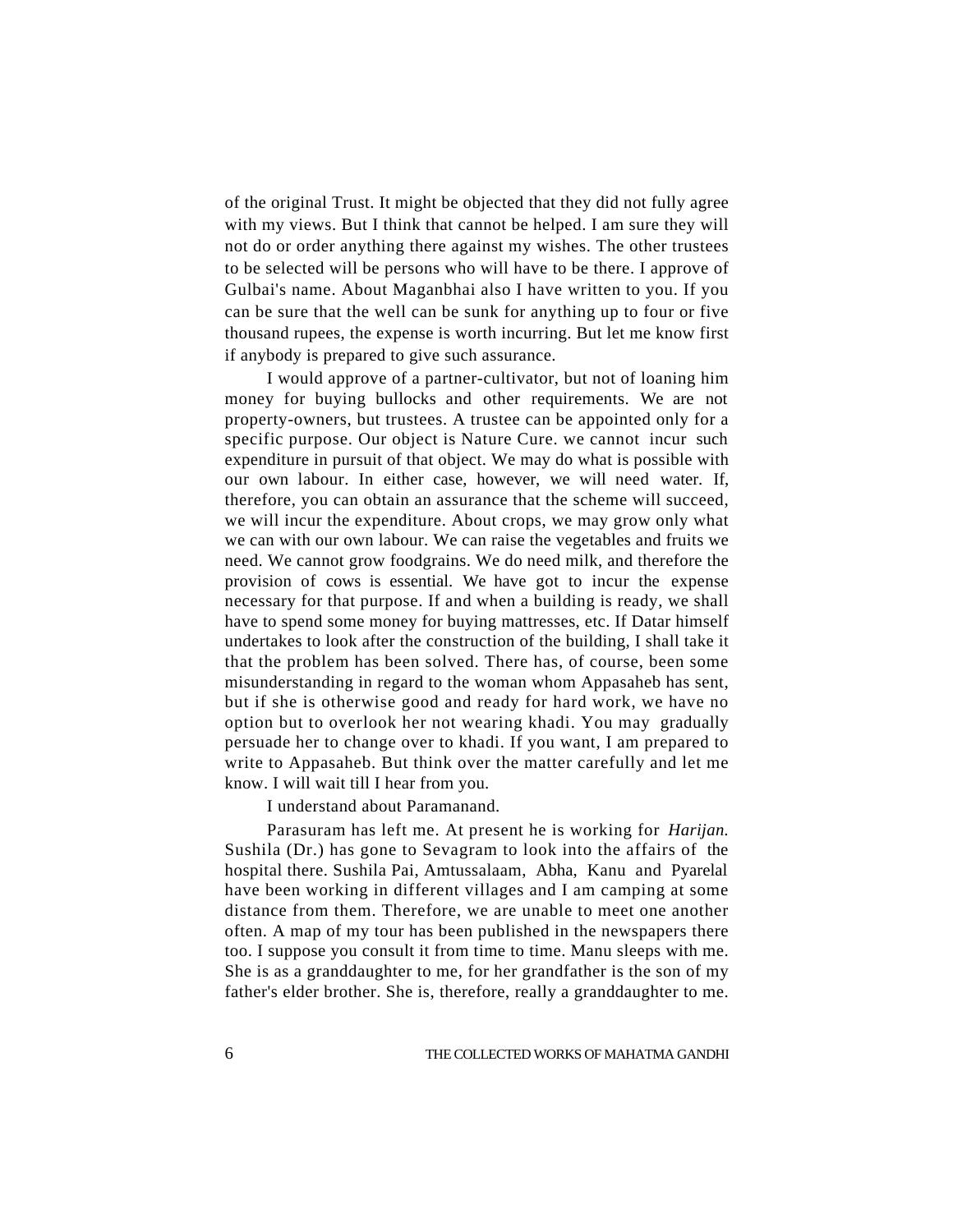of the original Trust. It might be objected that they did not fully agree with my views. But I think that cannot be helped. I am sure they will not do or order anything there against my wishes. The other trustees to be selected will be persons who will have to be there. I approve of Gulbai's name. About Maganbhai also I have written to you. If you can be sure that the well can be sunk for anything up to four or five thousand rupees, the expense is worth incurring. But let me know first if anybody is prepared to give such assurance.

I would approve of a partner-cultivator, but not of loaning him money for buying bullocks and other requirements. We are not property-owners, but trustees. A trustee can be appointed only for a specific purpose. Our object is Nature Cure. we cannot incur such expenditure in pursuit of that object. We may do what is possible with our own labour. In either case, however, we will need water. If, therefore, you can obtain an assurance that the scheme will succeed, we will incur the expenditure. About crops, we may grow only what we can with our own labour. We can raise the vegetables and fruits we need. We cannot grow foodgrains. We do need milk, and therefore the provision of cows is essential. We have got to incur the expense necessary for that purpose. If and when a building is ready, we shall have to spend some money for buying mattresses, etc. If Datar himself undertakes to look after the construction of the building, I shall take it that the problem has been solved. There has, of course, been some misunderstanding in regard to the woman whom Appasaheb has sent, but if she is otherwise good and ready for hard work, we have no option but to overlook her not wearing khadi. You may gradually persuade her to change over to khadi. If you want, I am prepared to write to Appasaheb. But think over the matter carefully and let me know. I will wait till I hear from you.

I understand about Paramanand.

Parasuram has left me. At present he is working for *Harijan.* Sushila (Dr.) has gone to Sevagram to look into the affairs of the hospital there. Sushila Pai, Amtussalaam, Abha, Kanu and Pyarelal have been working in different villages and I am camping at some distance from them. Therefore, we are unable to meet one another often. A map of my tour has been published in the newspapers there too. I suppose you consult it from time to time. Manu sleeps with me. She is as a granddaughter to me, for her grandfather is the son of my father's elder brother. She is, therefore, really a granddaughter to me.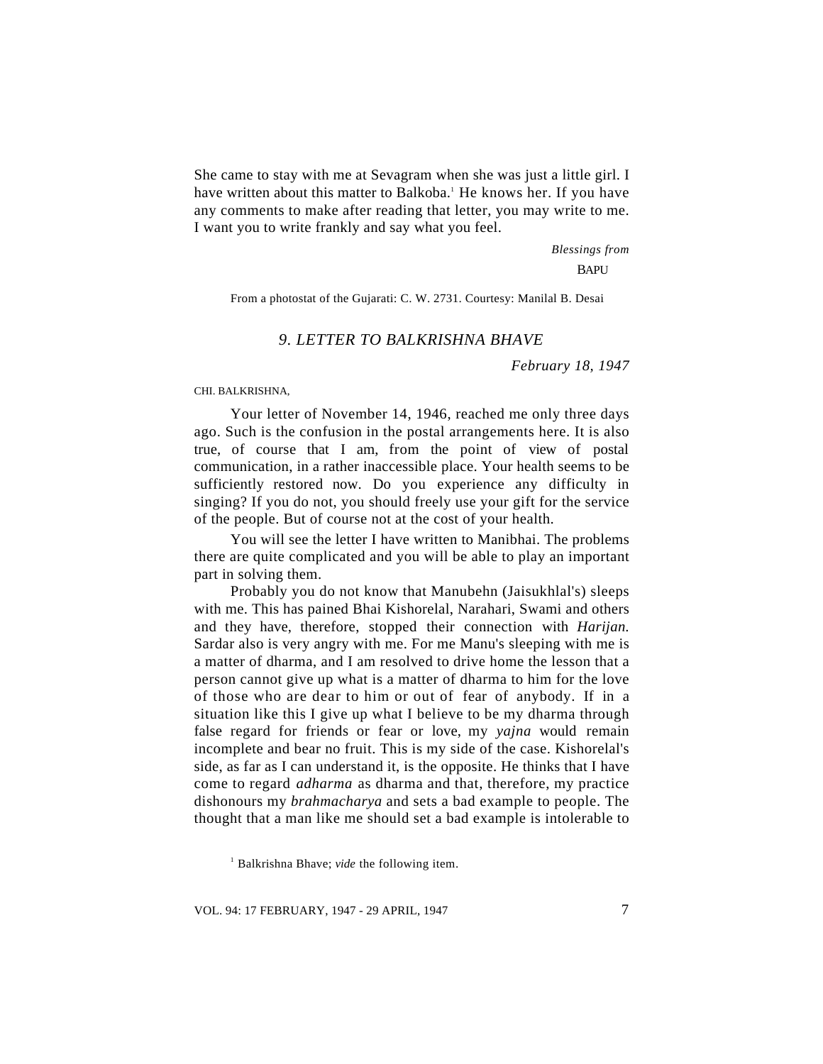She came to stay with me at Sevagram when she was just a little girl. I have written about this matter to Balkoba.[1] He knows her. If you have any comments to make after reading that letter, you may write to me. I want you to write frankly and say what you feel.

*Blessings from*

BAPU

From a photostat of the Gujarati: C. W. 2731. Courtesy: Manilal B. Desai

## *9. LETTER TO BALKRISHNA BHAVE*

*February 18, 1947*

CHI. BALKRISHNA,

Your letter of November 14, 1946, reached me only three days ago. Such is the confusion in the postal arrangements here. It is also true, of course that I am, from the point of view of postal communication, in a rather inaccessible place. Your health seems to be sufficiently restored now. Do you experience any difficulty in singing? If you do not, you should freely use your gift for the service of the people. But of course not at the cost of your health.

You will see the letter I have written to Manibhai. The problems there are quite complicated and you will be able to play an important part in solving them.

Probably you do not know that Manubehn (Jaisukhlal's) sleeps with me. This has pained Bhai Kishorelal, Narahari, Swami and others and they have, therefore, stopped their connection with *Harijan.* Sardar also is very angry with me. For me Manu's sleeping with me is a matter of dharma, and I am resolved to drive home the lesson that a person cannot give up what is a matter of dharma to him for the love of those who are dear to him or out of fear of anybody. If in a situation like this I give up what I believe to be my dharma through false regard for friends or fear or love, my *yajna* would remain incomplete and bear no fruit. This is my side of the case. Kishorelal's side, as far as I can understand it, is the opposite. He thinks that I have come to regard *adharma* as dharma and that, therefore, my practice dishonours my *brahmacharya* and sets a bad example to people. The thought that a man like me should set a bad example is intolerable to

[1] Balkrishna Bhave; *vide* the following item.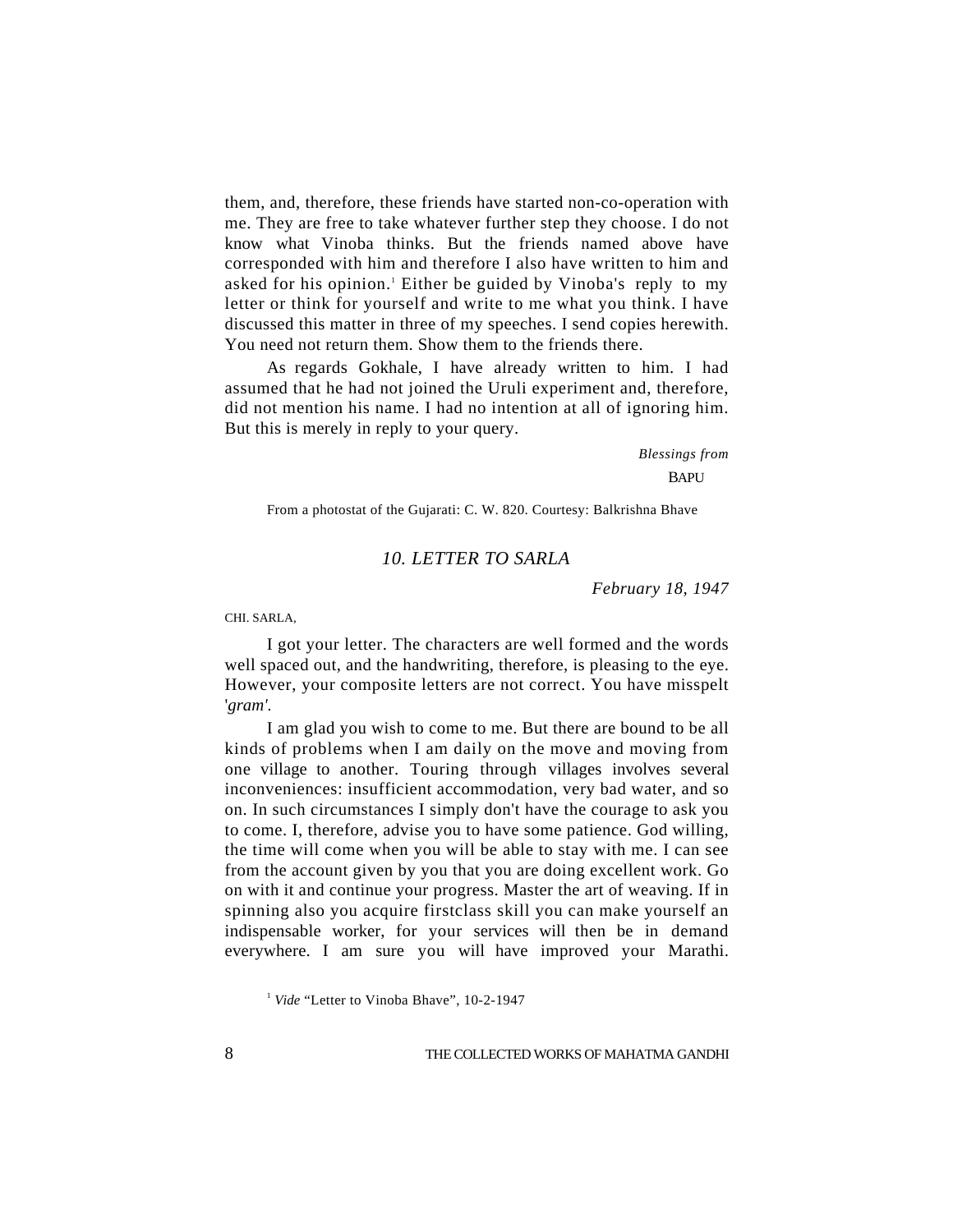them, and, therefore, these friends have started non-co-operation with me. They are free to take whatever further step they choose. I do not know what Vinoba thinks. But the friends named above have corresponded with him and therefore I also have written to him and asked for his opinion.[1] Either be guided by Vinoba's reply to my letter or think for yourself and write to me what you think. I have discussed this matter in three of my speeches. I send copies herewith. You need not return them. Show them to the friends there.

As regards Gokhale, I have already written to him. I had assumed that he had not joined the Uruli experiment and, therefore, did not mention his name. I had no intention at all of ignoring him. But this is merely in reply to your query.

*Blessings from*

BAPU

From a photostat of the Gujarati: C. W. 820. Courtesy: Balkrishna Bhave

### *10. LETTER TO SARLA*

*February 18, 1947*

CHI. SARLA,

I got your letter. The characters are well formed and the words well spaced out, and the handwriting, therefore, is pleasing to the eye. However, your composite letters are not correct. You have misspelt '*gram'*.

I am glad you wish to come to me. But there are bound to be all kinds of problems when I am daily on the move and moving from one village to another. Touring through villages involves several inconveniences: insufficient accommodation, very bad water, and so on. In such circumstances I simply don't have the courage to ask you to come. I, therefore, advise you to have some patience. God willing, the time will come when you will be able to stay with me. I can see from the account given by you that you are doing excellent work. Go on with it and continue your progress. Master the art of weaving. If in spinning also you acquire firstclass skill you can make yourself an indispensable worker, for your services will then be in demand everywhere. I am sure you will have improved your Marathi.

[1] *Vide* "Letter to Vinoba Bhave", 10-2-1947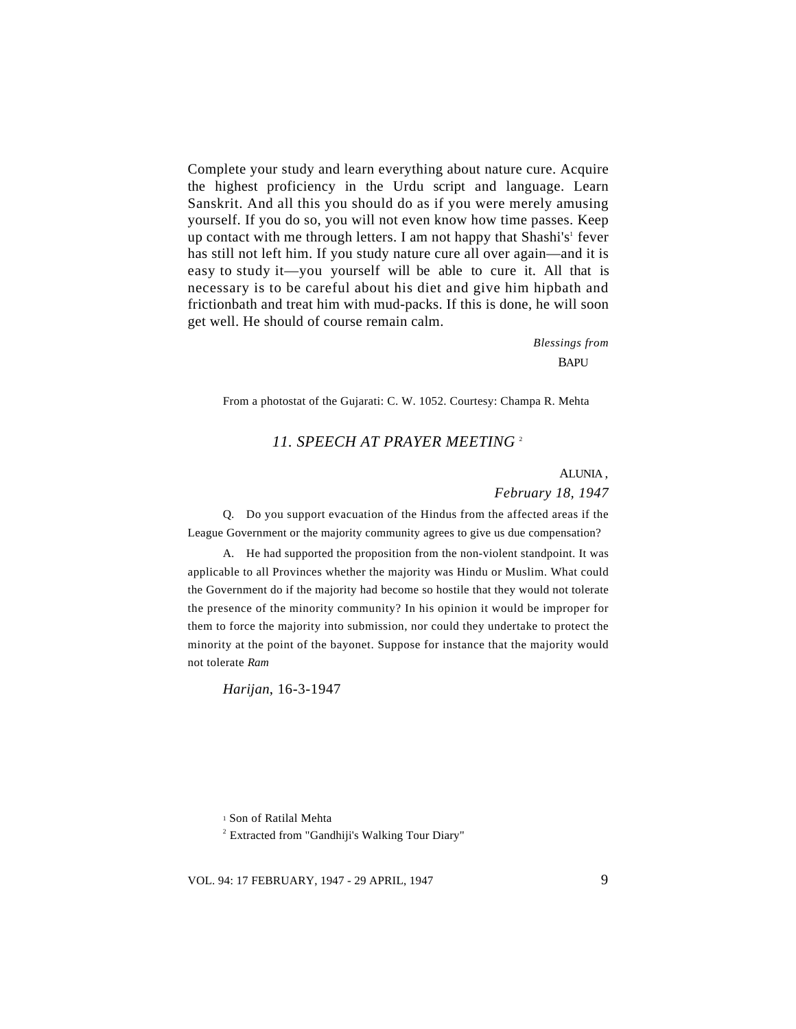Complete your study and learn everything about nature cure. Acquire the highest proficiency in the Urdu script and language. Learn Sanskrit. And all this you should do as if you were merely amusing yourself. If you do so, you will not even know how time passes. Keep up contact with me through letters. I am not happy that Shashi's[1] fever has still not left him. If you study nature cure all over again—and it is easy to study it—you yourself will be able to cure it. All that is necessary is to be careful about his diet and give him hipbath and frictionbath and treat him with mud-packs. If this is done, he will soon get well. He should of course remain calm.

*Blessings from*
BAPU

From a photostat of the Gujarati: C. W. 1052. Courtesy: Champa R. Mehta

## *11. SPEECH AT PRAYER MEETING* [2]

ALUNIA,
*February 18, 1947*

Q. Do you support evacuation of the Hindus from the affected areas if the League Government or the majority community agrees to give us due compensation?

A. He had supported the proposition from the non-violent standpoint. It was applicable to all Provinces whether the majority was Hindu or Muslim. What could the Government do if the majority had become so hostile that they would not tolerate the presence of the minority community? In his opinion it would be improper for them to force the majority into submission, nor could they undertake to protect the minority at the point of the bayonet. Suppose for instance that the majority would not tolerate *Ram*

*Harijan*, 16-3-1947

[1] Son of Ratilal Mehta

[2] Extracted from "Gandhiji's Walking Tour Diary"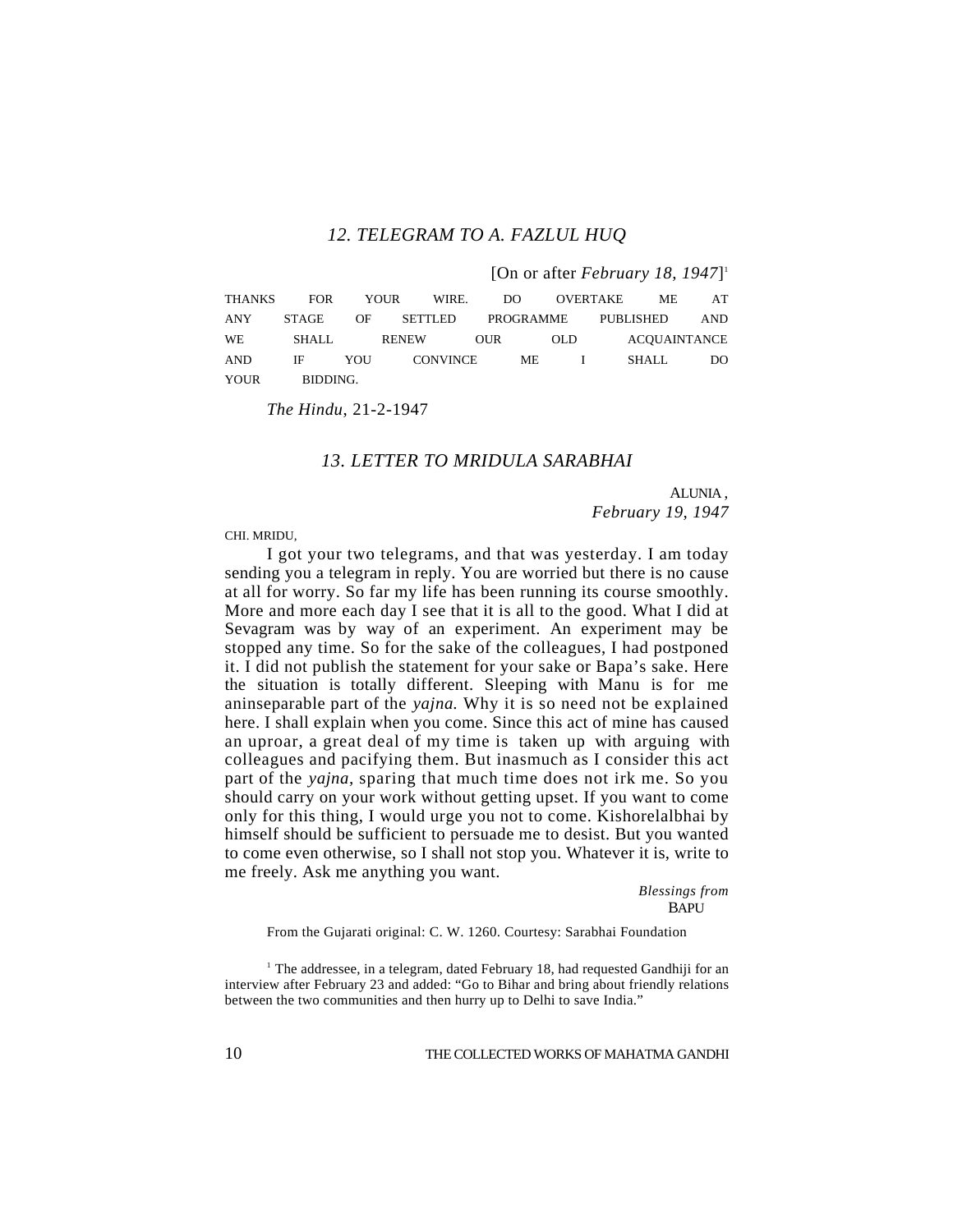## 12. TELEGRAM TO A. FAZLUL HUQ

[On or after *February 18, 1947*][1]

THANKS FOR YOUR WIRE. DO OVERTAKE ME AT ANY STAGE OF SETTLED PROGRAMME PUBLISHED AND WE SHALL RENEW OUR OLD ACQUAINTANCE AND IF YOU CONVINCE ME I SHALL DO YOUR BIDDING.

*The Hindu*, 21-2-1947

## 13. LETTER TO MRIDULA SARABHAI

ALUNIA,
*February 19, 1947*

CHI. MRIDU,

I got your two telegrams, and that was yesterday. I am today sending you a telegram in reply. You are worried but there is no cause at all for worry. So far my life has been running its course smoothly. More and more each day I see that it is all to the good. What I did at Sevagram was by way of an experiment. An experiment may be stopped any time. So for the sake of the colleagues, I had postponed it. I did not publish the statement for your sake or Bapa's sake. Here the situation is totally different. Sleeping with Manu is for me aninseparable part of the *yajna.* Why it is so need not be explained here. I shall explain when you come. Since this act of mine has caused an uproar, a great deal of my time is taken up with arguing with colleagues and pacifying them. But inasmuch as I consider this act part of the *yajna*, sparing that much time does not irk me. So you should carry on your work without getting upset. If you want to come only for this thing, I would urge you not to come. Kishorelalbhai by himself should be sufficient to persuade me to desist. But you wanted to come even otherwise, so I shall not stop you. Whatever it is, write to me freely. Ask me anything you want.

*Blessings from*
BAPU

From the Gujarati original: C. W. 1260. Courtesy: Sarabhai Foundation

[1] The addressee, in a telegram, dated February 18, had requested Gandhiji for an interview after February 23 and added: "Go to Bihar and bring about friendly relations between the two communities and then hurry up to Delhi to save India."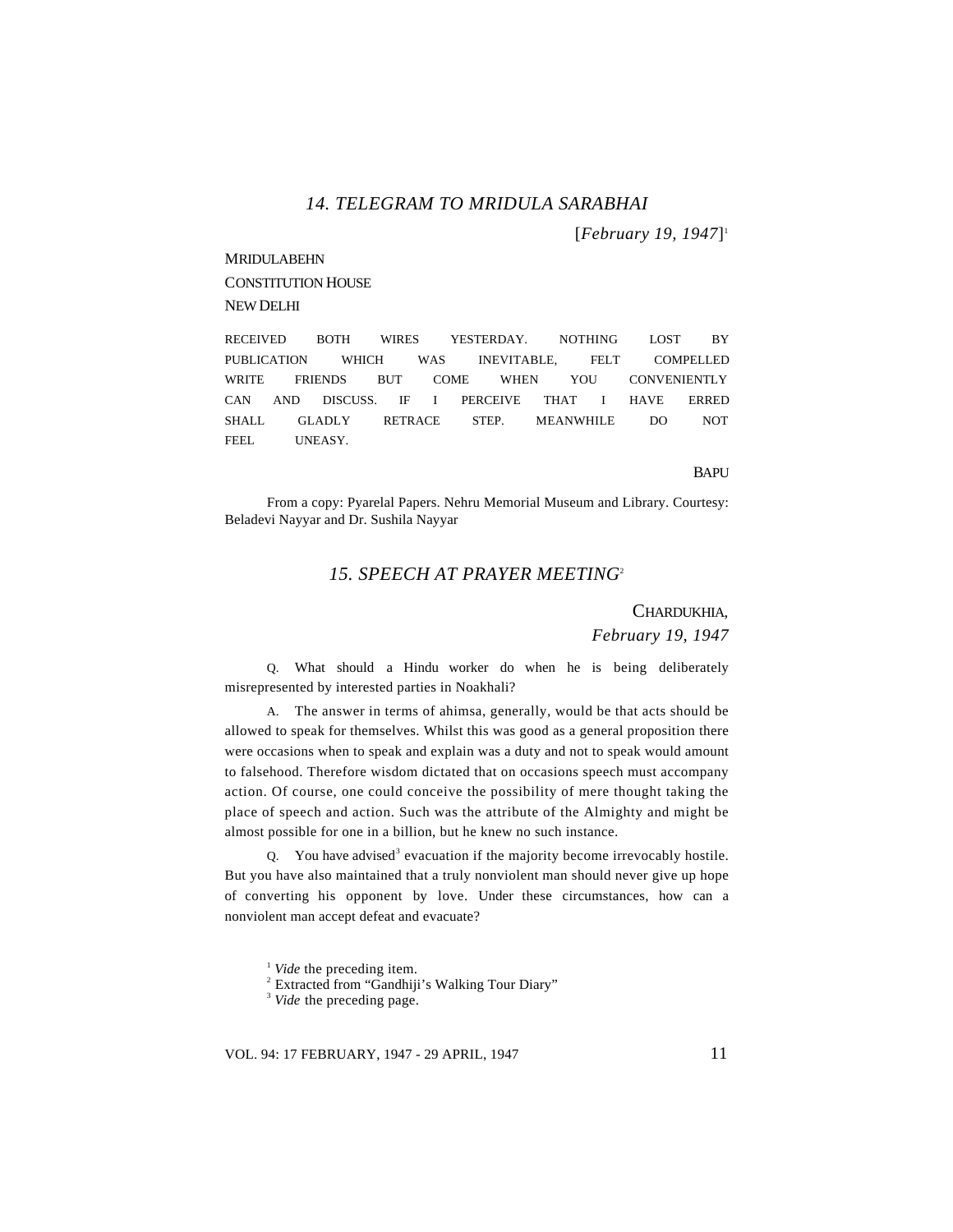## *14. TELEGRAM TO MRIDULA SARABHAI*

[*February 19, 1947*][1]

MRIDULABEHN
CONSTITUTION HOUSE
NEW DELHI

RECEIVED BOTH WIRES YESTERDAY. NOTHING LOST BY PUBLICATION WHICH WAS INEVITABLE, FELT COMPELLED WRITE FRIENDS BUT COME WHEN YOU CONVENIENTLY CAN AND DISCUSS. IF I PERCEIVE THAT I HAVE ERRED SHALL GLADLY RETRACE STEP. MEANWHILE DO NOT FEEL UNEASY.

BAPU

From a copy: Pyarelal Papers. Nehru Memorial Museum and Library. Courtesy: Beladevi Nayyar and Dr. Sushila Nayyar

## *15. SPEECH AT PRAYER MEETING*[2]

CHARDUKHIA,
*February 19, 1947*

Q. What should a Hindu worker do when he is being deliberately misrepresented by interested parties in Noakhali?

A. The answer in terms of ahimsa, generally, would be that acts should be allowed to speak for themselves. Whilst this was good as a general proposition there were occasions when to speak and explain was a duty and not to speak would amount to falsehood. Therefore wisdom dictated that on occasions speech must accompany action. Of course, one could conceive the possibility of mere thought taking the place of speech and action. Such was the attribute of the Almighty and might be almost possible for one in a billion, but he knew no such instance.

Q. You have advised[3] evacuation if the majority become irrevocably hostile. But you have also maintained that a truly nonviolent man should never give up hope of converting his opponent by love. Under these circumstances, how can a nonviolent man accept defeat and evacuate?

---

[1] *Vide* the preceding item.
[2] Extracted from "Gandhiji's Walking Tour Diary"
[3] *Vide* the preceding page.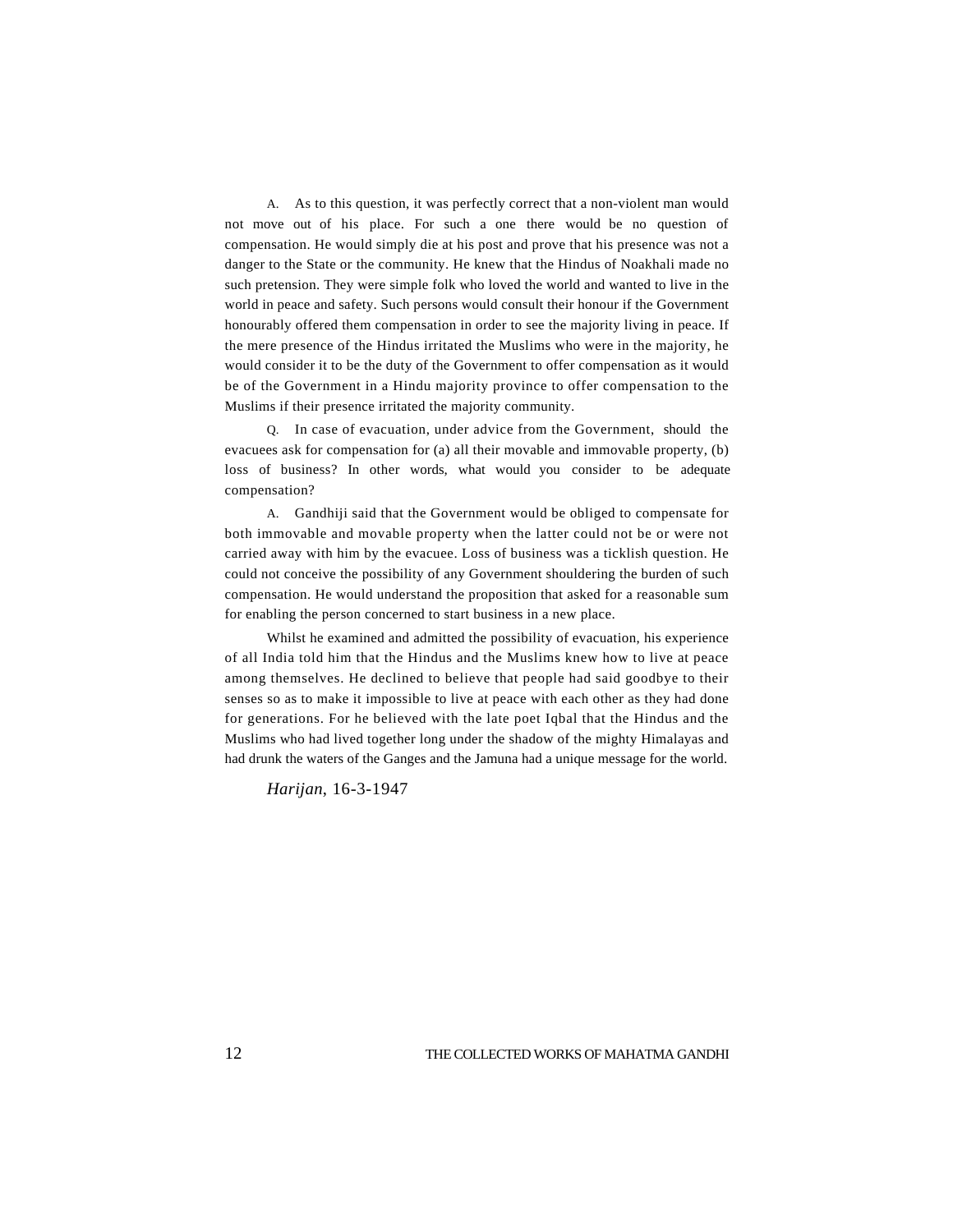A. As to this question, it was perfectly correct that a non-violent man would not move out of his place. For such a one there would be no question of compensation. He would simply die at his post and prove that his presence was not a danger to the State or the community. He knew that the Hindus of Noakhali made no such pretension. They were simple folk who loved the world and wanted to live in the world in peace and safety. Such persons would consult their honour if the Government honourably offered them compensation in order to see the majority living in peace. If the mere presence of the Hindus irritated the Muslims who were in the majority, he would consider it to be the duty of the Government to offer compensation as it would be of the Government in a Hindu majority province to offer compensation to the Muslims if their presence irritated the majority community.

Q. In case of evacuation, under advice from the Government, should the evacuees ask for compensation for (a) all their movable and immovable property, (b) loss of business? In other words, what would you consider to be adequate compensation?

A. Gandhiji said that the Government would be obliged to compensate for both immovable and movable property when the latter could not be or were not carried away with him by the evacuee. Loss of business was a ticklish question. He could not conceive the possibility of any Government shouldering the burden of such compensation. He would understand the proposition that asked for a reasonable sum for enabling the person concerned to start business in a new place.

Whilst he examined and admitted the possibility of evacuation, his experience of all India told him that the Hindus and the Muslims knew how to live at peace among themselves. He declined to believe that people had said goodbye to their senses so as to make it impossible to live at peace with each other as they had done for generations. For he believed with the late poet Iqbal that the Hindus and the Muslims who had lived together long under the shadow of the mighty Himalayas and had drunk the waters of the Ganges and the Jamuna had a unique message for the world.

*Harijan*, 16-3-1947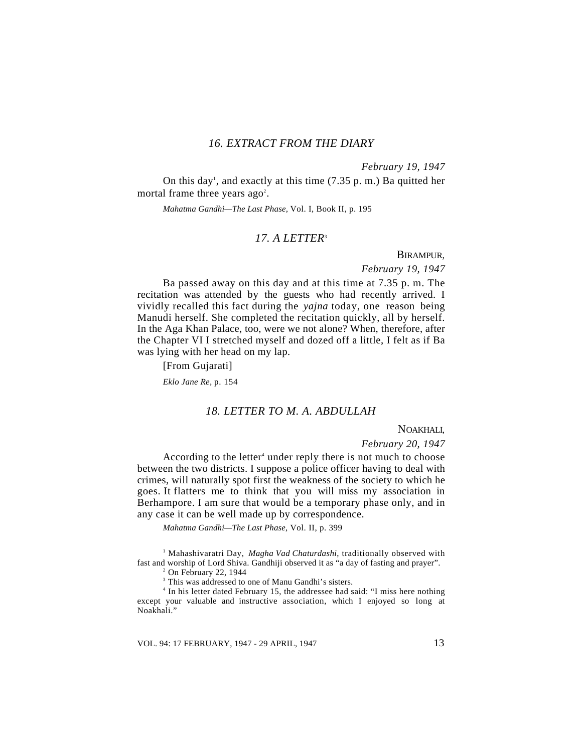## 16. EXTRACT FROM THE DIARY

*February 19, 1947*

On this day[1], and exactly at this time (7.35 p. m.) Ba quitted her mortal frame three years ago[2].

*Mahatma Gandhi—The Last Phase*, Vol. I, Book II, p. 195

## 17. A LETTER[3]

BIRAMPUR,

*February 19, 1947*

Ba passed away on this day and at this time at 7.35 p. m. The recitation was attended by the guests who had recently arrived. I vividly recalled this fact during the *yajna* today, one reason being Manudi herself. She completed the recitation quickly, all by herself. In the Aga Khan Palace, too, were we not alone? When, therefore, after the Chapter VI I stretched myself and dozed off a little, I felt as if Ba was lying with her head on my lap.

[From Gujarati]

*Eklo Jane Re*, p. 154

## 18. LETTER TO M. A. ABDULLAH

NOAKHALI,

*February 20, 1947*

According to the letter[4] under reply there is not much to choose between the two districts. I suppose a police officer having to deal with crimes, will naturally spot first the weakness of the society to which he goes. It flatters me to think that you will miss my association in Berhampore. I am sure that would be a temporary phase only, and in any case it can be well made up by correspondence.

*Mahatma Gandhi—The Last Phase*, Vol. II, p. 399

---

[1] Mahashivaratri Day, *Magha Vad Chaturdashi*, traditionally observed with fast and worship of Lord Shiva. Gandhiji observed it as "a day of fasting and prayer".

[2] On February 22, 1944

[3] This was addressed to one of Manu Gandhi's sisters.

[4] In his letter dated February 15, the addressee had said: "I miss here nothing except your valuable and instructive association, which I enjoyed so long at Noakhali."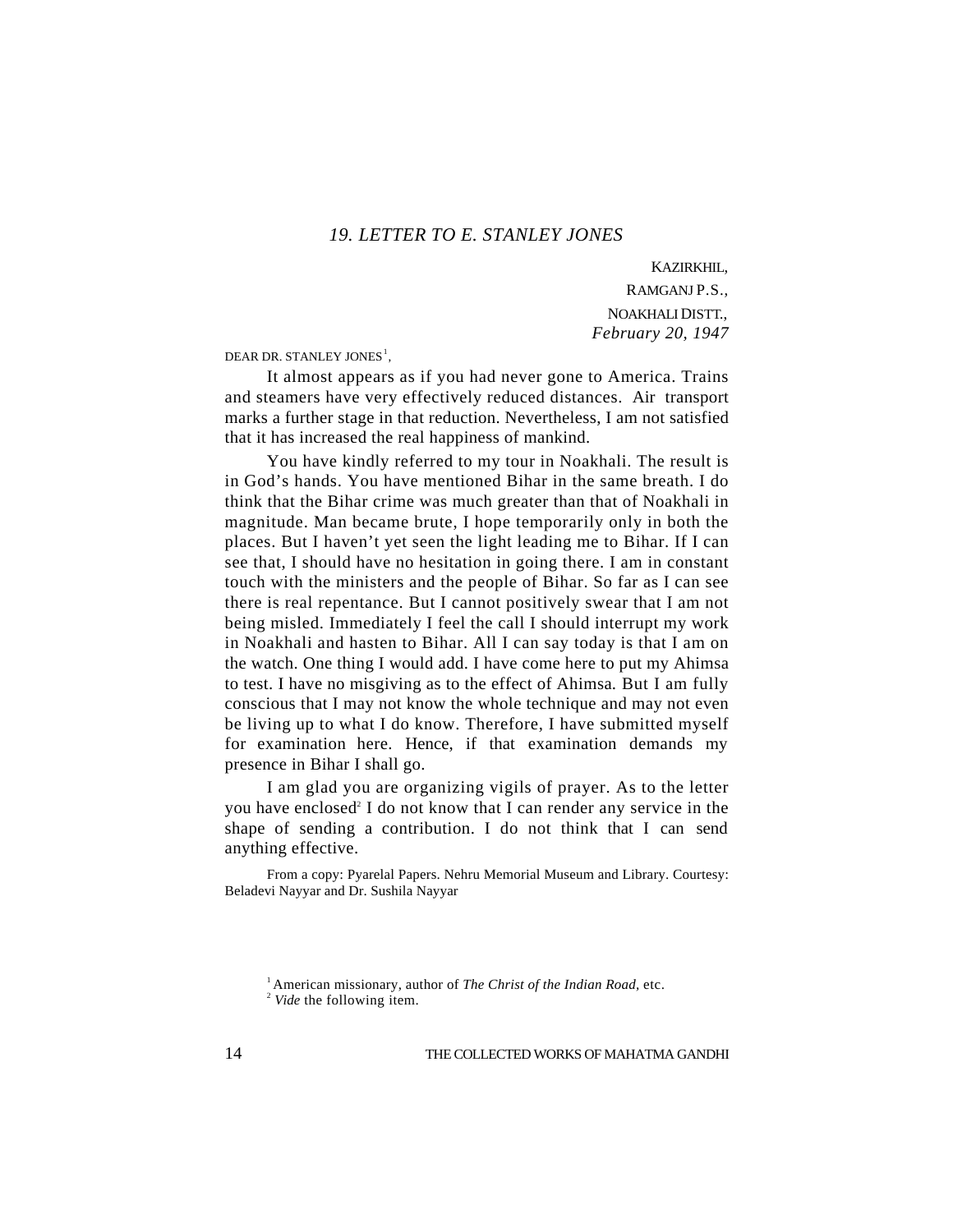## 19. LETTER TO E. STANLEY JONES

KAZIRKHIL,
RAMGANJ P.S.,
NOAKHALI DISTT.,
*February 20, 1947*

DEAR DR. STANLEY JONES[1],

It almost appears as if you had never gone to America. Trains and steamers have very effectively reduced distances. Air transport marks a further stage in that reduction. Nevertheless, I am not satisfied that it has increased the real happiness of mankind.

You have kindly referred to my tour in Noakhali. The result is in God's hands. You have mentioned Bihar in the same breath. I do think that the Bihar crime was much greater than that of Noakhali in magnitude. Man became brute, I hope temporarily only in both the places. But I haven't yet seen the light leading me to Bihar. If I can see that, I should have no hesitation in going there. I am in constant touch with the ministers and the people of Bihar. So far as I can see there is real repentance. But I cannot positively swear that I am not being misled. Immediately I feel the call I should interrupt my work in Noakhali and hasten to Bihar. All I can say today is that I am on the watch. One thing I would add. I have come here to put my Ahimsa to test. I have no misgiving as to the effect of Ahimsa. But I am fully conscious that I may not know the whole technique and may not even be living up to what I do know. Therefore, I have submitted myself for examination here. Hence, if that examination demands my presence in Bihar I shall go.

I am glad you are organizing vigils of prayer. As to the letter you have enclosed[2] I do not know that I can render any service in the shape of sending a contribution. I do not think that I can send anything effective.

From a copy: Pyarelal Papers. Nehru Memorial Museum and Library. Courtesy: Beladevi Nayyar and Dr. Sushila Nayyar

[1] American missionary, author of *The Christ of the Indian Road*, etc.

[2] *Vide* the following item.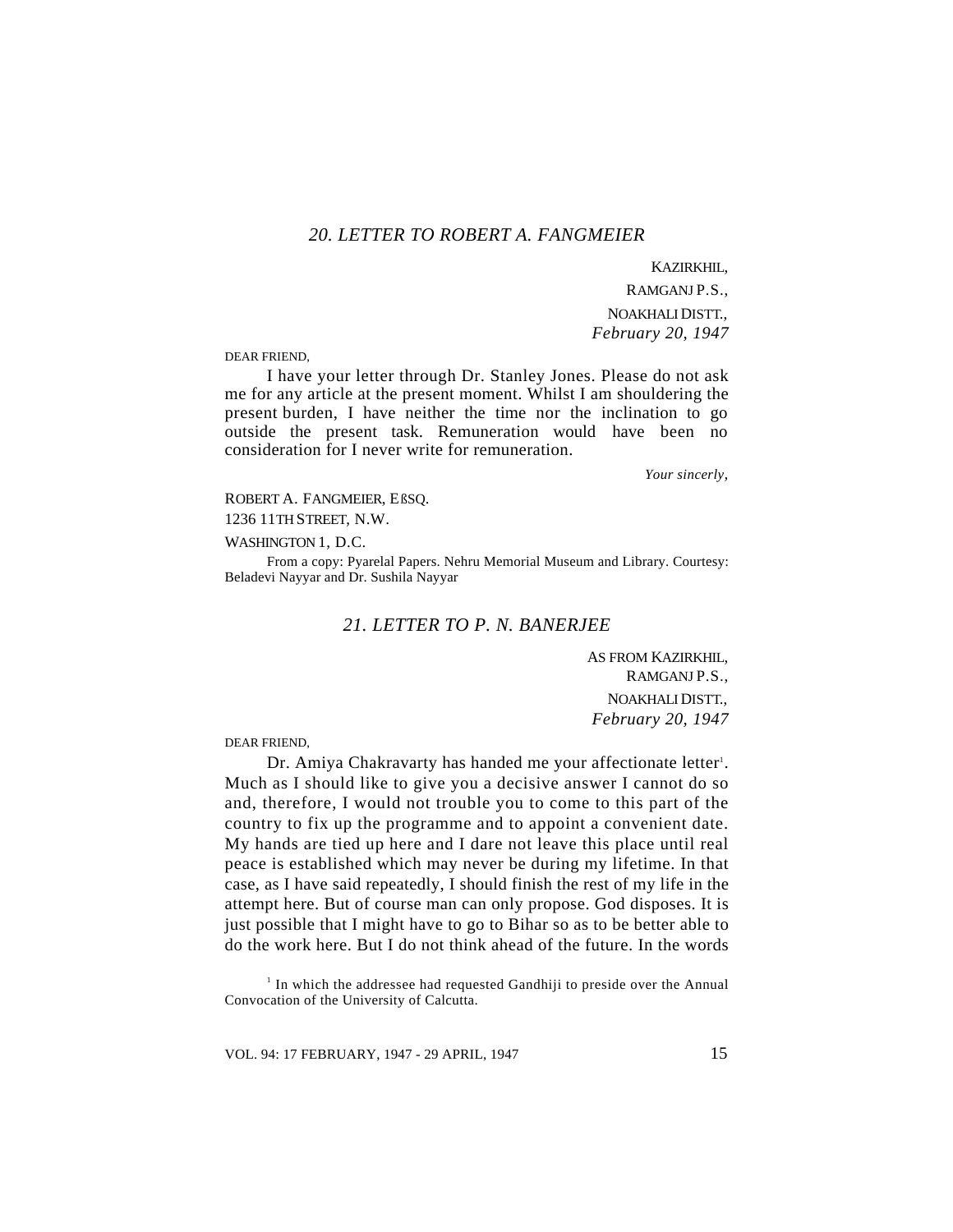### *20. LETTER TO ROBERT A. FANGMEIER*

KAZIRKHIL,  
RAMGANJ P.S.,  
NOAKHALI DISTT.,  
*February 20, 1947*

DEAR FRIEND,

I have your letter through Dr. Stanley Jones. Please do not ask me for any article at the present moment. Whilst I am shouldering the present burden, I have neither the time nor the inclination to go outside the present task. Remuneration would have been no consideration for I never write for remuneration.

*Your sincerely*,

ROBERT A. FANGMEIER, EßSQ.  
1236 11TH STREET, N.W.  
WASHINGTON 1, D.C.

From a copy: Pyarelal Papers. Nehru Memorial Museum and Library. Courtesy: Beladevi Nayyar and Dr. Sushila Nayyar

### *21. LETTER TO P. N. BANERJEE*

AS FROM KAZIRKHIL,  
RAMGANJ P.S.,  
NOAKHALI DISTT.,  
*February 20, 1947*

DEAR FRIEND,

Dr. Amiya Chakravarty has handed me your affectionate letter[1]. Much as I should like to give you a decisive answer I cannot do so and, therefore, I would not trouble you to come to this part of the country to fix up the programme and to appoint a convenient date. My hands are tied up here and I dare not leave this place until real peace is established which may never be during my lifetime. In that case, as I have said repeatedly, I should finish the rest of my life in the attempt here. But of course man can only propose. God disposes. It is just possible that I might have to go to Bihar so as to be better able to do the work here. But I do not think ahead of the future. In the words

[1] In which the addressee had requested Gandhiji to preside over the Annual Convocation of the University of Calcutta.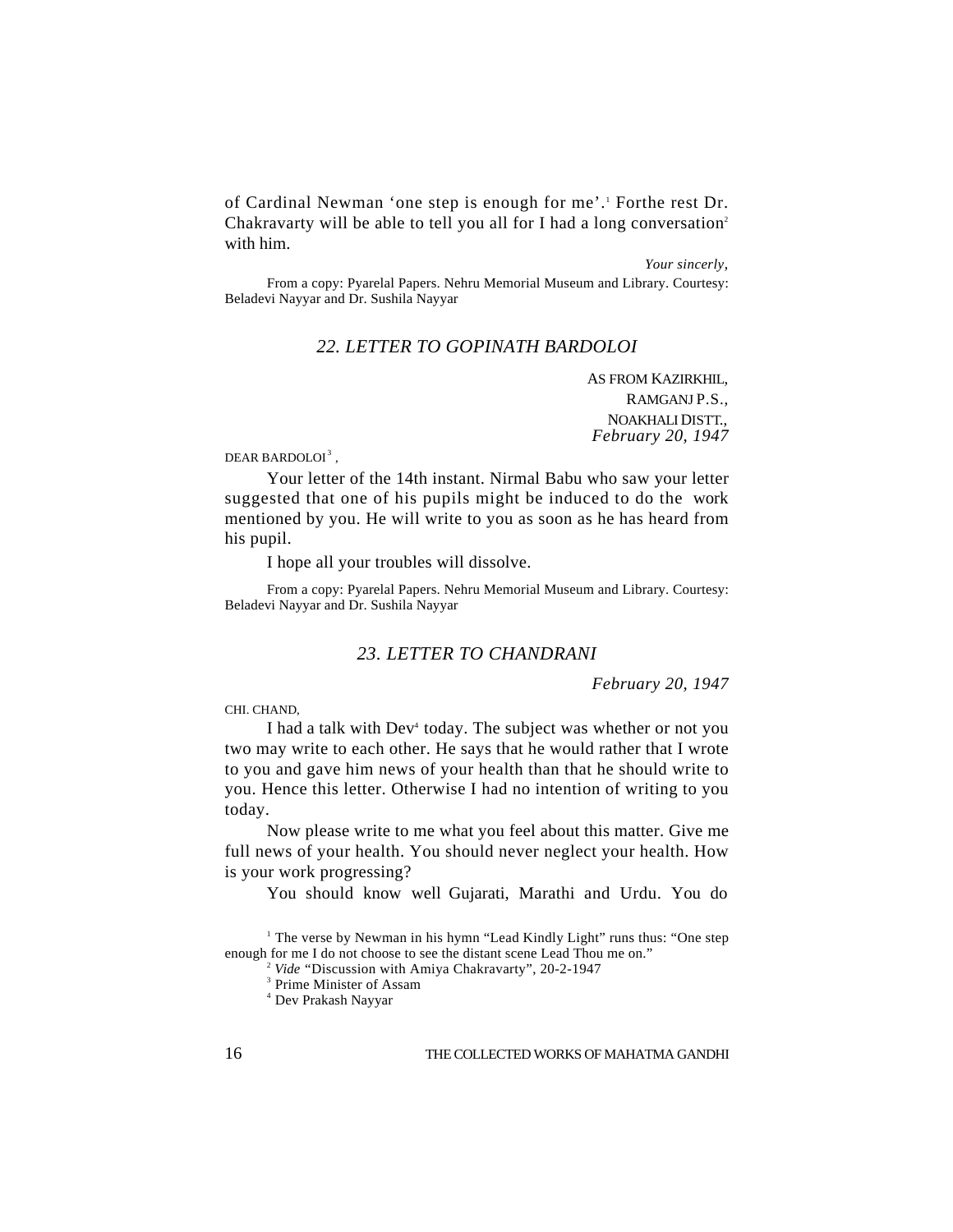of Cardinal Newman 'one step is enough for me'.[1] Forthe rest Dr. Chakravarty will be able to tell you all for I had a long conversation[2] with him.

*Your sincerely,*

From a copy: Pyarelal Papers. Nehru Memorial Museum and Library. Courtesy: Beladevi Nayyar and Dr. Sushila Nayyar

## *22. LETTER TO GOPINATH BARDOLOI*

AS FROM KAZIRKHIL,
RAMGANJ P.S.,
NOAKHALI DISTT.,
*February 20, 1947*

DEAR BARDOLOI[3],

Your letter of the 14th instant. Nirmal Babu who saw your letter suggested that one of his pupils might be induced to do the work mentioned by you. He will write to you as soon as he has heard from his pupil.

I hope all your troubles will dissolve.

From a copy: Pyarelal Papers. Nehru Memorial Museum and Library. Courtesy: Beladevi Nayyar and Dr. Sushila Nayyar

## *23. LETTER TO CHANDRANI*

*February 20, 1947*

CHI. CHAND,

I had a talk with Dev[4] today. The subject was whether or not you two may write to each other. He says that he would rather that I wrote to you and gave him news of your health than that he should write to you. Hence this letter. Otherwise I had no intention of writing to you today.

Now please write to me what you feel about this matter. Give me full news of your health. You should never neglect your health. How is your work progressing?

You should know well Gujarati, Marathi and Urdu. You do

---

[1] The verse by Newman in his hymn "Lead Kindly Light" runs thus: "One step enough for me I do not choose to see the distant scene Lead Thou me on."

[2] *Vide* "Discussion with Amiya Chakravarty", 20-2-1947

[3] Prime Minister of Assam

[4] Dev Prakash Nayyar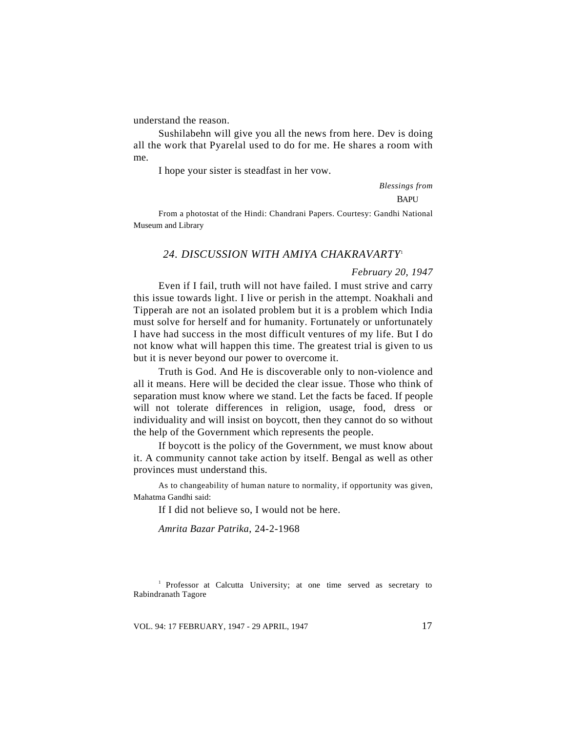understand the reason.

Sushilabehn will give you all the news from here. Dev is doing all the work that Pyarelal used to do for me. He shares a room with me.

I hope your sister is steadfast in her vow.

*Blessings from*

BAPU

From a photostat of the Hindi: Chandrani Papers. Courtesy: Gandhi National Museum and Library

## *24. DISCUSSION WITH AMIYA CHAKRAVARTY*[1]

*February 20, 1947*

Even if I fail, truth will not have failed. I must strive and carry this issue towards light. I live or perish in the attempt. Noakhali and Tipperah are not an isolated problem but it is a problem which India must solve for herself and for humanity. Fortunately or unfortunately I have had success in the most difficult ventures of my life. But I do not know what will happen this time. The greatest trial is given to us but it is never beyond our power to overcome it.

Truth is God. And He is discoverable only to non-violence and all it means. Here will be decided the clear issue. Those who think of separation must know where we stand. Let the facts be faced. If people will not tolerate differences in religion, usage, food, dress or individuality and will insist on boycott, then they cannot do so without the help of the Government which represents the people.

If boycott is the policy of the Government, we must know about it. A community cannot take action by itself. Bengal as well as other provinces must understand this.

As to changeability of human nature to normality, if opportunity was given, Mahatma Gandhi said:

If I did not believe so, I would not be here.

*Amrita Bazar Patrika*, 24-2-1968

[1] Professor at Calcutta University; at one time served as secretary to Rabindranath Tagore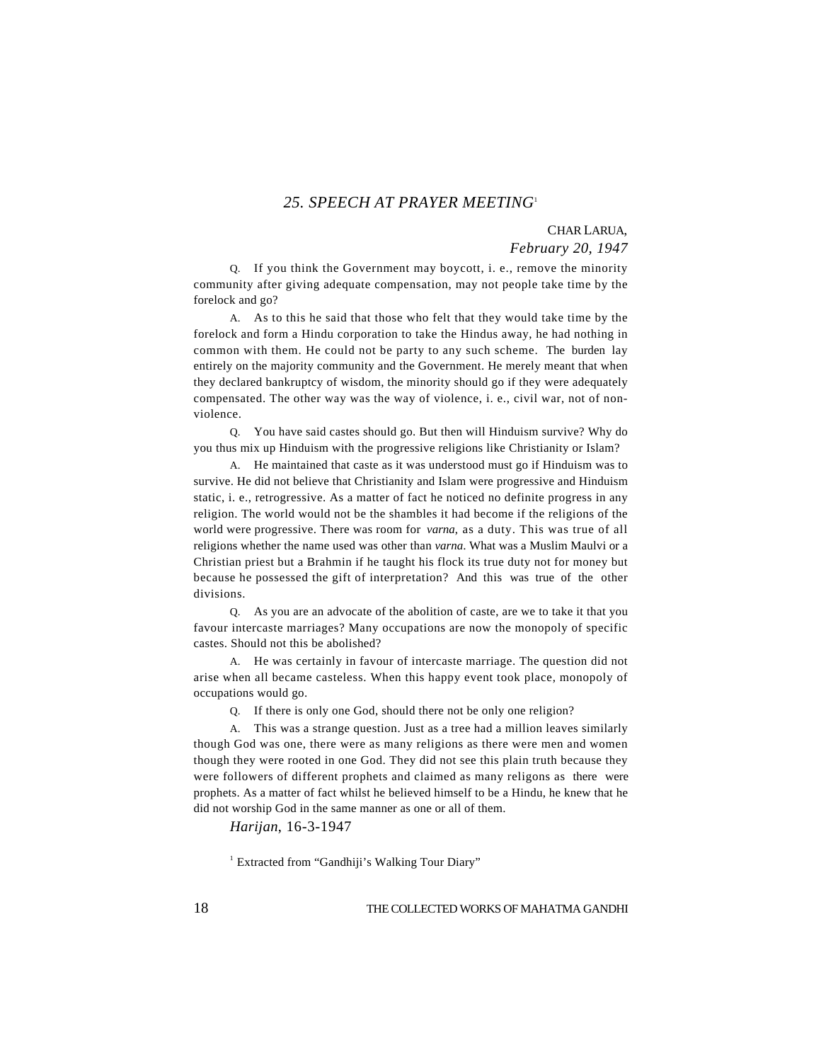## *25. SPEECH AT PRAYER MEETING*[1]

CHAR LARUA,
*February 20, 1947*

Q. If you think the Government may boycott, i. e., remove the minority community after giving adequate compensation, may not people take time by the forelock and go?

A. As to this he said that those who felt that they would take time by the forelock and form a Hindu corporation to take the Hindus away, he had nothing in common with them. He could not be party to any such scheme. The burden lay entirely on the majority community and the Government. He merely meant that when they declared bankruptcy of wisdom, the minority should go if they were adequately compensated. The other way was the way of violence, i. e., civil war, not of non-violence.

Q. You have said castes should go. But then will Hinduism survive? Why do you thus mix up Hinduism with the progressive religions like Christianity or Islam?

A. He maintained that caste as it was understood must go if Hinduism was to survive. He did not believe that Christianity and Islam were progressive and Hinduism static, i. e., retrogressive. As a matter of fact he noticed no definite progress in any religion. The world would not be the shambles it had become if the religions of the world were progressive. There was room for *varna*, as a duty. This was true of all religions whether the name used was other than *varna*. What was a Muslim Maulvi or a Christian priest but a Brahmin if he taught his flock its true duty not for money but because he possessed the gift of interpretation? And this was true of the other divisions.

Q. As you are an advocate of the abolition of caste, are we to take it that you favour intercaste marriages? Many occupations are now the monopoly of specific castes. Should not this be abolished?

A. He was certainly in favour of intercaste marriage. The question did not arise when all became casteless. When this happy event took place, monopoly of occupations would go.

Q. If there is only one God, should there not be only one religion?

A. This was a strange question. Just as a tree had a million leaves similarly though God was one, there were as many religions as there were men and women though they were rooted in one God. They did not see this plain truth because they were followers of different prophets and claimed as many religons as there were prophets. As a matter of fact whilst he believed himself to be a Hindu, he knew that he did not worship God in the same manner as one or all of them.

*Harijan*, 16-3-1947

[1] Extracted from "Gandhiji's Walking Tour Diary"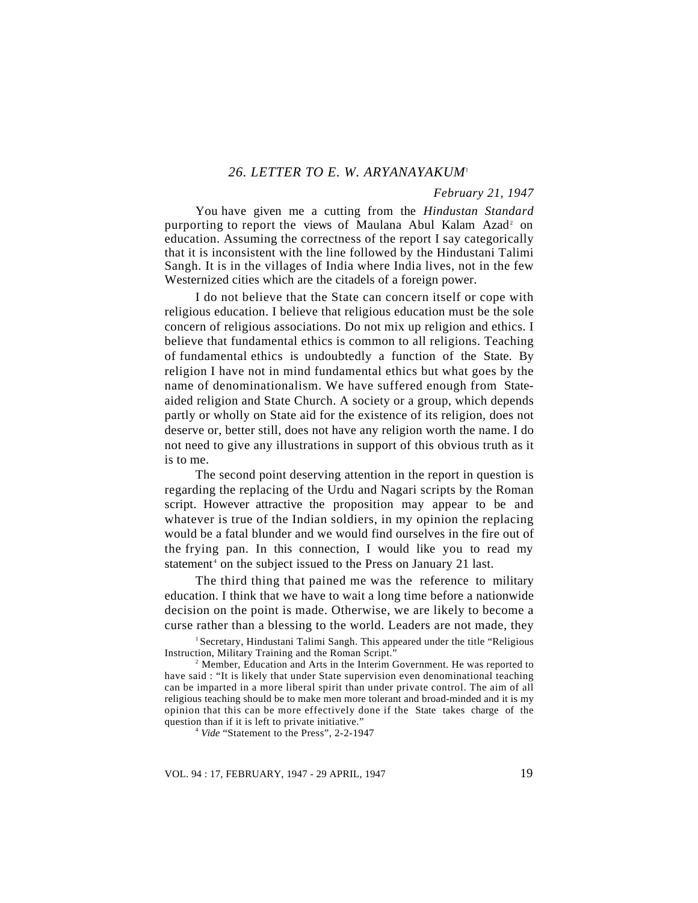## *26. LETTER TO E. W. ARYANAYAKUM*[1]

*February 21, 1947*

You have given me a cutting from the *Hindustan Standard* purporting to report the views of Maulana Abul Kalam Azad[2] on education. Assuming the correctness of the report I say categorically that it is inconsistent with the line followed by the Hindustani Talimi Sangh. It is in the villages of India where India lives, not in the few Westernized cities which are the citadels of a foreign power.

I do not believe that the State can concern itself or cope with religious education. I believe that religious education must be the sole concern of religious associations. Do not mix up religion and ethics. I believe that fundamental ethics is common to all religions. Teaching of fundamental ethics is undoubtedly a function of the State. By religion I have not in mind fundamental ethics but what goes by the name of denominationalism. We have suffered enough from State-aided religion and State Church. A society or a group, which depends partly or wholly on State aid for the existence of its religion, does not deserve or, better still, does not have any religion worth the name. I do not need to give any illustrations in support of this obvious truth as it is to me.

The second point deserving attention in the report in question is regarding the replacing of the Urdu and Nagari scripts by the Roman script. However attractive the proposition may appear to be and whatever is true of the Indian soldiers, in my opinion the replacing would be a fatal blunder and we would find ourselves in the fire out of the frying pan. In this connection, I would like you to read my statement[4] on the subject issued to the Press on January 21 last.

The third thing that pained me was the reference to military education. I think that we have to wait a long time before a nationwide decision on the point is made. Otherwise, we are likely to become a curse rather than a blessing to the world. Leaders are not made, they

[1] Secretary, Hindustani Talimi Sangh. This appeared under the title "Religious Instruction, Military Training and the Roman Script."

[2] Member, Education and Arts in the Interim Government. He was reported to have said : "It is likely that under State supervision even denominational teaching can be imparted in a more liberal spirit than under private control. The aim of all religious teaching should be to make men more tolerant and broad-minded and it is my opinion that this can be more effectively done if the State takes charge of the question than if it is left to private initiative."

[4] *Vide* "Statement to the Press", 2-2-1947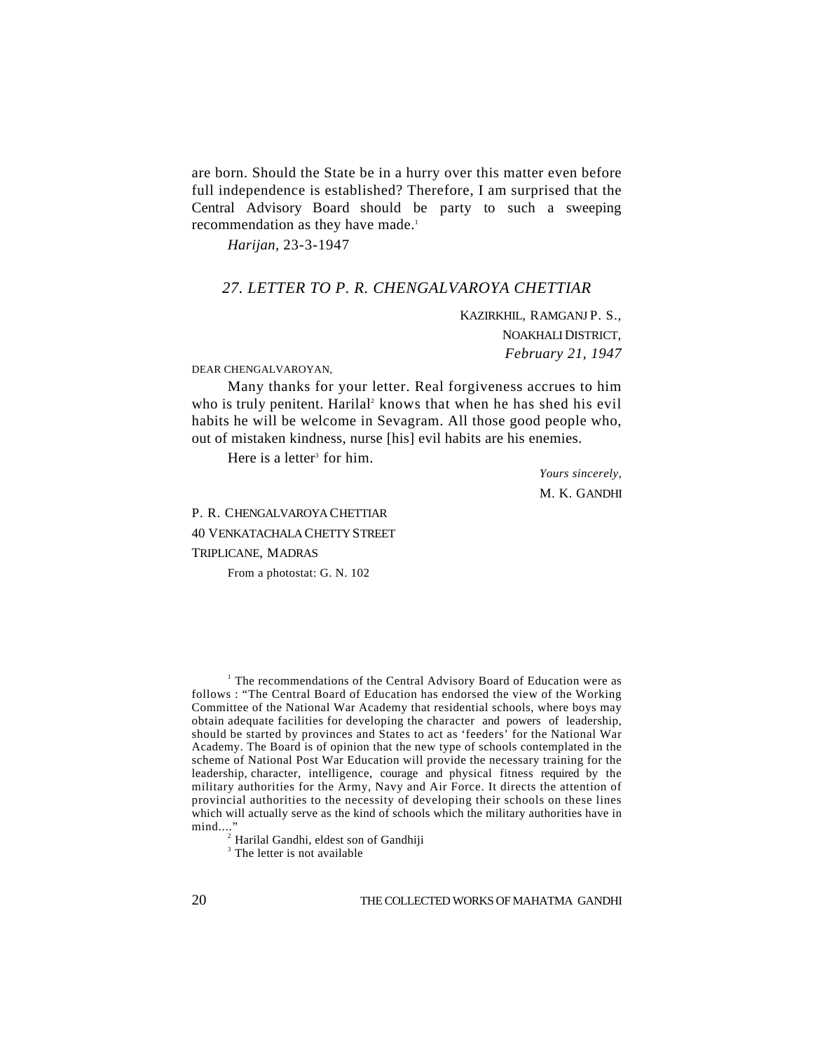are born. Should the State be in a hurry over this matter even before full independence is established? Therefore, I am surprised that the Central Advisory Board should be party to such a sweeping recommendation as they have made.[1]

*Harijan,* 23-3-1947

## *27. LETTER TO P. R. CHENGALVAROYA CHETTIAR*

KAZIRKHIL, RAMGANJ P. S.,
NOAKHALI DISTRICT,
*February 21, 1947*

DEAR CHENGALVAROYAN,

Many thanks for your letter. Real forgiveness accrues to him who is truly penitent. Harilal[2] knows that when he has shed his evil habits he will be welcome in Sevagram. All those good people who, out of mistaken kindness, nurse [his] evil habits are his enemies.

Here is a letter[3] for him.

*Yours sincerely,*
M. K. GANDHI

P. R. CHENGALVAROYA CHETTIAR
40 VENKATACHALA CHETTY STREET
TRIPLICANE, MADRAS

From a photostat: G. N. 102

---

[1] The recommendations of the Central Advisory Board of Education were as follows : "The Central Board of Education has endorsed the view of the Working Committee of the National War Academy that residential schools, where boys may obtain adequate facilities for developing the character and powers of leadership, should be started by provinces and States to act as 'feeders' for the National War Academy. The Board is of opinion that the new type of schools contemplated in the scheme of National Post War Education will provide the necessary training for the leadership, character, intelligence, courage and physical fitness required by the military authorities for the Army, Navy and Air Force. It directs the attention of provincial authorities to the necessity of developing their schools on these lines which will actually serve as the kind of schools which the military authorities have in mind...."

[2] Harilal Gandhi, eldest son of Gandhiji

[3] The letter is not available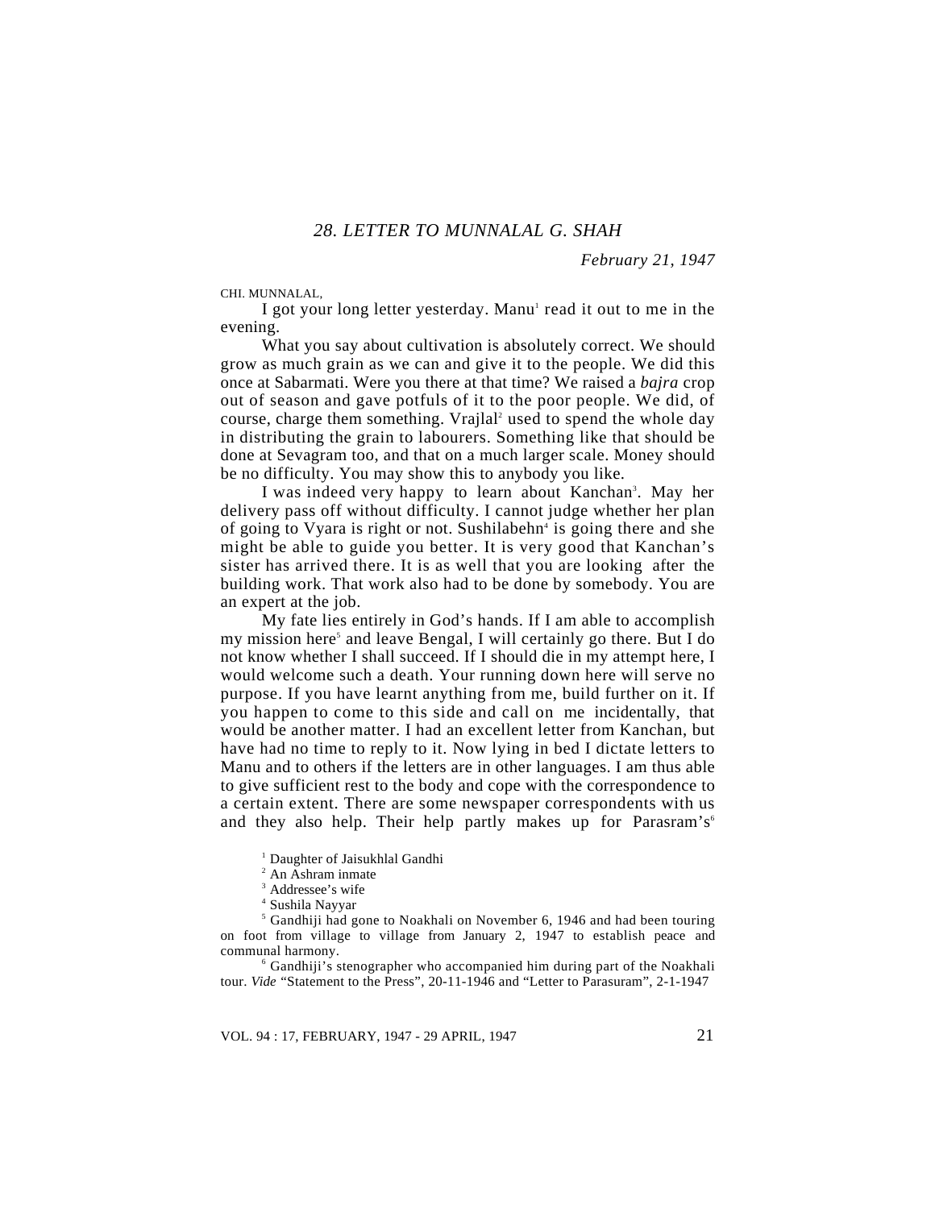## *28. LETTER TO MUNNALAL G. SHAH*

*February 21, 1947*

CHI. MUNNALAL,

I got your long letter yesterday. Manu[1] read it out to me in the evening.

What you say about cultivation is absolutely correct. We should grow as much grain as we can and give it to the people. We did this once at Sabarmati. Were you there at that time? We raised a *bajra* crop out of season and gave potfuls of it to the poor people. We did, of course, charge them something. Vrajlal[2] used to spend the whole day in distributing the grain to labourers. Something like that should be done at Sevagram too, and that on a much larger scale. Money should be no difficulty. You may show this to anybody you like.

I was indeed very happy to learn about Kanchan[3]. May her delivery pass off without difficulty. I cannot judge whether her plan of going to Vyara is right or not. Sushilabehn[4] is going there and she might be able to guide you better. It is very good that Kanchan's sister has arrived there. It is as well that you are looking after the building work. That work also had to be done by somebody. You are an expert at the job.

My fate lies entirely in God's hands. If I am able to accomplish my mission here[5] and leave Bengal, I will certainly go there. But I do not know whether I shall succeed. If I should die in my attempt here, I would welcome such a death. Your running down here will serve no purpose. If you have learnt anything from me, build further on it. If you happen to come to this side and call on me incidentally, that would be another matter. I had an excellent letter from Kanchan, but have had no time to reply to it. Now lying in bed I dictate letters to Manu and to others if the letters are in other languages. I am thus able to give sufficient rest to the body and cope with the correspondence to a certain extent. There are some newspaper correspondents with us and they also help. Their help partly makes up for Parasram's[6]

---

[1] Daughter of Jaisukhlal Gandhi

[2] An Ashram inmate

[3] Addressee's wife

[4] Sushila Nayyar

[5] Gandhiji had gone to Noakhali on November 6, 1946 and had been touring on foot from village to village from January 2, 1947 to establish peace and communal harmony.

[6] Gandhiji's stenographer who accompanied him during part of the Noakhali tour. *Vide* "Statement to the Press", 20-11-1946 and "Letter to Parasuram", 2-1-1947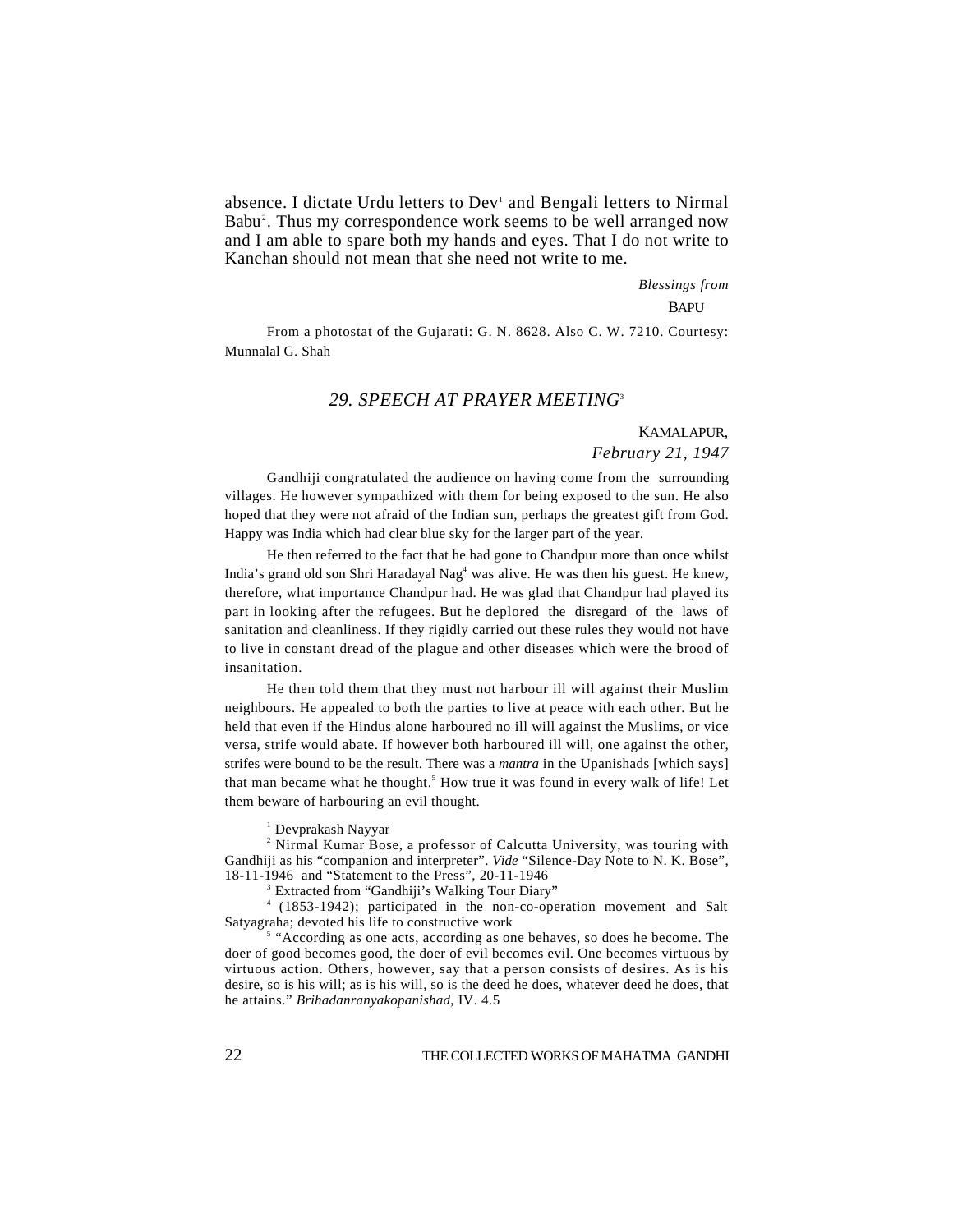absence. I dictate Urdu letters to Dev[1] and Bengali letters to Nirmal Babu[2]. Thus my correspondence work seems to be well arranged now and I am able to spare both my hands and eyes. That I do not write to Kanchan should not mean that she need not write to me.

*Blessings from*

BAPU

From a photostat of the Gujarati: G. N. 8628. Also C. W. 7210. Courtesy: Munnalal G. Shah

## *29. SPEECH AT PRAYER MEETING*[3]

KAMALAPUR,

*February 21, 1947*

Gandhiji congratulated the audience on having come from the surrounding villages. He however sympathized with them for being exposed to the sun. He also hoped that they were not afraid of the Indian sun, perhaps the greatest gift from God. Happy was India which had clear blue sky for the larger part of the year.

He then referred to the fact that he had gone to Chandpur more than once whilst India's grand old son Shri Haradayal Nag[4] was alive. He was then his guest. He knew, therefore, what importance Chandpur had. He was glad that Chandpur had played its part in looking after the refugees. But he deplored the disregard of the laws of sanitation and cleanliness. If they rigidly carried out these rules they would not have to live in constant dread of the plague and other diseases which were the brood of insanitation.

He then told them that they must not harbour ill will against their Muslim neighbours. He appealed to both the parties to live at peace with each other. But he held that even if the Hindus alone harboured no ill will against the Muslims, or vice versa, strife would abate. If however both harboured ill will, one against the other, strifes were bound to be the result. There was a *mantra* in the Upanishads [which says] that man became what he thought.[5] How true it was found in every walk of life! Let them beware of harbouring an evil thought.

[1] Devprakash Nayyar

[2] Nirmal Kumar Bose, a professor of Calcutta University, was touring with Gandhiji as his "companion and interpreter". *Vide* "Silence-Day Note to N. K. Bose", 18-11-1946 and "Statement to the Press", 20-11-1946

[3] Extracted from "Gandhiji's Walking Tour Diary"

[4] (1853-1942); participated in the non-co-operation movement and Salt Satyagraha; devoted his life to constructive work

[5] "According as one acts, according as one behaves, so does he become. The doer of good becomes good, the doer of evil becomes evil. One becomes virtuous by virtuous action. Others, however, say that a person consists of desires. As is his desire, so is his will; as is his will, so is the deed he does, whatever deed he does, that he attains." *Brihadanranyakopanishad*, IV. 4.5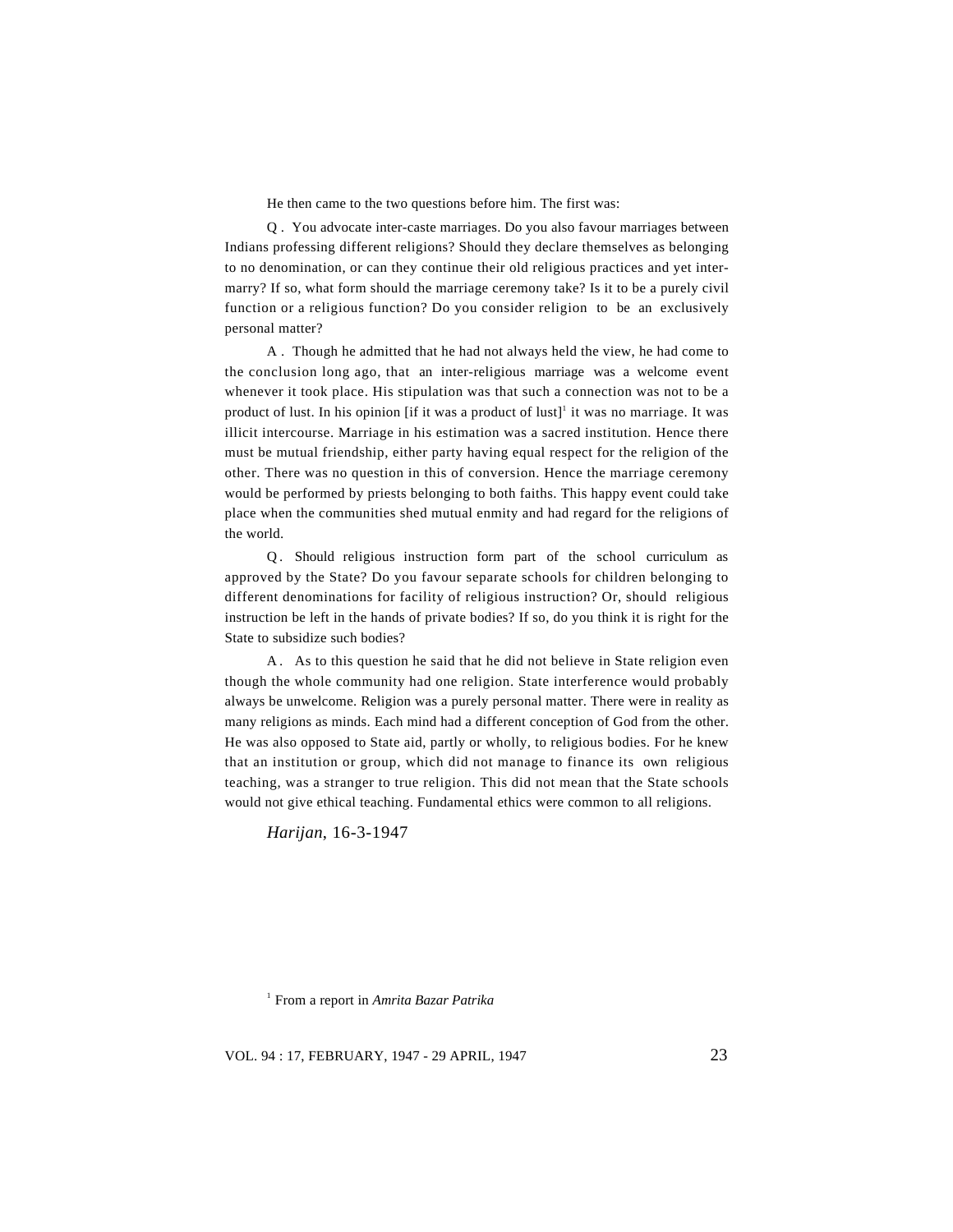He then came to the two questions before him. The first was:

Q . You advocate inter-caste marriages. Do you also favour marriages between Indians professing different religions? Should they declare themselves as belonging to no denomination, or can they continue their old religious practices and yet inter-marry? If so, what form should the marriage ceremony take? Is it to be a purely civil function or a religious function? Do you consider religion to be an exclusively personal matter?

A . Though he admitted that he had not always held the view, he had come to the conclusion long ago, that an inter-religious marriage was a welcome event whenever it took place. His stipulation was that such a connection was not to be a product of lust. In his opinion [if it was a product of lust][1] it was no marriage. It was illicit intercourse. Marriage in his estimation was a sacred institution. Hence there must be mutual friendship, either party having equal respect for the religion of the other. There was no question in this of conversion. Hence the marriage ceremony would be performed by priests belonging to both faiths. This happy event could take place when the communities shed mutual enmity and had regard for the religions of the world.

Q. Should religious instruction form part of the school curriculum as approved by the State? Do you favour separate schools for children belonging to different denominations for facility of religious instruction? Or, should religious instruction be left in the hands of private bodies? If so, do you think it is right for the State to subsidize such bodies?

A. As to this question he said that he did not believe in State religion even though the whole community had one religion. State interference would probably always be unwelcome. Religion was a purely personal matter. There were in reality as many religions as minds. Each mind had a different conception of God from the other. He was also opposed to State aid, partly or wholly, to religious bodies. For he knew that an institution or group, which did not manage to finance its own religious teaching, was a stranger to true religion. This did not mean that the State schools would not give ethical teaching. Fundamental ethics were common to all religions.

*Harijan*, 16-3-1947

[1] From a report in *Amrita Bazar Patrika*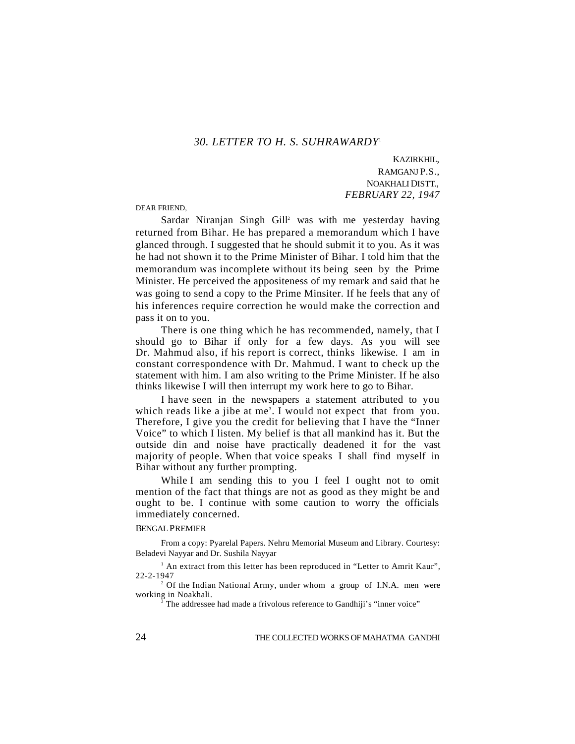### 30. LETTER TO H. S. SUHRAWARDY[1]

KAZIRKHIL,
RAMGANJ P.S.,
NOAKHALI DISTT.,
*FEBRUARY 22, 1947*

DEAR FRIEND,

Sardar Niranjan Singh Gill[2] was with me yesterday having returned from Bihar. He has prepared a memorandum which I have glanced through. I suggested that he should submit it to you. As it was he had not shown it to the Prime Minister of Bihar. I told him that the memorandum was incomplete without its being seen by the Prime Minister. He perceived the appositeness of my remark and said that he was going to send a copy to the Prime Minsiter. If he feels that any of his inferences require correction he would make the correction and pass it on to you.

There is one thing which he has recommended, namely, that I should go to Bihar if only for a few days. As you will see Dr. Mahmud also, if his report is correct, thinks likewise. I am in constant correspondence with Dr. Mahmud. I want to check up the statement with him. I am also writing to the Prime Minister. If he also thinks likewise I will then interrupt my work here to go to Bihar.

I have seen in the newspapers a statement attributed to you which reads like a jibe at me[3]. I would not expect that from you. Therefore, I give you the credit for believing that I have the "Inner Voice" to which I listen. My belief is that all mankind has it. But the outside din and noise have practically deadened it for the vast majority of people. When that voice speaks I shall find myself in Bihar without any further prompting.

While I am sending this to you I feel I ought not to omit mention of the fact that things are not as good as they might be and ought to be. I continue with some caution to worry the officials immediately concerned.

BENGAL PREMIER

From a copy: Pyarelal Papers. Nehru Memorial Museum and Library. Courtesy: Beladevi Nayyar and Dr. Sushila Nayyar

[1] An extract from this letter has been reproduced in "Letter to Amrit Kaur", 22-2-1947

[2] Of the Indian National Army, under whom a group of I.N.A. men were working in Noakhali.

[3] The addressee had made a frivolous reference to Gandhiji's "inner voice"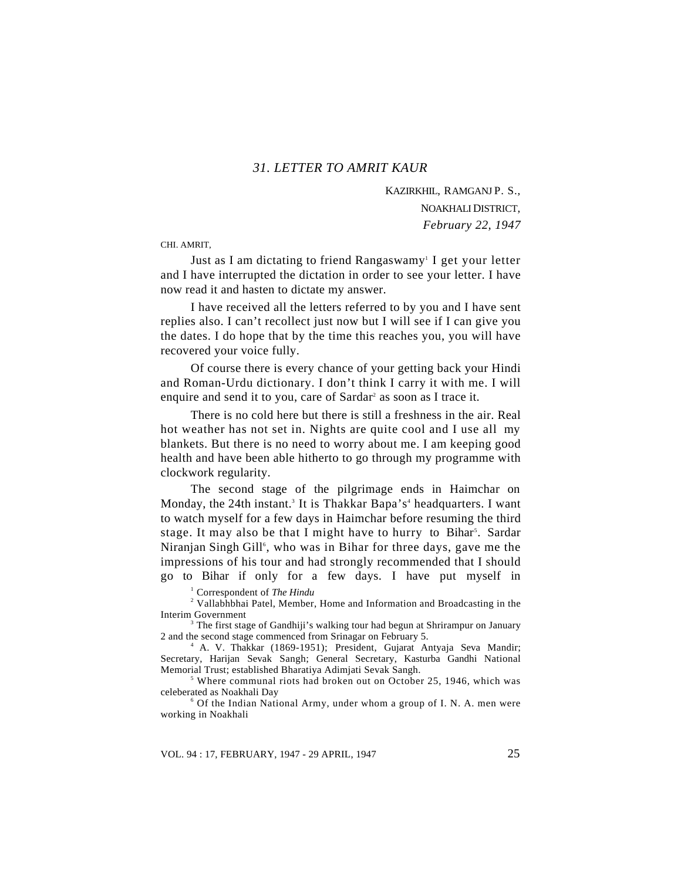## 31. LETTER TO AMRIT KAUR

KAZIRKHIL, RAMGANJ P. S.,  
NOAKHALI DISTRICT,  
*February 22, 1947*

CHI. AMRIT,

Just as I am dictating to friend Rangaswamy[1] I get your letter and I have interrupted the dictation in order to see your letter. I have now read it and hasten to dictate my answer.

I have received all the letters referred to by you and I have sent replies also. I can't recollect just now but I will see if I can give you the dates. I do hope that by the time this reaches you, you will have recovered your voice fully.

Of course there is every chance of your getting back your Hindi and Roman-Urdu dictionary. I don't think I carry it with me. I will enquire and send it to you, care of Sardar[2] as soon as I trace it.

There is no cold here but there is still a freshness in the air. Real hot weather has not set in. Nights are quite cool and I use all my blankets. But there is no need to worry about me. I am keeping good health and have been able hitherto to go through my programme with clockwork regularity.

The second stage of the pilgrimage ends in Haimchar on Monday, the 24th instant.[3] It is Thakkar Bapa's[4] headquarters. I want to watch myself for a few days in Haimchar before resuming the third stage. It may also be that I might have to hurry to Bihar[5]. Sardar Niranjan Singh Gill[6], who was in Bihar for three days, gave me the impressions of his tour and had strongly recommended that I should go to Bihar if only for a few days. I have put myself in

---

[1] Correspondent of *The Hindu*

[2] Vallabhbhai Patel, Member, Home and Information and Broadcasting in the Interim Government

[3] The first stage of Gandhiji's walking tour had begun at Shrirampur on January 2 and the second stage commenced from Srinagar on February 5.

[4] A. V. Thakkar (1869-1951); President, Gujarat Antyaja Seva Mandir; Secretary, Harijan Sevak Sangh; General Secretary, Kasturba Gandhi National Memorial Trust; established Bharatiya Adimjati Sevak Sangh.

[5] Where communal riots had broken out on October 25, 1946, which was celeberated as Noakhali Day

[6] Of the Indian National Army, under whom a group of I. N. A. men were working in Noakhali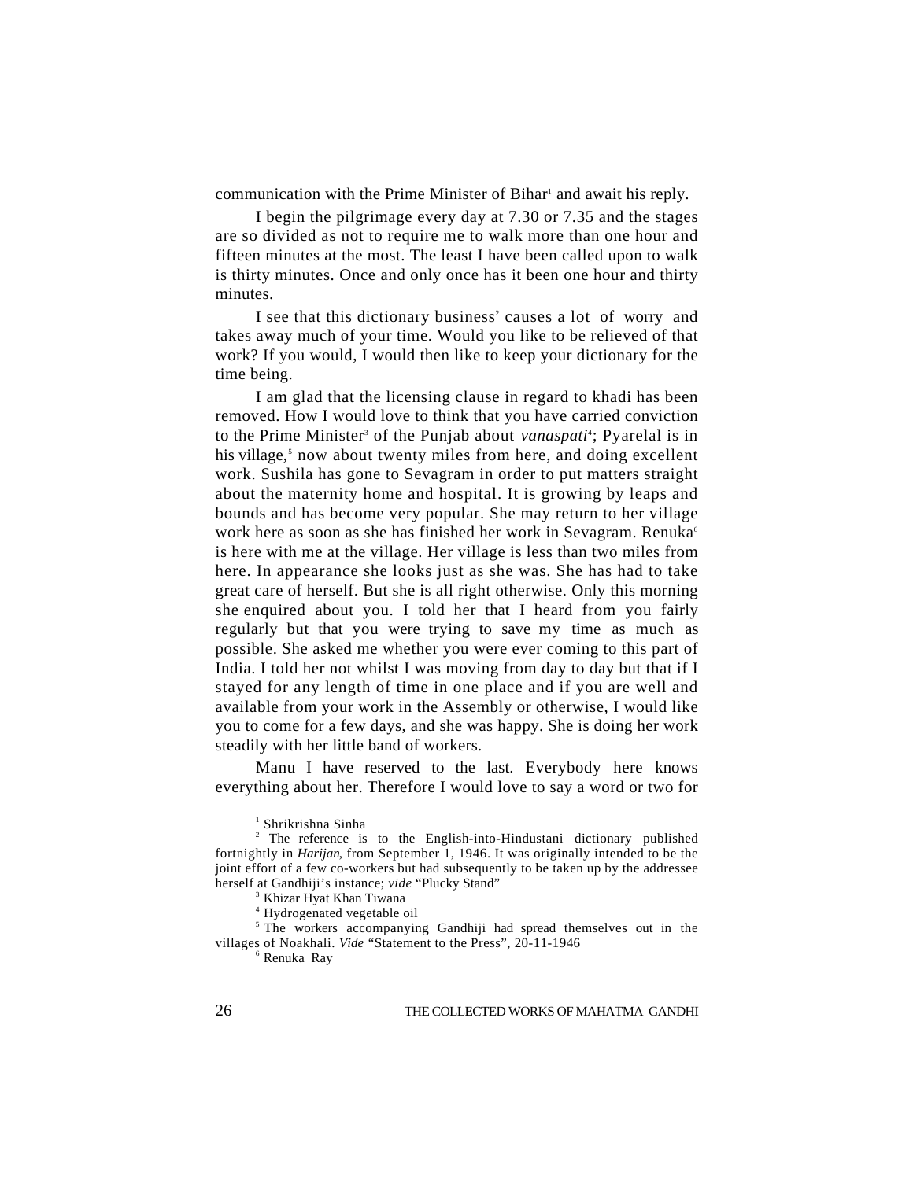communication with the Prime Minister of Bihar[1] and await his reply.

I begin the pilgrimage every day at 7.30 or 7.35 and the stages are so divided as not to require me to walk more than one hour and fifteen minutes at the most. The least I have been called upon to walk is thirty minutes. Once and only once has it been one hour and thirty minutes.

I see that this dictionary business[2] causes a lot of worry and takes away much of your time. Would you like to be relieved of that work? If you would, I would then like to keep your dictionary for the time being.

I am glad that the licensing clause in regard to khadi has been removed. How I would love to think that you have carried conviction to the Prime Minister[3] of the Punjab about *vanaspati*[4]; Pyarelal is in his village,[5] now about twenty miles from here, and doing excellent work. Sushila has gone to Sevagram in order to put matters straight about the maternity home and hospital. It is growing by leaps and bounds and has become very popular. She may return to her village work here as soon as she has finished her work in Sevagram. Renuka[6] is here with me at the village. Her village is less than two miles from here. In appearance she looks just as she was. She has had to take great care of herself. But she is all right otherwise. Only this morning she enquired about you. I told her that I heard from you fairly regularly but that you were trying to save my time as much as possible. She asked me whether you were ever coming to this part of India. I told her not whilst I was moving from day to day but that if I stayed for any length of time in one place and if you are well and available from your work in the Assembly or otherwise, I would like you to come for a few days, and she was happy. She is doing her work steadily with her little band of workers.

Manu I have reserved to the last. Everybody here knows everything about her. Therefore I would love to say a word or two for

[1] Shrikrishna Sinha

[2] The reference is to the English-into-Hindustani dictionary published fortnightly in *Harijan*, from September 1, 1946. It was originally intended to be the joint effort of a few co-workers but had subsequently to be taken up by the addressee herself at Gandhiji's instance; *vide* "Plucky Stand"

[3] Khizar Hyat Khan Tiwana

[4] Hydrogenated vegetable oil

[5] The workers accompanying Gandhiji had spread themselves out in the villages of Noakhali. *Vide* "Statement to the Press", 20-11-1946

[6] Renuka Ray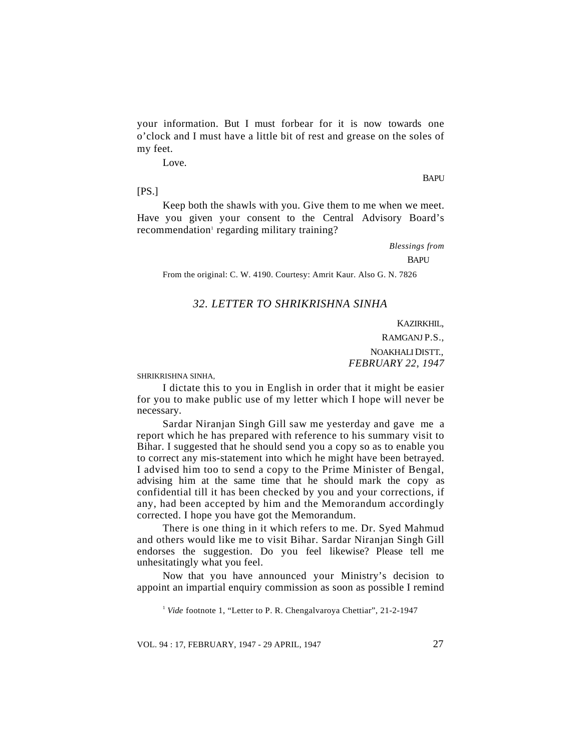your information. But I must forbear for it is now towards one o'clock and I must have a little bit of rest and grease on the soles of my feet.

Love.

BAPU

[PS.]

Keep both the shawls with you. Give them to me when we meet. Have you given your consent to the Central Advisory Board's recommendation[1] regarding military training?

*Blessings from*

BAPU

From the original: C. W. 4190. Courtesy: Amrit Kaur. Also G. N. 7826

## *32. LETTER TO SHRIKRISHNA SINHA*

KAZIRKHIL,
RAMGANJ P.S.,
NOAKHALI DISTT.,
*FEBRUARY 22, 1947*

SHRIKRISHNA SINHA,

I dictate this to you in English in order that it might be easier for you to make public use of my letter which I hope will never be necessary.

Sardar Niranjan Singh Gill saw me yesterday and gave me a report which he has prepared with reference to his summary visit to Bihar. I suggested that he should send you a copy so as to enable you to correct any mis-statement into which he might have been betrayed. I advised him too to send a copy to the Prime Minister of Bengal, advising him at the same time that he should mark the copy as confidential till it has been checked by you and your corrections, if any, had been accepted by him and the Memorandum accordingly corrected. I hope you have got the Memorandum.

There is one thing in it which refers to me. Dr. Syed Mahmud and others would like me to visit Bihar. Sardar Niranjan Singh Gill endorses the suggestion. Do you feel likewise? Please tell me unhesitatingly what you feel.

Now that you have announced your Ministry's decision to appoint an impartial enquiry commission as soon as possible I remind

[1] *Vide* footnote 1, "Letter to P. R. Chengalvaroya Chettiar", 21-2-1947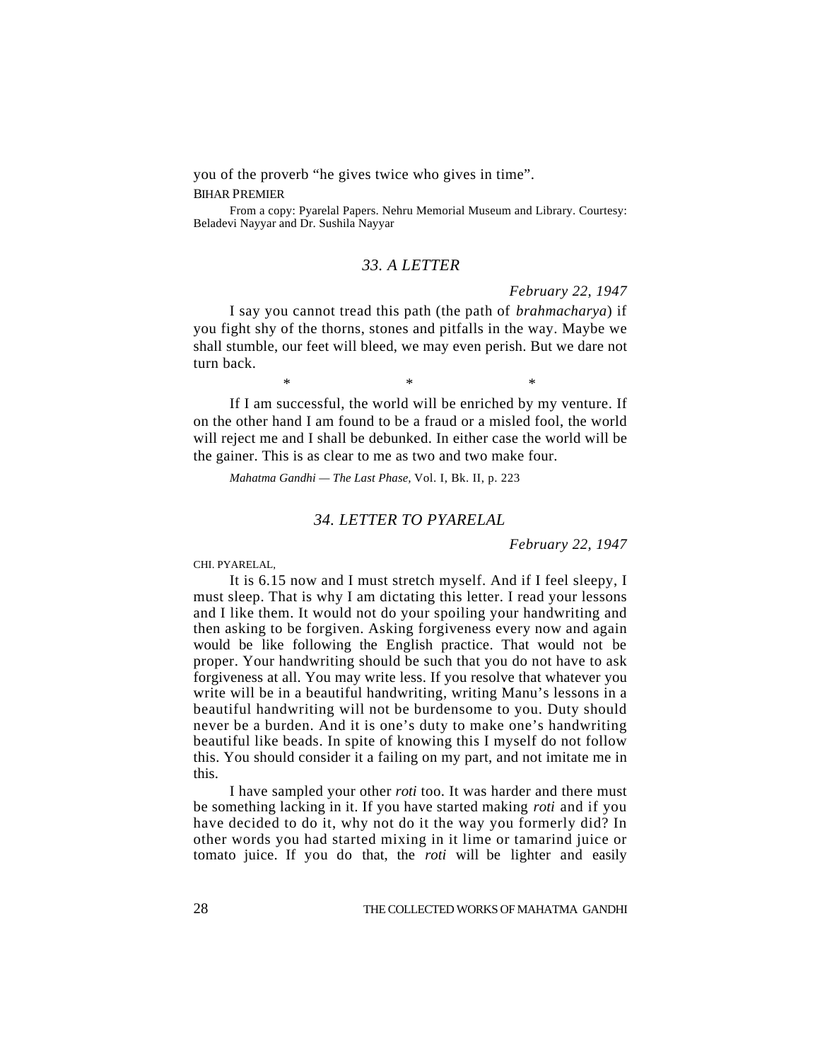you of the proverb "he gives twice who gives in time".

BIHAR PREMIER

From a copy: Pyarelal Papers. Nehru Memorial Museum and Library. Courtesy: Beladevi Nayyar and Dr. Sushila Nayyar

## *33. A LETTER*

*February 22, 1947*

I say you cannot tread this path (the path of *brahmacharya*) if you fight shy of the thorns, stones and pitfalls in the way. Maybe we shall stumble, our feet will bleed, we may even perish. But we dare not turn back.

\*           \*           \*

If I am successful, the world will be enriched by my venture. If on the other hand I am found to be a fraud or a misled fool, the world will reject me and I shall be debunked. In either case the world will be the gainer. This is as clear to me as two and two make four.

*Mahatma Gandhi — The Last Phase,* Vol. I, Bk. II, p. 223

## *34. LETTER TO PYARELAL*

*February 22, 1947*

CHI. PYARELAL,

It is 6.15 now and I must stretch myself. And if I feel sleepy, I must sleep. That is why I am dictating this letter. I read your lessons and I like them. It would not do your spoiling your handwriting and then asking to be forgiven. Asking forgiveness every now and again would be like following the English practice. That would not be proper. Your handwriting should be such that you do not have to ask forgiveness at all. You may write less. If you resolve that whatever you write will be in a beautiful handwriting, writing Manu's lessons in a beautiful handwriting will not be burdensome to you. Duty should never be a burden. And it is one's duty to make one's handwriting beautiful like beads. In spite of knowing this I myself do not follow this. You should consider it a failing on my part, and not imitate me in this.

I have sampled your other *roti* too. It was harder and there must be something lacking in it. If you have started making *roti* and if you have decided to do it, why not do it the way you formerly did? In other words you had started mixing in it lime or tamarind juice or tomato juice. If you do that, the *roti* will be lighter and easily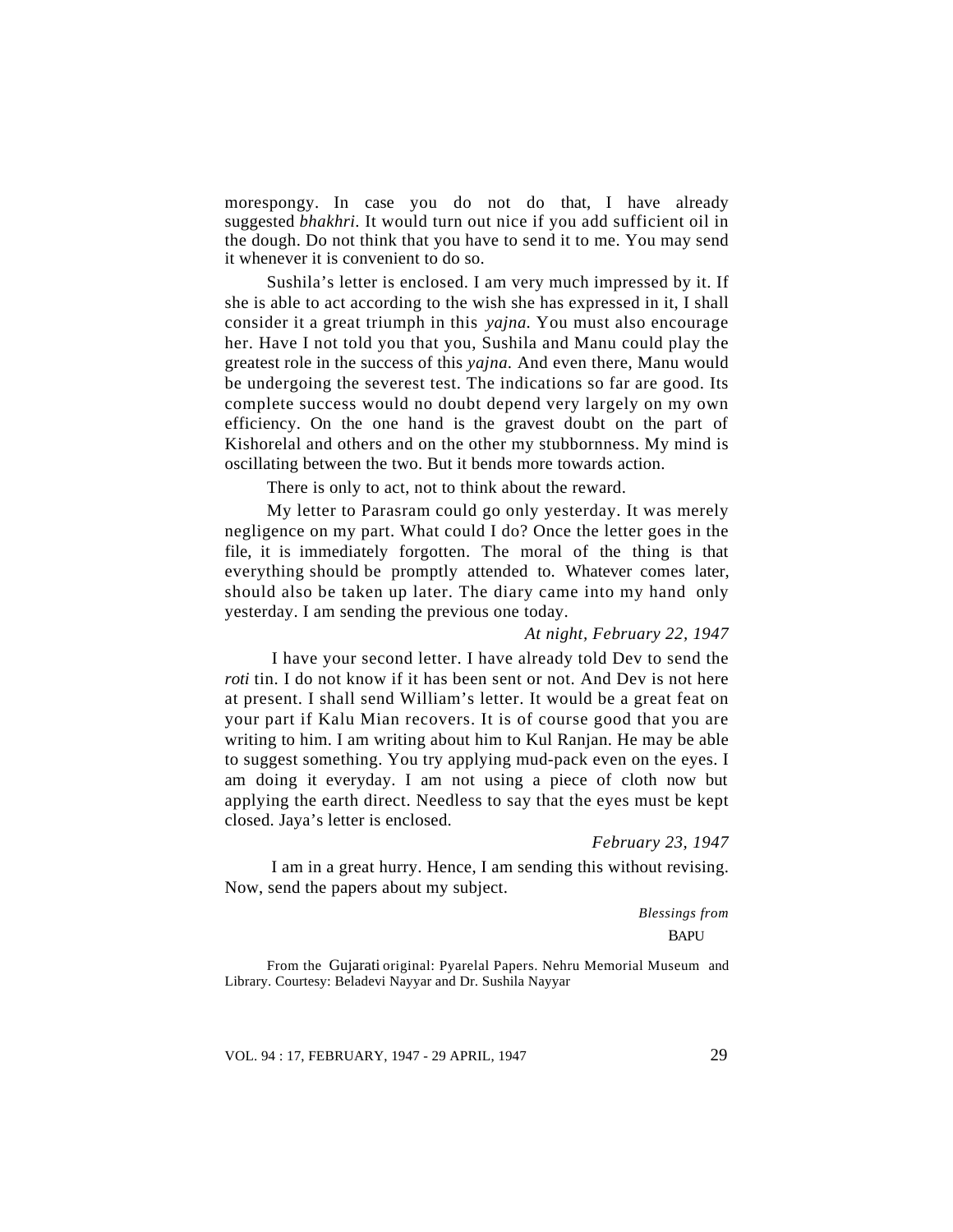morespongy. In case you do not do that, I have already suggested *bhakhri*. It would turn out nice if you add sufficient oil in the dough. Do not think that you have to send it to me. You may send it whenever it is convenient to do so.

Sushila's letter is enclosed. I am very much impressed by it. If she is able to act according to the wish she has expressed in it, I shall consider it a great triumph in this *yajna.* You must also encourage her. Have I not told you that you, Sushila and Manu could play the greatest role in the success of this *yajna.* And even there, Manu would be undergoing the severest test. The indications so far are good. Its complete success would no doubt depend very largely on my own efficiency. On the one hand is the gravest doubt on the part of Kishorelal and others and on the other my stubbornness. My mind is oscillating between the two. But it bends more towards action.

There is only to act, not to think about the reward.

My letter to Parasram could go only yesterday. It was merely negligence on my part. What could I do? Once the letter goes in the file, it is immediately forgotten. The moral of the thing is that everything should be promptly attended to. Whatever comes later, should also be taken up later. The diary came into my hand only yesterday. I am sending the previous one today.

*At night, February 22, 1947*

I have your second letter. I have already told Dev to send the *roti* tin. I do not know if it has been sent or not. And Dev is not here at present. I shall send William's letter. It would be a great feat on your part if Kalu Mian recovers. It is of course good that you are writing to him. I am writing about him to Kul Ranjan. He may be able to suggest something. You try applying mud-pack even on the eyes. I am doing it everyday. I am not using a piece of cloth now but applying the earth direct. Needless to say that the eyes must be kept closed. Jaya's letter is enclosed.

*February 23, 1947*

I am in a great hurry. Hence, I am sending this without revising. Now, send the papers about my subject.

*Blessings from*
BAPU

From the Gujarati original: Pyarelal Papers. Nehru Memorial Museum and Library. Courtesy: Beladevi Nayyar and Dr. Sushila Nayyar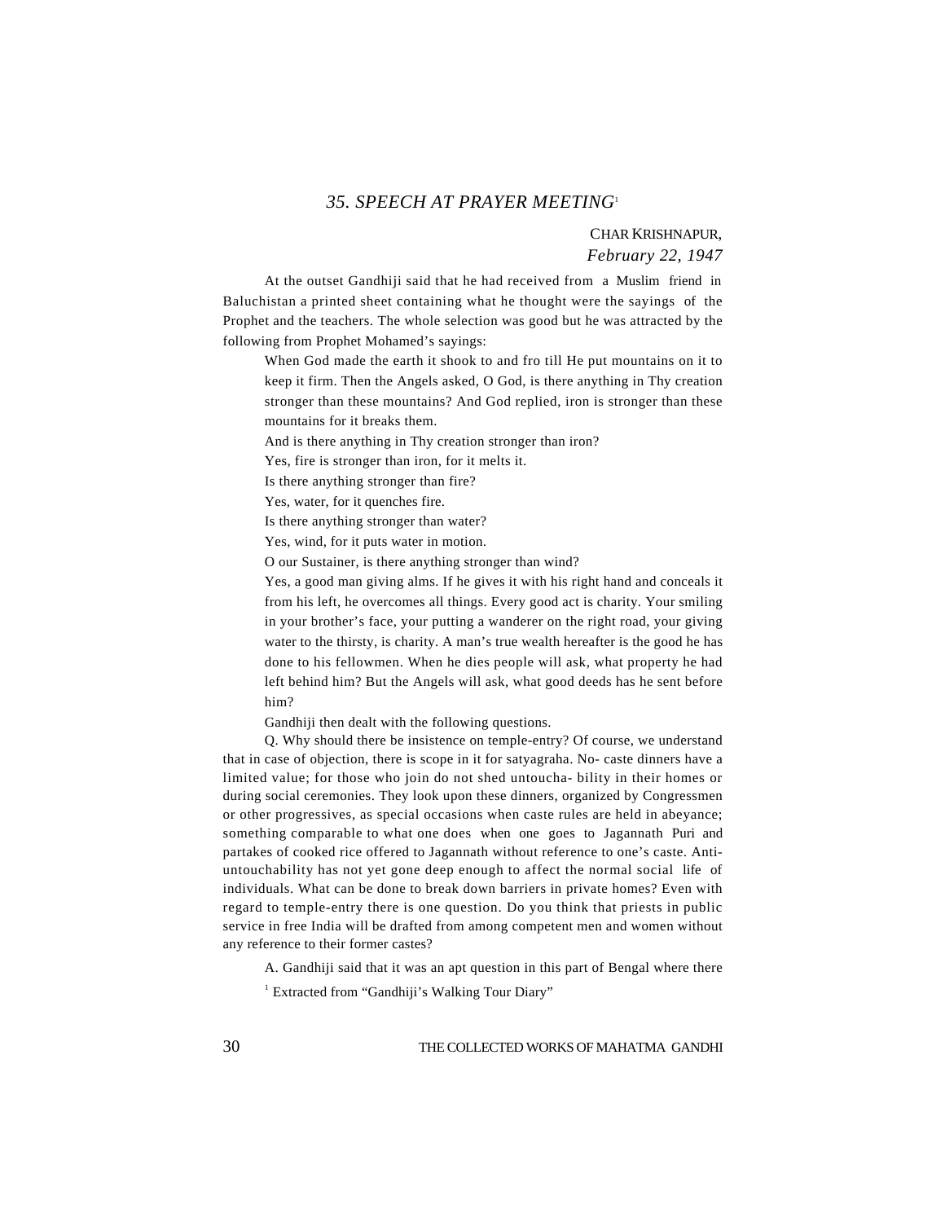## 35. SPEECH AT PRAYER MEETING[1]

CHAR KRISHNAPUR,
*February 22, 1947*

At the outset Gandhiji said that he had received from a Muslim friend in Baluchistan a printed sheet containing what he thought were the sayings of the Prophet and the teachers. The whole selection was good but he was attracted by the following from Prophet Mohamed's sayings:

> When God made the earth it shook to and fro till He put mountains on it to keep it firm. Then the Angels asked, O God, is there anything in Thy creation stronger than these mountains? And God replied, iron is stronger than these mountains for it breaks them.
>
> And is there anything in Thy creation stronger than iron?
>
> Yes, fire is stronger than iron, for it melts it.
>
> Is there anything stronger than fire?
>
> Yes, water, for it quenches fire.
>
> Is there anything stronger than water?
>
> Yes, wind, for it puts water in motion.
>
> O our Sustainer, is there anything stronger than wind?
>
> Yes, a good man giving alms. If he gives it with his right hand and conceals it from his left, he overcomes all things. Every good act is charity. Your smiling in your brother's face, your putting a wanderer on the right road, your giving water to the thirsty, is charity. A man's true wealth hereafter is the good he has done to his fellowmen. When he dies people will ask, what property he had left behind him? But the Angels will ask, what good deeds has he sent before him?

Gandhiji then dealt with the following questions.

Q. Why should there be insistence on temple-entry? Of course, we understand that in case of objection, there is scope in it for satyagraha. No- caste dinners have a limited value; for those who join do not shed untoucha- bility in their homes or during social ceremonies. They look upon these dinners, organized by Congressmen or other progressives, as special occasions when caste rules are held in abeyance; something comparable to what one does when one goes to Jagannath Puri and partakes of cooked rice offered to Jagannath without reference to one's caste. Anti-untouchability has not yet gone deep enough to affect the normal social life of individuals. What can be done to break down barriers in private homes? Even with regard to temple-entry there is one question. Do you think that priests in public service in free India will be drafted from among competent men and women without any reference to their former castes?

A. Gandhiji said that it was an apt question in this part of Bengal where there

[1] Extracted from "Gandhiji's Walking Tour Diary"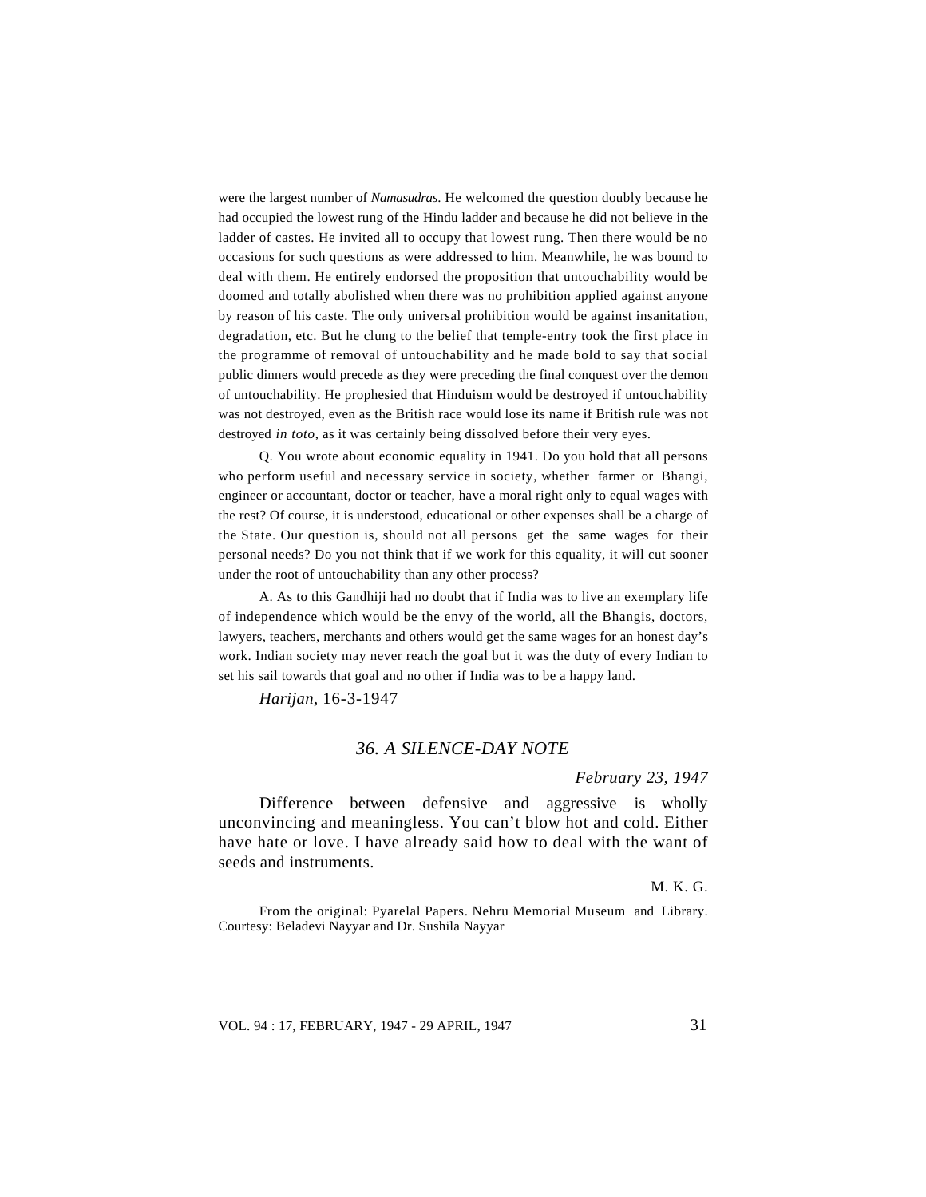were the largest number of *Namasudras.* He welcomed the question doubly because he had occupied the lowest rung of the Hindu ladder and because he did not believe in the ladder of castes. He invited all to occupy that lowest rung. Then there would be no occasions for such questions as were addressed to him. Meanwhile, he was bound to deal with them. He entirely endorsed the proposition that untouchability would be doomed and totally abolished when there was no prohibition applied against anyone by reason of his caste. The only universal prohibition would be against insanitation, degradation, etc. But he clung to the belief that temple-entry took the first place in the programme of removal of untouchability and he made bold to say that social public dinners would precede as they were preceding the final conquest over the demon of untouchability. He prophesied that Hinduism would be destroyed if untouchability was not destroyed, even as the British race would lose its name if British rule was not destroyed *in toto*, as it was certainly being dissolved before their very eyes.

Q. You wrote about economic equality in 1941. Do you hold that all persons who perform useful and necessary service in society, whether farmer or Bhangi, engineer or accountant, doctor or teacher, have a moral right only to equal wages with the rest? Of course, it is understood, educational or other expenses shall be a charge of the State. Our question is, should not all persons get the same wages for their personal needs? Do you not think that if we work for this equality, it will cut sooner under the root of untouchability than any other process?

A. As to this Gandhiji had no doubt that if India was to live an exemplary life of independence which would be the envy of the world, all the Bhangis, doctors, lawyers, teachers, merchants and others would get the same wages for an honest day's work. Indian society may never reach the goal but it was the duty of every Indian to set his sail towards that goal and no other if India was to be a happy land.

*Harijan*, 16-3-1947

## *36. A SILENCE-DAY NOTE*

*February 23, 1947*

Difference between defensive and aggressive is wholly unconvincing and meaningless. You can't blow hot and cold. Either have hate or love. I have already said how to deal with the want of seeds and instruments.

M. K. G.

From the original: Pyarelal Papers. Nehru Memorial Museum and Library. Courtesy: Beladevi Nayyar and Dr. Sushila Nayyar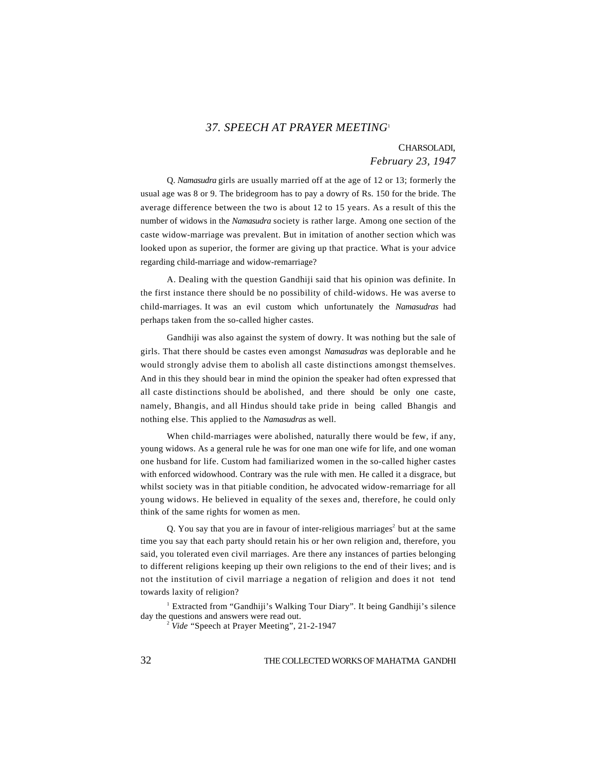## 37. SPEECH AT PRAYER MEETING[1]

CHARSOLADI,
*February 23, 1947*

Q. *Namasudra* girls are usually married off at the age of 12 or 13; formerly the usual age was 8 or 9. The bridegroom has to pay a dowry of Rs. 150 for the bride. The average difference between the two is about 12 to 15 years. As a result of this the number of widows in the *Namasudra* society is rather large. Among one section of the caste widow-marriage was prevalent. But in imitation of another section which was looked upon as superior, the former are giving up that practice. What is your advice regarding child-marriage and widow-remarriage?

A. Dealing with the question Gandhiji said that his opinion was definite. In the first instance there should be no possibility of child-widows. He was averse to child-marriages. It was an evil custom which unfortunately the *Namasudras* had perhaps taken from the so-called higher castes.

Gandhiji was also against the system of dowry. It was nothing but the sale of girls. That there should be castes even amongst *Namasudras* was deplorable and he would strongly advise them to abolish all caste distinctions amongst themselves. And in this they should bear in mind the opinion the speaker had often expressed that all caste distinctions should be abolished, and there should be only one caste, namely, Bhangis, and all Hindus should take pride in being called Bhangis and nothing else. This applied to the *Namasudras* as well.

When child-marriages were abolished, naturally there would be few, if any, young widows. As a general rule he was for one man one wife for life, and one woman one husband for life. Custom had familiarized women in the so-called higher castes with enforced widowhood. Contrary was the rule with men. He called it a disgrace, but whilst society was in that pitiable condition, he advocated widow-remarriage for all young widows. He believed in equality of the sexes and, therefore, he could only think of the same rights for women as men.

Q. You say that you are in favour of inter-religious marriages[2] but at the same time you say that each party should retain his or her own religion and, therefore, you said, you tolerated even civil marriages. Are there any instances of parties belonging to different religions keeping up their own religions to the end of their lives; and is not the institution of civil marriage a negation of religion and does it not tend towards laxity of religion?

---

[1] Extracted from "Gandhiji's Walking Tour Diary". It being Gandhiji's silence day the questions and answers were read out.

[2] *Vide* "Speech at Prayer Meeting", 21-2-1947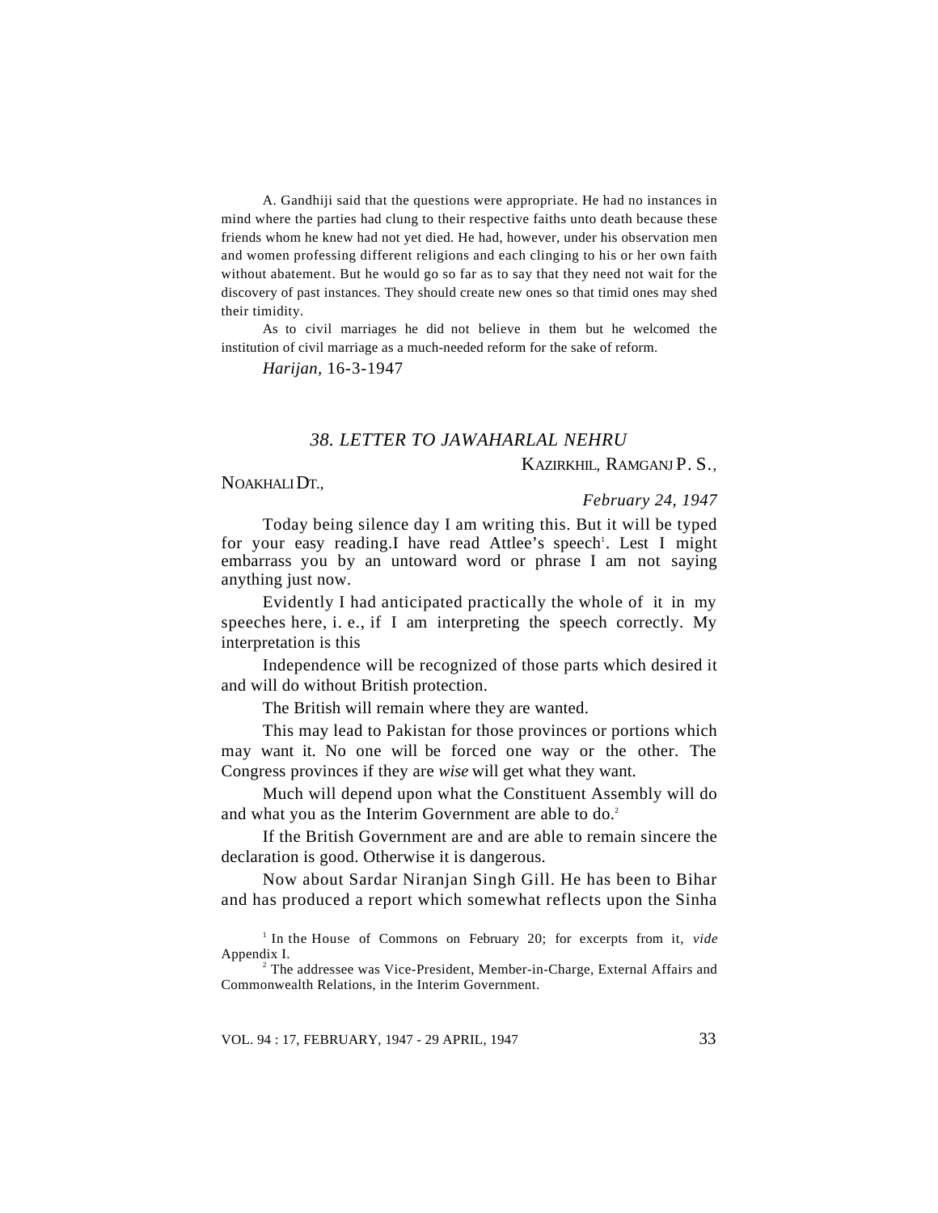A. Gandhiji said that the questions were appropriate. He had no instances in mind where the parties had clung to their respective faiths unto death because these friends whom he knew had not yet died. He had, however, under his observation men and women professing different religions and each clinging to his or her own faith without abatement. But he would go so far as to say that they need not wait for the discovery of past instances. They should create new ones so that timid ones may shed their timidity.

As to civil marriages he did not believe in them but he welcomed the institution of civil marriage as a much-needed reform for the sake of reform.

*Harijan*, 16-3-1947

## *38. LETTER TO JAWAHARLAL NEHRU*

KAZIRKHIL, RAMGANJ P. S.,

NOAKHALI DT.,

*February 24, 1947*

Today being silence day I am writing this. But it will be typed for your easy reading.I have read Attlee's speech[1]. Lest I might embarrass you by an untoward word or phrase I am not saying anything just now.

Evidently I had anticipated practically the whole of it in my speeches here, i. e., if I am interpreting the speech correctly. My interpretation is this

Independence will be recognized of those parts which desired it and will do without British protection.

The British will remain where they are wanted.

This may lead to Pakistan for those provinces or portions which may want it. No one will be forced one way or the other. The Congress provinces if they are *wise* will get what they want.

Much will depend upon what the Constituent Assembly will do and what you as the Interim Government are able to do.[2]

If the British Government are and are able to remain sincere the declaration is good. Otherwise it is dangerous.

Now about Sardar Niranjan Singh Gill. He has been to Bihar and has produced a report which somewhat reflects upon the Sinha

[1] In the House of Commons on February 20; for excerpts from it, *vide* Appendix I.

[2] The addressee was Vice-President, Member-in-Charge, External Affairs and Commonwealth Relations, in the Interim Government.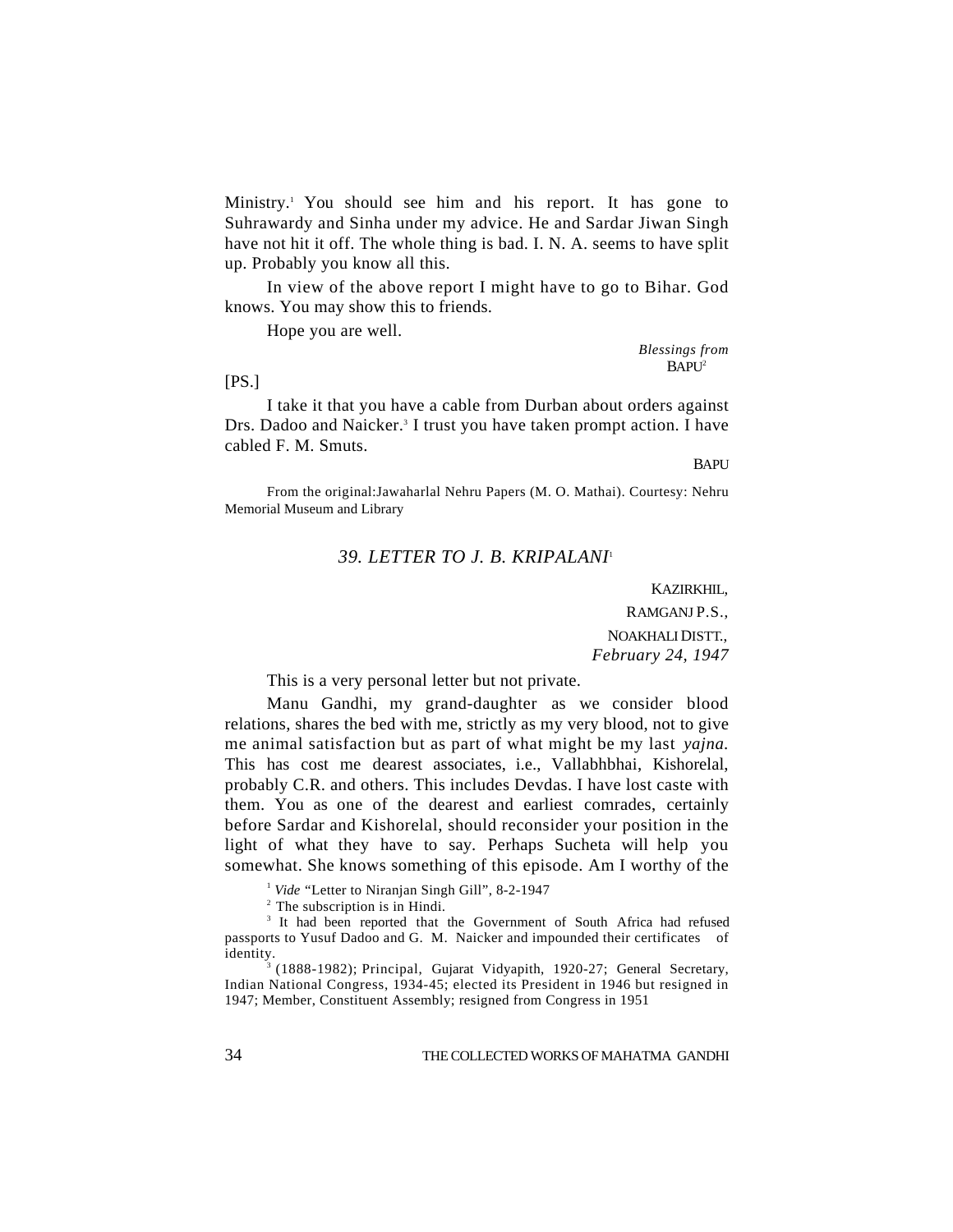Ministry.[1] You should see him and his report. It has gone to Suhrawardy and Sinha under my advice. He and Sardar Jiwan Singh have not hit it off. The whole thing is bad. I. N. A. seems to have split up. Probably you know all this.

In view of the above report I might have to go to Bihar. God knows. You may show this to friends.

Hope you are well.

*Blessings from*
BAPU[2]

[PS.]

I take it that you have a cable from Durban about orders against Drs. Dadoo and Naicker.[3] I trust you have taken prompt action. I have cabled F. M. Smuts.

BAPU

From the original:Jawaharlal Nehru Papers (M. O. Mathai). Courtesy: Nehru Memorial Museum and Library

## *39. LETTER TO J. B. KRIPALANI*[1]

KAZIRKHIL,
RAMGANJ P.S.,
NOAKHALI DISTT.,
*February 24, 1947*

This is a very personal letter but not private.

Manu Gandhi, my grand-daughter as we consider blood relations, shares the bed with me, strictly as my very blood, not to give me animal satisfaction but as part of what might be my last *yajna*. This has cost me dearest associates, i.e., Vallabhbhai, Kishorelal, probably C.R. and others. This includes Devdas. I have lost caste with them. You as one of the dearest and earliest comrades, certainly before Sardar and Kishorelal, should reconsider your position in the light of what they have to say. Perhaps Sucheta will help you somewhat. She knows something of this episode. Am I worthy of the

[1] *Vide* "Letter to Niranjan Singh Gill", 8-2-1947

[2] The subscription is in Hindi.

[3] It had been reported that the Government of South Africa had refused passports to Yusuf Dadoo and G. M. Naicker and impounded their certificates of identity.

[1] (1888-1982); Principal, Gujarat Vidyapith, 1920-27; General Secretary, Indian National Congress, 1934-45; elected its President in 1946 but resigned in 1947; Member, Constituent Assembly; resigned from Congress in 1951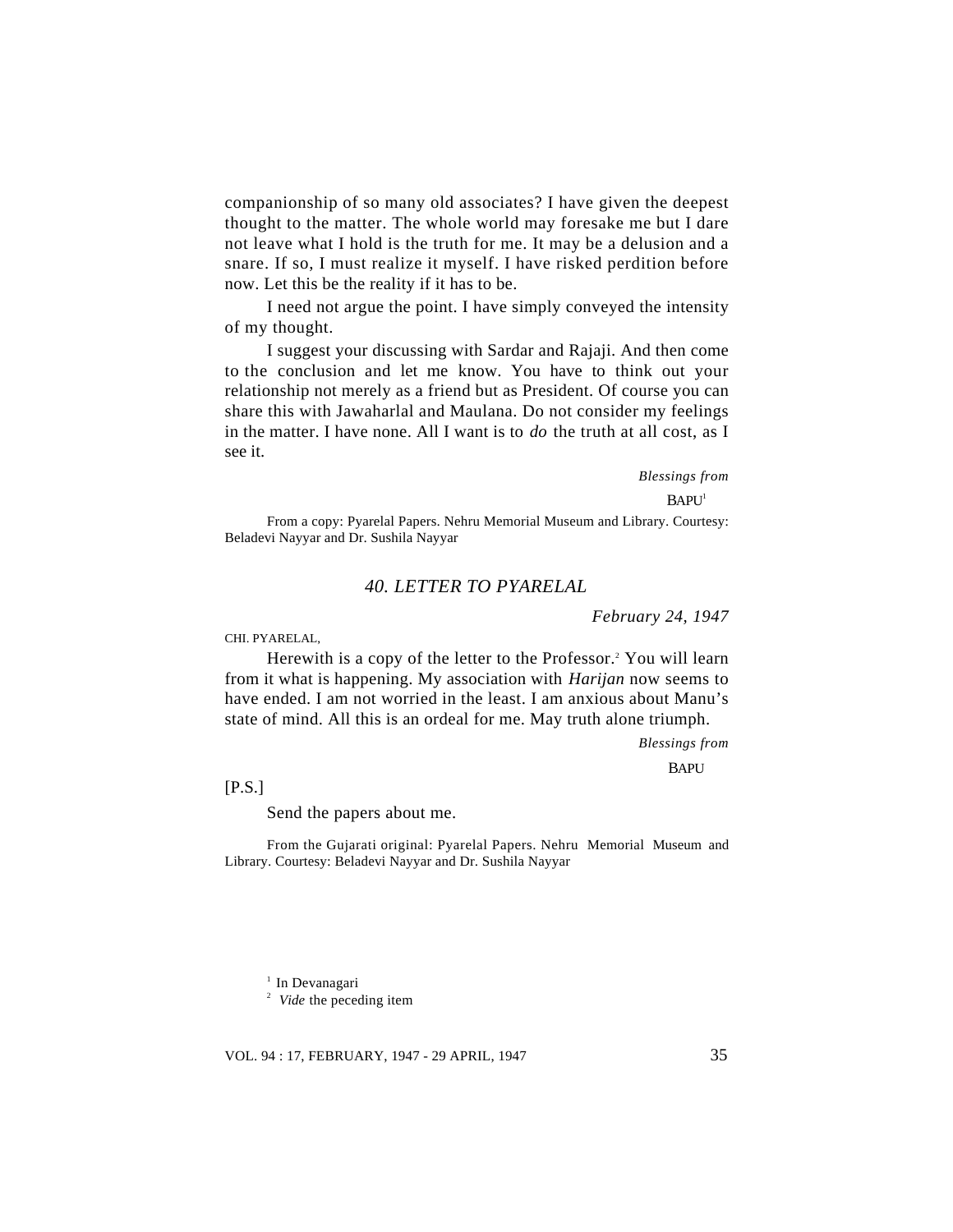companionship of so many old associates? I have given the deepest thought to the matter. The whole world may foresake me but I dare not leave what I hold is the truth for me. It may be a delusion and a snare. If so, I must realize it myself. I have risked perdition before now. Let this be the reality if it has to be.

I need not argue the point. I have simply conveyed the intensity of my thought.

I suggest your discussing with Sardar and Rajaji. And then come to the conclusion and let me know. You have to think out your relationship not merely as a friend but as President. Of course you can share this with Jawaharlal and Maulana. Do not consider my feelings in the matter. I have none. All I want is to *do* the truth at all cost, as I see it.

*Blessings from*

BAPU[1]

From a copy: Pyarelal Papers. Nehru Memorial Museum and Library. Courtesy: Beladevi Nayyar and Dr. Sushila Nayyar

## *40. LETTER TO PYARELAL*

*February 24, 1947*

CHI. PYARELAL,

Herewith is a copy of the letter to the Professor.[2] You will learn from it what is happening. My association with *Harijan* now seems to have ended. I am not worried in the least. I am anxious about Manu's state of mind. All this is an ordeal for me. May truth alone triumph.

*Blessings from*

BAPU

[P.S.]

Send the papers about me.

From the Gujarati original: Pyarelal Papers. Nehru Memorial Museum and Library. Courtesy: Beladevi Nayyar and Dr. Sushila Nayyar

[1] In Devanagari

[2] *Vide* the peceding item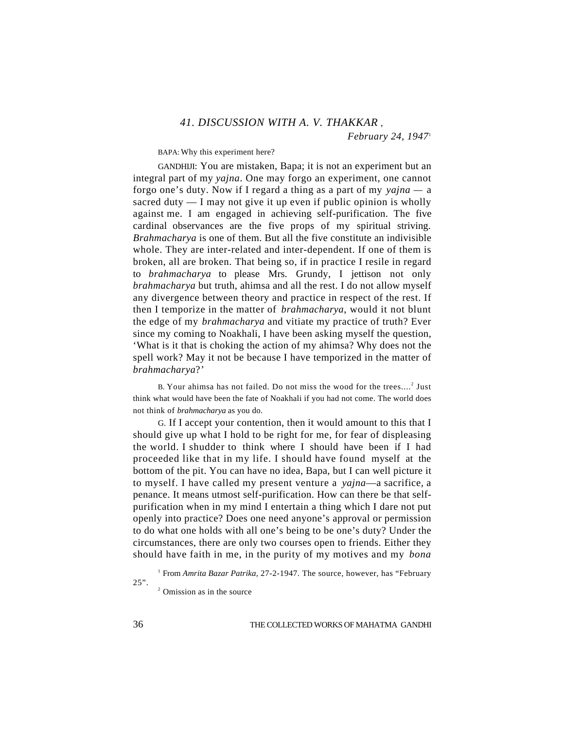### *41. DISCUSSION WITH A. V. THAKKAR* ,

*February 24, 1947*[1]

BAPA: Why this experiment here?

GANDHIJI: You are mistaken, Bapa; it is not an experiment but an integral part of my *yajna*. One may forgo an experiment, one cannot forgo one's duty. Now if I regard a thing as a part of my *yajna* — a sacred duty — I may not give it up even if public opinion is wholly against me. I am engaged in achieving self-purification. The five cardinal observances are the five props of my spiritual striving. *Brahmacharya* is one of them. But all the five constitute an indivisible whole. They are inter-related and inter-dependent. If one of them is broken, all are broken. That being so, if in practice I resile in regard to *brahmacharya* to please Mrs. Grundy, I jettison not only *brahmacharya* but truth, ahimsa and all the rest. I do not allow myself any divergence between theory and practice in respect of the rest. If then I temporize in the matter of *brahmacharya*, would it not blunt the edge of my *brahmacharya* and vitiate my practice of truth? Ever since my coming to Noakhali, I have been asking myself the question, 'What is it that is choking the action of my ahimsa? Why does not the spell work? May it not be because I have temporized in the matter of *brahmacharya*?'

B. Your ahimsa has not failed. Do not miss the wood for the trees....[2] Just think what would have been the fate of Noakhali if you had not come. The world does not think of *brahmacharya* as you do.

G. If I accept your contention, then it would amount to this that I should give up what I hold to be right for me, for fear of displeasing the world. I shudder to think where I should have been if I had proceeded like that in my life. I should have found myself at the bottom of the pit. You can have no idea, Bapa, but I can well picture it to myself. I have called my present venture a *yajna*—a sacrifice, a penance. It means utmost self-purification. How can there be that self-purification when in my mind I entertain a thing which I dare not put openly into practice? Does one need anyone's approval or permission to do what one holds with all one's being to be one's duty? Under the circumstances, there are only two courses open to friends. Either they should have faith in me, in the purity of my motives and my *bona*

[1] From *Amrita Bazar Patrika*, 27-2-1947. The source, however, has "February 25".

[2] Omission as in the source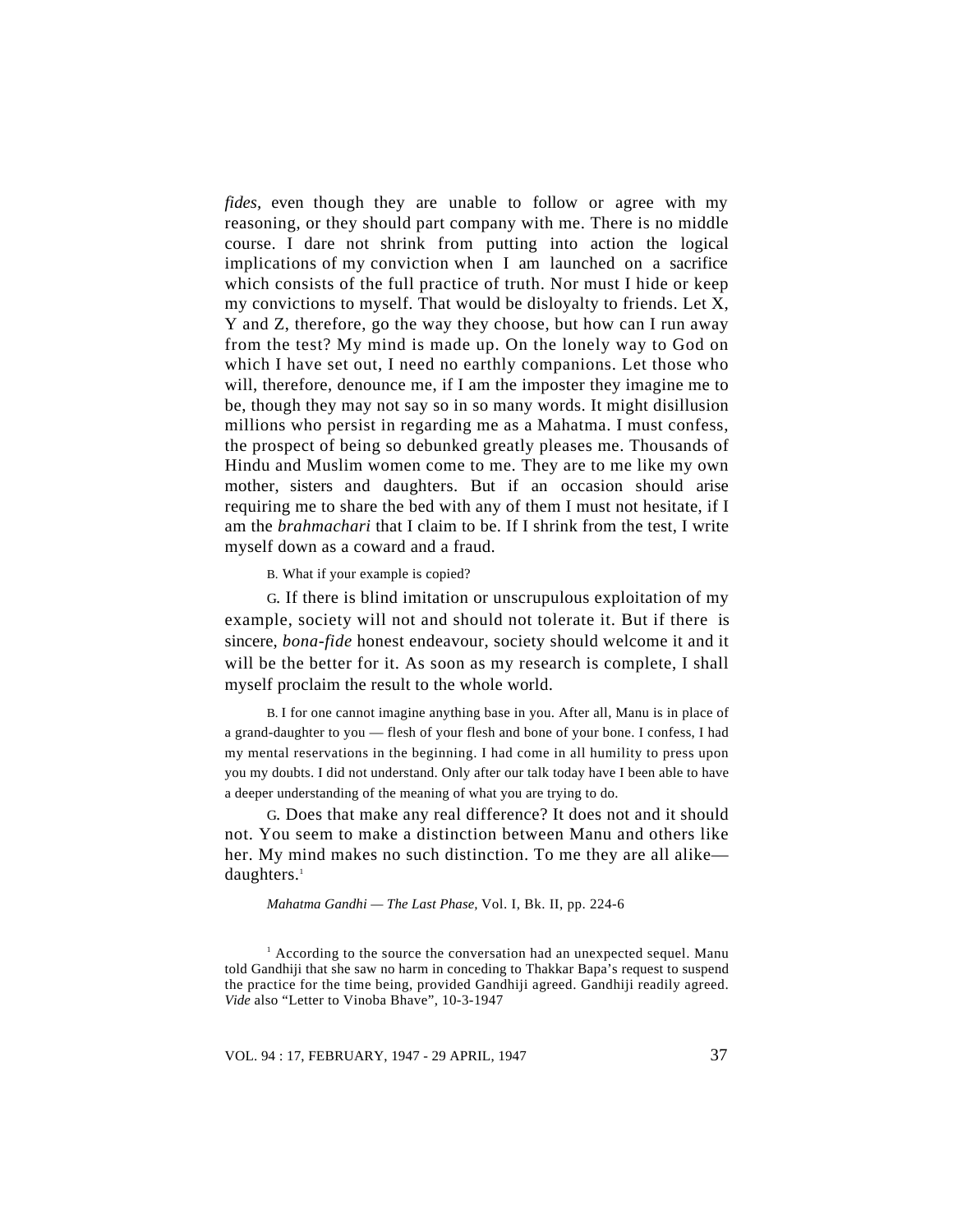*fides,* even though they are unable to follow or agree with my reasoning, or they should part company with me. There is no middle course. I dare not shrink from putting into action the logical implications of my conviction when I am launched on a sacrifice which consists of the full practice of truth. Nor must I hide or keep my convictions to myself. That would be disloyalty to friends. Let X, Y and Z, therefore, go the way they choose, but how can I run away from the test? My mind is made up. On the lonely way to God on which I have set out, I need no earthly companions. Let those who will, therefore, denounce me, if I am the imposter they imagine me to be, though they may not say so in so many words. It might disillusion millions who persist in regarding me as a Mahatma. I must confess, the prospect of being so debunked greatly pleases me. Thousands of Hindu and Muslim women come to me. They are to me like my own mother, sisters and daughters. But if an occasion should arise requiring me to share the bed with any of them I must not hesitate, if I am the *brahmachari* that I claim to be. If I shrink from the test, I write myself down as a coward and a fraud.

B. What if your example is copied?

G. If there is blind imitation or unscrupulous exploitation of my example, society will not and should not tolerate it. But if there is sincere, *bona-fide* honest endeavour, society should welcome it and it will be the better for it. As soon as my research is complete, I shall myself proclaim the result to the whole world.

B. I for one cannot imagine anything base in you. After all, Manu is in place of a grand-daughter to you — flesh of your flesh and bone of your bone. I confess, I had my mental reservations in the beginning. I had come in all humility to press upon you my doubts. I did not understand. Only after our talk today have I been able to have a deeper understanding of the meaning of what you are trying to do.

G. Does that make any real difference? It does not and it should not. You seem to make a distinction between Manu and others like her. My mind makes no such distinction. To me they are all alike—daughters.[1]

*Mahatma Gandhi — The Last Phase,* Vol. I, Bk. II, pp. 224-6

[1] According to the source the conversation had an unexpected sequel. Manu told Gandhiji that she saw no harm in conceding to Thakkar Bapa's request to suspend the practice for the time being, provided Gandhiji agreed. Gandhiji readily agreed. *Vide* also "Letter to Vinoba Bhave", 10-3-1947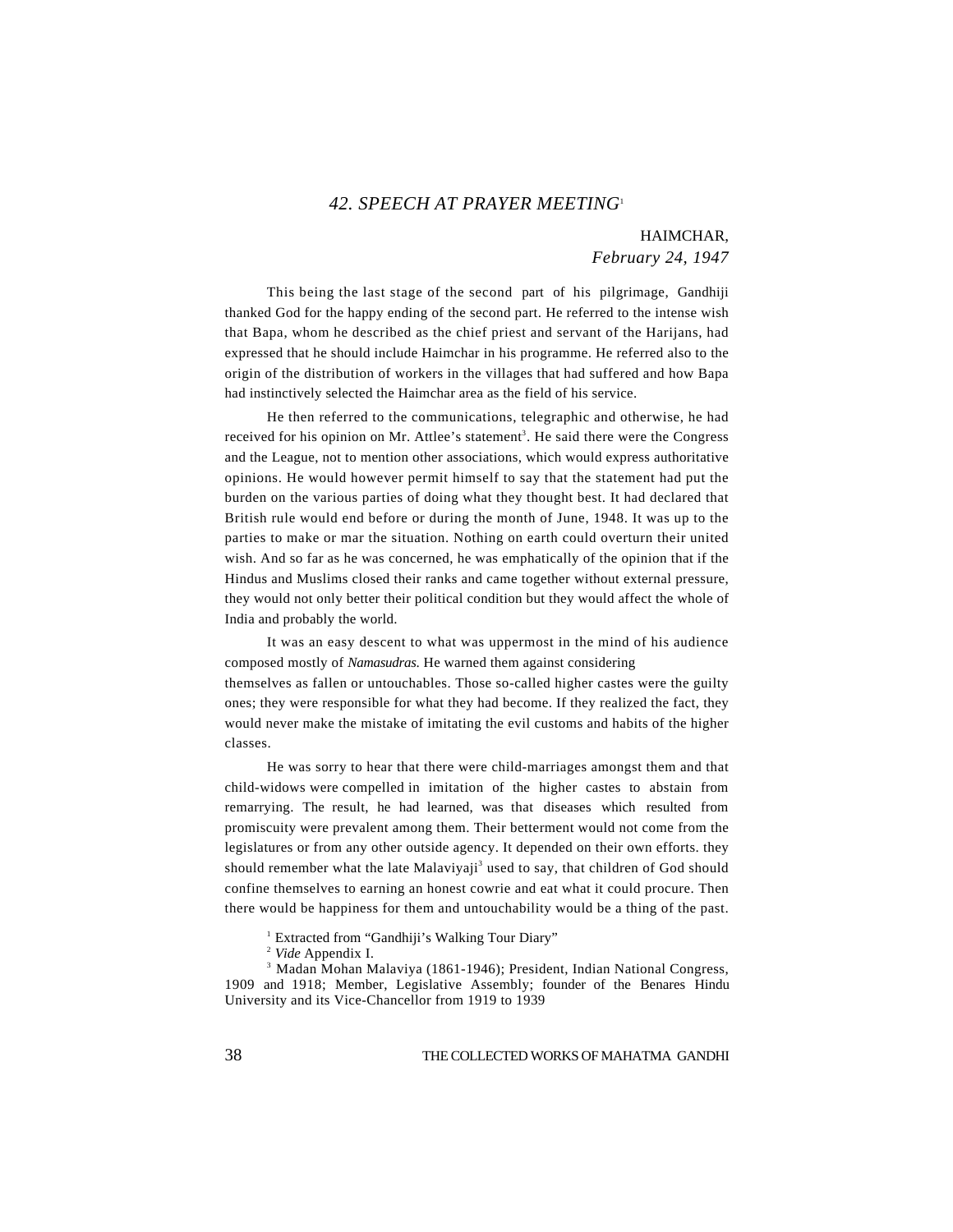## 42. SPEECH AT PRAYER MEETING[1]

HAIMCHAR,
*February 24, 1947*

This being the last stage of the second part of his pilgrimage, Gandhiji thanked God for the happy ending of the second part. He referred to the intense wish that Bapa, whom he described as the chief priest and servant of the Harijans, had expressed that he should include Haimchar in his programme. He referred also to the origin of the distribution of workers in the villages that had suffered and how Bapa had instinctively selected the Haimchar area as the field of his service.

He then referred to the communications, telegraphic and otherwise, he had received for his opinion on Mr. Attlee's statement[3]. He said there were the Congress and the League, not to mention other associations, which would express authoritative opinions. He would however permit himself to say that the statement had put the burden on the various parties of doing what they thought best. It had declared that British rule would end before or during the month of June, 1948. It was up to the parties to make or mar the situation. Nothing on earth could overturn their united wish. And so far as he was concerned, he was emphatically of the opinion that if the Hindus and Muslims closed their ranks and came together without external pressure, they would not only better their political condition but they would affect the whole of India and probably the world.

It was an easy descent to what was uppermost in the mind of his audience composed mostly of *Namasudras.* He warned them against considering themselves as fallen or untouchables. Those so-called higher castes were the guilty ones; they were responsible for what they had become. If they realized the fact, they would never make the mistake of imitating the evil customs and habits of the higher classes.

He was sorry to hear that there were child-marriages amongst them and that child-widows were compelled in imitation of the higher castes to abstain from remarrying. The result, he had learned, was that diseases which resulted from promiscuity were prevalent among them. Their betterment would not come from the legislatures or from any other outside agency. It depended on their own efforts. they should remember what the late Malaviyaji[3] used to say, that children of God should confine themselves to earning an honest cowrie and eat what it could procure. Then there would be happiness for them and untouchability would be a thing of the past.

[1] Extracted from "Gandhiji's Walking Tour Diary"

[2] *Vide* Appendix I.

[3] Madan Mohan Malaviya (1861-1946); President, Indian National Congress, 1909 and 1918; Member, Legislative Assembly; founder of the Benares Hindu University and its Vice-Chancellor from 1919 to 1939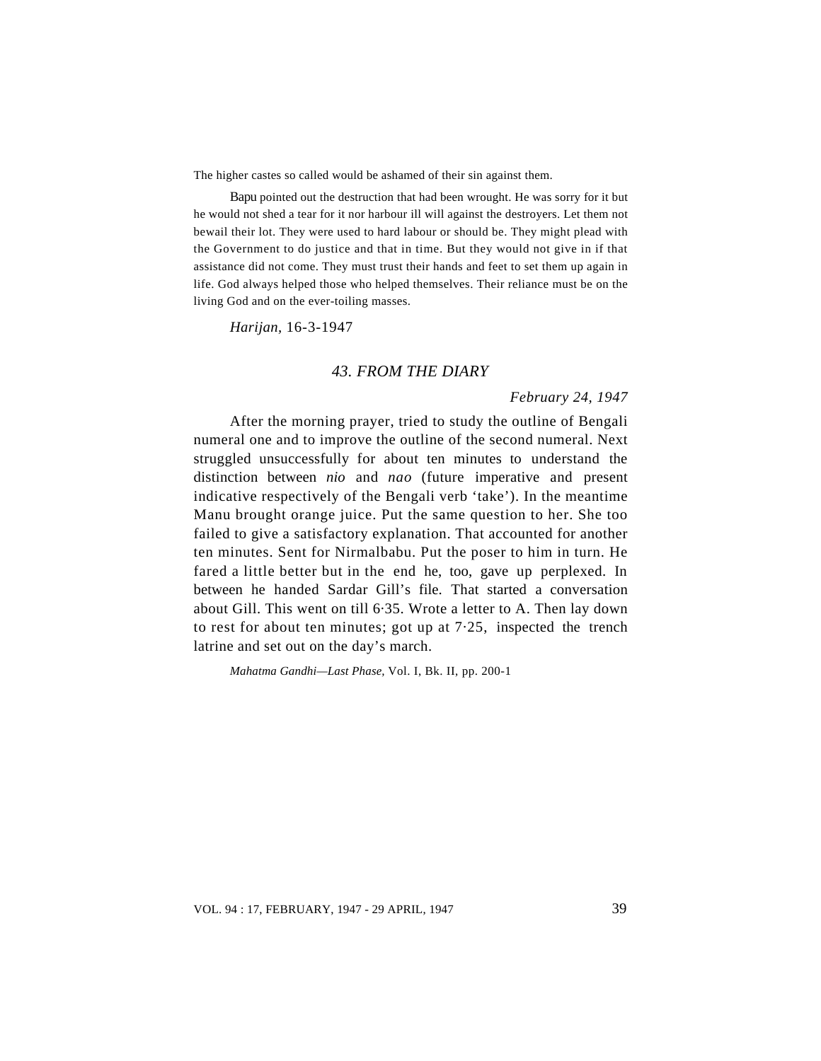The higher castes so called would be ashamed of their sin against them.

Bapu pointed out the destruction that had been wrought. He was sorry for it but he would not shed a tear for it nor harbour ill will against the destroyers. Let them not bewail their lot. They were used to hard labour or should be. They might plead with the Government to do justice and that in time. But they would not give in if that assistance did not come. They must trust their hands and feet to set them up again in life. God always helped those who helped themselves. Their reliance must be on the living God and on the ever-toiling masses.

*Harijan,* 16-3-1947

## *43. FROM THE DIARY*

*February 24, 1947*

After the morning prayer, tried to study the outline of Bengali numeral one and to improve the outline of the second numeral. Next struggled unsuccessfully for about ten minutes to understand the distinction between *nio* and *nao* (future imperative and present indicative respectively of the Bengali verb 'take'). In the meantime Manu brought orange juice. Put the same question to her. She too failed to give a satisfactory explanation. That accounted for another ten minutes. Sent for Nirmalbabu. Put the poser to him in turn. He fared a little better but in the end he, too, gave up perplexed. In between he handed Sardar Gill's file. That started a conversation about Gill. This went on till 6·35. Wrote a letter to A. Then lay down to rest for about ten minutes; got up at 7·25, inspected the trench latrine and set out on the day's march.

*Mahatma Gandhi—Last Phase,* Vol. I, Bk. II, pp. 200-1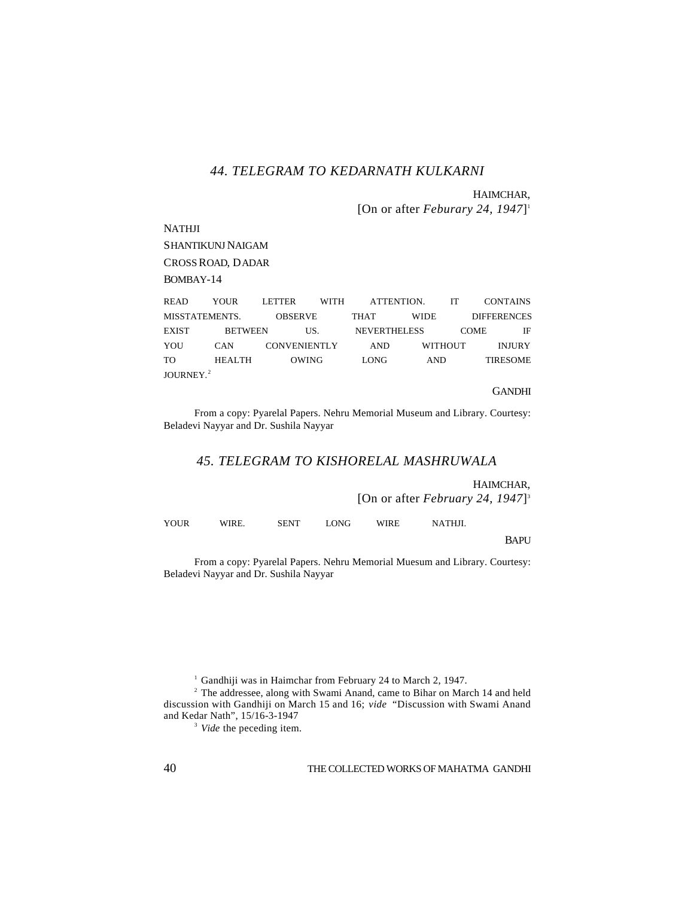## *44. TELEGRAM TO KEDARNATH KULKARNI*

HAIMCHAR,
[On or after *Feburary 24, 1947*][1]

NATHJI
SHANTIKUNJ NAIGAM
CROSS ROAD, DADAR
BOMBAY-14

READ YOUR LETTER WITH ATTENTION. IT CONTAINS MISSTATEMENTS. OBSERVE THAT WIDE DIFFERENCES EXIST BETWEEN US. NEVERTHELESS COME IF YOU CAN CONVENIENTLY AND WITHOUT INJURY TO HEALTH OWING LONG AND TIRESOME JOURNEY.[2]

GANDHI

From a copy: Pyarelal Papers. Nehru Memorial Museum and Library. Courtesy: Beladevi Nayyar and Dr. Sushila Nayyar

## *45. TELEGRAM TO KISHORELAL MASHRUWALA*

HAIMCHAR,
[On or after *February 24, 1947*][3]

YOUR WIRE. SENT LONG WIRE NATHJI.

BAPU

From a copy: Pyarelal Papers. Nehru Memorial Muesum and Library. Courtesy: Beladevi Nayyar and Dr. Sushila Nayyar

---

[1] Gandhiji was in Haimchar from February 24 to March 2, 1947.

[2] The addressee, along with Swami Anand, came to Bihar on March 14 and held discussion with Gandhiji on March 15 and 16; *vide* "Discussion with Swami Anand and Kedar Nath", 15/16-3-1947

[3] *Vide* the peceding item.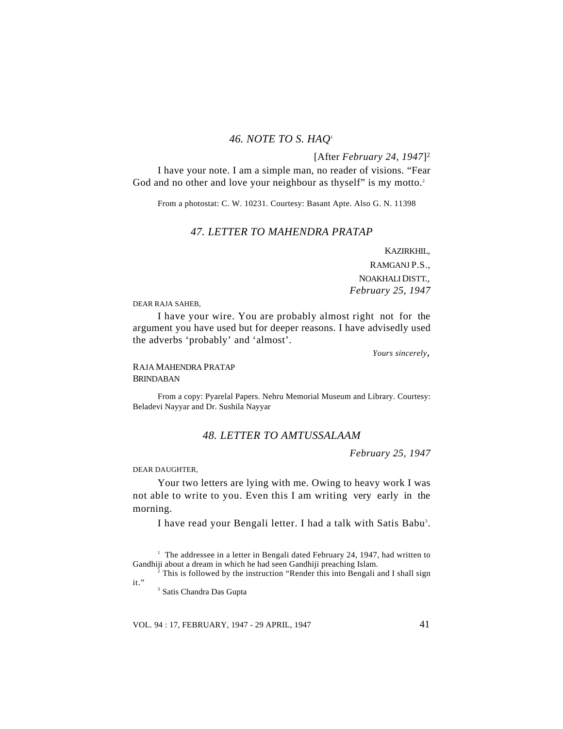### *46. NOTE TO S. HAQ*[1]

[After *February 24, 1947*][2]

I have your note. I am a simple man, no reader of visions. "Fear God and no other and love your neighbour as thyself" is my motto.[2]

From a photostat: C. W. 10231. Courtesy: Basant Apte. Also G. N. 11398

### *47. LETTER TO MAHENDRA PRATAP*

KAZIRKHIL,
RAMGANJ P.S.,
NOAKHALI DISTT.,
*February 25, 1947*

DEAR RAJA SAHEB,

I have your wire. You are probably almost right not for the argument you have used but for deeper reasons. I have advisedly used the adverbs 'probably' and 'almost'.

*Yours sincerely*,

RAJA MAHENDRA PRATAP
BRINDABAN

From a copy: Pyarelal Papers. Nehru Memorial Museum and Library. Courtesy: Beladevi Nayyar and Dr. Sushila Nayyar

### *48. LETTER TO AMTUSSALAAM*

*February 25, 1947*

DEAR DAUGHTER,

Your two letters are lying with me. Owing to heavy work I was not able to write to you. Even this I am writing very early in the morning.

I have read your Bengali letter. I had a talk with Satis Babu[3].

---

[1] The addressee in a letter in Bengali dated February 24, 1947, had written to Gandhiji about a dream in which he had seen Gandhiji preaching Islam.

[2] This is followed by the instruction "Render this into Bengali and I shall sign it."

[3] Satis Chandra Das Gupta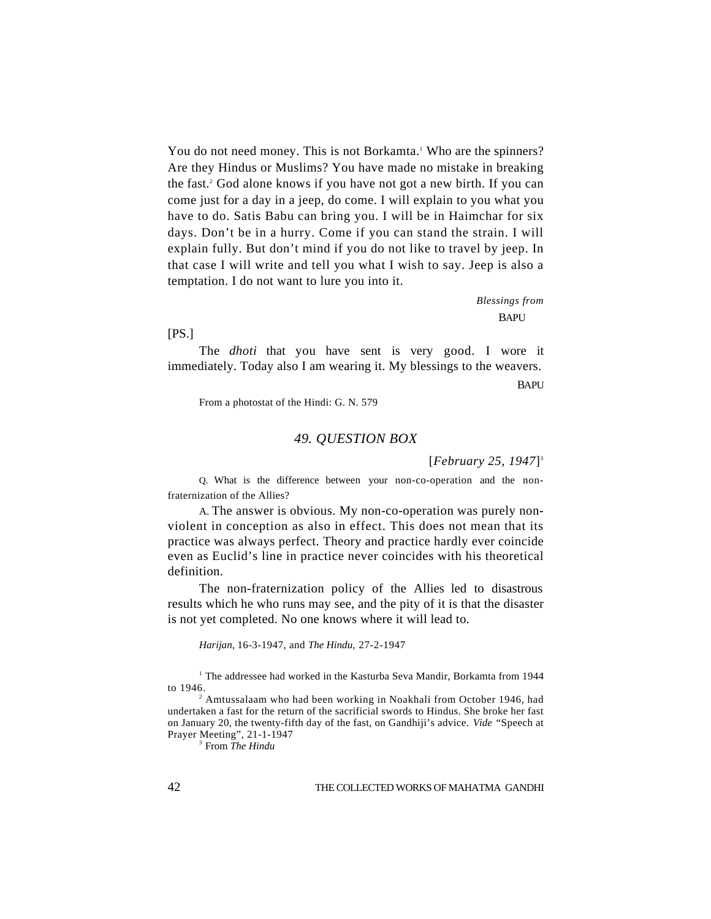You do not need money. This is not Borkamta.[1] Who are the spinners? Are they Hindus or Muslims? You have made no mistake in breaking the fast.[2] God alone knows if you have not got a new birth. If you can come just for a day in a jeep, do come. I will explain to you what you have to do. Satis Babu can bring you. I will be in Haimchar for six days. Don't be in a hurry. Come if you can stand the strain. I will explain fully. But don't mind if you do not like to travel by jeep. In that case I will write and tell you what I wish to say. Jeep is also a temptation. I do not want to lure you into it.

*Blessings from*
BAPU

[PS.]

The *dhoti* that you have sent is very good. I wore it immediately. Today also I am wearing it. My blessings to the weavers.

BAPU

From a photostat of the Hindi: G. N. 579

## 49. QUESTION BOX

[*February 25, 1947*][3]

Q. What is the difference between your non-co-operation and the non-fraternization of the Allies?

A. The answer is obvious. My non-co-operation was purely non-violent in conception as also in effect. This does not mean that its practice was always perfect. Theory and practice hardly ever coincide even as Euclid's line in practice never coincides with his theoretical definition.

The non-fraternization policy of the Allies led to disastrous results which he who runs may see, and the pity of it is that the disaster is not yet completed. No one knows where it will lead to.

*Harijan*, 16-3-1947, and *The Hindu*, 27-2-1947

---

[1] The addressee had worked in the Kasturba Seva Mandir, Borkamta from 1944 to 1946.

[2] Amtussalaam who had been working in Noakhali from October 1946, had undertaken a fast for the return of the sacrificial swords to Hindus. She broke her fast on January 20, the twenty-fifth day of the fast, on Gandhiji's advice. *Vide* "Speech at Prayer Meeting", 21-1-1947

[3] From *The Hindu*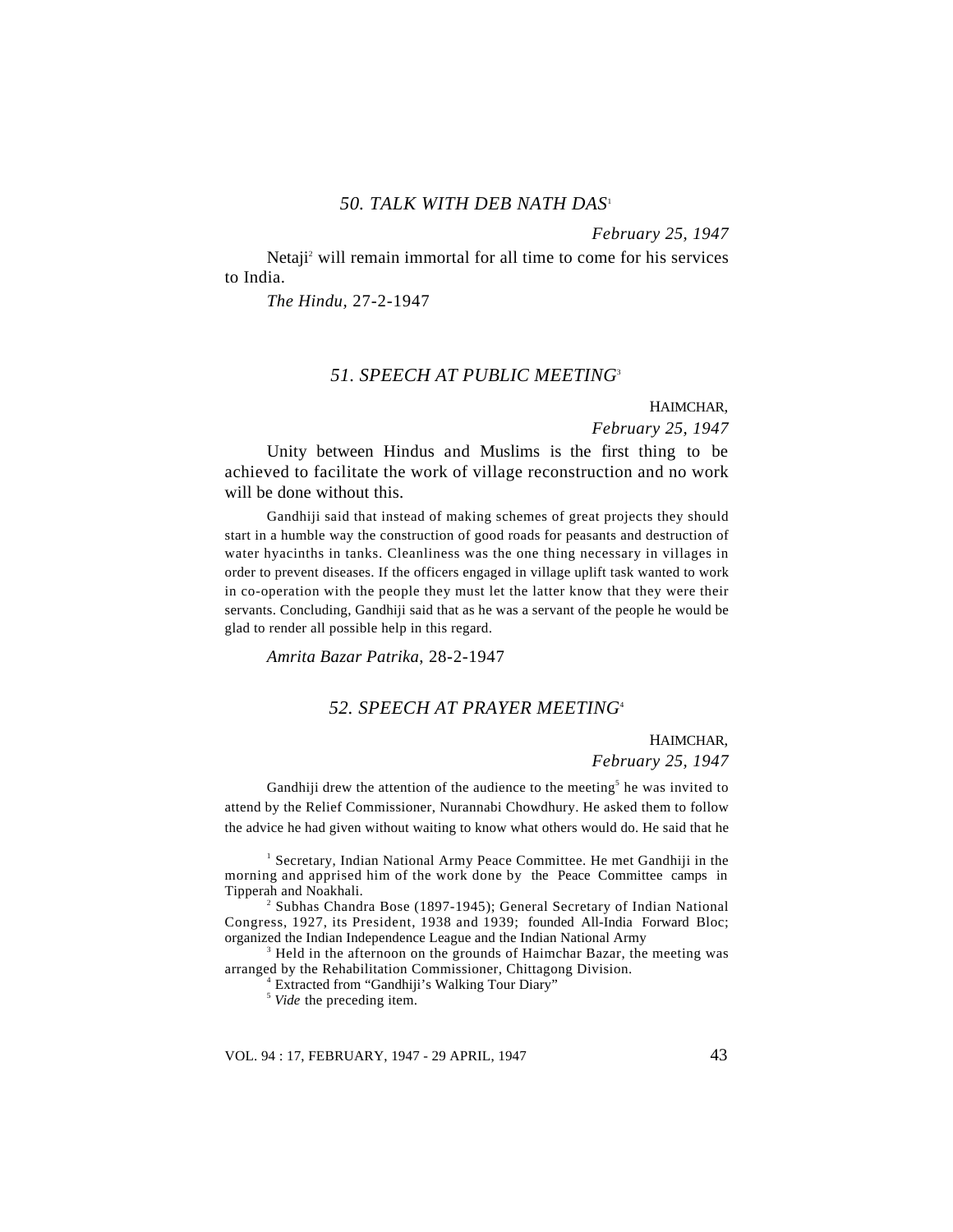### 50. TALK WITH DEB NATH DAS[1]

*February 25, 1947*

Netaji[2] will remain immortal for all time to come for his services to India.

*The Hindu,* 27-2-1947

### 51. SPEECH AT PUBLIC MEETING[3]

HAIMCHAR,
*February 25, 1947*

Unity between Hindus and Muslims is the first thing to be achieved to facilitate the work of village reconstruction and no work will be done without this.

Gandhiji said that instead of making schemes of great projects they should start in a humble way the construction of good roads for peasants and destruction of water hyacinths in tanks. Cleanliness was the one thing necessary in villages in order to prevent diseases. If the officers engaged in village uplift task wanted to work in co-operation with the people they must let the latter know that they were their servants. Concluding, Gandhiji said that as he was a servant of the people he would be glad to render all possible help in this regard.

*Amrita Bazar Patrika,* 28-2-1947

### 52. SPEECH AT PRAYER MEETING[4]

HAIMCHAR,
*February 25, 1947*

Gandhiji drew the attention of the audience to the meeting[5] he was invited to attend by the Relief Commissioner, Nurannabi Chowdhury. He asked them to follow the advice he had given without waiting to know what others would do. He said that he

---

[1] Secretary, Indian National Army Peace Committee. He met Gandhiji in the morning and apprised him of the work done by the Peace Committee camps in Tipperah and Noakhali.

[2] Subhas Chandra Bose (1897-1945); General Secretary of Indian National Congress, 1927, its President, 1938 and 1939; founded All-India Forward Bloc; organized the Indian Independence League and the Indian National Army

[3] Held in the afternoon on the grounds of Haimchar Bazar, the meeting was arranged by the Rehabilitation Commissioner, Chittagong Division.

[4] Extracted from "Gandhiji's Walking Tour Diary"

[5] *Vide* the preceding item.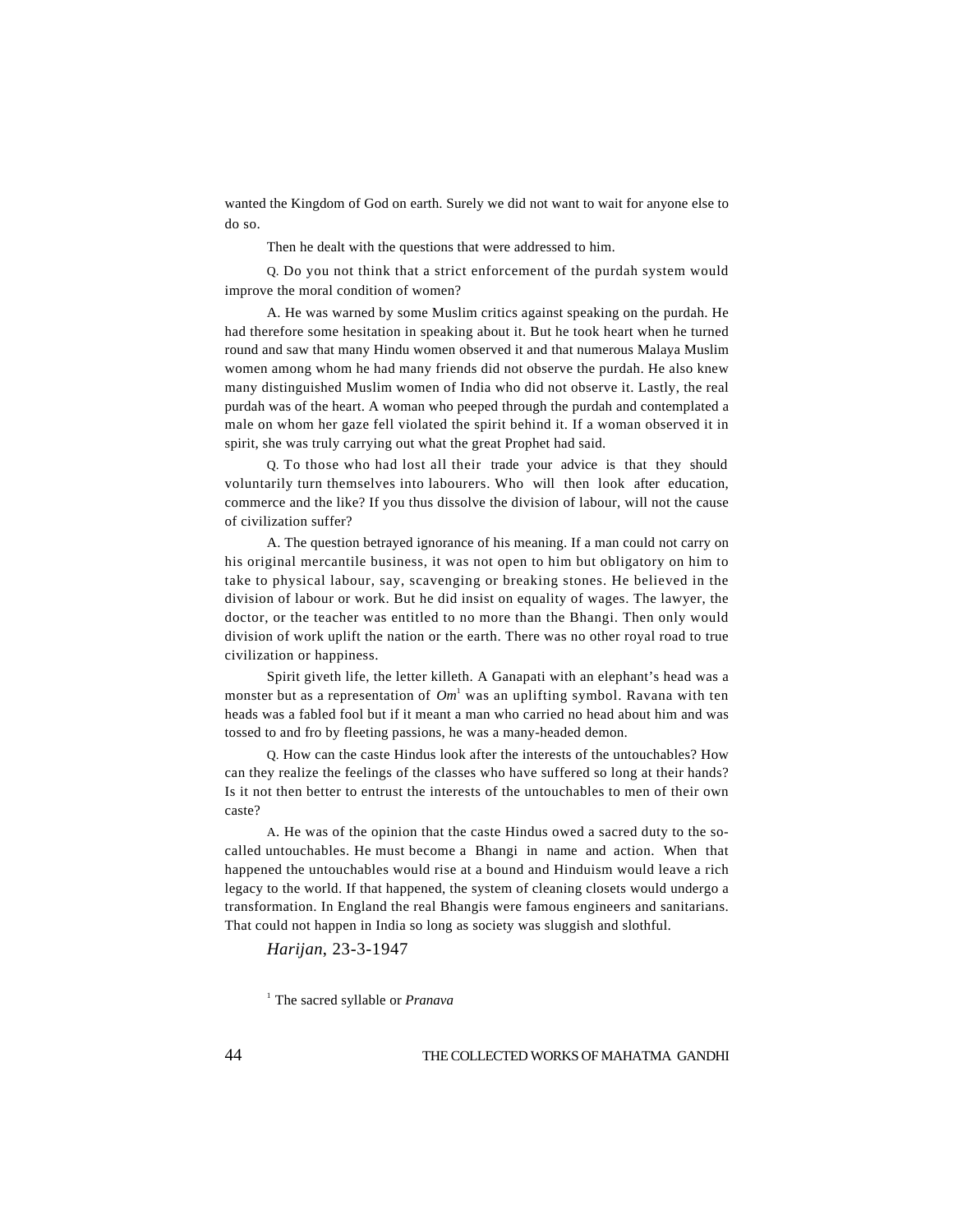wanted the Kingdom of God on earth. Surely we did not want to wait for anyone else to do so.

Then he dealt with the questions that were addressed to him.

Q. Do you not think that a strict enforcement of the purdah system would improve the moral condition of women?

A. He was warned by some Muslim critics against speaking on the purdah. He had therefore some hesitation in speaking about it. But he took heart when he turned round and saw that many Hindu women observed it and that numerous Malaya Muslim women among whom he had many friends did not observe the purdah. He also knew many distinguished Muslim women of India who did not observe it. Lastly, the real purdah was of the heart. A woman who peeped through the purdah and contemplated a male on whom her gaze fell violated the spirit behind it. If a woman observed it in spirit, she was truly carrying out what the great Prophet had said.

Q. To those who had lost all their trade your advice is that they should voluntarily turn themselves into labourers. Who will then look after education, commerce and the like? If you thus dissolve the division of labour, will not the cause of civilization suffer?

A. The question betrayed ignorance of his meaning. If a man could not carry on his original mercantile business, it was not open to him but obligatory on him to take to physical labour, say, scavenging or breaking stones. He believed in the division of labour or work. But he did insist on equality of wages. The lawyer, the doctor, or the teacher was entitled to no more than the Bhangi. Then only would division of work uplift the nation or the earth. There was no other royal road to true civilization or happiness.

Spirit giveth life, the letter killeth. A Ganapati with an elephant's head was a monster but as a representation of *Om*[1] was an uplifting symbol. Ravana with ten heads was a fabled fool but if it meant a man who carried no head about him and was tossed to and fro by fleeting passions, he was a many-headed demon.

Q. How can the caste Hindus look after the interests of the untouchables? How can they realize the feelings of the classes who have suffered so long at their hands? Is it not then better to entrust the interests of the untouchables to men of their own caste?

A. He was of the opinion that the caste Hindus owed a sacred duty to the so-called untouchables. He must become a Bhangi in name and action. When that happened the untouchables would rise at a bound and Hinduism would leave a rich legacy to the world. If that happened, the system of cleaning closets would undergo a transformation. In England the real Bhangis were famous engineers and sanitarians. That could not happen in India so long as society was sluggish and slothful.

*Harijan*, 23-3-1947

[1] The sacred syllable or *Pranava*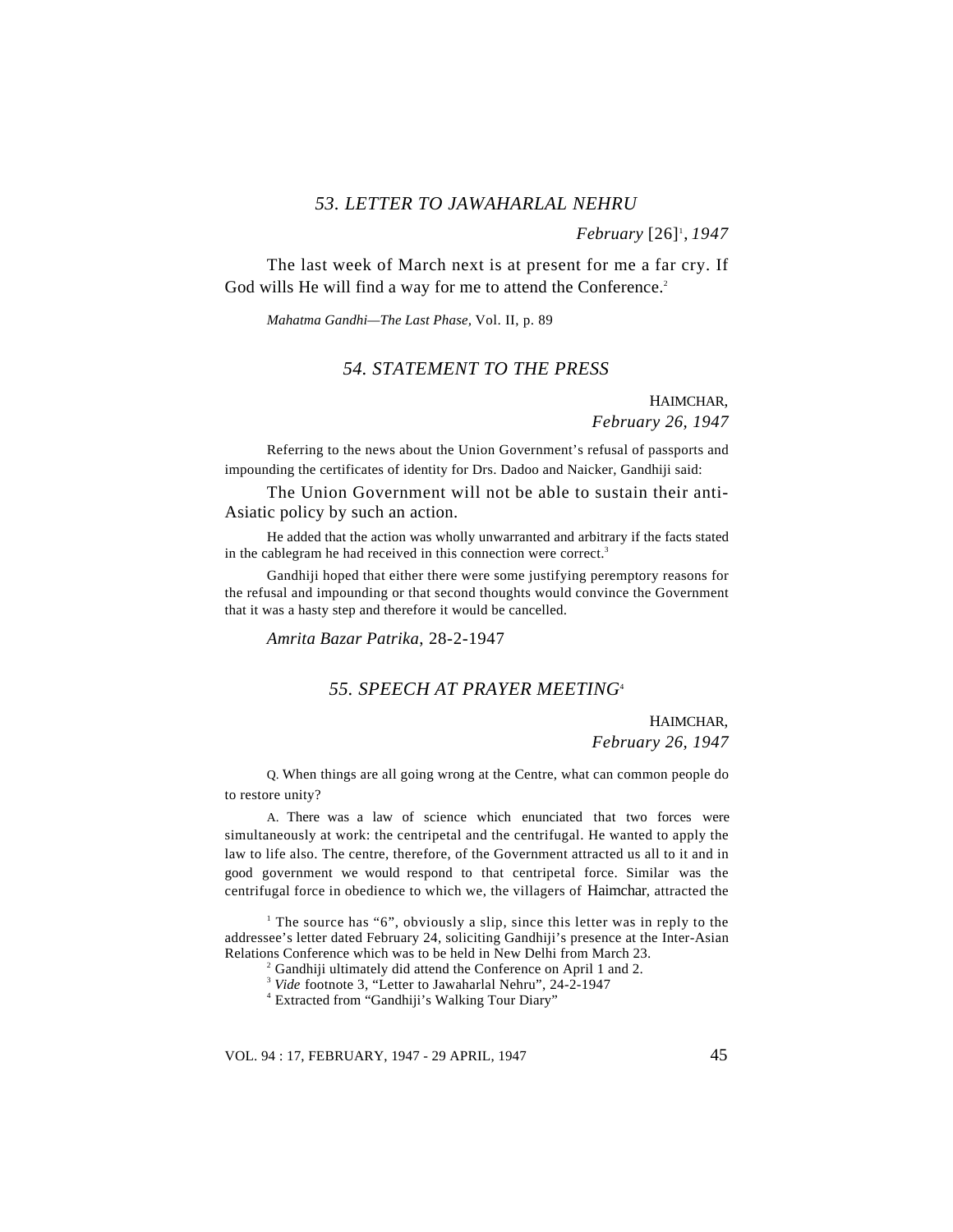## *53. LETTER TO JAWAHARLAL NEHRU*

*February* [26][1], *1947*

The last week of March next is at present for me a far cry. If God wills He will find a way for me to attend the Conference.[2]

*Mahatma Gandhi—The Last Phase,* Vol. II, p. 89

## *54. STATEMENT TO THE PRESS*

HAIMCHAR,
*February 26, 1947*

Referring to the news about the Union Government's refusal of passports and impounding the certificates of identity for Drs. Dadoo and Naicker, Gandhiji said:

The Union Government will not be able to sustain their anti-Asiatic policy by such an action.

He added that the action was wholly unwarranted and arbitrary if the facts stated in the cablegram he had received in this connection were correct.[3]

Gandhiji hoped that either there were some justifying peremptory reasons for the refusal and impounding or that second thoughts would convince the Government that it was a hasty step and therefore it would be cancelled.

*Amrita Bazar Patrika,* 28-2-1947

## *55. SPEECH AT PRAYER MEETING*[4]

HAIMCHAR,
*February 26, 1947*

Q. When things are all going wrong at the Centre, what can common people do to restore unity?

A. There was a law of science which enunciated that two forces were simultaneously at work: the centripetal and the centrifugal. He wanted to apply the law to life also. The centre, therefore, of the Government attracted us all to it and in good government we would respond to that centripetal force. Similar was the centrifugal force in obedience to which we, the villagers of Haimchar, attracted the

---

[1] The source has "6", obviously a slip, since this letter was in reply to the addressee's letter dated February 24, soliciting Gandhiji's presence at the Inter-Asian Relations Conference which was to be held in New Delhi from March 23.

[2] Gandhiji ultimately did attend the Conference on April 1 and 2.

[3] *Vide* footnote 3, "Letter to Jawaharlal Nehru", 24-2-1947

[4] Extracted from "Gandhiji's Walking Tour Diary"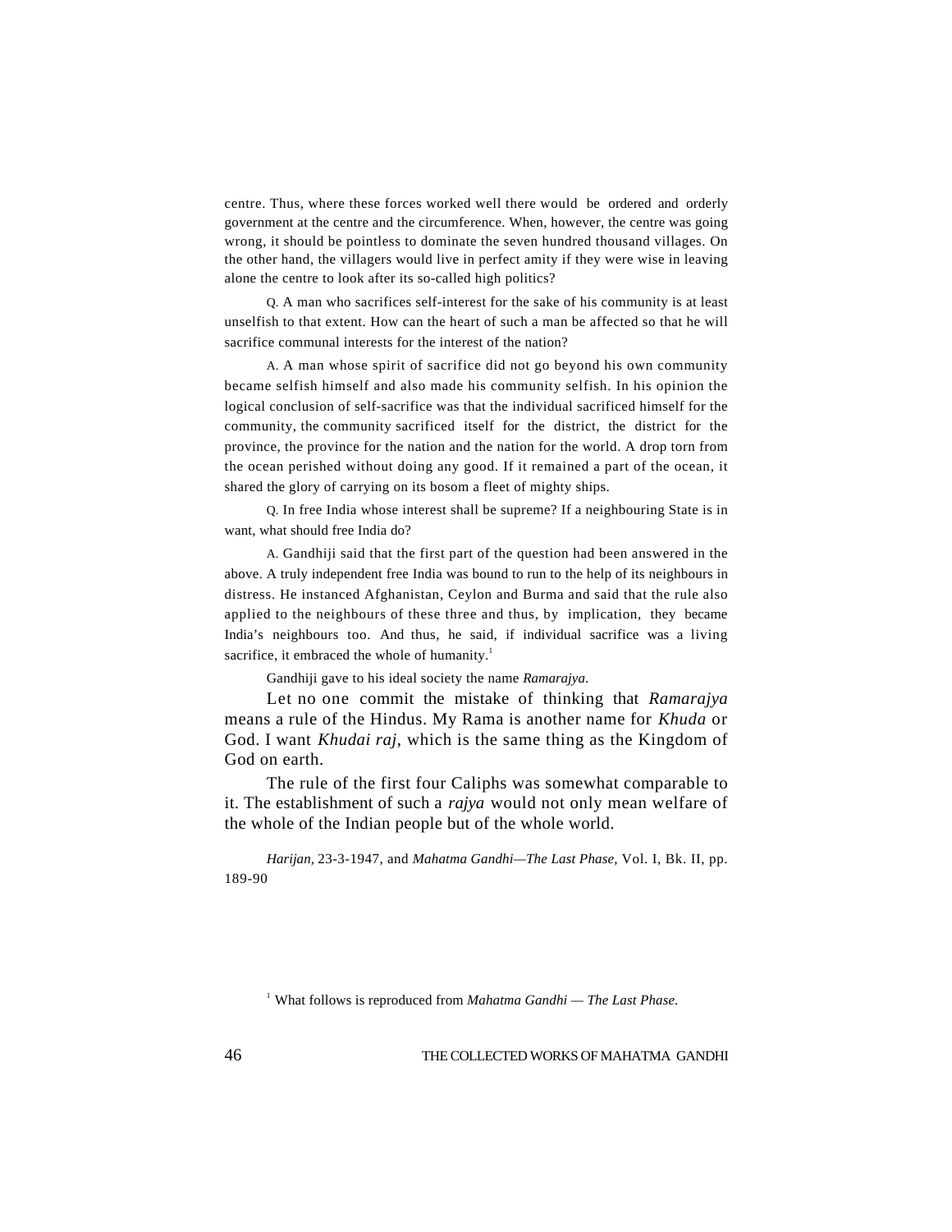centre. Thus, where these forces worked well there would be ordered and orderly government at the centre and the circumference. When, however, the centre was going wrong, it should be pointless to dominate the seven hundred thousand villages. On the other hand, the villagers would live in perfect amity if they were wise in leaving alone the centre to look after its so-called high politics?

Q. A man who sacrifices self-interest for the sake of his community is at least unselfish to that extent. How can the heart of such a man be affected so that he will sacrifice communal interests for the interest of the nation?

A. A man whose spirit of sacrifice did not go beyond his own community became selfish himself and also made his community selfish. In his opinion the logical conclusion of self-sacrifice was that the individual sacrificed himself for the community, the community sacrificed itself for the district, the district for the province, the province for the nation and the nation for the world. A drop torn from the ocean perished without doing any good. If it remained a part of the ocean, it shared the glory of carrying on its bosom a fleet of mighty ships.

Q. In free India whose interest shall be supreme? If a neighbouring State is in want, what should free India do?

A. Gandhiji said that the first part of the question had been answered in the above. A truly independent free India was bound to run to the help of its neighbours in distress. He instanced Afghanistan, Ceylon and Burma and said that the rule also applied to the neighbours of these three and thus, by implication, they became India's neighbours too. And thus, he said, if individual sacrifice was a living sacrifice, it embraced the whole of humanity.[1]

Gandhiji gave to his ideal society the name *Ramarajya.*

Let no one commit the mistake of thinking that *Ramarajya* means a rule of the Hindus. My Rama is another name for *Khuda* or God. I want *Khudai raj*, which is the same thing as the Kingdom of God on earth.

The rule of the first four Caliphs was somewhat comparable to it. The establishment of such a *rajya* would not only mean welfare of the whole of the Indian people but of the whole world.

*Harijan,* 23-3-1947, and *Mahatma Gandhi—The Last Phase,* Vol. I, Bk. II, pp. 189-90

[1] What follows is reproduced from *Mahatma Gandhi — The Last Phase.*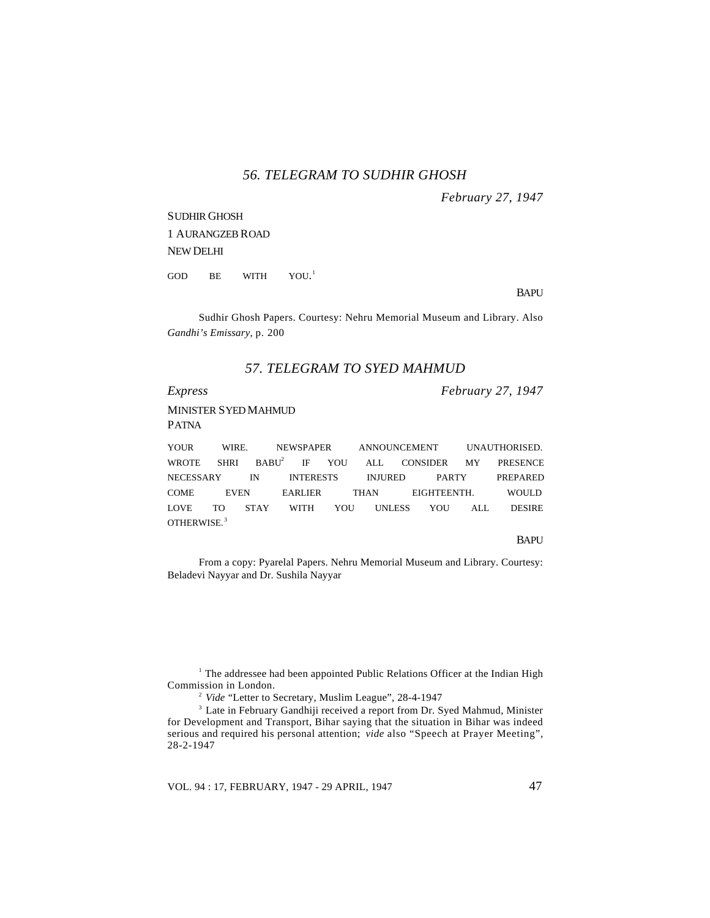### *56. TELEGRAM TO SUDHIR GHOSH*

*February 27, 1947*

SUDHIR GHOSH
1 AURANGZEB ROAD
NEW DELHI

GOD BE WITH YOU.[1]

BAPU

Sudhir Ghosh Papers. Courtesy: Nehru Memorial Museum and Library. Also *Gandhi's Emissary,* p. 200

### *57. TELEGRAM TO SYED MAHMUD*

*Express* *February 27, 1947*

MINISTER SYED MAHMUD
PATNA

YOUR WIRE. NEWSPAPER ANNOUNCEMENT UNAUTHORISED. WROTE SHRI BABU[2] IF YOU ALL CONSIDER MY PRESENCE NECESSARY IN INTERESTS INJURED PARTY PREPARED COME EVEN EARLIER THAN EIGHTEENTH. WOULD LOVE TO STAY WITH YOU UNLESS YOU ALL DESIRE OTHERWISE.[3]

BAPU

From a copy: Pyarelal Papers. Nehru Memorial Museum and Library. Courtesy: Beladevi Nayyar and Dr. Sushila Nayyar

---

[1] The addressee had been appointed Public Relations Officer at the Indian High Commission in London.

[2] *Vide* "Letter to Secretary, Muslim League", 28-4-1947

[3] Late in February Gandhiji received a report from Dr. Syed Mahmud, Minister for Development and Transport, Bihar saying that the situation in Bihar was indeed serious and required his personal attention; *vide* also "Speech at Prayer Meeting", 28-2-1947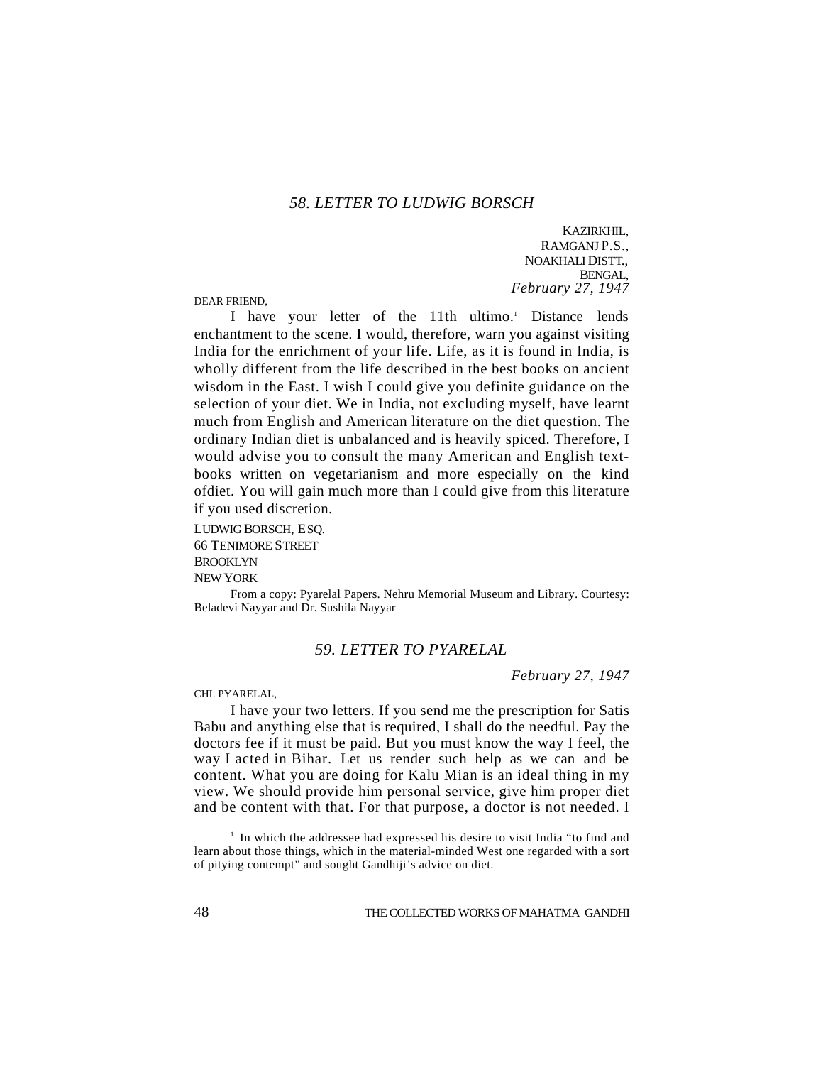## *58. LETTER TO LUDWIG BORSCH*

KAZIRKHIL,
RAMGANJ P.S.,
NOAKHALI DISTT.,
BENGAL,
*February 27, 1947*

DEAR FRIEND,

I have your letter of the 11th ultimo.[1] Distance lends enchantment to the scene. I would, therefore, warn you against visiting India for the enrichment of your life. Life, as it is found in India, is wholly different from the life described in the best books on ancient wisdom in the East. I wish I could give you definite guidance on the selection of your diet. We in India, not excluding myself, have learnt much from English and American literature on the diet question. The ordinary Indian diet is unbalanced and is heavily spiced. Therefore, I would advise you to consult the many American and English text-books written on vegetarianism and more especially on the kind ofdiet. You will gain much more than I could give from this literature if you used discretion.

LUDWIG BORSCH, ESQ.
66 TENIMORE STREET
BROOKLYN
NEW YORK

From a copy: Pyarelal Papers. Nehru Memorial Museum and Library. Courtesy: Beladevi Nayyar and Dr. Sushila Nayyar

## *59. LETTER TO PYARELAL*

*February 27, 1947*

CHI. PYARELAL,

I have your two letters. If you send me the prescription for Satis Babu and anything else that is required, I shall do the needful. Pay the doctors fee if it must be paid. But you must know the way I feel, the way I acted in Bihar. Let us render such help as we can and be content. What you are doing for Kalu Mian is an ideal thing in my view. We should provide him personal service, give him proper diet and be content with that. For that purpose, a doctor is not needed. I

[1] In which the addressee had expressed his desire to visit India "to find and learn about those things, which in the material-minded West one regarded with a sort of pitying contempt" and sought Gandhiji's advice on diet.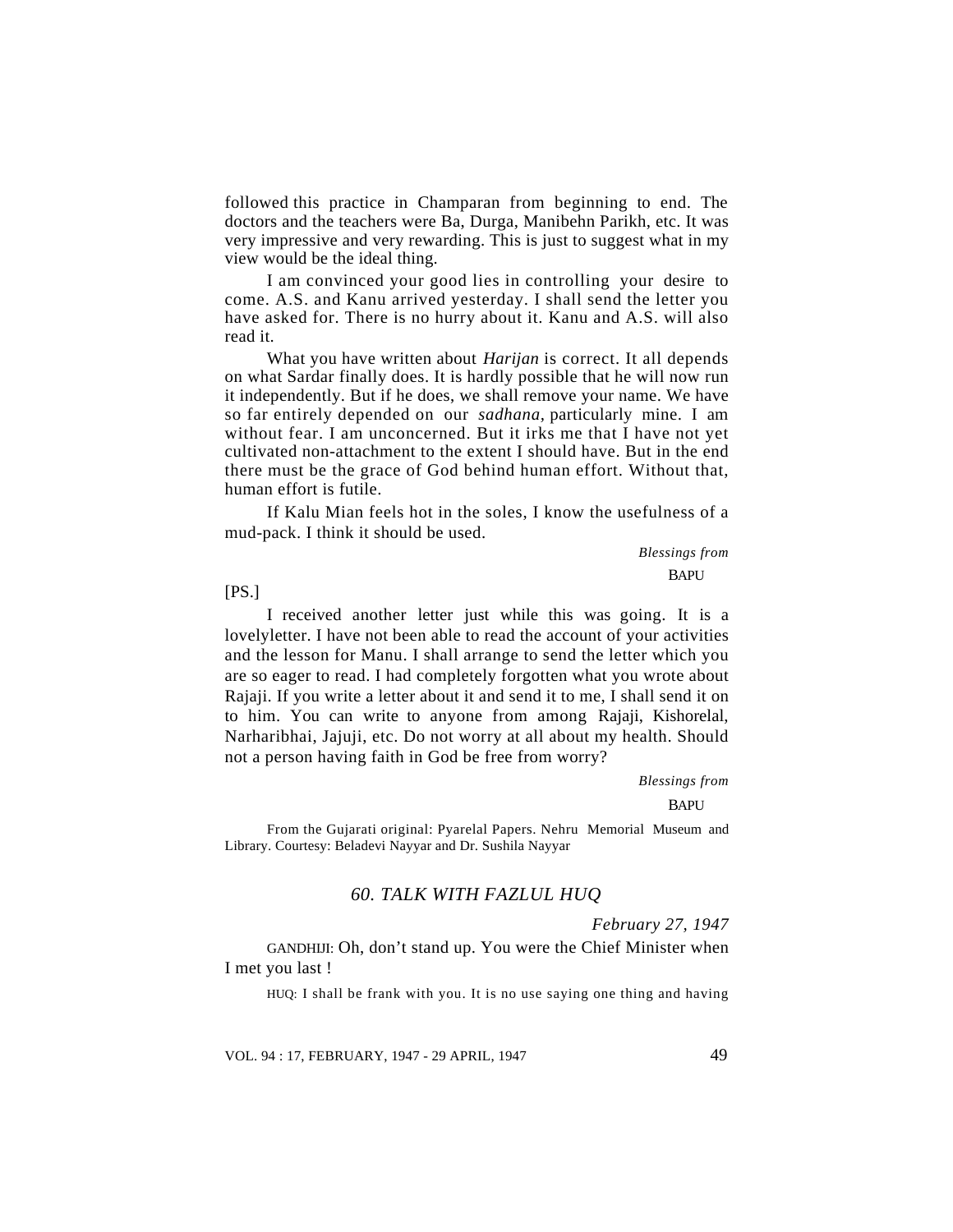followed this practice in Champaran from beginning to end. The doctors and the teachers were Ba, Durga, Manibehn Parikh, etc. It was very impressive and very rewarding. This is just to suggest what in my view would be the ideal thing.

I am convinced your good lies in controlling your desire to come. A.S. and Kanu arrived yesterday. I shall send the letter you have asked for. There is no hurry about it. Kanu and A.S. will also read it.

What you have written about *Harijan* is correct. It all depends on what Sardar finally does. It is hardly possible that he will now run it independently. But if he does, we shall remove your name. We have so far entirely depended on our *sadhana*, particularly mine. I am without fear. I am unconcerned. But it irks me that I have not yet cultivated non-attachment to the extent I should have. But in the end there must be the grace of God behind human effort. Without that, human effort is futile.

If Kalu Mian feels hot in the soles, I know the usefulness of a mud-pack. I think it should be used.

*Blessings from*

BAPU

[PS.]

I received another letter just while this was going. It is a lovelyletter. I have not been able to read the account of your activities and the lesson for Manu. I shall arrange to send the letter which you are so eager to read. I had completely forgotten what you wrote about Rajaji. If you write a letter about it and send it to me, I shall send it on to him. You can write to anyone from among Rajaji, Kishorelal, Narharibhai, Jajuji, etc. Do not worry at all about my health. Should not a person having faith in God be free from worry?

*Blessings from*

BAPU

From the Gujarati original: Pyarelal Papers. Nehru Memorial Museum and Library. Courtesy: Beladevi Nayyar and Dr. Sushila Nayyar

### *60. TALK WITH FAZLUL HUQ*

*February 27, 1947*

GANDHIJI: Oh, don't stand up. You were the Chief Minister when I met you last !

HUQ: I shall be frank with you. It is no use saying one thing and having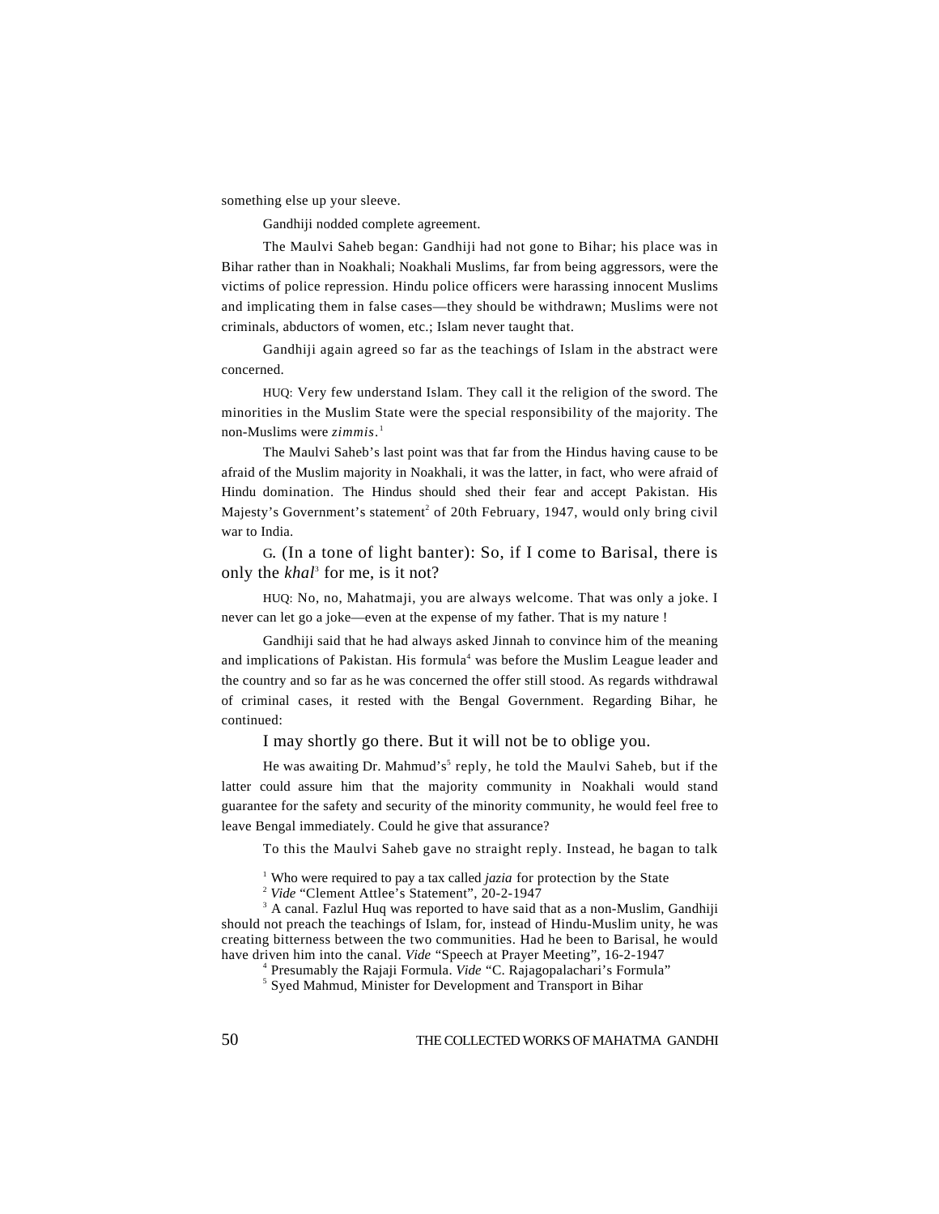something else up your sleeve.

Gandhiji nodded complete agreement.

The Maulvi Saheb began: Gandhiji had not gone to Bihar; his place was in Bihar rather than in Noakhali; Noakhali Muslims, far from being aggressors, were the victims of police repression. Hindu police officers were harassing innocent Muslims and implicating them in false cases—they should be withdrawn; Muslims were not criminals, abductors of women, etc.; Islam never taught that.

Gandhiji again agreed so far as the teachings of Islam in the abstract were concerned.

HUQ: Very few understand Islam. They call it the religion of the sword. The minorities in the Muslim State were the special responsibility of the majority. The non-Muslims were *zimmis*.[1]

The Maulvi Saheb's last point was that far from the Hindus having cause to be afraid of the Muslim majority in Noakhali, it was the latter, in fact, who were afraid of Hindu domination. The Hindus should shed their fear and accept Pakistan. His Majesty's Government's statement[2] of 20th February, 1947, would only bring civil war to India.

G. (In a tone of light banter): So, if I come to Barisal, there is only the *khal*[3] for me, is it not?

HUQ: No, no, Mahatmaji, you are always welcome. That was only a joke. I never can let go a joke—even at the expense of my father. That is my nature !

Gandhiji said that he had always asked Jinnah to convince him of the meaning and implications of Pakistan. His formula[4] was before the Muslim League leader and the country and so far as he was concerned the offer still stood. As regards withdrawal of criminal cases, it rested with the Bengal Government. Regarding Bihar, he continued:

I may shortly go there. But it will not be to oblige you.

He was awaiting Dr. Mahmud's[5] reply, he told the Maulvi Saheb, but if the latter could assure him that the majority community in Noakhali would stand guarantee for the safety and security of the minority community, he would feel free to leave Bengal immediately. Could he give that assurance?

To this the Maulvi Saheb gave no straight reply. Instead, he bagan to talk

[1] Who were required to pay a tax called *jazia* for protection by the State

[2] *Vide* "Clement Attlee's Statement", 20-2-1947

[3] A canal. Fazlul Huq was reported to have said that as a non-Muslim, Gandhiji should not preach the teachings of Islam, for, instead of Hindu-Muslim unity, he was creating bitterness between the two communities. Had he been to Barisal, he would have driven him into the canal. *Vide* "Speech at Prayer Meeting", 16-2-1947

[4] Presumably the Rajaji Formula. *Vide* "C. Rajagopalachari's Formula"

[5] Syed Mahmud, Minister for Development and Transport in Bihar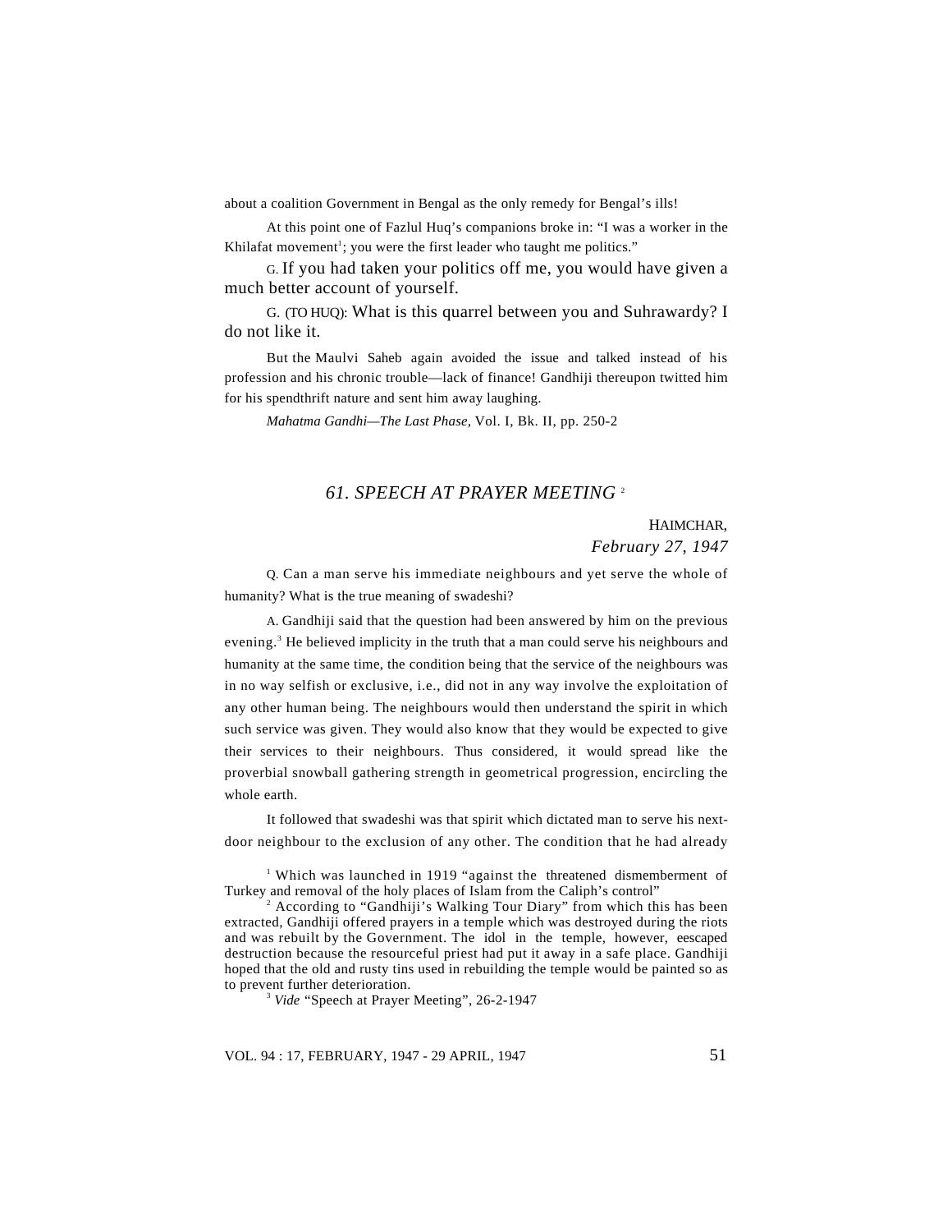about a coalition Government in Bengal as the only remedy for Bengal's ills!

At this point one of Fazlul Huq's companions broke in: "I was a worker in the Khilafat movement[1]; you were the first leader who taught me politics."

G. If you had taken your politics off me, you would have given a much better account of yourself.

G. (TO HUQ): What is this quarrel between you and Suhrawardy? I do not like it.

But the Maulvi Saheb again avoided the issue and talked instead of his profession and his chronic trouble—lack of finance! Gandhiji thereupon twitted him for his spendthrift nature and sent him away laughing.

*Mahatma Gandhi—The Last Phase*, Vol. I, Bk. II, pp. 250-2

## *61. SPEECH AT PRAYER MEETING* [2]

HAIMCHAR,
*February 27, 1947*

Q. Can a man serve his immediate neighbours and yet serve the whole of humanity? What is the true meaning of swadeshi?

A. Gandhiji said that the question had been answered by him on the previous evening.[3] He believed implicity in the truth that a man could serve his neighbours and humanity at the same time, the condition being that the service of the neighbours was in no way selfish or exclusive, i.e., did not in any way involve the exploitation of any other human being. The neighbours would then understand the spirit in which such service was given. They would also know that they would be expected to give their services to their neighbours. Thus considered, it would spread like the proverbial snowball gathering strength in geometrical progression, encircling the whole earth.

It followed that swadeshi was that spirit which dictated man to serve his next-door neighbour to the exclusion of any other. The condition that he had already

[1] Which was launched in 1919 "against the threatened dismemberment of Turkey and removal of the holy places of Islam from the Caliph's control"

[2] According to "Gandhiji's Walking Tour Diary" from which this has been extracted, Gandhiji offered prayers in a temple which was destroyed during the riots and was rebuilt by the Government. The idol in the temple, however, eescaped destruction because the resourceful priest had put it away in a safe place. Gandhiji hoped that the old and rusty tins used in rebuilding the temple would be painted so as to prevent further deterioration.

[3] *Vide* "Speech at Prayer Meeting", 26-2-1947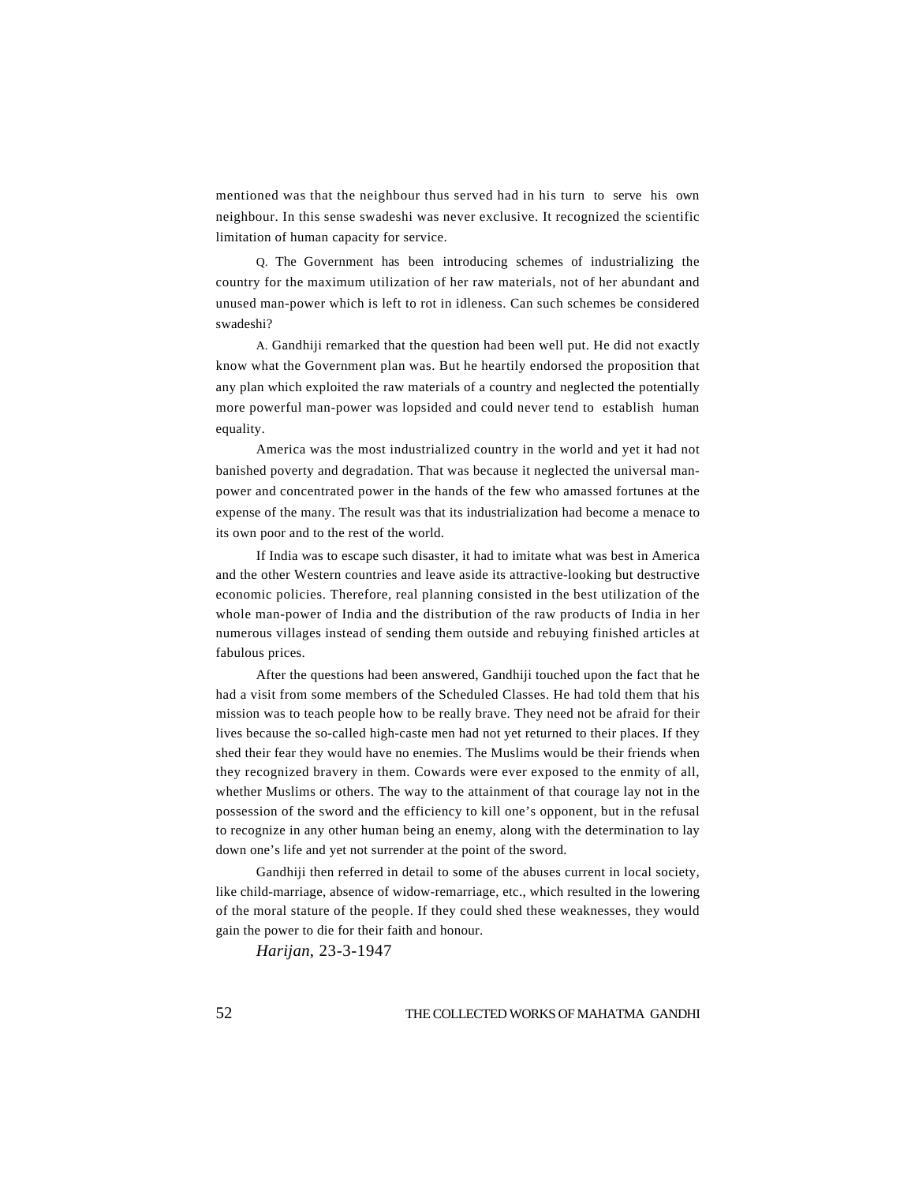mentioned was that the neighbour thus served had in his turn to serve his own neighbour. In this sense swadeshi was never exclusive. It recognized the scientific limitation of human capacity for service.

Q. The Government has been introducing schemes of industrializing the country for the maximum utilization of her raw materials, not of her abundant and unused man-power which is left to rot in idleness. Can such schemes be considered swadeshi?

A. Gandhiji remarked that the question had been well put. He did not exactly know what the Government plan was. But he heartily endorsed the proposition that any plan which exploited the raw materials of a country and neglected the potentially more powerful man-power was lopsided and could never tend to establish human equality.

America was the most industrialized country in the world and yet it had not banished poverty and degradation. That was because it neglected the universal man-power and concentrated power in the hands of the few who amassed fortunes at the expense of the many. The result was that its industrialization had become a menace to its own poor and to the rest of the world.

If India was to escape such disaster, it had to imitate what was best in America and the other Western countries and leave aside its attractive-looking but destructive economic policies. Therefore, real planning consisted in the best utilization of the whole man-power of India and the distribution of the raw products of India in her numerous villages instead of sending them outside and rebuying finished articles at fabulous prices.

After the questions had been answered, Gandhiji touched upon the fact that he had a visit from some members of the Scheduled Classes. He had told them that his mission was to teach people how to be really brave. They need not be afraid for their lives because the so-called high-caste men had not yet returned to their places. If they shed their fear they would have no enemies. The Muslims would be their friends when they recognized bravery in them. Cowards were ever exposed to the enmity of all, whether Muslims or others. The way to the attainment of that courage lay not in the possession of the sword and the efficiency to kill one's opponent, but in the refusal to recognize in any other human being an enemy, along with the determination to lay down one's life and yet not surrender at the point of the sword.

Gandhiji then referred in detail to some of the abuses current in local society, like child-marriage, absence of widow-remarriage, etc., which resulted in the lowering of the moral stature of the people. If they could shed these weaknesses, they would gain the power to die for their faith and honour.

*Harijan*, 23-3-1947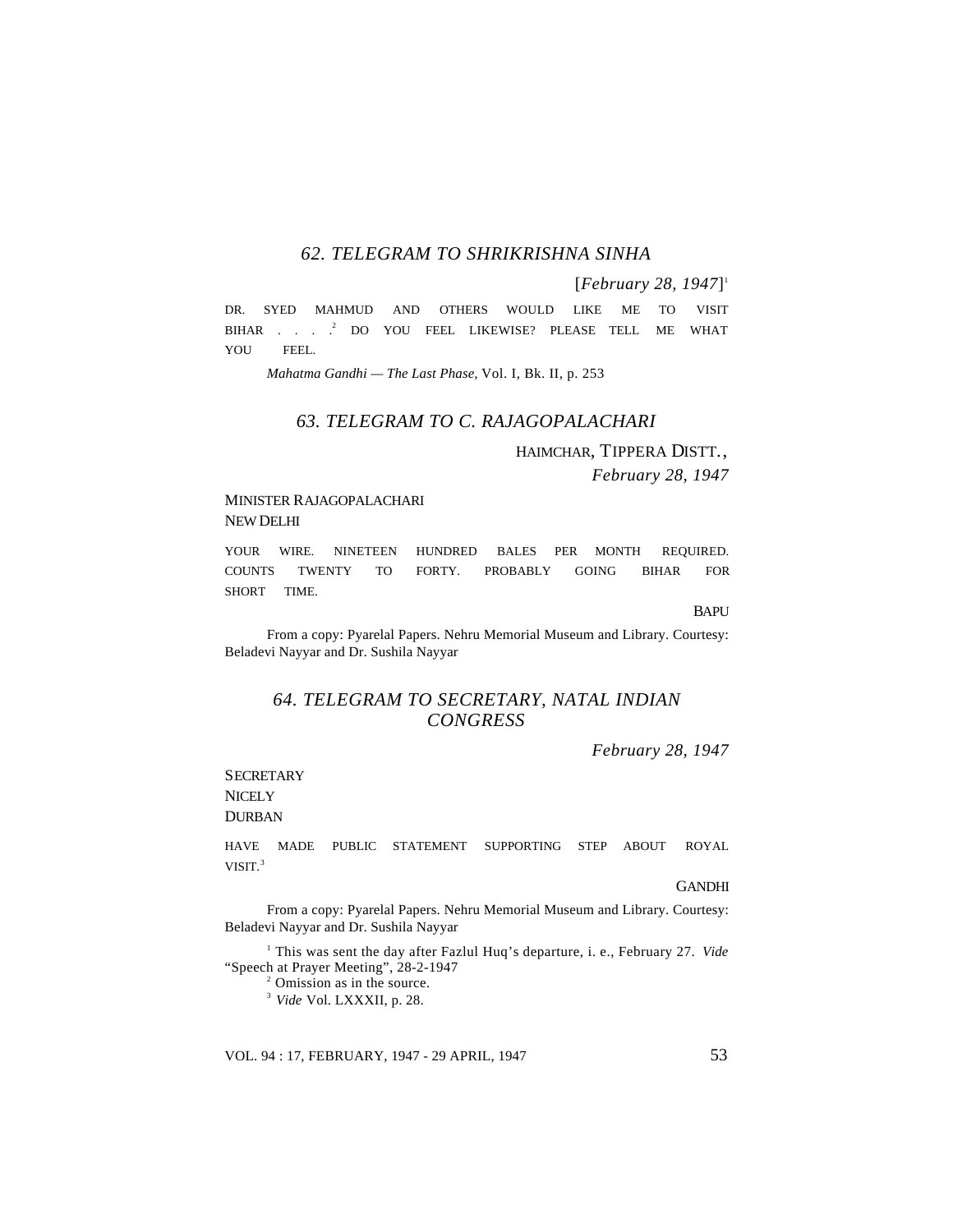## *62. TELEGRAM TO SHRIKRISHNA SINHA*

[*February 28, 1947*][1]

DR. SYED MAHMUD AND OTHERS WOULD LIKE ME TO VISIT BIHAR . . . .[2] DO YOU FEEL LIKEWISE? PLEASE TELL ME WHAT YOU FEEL.

*Mahatma Gandhi — The Last Phase*, Vol. I, Bk. II, p. 253

## *63. TELEGRAM TO C. RAJAGOPALACHARI*

HAIMCHAR, TIPPERA DISTT.,
*February 28, 1947*

MINISTER RAJAGOPALACHARI
NEW DELHI

YOUR WIRE. NINETEEN HUNDRED BALES PER MONTH REQUIRED. COUNTS TWENTY TO FORTY. PROBABLY GOING BIHAR FOR SHORT TIME.

BAPU

From a copy: Pyarelal Papers. Nehru Memorial Museum and Library. Courtesy: Beladevi Nayyar and Dr. Sushila Nayyar

## *64. TELEGRAM TO SECRETARY, NATAL INDIAN CONGRESS*

*February 28, 1947*

SECRETARY
NICELY
DURBAN

HAVE MADE PUBLIC STATEMENT SUPPORTING STEP ABOUT ROYAL VISIT.[3]

GANDHI

From a copy: Pyarelal Papers. Nehru Memorial Museum and Library. Courtesy: Beladevi Nayyar and Dr. Sushila Nayyar

[1] This was sent the day after Fazlul Huq's departure, i. e., February 27. *Vide* "Speech at Prayer Meeting", 28-2-1947

[2] Omission as in the source.

[3] *Vide* Vol. LXXXII, p. 28.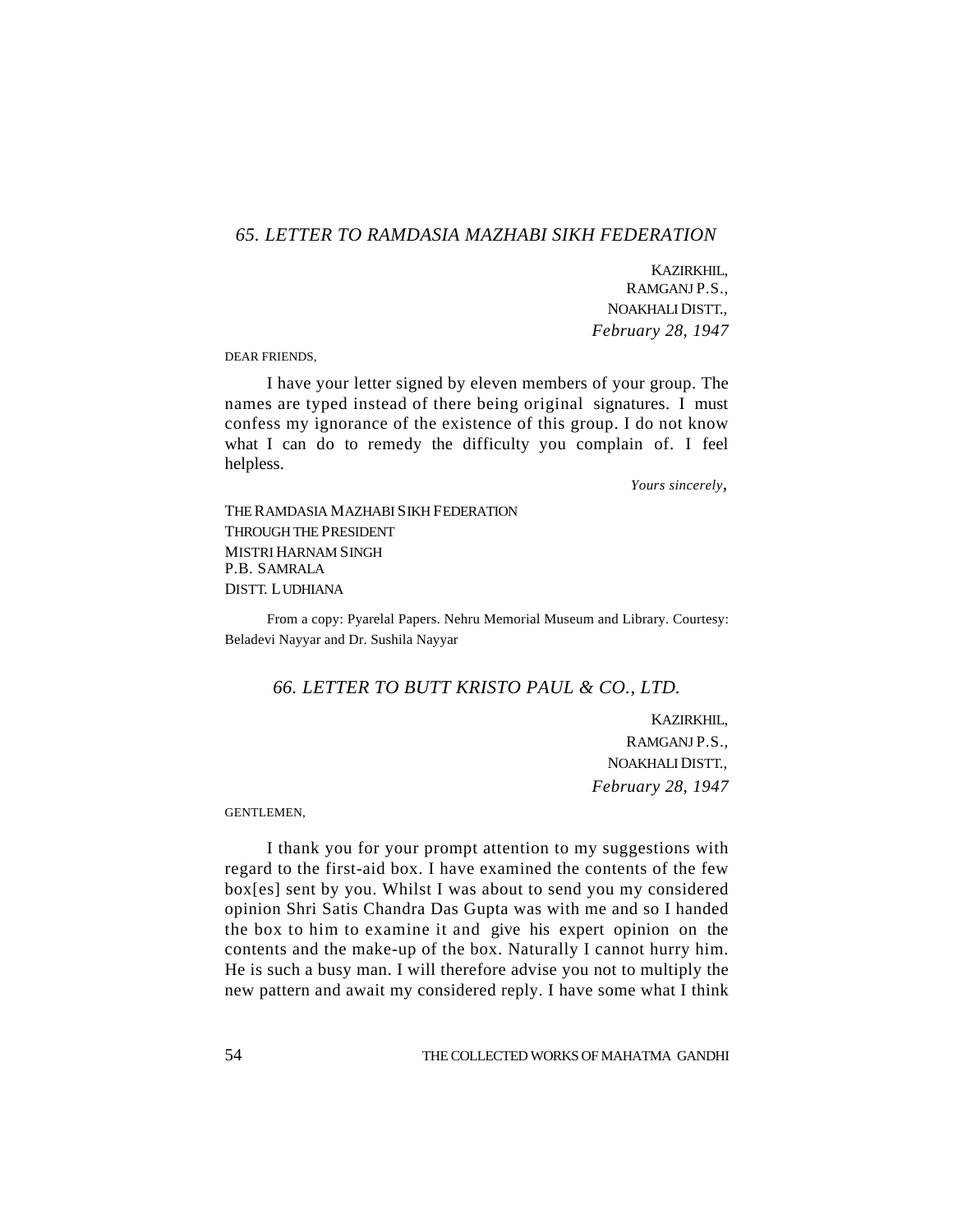## *65. LETTER TO RAMDASIA MAZHABI SIKH FEDERATION*

KAZIRKHIL,
RAMGANJ P.S.,
NOAKHALI DISTT.,
*February 28, 1947*

DEAR FRIENDS,

I have your letter signed by eleven members of your group. The names are typed instead of there being original signatures. I must confess my ignorance of the existence of this group. I do not know what I can do to remedy the difficulty you complain of. I feel helpless.

*Yours sincerely*,

THE RAMDASIA MAZHABI SIKH FEDERATION
THROUGH THE PRESIDENT
MISTRI HARNAM SINGH
P.B. SAMRALA
DISTT. LUDHIANA

From a copy: Pyarelal Papers. Nehru Memorial Museum and Library. Courtesy: Beladevi Nayyar and Dr. Sushila Nayyar

## *66. LETTER TO BUTT KRISTO PAUL & CO., LTD.*

KAZIRKHIL,
RAMGANJ P.S.,
NOAKHALI DISTT.,
*February 28, 1947*

GENTLEMEN,

I thank you for your prompt attention to my suggestions with regard to the first-aid box. I have examined the contents of the few box[es] sent by you. Whilst I was about to send you my considered opinion Shri Satis Chandra Das Gupta was with me and so I handed the box to him to examine it and give his expert opinion on the contents and the make-up of the box. Naturally I cannot hurry him. He is such a busy man. I will therefore advise you not to multiply the new pattern and await my considered reply. I have some what I think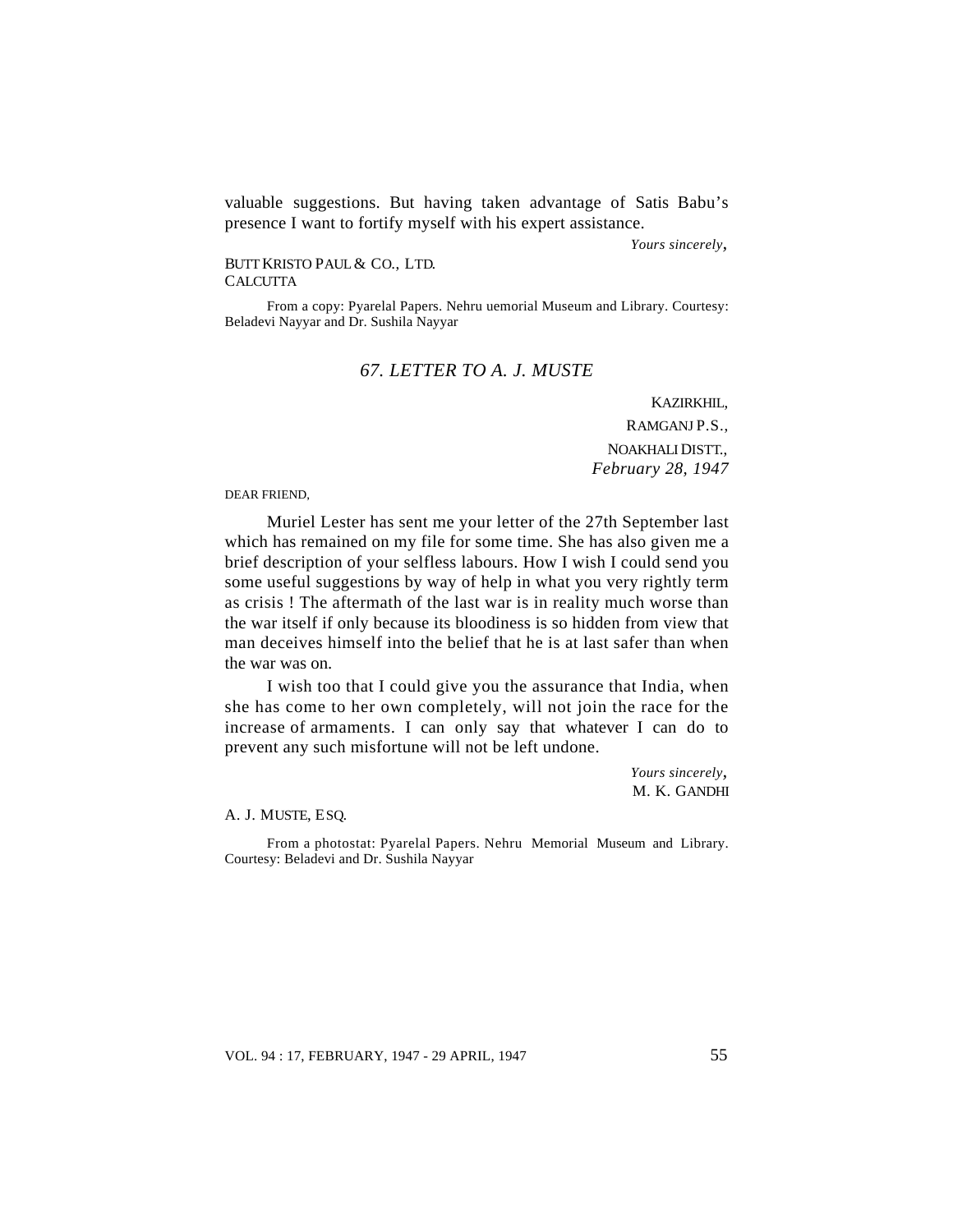valuable suggestions. But having taken advantage of Satis Babu's presence I want to fortify myself with his expert assistance.

*Yours sincerely*,

BUTT KRISTO PAUL & CO., LTD.
CALCUTTA

From a copy: Pyarelal Papers. Nehru uemorial Museum and Library. Courtesy: Beladevi Nayyar and Dr. Sushila Nayyar

## *67. LETTER TO A. J. MUSTE*

KAZIRKHIL,
RAMGANJ P.S.,
NOAKHALI DISTT.,
*February 28, 1947*

DEAR FRIEND,

Muriel Lester has sent me your letter of the 27th September last which has remained on my file for some time. She has also given me a brief description of your selfless labours. How I wish I could send you some useful suggestions by way of help in what you very rightly term as crisis ! The aftermath of the last war is in reality much worse than the war itself if only because its bloodiness is so hidden from view that man deceives himself into the belief that he is at last safer than when the war was on.

I wish too that I could give you the assurance that India, when she has come to her own completely, will not join the race for the increase of armaments. I can only say that whatever I can do to prevent any such misfortune will not be left undone.

*Yours sincerely*,
M. K. GANDHI

A. J. MUSTE, ESQ.

From a photostat: Pyarelal Papers. Nehru Memorial Museum and Library. Courtesy: Beladevi and Dr. Sushila Nayyar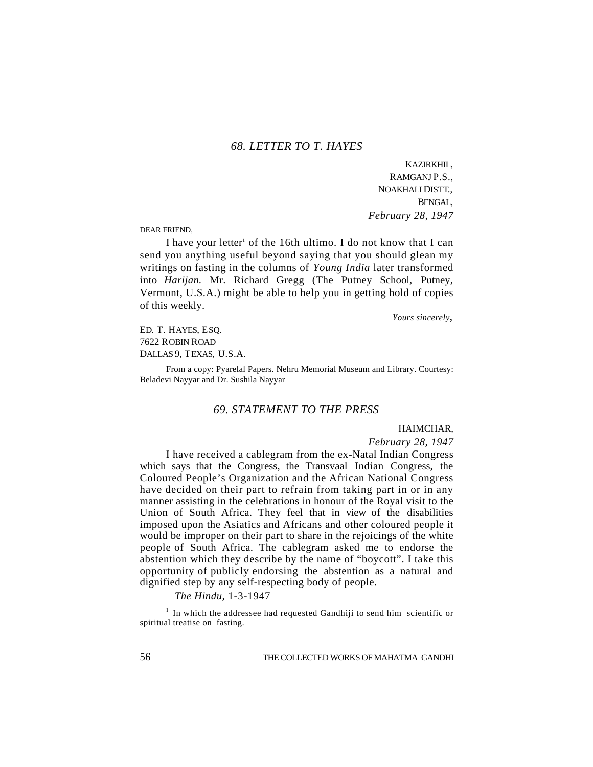## *68. LETTER TO T. HAYES*

KAZIRKHIL,
RAMGANJ P.S.,
NOAKHALI DISTT.,
BENGAL,
*February 28, 1947*

DEAR FRIEND,

I have your letter[1] of the 16th ultimo. I do not know that I can send you anything useful beyond saying that you should glean my writings on fasting in the columns of *Young India* later transformed into *Harijan.* Mr. Richard Gregg (The Putney School, Putney, Vermont, U.S.A.) might be able to help you in getting hold of copies of this weekly.

*Yours sincerely*,

ED. T. HAYES, ESQ.
7622 ROBIN ROAD
DALLAS 9, TEXAS, U.S.A.

From a copy: Pyarelal Papers. Nehru Memorial Museum and Library. Courtesy: Beladevi Nayyar and Dr. Sushila Nayyar

## *69. STATEMENT TO THE PRESS*

HAIMCHAR,
*February 28, 1947*

I have received a cablegram from the ex-Natal Indian Congress which says that the Congress, the Transvaal Indian Congress, the Coloured People's Organization and the African National Congress have decided on their part to refrain from taking part in or in any manner assisting in the celebrations in honour of the Royal visit to the Union of South Africa. They feel that in view of the disabilities imposed upon the Asiatics and Africans and other coloured people it would be improper on their part to share in the rejoicings of the white people of South Africa. The cablegram asked me to endorse the abstention which they describe by the name of "boycott". I take this opportunity of publicly endorsing the abstention as a natural and dignified step by any self-respecting body of people.

*The Hindu,* 1-3-1947

[1] In which the addressee had requested Gandhiji to send him scientific or spiritual treatise on fasting.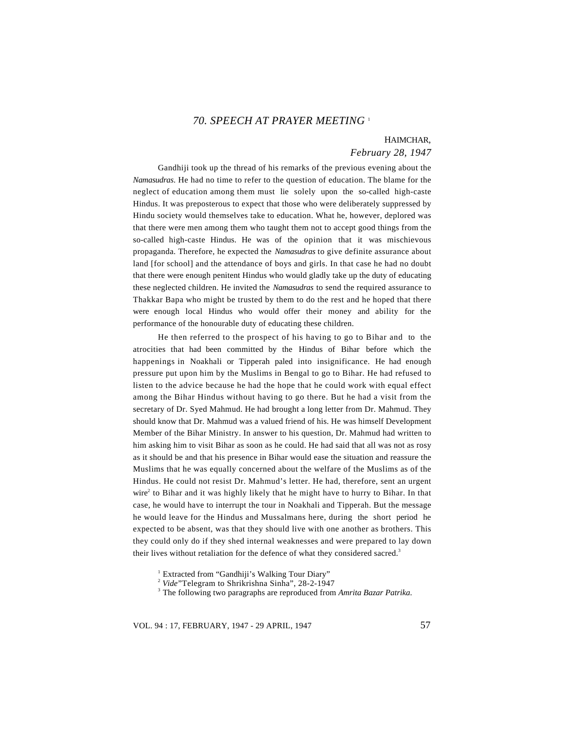## *70. SPEECH AT PRAYER MEETING* [1]

HAIMCHAR,
*February 28, 1947*

Gandhiji took up the thread of his remarks of the previous evening about the *Namasudras*. He had no time to refer to the question of education. The blame for the neglect of education among them must lie solely upon the so-called high-caste Hindus. It was preposterous to expect that those who were deliberately suppressed by Hindu society would themselves take to education. What he, however, deplored was that there were men among them who taught them not to accept good things from the so-called high-caste Hindus. He was of the opinion that it was mischievous propaganda. Therefore, he expected the *Namasudras* to give definite assurance about land [for school] and the attendance of boys and girls. In that case he had no doubt that there were enough penitent Hindus who would gladly take up the duty of educating these neglected children. He invited the *Namasudras* to send the required assurance to Thakkar Bapa who might be trusted by them to do the rest and he hoped that there were enough local Hindus who would offer their money and ability for the performance of the honourable duty of educating these children.

He then referred to the prospect of his having to go to Bihar and to the atrocities that had been committed by the Hindus of Bihar before which the happenings in Noakhali or Tipperah paled into insignificance. He had enough pressure put upon him by the Muslims in Bengal to go to Bihar. He had refused to listen to the advice because he had the hope that he could work with equal effect among the Bihar Hindus without having to go there. But he had a visit from the secretary of Dr. Syed Mahmud. He had brought a long letter from Dr. Mahmud. They should know that Dr. Mahmud was a valued friend of his. He was himself Development Member of the Bihar Ministry. In answer to his question, Dr. Mahmud had written to him asking him to visit Bihar as soon as he could. He had said that all was not as rosy as it should be and that his presence in Bihar would ease the situation and reassure the Muslims that he was equally concerned about the welfare of the Muslims as of the Hindus. He could not resist Dr. Mahmud's letter. He had, therefore, sent an urgent wire[2] to Bihar and it was highly likely that he might have to hurry to Bihar. In that case, he would have to interrupt the tour in Noakhali and Tipperah. But the message he would leave for the Hindus and Mussalmans here, during the short period he expected to be absent, was that they should live with one another as brothers. This they could only do if they shed internal weaknesses and were prepared to lay down their lives without retaliation for the defence of what they considered sacred.[3]

---

[1] Extracted from "Gandhiji's Walking Tour Diary"

[2] *Vide*"Telegram to Shrikrishna Sinha", 28-2-1947

[3] The following two paragraphs are reproduced from *Amrita Bazar Patrika*.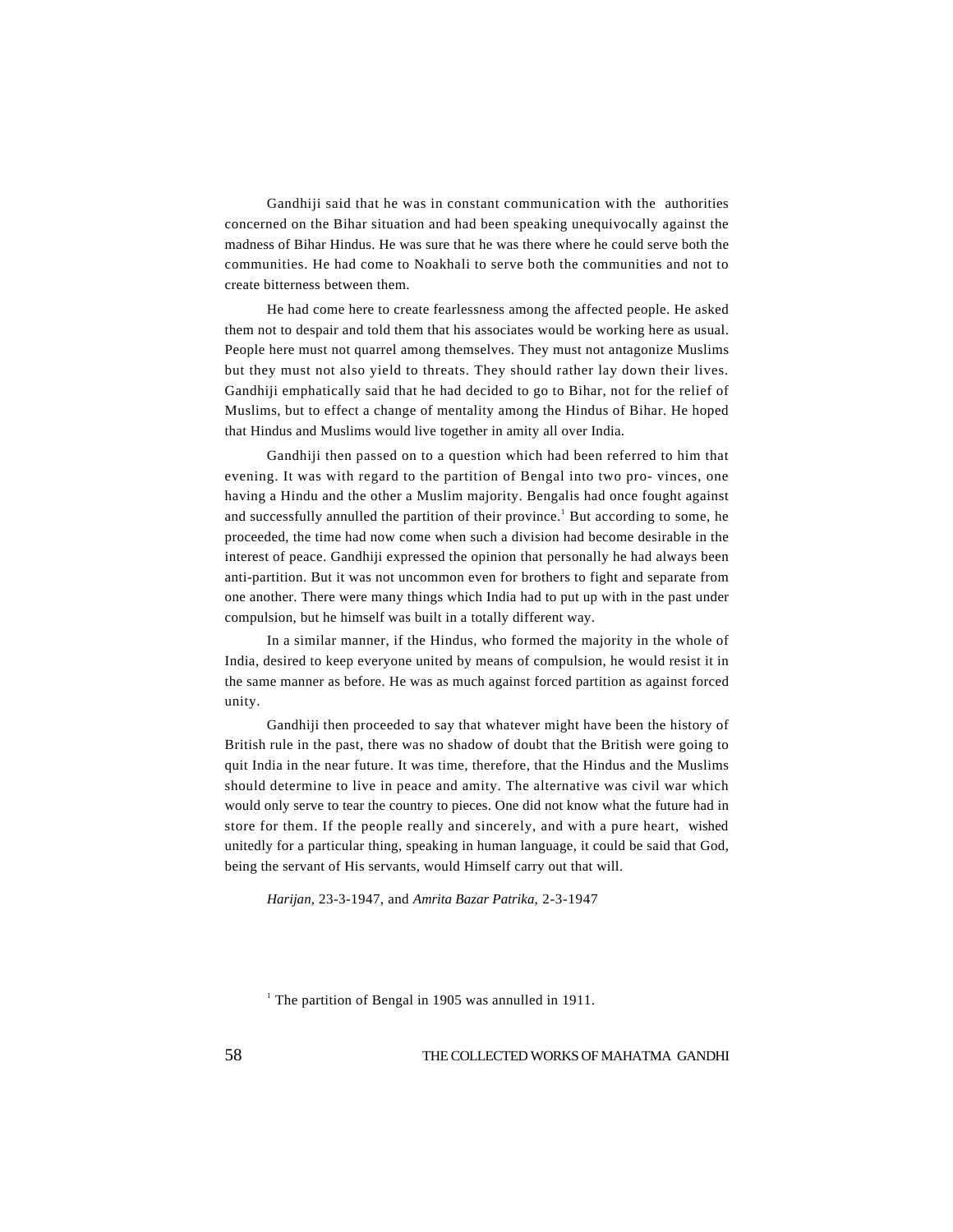Gandhiji said that he was in constant communication with the authorities concerned on the Bihar situation and had been speaking unequivocally against the madness of Bihar Hindus. He was sure that he was there where he could serve both the communities. He had come to Noakhali to serve both the communities and not to create bitterness between them.

He had come here to create fearlessness among the affected people. He asked them not to despair and told them that his associates would be working here as usual. People here must not quarrel among themselves. They must not antagonize Muslims but they must not also yield to threats. They should rather lay down their lives. Gandhiji emphatically said that he had decided to go to Bihar, not for the relief of Muslims, but to effect a change of mentality among the Hindus of Bihar. He hoped that Hindus and Muslims would live together in amity all over India.

Gandhiji then passed on to a question which had been referred to him that evening. It was with regard to the partition of Bengal into two pro- vinces, one having a Hindu and the other a Muslim majority. Bengalis had once fought against and successfully annulled the partition of their province.[1] But according to some, he proceeded, the time had now come when such a division had become desirable in the interest of peace. Gandhiji expressed the opinion that personally he had always been anti-partition. But it was not uncommon even for brothers to fight and separate from one another. There were many things which India had to put up with in the past under compulsion, but he himself was built in a totally different way.

In a similar manner, if the Hindus, who formed the majority in the whole of India, desired to keep everyone united by means of compulsion, he would resist it in the same manner as before. He was as much against forced partition as against forced unity.

Gandhiji then proceeded to say that whatever might have been the history of British rule in the past, there was no shadow of doubt that the British were going to quit India in the near future. It was time, therefore, that the Hindus and the Muslims should determine to live in peace and amity. The alternative was civil war which would only serve to tear the country to pieces. One did not know what the future had in store for them. If the people really and sincerely, and with a pure heart, wished unitedly for a particular thing, speaking in human language, it could be said that God, being the servant of His servants, would Himself carry out that will.

*Harijan*, 23-3-1947, and *Amrita Bazar Patrika*, 2-3-1947

[1] The partition of Bengal in 1905 was annulled in 1911.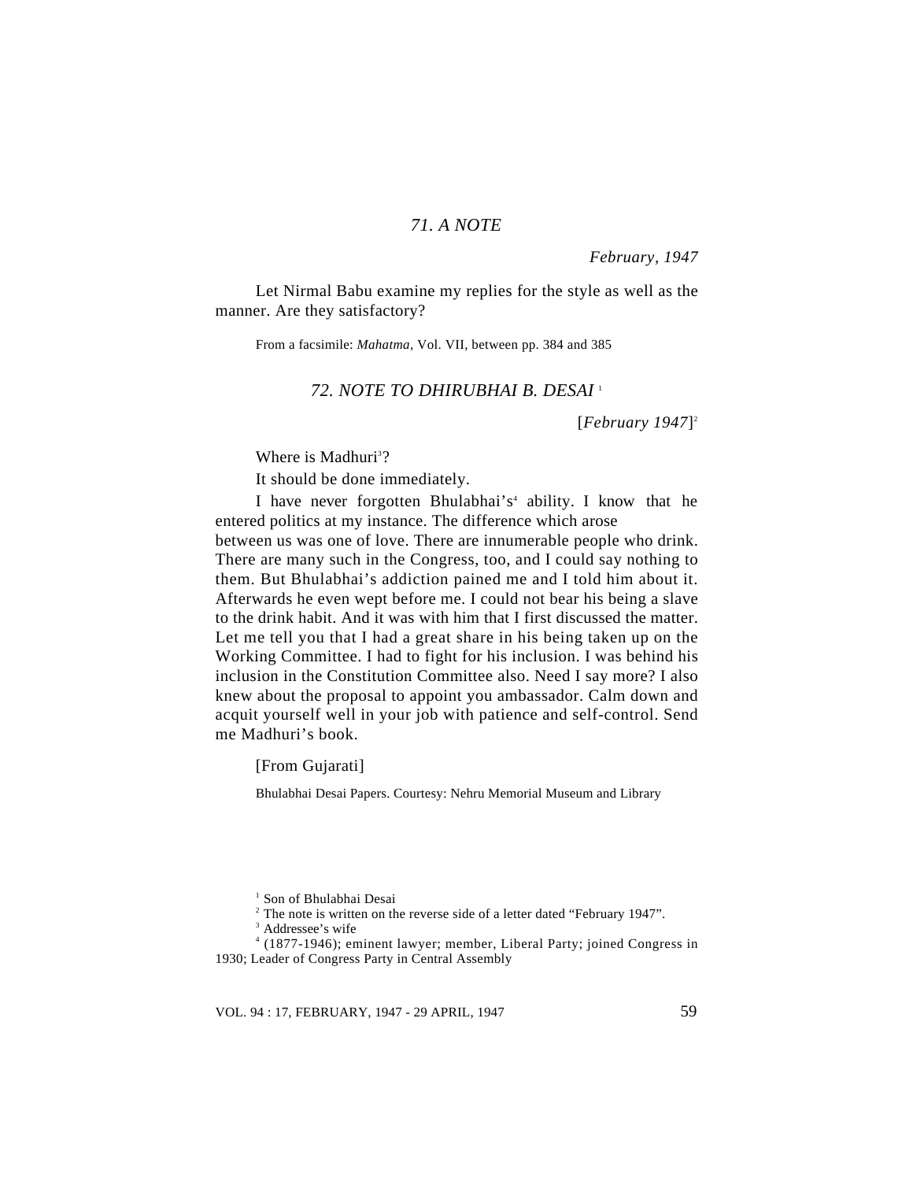## *71. A NOTE*

*February, 1947*

Let Nirmal Babu examine my replies for the style as well as the manner. Are they satisfactory?

From a facsimile: *Mahatma*, Vol. VII, between pp. 384 and 385

## *72. NOTE TO DHIRUBHAI B. DESAI* [1]

[*February 1947*][2]

Where is Madhuri[3]?

It should be done immediately.

I have never forgotten Bhulabhai's[4] ability. I know that he entered politics at my instance. The difference which arose between us was one of love. There are innumerable people who drink. There are many such in the Congress, too, and I could say nothing to them. But Bhulabhai's addiction pained me and I told him about it. Afterwards he even wept before me. I could not bear his being a slave to the drink habit. And it was with him that I first discussed the matter. Let me tell you that I had a great share in his being taken up on the Working Committee. I had to fight for his inclusion. I was behind his inclusion in the Constitution Committee also. Need I say more? I also knew about the proposal to appoint you ambassador. Calm down and acquit yourself well in your job with patience and self-control. Send me Madhuri's book.

[From Gujarati]

Bhulabhai Desai Papers. Courtesy: Nehru Memorial Museum and Library

---

[1] Son of Bhulabhai Desai

[2] The note is written on the reverse side of a letter dated "February 1947".

[3] Addressee's wife

[4] (1877-1946); eminent lawyer; member, Liberal Party; joined Congress in 1930; Leader of Congress Party in Central Assembly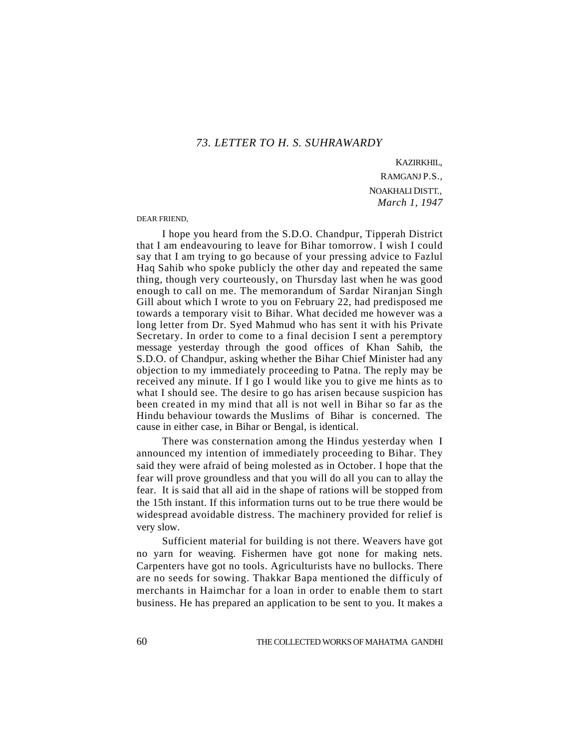## *73. LETTER TO H. S. SUHRAWARDY*

KAZIRKHIL,
RAMGANJ P.S.,
NOAKHALI DISTT.,
*March 1, 1947*

DEAR FRIEND,

I hope you heard from the S.D.O. Chandpur, Tipperah District that I am endeavouring to leave for Bihar tomorrow. I wish I could say that I am trying to go because of your pressing advice to Fazlul Haq Sahib who spoke publicly the other day and repeated the same thing, though very courteously, on Thursday last when he was good enough to call on me. The memorandum of Sardar Niranjan Singh Gill about which I wrote to you on February 22, had predisposed me towards a temporary visit to Bihar. What decided me however was a long letter from Dr. Syed Mahmud who has sent it with his Private Secretary. In order to come to a final decision I sent a peremptory message yesterday through the good offices of Khan Sahib, the S.D.O. of Chandpur, asking whether the Bihar Chief Minister had any objection to my immediately proceeding to Patna. The reply may be received any minute. If I go I would like you to give me hints as to what I should see. The desire to go has arisen because suspicion has been created in my mind that all is not well in Bihar so far as the Hindu behaviour towards the Muslims of Bihar is concerned. The cause in either case, in Bihar or Bengal, is identical.

There was consternation among the Hindus yesterday when I announced my intention of immediately proceeding to Bihar. They said they were afraid of being molested as in October. I hope that the fear will prove groundless and that you will do all you can to allay the fear. It is said that all aid in the shape of rations will be stopped from the 15th instant. If this information turns out to be true there would be widespread avoidable distress. The machinery provided for relief is very slow.

Sufficient material for building is not there. Weavers have got no yarn for weaving. Fishermen have got none for making nets. Carpenters have got no tools. Agriculturists have no bullocks. There are no seeds for sowing. Thakkar Bapa mentioned the difficuly of merchants in Haimchar for a loan in order to enable them to start business. He has prepared an application to be sent to you. It makes a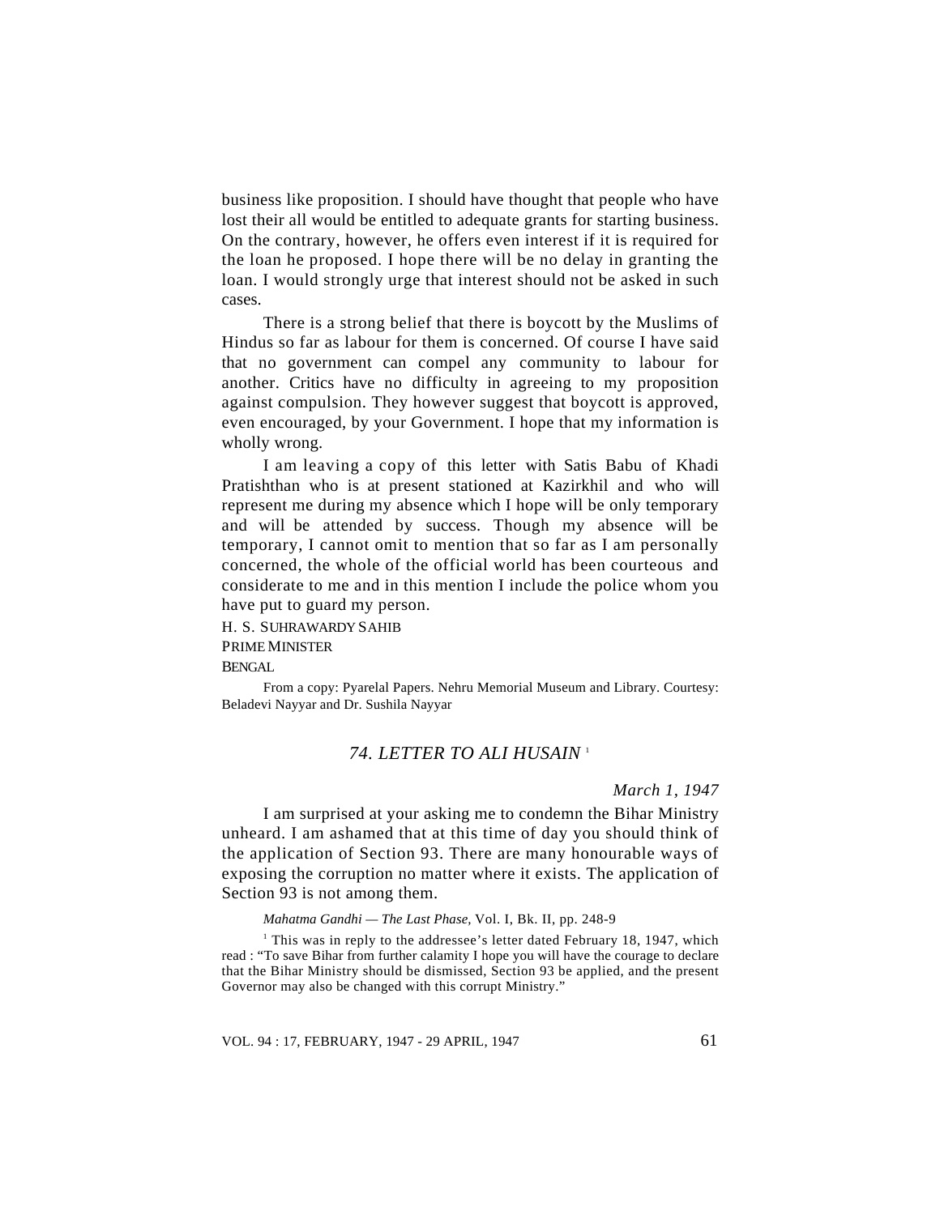business like proposition. I should have thought that people who have lost their all would be entitled to adequate grants for starting business. On the contrary, however, he offers even interest if it is required for the loan he proposed. I hope there will be no delay in granting the loan. I would strongly urge that interest should not be asked in such cases.

There is a strong belief that there is boycott by the Muslims of Hindus so far as labour for them is concerned. Of course I have said that no government can compel any community to labour for another. Critics have no difficulty in agreeing to my proposition against compulsion. They however suggest that boycott is approved, even encouraged, by your Government. I hope that my information is wholly wrong.

I am leaving a copy of this letter with Satis Babu of Khadi Pratishthan who is at present stationed at Kazirkhil and who will represent me during my absence which I hope will be only temporary and will be attended by success. Though my absence will be temporary, I cannot omit to mention that so far as I am personally concerned, the whole of the official world has been courteous and considerate to me and in this mention I include the police whom you have put to guard my person.

H. S. SUHRAWARDY SAHIB
PRIME MINISTER
BENGAL

From a copy: Pyarelal Papers. Nehru Memorial Museum and Library. Courtesy: Beladevi Nayyar and Dr. Sushila Nayyar

## *74. LETTER TO ALI HUSAIN* [1]

*March 1, 1947*

I am surprised at your asking me to condemn the Bihar Ministry unheard. I am ashamed that at this time of day you should think of the application of Section 93. There are many honourable ways of exposing the corruption no matter where it exists. The application of Section 93 is not among them.

*Mahatma Gandhi — The Last Phase,* Vol. I, Bk. II, pp. 248-9

[1] This was in reply to the addressee's letter dated February 18, 1947, which read : "To save Bihar from further calamity I hope you will have the courage to declare that the Bihar Ministry should be dismissed, Section 93 be applied, and the present Governor may also be changed with this corrupt Ministry."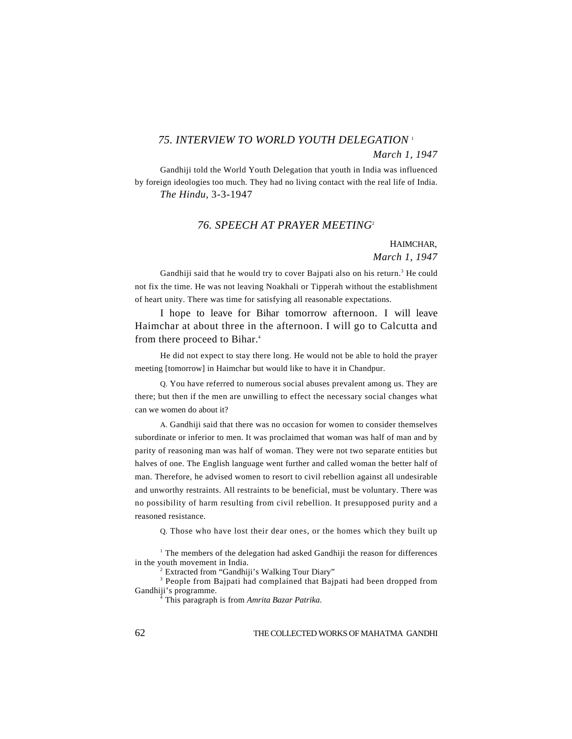### *75. INTERVIEW TO WORLD YOUTH DELEGATION* [1]

*March 1, 1947*

Gandhiji told the World Youth Delegation that youth in India was influenced by foreign ideologies too much. They had no living contact with the real life of India.

*The Hindu*, 3-3-1947

### *76. SPEECH AT PRAYER MEETING*[2]

HAIMCHAR,
*March 1, 1947*

Gandhiji said that he would try to cover Bajpati also on his return.[3] He could not fix the time. He was not leaving Noakhali or Tipperah without the establishment of heart unity. There was time for satisfying all reasonable expectations.

I hope to leave for Bihar tomorrow afternoon. I will leave Haimchar at about three in the afternoon. I will go to Calcutta and from there proceed to Bihar.[4]

He did not expect to stay there long. He would not be able to hold the prayer meeting [tomorrow] in Haimchar but would like to have it in Chandpur.

Q. You have referred to numerous social abuses prevalent among us. They are there; but then if the men are unwilling to effect the necessary social changes what can we women do about it?

A. Gandhiji said that there was no occasion for women to consider themselves subordinate or inferior to men. It was proclaimed that woman was half of man and by parity of reasoning man was half of woman. They were not two separate entities but halves of one. The English language went further and called woman the better half of man. Therefore, he advised women to resort to civil rebellion against all undesirable and unworthy restraints. All restraints to be beneficial, must be voluntary. There was no possibility of harm resulting from civil rebellion. It presupposed purity and a reasoned resistance.

Q. Those who have lost their dear ones, or the homes which they built up

---

[1] The members of the delegation had asked Gandhiji the reason for differences in the youth movement in India.

[2] Extracted from "Gandhiji's Walking Tour Diary"

[3] People from Bajpati had complained that Bajpati had been dropped from Gandhiji's programme.

[4] This paragraph is from *Amrita Bazar Patrika*.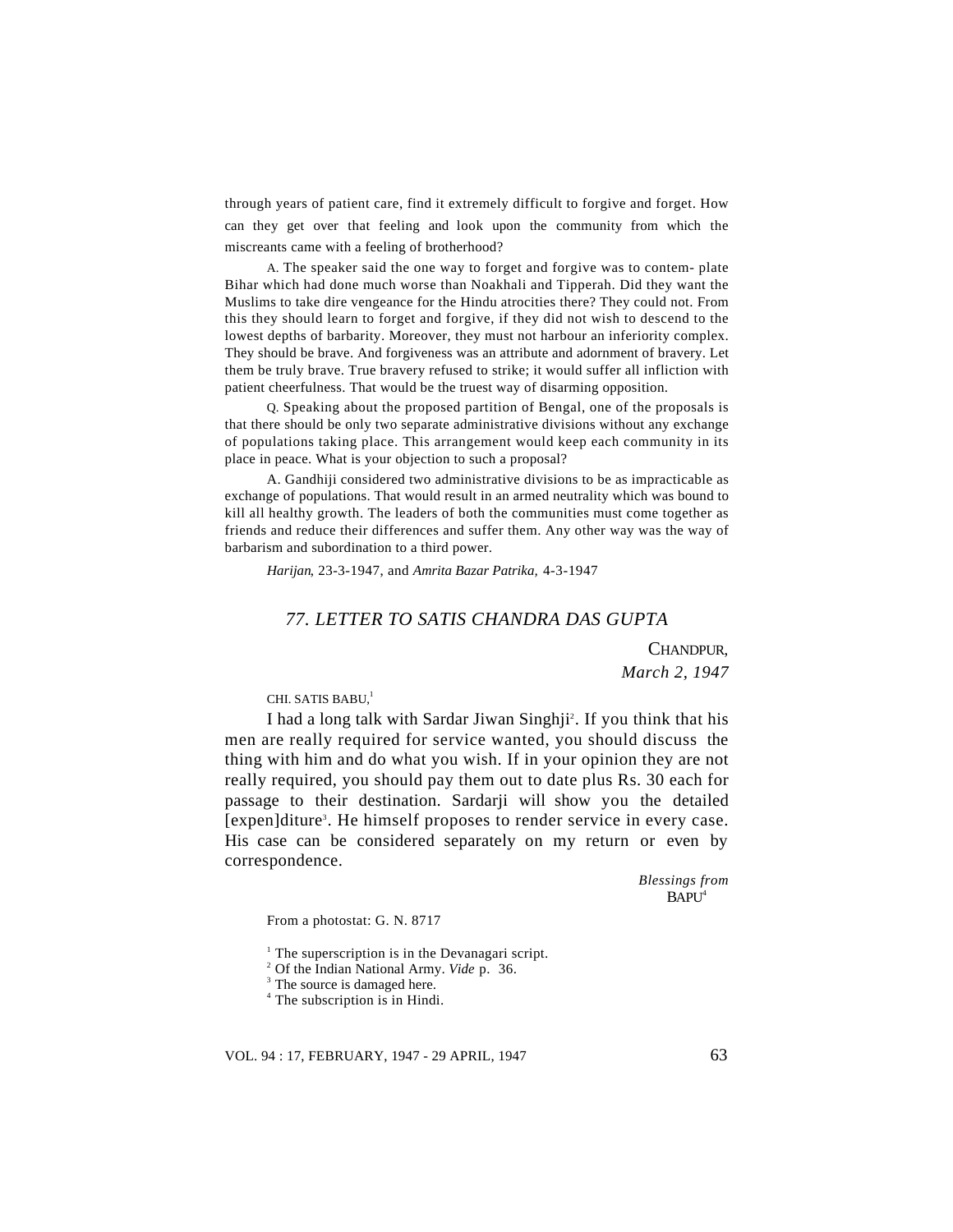through years of patient care, find it extremely difficult to forgive and forget. How can they get over that feeling and look upon the community from which the miscreants came with a feeling of brotherhood?

A. The speaker said the one way to forget and forgive was to contem- plate Bihar which had done much worse than Noakhali and Tipperah. Did they want the Muslims to take dire vengeance for the Hindu atrocities there? They could not. From this they should learn to forget and forgive, if they did not wish to descend to the lowest depths of barbarity. Moreover, they must not harbour an inferiority complex. They should be brave. And forgiveness was an attribute and adornment of bravery. Let them be truly brave. True bravery refused to strike; it would suffer all infliction with patient cheerfulness. That would be the truest way of disarming opposition.

Q. Speaking about the proposed partition of Bengal, one of the proposals is that there should be only two separate administrative divisions without any exchange of populations taking place. This arrangement would keep each community in its place in peace. What is your objection to such a proposal?

A. Gandhiji considered two administrative divisions to be as impracticable as exchange of populations. That would result in an armed neutrality which was bound to kill all healthy growth. The leaders of both the communities must come together as friends and reduce their differences and suffer them. Any other way was the way of barbarism and subordination to a third power.

*Harijan*, 23-3-1947, and *Amrita Bazar Patrika*, 4-3-1947

## *77. LETTER TO SATIS CHANDRA DAS GUPTA*

CHANDPUR,
*March 2, 1947*

CHI. SATIS BABU,[1]

I had a long talk with Sardar Jiwan Singhji[2]. If you think that his men are really required for service wanted, you should discuss the thing with him and do what you wish. If in your opinion they are not really required, you should pay them out to date plus Rs. 30 each for passage to their destination. Sardarji will show you the detailed [expen]diture[3]. He himself proposes to render service in every case. His case can be considered separately on my return or even by correspondence.

*Blessings from*
BAPU[4]

From a photostat: G. N. 8717

[1] The superscription is in the Devanagari script.
[2] Of the Indian National Army. *Vide* p. 36.
[3] The source is damaged here.
[4] The subscription is in Hindi.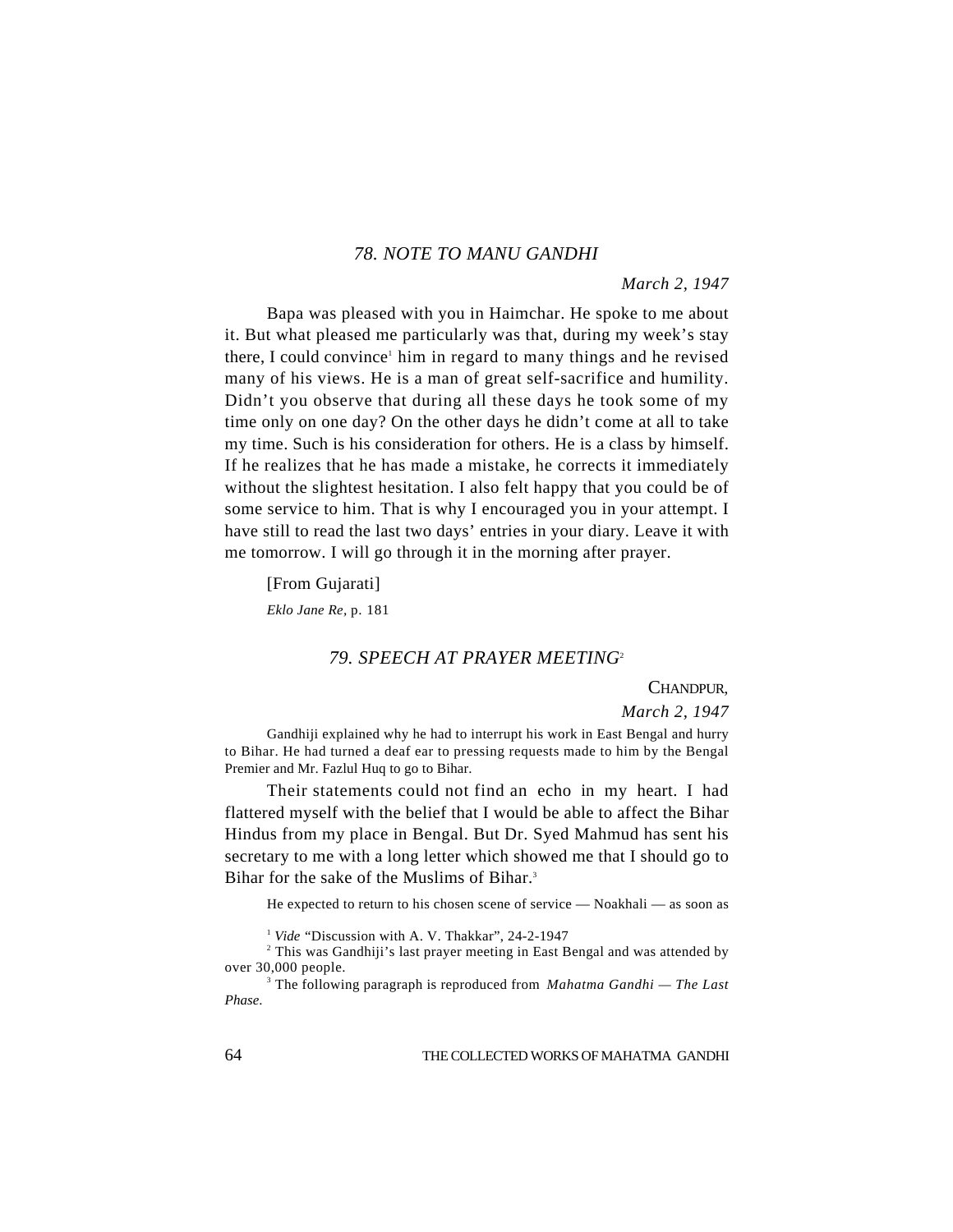### 78. NOTE TO MANU GANDHI

*March 2, 1947*

Bapa was pleased with you in Haimchar. He spoke to me about it. But what pleased me particularly was that, during my week's stay there, I could convince[1] him in regard to many things and he revised many of his views. He is a man of great self-sacrifice and humility. Didn't you observe that during all these days he took some of my time only on one day? On the other days he didn't come at all to take my time. Such is his consideration for others. He is a class by himself. If he realizes that he has made a mistake, he corrects it immediately without the slightest hesitation. I also felt happy that you could be of some service to him. That is why I encouraged you in your attempt. I have still to read the last two days' entries in your diary. Leave it with me tomorrow. I will go through it in the morning after prayer.

[From Gujarati]

*Eklo Jane Re,* p. 181

### 79. SPEECH AT PRAYER MEETING[2]

CHANDPUR,

*March 2, 1947*

Gandhiji explained why he had to interrupt his work in East Bengal and hurry to Bihar. He had turned a deaf ear to pressing requests made to him by the Bengal Premier and Mr. Fazlul Huq to go to Bihar.

Their statements could not find an echo in my heart. I had flattered myself with the belief that I would be able to affect the Bihar Hindus from my place in Bengal. But Dr. Syed Mahmud has sent his secretary to me with a long letter which showed me that I should go to Bihar for the sake of the Muslims of Bihar.[3]

He expected to return to his chosen scene of service — Noakhali — as soon as

---

[1] *Vide* "Discussion with A. V. Thakkar", 24-2-1947

[2] This was Gandhiji's last prayer meeting in East Bengal and was attended by over 30,000 people.

[3] The following paragraph is reproduced from *Mahatma Gandhi — The Last Phase.*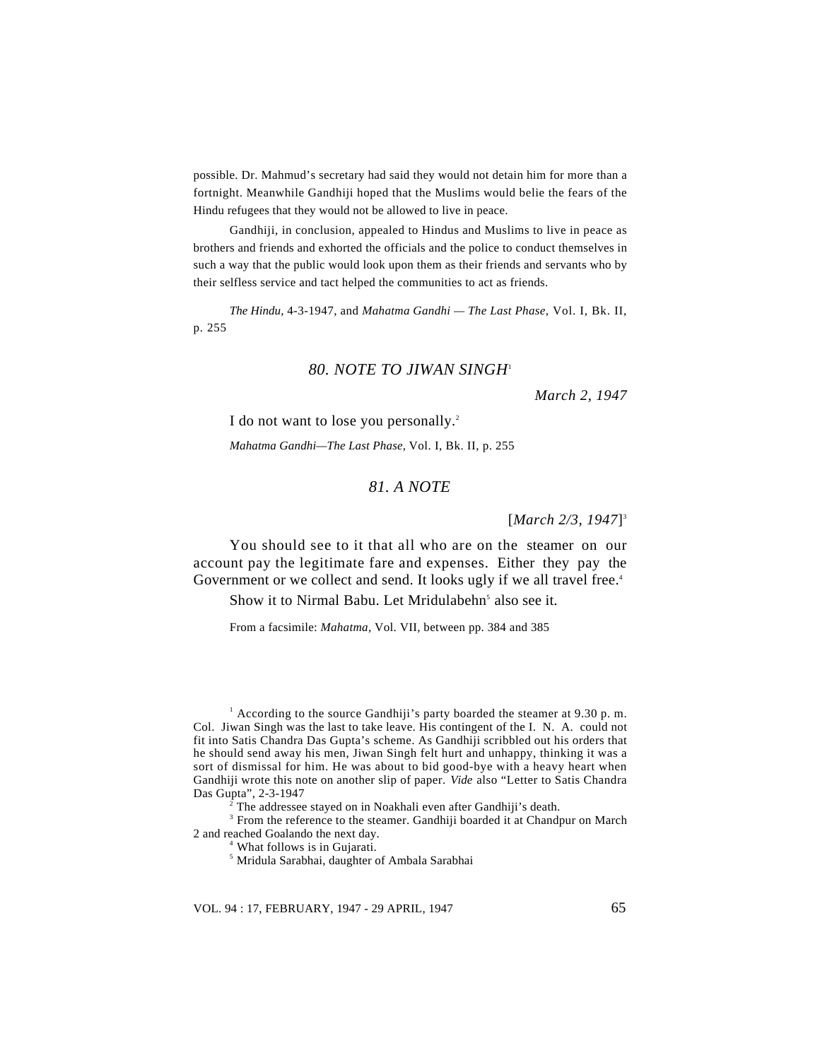possible. Dr. Mahmud's secretary had said they would not detain him for more than a fortnight. Meanwhile Gandhiji hoped that the Muslims would belie the fears of the Hindu refugees that they would not be allowed to live in peace.

Gandhiji, in conclusion, appealed to Hindus and Muslims to live in peace as brothers and friends and exhorted the officials and the police to conduct themselves in such a way that the public would look upon them as their friends and servants who by their selfless service and tact helped the communities to act as friends.

*The Hindu*, 4-3-1947, and *Mahatma Gandhi — The Last Phase*, Vol. I, Bk. II, p. 255

## *80. NOTE TO JIWAN SINGH*[1]

*March 2, 1947*

I do not want to lose you personally.[2]

*Mahatma Gandhi—The Last Phase*, Vol. I, Bk. II, p. 255

## *81. A NOTE*

[*March 2/3, 1947*][3]

You should see to it that all who are on the steamer on our account pay the legitimate fare and expenses. Either they pay the Government or we collect and send. It looks ugly if we all travel free.[4]

Show it to Nirmal Babu. Let Mridulabehn[5] also see it.

From a facsimile: *Mahatma*, Vol. VII, between pp. 384 and 385

---

[1] According to the source Gandhiji's party boarded the steamer at 9.30 p. m. Col. Jiwan Singh was the last to take leave. His contingent of the I. N. A. could not fit into Satis Chandra Das Gupta's scheme. As Gandhiji scribbled out his orders that he should send away his men, Jiwan Singh felt hurt and unhappy, thinking it was a sort of dismissal for him. He was about to bid good-bye with a heavy heart when Gandhiji wrote this note on another slip of paper. *Vide* also "Letter to Satis Chandra Das Gupta", 2-3-1947

[2] The addressee stayed on in Noakhali even after Gandhiji's death.

[3] From the reference to the steamer. Gandhiji boarded it at Chandpur on March 2 and reached Goalando the next day.

[4] What follows is in Gujarati.

[5] Mridula Sarabhai, daughter of Ambala Sarabhai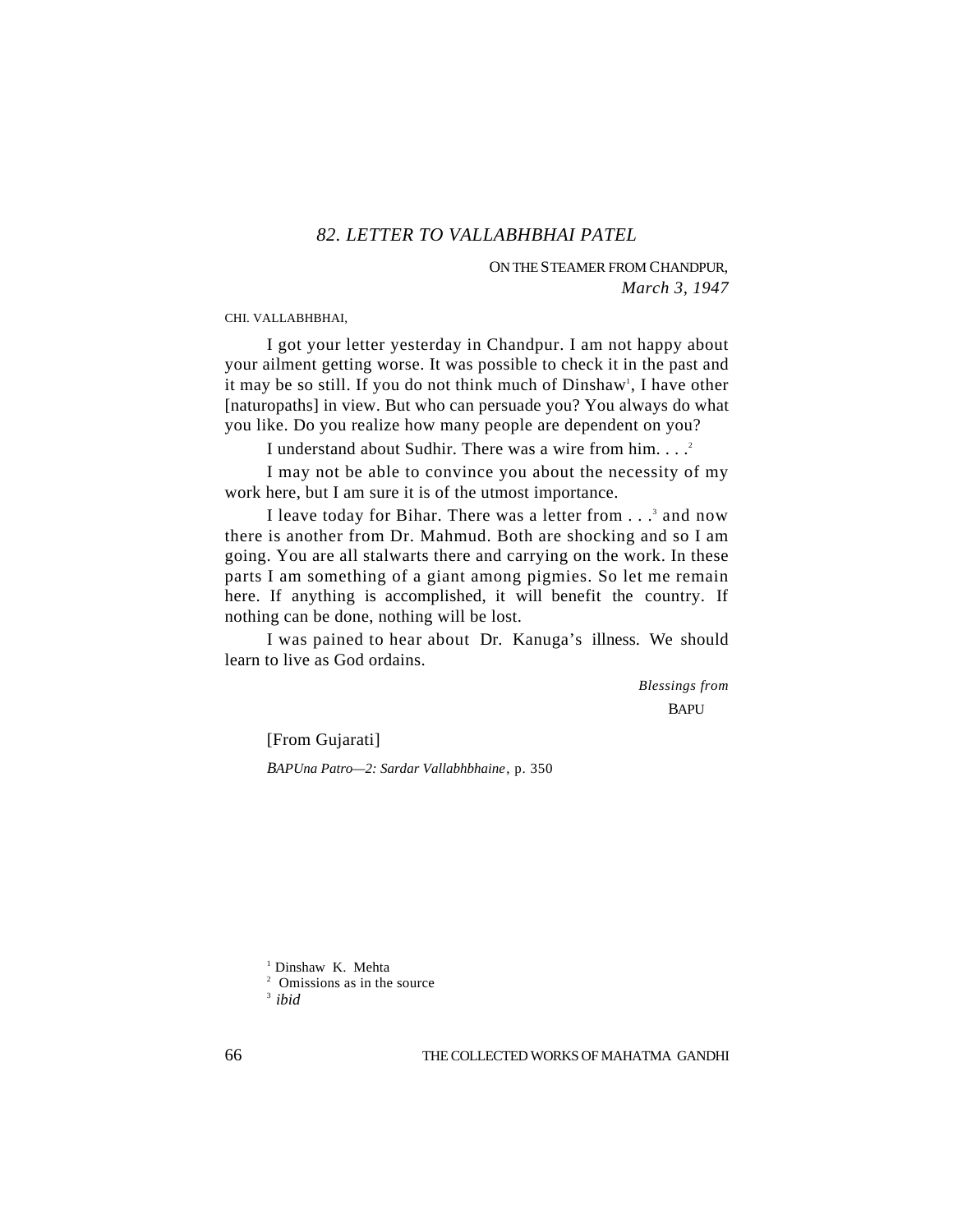## *82. LETTER TO VALLABHBHAI PATEL*

ON THE STEAMER FROM CHANDPUR,
*March 3, 1947*

CHI. VALLABHBHAI,

I got your letter yesterday in Chandpur. I am not happy about your ailment getting worse. It was possible to check it in the past and it may be so still. If you do not think much of Dinshaw[1], I have other [naturopaths] in view. But who can persuade you? You always do what you like. Do you realize how many people are dependent on you?

I understand about Sudhir. There was a wire from him. . . .[2]

I may not be able to convince you about the necessity of my work here, but I am sure it is of the utmost importance.

I leave today for Bihar. There was a letter from . . .[3] and now there is another from Dr. Mahmud. Both are shocking and so I am going. You are all stalwarts there and carrying on the work. In these parts I am something of a giant among pigmies. So let me remain here. If anything is accomplished, it will benefit the country. If nothing can be done, nothing will be lost.

I was pained to hear about Dr. Kanuga's illness. We should learn to live as God ordains.

*Blessings from*
BAPU

[From Gujarati]

*BAPUna Patro—2: Sardar Vallabhbhaine*, p. 350

[1] Dinshaw K. Mehta
[2] Omissions as in the source
[3] *ibid*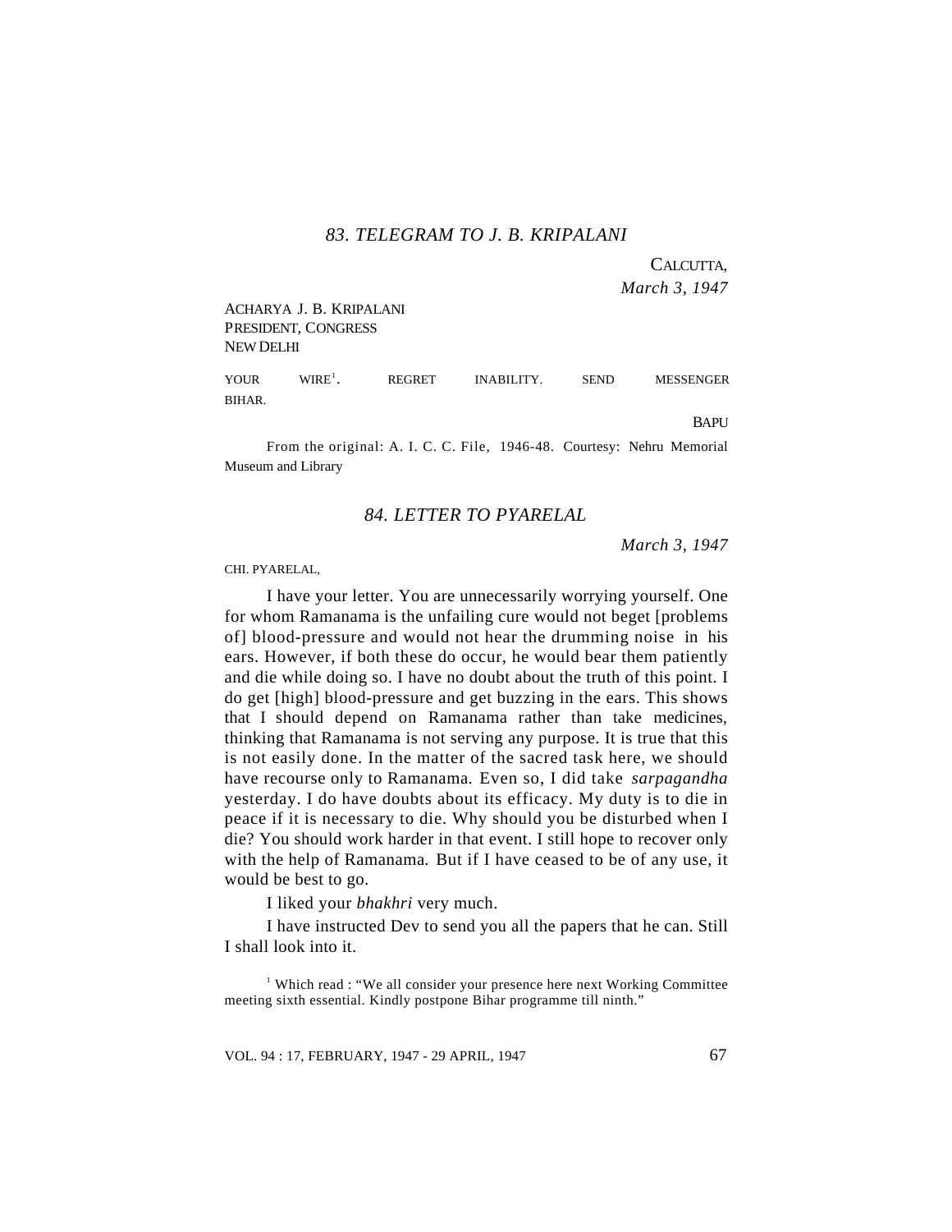### 83. TELEGRAM TO J. B. KRIPALANI

CALCUTTA,
*March 3, 1947*

ACHARYA J. B. KRIPALANI
PRESIDENT, CONGRESS
NEW DELHI

YOUR WIRE[1]. REGRET INABILITY. SEND MESSENGER BIHAR.

BAPU

From the original: A. I. C. C. File, 1946-48. Courtesy: Nehru Memorial Museum and Library

### 84. LETTER TO PYARELAL

*March 3, 1947*

CHI. PYARELAL,

I have your letter. You are unnecessarily worrying yourself. One for whom Ramanama is the unfailing cure would not beget [problems of] blood-pressure and would not hear the drumming noise in his ears. However, if both these do occur, he would bear them patiently and die while doing so. I have no doubt about the truth of this point. I do get [high] blood-pressure and get buzzing in the ears. This shows that I should depend on Ramanama rather than take medicines, thinking that Ramanama is not serving any purpose. It is true that this is not easily done. In the matter of the sacred task here, we should have recourse only to Ramanama. Even so, I did take *sarpagandha* yesterday. I do have doubts about its efficacy. My duty is to die in peace if it is necessary to die. Why should you be disturbed when I die? You should work harder in that event. I still hope to recover only with the help of Ramanama. But if I have ceased to be of any use, it would be best to go.

I liked your *bhakhri* very much.

I have instructed Dev to send you all the papers that he can. Still I shall look into it.

[1] Which read : "We all consider your presence here next Working Committee meeting sixth essential. Kindly postpone Bihar programme till ninth."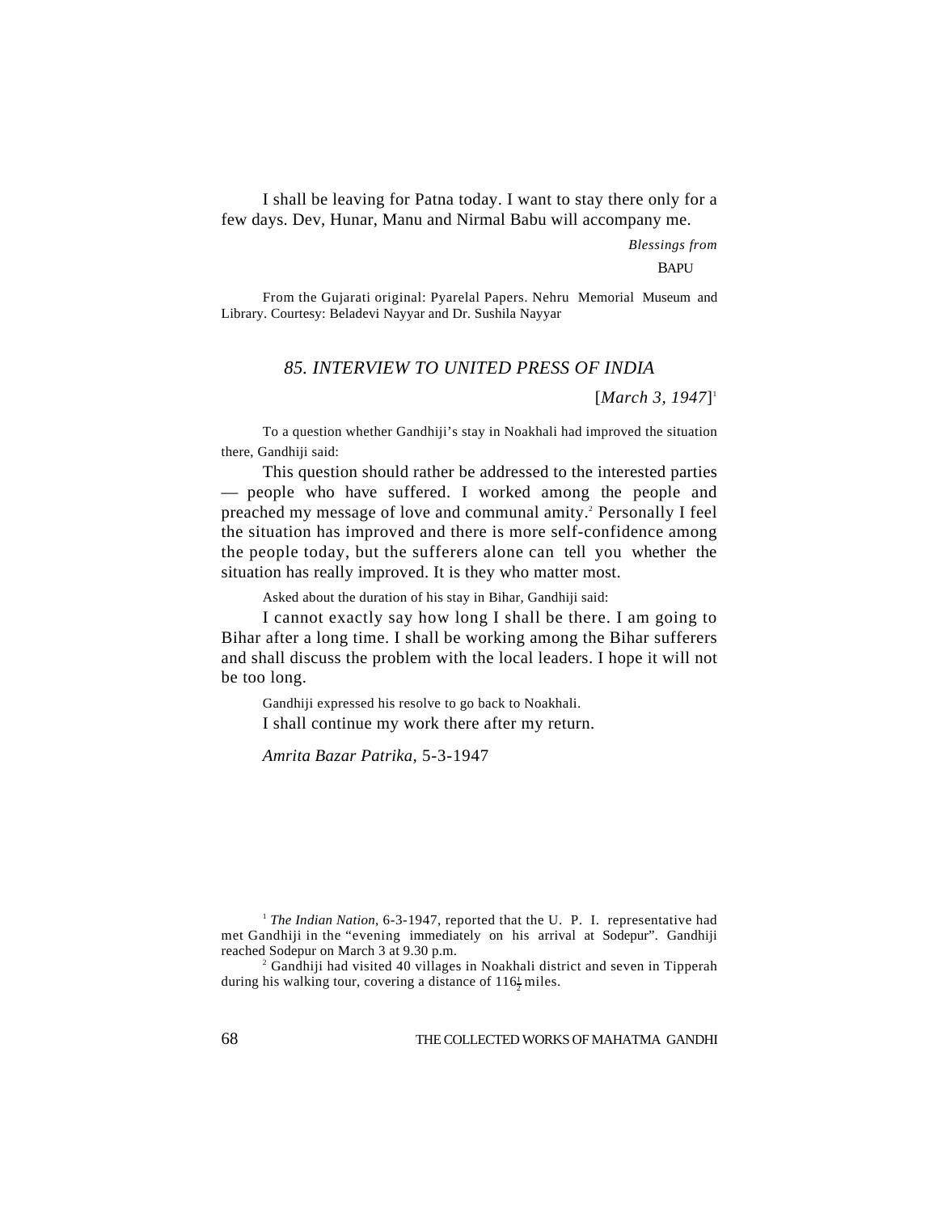I shall be leaving for Patna today. I want to stay there only for a few days. Dev, Hunar, Manu and Nirmal Babu will accompany me.

*Blessings from*

BAPU

From the Gujarati original: Pyarelal Papers. Nehru Memorial Museum and Library. Courtesy: Beladevi Nayyar and Dr. Sushila Nayyar

## *85. INTERVIEW TO UNITED PRESS OF INDIA*

[*March 3, 1947*][1]

To a question whether Gandhiji's stay in Noakhali had improved the situation there, Gandhiji said:

This question should rather be addressed to the interested parties — people who have suffered. I worked among the people and preached my message of love and communal amity.[2] Personally I feel the situation has improved and there is more self-confidence among the people today, but the sufferers alone can tell you whether the situation has really improved. It is they who matter most.

Asked about the duration of his stay in Bihar, Gandhiji said:

I cannot exactly say how long I shall be there. I am going to Bihar after a long time. I shall be working among the Bihar sufferers and shall discuss the problem with the local leaders. I hope it will not be too long.

Gandhiji expressed his resolve to go back to Noakhali.

I shall continue my work there after my return.

*Amrita Bazar Patrika*, 5-3-1947

---

[1] *The Indian Nation*, 6-3-1947, reported that the U. P. I. representative had met Gandhiji in the "evening immediately on his arrival at Sodepur". Gandhiji reached Sodepur on March 3 at 9.30 p.m.

[2] Gandhiji had visited 40 villages in Noakhali district and seven in Tipperah during his walking tour, covering a distance of 116½ miles.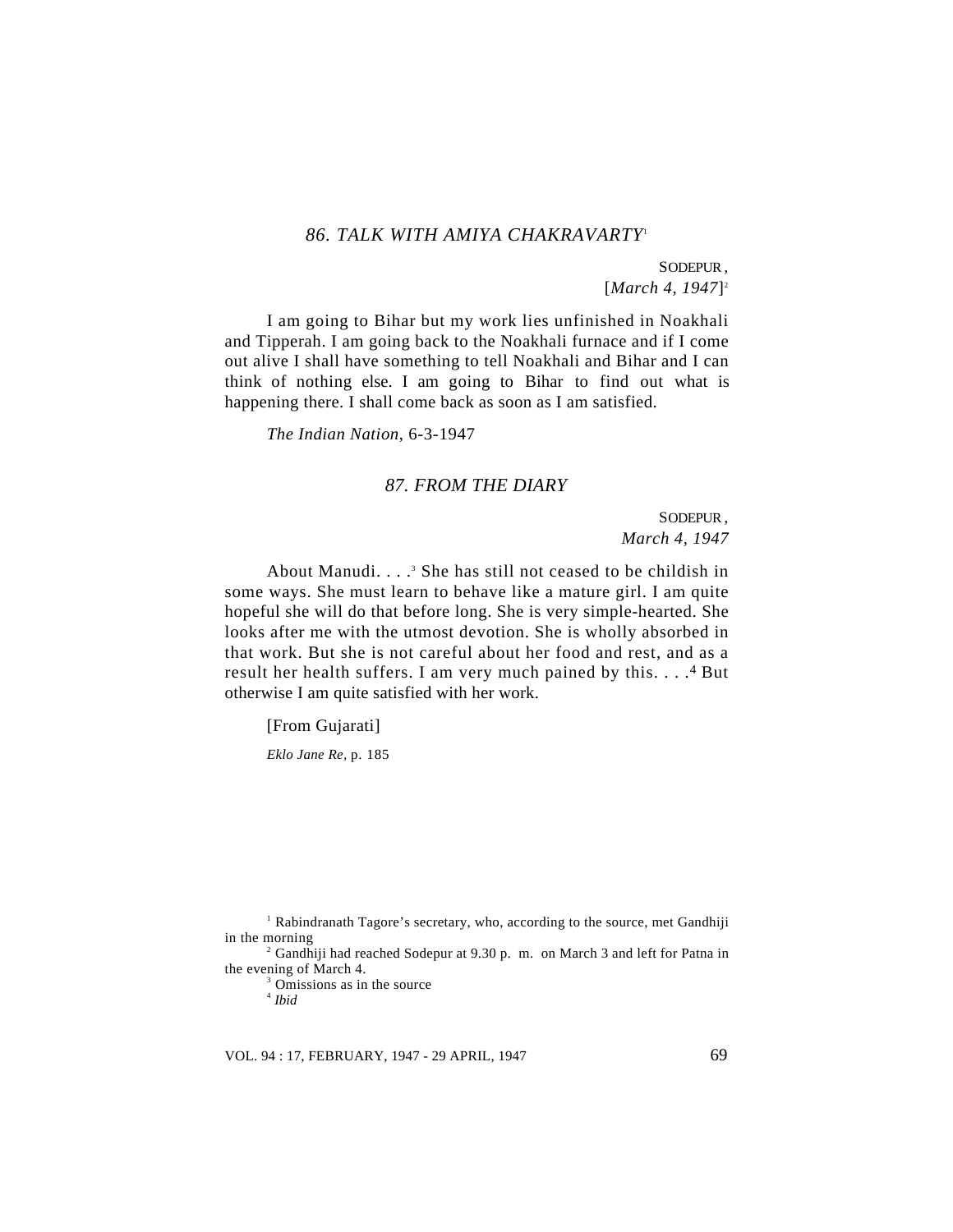## 86. TALK WITH AMIYA CHAKRAVARTY[1]

SODEPUR,
[*March 4, 1947*][2]

I am going to Bihar but my work lies unfinished in Noakhali and Tipperah. I am going back to the Noakhali furnace and if I come out alive I shall have something to tell Noakhali and Bihar and I can think of nothing else. I am going to Bihar to find out what is happening there. I shall come back as soon as I am satisfied.

*The Indian Nation*, 6-3-1947

## 87. FROM THE DIARY

SODEPUR,
*March 4, 1947*

About Manudi. . . .[3] She has still not ceased to be childish in some ways. She must learn to behave like a mature girl. I am quite hopeful she will do that before long. She is very simple-hearted. She looks after me with the utmost devotion. She is wholly absorbed in that work. But she is not careful about her food and rest, and as a result her health suffers. I am very much pained by this. . . .[4] But otherwise I am quite satisfied with her work.

[From Gujarati]

*Eklo Jane Re*, p. 185

---

[1] Rabindranath Tagore's secretary, who, according to the source, met Gandhiji in the morning

[2] Gandhiji had reached Sodepur at 9.30 p. m. on March 3 and left for Patna in the evening of March 4.

[3] Omissions as in the source

[4] *Ibid*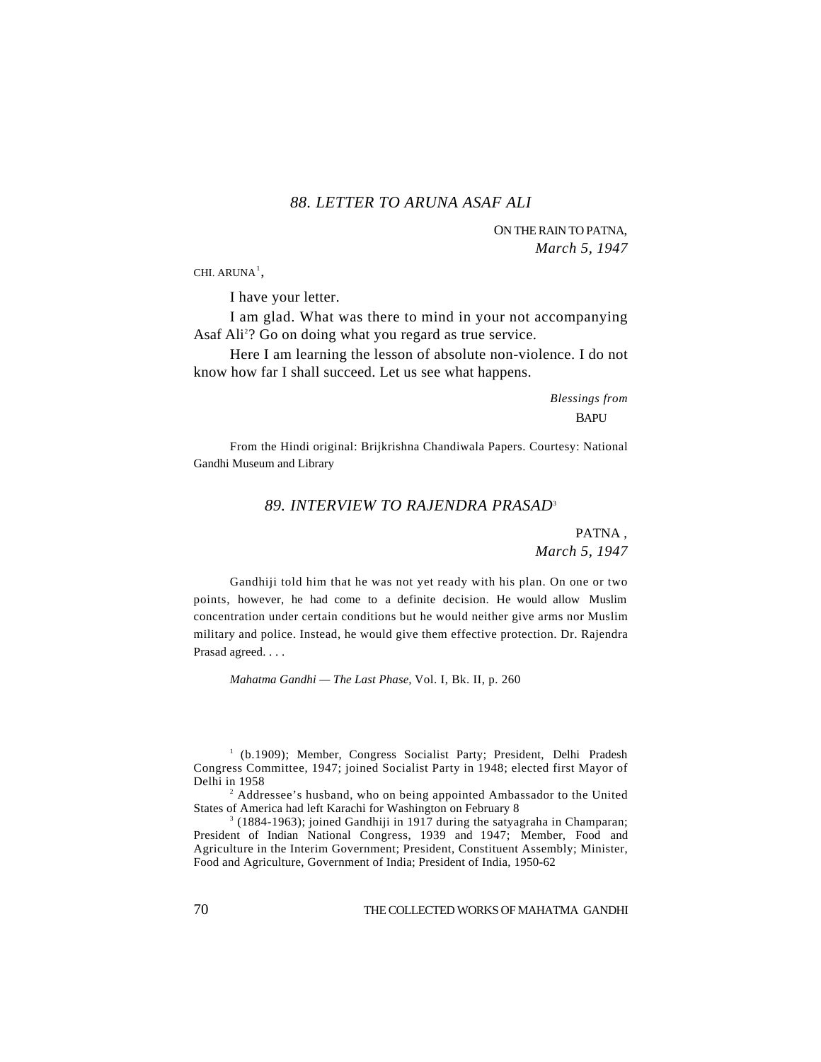## *88. LETTER TO ARUNA ASAF ALI*

ON THE RAIN TO PATNA,
*March 5, 1947*

CHI. ARUNA[1],

I have your letter.

I am glad. What was there to mind in your not accompanying Asaf Ali[2]? Go on doing what you regard as true service.

Here I am learning the lesson of absolute non-violence. I do not know how far I shall succeed. Let us see what happens.

*Blessings from*
BAPU

From the Hindi original: Brijkrishna Chandiwala Papers. Courtesy: National Gandhi Museum and Library

## *89. INTERVIEW TO RAJENDRA PRASAD*[3]

PATNA ,
*March 5, 1947*

Gandhiji told him that he was not yet ready with his plan. On one or two points, however, he had come to a definite decision. He would allow Muslim concentration under certain conditions but he would neither give arms nor Muslim military and police. Instead, he would give them effective protection. Dr. Rajendra Prasad agreed. . . .

*Mahatma Gandhi — The Last Phase*, Vol. I, Bk. II, p. 260

---

[1] (b.1909); Member, Congress Socialist Party; President, Delhi Pradesh Congress Committee, 1947; joined Socialist Party in 1948; elected first Mayor of Delhi in 1958

[2] Addressee's husband, who on being appointed Ambassador to the United States of America had left Karachi for Washington on February 8

[3] (1884-1963); joined Gandhiji in 1917 during the satyagraha in Champaran; President of Indian National Congress, 1939 and 1947; Member, Food and Agriculture in the Interim Government; President, Constituent Assembly; Minister, Food and Agriculture, Government of India; President of India, 1950-62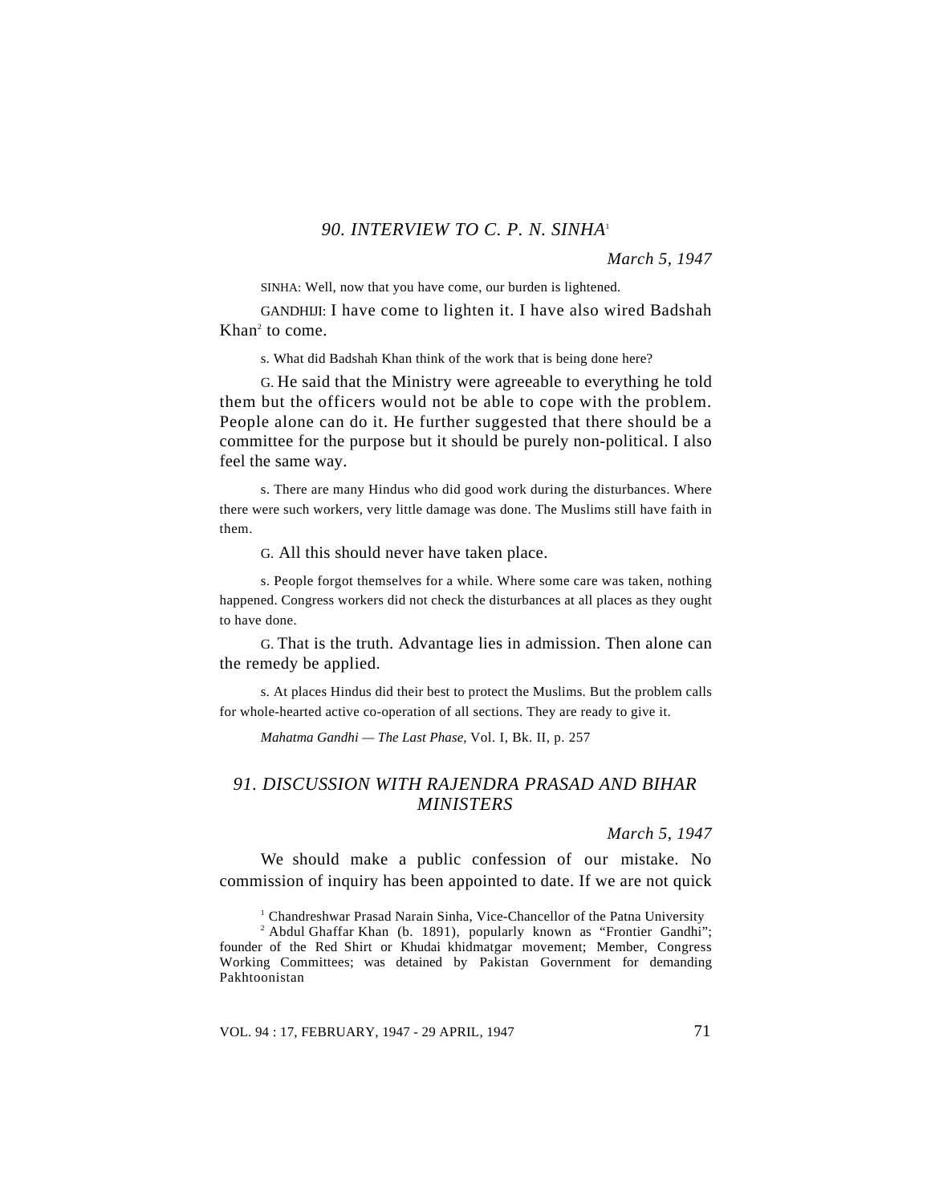## 90. INTERVIEW TO C. P. N. SINHA[1]

*March 5, 1947*

SINHA: Well, now that you have come, our burden is lightened.

GANDHIJI: I have come to lighten it. I have also wired Badshah Khan[2] to come.

S. What did Badshah Khan think of the work that is being done here?

G. He said that the Ministry were agreeable to everything he told them but the officers would not be able to cope with the problem. People alone can do it. He further suggested that there should be a committee for the purpose but it should be purely non-political. I also feel the same way.

S. There are many Hindus who did good work during the disturbances. Where there were such workers, very little damage was done. The Muslims still have faith in them.

G. All this should never have taken place.

S. People forgot themselves for a while. Where some care was taken, nothing happened. Congress workers did not check the disturbances at all places as they ought to have done.

G. That is the truth. Advantage lies in admission. Then alone can the remedy be applied.

S. At places Hindus did their best to protect the Muslims. But the problem calls for whole-hearted active co-operation of all sections. They are ready to give it.

*Mahatma Gandhi — The Last Phase,* Vol. I, Bk. II, p. 257

## 91. DISCUSSION WITH RAJENDRA PRASAD AND BIHAR MINISTERS

*March 5, 1947*

We should make a public confession of our mistake. No commission of inquiry has been appointed to date. If we are not quick

---

[1] Chandreshwar Prasad Narain Sinha, Vice-Chancellor of the Patna University

[2] Abdul Ghaffar Khan (b. 1891), popularly known as "Frontier Gandhi"; founder of the Red Shirt or Khudai khidmatgar movement; Member, Congress Working Committees; was detained by Pakistan Government for demanding Pakhtoonistan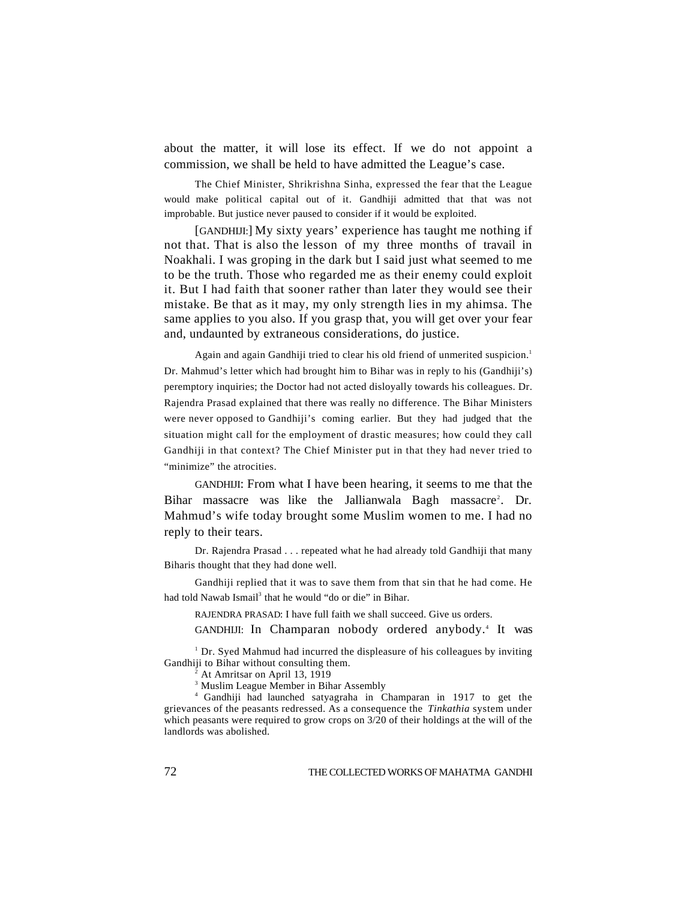about the matter, it will lose its effect. If we do not appoint a commission, we shall be held to have admitted the League's case.

The Chief Minister, Shrikrishna Sinha, expressed the fear that the League would make political capital out of it. Gandhiji admitted that that was not improbable. But justice never paused to consider if it would be exploited.

[GANDHIJI:] My sixty years' experience has taught me nothing if not that. That is also the lesson of my three months of travail in Noakhali. I was groping in the dark but I said just what seemed to me to be the truth. Those who regarded me as their enemy could exploit it. But I had faith that sooner rather than later they would see their mistake. Be that as it may, my only strength lies in my ahimsa. The same applies to you also. If you grasp that, you will get over your fear and, undaunted by extraneous considerations, do justice.

Again and again Gandhiji tried to clear his old friend of unmerited suspicion.[1] Dr. Mahmud's letter which had brought him to Bihar was in reply to his (Gandhiji's) peremptory inquiries; the Doctor had not acted disloyally towards his colleagues. Dr. Rajendra Prasad explained that there was really no difference. The Bihar Ministers were never opposed to Gandhiji's coming earlier. But they had judged that the situation might call for the employment of drastic measures; how could they call Gandhiji in that context? The Chief Minister put in that they had never tried to "minimize" the atrocities.

GANDHIJI: From what I have been hearing, it seems to me that the Bihar massacre was like the Jallianwala Bagh massacre[2]. Dr. Mahmud's wife today brought some Muslim women to me. I had no reply to their tears.

Dr. Rajendra Prasad . . . repeated what he had already told Gandhiji that many Biharis thought that they had done well.

Gandhiji replied that it was to save them from that sin that he had come. He had told Nawab Ismail[3] that he would "do or die" in Bihar.

RAJENDRA PRASAD: I have full faith we shall succeed. Give us orders.

GANDHIJI: In Champaran nobody ordered anybody.[4] It was

[1] Dr. Syed Mahmud had incurred the displeasure of his colleagues by inviting Gandhiji to Bihar without consulting them.

[2] At Amritsar on April 13, 1919

[3] Muslim League Member in Bihar Assembly

[4] Gandhiji had launched satyagraha in Champaran in 1917 to get the grievances of the peasants redressed. As a consequence the *Tinkathia* system under which peasants were required to grow crops on 3/20 of their holdings at the will of the landlords was abolished.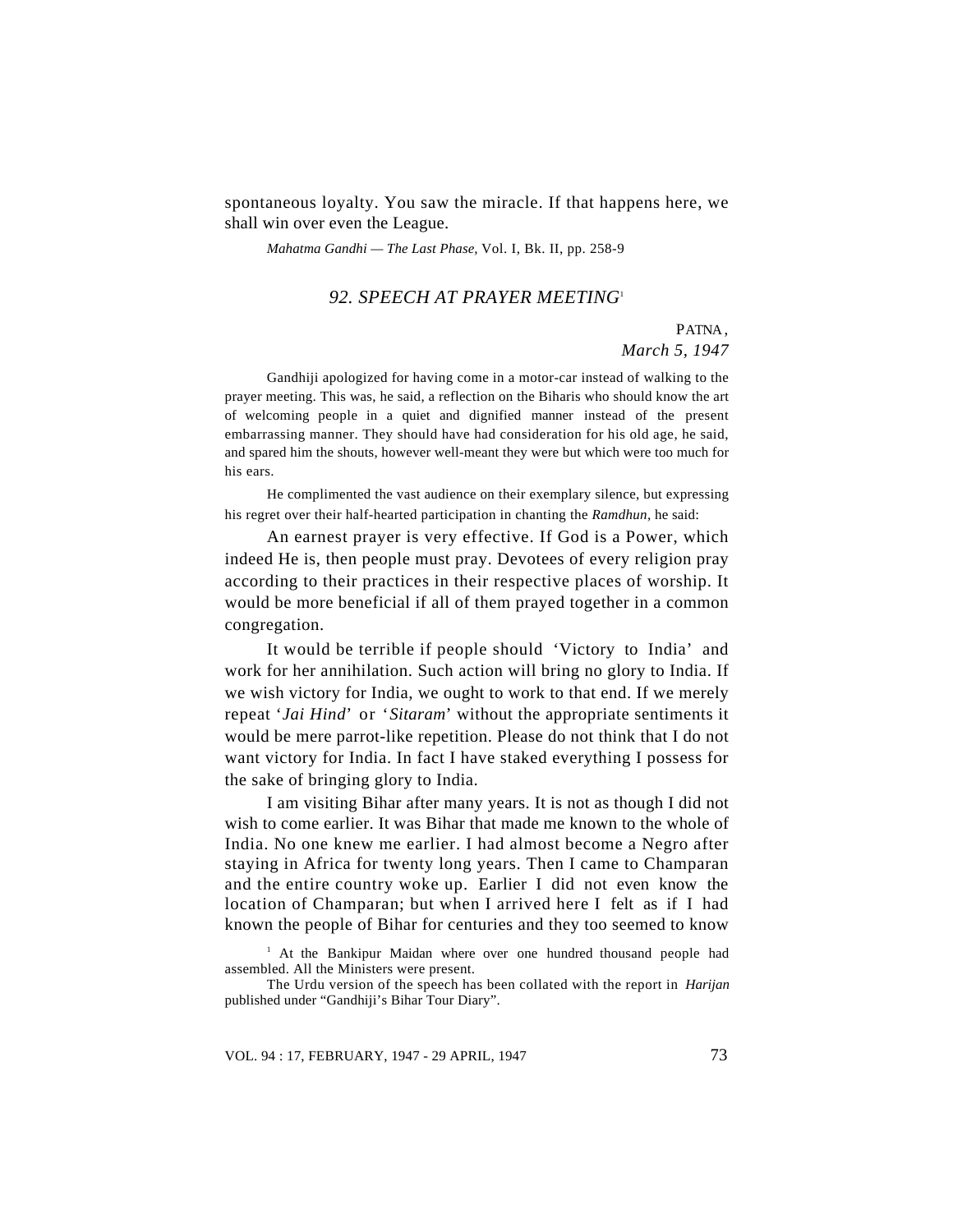spontaneous loyalty. You saw the miracle. If that happens here, we shall win over even the League.

*Mahatma Gandhi — The Last Phase*, Vol. I, Bk. II, pp. 258-9

## *92. SPEECH AT PRAYER MEETING*[1]

PATNA,
*March 5, 1947*

Gandhiji apologized for having come in a motor-car instead of walking to the prayer meeting. This was, he said, a reflection on the Biharis who should know the art of welcoming people in a quiet and dignified manner instead of the present embarrassing manner. They should have had consideration for his old age, he said, and spared him the shouts, however well-meant they were but which were too much for his ears.

He complimented the vast audience on their exemplary silence, but expressing his regret over their half-hearted participation in chanting the *Ramdhun*, he said:

An earnest prayer is very effective. If God is a Power, which indeed He is, then people must pray. Devotees of every religion pray according to their practices in their respective places of worship. It would be more beneficial if all of them prayed together in a common congregation.

It would be terrible if people should 'Victory to India' and work for her annihilation. Such action will bring no glory to India. If we wish victory for India, we ought to work to that end. If we merely repeat '*Jai Hind*' or '*Sitaram*' without the appropriate sentiments it would be mere parrot-like repetition. Please do not think that I do not want victory for India. In fact I have staked everything I possess for the sake of bringing glory to India.

I am visiting Bihar after many years. It is not as though I did not wish to come earlier. It was Bihar that made me known to the whole of India. No one knew me earlier. I had almost become a Negro after staying in Africa for twenty long years. Then I came to Champaran and the entire country woke up. Earlier I did not even know the location of Champaran; but when I arrived here I felt as if I had known the people of Bihar for centuries and they too seemed to know

[1] At the Bankipur Maidan where over one hundred thousand people had assembled. All the Ministers were present.

The Urdu version of the speech has been collated with the report in *Harijan* published under "Gandhiji's Bihar Tour Diary".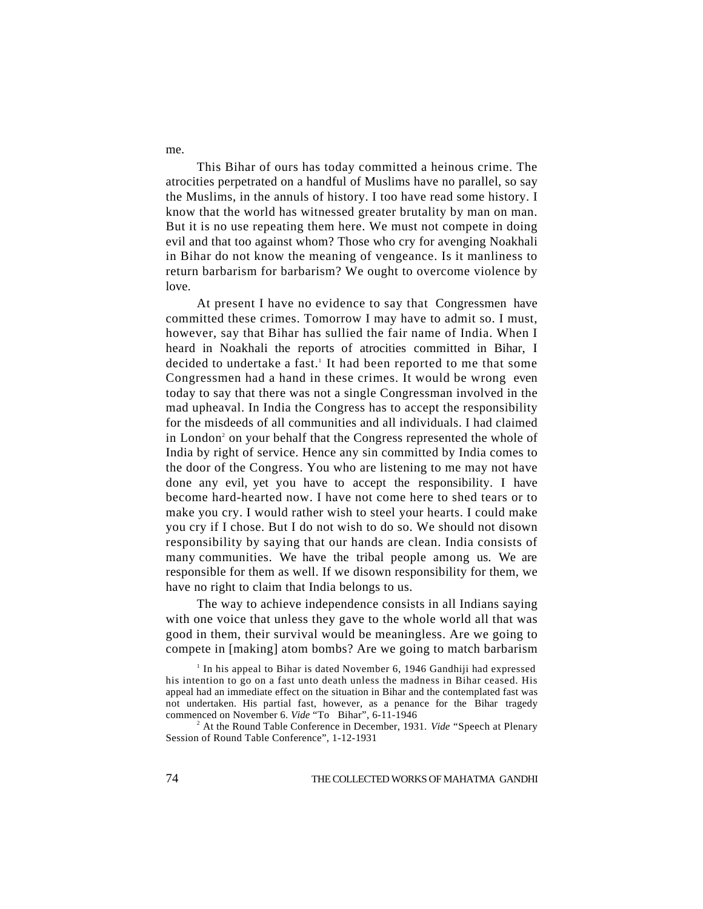me.

This Bihar of ours has today committed a heinous crime. The atrocities perpetrated on a handful of Muslims have no parallel, so say the Muslims, in the annuls of history. I too have read some history. I know that the world has witnessed greater brutality by man on man. But it is no use repeating them here. We must not compete in doing evil and that too against whom? Those who cry for avenging Noakhali in Bihar do not know the meaning of vengeance. Is it manliness to return barbarism for barbarism? We ought to overcome violence by love.

At present I have no evidence to say that Congressmen have committed these crimes. Tomorrow I may have to admit so. I must, however, say that Bihar has sullied the fair name of India. When I heard in Noakhali the reports of atrocities committed in Bihar, I decided to undertake a fast.[1] It had been reported to me that some Congressmen had a hand in these crimes. It would be wrong even today to say that there was not a single Congressman involved in the mad upheaval. In India the Congress has to accept the responsibility for the misdeeds of all communities and all individuals. I had claimed in London[2] on your behalf that the Congress represented the whole of India by right of service. Hence any sin committed by India comes to the door of the Congress. You who are listening to me may not have done any evil, yet you have to accept the responsibility. I have become hard-hearted now. I have not come here to shed tears or to make you cry. I would rather wish to steel your hearts. I could make you cry if I chose. But I do not wish to do so. We should not disown responsibility by saying that our hands are clean. India consists of many communities. We have the tribal people among us. We are responsible for them as well. If we disown responsibility for them, we have no right to claim that India belongs to us.

The way to achieve independence consists in all Indians saying with one voice that unless they gave to the whole world all that was good in them, their survival would be meaningless. Are we going to compete in [making] atom bombs? Are we going to match barbarism

[1] In his appeal to Bihar is dated November 6, 1946 Gandhiji had expressed his intention to go on a fast unto death unless the madness in Bihar ceased. His appeal had an immediate effect on the situation in Bihar and the contemplated fast was not undertaken. His partial fast, however, as a penance for the Bihar tragedy commenced on November 6. *Vide* "To Bihar", 6-11-1946

[2] At the Round Table Conference in December, 1931. *Vide* "Speech at Plenary Session of Round Table Conference", 1-12-1931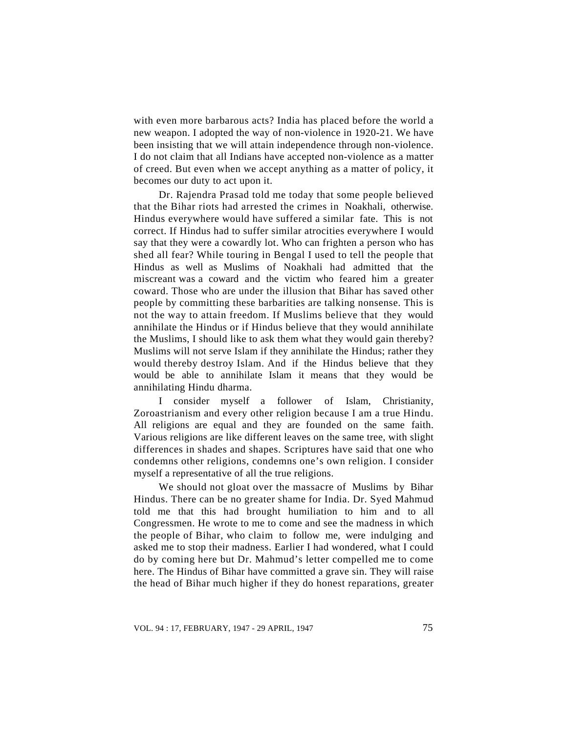with even more barbarous acts? India has placed before the world a new weapon. I adopted the way of non-violence in 1920-21. We have been insisting that we will attain independence through non-violence. I do not claim that all Indians have accepted non-violence as a matter of creed. But even when we accept anything as a matter of policy, it becomes our duty to act upon it.

Dr. Rajendra Prasad told me today that some people believed that the Bihar riots had arrested the crimes in Noakhali, otherwise. Hindus everywhere would have suffered a similar fate. This is not correct. If Hindus had to suffer similar atrocities everywhere I would say that they were a cowardly lot. Who can frighten a person who has shed all fear? While touring in Bengal I used to tell the people that Hindus as well as Muslims of Noakhali had admitted that the miscreant was a coward and the victim who feared him a greater coward. Those who are under the illusion that Bihar has saved other people by committing these barbarities are talking nonsense. This is not the way to attain freedom. If Muslims believe that they would annihilate the Hindus or if Hindus believe that they would annihilate the Muslims, I should like to ask them what they would gain thereby? Muslims will not serve Islam if they annihilate the Hindus; rather they would thereby destroy Islam. And if the Hindus believe that they would be able to annihilate Islam it means that they would be annihilating Hindu dharma.

I consider myself a follower of Islam, Christianity, Zoroastrianism and every other religion because I am a true Hindu. All religions are equal and they are founded on the same faith. Various religions are like different leaves on the same tree, with slight differences in shades and shapes. Scriptures have said that one who condemns other religions, condemns one's own religion. I consider myself a representative of all the true religions.

We should not gloat over the massacre of Muslims by Bihar Hindus. There can be no greater shame for India. Dr. Syed Mahmud told me that this had brought humiliation to him and to all Congressmen. He wrote to me to come and see the madness in which the people of Bihar, who claim to follow me, were indulging and asked me to stop their madness. Earlier I had wondered, what I could do by coming here but Dr. Mahmud's letter compelled me to come here. The Hindus of Bihar have committed a grave sin. They will raise the head of Bihar much higher if they do honest reparations, greater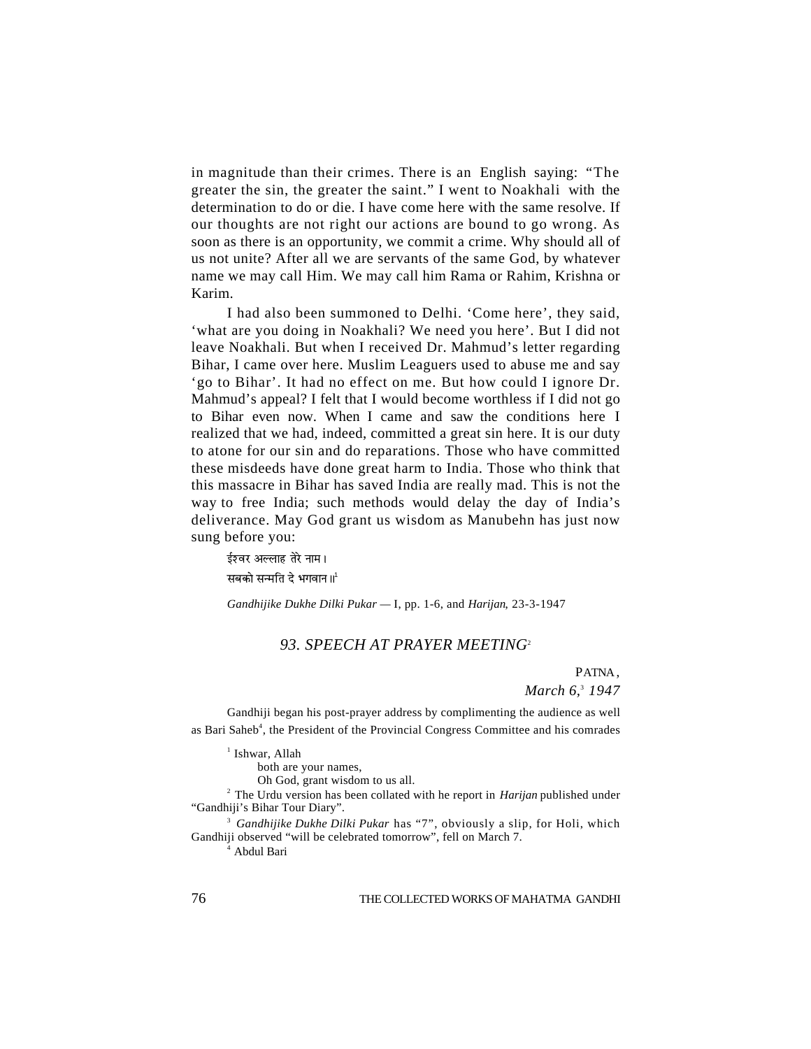in magnitude than their crimes. There is an English saying: "The greater the sin, the greater the saint." I went to Noakhali with the determination to do or die. I have come here with the same resolve. If our thoughts are not right our actions are bound to go wrong. As soon as there is an opportunity, we commit a crime. Why should all of us not unite? After all we are servants of the same God, by whatever name we may call Him. We may call him Rama or Rahim, Krishna or Karim.

I had also been summoned to Delhi. 'Come here', they said, 'what are you doing in Noakhali? We need you here'. But I did not leave Noakhali. But when I received Dr. Mahmud's letter regarding Bihar, I came over here. Muslim Leaguers used to abuse me and say 'go to Bihar'. It had no effect on me. But how could I ignore Dr. Mahmud's appeal? I felt that I would become worthless if I did not go to Bihar even now. When I came and saw the conditions here I realized that we had, indeed, committed a great sin here. It is our duty to atone for our sin and do reparations. Those who have committed these misdeeds have done great harm to India. Those who think that this massacre in Bihar has saved India are really mad. This is not the way to free India; such methods would delay the day of India's deliverance. May God grant us wisdom as Manubehn has just now sung before you:

ईश्वर अल्लाह तेरे नाम।
सबको सन्मति दे भगवान॥[1]

*Gandhijike Dukhe Dilki Pukar* — I, pp. 1-6, and *Harijan*, 23-3-1947

## 93. SPEECH AT PRAYER MEETING[2]

PATNA,
*March 6,[3] 1947*

Gandhiji began his post-prayer address by complimenting the audience as well as Bari Saheb[4], the President of the Provincial Congress Committee and his comrades

[1] Ishwar, Allah
both are your names,
Oh God, grant wisdom to us all.

[2] The Urdu version has been collated with he report in *Harijan* published under "Gandhiji's Bihar Tour Diary".

[3] *Gandhijike Dukhe Dilki Pukar* has "7", obviously a slip, for Holi, which Gandhiji observed "will be celebrated tomorrow", fell on March 7.

[4] Abdul Bari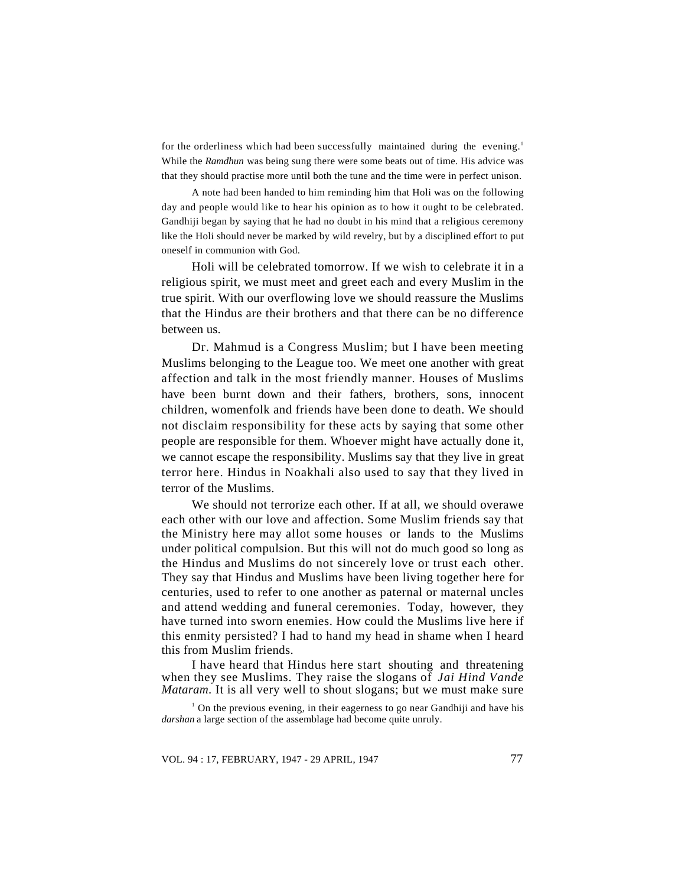for the orderliness which had been successfully maintained during the evening.[1] While the *Ramdhun* was being sung there were some beats out of time. His advice was that they should practise more until both the tune and the time were in perfect unison.

A note had been handed to him reminding him that Holi was on the following day and people would like to hear his opinion as to how it ought to be celebrated. Gandhiji began by saying that he had no doubt in his mind that a religious ceremony like the Holi should never be marked by wild revelry, but by a disciplined effort to put oneself in communion with God.

Holi will be celebrated tomorrow. If we wish to celebrate it in a religious spirit, we must meet and greet each and every Muslim in the true spirit. With our overflowing love we should reassure the Muslims that the Hindus are their brothers and that there can be no difference between us.

Dr. Mahmud is a Congress Muslim; but I have been meeting Muslims belonging to the League too. We meet one another with great affection and talk in the most friendly manner. Houses of Muslims have been burnt down and their fathers, brothers, sons, innocent children, womenfolk and friends have been done to death. We should not disclaim responsibility for these acts by saying that some other people are responsible for them. Whoever might have actually done it, we cannot escape the responsibility. Muslims say that they live in great terror here. Hindus in Noakhali also used to say that they lived in terror of the Muslims.

We should not terrorize each other. If at all, we should overawe each other with our love and affection. Some Muslim friends say that the Ministry here may allot some houses or lands to the Muslims under political compulsion. But this will not do much good so long as the Hindus and Muslims do not sincerely love or trust each other. They say that Hindus and Muslims have been living together here for centuries, used to refer to one another as paternal or maternal uncles and attend wedding and funeral ceremonies. Today, however, they have turned into sworn enemies. How could the Muslims live here if this enmity persisted? I had to hand my head in shame when I heard this from Muslim friends.

I have heard that Hindus here start shouting and threatening when they see Muslims. They raise the slogans of *Jai Hind Vande Mataram*. It is all very well to shout slogans; but we must make sure

[1] On the previous evening, in their eagerness to go near Gandhiji and have his *darshan* a large section of the assemblage had become quite unruly.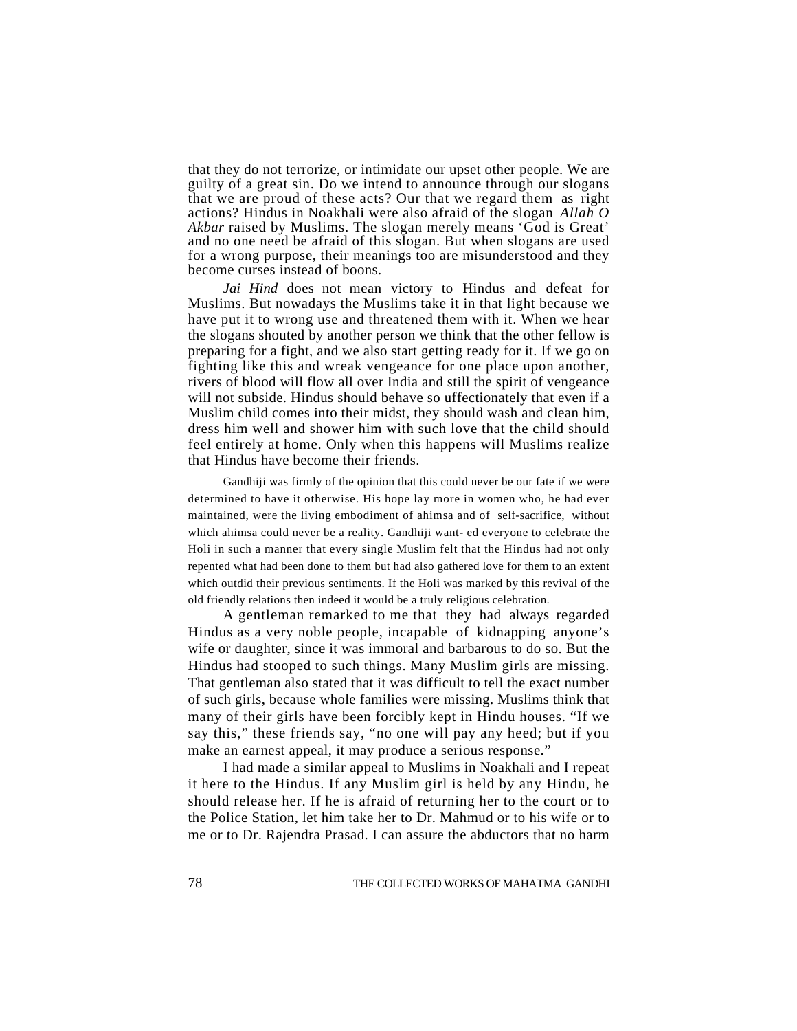that they do not terrorize, or intimidate our upset other people. We are guilty of a great sin. Do we intend to announce through our slogans that we are proud of these acts? Our that we regard them as right actions? Hindus in Noakhali were also afraid of the slogan *Allah O Akbar* raised by Muslims. The slogan merely means 'God is Great' and no one need be afraid of this slogan. But when slogans are used for a wrong purpose, their meanings too are misunderstood and they become curses instead of boons.

*Jai Hind* does not mean victory to Hindus and defeat for Muslims. But nowadays the Muslims take it in that light because we have put it to wrong use and threatened them with it. When we hear the slogans shouted by another person we think that the other fellow is preparing for a fight, and we also start getting ready for it. If we go on fighting like this and wreak vengeance for one place upon another, rivers of blood will flow all over India and still the spirit of vengeance will not subside. Hindus should behave so uffectionately that even if a Muslim child comes into their midst, they should wash and clean him, dress him well and shower him with such love that the child should feel entirely at home. Only when this happens will Muslims realize that Hindus have become their friends.

Gandhiji was firmly of the opinion that this could never be our fate if we were determined to have it otherwise. His hope lay more in women who, he had ever maintained, were the living embodiment of ahimsa and of self-sacrifice, without which ahimsa could never be a reality. Gandhiji want- ed everyone to celebrate the Holi in such a manner that every single Muslim felt that the Hindus had not only repented what had been done to them but had also gathered love for them to an extent which outdid their previous sentiments. If the Holi was marked by this revival of the old friendly relations then indeed it would be a truly religious celebration.

A gentleman remarked to me that they had always regarded Hindus as a very noble people, incapable of kidnapping anyone's wife or daughter, since it was immoral and barbarous to do so. But the Hindus had stooped to such things. Many Muslim girls are missing. That gentleman also stated that it was difficult to tell the exact number of such girls, because whole families were missing. Muslims think that many of their girls have been forcibly kept in Hindu houses. "If we say this," these friends say, "no one will pay any heed; but if you make an earnest appeal, it may produce a serious response."

I had made a similar appeal to Muslims in Noakhali and I repeat it here to the Hindus. If any Muslim girl is held by any Hindu, he should release her. If he is afraid of returning her to the court or to the Police Station, let him take her to Dr. Mahmud or to his wife or to me or to Dr. Rajendra Prasad. I can assure the abductors that no harm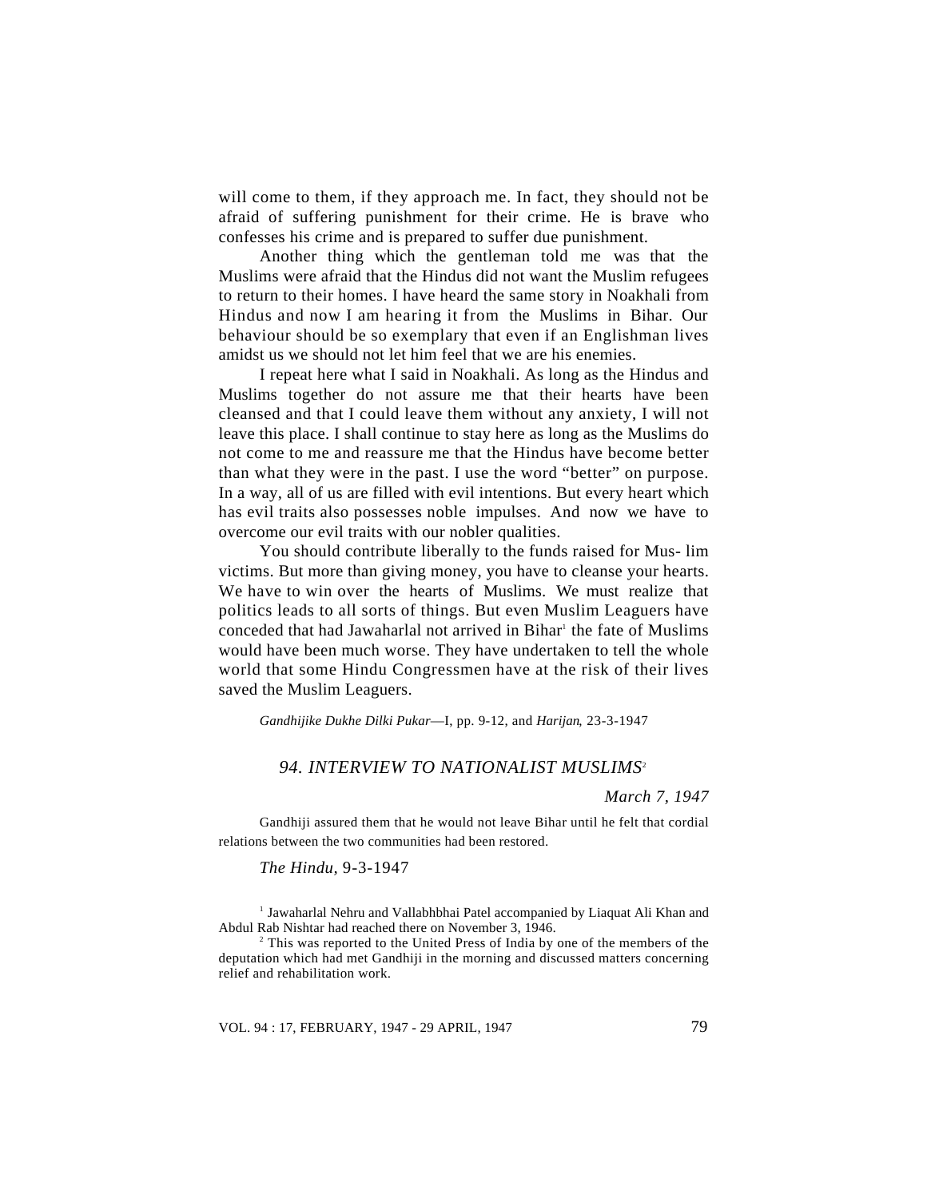will come to them, if they approach me. In fact, they should not be afraid of suffering punishment for their crime. He is brave who confesses his crime and is prepared to suffer due punishment.

Another thing which the gentleman told me was that the Muslims were afraid that the Hindus did not want the Muslim refugees to return to their homes. I have heard the same story in Noakhali from Hindus and now I am hearing it from the Muslims in Bihar. Our behaviour should be so exemplary that even if an Englishman lives amidst us we should not let him feel that we are his enemies.

I repeat here what I said in Noakhali. As long as the Hindus and Muslims together do not assure me that their hearts have been cleansed and that I could leave them without any anxiety, I will not leave this place. I shall continue to stay here as long as the Muslims do not come to me and reassure me that the Hindus have become better than what they were in the past. I use the word "better" on purpose. In a way, all of us are filled with evil intentions. But every heart which has evil traits also possesses noble impulses. And now we have to overcome our evil traits with our nobler qualities.

You should contribute liberally to the funds raised for Mus- lim victims. But more than giving money, you have to cleanse your hearts. We have to win over the hearts of Muslims. We must realize that politics leads to all sorts of things. But even Muslim Leaguers have conceded that had Jawaharlal not arrived in Bihar[1] the fate of Muslims would have been much worse. They have undertaken to tell the whole world that some Hindu Congressmen have at the risk of their lives saved the Muslim Leaguers.

*Gandhijike Dukhe Dilki Pukar*—I, pp. 9-12, and *Harijan*, 23-3-1947

## *94. INTERVIEW TO NATIONALIST MUSLIMS*[2]

*March 7, 1947*

Gandhiji assured them that he would not leave Bihar until he felt that cordial relations between the two communities had been restored.

*The Hindu*, 9-3-1947

[1] Jawaharlal Nehru and Vallabhbhai Patel accompanied by Liaquat Ali Khan and Abdul Rab Nishtar had reached there on November 3, 1946.

[2] This was reported to the United Press of India by one of the members of the deputation which had met Gandhiji in the morning and discussed matters concerning relief and rehabilitation work.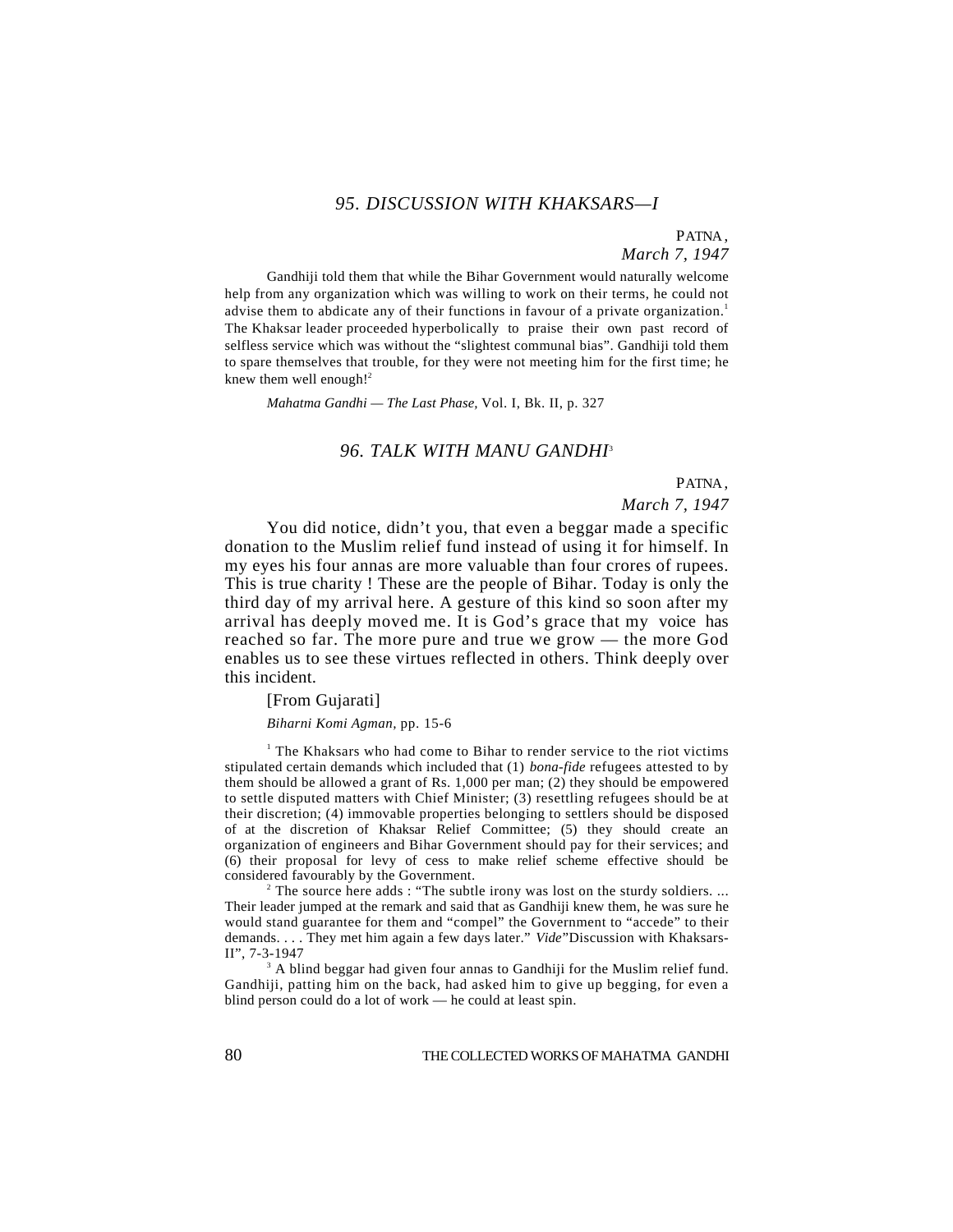## *95. DISCUSSION WITH KHAKSARS—I*

PATNA,
*March 7, 1947*

Gandhiji told them that while the Bihar Government would naturally welcome help from any organization which was willing to work on their terms, he could not advise them to abdicate any of their functions in favour of a private organization.[1] The Khaksar leader proceeded hyperbolically to praise their own past record of selfless service which was without the "slightest communal bias". Gandhiji told them to spare themselves that trouble, for they were not meeting him for the first time; he knew them well enough![2]

*Mahatma Gandhi — The Last Phase,* Vol. I, Bk. II, p. 327

## *96. TALK WITH MANU GANDHI*[3]

PATNA,
*March 7, 1947*

You did notice, didn't you, that even a beggar made a specific donation to the Muslim relief fund instead of using it for himself. In my eyes his four annas are more valuable than four crores of rupees. This is true charity ! These are the people of Bihar. Today is only the third day of my arrival here. A gesture of this kind so soon after my arrival has deeply moved me. It is God's grace that my voice has reached so far. The more pure and true we grow — the more God enables us to see these virtues reflected in others. Think deeply over this incident.

[From Gujarati]

*Biharni Komi Agman,* pp. 15-6

[1] The Khaksars who had come to Bihar to render service to the riot victims stipulated certain demands which included that (1) *bona-fide* refugees attested to by them should be allowed a grant of Rs. 1,000 per man; (2) they should be empowered to settle disputed matters with Chief Minister; (3) resettling refugees should be at their discretion; (4) immovable properties belonging to settlers should be disposed of at the discretion of Khaksar Relief Committee; (5) they should create an organization of engineers and Bihar Government should pay for their services; and (6) their proposal for levy of cess to make relief scheme effective should be considered favourably by the Government.

[2] The source here adds : "The subtle irony was lost on the sturdy soldiers. ... Their leader jumped at the remark and said that as Gandhiji knew them, he was sure he would stand guarantee for them and "compel" the Government to "accede" to their demands. . . . They met him again a few days later." *Vide*"Discussion with Khaksars-II", 7-3-1947

[3] A blind beggar had given four annas to Gandhiji for the Muslim relief fund. Gandhiji, patting him on the back, had asked him to give up begging, for even a blind person could do a lot of work — he could at least spin.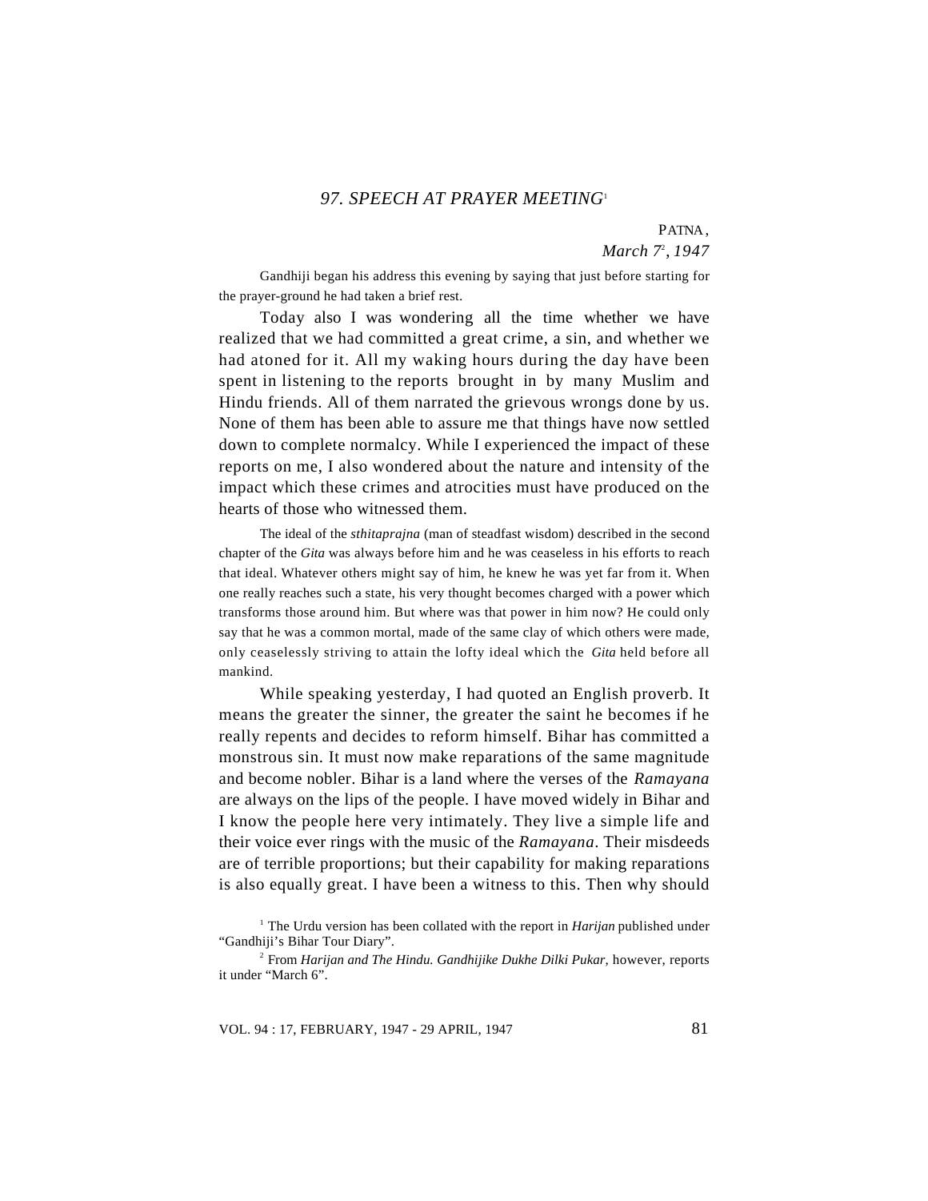## 97. SPEECH AT PRAYER MEETING[1]

PATNA,
*March 7*[2]*, 1947*

Gandhiji began his address this evening by saying that just before starting for the prayer-ground he had taken a brief rest.

Today also I was wondering all the time whether we have realized that we had committed a great crime, a sin, and whether we had atoned for it. All my waking hours during the day have been spent in listening to the reports brought in by many Muslim and Hindu friends. All of them narrated the grievous wrongs done by us. None of them has been able to assure me that things have now settled down to complete normalcy. While I experienced the impact of these reports on me, I also wondered about the nature and intensity of the impact which these crimes and atrocities must have produced on the hearts of those who witnessed them.

The ideal of the *sthitaprajna* (man of steadfast wisdom) described in the second chapter of the *Gita* was always before him and he was ceaseless in his efforts to reach that ideal. Whatever others might say of him, he knew he was yet far from it. When one really reaches such a state, his very thought becomes charged with a power which transforms those around him. But where was that power in him now? He could only say that he was a common mortal, made of the same clay of which others were made, only ceaselessly striving to attain the lofty ideal which the *Gita* held before all mankind.

While speaking yesterday, I had quoted an English proverb. It means the greater the sinner, the greater the saint he becomes if he really repents and decides to reform himself. Bihar has committed a monstrous sin. It must now make reparations of the same magnitude and become nobler. Bihar is a land where the verses of the *Ramayana* are always on the lips of the people. I have moved widely in Bihar and I know the people here very intimately. They live a simple life and their voice ever rings with the music of the *Ramayana*. Their misdeeds are of terrible proportions; but their capability for making reparations is also equally great. I have been a witness to this. Then why should

[1] The Urdu version has been collated with the report in *Harijan* published under "Gandhiji's Bihar Tour Diary".

[2] From *Harijan and The Hindu. Gandhijike Dukhe Dilki Pukar*, however, reports it under "March 6".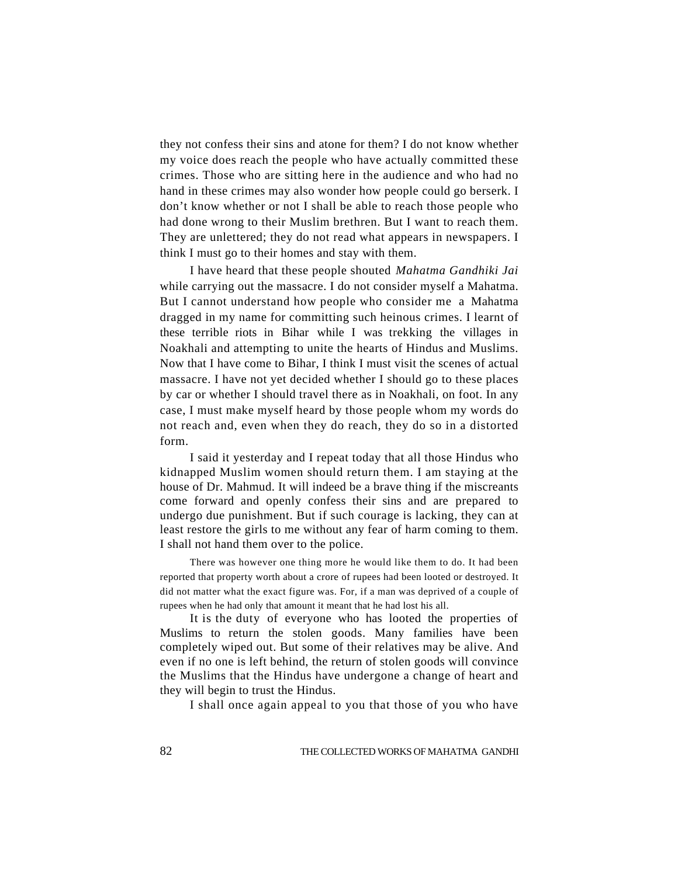they not confess their sins and atone for them? I do not know whether my voice does reach the people who have actually committed these crimes. Those who are sitting here in the audience and who had no hand in these crimes may also wonder how people could go berserk. I don't know whether or not I shall be able to reach those people who had done wrong to their Muslim brethren. But I want to reach them. They are unlettered; they do not read what appears in newspapers. I think I must go to their homes and stay with them.

I have heard that these people shouted *Mahatma Gandhiki Jai* while carrying out the massacre. I do not consider myself a Mahatma. But I cannot understand how people who consider me a Mahatma dragged in my name for committing such heinous crimes. I learnt of these terrible riots in Bihar while I was trekking the villages in Noakhali and attempting to unite the hearts of Hindus and Muslims. Now that I have come to Bihar, I think I must visit the scenes of actual massacre. I have not yet decided whether I should go to these places by car or whether I should travel there as in Noakhali, on foot. In any case, I must make myself heard by those people whom my words do not reach and, even when they do reach, they do so in a distorted form.

I said it yesterday and I repeat today that all those Hindus who kidnapped Muslim women should return them. I am staying at the house of Dr. Mahmud. It will indeed be a brave thing if the miscreants come forward and openly confess their sins and are prepared to undergo due punishment. But if such courage is lacking, they can at least restore the girls to me without any fear of harm coming to them. I shall not hand them over to the police.

There was however one thing more he would like them to do. It had been reported that property worth about a crore of rupees had been looted or destroyed. It did not matter what the exact figure was. For, if a man was deprived of a couple of rupees when he had only that amount it meant that he had lost his all.

It is the duty of everyone who has looted the properties of Muslims to return the stolen goods. Many families have been completely wiped out. But some of their relatives may be alive. And even if no one is left behind, the return of stolen goods will convince the Muslims that the Hindus have undergone a change of heart and they will begin to trust the Hindus.

I shall once again appeal to you that those of you who have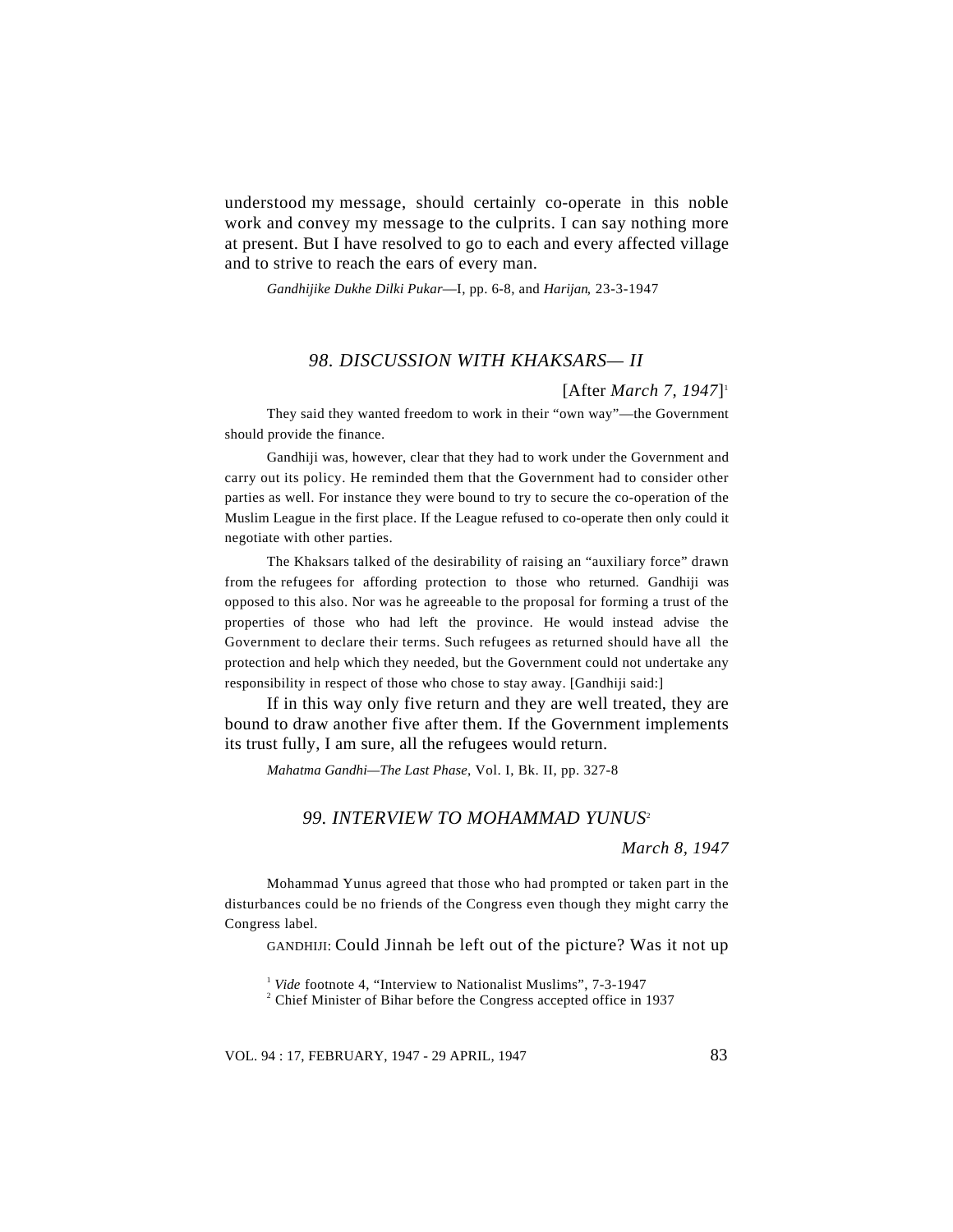understood my message, should certainly co-operate in this noble work and convey my message to the culprits. I can say nothing more at present. But I have resolved to go to each and every affected village and to strive to reach the ears of every man.

*Gandhijike Dukhe Dilki Pukar*—I, pp. 6-8, and *Harijan*, 23-3-1947

## *98. DISCUSSION WITH KHAKSARS— II*

[After *March 7, 1947*][1]

They said they wanted freedom to work in their "own way"—the Government should provide the finance.

Gandhiji was, however, clear that they had to work under the Government and carry out its policy. He reminded them that the Government had to consider other parties as well. For instance they were bound to try to secure the co-operation of the Muslim League in the first place. If the League refused to co-operate then only could it negotiate with other parties.

The Khaksars talked of the desirability of raising an "auxiliary force" drawn from the refugees for affording protection to those who returned. Gandhiji was opposed to this also. Nor was he agreeable to the proposal for forming a trust of the properties of those who had left the province. He would instead advise the Government to declare their terms. Such refugees as returned should have all the protection and help which they needed, but the Government could not undertake any responsibility in respect of those who chose to stay away. [Gandhiji said:]

If in this way only five return and they are well treated, they are bound to draw another five after them. If the Government implements its trust fully, I am sure, all the refugees would return.

*Mahatma Gandhi—The Last Phase*, Vol. I, Bk. II, pp. 327-8

## *99. INTERVIEW TO MOHAMMAD YUNUS*[2]

*March 8, 1947*

Mohammad Yunus agreed that those who had prompted or taken part in the disturbances could be no friends of the Congress even though they might carry the Congress label.

GANDHIJI: Could Jinnah be left out of the picture? Was it not up

[1] *Vide* footnote 4, "Interview to Nationalist Muslims", 7-3-1947

[2] Chief Minister of Bihar before the Congress accepted office in 1937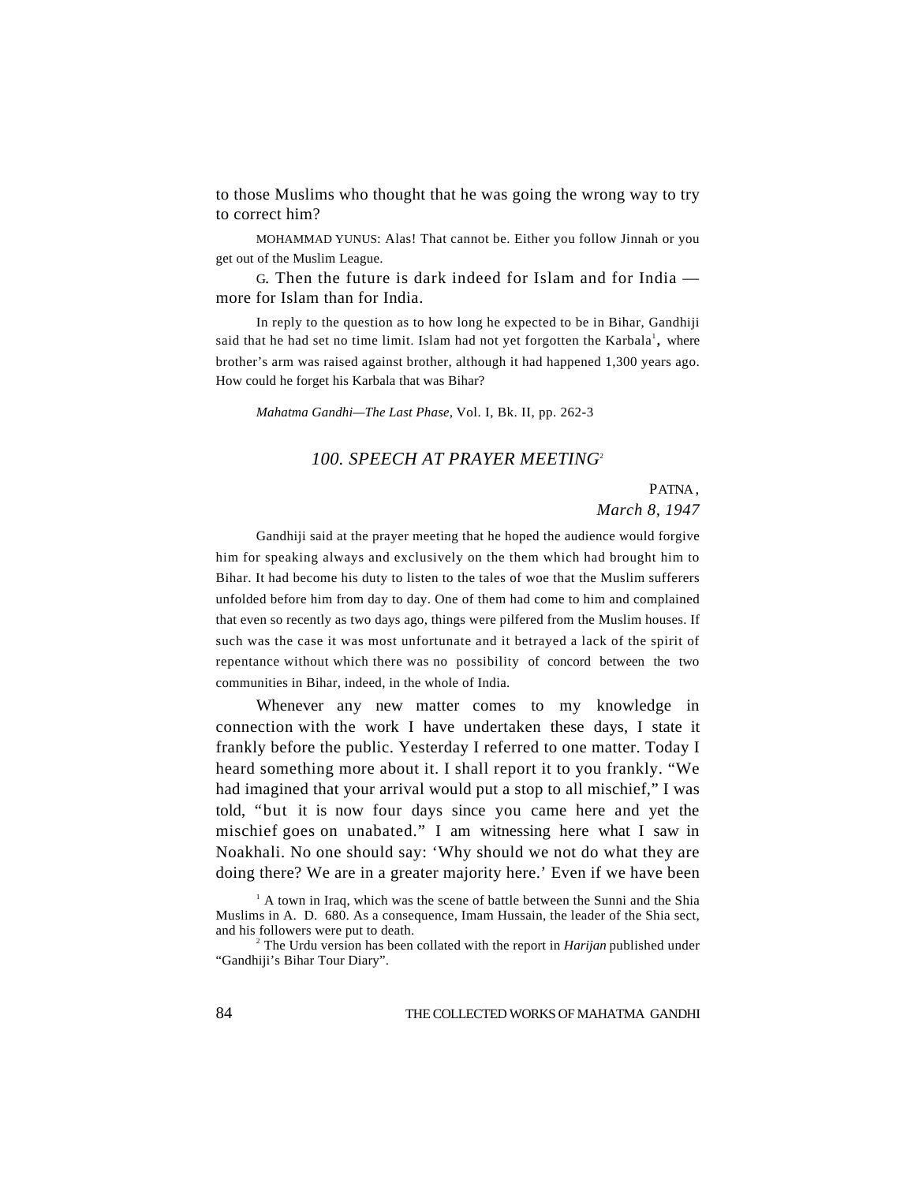to those Muslims who thought that he was going the wrong way to try to correct him?

MOHAMMAD YUNUS: Alas! That cannot be. Either you follow Jinnah or you get out of the Muslim League.

G. Then the future is dark indeed for Islam and for India — more for Islam than for India.

In reply to the question as to how long he expected to be in Bihar, Gandhiji said that he had set no time limit. Islam had not yet forgotten the Karbala[1], where brother's arm was raised against brother, although it had happened 1,300 years ago. How could he forget his Karbala that was Bihar?

*Mahatma Gandhi—The Last Phase*, Vol. I, Bk. II, pp. 262-3

## *100. SPEECH AT PRAYER MEETING*[2]

PATNA,
*March 8, 1947*

Gandhiji said at the prayer meeting that he hoped the audience would forgive him for speaking always and exclusively on the them which had brought him to Bihar. It had become his duty to listen to the tales of woe that the Muslim sufferers unfolded before him from day to day. One of them had come to him and complained that even so recently as two days ago, things were pilfered from the Muslim houses. If such was the case it was most unfortunate and it betrayed a lack of the spirit of repentance without which there was no possibility of concord between the two communities in Bihar, indeed, in the whole of India.

Whenever any new matter comes to my knowledge in connection with the work I have undertaken these days, I state it frankly before the public. Yesterday I referred to one matter. Today I heard something more about it. I shall report it to you frankly. "We had imagined that your arrival would put a stop to all mischief," I was told, "but it is now four days since you came here and yet the mischief goes on unabated." I am witnessing here what I saw in Noakhali. No one should say: 'Why should we not do what they are doing there? We are in a greater majority here.' Even if we have been

[1] A town in Iraq, which was the scene of battle between the Sunni and the Shia Muslims in A. D. 680. As a consequence, Imam Hussain, the leader of the Shia sect, and his followers were put to death.

[2] The Urdu version has been collated with the report in *Harijan* published under "Gandhiji's Bihar Tour Diary".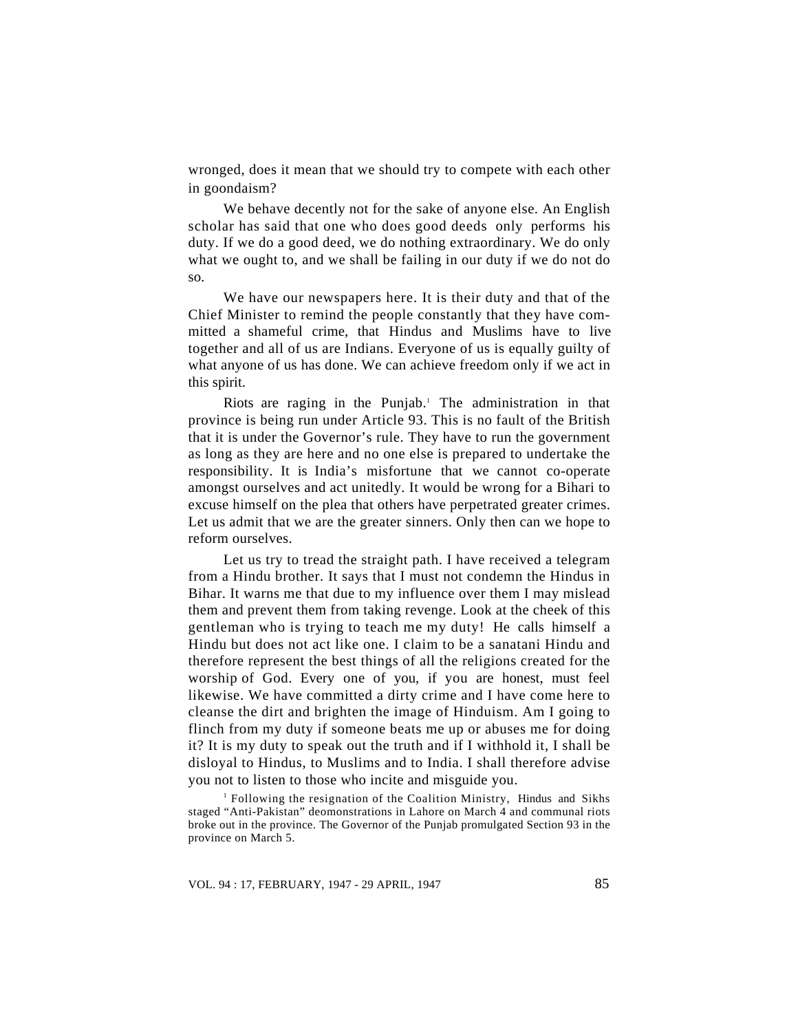wronged, does it mean that we should try to compete with each other in goondaism?

We behave decently not for the sake of anyone else. An English scholar has said that one who does good deeds only performs his duty. If we do a good deed, we do nothing extraordinary. We do only what we ought to, and we shall be failing in our duty if we do not do so.

We have our newspapers here. It is their duty and that of the Chief Minister to remind the people constantly that they have committed a shameful crime, that Hindus and Muslims have to live together and all of us are Indians. Everyone of us is equally guilty of what anyone of us has done. We can achieve freedom only if we act in this spirit.

Riots are raging in the Punjab.[1] The administration in that province is being run under Article 93. This is no fault of the British that it is under the Governor's rule. They have to run the government as long as they are here and no one else is prepared to undertake the responsibility. It is India's misfortune that we cannot co-operate amongst ourselves and act unitedly. It would be wrong for a Bihari to excuse himself on the plea that others have perpetrated greater crimes. Let us admit that we are the greater sinners. Only then can we hope to reform ourselves.

Let us try to tread the straight path. I have received a telegram from a Hindu brother. It says that I must not condemn the Hindus in Bihar. It warns me that due to my influence over them I may mislead them and prevent them from taking revenge. Look at the cheek of this gentleman who is trying to teach me my duty! He calls himself a Hindu but does not act like one. I claim to be a sanatani Hindu and therefore represent the best things of all the religions created for the worship of God. Every one of you, if you are honest, must feel likewise. We have committed a dirty crime and I have come here to cleanse the dirt and brighten the image of Hinduism. Am I going to flinch from my duty if someone beats me up or abuses me for doing it? It is my duty to speak out the truth and if I withhold it, I shall be disloyal to Hindus, to Muslims and to India. I shall therefore advise you not to listen to those who incite and misguide you.

[1] Following the resignation of the Coalition Ministry, Hindus and Sikhs staged "Anti-Pakistan" deomonstrations in Lahore on March 4 and communal riots broke out in the province. The Governor of the Punjab promulgated Section 93 in the province on March 5.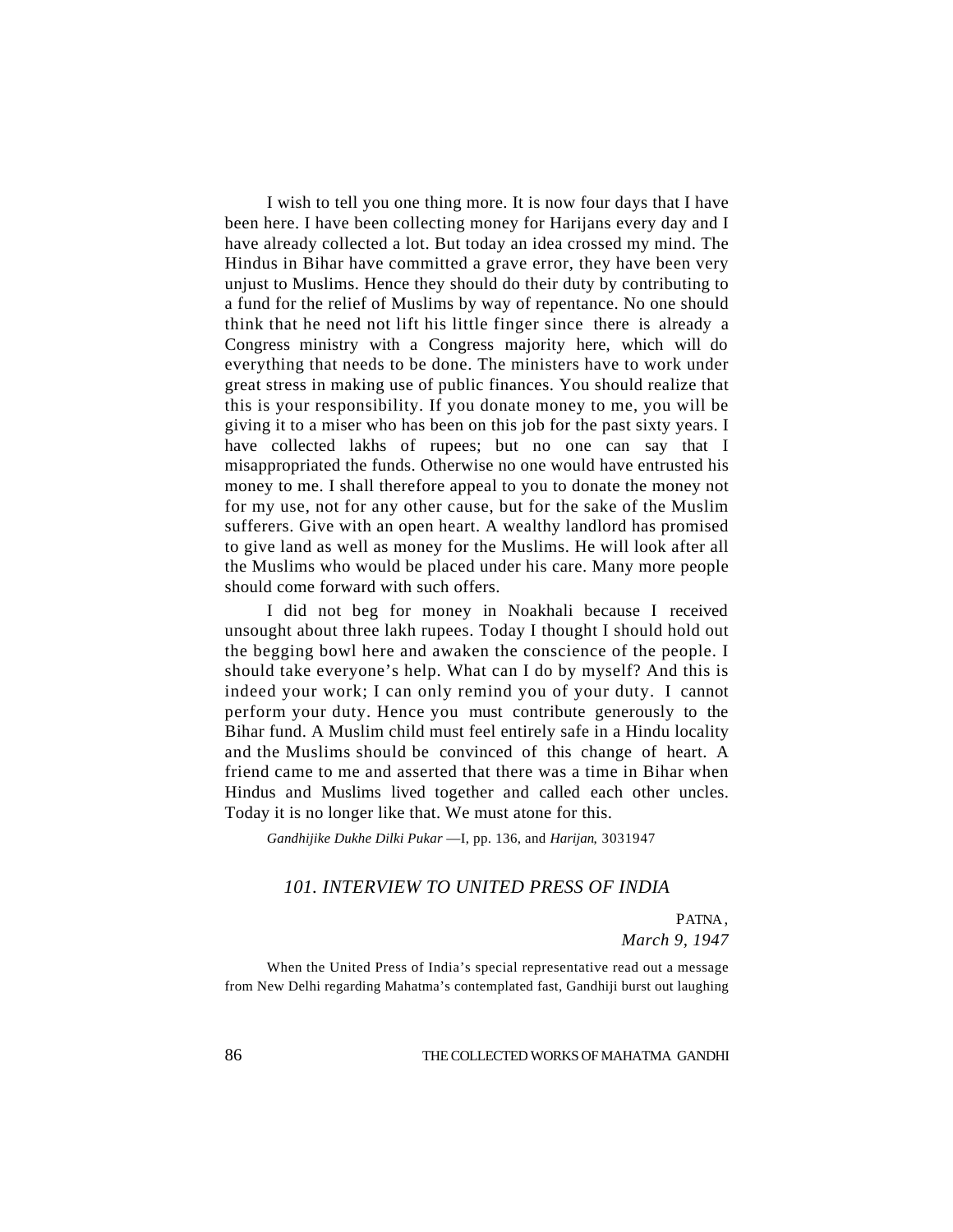I wish to tell you one thing more. It is now four days that I have been here. I have been collecting money for Harijans every day and I have already collected a lot. But today an idea crossed my mind. The Hindus in Bihar have committed a grave error, they have been very unjust to Muslims. Hence they should do their duty by contributing to a fund for the relief of Muslims by way of repentance. No one should think that he need not lift his little finger since there is already a Congress ministry with a Congress majority here, which will do everything that needs to be done. The ministers have to work under great stress in making use of public finances. You should realize that this is your responsibility. If you donate money to me, you will be giving it to a miser who has been on this job for the past sixty years. I have collected lakhs of rupees; but no one can say that I misappropriated the funds. Otherwise no one would have entrusted his money to me. I shall therefore appeal to you to donate the money not for my use, not for any other cause, but for the sake of the Muslim sufferers. Give with an open heart. A wealthy landlord has promised to give land as well as money for the Muslims. He will look after all the Muslims who would be placed under his care. Many more people should come forward with such offers.

I did not beg for money in Noakhali because I received unsought about three lakh rupees. Today I thought I should hold out the begging bowl here and awaken the conscience of the people. I should take everyone's help. What can I do by myself? And this is indeed your work; I can only remind you of your duty. I cannot perform your duty. Hence you must contribute generously to the Bihar fund. A Muslim child must feel entirely safe in a Hindu locality and the Muslims should be convinced of this change of heart. A friend came to me and asserted that there was a time in Bihar when Hindus and Muslims lived together and called each other uncles. Today it is no longer like that. We must atone for this.

*Gandhijike Dukhe Dilki Pukar* —I, pp. 136, and *Harijan*, 3031947

## *101. INTERVIEW TO UNITED PRESS OF INDIA*

PATNA,
*March 9, 1947*

When the United Press of India's special representative read out a message from New Delhi regarding Mahatma's contemplated fast, Gandhiji burst out laughing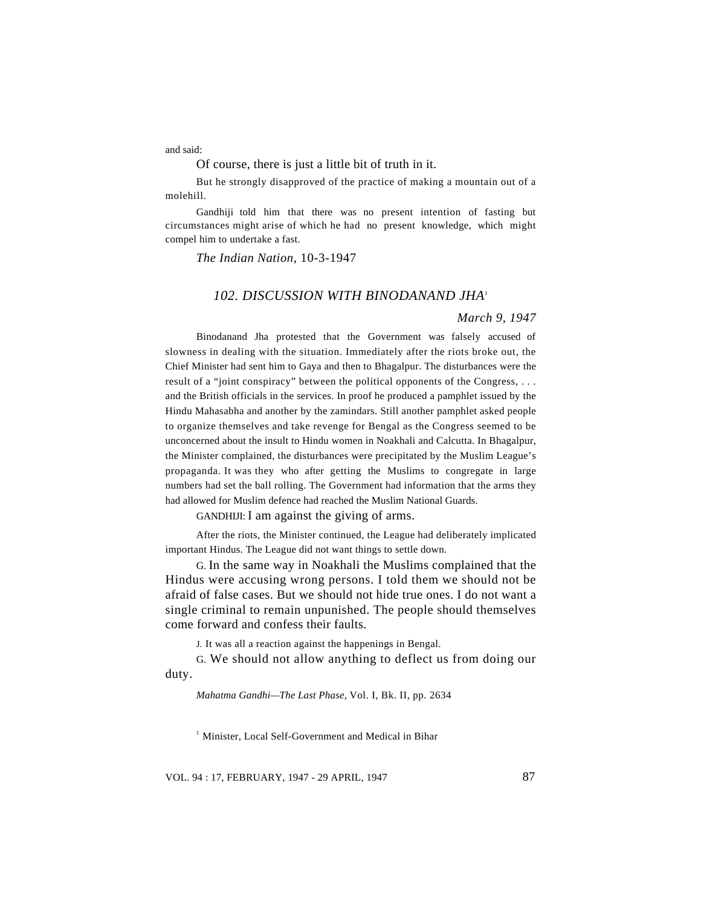and said:

Of course, there is just a little bit of truth in it.

But he strongly disapproved of the practice of making a mountain out of a molehill.

Gandhiji told him that there was no present intention of fasting but circumstances might arise of which he had no present knowledge, which might compel him to undertake a fast.

*The Indian Nation*, 10-3-1947

## *102. DISCUSSION WITH BINODANAND JHA*[1]

*March 9, 1947*

Binodanand Jha protested that the Government was falsely accused of slowness in dealing with the situation. Immediately after the riots broke out, the Chief Minister had sent him to Gaya and then to Bhagalpur. The disturbances were the result of a "joint conspiracy" between the political opponents of the Congress, . . . and the British officials in the services. In proof he produced a pamphlet issued by the Hindu Mahasabha and another by the zamindars. Still another pamphlet asked people to organize themselves and take revenge for Bengal as the Congress seemed to be unconcerned about the insult to Hindu women in Noakhali and Calcutta. In Bhagalpur, the Minister complained, the disturbances were precipitated by the Muslim League's propaganda. It was they who after getting the Muslims to congregate in large numbers had set the ball rolling. The Government had information that the arms they had allowed for Muslim defence had reached the Muslim National Guards.

GANDHIJI: I am against the giving of arms.

After the riots, the Minister continued, the League had deliberately implicated important Hindus. The League did not want things to settle down.

G. In the same way in Noakhali the Muslims complained that the Hindus were accusing wrong persons. I told them we should not be afraid of false cases. But we should not hide true ones. I do not want a single criminal to remain unpunished. The people should themselves come forward and confess their faults.

J. It was all a reaction against the happenings in Bengal.

G. We should not allow anything to deflect us from doing our duty.

*Mahatma Gandhi—The Last Phase,* Vol. I, Bk. II, pp. 2634

[1] Minister, Local Self-Government and Medical in Bihar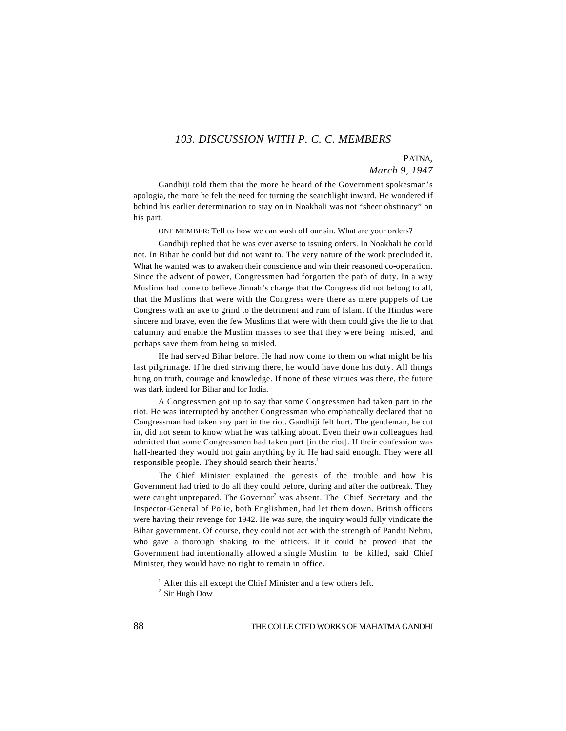## *103. DISCUSSION WITH P. C. C. MEMBERS*

PATNA,
*March 9, 1947*

Gandhiji told them that the more he heard of the Government spokesman's apologia, the more he felt the need for turning the searchlight inward. He wondered if behind his earlier determination to stay on in Noakhali was not "sheer obstinacy" on his part.

ONE MEMBER: Tell us how we can wash off our sin. What are your orders?

Gandhiji replied that he was ever averse to issuing orders. In Noakhali he could not. In Bihar he could but did not want to. The very nature of the work precluded it. What he wanted was to awaken their conscience and win their reasoned co-operation. Since the advent of power, Congressmen had forgotten the path of duty. In a way Muslims had come to believe Jinnah's charge that the Congress did not belong to all, that the Muslims that were with the Congress were there as mere puppets of the Congress with an axe to grind to the detriment and ruin of Islam. If the Hindus were sincere and brave, even the few Muslims that were with them could give the lie to that calumny and enable the Muslim masses to see that they were being misled, and perhaps save them from being so misled.

He had served Bihar before. He had now come to them on what might be his last pilgrimage. If he died striving there, he would have done his duty. All things hung on truth, courage and knowledge. If none of these virtues was there, the future was dark indeed for Bihar and for India.

A Congressmen got up to say that some Congressmen had taken part in the riot. He was interrupted by another Congressman who emphatically declared that no Congressman had taken any part in the riot. Gandhiji felt hurt. The gentleman, he cut in, did not seem to know what he was talking about. Even their own colleagues had admitted that some Congressmen had taken part [in the riot]. If their confession was half-hearted they would not gain anything by it. He had said enough. They were all responsible people. They should search their hearts.[1]

The Chief Minister explained the genesis of the trouble and how his Government had tried to do all they could before, during and after the outbreak. They were caught unprepared. The Governor[2] was absent. The Chief Secretary and the Inspector-General of Polie, both Englishmen, had let them down. British officers were having their revenge for 1942. He was sure, the inquiry would fully vindicate the Bihar government. Of course, they could not act with the strength of Pandit Nehru, who gave a thorough shaking to the officers. If it could be proved that the Government had intentionally allowed a single Muslim to be killed, said Chief Minister, they would have no right to remain in office.

[1] After this all except the Chief Minister and a few others left.

[2] Sir Hugh Dow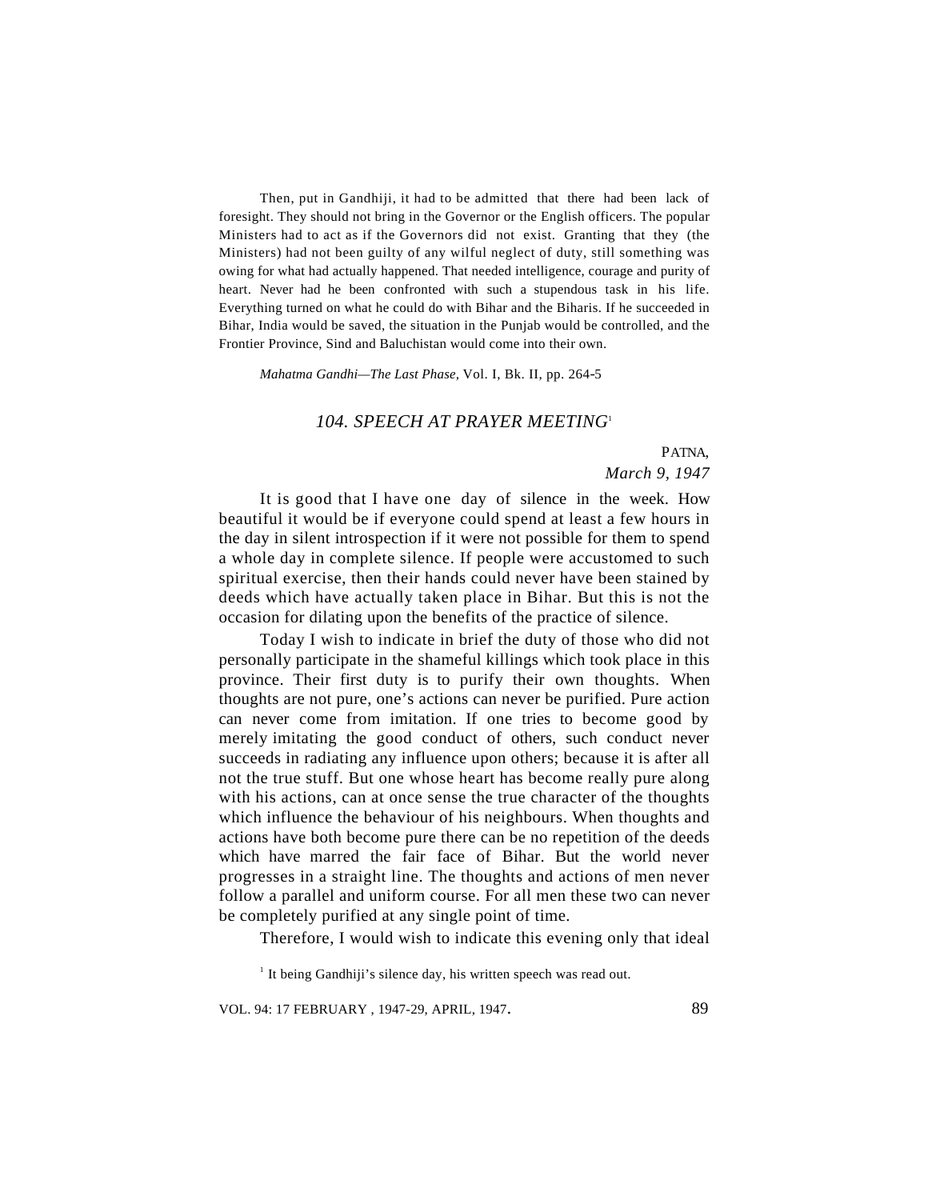Then, put in Gandhiji, it had to be admitted that there had been lack of foresight. They should not bring in the Governor or the English officers. The popular Ministers had to act as if the Governors did not exist. Granting that they (the Ministers) had not been guilty of any wilful neglect of duty, still something was owing for what had actually happened. That needed intelligence, courage and purity of heart. Never had he been confronted with such a stupendous task in his life. Everything turned on what he could do with Bihar and the Biharis. If he succeeded in Bihar, India would be saved, the situation in the Punjab would be controlled, and the Frontier Province, Sind and Baluchistan would come into their own.

*Mahatma Gandhi—The Last Phase*, Vol. I, Bk. II, pp. 264-5

## *104. SPEECH AT PRAYER MEETING*[1]

PATNA,
*March 9, 1947*

It is good that I have one day of silence in the week. How beautiful it would be if everyone could spend at least a few hours in the day in silent introspection if it were not possible for them to spend a whole day in complete silence. If people were accustomed to such spiritual exercise, then their hands could never have been stained by deeds which have actually taken place in Bihar. But this is not the occasion for dilating upon the benefits of the practice of silence.

Today I wish to indicate in brief the duty of those who did not personally participate in the shameful killings which took place in this province. Their first duty is to purify their own thoughts. When thoughts are not pure, one's actions can never be purified. Pure action can never come from imitation. If one tries to become good by merely imitating the good conduct of others, such conduct never succeeds in radiating any influence upon others; because it is after all not the true stuff. But one whose heart has become really pure along with his actions, can at once sense the true character of the thoughts which influence the behaviour of his neighbours. When thoughts and actions have both become pure there can be no repetition of the deeds which have marred the fair face of Bihar. But the world never progresses in a straight line. The thoughts and actions of men never follow a parallel and uniform course. For all men these two can never be completely purified at any single point of time.

Therefore, I would wish to indicate this evening only that ideal

[1] It being Gandhiji's silence day, his written speech was read out.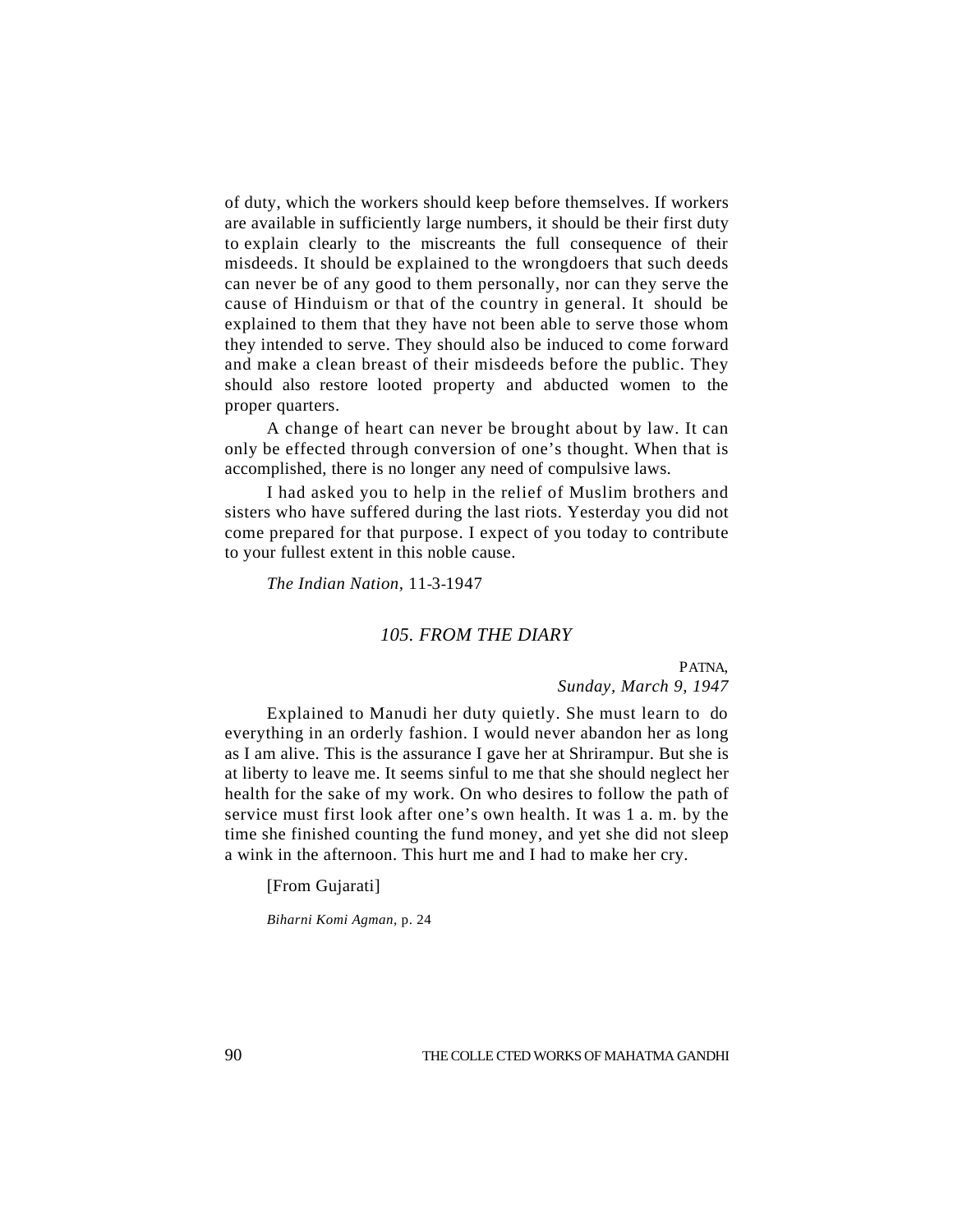of duty, which the workers should keep before themselves. If workers are available in sufficiently large numbers, it should be their first duty to explain clearly to the miscreants the full consequence of their misdeeds. It should be explained to the wrongdoers that such deeds can never be of any good to them personally, nor can they serve the cause of Hinduism or that of the country in general. It should be explained to them that they have not been able to serve those whom they intended to serve. They should also be induced to come forward and make a clean breast of their misdeeds before the public. They should also restore looted property and abducted women to the proper quarters.

A change of heart can never be brought about by law. It can only be effected through conversion of one's thought. When that is accomplished, there is no longer any need of compulsive laws.

I had asked you to help in the relief of Muslim brothers and sisters who have suffered during the last riots. Yesterday you did not come prepared for that purpose. I expect of you today to contribute to your fullest extent in this noble cause.

*The Indian Nation,* 11-3-1947

## *105. FROM THE DIARY*

PATNA,
*Sunday, March 9, 1947*

Explained to Manudi her duty quietly. She must learn to do everything in an orderly fashion. I would never abandon her as long as I am alive. This is the assurance I gave her at Shrirampur. But she is at liberty to leave me. It seems sinful to me that she should neglect her health for the sake of my work. On who desires to follow the path of service must first look after one's own health. It was 1 a. m. by the time she finished counting the fund money, and yet she did not sleep a wink in the afternoon. This hurt me and I had to make her cry.

[From Gujarati]

*Biharni Komi Agman,* p. 24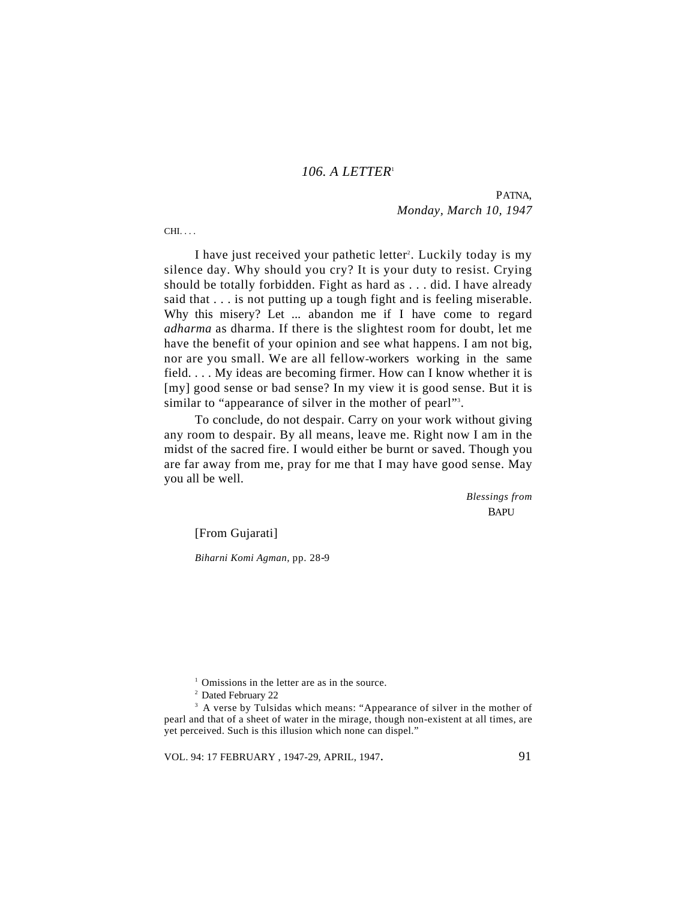### *106. A LETTER*[1]

PATNA,
*Monday, March 10, 1947*

CHI. . . .

I have just received your pathetic letter[2]. Luckily today is my silence day. Why should you cry? It is your duty to resist. Crying should be totally forbidden. Fight as hard as . . . did. I have already said that . . . is not putting up a tough fight and is feeling miserable. Why this misery? Let ... abandon me if I have come to regard *adharma* as dharma. If there is the slightest room for doubt, let me have the benefit of your opinion and see what happens. I am not big, nor are you small. We are all fellow-workers working in the same field. . . . My ideas are becoming firmer. How can I know whether it is [my] good sense or bad sense? In my view it is good sense. But it is similar to "appearance of silver in the mother of pearl"[3].

To conclude, do not despair. Carry on your work without giving any room to despair. By all means, leave me. Right now I am in the midst of the sacred fire. I would either be burnt or saved. Though you are far away from me, pray for me that I may have good sense. May you all be well.

*Blessings from*
BAPU

[From Gujarati]

*Biharni Komi Agman*, pp. 28-9

[1] Omissions in the letter are as in the source.

[2] Dated February 22

[3] A verse by Tulsidas which means: "Appearance of silver in the mother of pearl and that of a sheet of water in the mirage, though non-existent at all times, are yet perceived. Such is this illusion which none can dispel."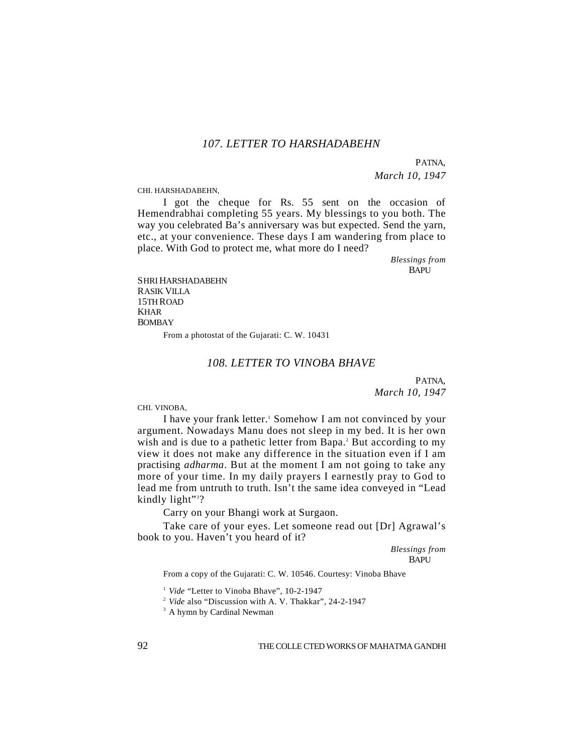### *107. LETTER TO HARSHADABEHN*

PATNA,
*March 10, 1947*

CHI. HARSHADABEHN,

I got the cheque for Rs. 55 sent on the occasion of Hemendrabhai completing 55 years. My blessings to you both. The way you celebrated Ba's anniversary was but expected. Send the yarn, etc., at your convenience. These days I am wandering from place to place. With God to protect me, what more do I need?

*Blessings from*
BAPU

SHRI HARSHADABEHN
RASIK VILLA
15TH ROAD
KHAR
BOMBAY

From a photostat of the Gujarati: C. W. 10431

### *108. LETTER TO VINOBA BHAVE*

PATNA,
*March 10, 1947*

CHI. VINOBA,

I have your frank letter.[1] Somehow I am not convinced by your argument. Nowadays Manu does not sleep in my bed. It is her own wish and is due to a pathetic letter from Bapa.[2] But according to my view it does not make any difference in the situation even if I am practising *adharma*. But at the moment I am not going to take any more of your time. In my daily prayers I earnestly pray to God to lead me from untruth to truth. Isn't the same idea conveyed in "Lead kindly light"[3]?

Carry on your Bhangi work at Surgaon.

Take care of your eyes. Let someone read out [Dr] Agrawal's book to you. Haven't you heard of it?

*Blessings from*
BAPU

From a copy of the Gujarati: C. W. 10546. Courtesy: Vinoba Bhave

[1] *Vide* "Letter to Vinoba Bhave", 10-2-1947

[2] *Vide* also "Discussion with A. V. Thakkar", 24-2-1947

[3] A hymn by Cardinal Newman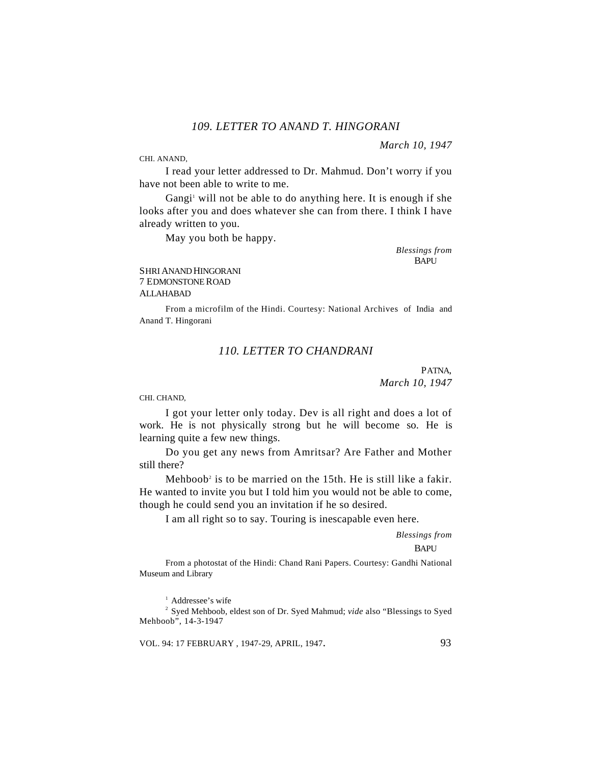### *109. LETTER TO ANAND T. HINGORANI*

*March 10, 1947*

CHI. ANAND,

I read your letter addressed to Dr. Mahmud. Don't worry if you have not been able to write to me.

Gangi[1] will not be able to do anything here. It is enough if she looks after you and does whatever she can from there. I think I have already written to you.

May you both be happy.

*Blessings from*
BAPU

SHRI ANAND HINGORANI
7 EDMONSTONE ROAD
ALLAHABAD

From a microfilm of the Hindi. Courtesy: National Archives of India and Anand T. Hingorani

### *110. LETTER TO CHANDRANI*

PATNA,
*March 10, 1947*

CHI. CHAND,

I got your letter only today. Dev is all right and does a lot of work. He is not physically strong but he will become so. He is learning quite a few new things.

Do you get any news from Amritsar? Are Father and Mother still there?

Mehboob[2] is to be married on the 15th. He is still like a fakir. He wanted to invite you but I told him you would not be able to come, though he could send you an invitation if he so desired.

I am all right so to say. Touring is inescapable even here.

*Blessings from*
BAPU

From a photostat of the Hindi: Chand Rani Papers. Courtesy: Gandhi National Museum and Library

[1] Addressee's wife

[2] Syed Mehboob, eldest son of Dr. Syed Mahmud; *vide* also "Blessings to Syed Mehboob", 14-3-1947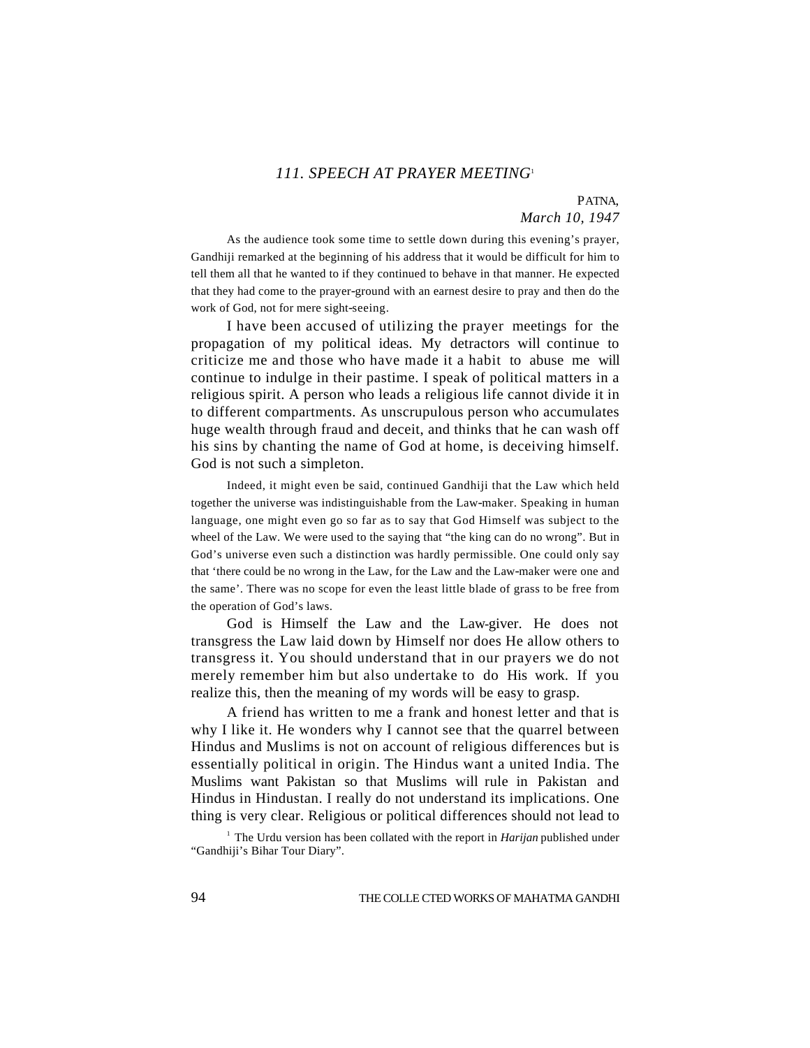### 111. SPEECH AT PRAYER MEETING[1]

PATNA,
*March 10, 1947*

As the audience took some time to settle down during this evening's prayer, Gandhiji remarked at the beginning of his address that it would be difficult for him to tell them all that he wanted to if they continued to behave in that manner. He expected that they had come to the prayer-ground with an earnest desire to pray and then do the work of God, not for mere sight-seeing.

I have been accused of utilizing the prayer meetings for the propagation of my political ideas. My detractors will continue to criticize me and those who have made it a habit to abuse me will continue to indulge in their pastime. I speak of political matters in a religious spirit. A person who leads a religious life cannot divide it in to different compartments. As unscrupulous person who accumulates huge wealth through fraud and deceit, and thinks that he can wash off his sins by chanting the name of God at home, is deceiving himself. God is not such a simpleton.

Indeed, it might even be said, continued Gandhiji that the Law which held together the universe was indistinguishable from the Law-maker. Speaking in human language, one might even go so far as to say that God Himself was subject to the wheel of the Law. We were used to the saying that "the king can do no wrong". But in God's universe even such a distinction was hardly permissible. One could only say that 'there could be no wrong in the Law, for the Law and the Law-maker were one and the same'. There was no scope for even the least little blade of grass to be free from the operation of God's laws.

God is Himself the Law and the Law-giver. He does not transgress the Law laid down by Himself nor does He allow others to transgress it. You should understand that in our prayers we do not merely remember him but also undertake to do His work. If you realize this, then the meaning of my words will be easy to grasp.

A friend has written to me a frank and honest letter and that is why I like it. He wonders why I cannot see that the quarrel between Hindus and Muslims is not on account of religious differences but is essentially political in origin. The Hindus want a united India. The Muslims want Pakistan so that Muslims will rule in Pakistan and Hindus in Hindustan. I really do not understand its implications. One thing is very clear. Religious or political differences should not lead to

[1] The Urdu version has been collated with the report in *Harijan* published under "Gandhiji's Bihar Tour Diary".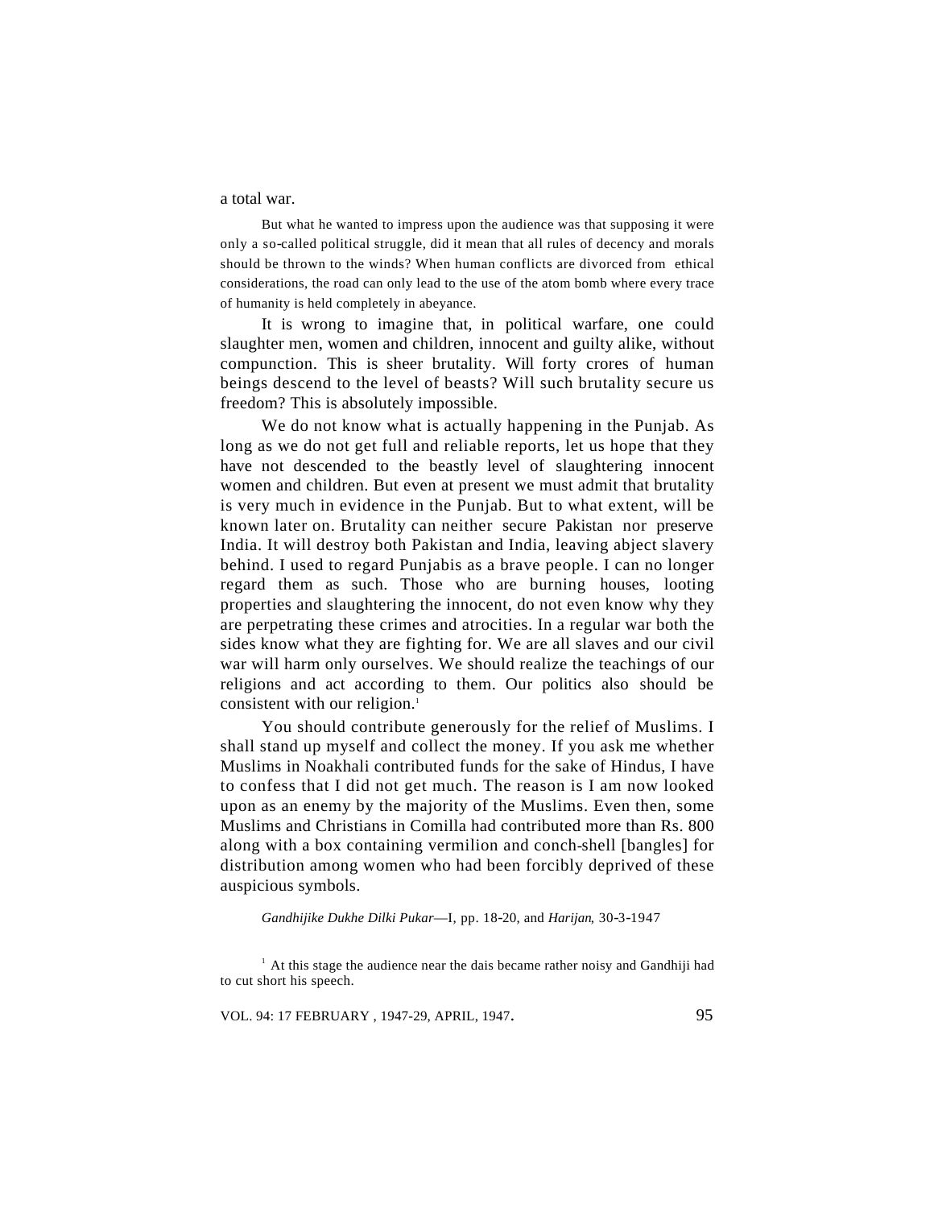a total war.

But what he wanted to impress upon the audience was that supposing it were only a so-called political struggle, did it mean that all rules of decency and morals should be thrown to the winds? When human conflicts are divorced from ethical considerations, the road can only lead to the use of the atom bomb where every trace of humanity is held completely in abeyance.

It is wrong to imagine that, in political warfare, one could slaughter men, women and children, innocent and guilty alike, without compunction. This is sheer brutality. Will forty crores of human beings descend to the level of beasts? Will such brutality secure us freedom? This is absolutely impossible.

We do not know what is actually happening in the Punjab. As long as we do not get full and reliable reports, let us hope that they have not descended to the beastly level of slaughtering innocent women and children. But even at present we must admit that brutality is very much in evidence in the Punjab. But to what extent, will be known later on. Brutality can neither secure Pakistan nor preserve India. It will destroy both Pakistan and India, leaving abject slavery behind. I used to regard Punjabis as a brave people. I can no longer regard them as such. Those who are burning houses, looting properties and slaughtering the innocent, do not even know why they are perpetrating these crimes and atrocities. In a regular war both the sides know what they are fighting for. We are all slaves and our civil war will harm only ourselves. We should realize the teachings of our religions and act according to them. Our politics also should be consistent with our religion.[1]

You should contribute generously for the relief of Muslims. I shall stand up myself and collect the money. If you ask me whether Muslims in Noakhali contributed funds for the sake of Hindus, I have to confess that I did not get much. The reason is I am now looked upon as an enemy by the majority of the Muslims. Even then, some Muslims and Christians in Comilla had contributed more than Rs. 800 along with a box containing vermilion and conch-shell [bangles] for distribution among women who had been forcibly deprived of these auspicious symbols.

*Gandhijike Dukhe Dilki Pukar*—I, pp. 18-20, and *Harijan*, 30-3-1947

[1] At this stage the audience near the dais became rather noisy and Gandhiji had to cut short his speech.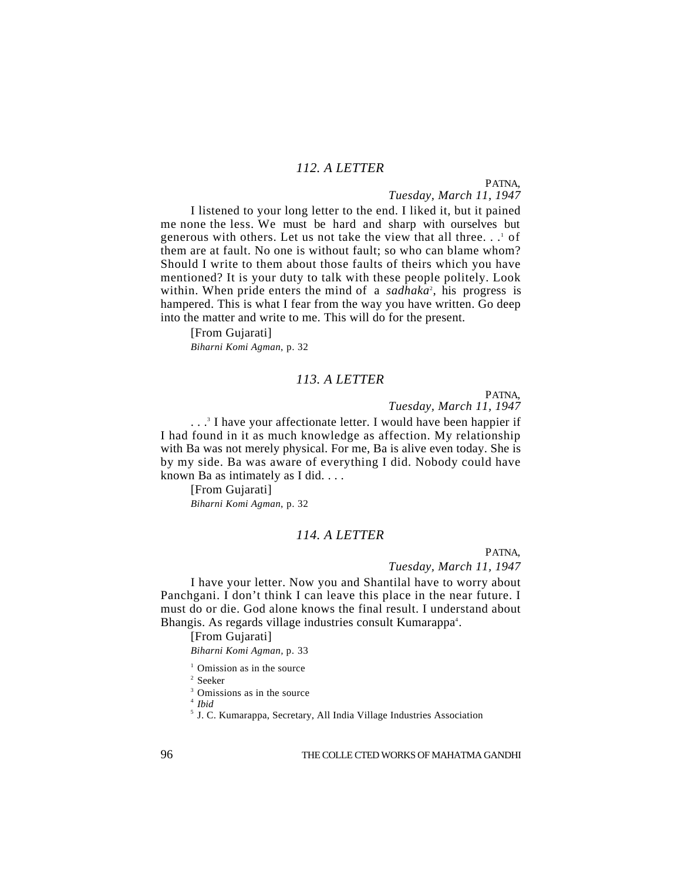### *112. A LETTER*

PATNA,
*Tuesday, March 11, 1947*

I listened to your long letter to the end. I liked it, but it pained me none the less. We must be hard and sharp with ourselves but generous with others. Let us not take the view that all three. . .[1] of them are at fault. No one is without fault; so who can blame whom? Should I write to them about those faults of theirs which you have mentioned? It is your duty to talk with these people politely. Look within. When pride enters the mind of a *sadhaka*[2], his progress is hampered. This is what I fear from the way you have written. Go deep into the matter and write to me. This will do for the present.

[From Gujarati]
*Biharni Komi Agman*, p. 32

### *113. A LETTER*

PATNA,
*Tuesday, March 11, 1947*

. . .[3] I have your affectionate letter. I would have been happier if I had found in it as much knowledge as affection. My relationship with Ba was not merely physical. For me, Ba is alive even today. She is by my side. Ba was aware of everything I did. Nobody could have known Ba as intimately as I did. . . .

[From Gujarati]
*Biharni Komi Agman*, p. 32

### *114. A LETTER*

PATNA,
*Tuesday, March 11, 1947*

I have your letter. Now you and Shantilal have to worry about Panchgani. I don't think I can leave this place in the near future. I must do or die. God alone knows the final result. I understand about Bhangis. As regards village industries consult Kumarappa[4].

[From Gujarati]
*Biharni Komi Agman*, p. 33

[1] Omission as in the source
[2] Seeker
[3] Omissions as in the source
[4] *Ibid*
[5] J. C. Kumarappa, Secretary, All India Village Industries Association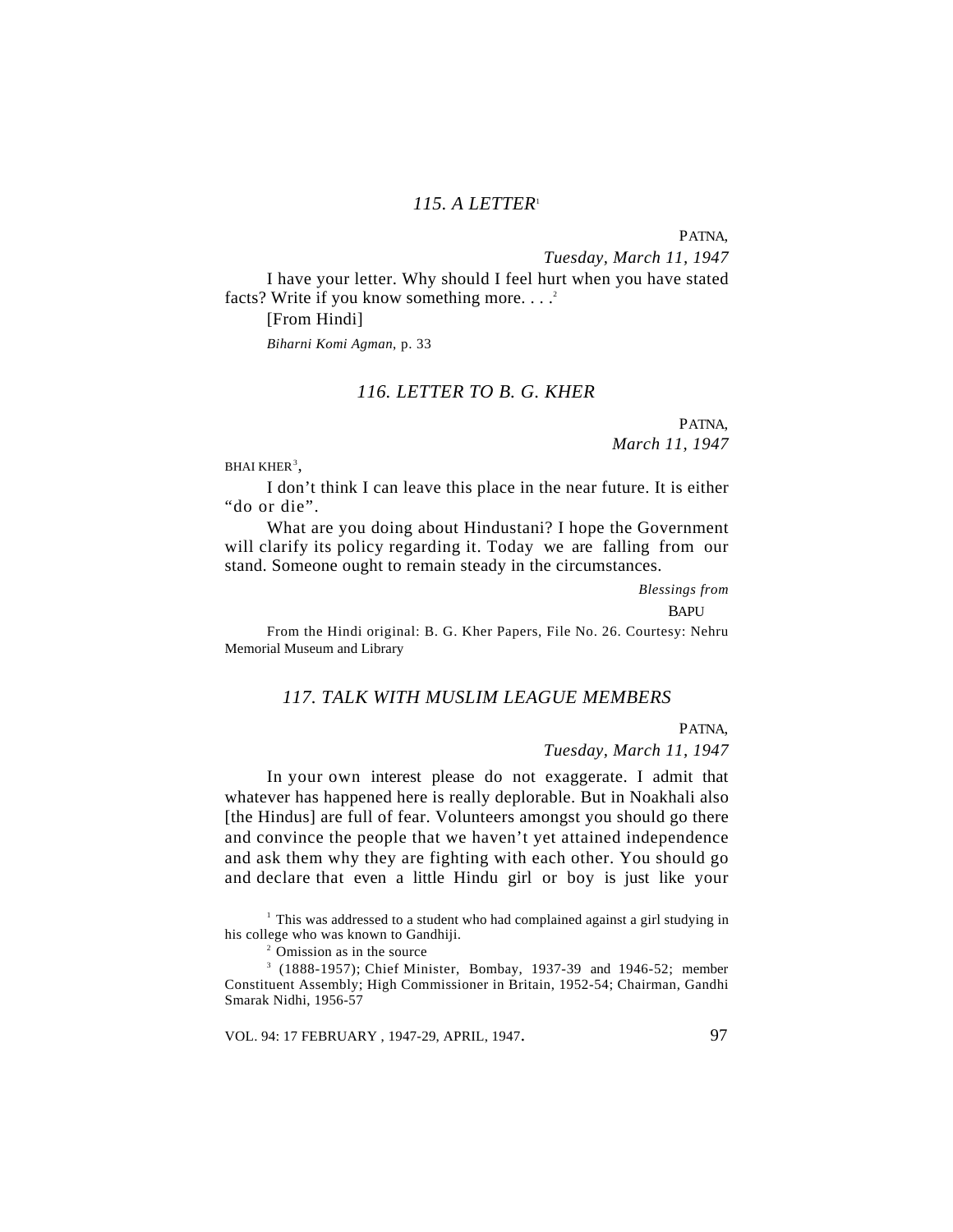### *115. A LETTER*[1]

PATNA,

*Tuesday, March 11, 1947*

I have your letter. Why should I feel hurt when you have stated facts? Write if you know something more. . . .[2]

[From Hindi]

*Biharni Komi Agman*, p. 33

### *116. LETTER TO B. G. KHER*

PATNA,

*March 11, 1947*

BHAI KHER[3],

I don't think I can leave this place in the near future. It is either "do or die".

What are you doing about Hindustani? I hope the Government will clarify its policy regarding it. Today we are falling from our stand. Someone ought to remain steady in the circumstances.

*Blessings from*

BAPU

From the Hindi original: B. G. Kher Papers, File No. 26. Courtesy: Nehru Memorial Museum and Library

### *117. TALK WITH MUSLIM LEAGUE MEMBERS*

PATNA,

*Tuesday, March 11, 1947*

In your own interest please do not exaggerate. I admit that whatever has happened here is really deplorable. But in Noakhali also [the Hindus] are full of fear. Volunteers amongst you should go there and convince the people that we haven't yet attained independence and ask them why they are fighting with each other. You should go and declare that even a little Hindu girl or boy is just like your

[1] This was addressed to a student who had complained against a girl studying in his college who was known to Gandhiji.

[2] Omission as in the source

[3] (1888-1957); Chief Minister, Bombay, 1937-39 and 1946-52; member Constituent Assembly; High Commissioner in Britain, 1952-54; Chairman, Gandhi Smarak Nidhi, 1956-57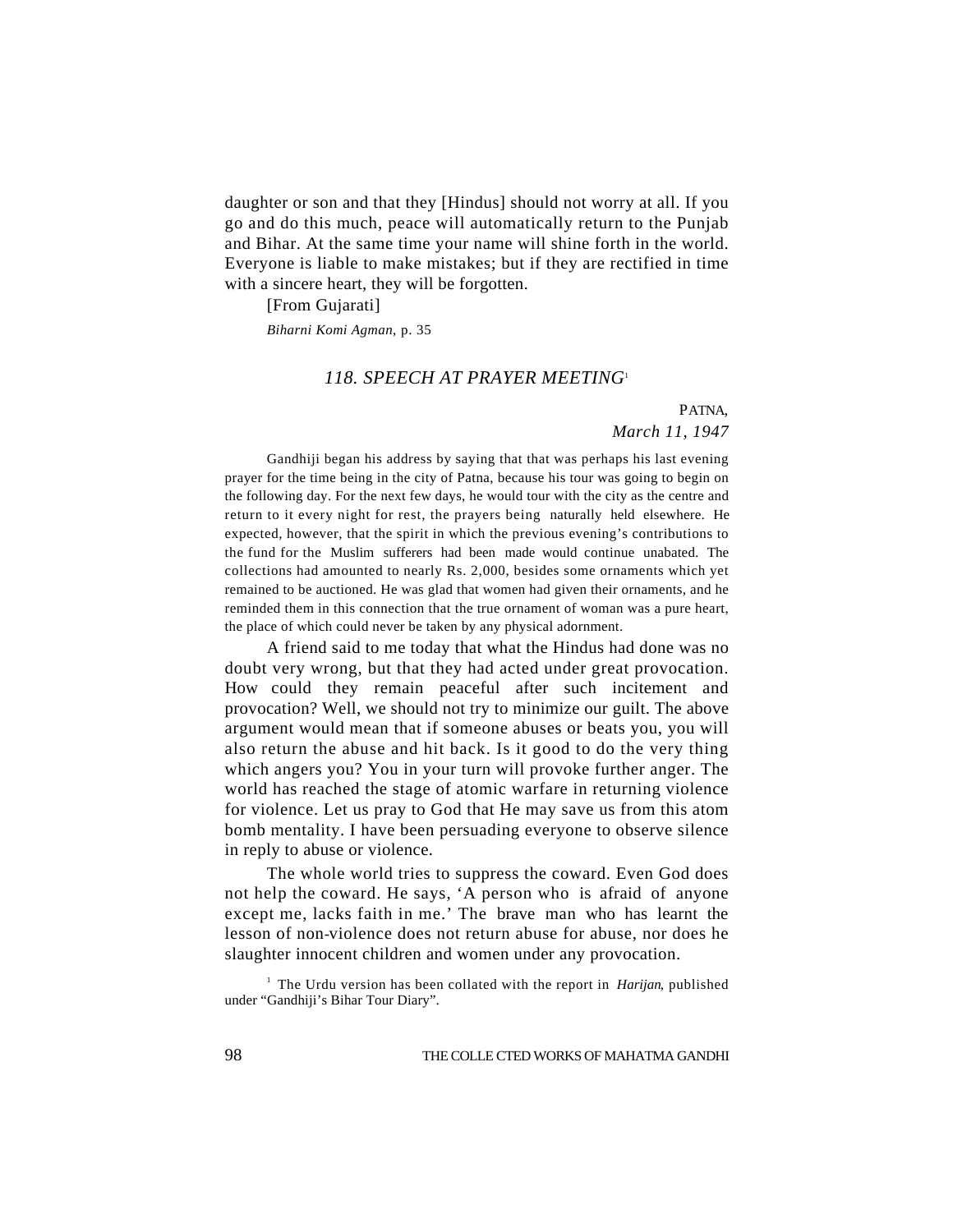daughter or son and that they [Hindus] should not worry at all. If you go and do this much, peace will automatically return to the Punjab and Bihar. At the same time your name will shine forth in the world. Everyone is liable to make mistakes; but if they are rectified in time with a sincere heart, they will be forgotten.

[From Gujarati]

*Biharni Komi Agman*, p. 35

## *118. SPEECH AT PRAYER MEETING*[1]

PATNA,
*March 11, 1947*

Gandhiji began his address by saying that that was perhaps his last evening prayer for the time being in the city of Patna, because his tour was going to begin on the following day. For the next few days, he would tour with the city as the centre and return to it every night for rest, the prayers being naturally held elsewhere. He expected, however, that the spirit in which the previous evening's contributions to the fund for the Muslim sufferers had been made would continue unabated. The collections had amounted to nearly Rs. 2,000, besides some ornaments which yet remained to be auctioned. He was glad that women had given their ornaments, and he reminded them in this connection that the true ornament of woman was a pure heart, the place of which could never be taken by any physical adornment.

A friend said to me today that what the Hindus had done was no doubt very wrong, but that they had acted under great provocation. How could they remain peaceful after such incitement and provocation? Well, we should not try to minimize our guilt. The above argument would mean that if someone abuses or beats you, you will also return the abuse and hit back. Is it good to do the very thing which angers you? You in your turn will provoke further anger. The world has reached the stage of atomic warfare in returning violence for violence. Let us pray to God that He may save us from this atom bomb mentality. I have been persuading everyone to observe silence in reply to abuse or violence.

The whole world tries to suppress the coward. Even God does not help the coward. He says, 'A person who is afraid of anyone except me, lacks faith in me.' The brave man who has learnt the lesson of non-violence does not return abuse for abuse, nor does he slaughter innocent children and women under any provocation.

[1] The Urdu version has been collated with the report in *Harijan*, published under "Gandhiji's Bihar Tour Diary".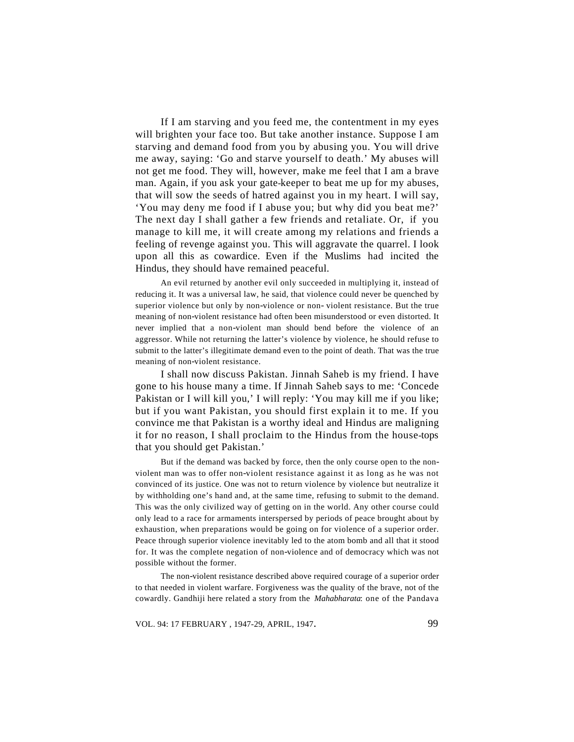If I am starving and you feed me, the contentment in my eyes will brighten your face too. But take another instance. Suppose I am starving and demand food from you by abusing you. You will drive me away, saying: 'Go and starve yourself to death.' My abuses will not get me food. They will, however, make me feel that I am a brave man. Again, if you ask your gate-keeper to beat me up for my abuses, that will sow the seeds of hatred against you in my heart. I will say, 'You may deny me food if I abuse you; but why did you beat me?' The next day I shall gather a few friends and retaliate. Or, if you manage to kill me, it will create among my relations and friends a feeling of revenge against you. This will aggravate the quarrel. I look upon all this as cowardice. Even if the Muslims had incited the Hindus, they should have remained peaceful.

An evil returned by another evil only succeeded in multiplying it, instead of reducing it. It was a universal law, he said, that violence could never be quenched by superior violence but only by non-violence or non- violent resistance. But the true meaning of non-violent resistance had often been misunderstood or even distorted. It never implied that a non-violent man should bend before the violence of an aggressor. While not returning the latter's violence by violence, he should refuse to submit to the latter's illegitimate demand even to the point of death. That was the true meaning of non-violent resistance.

I shall now discuss Pakistan. Jinnah Saheb is my friend. I have gone to his house many a time. If Jinnah Saheb says to me: 'Concede Pakistan or I will kill you,' I will reply: 'You may kill me if you like; but if you want Pakistan, you should first explain it to me. If you convince me that Pakistan is a worthy ideal and Hindus are maligning it for no reason, I shall proclaim to the Hindus from the house-tops that you should get Pakistan.'

But if the demand was backed by force, then the only course open to the non-violent man was to offer non-violent resistance against it as long as he was not convinced of its justice. One was not to return violence by violence but neutralize it by withholding one's hand and, at the same time, refusing to submit to the demand. This was the only civilized way of getting on in the world. Any other course could only lead to a race for armaments interspersed by periods of peace brought about by exhaustion, when preparations would be going on for violence of a superior order. Peace through superior violence inevitably led to the atom bomb and all that it stood for. It was the complete negation of non-violence and of democracy which was not possible without the former.

The non-violent resistance described above required courage of a superior order to that needed in violent warfare. Forgiveness was the quality of the brave, not of the cowardly. Gandhiji here related a story from the *Mahabharata*: one of the Pandava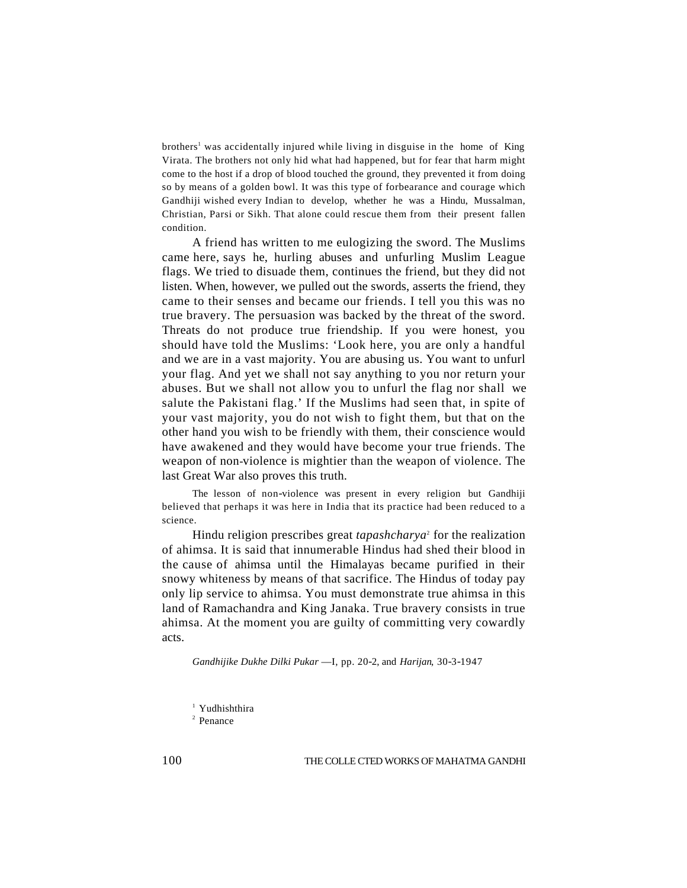brothers[1] was accidentally injured while living in disguise in the home of King Virata. The brothers not only hid what had happened, but for fear that harm might come to the host if a drop of blood touched the ground, they prevented it from doing so by means of a golden bowl. It was this type of forbearance and courage which Gandhiji wished every Indian to develop, whether he was a Hindu, Mussalman, Christian, Parsi or Sikh. That alone could rescue them from their present fallen condition.

A friend has written to me eulogizing the sword. The Muslims came here, says he, hurling abuses and unfurling Muslim League flags. We tried to disuade them, continues the friend, but they did not listen. When, however, we pulled out the swords, asserts the friend, they came to their senses and became our friends. I tell you this was no true bravery. The persuasion was backed by the threat of the sword. Threats do not produce true friendship. If you were honest, you should have told the Muslims: 'Look here, you are only a handful and we are in a vast majority. You are abusing us. You want to unfurl your flag. And yet we shall not say anything to you nor return your abuses. But we shall not allow you to unfurl the flag nor shall we salute the Pakistani flag.' If the Muslims had seen that, in spite of your vast majority, you do not wish to fight them, but that on the other hand you wish to be friendly with them, their conscience would have awakened and they would have become your true friends. The weapon of non-violence is mightier than the weapon of violence. The last Great War also proves this truth.

The lesson of non-violence was present in every religion but Gandhiji believed that perhaps it was here in India that its practice had been reduced to a science.

Hindu religion prescribes great *tapashcharya*[2] for the realization of ahimsa. It is said that innumerable Hindus had shed their blood in the cause of ahimsa until the Himalayas became purified in their snowy whiteness by means of that sacrifice. The Hindus of today pay only lip service to ahimsa. You must demonstrate true ahimsa in this land of Ramachandra and King Janaka. True bravery consists in true ahimsa. At the moment you are guilty of committing very cowardly acts.

*Gandhijike Dukhe Dilki Pukar* —I, pp. 20-2, and *Harijan*, 30-3-1947

[1] Yudhishthira

[2] Penance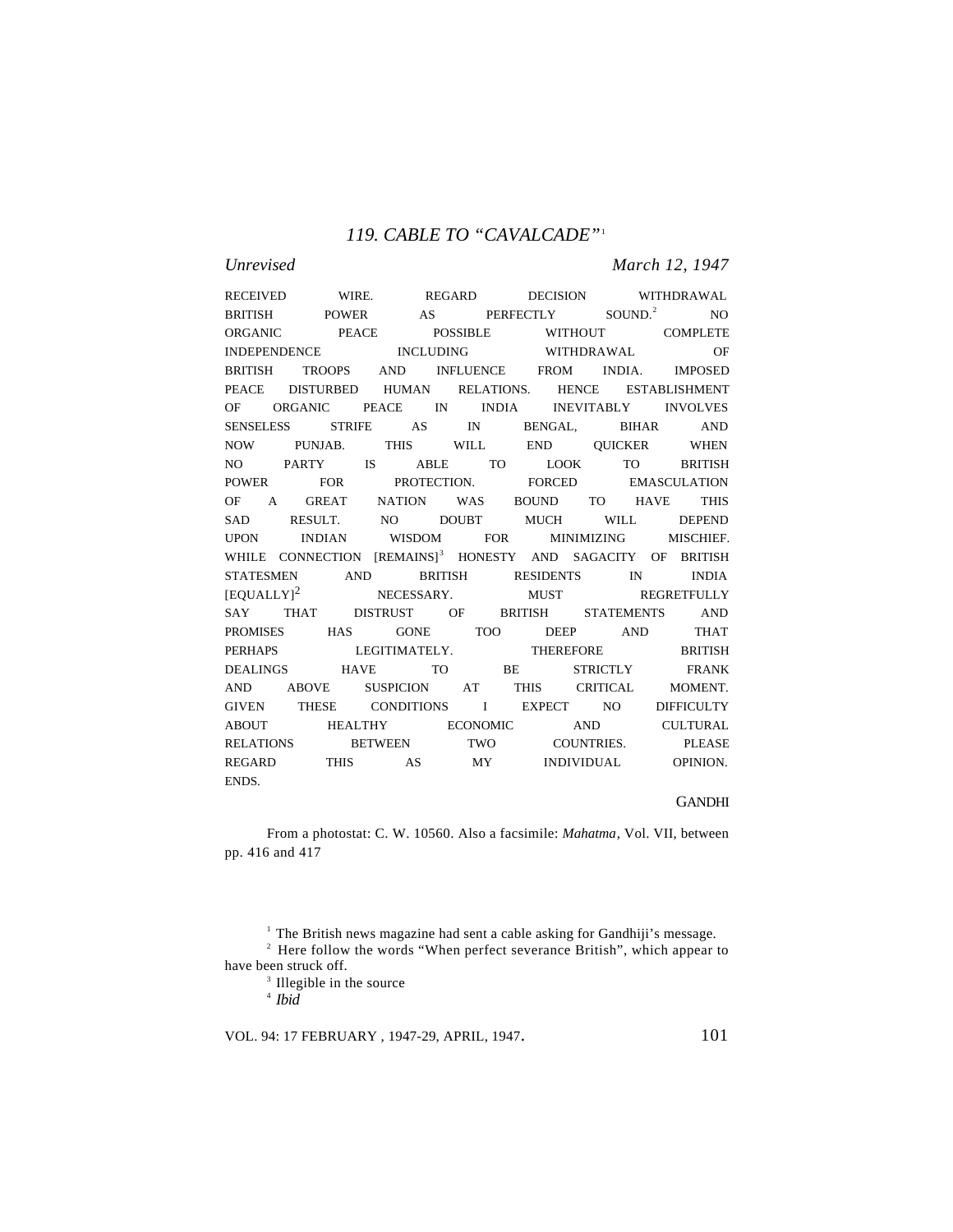## 119. CABLE TO "CAVALCADE"[1]

*Unrevised* *March 12, 1947*

RECEIVED WIRE. REGARD DECISION WITHDRAWAL BRITISH POWER AS PERFECTLY SOUND.[2] NO ORGANIC PEACE POSSIBLE WITHOUT COMPLETE INDEPENDENCE INCLUDING WITHDRAWAL OF BRITISH TROOPS AND INFLUENCE FROM INDIA. IMPOSED PEACE DISTURBED HUMAN RELATIONS. HENCE ESTABLISHMENT OF ORGANIC PEACE IN INDIA INEVITABLY INVOLVES SENSELESS STRIFE AS IN BENGAL, BIHAR AND NOW PUNJAB. THIS WILL END QUICKER WHEN NO PARTY IS ABLE TO LOOK TO BRITISH POWER FOR PROTECTION. FORCED EMASCULATION OF A GREAT NATION WAS BOUND TO HAVE THIS SAD RESULT. NO DOUBT MUCH WILL DEPEND UPON INDIAN WISDOM FOR MINIMIZING MISCHIEF. WHILE CONNECTION [REMAINS][3] HONESTY AND SAGACITY OF BRITISH STATESMEN AND BRITISH RESIDENTS IN INDIA [EQUALLY][2] NECESSARY. MUST REGRETFULLY SAY THAT DISTRUST OF BRITISH STATEMENTS AND PROMISES HAS GONE TOO DEEP AND THAT PERHAPS LEGITIMATELY. THEREFORE BRITISH DEALINGS HAVE TO BE STRICTLY FRANK AND ABOVE SUSPICION AT THIS CRITICAL MOMENT. GIVEN THESE CONDITIONS I EXPECT NO DIFFICULTY ABOUT HEALTHY ECONOMIC AND CULTURAL RELATIONS BETWEEN TWO COUNTRIES. PLEASE REGARD THIS AS MY INDIVIDUAL OPINION. ENDS.

GANDHI

From a photostat: C. W. 10560. Also a facsimile: *Mahatma*, Vol. VII, between pp. 416 and 417

[1] The British news magazine had sent a cable asking for Gandhiji's message.

[2] Here follow the words "When perfect severance British", which appear to have been struck off.

[3] Illegible in the source

[4] *Ibid*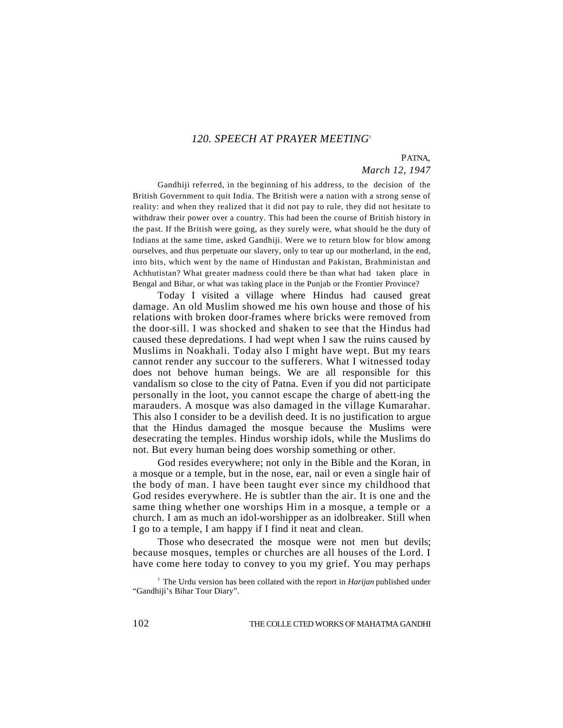## *120. SPEECH AT PRAYER MEETING*[1]

PATNA,
*March 12, 1947*

Gandhiji referred, in the beginning of his address, to the decision of the British Government to quit India. The British were a nation with a strong sense of reality: and when they realized that it did not pay to rule, they did not hesitate to withdraw their power over a country. This had been the course of British history in the past. If the British were going, as they surely were, what should be the duty of Indians at the same time, asked Gandhiji. Were we to return blow for blow among ourselves, and thus perpetuate our slavery, only to tear up our motherland, in the end, into bits, which went by the name of Hindustan and Pakistan, Brahministan and Achhutistan? What greater madness could there be than what had taken place in Bengal and Bihar, or what was taking place in the Punjab or the Frontier Province?

Today I visited a village where Hindus had caused great damage. An old Muslim showed me his own house and those of his relations with broken door-frames where bricks were removed from the door-sill. I was shocked and shaken to see that the Hindus had caused these depredations. I had wept when I saw the ruins caused by Muslims in Noakhali. Today also I might have wept. But my tears cannot render any succour to the sufferers. What I witnessed today does not behove human beings. We are all responsible for this vandalism so close to the city of Patna. Even if you did not participate personally in the loot, you cannot escape the charge of abett-ing the marauders. A mosque was also damaged in the village Kumarahar. This also I consider to be a devilish deed. It is no justification to argue that the Hindus damaged the mosque because the Muslims were desecrating the temples. Hindus worship idols, while the Muslims do not. But every human being does worship something or other.

God resides everywhere; not only in the Bible and the Koran, in a mosque or a temple, but in the nose, ear, nail or even a single hair of the body of man. I have been taught ever since my childhood that God resides everywhere. He is subtler than the air. It is one and the same thing whether one worships Him in a mosque, a temple or a church. I am as much an idol-worshipper as an idolbreaker. Still when I go to a temple, I am happy if I find it neat and clean.

Those who desecrated the mosque were not men but devils; because mosques, temples or churches are all houses of the Lord. I have come here today to convey to you my grief. You may perhaps

[1] The Urdu version has been collated with the report in *Harijan* published under "Gandhiji's Bihar Tour Diary".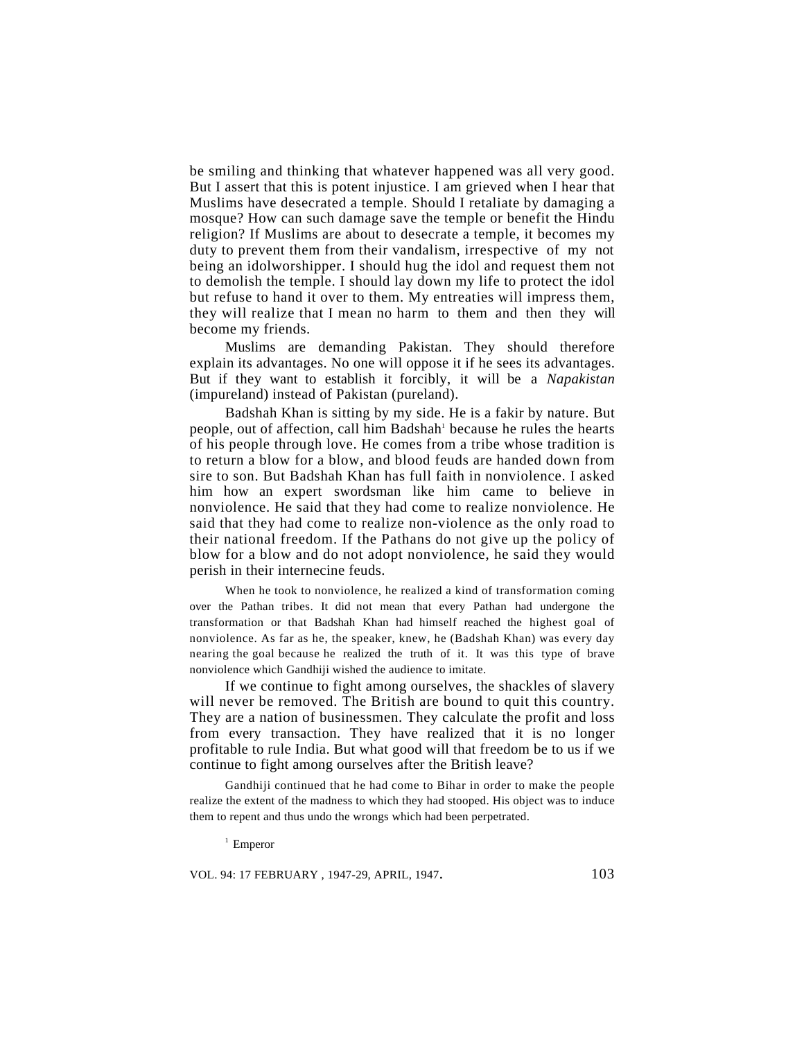be smiling and thinking that whatever happened was all very good. But I assert that this is potent injustice. I am grieved when I hear that Muslims have desecrated a temple. Should I retaliate by damaging a mosque? How can such damage save the temple or benefit the Hindu religion? If Muslims are about to desecrate a temple, it becomes my duty to prevent them from their vandalism, irrespective of my not being an idolworshipper. I should hug the idol and request them not to demolish the temple. I should lay down my life to protect the idol but refuse to hand it over to them. My entreaties will impress them, they will realize that I mean no harm to them and then they will become my friends.

Muslims are demanding Pakistan. They should therefore explain its advantages. No one will oppose it if he sees its advantages. But if they want to establish it forcibly, it will be a *Napakistan* (impureland) instead of Pakistan (pureland).

Badshah Khan is sitting by my side. He is a fakir by nature. But people, out of affection, call him Badshah[1] because he rules the hearts of his people through love. He comes from a tribe whose tradition is to return a blow for a blow, and blood feuds are handed down from sire to son. But Badshah Khan has full faith in nonviolence. I asked him how an expert swordsman like him came to believe in nonviolence. He said that they had come to realize nonviolence. He said that they had come to realize non-violence as the only road to their national freedom. If the Pathans do not give up the policy of blow for a blow and do not adopt nonviolence, he said they would perish in their internecine feuds.

When he took to nonviolence, he realized a kind of transformation coming over the Pathan tribes. It did not mean that every Pathan had undergone the transformation or that Badshah Khan had himself reached the highest goal of nonviolence. As far as he, the speaker, knew, he (Badshah Khan) was every day nearing the goal because he realized the truth of it. It was this type of brave nonviolence which Gandhiji wished the audience to imitate.

If we continue to fight among ourselves, the shackles of slavery will never be removed. The British are bound to quit this country. They are a nation of businessmen. They calculate the profit and loss from every transaction. They have realized that it is no longer profitable to rule India. But what good will that freedom be to us if we continue to fight among ourselves after the British leave?

Gandhiji continued that he had come to Bihar in order to make the people realize the extent of the madness to which they had stooped. His object was to induce them to repent and thus undo the wrongs which had been perpetrated.

[1] Emperor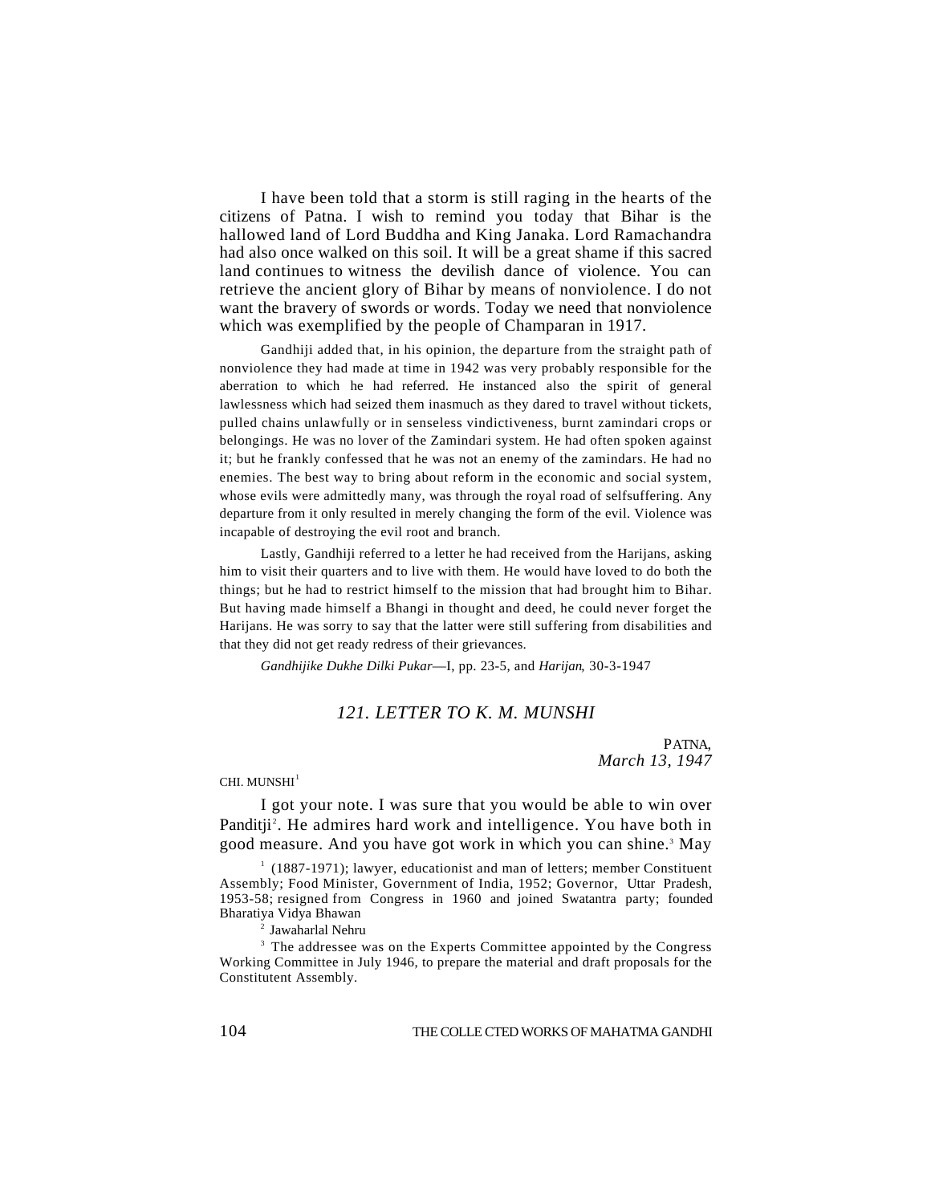I have been told that a storm is still raging in the hearts of the citizens of Patna. I wish to remind you today that Bihar is the hallowed land of Lord Buddha and King Janaka. Lord Ramachandra had also once walked on this soil. It will be a great shame if this sacred land continues to witness the devilish dance of violence. You can retrieve the ancient glory of Bihar by means of nonviolence. I do not want the bravery of swords or words. Today we need that nonviolence which was exemplified by the people of Champaran in 1917.

Gandhiji added that, in his opinion, the departure from the straight path of nonviolence they had made at time in 1942 was very probably responsible for the aberration to which he had referred. He instanced also the spirit of general lawlessness which had seized them inasmuch as they dared to travel without tickets, pulled chains unlawfully or in senseless vindictiveness, burnt zamindari crops or belongings. He was no lover of the Zamindari system. He had often spoken against it; but he frankly confessed that he was not an enemy of the zamindars. He had no enemies. The best way to bring about reform in the economic and social system, whose evils were admittedly many, was through the royal road of selfsuffering. Any departure from it only resulted in merely changing the form of the evil. Violence was incapable of destroying the evil root and branch.

Lastly, Gandhiji referred to a letter he had received from the Harijans, asking him to visit their quarters and to live with them. He would have loved to do both the things; but he had to restrict himself to the mission that had brought him to Bihar. But having made himself a Bhangi in thought and deed, he could never forget the Harijans. He was sorry to say that the latter were still suffering from disabilities and that they did not get ready redress of their grievances.

*Gandhijike Dukhe Dilki Pukar*—I, pp. 23-5, and *Harijan*, 30-3-1947

## *121. LETTER TO K. M. MUNSHI*

PATNA,
*March 13, 1947*

CHI. MUNSHI[1]

I got your note. I was sure that you would be able to win over Panditji[2]. He admires hard work and intelligence. You have both in good measure. And you have got work in which you can shine.[3] May

[1] (1887-1971); lawyer, educationist and man of letters; member Constituent Assembly; Food Minister, Government of India, 1952; Governor, Uttar Pradesh, 1953-58; resigned from Congress in 1960 and joined Swatantra party; founded Bharatiya Vidya Bhawan

[2] Jawaharlal Nehru

[3] The addressee was on the Experts Committee appointed by the Congress Working Committee in July 1946, to prepare the material and draft proposals for the Constitutent Assembly.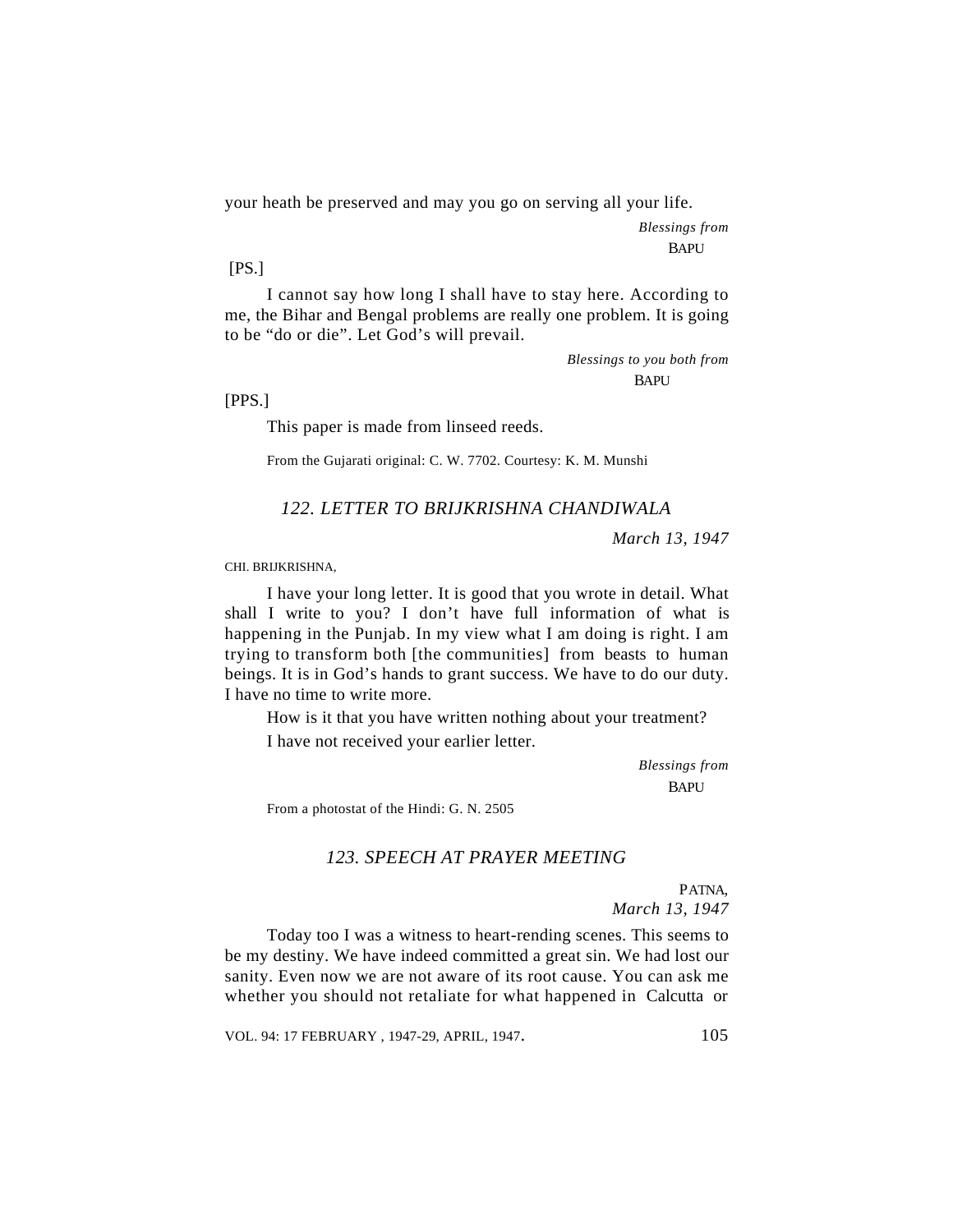your heath be preserved and may you go on serving all your life.

*Blessings from*
BAPU

[PS.]

I cannot say how long I shall have to stay here. According to me, the Bihar and Bengal problems are really one problem. It is going to be "do or die". Let God's will prevail.

*Blessings to you both from*
BAPU

[PPS.]

This paper is made from linseed reeds.

From the Gujarati original: C. W. 7702. Courtesy: K. M. Munshi

## *122. LETTER TO BRIJKRISHNA CHANDIWALA*

*March 13, 1947*

CHI. BRIJKRISHNA,

I have your long letter. It is good that you wrote in detail. What shall I write to you? I don't have full information of what is happening in the Punjab. In my view what I am doing is right. I am trying to transform both [the communities] from beasts to human beings. It is in God's hands to grant success. We have to do our duty. I have no time to write more.

How is it that you have written nothing about your treatment?

I have not received your earlier letter.

*Blessings from*
BAPU

From a photostat of the Hindi: G. N. 2505

## *123. SPEECH AT PRAYER MEETING*

PATNA,
*March 13, 1947*

Today too I was a witness to heart-rending scenes. This seems to be my destiny. We have indeed committed a great sin. We had lost our sanity. Even now we are not aware of its root cause. You can ask me whether you should not retaliate for what happened in Calcutta or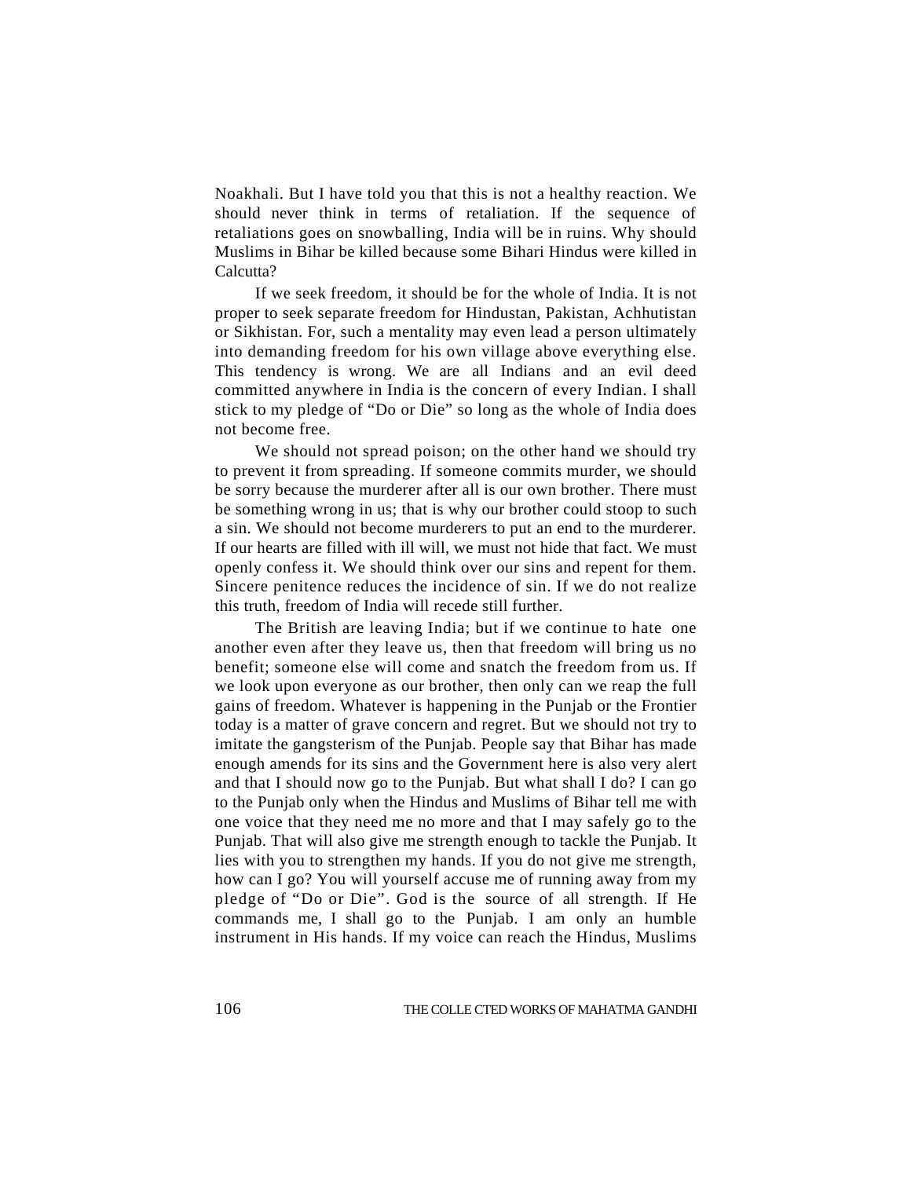Noakhali. But I have told you that this is not a healthy reaction. We should never think in terms of retaliation. If the sequence of retaliations goes on snowballing, India will be in ruins. Why should Muslims in Bihar be killed because some Bihari Hindus were killed in Calcutta?

If we seek freedom, it should be for the whole of India. It is not proper to seek separate freedom for Hindustan, Pakistan, Achhutistan or Sikhistan. For, such a mentality may even lead a person ultimately into demanding freedom for his own village above everything else. This tendency is wrong. We are all Indians and an evil deed committed anywhere in India is the concern of every Indian. I shall stick to my pledge of "Do or Die" so long as the whole of India does not become free.

We should not spread poison; on the other hand we should try to prevent it from spreading. If someone commits murder, we should be sorry because the murderer after all is our own brother. There must be something wrong in us; that is why our brother could stoop to such a sin. We should not become murderers to put an end to the murderer. If our hearts are filled with ill will, we must not hide that fact. We must openly confess it. We should think over our sins and repent for them. Sincere penitence reduces the incidence of sin. If we do not realize this truth, freedom of India will recede still further.

The British are leaving India; but if we continue to hate one another even after they leave us, then that freedom will bring us no benefit; someone else will come and snatch the freedom from us. If we look upon everyone as our brother, then only can we reap the full gains of freedom. Whatever is happening in the Punjab or the Frontier today is a matter of grave concern and regret. But we should not try to imitate the gangsterism of the Punjab. People say that Bihar has made enough amends for its sins and the Government here is also very alert and that I should now go to the Punjab. But what shall I do? I can go to the Punjab only when the Hindus and Muslims of Bihar tell me with one voice that they need me no more and that I may safely go to the Punjab. That will also give me strength enough to tackle the Punjab. It lies with you to strengthen my hands. If you do not give me strength, how can I go? You will yourself accuse me of running away from my pledge of "Do or Die". God is the source of all strength. If He commands me, I shall go to the Punjab. I am only an humble instrument in His hands. If my voice can reach the Hindus, Muslims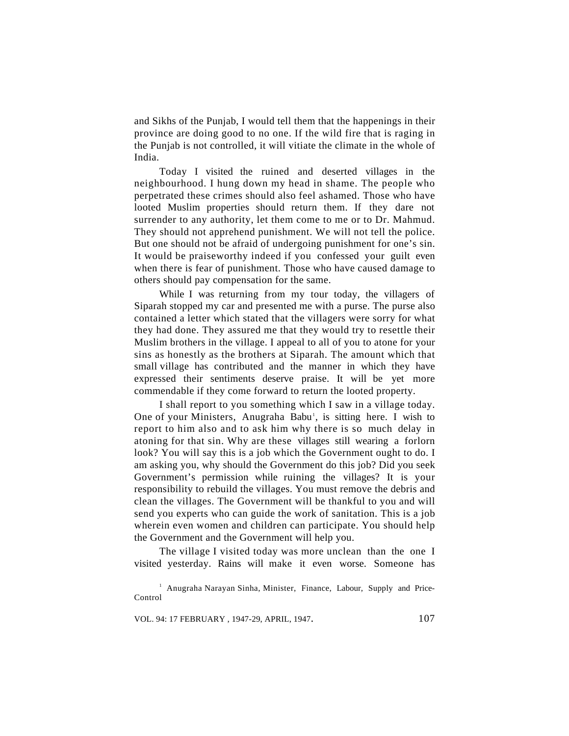and Sikhs of the Punjab, I would tell them that the happenings in their province are doing good to no one. If the wild fire that is raging in the Punjab is not controlled, it will vitiate the climate in the whole of India.

Today I visited the ruined and deserted villages in the neighbourhood. I hung down my head in shame. The people who perpetrated these crimes should also feel ashamed. Those who have looted Muslim properties should return them. If they dare not surrender to any authority, let them come to me or to Dr. Mahmud. They should not apprehend punishment. We will not tell the police. But one should not be afraid of undergoing punishment for one's sin. It would be praiseworthy indeed if you confessed your guilt even when there is fear of punishment. Those who have caused damage to others should pay compensation for the same.

While I was returning from my tour today, the villagers of Siparah stopped my car and presented me with a purse. The purse also contained a letter which stated that the villagers were sorry for what they had done. They assured me that they would try to resettle their Muslim brothers in the village. I appeal to all of you to atone for your sins as honestly as the brothers at Siparah. The amount which that small village has contributed and the manner in which they have expressed their sentiments deserve praise. It will be yet more commendable if they come forward to return the looted property.

I shall report to you something which I saw in a village today. One of your Ministers, Anugraha Babu[1], is sitting here. I wish to report to him also and to ask him why there is so much delay in atoning for that sin. Why are these villages still wearing a forlorn look? You will say this is a job which the Government ought to do. I am asking you, why should the Government do this job? Did you seek Government's permission while ruining the villages? It is your responsibility to rebuild the villages. You must remove the debris and clean the villages. The Government will be thankful to you and will send you experts who can guide the work of sanitation. This is a job wherein even women and children can participate. You should help the Government and the Government will help you.

The village I visited today was more unclean than the one I visited yesterday. Rains will make it even worse. Someone has

[1] Anugraha Narayan Sinha, Minister, Finance, Labour, Supply and Price-Control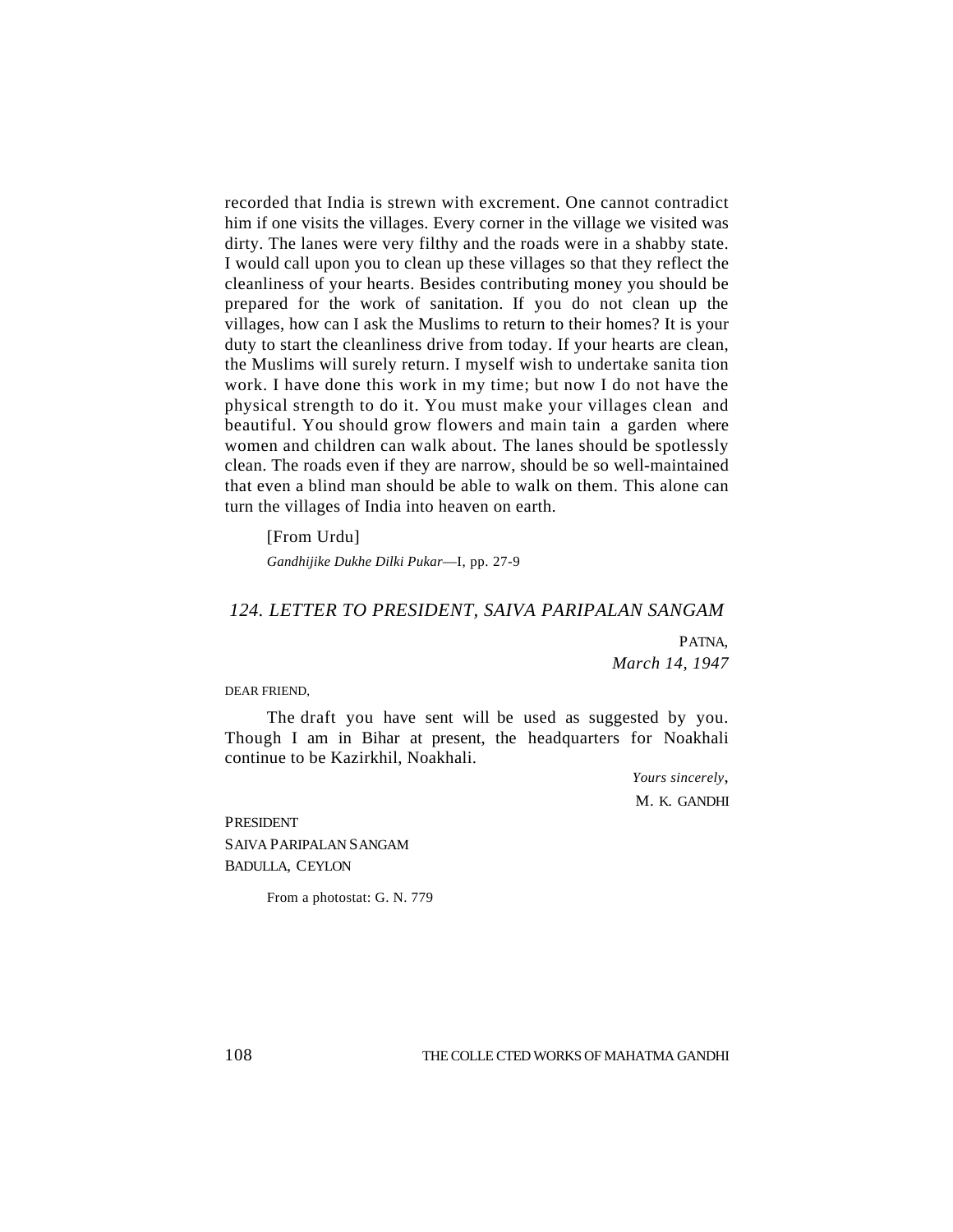recorded that India is strewn with excrement. One cannot contradict him if one visits the villages. Every corner in the village we visited was dirty. The lanes were very filthy and the roads were in a shabby state. I would call upon you to clean up these villages so that they reflect the cleanliness of your hearts. Besides contributing money you should be prepared for the work of sanitation. If you do not clean up the villages, how can I ask the Muslims to return to their homes? It is your duty to start the cleanliness drive from today. If your hearts are clean, the Muslims will surely return. I myself wish to undertake sanitation work. I have done this work in my time; but now I do not have the physical strength to do it. You must make your villages clean and beautiful. You should grow flowers and maintain a garden where women and children can walk about. The lanes should be spotlessly clean. The roads even if they are narrow, should be so well-maintained that even a blind man should be able to walk on them. This alone can turn the villages of India into heaven on earth.

[From Urdu]

*Gandhijike Dukhe Dilki Pukar*—I, pp. 27-9

## *124. LETTER TO PRESIDENT, SAIVA PARIPALAN SANGAM*

PATNA,
*March 14, 1947*

DEAR FRIEND,

The draft you have sent will be used as suggested by you. Though I am in Bihar at present, the headquarters for Noakhali continue to be Kazirkhil, Noakhali.

*Yours sincerely*,
M. K. GANDHI

PRESIDENT
SAIVA PARIPALAN SANGAM
BADULLA, CEYLON

From a photostat: G. N. 779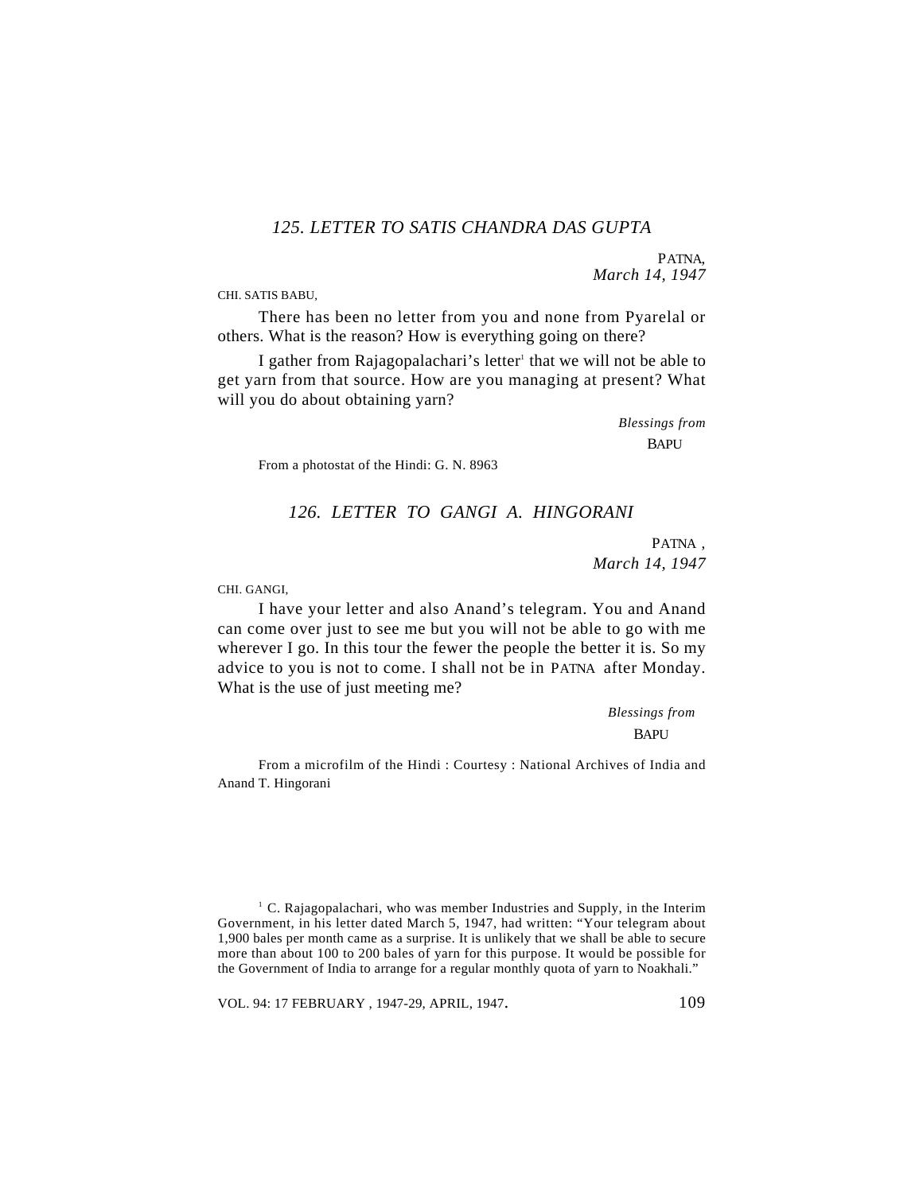## *125. LETTER TO SATIS CHANDRA DAS GUPTA*

PATNA,
*March 14, 1947*

CHI. SATIS BABU,

There has been no letter from you and none from Pyarelal or others. What is the reason? How is everything going on there?

I gather from Rajagopalachari's letter[1] that we will not be able to get yarn from that source. How are you managing at present? What will you do about obtaining yarn?

*Blessings from*
BAPU

From a photostat of the Hindi: G. N. 8963

## *126. LETTER TO GANGI A. HINGORANI*

PATNA ,
*March 14, 1947*

CHI. GANGI,

I have your letter and also Anand's telegram. You and Anand can come over just to see me but you will not be able to go with me wherever I go. In this tour the fewer the people the better it is. So my advice to you is not to come. I shall not be in PATNA after Monday. What is the use of just meeting me?

*Blessings from*
BAPU

From a microfilm of the Hindi : Courtesy : National Archives of India and Anand T. Hingorani

[1] C. Rajagopalachari, who was member Industries and Supply, in the Interim Government, in his letter dated March 5, 1947, had written: "Your telegram about 1,900 bales per month came as a surprise. It is unlikely that we shall be able to secure more than about 100 to 200 bales of yarn for this purpose. It would be possible for the Government of India to arrange for a regular monthly quota of yarn to Noakhali."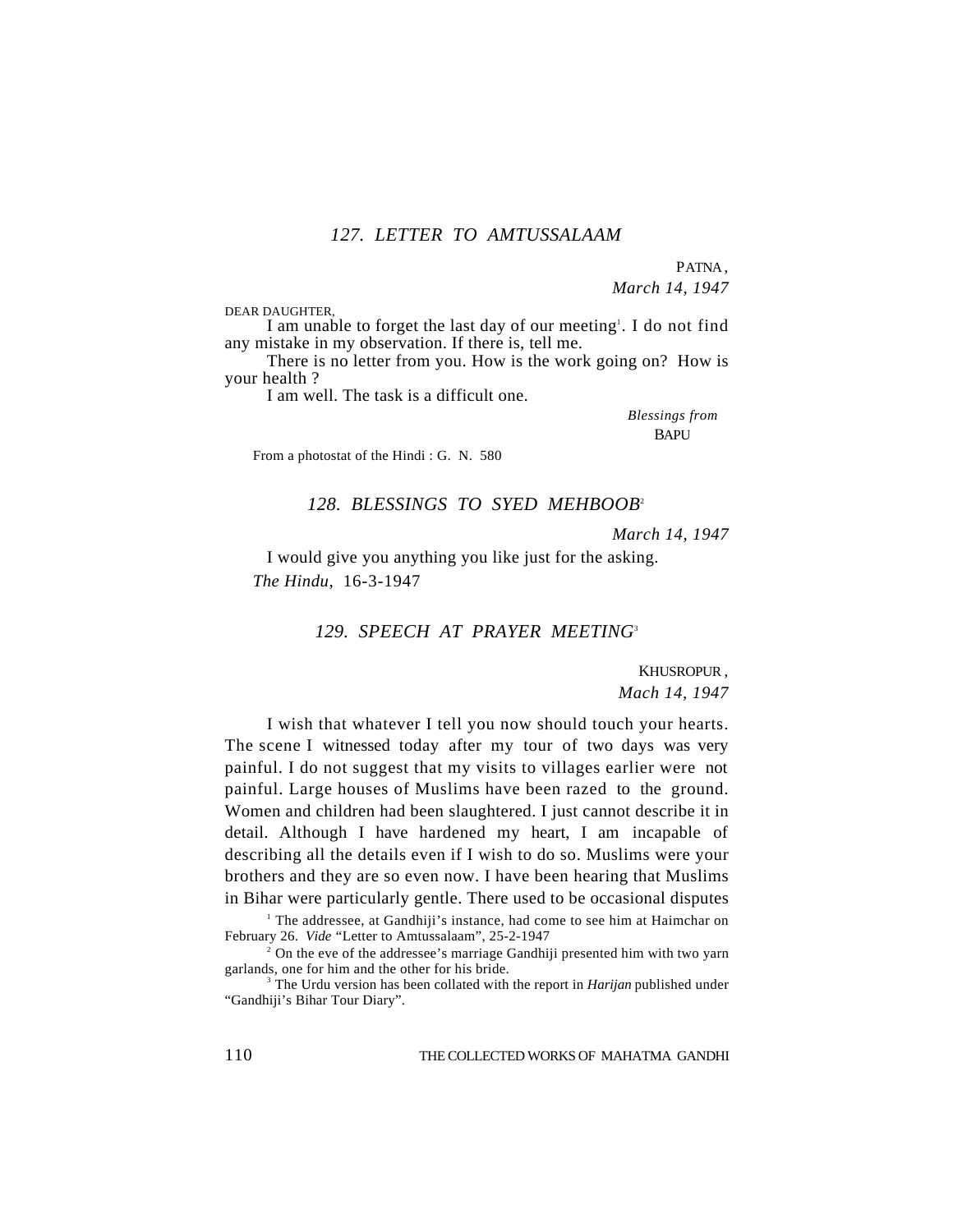### 127. LETTER TO AMTUSSALAAM

PATNA,
*March 14, 1947*

DEAR DAUGHTER,

I am unable to forget the last day of our meeting[1]. I do not find any mistake in my observation. If there is, tell me.

There is no letter from you. How is the work going on? How is your health ?

I am well. The task is a difficult one.

*Blessings from*
BAPU

From a photostat of the Hindi : G. N. 580

### 128. BLESSINGS TO SYED MEHBOOB[2]

*March 14, 1947*

I would give you anything you like just for the asking.

*The Hindu*, 16-3-1947

### 129. SPEECH AT PRAYER MEETING[3]

KHUSROPUR,
*Mach 14, 1947*

I wish that whatever I tell you now should touch your hearts. The scene I witnessed today after my tour of two days was very painful. I do not suggest that my visits to villages earlier were not painful. Large houses of Muslims have been razed to the ground. Women and children had been slaughtered. I just cannot describe it in detail. Although I have hardened my heart, I am incapable of describing all the details even if I wish to do so. Muslims were your brothers and they are so even now. I have been hearing that Muslims in Bihar were particularly gentle. There used to be occasional disputes

[1] The addressee, at Gandhiji's instance, had come to see him at Haimchar on February 26. *Vide* "Letter to Amtussalaam", 25-2-1947

[2] On the eve of the addressee's marriage Gandhiji presented him with two yarn garlands, one for him and the other for his bride.

[3] The Urdu version has been collated with the report in *Harijan* published under "Gandhiji's Bihar Tour Diary".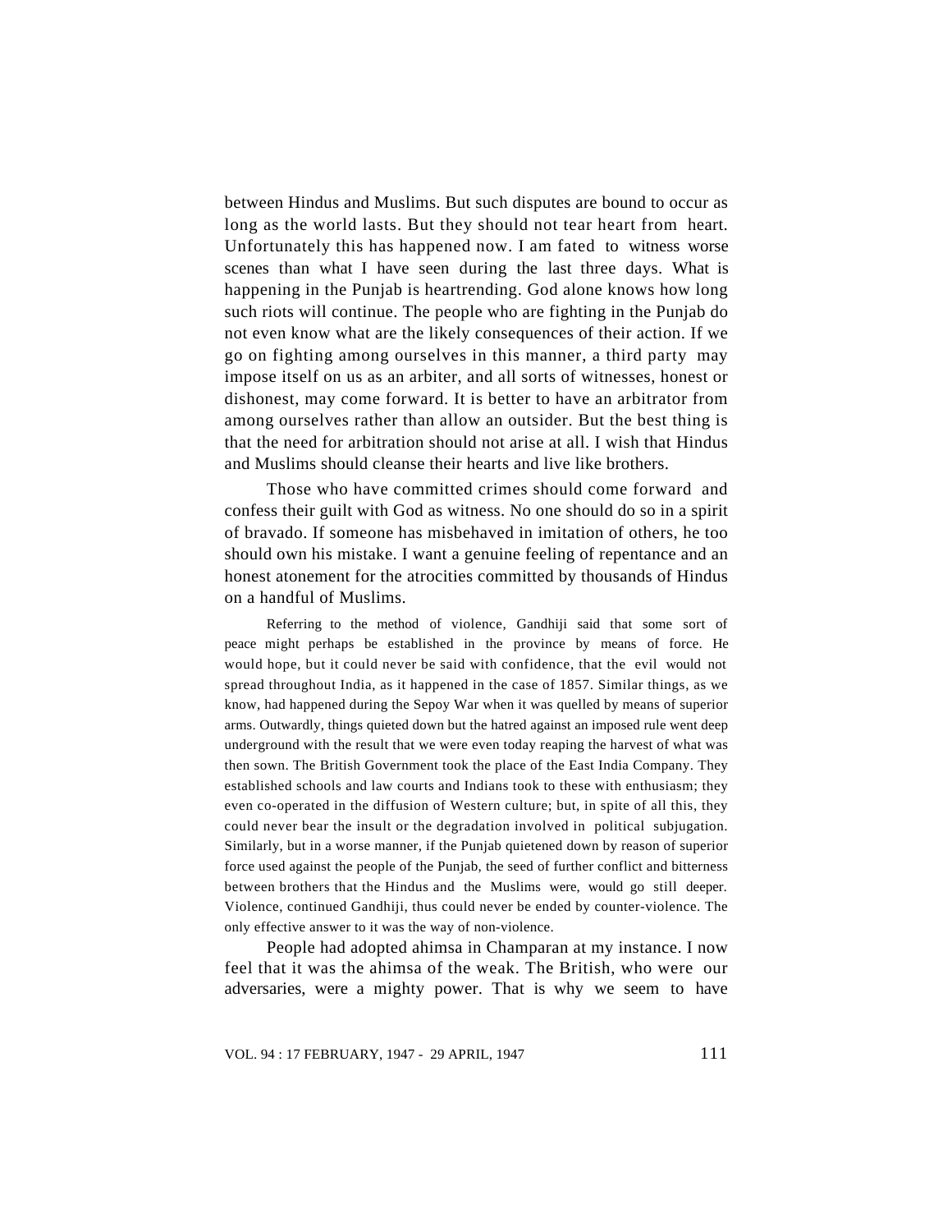between Hindus and Muslims. But such disputes are bound to occur as long as the world lasts. But they should not tear heart from heart. Unfortunately this has happened now. I am fated to witness worse scenes than what I have seen during the last three days. What is happening in the Punjab is heartrending. God alone knows how long such riots will continue. The people who are fighting in the Punjab do not even know what are the likely consequences of their action. If we go on fighting among ourselves in this manner, a third party may impose itself on us as an arbiter, and all sorts of witnesses, honest or dishonest, may come forward. It is better to have an arbitrator from among ourselves rather than allow an outsider. But the best thing is that the need for arbitration should not arise at all. I wish that Hindus and Muslims should cleanse their hearts and live like brothers.

Those who have committed crimes should come forward and confess their guilt with God as witness. No one should do so in a spirit of bravado. If someone has misbehaved in imitation of others, he too should own his mistake. I want a genuine feeling of repentance and an honest atonement for the atrocities committed by thousands of Hindus on a handful of Muslims.

Referring to the method of violence, Gandhiji said that some sort of peace might perhaps be established in the province by means of force. He would hope, but it could never be said with confidence, that the evil would not spread throughout India, as it happened in the case of 1857. Similar things, as we know, had happened during the Sepoy War when it was quelled by means of superior arms. Outwardly, things quieted down but the hatred against an imposed rule went deep underground with the result that we were even today reaping the harvest of what was then sown. The British Government took the place of the East India Company. They established schools and law courts and Indians took to these with enthusiasm; they even co-operated in the diffusion of Western culture; but, in spite of all this, they could never bear the insult or the degradation involved in political subjugation. Similarly, but in a worse manner, if the Punjab quietened down by reason of superior force used against the people of the Punjab, the seed of further conflict and bitterness between brothers that the Hindus and the Muslims were, would go still deeper. Violence, continued Gandhiji, thus could never be ended by counter-violence. The only effective answer to it was the way of non-violence.

People had adopted ahimsa in Champaran at my instance. I now feel that it was the ahimsa of the weak. The British, who were our adversaries, were a mighty power. That is why we seem to have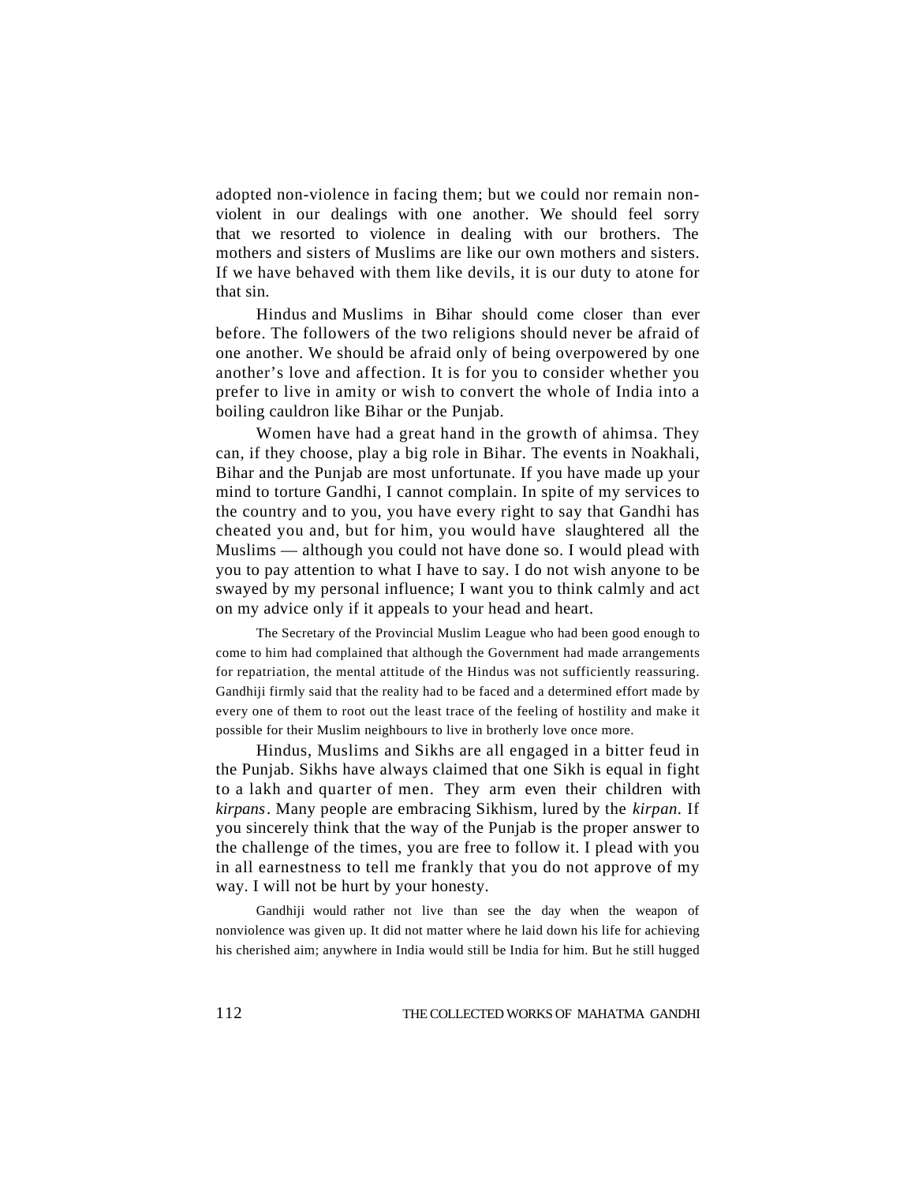adopted non-violence in facing them; but we could nor remain non-violent in our dealings with one another. We should feel sorry that we resorted to violence in dealing with our brothers. The mothers and sisters of Muslims are like our own mothers and sisters. If we have behaved with them like devils, it is our duty to atone for that sin.

Hindus and Muslims in Bihar should come closer than ever before. The followers of the two religions should never be afraid of one another. We should be afraid only of being overpowered by one another's love and affection. It is for you to consider whether you prefer to live in amity or wish to convert the whole of India into a boiling cauldron like Bihar or the Punjab.

Women have had a great hand in the growth of ahimsa. They can, if they choose, play a big role in Bihar. The events in Noakhali, Bihar and the Punjab are most unfortunate. If you have made up your mind to torture Gandhi, I cannot complain. In spite of my services to the country and to you, you have every right to say that Gandhi has cheated you and, but for him, you would have slaughtered all the Muslims — although you could not have done so. I would plead with you to pay attention to what I have to say. I do not wish anyone to be swayed by my personal influence; I want you to think calmly and act on my advice only if it appeals to your head and heart.

The Secretary of the Provincial Muslim League who had been good enough to come to him had complained that although the Government had made arrangements for repatriation, the mental attitude of the Hindus was not sufficiently reassuring. Gandhiji firmly said that the reality had to be faced and a determined effort made by every one of them to root out the least trace of the feeling of hostility and make it possible for their Muslim neighbours to live in brotherly love once more.

Hindus, Muslims and Sikhs are all engaged in a bitter feud in the Punjab. Sikhs have always claimed that one Sikh is equal in fight to a lakh and quarter of men. They arm even their children with *kirpans*. Many people are embracing Sikhism, lured by the *kirpan*. If you sincerely think that the way of the Punjab is the proper answer to the challenge of the times, you are free to follow it. I plead with you in all earnestness to tell me frankly that you do not approve of my way. I will not be hurt by your honesty.

Gandhiji would rather not live than see the day when the weapon of nonviolence was given up. It did not matter where he laid down his life for achieving his cherished aim; anywhere in India would still be India for him. But he still hugged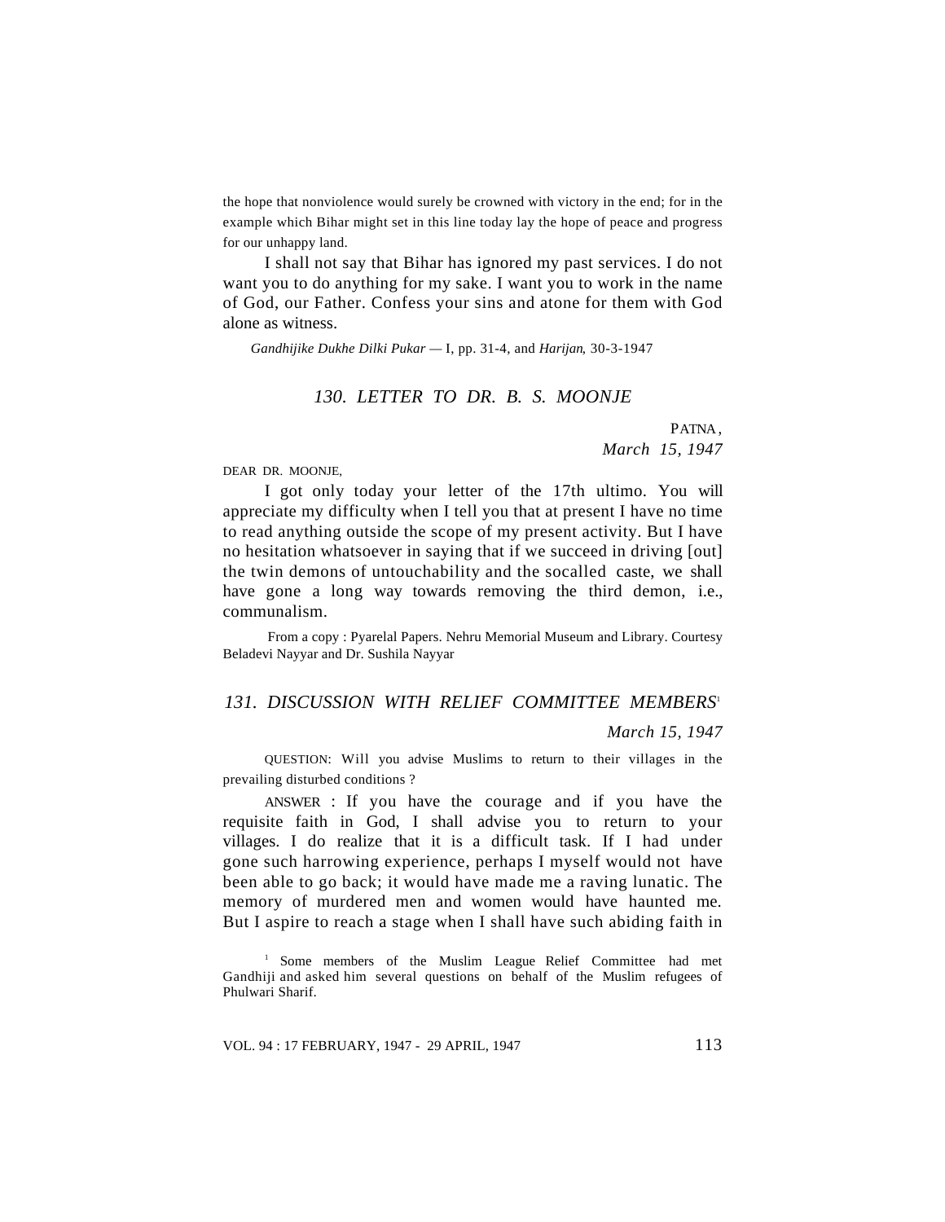the hope that nonviolence would surely be crowned with victory in the end; for in the example which Bihar might set in this line today lay the hope of peace and progress for our unhappy land.

I shall not say that Bihar has ignored my past services. I do not want you to do anything for my sake. I want you to work in the name of God, our Father. Confess your sins and atone for them with God alone as witness.

*Gandhijike Dukhe Dilki Pukar* — I, pp. 31-4, and *Harijan*, 30-3-1947

### *130. LETTER TO DR. B. S. MOONJE*

PATNA,
*March 15, 1947*

DEAR DR. MOONJE,

I got only today your letter of the 17th ultimo. You will appreciate my difficulty when I tell you that at present I have no time to read anything outside the scope of my present activity. But I have no hesitation whatsoever in saying that if we succeed in driving [out] the twin demons of untouchability and the socalled caste, we shall have gone a long way towards removing the third demon, i.e., communalism.

From a copy : Pyarelal Papers. Nehru Memorial Museum and Library. Courtesy Beladevi Nayyar and Dr. Sushila Nayyar

### *131. DISCUSSION WITH RELIEF COMMITTEE MEMBERS*[1]

*March 15, 1947*

QUESTION: Will you advise Muslims to return to their villages in the prevailing disturbed conditions ?

ANSWER : If you have the courage and if you have the requisite faith in God, I shall advise you to return to your villages. I do realize that it is a difficult task. If I had under gone such harrowing experience, perhaps I myself would not have been able to go back; it would have made me a raving lunatic. The memory of murdered men and women would have haunted me. But I aspire to reach a stage when I shall have such abiding faith in

[1] Some members of the Muslim League Relief Committee had met Gandhiji and asked him several questions on behalf of the Muslim refugees of Phulwari Sharif.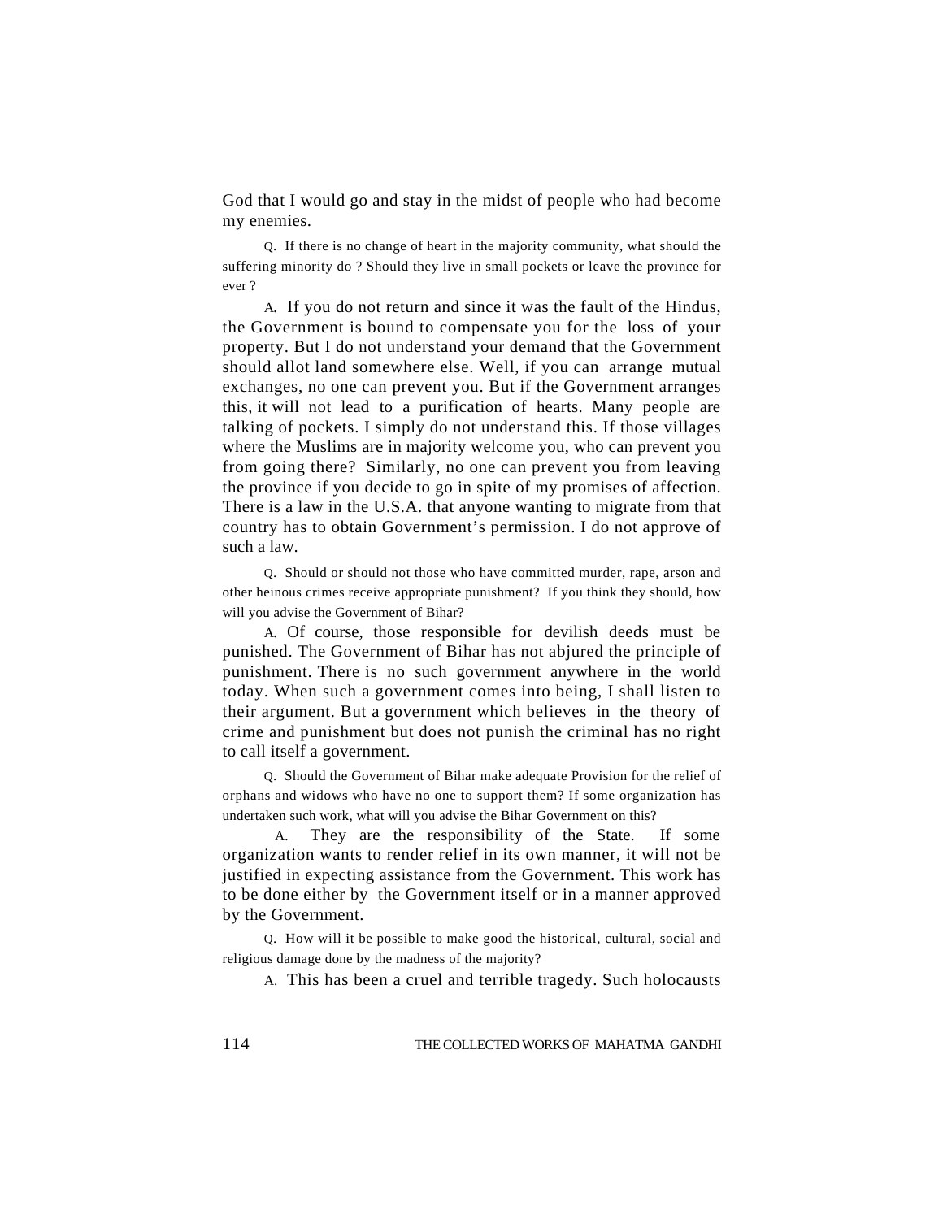God that I would go and stay in the midst of people who had become my enemies.

Q. If there is no change of heart in the majority community, what should the suffering minority do ? Should they live in small pockets or leave the province for ever ?

A. If you do not return and since it was the fault of the Hindus, the Government is bound to compensate you for the loss of your property. But I do not understand your demand that the Government should allot land somewhere else. Well, if you can arrange mutual exchanges, no one can prevent you. But if the Government arranges this, it will not lead to a purification of hearts. Many people are talking of pockets. I simply do not understand this. If those villages where the Muslims are in majority welcome you, who can prevent you from going there? Similarly, no one can prevent you from leaving the province if you decide to go in spite of my promises of affection. There is a law in the U.S.A. that anyone wanting to migrate from that country has to obtain Government's permission. I do not approve of such a law.

Q. Should or should not those who have committed murder, rape, arson and other heinous crimes receive appropriate punishment? If you think they should, how will you advise the Government of Bihar?

A. Of course, those responsible for devilish deeds must be punished. The Government of Bihar has not abjured the principle of punishment. There is no such government anywhere in the world today. When such a government comes into being, I shall listen to their argument. But a government which believes in the theory of crime and punishment but does not punish the criminal has no right to call itself a government.

Q. Should the Government of Bihar make adequate Provision for the relief of orphans and widows who have no one to support them? If some organization has undertaken such work, what will you advise the Bihar Government on this?

A. They are the responsibility of the State. If some organization wants to render relief in its own manner, it will not be justified in expecting assistance from the Government. This work has to be done either by the Government itself or in a manner approved by the Government.

Q. How will it be possible to make good the historical, cultural, social and religious damage done by the madness of the majority?

A. This has been a cruel and terrible tragedy. Such holocausts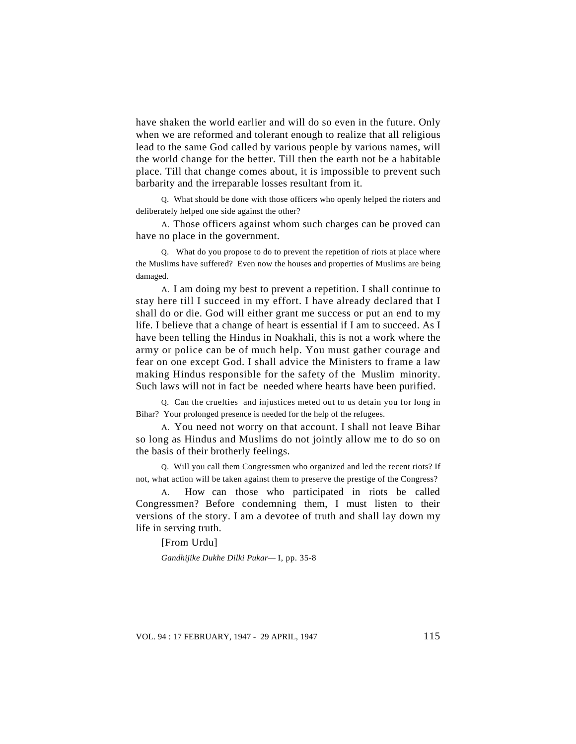have shaken the world earlier and will do so even in the future. Only when we are reformed and tolerant enough to realize that all religious lead to the same God called by various people by various names, will the world change for the better. Till then the earth not be a habitable place. Till that change comes about, it is impossible to prevent such barbarity and the irreparable losses resultant from it.

Q. What should be done with those officers who openly helped the rioters and deliberately helped one side against the other?

A. Those officers against whom such charges can be proved can have no place in the government.

Q. What do you propose to do to prevent the repetition of riots at place where the Muslims have suffered? Even now the houses and properties of Muslims are being damaged.

A. I am doing my best to prevent a repetition. I shall continue to stay here till I succeed in my effort. I have already declared that I shall do or die. God will either grant me success or put an end to my life. I believe that a change of heart is essential if I am to succeed. As I have been telling the Hindus in Noakhali, this is not a work where the army or police can be of much help. You must gather courage and fear on one except God. I shall advice the Ministers to frame a law making Hindus responsible for the safety of the Muslim minority. Such laws will not in fact be needed where hearts have been purified.

Q. Can the cruelties and injustices meted out to us detain you for long in Bihar? Your prolonged presence is needed for the help of the refugees.

A. You need not worry on that account. I shall not leave Bihar so long as Hindus and Muslims do not jointly allow me to do so on the basis of their brotherly feelings.

Q. Will you call them Congressmen who organized and led the recent riots? If not, what action will be taken against them to preserve the prestige of the Congress?

A. How can those who participated in riots be called Congressmen? Before condemning them, I must listen to their versions of the story. I am a devotee of truth and shall lay down my life in serving truth.

[From Urdu]

*Gandhijike Dukhe Dilki Pukar*— I, pp. 35-8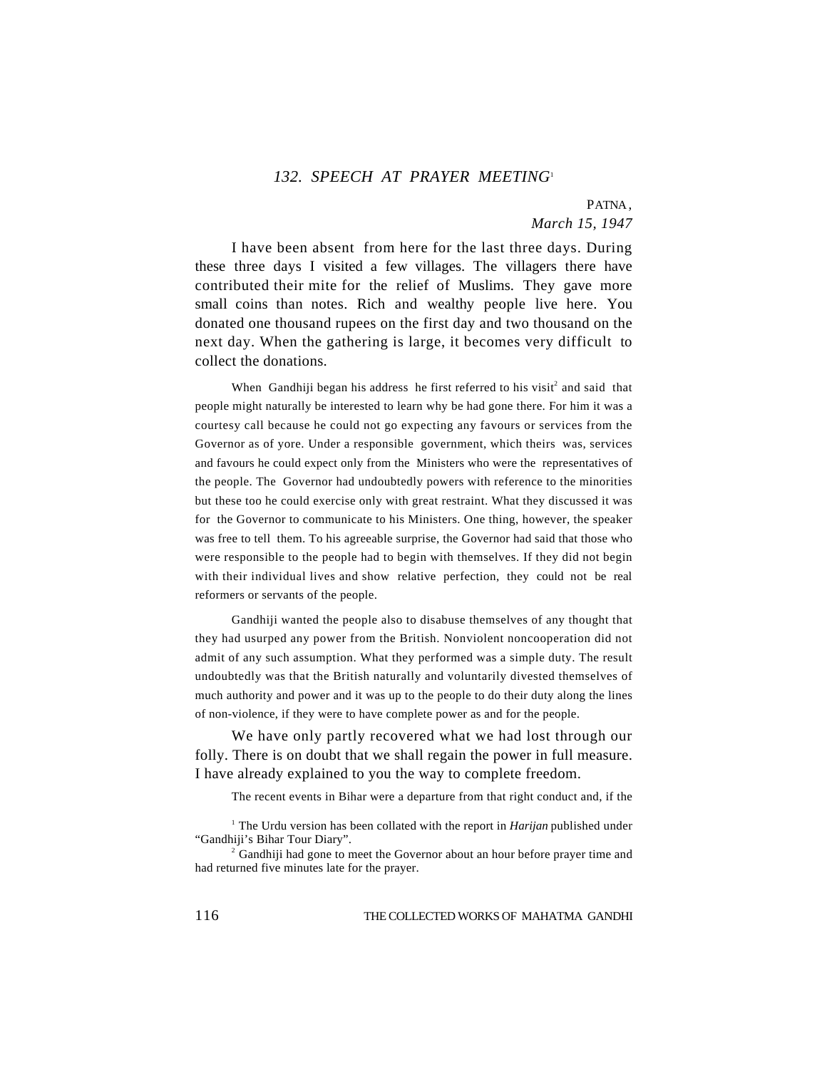### *132. SPEECH AT PRAYER MEETING*[1]

PATNA,
*March 15, 1947*

I have been absent from here for the last three days. During these three days I visited a few villages. The villagers there have contributed their mite for the relief of Muslims. They gave more small coins than notes. Rich and wealthy people live here. You donated one thousand rupees on the first day and two thousand on the next day. When the gathering is large, it becomes very difficult to collect the donations.

When Gandhiji began his address he first referred to his visit[2] and said that people might naturally be interested to learn why be had gone there. For him it was a courtesy call because he could not go expecting any favours or services from the Governor as of yore. Under a responsible government, which theirs was, services and favours he could expect only from the Ministers who were the representatives of the people. The Governor had undoubtedly powers with reference to the minorities but these too he could exercise only with great restraint. What they discussed it was for the Governor to communicate to his Ministers. One thing, however, the speaker was free to tell them. To his agreeable surprise, the Governor had said that those who were responsible to the people had to begin with themselves. If they did not begin with their individual lives and show relative perfection, they could not be real reformers or servants of the people.

Gandhiji wanted the people also to disabuse themselves of any thought that they had usurped any power from the British. Nonviolent noncooperation did not admit of any such assumption. What they performed was a simple duty. The result undoubtedly was that the British naturally and voluntarily divested themselves of much authority and power and it was up to the people to do their duty along the lines of non-violence, if they were to have complete power as and for the people.

We have only partly recovered what we had lost through our folly. There is on doubt that we shall regain the power in full measure. I have already explained to you the way to complete freedom.

The recent events in Bihar were a departure from that right conduct and, if the

[1] The Urdu version has been collated with the report in *Harijan* published under "Gandhiji's Bihar Tour Diary".

[2] Gandhiji had gone to meet the Governor about an hour before prayer time and had returned five minutes late for the prayer.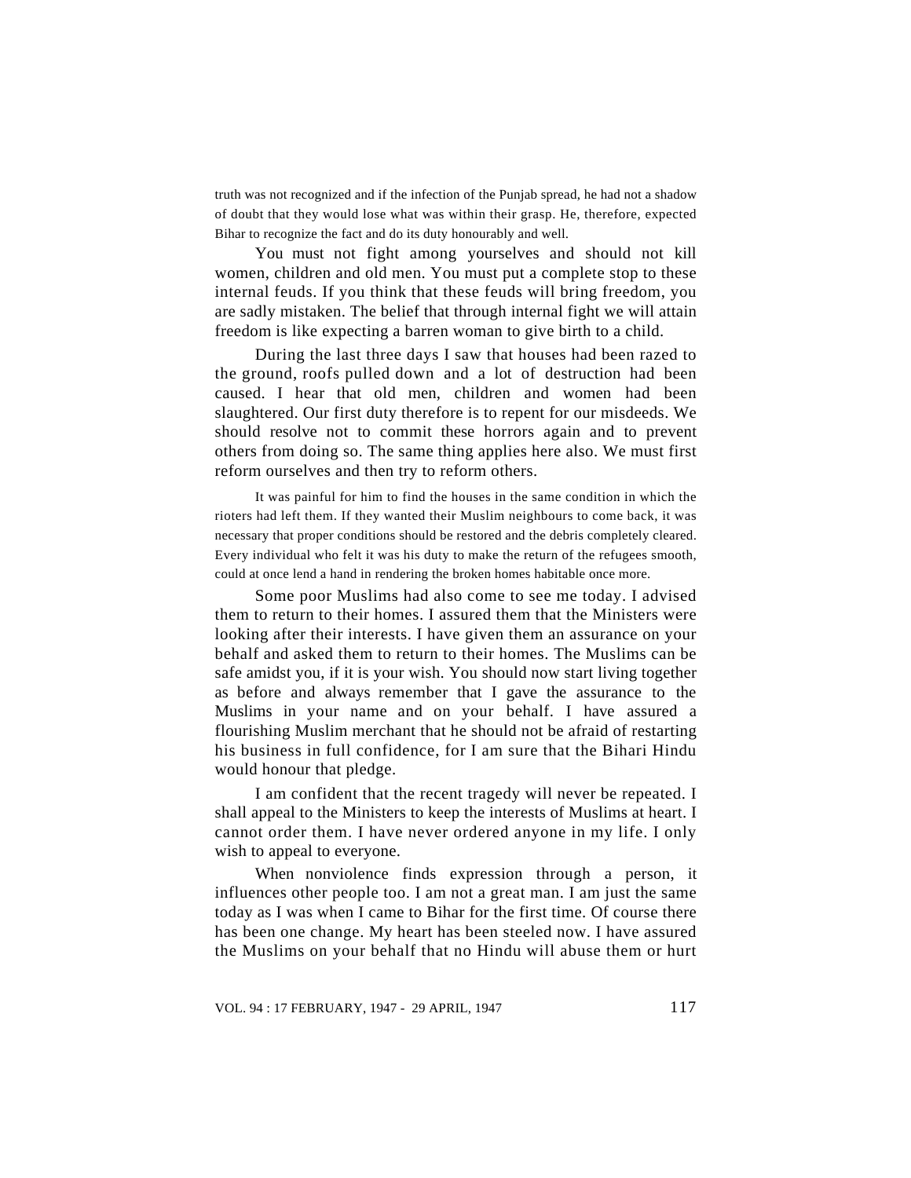truth was not recognized and if the infection of the Punjab spread, he had not a shadow of doubt that they would lose what was within their grasp. He, therefore, expected Bihar to recognize the fact and do its duty honourably and well.

You must not fight among yourselves and should not kill women, children and old men. You must put a complete stop to these internal feuds. If you think that these feuds will bring freedom, you are sadly mistaken. The belief that through internal fight we will attain freedom is like expecting a barren woman to give birth to a child.

During the last three days I saw that houses had been razed to the ground, roofs pulled down and a lot of destruction had been caused. I hear that old men, children and women had been slaughtered. Our first duty therefore is to repent for our misdeeds. We should resolve not to commit these horrors again and to prevent others from doing so. The same thing applies here also. We must first reform ourselves and then try to reform others.

It was painful for him to find the houses in the same condition in which the rioters had left them. If they wanted their Muslim neighbours to come back, it was necessary that proper conditions should be restored and the debris completely cleared. Every individual who felt it was his duty to make the return of the refugees smooth, could at once lend a hand in rendering the broken homes habitable once more.

Some poor Muslims had also come to see me today. I advised them to return to their homes. I assured them that the Ministers were looking after their interests. I have given them an assurance on your behalf and asked them to return to their homes. The Muslims can be safe amidst you, if it is your wish. You should now start living together as before and always remember that I gave the assurance to the Muslims in your name and on your behalf. I have assured a flourishing Muslim merchant that he should not be afraid of restarting his business in full confidence, for I am sure that the Bihari Hindu would honour that pledge.

I am confident that the recent tragedy will never be repeated. I shall appeal to the Ministers to keep the interests of Muslims at heart. I cannot order them. I have never ordered anyone in my life. I only wish to appeal to everyone.

When nonviolence finds expression through a person, it influences other people too. I am not a great man. I am just the same today as I was when I came to Bihar for the first time. Of course there has been one change. My heart has been steeled now. I have assured the Muslims on your behalf that no Hindu will abuse them or hurt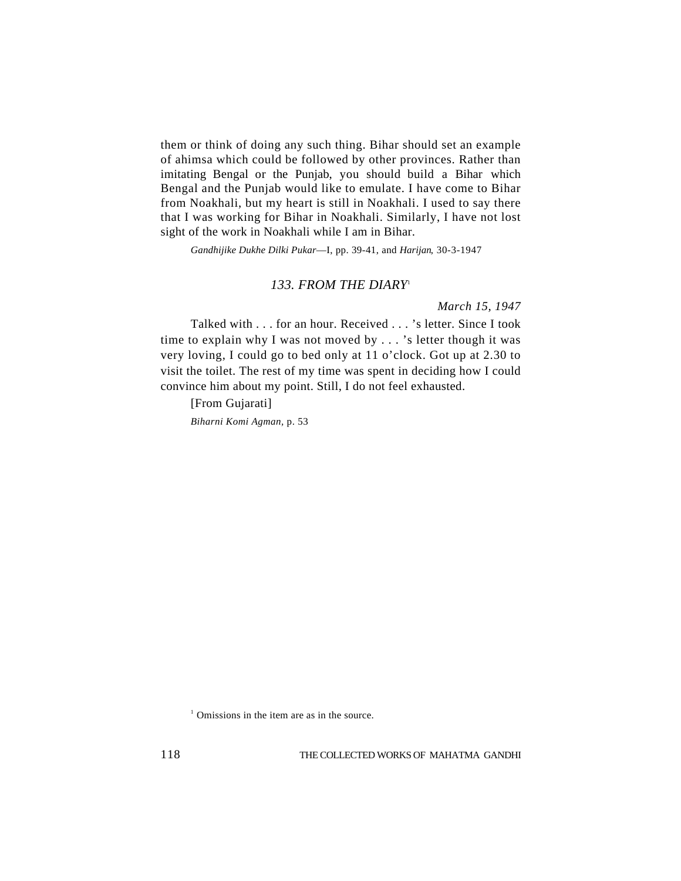them or think of doing any such thing. Bihar should set an example of ahimsa which could be followed by other provinces. Rather than imitating Bengal or the Punjab, you should build a Bihar which Bengal and the Punjab would like to emulate. I have come to Bihar from Noakhali, but my heart is still in Noakhali. I used to say there that I was working for Bihar in Noakhali. Similarly, I have not lost sight of the work in Noakhali while I am in Bihar.

*Gandhijike Dukhe Dilki Pukar*—I, pp. 39-41, and *Harijan*, 30-3-1947

### *133. FROM THE DIARY*[1]

*March 15, 1947*

Talked with . . . for an hour. Received . . . 's letter. Since I took time to explain why I was not moved by . . . 's letter though it was very loving, I could go to bed only at 11 o'clock. Got up at 2.30 to visit the toilet. The rest of my time was spent in deciding how I could convince him about my point. Still, I do not feel exhausted.

[From Gujarati]

*Biharni Komi Agman*, p. 53

[1] Omissions in the item are as in the source.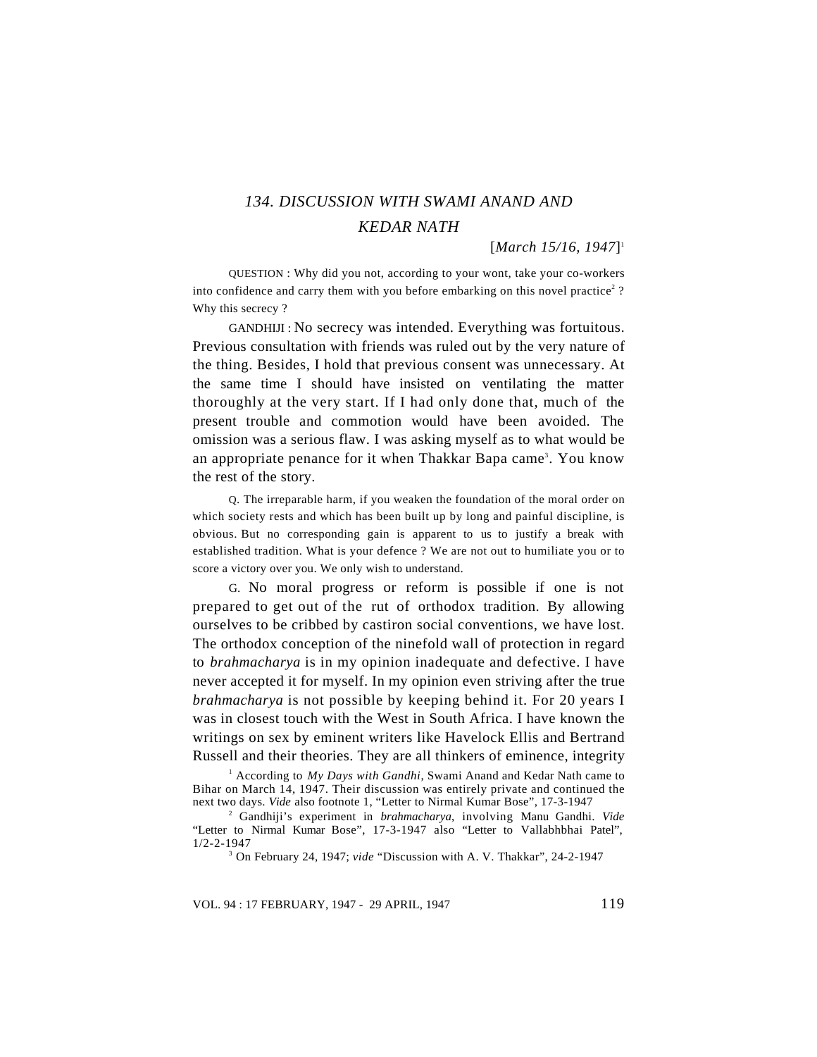## *134. DISCUSSION WITH SWAMI ANAND AND KEDAR NATH*

[*March 15/16, 1947*][1]

QUESTION : Why did you not, according to your wont, take your co-workers into confidence and carry them with you before embarking on this novel practice[2] ? Why this secrecy ?

GANDHIJI : No secrecy was intended. Everything was fortuitous. Previous consultation with friends was ruled out by the very nature of the thing. Besides, I hold that previous consent was unnecessary. At the same time I should have insisted on ventilating the matter thoroughly at the very start. If I had only done that, much of the present trouble and commotion would have been avoided. The omission was a serious flaw. I was asking myself as to what would be an appropriate penance for it when Thakkar Bapa came[3]. You know the rest of the story.

Q. The irreparable harm, if you weaken the foundation of the moral order on which society rests and which has been built up by long and painful discipline, is obvious. But no corresponding gain is apparent to us to justify a break with established tradition. What is your defence ? We are not out to humiliate you or to score a victory over you. We only wish to understand.

G. No moral progress or reform is possible if one is not prepared to get out of the rut of orthodox tradition. By allowing ourselves to be cribbed by castiron social conventions, we have lost. The orthodox conception of the ninefold wall of protection in regard to *brahmacharya* is in my opinion inadequate and defective. I have never accepted it for myself. In my opinion even striving after the true *brahmacharya* is not possible by keeping behind it. For 20 years I was in closest touch with the West in South Africa. I have known the writings on sex by eminent writers like Havelock Ellis and Bertrand Russell and their theories. They are all thinkers of eminence, integrity

---

[1] According to *My Days with Gandhi*, Swami Anand and Kedar Nath came to Bihar on March 14, 1947. Their discussion was entirely private and continued the next two days. *Vide* also footnote 1, "Letter to Nirmal Kumar Bose", 17-3-1947

[2] Gandhiji's experiment in *brahmacharya*, involving Manu Gandhi. *Vide* "Letter to Nirmal Kumar Bose", 17-3-1947 also "Letter to Vallabhbhai Patel", 1/2-2-1947

[3] On February 24, 1947; *vide* "Discussion with A. V. Thakkar", 24-2-1947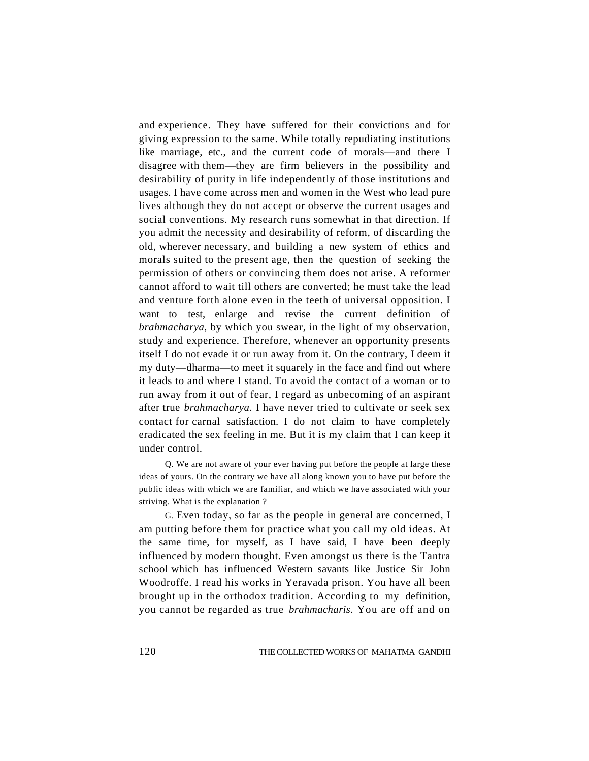and experience. They have suffered for their convictions and for giving expression to the same. While totally repudiating institutions like marriage, etc., and the current code of morals—and there I disagree with them—they are firm believers in the possibility and desirability of purity in life independently of those institutions and usages. I have come across men and women in the West who lead pure lives although they do not accept or observe the current usages and social conventions. My research runs somewhat in that direction. If you admit the necessity and desirability of reform, of discarding the old, wherever necessary, and building a new system of ethics and morals suited to the present age, then the question of seeking the permission of others or convincing them does not arise. A reformer cannot afford to wait till others are converted; he must take the lead and venture forth alone even in the teeth of universal opposition. I want to test, enlarge and revise the current definition of *brahmacharya*, by which you swear, in the light of my observation, study and experience. Therefore, whenever an opportunity presents itself I do not evade it or run away from it. On the contrary, I deem it my duty—dharma—to meet it squarely in the face and find out where it leads to and where I stand. To avoid the contact of a woman or to run away from it out of fear, I regard as unbecoming of an aspirant after true *brahmacharya*. I have never tried to cultivate or seek sex contact for carnal satisfaction. I do not claim to have completely eradicated the sex feeling in me. But it is my claim that I can keep it under control.

Q. We are not aware of your ever having put before the people at large these ideas of yours. On the contrary we have all along known you to have put before the public ideas with which we are familiar, and which we have associated with your striving. What is the explanation ?

G. Even today, so far as the people in general are concerned, I am putting before them for practice what you call my old ideas. At the same time, for myself, as I have said, I have been deeply influenced by modern thought. Even amongst us there is the Tantra school which has influenced Western savants like Justice Sir John Woodroffe. I read his works in Yeravada prison. You have all been brought up in the orthodox tradition. According to my definition, you cannot be regarded as true *brahmacharis*. You are off and on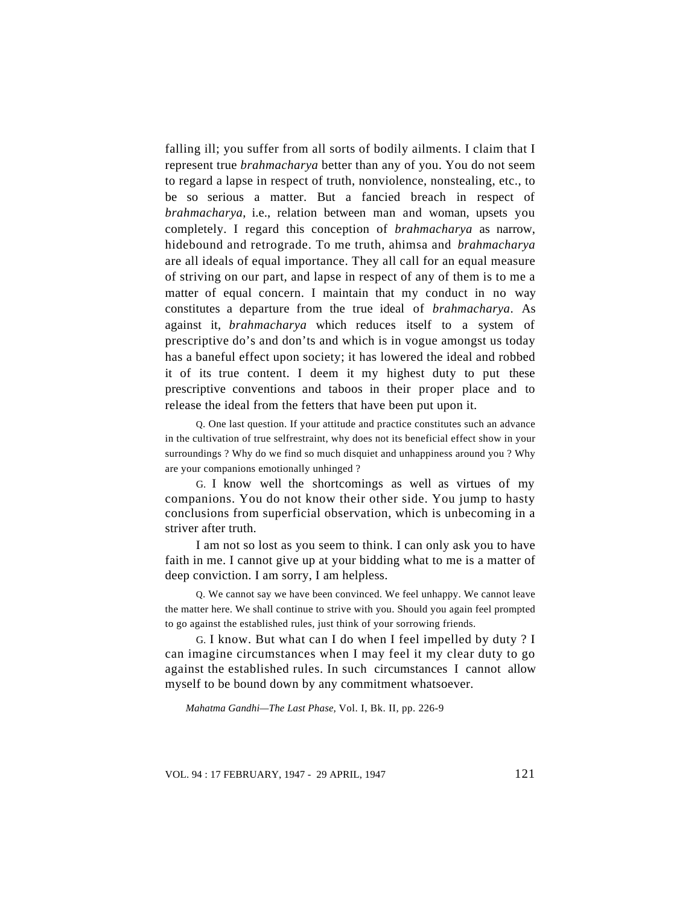falling ill; you suffer from all sorts of bodily ailments. I claim that I represent true *brahmacharya* better than any of you. You do not seem to regard a lapse in respect of truth, nonviolence, nonstealing, etc., to be so serious a matter. But a fancied breach in respect of *brahmacharya*, i.e., relation between man and woman, upsets you completely. I regard this conception of *brahmacharya* as narrow, hidebound and retrograde. To me truth, ahimsa and *brahmacharya* are all ideals of equal importance. They all call for an equal measure of striving on our part, and lapse in respect of any of them is to me a matter of equal concern. I maintain that my conduct in no way constitutes a departure from the true ideal of *brahmacharya*. As against it, *brahmacharya* which reduces itself to a system of prescriptive do's and don'ts and which is in vogue amongst us today has a baneful effect upon society; it has lowered the ideal and robbed it of its true content. I deem it my highest duty to put these prescriptive conventions and taboos in their proper place and to release the ideal from the fetters that have been put upon it.

Q. One last question. If your attitude and practice constitutes such an advance in the cultivation of true selfrestraint, why does not its beneficial effect show in your surroundings ? Why do we find so much disquiet and unhappiness around you ? Why are your companions emotionally unhinged ?

G. I know well the shortcomings as well as virtues of my companions. You do not know their other side. You jump to hasty conclusions from superficial observation, which is unbecoming in a striver after truth.

I am not so lost as you seem to think. I can only ask you to have faith in me. I cannot give up at your bidding what to me is a matter of deep conviction. I am sorry, I am helpless.

Q. We cannot say we have been convinced. We feel unhappy. We cannot leave the matter here. We shall continue to strive with you. Should you again feel prompted to go against the established rules, just think of your sorrowing friends.

G. I know. But what can I do when I feel impelled by duty ? I can imagine circumstances when I may feel it my clear duty to go against the established rules. In such circumstances I cannot allow myself to be bound down by any commitment whatsoever.

*Mahatma Gandhi—The Last Phase,* Vol. I, Bk. II, pp. 226-9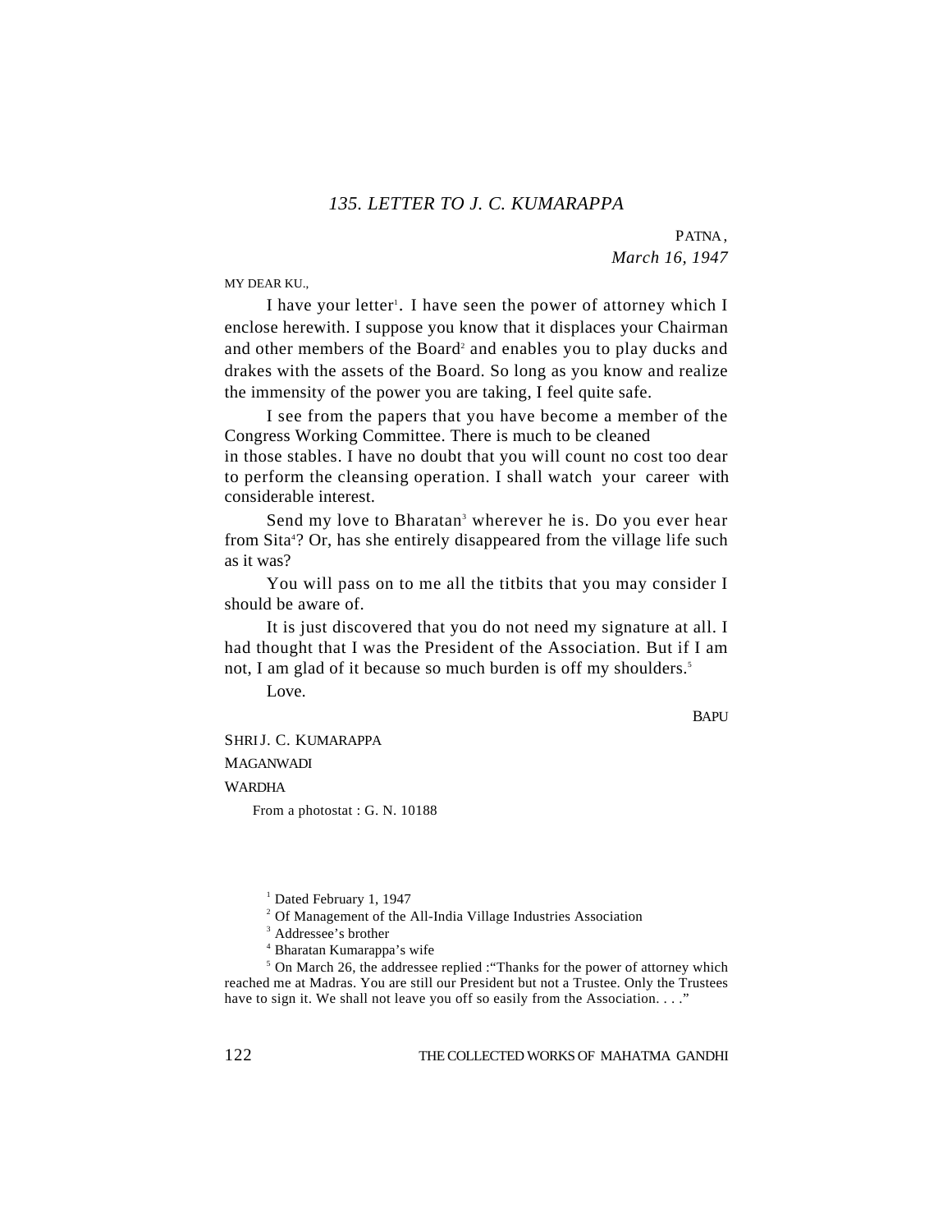### *135. LETTER TO J. C. KUMARAPPA*

PATNA,
*March 16, 1947*

MY DEAR KU.,

I have your letter[1]. I have seen the power of attorney which I enclose herewith. I suppose you know that it displaces your Chairman and other members of the Board[2] and enables you to play ducks and drakes with the assets of the Board. So long as you know and realize the immensity of the power you are taking, I feel quite safe.

I see from the papers that you have become a member of the Congress Working Committee. There is much to be cleaned in those stables. I have no doubt that you will count no cost too dear to perform the cleansing operation. I shall watch your career with considerable interest.

Send my love to Bharatan[3] wherever he is. Do you ever hear from Sita[4]? Or, has she entirely disappeared from the village life such as it was?

You will pass on to me all the titbits that you may consider I should be aware of.

It is just discovered that you do not need my signature at all. I had thought that I was the President of the Association. But if I am not, I am glad of it because so much burden is off my shoulders.[5]

Love.

BAPU

SHRI J. C. KUMARAPPA
MAGANWADI
WARDHA

From a photostat : G. N. 10188

---

[1] Dated February 1, 1947

[2] Of Management of the All-India Village Industries Association

[3] Addressee's brother

[4] Bharatan Kumarappa's wife

[5] On March 26, the addressee replied :"Thanks for the power of attorney which reached me at Madras. You are still our President but not a Trustee. Only the Trustees have to sign it. We shall not leave you off so easily from the Association. . . ."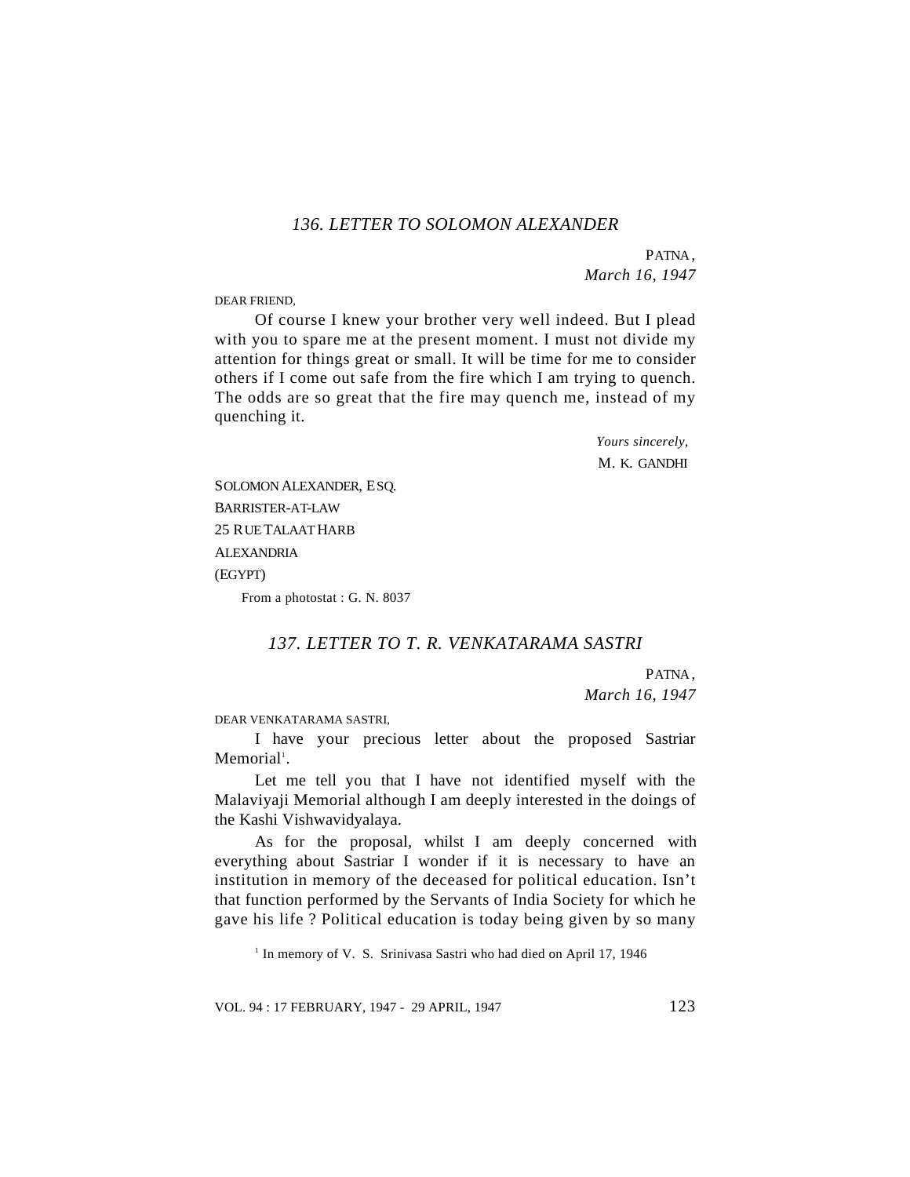### 136. LETTER TO SOLOMON ALEXANDER

PATNA,
*March 16, 1947*

DEAR FRIEND,

Of course I knew your brother very well indeed. But I plead with you to spare me at the present moment. I must not divide my attention for things great or small. It will be time for me to consider others if I come out safe from the fire which I am trying to quench. The odds are so great that the fire may quench me, instead of my quenching it.

*Yours sincerely,*
M. K. GANDHI

SOLOMON ALEXANDER, ESQ.
BARRISTER-AT-LAW
25 RUE TALAAT HARB
ALEXANDRIA
(EGYPT)

From a photostat : G. N. 8037

### 137. LETTER TO T. R. VENKATARAMA SASTRI

PATNA,
*March 16, 1947*

DEAR VENKATARAMA SASTRI,

I have your precious letter about the proposed Sastriar Memorial[1].

Let me tell you that I have not identified myself with the Malaviyaji Memorial although I am deeply interested in the doings of the Kashi Vishwavidyalaya.

As for the proposal, whilst I am deeply concerned with everything about Sastriar I wonder if it is necessary to have an institution in memory of the deceased for political education. Isn't that function performed by the Servants of India Society for which he gave his life ? Political education is today being given by so many

[1] In memory of V. S. Srinivasa Sastri who had died on April 17, 1946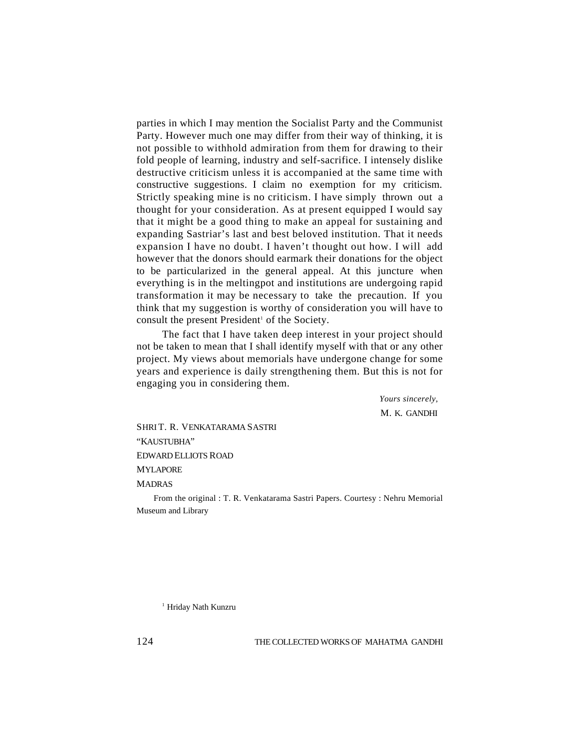parties in which I may mention the Socialist Party and the Communist Party. However much one may differ from their way of thinking, it is not possible to withhold admiration from them for drawing to their fold people of learning, industry and self-sacrifice. I intensely dislike destructive criticism unless it is accompanied at the same time with constructive suggestions. I claim no exemption for my criticism. Strictly speaking mine is no criticism. I have simply thrown out a thought for your consideration. As at present equipped I would say that it might be a good thing to make an appeal for sustaining and expanding Sastriar's last and best beloved institution. That it needs expansion I have no doubt. I haven't thought out how. I will add however that the donors should earmark their donations for the object to be particularized in the general appeal. At this juncture when everything is in the meltingpot and institutions are undergoing rapid transformation it may be necessary to take the precaution. If you think that my suggestion is worthy of consideration you will have to consult the present President[1] of the Society.

The fact that I have taken deep interest in your project should not be taken to mean that I shall identify myself with that or any other project. My views about memorials have undergone change for some years and experience is daily strengthening them. But this is not for engaging you in considering them.

*Yours sincerely,*

M. K. GANDHI

SHRI T. R. VENKATARAMA SASTRI
"KAUSTUBHA"
EDWARD ELLIOTS ROAD
MYLAPORE
MADRAS

From the original : T. R. Venkatarama Sastri Papers. Courtesy : Nehru Memorial Museum and Library

[1] Hriday Nath Kunzru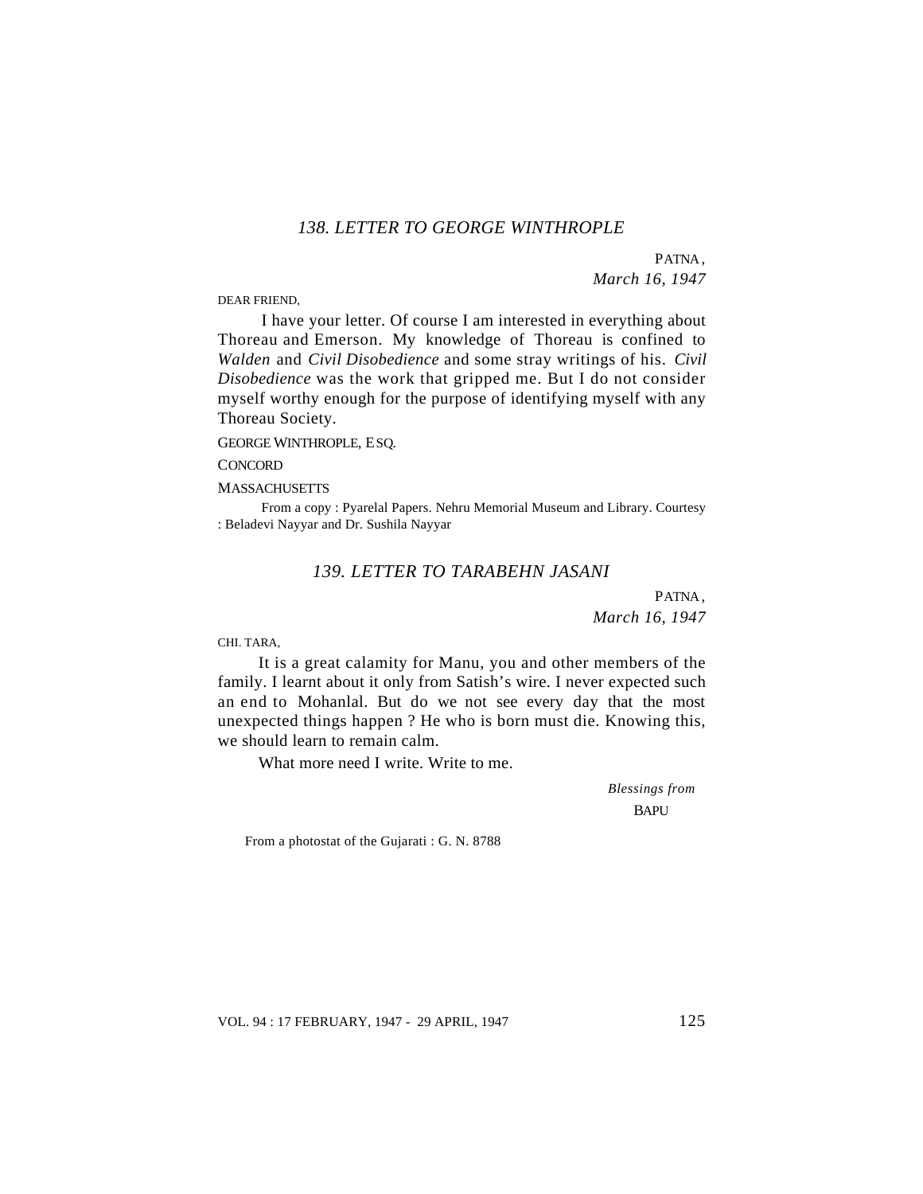### *138. LETTER TO GEORGE WINTHROPLE*

PATNA,
*March 16, 1947*

DEAR FRIEND,

I have your letter. Of course I am interested in everything about Thoreau and Emerson. My knowledge of Thoreau is confined to *Walden* and *Civil Disobedience* and some stray writings of his. *Civil Disobedience* was the work that gripped me. But I do not consider myself worthy enough for the purpose of identifying myself with any Thoreau Society.

GEORGE WINTHROPLE, ESQ.

CONCORD

MASSACHUSETTS

From a copy : Pyarelal Papers. Nehru Memorial Museum and Library. Courtesy : Beladevi Nayyar and Dr. Sushila Nayyar

### *139. LETTER TO TARABEHN JASANI*

PATNA,
*March 16, 1947*

CHI. TARA,

It is a great calamity for Manu, you and other members of the family. I learnt about it only from Satish's wire. I never expected such an end to Mohanlal. But do we not see every day that the most unexpected things happen ? He who is born must die. Knowing this, we should learn to remain calm.

What more need I write. Write to me.

*Blessings from*
BAPU

From a photostat of the Gujarati : G. N. 8788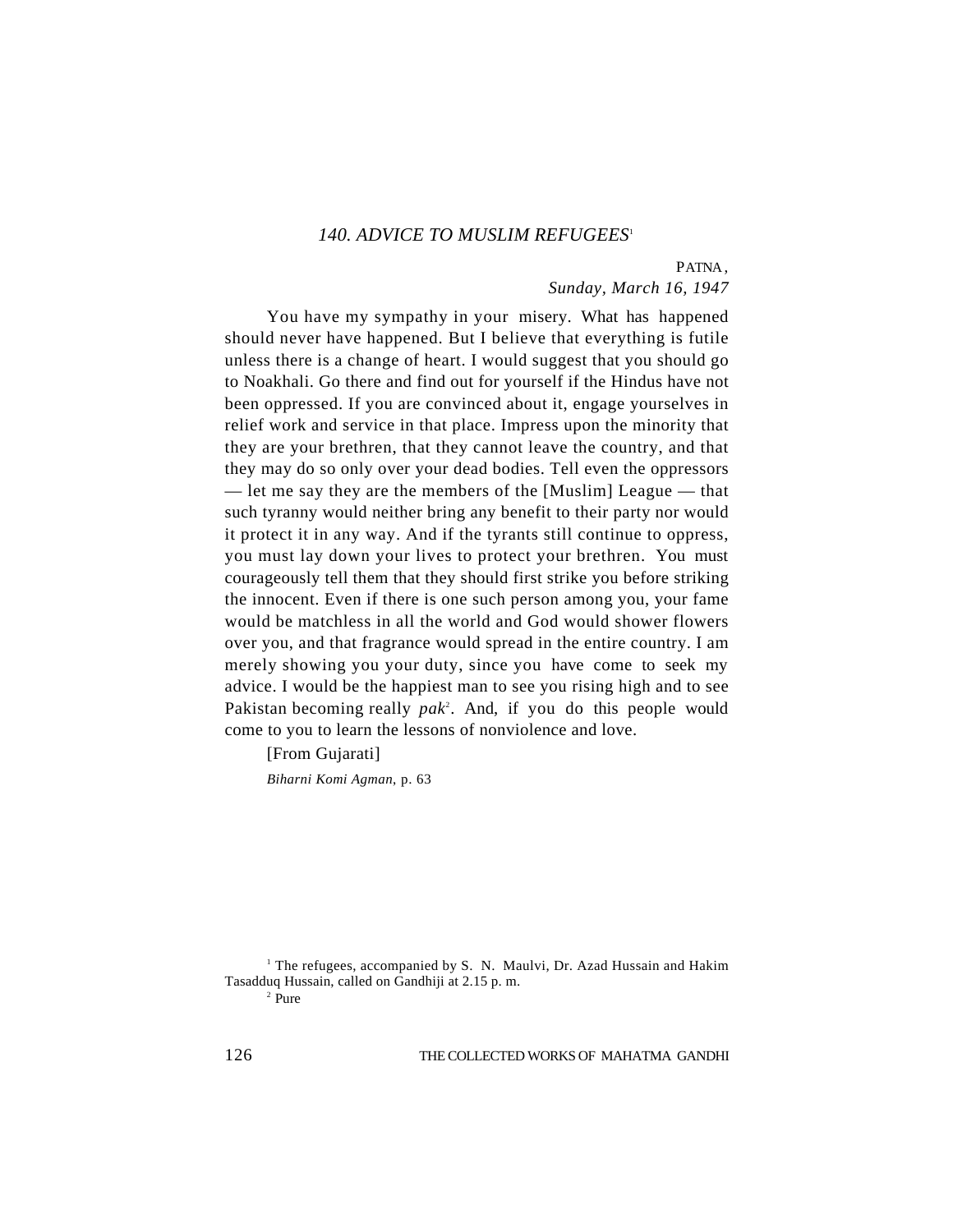## *140. ADVICE TO MUSLIM REFUGEES*[1]

PATNA,
*Sunday, March 16, 1947*

You have my sympathy in your misery. What has happened should never have happened. But I believe that everything is futile unless there is a change of heart. I would suggest that you should go to Noakhali. Go there and find out for yourself if the Hindus have not been oppressed. If you are convinced about it, engage yourselves in relief work and service in that place. Impress upon the minority that they are your brethren, that they cannot leave the country, and that they may do so only over your dead bodies. Tell even the oppressors — let me say they are the members of the [Muslim] League — that such tyranny would neither bring any benefit to their party nor would it protect it in any way. And if the tyrants still continue to oppress, you must lay down your lives to protect your brethren. You must courageously tell them that they should first strike you before striking the innocent. Even if there is one such person among you, your fame would be matchless in all the world and God would shower flowers over you, and that fragrance would spread in the entire country. I am merely showing you your duty, since you have come to seek my advice. I would be the happiest man to see you rising high and to see Pakistan becoming really *pak*[2]. And, if you do this people would come to you to learn the lessons of nonviolence and love.

[From Gujarati]

*Biharni Komi Agman*, p. 63

---

[1] The refugees, accompanied by S. N. Maulvi, Dr. Azad Hussain and Hakim Tasadduq Hussain, called on Gandhiji at 2.15 p. m.

[2] Pure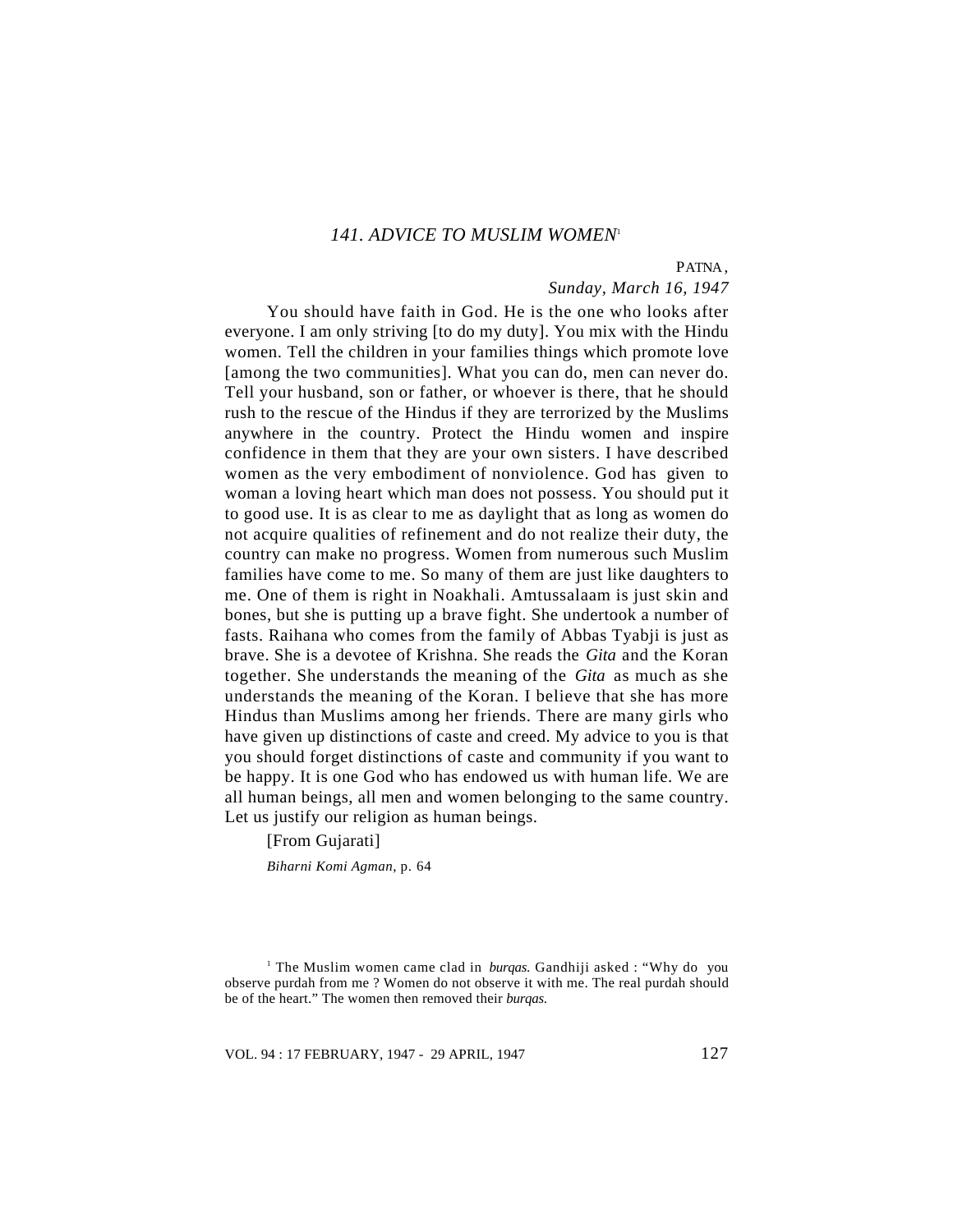### *141. ADVICE TO MUSLIM WOMEN*[1]

PATNA,
*Sunday, March 16, 1947*

You should have faith in God. He is the one who looks after everyone. I am only striving [to do my duty]. You mix with the Hindu women. Tell the children in your families things which promote love [among the two communities]. What you can do, men can never do. Tell your husband, son or father, or whoever is there, that he should rush to the rescue of the Hindus if they are terrorized by the Muslims anywhere in the country. Protect the Hindu women and inspire confidence in them that they are your own sisters. I have described women as the very embodiment of nonviolence. God has given to woman a loving heart which man does not possess. You should put it to good use. It is as clear to me as daylight that as long as women do not acquire qualities of refinement and do not realize their duty, the country can make no progress. Women from numerous such Muslim families have come to me. So many of them are just like daughters to me. One of them is right in Noakhali. Amtussalaam is just skin and bones, but she is putting up a brave fight. She undertook a number of fasts. Raihana who comes from the family of Abbas Tyabji is just as brave. She is a devotee of Krishna. She reads the *Gita* and the Koran together. She understands the meaning of the *Gita* as much as she understands the meaning of the Koran. I believe that she has more Hindus than Muslims among her friends. There are many girls who have given up distinctions of caste and creed. My advice to you is that you should forget distinctions of caste and community if you want to be happy. It is one God who has endowed us with human life. We are all human beings, all men and women belonging to the same country. Let us justify our religion as human beings.

[From Gujarati]

*Biharni Komi Agman*, p. 64

---

[1] The Muslim women came clad in *burqas.* Gandhiji asked : "Why do you observe purdah from me ? Women do not observe it with me. The real purdah should be of the heart." The women then removed their *burqas.*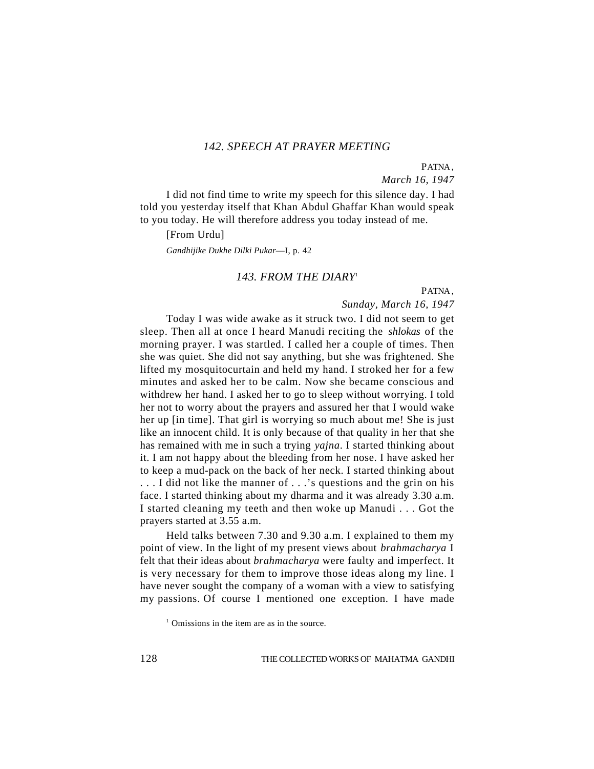### *142. SPEECH AT PRAYER MEETING*

PATNA,
*March 16, 1947*

I did not find time to write my speech for this silence day. I had told you yesterday itself that Khan Abdul Ghaffar Khan would speak to you today. He will therefore address you today instead of me.

[From Urdu]

*Gandhijike Dukhe Dilki Pukar*—I, p. 42

### *143. FROM THE DIARY*[1]

PATNA,
*Sunday, March 16, 1947*

Today I was wide awake as it struck two. I did not seem to get sleep. Then all at once I heard Manudi reciting the *shlokas* of the morning prayer. I was startled. I called her a couple of times. Then she was quiet. She did not say anything, but she was frightened. She lifted my mosquitocurtain and held my hand. I stroked her for a few minutes and asked her to be calm. Now she became conscious and withdrew her hand. I asked her to go to sleep without worrying. I told her not to worry about the prayers and assured her that I would wake her up [in time]. That girl is worrying so much about me! She is just like an innocent child. It is only because of that quality in her that she has remained with me in such a trying *yajna*. I started thinking about it. I am not happy about the bleeding from her nose. I have asked her to keep a mud-pack on the back of her neck. I started thinking about . . . I did not like the manner of . . .'s questions and the grin on his face. I started thinking about my dharma and it was already 3.30 a.m. I started cleaning my teeth and then woke up Manudi . . . Got the prayers started at 3.55 a.m.

Held talks between 7.30 and 9.30 a.m. I explained to them my point of view. In the light of my present views about *brahmacharya* I felt that their ideas about *brahmacharya* were faulty and imperfect. It is very necessary for them to improve those ideas along my line. I have never sought the company of a woman with a view to satisfying my passions. Of course I mentioned one exception. I have made

[1] Omissions in the item are as in the source.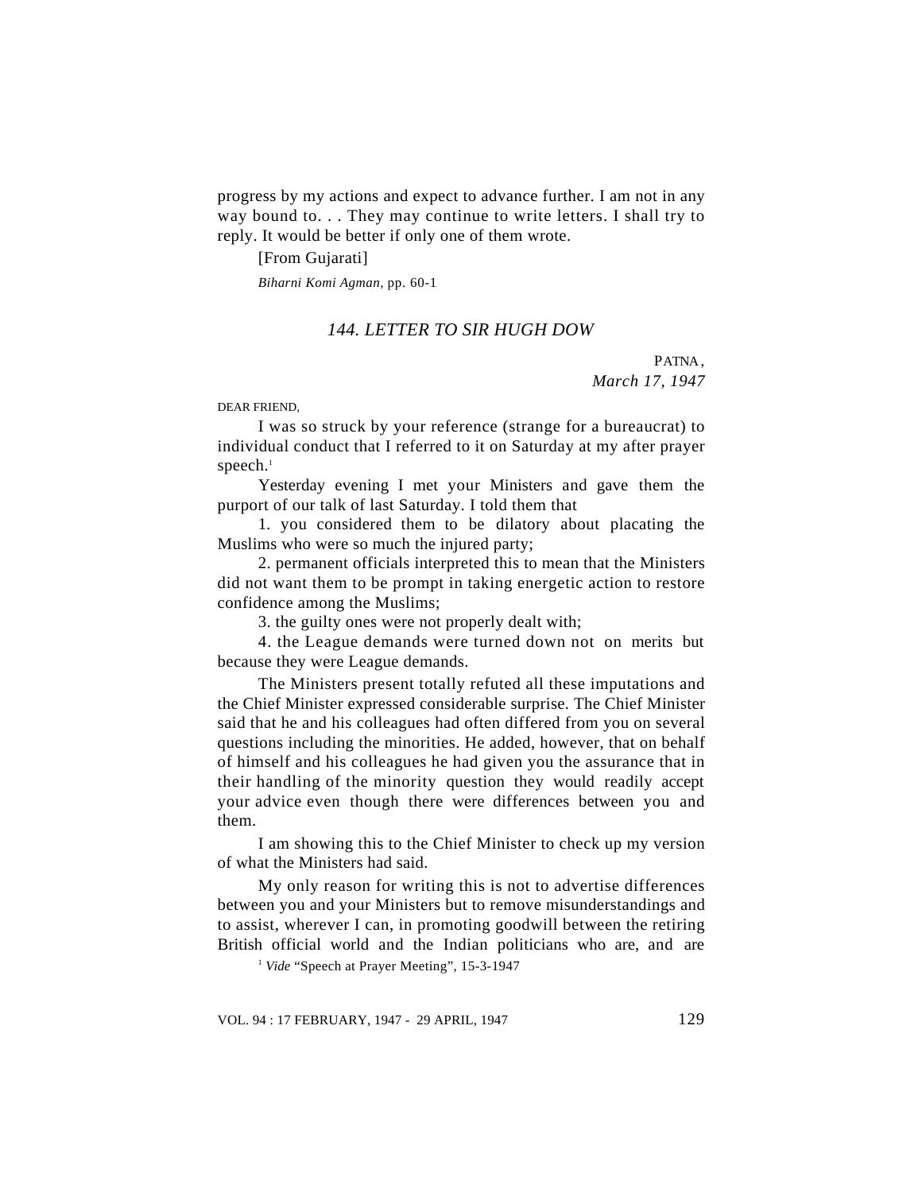progress by my actions and expect to advance further. I am not in any way bound to. . . They may continue to write letters. I shall try to reply. It would be better if only one of them wrote.

[From Gujarati]

*Biharni Komi Agman*, pp. 60-1

### *144. LETTER TO SIR HUGH DOW*

PATNA,
*March 17, 1947*

DEAR FRIEND,

I was so struck by your reference (strange for a bureaucrat) to individual conduct that I referred to it on Saturday at my after prayer speech.[1]

Yesterday evening I met your Ministers and gave them the purport of our talk of last Saturday. I told them that

1. you considered them to be dilatory about placating the Muslims who were so much the injured party;

2. permanent officials interpreted this to mean that the Ministers did not want them to be prompt in taking energetic action to restore confidence among the Muslims;

3. the guilty ones were not properly dealt with;

4. the League demands were turned down not on merits but because they were League demands.

The Ministers present totally refuted all these imputations and the Chief Minister expressed considerable surprise. The Chief Minister said that he and his colleagues had often differed from you on several questions including the minorities. He added, however, that on behalf of himself and his colleagues he had given you the assurance that in their handling of the minority question they would readily accept your advice even though there were differences between you and them.

I am showing this to the Chief Minister to check up my version of what the Ministers had said.

My only reason for writing this is not to advertise differences between you and your Ministers but to remove misunderstandings and to assist, wherever I can, in promoting goodwill between the retiring British official world and the Indian politicians who are, and are

[1] *Vide* "Speech at Prayer Meeting", 15-3-1947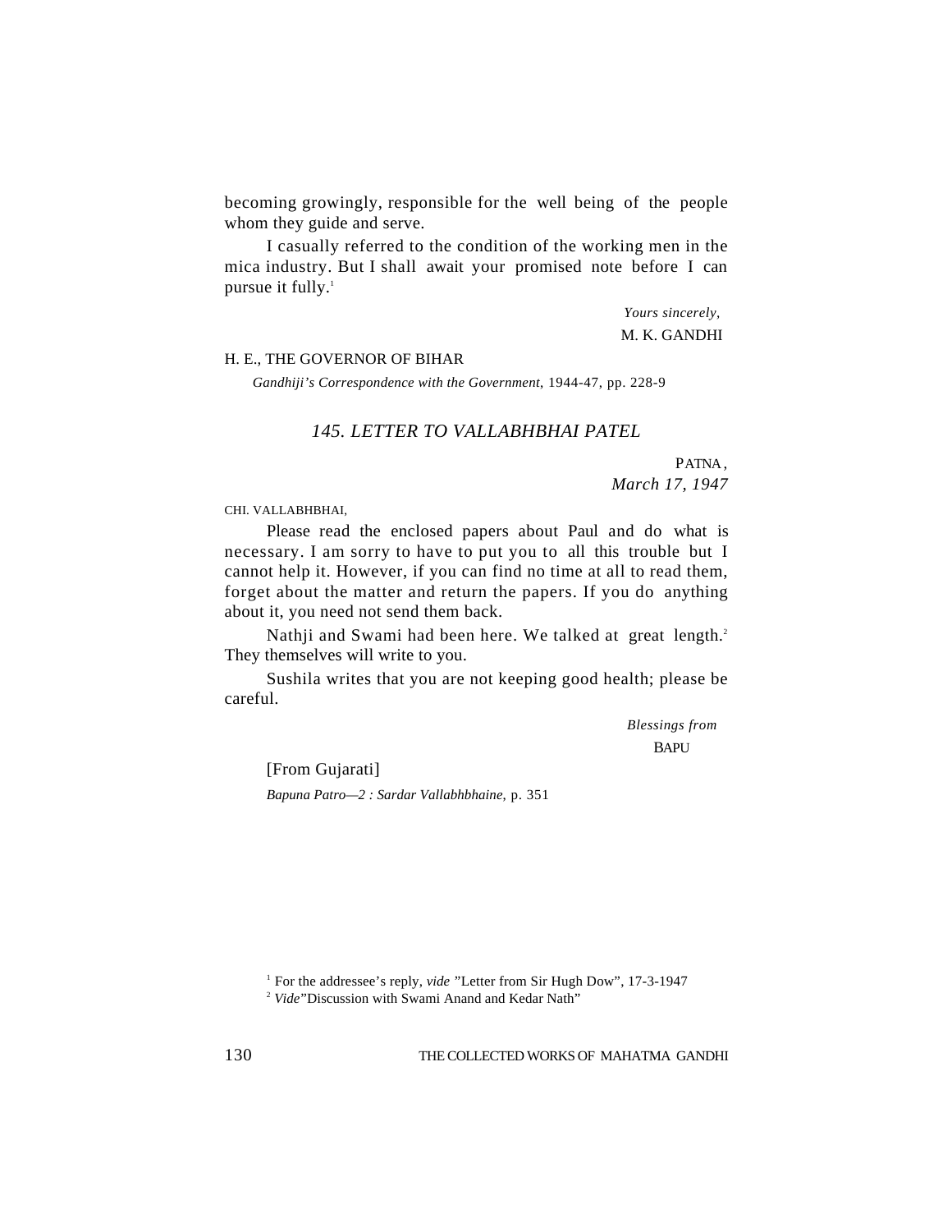becoming growingly, responsible for the well being of the people whom they guide and serve.

I casually referred to the condition of the working men in the mica industry. But I shall await your promised note before I can pursue it fully.[1]

*Yours sincerely,*
M. K. GANDHI

H. E., THE GOVERNOR OF BIHAR

*Gandhiji's Correspondence with the Government*, 1944-47, pp. 228-9

## *145. LETTER TO VALLABHBHAI PATEL*

PATNA,
*March 17, 1947*

CHI. VALLABHBHAI,

Please read the enclosed papers about Paul and do what is necessary. I am sorry to have to put you to all this trouble but I cannot help it. However, if you can find no time at all to read them, forget about the matter and return the papers. If you do anything about it, you need not send them back.

Nathji and Swami had been here. We talked at great length.[2] They themselves will write to you.

Sushila writes that you are not keeping good health; please be careful.

*Blessings from*
BAPU

[From Gujarati]

*Bapuna Patro—2 : Sardar Vallabhbhaine*, p. 351

---

[1] For the addressee's reply, *vide* "Letter from Sir Hugh Dow", 17-3-1947

[2] *Vide* "Discussion with Swami Anand and Kedar Nath"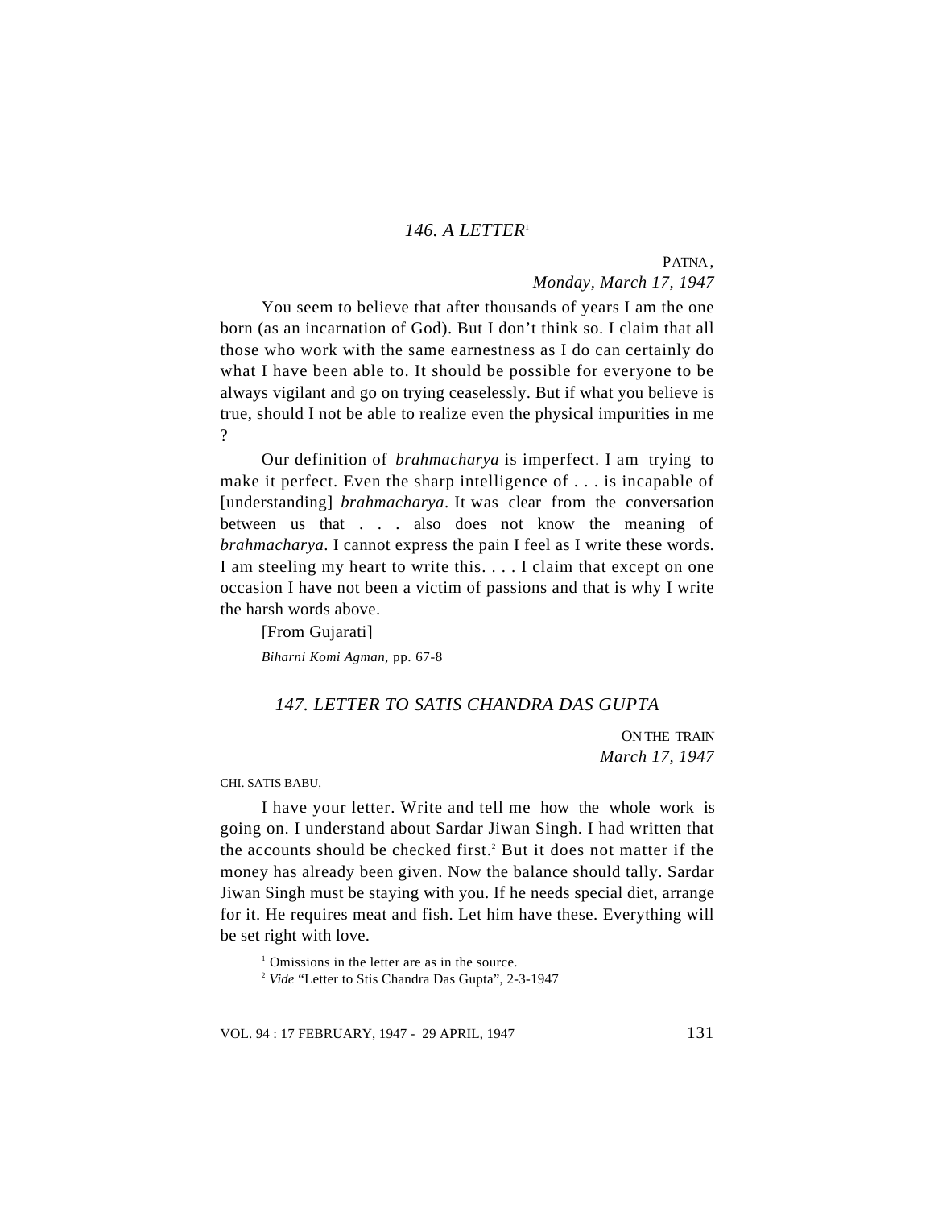## 146. A LETTER[1]

PATNA,
*Monday, March 17, 1947*

You seem to believe that after thousands of years I am the one born (as an incarnation of God). But I don't think so. I claim that all those who work with the same earnestness as I do can certainly do what I have been able to. It should be possible for everyone to be always vigilant and go on trying ceaselessly. But if what you believe is true, should I not be able to realize even the physical impurities in me ?

Our definition of *brahmacharya* is imperfect. I am trying to make it perfect. Even the sharp intelligence of . . . is incapable of [understanding] *brahmacharya*. It was clear from the conversation between us that . . . also does not know the meaning of *brahmacharya*. I cannot express the pain I feel as I write these words. I am steeling my heart to write this. . . . I claim that except on one occasion I have not been a victim of passions and that is why I write the harsh words above.

[From Gujarati]

*Biharni Komi Agman*, pp. 67-8

## 147. LETTER TO SATIS CHANDRA DAS GUPTA

ON THE TRAIN
*March 17, 1947*

CHI. SATIS BABU,

I have your letter. Write and tell me how the whole work is going on. I understand about Sardar Jiwan Singh. I had written that the accounts should be checked first.[2] But it does not matter if the money has already been given. Now the balance should tally. Sardar Jiwan Singh must be staying with you. If he needs special diet, arrange for it. He requires meat and fish. Let him have these. Everything will be set right with love.

---

[1] Omissions in the letter are as in the source.

[2] *Vide* "Letter to Stis Chandra Das Gupta", 2-3-1947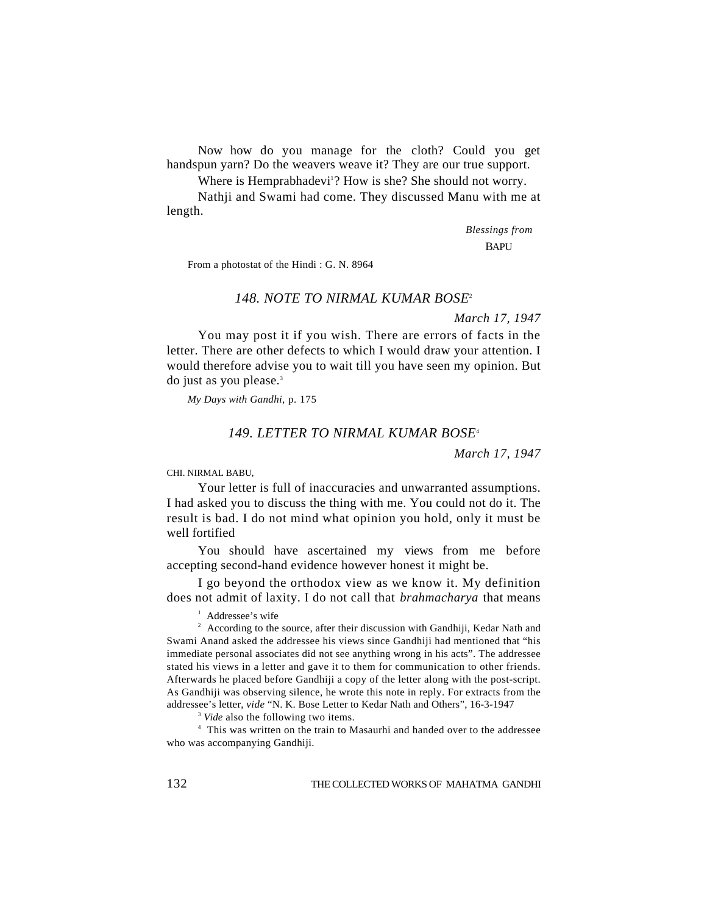Now how do you manage for the cloth? Could you get handspun yarn? Do the weavers weave it? They are our true support.

Where is Hemprabhadevi[1]? How is she? She should not worry.

Nathji and Swami had come. They discussed Manu with me at length.

*Blessings from*

BAPU

From a photostat of the Hindi : G. N. 8964

### *148. NOTE TO NIRMAL KUMAR BOSE*[2]

*March 17, 1947*

You may post it if you wish. There are errors of facts in the letter. There are other defects to which I would draw your attention. I would therefore advise you to wait till you have seen my opinion. But do just as you please.[3]

*My Days with Gandhi*, p. 175

### *149. LETTER TO NIRMAL KUMAR BOSE*[4]

*March 17, 1947*

CHI. NIRMAL BABU,

Your letter is full of inaccuracies and unwarranted assumptions. I had asked you to discuss the thing with me. You could not do it. The result is bad. I do not mind what opinion you hold, only it must be well fortified

You should have ascertained my views from me before accepting second-hand evidence however honest it might be.

I go beyond the orthodox view as we know it. My definition does not admit of laxity. I do not call that *brahmacharya* that means

---

[1] Addressee's wife

[2] According to the source, after their discussion with Gandhiji, Kedar Nath and Swami Anand asked the addressee his views since Gandhiji had mentioned that "his immediate personal associates did not see anything wrong in his acts". The addressee stated his views in a letter and gave it to them for communication to other friends. Afterwards he placed before Gandhiji a copy of the letter along with the post-script. As Gandhiji was observing silence, he wrote this note in reply. For extracts from the addressee's letter, *vide* "N. K. Bose Letter to Kedar Nath and Others", 16-3-1947

[3] *Vide* also the following two items.

[4] This was written on the train to Masaurhi and handed over to the addressee who was accompanying Gandhiji.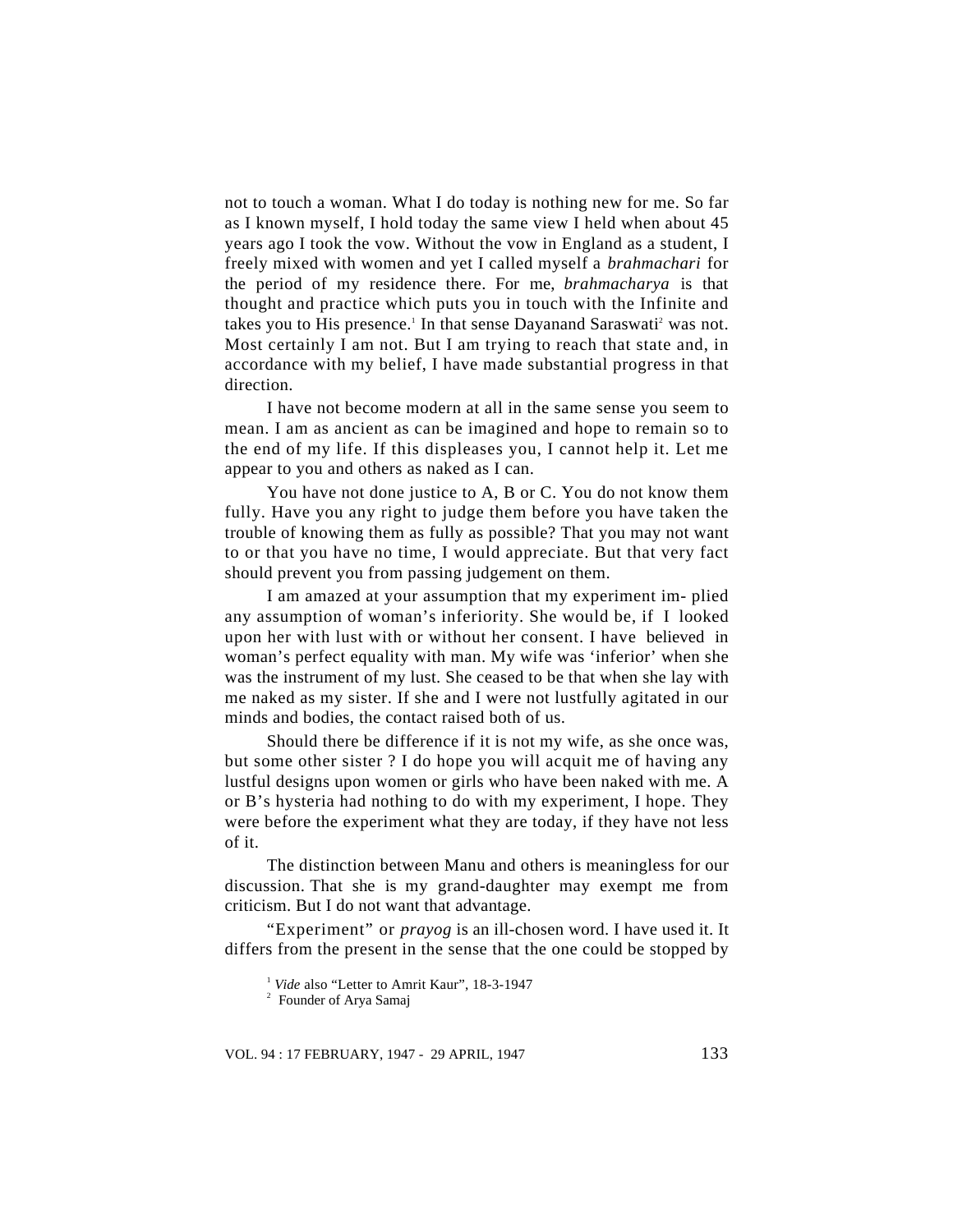not to touch a woman. What I do today is nothing new for me. So far as I known myself, I hold today the same view I held when about 45 years ago I took the vow. Without the vow in England as a student, I freely mixed with women and yet I called myself a *brahmachari* for the period of my residence there. For me, *brahmacharya* is that thought and practice which puts you in touch with the Infinite and takes you to His presence.[1] In that sense Dayanand Saraswati[2] was not. Most certainly I am not. But I am trying to reach that state and, in accordance with my belief, I have made substantial progress in that direction.

I have not become modern at all in the same sense you seem to mean. I am as ancient as can be imagined and hope to remain so to the end of my life. If this displeases you, I cannot help it. Let me appear to you and others as naked as I can.

You have not done justice to A, B or C. You do not know them fully. Have you any right to judge them before you have taken the trouble of knowing them as fully as possible? That you may not want to or that you have no time, I would appreciate. But that very fact should prevent you from passing judgement on them.

I am amazed at your assumption that my experiment im- plied any assumption of woman's inferiority. She would be, if I looked upon her with lust with or without her consent. I have believed in woman's perfect equality with man. My wife was 'inferior' when she was the instrument of my lust. She ceased to be that when she lay with me naked as my sister. If she and I were not lustfully agitated in our minds and bodies, the contact raised both of us.

Should there be difference if it is not my wife, as she once was, but some other sister ? I do hope you will acquit me of having any lustful designs upon women or girls who have been naked with me. A or B's hysteria had nothing to do with my experiment, I hope. They were before the experiment what they are today, if they have not less of it.

The distinction between Manu and others is meaningless for our discussion. That she is my grand-daughter may exempt me from criticism. But I do not want that advantage.

"Experiment" or *prayog* is an ill-chosen word. I have used it. It differs from the present in the sense that the one could be stopped by

[1] *Vide* also "Letter to Amrit Kaur", 18-3-1947

[2] Founder of Arya Samaj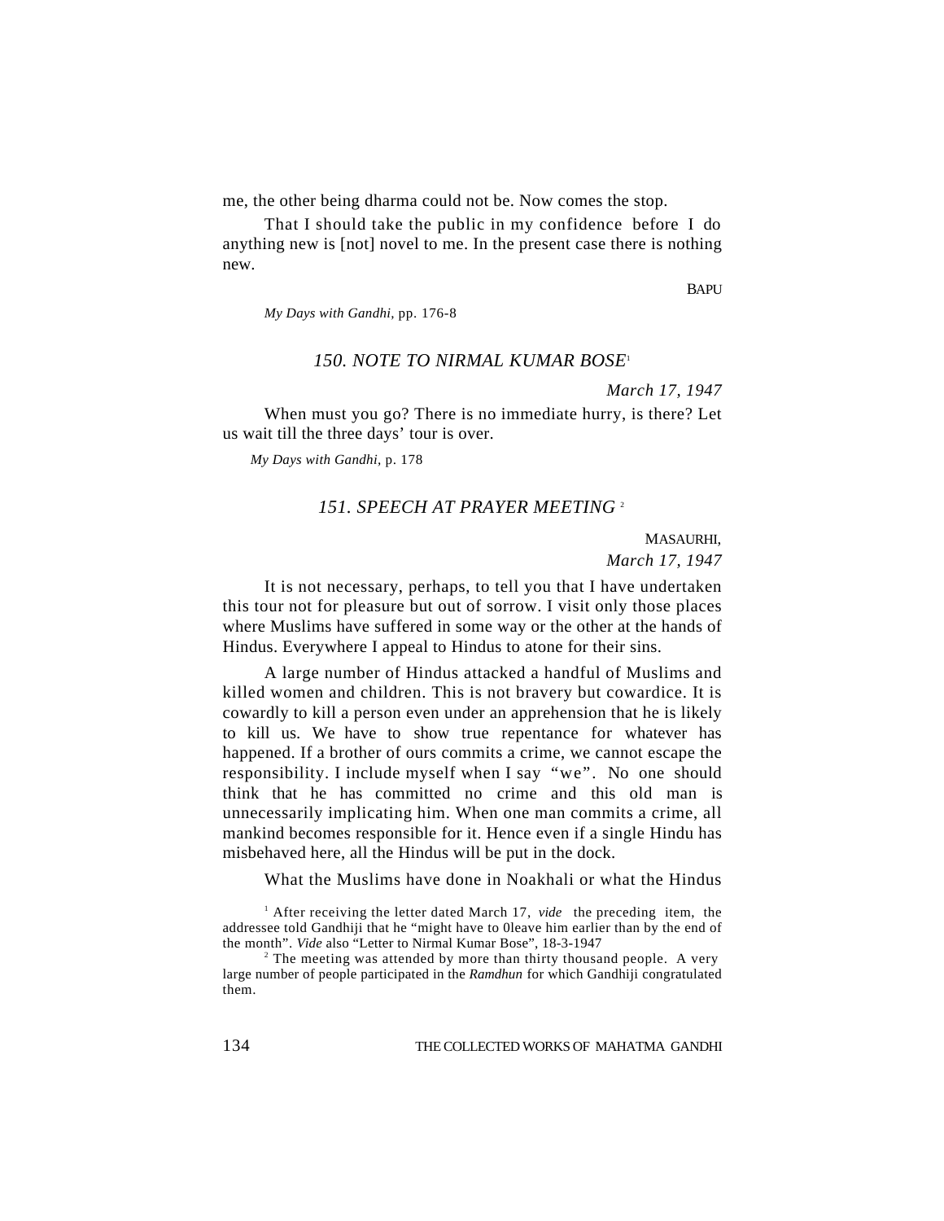me, the other being dharma could not be. Now comes the stop.

That I should take the public in my confidence before I do anything new is [not] novel to me. In the present case there is nothing new.

BAPU

*My Days with Gandhi*, pp. 176-8

### *150. NOTE TO NIRMAL KUMAR BOSE*[1]

*March 17, 1947*

When must you go? There is no immediate hurry, is there? Let us wait till the three days' tour is over.

*My Days with Gandhi*, p. 178

### *151. SPEECH AT PRAYER MEETING*[2]

MASAURHI,
*March 17, 1947*

It is not necessary, perhaps, to tell you that I have undertaken this tour not for pleasure but out of sorrow. I visit only those places where Muslims have suffered in some way or the other at the hands of Hindus. Everywhere I appeal to Hindus to atone for their sins.

A large number of Hindus attacked a handful of Muslims and killed women and children. This is not bravery but cowardice. It is cowardly to kill a person even under an apprehension that he is likely to kill us. We have to show true repentance for whatever has happened. If a brother of ours commits a crime, we cannot escape the responsibility. I include myself when I say "we". No one should think that he has committed no crime and this old man is unnecessarily implicating him. When one man commits a crime, all mankind becomes responsible for it. Hence even if a single Hindu has misbehaved here, all the Hindus will be put in the dock.

What the Muslims have done in Noakhali or what the Hindus

---

[1] After receiving the letter dated March 17, *vide* the preceding item, the addressee told Gandhiji that he "might have to 0leave him earlier than by the end of the month". *Vide* also "Letter to Nirmal Kumar Bose", 18-3-1947

[2] The meeting was attended by more than thirty thousand people. A very large number of people participated in the *Ramdhun* for which Gandhiji congratulated them.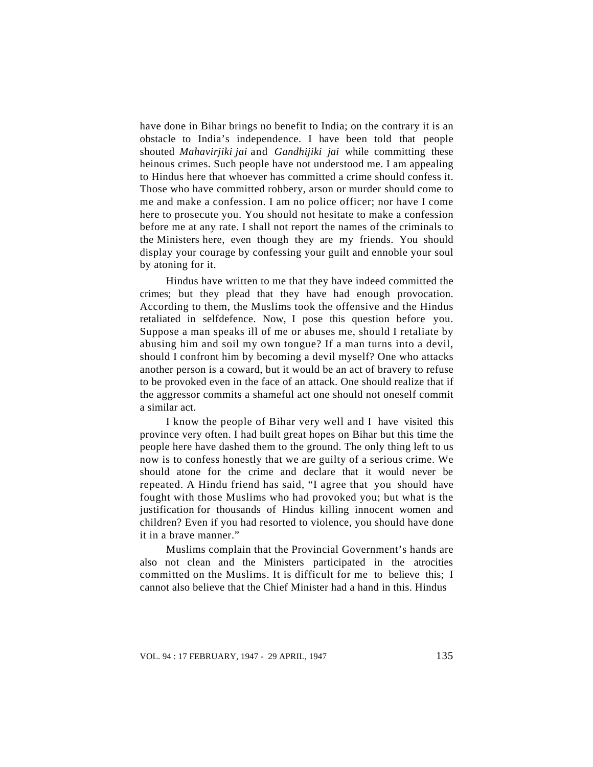have done in Bihar brings no benefit to India; on the contrary it is an obstacle to India's independence. I have been told that people shouted *Mahavirjiki jai* and *Gandhijiki jai* while committing these heinous crimes. Such people have not understood me. I am appealing to Hindus here that whoever has committed a crime should confess it. Those who have committed robbery, arson or murder should come to me and make a confession. I am no police officer; nor have I come here to prosecute you. You should not hesitate to make a confession before me at any rate. I shall not report the names of the criminals to the Ministers here, even though they are my friends. You should display your courage by confessing your guilt and ennoble your soul by atoning for it.

Hindus have written to me that they have indeed committed the crimes; but they plead that they have had enough provocation. According to them, the Muslims took the offensive and the Hindus retaliated in selfdefence. Now, I pose this question before you. Suppose a man speaks ill of me or abuses me, should I retaliate by abusing him and soil my own tongue? If a man turns into a devil, should I confront him by becoming a devil myself? One who attacks another person is a coward, but it would be an act of bravery to refuse to be provoked even in the face of an attack. One should realize that if the aggressor commits a shameful act one should not oneself commit a similar act.

I know the people of Bihar very well and I have visited this province very often. I had built great hopes on Bihar but this time the people here have dashed them to the ground. The only thing left to us now is to confess honestly that we are guilty of a serious crime. We should atone for the crime and declare that it would never be repeated. A Hindu friend has said, "I agree that you should have fought with those Muslims who had provoked you; but what is the justification for thousands of Hindus killing innocent women and children? Even if you had resorted to violence, you should have done it in a brave manner."

Muslims complain that the Provincial Government's hands are also not clean and the Ministers participated in the atrocities committed on the Muslims. It is difficult for me to believe this; I cannot also believe that the Chief Minister had a hand in this. Hindus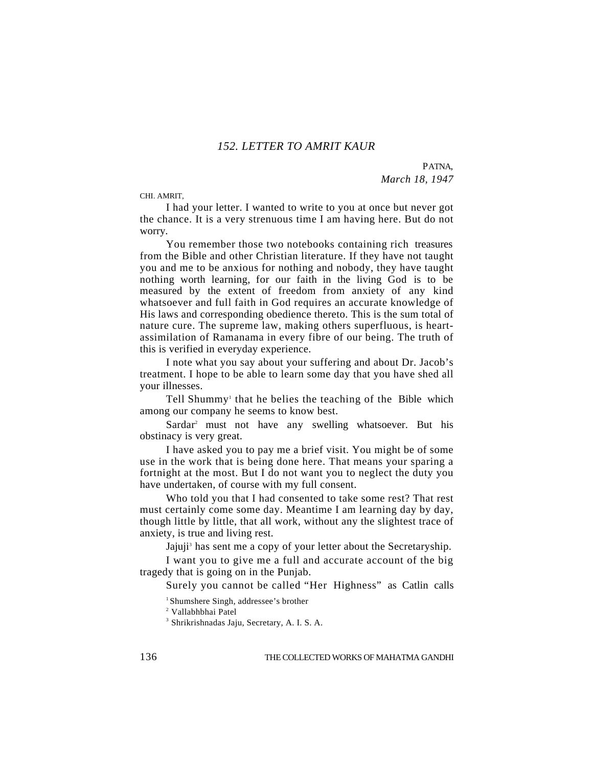### *152. LETTER TO AMRIT KAUR*

PATNA,
*March 18, 1947*

CHI. AMRIT,

I had your letter. I wanted to write to you at once but never got the chance. It is a very strenuous time I am having here. But do not worry.

You remember those two notebooks containing rich treasures from the Bible and other Christian literature. If they have not taught you and me to be anxious for nothing and nobody, they have taught nothing worth learning, for our faith in the living God is to be measured by the extent of freedom from anxiety of any kind whatsoever and full faith in God requires an accurate knowledge of His laws and corresponding obedience thereto. This is the sum total of nature cure. The supreme law, making others superfluous, is heart-assimilation of Ramanama in every fibre of our being. The truth of this is verified in everyday experience.

I note what you say about your suffering and about Dr. Jacob's treatment. I hope to be able to learn some day that you have shed all your illnesses.

Tell Shummy[1] that he belies the teaching of the Bible which among our company he seems to know best.

Sardar[2] must not have any swelling whatsoever. But his obstinacy is very great.

I have asked you to pay me a brief visit. You might be of some use in the work that is being done here. That means your sparing a fortnight at the most. But I do not want you to neglect the duty you have undertaken, of course with my full consent.

Who told you that I had consented to take some rest? That rest must certainly come some day. Meantime I am learning day by day, though little by little, that all work, without any the slightest trace of anxiety, is true and living rest.

Jajuji[3] has sent me a copy of your letter about the Secretaryship.

I want you to give me a full and accurate account of the big tragedy that is going on in the Punjab.

Surely you cannot be called "Her Highness" as Catlin calls

[1] Shumshere Singh, addressee's brother

[2] Vallabhbhai Patel

[3] Shrikrishnadas Jaju, Secretary, A. I. S. A.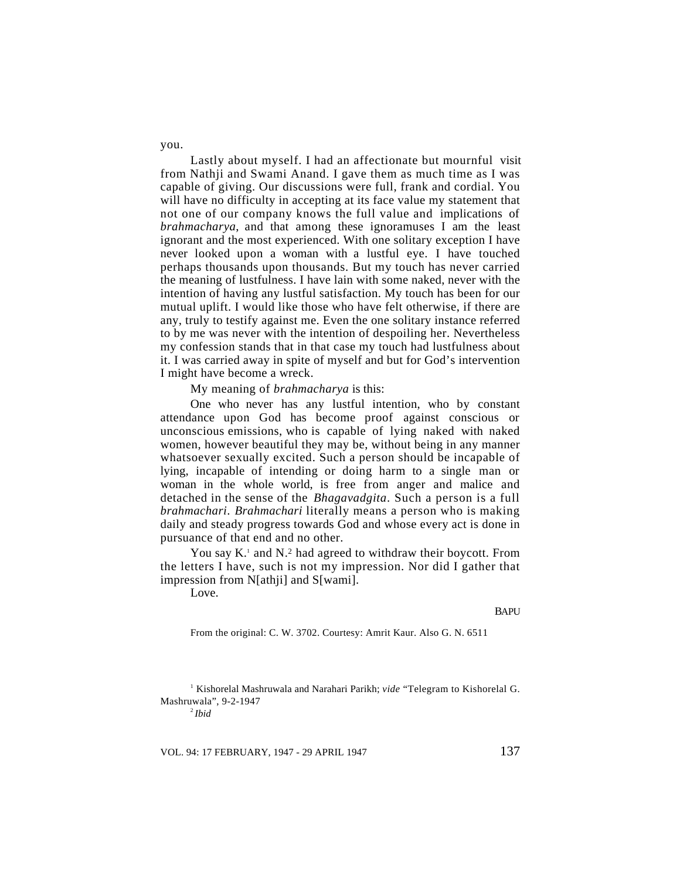you.

Lastly about myself. I had an affectionate but mournful visit from Nathji and Swami Anand. I gave them as much time as I was capable of giving. Our discussions were full, frank and cordial. You will have no difficulty in accepting at its face value my statement that not one of our company knows the full value and implications of *brahmacharya*, and that among these ignoramuses I am the least ignorant and the most experienced. With one solitary exception I have never looked upon a woman with a lustful eye. I have touched perhaps thousands upon thousands. But my touch has never carried the meaning of lustfulness. I have lain with some naked, never with the intention of having any lustful satisfaction. My touch has been for our mutual uplift. I would like those who have felt otherwise, if there are any, truly to testify against me. Even the one solitary instance referred to by me was never with the intention of despoiling her. Nevertheless my confession stands that in that case my touch had lustfulness about it. I was carried away in spite of myself and but for God's intervention I might have become a wreck.

My meaning of *brahmacharya* is this:

One who never has any lustful intention, who by constant attendance upon God has become proof against conscious or unconscious emissions, who is capable of lying naked with naked women, however beautiful they may be, without being in any manner whatsoever sexually excited. Such a person should be incapable of lying, incapable of intending or doing harm to a single man or woman in the whole world, is free from anger and malice and detached in the sense of the *Bhagavadgita*. Such a person is a full *brahmachari*. *Brahmachari* literally means a person who is making daily and steady progress towards God and whose every act is done in pursuance of that end and no other.

You say K.[1] and N.[2] had agreed to withdraw their boycott. From the letters I have, such is not my impression. Nor did I gather that impression from N[athji] and S[wami].

Love.

BAPU

From the original: C. W. 3702. Courtesy: Amrit Kaur. Also G. N. 6511

[1] Kishorelal Mashruwala and Narahari Parikh; *vide* "Telegram to Kishorelal G. Mashruwala", 9-2-1947

[2] *Ibid*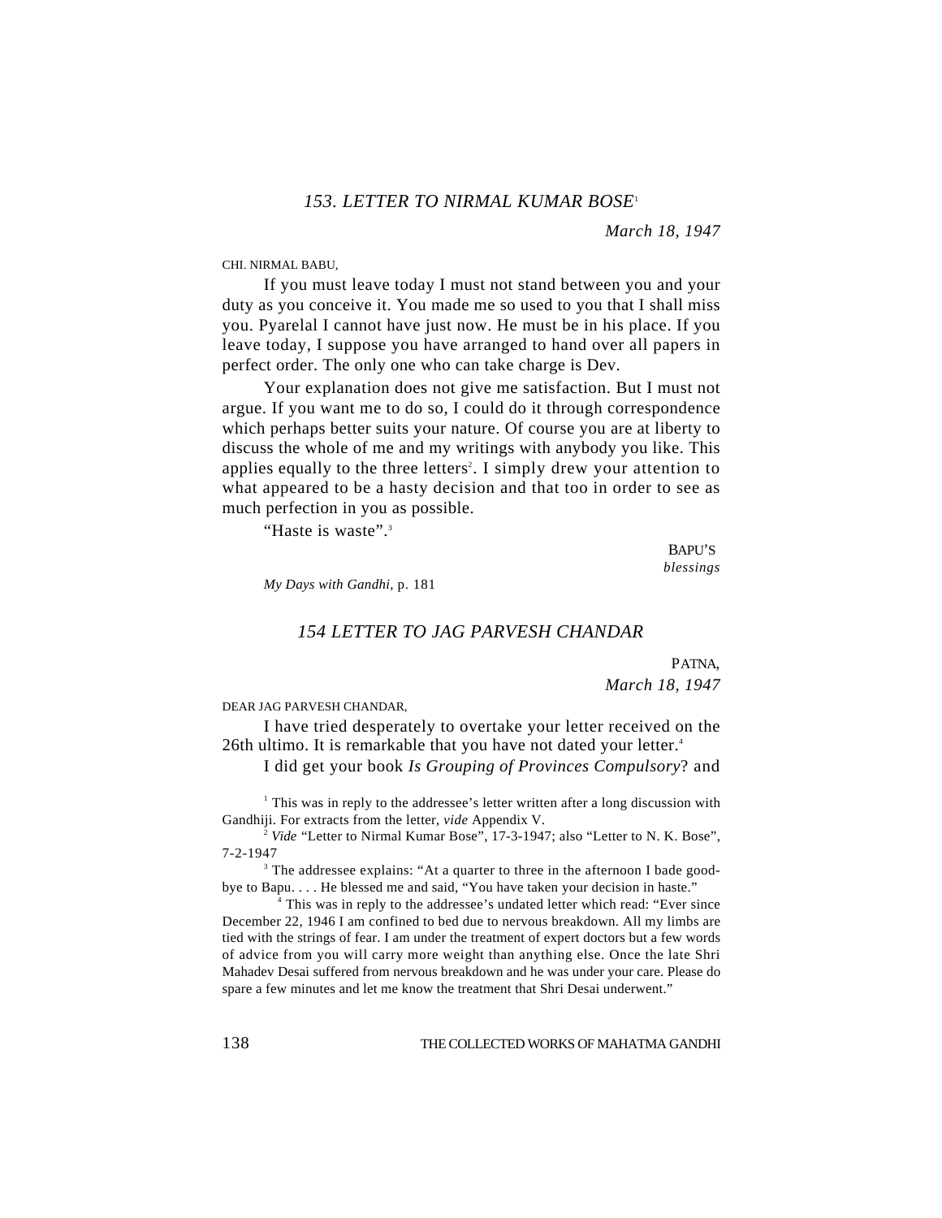### *153. LETTER TO NIRMAL KUMAR BOSE*[1]

*March 18, 1947*

CHI. NIRMAL BABU,

If you must leave today I must not stand between you and your duty as you conceive it. You made me so used to you that I shall miss you. Pyarelal I cannot have just now. He must be in his place. If you leave today, I suppose you have arranged to hand over all papers in perfect order. The only one who can take charge is Dev.

Your explanation does not give me satisfaction. But I must not argue. If you want me to do so, I could do it through correspondence which perhaps better suits your nature. Of course you are at liberty to discuss the whole of me and my writings with anybody you like. This applies equally to the three letters[2]. I simply drew your attention to what appeared to be a hasty decision and that too in order to see as much perfection in you as possible.

"Haste is waste".[3]

BAPU'S
*blessings*

*My Days with Gandhi,* p. 181

### *154 LETTER TO JAG PARVESH CHANDAR*

PATNA,
*March 18, 1947*

DEAR JAG PARVESH CHANDAR,

I have tried desperately to overtake your letter received on the 26th ultimo. It is remarkable that you have not dated your letter.[4]

I did get your book *Is Grouping of Provinces Compulsory*? and

---

[1] This was in reply to the addressee's letter written after a long discussion with Gandhiji. For extracts from the letter, *vide* Appendix V.

[2] *Vide* "Letter to Nirmal Kumar Bose", 17-3-1947; also "Letter to N. K. Bose", 7-2-1947

[3] The addressee explains: "At a quarter to three in the afternoon I bade good-bye to Bapu. . . . He blessed me and said, "You have taken your decision in haste."

[4] This was in reply to the addressee's undated letter which read: "Ever since December 22, 1946 I am confined to bed due to nervous breakdown. All my limbs are tied with the strings of fear. I am under the treatment of expert doctors but a few words of advice from you will carry more weight than anything else. Once the late Shri Mahadev Desai suffered from nervous breakdown and he was under your care. Please do spare a few minutes and let me know the treatment that Shri Desai underwent."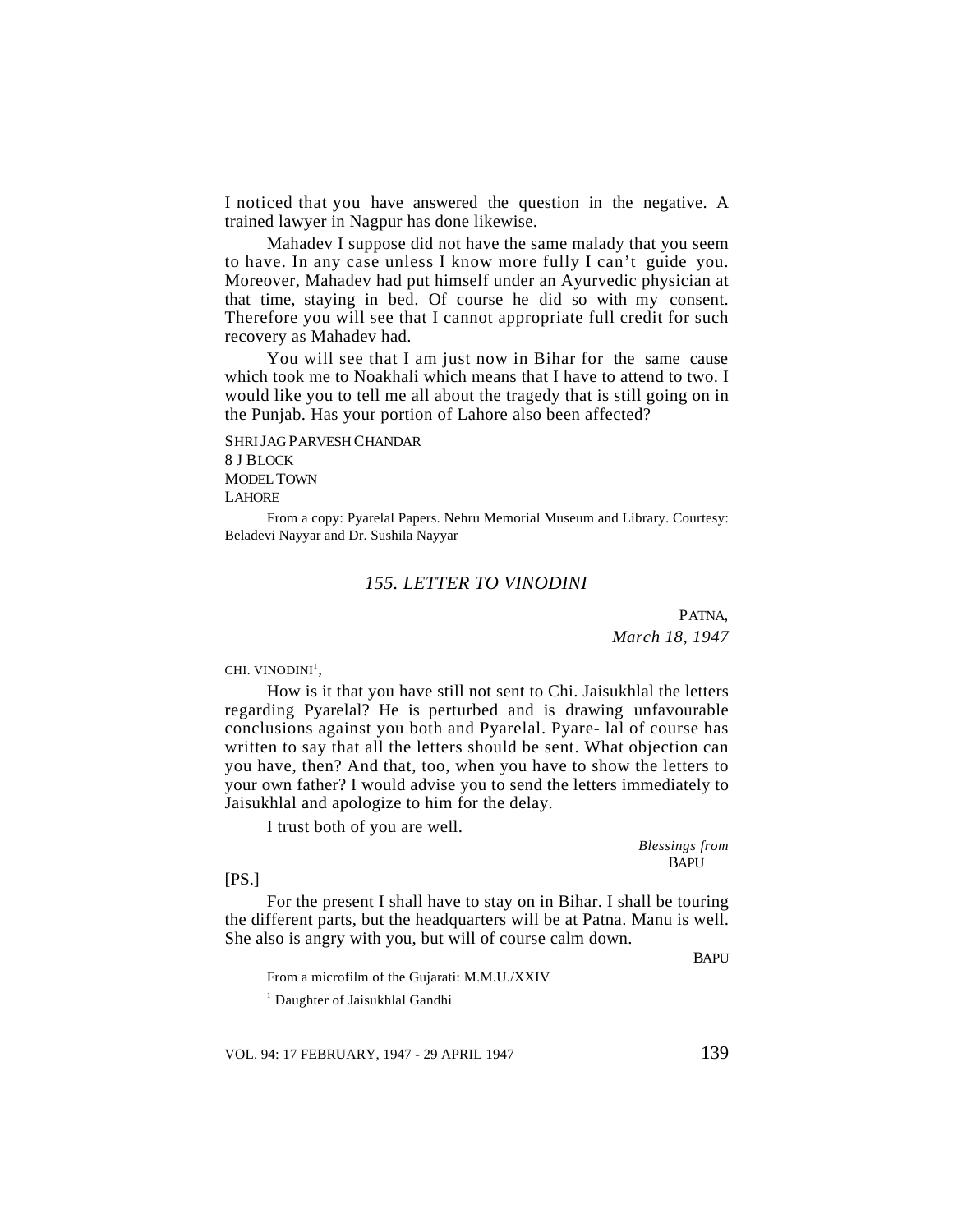I noticed that you have answered the question in the negative. A trained lawyer in Nagpur has done likewise.

Mahadev I suppose did not have the same malady that you seem to have. In any case unless I know more fully I can't guide you. Moreover, Mahadev had put himself under an Ayurvedic physician at that time, staying in bed. Of course he did so with my consent. Therefore you will see that I cannot appropriate full credit for such recovery as Mahadev had.

You will see that I am just now in Bihar for the same cause which took me to Noakhali which means that I have to attend to two. I would like you to tell me all about the tragedy that is still going on in the Punjab. Has your portion of Lahore also been affected?

SHRI JAG PARVESH CHANDAR
8 J BLOCK
MODEL TOWN
LAHORE

From a copy: Pyarelal Papers. Nehru Memorial Museum and Library. Courtesy: Beladevi Nayyar and Dr. Sushila Nayyar

## *155. LETTER TO VINODINI*

PATNA,
*March 18, 1947*

CHI. VINODINI[1],

How is it that you have still not sent to Chi. Jaisukhlal the letters regarding Pyarelal? He is perturbed and is drawing unfavourable conclusions against you both and Pyarelal. Pyare- lal of course has written to say that all the letters should be sent. What objection can you have, then? And that, too, when you have to show the letters to your own father? I would advise you to send the letters immediately to Jaisukhlal and apologize to him for the delay.

I trust both of you are well.

*Blessings from*
BAPU

[PS.]

For the present I shall have to stay on in Bihar. I shall be touring the different parts, but the headquarters will be at Patna. Manu is well. She also is angry with you, but will of course calm down.

BAPU

From a microfilm of the Gujarati: M.M.U./XXIV

[1] Daughter of Jaisukhlal Gandhi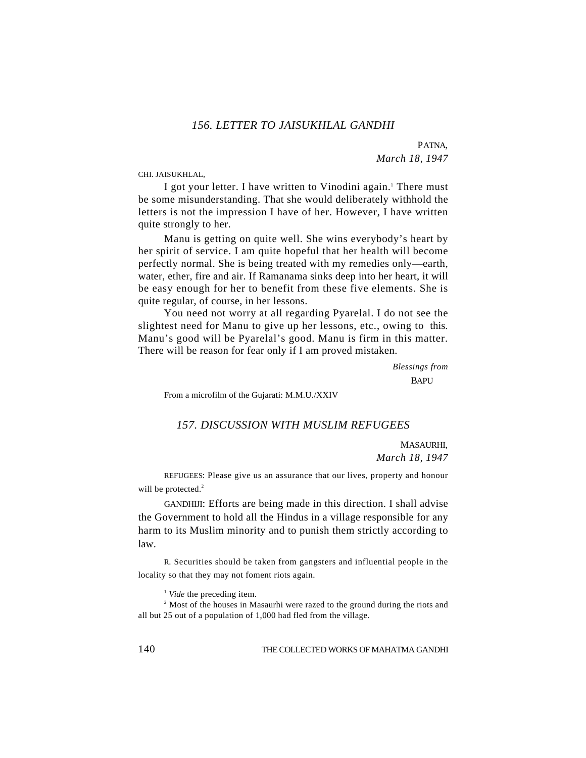### 156. LETTER TO JAISUKHLAL GANDHI

PATNA,
*March 18, 1947*

CHI. JAISUKHLAL,

I got your letter. I have written to Vinodini again.[1] There must be some misunderstanding. That she would deliberately withhold the letters is not the impression I have of her. However, I have written quite strongly to her.

Manu is getting on quite well. She wins everybody's heart by her spirit of service. I am quite hopeful that her health will become perfectly normal. She is being treated with my remedies only—earth, water, ether, fire and air. If Ramanama sinks deep into her heart, it will be easy enough for her to benefit from these five elements. She is quite regular, of course, in her lessons.

You need not worry at all regarding Pyarelal. I do not see the slightest need for Manu to give up her lessons, etc., owing to this. Manu's good will be Pyarelal's good. Manu is firm in this matter. There will be reason for fear only if I am proved mistaken.

*Blessings from*
BAPU

From a microfilm of the Gujarati: M.M.U./XXIV

### 157. DISCUSSION WITH MUSLIM REFUGEES

MASAURHI,
*March 18, 1947*

REFUGEES: Please give us an assurance that our lives, property and honour will be protected.[2]

GANDHIJI: Efforts are being made in this direction. I shall advise the Government to hold all the Hindus in a village responsible for any harm to its Muslim minority and to punish them strictly according to law.

R. Securities should be taken from gangsters and influential people in the locality so that they may not foment riots again.

[1] *Vide* the preceding item.

[2] Most of the houses in Masaurhi were razed to the ground during the riots and all but 25 out of a population of 1,000 had fled from the village.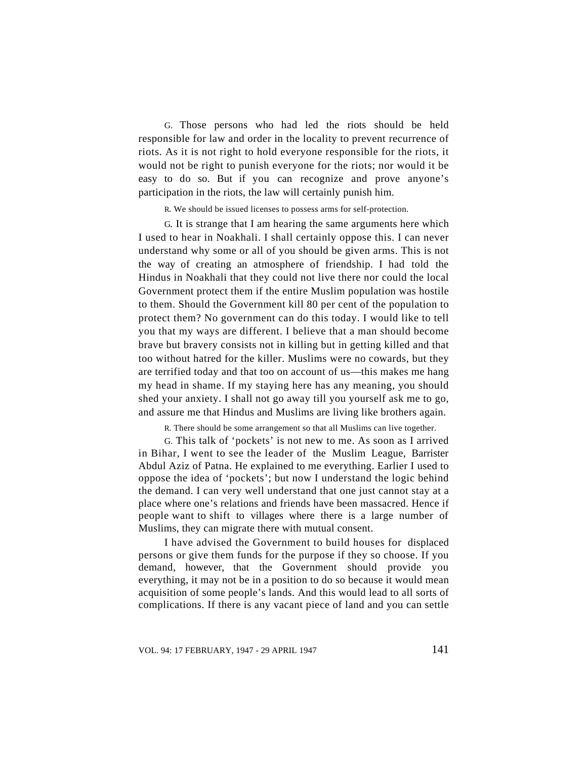G. Those persons who had led the riots should be held responsible for law and order in the locality to prevent recurrence of riots. As it is not right to hold everyone responsible for the riots, it would not be right to punish everyone for the riots; nor would it be easy to do so. But if you can recognize and prove anyone's participation in the riots, the law will certainly punish him.

R. We should be issued licenses to possess arms for self-protection.

G. It is strange that I am hearing the same arguments here which I used to hear in Noakhali. I shall certainly oppose this. I can never understand why some or all of you should be given arms. This is not the way of creating an atmosphere of friendship. I had told the Hindus in Noakhali that they could not live there nor could the local Government protect them if the entire Muslim population was hostile to them. Should the Government kill 80 per cent of the population to protect them? No government can do this today. I would like to tell you that my ways are different. I believe that a man should become brave but bravery consists not in killing but in getting killed and that too without hatred for the killer. Muslims were no cowards, but they are terrified today and that too on account of us—this makes me hang my head in shame. If my staying here has any meaning, you should shed your anxiety. I shall not go away till you yourself ask me to go, and assure me that Hindus and Muslims are living like brothers again.

R. There should be some arrangement so that all Muslims can live together.

G. This talk of 'pockets' is not new to me. As soon as I arrived in Bihar, I went to see the leader of the Muslim League, Barrister Abdul Aziz of Patna. He explained to me everything. Earlier I used to oppose the idea of 'pockets'; but now I understand the logic behind the demand. I can very well understand that one just cannot stay at a place where one's relations and friends have been massacred. Hence if people want to shift to villages where there is a large number of Muslims, they can migrate there with mutual consent.

I have advised the Government to build houses for displaced persons or give them funds for the purpose if they so choose. If you demand, however, that the Government should provide you everything, it may not be in a position to do so because it would mean acquisition of some people's lands. And this would lead to all sorts of complications. If there is any vacant piece of land and you can settle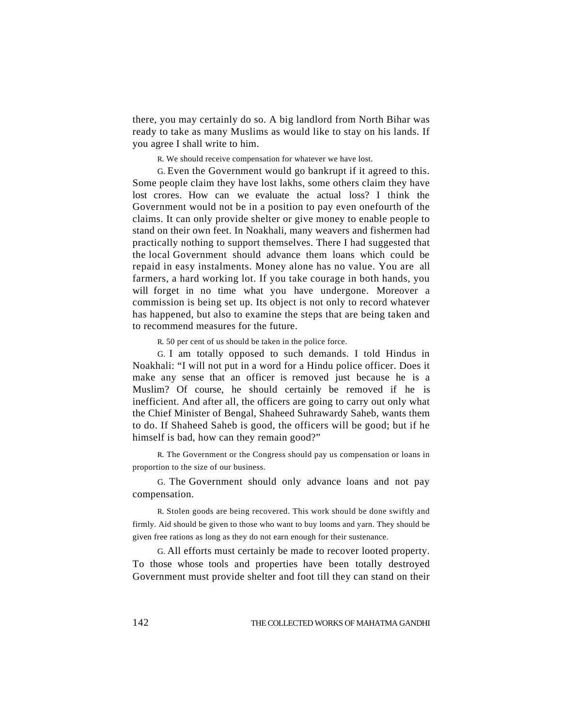there, you may certainly do so. A big landlord from North Bihar was ready to take as many Muslims as would like to stay on his lands. If you agree I shall write to him.

R. We should receive compensation for whatever we have lost.

G. Even the Government would go bankrupt if it agreed to this. Some people claim they have lost lakhs, some others claim they have lost crores. How can we evaluate the actual loss? I think the Government would not be in a position to pay even onefourth of the claims. It can only provide shelter or give money to enable people to stand on their own feet. In Noakhali, many weavers and fishermen had practically nothing to support themselves. There I had suggested that the local Government should advance them loans which could be repaid in easy instalments. Money alone has no value. You are all farmers, a hard working lot. If you take courage in both hands, you will forget in no time what you have undergone. Moreover a commission is being set up. Its object is not only to record whatever has happened, but also to examine the steps that are being taken and to recommend measures for the future.

R. 50 per cent of us should be taken in the police force.

G. I am totally opposed to such demands. I told Hindus in Noakhali: "I will not put in a word for a Hindu police officer. Does it make any sense that an officer is removed just because he is a Muslim? Of course, he should certainly be removed if he is inefficient. And after all, the officers are going to carry out only what the Chief Minister of Bengal, Shaheed Suhrawardy Saheb, wants them to do. If Shaheed Saheb is good, the officers will be good; but if he himself is bad, how can they remain good?"

R. The Government or the Congress should pay us compensation or loans in proportion to the size of our business.

G. The Government should only advance loans and not pay compensation.

R. Stolen goods are being recovered. This work should be done swiftly and firmly. Aid should be given to those who want to buy looms and yarn. They should be given free rations as long as they do not earn enough for their sustenance.

G. All efforts must certainly be made to recover looted property. To those whose tools and properties have been totally destroyed Government must provide shelter and foot till they can stand on their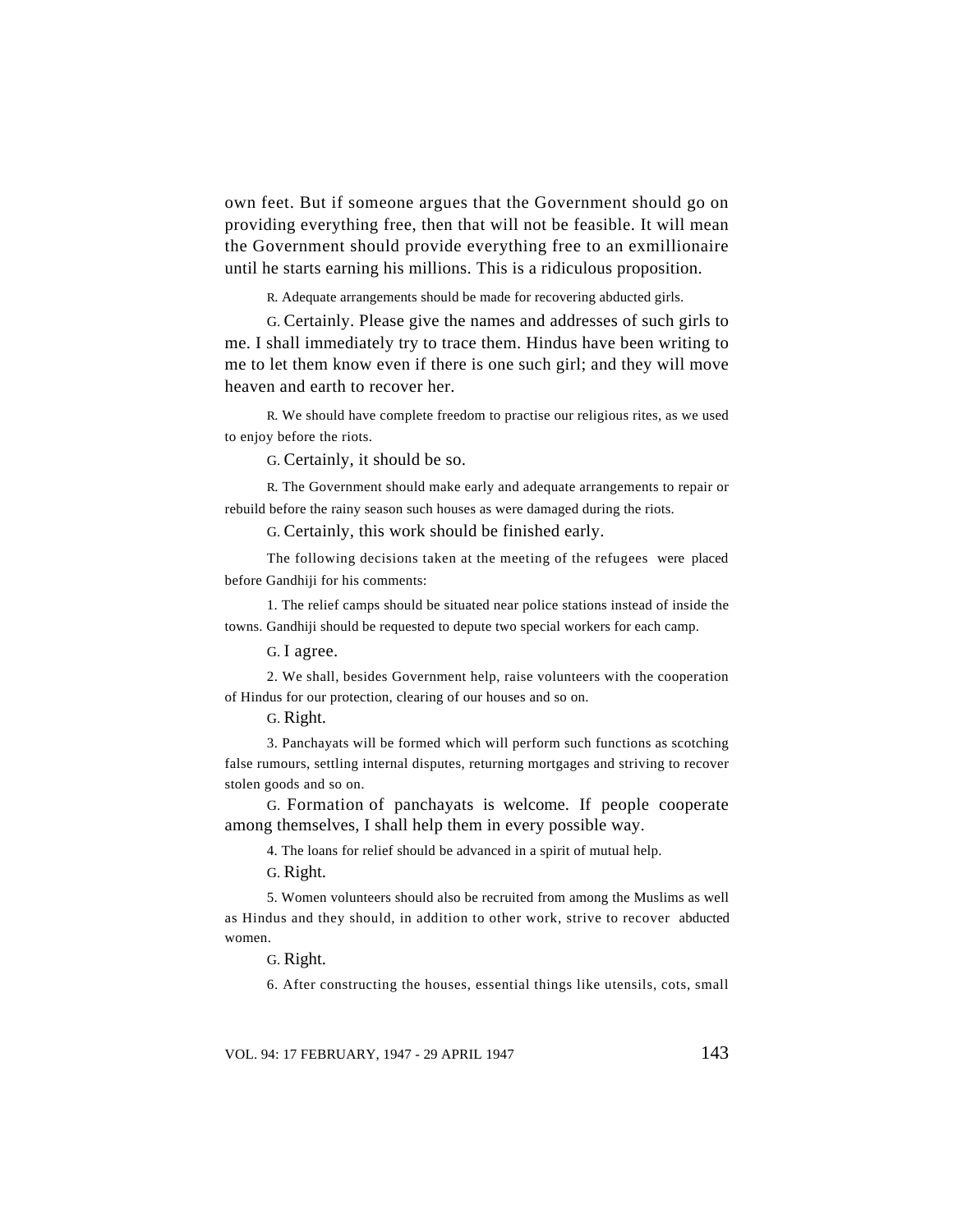own feet. But if someone argues that the Government should go on providing everything free, then that will not be feasible. It will mean the Government should provide everything free to an exmillionaire until he starts earning his millions. This is a ridiculous proposition.

R. Adequate arrangements should be made for recovering abducted girls.

G. Certainly. Please give the names and addresses of such girls to me. I shall immediately try to trace them. Hindus have been writing to me to let them know even if there is one such girl; and they will move heaven and earth to recover her.

R. We should have complete freedom to practise our religious rites, as we used to enjoy before the riots.

G. Certainly, it should be so.

R. The Government should make early and adequate arrangements to repair or rebuild before the rainy season such houses as were damaged during the riots.

G. Certainly, this work should be finished early.

The following decisions taken at the meeting of the refugees were placed before Gandhiji for his comments:

1. The relief camps should be situated near police stations instead of inside the towns. Gandhiji should be requested to depute two special workers for each camp.

G. I agree.

2. We shall, besides Government help, raise volunteers with the cooperation of Hindus for our protection, clearing of our houses and so on.

G. Right.

3. Panchayats will be formed which will perform such functions as scotching false rumours, settling internal disputes, returning mortgages and striving to recover stolen goods and so on.

G. Formation of panchayats is welcome. If people cooperate among themselves, I shall help them in every possible way.

4. The loans for relief should be advanced in a spirit of mutual help.

G. Right.

5. Women volunteers should also be recruited from among the Muslims as well as Hindus and they should, in addition to other work, strive to recover abducted women.

G. Right.

6. After constructing the houses, essential things like utensils, cots, small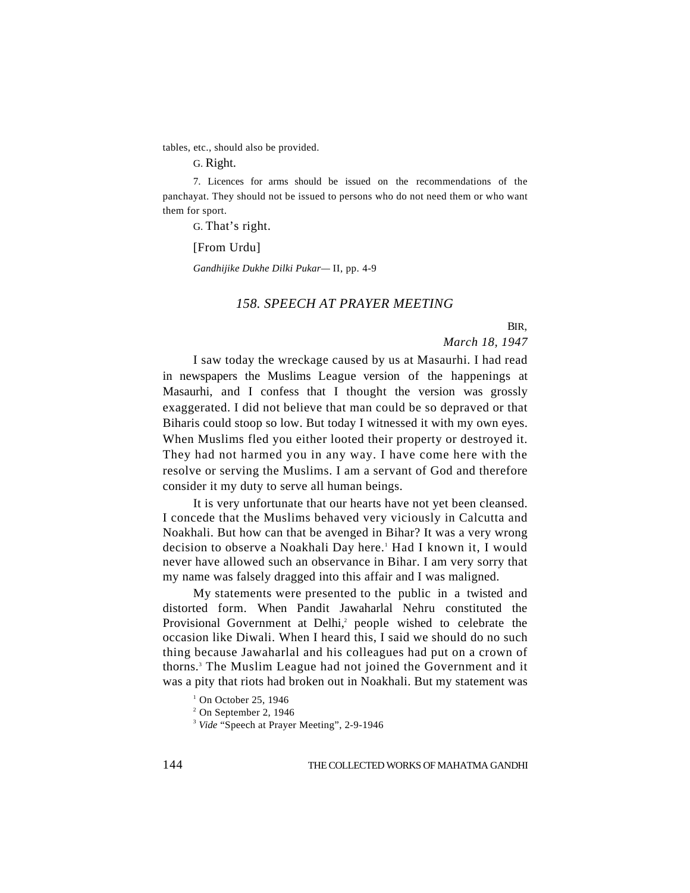tables, etc., should also be provided.

G. Right.

7. Licences for arms should be issued on the recommendations of the panchayat. They should not be issued to persons who do not need them or who want them for sport.

G. That's right.

[From Urdu]

*Gandhijike Dukhe Dilki Pukar*— II, pp. 4-9

## *158. SPEECH AT PRAYER MEETING*

BIR,
*March 18, 1947*

I saw today the wreckage caused by us at Masaurhi. I had read in newspapers the Muslims League version of the happenings at Masaurhi, and I confess that I thought the version was grossly exaggerated. I did not believe that man could be so depraved or that Biharis could stoop so low. But today I witnessed it with my own eyes. When Muslims fled you either looted their property or destroyed it. They had not harmed you in any way. I have come here with the resolve or serving the Muslims. I am a servant of God and therefore consider it my duty to serve all human beings.

It is very unfortunate that our hearts have not yet been cleansed. I concede that the Muslims behaved very viciously in Calcutta and Noakhali. But how can that be avenged in Bihar? It was a very wrong decision to observe a Noakhali Day here.[1] Had I known it, I would never have allowed such an observance in Bihar. I am very sorry that my name was falsely dragged into this affair and I was maligned.

My statements were presented to the public in a twisted and distorted form. When Pandit Jawaharlal Nehru constituted the Provisional Government at Delhi,[2] people wished to celebrate the occasion like Diwali. When I heard this, I said we should do no such thing because Jawaharlal and his colleagues had put on a crown of thorns.[3] The Muslim League had not joined the Government and it was a pity that riots had broken out in Noakhali. But my statement was

[1] On October 25, 1946

[2] On September 2, 1946

[3] *Vide* "Speech at Prayer Meeting", 2-9-1946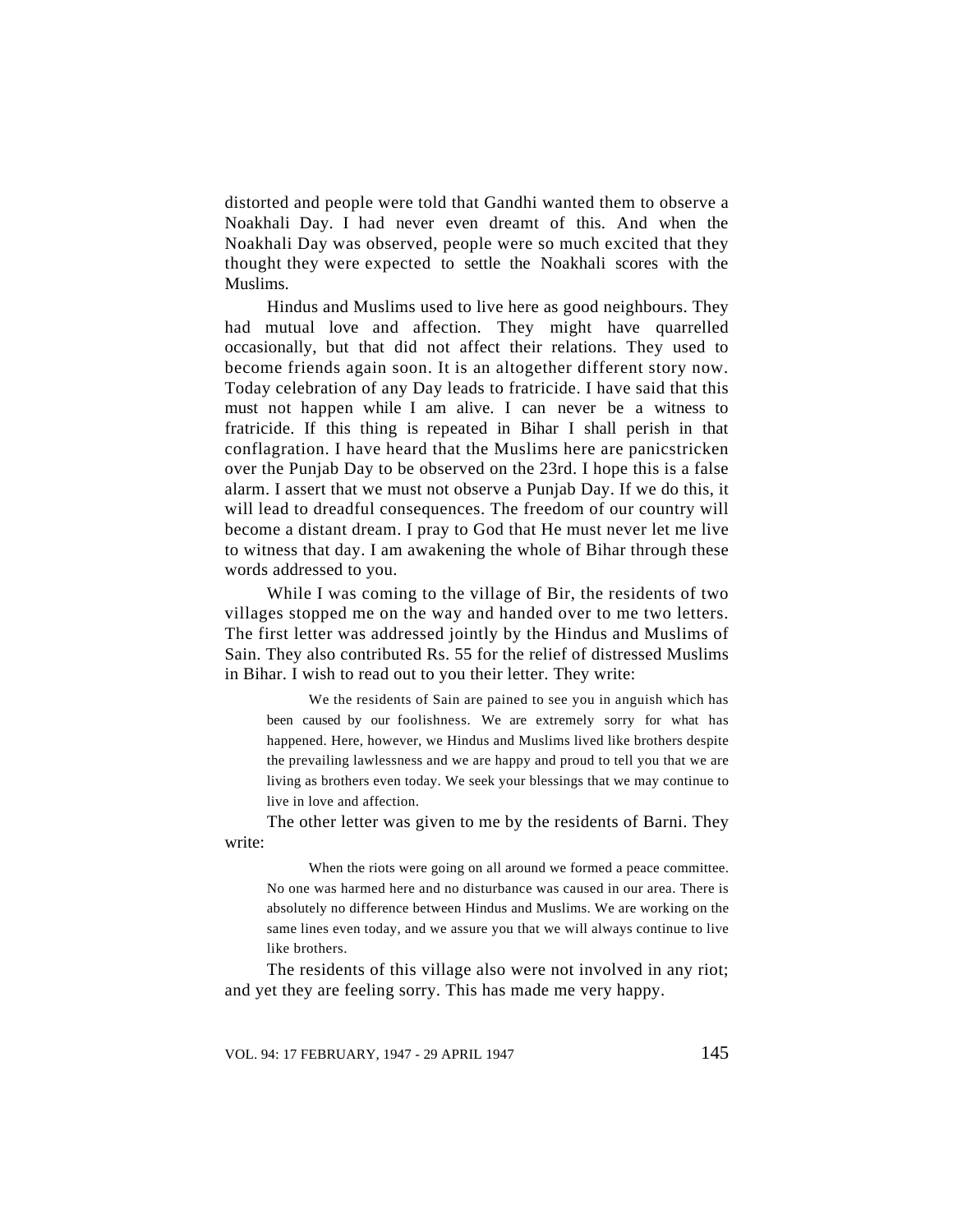distorted and people were told that Gandhi wanted them to observe a Noakhali Day. I had never even dreamt of this. And when the Noakhali Day was observed, people were so much excited that they thought they were expected to settle the Noakhali scores with the Muslims.

Hindus and Muslims used to live here as good neighbours. They had mutual love and affection. They might have quarrelled occasionally, but that did not affect their relations. They used to become friends again soon. It is an altogether different story now. Today celebration of any Day leads to fratricide. I have said that this must not happen while I am alive. I can never be a witness to fratricide. If this thing is repeated in Bihar I shall perish in that conflagration. I have heard that the Muslims here are panicstricken over the Punjab Day to be observed on the 23rd. I hope this is a false alarm. I assert that we must not observe a Punjab Day. If we do this, it will lead to dreadful consequences. The freedom of our country will become a distant dream. I pray to God that He must never let me live to witness that day. I am awakening the whole of Bihar through these words addressed to you.

While I was coming to the village of Bir, the residents of two villages stopped me on the way and handed over to me two letters. The first letter was addressed jointly by the Hindus and Muslims of Sain. They also contributed Rs. 55 for the relief of distressed Muslims in Bihar. I wish to read out to you their letter. They write:

> We the residents of Sain are pained to see you in anguish which has been caused by our foolishness. We are extremely sorry for what has happened. Here, however, we Hindus and Muslims lived like brothers despite the prevailing lawlessness and we are happy and proud to tell you that we are living as brothers even today. We seek your blessings that we may continue to live in love and affection.

The other letter was given to me by the residents of Barni. They write:

> When the riots were going on all around we formed a peace committee. No one was harmed here and no disturbance was caused in our area. There is absolutely no difference between Hindus and Muslims. We are working on the same lines even today, and we assure you that we will always continue to live like brothers.

The residents of this village also were not involved in any riot; and yet they are feeling sorry. This has made me very happy.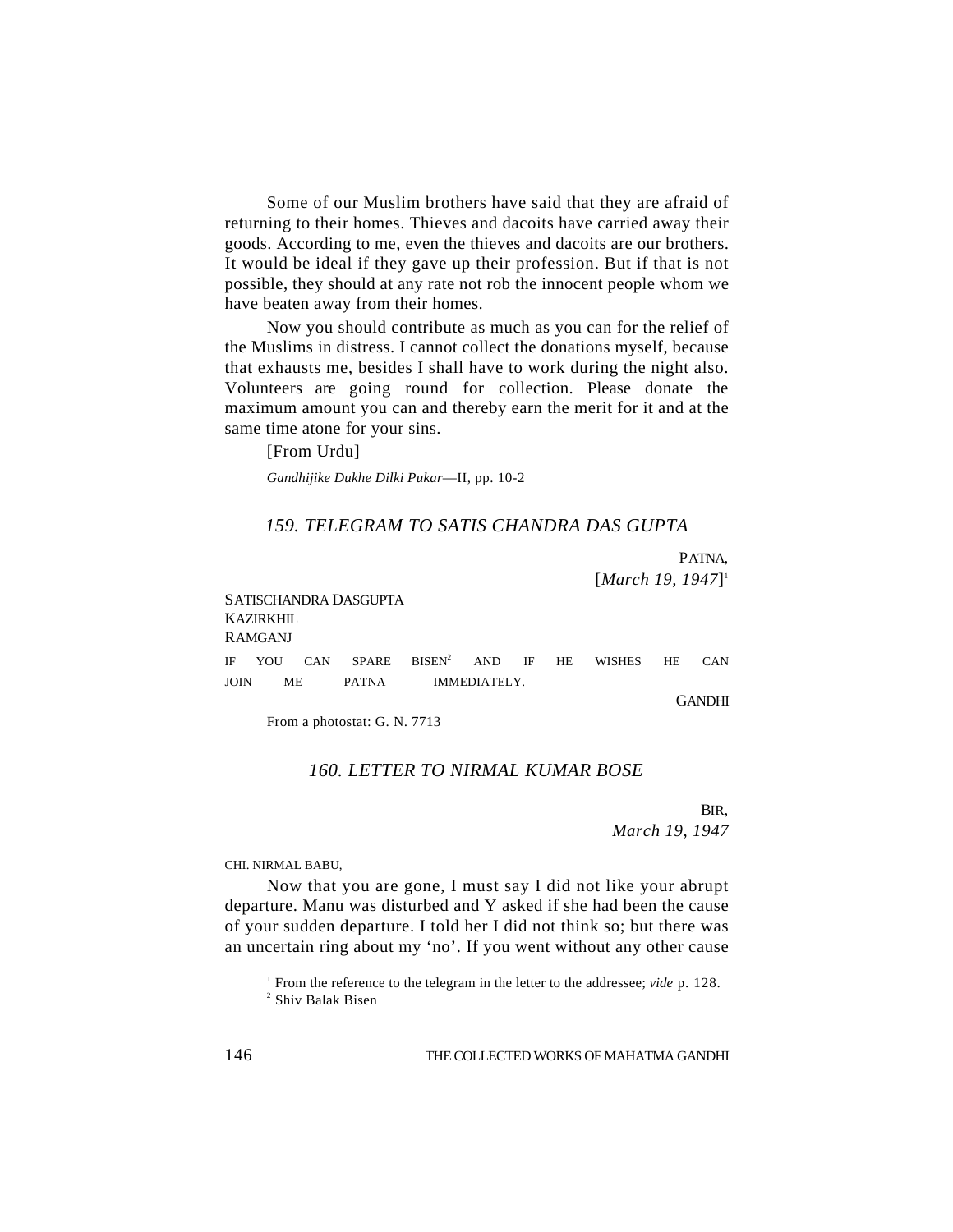Some of our Muslim brothers have said that they are afraid of returning to their homes. Thieves and dacoits have carried away their goods. According to me, even the thieves and dacoits are our brothers. It would be ideal if they gave up their profession. But if that is not possible, they should at any rate not rob the innocent people whom we have beaten away from their homes.

Now you should contribute as much as you can for the relief of the Muslims in distress. I cannot collect the donations myself, because that exhausts me, besides I shall have to work during the night also. Volunteers are going round for collection. Please donate the maximum amount you can and thereby earn the merit for it and at the same time atone for your sins.

[From Urdu]

*Gandhijike Dukhe Dilki Pukar*—II, pp. 10-2

## *159. TELEGRAM TO SATIS CHANDRA DAS GUPTA*

PATNA,
[*March 19, 1947*][1]

SATISCHANDRA DASGUPTA
KAZIRKHIL
RAMGANJ

IF YOU CAN SPARE BISEN[2] AND IF HE WISHES HE CAN JOIN ME PATNA IMMEDIATELY.

GANDHI

From a photostat: G. N. 7713

## *160. LETTER TO NIRMAL KUMAR BOSE*

BIR,
*March 19, 1947*

CHI. NIRMAL BABU,

Now that you are gone, I must say I did not like your abrupt departure. Manu was disturbed and Y asked if she had been the cause of your sudden departure. I told her I did not think so; but there was an uncertain ring about my 'no'. If you went without any other cause

[1] From the reference to the telegram in the letter to the addressee; *vide* p. 128.

[2] Shiv Balak Bisen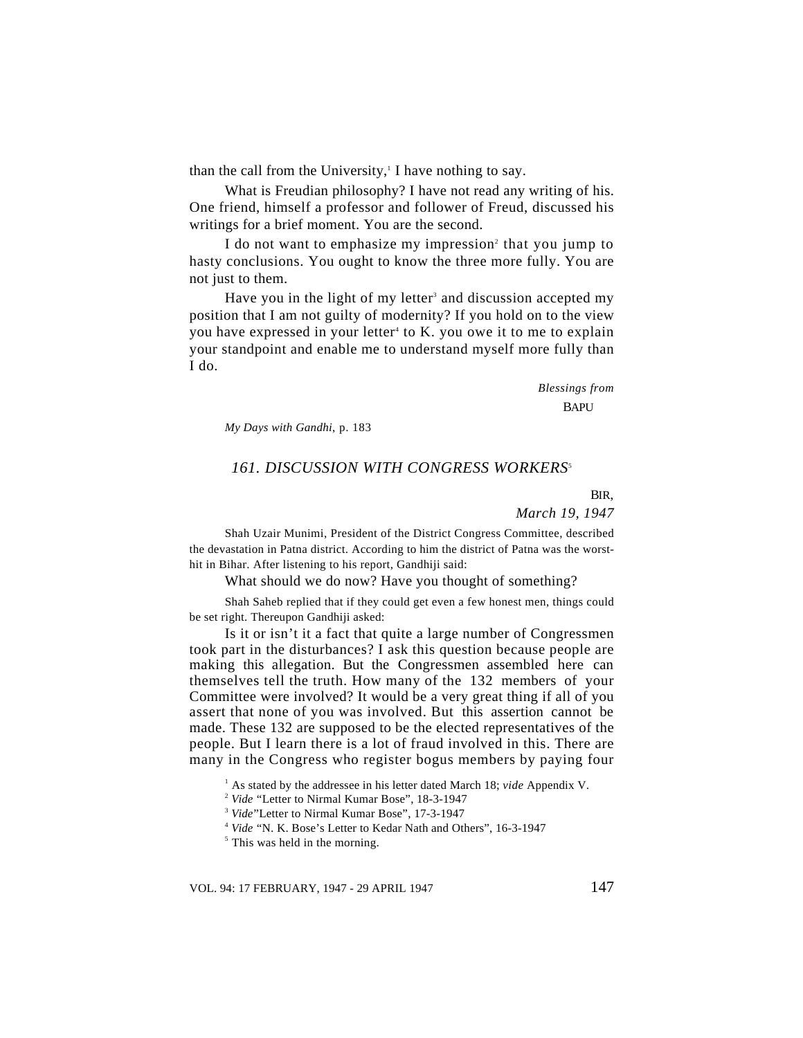than the call from the University,[1] I have nothing to say.

What is Freudian philosophy? I have not read any writing of his. One friend, himself a professor and follower of Freud, discussed his writings for a brief moment. You are the second.

I do not want to emphasize my impression[2] that you jump to hasty conclusions. You ought to know the three more fully. You are not just to them.

Have you in the light of my letter[3] and discussion accepted my position that I am not guilty of modernity? If you hold on to the view you have expressed in your letter[4] to K. you owe it to me to explain your standpoint and enable me to understand myself more fully than I do.

*Blessings from*
BAPU

*My Days with Gandhi*, p. 183

### *161. DISCUSSION WITH CONGRESS WORKERS*[5]

BIR,
*March 19, 1947*

Shah Uzair Munimi, President of the District Congress Committee, described the devastation in Patna district. According to him the district of Patna was the worst-hit in Bihar. After listening to his report, Gandhiji said:

What should we do now? Have you thought of something?

Shah Saheb replied that if they could get even a few honest men, things could be set right. Thereupon Gandhiji asked:

Is it or isn't it a fact that quite a large number of Congressmen took part in the disturbances? I ask this question because people are making this allegation. But the Congressmen assembled here can themselves tell the truth. How many of the 132 members of your Committee were involved? It would be a very great thing if all of you assert that none of you was involved. But this assertion cannot be made. These 132 are supposed to be the elected representatives of the people. But I learn there is a lot of fraud involved in this. There are many in the Congress who register bogus members by paying four

[1] As stated by the addressee in his letter dated March 18; *vide* Appendix V.

[2] *Vide* "Letter to Nirmal Kumar Bose", 18-3-1947

[3] *Vide* "Letter to Nirmal Kumar Bose", 17-3-1947

[4] *Vide* "N. K. Bose's Letter to Kedar Nath and Others", 16-3-1947

[5] This was held in the morning.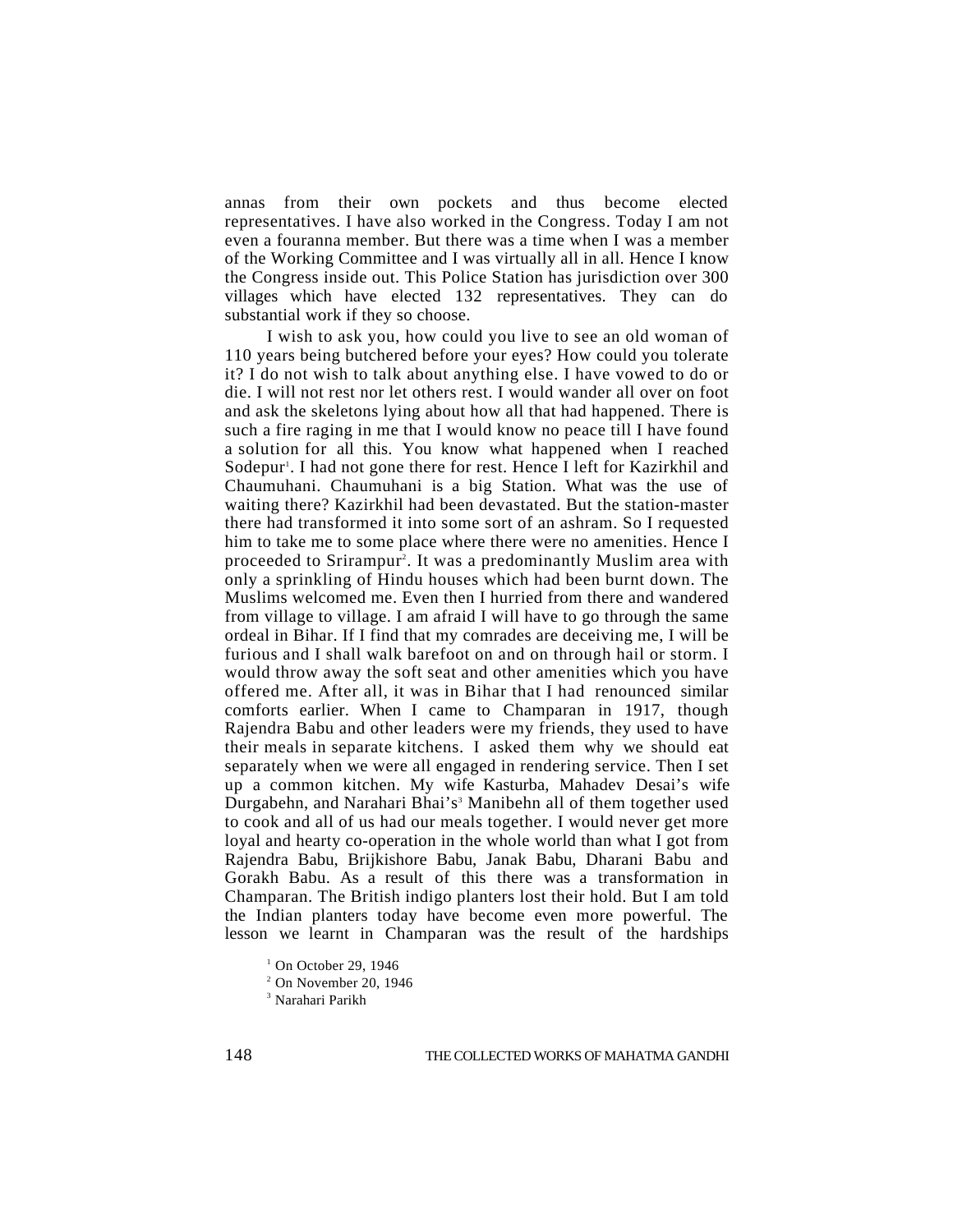annas from their own pockets and thus become elected representatives. I have also worked in the Congress. Today I am not even a fouranna member. But there was a time when I was a member of the Working Committee and I was virtually all in all. Hence I know the Congress inside out. This Police Station has jurisdiction over 300 villages which have elected 132 representatives. They can do substantial work if they so choose.

I wish to ask you, how could you live to see an old woman of 110 years being butchered before your eyes? How could you tolerate it? I do not wish to talk about anything else. I have vowed to do or die. I will not rest nor let others rest. I would wander all over on foot and ask the skeletons lying about how all that had happened. There is such a fire raging in me that I would know no peace till I have found a solution for all this. You know what happened when I reached Sodepur[1]. I had not gone there for rest. Hence I left for Kazirkhil and Chaumuhani. Chaumuhani is a big Station. What was the use of waiting there? Kazirkhil had been devastated. But the station-master there had transformed it into some sort of an ashram. So I requested him to take me to some place where there were no amenities. Hence I proceeded to Srirampur[2]. It was a predominantly Muslim area with only a sprinkling of Hindu houses which had been burnt down. The Muslims welcomed me. Even then I hurried from there and wandered from village to village. I am afraid I will have to go through the same ordeal in Bihar. If I find that my comrades are deceiving me, I will be furious and I shall walk barefoot on and on through hail or storm. I would throw away the soft seat and other amenities which you have offered me. After all, it was in Bihar that I had renounced similar comforts earlier. When I came to Champaran in 1917, though Rajendra Babu and other leaders were my friends, they used to have their meals in separate kitchens. I asked them why we should eat separately when we were all engaged in rendering service. Then I set up a common kitchen. My wife Kasturba, Mahadev Desai's wife Durgabehn, and Narahari Bhai's[3] Manibehn all of them together used to cook and all of us had our meals together. I would never get more loyal and hearty co-operation in the whole world than what I got from Rajendra Babu, Brijkishore Babu, Janak Babu, Dharani Babu and Gorakh Babu. As a result of this there was a transformation in Champaran. The British indigo planters lost their hold. But I am told the Indian planters today have become even more powerful. The lesson we learnt in Champaran was the result of the hardships

[1] On October 29, 1946

[2] On November 20, 1946

[3] Narahari Parikh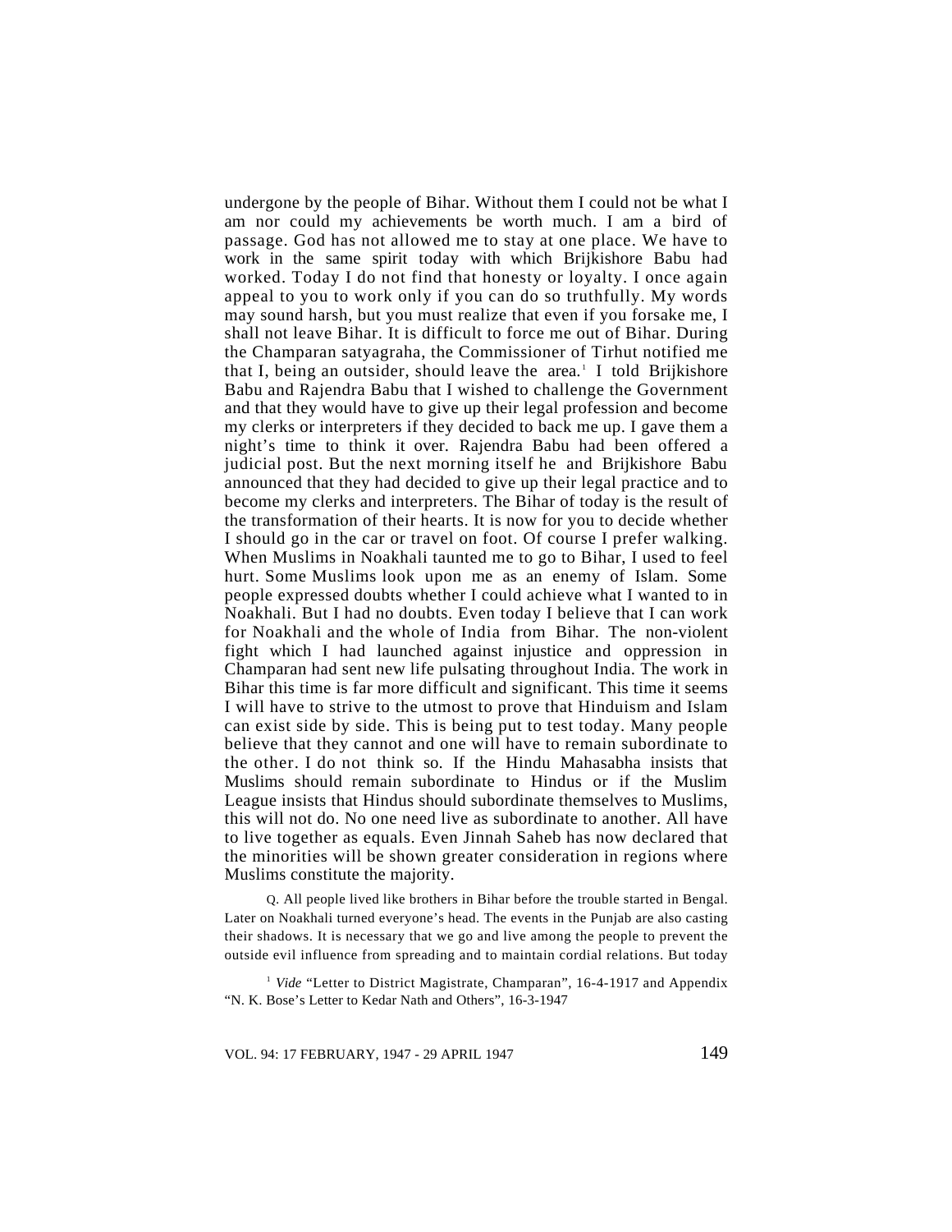undergone by the people of Bihar. Without them I could not be what I am nor could my achievements be worth much. I am a bird of passage. God has not allowed me to stay at one place. We have to work in the same spirit today with which Brijkishore Babu had worked. Today I do not find that honesty or loyalty. I once again appeal to you to work only if you can do so truthfully. My words may sound harsh, but you must realize that even if you forsake me, I shall not leave Bihar. It is difficult to force me out of Bihar. During the Champaran satyagraha, the Commissioner of Tirhut notified me that I, being an outsider, should leave the area.[1] I told Brijkishore Babu and Rajendra Babu that I wished to challenge the Government and that they would have to give up their legal profession and become my clerks or interpreters if they decided to back me up. I gave them a night's time to think it over. Rajendra Babu had been offered a judicial post. But the next morning itself he and Brijkishore Babu announced that they had decided to give up their legal practice and to become my clerks and interpreters. The Bihar of today is the result of the transformation of their hearts. It is now for you to decide whether I should go in the car or travel on foot. Of course I prefer walking. When Muslims in Noakhali taunted me to go to Bihar, I used to feel hurt. Some Muslims look upon me as an enemy of Islam. Some people expressed doubts whether I could achieve what I wanted to in Noakhali. But I had no doubts. Even today I believe that I can work for Noakhali and the whole of India from Bihar. The non-violent fight which I had launched against injustice and oppression in Champaran had sent new life pulsating throughout India. The work in Bihar this time is far more difficult and significant. This time it seems I will have to strive to the utmost to prove that Hinduism and Islam can exist side by side. This is being put to test today. Many people believe that they cannot and one will have to remain subordinate to the other. I do not think so. If the Hindu Mahasabha insists that Muslims should remain subordinate to Hindus or if the Muslim League insists that Hindus should subordinate themselves to Muslims, this will not do. No one need live as subordinate to another. All have to live together as equals. Even Jinnah Saheb has now declared that the minorities will be shown greater consideration in regions where Muslims constitute the majority.

Q. All people lived like brothers in Bihar before the trouble started in Bengal. Later on Noakhali turned everyone's head. The events in the Punjab are also casting their shadows. It is necessary that we go and live among the people to prevent the outside evil influence from spreading and to maintain cordial relations. But today

[1] *Vide* "Letter to District Magistrate, Champaran", 16-4-1917 and Appendix "N. K. Bose's Letter to Kedar Nath and Others", 16-3-1947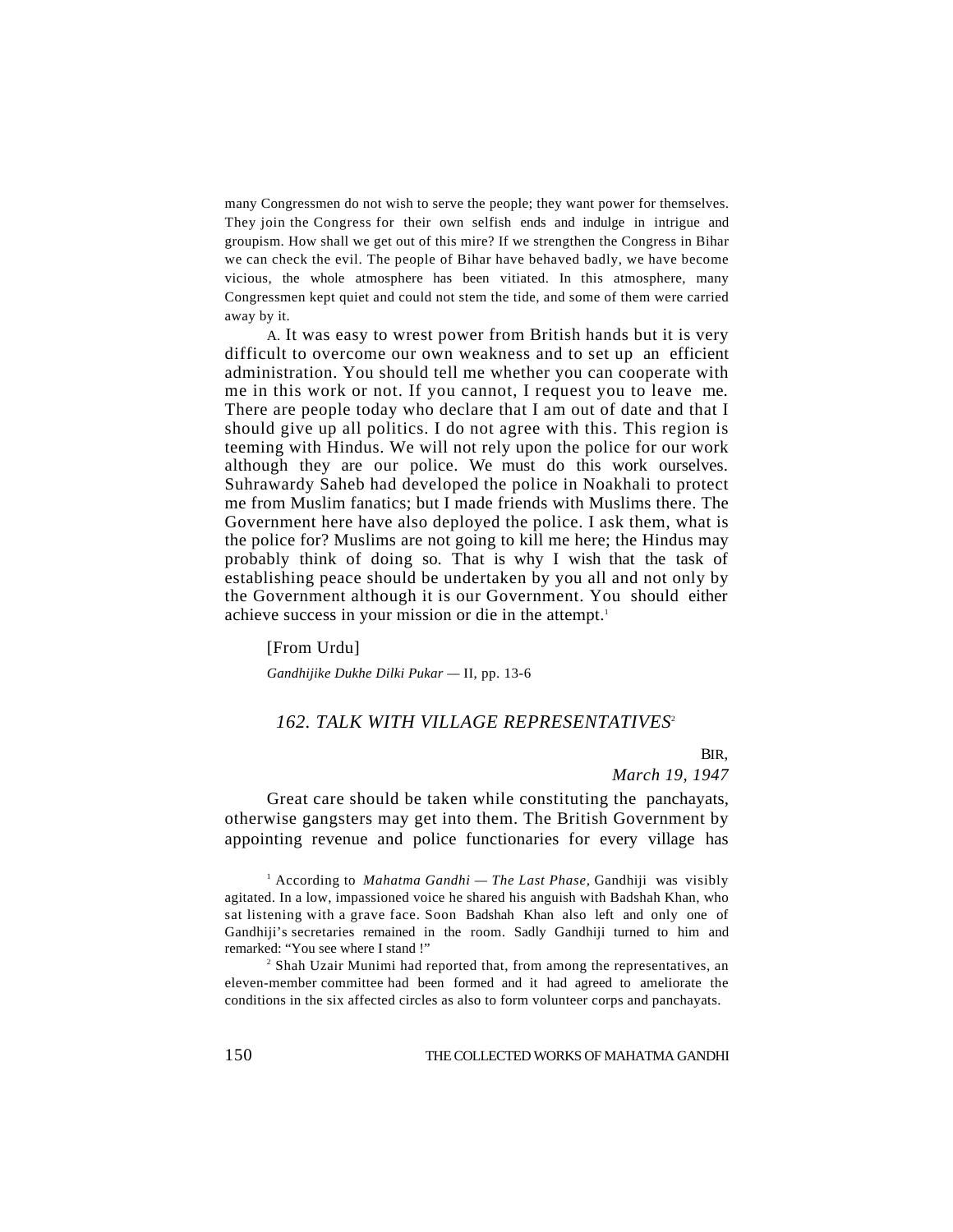many Congressmen do not wish to serve the people; they want power for themselves. They join the Congress for their own selfish ends and indulge in intrigue and groupism. How shall we get out of this mire? If we strengthen the Congress in Bihar we can check the evil. The people of Bihar have behaved badly, we have become vicious, the whole atmosphere has been vitiated. In this atmosphere, many Congressmen kept quiet and could not stem the tide, and some of them were carried away by it.

A. It was easy to wrest power from British hands but it is very difficult to overcome our own weakness and to set up an efficient administration. You should tell me whether you can cooperate with me in this work or not. If you cannot, I request you to leave me. There are people today who declare that I am out of date and that I should give up all politics. I do not agree with this. This region is teeming with Hindus. We will not rely upon the police for our work although they are our police. We must do this work ourselves. Suhrawardy Saheb had developed the police in Noakhali to protect me from Muslim fanatics; but I made friends with Muslims there. The Government here have also deployed the police. I ask them, what is the police for? Muslims are not going to kill me here; the Hindus may probably think of doing so. That is why I wish that the task of establishing peace should be undertaken by you all and not only by the Government although it is our Government. You should either achieve success in your mission or die in the attempt.[1]

[From Urdu]

*Gandhijike Dukhe Dilki Pukar* — II, pp. 13-6

## *162. TALK WITH VILLAGE REPRESENTATIVES*[2]

BIR,
*March 19, 1947*

Great care should be taken while constituting the panchayats, otherwise gangsters may get into them. The British Government by appointing revenue and police functionaries for every village has

[1] According to *Mahatma Gandhi — The Last Phase*, Gandhiji was visibly agitated. In a low, impassioned voice he shared his anguish with Badshah Khan, who sat listening with a grave face. Soon Badshah Khan also left and only one of Gandhiji's secretaries remained in the room. Sadly Gandhiji turned to him and remarked: "You see where I stand !"

[2] Shah Uzair Munimi had reported that, from among the representatives, an eleven-member committee had been formed and it had agreed to ameliorate the conditions in the six affected circles as also to form volunteer corps and panchayats.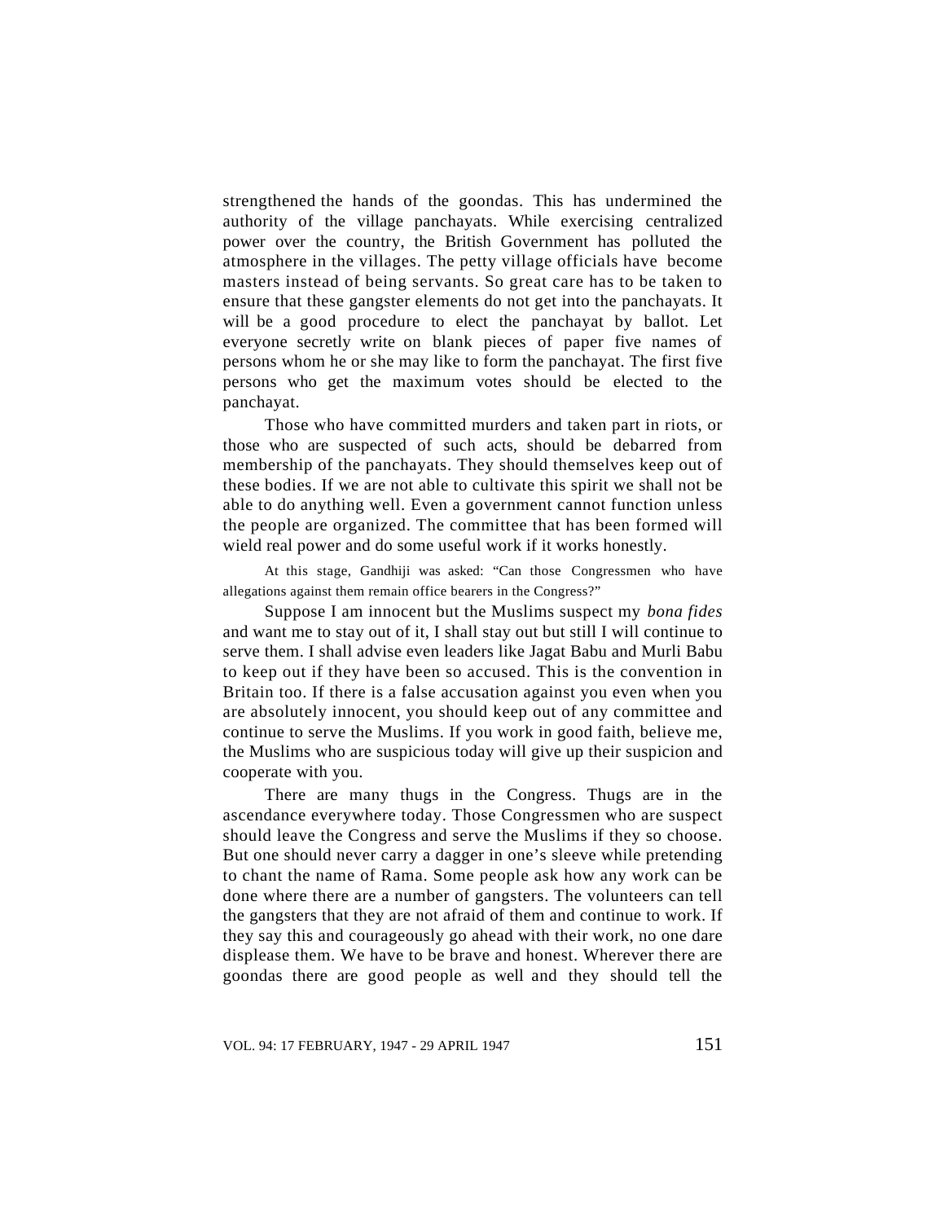strengthened the hands of the goondas. This has undermined the authority of the village panchayats. While exercising centralized power over the country, the British Government has polluted the atmosphere in the villages. The petty village officials have become masters instead of being servants. So great care has to be taken to ensure that these gangster elements do not get into the panchayats. It will be a good procedure to elect the panchayat by ballot. Let everyone secretly write on blank pieces of paper five names of persons whom he or she may like to form the panchayat. The first five persons who get the maximum votes should be elected to the panchayat.

Those who have committed murders and taken part in riots, or those who are suspected of such acts, should be debarred from membership of the panchayats. They should themselves keep out of these bodies. If we are not able to cultivate this spirit we shall not be able to do anything well. Even a government cannot function unless the people are organized. The committee that has been formed will wield real power and do some useful work if it works honestly.

At this stage, Gandhiji was asked: "Can those Congressmen who have allegations against them remain office bearers in the Congress?"

Suppose I am innocent but the Muslims suspect my *bona fides* and want me to stay out of it, I shall stay out but still I will continue to serve them. I shall advise even leaders like Jagat Babu and Murli Babu to keep out if they have been so accused. This is the convention in Britain too. If there is a false accusation against you even when you are absolutely innocent, you should keep out of any committee and continue to serve the Muslims. If you work in good faith, believe me, the Muslims who are suspicious today will give up their suspicion and cooperate with you.

There are many thugs in the Congress. Thugs are in the ascendance everywhere today. Those Congressmen who are suspect should leave the Congress and serve the Muslims if they so choose. But one should never carry a dagger in one's sleeve while pretending to chant the name of Rama. Some people ask how any work can be done where there are a number of gangsters. The volunteers can tell the gangsters that they are not afraid of them and continue to work. If they say this and courageously go ahead with their work, no one dare displease them. We have to be brave and honest. Wherever there are goondas there are good people as well and they should tell the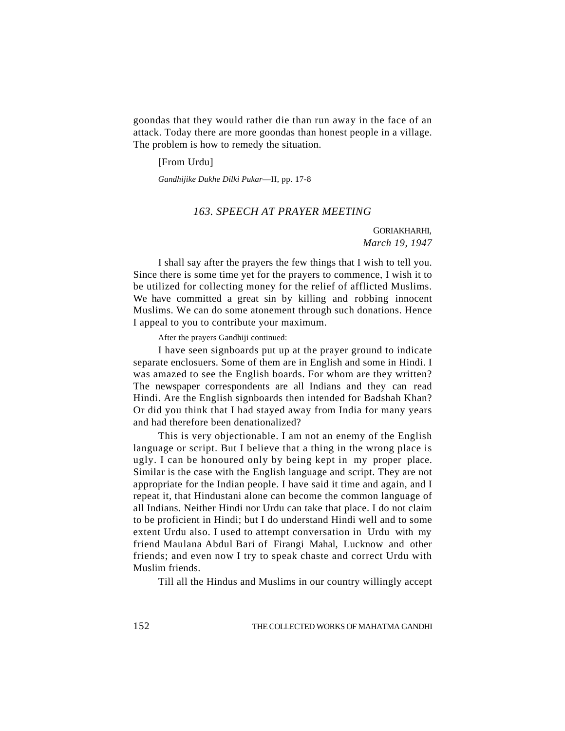goondas that they would rather die than run away in the face of an attack. Today there are more goondas than honest people in a village. The problem is how to remedy the situation.

[From Urdu]

*Gandhijike Dukhe Dilki Pukar*—II, pp. 17-8

## *163. SPEECH AT PRAYER MEETING*

GORIAKHARHI,
*March 19, 1947*

I shall say after the prayers the few things that I wish to tell you. Since there is some time yet for the prayers to commence, I wish it to be utilized for collecting money for the relief of afflicted Muslims. We have committed a great sin by killing and robbing innocent Muslims. We can do some atonement through such donations. Hence I appeal to you to contribute your maximum.

After the prayers Gandhiji continued:

I have seen signboards put up at the prayer ground to indicate separate enclosuers. Some of them are in English and some in Hindi. I was amazed to see the English boards. For whom are they written? The newspaper correspondents are all Indians and they can read Hindi. Are the English signboards then intended for Badshah Khan? Or did you think that I had stayed away from India for many years and had therefore been denationalized?

This is very objectionable. I am not an enemy of the English language or script. But I believe that a thing in the wrong place is ugly. I can be honoured only by being kept in my proper place. Similar is the case with the English language and script. They are not appropriate for the Indian people. I have said it time and again, and I repeat it, that Hindustani alone can become the common language of all Indians. Neither Hindi nor Urdu can take that place. I do not claim to be proficient in Hindi; but I do understand Hindi well and to some extent Urdu also. I used to attempt conversation in Urdu with my friend Maulana Abdul Bari of Firangi Mahal, Lucknow and other friends; and even now I try to speak chaste and correct Urdu with Muslim friends.

Till all the Hindus and Muslims in our country willingly accept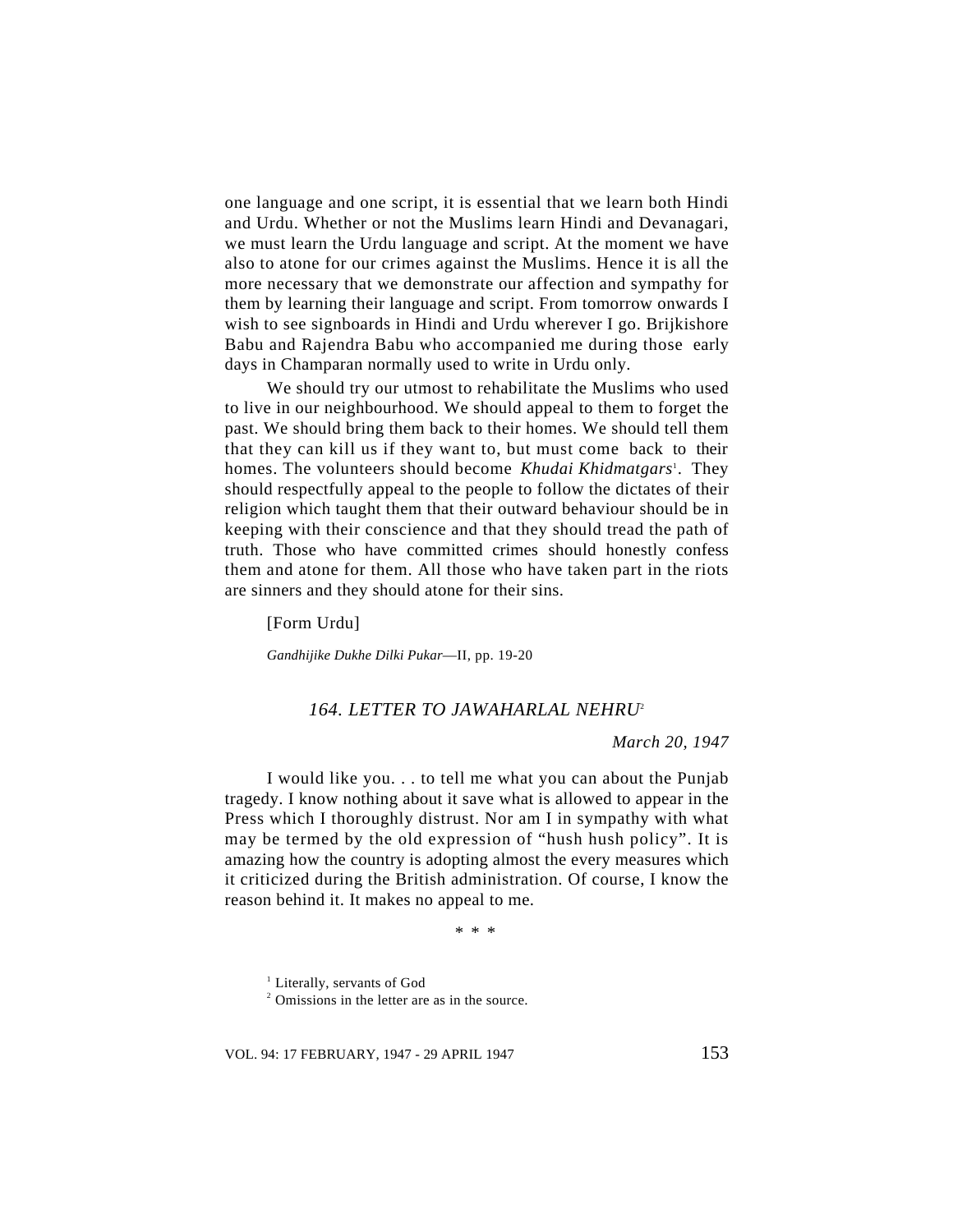one language and one script, it is essential that we learn both Hindi and Urdu. Whether or not the Muslims learn Hindi and Devanagari, we must learn the Urdu language and script. At the moment we have also to atone for our crimes against the Muslims. Hence it is all the more necessary that we demonstrate our affection and sympathy for them by learning their language and script. From tomorrow onwards I wish to see signboards in Hindi and Urdu wherever I go. Brijkishore Babu and Rajendra Babu who accompanied me during those early days in Champaran normally used to write in Urdu only.

We should try our utmost to rehabilitate the Muslims who used to live in our neighbourhood. We should appeal to them to forget the past. We should bring them back to their homes. We should tell them that they can kill us if they want to, but must come back to their homes. The volunteers should become *Khudai Khidmatgars*[1]. They should respectfully appeal to the people to follow the dictates of their religion which taught them that their outward behaviour should be in keeping with their conscience and that they should tread the path of truth. Those who have committed crimes should honestly confess them and atone for them. All those who have taken part in the riots are sinners and they should atone for their sins.

[Form Urdu]

*Gandhijike Dukhe Dilki Pukar*—II, pp. 19-20

### *164. LETTER TO JAWAHARLAL NEHRU*[2]

*March 20, 1947*

I would like you. . . to tell me what you can about the Punjab tragedy. I know nothing about it save what is allowed to appear in the Press which I thoroughly distrust. Nor am I in sympathy with what may be termed by the old expression of "hush hush policy". It is amazing how the country is adopting almost the every measures which it criticized during the British administration. Of course, I know the reason behind it. It makes no appeal to me.

\* \* \*

[1] Literally, servants of God

[2] Omissions in the letter are as in the source.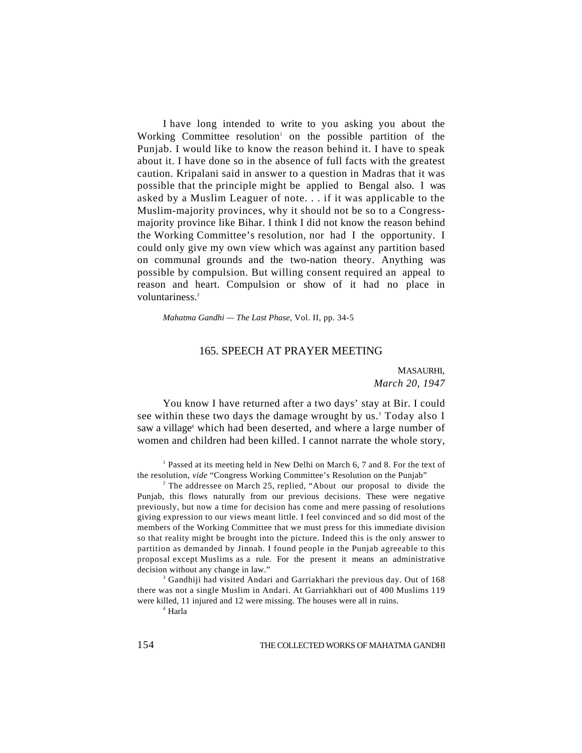I have long intended to write to you asking you about the Working Committee resolution[1] on the possible partition of the Punjab. I would like to know the reason behind it. I have to speak about it. I have done so in the absence of full facts with the greatest caution. Kripalani said in answer to a question in Madras that it was possible that the principle might be applied to Bengal also. I was asked by a Muslim Leaguer of note. . . if it was applicable to the Muslim-majority provinces, why it should not be so to a Congress-majority province like Bihar. I think I did not know the reason behind the Working Committee's resolution, nor had I the opportunity. I could only give my own view which was against any partition based on communal grounds and the two-nation theory. Anything was possible by compulsion. But willing consent required an appeal to reason and heart. Compulsion or show of it had no place in voluntariness.[2]

*Mahatma Gandhi — The Last Phase,* Vol. II, pp. 34-5

## 165. SPEECH AT PRAYER MEETING

MASAURHI,
*March 20, 1947*

You know I have returned after a two days' stay at Bir. I could see within these two days the damage wrought by us.[3] Today also I saw a village[4] which had been deserted, and where a large number of women and children had been killed. I cannot narrate the whole story,

[1] Passed at its meeting held in New Delhi on March 6, 7 and 8. For the text of the resolution, *vide* "Congress Working Committee's Resolution on the Punjab"

[2] The addressee on March 25, replied, "About our proposal to divide the Punjab, this flows naturally from our previous decisions. These were negative previously, but now a time for decision has come and mere passing of resolutions giving expression to our views meant little. I feel convinced and so did most of the members of the Working Committee that we must press for this immediate division so that reality might be brought into the picture. Indeed this is the only answer to partition as demanded by Jinnah. I found people in the Punjab agreeable to this proposal except Muslims as a rule. For the present it means an administrative decision without any change in law."

[3] Gandhiji had visited Andari and Garriakhari the previous day. Out of 168 there was not a single Muslim in Andari. At Garriahkhari out of 400 Muslims 119 were killed, 11 injured and 12 were missing. The houses were all in ruins.

[4] Harla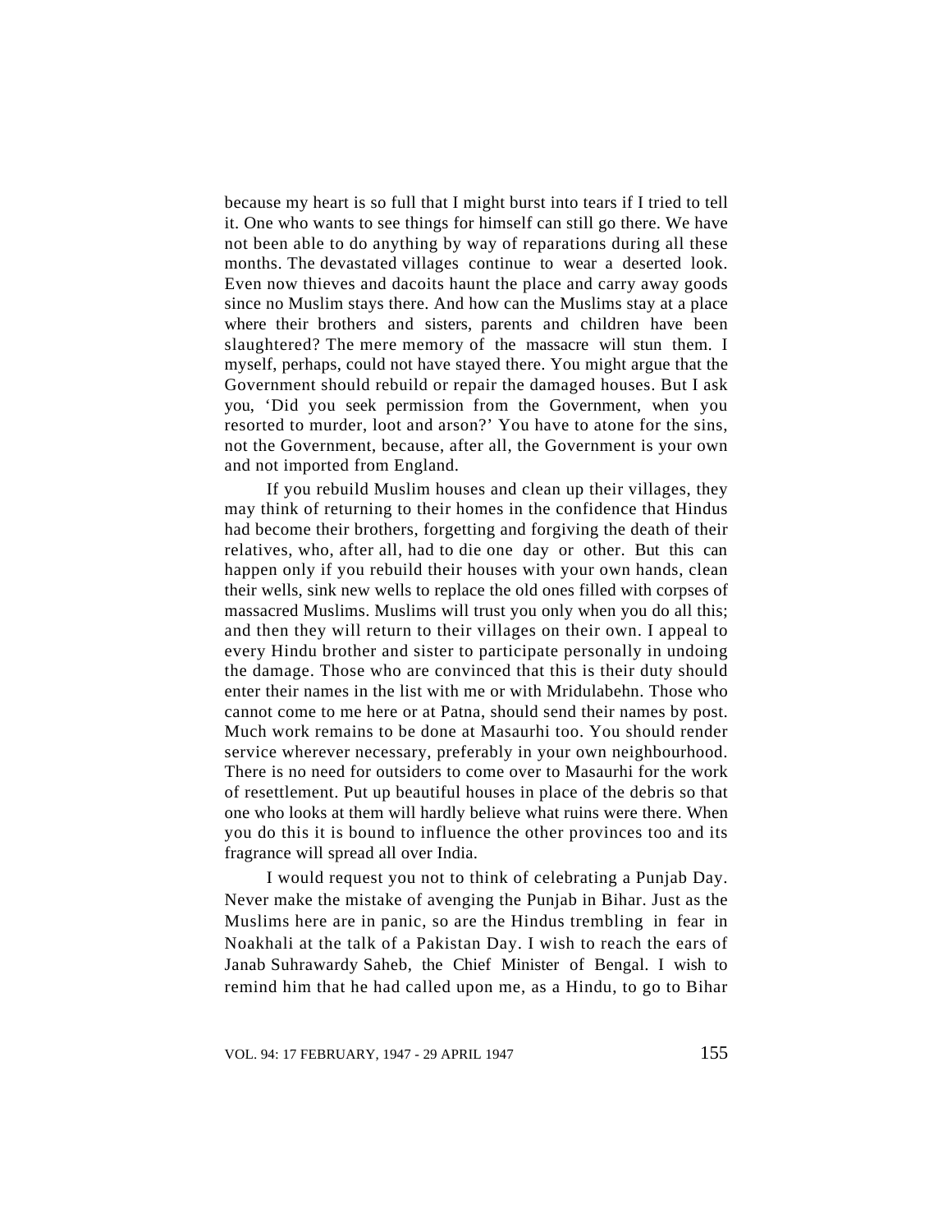because my heart is so full that I might burst into tears if I tried to tell it. One who wants to see things for himself can still go there. We have not been able to do anything by way of reparations during all these months. The devastated villages continue to wear a deserted look. Even now thieves and dacoits haunt the place and carry away goods since no Muslim stays there. And how can the Muslims stay at a place where their brothers and sisters, parents and children have been slaughtered? The mere memory of the massacre will stun them. I myself, perhaps, could not have stayed there. You might argue that the Government should rebuild or repair the damaged houses. But I ask you, 'Did you seek permission from the Government, when you resorted to murder, loot and arson?' You have to atone for the sins, not the Government, because, after all, the Government is your own and not imported from England.

If you rebuild Muslim houses and clean up their villages, they may think of returning to their homes in the confidence that Hindus had become their brothers, forgetting and forgiving the death of their relatives, who, after all, had to die one day or other. But this can happen only if you rebuild their houses with your own hands, clean their wells, sink new wells to replace the old ones filled with corpses of massacred Muslims. Muslims will trust you only when you do all this; and then they will return to their villages on their own. I appeal to every Hindu brother and sister to participate personally in undoing the damage. Those who are convinced that this is their duty should enter their names in the list with me or with Mridulabehn. Those who cannot come to me here or at Patna, should send their names by post. Much work remains to be done at Masaurhi too. You should render service wherever necessary, preferably in your own neighbourhood. There is no need for outsiders to come over to Masaurhi for the work of resettlement. Put up beautiful houses in place of the debris so that one who looks at them will hardly believe what ruins were there. When you do this it is bound to influence the other provinces too and its fragrance will spread all over India.

I would request you not to think of celebrating a Punjab Day. Never make the mistake of avenging the Punjab in Bihar. Just as the Muslims here are in panic, so are the Hindus trembling in fear in Noakhali at the talk of a Pakistan Day. I wish to reach the ears of Janab Suhrawardy Saheb, the Chief Minister of Bengal. I wish to remind him that he had called upon me, as a Hindu, to go to Bihar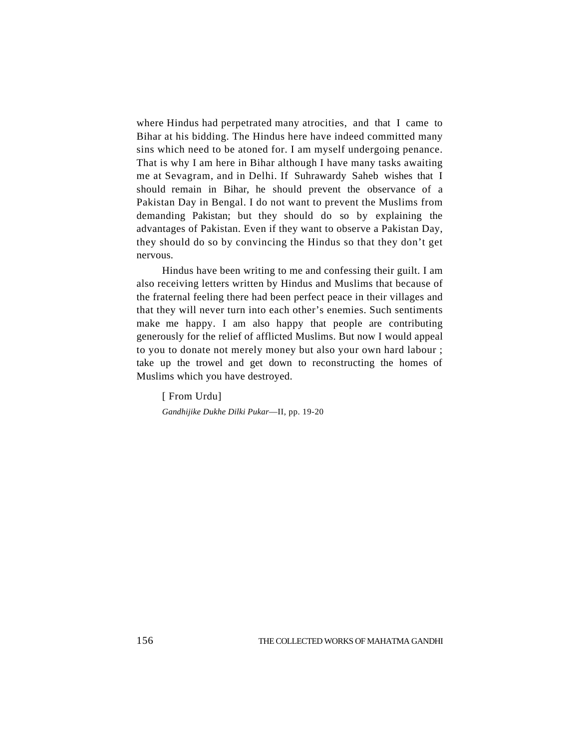where Hindus had perpetrated many atrocities, and that I came to Bihar at his bidding. The Hindus here have indeed committed many sins which need to be atoned for. I am myself undergoing penance. That is why I am here in Bihar although I have many tasks awaiting me at Sevagram, and in Delhi. If Suhrawardy Saheb wishes that I should remain in Bihar, he should prevent the observance of a Pakistan Day in Bengal. I do not want to prevent the Muslims from demanding Pakistan; but they should do so by explaining the advantages of Pakistan. Even if they want to observe a Pakistan Day, they should do so by convincing the Hindus so that they don't get nervous.

Hindus have been writing to me and confessing their guilt. I am also receiving letters written by Hindus and Muslims that because of the fraternal feeling there had been perfect peace in their villages and that they will never turn into each other's enemies. Such sentiments make me happy. I am also happy that people are contributing generously for the relief of afflicted Muslims. But now I would appeal to you to donate not merely money but also your own hard labour ; take up the trowel and get down to reconstructing the homes of Muslims which you have destroyed.

[ From Urdu]

*Gandhijike Dukhe Dilki Pukar*—II, pp. 19-20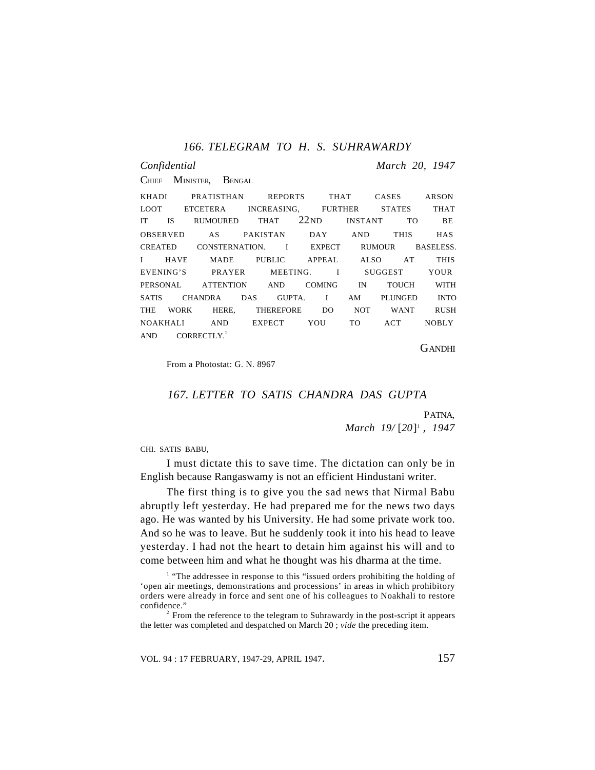## 166. TELEGRAM TO H. S. SUHRAWARDY

*Confidential* *March 20, 1947*

CHIEF MINISTER, BENGAL

KHADI PRATISTHAN REPORTS THAT CASES ARSON LOOT ETCETERA INCREASING, FURTHER STATES THAT IT IS RUMOURED THAT 22ND INSTANT TO BE OBSERVED AS PAKISTAN DAY AND THIS HAS CREATED CONSTERNATION. I EXPECT RUMOUR BASELESS. I HAVE MADE PUBLIC APPEAL ALSO AT THIS EVENING'S PRAYER MEETING. I SUGGEST YOUR PERSONAL ATTENTION AND COMING IN TOUCH WITH SATIS CHANDRA DAS GUPTA. I AM PLUNGED INTO THE WORK HERE, THEREFORE DO NOT WANT RUSH NOAKHALI AND EXPECT YOU TO ACT NOBLY AND CORRECTLY.[1]

GANDHI

From a Photostat: G. N. 8967

## 167. LETTER TO SATIS CHANDRA DAS GUPTA

PATNA,
*March 19/* [*20*][2], *1947*

CHI. SATIS BABU,

I must dictate this to save time. The dictation can only be in English because Rangaswamy is not an efficient Hindustani writer.

The first thing is to give you the sad news that Nirmal Babu abruptly left yesterday. He had prepared me for the news two days ago. He was wanted by his University. He had some private work too. And so he was to leave. But he suddenly took it into his head to leave yesterday. I had not the heart to detain him against his will and to come between him and what he thought was his dharma at the time.

[1] "The addressee in response to this "issued orders prohibiting the holding of 'open air meetings, demonstrations and processions' in areas in which prohibitory orders were already in force and sent one of his colleagues to Noakhali to restore confidence."

[2] From the reference to the telegram to Suhrawardy in the post-script it appears the letter was completed and despatched on March 20 ; *vide* the preceding item.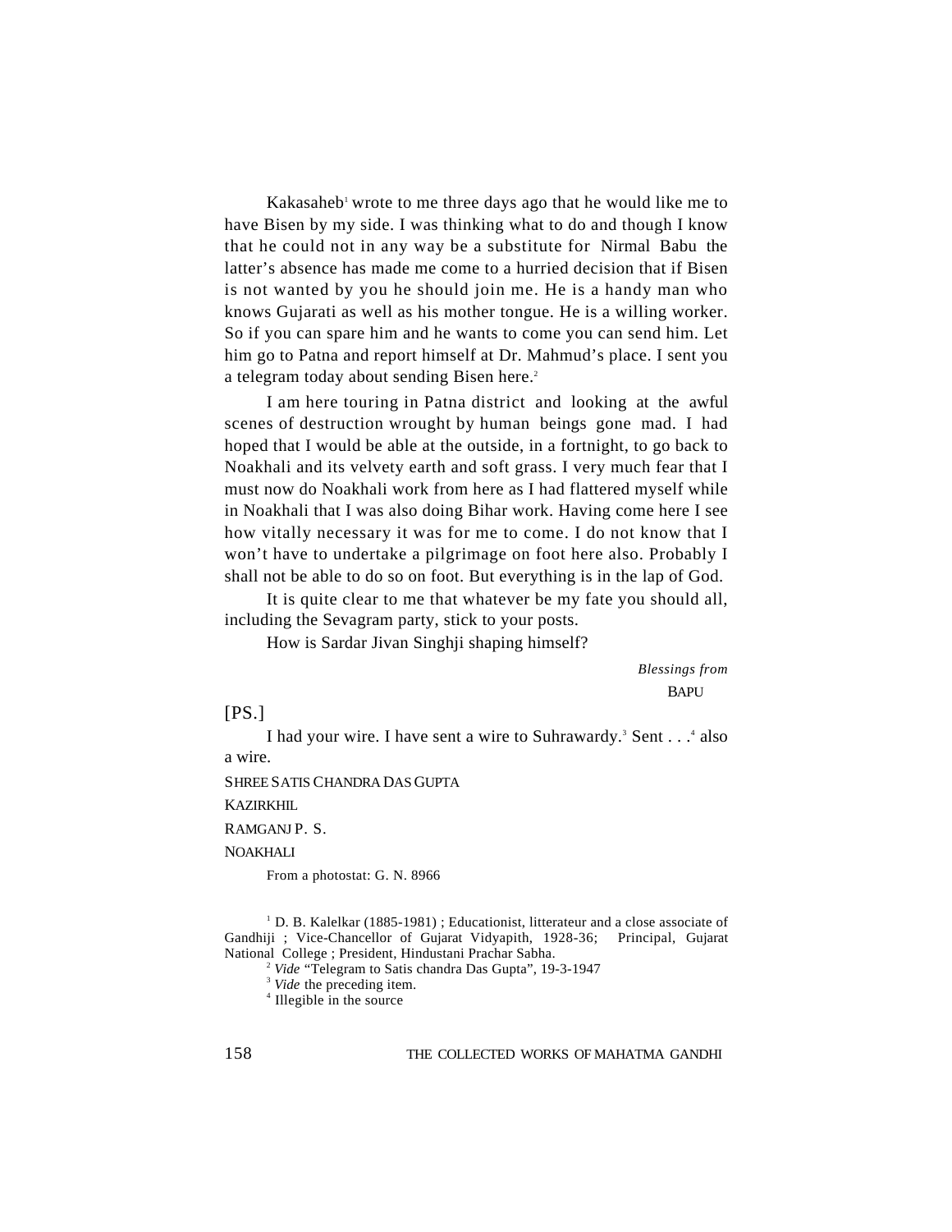Kakasaheb[1] wrote to me three days ago that he would like me to have Bisen by my side. I was thinking what to do and though I know that he could not in any way be a substitute for Nirmal Babu the latter's absence has made me come to a hurried decision that if Bisen is not wanted by you he should join me. He is a handy man who knows Gujarati as well as his mother tongue. He is a willing worker. So if you can spare him and he wants to come you can send him. Let him go to Patna and report himself at Dr. Mahmud's place. I sent you a telegram today about sending Bisen here.[2]

I am here touring in Patna district and looking at the awful scenes of destruction wrought by human beings gone mad. I had hoped that I would be able at the outside, in a fortnight, to go back to Noakhali and its velvety earth and soft grass. I very much fear that I must now do Noakhali work from here as I had flattered myself while in Noakhali that I was also doing Bihar work. Having come here I see how vitally necessary it was for me to come. I do not know that I won't have to undertake a pilgrimage on foot here also. Probably I shall not be able to do so on foot. But everything is in the lap of God.

It is quite clear to me that whatever be my fate you should all, including the Sevagram party, stick to your posts.

How is Sardar Jivan Singhji shaping himself?

*Blessings from*
BAPU

[PS.]

I had your wire. I have sent a wire to Suhrawardy.[3] Sent . . .[4] also a wire.

SHREE SATIS CHANDRA DAS GUPTA
KAZIRKHIL
RAMGANJ P. S.
NOAKHALI

From a photostat: G. N. 8966

---

[1] D. B. Kalelkar (1885-1981) ; Educationist, litterateur and a close associate of Gandhiji ; Vice-Chancellor of Gujarat Vidyapith, 1928-36; Principal, Gujarat National College ; President, Hindustani Prachar Sabha.

[2] *Vide* "Telegram to Satis chandra Das Gupta", 19-3-1947

[3] *Vide* the preceding item.

[4] Illegible in the source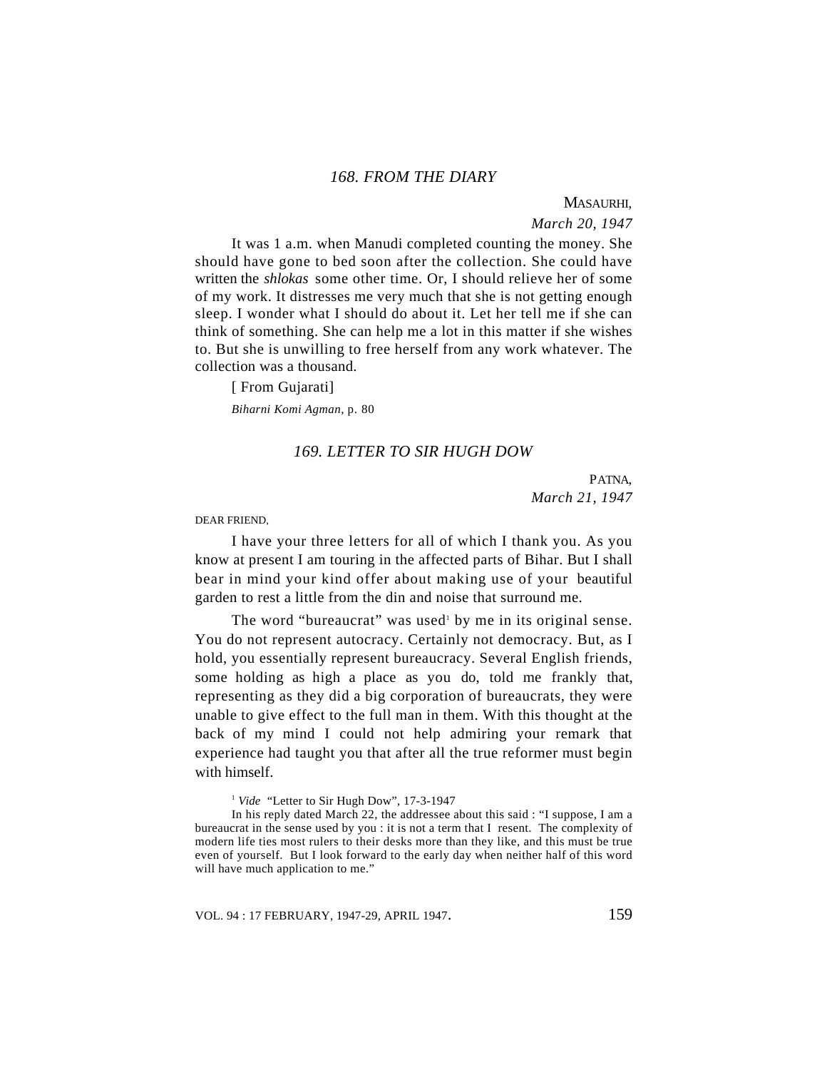## 168. FROM THE DIARY

MASAURHI,
*March 20, 1947*

It was 1 a.m. when Manudi completed counting the money. She should have gone to bed soon after the collection. She could have written the *shlokas* some other time. Or, I should relieve her of some of my work. It distresses me very much that she is not getting enough sleep. I wonder what I should do about it. Let her tell me if she can think of something. She can help me a lot in this matter if she wishes to. But she is unwilling to free herself from any work whatever. The collection was a thousand.

[ From Gujarati]

*Biharni Komi Agman,* p. 80

## 169. LETTER TO SIR HUGH DOW

PATNA,
*March 21, 1947*

DEAR FRIEND,

I have your three letters for all of which I thank you. As you know at present I am touring in the affected parts of Bihar. But I shall bear in mind your kind offer about making use of your beautiful garden to rest a little from the din and noise that surround me.

The word "bureaucrat" was used[1] by me in its original sense. You do not represent autocracy. Certainly not democracy. But, as I hold, you essentially represent bureaucracy. Several English friends, some holding as high a place as you do, told me frankly that, representing as they did a big corporation of bureaucrats, they were unable to give effect to the full man in them. With this thought at the back of my mind I could not help admiring your remark that experience had taught you that after all the true reformer must begin with himself.

[1] *Vide* "Letter to Sir Hugh Dow", 17-3-1947

In his reply dated March 22, the addressee about this said : "I suppose, I am a bureaucrat in the sense used by you : it is not a term that I resent. The complexity of modern life ties most rulers to their desks more than they like, and this must be true even of yourself. But I look forward to the early day when neither half of this word will have much application to me."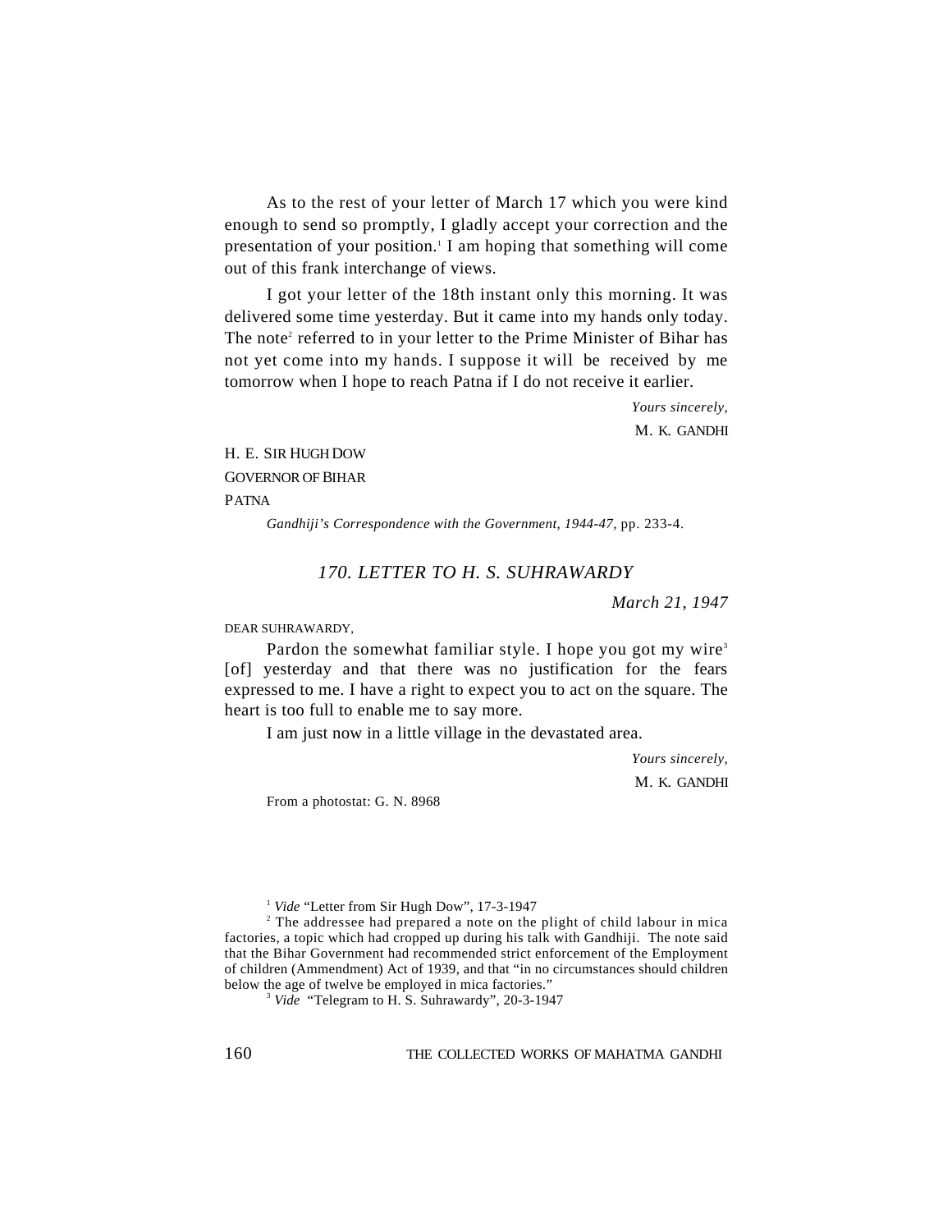As to the rest of your letter of March 17 which you were kind enough to send so promptly, I gladly accept your correction and the presentation of your position.[1] I am hoping that something will come out of this frank interchange of views.

I got your letter of the 18th instant only this morning. It was delivered some time yesterday. But it came into my hands only today. The note[2] referred to in your letter to the Prime Minister of Bihar has not yet come into my hands. I suppose it will be received by me tomorrow when I hope to reach Patna if I do not receive it earlier.

*Yours sincerely,*
M. K. GANDHI

H. E. SIR HUGH DOW
GOVERNOR OF BIHAR
PATNA

*Gandhiji's Correspondence with the Government, 1944-47*, pp. 233-4.

## *170. LETTER TO H. S. SUHRAWARDY*

*March 21, 1947*

DEAR SUHRAWARDY,

Pardon the somewhat familiar style. I hope you got my wire[3] [of] yesterday and that there was no justification for the fears expressed to me. I have a right to expect you to act on the square. The heart is too full to enable me to say more.

I am just now in a little village in the devastated area.

*Yours sincerely,*
M. K. GANDHI

From a photostat: G. N. 8968

---

[1] *Vide* "Letter from Sir Hugh Dow", 17-3-1947

[2] The addressee had prepared a note on the plight of child labour in mica factories, a topic which had cropped up during his talk with Gandhiji. The note said that the Bihar Government had recommended strict enforcement of the Employment of children (Ammendment) Act of 1939, and that "in no circumstances should children below the age of twelve be employed in mica factories."

[3] *Vide* "Telegram to H. S. Suhrawardy", 20-3-1947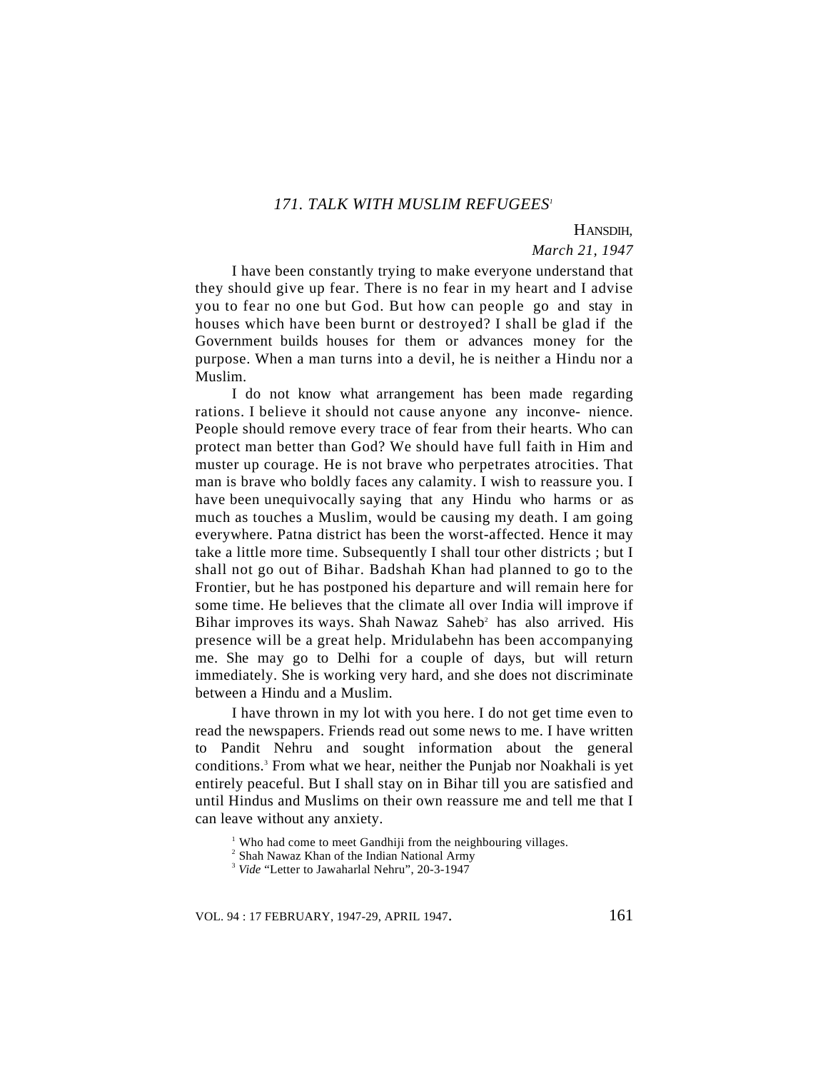### *171. TALK WITH MUSLIM REFUGEES*[1]

HANSDIH,
*March 21, 1947*

I have been constantly trying to make everyone understand that they should give up fear. There is no fear in my heart and I advise you to fear no one but God. But how can people go and stay in houses which have been burnt or destroyed? I shall be glad if the Government builds houses for them or advances money for the purpose. When a man turns into a devil, he is neither a Hindu nor a Muslim.

I do not know what arrangement has been made regarding rations. I believe it should not cause anyone any inconvenience. People should remove every trace of fear from their hearts. Who can protect man better than God? We should have full faith in Him and muster up courage. He is not brave who perpetrates atrocities. That man is brave who boldly faces any calamity. I wish to reassure you. I have been unequivocally saying that any Hindu who harms or as much as touches a Muslim, would be causing my death. I am going everywhere. Patna district has been the worst-affected. Hence it may take a little more time. Subsequently I shall tour other districts ; but I shall not go out of Bihar. Badshah Khan had planned to go to the Frontier, but he has postponed his departure and will remain here for some time. He believes that the climate all over India will improve if Bihar improves its ways. Shah Nawaz Saheb[2] has also arrived. His presence will be a great help. Mridulabehn has been accompanying me. She may go to Delhi for a couple of days, but will return immediately. She is working very hard, and she does not discriminate between a Hindu and a Muslim.

I have thrown in my lot with you here. I do not get time even to read the newspapers. Friends read out some news to me. I have written to Pandit Nehru and sought information about the general conditions.[3] From what we hear, neither the Punjab nor Noakhali is yet entirely peaceful. But I shall stay on in Bihar till you are satisfied and until Hindus and Muslims on their own reassure me and tell me that I can leave without any anxiety.

[1] Who had come to meet Gandhiji from the neighbouring villages.

[2] Shah Nawaz Khan of the Indian National Army

[3] *Vide* "Letter to Jawaharlal Nehru", 20-3-1947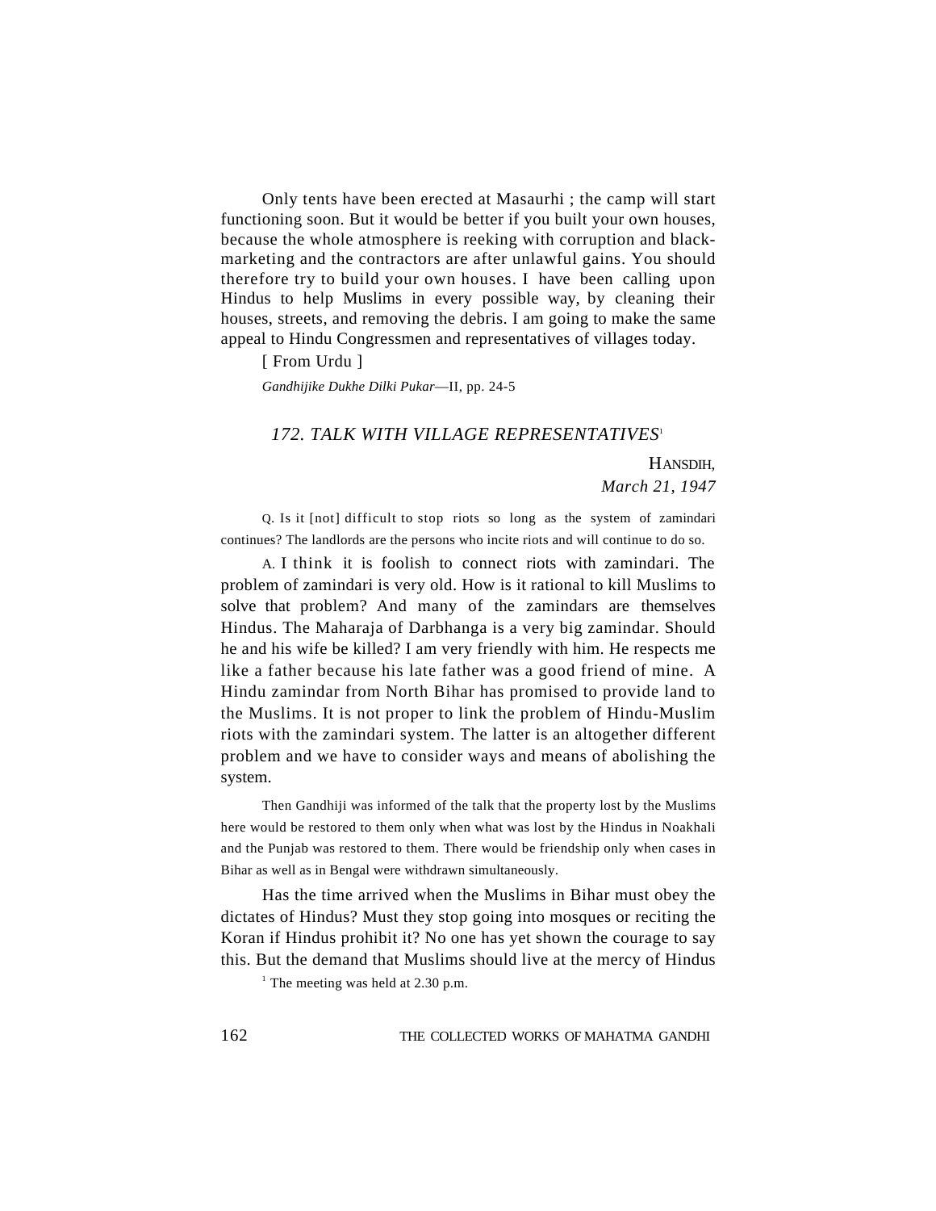Only tents have been erected at Masaurhi ; the camp will start functioning soon. But it would be better if you built your own houses, because the whole atmosphere is reeking with corruption and black-marketing and the contractors are after unlawful gains. You should therefore try to build your own houses. I have been calling upon Hindus to help Muslims in every possible way, by cleaning their houses, streets, and removing the debris. I am going to make the same appeal to Hindu Congressmen and representatives of villages today.

[ From Urdu ]

*Gandhijike Dukhe Dilki Pukar*—II, pp. 24-5

### *172. TALK WITH VILLAGE REPRESENTATIVES*[1]

HANSDIH,
*March 21, 1947*

Q. Is it [not] difficult to stop riots so long as the system of zamindari continues? The landlords are the persons who incite riots and will continue to do so.

A. I think it is foolish to connect riots with zamindari. The problem of zamindari is very old. How is it rational to kill Muslims to solve that problem? And many of the zamindars are themselves Hindus. The Maharaja of Darbhanga is a very big zamindar. Should he and his wife be killed? I am very friendly with him. He respects me like a father because his late father was a good friend of mine. A Hindu zamindar from North Bihar has promised to provide land to the Muslims. It is not proper to link the problem of Hindu-Muslim riots with the zamindari system. The latter is an altogether different problem and we have to consider ways and means of abolishing the system.

Then Gandhiji was informed of the talk that the property lost by the Muslims here would be restored to them only when what was lost by the Hindus in Noakhali and the Punjab was restored to them. There would be friendship only when cases in Bihar as well as in Bengal were withdrawn simultaneously.

Has the time arrived when the Muslims in Bihar must obey the dictates of Hindus? Must they stop going into mosques or reciting the Koran if Hindus prohibit it? No one has yet shown the courage to say this. But the demand that Muslims should live at the mercy of Hindus

[1] The meeting was held at 2.30 p.m.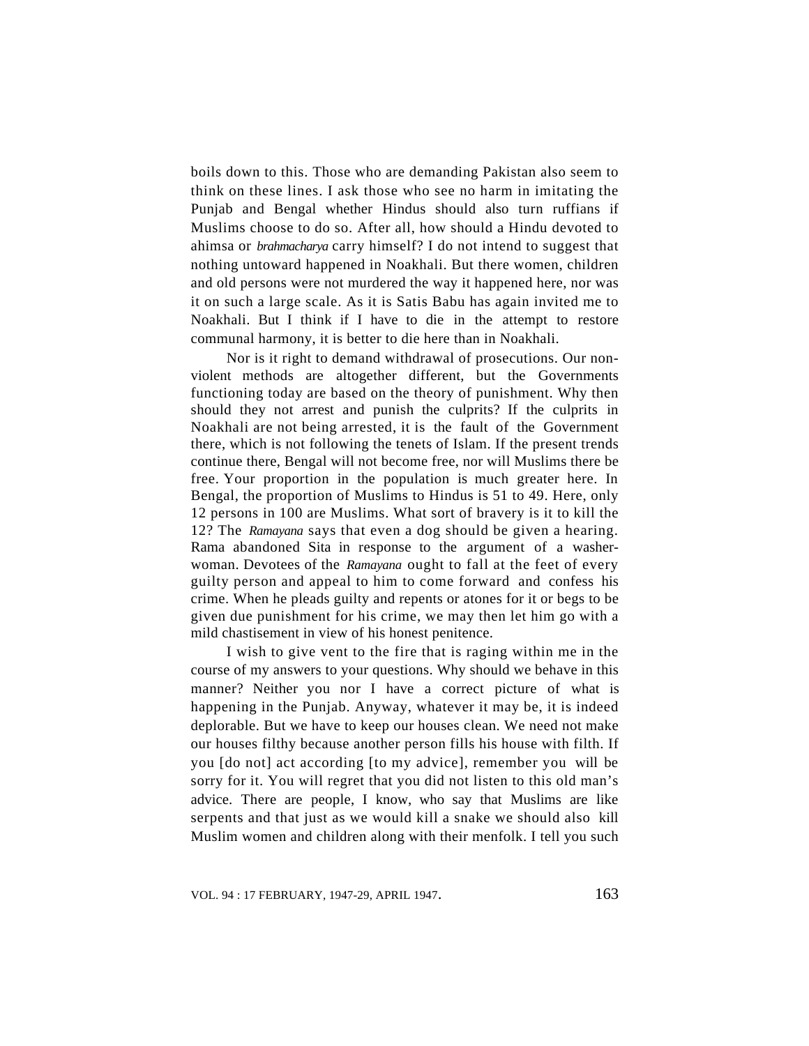boils down to this. Those who are demanding Pakistan also seem to think on these lines. I ask those who see no harm in imitating the Punjab and Bengal whether Hindus should also turn ruffians if Muslims choose to do so. After all, how should a Hindu devoted to ahimsa or *brahmacharya* carry himself? I do not intend to suggest that nothing untoward happened in Noakhali. But there women, children and old persons were not murdered the way it happened here, nor was it on such a large scale. As it is Satis Babu has again invited me to Noakhali. But I think if I have to die in the attempt to restore communal harmony, it is better to die here than in Noakhali.

Nor is it right to demand withdrawal of prosecutions. Our non-violent methods are altogether different, but the Governments functioning today are based on the theory of punishment. Why then should they not arrest and punish the culprits? If the culprits in Noakhali are not being arrested, it is the fault of the Government there, which is not following the tenets of Islam. If the present trends continue there, Bengal will not become free, nor will Muslims there be free. Your proportion in the population is much greater here. In Bengal, the proportion of Muslims to Hindus is 51 to 49. Here, only 12 persons in 100 are Muslims. What sort of bravery is it to kill the 12? The *Ramayana* says that even a dog should be given a hearing. Rama abandoned Sita in response to the argument of a washer-woman. Devotees of the *Ramayana* ought to fall at the feet of every guilty person and appeal to him to come forward and confess his crime. When he pleads guilty and repents or atones for it or begs to be given due punishment for his crime, we may then let him go with a mild chastisement in view of his honest penitence.

I wish to give vent to the fire that is raging within me in the course of my answers to your questions. Why should we behave in this manner? Neither you nor I have a correct picture of what is happening in the Punjab. Anyway, whatever it may be, it is indeed deplorable. But we have to keep our houses clean. We need not make our houses filthy because another person fills his house with filth. If you [do not] act according [to my advice], remember you will be sorry for it. You will regret that you did not listen to this old man's advice. There are people, I know, who say that Muslims are like serpents and that just as we would kill a snake we should also kill Muslim women and children along with their menfolk. I tell you such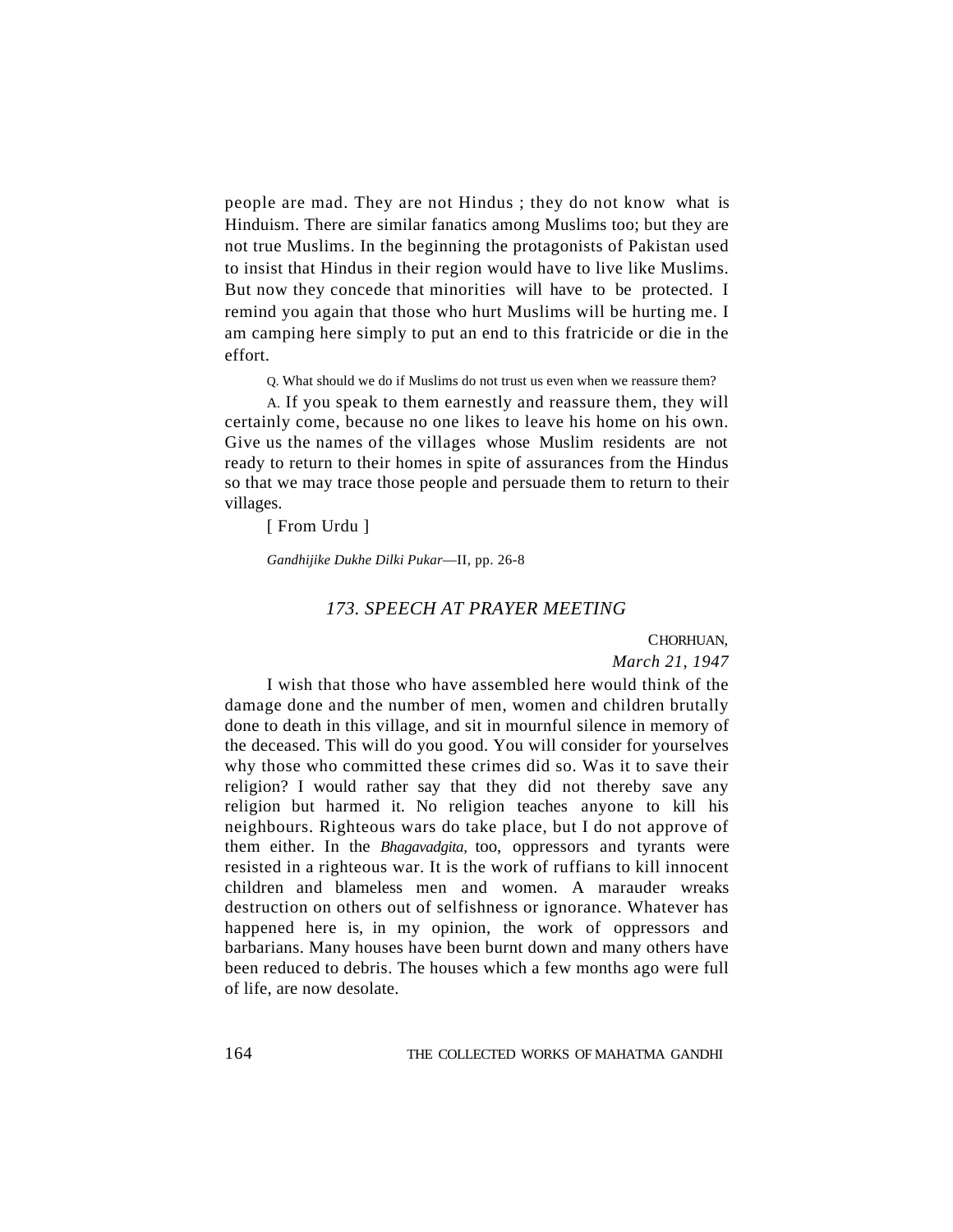people are mad. They are not Hindus ; they do not know what is Hinduism. There are similar fanatics among Muslims too; but they are not true Muslims. In the beginning the protagonists of Pakistan used to insist that Hindus in their region would have to live like Muslims. But now they concede that minorities will have to be protected. I remind you again that those who hurt Muslims will be hurting me. I am camping here simply to put an end to this fratricide or die in the effort.

Q. What should we do if Muslims do not trust us even when we reassure them?

A. If you speak to them earnestly and reassure them, they will certainly come, because no one likes to leave his home on his own. Give us the names of the villages whose Muslim residents are not ready to return to their homes in spite of assurances from the Hindus so that we may trace those people and persuade them to return to their villages.

[ From Urdu ]

*Gandhijike Dukhe Dilki Pukar*—II, pp. 26-8

## *173. SPEECH AT PRAYER MEETING*

CHORHUAN,
*March 21, 1947*

I wish that those who have assembled here would think of the damage done and the number of men, women and children brutally done to death in this village, and sit in mournful silence in memory of the deceased. This will do you good. You will consider for yourselves why those who committed these crimes did so. Was it to save their religion? I would rather say that they did not thereby save any religion but harmed it. No religion teaches anyone to kill his neighbours. Righteous wars do take place, but I do not approve of them either. In the *Bhagavadgita,* too, oppressors and tyrants were resisted in a righteous war. It is the work of ruffians to kill innocent children and blameless men and women. A marauder wreaks destruction on others out of selfishness or ignorance. Whatever has happened here is, in my opinion, the work of oppressors and barbarians. Many houses have been burnt down and many others have been reduced to debris. The houses which a few months ago were full of life, are now desolate.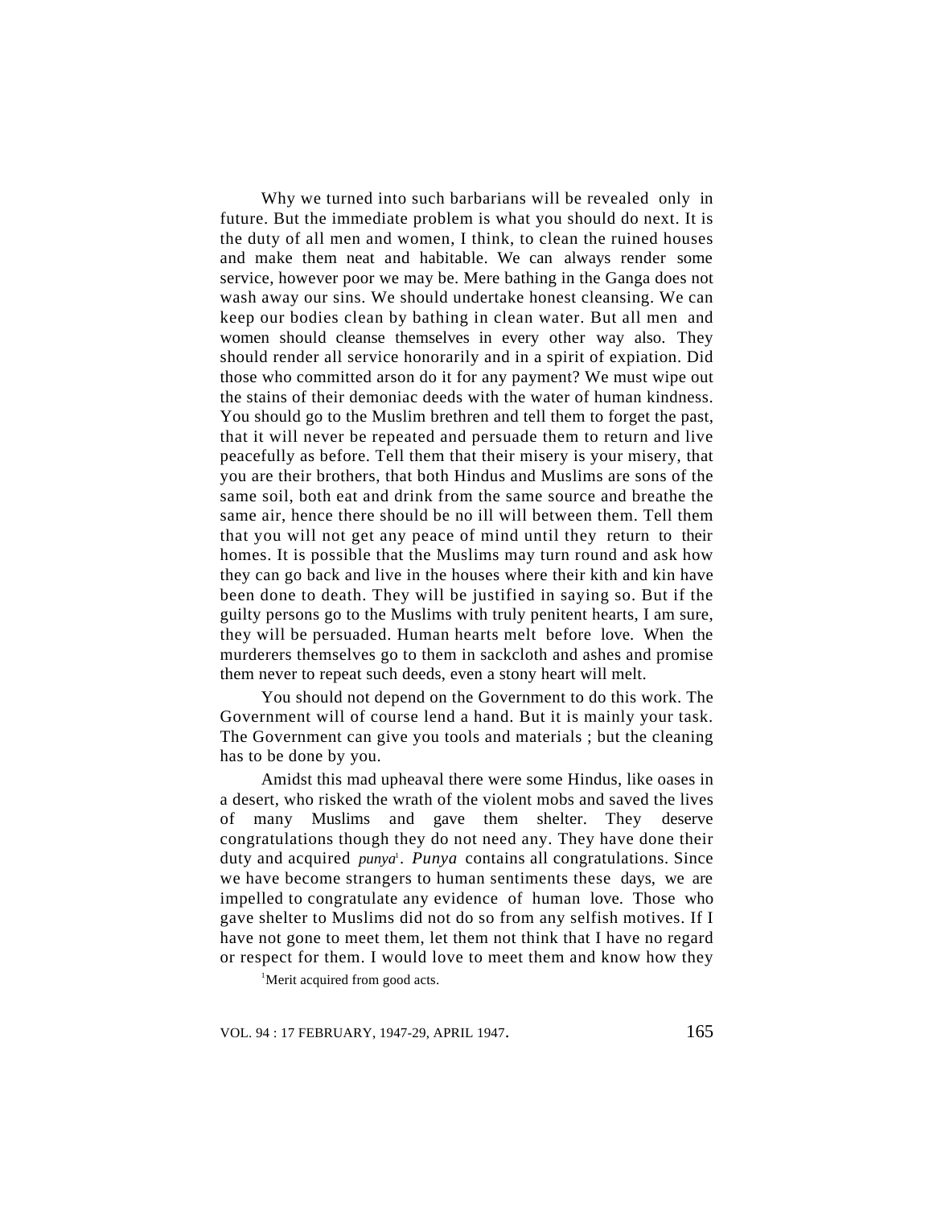Why we turned into such barbarians will be revealed only in future. But the immediate problem is what you should do next. It is the duty of all men and women, I think, to clean the ruined houses and make them neat and habitable. We can always render some service, however poor we may be. Mere bathing in the Ganga does not wash away our sins. We should undertake honest cleansing. We can keep our bodies clean by bathing in clean water. But all men and women should cleanse themselves in every other way also. They should render all service honorarily and in a spirit of expiation. Did those who committed arson do it for any payment? We must wipe out the stains of their demoniac deeds with the water of human kindness. You should go to the Muslim brethren and tell them to forget the past, that it will never be repeated and persuade them to return and live peacefully as before. Tell them that their misery is your misery, that you are their brothers, that both Hindus and Muslims are sons of the same soil, both eat and drink from the same source and breathe the same air, hence there should be no ill will between them. Tell them that you will not get any peace of mind until they return to their homes. It is possible that the Muslims may turn round and ask how they can go back and live in the houses where their kith and kin have been done to death. They will be justified in saying so. But if the guilty persons go to the Muslims with truly penitent hearts, I am sure, they will be persuaded. Human hearts melt before love. When the murderers themselves go to them in sackcloth and ashes and promise them never to repeat such deeds, even a stony heart will melt.

You should not depend on the Government to do this work. The Government will of course lend a hand. But it is mainly your task. The Government can give you tools and materials ; but the cleaning has to be done by you.

Amidst this mad upheaval there were some Hindus, like oases in a desert, who risked the wrath of the violent mobs and saved the lives of many Muslims and gave them shelter. They deserve congratulations though they do not need any. They have done their duty and acquired *punya*[1]. *Punya* contains all congratulations. Since we have become strangers to human sentiments these days, we are impelled to congratulate any evidence of human love. Those who gave shelter to Muslims did not do so from any selfish motives. If I have not gone to meet them, let them not think that I have no regard or respect for them. I would love to meet them and know how they

[1]Merit acquired from good acts.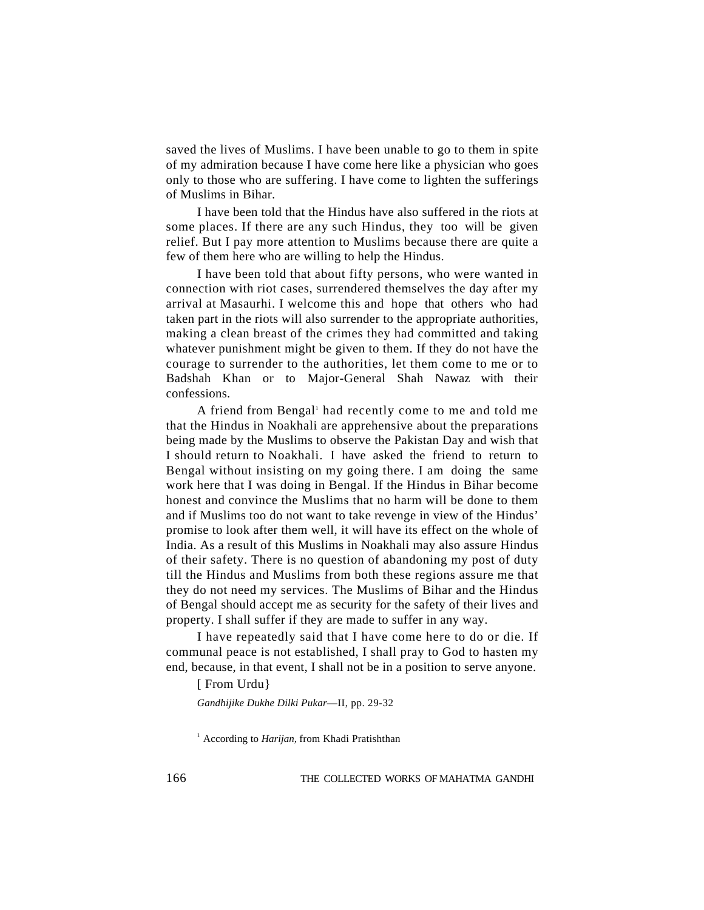saved the lives of Muslims. I have been unable to go to them in spite of my admiration because I have come here like a physician who goes only to those who are suffering. I have come to lighten the sufferings of Muslims in Bihar.

I have been told that the Hindus have also suffered in the riots at some places. If there are any such Hindus, they too will be given relief. But I pay more attention to Muslims because there are quite a few of them here who are willing to help the Hindus.

I have been told that about fifty persons, who were wanted in connection with riot cases, surrendered themselves the day after my arrival at Masaurhi. I welcome this and hope that others who had taken part in the riots will also surrender to the appropriate authorities, making a clean breast of the crimes they had committed and taking whatever punishment might be given to them. If they do not have the courage to surrender to the authorities, let them come to me or to Badshah Khan or to Major-General Shah Nawaz with their confessions.

A friend from Bengal[1] had recently come to me and told me that the Hindus in Noakhali are apprehensive about the preparations being made by the Muslims to observe the Pakistan Day and wish that I should return to Noakhali. I have asked the friend to return to Bengal without insisting on my going there. I am doing the same work here that I was doing in Bengal. If the Hindus in Bihar become honest and convince the Muslims that no harm will be done to them and if Muslims too do not want to take revenge in view of the Hindus' promise to look after them well, it will have its effect on the whole of India. As a result of this Muslims in Noakhali may also assure Hindus of their safety. There is no question of abandoning my post of duty till the Hindus and Muslims from both these regions assure me that they do not need my services. The Muslims of Bihar and the Hindus of Bengal should accept me as security for the safety of their lives and property. I shall suffer if they are made to suffer in any way.

I have repeatedly said that I have come here to do or die. If communal peace is not established, I shall pray to God to hasten my end, because, in that event, I shall not be in a position to serve anyone.

[ From Urdu}

*Gandhijike Dukhe Dilki Pukar*—II, pp. 29-32

[1] According to *Harijan*, from Khadi Pratishthan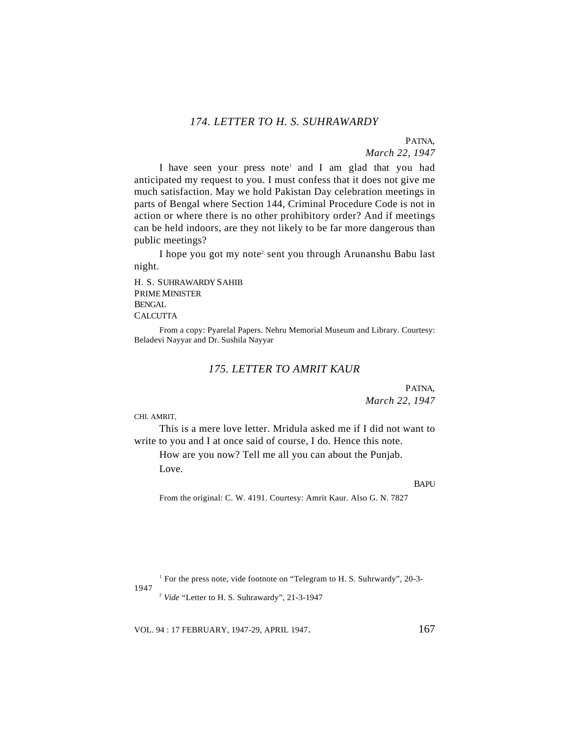### *174. LETTER TO H. S. SUHRAWARDY*

PATNA,
*March 22, 1947*

I have seen your press note[1] and I am glad that you had anticipated my request to you. I must confess that it does not give me much satisfaction. May we hold Pakistan Day celebration meetings in parts of Bengal where Section 144, Criminal Procedure Code is not in action or where there is no other prohibitory order? And if meetings can be held indoors, are they not likely to be far more dangerous than public meetings?

I hope you got my note[2] sent you through Arunanshu Babu last night.

H. S. SUHRAWARDY SAHIB
PRIME MINISTER
BENGAL
CALCUTTA

From a copy: Pyarelal Papers. Nehru Memorial Museum and Library. Courtesy: Beladevi Nayyar and Dr. Sushila Nayyar

### *175. LETTER TO AMRIT KAUR*

PATNA,
*March 22, 1947*

CHI. AMRIT,

This is a mere love letter. Mridula asked me if I did not want to write to you and I at once said of course, I do. Hence this note.

How are you now? Tell me all you can about the Punjab.

Love.

BAPU

From the original: C. W. 4191. Courtesy: Amrit Kaur. Also G. N. 7827

[1] For the press note, vide footnote on "Telegram to H. S. Suhrwardy", 20-3-1947

[2] *Vide* "Letter to H. S. Suhrawardy", 21-3-1947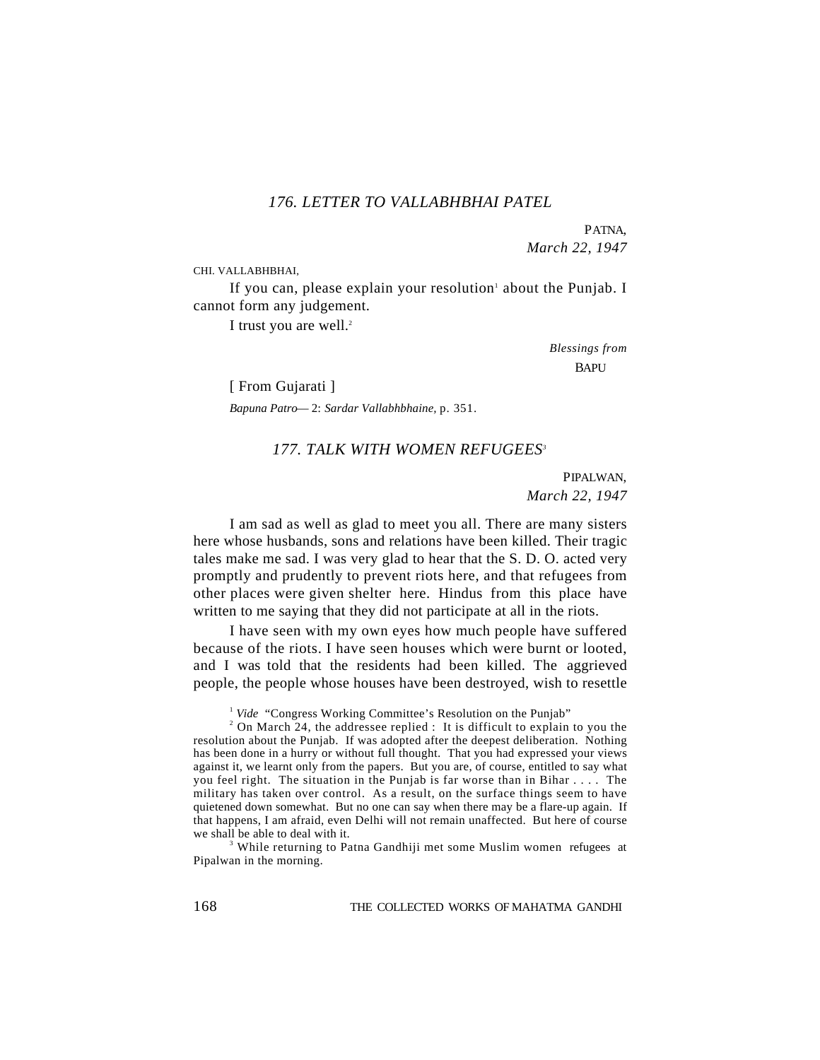## *176. LETTER TO VALLABHBHAI PATEL*

PATNA,
*March 22, 1947*

CHI. VALLABHBHAI,

If you can, please explain your resolution[1] about the Punjab. I cannot form any judgement.

I trust you are well.[2]

*Blessings from*
BAPU

[ From Gujarati ]

*Bapuna Patro*— 2: *Sardar Vallabhbhaine*, p. 351.

## *177. TALK WITH WOMEN REFUGEES*[3]

PIPALWAN,
*March 22, 1947*

I am sad as well as glad to meet you all. There are many sisters here whose husbands, sons and relations have been killed. Their tragic tales make me sad. I was very glad to hear that the S. D. O. acted very promptly and prudently to prevent riots here, and that refugees from other places were given shelter here. Hindus from this place have written to me saying that they did not participate at all in the riots.

I have seen with my own eyes how much people have suffered because of the riots. I have seen houses which were burnt or looted, and I was told that the residents had been killed. The aggrieved people, the people whose houses have been destroyed, wish to resettle

---

[1] *Vide* "Congress Working Committee's Resolution on the Punjab"

[2] On March 24, the addressee replied : It is difficult to explain to you the resolution about the Punjab. If was adopted after the deepest deliberation. Nothing has been done in a hurry or without full thought. That you had expressed your views against it, we learnt only from the papers. But you are, of course, entitled to say what you feel right. The situation in the Punjab is far worse than in Bihar . . . . The military has taken over control. As a result, on the surface things seem to have quietened down somewhat. But no one can say when there may be a flare-up again. If that happens, I am afraid, even Delhi will not remain unaffected. But here of course we shall be able to deal with it.

[3] While returning to Patna Gandhiji met some Muslim women refugees at Pipalwan in the morning.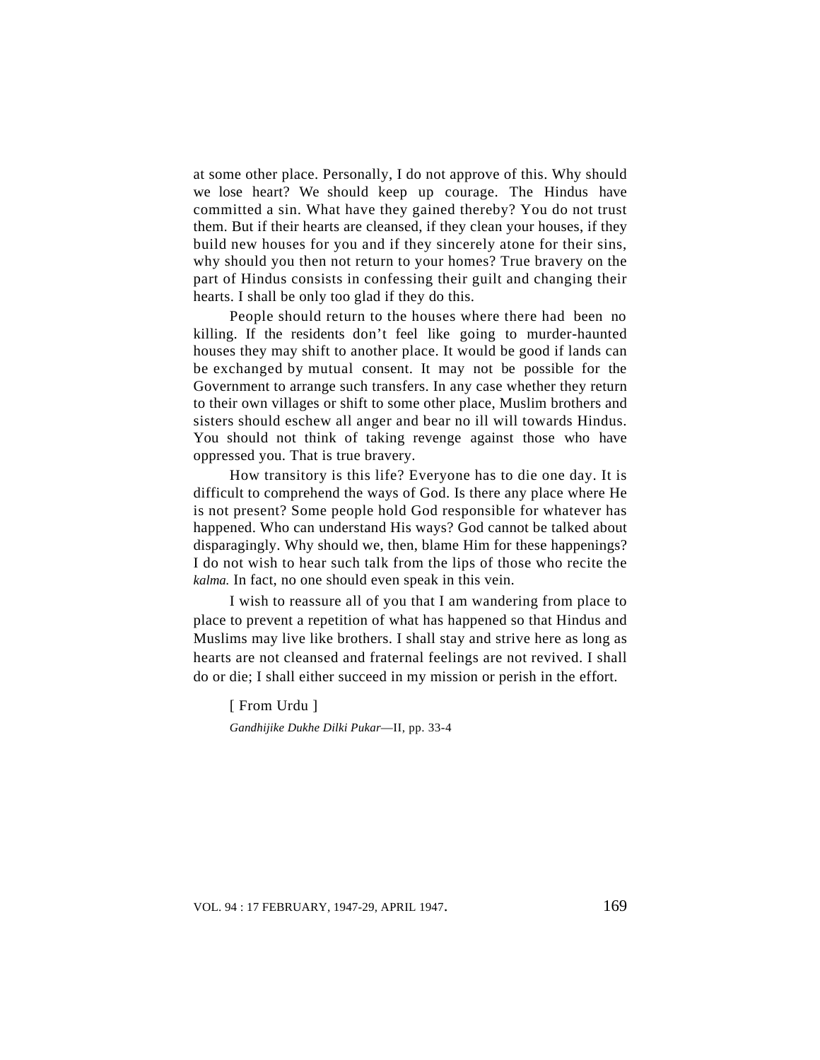at some other place. Personally, I do not approve of this. Why should we lose heart? We should keep up courage. The Hindus have committed a sin. What have they gained thereby? You do not trust them. But if their hearts are cleansed, if they clean your houses, if they build new houses for you and if they sincerely atone for their sins, why should you then not return to your homes? True bravery on the part of Hindus consists in confessing their guilt and changing their hearts. I shall be only too glad if they do this.

People should return to the houses where there had been no killing. If the residents don't feel like going to murder-haunted houses they may shift to another place. It would be good if lands can be exchanged by mutual consent. It may not be possible for the Government to arrange such transfers. In any case whether they return to their own villages or shift to some other place, Muslim brothers and sisters should eschew all anger and bear no ill will towards Hindus. You should not think of taking revenge against those who have oppressed you. That is true bravery.

How transitory is this life? Everyone has to die one day. It is difficult to comprehend the ways of God. Is there any place where He is not present? Some people hold God responsible for whatever has happened. Who can understand His ways? God cannot be talked about disparagingly. Why should we, then, blame Him for these happenings? I do not wish to hear such talk from the lips of those who recite the *kalma.* In fact, no one should even speak in this vein.

I wish to reassure all of you that I am wandering from place to place to prevent a repetition of what has happened so that Hindus and Muslims may live like brothers. I shall stay and strive here as long as hearts are not cleansed and fraternal feelings are not revived. I shall do or die; I shall either succeed in my mission or perish in the effort.

[ From Urdu ]

*Gandhijike Dukhe Dilki Pukar*—II, pp. 33-4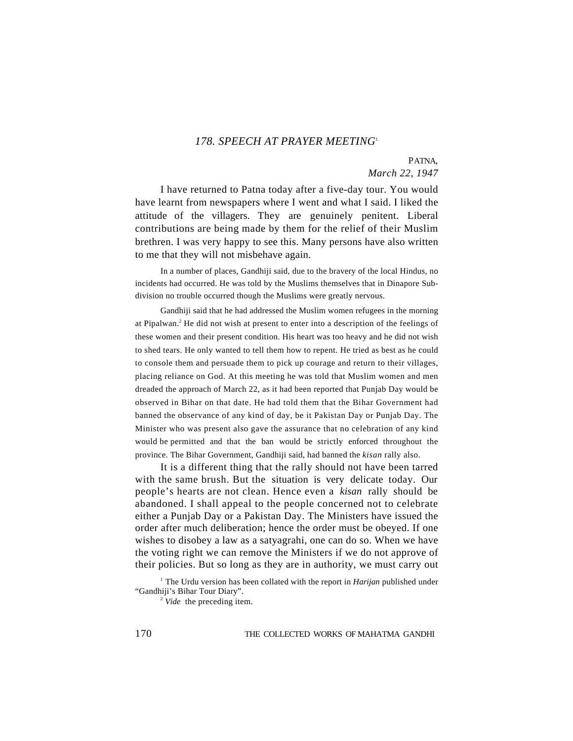## *178. SPEECH AT PRAYER MEETING*[1]

PATNA,
*March 22, 1947*

I have returned to Patna today after a five-day tour. You would have learnt from newspapers where I went and what I said. I liked the attitude of the villagers. They are genuinely penitent. Liberal contributions are being made by them for the relief of their Muslim brethren. I was very happy to see this. Many persons have also written to me that they will not misbehave again.

In a number of places, Gandhiji said, due to the bravery of the local Hindus, no incidents had occurred. He was told by the Muslims themselves that in Dinapore Sub-division no trouble occurred though the Muslims were greatly nervous.

Gandhiji said that he had addressed the Muslim women refugees in the morning at Pipalwan.[2] He did not wish at present to enter into a description of the feelings of these women and their present condition. His heart was too heavy and he did not wish to shed tears. He only wanted to tell them how to repent. He tried as best as he could to console them and persuade them to pick up courage and return to their villages, placing reliance on God. At this meeting he was told that Muslim women and men dreaded the approach of March 22, as it had been reported that Punjab Day would be observed in Bihar on that date. He had told them that the Bihar Government had banned the observance of any kind of day, be it Pakistan Day or Punjab Day. The Minister who was present also gave the assurance that no celebration of any kind would be permitted and that the ban would be strictly enforced throughout the province. The Bihar Government, Gandhiji said, had banned the *kisan* rally also.

It is a different thing that the rally should not have been tarred with the same brush. But the situation is very delicate today. Our people's hearts are not clean. Hence even a *kisan* rally should be abandoned. I shall appeal to the people concerned not to celebrate either a Punjab Day or a Pakistan Day. The Ministers have issued the order after much deliberation; hence the order must be obeyed. If one wishes to disobey a law as a satyagrahi, one can do so. When we have the voting right we can remove the Ministers if we do not approve of their policies. But so long as they are in authority, we must carry out

---

[1] The Urdu version has been collated with the report in *Harijan* published under "Gandhiji's Bihar Tour Diary".

[2] *Vide* the preceding item.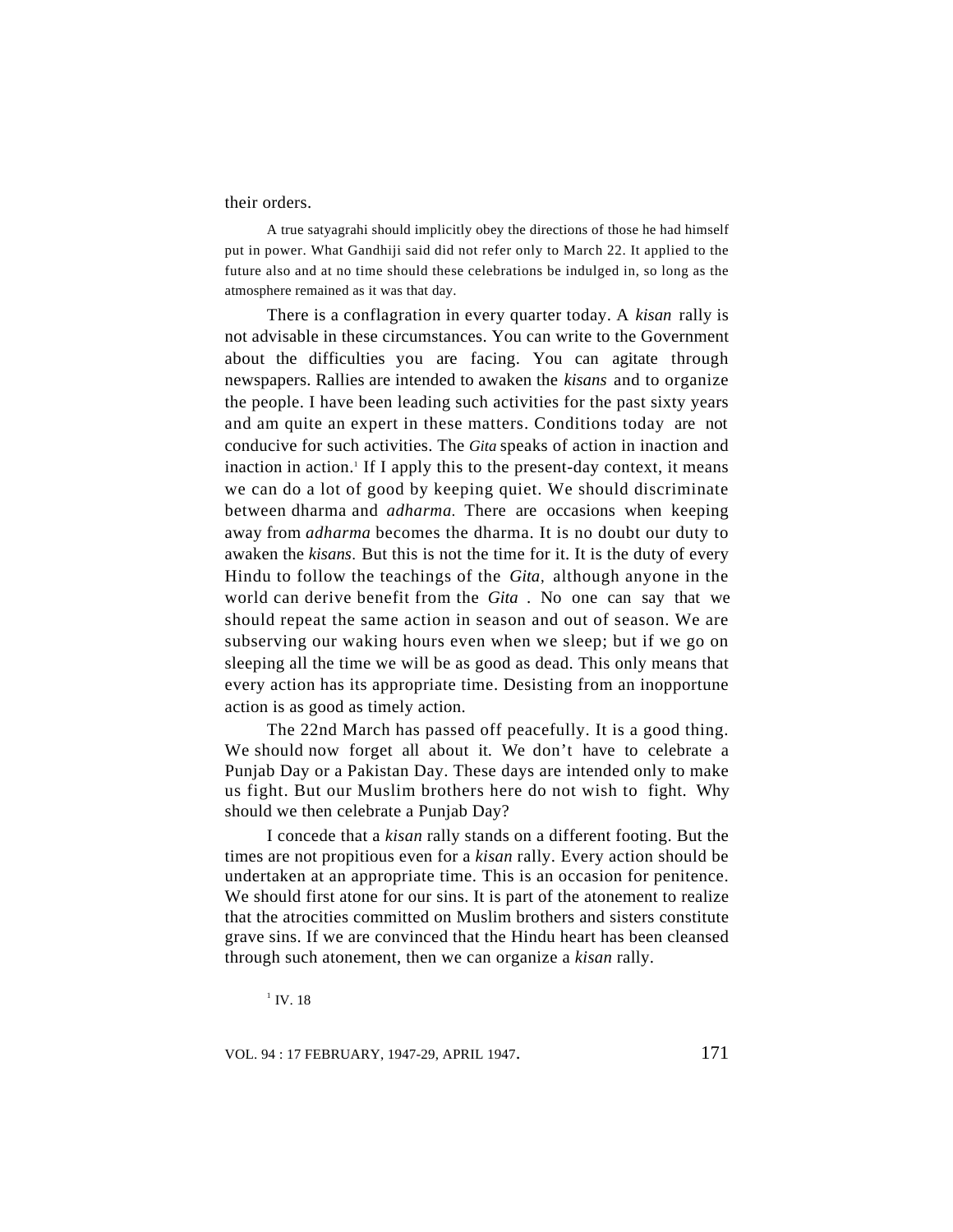their orders.

A true satyagrahi should implicitly obey the directions of those he had himself put in power. What Gandhiji said did not refer only to March 22. It applied to the future also and at no time should these celebrations be indulged in, so long as the atmosphere remained as it was that day.

There is a conflagration in every quarter today. A *kisan* rally is not advisable in these circumstances. You can write to the Government about the difficulties you are facing. You can agitate through newspapers. Rallies are intended to awaken the *kisans* and to organize the people. I have been leading such activities for the past sixty years and am quite an expert in these matters. Conditions today are not conducive for such activities. The *Gita* speaks of action in inaction and inaction in action.[1] If I apply this to the present-day context, it means we can do a lot of good by keeping quiet. We should discriminate between dharma and *adharma.* There are occasions when keeping away from *adharma* becomes the dharma. It is no doubt our duty to awaken the *kisans.* But this is not the time for it. It is the duty of every Hindu to follow the teachings of the *Gita,* although anyone in the world can derive benefit from the *Gita* . No one can say that we should repeat the same action in season and out of season. We are subserving our waking hours even when we sleep; but if we go on sleeping all the time we will be as good as dead. This only means that every action has its appropriate time. Desisting from an inopportune action is as good as timely action.

The 22nd March has passed off peacefully. It is a good thing. We should now forget all about it. We don't have to celebrate a Punjab Day or a Pakistan Day. These days are intended only to make us fight. But our Muslim brothers here do not wish to fight. Why should we then celebrate a Punjab Day?

I concede that a *kisan* rally stands on a different footing. But the times are not propitious even for a *kisan* rally. Every action should be undertaken at an appropriate time. This is an occasion for penitence. We should first atone for our sins. It is part of the atonement to realize that the atrocities committed on Muslim brothers and sisters constitute grave sins. If we are convinced that the Hindu heart has been cleansed through such atonement, then we can organize a *kisan* rally.

[1] IV. 18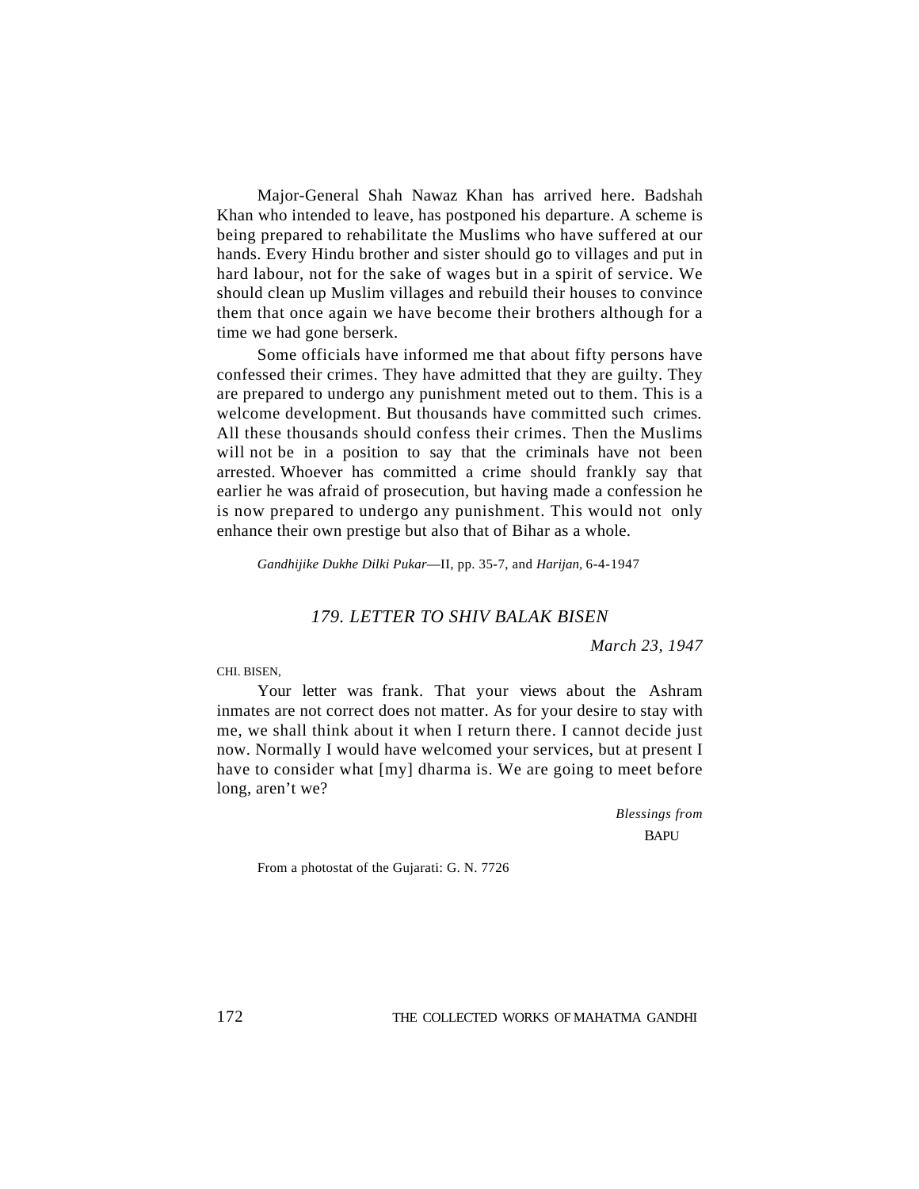Major-General Shah Nawaz Khan has arrived here. Badshah Khan who intended to leave, has postponed his departure. A scheme is being prepared to rehabilitate the Muslims who have suffered at our hands. Every Hindu brother and sister should go to villages and put in hard labour, not for the sake of wages but in a spirit of service. We should clean up Muslim villages and rebuild their houses to convince them that once again we have become their brothers although for a time we had gone berserk.

Some officials have informed me that about fifty persons have confessed their crimes. They have admitted that they are guilty. They are prepared to undergo any punishment meted out to them. This is a welcome development. But thousands have committed such crimes. All these thousands should confess their crimes. Then the Muslims will not be in a position to say that the criminals have not been arrested. Whoever has committed a crime should frankly say that earlier he was afraid of prosecution, but having made a confession he is now prepared to undergo any punishment. This would not only enhance their own prestige but also that of Bihar as a whole.

*Gandhijike Dukhe Dilki Pukar*—II, pp. 35-7, and *Harijan*, 6-4-1947

## *179. LETTER TO SHIV BALAK BISEN*

*March 23, 1947*

CHI. BISEN,

Your letter was frank. That your views about the Ashram inmates are not correct does not matter. As for your desire to stay with me, we shall think about it when I return there. I cannot decide just now. Normally I would have welcomed your services, but at present I have to consider what [my] dharma is. We are going to meet before long, aren't we?

*Blessings from*
BAPU

From a photostat of the Gujarati: G. N. 7726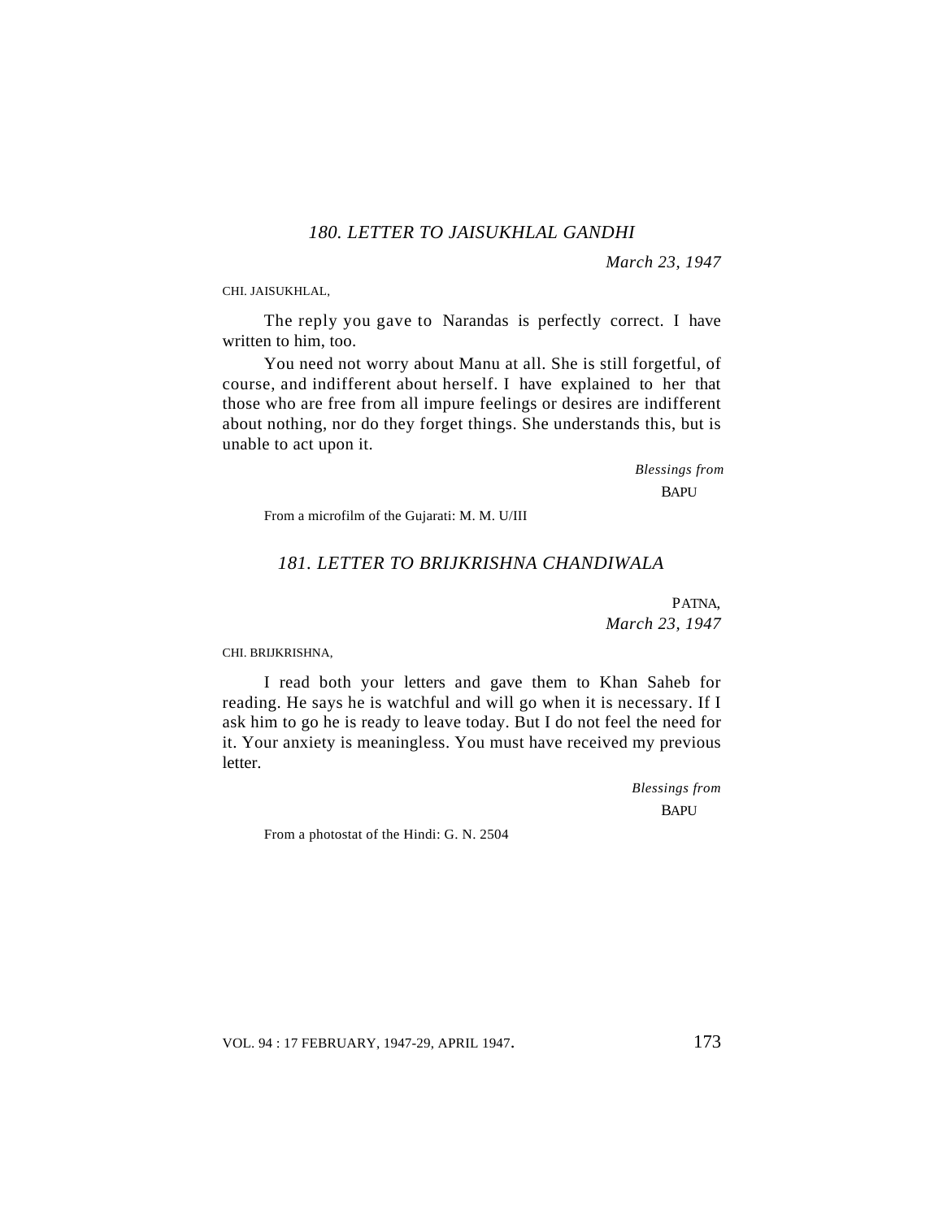### *180. LETTER TO JAISUKHLAL GANDHI*

*March 23, 1947*

CHI. JAISUKHLAL,

The reply you gave to Narandas is perfectly correct. I have written to him, too.

You need not worry about Manu at all. She is still forgetful, of course, and indifferent about herself. I have explained to her that those who are free from all impure feelings or desires are indifferent about nothing, nor do they forget things. She understands this, but is unable to act upon it.

*Blessings from*

BAPU

From a microfilm of the Gujarati: M. M. U/III

### *181. LETTER TO BRIJKRISHNA CHANDIWALA*

PATNA,

*March 23, 1947*

CHI. BRIJKRISHNA,

I read both your letters and gave them to Khan Saheb for reading. He says he is watchful and will go when it is necessary. If I ask him to go he is ready to leave today. But I do not feel the need for it. Your anxiety is meaningless. You must have received my previous letter.

*Blessings from*

BAPU

From a photostat of the Hindi: G. N. 2504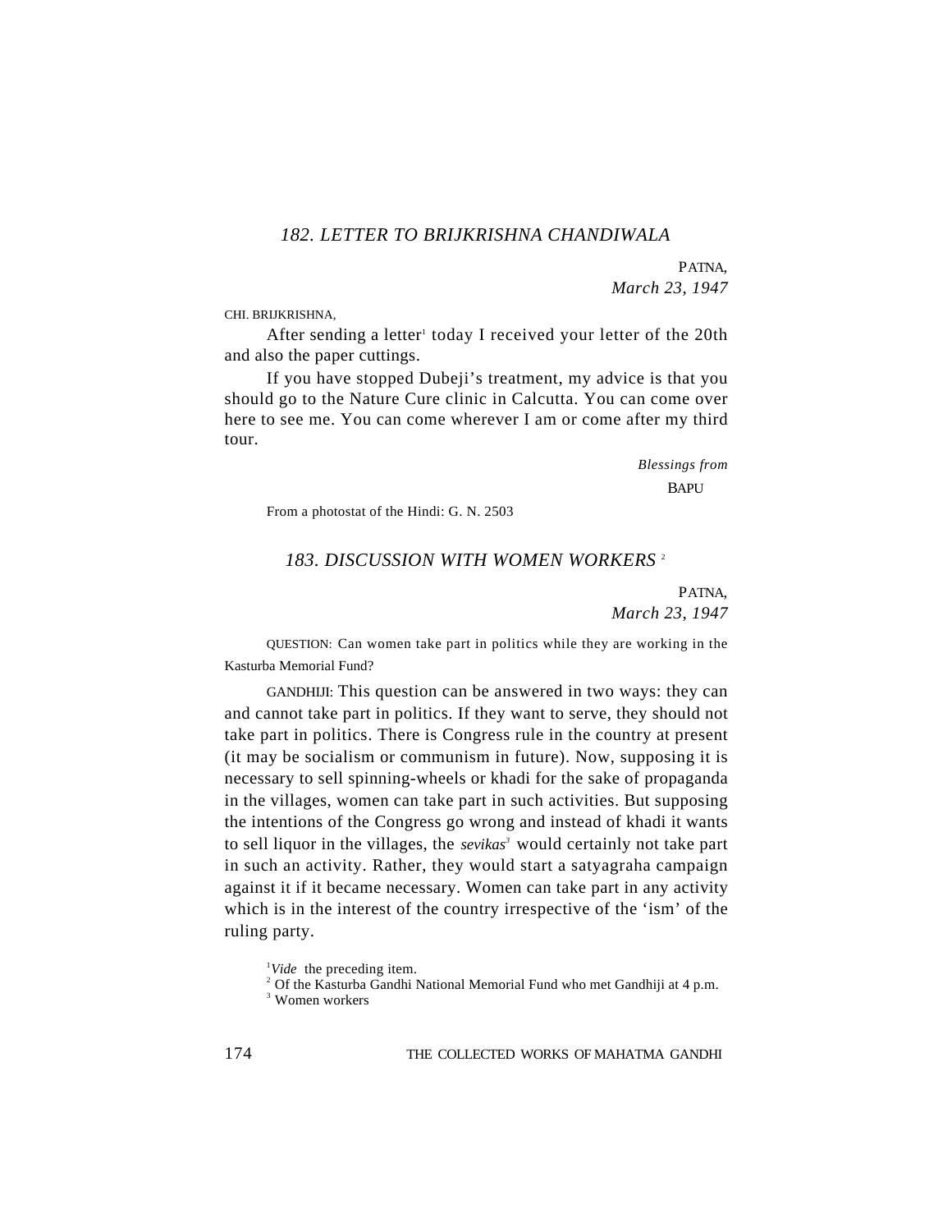### *182. LETTER TO BRIJKRISHNA CHANDIWALA*

PATNA,
*March 23, 1947*

CHI. BRIJKRISHNA,

After sending a letter[1] today I received your letter of the 20th and also the paper cuttings.

If you have stopped Dubeji's treatment, my advice is that you should go to the Nature Cure clinic in Calcutta. You can come over here to see me. You can come wherever I am or come after my third tour.

*Blessings from*
BAPU

From a photostat of the Hindi: G. N. 2503

### *183. DISCUSSION WITH WOMEN WORKERS* [2]

PATNA,
*March 23, 1947*

QUESTION: Can women take part in politics while they are working in the Kasturba Memorial Fund?

GANDHIJI: This question can be answered in two ways: they can and cannot take part in politics. If they want to serve, they should not take part in politics. There is Congress rule in the country at present (it may be socialism or communism in future). Now, supposing it is necessary to sell spinning-wheels or khadi for the sake of propaganda in the villages, women can take part in such activities. But supposing the intentions of the Congress go wrong and instead of khadi it wants to sell liquor in the villages, the *sevikas*[3] would certainly not take part in such an activity. Rather, they would start a satyagraha campaign against it if it became necessary. Women can take part in any activity which is in the interest of the country irrespective of the 'ism' of the ruling party.

[1] *Vide* the preceding item.

[2] Of the Kasturba Gandhi National Memorial Fund who met Gandhiji at 4 p.m.

[3] Women workers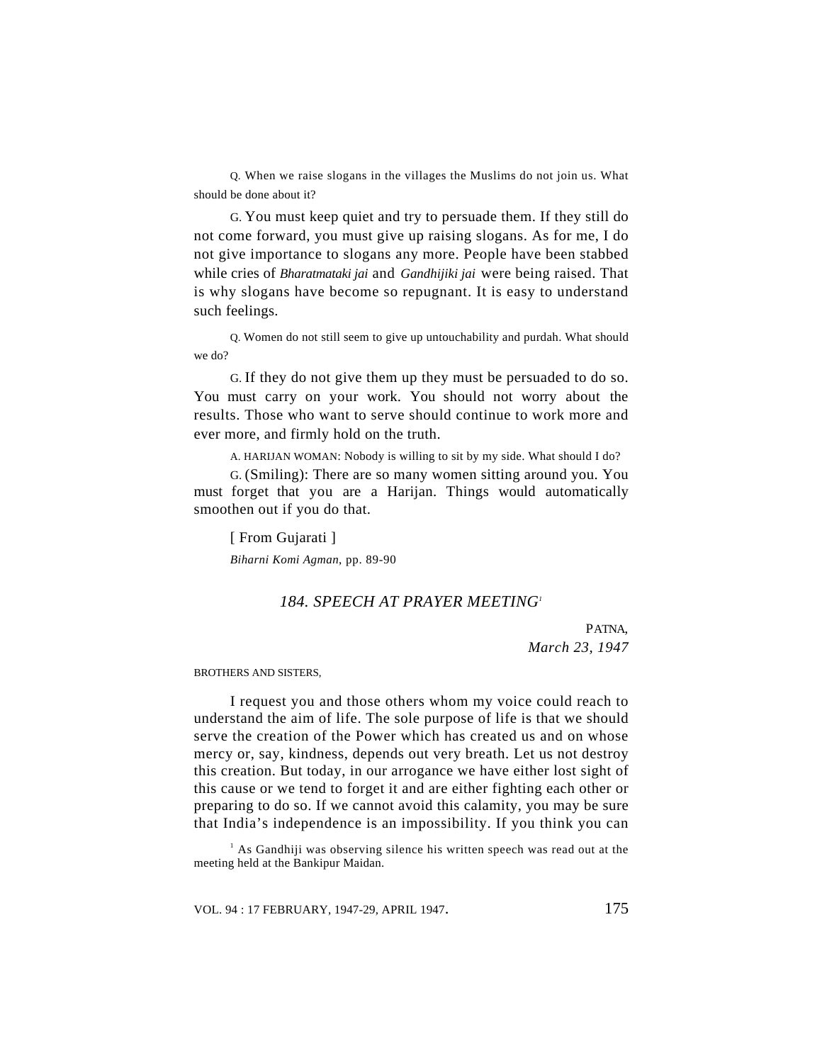Q. When we raise slogans in the villages the Muslims do not join us. What should be done about it?

G. You must keep quiet and try to persuade them. If they still do not come forward, you must give up raising slogans. As for me, I do not give importance to slogans any more. People have been stabbed while cries of *Bharatmataki jai* and *Gandhijiki jai* were being raised. That is why slogans have become so repugnant. It is easy to understand such feelings.

Q. Women do not still seem to give up untouchability and purdah. What should we do?

G. If they do not give them up they must be persuaded to do so. You must carry on your work. You should not worry about the results. Those who want to serve should continue to work more and ever more, and firmly hold on the truth.

A. HARIJAN WOMAN: Nobody is willing to sit by my side. What should I do?

G. (Smiling): There are so many women sitting around you. You must forget that you are a Harijan. Things would automatically smoothen out if you do that.

[ From Gujarati ]

*Biharni Komi Agman*, pp. 89-90

## *184. SPEECH AT PRAYER MEETING*[1]

PATNA,
*March 23, 1947*

BROTHERS AND SISTERS,

I request you and those others whom my voice could reach to understand the aim of life. The sole purpose of life is that we should serve the creation of the Power which has created us and on whose mercy or, say, kindness, depends out very breath. Let us not destroy this creation. But today, in our arrogance we have either lost sight of this cause or we tend to forget it and are either fighting each other or preparing to do so. If we cannot avoid this calamity, you may be sure that India's independence is an impossibility. If you think you can

[1] As Gandhiji was observing silence his written speech was read out at the meeting held at the Bankipur Maidan.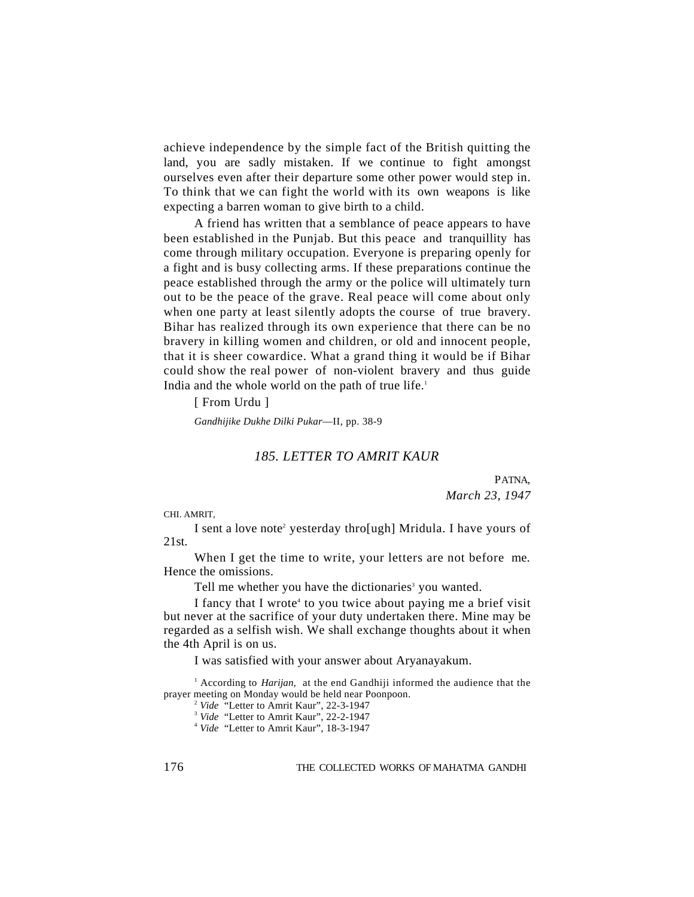achieve independence by the simple fact of the British quitting the land, you are sadly mistaken. If we continue to fight amongst ourselves even after their departure some other power would step in. To think that we can fight the world with its own weapons is like expecting a barren woman to give birth to a child.

A friend has written that a semblance of peace appears to have been established in the Punjab. But this peace and tranquillity has come through military occupation. Everyone is preparing openly for a fight and is busy collecting arms. If these preparations continue the peace established through the army or the police will ultimately turn out to be the peace of the grave. Real peace will come about only when one party at least silently adopts the course of true bravery. Bihar has realized through its own experience that there can be no bravery in killing women and children, or old and innocent people, that it is sheer cowardice. What a grand thing it would be if Bihar could show the real power of non-violent bravery and thus guide India and the whole world on the path of true life.[1]

[ From Urdu ]

*Gandhijike Dukhe Dilki Pukar*—II, pp. 38-9

## *185. LETTER TO AMRIT KAUR*

PATNA,
*March 23, 1947*

CHI. AMRIT,

I sent a love note[2] yesterday thro[ugh] Mridula. I have yours of 21st.

When I get the time to write, your letters are not before me. Hence the omissions.

Tell me whether you have the dictionaries[3] you wanted.

I fancy that I wrote[4] to you twice about paying me a brief visit but never at the sacrifice of your duty undertaken there. Mine may be regarded as a selfish wish. We shall exchange thoughts about it when the 4th April is on us.

I was satisfied with your answer about Aryanayakum.

[1] According to *Harijan,* at the end Gandhiji informed the audience that the prayer meeting on Monday would be held near Poonpoon.

[2] *Vide* "Letter to Amrit Kaur", 22-3-1947

[3] *Vide* "Letter to Amrit Kaur", 22-2-1947

[4] *Vide* "Letter to Amrit Kaur", 18-3-1947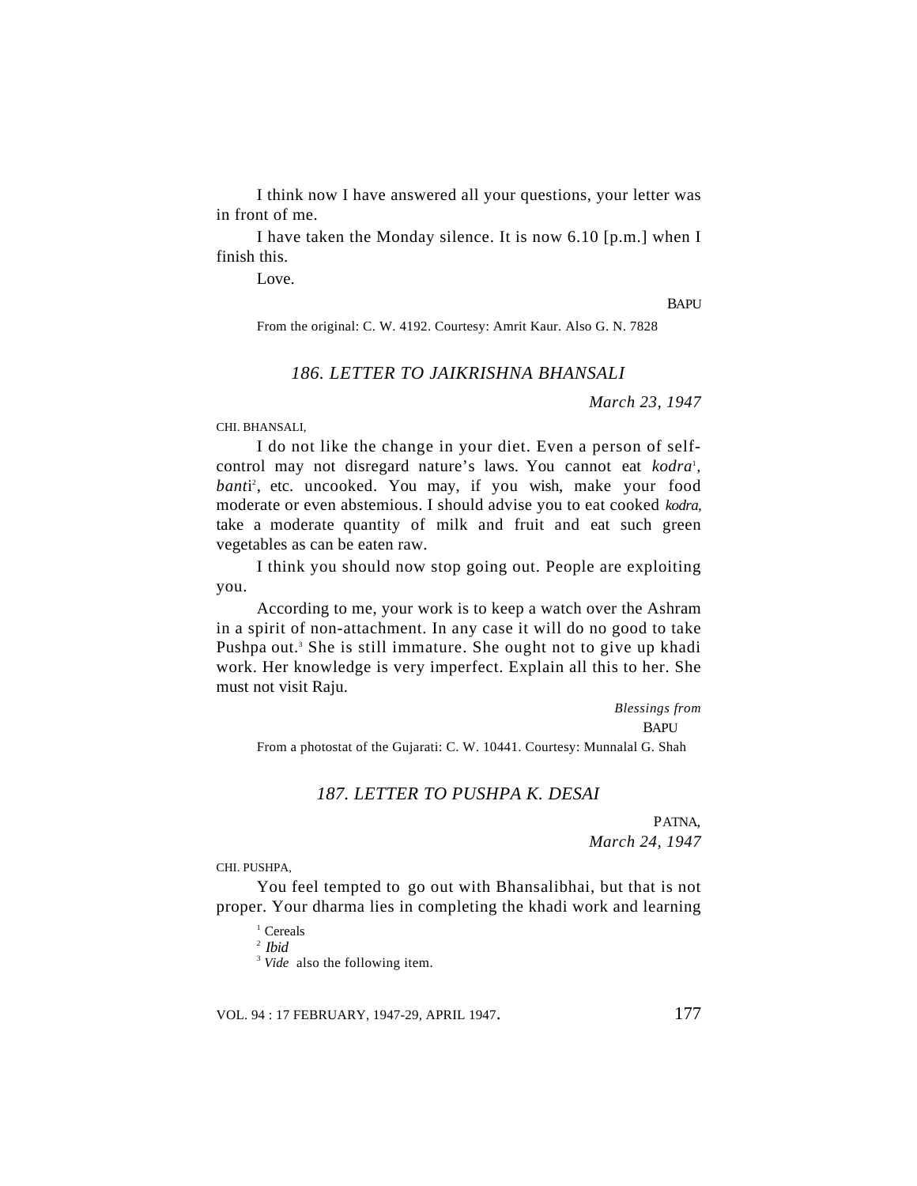I think now I have answered all your questions, your letter was in front of me.

I have taken the Monday silence. It is now 6.10 [p.m.] when I finish this.

Love.

BAPU

From the original: C. W. 4192. Courtesy: Amrit Kaur. Also G. N. 7828

## *186. LETTER TO JAIKRISHNA BHANSALI*

*March 23, 1947*

CHI. BHANSALI,

I do not like the change in your diet. Even a person of self-control may not disregard nature's laws. You cannot eat *kodra*[1], *banti*[2], etc. uncooked. You may, if you wish, make your food moderate or even abstemious. I should advise you to eat cooked *kodra*, take a moderate quantity of milk and fruit and eat such green vegetables as can be eaten raw.

I think you should now stop going out. People are exploiting you.

According to me, your work is to keep a watch over the Ashram in a spirit of non-attachment. In any case it will do no good to take Pushpa out.[3] She is still immature. She ought not to give up khadi work. Her knowledge is very imperfect. Explain all this to her. She must not visit Raju.

*Blessings from*
BAPU

From a photostat of the Gujarati: C. W. 10441. Courtesy: Munnalal G. Shah

## *187. LETTER TO PUSHPA K. DESAI*

PATNA,
*March 24, 1947*

CHI. PUSHPA,

You feel tempted to go out with Bhansalibhai, but that is not proper. Your dharma lies in completing the khadi work and learning

[1] Cereals

[2] *Ibid*

[3] *Vide* also the following item.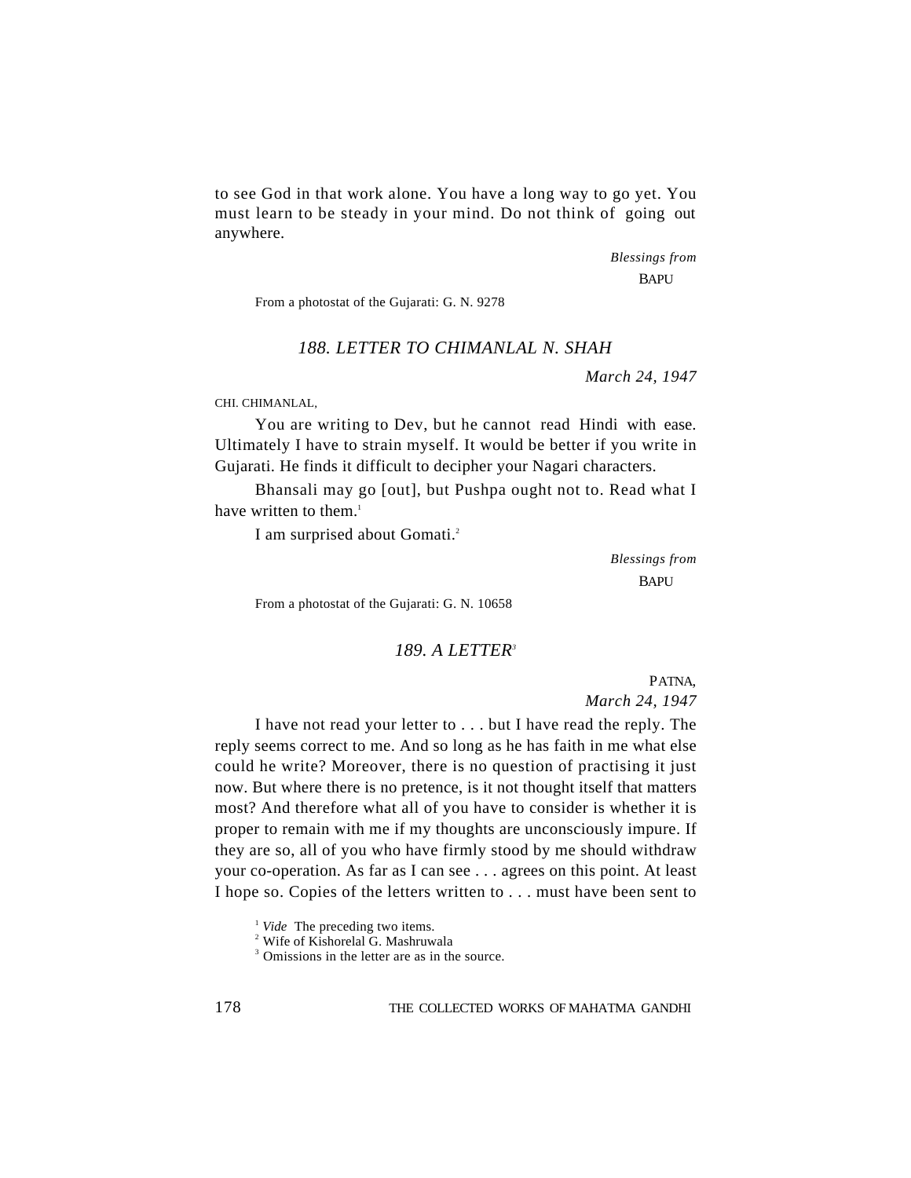to see God in that work alone. You have a long way to go yet. You must learn to be steady in your mind. Do not think of going out anywhere.

*Blessings from*
BAPU

From a photostat of the Gujarati: G. N. 9278

### *188. LETTER TO CHIMANLAL N. SHAH*

*March 24, 1947*

CHI. CHIMANLAL,

You are writing to Dev, but he cannot read Hindi with ease. Ultimately I have to strain myself. It would be better if you write in Gujarati. He finds it difficult to decipher your Nagari characters.

Bhansali may go [out], but Pushpa ought not to. Read what I have written to them.[1]

I am surprised about Gomati.[2]

*Blessings from*
BAPU

From a photostat of the Gujarati: G. N. 10658

### *189. A LETTER*[3]

PATNA,
*March 24, 1947*

I have not read your letter to . . . but I have read the reply. The reply seems correct to me. And so long as he has faith in me what else could he write? Moreover, there is no question of practising it just now. But where there is no pretence, is it not thought itself that matters most? And therefore what all of you have to consider is whether it is proper to remain with me if my thoughts are unconsciously impure. If they are so, all of you who have firmly stood by me should withdraw your co-operation. As far as I can see . . . agrees on this point. At least I hope so. Copies of the letters written to . . . must have been sent to

[1] *Vide* The preceding two items.
[2] Wife of Kishorelal G. Mashruwala
[3] Omissions in the letter are as in the source.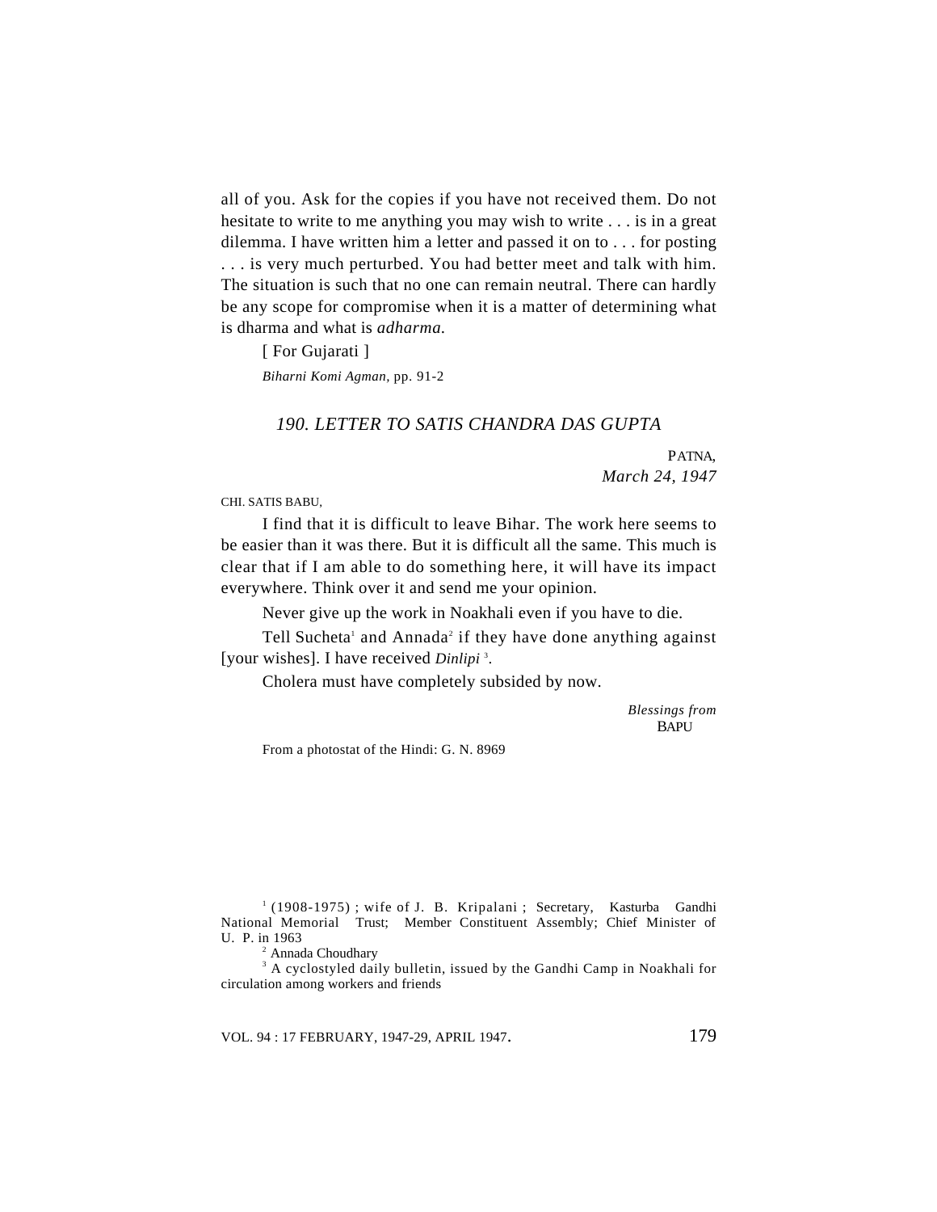all of you. Ask for the copies if you have not received them. Do not hesitate to write to me anything you may wish to write . . . is in a great dilemma. I have written him a letter and passed it on to . . . for posting . . . is very much perturbed. You had better meet and talk with him. The situation is such that no one can remain neutral. There can hardly be any scope for compromise when it is a matter of determining what is dharma and what is *adharma.*

[ For Gujarati ]

*Biharni Komi Agman*, pp. 91-2

## *190. LETTER TO SATIS CHANDRA DAS GUPTA*

PATNA,
*March 24, 1947*

CHI. SATIS BABU,

I find that it is difficult to leave Bihar. The work here seems to be easier than it was there. But it is difficult all the same. This much is clear that if I am able to do something here, it will have its impact everywhere. Think over it and send me your opinion.

Never give up the work in Noakhali even if you have to die.

Tell Sucheta[1] and Annada[2] if they have done anything against [your wishes]. I have received *Dinlipi*[3].

Cholera must have completely subsided by now.

*Blessings from*
BAPU

From a photostat of the Hindi: G. N. 8969

---

[1] (1908-1975) ; wife of J. B. Kripalani ; Secretary, Kasturba Gandhi National Memorial Trust; Member Constituent Assembly; Chief Minister of U. P. in 1963

[2] Annada Choudhary

[3] A cyclostyled daily bulletin, issued by the Gandhi Camp in Noakhali for circulation among workers and friends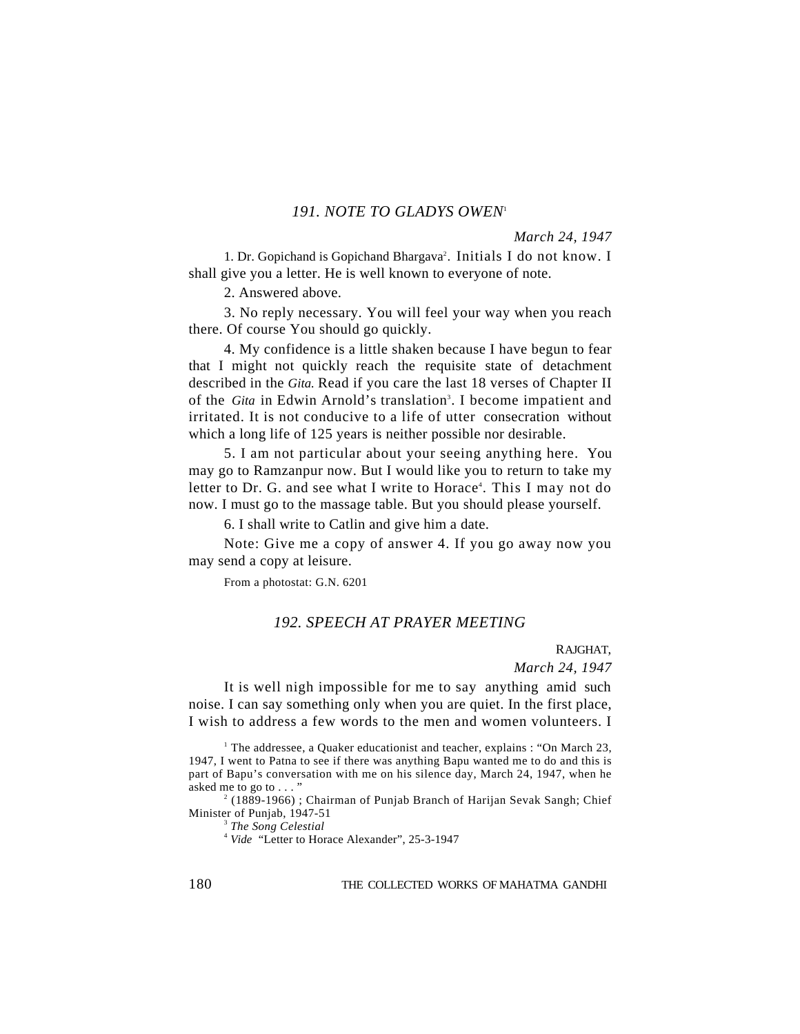### *191. NOTE TO GLADYS OWEN*[1]

*March 24, 1947*

1. Dr. Gopichand is Gopichand Bhargava[2]. Initials I do not know. I shall give you a letter. He is well known to everyone of note.

2. Answered above.

3. No reply necessary. You will feel your way when you reach there. Of course You should go quickly.

4. My confidence is a little shaken because I have begun to fear that I might not quickly reach the requisite state of detachment described in the *Gita.* Read if you care the last 18 verses of Chapter II of the *Gita* in Edwin Arnold's translation[3]. I become impatient and irritated. It is not conducive to a life of utter consecration without which a long life of 125 years is neither possible nor desirable.

5. I am not particular about your seeing anything here. You may go to Ramzanpur now. But I would like you to return to take my letter to Dr. G. and see what I write to Horace[4]. This I may not do now. I must go to the massage table. But you should please yourself.

6. I shall write to Catlin and give him a date.

Note: Give me a copy of answer 4. If you go away now you may send a copy at leisure.

From a photostat: G.N. 6201

### *192. SPEECH AT PRAYER MEETING*

RAJGHAT,

*March 24, 1947*

It is well nigh impossible for me to say anything amid such noise. I can say something only when you are quiet. In the first place, I wish to address a few words to the men and women volunteers. I

---

[1] The addressee, a Quaker educationist and teacher, explains : "On March 23, 1947, I went to Patna to see if there was anything Bapu wanted me to do and this is part of Bapu's conversation with me on his silence day, March 24, 1947, when he asked me to go to . . . "

[2] (1889-1966) ; Chairman of Punjab Branch of Harijan Sevak Sangh; Chief Minister of Punjab, 1947-51

[3] *The Song Celestial*

[4] *Vide* "Letter to Horace Alexander", 25-3-1947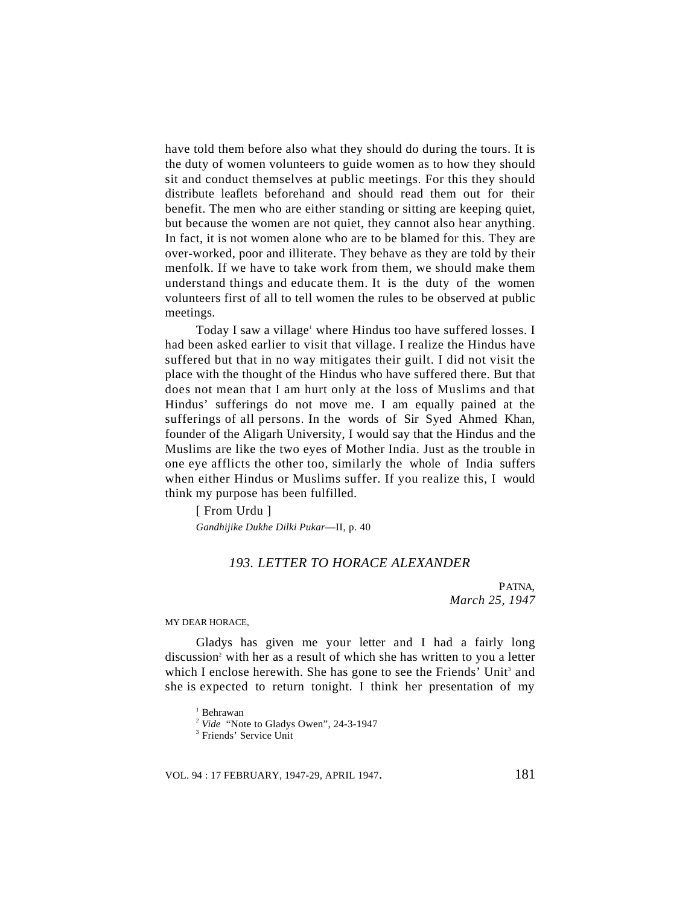have told them before also what they should do during the tours. It is the duty of women volunteers to guide women as to how they should sit and conduct themselves at public meetings. For this they should distribute leaflets beforehand and should read them out for their benefit. The men who are either standing or sitting are keeping quiet, but because the women are not quiet, they cannot also hear anything. In fact, it is not women alone who are to be blamed for this. They are over-worked, poor and illiterate. They behave as they are told by their menfolk. If we have to take work from them, we should make them understand things and educate them. It is the duty of the women volunteers first of all to tell women the rules to be observed at public meetings.

Today I saw a village[1] where Hindus too have suffered losses. I had been asked earlier to visit that village. I realize the Hindus have suffered but that in no way mitigates their guilt. I did not visit the place with the thought of the Hindus who have suffered there. But that does not mean that I am hurt only at the loss of Muslims and that Hindus' sufferings do not move me. I am equally pained at the sufferings of all persons. In the words of Sir Syed Ahmed Khan, founder of the Aligarh University, I would say that the Hindus and the Muslims are like the two eyes of Mother India. Just as the trouble in one eye afflicts the other too, similarly the whole of India suffers when either Hindus or Muslims suffer. If you realize this, I would think my purpose has been fulfilled.

[ From Urdu ]

*Gandhijike Dukhe Dilki Pukar*—II, p. 40

### *193. LETTER TO HORACE ALEXANDER*

PATNA,
*March 25, 1947*

MY DEAR HORACE,

Gladys has given me your letter and I had a fairly long discussion[2] with her as a result of which she has written to you a letter which I enclose herewith. She has gone to see the Friends' Unit[3] and she is expected to return tonight. I think her presentation of my

[1] Behrawan
[2] *Vide* "Note to Gladys Owen", 24-3-1947
[3] Friends' Service Unit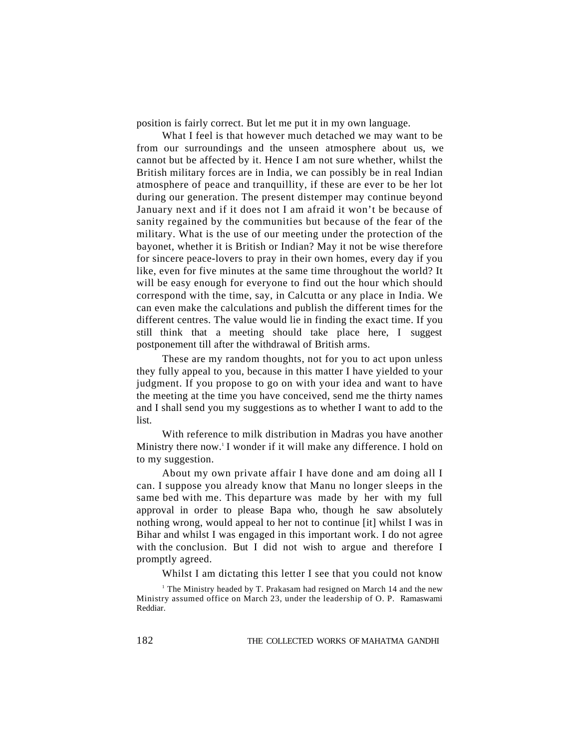position is fairly correct. But let me put it in my own language.

What I feel is that however much detached we may want to be from our surroundings and the unseen atmosphere about us, we cannot but be affected by it. Hence I am not sure whether, whilst the British military forces are in India, we can possibly be in real Indian atmosphere of peace and tranquillity, if these are ever to be her lot during our generation. The present distemper may continue beyond January next and if it does not I am afraid it won't be because of sanity regained by the communities but because of the fear of the military. What is the use of our meeting under the protection of the bayonet, whether it is British or Indian? May it not be wise therefore for sincere peace-lovers to pray in their own homes, every day if you like, even for five minutes at the same time throughout the world? It will be easy enough for everyone to find out the hour which should correspond with the time, say, in Calcutta or any place in India. We can even make the calculations and publish the different times for the different centres. The value would lie in finding the exact time. If you still think that a meeting should take place here, I suggest postponement till after the withdrawal of British arms.

These are my random thoughts, not for you to act upon unless they fully appeal to you, because in this matter I have yielded to your judgment. If you propose to go on with your idea and want to have the meeting at the time you have conceived, send me the thirty names and I shall send you my suggestions as to whether I want to add to the list.

With reference to milk distribution in Madras you have another Ministry there now.[1] I wonder if it will make any difference. I hold on to my suggestion.

About my own private affair I have done and am doing all I can. I suppose you already know that Manu no longer sleeps in the same bed with me. This departure was made by her with my full approval in order to please Bapa who, though he saw absolutely nothing wrong, would appeal to her not to continue [it] whilst I was in Bihar and whilst I was engaged in this important work. I do not agree with the conclusion. But I did not wish to argue and therefore I promptly agreed.

Whilst I am dictating this letter I see that you could not know

[1] The Ministry headed by T. Prakasam had resigned on March 14 and the new Ministry assumed office on March 23, under the leadership of O. P. Ramaswami Reddiar.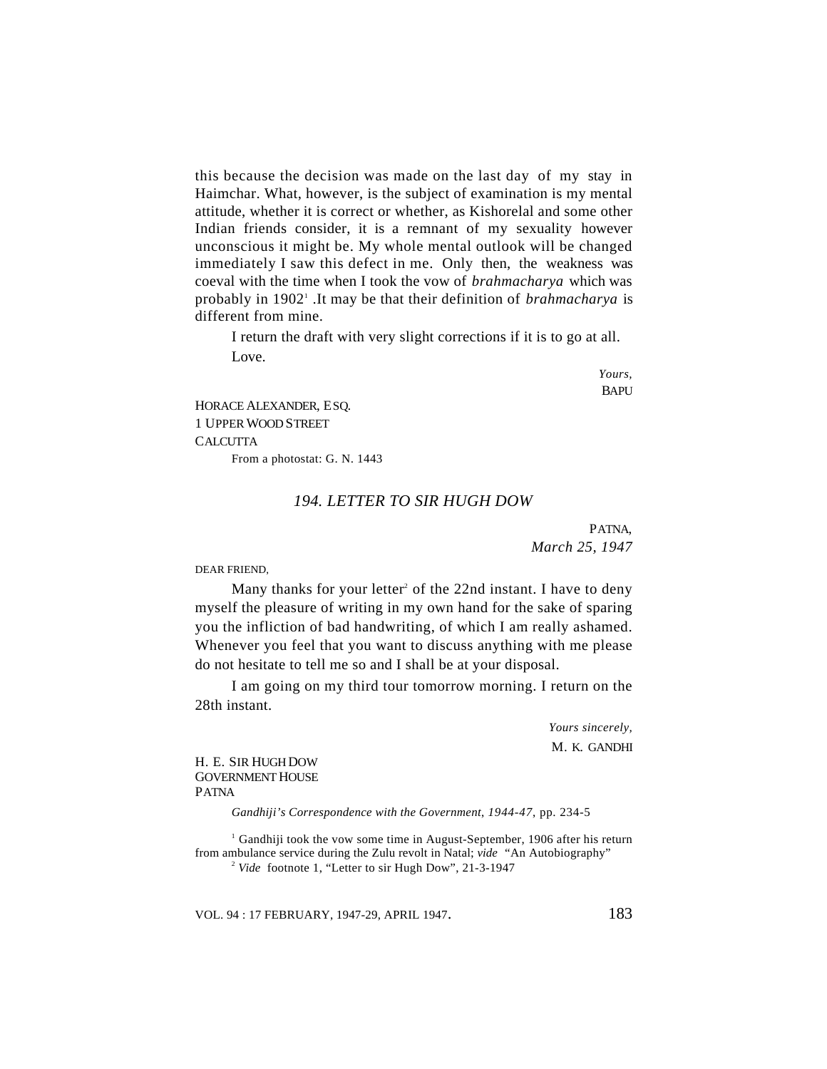this because the decision was made on the last day of my stay in Haimchar. What, however, is the subject of examination is my mental attitude, whether it is correct or whether, as Kishorelal and some other Indian friends consider, it is a remnant of my sexuality however unconscious it might be. My whole mental outlook will be changed immediately I saw this defect in me. Only then, the weakness was coeval with the time when I took the vow of *brahmacharya* which was probably in 1902[1] .It may be that their definition of *brahmacharya* is different from mine.

I return the draft with very slight corrections if it is to go at all.

Love.

*Yours,*
BAPU

HORACE ALEXANDER, ESQ.
1 UPPER WOOD STREET
CALCUTTA

From a photostat: G. N. 1443

## 194. LETTER TO SIR HUGH DOW

PATNA,
*March 25, 1947*

DEAR FRIEND,

Many thanks for your letter[2] of the 22nd instant. I have to deny myself the pleasure of writing in my own hand for the sake of sparing you the infliction of bad handwriting, of which I am really ashamed. Whenever you feel that you want to discuss anything with me please do not hesitate to tell me so and I shall be at your disposal.

I am going on my third tour tomorrow morning. I return on the 28th instant.

*Yours sincerely,*
M. K. GANDHI

H. E. SIR HUGH DOW
GOVERNMENT HOUSE
PATNA

*Gandhiji's Correspondence with the Government, 1944-47*, pp. 234-5

[1] Gandhiji took the vow some time in August-September, 1906 after his return from ambulance service during the Zulu revolt in Natal; *vide* "An Autobiography"

[2] *Vide* footnote 1, "Letter to sir Hugh Dow", 21-3-1947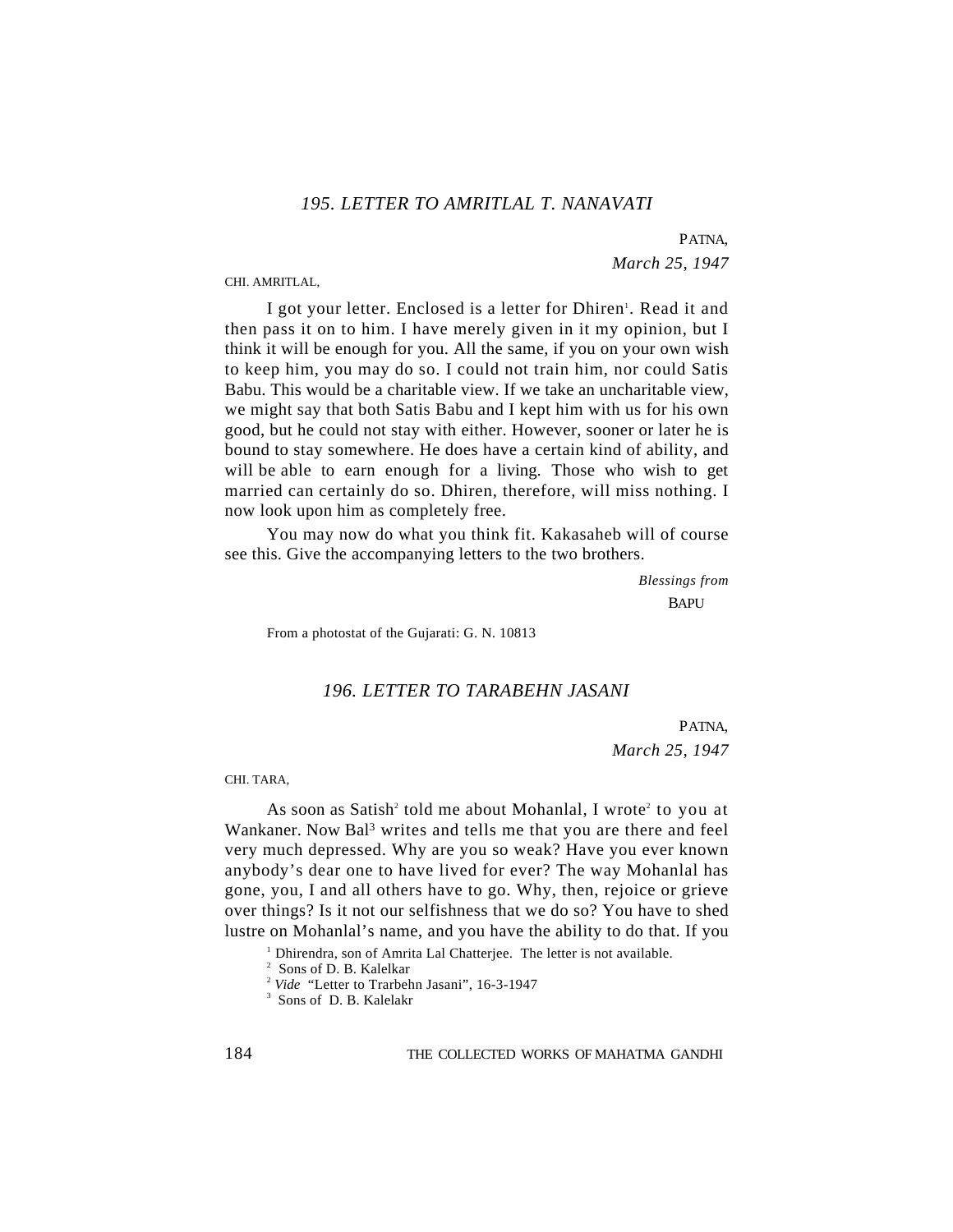## 195. LETTER TO AMRITLAL T. NANAVATI

PATNA,
*March 25, 1947*

CHI. AMRITLAL,

I got your letter. Enclosed is a letter for Dhiren[1]. Read it and then pass it on to him. I have merely given in it my opinion, but I think it will be enough for you. All the same, if you on your own wish to keep him, you may do so. I could not train him, nor could Satis Babu. This would be a charitable view. If we take an uncharitable view, we might say that both Satis Babu and I kept him with us for his own good, but he could not stay with either. However, sooner or later he is bound to stay somewhere. He does have a certain kind of ability, and will be able to earn enough for a living. Those who wish to get married can certainly do so. Dhiren, therefore, will miss nothing. I now look upon him as completely free.

You may now do what you think fit. Kakasaheb will of course see this. Give the accompanying letters to the two brothers.

*Blessings from*
BAPU

From a photostat of the Gujarati: G. N. 10813

## 196. LETTER TO TARABEHN JASANI

PATNA,
*March 25, 1947*

CHI. TARA,

As soon as Satish[2] told me about Mohanlal, I wrote[2] to you at Wankaner. Now Bal[3] writes and tells me that you are there and feel very much depressed. Why are you so weak? Have you ever known anybody's dear one to have lived for ever? The way Mohanlal has gone, you, I and all others have to go. Why, then, rejoice or grieve over things? Is it not our selfishness that we do so? You have to shed lustre on Mohanlal's name, and you have the ability to do that. If you

[1] Dhirendra, son of Amrita Lal Chatterjee. The letter is not available.

[2] Sons of D. B. Kalelkar

[2] *Vide* "Letter to Trarbehn Jasani", 16-3-1947

[3] Sons of D. B. Kalelakr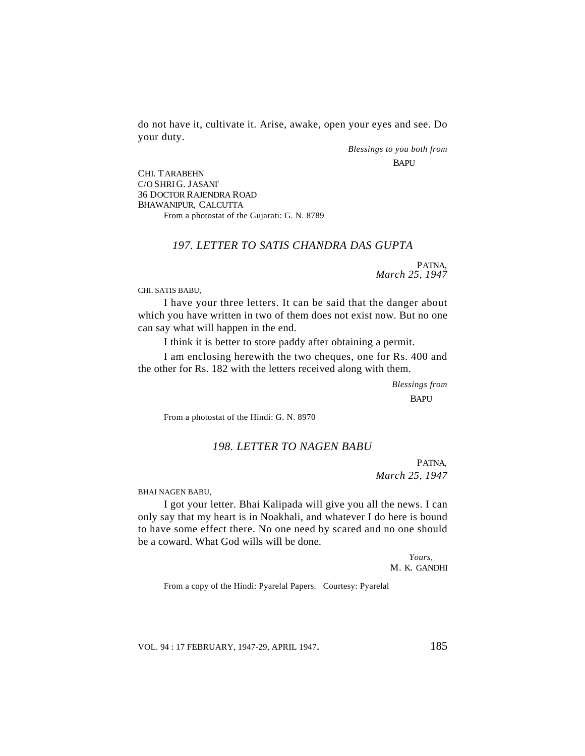do not have it, cultivate it. Arise, awake, open your eyes and see. Do your duty.

*Blessings to you both from*

BAPU

CHI. TARABEHN
C/O SHRI G. JASANI'
36 DOCTOR RAJENDRA ROAD
BHAWANIPUR, CALCUTTA

From a photostat of the Gujarati: G. N. 8789

### *197. LETTER TO SATIS CHANDRA DAS GUPTA*

PATNA,
*March 25, 1947*

CHI. SATIS BABU,

I have your three letters. It can be said that the danger about which you have written in two of them does not exist now. But no one can say what will happen in the end.

I think it is better to store paddy after obtaining a permit.

I am enclosing herewith the two cheques, one for Rs. 400 and the other for Rs. 182 with the letters received along with them.

*Blessings from*

BAPU

From a photostat of the Hindi: G. N. 8970

### *198. LETTER TO NAGEN BABU*

PATNA,
*March 25, 1947*

BHAI NAGEN BABU,

I got your letter. Bhai Kalipada will give you all the news. I can only say that my heart is in Noakhali, and whatever I do here is bound to have some effect there. No one need by scared and no one should be a coward. What God wills will be done.

*Yours,*

M. K. GANDHI

From a copy of the Hindi: Pyarelal Papers. Courtesy: Pyarelal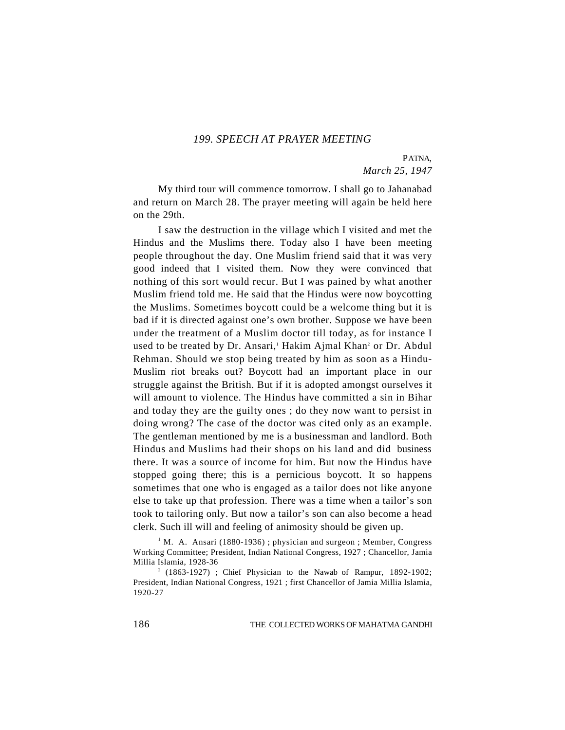## 199. SPEECH AT PRAYER MEETING

PATNA,
*March 25, 1947*

My third tour will commence tomorrow. I shall go to Jahanabad and return on March 28. The prayer meeting will again be held here on the 29th.

I saw the destruction in the village which I visited and met the Hindus and the Muslims there. Today also I have been meeting people throughout the day. One Muslim friend said that it was very good indeed that I visited them. Now they were convinced that nothing of this sort would recur. But I was pained by what another Muslim friend told me. He said that the Hindus were now boycotting the Muslims. Sometimes boycott could be a welcome thing but it is bad if it is directed against one's own brother. Suppose we have been under the treatment of a Muslim doctor till today, as for instance I used to be treated by Dr. Ansari,[1] Hakim Ajmal Khan[2] or Dr. Abdul Rehman. Should we stop being treated by him as soon as a Hindu-Muslim riot breaks out? Boycott had an important place in our struggle against the British. But if it is adopted amongst ourselves it will amount to violence. The Hindus have committed a sin in Bihar and today they are the guilty ones ; do they now want to persist in doing wrong? The case of the doctor was cited only as an example. The gentleman mentioned by me is a businessman and landlord. Both Hindus and Muslims had their shops on his land and did business there. It was a source of income for him. But now the Hindus have stopped going there; this is a pernicious boycott. It so happens sometimes that one who is engaged as a tailor does not like anyone else to take up that profession. There was a time when a tailor's son took to tailoring only. But now a tailor's son can also become a head clerk. Such ill will and feeling of animosity should be given up.

[1] M. A. Ansari (1880-1936) ; physician and surgeon ; Member, Congress Working Committee; President, Indian National Congress, 1927 ; Chancellor, Jamia Millia Islamia, 1928-36

[2] (1863-1927) ; Chief Physician to the Nawab of Rampur, 1892-1902; President, Indian National Congress, 1921 ; first Chancellor of Jamia Millia Islamia, 1920-27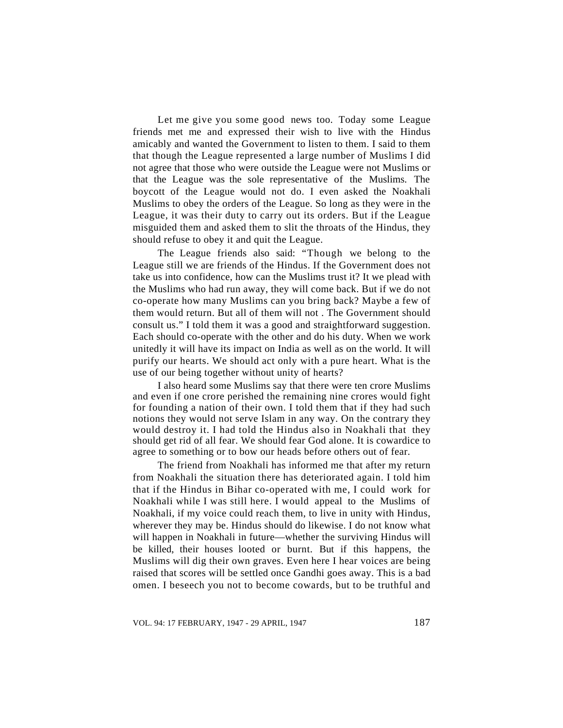Let me give you some good news too. Today some League friends met me and expressed their wish to live with the Hindus amicably and wanted the Government to listen to them. I said to them that though the League represented a large number of Muslims I did not agree that those who were outside the League were not Muslims or that the League was the sole representative of the Muslims. The boycott of the League would not do. I even asked the Noakhali Muslims to obey the orders of the League. So long as they were in the League, it was their duty to carry out its orders. But if the League misguided them and asked them to slit the throats of the Hindus, they should refuse to obey it and quit the League.

The League friends also said: "Though we belong to the League still we are friends of the Hindus. If the Government does not take us into confidence, how can the Muslims trust it? It we plead with the Muslims who had run away, they will come back. But if we do not co-operate how many Muslims can you bring back? Maybe a few of them would return. But all of them will not . The Government should consult us." I told them it was a good and straightforward suggestion. Each should co-operate with the other and do his duty. When we work unitedly it will have its impact on India as well as on the world. It will purify our hearts. We should act only with a pure heart. What is the use of our being together without unity of hearts?

I also heard some Muslims say that there were ten crore Muslims and even if one crore perished the remaining nine crores would fight for founding a nation of their own. I told them that if they had such notions they would not serve Islam in any way. On the contrary they would destroy it. I had told the Hindus also in Noakhali that they should get rid of all fear. We should fear God alone. It is cowardice to agree to something or to bow our heads before others out of fear.

The friend from Noakhali has informed me that after my return from Noakhali the situation there has deteriorated again. I told him that if the Hindus in Bihar co-operated with me, I could work for Noakhali while I was still here. I would appeal to the Muslims of Noakhali, if my voice could reach them, to live in unity with Hindus, wherever they may be. Hindus should do likewise. I do not know what will happen in Noakhali in future—whether the surviving Hindus will be killed, their houses looted or burnt. But if this happens, the Muslims will dig their own graves. Even here I hear voices are being raised that scores will be settled once Gandhi goes away. This is a bad omen. I beseech you not to become cowards, but to be truthful and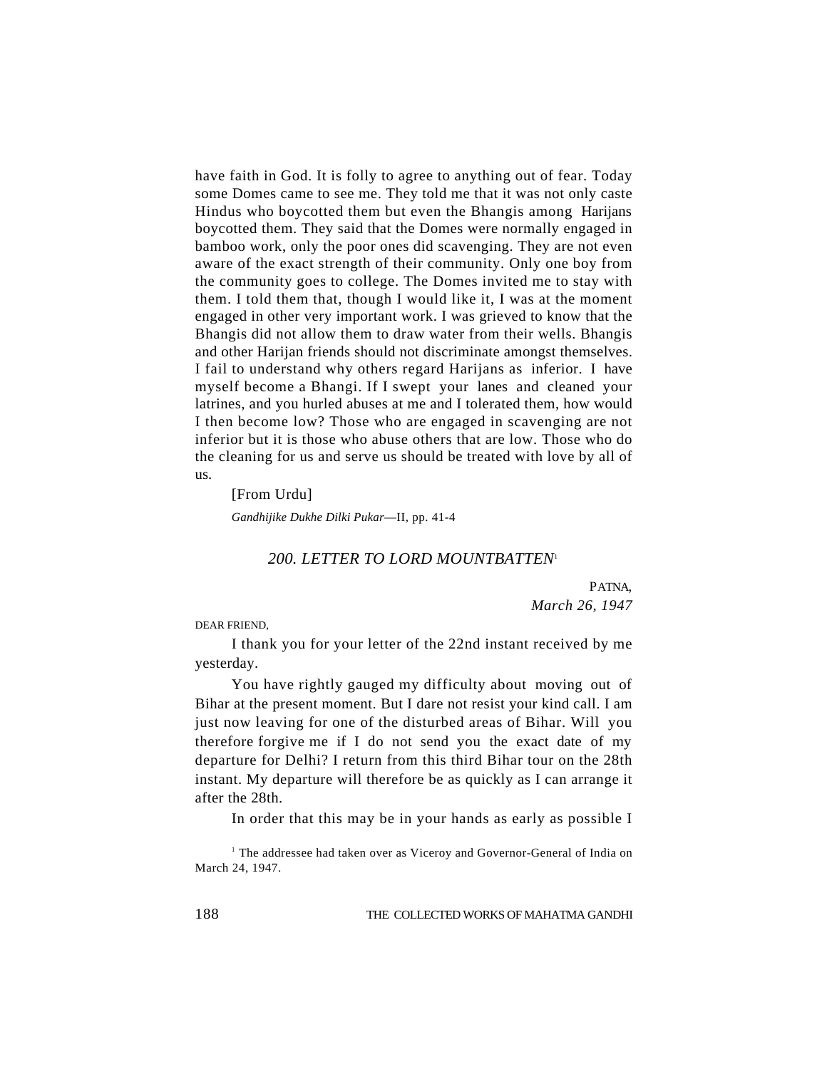have faith in God. It is folly to agree to anything out of fear. Today some Domes came to see me. They told me that it was not only caste Hindus who boycotted them but even the Bhangis among Harijans boycotted them. They said that the Domes were normally engaged in bamboo work, only the poor ones did scavenging. They are not even aware of the exact strength of their community. Only one boy from the community goes to college. The Domes invited me to stay with them. I told them that, though I would like it, I was at the moment engaged in other very important work. I was grieved to know that the Bhangis did not allow them to draw water from their wells. Bhangis and other Harijan friends should not discriminate amongst themselves. I fail to understand why others regard Harijans as inferior. I have myself become a Bhangi. If I swept your lanes and cleaned your latrines, and you hurled abuses at me and I tolerated them, how would I then become low? Those who are engaged in scavenging are not inferior but it is those who abuse others that are low. Those who do the cleaning for us and serve us should be treated with love by all of us.

[From Urdu]

*Gandhijike Dukhe Dilki Pukar*—II, pp. 41-4

### *200. LETTER TO LORD MOUNTBATTEN*[1]

PATNA,
*March 26, 1947*

DEAR FRIEND,

I thank you for your letter of the 22nd instant received by me yesterday.

You have rightly gauged my difficulty about moving out of Bihar at the present moment. But I dare not resist your kind call. I am just now leaving for one of the disturbed areas of Bihar. Will you therefore forgive me if I do not send you the exact date of my departure for Delhi? I return from this third Bihar tour on the 28th instant. My departure will therefore be as quickly as I can arrange it after the 28th.

In order that this may be in your hands as early as possible I

[1] The addressee had taken over as Viceroy and Governor-General of India on March 24, 1947.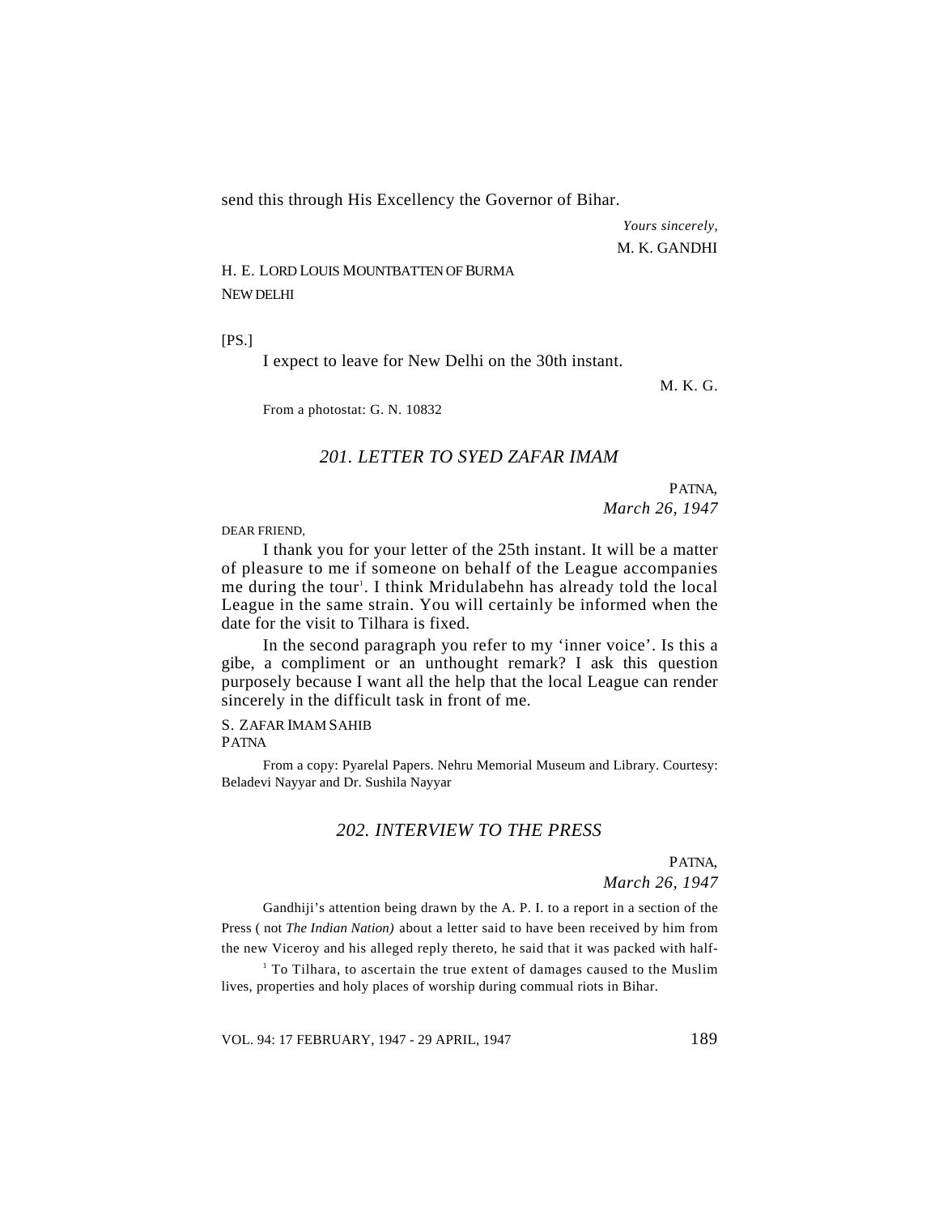send this through His Excellency the Governor of Bihar.

*Yours sincerely,*
M. K. GANDHI

H. E. LORD LOUIS MOUNTBATTEN OF BURMA
NEW DELHI

[PS.]

I expect to leave for New Delhi on the 30th instant.

M. K. G.

From a photostat: G. N. 10832

## *201. LETTER TO SYED ZAFAR IMAM*

PATNA,
*March 26, 1947*

DEAR FRIEND,

I thank you for your letter of the 25th instant. It will be a matter of pleasure to me if someone on behalf of the League accompanies me during the tour[1]. I think Mridulabehn has already told the local League in the same strain. You will certainly be informed when the date for the visit to Tilhara is fixed.

In the second paragraph you refer to my 'inner voice'. Is this a gibe, a compliment or an unthought remark? I ask this question purposely because I want all the help that the local League can render sincerely in the difficult task in front of me.

S. ZAFAR IMAM SAHIB
PATNA

From a copy: Pyarelal Papers. Nehru Memorial Museum and Library. Courtesy: Beladevi Nayyar and Dr. Sushila Nayyar

## *202. INTERVIEW TO THE PRESS*

PATNA,
*March 26, 1947*

Gandhiji's attention being drawn by the A. P. I. to a report in a section of the Press ( not *The Indian Nation)* about a letter said to have been received by him from the new Viceroy and his alleged reply thereto, he said that it was packed with half-

[1] To Tilhara, to ascertain the true extent of damages caused to the Muslim lives, properties and holy places of worship during commual riots in Bihar.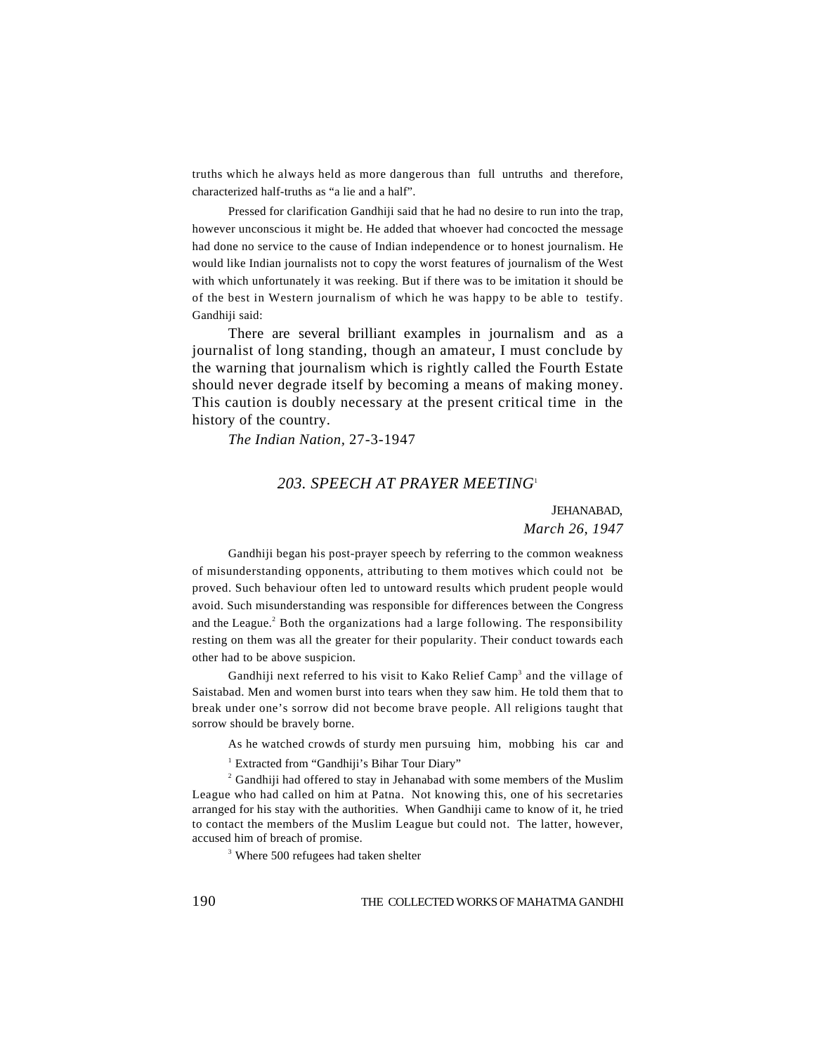truths which he always held as more dangerous than full untruths and therefore, characterized half-truths as "a lie and a half".

Pressed for clarification Gandhiji said that he had no desire to run into the trap, however unconscious it might be. He added that whoever had concocted the message had done no service to the cause of Indian independence or to honest journalism. He would like Indian journalists not to copy the worst features of journalism of the West with which unfortunately it was reeking. But if there was to be imitation it should be of the best in Western journalism of which he was happy to be able to testify. Gandhiji said:

There are several brilliant examples in journalism and as a journalist of long standing, though an amateur, I must conclude by the warning that journalism which is rightly called the Fourth Estate should never degrade itself by becoming a means of making money. This caution is doubly necessary at the present critical time in the history of the country.

*The Indian Nation*, 27-3-1947

## *203. SPEECH AT PRAYER MEETING*[1]

JEHANABAD,
*March 26, 1947*

Gandhiji began his post-prayer speech by referring to the common weakness of misunderstanding opponents, attributing to them motives which could not be proved. Such behaviour often led to untoward results which prudent people would avoid. Such misunderstanding was responsible for differences between the Congress and the League.[2] Both the organizations had a large following. The responsibility resting on them was all the greater for their popularity. Their conduct towards each other had to be above suspicion.

Gandhiji next referred to his visit to Kako Relief Camp[3] and the village of Saistabad. Men and women burst into tears when they saw him. He told them that to break under one's sorrow did not become brave people. All religions taught that sorrow should be bravely borne.

As he watched crowds of sturdy men pursuing him, mobbing his car and

[1] Extracted from "Gandhiji's Bihar Tour Diary"

[2] Gandhiji had offered to stay in Jehanabad with some members of the Muslim League who had called on him at Patna. Not knowing this, one of his secretaries arranged for his stay with the authorities. When Gandhiji came to know of it, he tried to contact the members of the Muslim League but could not. The latter, however, accused him of breach of promise.

[3] Where 500 refugees had taken shelter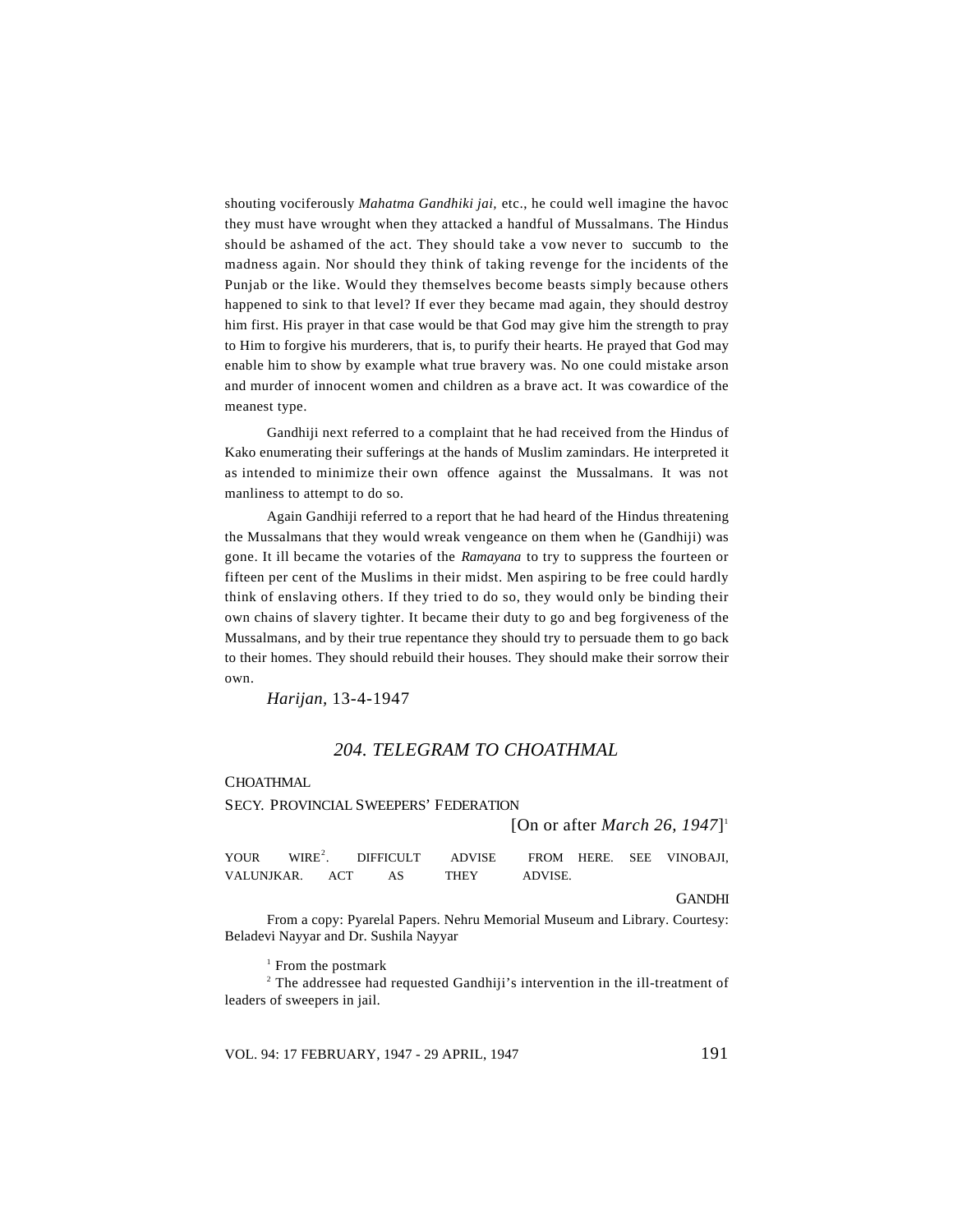shouting vociferously *Mahatma Gandhiki jai*, etc., he could well imagine the havoc they must have wrought when they attacked a handful of Mussalmans. The Hindus should be ashamed of the act. They should take a vow never to succumb to the madness again. Nor should they think of taking revenge for the incidents of the Punjab or the like. Would they themselves become beasts simply because others happened to sink to that level? If ever they became mad again, they should destroy him first. His prayer in that case would be that God may give him the strength to pray to Him to forgive his murderers, that is, to purify their hearts. He prayed that God may enable him to show by example what true bravery was. No one could mistake arson and murder of innocent women and children as a brave act. It was cowardice of the meanest type.

Gandhiji next referred to a complaint that he had received from the Hindus of Kako enumerating their sufferings at the hands of Muslim zamindars. He interpreted it as intended to minimize their own offence against the Mussalmans. It was not manliness to attempt to do so.

Again Gandhiji referred to a report that he had heard of the Hindus threatening the Mussalmans that they would wreak vengeance on them when he (Gandhiji) was gone. It ill became the votaries of the *Ramayana* to try to suppress the fourteen or fifteen per cent of the Muslims in their midst. Men aspiring to be free could hardly think of enslaving others. If they tried to do so, they would only be binding their own chains of slavery tighter. It became their duty to go and beg forgiveness of the Mussalmans, and by their true repentance they should try to persuade them to go back to their homes. They should rebuild their houses. They should make their sorrow their own.

*Harijan*, 13-4-1947

## *204. TELEGRAM TO CHOATHMAL*

CHOATHMAL

SECY. PROVINCIAL SWEEPERS' FEDERATION

[On or after *March 26, 1947*][1]

YOUR WIRE[2]. DIFFICULT ADVISE FROM HERE. SEE VINOBAJI, VALUNJKAR. ACT AS THEY ADVISE.

GANDHI

From a copy: Pyarelal Papers. Nehru Memorial Museum and Library. Courtesy: Beladevi Nayyar and Dr. Sushila Nayyar

[1] From the postmark

[2] The addressee had requested Gandhiji's intervention in the ill-treatment of leaders of sweepers in jail.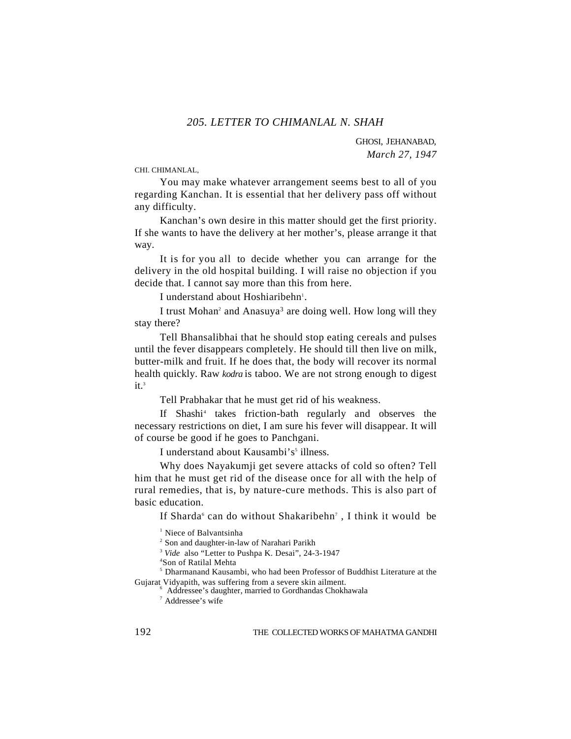## *205. LETTER TO CHIMANLAL N. SHAH*

GHOSI, JEHANABAD,
*March 27, 1947*

CHI. CHIMANLAL,

You may make whatever arrangement seems best to all of you regarding Kanchan. It is essential that her delivery pass off without any difficulty.

Kanchan's own desire in this matter should get the first priority. If she wants to have the delivery at her mother's, please arrange it that way.

It is for you all to decide whether you can arrange for the delivery in the old hospital building. I will raise no objection if you decide that. I cannot say more than this from here.

I understand about Hoshiaribehn[1].

I trust Mohan[2] and Anasuya[3] are doing well. How long will they stay there?

Tell Bhansalibhai that he should stop eating cereals and pulses until the fever disappears completely. He should till then live on milk, butter-milk and fruit. If he does that, the body will recover its normal health quickly. Raw *kodra* is taboo. We are not strong enough to digest it.[3]

Tell Prabhakar that he must get rid of his weakness.

If Shashi[4] takes friction-bath regularly and observes the necessary restrictions on diet, I am sure his fever will disappear. It will of course be good if he goes to Panchgani.

I understand about Kausambi's[5] illness.

Why does Nayakumji get severe attacks of cold so often? Tell him that he must get rid of the disease once for all with the help of rural remedies, that is, by nature-cure methods. This is also part of basic education.

If Sharda[6] can do without Shakaribehn[7], I think it would be

---

[1] Niece of Balvantsinha

[2] Son and daughter-in-law of Narahari Parikh

[3] *Vide* also "Letter to Pushpa K. Desai", 24-3-1947

[4] Son of Ratilal Mehta

[5] Dharmanand Kausambi, who had been Professor of Buddhist Literature at the Gujarat Vidyapith, was suffering from a severe skin ailment.

[6] Addressee's daughter, married to Gordhandas Chokhawala

[7] Addressee's wife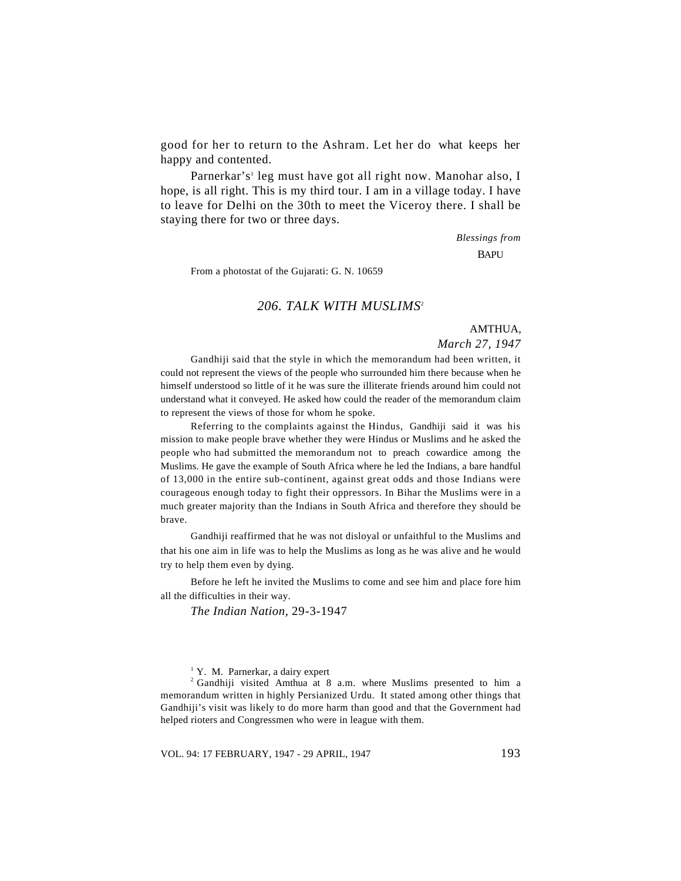good for her to return to the Ashram. Let her do what keeps her happy and contented.

Parnerkar's[1] leg must have got all right now. Manohar also, I hope, is all right. This is my third tour. I am in a village today. I have to leave for Delhi on the 30th to meet the Viceroy there. I shall be staying there for two or three days.

*Blessings from*

BAPU

From a photostat of the Gujarati: G. N. 10659

## 206. TALK WITH MUSLIMS[2]

AMTHUA,

*March 27, 1947*

Gandhiji said that the style in which the memorandum had been written, it could not represent the views of the people who surrounded him there because when he himself understood so little of it he was sure the illiterate friends around him could not understand what it conveyed. He asked how could the reader of the memorandum claim to represent the views of those for whom he spoke.

Referring to the complaints against the Hindus, Gandhiji said it was his mission to make people brave whether they were Hindus or Muslims and he asked the people who had submitted the memorandum not to preach cowardice among the Muslims. He gave the example of South Africa where he led the Indians, a bare handful of 13,000 in the entire sub-continent, against great odds and those Indians were courageous enough today to fight their oppressors. In Bihar the Muslims were in a much greater majority than the Indians in South Africa and therefore they should be brave.

Gandhiji reaffirmed that he was not disloyal or unfaithful to the Muslims and that his one aim in life was to help the Muslims as long as he was alive and he would try to help them even by dying.

Before he left he invited the Muslims to come and see him and place fore him all the difficulties in their way.

*The Indian Nation*, 29-3-1947

---

[1] Y. M. Parnerkar, a dairy expert

[2] Gandhiji visited Amthua at 8 a.m. where Muslims presented to him a memorandum written in highly Persianized Urdu. It stated among other things that Gandhiji's visit was likely to do more harm than good and that the Government had helped rioters and Congressmen who were in league with them.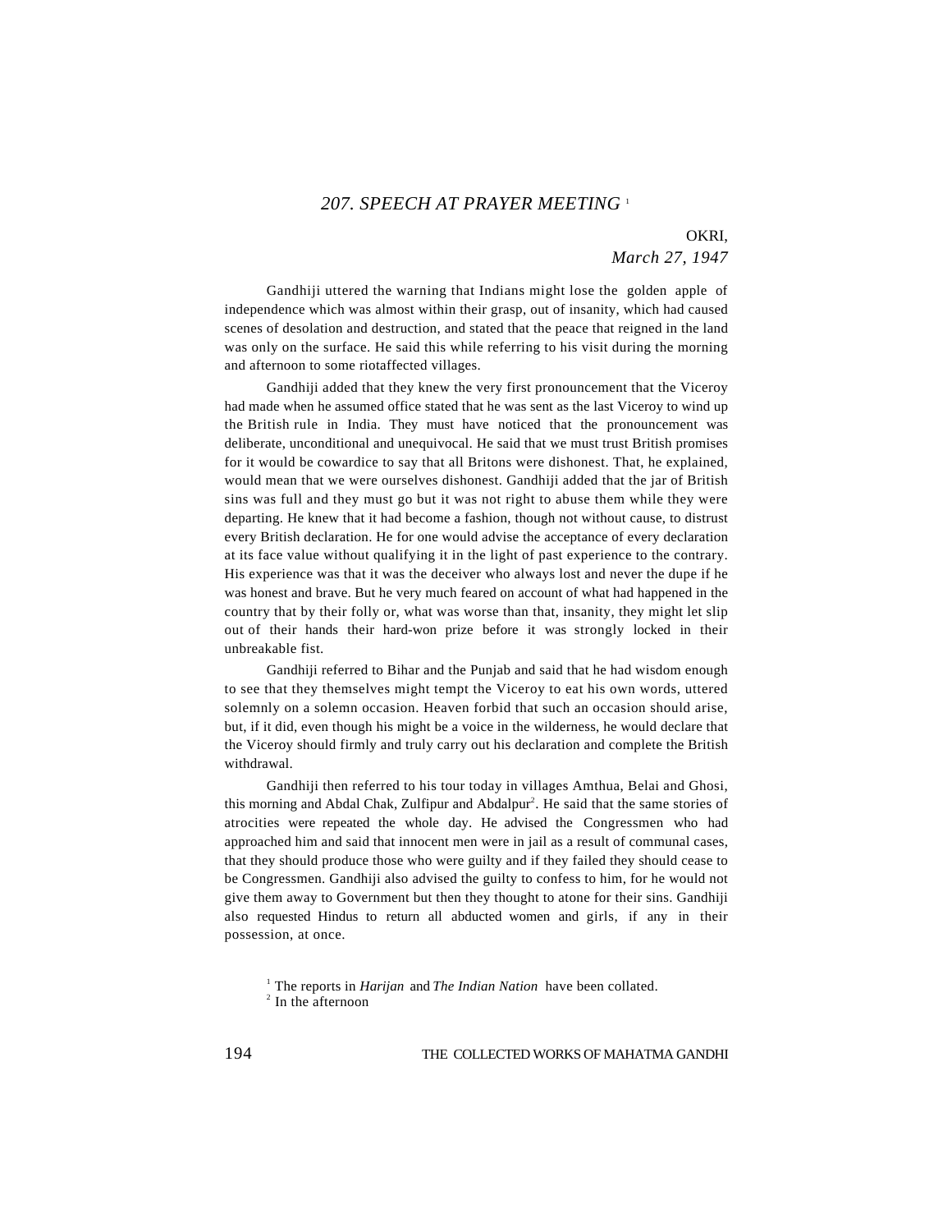## *207. SPEECH AT PRAYER MEETING* [1]

OKRI,
*March 27, 1947*

Gandhiji uttered the warning that Indians might lose the golden apple of independence which was almost within their grasp, out of insanity, which had caused scenes of desolation and destruction, and stated that the peace that reigned in the land was only on the surface. He said this while referring to his visit during the morning and afternoon to some riotaffected villages.

Gandhiji added that they knew the very first pronouncement that the Viceroy had made when he assumed office stated that he was sent as the last Viceroy to wind up the British rule in India. They must have noticed that the pronouncement was deliberate, unconditional and unequivocal. He said that we must trust British promises for it would be cowardice to say that all Britons were dishonest. That, he explained, would mean that we were ourselves dishonest. Gandhiji added that the jar of British sins was full and they must go but it was not right to abuse them while they were departing. He knew that it had become a fashion, though not without cause, to distrust every British declaration. He for one would advise the acceptance of every declaration at its face value without qualifying it in the light of past experience to the contrary. His experience was that it was the deceiver who always lost and never the dupe if he was honest and brave. But he very much feared on account of what had happened in the country that by their folly or, what was worse than that, insanity, they might let slip out of their hands their hard-won prize before it was strongly locked in their unbreakable fist.

Gandhiji referred to Bihar and the Punjab and said that he had wisdom enough to see that they themselves might tempt the Viceroy to eat his own words, uttered solemnly on a solemn occasion. Heaven forbid that such an occasion should arise, but, if it did, even though his might be a voice in the wilderness, he would declare that the Viceroy should firmly and truly carry out his declaration and complete the British withdrawal.

Gandhiji then referred to his tour today in villages Amthua, Belai and Ghosi, this morning and Abdal Chak, Zulfipur and Abdalpur[2]. He said that the same stories of atrocities were repeated the whole day. He advised the Congressmen who had approached him and said that innocent men were in jail as a result of communal cases, that they should produce those who were guilty and if they failed they should cease to be Congressmen. Gandhiji also advised the guilty to confess to him, for he would not give them away to Government but then they thought to atone for their sins. Gandhiji also requested Hindus to return all abducted women and girls, if any in their possession, at once.

[1] The reports in *Harijan* and *The Indian Nation* have been collated.

[2] In the afternoon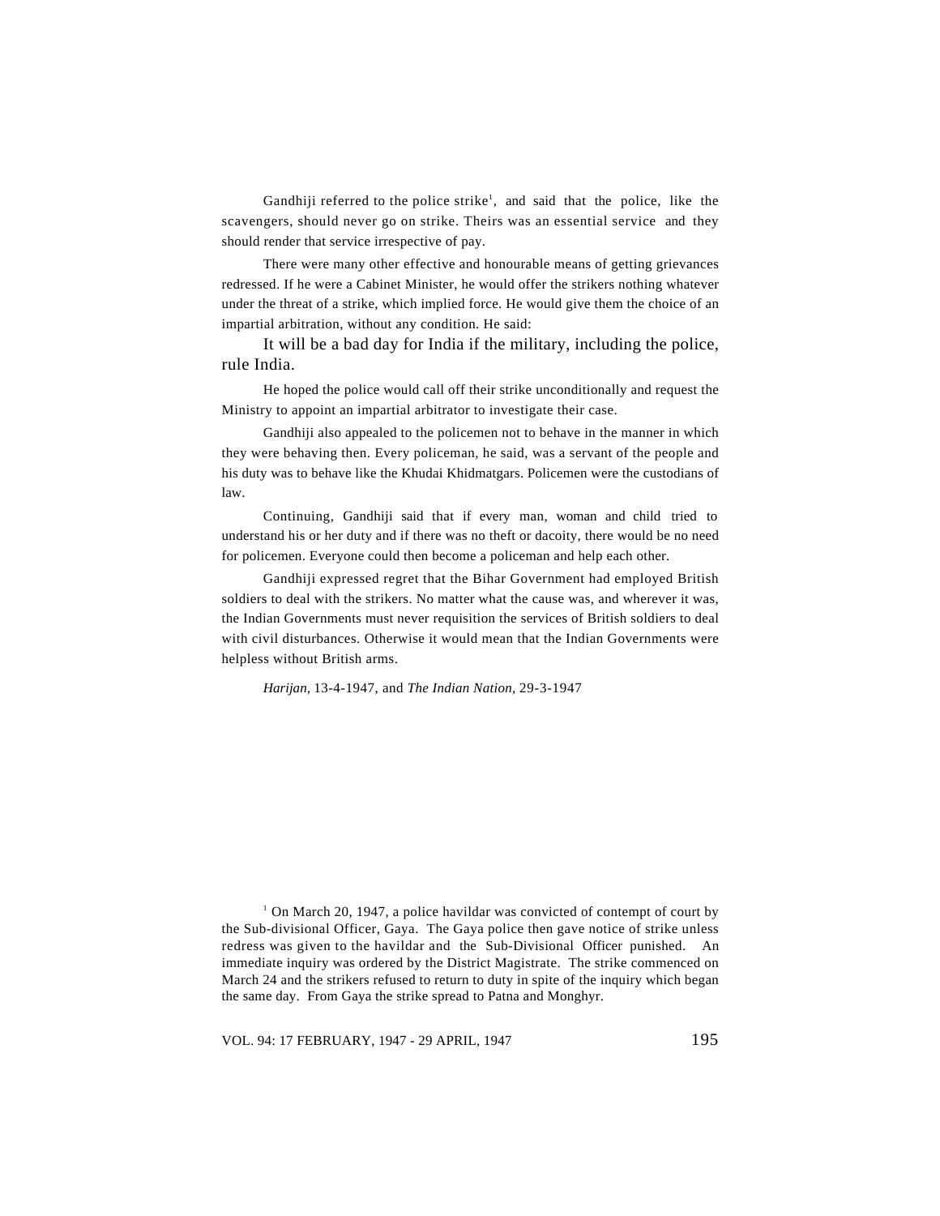Gandhiji referred to the police strike[1], and said that the police, like the scavengers, should never go on strike. Theirs was an essential service and they should render that service irrespective of pay.

There were many other effective and honourable means of getting grievances redressed. If he were a Cabinet Minister, he would offer the strikers nothing whatever under the threat of a strike, which implied force. He would give them the choice of an impartial arbitration, without any condition. He said:

It will be a bad day for India if the military, including the police, rule India.

He hoped the police would call off their strike unconditionally and request the Ministry to appoint an impartial arbitrator to investigate their case.

Gandhiji also appealed to the policemen not to behave in the manner in which they were behaving then. Every policeman, he said, was a servant of the people and his duty was to behave like the Khudai Khidmatgars. Policemen were the custodians of law.

Continuing, Gandhiji said that if every man, woman and child tried to understand his or her duty and if there was no theft or dacoity, there would be no need for policemen. Everyone could then become a policeman and help each other.

Gandhiji expressed regret that the Bihar Government had employed British soldiers to deal with the strikers. No matter what the cause was, and wherever it was, the Indian Governments must never requisition the services of British soldiers to deal with civil disturbances. Otherwise it would mean that the Indian Governments were helpless without British arms.

*Harijan*, 13-4-1947, and *The Indian Nation*, 29-3-1947

---

[1] On March 20, 1947, a police havildar was convicted of contempt of court by the Sub-divisional Officer, Gaya. The Gaya police then gave notice of strike unless redress was given to the havildar and the Sub-Divisional Officer punished. An immediate inquiry was ordered by the District Magistrate. The strike commenced on March 24 and the strikers refused to return to duty in spite of the inquiry which began the same day. From Gaya the strike spread to Patna and Monghyr.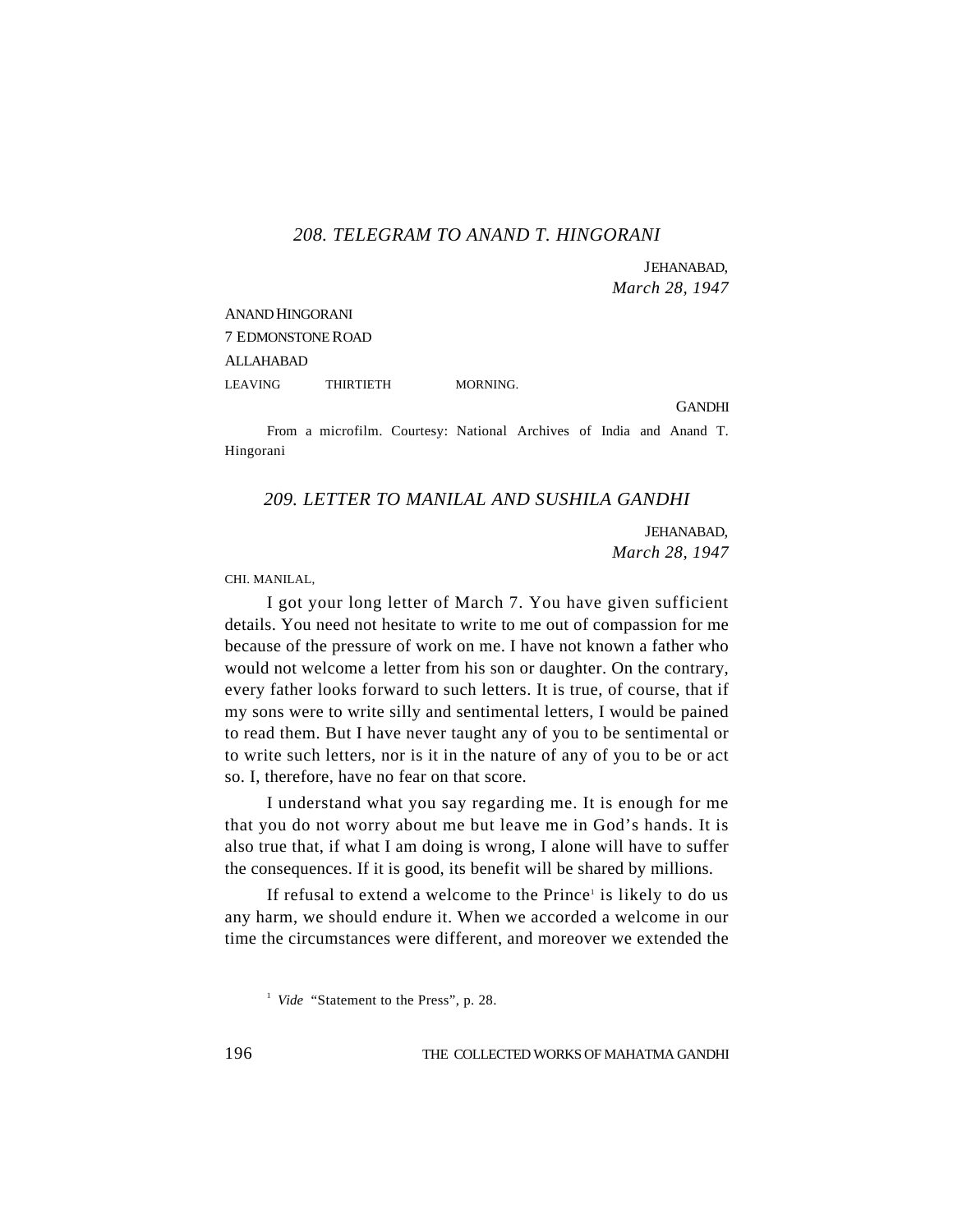### *208. TELEGRAM TO ANAND T. HINGORANI*

JEHANABAD,
*March 28, 1947*

ANAND HINGORANI
7 EDMONSTONE ROAD
ALLAHABAD

LEAVING THIRTIETH MORNING.

GANDHI

From a microfilm. Courtesy: National Archives of India and Anand T. Hingorani

### *209. LETTER TO MANILAL AND SUSHILA GANDHI*

JEHANABAD,
*March 28, 1947*

CHI. MANILAL,

I got your long letter of March 7. You have given sufficient details. You need not hesitate to write to me out of compassion for me because of the pressure of work on me. I have not known a father who would not welcome a letter from his son or daughter. On the contrary, every father looks forward to such letters. It is true, of course, that if my sons were to write silly and sentimental letters, I would be pained to read them. But I have never taught any of you to be sentimental or to write such letters, nor is it in the nature of any of you to be or act so. I, therefore, have no fear on that score.

I understand what you say regarding me. It is enough for me that you do not worry about me but leave me in God's hands. It is also true that, if what I am doing is wrong, I alone will have to suffer the consequences. If it is good, its benefit will be shared by millions.

If refusal to extend a welcome to the Prince[1] is likely to do us any harm, we should endure it. When we accorded a welcome in our time the circumstances were different, and moreover we extended the

[1] *Vide* "Statement to the Press", p. 28.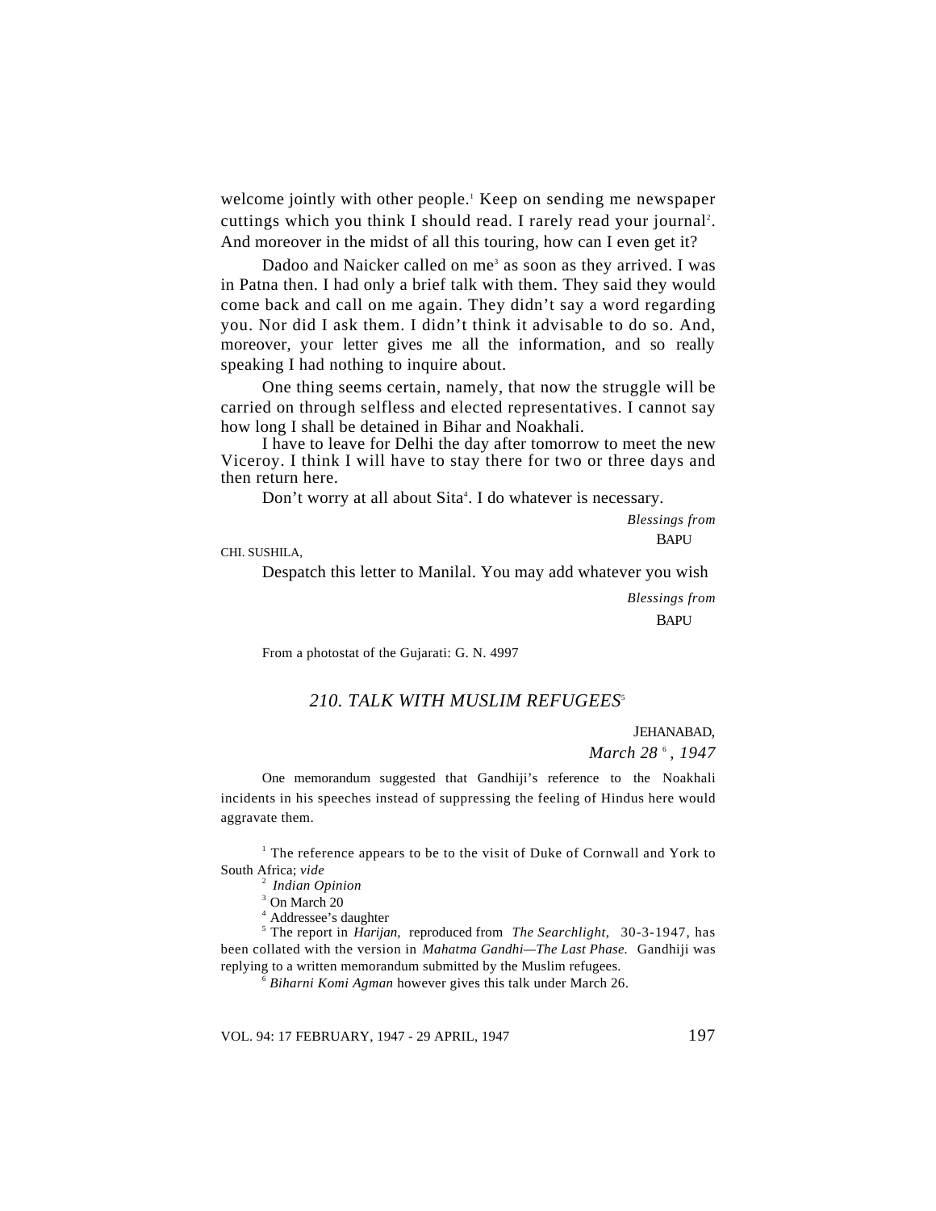welcome jointly with other people.[1] Keep on sending me newspaper cuttings which you think I should read. I rarely read your journal[2]. And moreover in the midst of all this touring, how can I even get it?

Dadoo and Naicker called on me[3] as soon as they arrived. I was in Patna then. I had only a brief talk with them. They said they would come back and call on me again. They didn't say a word regarding you. Nor did I ask them. I didn't think it advisable to do so. And, moreover, your letter gives me all the information, and so really speaking I had nothing to inquire about.

One thing seems certain, namely, that now the struggle will be carried on through selfless and elected representatives. I cannot say how long I shall be detained in Bihar and Noakhali.

I have to leave for Delhi the day after tomorrow to meet the new Viceroy. I think I will have to stay there for two or three days and then return here.

Don't worry at all about Sita[4]. I do whatever is necessary.

*Blessings from*
BAPU

CHI. SUSHILA,

Despatch this letter to Manilal. You may add whatever you wish

*Blessings from*
BAPU

From a photostat of the Gujarati: G. N. 4997

## *210. TALK WITH MUSLIM REFUGEES*[5]

JEHANABAD,
*March 28*[6]*, 1947*

One memorandum suggested that Gandhiji's reference to the Noakhali incidents in his speeches instead of suppressing the feeling of Hindus here would aggravate them.

---

[1] The reference appears to be to the visit of Duke of Cornwall and York to South Africa; *vide*

[2] *Indian Opinion*

[3] On March 20

[4] Addressee's daughter

[5] The report in *Harijan,* reproduced from *The Searchlight,* 30-3-1947, has been collated with the version in *Mahatma Gandhi—The Last Phase.* Gandhiji was replying to a written memorandum submitted by the Muslim refugees.

[6] *Biharni Komi Agman* however gives this talk under March 26.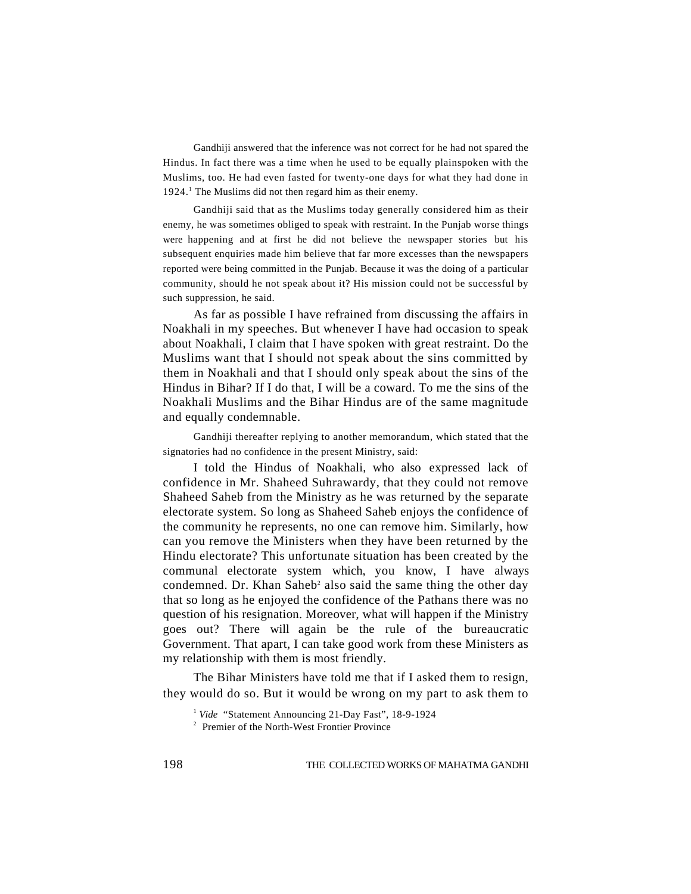Gandhiji answered that the inference was not correct for he had not spared the Hindus. In fact there was a time when he used to be equally plainspoken with the Muslims, too. He had even fasted for twenty-one days for what they had done in 1924.[1] The Muslims did not then regard him as their enemy.

Gandhiji said that as the Muslims today generally considered him as their enemy, he was sometimes obliged to speak with restraint. In the Punjab worse things were happening and at first he did not believe the newspaper stories but his subsequent enquiries made him believe that far more excesses than the newspapers reported were being committed in the Punjab. Because it was the doing of a particular community, should he not speak about it? His mission could not be successful by such suppression, he said.

As far as possible I have refrained from discussing the affairs in Noakhali in my speeches. But whenever I have had occasion to speak about Noakhali, I claim that I have spoken with great restraint. Do the Muslims want that I should not speak about the sins committed by them in Noakhali and that I should only speak about the sins of the Hindus in Bihar? If I do that, I will be a coward. To me the sins of the Noakhali Muslims and the Bihar Hindus are of the same magnitude and equally condemnable.

Gandhiji thereafter replying to another memorandum, which stated that the signatories had no confidence in the present Ministry, said:

I told the Hindus of Noakhali, who also expressed lack of confidence in Mr. Shaheed Suhrawardy, that they could not remove Shaheed Saheb from the Ministry as he was returned by the separate electorate system. So long as Shaheed Saheb enjoys the confidence of the community he represents, no one can remove him. Similarly, how can you remove the Ministers when they have been returned by the Hindu electorate? This unfortunate situation has been created by the communal electorate system which, you know, I have always condemned. Dr. Khan Saheb[2] also said the same thing the other day that so long as he enjoyed the confidence of the Pathans there was no question of his resignation. Moreover, what will happen if the Ministry goes out? There will again be the rule of the bureaucratic Government. That apart, I can take good work from these Ministers as my relationship with them is most friendly.

The Bihar Ministers have told me that if I asked them to resign, they would do so. But it would be wrong on my part to ask them to

[1] *Vide* "Statement Announcing 21-Day Fast", 18-9-1924

[2] Premier of the North-West Frontier Province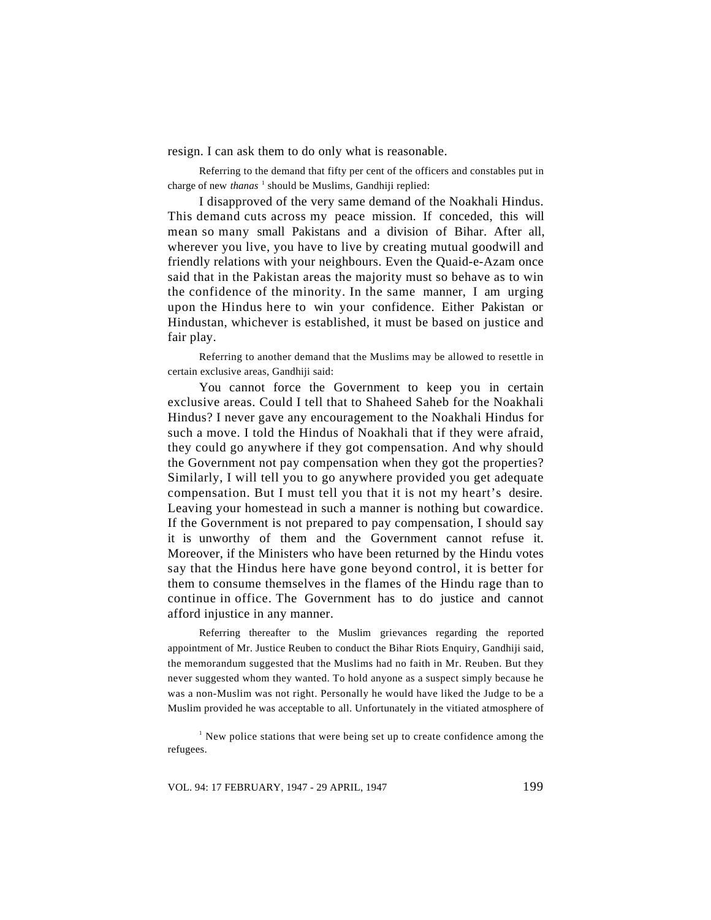resign. I can ask them to do only what is reasonable.

Referring to the demand that fifty per cent of the officers and constables put in charge of new *thanas* [1] should be Muslims, Gandhiji replied:

I disapproved of the very same demand of the Noakhali Hindus. This demand cuts across my peace mission. If conceded, this will mean so many small Pakistans and a division of Bihar. After all, wherever you live, you have to live by creating mutual goodwill and friendly relations with your neighbours. Even the Quaid-e-Azam once said that in the Pakistan areas the majority must so behave as to win the confidence of the minority. In the same manner, I am urging upon the Hindus here to win your confidence. Either Pakistan or Hindustan, whichever is established, it must be based on justice and fair play.

Referring to another demand that the Muslims may be allowed to resettle in certain exclusive areas, Gandhiji said:

You cannot force the Government to keep you in certain exclusive areas. Could I tell that to Shaheed Saheb for the Noakhali Hindus? I never gave any encouragement to the Noakhali Hindus for such a move. I told the Hindus of Noakhali that if they were afraid, they could go anywhere if they got compensation. And why should the Government not pay compensation when they got the properties? Similarly, I will tell you to go anywhere provided you get adequate compensation. But I must tell you that it is not my heart's desire. Leaving your homestead in such a manner is nothing but cowardice. If the Government is not prepared to pay compensation, I should say it is unworthy of them and the Government cannot refuse it. Moreover, if the Ministers who have been returned by the Hindu votes say that the Hindus here have gone beyond control, it is better for them to consume themselves in the flames of the Hindu rage than to continue in office. The Government has to do justice and cannot afford injustice in any manner.

Referring thereafter to the Muslim grievances regarding the reported appointment of Mr. Justice Reuben to conduct the Bihar Riots Enquiry, Gandhiji said, the memorandum suggested that the Muslims had no faith in Mr. Reuben. But they never suggested whom they wanted. To hold anyone as a suspect simply because he was a non-Muslim was not right. Personally he would have liked the Judge to be a Muslim provided he was acceptable to all. Unfortunately in the vitiated atmosphere of

[1] New police stations that were being set up to create confidence among the refugees.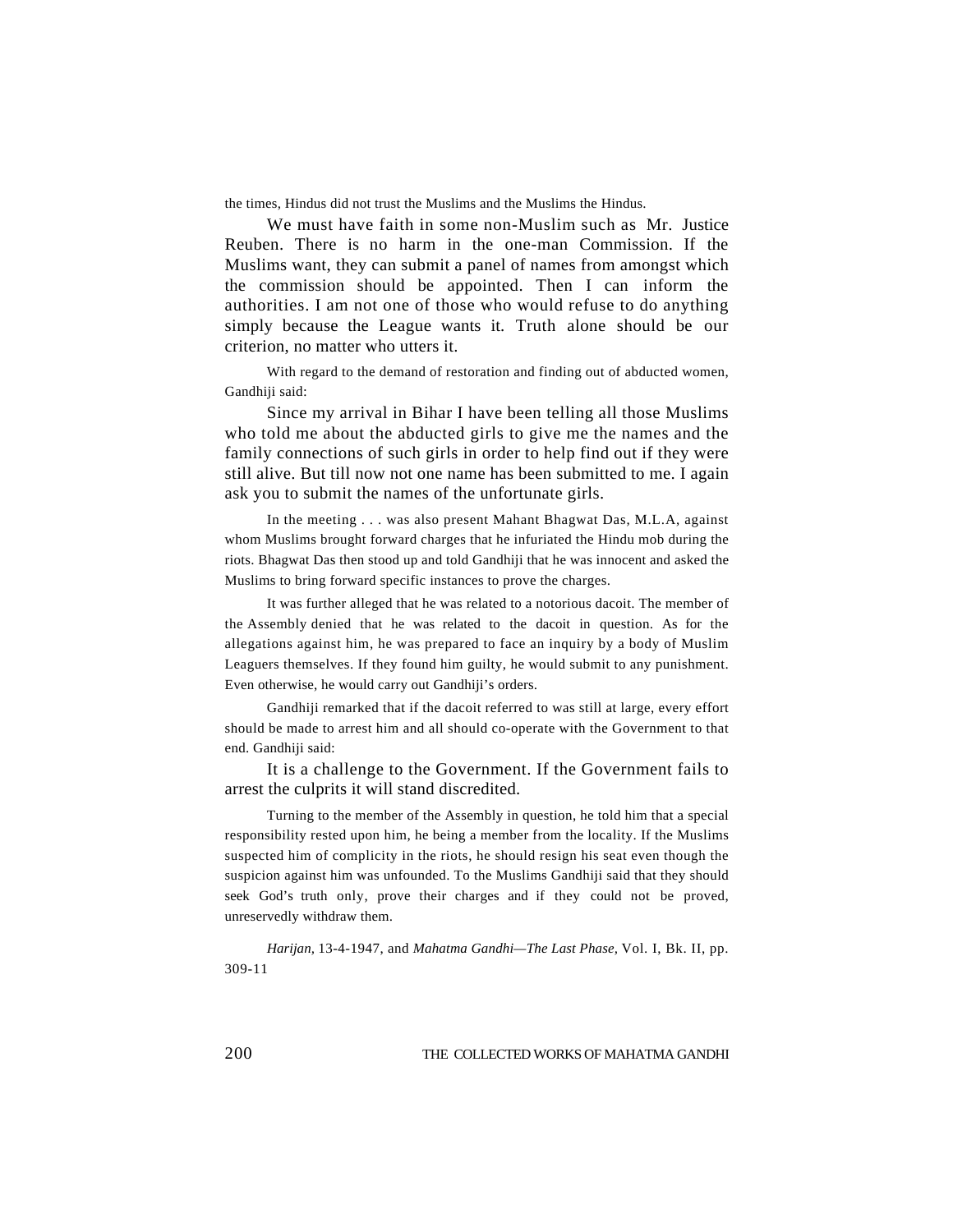the times, Hindus did not trust the Muslims and the Muslims the Hindus.

We must have faith in some non-Muslim such as Mr. Justice Reuben. There is no harm in the one-man Commission. If the Muslims want, they can submit a panel of names from amongst which the commission should be appointed. Then I can inform the authorities. I am not one of those who would refuse to do anything simply because the League wants it. Truth alone should be our criterion, no matter who utters it.

With regard to the demand of restoration and finding out of abducted women, Gandhiji said:

Since my arrival in Bihar I have been telling all those Muslims who told me about the abducted girls to give me the names and the family connections of such girls in order to help find out if they were still alive. But till now not one name has been submitted to me. I again ask you to submit the names of the unfortunate girls.

In the meeting . . . was also present Mahant Bhagwat Das, M.L.A, against whom Muslims brought forward charges that he infuriated the Hindu mob during the riots. Bhagwat Das then stood up and told Gandhiji that he was innocent and asked the Muslims to bring forward specific instances to prove the charges.

It was further alleged that he was related to a notorious dacoit. The member of the Assembly denied that he was related to the dacoit in question. As for the allegations against him, he was prepared to face an inquiry by a body of Muslim Leaguers themselves. If they found him guilty, he would submit to any punishment. Even otherwise, he would carry out Gandhiji's orders.

Gandhiji remarked that if the dacoit referred to was still at large, every effort should be made to arrest him and all should co-operate with the Government to that end. Gandhiji said:

It is a challenge to the Government. If the Government fails to arrest the culprits it will stand discredited.

Turning to the member of the Assembly in question, he told him that a special responsibility rested upon him, he being a member from the locality. If the Muslims suspected him of complicity in the riots, he should resign his seat even though the suspicion against him was unfounded. To the Muslims Gandhiji said that they should seek God's truth only, prove their charges and if they could not be proved, unreservedly withdraw them.

*Harijan*, 13-4-1947, and *Mahatma Gandhi—The Last Phase*, Vol. I, Bk. II, pp. 309-11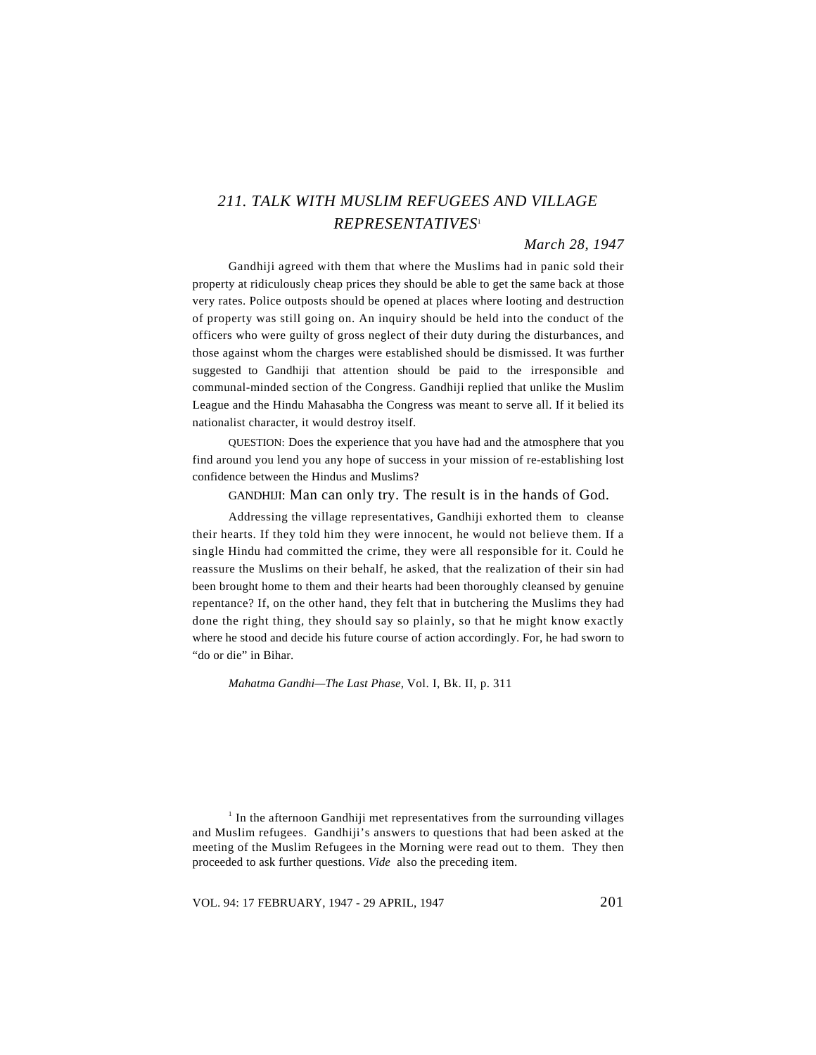# *211. TALK WITH MUSLIM REFUGEES AND VILLAGE REPRESENTATIVES*[1]

*March 28, 1947*

Gandhiji agreed with them that where the Muslims had in panic sold their property at ridiculously cheap prices they should be able to get the same back at those very rates. Police outposts should be opened at places where looting and destruction of property was still going on. An inquiry should be held into the conduct of the officers who were guilty of gross neglect of their duty during the disturbances, and those against whom the charges were established should be dismissed. It was further suggested to Gandhiji that attention should be paid to the irresponsible and communal-minded section of the Congress. Gandhiji replied that unlike the Muslim League and the Hindu Mahasabha the Congress was meant to serve all. If it belied its nationalist character, it would destroy itself.

QUESTION: Does the experience that you have had and the atmosphere that you find around you lend you any hope of success in your mission of re-establishing lost confidence between the Hindus and Muslims?

GANDHIJI: Man can only try. The result is in the hands of God.

Addressing the village representatives, Gandhiji exhorted them to cleanse their hearts. If they told him they were innocent, he would not believe them. If a single Hindu had committed the crime, they were all responsible for it. Could he reassure the Muslims on their behalf, he asked, that the realization of their sin had been brought home to them and their hearts had been thoroughly cleansed by genuine repentance? If, on the other hand, they felt that in butchering the Muslims they had done the right thing, they should say so plainly, so that he might know exactly where he stood and decide his future course of action accordingly. For, he had sworn to "do or die" in Bihar.

*Mahatma Gandhi—The Last Phase*, Vol. I, Bk. II, p. 311

[1] In the afternoon Gandhiji met representatives from the surrounding villages and Muslim refugees. Gandhiji's answers to questions that had been asked at the meeting of the Muslim Refugees in the Morning were read out to them. They then proceeded to ask further questions. *Vide* also the preceding item.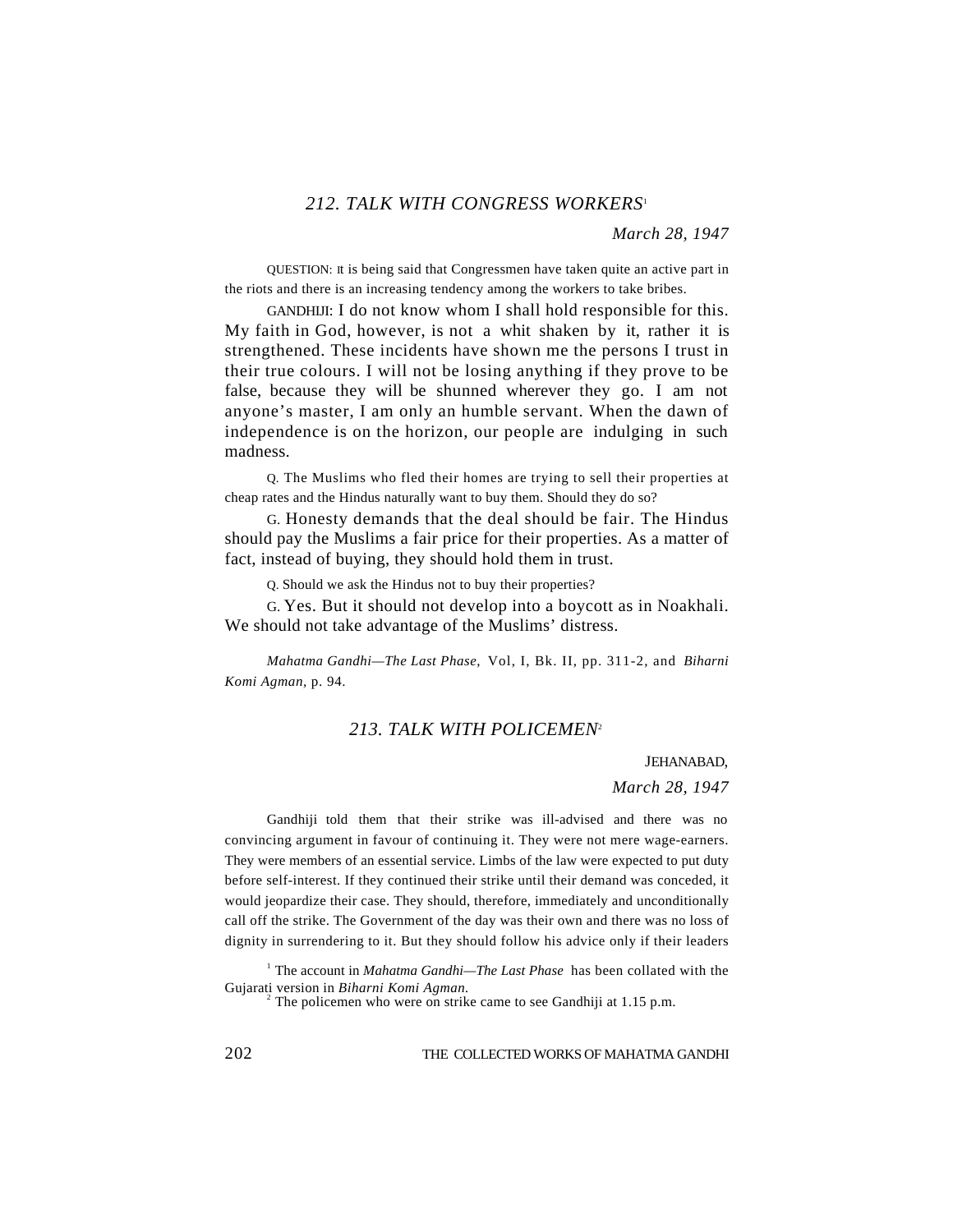## 212. TALK WITH CONGRESS WORKERS[1]

*March 28, 1947*

QUESTION: It is being said that Congressmen have taken quite an active part in the riots and there is an increasing tendency among the workers to take bribes.

GANDHIJI: I do not know whom I shall hold responsible for this. My faith in God, however, is not a whit shaken by it, rather it is strengthened. These incidents have shown me the persons I trust in their true colours. I will not be losing anything if they prove to be false, because they will be shunned wherever they go. I am not anyone's master, I am only an humble servant. When the dawn of independence is on the horizon, our people are indulging in such madness.

Q. The Muslims who fled their homes are trying to sell their properties at cheap rates and the Hindus naturally want to buy them. Should they do so?

G. Honesty demands that the deal should be fair. The Hindus should pay the Muslims a fair price for their properties. As a matter of fact, instead of buying, they should hold them in trust.

Q. Should we ask the Hindus not to buy their properties?

G. Yes. But it should not develop into a boycott as in Noakhali. We should not take advantage of the Muslims' distress.

*Mahatma Gandhi—The Last Phase,* Vol, I, Bk. II, pp. 311-2, and *Biharni Komi Agman,* p. 94.

## 213. TALK WITH POLICEMEN[2]

JEHANABAD,

*March 28, 1947*

Gandhiji told them that their strike was ill-advised and there was no convincing argument in favour of continuing it. They were not mere wage-earners. They were members of an essential service. Limbs of the law were expected to put duty before self-interest. If they continued their strike until their demand was conceded, it would jeopardize their case. They should, therefore, immediately and unconditionally call off the strike. The Government of the day was their own and there was no loss of dignity in surrendering to it. But they should follow his advice only if their leaders

[1] The account in *Mahatma Gandhi—The Last Phase* has been collated with the Gujarati version in *Biharni Komi Agman.*

[2] The policemen who were on strike came to see Gandhiji at 1.15 p.m.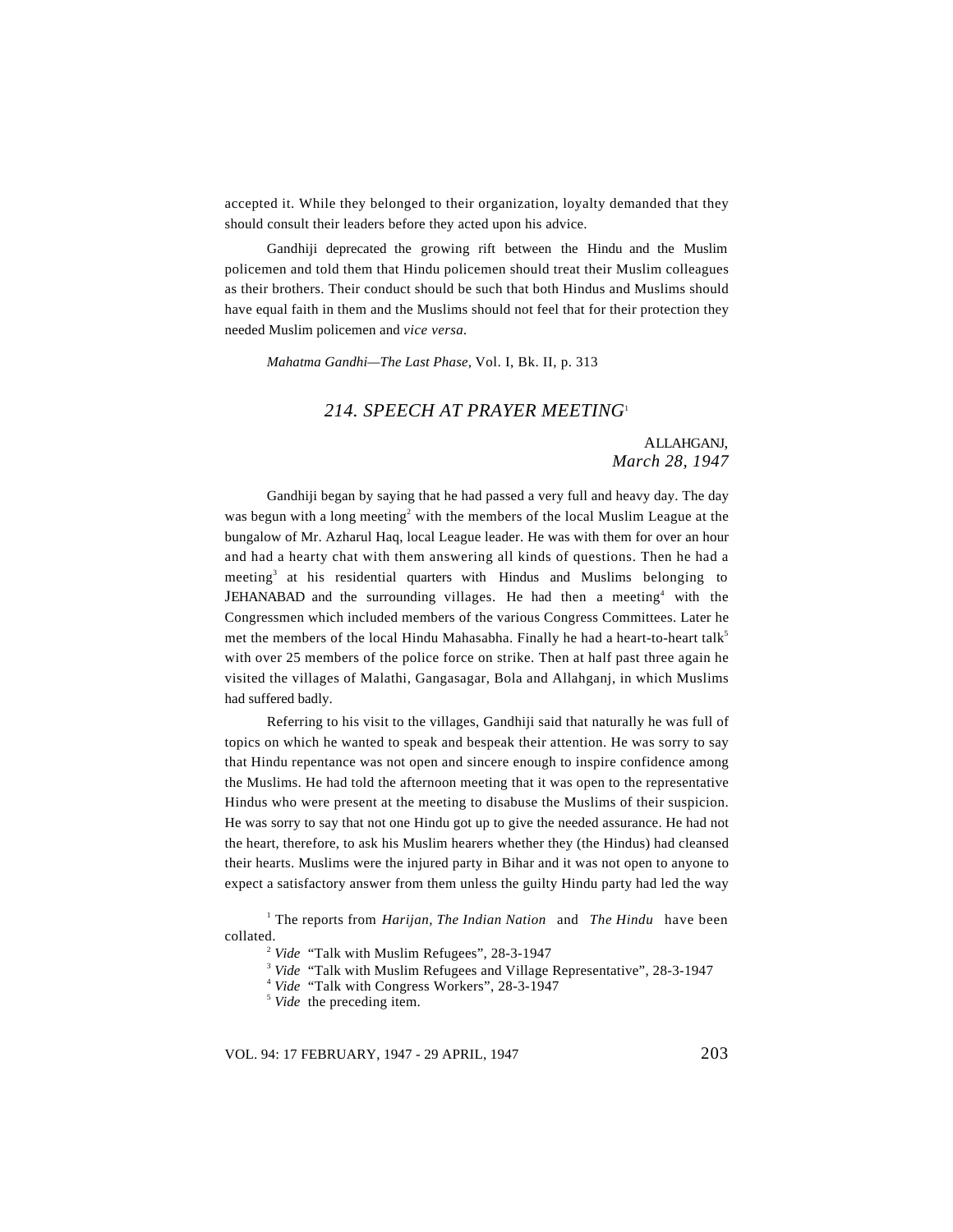accepted it. While they belonged to their organization, loyalty demanded that they should consult their leaders before they acted upon his advice.

Gandhiji deprecated the growing rift between the Hindu and the Muslim policemen and told them that Hindu policemen should treat their Muslim colleagues as their brothers. Their conduct should be such that both Hindus and Muslims should have equal faith in them and the Muslims should not feel that for their protection they needed Muslim policemen and *vice versa*.

*Mahatma Gandhi—The Last Phase*, Vol. I, Bk. II, p. 313

## *214. SPEECH AT PRAYER MEETING*[1]

ALLAHGANJ,
*March 28, 1947*

Gandhiji began by saying that he had passed a very full and heavy day. The day was begun with a long meeting[2] with the members of the local Muslim League at the bungalow of Mr. Azharul Haq, local League leader. He was with them for over an hour and had a hearty chat with them answering all kinds of questions. Then he had a meeting[3] at his residential quarters with Hindus and Muslims belonging to JEHANABAD and the surrounding villages. He had then a meeting[4] with the Congressmen which included members of the various Congress Committees. Later he met the members of the local Hindu Mahasabha. Finally he had a heart-to-heart talk[5] with over 25 members of the police force on strike. Then at half past three again he visited the villages of Malathi, Gangasagar, Bola and Allahganj, in which Muslims had suffered badly.

Referring to his visit to the villages, Gandhiji said that naturally he was full of topics on which he wanted to speak and bespeak their attention. He was sorry to say that Hindu repentance was not open and sincere enough to inspire confidence among the Muslims. He had told the afternoon meeting that it was open to the representative Hindus who were present at the meeting to disabuse the Muslims of their suspicion. He was sorry to say that not one Hindu got up to give the needed assurance. He had not the heart, therefore, to ask his Muslim hearers whether they (the Hindus) had cleansed their hearts. Muslims were the injured party in Bihar and it was not open to anyone to expect a satisfactory answer from them unless the guilty Hindu party had led the way

[1] The reports from *Harijan, The Indian Nation* and *The Hindu* have been collated.

[2] *Vide* "Talk with Muslim Refugees", 28-3-1947

[3] *Vide* "Talk with Muslim Refugees and Village Representative", 28-3-1947

[4] *Vide* "Talk with Congress Workers", 28-3-1947

[5] *Vide* the preceding item.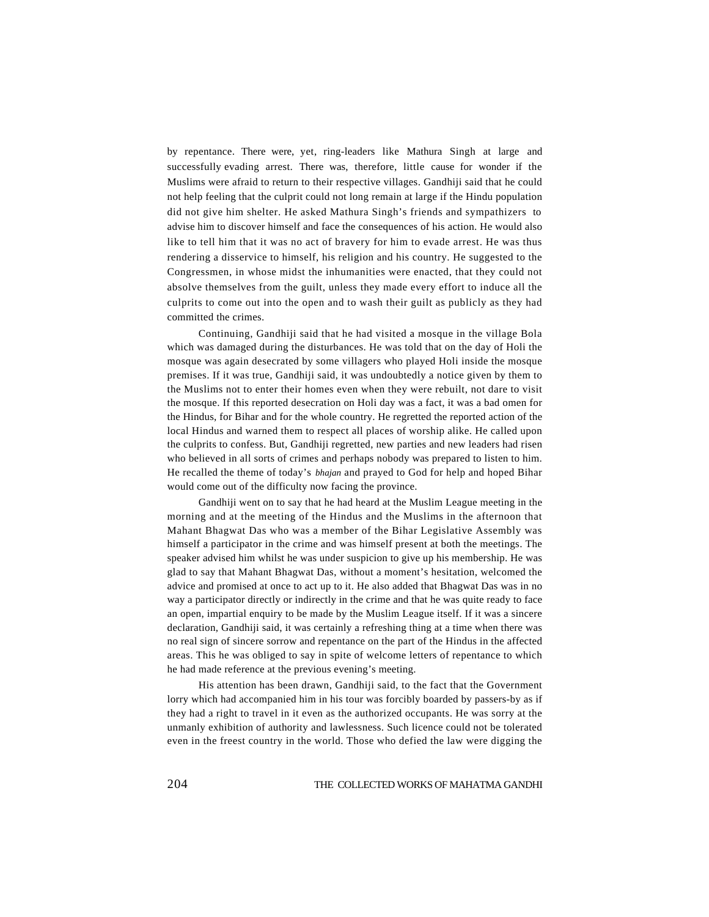by repentance. There were, yet, ring-leaders like Mathura Singh at large and successfully evading arrest. There was, therefore, little cause for wonder if the Muslims were afraid to return to their respective villages. Gandhiji said that he could not help feeling that the culprit could not long remain at large if the Hindu population did not give him shelter. He asked Mathura Singh's friends and sympathizers to advise him to discover himself and face the consequences of his action. He would also like to tell him that it was no act of bravery for him to evade arrest. He was thus rendering a disservice to himself, his religion and his country. He suggested to the Congressmen, in whose midst the inhumanities were enacted, that they could not absolve themselves from the guilt, unless they made every effort to induce all the culprits to come out into the open and to wash their guilt as publicly as they had committed the crimes.

Continuing, Gandhiji said that he had visited a mosque in the village Bola which was damaged during the disturbances. He was told that on the day of Holi the mosque was again desecrated by some villagers who played Holi inside the mosque premises. If it was true, Gandhiji said, it was undoubtedly a notice given by them to the Muslims not to enter their homes even when they were rebuilt, not dare to visit the mosque. If this reported desecration on Holi day was a fact, it was a bad omen for the Hindus, for Bihar and for the whole country. He regretted the reported action of the local Hindus and warned them to respect all places of worship alike. He called upon the culprits to confess. But, Gandhiji regretted, new parties and new leaders had risen who believed in all sorts of crimes and perhaps nobody was prepared to listen to him. He recalled the theme of today's *bhajan* and prayed to God for help and hoped Bihar would come out of the difficulty now facing the province.

Gandhiji went on to say that he had heard at the Muslim League meeting in the morning and at the meeting of the Hindus and the Muslims in the afternoon that Mahant Bhagwat Das who was a member of the Bihar Legislative Assembly was himself a participator in the crime and was himself present at both the meetings. The speaker advised him whilst he was under suspicion to give up his membership. He was glad to say that Mahant Bhagwat Das, without a moment's hesitation, welcomed the advice and promised at once to act up to it. He also added that Bhagwat Das was in no way a participator directly or indirectly in the crime and that he was quite ready to face an open, impartial enquiry to be made by the Muslim League itself. If it was a sincere declaration, Gandhiji said, it was certainly a refreshing thing at a time when there was no real sign of sincere sorrow and repentance on the part of the Hindus in the affected areas. This he was obliged to say in spite of welcome letters of repentance to which he had made reference at the previous evening's meeting.

His attention has been drawn, Gandhiji said, to the fact that the Government lorry which had accompanied him in his tour was forcibly boarded by passers-by as if they had a right to travel in it even as the authorized occupants. He was sorry at the unmanly exhibition of authority and lawlessness. Such licence could not be tolerated even in the freest country in the world. Those who defied the law were digging the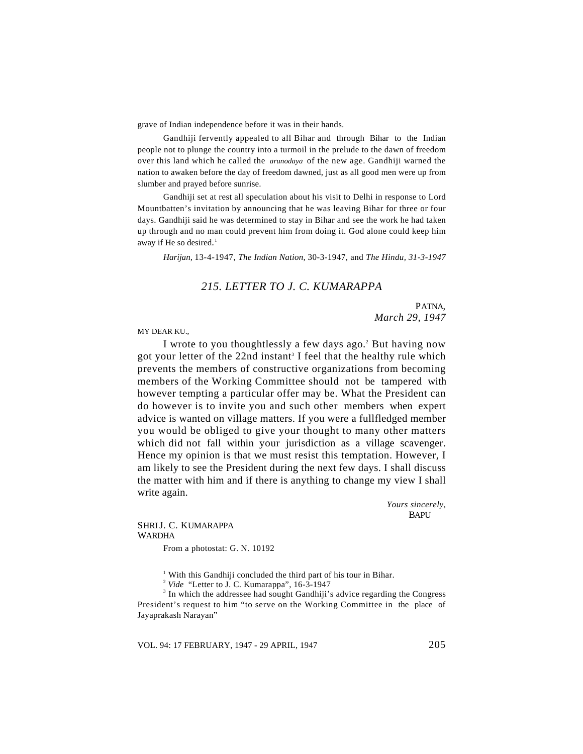grave of Indian independence before it was in their hands.

Gandhiji fervently appealed to all Bihar and through Bihar to the Indian people not to plunge the country into a turmoil in the prelude to the dawn of freedom over this land which he called the *arunodaya* of the new age. Gandhiji warned the nation to awaken before the day of freedom dawned, just as all good men were up from slumber and prayed before sunrise.

Gandhiji set at rest all speculation about his visit to Delhi in response to Lord Mountbatten's invitation by announcing that he was leaving Bihar for three or four days. Gandhiji said he was determined to stay in Bihar and see the work he had taken up through and no man could prevent him from doing it. God alone could keep him away if He so desired.[1]

*Harijan*, 13-4-1947, *The Indian Nation*, 30-3-1947, and *The Hindu*, *31-3-1947*

## 215. LETTER TO J. C. KUMARAPPA

PATNA,
*March 29, 1947*

MY DEAR KU.,

I wrote to you thoughtlessly a few days ago.[2] But having now got your letter of the 22nd instant[3] I feel that the healthy rule which prevents the members of constructive organizations from becoming members of the Working Committee should not be tampered with however tempting a particular offer may be. What the President can do however is to invite you and such other members when expert advice is wanted on village matters. If you were a fullfledged member you would be obliged to give your thought to many other matters which did not fall within your jurisdiction as a village scavenger. Hence my opinion is that we must resist this temptation. However, I am likely to see the President during the next few days. I shall discuss the matter with him and if there is anything to change my view I shall write again.

*Yours sincerely,*
BAPU

SHRI J. C. KUMARAPPA
WARDHA

From a photostat: G. N. 10192

[1] With this Gandhiji concluded the third part of his tour in Bihar.

[2] *Vide* "Letter to J. C. Kumarappa", 16-3-1947

[3] In which the addressee had sought Gandhiji's advice regarding the Congress President's request to him "to serve on the Working Committee in the place of Jayaprakash Narayan"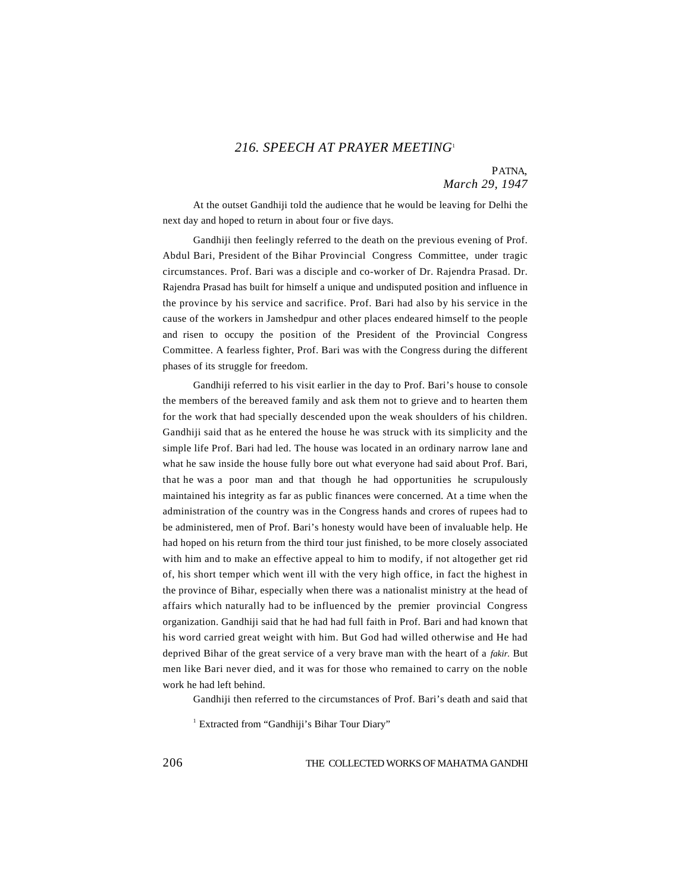## *216. SPEECH AT PRAYER MEETING*[1]

PATNA,
*March 29, 1947*

At the outset Gandhiji told the audience that he would be leaving for Delhi the next day and hoped to return in about four or five days.

Gandhiji then feelingly referred to the death on the previous evening of Prof. Abdul Bari, President of the Bihar Provincial Congress Committee, under tragic circumstances. Prof. Bari was a disciple and co-worker of Dr. Rajendra Prasad. Dr. Rajendra Prasad has built for himself a unique and undisputed position and influence in the province by his service and sacrifice. Prof. Bari had also by his service in the cause of the workers in Jamshedpur and other places endeared himself to the people and risen to occupy the position of the President of the Provincial Congress Committee. A fearless fighter, Prof. Bari was with the Congress during the different phases of its struggle for freedom.

Gandhiji referred to his visit earlier in the day to Prof. Bari's house to console the members of the bereaved family and ask them not to grieve and to hearten them for the work that had specially descended upon the weak shoulders of his children. Gandhiji said that as he entered the house he was struck with its simplicity and the simple life Prof. Bari had led. The house was located in an ordinary narrow lane and what he saw inside the house fully bore out what everyone had said about Prof. Bari, that he was a poor man and that though he had opportunities he scrupulously maintained his integrity as far as public finances were concerned. At a time when the administration of the country was in the Congress hands and crores of rupees had to be administered, men of Prof. Bari's honesty would have been of invaluable help. He had hoped on his return from the third tour just finished, to be more closely associated with him and to make an effective appeal to him to modify, if not altogether get rid of, his short temper which went ill with the very high office, in fact the highest in the province of Bihar, especially when there was a nationalist ministry at the head of affairs which naturally had to be influenced by the premier provincial Congress organization. Gandhiji said that he had had full faith in Prof. Bari and had known that his word carried great weight with him. But God had willed otherwise and He had deprived Bihar of the great service of a very brave man with the heart of a *fakir.* But men like Bari never died, and it was for those who remained to carry on the noble work he had left behind.

Gandhiji then referred to the circumstances of Prof. Bari's death and said that

[1] Extracted from "Gandhiji's Bihar Tour Diary"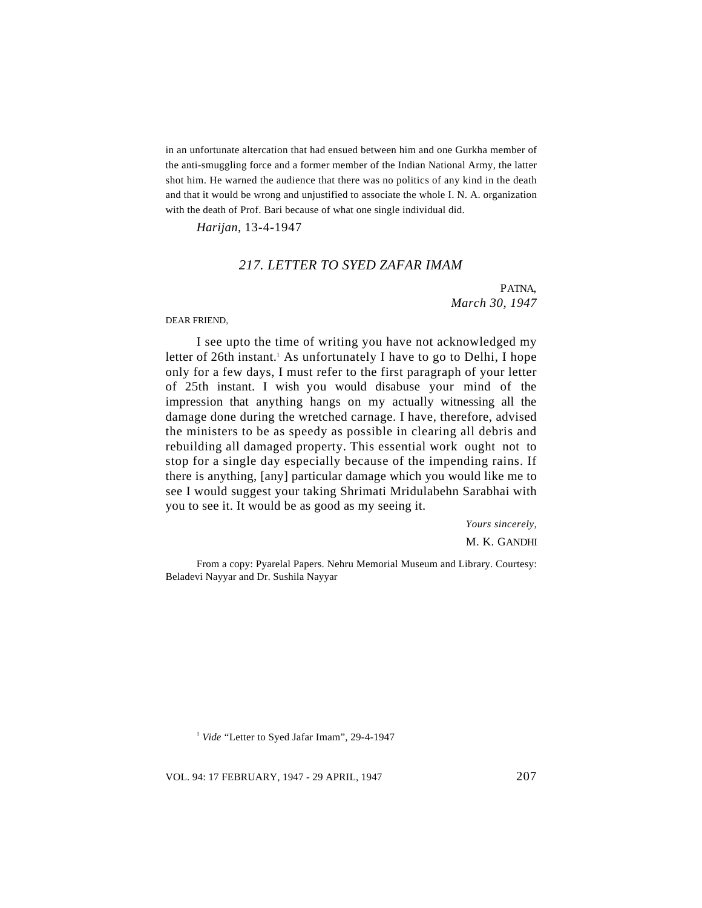in an unfortunate altercation that had ensued between him and one Gurkha member of the anti-smuggling force and a former member of the Indian National Army, the latter shot him. He warned the audience that there was no politics of any kind in the death and that it would be wrong and unjustified to associate the whole I. N. A. organization with the death of Prof. Bari because of what one single individual did.

*Harijan*, 13-4-1947

## *217. LETTER TO SYED ZAFAR IMAM*

PATNA,
*March 30, 1947*

DEAR FRIEND,

I see upto the time of writing you have not acknowledged my letter of 26th instant.[1] As unfortunately I have to go to Delhi, I hope only for a few days, I must refer to the first paragraph of your letter of 25th instant. I wish you would disabuse your mind of the impression that anything hangs on my actually witnessing all the damage done during the wretched carnage. I have, therefore, advised the ministers to be as speedy as possible in clearing all debris and rebuilding all damaged property. This essential work ought not to stop for a single day especially because of the impending rains. If there is anything, [any] particular damage which you would like me to see I would suggest your taking Shrimati Mridulabehn Sarabhai with you to see it. It would be as good as my seeing it.

*Yours sincerely,*

M. K. GANDHI

From a copy: Pyarelal Papers. Nehru Memorial Museum and Library. Courtesy: Beladevi Nayyar and Dr. Sushila Nayyar

[1] *Vide* "Letter to Syed Jafar Imam", 29-4-1947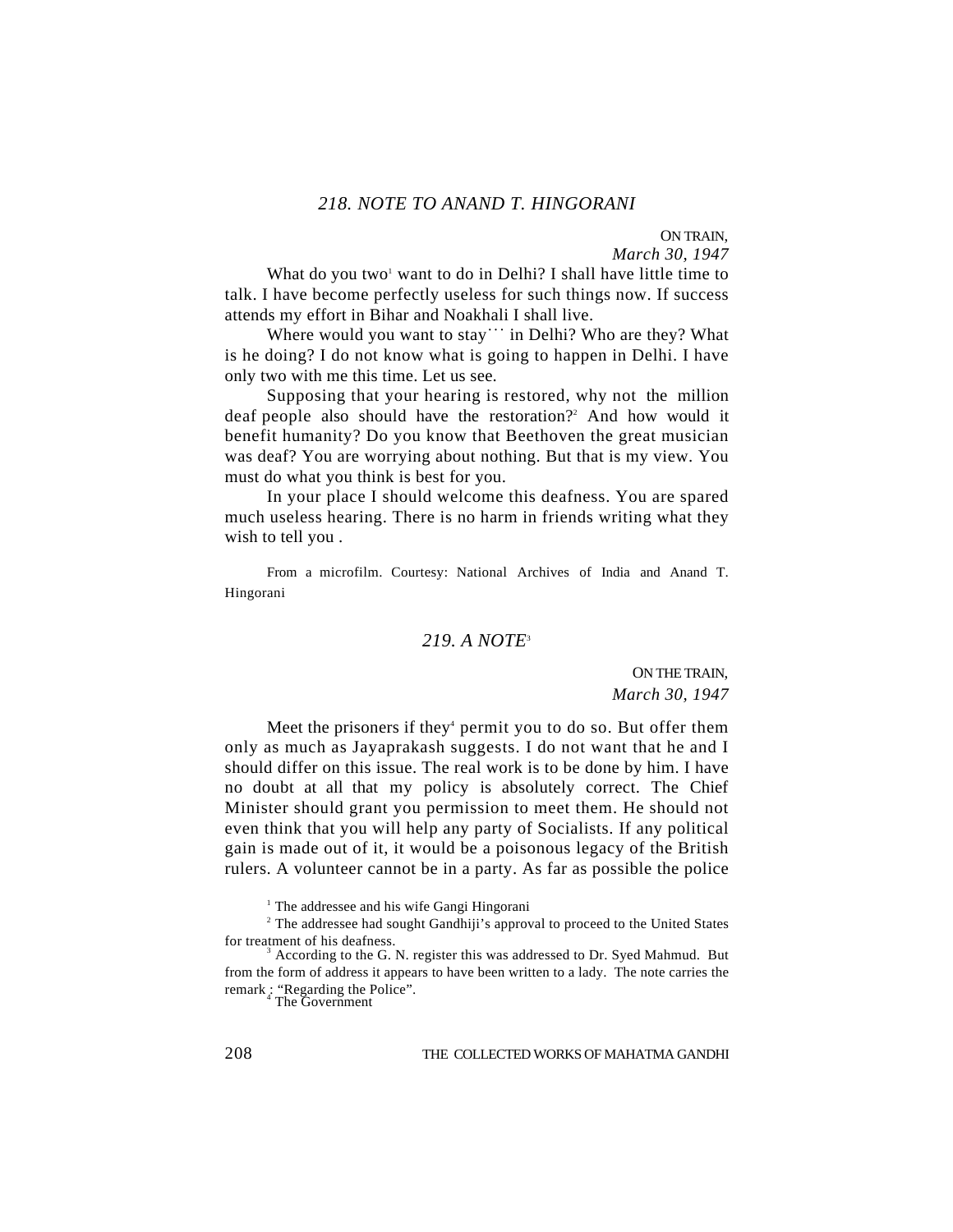### *218. NOTE TO ANAND T. HINGORANI*

ON TRAIN,
*March 30, 1947*

What do you two[1] want to do in Delhi? I shall have little time to talk. I have become perfectly useless for such things now. If success attends my effort in Bihar and Noakhali I shall live.

Where would you want to stay . . . in Delhi? Who are they? What is he doing? I do not know what is going to happen in Delhi. I have only two with me this time. Let us see.

Supposing that your hearing is restored, why not the million deaf people also should have the restoration?[2] And how would it benefit humanity? Do you know that Beethoven the great musician was deaf? You are worrying about nothing. But that is my view. You must do what you think is best for you.

In your place I should welcome this deafness. You are spared much useless hearing. There is no harm in friends writing what they wish to tell you .

From a microfilm. Courtesy: National Archives of India and Anand T. Hingorani

### *219. A NOTE*[3]

ON THE TRAIN,
*March 30, 1947*

Meet the prisoners if they[4] permit you to do so. But offer them only as much as Jayaprakash suggests. I do not want that he and I should differ on this issue. The real work is to be done by him. I have no doubt at all that my policy is absolutely correct. The Chief Minister should grant you permission to meet them. He should not even think that you will help any party of Socialists. If any political gain is made out of it, it would be a poisonous legacy of the British rulers. A volunteer cannot be in a party. As far as possible the police

[1] The addressee and his wife Gangi Hingorani

[2] The addressee had sought Gandhiji's approval to proceed to the United States for treatment of his deafness.

[3] According to the G. N. register this was addressed to Dr. Syed Mahmud. But from the form of address it appears to have been written to a lady. The note carries the remark : "Regarding the Police".

[4] The Government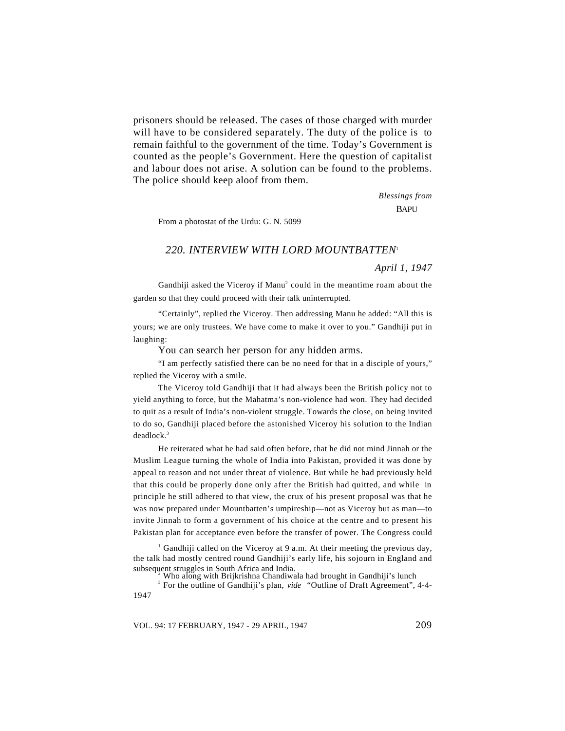prisoners should be released. The cases of those charged with murder will have to be considered separately. The duty of the police is to remain faithful to the government of the time. Today's Government is counted as the people's Government. Here the question of capitalist and labour does not arise. A solution can be found to the problems. The police should keep aloof from them.

*Blessings from*

BAPU

From a photostat of the Urdu: G. N. 5099

## *220. INTERVIEW WITH LORD MOUNTBATTEN*[1]

*April 1, 1947*

Gandhiji asked the Viceroy if Manu[2] could in the meantime roam about the garden so that they could proceed with their talk uninterrupted.

"Certainly", replied the Viceroy. Then addressing Manu he added: "All this is yours; we are only trustees. We have come to make it over to you." Gandhiji put in laughing:

You can search her person for any hidden arms.

"I am perfectly satisfied there can be no need for that in a disciple of yours," replied the Viceroy with a smile.

The Viceroy told Gandhiji that it had always been the British policy not to yield anything to force, but the Mahatma's non-violence had won. They had decided to quit as a result of India's non-violent struggle. Towards the close, on being invited to do so, Gandhiji placed before the astonished Viceroy his solution to the Indian deadlock.[3]

He reiterated what he had said often before, that he did not mind Jinnah or the Muslim League turning the whole of India into Pakistan, provided it was done by appeal to reason and not under threat of violence. But while he had previously held that this could be properly done only after the British had quitted, and while in principle he still adhered to that view, the crux of his present proposal was that he was now prepared under Mountbatten's umpireship—not as Viceroy but as man—to invite Jinnah to form a government of his choice at the centre and to present his Pakistan plan for acceptance even before the transfer of power. The Congress could

[1] Gandhiji called on the Viceroy at 9 a.m. At their meeting the previous day, the talk had mostly centred round Gandhiji's early life, his sojourn in England and subsequent struggles in South Africa and India.

[2] Who along with Brijkrishna Chandiwala had brought in Gandhiji's lunch

[3] For the outline of Gandhiji's plan, *vide* "Outline of Draft Agreement", 4-4-1947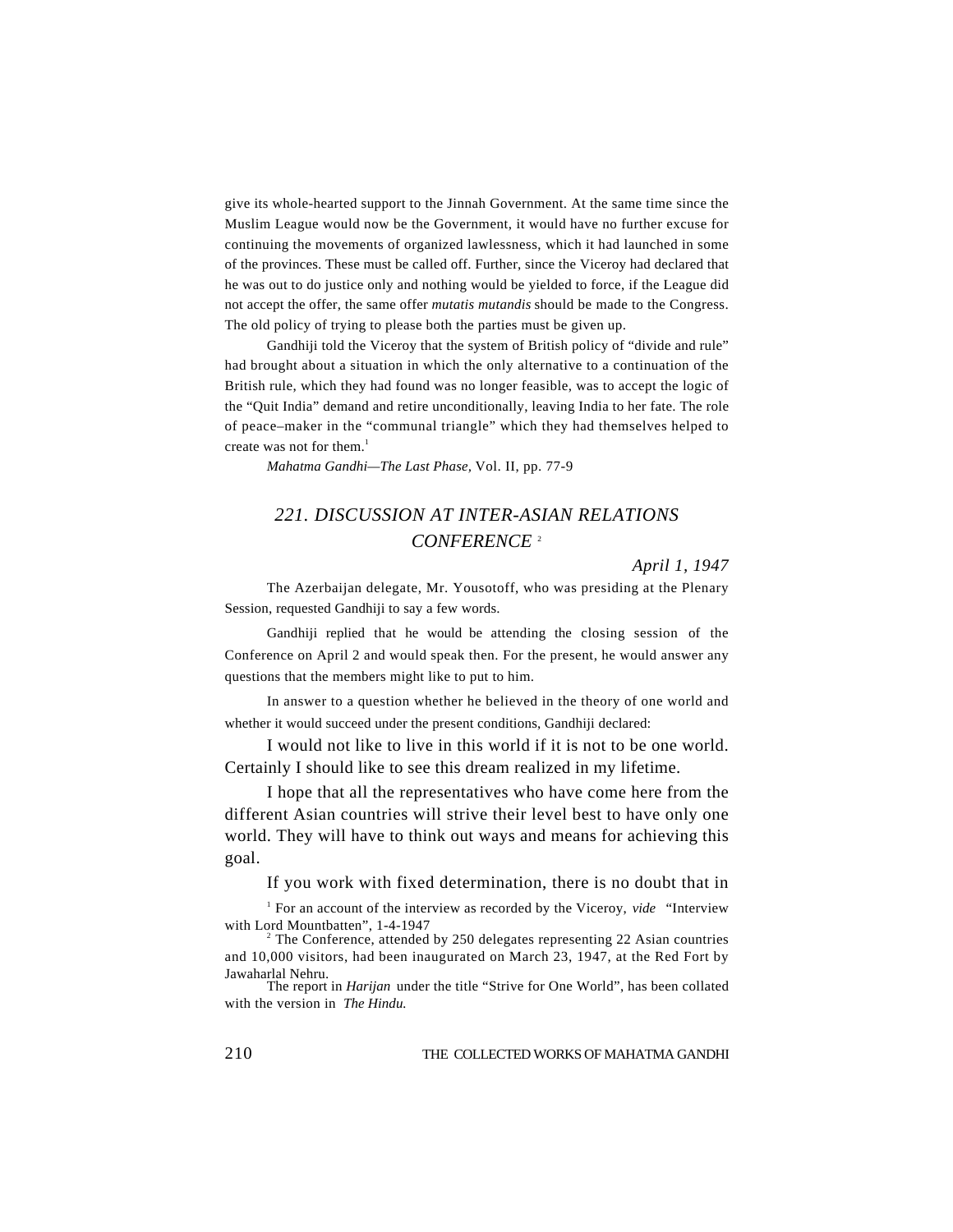give its whole-hearted support to the Jinnah Government. At the same time since the Muslim League would now be the Government, it would have no further excuse for continuing the movements of organized lawlessness, which it had launched in some of the provinces. These must be called off. Further, since the Viceroy had declared that he was out to do justice only and nothing would be yielded to force, if the League did not accept the offer, the same offer *mutatis mutandis* should be made to the Congress. The old policy of trying to please both the parties must be given up.

Gandhiji told the Viceroy that the system of British policy of "divide and rule" had brought about a situation in which the only alternative to a continuation of the British rule, which they had found was no longer feasible, was to accept the logic of the "Quit India" demand and retire unconditionally, leaving India to her fate. The role of peace–maker in the "communal triangle" which they had themselves helped to create was not for them.[1]

*Mahatma Gandhi—The Last Phase*, Vol. II, pp. 77-9

## *221. DISCUSSION AT INTER-ASIAN RELATIONS CONFERENCE* [2]

*April 1, 1947*

The Azerbaijan delegate, Mr. Yousotoff, who was presiding at the Plenary Session, requested Gandhiji to say a few words.

Gandhiji replied that he would be attending the closing session of the Conference on April 2 and would speak then. For the present, he would answer any questions that the members might like to put to him.

In answer to a question whether he believed in the theory of one world and whether it would succeed under the present conditions, Gandhiji declared:

I would not like to live in this world if it is not to be one world. Certainly I should like to see this dream realized in my lifetime.

I hope that all the representatives who have come here from the different Asian countries will strive their level best to have only one world. They will have to think out ways and means for achieving this goal.

If you work with fixed determination, there is no doubt that in

---

[1] For an account of the interview as recorded by the Viceroy, *vide* "Interview with Lord Mountbatten", 1-4-1947

[2] The Conference, attended by 250 delegates representing 22 Asian countries and 10,000 visitors, had been inaugurated on March 23, 1947, at the Red Fort by Jawaharlal Nehru.

The report in *Harijan* under the title "Strive for One World", has been collated with the version in *The Hindu.*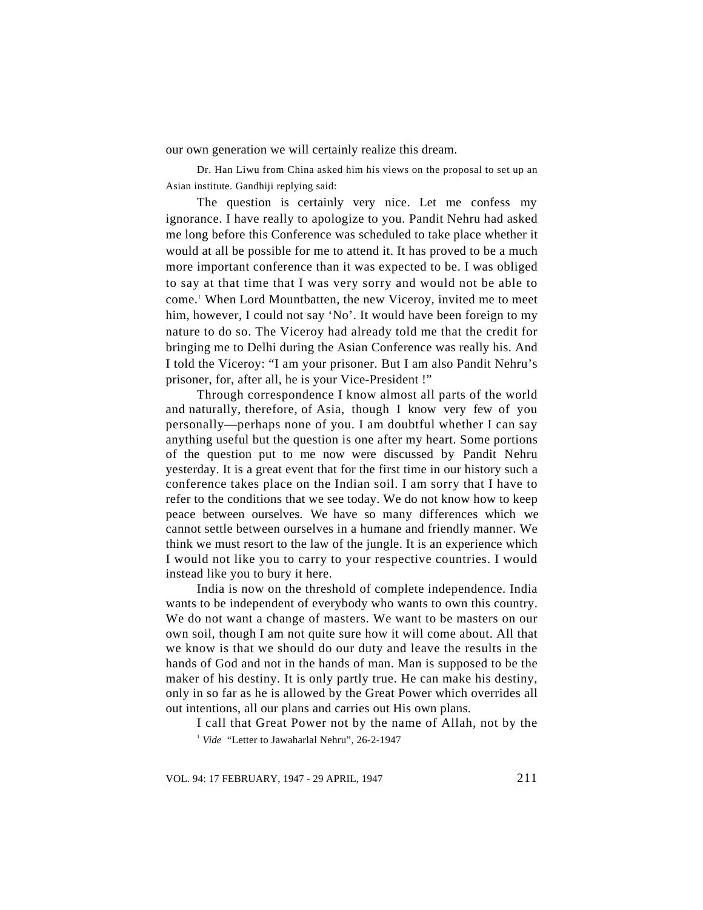our own generation we will certainly realize this dream.

Dr. Han Liwu from China asked him his views on the proposal to set up an Asian institute. Gandhiji replying said:

The question is certainly very nice. Let me confess my ignorance. I have really to apologize to you. Pandit Nehru had asked me long before this Conference was scheduled to take place whether it would at all be possible for me to attend it. It has proved to be a much more important conference than it was expected to be. I was obliged to say at that time that I was very sorry and would not be able to come.[1] When Lord Mountbatten, the new Viceroy, invited me to meet him, however, I could not say 'No'. It would have been foreign to my nature to do so. The Viceroy had already told me that the credit for bringing me to Delhi during the Asian Conference was really his. And I told the Viceroy: "I am your prisoner. But I am also Pandit Nehru's prisoner, for, after all, he is your Vice-President !"

Through correspondence I know almost all parts of the world and naturally, therefore, of Asia, though I know very few of you personally—perhaps none of you. I am doubtful whether I can say anything useful but the question is one after my heart. Some portions of the question put to me now were discussed by Pandit Nehru yesterday. It is a great event that for the first time in our history such a conference takes place on the Indian soil. I am sorry that I have to refer to the conditions that we see today. We do not know how to keep peace between ourselves. We have so many differences which we cannot settle between ourselves in a humane and friendly manner. We think we must resort to the law of the jungle. It is an experience which I would not like you to carry to your respective countries. I would instead like you to bury it here.

India is now on the threshold of complete independence. India wants to be independent of everybody who wants to own this country. We do not want a change of masters. We want to be masters on our own soil, though I am not quite sure how it will come about. All that we know is that we should do our duty and leave the results in the hands of God and not in the hands of man. Man is supposed to be the maker of his destiny. It is only partly true. He can make his destiny, only in so far as he is allowed by the Great Power which overrides all out intentions, all our plans and carries out His own plans.

I call that Great Power not by the name of Allah, not by the

[1] *Vide* "Letter to Jawaharlal Nehru", 26-2-1947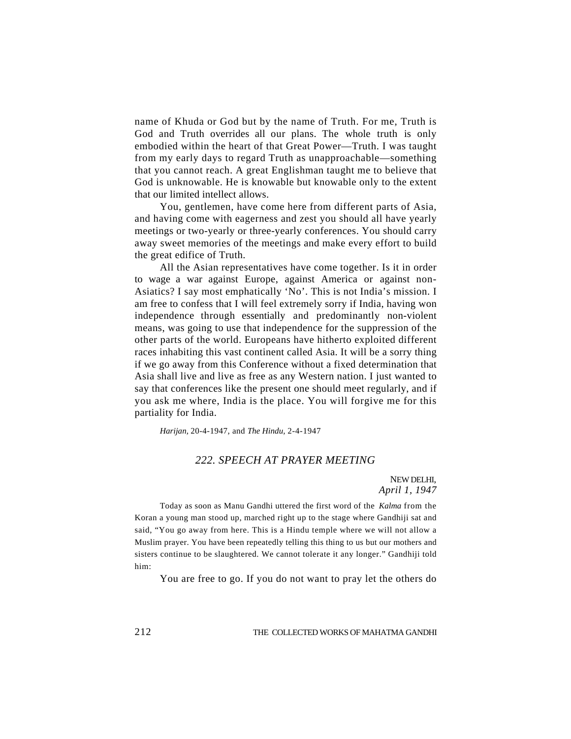name of Khuda or God but by the name of Truth. For me, Truth is God and Truth overrides all our plans. The whole truth is only embodied within the heart of that Great Power—Truth. I was taught from my early days to regard Truth as unapproachable—something that you cannot reach. A great Englishman taught me to believe that God is unknowable. He is knowable but knowable only to the extent that our limited intellect allows.

You, gentlemen, have come here from different parts of Asia, and having come with eagerness and zest you should all have yearly meetings or two-yearly or three-yearly conferences. You should carry away sweet memories of the meetings and make every effort to build the great edifice of Truth.

All the Asian representatives have come together. Is it in order to wage a war against Europe, against America or against non-Asiatics? I say most emphatically 'No'. This is not India's mission. I am free to confess that I will feel extremely sorry if India, having won independence through essentially and predominantly non-violent means, was going to use that independence for the suppression of the other parts of the world. Europeans have hitherto exploited different races inhabiting this vast continent called Asia. It will be a sorry thing if we go away from this Conference without a fixed determination that Asia shall live and live as free as any Western nation. I just wanted to say that conferences like the present one should meet regularly, and if you ask me where, India is the place. You will forgive me for this partiality for India.

*Harijan*, 20-4-1947, and *The Hindu*, 2-4-1947

## *222. SPEECH AT PRAYER MEETING*

NEW DELHI,
*April 1, 1947*

Today as soon as Manu Gandhi uttered the first word of the *Kalma* from the Koran a young man stood up, marched right up to the stage where Gandhiji sat and said, "You go away from here. This is a Hindu temple where we will not allow a Muslim prayer. You have been repeatedly telling this thing to us but our mothers and sisters continue to be slaughtered. We cannot tolerate it any longer." Gandhiji told him:

You are free to go. If you do not want to pray let the others do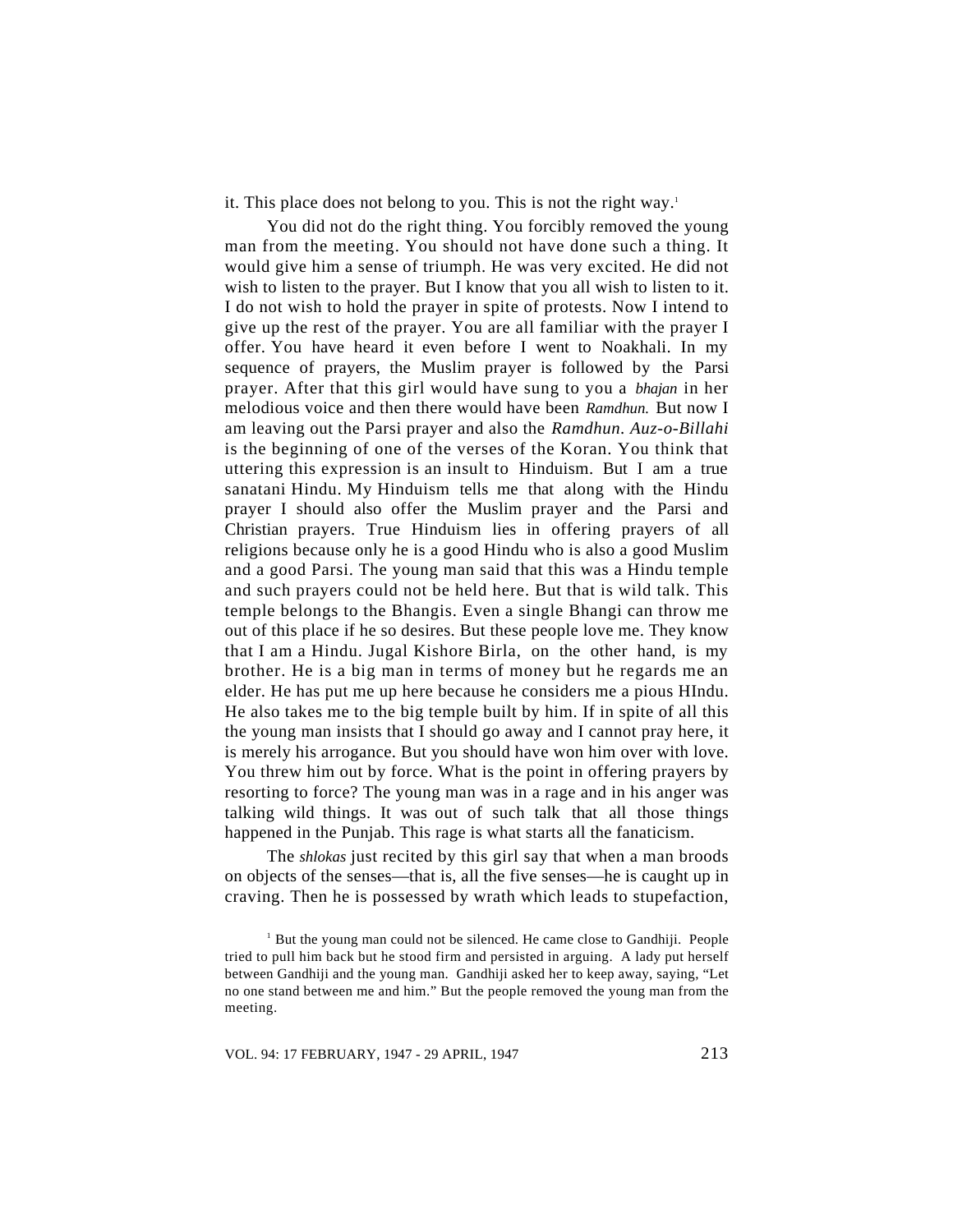it. This place does not belong to you. This is not the right way.[1]

You did not do the right thing. You forcibly removed the young man from the meeting. You should not have done such a thing. It would give him a sense of triumph. He was very excited. He did not wish to listen to the prayer. But I know that you all wish to listen to it. I do not wish to hold the prayer in spite of protests. Now I intend to give up the rest of the prayer. You are all familiar with the prayer I offer. You have heard it even before I went to Noakhali. In my sequence of prayers, the Muslim prayer is followed by the Parsi prayer. After that this girl would have sung to you a *bhajan* in her melodious voice and then there would have been *Ramdhun.* But now I am leaving out the Parsi prayer and also the *Ramdhun*. *Auz-o-Billahi* is the beginning of one of the verses of the Koran. You think that uttering this expression is an insult to Hinduism. But I am a true sanatani Hindu. My Hinduism tells me that along with the Hindu prayer I should also offer the Muslim prayer and the Parsi and Christian prayers. True Hinduism lies in offering prayers of all religions because only he is a good Hindu who is also a good Muslim and a good Parsi. The young man said that this was a Hindu temple and such prayers could not be held here. But that is wild talk. This temple belongs to the Bhangis. Even a single Bhangi can throw me out of this place if he so desires. But these people love me. They know that I am a Hindu. Jugal Kishore Birla, on the other hand, is my brother. He is a big man in terms of money but he regards me an elder. He has put me up here because he considers me a pious HIndu. He also takes me to the big temple built by him. If in spite of all this the young man insists that I should go away and I cannot pray here, it is merely his arrogance. But you should have won him over with love. You threw him out by force. What is the point in offering prayers by resorting to force? The young man was in a rage and in his anger was talking wild things. It was out of such talk that all those things happened in the Punjab. This rage is what starts all the fanaticism.

The *shlokas* just recited by this girl say that when a man broods on objects of the senses—that is, all the five senses—he is caught up in craving. Then he is possessed by wrath which leads to stupefaction,

[1] But the young man could not be silenced. He came close to Gandhiji. People tried to pull him back but he stood firm and persisted in arguing. A lady put herself between Gandhiji and the young man. Gandhiji asked her to keep away, saying, "Let no one stand between me and him." But the people removed the young man from the meeting.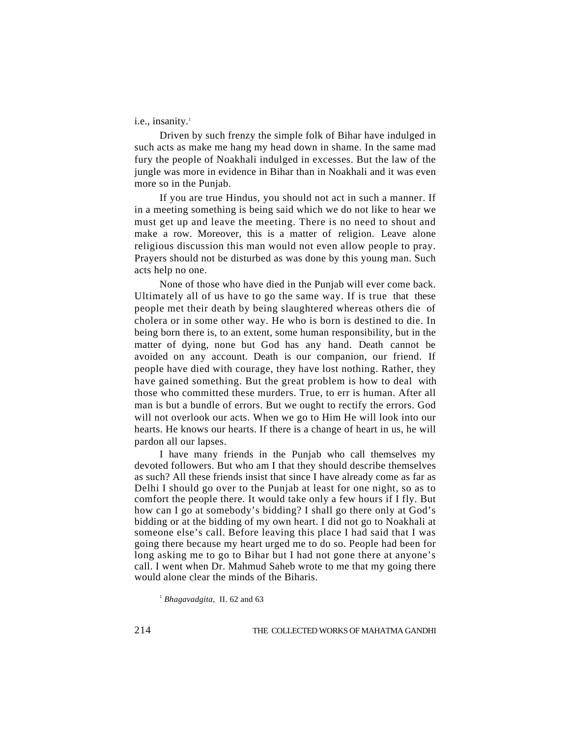i.e., insanity.[1]

Driven by such frenzy the simple folk of Bihar have indulged in such acts as make me hang my head down in shame. In the same mad fury the people of Noakhali indulged in excesses. But the law of the jungle was more in evidence in Bihar than in Noakhali and it was even more so in the Punjab.

If you are true Hindus, you should not act in such a manner. If in a meeting something is being said which we do not like to hear we must get up and leave the meeting. There is no need to shout and make a row. Moreover, this is a matter of religion. Leave alone religious discussion this man would not even allow people to pray. Prayers should not be disturbed as was done by this young man. Such acts help no one.

None of those who have died in the Punjab will ever come back. Ultimately all of us have to go the same way. If is true that these people met their death by being slaughtered whereas others die of cholera or in some other way. He who is born is destined to die. In being born there is, to an extent, some human responsibility, but in the matter of dying, none but God has any hand. Death cannot be avoided on any account. Death is our companion, our friend. If people have died with courage, they have lost nothing. Rather, they have gained something. But the great problem is how to deal with those who committed these murders. True, to err is human. After all man is but a bundle of errors. But we ought to rectify the errors. God will not overlook our acts. When we go to Him He will look into our hearts. He knows our hearts. If there is a change of heart in us, he will pardon all our lapses.

I have many friends in the Punjab who call themselves my devoted followers. But who am I that they should describe themselves as such? All these friends insist that since I have already come as far as Delhi I should go over to the Punjab at least for one night, so as to comfort the people there. It would take only a few hours if I fly. But how can I go at somebody's bidding? I shall go there only at God's bidding or at the bidding of my own heart. I did not go to Noakhali at someone else's call. Before leaving this place I had said that I was going there because my heart urged me to do so. People had been for long asking me to go to Bihar but I had not gone there at anyone's call. I went when Dr. Mahmud Saheb wrote to me that my going there would alone clear the minds of the Biharis.

[1] *Bhagavadgita,* II. 62 and 63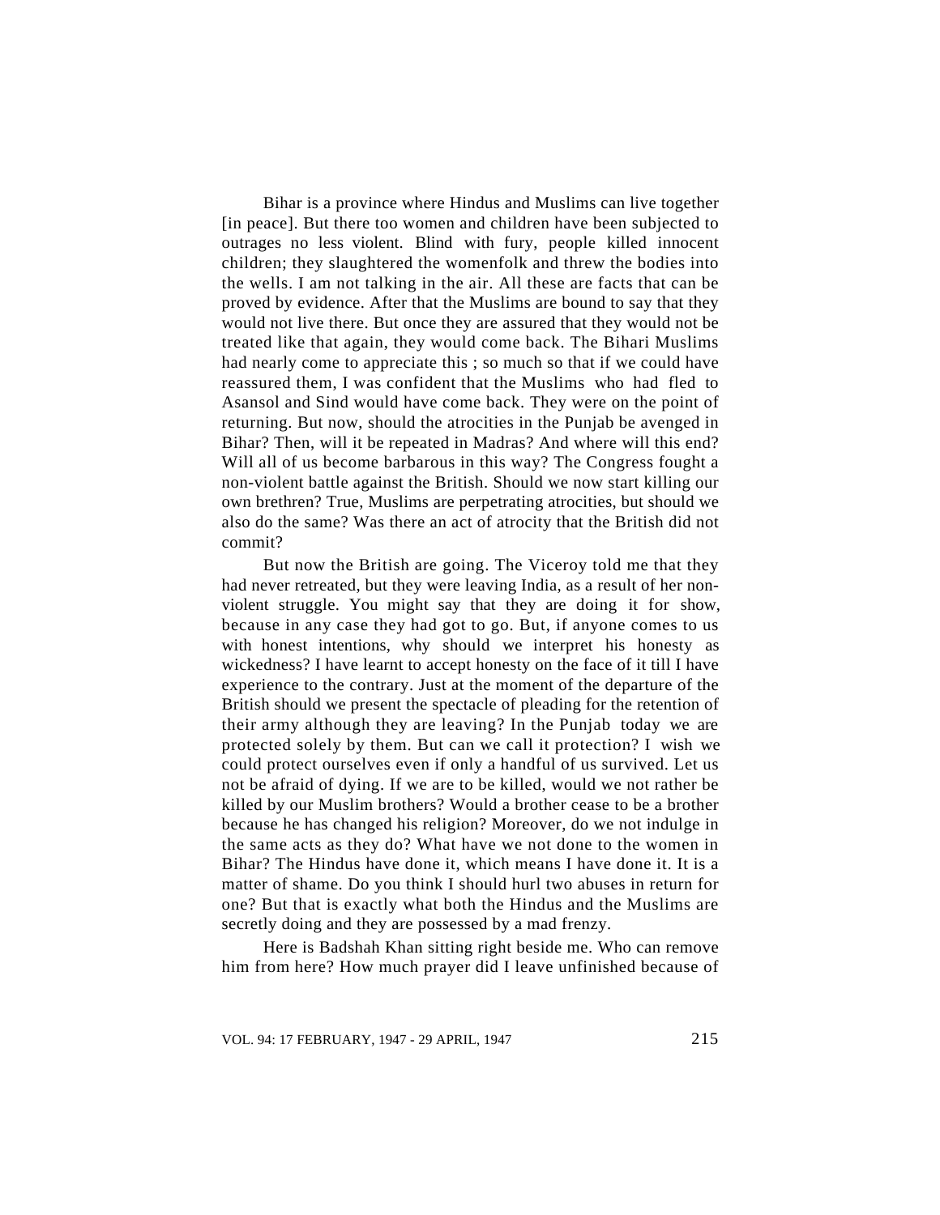Bihar is a province where Hindus and Muslims can live together [in peace]. But there too women and children have been subjected to outrages no less violent. Blind with fury, people killed innocent children; they slaughtered the womenfolk and threw the bodies into the wells. I am not talking in the air. All these are facts that can be proved by evidence. After that the Muslims are bound to say that they would not live there. But once they are assured that they would not be treated like that again, they would come back. The Bihari Muslims had nearly come to appreciate this ; so much so that if we could have reassured them, I was confident that the Muslims who had fled to Asansol and Sind would have come back. They were on the point of returning. But now, should the atrocities in the Punjab be avenged in Bihar? Then, will it be repeated in Madras? And where will this end? Will all of us become barbarous in this way? The Congress fought a non-violent battle against the British. Should we now start killing our own brethren? True, Muslims are perpetrating atrocities, but should we also do the same? Was there an act of atrocity that the British did not commit?

But now the British are going. The Viceroy told me that they had never retreated, but they were leaving India, as a result of her non-violent struggle. You might say that they are doing it for show, because in any case they had got to go. But, if anyone comes to us with honest intentions, why should we interpret his honesty as wickedness? I have learnt to accept honesty on the face of it till I have experience to the contrary. Just at the moment of the departure of the British should we present the spectacle of pleading for the retention of their army although they are leaving? In the Punjab today we are protected solely by them. But can we call it protection? I wish we could protect ourselves even if only a handful of us survived. Let us not be afraid of dying. If we are to be killed, would we not rather be killed by our Muslim brothers? Would a brother cease to be a brother because he has changed his religion? Moreover, do we not indulge in the same acts as they do? What have we not done to the women in Bihar? The Hindus have done it, which means I have done it. It is a matter of shame. Do you think I should hurl two abuses in return for one? But that is exactly what both the Hindus and the Muslims are secretly doing and they are possessed by a mad frenzy.

Here is Badshah Khan sitting right beside me. Who can remove him from here? How much prayer did I leave unfinished because of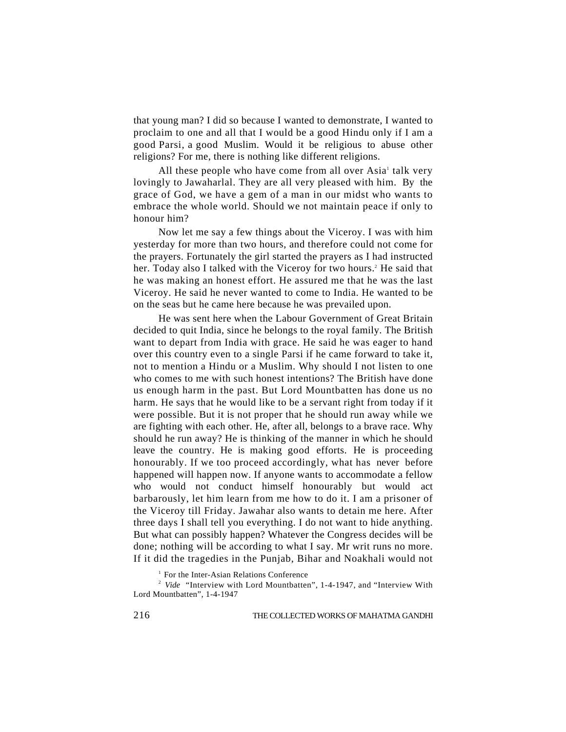that young man? I did so because I wanted to demonstrate, I wanted to proclaim to one and all that I would be a good Hindu only if I am a good Parsi, a good Muslim. Would it be religious to abuse other religions? For me, there is nothing like different religions.

All these people who have come from all over Asia[1] talk very lovingly to Jawaharlal. They are all very pleased with him. By the grace of God, we have a gem of a man in our midst who wants to embrace the whole world. Should we not maintain peace if only to honour him?

Now let me say a few things about the Viceroy. I was with him yesterday for more than two hours, and therefore could not come for the prayers. Fortunately the girl started the prayers as I had instructed her. Today also I talked with the Viceroy for two hours.[2] He said that he was making an honest effort. He assured me that he was the last Viceroy. He said he never wanted to come to India. He wanted to be on the seas but he came here because he was prevailed upon.

He was sent here when the Labour Government of Great Britain decided to quit India, since he belongs to the royal family. The British want to depart from India with grace. He said he was eager to hand over this country even to a single Parsi if he came forward to take it, not to mention a Hindu or a Muslim. Why should I not listen to one who comes to me with such honest intentions? The British have done us enough harm in the past. But Lord Mountbatten has done us no harm. He says that he would like to be a servant right from today if it were possible. But it is not proper that he should run away while we are fighting with each other. He, after all, belongs to a brave race. Why should he run away? He is thinking of the manner in which he should leave the country. He is making good efforts. He is proceeding honourably. If we too proceed accordingly, what has never before happened will happen now. If anyone wants to accommodate a fellow who would not conduct himself honourably but would act barbarously, let him learn from me how to do it. I am a prisoner of the Viceroy till Friday. Jawahar also wants to detain me here. After three days I shall tell you everything. I do not want to hide anything. But what can possibly happen? Whatever the Congress decides will be done; nothing will be according to what I say. Mr writ runs no more. If it did the tragedies in the Punjab, Bihar and Noakhali would not

[1] For the Inter-Asian Relations Conference

[2] *Vide* "Interview with Lord Mountbatten", 1-4-1947, and "Interview With Lord Mountbatten", 1-4-1947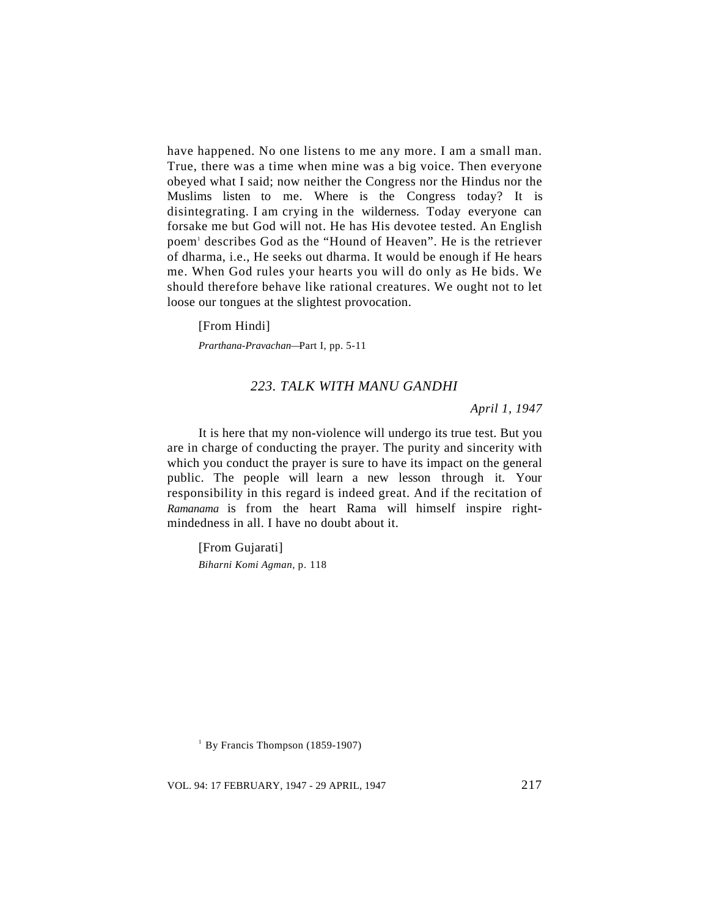have happened. No one listens to me any more. I am a small man. True, there was a time when mine was a big voice. Then everyone obeyed what I said; now neither the Congress nor the Hindus nor the Muslims listen to me. Where is the Congress today? It is disintegrating. I am crying in the wilderness. Today everyone can forsake me but God will not. He has His devotee tested. An English poem[1] describes God as the "Hound of Heaven". He is the retriever of dharma, i.e., He seeks out dharma. It would be enough if He hears me. When God rules your hearts you will do only as He bids. We should therefore behave like rational creatures. We ought not to let loose our tongues at the slightest provocation.

[From Hindi]

*Prarthana-Pravachan*—Part I, pp. 5-11

## *223. TALK WITH MANU GANDHI*

*April 1, 1947*

It is here that my non-violence will undergo its true test. But you are in charge of conducting the prayer. The purity and sincerity with which you conduct the prayer is sure to have its impact on the general public. The people will learn a new lesson through it. Your responsibility in this regard is indeed great. And if the recitation of *Ramanama* is from the heart Rama will himself inspire right-mindedness in all. I have no doubt about it.

[From Gujarati]

*Biharni Komi Agman*, p. 118

[1] By Francis Thompson (1859-1907)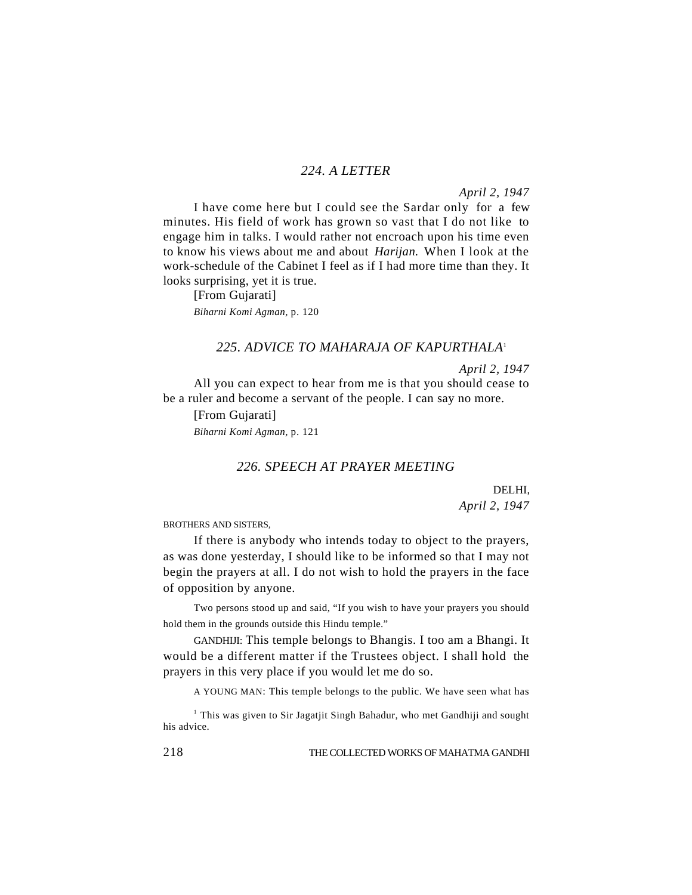### 224. A LETTER

*April 2, 1947*

I have come here but I could see the Sardar only for a few minutes. His field of work has grown so vast that I do not like to engage him in talks. I would rather not encroach upon his time even to know his views about me and about *Harijan.* When I look at the work-schedule of the Cabinet I feel as if I had more time than they. It looks surprising, yet it is true.

[From Gujarati]

*Biharni Komi Agman*, p. 120

### 225. ADVICE TO MAHARAJA OF KAPURTHALA[1]

*April 2, 1947*

All you can expect to hear from me is that you should cease to be a ruler and become a servant of the people. I can say no more.

[From Gujarati]

*Biharni Komi Agman*, p. 121

### 226. SPEECH AT PRAYER MEETING

DELHI,
*April 2, 1947*

BROTHERS AND SISTERS,

If there is anybody who intends today to object to the prayers, as was done yesterday, I should like to be informed so that I may not begin the prayers at all. I do not wish to hold the prayers in the face of opposition by anyone.

Two persons stood up and said, "If you wish to have your prayers you should hold them in the grounds outside this Hindu temple."

GANDHIJI: This temple belongs to Bhangis. I too am a Bhangi. It would be a different matter if the Trustees object. I shall hold the prayers in this very place if you would let me do so.

A YOUNG MAN: This temple belongs to the public. We have seen what has

[1] This was given to Sir Jagatjit Singh Bahadur, who met Gandhiji and sought his advice.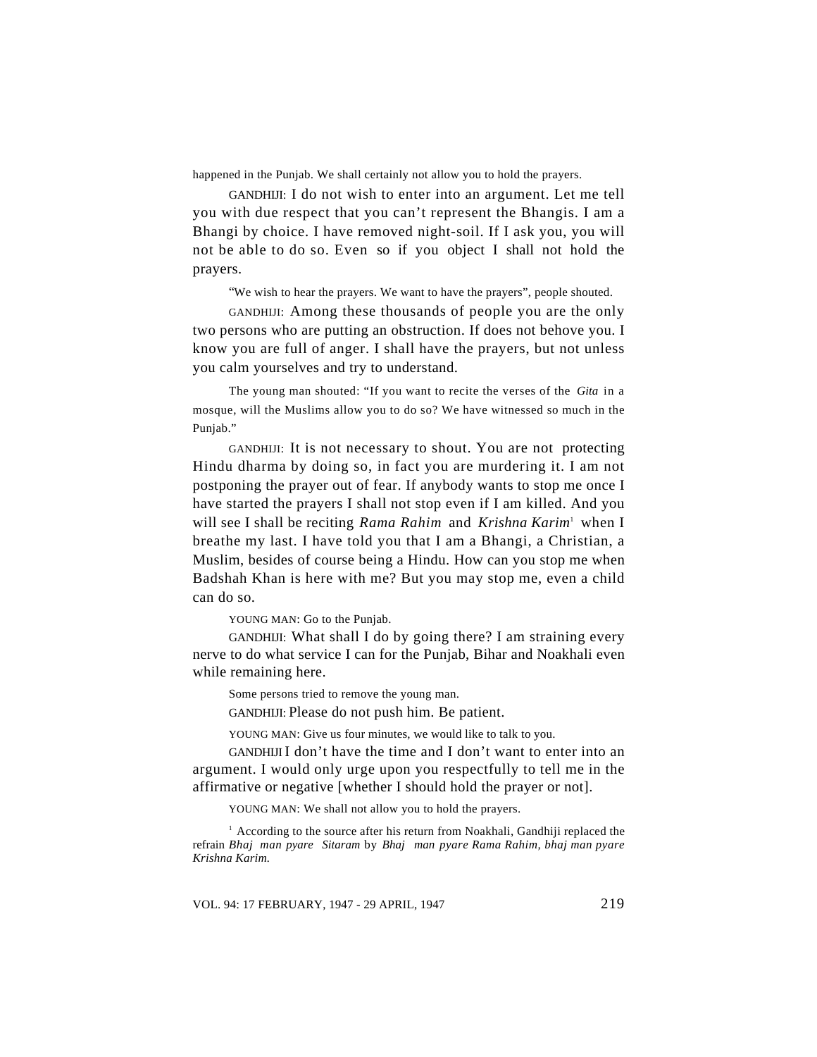happened in the Punjab. We shall certainly not allow you to hold the prayers.

GANDHIJI: I do not wish to enter into an argument. Let me tell you with due respect that you can't represent the Bhangis. I am a Bhangi by choice. I have removed night-soil. If I ask you, you will not be able to do so. Even so if you object I shall not hold the prayers.

"We wish to hear the prayers. We want to have the prayers", people shouted.

GANDHIJI: Among these thousands of people you are the only two persons who are putting an obstruction. If does not behove you. I know you are full of anger. I shall have the prayers, but not unless you calm yourselves and try to understand.

The young man shouted: "If you want to recite the verses of the *Gita* in a mosque, will the Muslims allow you to do so? We have witnessed so much in the Punjab."

GANDHIJI: It is not necessary to shout. You are not protecting Hindu dharma by doing so, in fact you are murdering it. I am not postponing the prayer out of fear. If anybody wants to stop me once I have started the prayers I shall not stop even if I am killed. And you will see I shall be reciting *Rama Rahim* and *Krishna Karim*[1] when I breathe my last. I have told you that I am a Bhangi, a Christian, a Muslim, besides of course being a Hindu. How can you stop me when Badshah Khan is here with me? But you may stop me, even a child can do so.

YOUNG MAN: Go to the Punjab.

GANDHIJI: What shall I do by going there? I am straining every nerve to do what service I can for the Punjab, Bihar and Noakhali even while remaining here.

Some persons tried to remove the young man.

GANDHIJI: Please do not push him. Be patient.

YOUNG MAN: Give us four minutes, we would like to talk to you.

GANDHIJI I don't have the time and I don't want to enter into an argument. I would only urge upon you respectfully to tell me in the affirmative or negative [whether I should hold the prayer or not].

YOUNG MAN: We shall not allow you to hold the prayers.

[1] According to the source after his return from Noakhali, Gandhiji replaced the refrain *Bhaj man pyare Sitaram* by *Bhaj man pyare Rama Rahim, bhaj man pyare Krishna Karim.*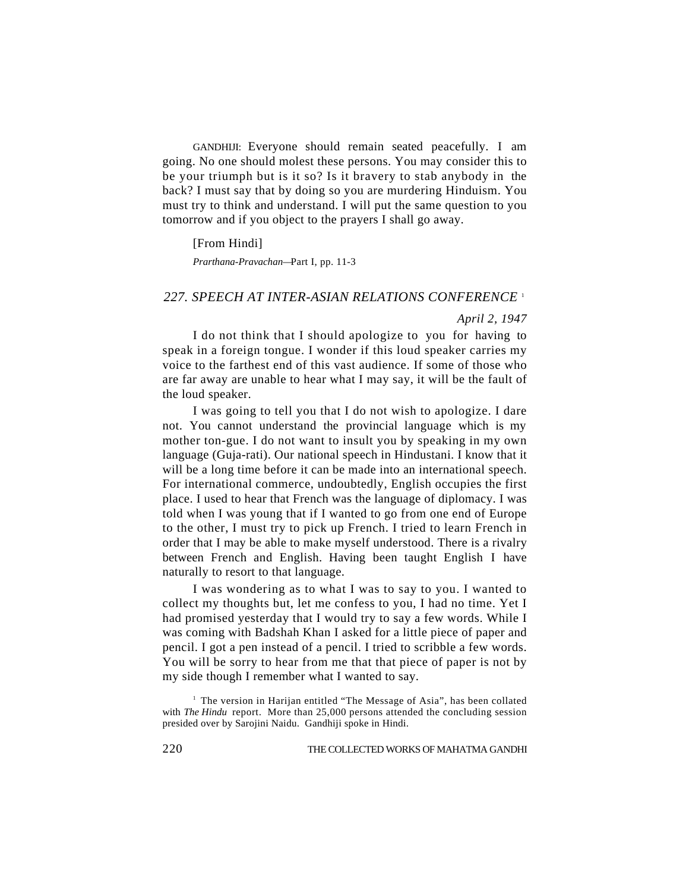GANDHIJI: Everyone should remain seated peacefully. I am going. No one should molest these persons. You may consider this to be your triumph but is it so? Is it bravery to stab anybody in the back? I must say that by doing so you are murdering Hinduism. You must try to think and understand. I will put the same question to you tomorrow and if you object to the prayers I shall go away.

[From Hindi]

*Prarthana-Pravachan*—Part I, pp. 11-3

## *227. SPEECH AT INTER-ASIAN RELATIONS CONFERENCE* [1]

*April 2, 1947*

I do not think that I should apologize to you for having to speak in a foreign tongue. I wonder if this loud speaker carries my voice to the farthest end of this vast audience. If some of those who are far away are unable to hear what I may say, it will be the fault of the loud speaker.

I was going to tell you that I do not wish to apologize. I dare not. You cannot understand the provincial language which is my mother ton-gue. I do not want to insult you by speaking in my own language (Guja-rati). Our national speech in Hindustani. I know that it will be a long time before it can be made into an international speech. For international commerce, undoubtedly, English occupies the first place. I used to hear that French was the language of diplomacy. I was told when I was young that if I wanted to go from one end of Europe to the other, I must try to pick up French. I tried to learn French in order that I may be able to make myself understood. There is a rivalry between French and English. Having been taught English I have naturally to resort to that language.

I was wondering as to what I was to say to you. I wanted to collect my thoughts but, let me confess to you, I had no time. Yet I had promised yesterday that I would try to say a few words. While I was coming with Badshah Khan I asked for a little piece of paper and pencil. I got a pen instead of a pencil. I tried to scribble a few words. You will be sorry to hear from me that that piece of paper is not by my side though I remember what I wanted to say.

[1] The version in Harijan entitled "The Message of Asia", has been collated with *The Hindu* report. More than 25,000 persons attended the concluding session presided over by Sarojini Naidu. Gandhiji spoke in Hindi.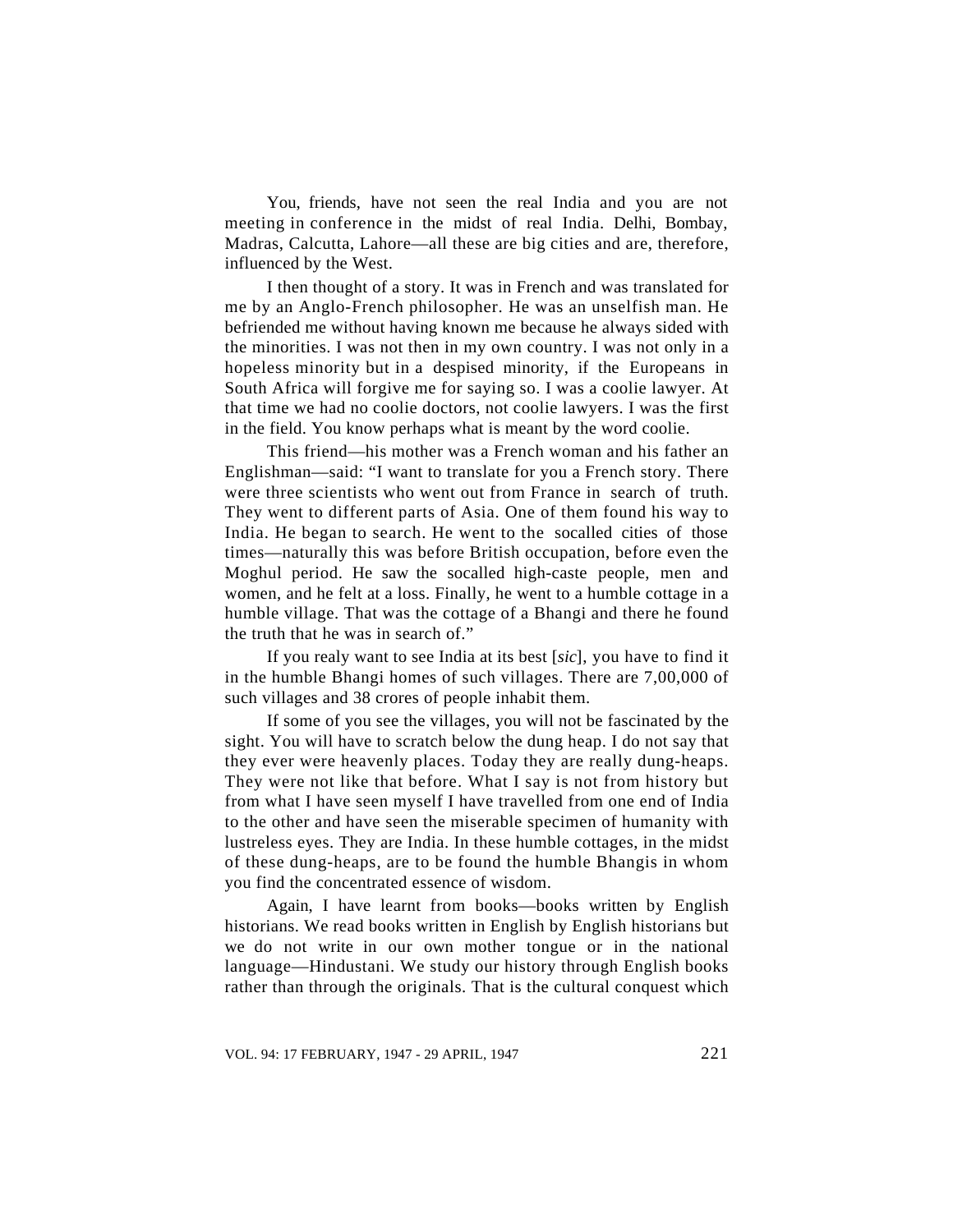You, friends, have not seen the real India and you are not meeting in conference in the midst of real India. Delhi, Bombay, Madras, Calcutta, Lahore—all these are big cities and are, therefore, influenced by the West.

I then thought of a story. It was in French and was translated for me by an Anglo-French philosopher. He was an unselfish man. He befriended me without having known me because he always sided with the minorities. I was not then in my own country. I was not only in a hopeless minority but in a despised minority, if the Europeans in South Africa will forgive me for saying so. I was a coolie lawyer. At that time we had no coolie doctors, not coolie lawyers. I was the first in the field. You know perhaps what is meant by the word coolie.

This friend—his mother was a French woman and his father an Englishman—said: "I want to translate for you a French story. There were three scientists who went out from France in search of truth. They went to different parts of Asia. One of them found his way to India. He began to search. He went to the socalled cities of those times—naturally this was before British occupation, before even the Moghul period. He saw the socalled high-caste people, men and women, and he felt at a loss. Finally, he went to a humble cottage in a humble village. That was the cottage of a Bhangi and there he found the truth that he was in search of."

If you realy want to see India at its best [*sic*], you have to find it in the humble Bhangi homes of such villages. There are 7,00,000 of such villages and 38 crores of people inhabit them.

If some of you see the villages, you will not be fascinated by the sight. You will have to scratch below the dung heap. I do not say that they ever were heavenly places. Today they are really dung-heaps. They were not like that before. What I say is not from history but from what I have seen myself I have travelled from one end of India to the other and have seen the miserable specimen of humanity with lustreless eyes. They are India. In these humble cottages, in the midst of these dung-heaps, are to be found the humble Bhangis in whom you find the concentrated essence of wisdom.

Again, I have learnt from books—books written by English historians. We read books written in English by English historians but we do not write in our own mother tongue or in the national language—Hindustani. We study our history through English books rather than through the originals. That is the cultural conquest which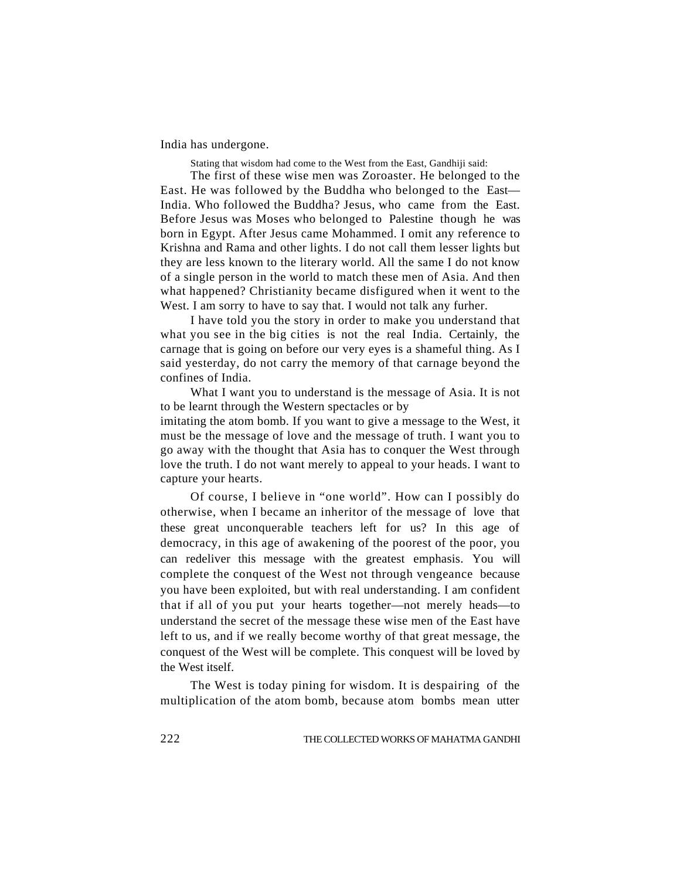India has undergone.

Stating that wisdom had come to the West from the East, Gandhiji said:

The first of these wise men was Zoroaster. He belonged to the East. He was followed by the Buddha who belonged to the East—India. Who followed the Buddha? Jesus, who came from the East. Before Jesus was Moses who belonged to Palestine though he was born in Egypt. After Jesus came Mohammed. I omit any reference to Krishna and Rama and other lights. I do not call them lesser lights but they are less known to the literary world. All the same I do not know of a single person in the world to match these men of Asia. And then what happened? Christianity became disfigured when it went to the West. I am sorry to have to say that. I would not talk any furher.

I have told you the story in order to make you understand that what you see in the big cities is not the real India. Certainly, the carnage that is going on before our very eyes is a shameful thing. As I said yesterday, do not carry the memory of that carnage beyond the confines of India.

What I want you to understand is the message of Asia. It is not to be learnt through the Western spectacles or by imitating the atom bomb. If you want to give a message to the West, it must be the message of love and the message of truth. I want you to go away with the thought that Asia has to conquer the West through love the truth. I do not want merely to appeal to your heads. I want to capture your hearts.

Of course, I believe in "one world". How can I possibly do otherwise, when I became an inheritor of the message of love that these great unconquerable teachers left for us? In this age of democracy, in this age of awakening of the poorest of the poor, you can redeliver this message with the greatest emphasis. You will complete the conquest of the West not through vengeance because you have been exploited, but with real understanding. I am confident that if all of you put your hearts together—not merely heads—to understand the secret of the message these wise men of the East have left to us, and if we really become worthy of that great message, the conquest of the West will be complete. This conquest will be loved by the West itself.

The West is today pining for wisdom. It is despairing of the multiplication of the atom bomb, because atom bombs mean utter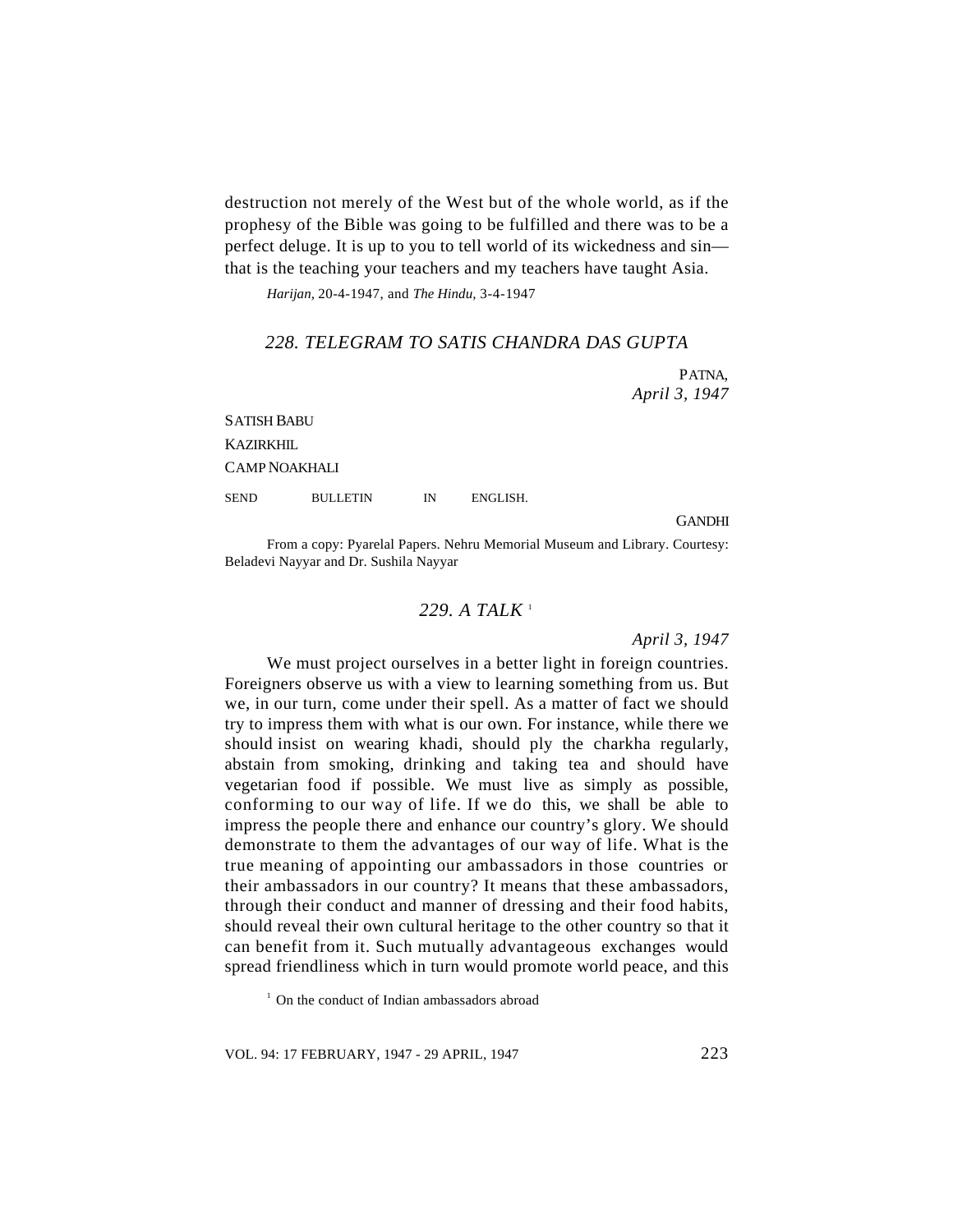destruction not merely of the West but of the whole world, as if the prophesy of the Bible was going to be fulfilled and there was to be a perfect deluge. It is up to you to tell world of its wickedness and sin—that is the teaching your teachers and my teachers have taught Asia.

*Harijan,* 20-4-1947, and *The Hindu,* 3-4-1947

## *228. TELEGRAM TO SATIS CHANDRA DAS GUPTA*

PATNA,
*April 3, 1947*

SATISH BABU
KAZIRKHIL
CAMP NOAKHALI

SEND BULLETIN IN ENGLISH.

GANDHI

From a copy: Pyarelal Papers. Nehru Memorial Museum and Library. Courtesy: Beladevi Nayyar and Dr. Sushila Nayyar

## *229. A TALK* [1]

*April 3, 1947*

We must project ourselves in a better light in foreign countries. Foreigners observe us with a view to learning something from us. But we, in our turn, come under their spell. As a matter of fact we should try to impress them with what is our own. For instance, while there we should insist on wearing khadi, should ply the charkha regularly, abstain from smoking, drinking and taking tea and should have vegetarian food if possible. We must live as simply as possible, conforming to our way of life. If we do this, we shall be able to impress the people there and enhance our country's glory. We should demonstrate to them the advantages of our way of life. What is the true meaning of appointing our ambassadors in those countries or their ambassadors in our country? It means that these ambassadors, through their conduct and manner of dressing and their food habits, should reveal their own cultural heritage to the other country so that it can benefit from it. Such mutually advantageous exchanges would spread friendliness which in turn would promote world peace, and this

[1] On the conduct of Indian ambassadors abroad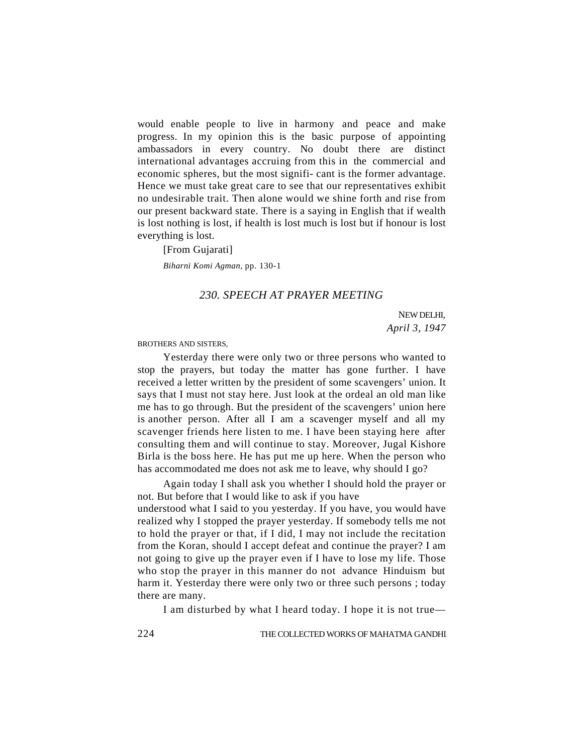would enable people to live in harmony and peace and make progress. In my opinion this is the basic purpose of appointing ambassadors in every country. No doubt there are distinct international advantages accruing from this in the commercial and economic spheres, but the most signifi- cant is the former advantage. Hence we must take great care to see that our representatives exhibit no undesirable trait. Then alone would we shine forth and rise from our present backward state. There is a saying in English that if wealth is lost nothing is lost, if health is lost much is lost but if honour is lost everything is lost.

[From Gujarati]

*Biharni Komi Agman*, pp. 130-1

## *230. SPEECH AT PRAYER MEETING*

NEW DELHI,
*April 3, 1947*

BROTHERS AND SISTERS,

Yesterday there were only two or three persons who wanted to stop the prayers, but today the matter has gone further. I have received a letter written by the president of some scavengers' union. It says that I must not stay here. Just look at the ordeal an old man like me has to go through. But the president of the scavengers' union here is another person. After all I am a scavenger myself and all my scavenger friends here listen to me. I have been staying here after consulting them and will continue to stay. Moreover, Jugal Kishore Birla is the boss here. He has put me up here. When the person who has accommodated me does not ask me to leave, why should I go?

Again today I shall ask you whether I should hold the prayer or not. But before that I would like to ask if you have understood what I said to you yesterday. If you have, you would have realized why I stopped the prayer yesterday. If somebody tells me not to hold the prayer or that, if I did, I may not include the recitation from the Koran, should I accept defeat and continue the prayer? I am not going to give up the prayer even if I have to lose my life. Those who stop the prayer in this manner do not advance Hinduism but harm it. Yesterday there were only two or three such persons ; today there are many.

I am disturbed by what I heard today. I hope it is not true—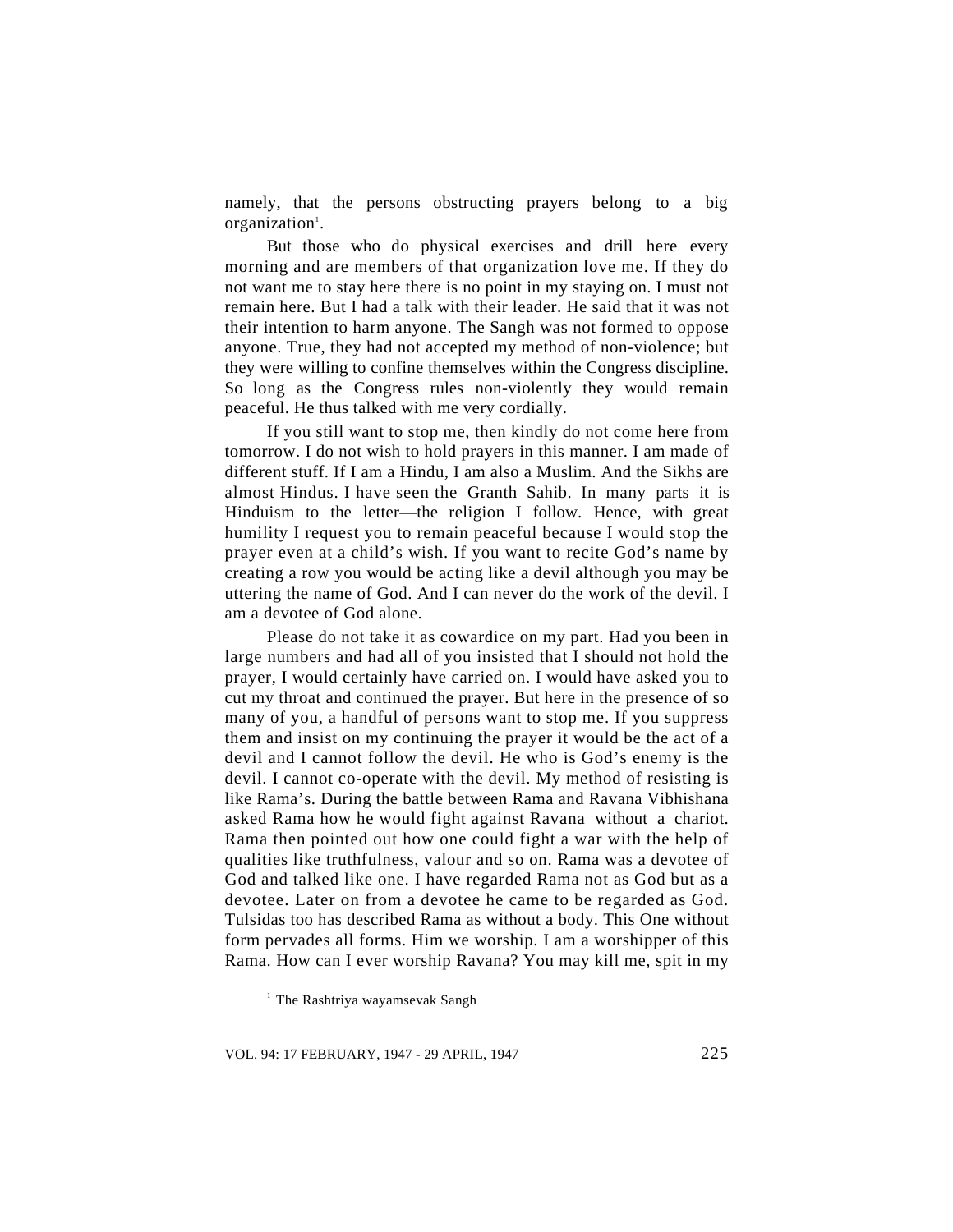namely, that the persons obstructing prayers belong to a big organization[1].

But those who do physical exercises and drill here every morning and are members of that organization love me. If they do not want me to stay here there is no point in my staying on. I must not remain here. But I had a talk with their leader. He said that it was not their intention to harm anyone. The Sangh was not formed to oppose anyone. True, they had not accepted my method of non-violence; but they were willing to confine themselves within the Congress discipline. So long as the Congress rules non-violently they would remain peaceful. He thus talked with me very cordially.

If you still want to stop me, then kindly do not come here from tomorrow. I do not wish to hold prayers in this manner. I am made of different stuff. If I am a Hindu, I am also a Muslim. And the Sikhs are almost Hindus. I have seen the Granth Sahib. In many parts it is Hinduism to the letter—the religion I follow. Hence, with great humility I request you to remain peaceful because I would stop the prayer even at a child's wish. If you want to recite God's name by creating a row you would be acting like a devil although you may be uttering the name of God. And I can never do the work of the devil. I am a devotee of God alone.

Please do not take it as cowardice on my part. Had you been in large numbers and had all of you insisted that I should not hold the prayer, I would certainly have carried on. I would have asked you to cut my throat and continued the prayer. But here in the presence of so many of you, a handful of persons want to stop me. If you suppress them and insist on my continuing the prayer it would be the act of a devil and I cannot follow the devil. He who is God's enemy is the devil. I cannot co-operate with the devil. My method of resisting is like Rama's. During the battle between Rama and Ravana Vibhishana asked Rama how he would fight against Ravana without a chariot. Rama then pointed out how one could fight a war with the help of qualities like truthfulness, valour and so on. Rama was a devotee of God and talked like one. I have regarded Rama not as God but as a devotee. Later on from a devotee he came to be regarded as God. Tulsidas too has described Rama as without a body. This One without form pervades all forms. Him we worship. I am a worshipper of this Rama. How can I ever worship Ravana? You may kill me, spit in my

[1] The Rashtriya wayamsevak Sangh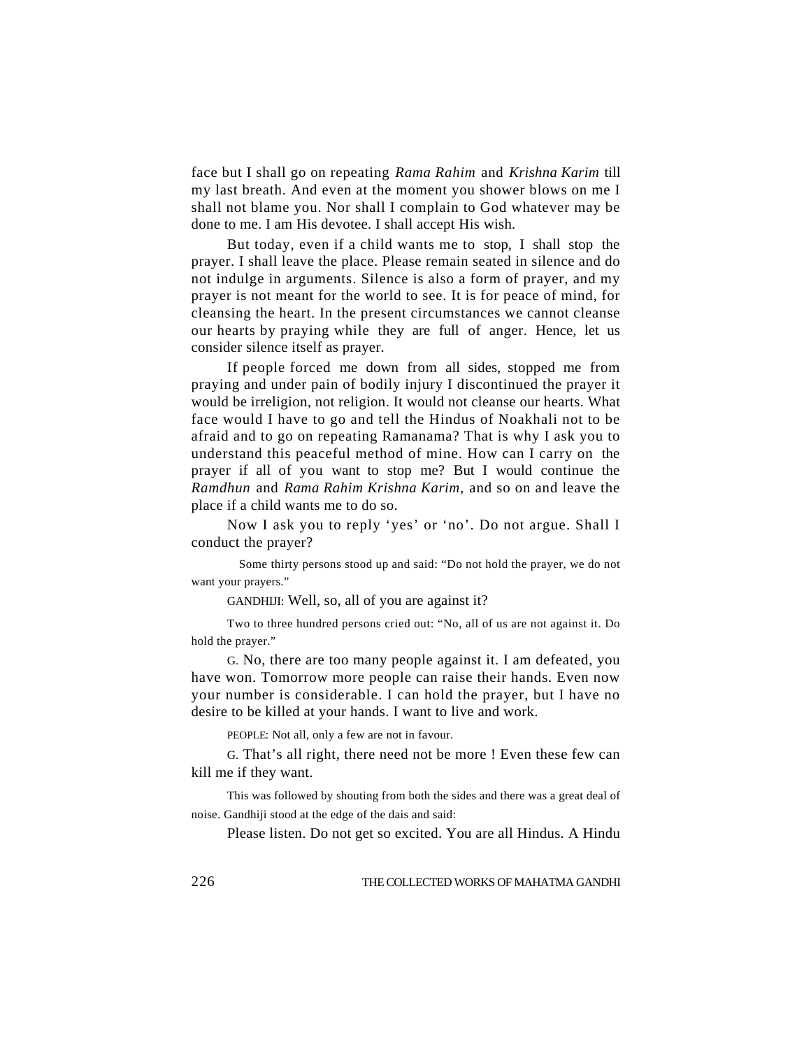face but I shall go on repeating *Rama Rahim* and *Krishna Karim* till my last breath. And even at the moment you shower blows on me I shall not blame you. Nor shall I complain to God whatever may be done to me. I am His devotee. I shall accept His wish.

But today, even if a child wants me to stop, I shall stop the prayer. I shall leave the place. Please remain seated in silence and do not indulge in arguments. Silence is also a form of prayer, and my prayer is not meant for the world to see. It is for peace of mind, for cleansing the heart. In the present circumstances we cannot cleanse our hearts by praying while they are full of anger. Hence, let us consider silence itself as prayer.

If people forced me down from all sides, stopped me from praying and under pain of bodily injury I discontinued the prayer it would be irreligion, not religion. It would not cleanse our hearts. What face would I have to go and tell the Hindus of Noakhali not to be afraid and to go on repeating Ramanama? That is why I ask you to understand this peaceful method of mine. How can I carry on the prayer if all of you want to stop me? But I would continue the *Ramdhun* and *Rama Rahim Krishna Karim*, and so on and leave the place if a child wants me to do so.

Now I ask you to reply 'yes' or 'no'. Do not argue. Shall I conduct the prayer?

Some thirty persons stood up and said: "Do not hold the prayer, we do not want your prayers."

GANDHIJI: Well, so, all of you are against it?

Two to three hundred persons cried out: "No, all of us are not against it. Do hold the prayer."

G. No, there are too many people against it. I am defeated, you have won. Tomorrow more people can raise their hands. Even now your number is considerable. I can hold the prayer, but I have no desire to be killed at your hands. I want to live and work.

PEOPLE: Not all, only a few are not in favour.

G. That's all right, there need not be more ! Even these few can kill me if they want.

This was followed by shouting from both the sides and there was a great deal of noise. Gandhiji stood at the edge of the dais and said:

Please listen. Do not get so excited. You are all Hindus. A Hindu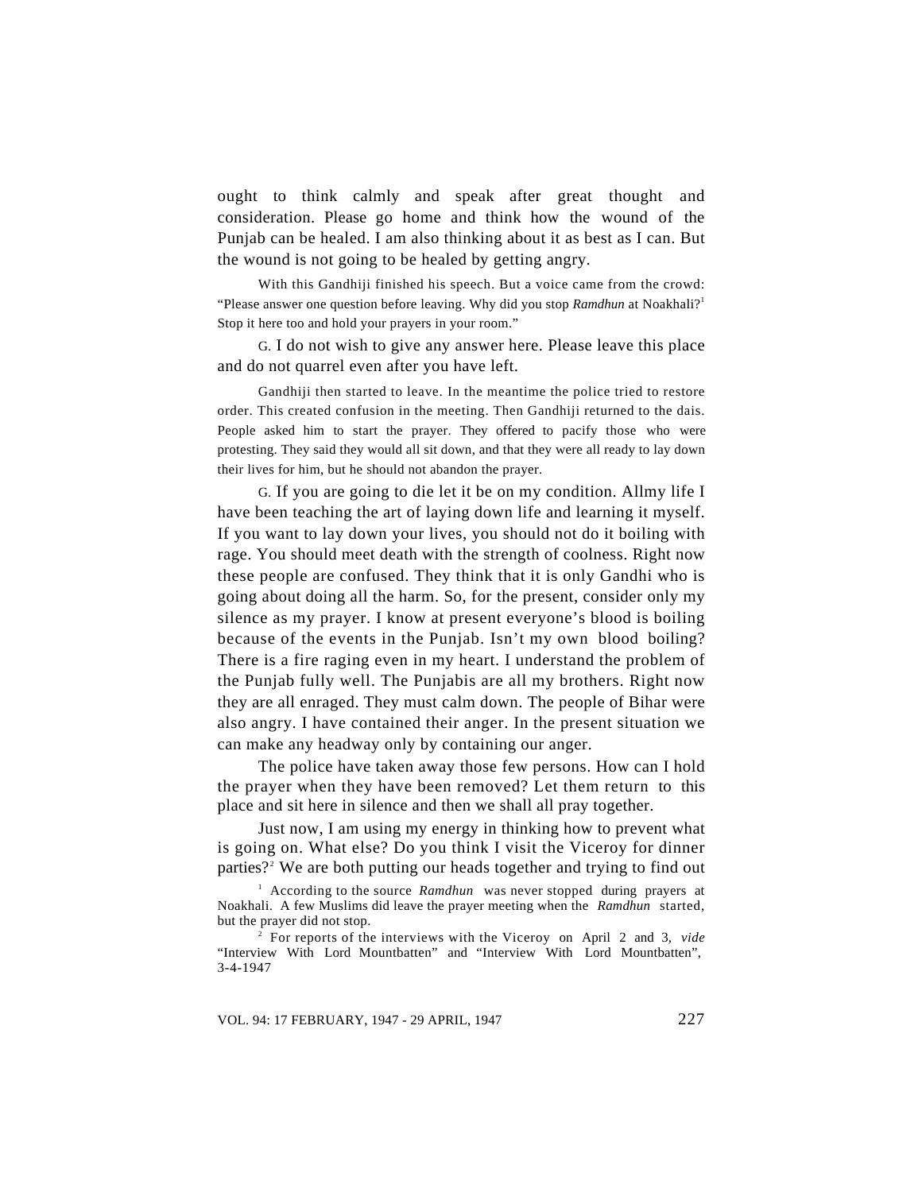ought to think calmly and speak after great thought and consideration. Please go home and think how the wound of the Punjab can be healed. I am also thinking about it as best as I can. But the wound is not going to be healed by getting angry.

With this Gandhiji finished his speech. But a voice came from the crowd: "Please answer one question before leaving. Why did you stop *Ramdhun* at Noakhali?[1] Stop it here too and hold your prayers in your room."

G. I do not wish to give any answer here. Please leave this place and do not quarrel even after you have left.

Gandhiji then started to leave. In the meantime the police tried to restore order. This created confusion in the meeting. Then Gandhiji returned to the dais. People asked him to start the prayer. They offered to pacify those who were protesting. They said they would all sit down, and that they were all ready to lay down their lives for him, but he should not abandon the prayer.

G. If you are going to die let it be on my condition. Allmy life I have been teaching the art of laying down life and learning it myself. If you want to lay down your lives, you should not do it boiling with rage. You should meet death with the strength of coolness. Right now these people are confused. They think that it is only Gandhi who is going about doing all the harm. So, for the present, consider only my silence as my prayer. I know at present everyone's blood is boiling because of the events in the Punjab. Isn't my own blood boiling? There is a fire raging even in my heart. I understand the problem of the Punjab fully well. The Punjabis are all my brothers. Right now they are all enraged. They must calm down. The people of Bihar were also angry. I have contained their anger. In the present situation we can make any headway only by containing our anger.

The police have taken away those few persons. How can I hold the prayer when they have been removed? Let them return to this place and sit here in silence and then we shall all pray together.

Just now, I am using my energy in thinking how to prevent what is going on. What else? Do you think I visit the Viceroy for dinner parties?[2] We are both putting our heads together and trying to find out

---

[1] According to the source *Ramdhun* was never stopped during prayers at Noakhali. A few Muslims did leave the prayer meeting when the *Ramdhun* started, but the prayer did not stop.

[2] For reports of the interviews with the Viceroy on April 2 and 3, *vide* "Interview With Lord Mountbatten" and "Interview With Lord Mountbatten", 3-4-1947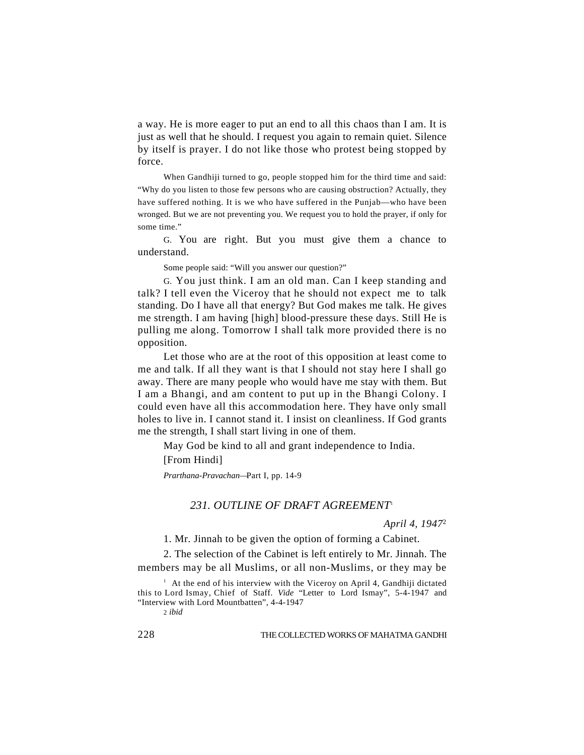a way. He is more eager to put an end to all this chaos than I am. It is just as well that he should. I request you again to remain quiet. Silence by itself is prayer. I do not like those who protest being stopped by force.

When Gandhiji turned to go, people stopped him for the third time and said: "Why do you listen to those few persons who are causing obstruction? Actually, they have suffered nothing. It is we who have suffered in the Punjab—who have been wronged. But we are not preventing you. We request you to hold the prayer, if only for some time."

G. You are right. But you must give them a chance to understand.

Some people said: "Will you answer our question?"

G. You just think. I am an old man. Can I keep standing and talk? I tell even the Viceroy that he should not expect me to talk standing. Do I have all that energy? But God makes me talk. He gives me strength. I am having [high] blood-pressure these days. Still He is pulling me along. Tomorrow I shall talk more provided there is no opposition.

Let those who are at the root of this opposition at least come to me and talk. If all they want is that I should not stay here I shall go away. There are many people who would have me stay with them. But I am a Bhangi, and am content to put up in the Bhangi Colony. I could even have all this accommodation here. They have only small holes to live in. I cannot stand it. I insist on cleanliness. If God grants me the strength, I shall start living in one of them.

May God be kind to all and grant independence to India.

[From Hindi]

*Prarthana-Pravachan*—Part I, pp. 14-9

## *231. OUTLINE OF DRAFT AGREEMENT*[1]

*April 4, 1947*[2]

1. Mr. Jinnah to be given the option of forming a Cabinet.

2. The selection of the Cabinet is left entirely to Mr. Jinnah. The members may be all Muslims, or all non-Muslims, or they may be

[1] At the end of his interview with the Viceroy on April 4, Gandhiji dictated this to Lord Ismay, Chief of Staff. *Vide* "Letter to Lord Ismay", 5-4-1947 and "Interview with Lord Mountbatten", 4-4-1947

[2] *ibid*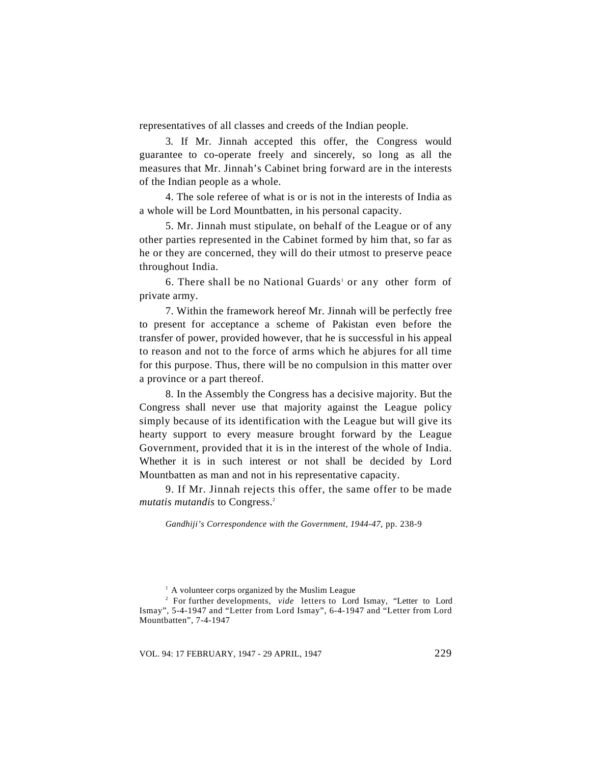representatives of all classes and creeds of the Indian people.

3. If Mr. Jinnah accepted this offer, the Congress would guarantee to co-operate freely and sincerely, so long as all the measures that Mr. Jinnah's Cabinet bring forward are in the interests of the Indian people as a whole.

4. The sole referee of what is or is not in the interests of India as a whole will be Lord Mountbatten, in his personal capacity.

5. Mr. Jinnah must stipulate, on behalf of the League or of any other parties represented in the Cabinet formed by him that, so far as he or they are concerned, they will do their utmost to preserve peace throughout India.

6. There shall be no National Guards[1] or any other form of private army.

7. Within the framework hereof Mr. Jinnah will be perfectly free to present for acceptance a scheme of Pakistan even before the transfer of power, provided however, that he is successful in his appeal to reason and not to the force of arms which he abjures for all time for this purpose. Thus, there will be no compulsion in this matter over a province or a part thereof.

8. In the Assembly the Congress has a decisive majority. But the Congress shall never use that majority against the League policy simply because of its identification with the League but will give its hearty support to every measure brought forward by the League Government, provided that it is in the interest of the whole of India. Whether it is in such interest or not shall be decided by Lord Mountbatten as man and not in his representative capacity.

9. If Mr. Jinnah rejects this offer, the same offer to be made *mutatis mutandis* to Congress.[2]

*Gandhiji's Correspondence with the Government, 1944-47,* pp. 238-9

[1] A volunteer corps organized by the Muslim League

[2] For further developments, *vide* letters to Lord Ismay, "Letter to Lord Ismay", 5-4-1947 and "Letter from Lord Ismay", 6-4-1947 and "Letter from Lord Mountbatten", 7-4-1947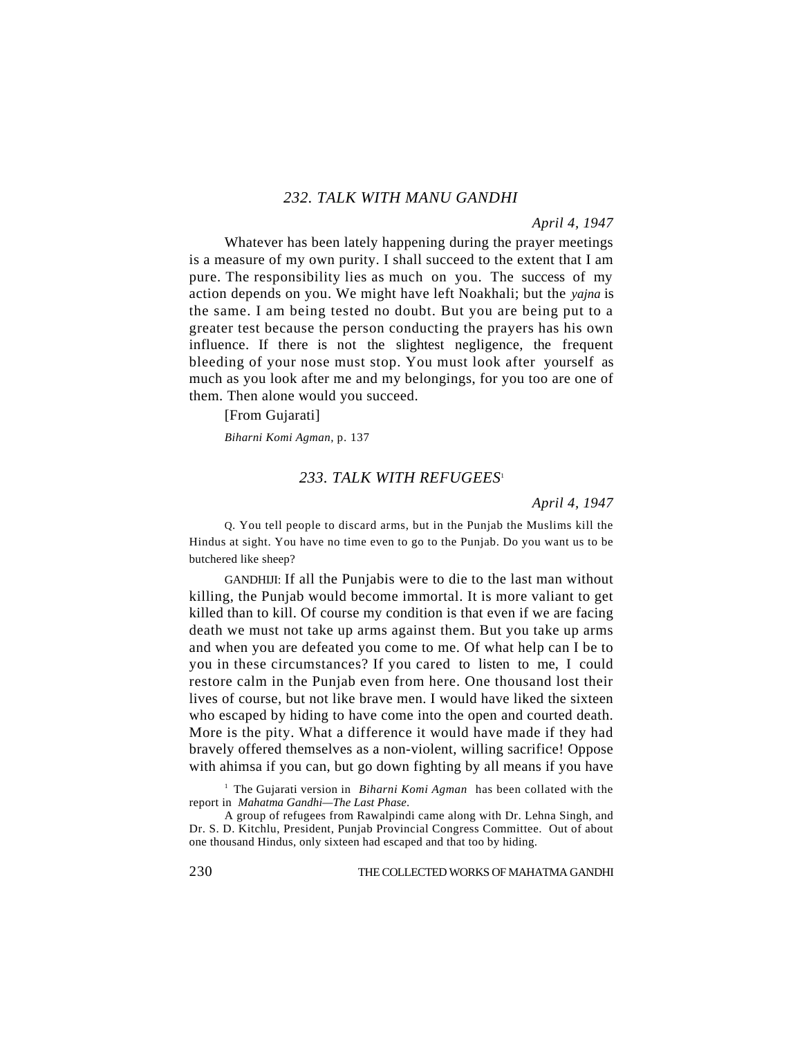## 232. TALK WITH MANU GANDHI

*April 4, 1947*

Whatever has been lately happening during the prayer meetings is a measure of my own purity. I shall succeed to the extent that I am pure. The responsibility lies as much on you. The success of my action depends on you. We might have left Noakhali; but the *yajna* is the same. I am being tested no doubt. But you are being put to a greater test because the person conducting the prayers has his own influence. If there is not the slightest negligence, the frequent bleeding of your nose must stop. You must look after yourself as much as you look after me and my belongings, for you too are one of them. Then alone would you succeed.

[From Gujarati]

*Biharni Komi Agman*, p. 137

## 233. TALK WITH REFUGEES[1]

*April 4, 1947*

Q. You tell people to discard arms, but in the Punjab the Muslims kill the Hindus at sight. You have no time even to go to the Punjab. Do you want us to be butchered like sheep?

GANDHIJI: If all the Punjabis were to die to the last man without killing, the Punjab would become immortal. It is more valiant to get killed than to kill. Of course my condition is that even if we are facing death we must not take up arms against them. But you take up arms and when you are defeated you come to me. Of what help can I be to you in these circumstances? If you cared to listen to me, I could restore calm in the Punjab even from here. One thousand lost their lives of course, but not like brave men. I would have liked the sixteen who escaped by hiding to have come into the open and courted death. More is the pity. What a difference it would have made if they had bravely offered themselves as a non-violent, willing sacrifice! Oppose with ahimsa if you can, but go down fighting by all means if you have

[1] The Gujarati version in *Biharni Komi Agman* has been collated with the report in *Mahatma Gandhi—The Last Phase*.

A group of refugees from Rawalpindi came along with Dr. Lehna Singh, and Dr. S. D. Kitchlu, President, Punjab Provincial Congress Committee. Out of about one thousand Hindus, only sixteen had escaped and that too by hiding.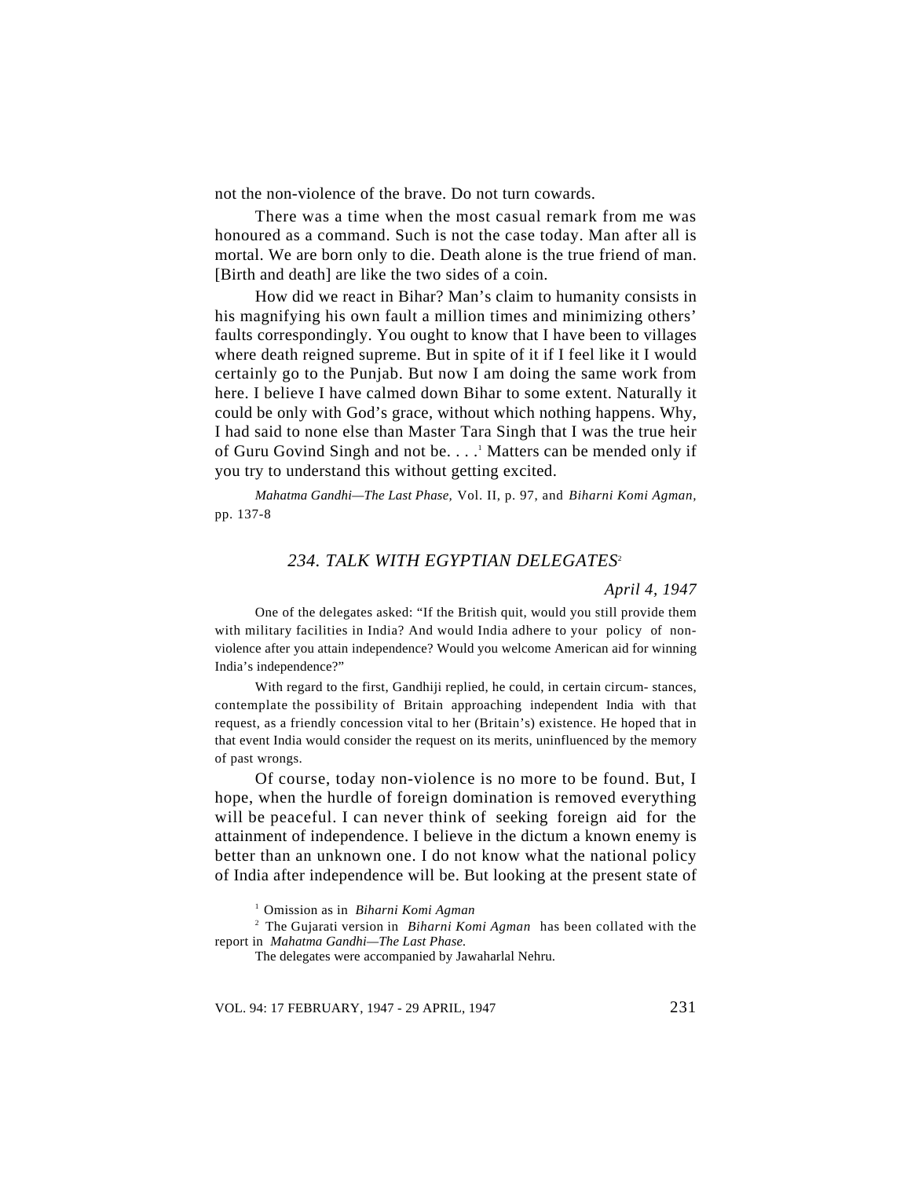not the non-violence of the brave. Do not turn cowards.

There was a time when the most casual remark from me was honoured as a command. Such is not the case today. Man after all is mortal. We are born only to die. Death alone is the true friend of man. [Birth and death] are like the two sides of a coin.

How did we react in Bihar? Man's claim to humanity consists in his magnifying his own fault a million times and minimizing others' faults correspondingly. You ought to know that I have been to villages where death reigned supreme. But in spite of it if I feel like it I would certainly go to the Punjab. But now I am doing the same work from here. I believe I have calmed down Bihar to some extent. Naturally it could be only with God's grace, without which nothing happens. Why, I had said to none else than Master Tara Singh that I was the true heir of Guru Govind Singh and not be. . . .[1] Matters can be mended only if you try to understand this without getting excited.

*Mahatma Gandhi—The Last Phase,* Vol. II, p. 97, and *Biharni Komi Agman,* pp. 137-8

### 234. TALK WITH EGYPTIAN DELEGATES[2]

*April 4, 1947*

One of the delegates asked: "If the British quit, would you still provide them with military facilities in India? And would India adhere to your policy of non-violence after you attain independence? Would you welcome American aid for winning India's independence?"

With regard to the first, Gandhiji replied, he could, in certain circum- stances, contemplate the possibility of Britain approaching independent India with that request, as a friendly concession vital to her (Britain's) existence. He hoped that in that event India would consider the request on its merits, uninfluenced by the memory of past wrongs.

Of course, today non-violence is no more to be found. But, I hope, when the hurdle of foreign domination is removed everything will be peaceful. I can never think of seeking foreign aid for the attainment of independence. I believe in the dictum a known enemy is better than an unknown one. I do not know what the national policy of India after independence will be. But looking at the present state of

---

[1] Omission as in *Biharni Komi Agman*

[2] The Gujarati version in *Biharni Komi Agman* has been collated with the report in *Mahatma Gandhi—The Last Phase.*

The delegates were accompanied by Jawaharlal Nehru.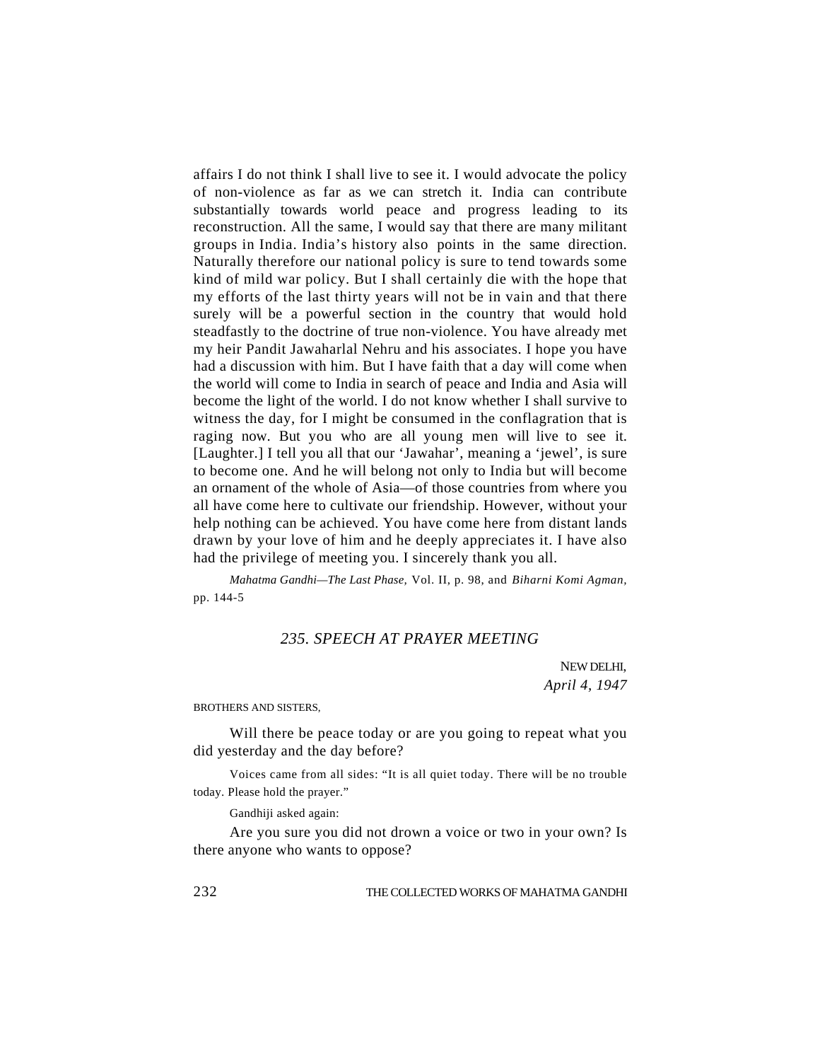affairs I do not think I shall live to see it. I would advocate the policy of non-violence as far as we can stretch it. India can contribute substantially towards world peace and progress leading to its reconstruction. All the same, I would say that there are many militant groups in India. India's history also points in the same direction. Naturally therefore our national policy is sure to tend towards some kind of mild war policy. But I shall certainly die with the hope that my efforts of the last thirty years will not be in vain and that there surely will be a powerful section in the country that would hold steadfastly to the doctrine of true non-violence. You have already met my heir Pandit Jawaharlal Nehru and his associates. I hope you have had a discussion with him. But I have faith that a day will come when the world will come to India in search of peace and India and Asia will become the light of the world. I do not know whether I shall survive to witness the day, for I might be consumed in the conflagration that is raging now. But you who are all young men will live to see it. [Laughter.] I tell you all that our 'Jawahar', meaning a 'jewel', is sure to become one. And he will belong not only to India but will become an ornament of the whole of Asia—of those countries from where you all have come here to cultivate our friendship. However, without your help nothing can be achieved. You have come here from distant lands drawn by your love of him and he deeply appreciates it. I have also had the privilege of meeting you. I sincerely thank you all.

*Mahatma Gandhi—The Last Phase*, Vol. II, p. 98, and *Biharni Komi Agman*, pp. 144-5

## *235. SPEECH AT PRAYER MEETING*

NEW DELHI,
*April 4, 1947*

BROTHERS AND SISTERS,

Will there be peace today or are you going to repeat what you did yesterday and the day before?

Voices came from all sides: "It is all quiet today. There will be no trouble today. Please hold the prayer."

Gandhiji asked again:

Are you sure you did not drown a voice or two in your own? Is there anyone who wants to oppose?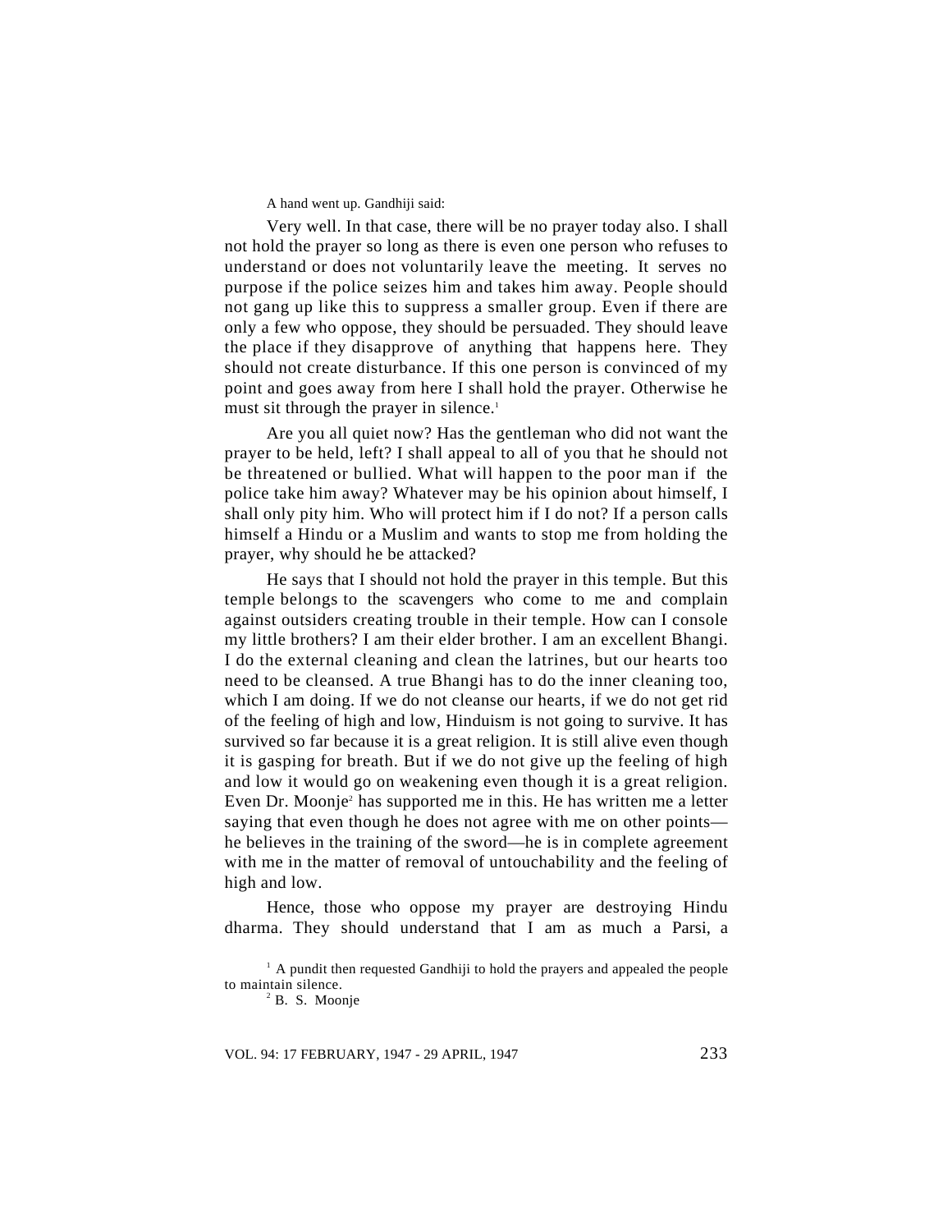A hand went up. Gandhiji said:

Very well. In that case, there will be no prayer today also. I shall not hold the prayer so long as there is even one person who refuses to understand or does not voluntarily leave the meeting. It serves no purpose if the police seizes him and takes him away. People should not gang up like this to suppress a smaller group. Even if there are only a few who oppose, they should be persuaded. They should leave the place if they disapprove of anything that happens here. They should not create disturbance. If this one person is convinced of my point and goes away from here I shall hold the prayer. Otherwise he must sit through the prayer in silence.[1]

Are you all quiet now? Has the gentleman who did not want the prayer to be held, left? I shall appeal to all of you that he should not be threatened or bullied. What will happen to the poor man if the police take him away? Whatever may be his opinion about himself, I shall only pity him. Who will protect him if I do not? If a person calls himself a Hindu or a Muslim and wants to stop me from holding the prayer, why should he be attacked?

He says that I should not hold the prayer in this temple. But this temple belongs to the scavengers who come to me and complain against outsiders creating trouble in their temple. How can I console my little brothers? I am their elder brother. I am an excellent Bhangi. I do the external cleaning and clean the latrines, but our hearts too need to be cleansed. A true Bhangi has to do the inner cleaning too, which I am doing. If we do not cleanse our hearts, if we do not get rid of the feeling of high and low, Hinduism is not going to survive. It has survived so far because it is a great religion. It is still alive even though it is gasping for breath. But if we do not give up the feeling of high and low it would go on weakening even though it is a great religion. Even Dr. Moonje[2] has supported me in this. He has written me a letter saying that even though he does not agree with me on other points—he believes in the training of the sword—he is in complete agreement with me in the matter of removal of untouchability and the feeling of high and low.

Hence, those who oppose my prayer are destroying Hindu dharma. They should understand that I am as much a Parsi, a

[1] A pundit then requested Gandhiji to hold the prayers and appealed the people to maintain silence.

[2] B. S. Moonje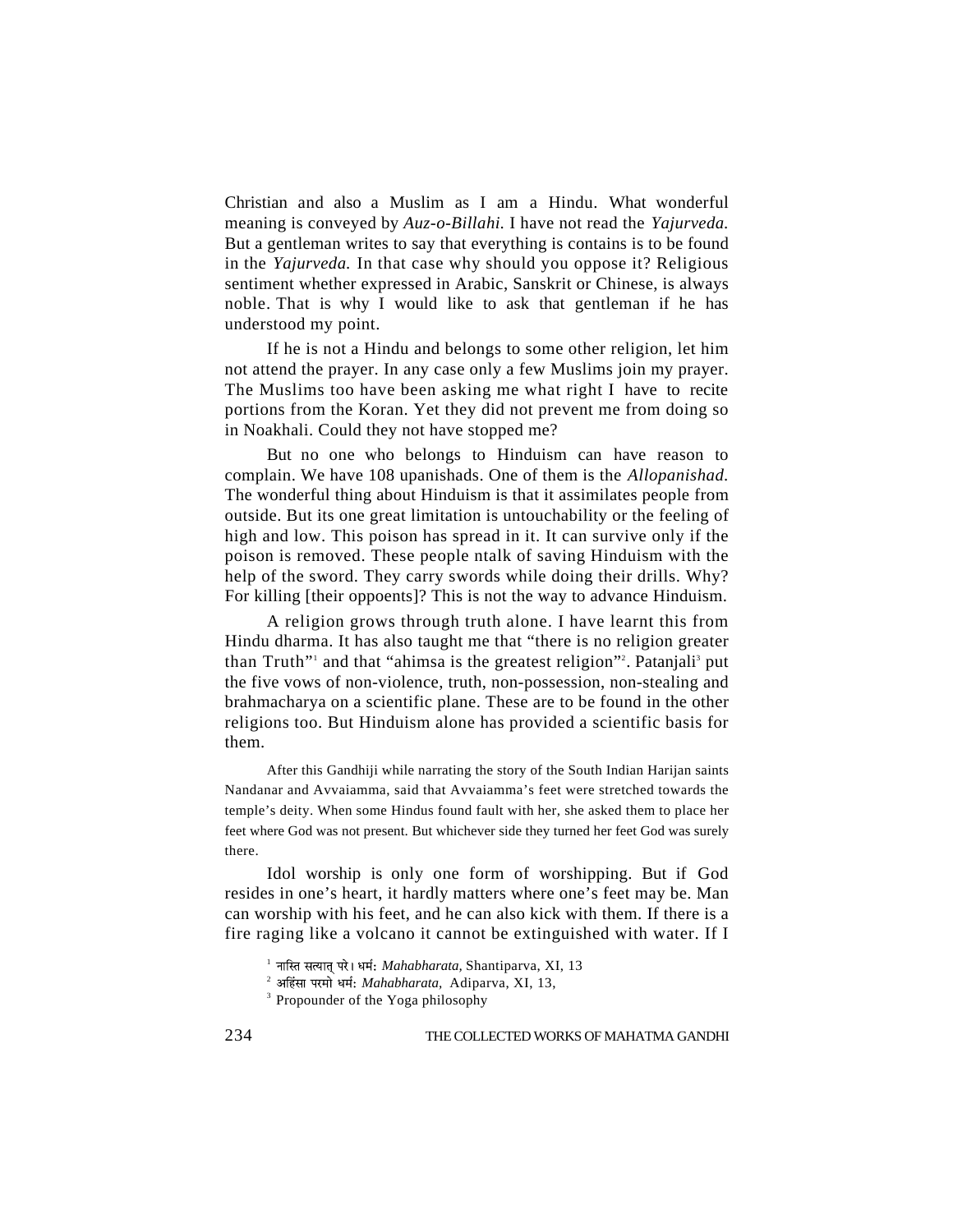Christian and also a Muslim as I am a Hindu. What wonderful meaning is conveyed by *Auz-o-Billahi.* I have not read the *Yajurveda.* But a gentleman writes to say that everything is contains is to be found in the *Yajurveda.* In that case why should you oppose it? Religious sentiment whether expressed in Arabic, Sanskrit or Chinese, is always noble. That is why I would like to ask that gentleman if he has understood my point.

If he is not a Hindu and belongs to some other religion, let him not attend the prayer. In any case only a few Muslims join my prayer. The Muslims too have been asking me what right I have to recite portions from the Koran. Yet they did not prevent me from doing so in Noakhali. Could they not have stopped me?

But no one who belongs to Hinduism can have reason to complain. We have 108 upanishads. One of them is the *Allopanishad.* The wonderful thing about Hinduism is that it assimilates people from outside. But its one great limitation is untouchability or the feeling of high and low. This poison has spread in it. It can survive only if the poison is removed. These people ntalk of saving Hinduism with the help of the sword. They carry swords while doing their drills. Why? For killing [their oppoents]? This is not the way to advance Hinduism.

A religion grows through truth alone. I have learnt this from Hindu dharma. It has also taught me that "there is no religion greater than Truth"[1] and that "ahimsa is the greatest religion"[2]. Patanjali[3] put the five vows of non-violence, truth, non-possession, non-stealing and brahmacharya on a scientific plane. These are to be found in the other religions too. But Hinduism alone has provided a scientific basis for them.

After this Gandhiji while narrating the story of the South Indian Harijan saints Nandanar and Avvaiamma, said that Avvaiamma's feet were stretched towards the temple's deity. When some Hindus found fault with her, she asked them to place her feet where God was not present. But whichever side they turned her feet God was surely there.

Idol worship is only one form of worshipping. But if God resides in one's heart, it hardly matters where one's feet may be. Man can worship with his feet, and he can also kick with them. If there is a fire raging like a volcano it cannot be extinguished with water. If I

[1] नास्ति सत्यात् परो धर्मः *Mahabharata,* Shantiparva, XI, 13

[2] अहिंसा परमो धर्मः *Mahabharata,* Adiparva, XI, 13,

[3] Propounder of the Yoga philosophy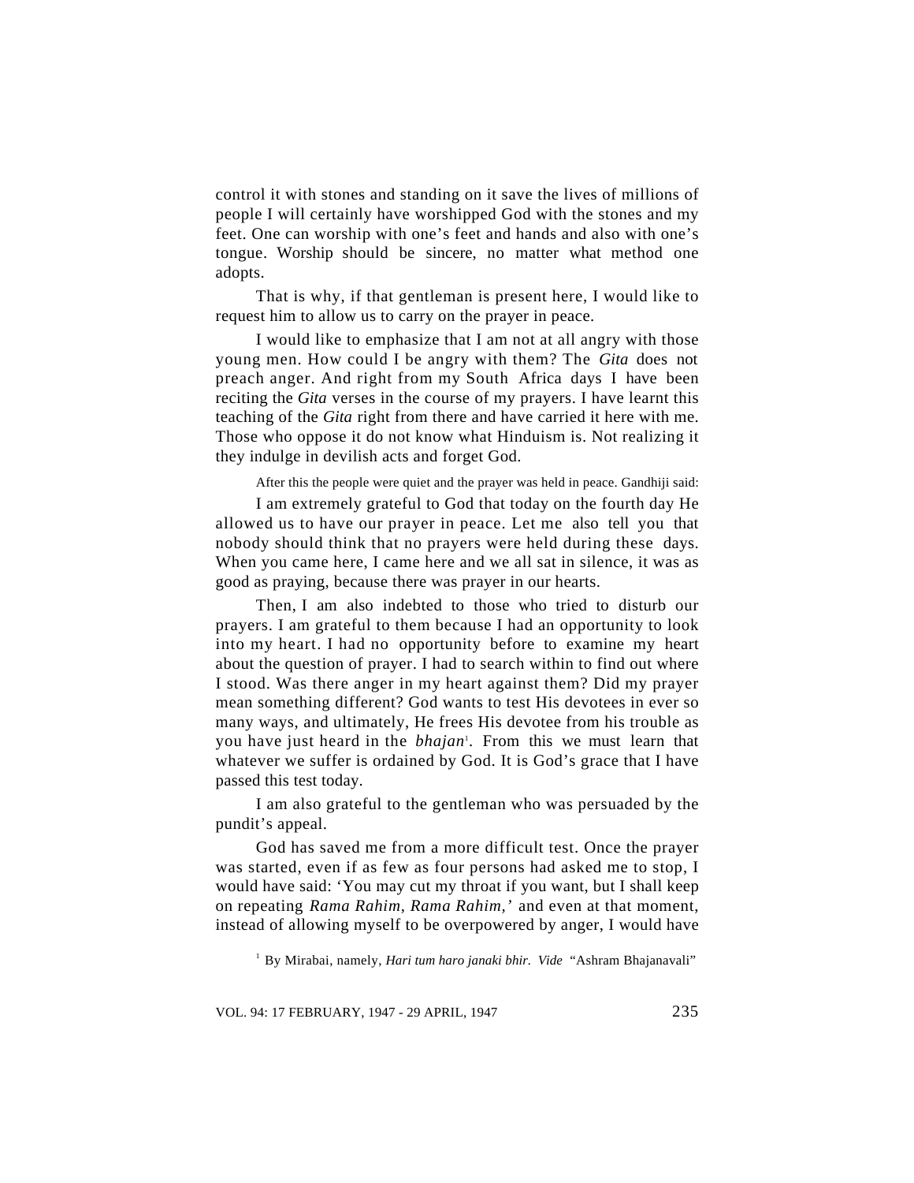control it with stones and standing on it save the lives of millions of people I will certainly have worshipped God with the stones and my feet. One can worship with one's feet and hands and also with one's tongue. Worship should be sincere, no matter what method one adopts.

That is why, if that gentleman is present here, I would like to request him to allow us to carry on the prayer in peace.

I would like to emphasize that I am not at all angry with those young men. How could I be angry with them? The *Gita* does not preach anger. And right from my South Africa days I have been reciting the *Gita* verses in the course of my prayers. I have learnt this teaching of the *Gita* right from there and have carried it here with me. Those who oppose it do not know what Hinduism is. Not realizing it they indulge in devilish acts and forget God.

After this the people were quiet and the prayer was held in peace. Gandhiji said:

I am extremely grateful to God that today on the fourth day He allowed us to have our prayer in peace. Let me also tell you that nobody should think that no prayers were held during these days. When you came here, I came here and we all sat in silence, it was as good as praying, because there was prayer in our hearts.

Then, I am also indebted to those who tried to disturb our prayers. I am grateful to them because I had an opportunity to look into my heart. I had no opportunity before to examine my heart about the question of prayer. I had to search within to find out where I stood. Was there anger in my heart against them? Did my prayer mean something different? God wants to test His devotees in ever so many ways, and ultimately, He frees His devotee from his trouble as you have just heard in the *bhajan*[1]. From this we must learn that whatever we suffer is ordained by God. It is God's grace that I have passed this test today.

I am also grateful to the gentleman who was persuaded by the pundit's appeal.

God has saved me from a more difficult test. Once the prayer was started, even if as few as four persons had asked me to stop, I would have said: 'You may cut my throat if you want, but I shall keep on repeating *Rama Rahim, Rama Rahim,*' and even at that moment, instead of allowing myself to be overpowered by anger, I would have

[1] By Mirabai, namely, *Hari tum haro janaki bhir. Vide* "Ashram Bhajanavali"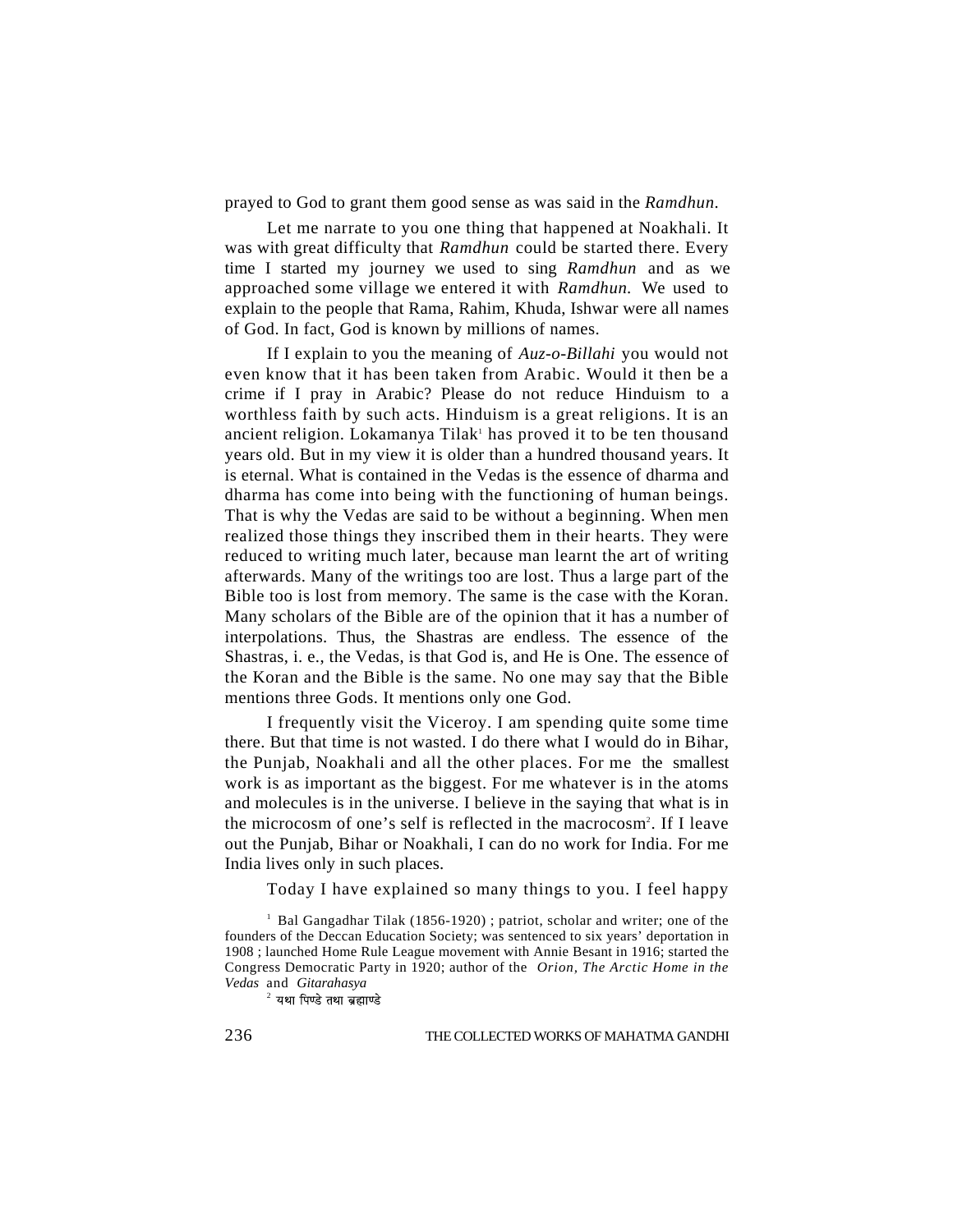prayed to God to grant them good sense as was said in the *Ramdhun*.

Let me narrate to you one thing that happened at Noakhali. It was with great difficulty that *Ramdhun* could be started there. Every time I started my journey we used to sing *Ramdhun* and as we approached some village we entered it with *Ramdhun.* We used to explain to the people that Rama, Rahim, Khuda, Ishwar were all names of God. In fact, God is known by millions of names.

If I explain to you the meaning of *Auz-o-Billahi* you would not even know that it has been taken from Arabic. Would it then be a crime if I pray in Arabic? Please do not reduce Hinduism to a worthless faith by such acts. Hinduism is a great religions. It is an ancient religion. Lokamanya Tilak[1] has proved it to be ten thousand years old. But in my view it is older than a hundred thousand years. It is eternal. What is contained in the Vedas is the essence of dharma and dharma has come into being with the functioning of human beings. That is why the Vedas are said to be without a beginning. When men realized those things they inscribed them in their hearts. They were reduced to writing much later, because man learnt the art of writing afterwards. Many of the writings too are lost. Thus a large part of the Bible too is lost from memory. The same is the case with the Koran. Many scholars of the Bible are of the opinion that it has a number of interpolations. Thus, the Shastras are endless. The essence of the Shastras, i. e., the Vedas, is that God is, and He is One. The essence of the Koran and the Bible is the same. No one may say that the Bible mentions three Gods. It mentions only one God.

I frequently visit the Viceroy. I am spending quite some time there. But that time is not wasted. I do there what I would do in Bihar, the Punjab, Noakhali and all the other places. For me the smallest work is as important as the biggest. For me whatever is in the atoms and molecules is in the universe. I believe in the saying that what is in the microcosm of one's self is reflected in the macrocosm[2]. If I leave out the Punjab, Bihar or Noakhali, I can do no work for India. For me India lives only in such places.

Today I have explained so many things to you. I feel happy

[1] Bal Gangadhar Tilak (1856-1920) ; patriot, scholar and writer; one of the founders of the Deccan Education Society; was sentenced to six years' deportation in 1908 ; launched Home Rule League movement with Annie Besant in 1916; started the Congress Democratic Party in 1920; author of the *Orion, The Arctic Home in the Vedas* and *Gitarahasya*

[2] यथा पिण्डे तथा ब्रह्माण्डे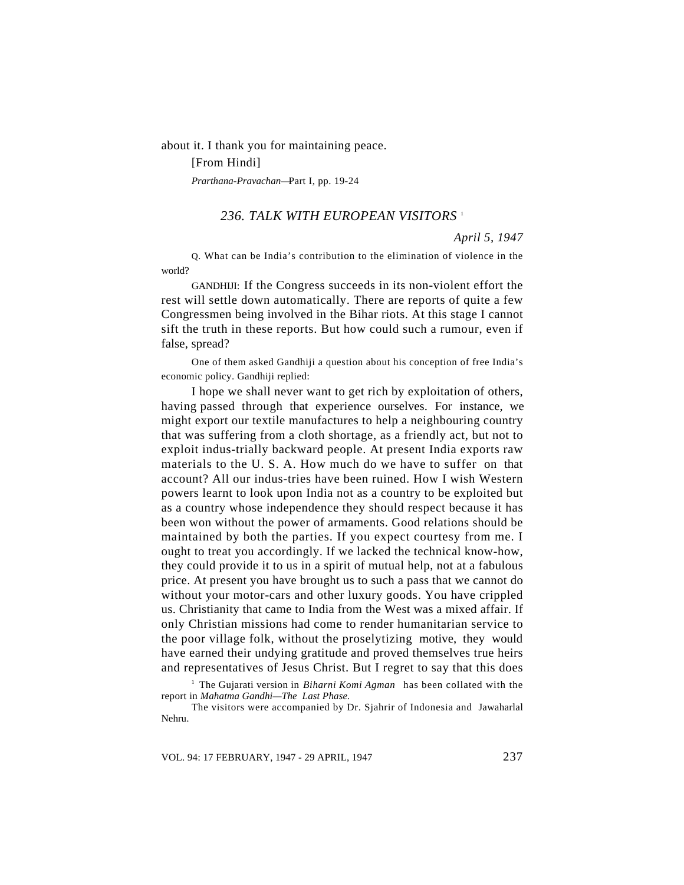about it. I thank you for maintaining peace.

[From Hindi]

*Prarthana-Pravachan*—Part I, pp. 19-24

## *236. TALK WITH EUROPEAN VISITORS* [1]

*April 5, 1947*

Q. What can be India's contribution to the elimination of violence in the world?

GANDHIJI: If the Congress succeeds in its non-violent effort the rest will settle down automatically. There are reports of quite a few Congressmen being involved in the Bihar riots. At this stage I cannot sift the truth in these reports. But how could such a rumour, even if false, spread?

One of them asked Gandhiji a question about his conception of free India's economic policy. Gandhiji replied:

I hope we shall never want to get rich by exploitation of others, having passed through that experience ourselves. For instance, we might export our textile manufactures to help a neighbouring country that was suffering from a cloth shortage, as a friendly act, but not to exploit indus-trially backward people. At present India exports raw materials to the U. S. A. How much do we have to suffer on that account? All our indus-tries have been ruined. How I wish Western powers learnt to look upon India not as a country to be exploited but as a country whose independence they should respect because it has been won without the power of armaments. Good relations should be maintained by both the parties. If you expect courtesy from me. I ought to treat you accordingly. If we lacked the technical know-how, they could provide it to us in a spirit of mutual help, not at a fabulous price. At present you have brought us to such a pass that we cannot do without your motor-cars and other luxury goods. You have crippled us. Christianity that came to India from the West was a mixed affair. If only Christian missions had come to render humanitarian service to the poor village folk, without the proselytizing motive, they would have earned their undying gratitude and proved themselves true heirs and representatives of Jesus Christ. But I regret to say that this does

[1] The Gujarati version in *Biharni Komi Agman* has been collated with the report in *Mahatma Gandhi—The Last Phase.*

The visitors were accompanied by Dr. Sjahrir of Indonesia and Jawaharlal Nehru.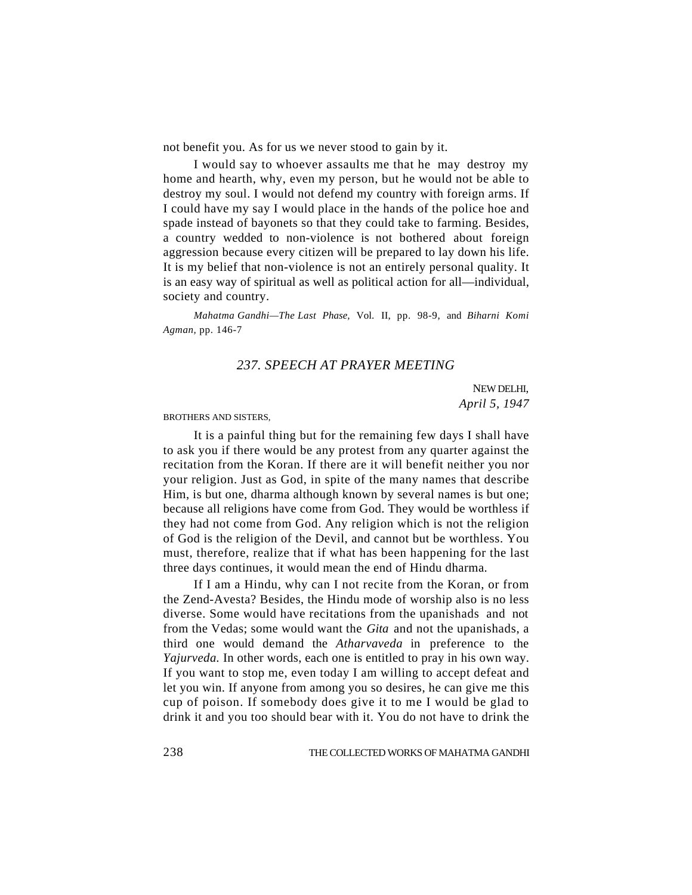not benefit you. As for us we never stood to gain by it.

I would say to whoever assaults me that he may destroy my home and hearth, why, even my person, but he would not be able to destroy my soul. I would not defend my country with foreign arms. If I could have my say I would place in the hands of the police hoe and spade instead of bayonets so that they could take to farming. Besides, a country wedded to non-violence is not bothered about foreign aggression because every citizen will be prepared to lay down his life. It is my belief that non-violence is not an entirely personal quality. It is an easy way of spiritual as well as political action for all—individual, society and country.

*Mahatma Gandhi—The Last Phase,* Vol. II, pp. 98-9, and *Biharni Komi Agman,* pp. 146-7

## *237. SPEECH AT PRAYER MEETING*

NEW DELHI,
*April 5, 1947*

BROTHERS AND SISTERS,

It is a painful thing but for the remaining few days I shall have to ask you if there would be any protest from any quarter against the recitation from the Koran. If there are it will benefit neither you nor your religion. Just as God, in spite of the many names that describe Him, is but one, dharma although known by several names is but one; because all religions have come from God. They would be worthless if they had not come from God. Any religion which is not the religion of God is the religion of the Devil, and cannot but be worthless. You must, therefore, realize that if what has been happening for the last three days continues, it would mean the end of Hindu dharma.

If I am a Hindu, why can I not recite from the Koran, or from the Zend-Avesta? Besides, the Hindu mode of worship also is no less diverse. Some would have recitations from the upanishads and not from the Vedas; some would want the *Gita* and not the upanishads, a third one would demand the *Atharvaveda* in preference to the *Yajurveda.* In other words, each one is entitled to pray in his own way. If you want to stop me, even today I am willing to accept defeat and let you win. If anyone from among you so desires, he can give me this cup of poison. If somebody does give it to me I would be glad to drink it and you too should bear with it. You do not have to drink the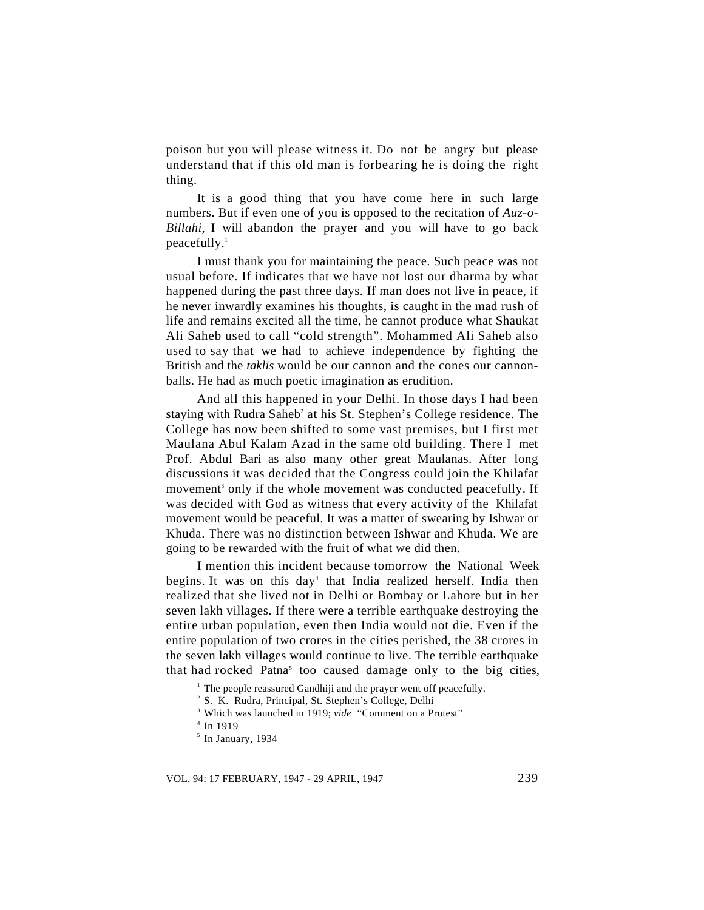poison but you will please witness it. Do not be angry but please understand that if this old man is forbearing he is doing the right thing.

It is a good thing that you have come here in such large numbers. But if even one of you is opposed to the recitation of *Auz-o-Billahi*, I will abandon the prayer and you will have to go back peacefully.[1]

I must thank you for maintaining the peace. Such peace was not usual before. If indicates that we have not lost our dharma by what happened during the past three days. If man does not live in peace, if he never inwardly examines his thoughts, is caught in the mad rush of life and remains excited all the time, he cannot produce what Shaukat Ali Saheb used to call "cold strength". Mohammed Ali Saheb also used to say that we had to achieve independence by fighting the British and the *taklis* would be our cannon and the cones our cannon-balls. He had as much poetic imagination as erudition.

And all this happened in your Delhi. In those days I had been staying with Rudra Saheb[2] at his St. Stephen's College residence. The College has now been shifted to some vast premises, but I first met Maulana Abul Kalam Azad in the same old building. There I met Prof. Abdul Bari as also many other great Maulanas. After long discussions it was decided that the Congress could join the Khilafat movement[3] only if the whole movement was conducted peacefully. If was decided with God as witness that every activity of the Khilafat movement would be peaceful. It was a matter of swearing by Ishwar or Khuda. There was no distinction between Ishwar and Khuda. We are going to be rewarded with the fruit of what we did then.

I mention this incident because tomorrow the National Week begins. It was on this day[4] that India realized herself. India then realized that she lived not in Delhi or Bombay or Lahore but in her seven lakh villages. If there were a terrible earthquake destroying the entire urban population, even then India would not die. Even if the entire population of two crores in the cities perished, the 38 crores in the seven lakh villages would continue to live. The terrible earthquake that had rocked Patna[5] too caused damage only to the big cities,

[1] The people reassured Gandhiji and the prayer went off peacefully.

[2] S. K. Rudra, Principal, St. Stephen's College, Delhi

[3] Which was launched in 1919; *vide* "Comment on a Protest"

[4] In 1919

[5] In January, 1934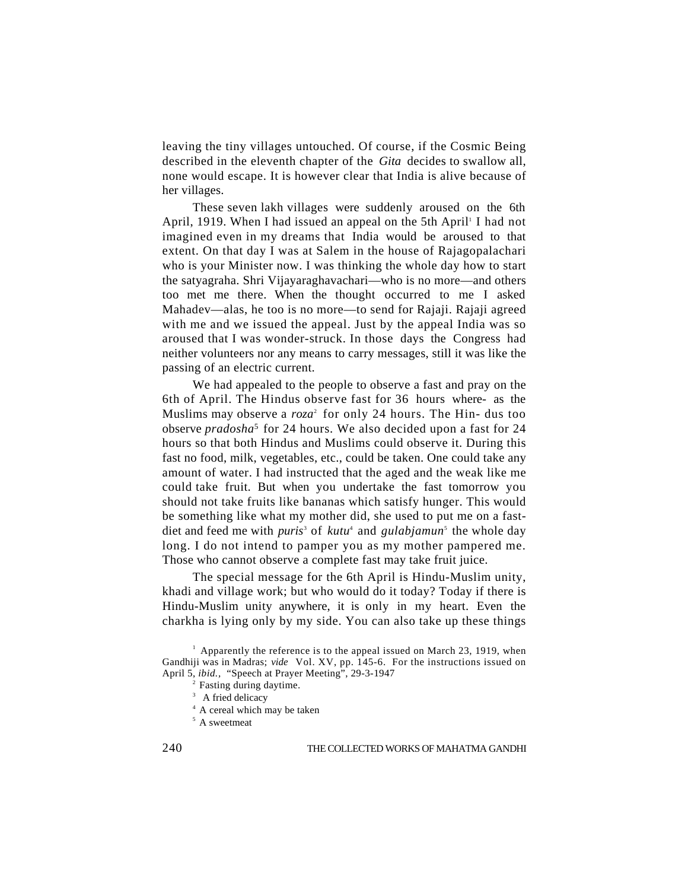leaving the tiny villages untouched. Of course, if the Cosmic Being described in the eleventh chapter of the *Gita* decides to swallow all, none would escape. It is however clear that India is alive because of her villages.

These seven lakh villages were suddenly aroused on the 6th April, 1919. When I had issued an appeal on the 5th April[1] I had not imagined even in my dreams that India would be aroused to that extent. On that day I was at Salem in the house of Rajagopalachari who is your Minister now. I was thinking the whole day how to start the satyagraha. Shri Vijayaraghavachari—who is no more—and others too met me there. When the thought occurred to me I asked Mahadev—alas, he too is no more—to send for Rajaji. Rajaji agreed with me and we issued the appeal. Just by the appeal India was so aroused that I was wonder-struck. In those days the Congress had neither volunteers nor any means to carry messages, still it was like the passing of an electric current.

We had appealed to the people to observe a fast and pray on the 6th of April. The Hindus observe fast for 36 hours where- as the Muslims may observe a *roza*[2] for only 24 hours. The Hin- dus too observe *pradosha*[5] for 24 hours. We also decided upon a fast for 24 hours so that both Hindus and Muslims could observe it. During this fast no food, milk, vegetables, etc., could be taken. One could take any amount of water. I had instructed that the aged and the weak like me could take fruit. But when you undertake the fast tomorrow you should not take fruits like bananas which satisfy hunger. This would be something like what my mother did, she used to put me on a fast-diet and feed me with *puris*[3] of *kutu*[4] and *gulabjamun*[5] the whole day long. I do not intend to pamper you as my mother pampered me. Those who cannot observe a complete fast may take fruit juice.

The special message for the 6th April is Hindu-Muslim unity, khadi and village work; but who would do it today? Today if there is Hindu-Muslim unity anywhere, it is only in my heart. Even the charkha is lying only by my side. You can also take up these things

---

[1] Apparently the reference is to the appeal issued on March 23, 1919, when Gandhiji was in Madras; *vide* Vol. XV, pp. 145-6. For the instructions issued on April 5, *ibid.,* "Speech at Prayer Meeting", 29-3-1947

[2] Fasting during daytime.

[3] A fried delicacy

[4] A cereal which may be taken

[5] A sweetmeat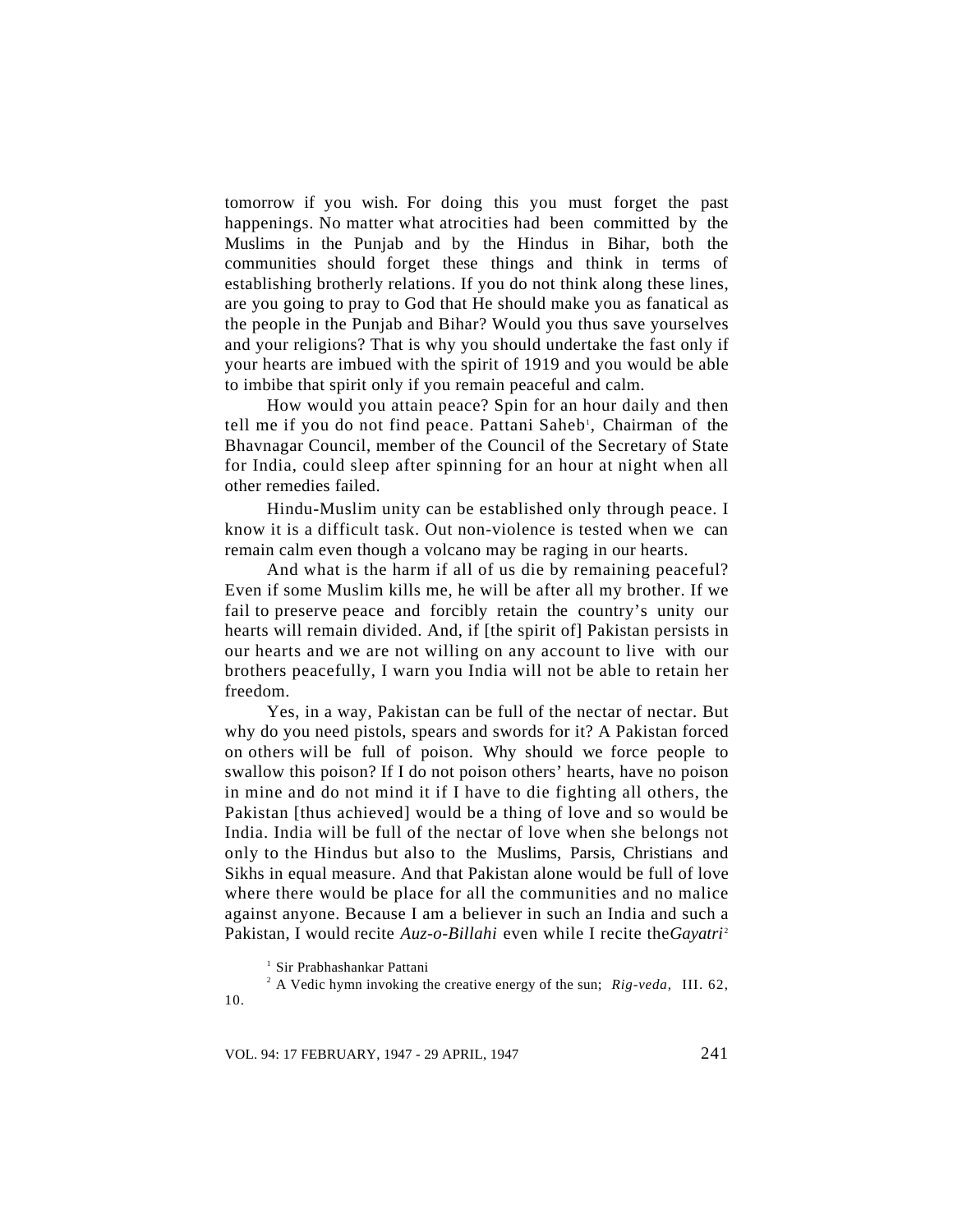tomorrow if you wish. For doing this you must forget the past happenings. No matter what atrocities had been committed by the Muslims in the Punjab and by the Hindus in Bihar, both the communities should forget these things and think in terms of establishing brotherly relations. If you do not think along these lines, are you going to pray to God that He should make you as fanatical as the people in the Punjab and Bihar? Would you thus save yourselves and your religions? That is why you should undertake the fast only if your hearts are imbued with the spirit of 1919 and you would be able to imbibe that spirit only if you remain peaceful and calm.

How would you attain peace? Spin for an hour daily and then tell me if you do not find peace. Pattani Saheb[1], Chairman of the Bhavnagar Council, member of the Council of the Secretary of State for India, could sleep after spinning for an hour at night when all other remedies failed.

Hindu-Muslim unity can be established only through peace. I know it is a difficult task. Out non-violence is tested when we can remain calm even though a volcano may be raging in our hearts.

And what is the harm if all of us die by remaining peaceful? Even if some Muslim kills me, he will be after all my brother. If we fail to preserve peace and forcibly retain the country's unity our hearts will remain divided. And, if [the spirit of] Pakistan persists in our hearts and we are not willing on any account to live with our brothers peacefully, I warn you India will not be able to retain her freedom.

Yes, in a way, Pakistan can be full of the nectar of nectar. But why do you need pistols, spears and swords for it? A Pakistan forced on others will be full of poison. Why should we force people to swallow this poison? If I do not poison others' hearts, have no poison in mine and do not mind it if I have to die fighting all others, the Pakistan [thus achieved] would be a thing of love and so would be India. India will be full of the nectar of love when she belongs not only to the Hindus but also to the Muslims, Parsis, Christians and Sikhs in equal measure. And that Pakistan alone would be full of love where there would be place for all the communities and no malice against anyone. Because I am a believer in such an India and such a Pakistan, I would recite *Auz-o-Billahi* even while I recite the *Gayatri*[2]

[1] Sir Prabhashankar Pattani

[2] A Vedic hymn invoking the creative energy of the sun; *Rig-veda*, III. 62, 10.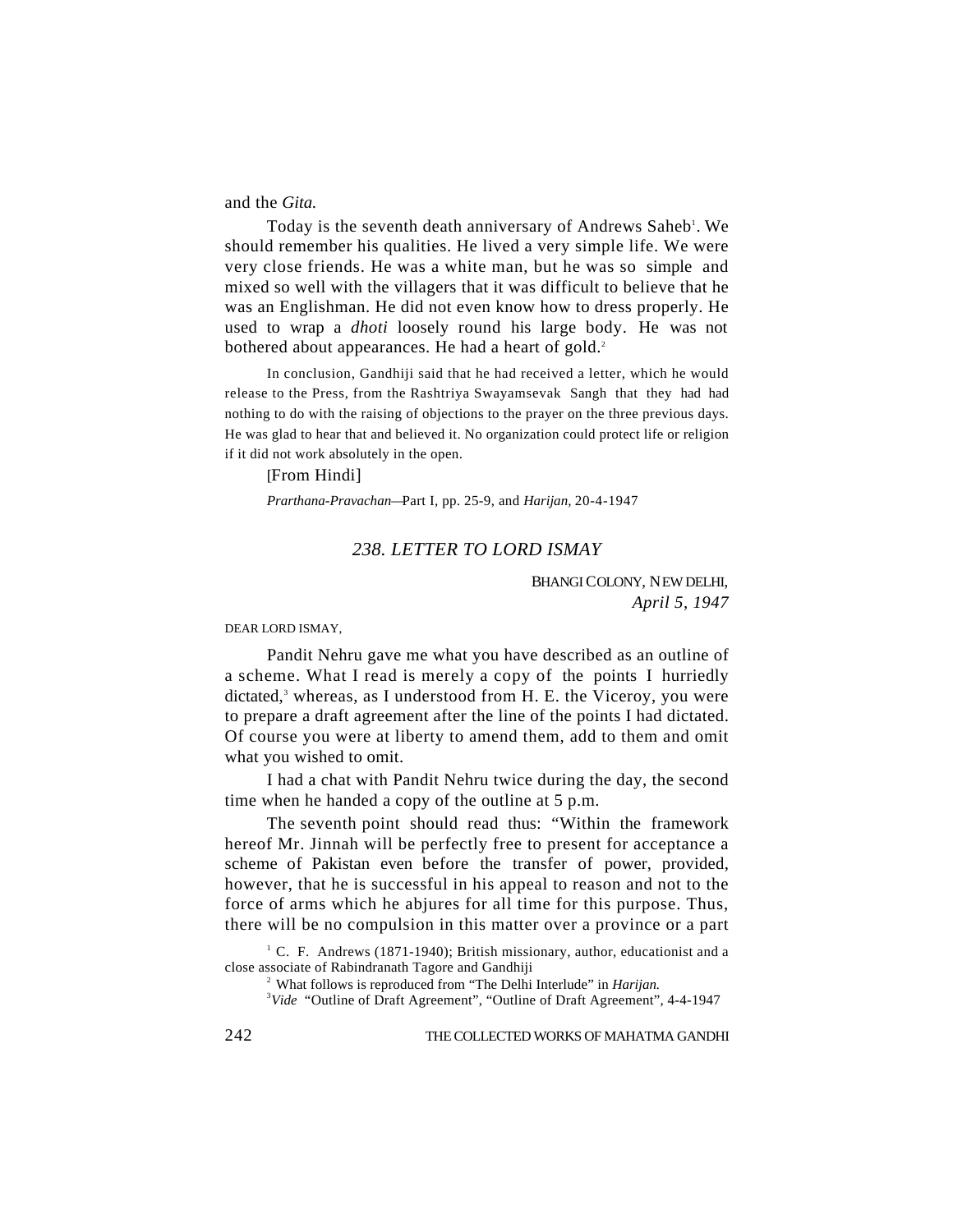and the *Gita.*

Today is the seventh death anniversary of Andrews Saheb[1]. We should remember his qualities. He lived a very simple life. We were very close friends. He was a white man, but he was so simple and mixed so well with the villagers that it was difficult to believe that he was an Englishman. He did not even know how to dress properly. He used to wrap a *dhoti* loosely round his large body. He was not bothered about appearances. He had a heart of gold.[2]

In conclusion, Gandhiji said that he had received a letter, which he would release to the Press, from the Rashtriya Swayamsevak Sangh that they had had nothing to do with the raising of objections to the prayer on the three previous days. He was glad to hear that and believed it. No organization could protect life or religion if it did not work absolutely in the open.

[From Hindi]

*Prarthana-Pravachan*—Part I, pp. 25-9, and *Harijan*, 20-4-1947

## *238. LETTER TO LORD ISMAY*

BHANGI COLONY, NEW DELHI,
*April 5, 1947*

DEAR LORD ISMAY,

Pandit Nehru gave me what you have described as an outline of a scheme. What I read is merely a copy of the points I hurriedly dictated,[3] whereas, as I understood from H. E. the Viceroy, you were to prepare a draft agreement after the line of the points I had dictated. Of course you were at liberty to amend them, add to them and omit what you wished to omit.

I had a chat with Pandit Nehru twice during the day, the second time when he handed a copy of the outline at 5 p.m.

The seventh point should read thus: "Within the framework hereof Mr. Jinnah will be perfectly free to present for acceptance a scheme of Pakistan even before the transfer of power, provided, however, that he is successful in his appeal to reason and not to the force of arms which he abjures for all time for this purpose. Thus, there will be no compulsion in this matter over a province or a part

[1] C. F. Andrews (1871-1940); British missionary, author, educationist and a close associate of Rabindranath Tagore and Gandhiji

[2] What follows is reproduced from "The Delhi Interlude" in *Harijan.*

[3] *Vide* "Outline of Draft Agreement", "Outline of Draft Agreement", 4-4-1947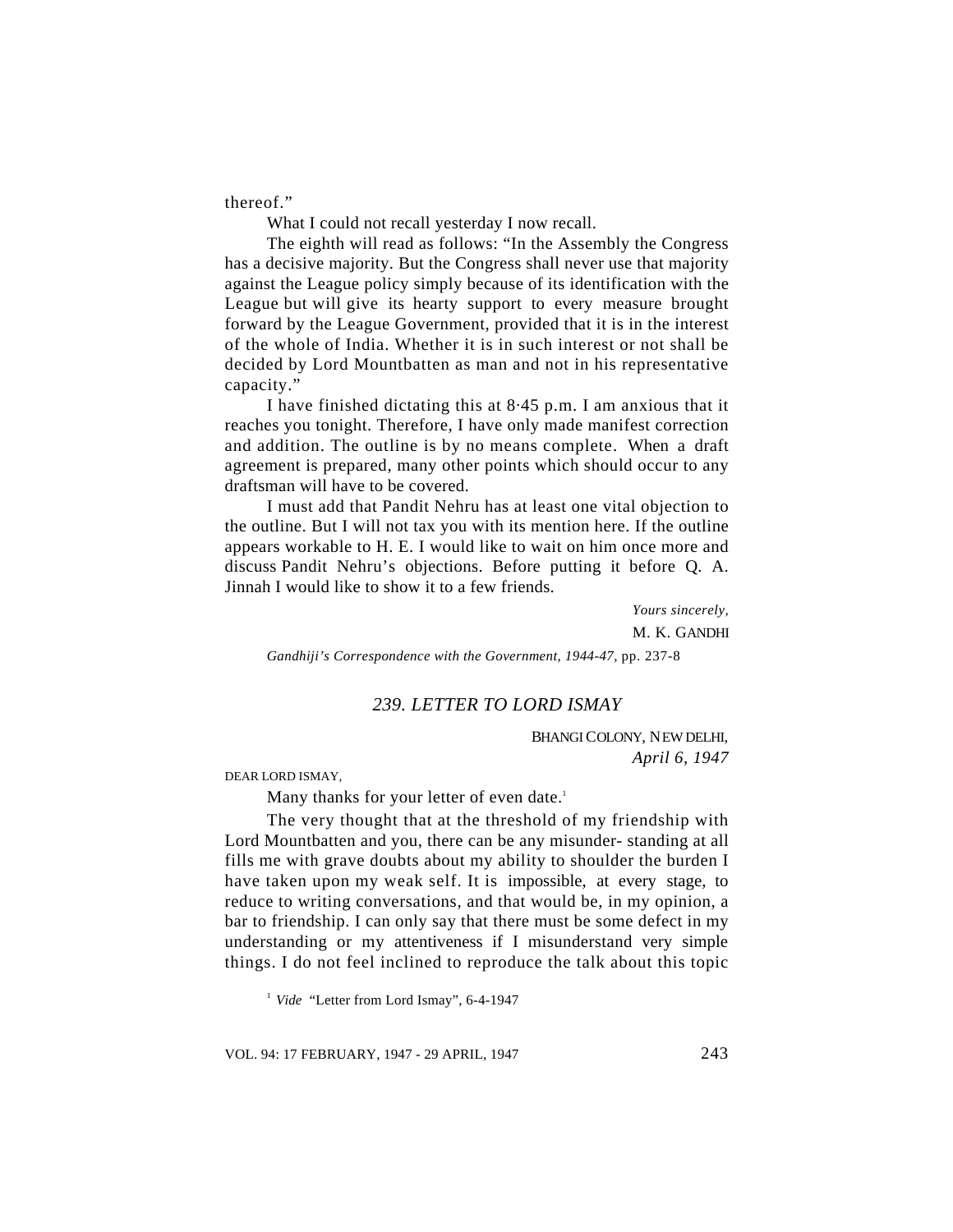thereof."

What I could not recall yesterday I now recall.

The eighth will read as follows: "In the Assembly the Congress has a decisive majority. But the Congress shall never use that majority against the League policy simply because of its identification with the League but will give its hearty support to every measure brought forward by the League Government, provided that it is in the interest of the whole of India. Whether it is in such interest or not shall be decided by Lord Mountbatten as man and not in his representative capacity."

I have finished dictating this at 8·45 p.m. I am anxious that it reaches you tonight. Therefore, I have only made manifest correction and addition. The outline is by no means complete. When a draft agreement is prepared, many other points which should occur to any draftsman will have to be covered.

I must add that Pandit Nehru has at least one vital objection to the outline. But I will not tax you with its mention here. If the outline appears workable to H. E. I would like to wait on him once more and discuss Pandit Nehru's objections. Before putting it before Q. A. Jinnah I would like to show it to a few friends.

*Yours sincerely,*

M. K. GANDHI

*Gandhiji's Correspondence with the Government, 1944-47,* pp. 237-8

## *239. LETTER TO LORD ISMAY*

BHANGI COLONY, NEW DELHI,
*April 6, 1947*

DEAR LORD ISMAY,

Many thanks for your letter of even date.[1]

The very thought that at the threshold of my friendship with Lord Mountbatten and you, there can be any misunder- standing at all fills me with grave doubts about my ability to shoulder the burden I have taken upon my weak self. It is impossible, at every stage, to reduce to writing conversations, and that would be, in my opinion, a bar to friendship. I can only say that there must be some defect in my understanding or my attentiveness if I misunderstand very simple things. I do not feel inclined to reproduce the talk about this topic

[1] *Vide* "Letter from Lord Ismay", 6-4-1947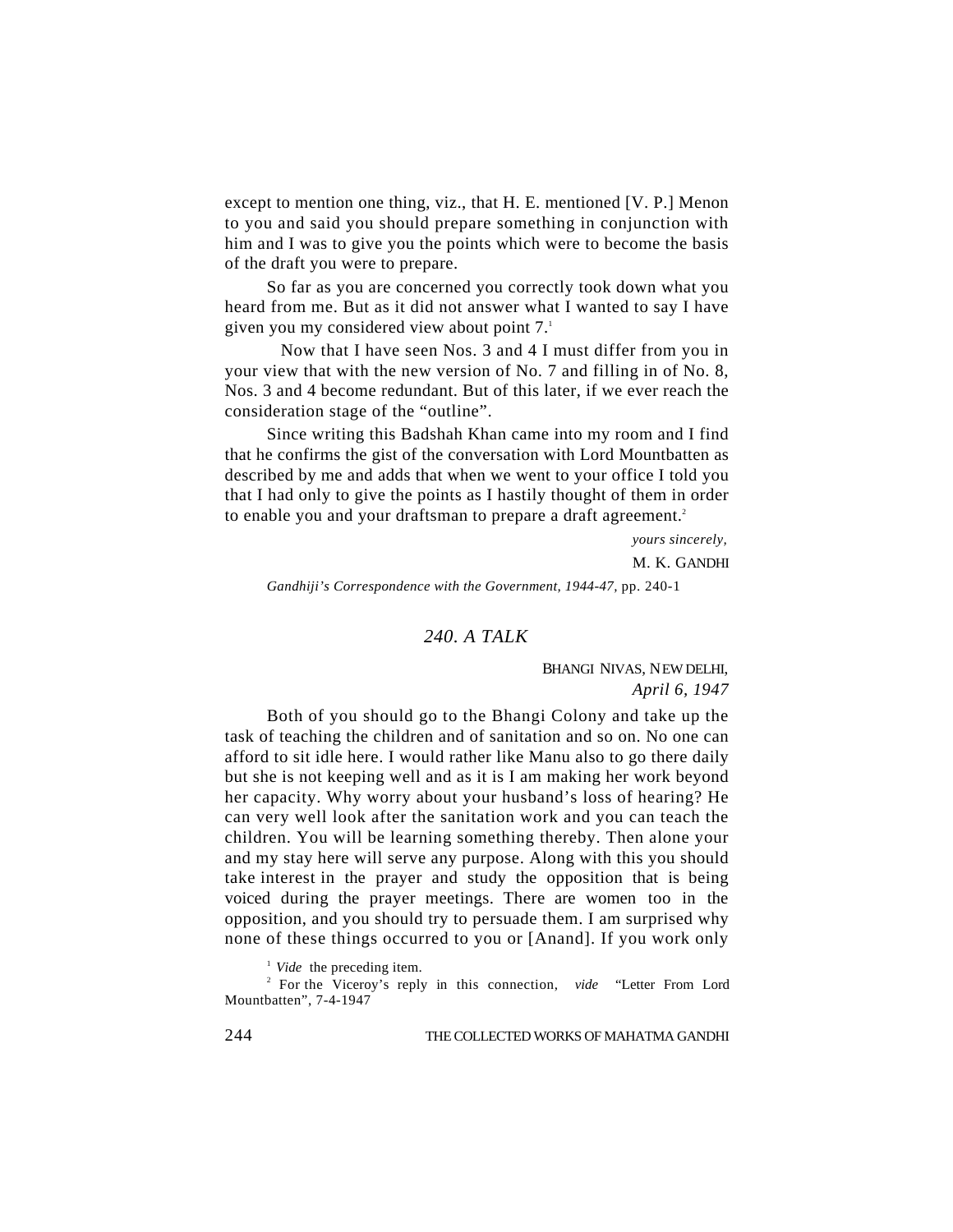except to mention one thing, viz., that H. E. mentioned [V. P.] Menon to you and said you should prepare something in conjunction with him and I was to give you the points which were to become the basis of the draft you were to prepare.

So far as you are concerned you correctly took down what you heard from me. But as it did not answer what I wanted to say I have given you my considered view about point 7.[1]

Now that I have seen Nos. 3 and 4 I must differ from you in your view that with the new version of No. 7 and filling in of No. 8, Nos. 3 and 4 become redundant. But of this later, if we ever reach the consideration stage of the "outline".

Since writing this Badshah Khan came into my room and I find that he confirms the gist of the conversation with Lord Mountbatten as described by me and adds that when we went to your office I told you that I had only to give the points as I hastily thought of them in order to enable you and your draftsman to prepare a draft agreement.[2]

*yours sincerely,*

M. K. GANDHI

*Gandhiji's Correspondence with the Government, 1944-47,* pp. 240-1

## *240. A TALK*

BHANGI NIVAS, NEW DELHI,
*April 6, 1947*

Both of you should go to the Bhangi Colony and take up the task of teaching the children and of sanitation and so on. No one can afford to sit idle here. I would rather like Manu also to go there daily but she is not keeping well and as it is I am making her work beyond her capacity. Why worry about your husband's loss of hearing? He can very well look after the sanitation work and you can teach the children. You will be learning something thereby. Then alone your and my stay here will serve any purpose. Along with this you should take interest in the prayer and study the opposition that is being voiced during the prayer meetings. There are women too in the opposition, and you should try to persuade them. I am surprised why none of these things occurred to you or [Anand]. If you work only

[1] *Vide* the preceding item.

[2] For the Viceroy's reply in this connection, *vide* "Letter From Lord Mountbatten", 7-4-1947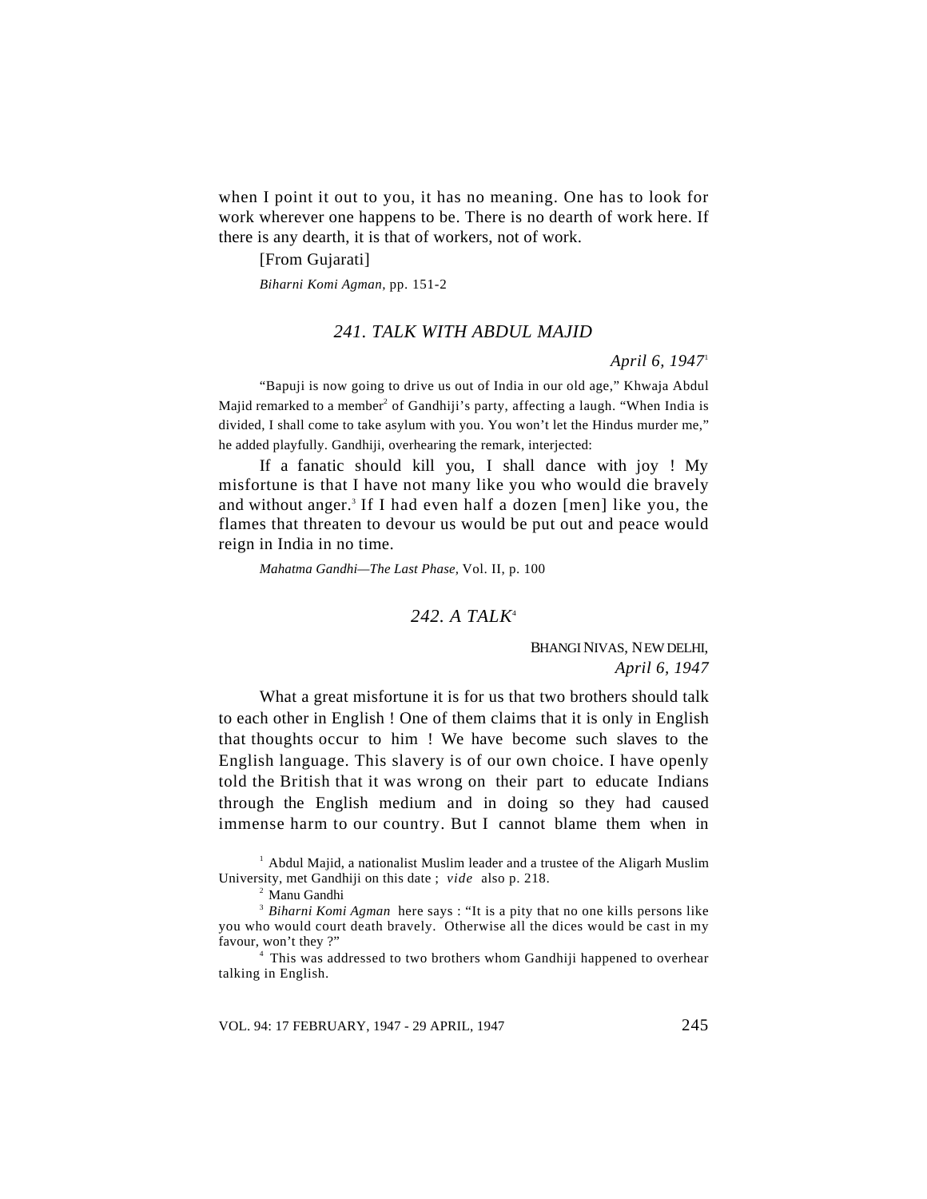when I point it out to you, it has no meaning. One has to look for work wherever one happens to be. There is no dearth of work here. If there is any dearth, it is that of workers, not of work.

[From Gujarati]

*Biharni Komi Agman,* pp. 151-2

## *241. TALK WITH ABDUL MAJID*

*April 6, 1947*[1]

"Bapuji is now going to drive us out of India in our old age," Khwaja Abdul Majid remarked to a member[2] of Gandhiji's party, affecting a laugh. "When India is divided, I shall come to take asylum with you. You won't let the Hindus murder me," he added playfully. Gandhiji, overhearing the remark, interjected:

If a fanatic should kill you, I shall dance with joy ! My misfortune is that I have not many like you who would die bravely and without anger.[3] If I had even half a dozen [men] like you, the flames that threaten to devour us would be put out and peace would reign in India in no time.

*Mahatma Gandhi—The Last Phase,* Vol. II, p. 100

## *242. A TALK*[4]

BHANGI NIVAS, NEW DELHI,
*April 6, 1947*

What a great misfortune it is for us that two brothers should talk to each other in English ! One of them claims that it is only in English that thoughts occur to him ! We have become such slaves to the English language. This slavery is of our own choice. I have openly told the British that it was wrong on their part to educate Indians through the English medium and in doing so they had caused immense harm to our country. But I cannot blame them when in

---

[1] Abdul Majid, a nationalist Muslim leader and a trustee of the Aligarh Muslim University, met Gandhiji on this date ; *vide* also p. 218.

[2] Manu Gandhi

[3] *Biharni Komi Agman* here says : "It is a pity that no one kills persons like you who would court death bravely. Otherwise all the dices would be cast in my favour, won't they ?"

[4] This was addressed to two brothers whom Gandhiji happened to overhear talking in English.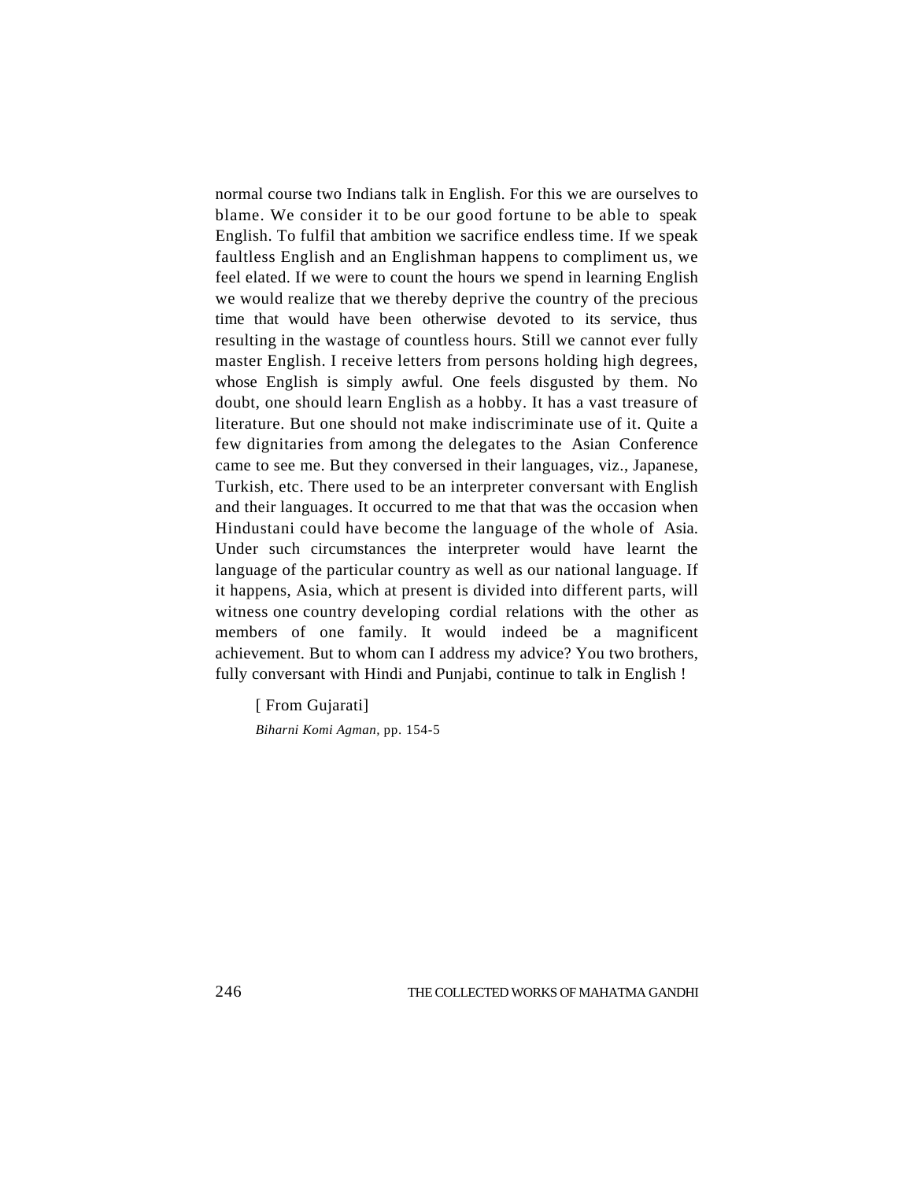normal course two Indians talk in English. For this we are ourselves to blame. We consider it to be our good fortune to be able to speak English. To fulfil that ambition we sacrifice endless time. If we speak faultless English and an Englishman happens to compliment us, we feel elated. If we were to count the hours we spend in learning English we would realize that we thereby deprive the country of the precious time that would have been otherwise devoted to its service, thus resulting in the wastage of countless hours. Still we cannot ever fully master English. I receive letters from persons holding high degrees, whose English is simply awful. One feels disgusted by them. No doubt, one should learn English as a hobby. It has a vast treasure of literature. But one should not make indiscriminate use of it. Quite a few dignitaries from among the delegates to the Asian Conference came to see me. But they conversed in their languages, viz., Japanese, Turkish, etc. There used to be an interpreter conversant with English and their languages. It occurred to me that that was the occasion when Hindustani could have become the language of the whole of Asia. Under such circumstances the interpreter would have learnt the language of the particular country as well as our national language. If it happens, Asia, which at present is divided into different parts, will witness one country developing cordial relations with the other as members of one family. It would indeed be a magnificent achievement. But to whom can I address my advice? You two brothers, fully conversant with Hindi and Punjabi, continue to talk in English !

[ From Gujarati]

*Biharni Komi Agman*, pp. 154-5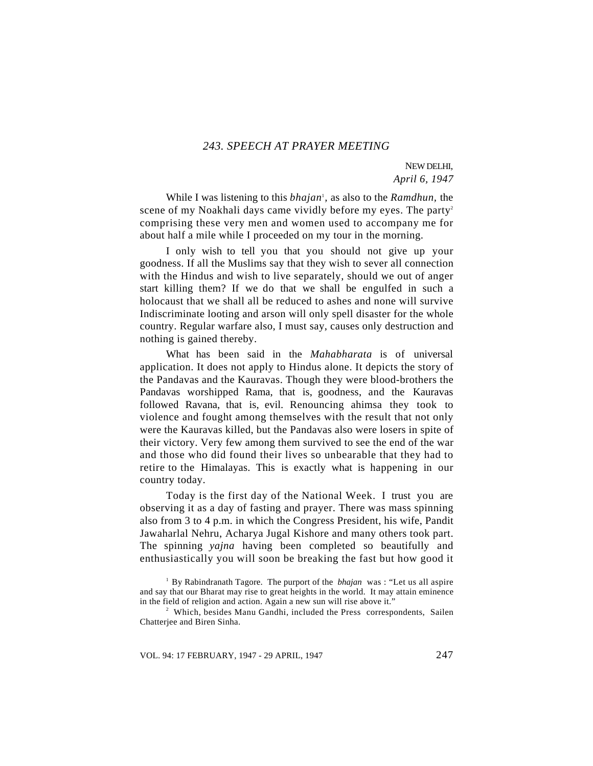## *243. SPEECH AT PRAYER MEETING*

NEW DELHI,
*April 6, 1947*

While I was listening to this *bhajan*[1], as also to the *Ramdhun*, the scene of my Noakhali days came vividly before my eyes. The party[2] comprising these very men and women used to accompany me for about half a mile while I proceeded on my tour in the morning.

I only wish to tell you that you should not give up your goodness. If all the Muslims say that they wish to sever all connection with the Hindus and wish to live separately, should we out of anger start killing them? If we do that we shall be engulfed in such a holocaust that we shall all be reduced to ashes and none will survive Indiscriminate looting and arson will only spell disaster for the whole country. Regular warfare also, I must say, causes only destruction and nothing is gained thereby.

What has been said in the *Mahabharata* is of universal application. It does not apply to Hindus alone. It depicts the story of the Pandavas and the Kauravas. Though they were blood-brothers the Pandavas worshipped Rama, that is, goodness, and the Kauravas followed Ravana, that is, evil. Renouncing ahimsa they took to violence and fought among themselves with the result that not only were the Kauravas killed, but the Pandavas also were losers in spite of their victory. Very few among them survived to see the end of the war and those who did found their lives so unbearable that they had to retire to the Himalayas. This is exactly what is happening in our country today.

Today is the first day of the National Week. I trust you are observing it as a day of fasting and prayer. There was mass spinning also from 3 to 4 p.m. in which the Congress President, his wife, Pandit Jawaharlal Nehru, Acharya Jugal Kishore and many others took part. The spinning *yajna* having been completed so beautifully and enthusiastically you will soon be breaking the fast but how good it

---

[1] By Rabindranath Tagore. The purport of the *bhajan* was : "Let us all aspire and say that our Bharat may rise to great heights in the world. It may attain eminence in the field of religion and action. Again a new sun will rise above it."

[2] Which, besides Manu Gandhi, included the Press correspondents, Sailen Chatterjee and Biren Sinha.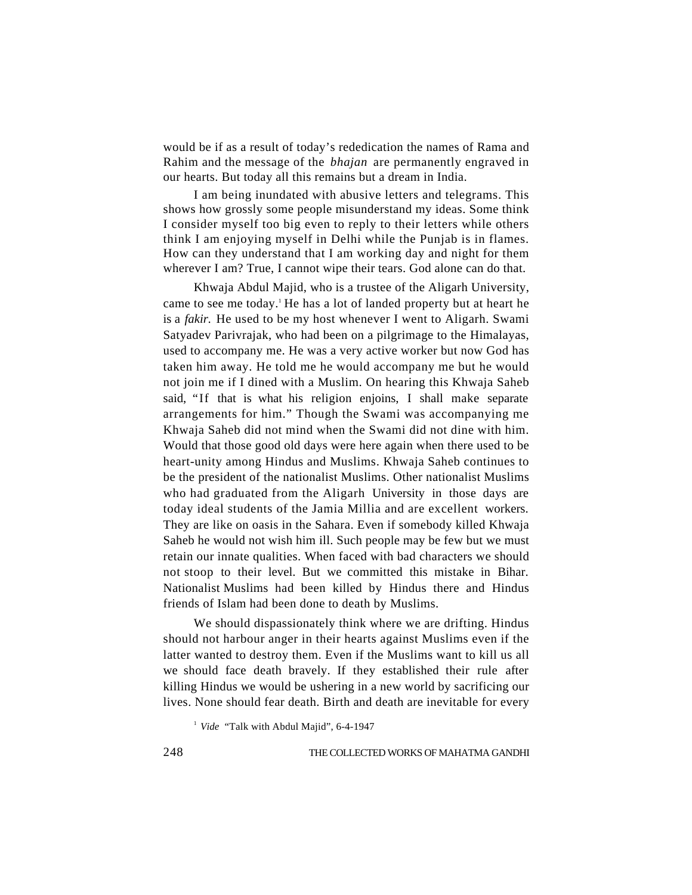would be if as a result of today's rededication the names of Rama and Rahim and the message of the *bhajan* are permanently engraved in our hearts. But today all this remains but a dream in India.

I am being inundated with abusive letters and telegrams. This shows how grossly some people misunderstand my ideas. Some think I consider myself too big even to reply to their letters while others think I am enjoying myself in Delhi while the Punjab is in flames. How can they understand that I am working day and night for them wherever I am? True, I cannot wipe their tears. God alone can do that.

Khwaja Abdul Majid, who is a trustee of the Aligarh University, came to see me today.[1] He has a lot of landed property but at heart he is a *fakir.* He used to be my host whenever I went to Aligarh. Swami Satyadev Parivrajak, who had been on a pilgrimage to the Himalayas, used to accompany me. He was a very active worker but now God has taken him away. He told me he would accompany me but he would not join me if I dined with a Muslim. On hearing this Khwaja Saheb said, "If that is what his religion enjoins, I shall make separate arrangements for him." Though the Swami was accompanying me Khwaja Saheb did not mind when the Swami did not dine with him. Would that those good old days were here again when there used to be heart-unity among Hindus and Muslims. Khwaja Saheb continues to be the president of the nationalist Muslims. Other nationalist Muslims who had graduated from the Aligarh University in those days are today ideal students of the Jamia Millia and are excellent workers. They are like on oasis in the Sahara. Even if somebody killed Khwaja Saheb he would not wish him ill. Such people may be few but we must retain our innate qualities. When faced with bad characters we should not stoop to their level. But we committed this mistake in Bihar. Nationalist Muslims had been killed by Hindus there and Hindus friends of Islam had been done to death by Muslims.

We should dispassionately think where we are drifting. Hindus should not harbour anger in their hearts against Muslims even if the latter wanted to destroy them. Even if the Muslims want to kill us all we should face death bravely. If they established their rule after killing Hindus we would be ushering in a new world by sacrificing our lives. None should fear death. Birth and death are inevitable for every

[1] *Vide* "Talk with Abdul Majid", 6-4-1947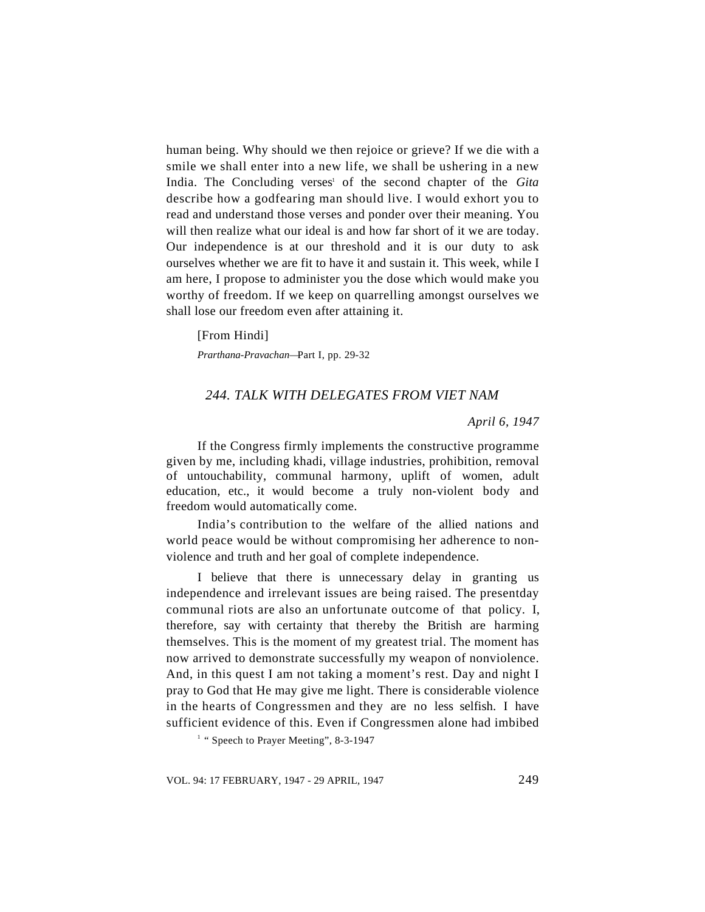human being. Why should we then rejoice or grieve? If we die with a smile we shall enter into a new life, we shall be ushering in a new India. The Concluding verses[1] of the second chapter of the *Gita* describe how a godfearing man should live. I would exhort you to read and understand those verses and ponder over their meaning. You will then realize what our ideal is and how far short of it we are today. Our independence is at our threshold and it is our duty to ask ourselves whether we are fit to have it and sustain it. This week, while I am here, I propose to administer you the dose which would make you worthy of freedom. If we keep on quarrelling amongst ourselves we shall lose our freedom even after attaining it.

[From Hindi]

*Prarthana-Pravachan*—Part I, pp. 29-32

## *244. TALK WITH DELEGATES FROM VIET NAM*

*April 6, 1947*

If the Congress firmly implements the constructive programme given by me, including khadi, village industries, prohibition, removal of untouchability, communal harmony, uplift of women, adult education, etc., it would become a truly non-violent body and freedom would automatically come.

India's contribution to the welfare of the allied nations and world peace would be without compromising her adherence to non-violence and truth and her goal of complete independence.

I believe that there is unnecessary delay in granting us independence and irrelevant issues are being raised. The presentday communal riots are also an unfortunate outcome of that policy. I, therefore, say with certainty that thereby the British are harming themselves. This is the moment of my greatest trial. The moment has now arrived to demonstrate successfully my weapon of nonviolence. And, in this quest I am not taking a moment's rest. Day and night I pray to God that He may give me light. There is considerable violence in the hearts of Congressmen and they are no less selfish. I have sufficient evidence of this. Even if Congressmen alone had imbibed

[1] " Speech to Prayer Meeting", 8-3-1947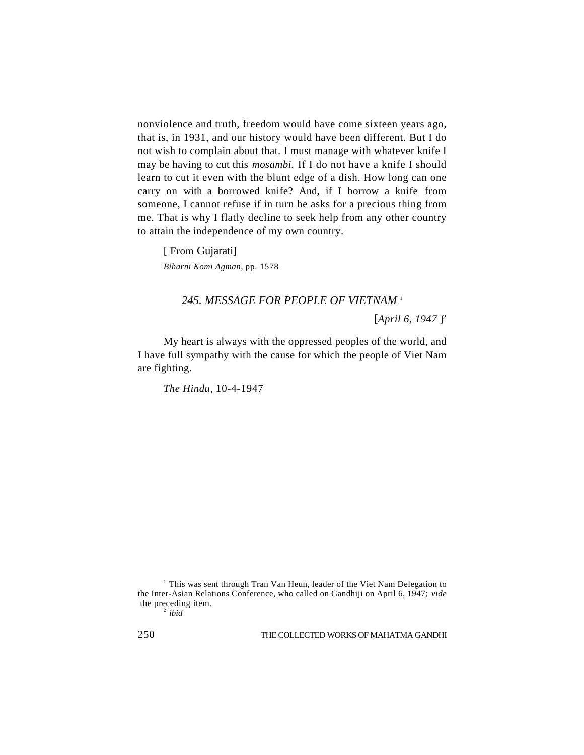nonviolence and truth, freedom would have come sixteen years ago, that is, in 1931, and our history would have been different. But I do not wish to complain about that. I must manage with whatever knife I may be having to cut this *mosambi.* If I do not have a knife I should learn to cut it even with the blunt edge of a dish. How long can one carry on with a borrowed knife? And, if I borrow a knife from someone, I cannot refuse if in turn he asks for a precious thing from me. That is why I flatly decline to seek help from any other country to attain the independence of my own country.

[ From Gujarati]

*Biharni Komi Agman*, pp. 1578

### *245. MESSAGE FOR PEOPLE OF VIETNAM* [1]

[*April 6, 1947* ][2]

My heart is always with the oppressed peoples of the world, and I have full sympathy with the cause for which the people of Viet Nam are fighting.

*The Hindu*, 10-4-1947

---

[1] This was sent through Tran Van Heun, leader of the Viet Nam Delegation to the Inter-Asian Relations Conference, who called on Gandhiji on April 6, 1947; *vide* the preceding item.

[2] *ibid*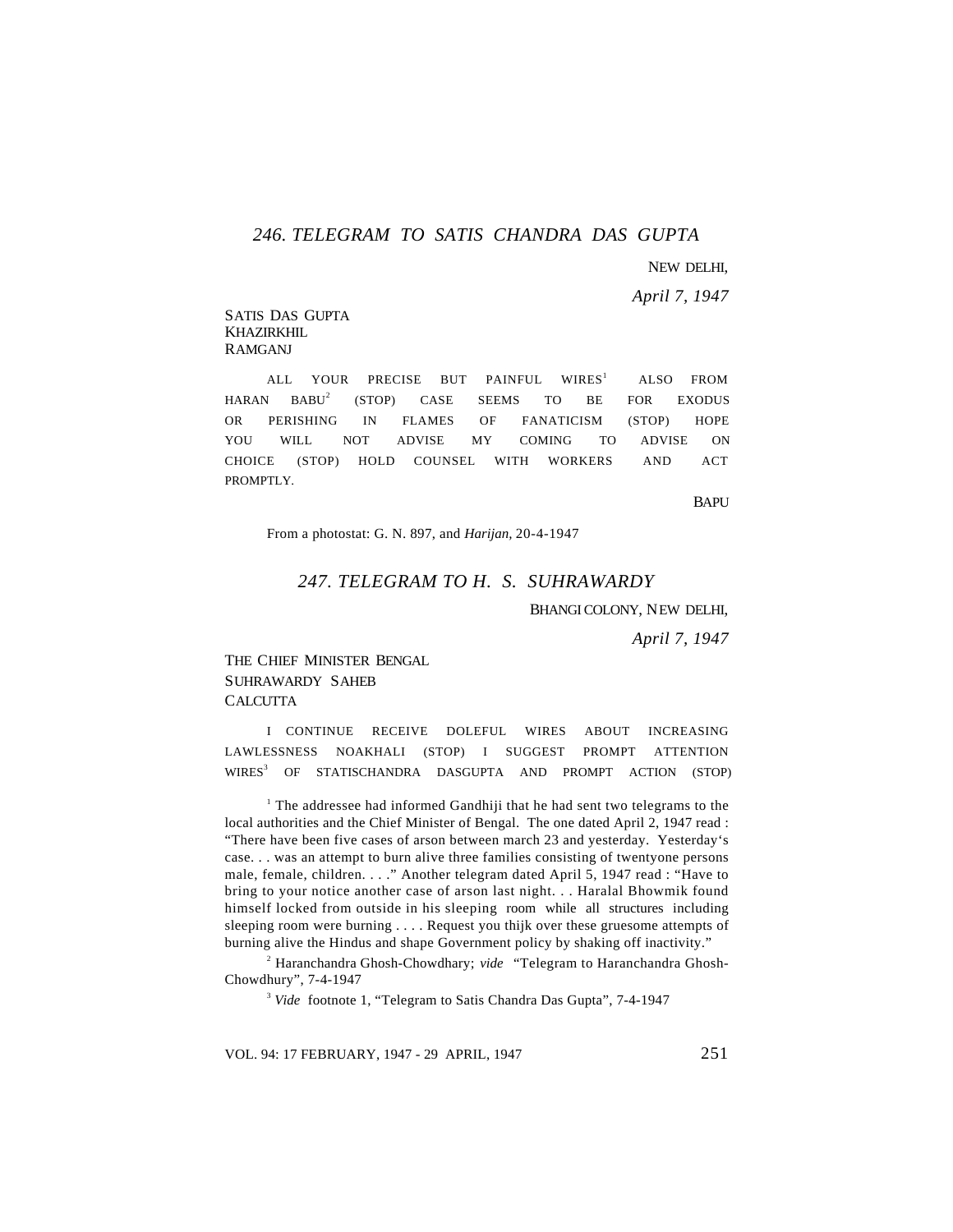## *246. TELEGRAM TO SATIS CHANDRA DAS GUPTA*

NEW DELHI,

*April 7, 1947*

SATIS DAS GUPTA
KHAZIRKHIL
RAMGANJ

ALL YOUR PRECISE BUT PAINFUL WIRES[1] ALSO FROM HARAN BABU[2] (STOP) CASE SEEMS TO BE FOR EXODUS OR PERISHING IN FLAMES OF FANATICISM (STOP) HOPE YOU WILL NOT ADVISE MY COMING TO ADVISE ON CHOICE (STOP) HOLD COUNSEL WITH WORKERS AND ACT PROMPTLY.

BAPU

From a photostat: G. N. 897, and *Harijan*, 20-4-1947

## *247. TELEGRAM TO H. S. SUHRAWARDY*

BHANGI COLONY, NEW DELHI,

*April 7, 1947*

THE CHIEF MINISTER BENGAL
SUHRAWARDY SAHEB
CALCUTTA

I CONTINUE RECEIVE DOLEFUL WIRES ABOUT INCREASING LAWLESSNESS NOAKHALI (STOP) I SUGGEST PROMPT ATTENTION WIRES[3] OF STATISCHANDRA DASGUPTA AND PROMPT ACTION (STOP)

[1] The addressee had informed Gandhiji that he had sent two telegrams to the local authorities and the Chief Minister of Bengal. The one dated April 2, 1947 read : "There have been five cases of arson between march 23 and yesterday. Yesterday's case. . . was an attempt to burn alive three families consisting of twentyone persons male, female, children. . . ." Another telegram dated April 5, 1947 read : "Have to bring to your notice another case of arson last night. . . Haralal Bhowmik found himself locked from outside in his sleeping room while all structures including sleeping room were burning . . . . Request you thijk over these gruesome attempts of burning alive the Hindus and shape Government policy by shaking off inactivity."

[2] Haranchandra Ghosh-Chowdhary; *vide* "Telegram to Haranchandra Ghosh-Chowdhury", 7-4-1947

[3] *Vide* footnote 1, "Telegram to Satis Chandra Das Gupta", 7-4-1947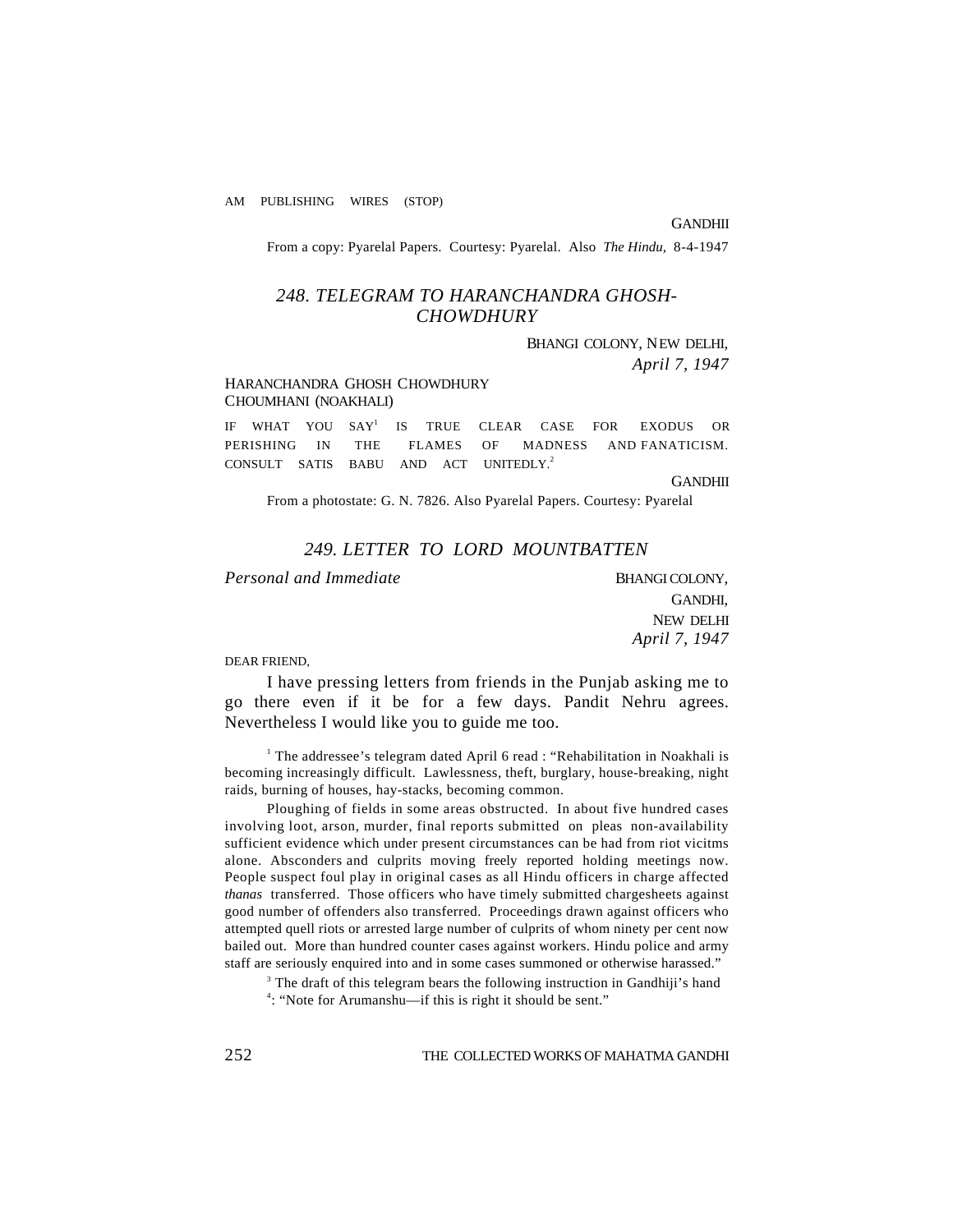AM PUBLISHING WIRES (STOP)

GANDHIJI

From a copy: Pyarelal Papers. Courtesy: Pyarelal. Also *The Hindu,* 8-4-1947

## *248. TELEGRAM TO HARANCHANDRA GHOSH-CHOWDHURY*

BHANGI COLONY, NEW DELHI,
*April 7, 1947*

HARANCHANDRA GHOSH CHOWDHURY
CHOUMHANI (NOAKHALI)

IF WHAT YOU SAY[1] IS TRUE CLEAR CASE FOR EXODUS OR PERISHING IN THE FLAMES OF MADNESS AND FANATICISM. CONSULT SATIS BABU AND ACT UNITEDLY.[2]

GANDHIJI

From a photostate: G. N. 7826. Also Pyarelal Papers. Courtesy: Pyarelal

## *249. LETTER TO LORD MOUNTBATTEN*

*Personal and Immediate*

BHANGI COLONY,
GANDHI,
NEW DELHI
*April 7, 1947*

DEAR FRIEND,

I have pressing letters from friends in the Punjab asking me to go there even if it be for a few days. Pandit Nehru agrees. Nevertheless I would like you to guide me too.

[1] The addressee's telegram dated April 6 read : "Rehabilitation in Noakhali is becoming increasingly difficult. Lawlessness, theft, burglary, house-breaking, night raids, burning of houses, hay-stacks, becoming common.

Ploughing of fields in some areas obstructed. In about five hundred cases involving loot, arson, murder, final reports submitted on pleas non-availability sufficient evidence which under present circumstances can be had from riot vicitms alone. Absconders and culprits moving freely reported holding meetings now. People suspect foul play in original cases as all Hindu officers in charge affected *thanas* transferred. Those officers who have timely submitted chargesheets against good number of offenders also transferred. Proceedings drawn against officers who attempted quell riots or arrested large number of culprits of whom ninety per cent now bailed out. More than hundred counter cases against workers. Hindu police and army staff are seriously enquired into and in some cases summoned or otherwise harassed."

[3] The draft of this telegram bears the following instruction in Gandhiji's hand

[4]: "Note for Arumanshu—if this is right it should be sent."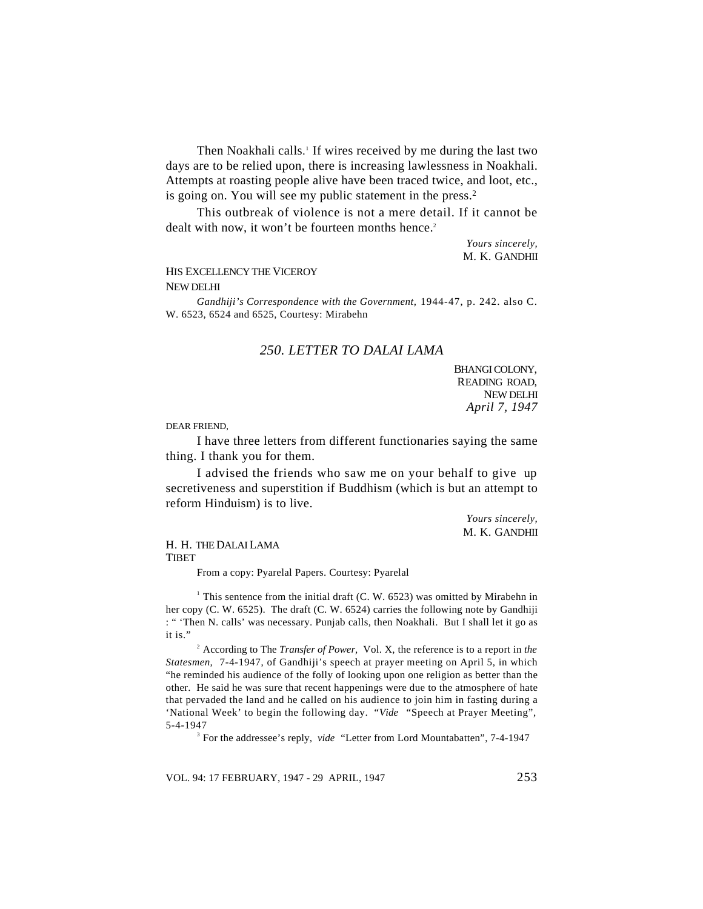Then Noakhali calls.[1] If wires received by me during the last two days are to be relied upon, there is increasing lawlessness in Noakhali. Attempts at roasting people alive have been traced twice, and loot, etc., is going on. You will see my public statement in the press.[2]

This outbreak of violence is not a mere detail. If it cannot be dealt with now, it won't be fourteen months hence.[3]

*Yours sincerely,*
M. K. GANDHI

HIS EXCELLENCY THE VICEROY
NEW DELHI

*Gandhiji's Correspondence with the Government*, 1944-47, p. 242. also C. W. 6523, 6524 and 6525, Courtesy: Mirabehn

## *250. LETTER TO DALAI LAMA*

BHANGI COLONY,
READING ROAD,
NEW DELHI
*April 7, 1947*

DEAR FRIEND,

I have three letters from different functionaries saying the same thing. I thank you for them.

I advised the friends who saw me on your behalf to give up secretiveness and superstition if Buddhism (which is but an attempt to reform Hinduism) is to live.

*Yours sincerely,*
M. K. GANDHI

H. H. THE DALAI LAMA
TIBET

From a copy: Pyarelal Papers. Courtesy: Pyarelal

[1] This sentence from the initial draft (C. W. 6523) was omitted by Mirabehn in her copy (C. W. 6525). The draft (C. W. 6524) carries the following note by Gandhiji : " 'Then N. calls' was necessary. Punjab calls, then Noakhali. But I shall let it go as it is."

[2] According to The *Transfer of Power*, Vol. X, the reference is to a report in *the Statesmen*, 7-4-1947, of Gandhiji's speech at prayer meeting on April 5, in which "he reminded his audience of the folly of looking upon one religion as better than the other. He said he was sure that recent happenings were due to the atmosphere of hate that pervaded the land and he called on his audience to join him in fasting during a 'National Week' to begin the following day. "*Vide* "Speech at Prayer Meeting", 5-4-1947

[3] For the addressee's reply, *vide* "Letter from Lord Mountabatten", 7-4-1947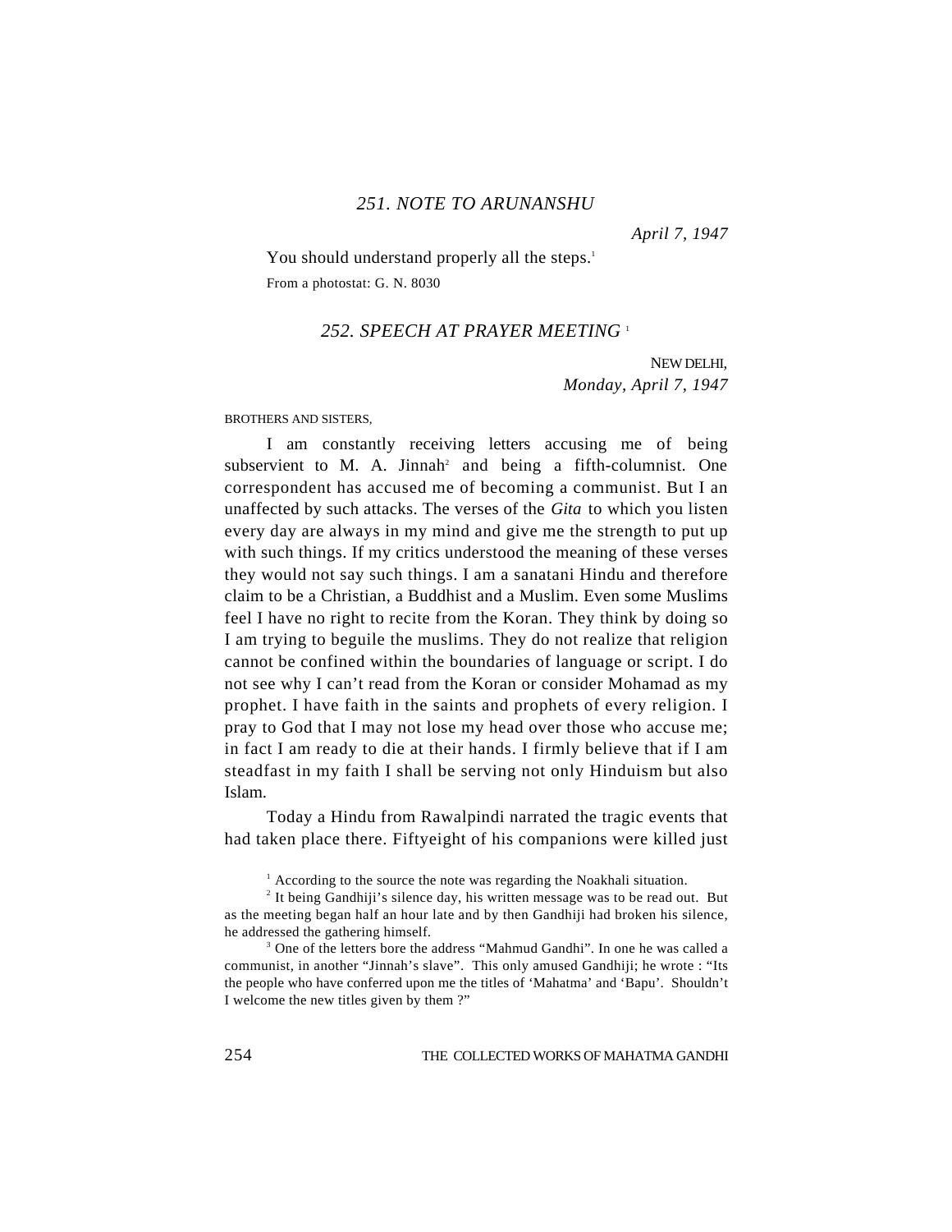### 251. NOTE TO ARUNANSHU

*April 7, 1947*

You should understand properly all the steps.[1]

From a photostat: G. N. 8030

### 252. SPEECH AT PRAYER MEETING [1]

NEW DELHI,
*Monday, April 7, 1947*

BROTHERS AND SISTERS,

I am constantly receiving letters accusing me of being subservient to M. A. Jinnah[2] and being a fifth-columnist. One correspondent has accused me of becoming a communist. But I an unaffected by such attacks. The verses of the *Gita* to which you listen every day are always in my mind and give me the strength to put up with such things. If my critics understood the meaning of these verses they would not say such things. I am a sanatani Hindu and therefore claim to be a Christian, a Buddhist and a Muslim. Even some Muslims feel I have no right to recite from the Koran. They think by doing so I am trying to beguile the muslims. They do not realize that religion cannot be confined within the boundaries of language or script. I do not see why I can't read from the Koran or consider Mohamad as my prophet. I have faith in the saints and prophets of every religion. I pray to God that I may not lose my head over those who accuse me; in fact I am ready to die at their hands. I firmly believe that if I am steadfast in my faith I shall be serving not only Hinduism but also Islam.

Today a Hindu from Rawalpindi narrated the tragic events that had taken place there. Fiftyeight of his companions were killed just

---

[1] According to the source the note was regarding the Noakhali situation.

[2] It being Gandhiji's silence day, his written message was to be read out. But as the meeting began half an hour late and by then Gandhiji had broken his silence, he addressed the gathering himself.

[3] One of the letters bore the address "Mahmud Gandhi". In one he was called a communist, in another "Jinnah's slave". This only amused Gandhiji; he wrote : "Its the people who have conferred upon me the titles of 'Mahatma' and 'Bapu'. Shouldn't I welcome the new titles given by them ?"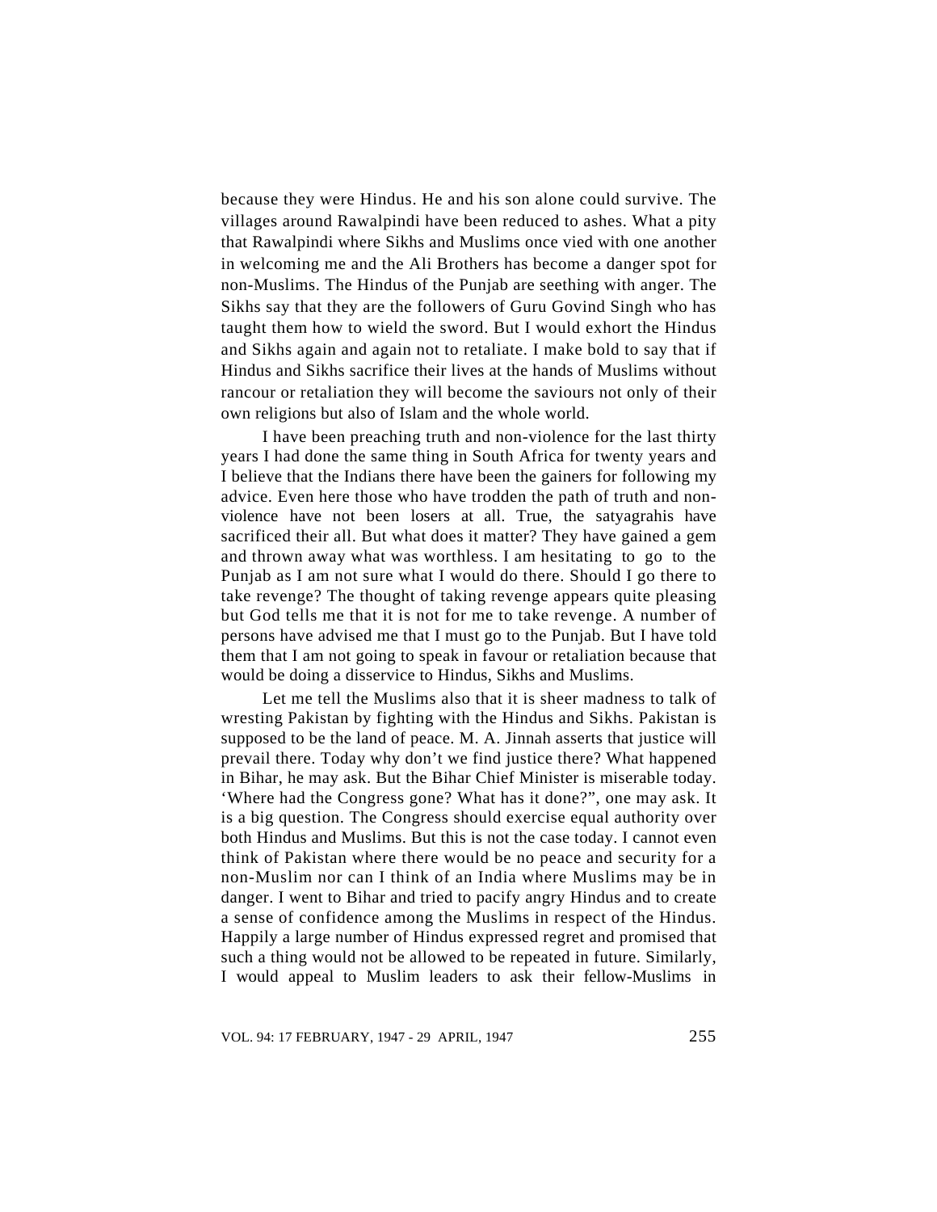because they were Hindus. He and his son alone could survive. The villages around Rawalpindi have been reduced to ashes. What a pity that Rawalpindi where Sikhs and Muslims once vied with one another in welcoming me and the Ali Brothers has become a danger spot for non-Muslims. The Hindus of the Punjab are seething with anger. The Sikhs say that they are the followers of Guru Govind Singh who has taught them how to wield the sword. But I would exhort the Hindus and Sikhs again and again not to retaliate. I make bold to say that if Hindus and Sikhs sacrifice their lives at the hands of Muslims without rancour or retaliation they will become the saviours not only of their own religions but also of Islam and the whole world.

I have been preaching truth and non-violence for the last thirty years I had done the same thing in South Africa for twenty years and I believe that the Indians there have been the gainers for following my advice. Even here those who have trodden the path of truth and non-violence have not been losers at all. True, the satyagrahis have sacrificed their all. But what does it matter? They have gained a gem and thrown away what was worthless. I am hesitating to go to the Punjab as I am not sure what I would do there. Should I go there to take revenge? The thought of taking revenge appears quite pleasing but God tells me that it is not for me to take revenge. A number of persons have advised me that I must go to the Punjab. But I have told them that I am not going to speak in favour or retaliation because that would be doing a disservice to Hindus, Sikhs and Muslims.

Let me tell the Muslims also that it is sheer madness to talk of wresting Pakistan by fighting with the Hindus and Sikhs. Pakistan is supposed to be the land of peace. M. A. Jinnah asserts that justice will prevail there. Today why don't we find justice there? What happened in Bihar, he may ask. But the Bihar Chief Minister is miserable today. 'Where had the Congress gone? What has it done?", one may ask. It is a big question. The Congress should exercise equal authority over both Hindus and Muslims. But this is not the case today. I cannot even think of Pakistan where there would be no peace and security for a non-Muslim nor can I think of an India where Muslims may be in danger. I went to Bihar and tried to pacify angry Hindus and to create a sense of confidence among the Muslims in respect of the Hindus. Happily a large number of Hindus expressed regret and promised that such a thing would not be allowed to be repeated in future. Similarly, I would appeal to Muslim leaders to ask their fellow-Muslims in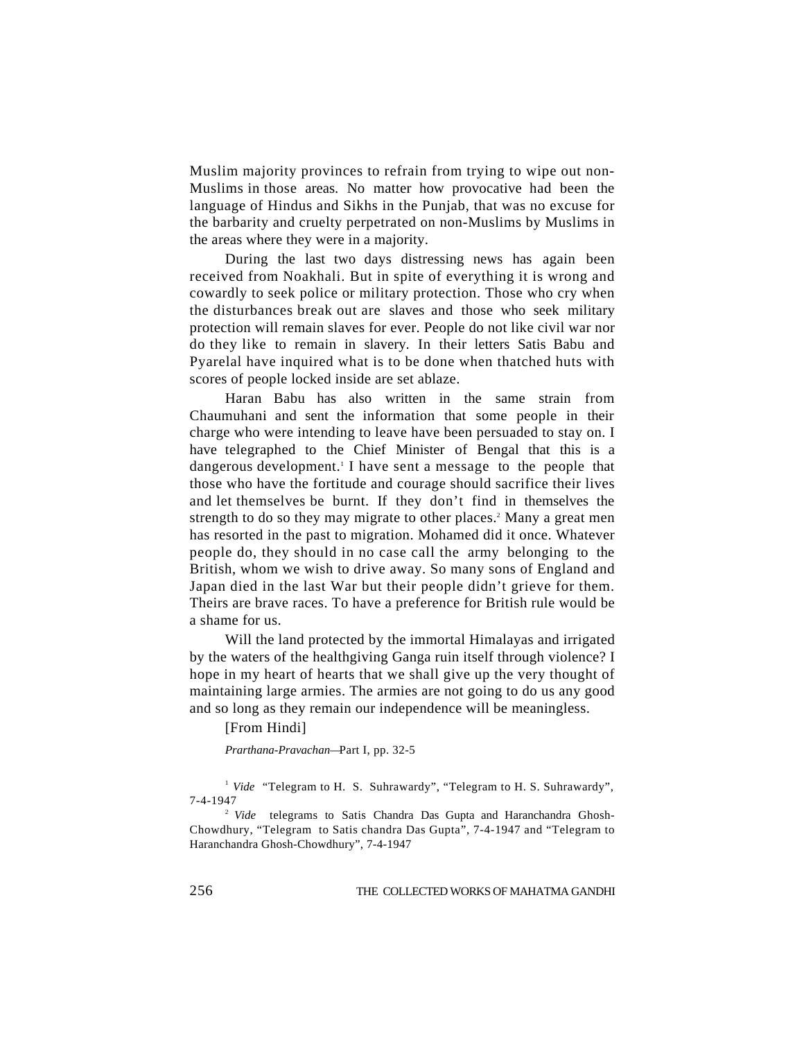Muslim majority provinces to refrain from trying to wipe out non-Muslims in those areas. No matter how provocative had been the language of Hindus and Sikhs in the Punjab, that was no excuse for the barbarity and cruelty perpetrated on non-Muslims by Muslims in the areas where they were in a majority.

During the last two days distressing news has again been received from Noakhali. But in spite of everything it is wrong and cowardly to seek police or military protection. Those who cry when the disturbances break out are slaves and those who seek military protection will remain slaves for ever. People do not like civil war nor do they like to remain in slavery. In their letters Satis Babu and Pyarelal have inquired what is to be done when thatched huts with scores of people locked inside are set ablaze.

Haran Babu has also written in the same strain from Chaumuhani and sent the information that some people in their charge who were intending to leave have been persuaded to stay on. I have telegraphed to the Chief Minister of Bengal that this is a dangerous development.[1] I have sent a message to the people that those who have the fortitude and courage should sacrifice their lives and let themselves be burnt. If they don't find in themselves the strength to do so they may migrate to other places.[2] Many a great men has resorted in the past to migration. Mohamed did it once. Whatever people do, they should in no case call the army belonging to the British, whom we wish to drive away. So many sons of England and Japan died in the last War but their people didn't grieve for them. Theirs are brave races. To have a preference for British rule would be a shame for us.

Will the land protected by the immortal Himalayas and irrigated by the waters of the healthgiving Ganga ruin itself through violence? I hope in my heart of hearts that we shall give up the very thought of maintaining large armies. The armies are not going to do us any good and so long as they remain our independence will be meaningless.

[From Hindi]

*Prarthana-Pravachan*—Part I, pp. 32-5

[1] *Vide* "Telegram to H. S. Suhrawardy", "Telegram to H. S. Suhrawardy", 7-4-1947

[2] *Vide* telegrams to Satis Chandra Das Gupta and Haranchandra Ghosh-Chowdhury, "Telegram to Satis chandra Das Gupta", 7-4-1947 and "Telegram to Haranchandra Ghosh-Chowdhury", 7-4-1947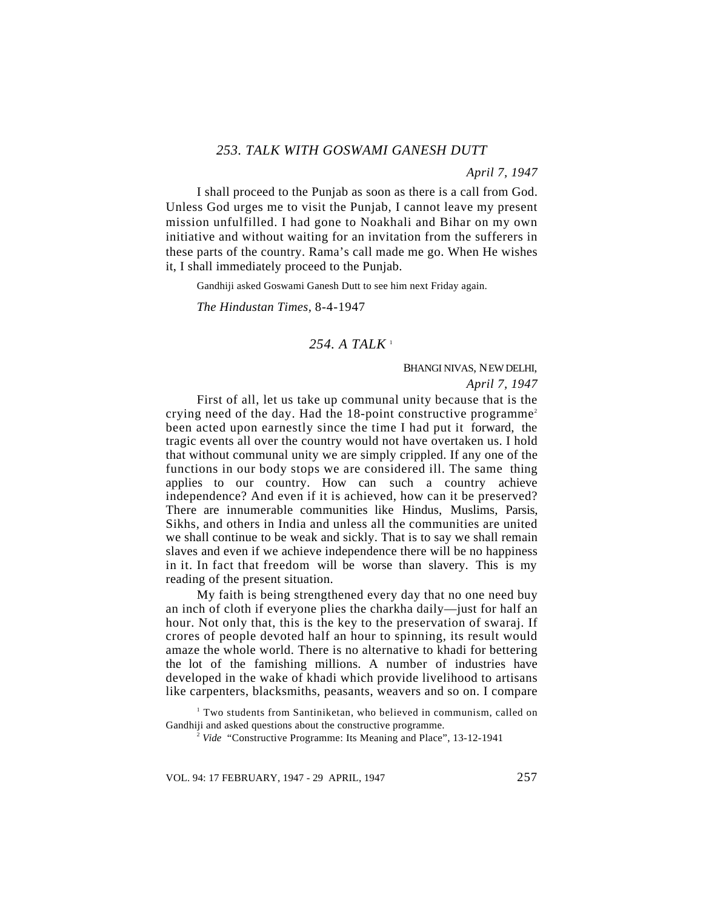### *253. TALK WITH GOSWAMI GANESH DUTT*

*April 7, 1947*

I shall proceed to the Punjab as soon as there is a call from God. Unless God urges me to visit the Punjab, I cannot leave my present mission unfulfilled. I had gone to Noakhali and Bihar on my own initiative and without waiting for an invitation from the sufferers in these parts of the country. Rama's call made me go. When He wishes it, I shall immediately proceed to the Punjab.

Gandhiji asked Goswami Ganesh Dutt to see him next Friday again.

*The Hindustan Times,* 8-4-1947

### *254. A TALK* [1]

BHANGI NIVAS, NEW DELHI,

*April 7, 1947*

First of all, let us take up communal unity because that is the crying need of the day. Had the 18-point constructive programme[2] been acted upon earnestly since the time I had put it forward, the tragic events all over the country would not have overtaken us. I hold that without communal unity we are simply crippled. If any one of the functions in our body stops we are considered ill. The same thing applies to our country. How can such a country achieve independence? And even if it is achieved, how can it be preserved? There are innumerable communities like Hindus, Muslims, Parsis, Sikhs, and others in India and unless all the communities are united we shall continue to be weak and sickly. That is to say we shall remain slaves and even if we achieve independence there will be no happiness in it. In fact that freedom will be worse than slavery. This is my reading of the present situation.

My faith is being strengthened every day that no one need buy an inch of cloth if everyone plies the charkha daily—just for half an hour. Not only that, this is the key to the preservation of swaraj. If crores of people devoted half an hour to spinning, its result would amaze the whole world. There is no alternative to khadi for bettering the lot of the famishing millions. A number of industries have developed in the wake of khadi which provide livelihood to artisans like carpenters, blacksmiths, peasants, weavers and so on. I compare

[1] Two students from Santiniketan, who believed in communism, called on Gandhiji and asked questions about the constructive programme.

[2] *Vide* "Constructive Programme: Its Meaning and Place", 13-12-1941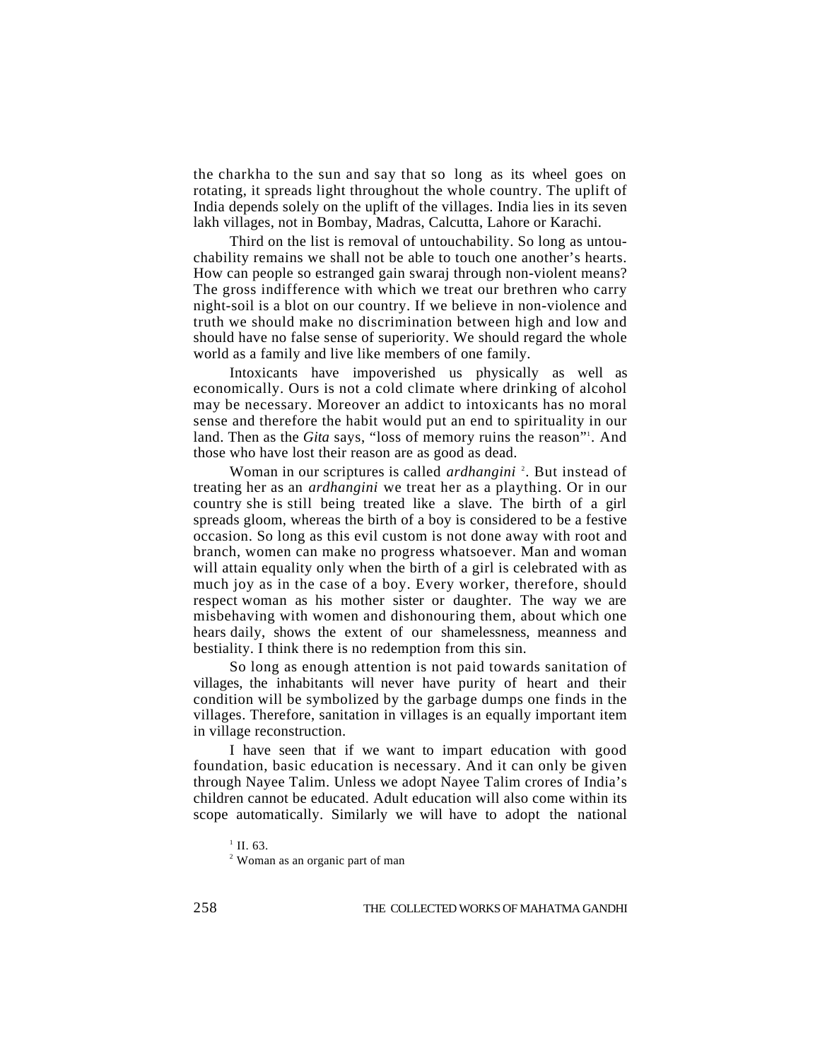the charkha to the sun and say that so long as its wheel goes on rotating, it spreads light throughout the whole country. The uplift of India depends solely on the uplift of the villages. India lies in its seven lakh villages, not in Bombay, Madras, Calcutta, Lahore or Karachi.

Third on the list is removal of untouchability. So long as untouchability remains we shall not be able to touch one another's hearts. How can people so estranged gain swaraj through non-violent means? The gross indifference with which we treat our brethren who carry night-soil is a blot on our country. If we believe in non-violence and truth we should make no discrimination between high and low and should have no false sense of superiority. We should regard the whole world as a family and live like members of one family.

Intoxicants have impoverished us physically as well as economically. Ours is not a cold climate where drinking of alcohol may be necessary. Moreover an addict to intoxicants has no moral sense and therefore the habit would put an end to spirituality in our land. Then as the *Gita* says, "loss of memory ruins the reason"[1]. And those who have lost their reason are as good as dead.

Woman in our scriptures is called *ardhangini* [2]. But instead of treating her as an *ardhangini* we treat her as a plaything. Or in our country she is still being treated like a slave. The birth of a girl spreads gloom, whereas the birth of a boy is considered to be a festive occasion. So long as this evil custom is not done away with root and branch, women can make no progress whatsoever. Man and woman will attain equality only when the birth of a girl is celebrated with as much joy as in the case of a boy. Every worker, therefore, should respect woman as his mother sister or daughter. The way we are misbehaving with women and dishonouring them, about which one hears daily, shows the extent of our shamelessness, meanness and bestiality. I think there is no redemption from this sin.

So long as enough attention is not paid towards sanitation of villages, the inhabitants will never have purity of heart and their condition will be symbolized by the garbage dumps one finds in the villages. Therefore, sanitation in villages is an equally important item in village reconstruction.

I have seen that if we want to impart education with good foundation, basic education is necessary. And it can only be given through Nayee Talim. Unless we adopt Nayee Talim crores of India's children cannot be educated. Adult education will also come within its scope automatically. Similarly we will have to adopt the national

[1] II. 63.

[2] Woman as an organic part of man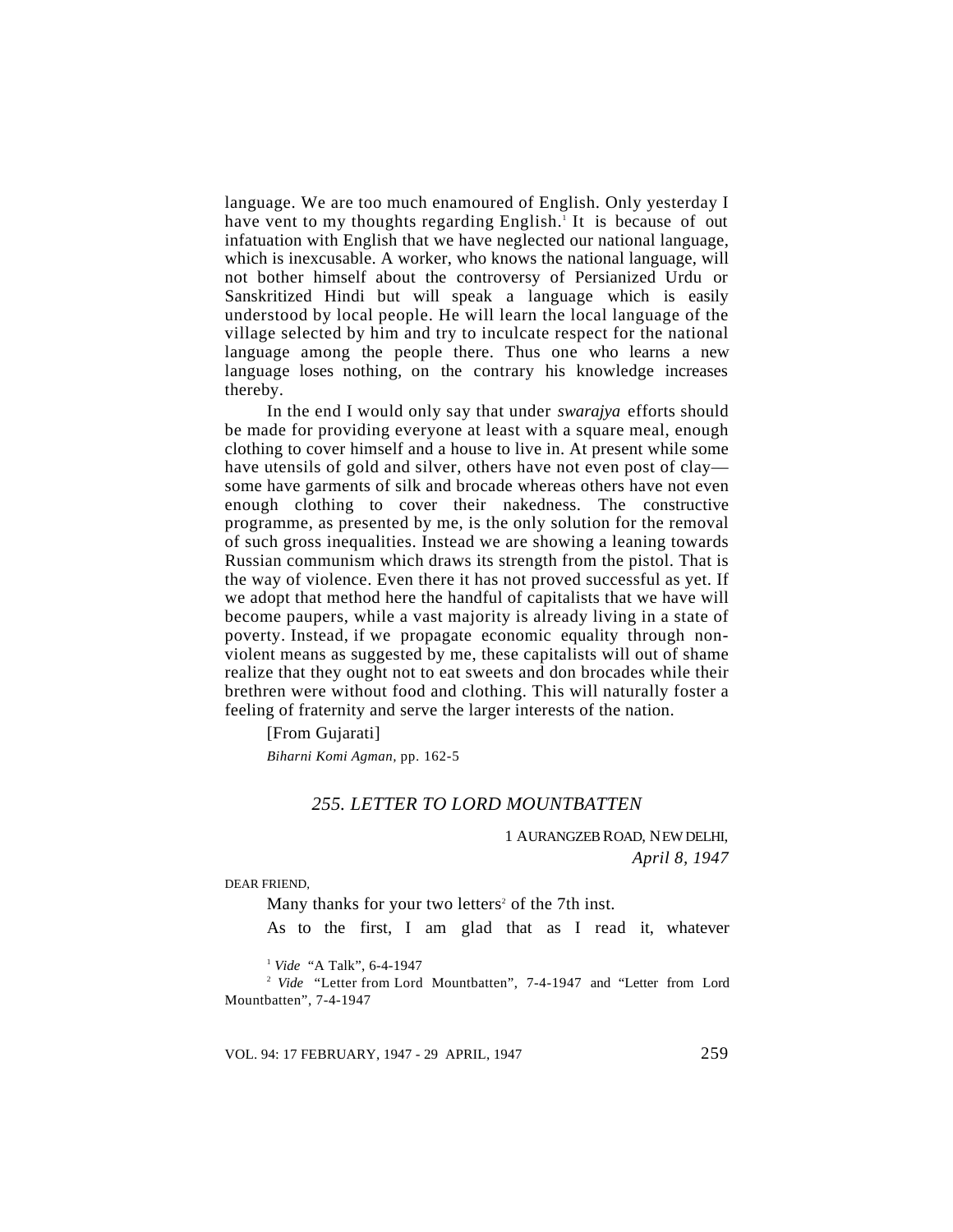language. We are too much enamoured of English. Only yesterday I have vent to my thoughts regarding English.[1] It is because of out infatuation with English that we have neglected our national language, which is inexcusable. A worker, who knows the national language, will not bother himself about the controversy of Persianized Urdu or Sanskritized Hindi but will speak a language which is easily understood by local people. He will learn the local language of the village selected by him and try to inculcate respect for the national language among the people there. Thus one who learns a new language loses nothing, on the contrary his knowledge increases thereby.

In the end I would only say that under *swarajya* efforts should be made for providing everyone at least with a square meal, enough clothing to cover himself and a house to live in. At present while some have utensils of gold and silver, others have not even post of clay—some have garments of silk and brocade whereas others have not even enough clothing to cover their nakedness. The constructive programme, as presented by me, is the only solution for the removal of such gross inequalities. Instead we are showing a leaning towards Russian communism which draws its strength from the pistol. That is the way of violence. Even there it has not proved successful as yet. If we adopt that method here the handful of capitalists that we have will become paupers, while a vast majority is already living in a state of poverty. Instead, if we propagate economic equality through non-violent means as suggested by me, these capitalists will out of shame realize that they ought not to eat sweets and don brocades while their brethren were without food and clothing. This will naturally foster a feeling of fraternity and serve the larger interests of the nation.

[From Gujarati]

*Biharni Komi Agman*, pp. 162-5

## *255. LETTER TO LORD MOUNTBATTEN*

1 AURANGZEB ROAD, NEW DELHI,
*April 8, 1947*

DEAR FRIEND,

Many thanks for your two letters[2] of the 7th inst.

As to the first, I am glad that as I read it, whatever

---

[1] *Vide* "A Talk", 6-4-1947

[2] *Vide* "Letter from Lord Mountbatten", 7-4-1947 and "Letter from Lord Mountbatten", 7-4-1947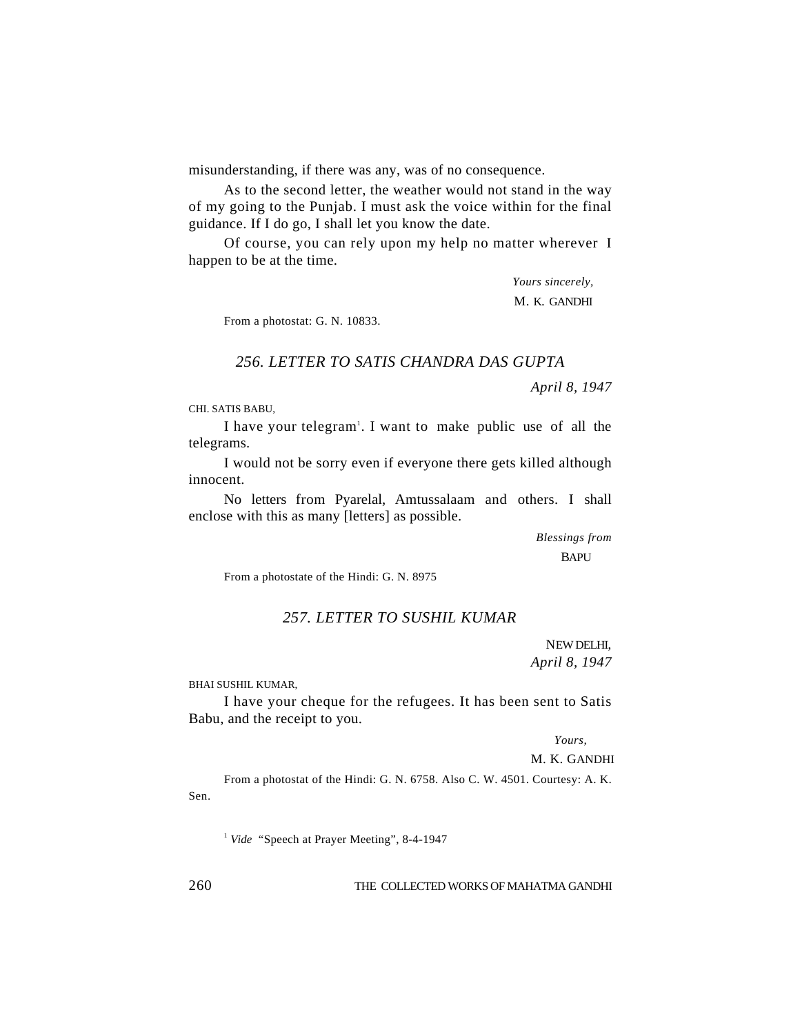misunderstanding, if there was any, was of no consequence.

As to the second letter, the weather would not stand in the way of my going to the Punjab. I must ask the voice within for the final guidance. If I do go, I shall let you know the date.

Of course, you can rely upon my help no matter wherever I happen to be at the time.

*Yours sincerely,*

M. K. GANDHI

From a photostat: G. N. 10833.

## *256. LETTER TO SATIS CHANDRA DAS GUPTA*

*April 8, 1947*

CHI. SATIS BABU,

I have your telegram[1]. I want to make public use of all the telegrams.

I would not be sorry even if everyone there gets killed although innocent.

No letters from Pyarelal, Amtussalaam and others. I shall enclose with this as many [letters] as possible.

*Blessings from*

BAPU

From a photostate of the Hindi: G. N. 8975

## *257. LETTER TO SUSHIL KUMAR*

NEW DELHI,
*April 8, 1947*

BHAI SUSHIL KUMAR,

I have your cheque for the refugees. It has been sent to Satis Babu, and the receipt to you.

*Yours,*

M. K. GANDHI

From a photostat of the Hindi: G. N. 6758. Also C. W. 4501. Courtesy: A. K. Sen.

[1] *Vide* "Speech at Prayer Meeting", 8-4-1947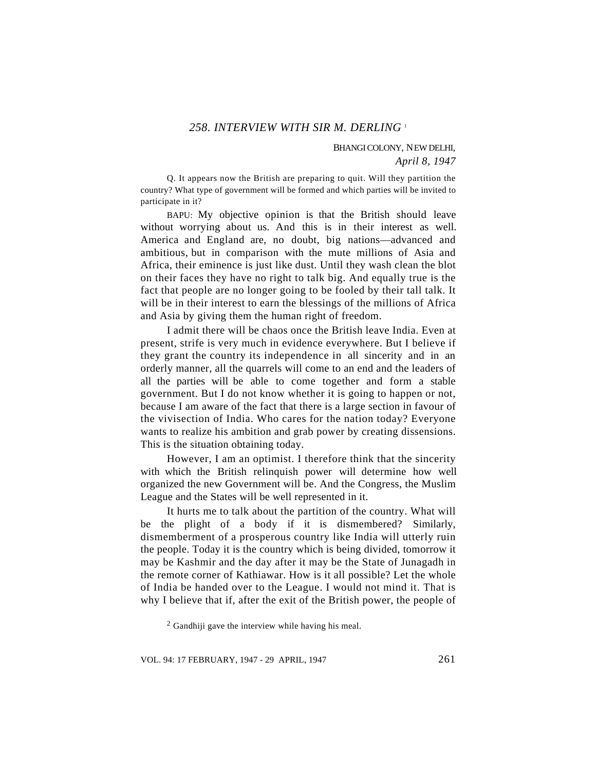## 258. INTERVIEW WITH SIR M. DERLING [1]

BHANGI COLONY, NEW DELHI,
*April 8, 1947*

Q. It appears now the British are preparing to quit. Will they partition the country? What type of government will be formed and which parties will be invited to participate in it?

BAPU: My objective opinion is that the British should leave without worrying about us. And this is in their interest as well. America and England are, no doubt, big nations—advanced and ambitious, but in comparison with the mute millions of Asia and Africa, their eminence is just like dust. Until they wash clean the blot on their faces they have no right to talk big. And equally true is the fact that people are no longer going to be fooled by their tall talk. It will be in their interest to earn the blessings of the millions of Africa and Asia by giving them the human right of freedom.

I admit there will be chaos once the British leave India. Even at present, strife is very much in evidence everywhere. But I believe if they grant the country its independence in all sincerity and in an orderly manner, all the quarrels will come to an end and the leaders of all the parties will be able to come together and form a stable government. But I do not know whether it is going to happen or not, because I am aware of the fact that there is a large section in favour of the vivisection of India. Who cares for the nation today? Everyone wants to realize his ambition and grab power by creating dissensions. This is the situation obtaining today.

However, I am an optimist. I therefore think that the sincerity with which the British relinquish power will determine how well organized the new Government will be. And the Congress, the Muslim League and the States will be well represented in it.

It hurts me to talk about the partition of the country. What will be the plight of a body if it is dismembered? Similarly, dismemberment of a prosperous country like India will utterly ruin the people. Today it is the country which is being divided, tomorrow it may be Kashmir and the day after it may be the State of Junagadh in the remote corner of Kathiawar. How is it all possible? Let the whole of India be handed over to the League. I would not mind it. That is why I believe that if, after the exit of the British power, the people of

[2] Gandhiji gave the interview while having his meal.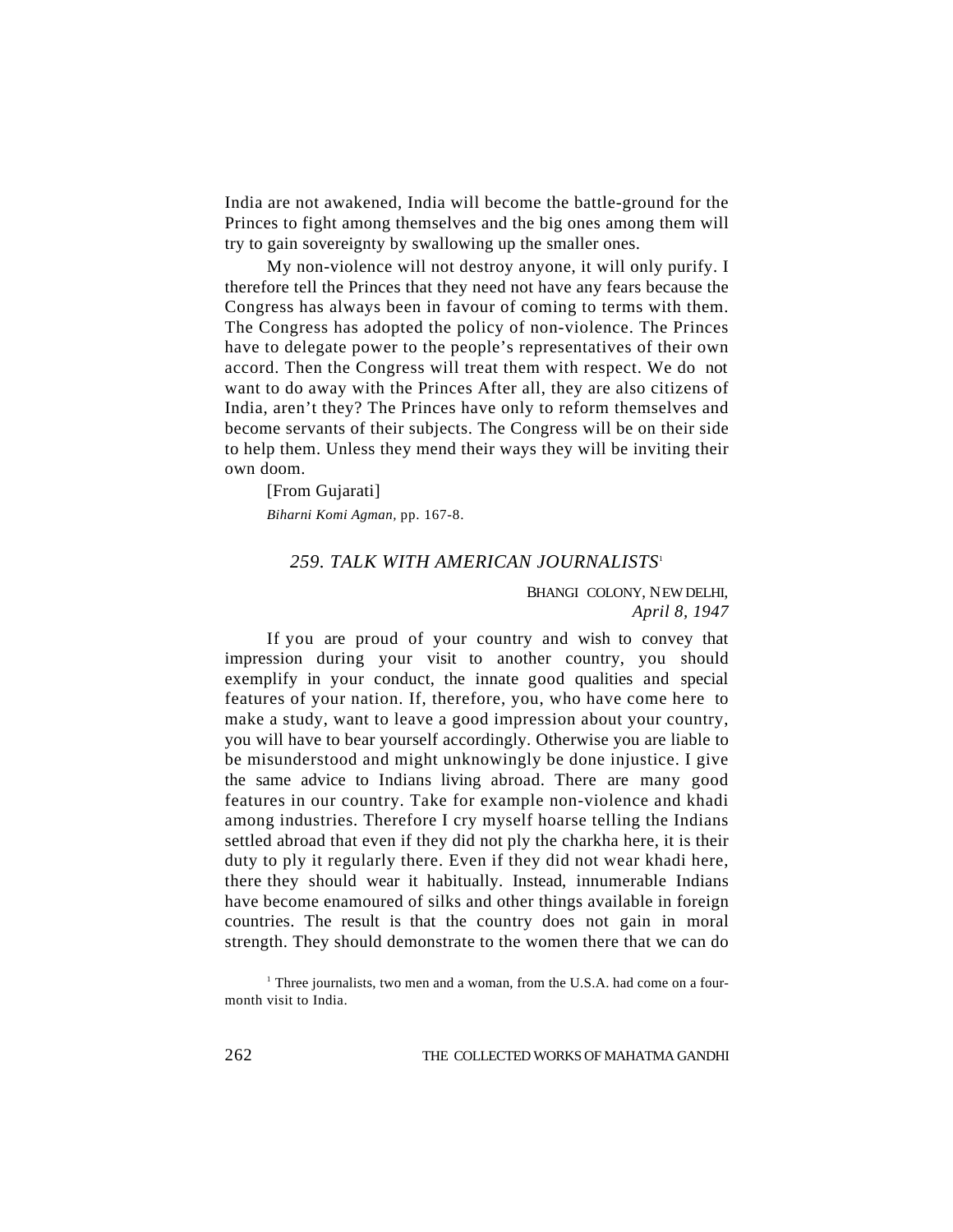India are not awakened, India will become the battle-ground for the Princes to fight among themselves and the big ones among them will try to gain sovereignty by swallowing up the smaller ones.

My non-violence will not destroy anyone, it will only purify. I therefore tell the Princes that they need not have any fears because the Congress has always been in favour of coming to terms with them. The Congress has adopted the policy of non-violence. The Princes have to delegate power to the people's representatives of their own accord. Then the Congress will treat them with respect. We do not want to do away with the Princes After all, they are also citizens of India, aren't they? The Princes have only to reform themselves and become servants of their subjects. The Congress will be on their side to help them. Unless they mend their ways they will be inviting their own doom.

[From Gujarati]

*Biharni Komi Agman*, pp. 167-8.

### *259. TALK WITH AMERICAN JOURNALISTS*[1]

BHANGI COLONY, NEW DELHI,
*April 8, 1947*

If you are proud of your country and wish to convey that impression during your visit to another country, you should exemplify in your conduct, the innate good qualities and special features of your nation. If, therefore, you, who have come here to make a study, want to leave a good impression about your country, you will have to bear yourself accordingly. Otherwise you are liable to be misunderstood and might unknowingly be done injustice. I give the same advice to Indians living abroad. There are many good features in our country. Take for example non-violence and khadi among industries. Therefore I cry myself hoarse telling the Indians settled abroad that even if they did not ply the charkha here, it is their duty to ply it regularly there. Even if they did not wear khadi here, there they should wear it habitually. Instead, innumerable Indians have become enamoured of silks and other things available in foreign countries. The result is that the country does not gain in moral strength. They should demonstrate to the women there that we can do

[1] Three journalists, two men and a woman, from the U.S.A. had come on a four-month visit to India.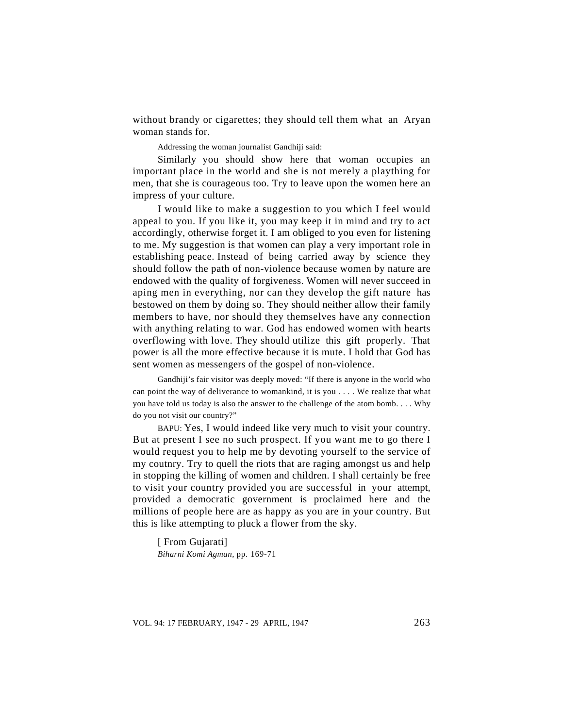without brandy or cigarettes; they should tell them what an Aryan woman stands for.

Addressing the woman journalist Gandhiji said:

Similarly you should show here that woman occupies an important place in the world and she is not merely a plaything for men, that she is courageous too. Try to leave upon the women here an impress of your culture.

I would like to make a suggestion to you which I feel would appeal to you. If you like it, you may keep it in mind and try to act accordingly, otherwise forget it. I am obliged to you even for listening to me. My suggestion is that women can play a very important role in establishing peace. Instead of being carried away by science they should follow the path of non-violence because women by nature are endowed with the quality of forgiveness. Women will never succeed in aping men in everything, nor can they develop the gift nature has bestowed on them by doing so. They should neither allow their family members to have, nor should they themselves have any connection with anything relating to war. God has endowed women with hearts overflowing with love. They should utilize this gift properly. That power is all the more effective because it is mute. I hold that God has sent women as messengers of the gospel of non-violence.

Gandhiji's fair visitor was deeply moved: "If there is anyone in the world who can point the way of deliverance to womankind, it is you . . . . We realize that what you have told us today is also the answer to the challenge of the atom bomb. . . . Why do you not visit our country?"

BAPU: Yes, I would indeed like very much to visit your country. But at present I see no such prospect. If you want me to go there I would request you to help me by devoting yourself to the service of my coutnry. Try to quell the riots that are raging amongst us and help in stopping the killing of women and children. I shall certainly be free to visit your country provided you are successful in your attempt, provided a democratic government is proclaimed here and the millions of people here are as happy as you are in your country. But this is like attempting to pluck a flower from the sky.

[ From Gujarati]
*Biharni Komi Agman*, pp. 169-71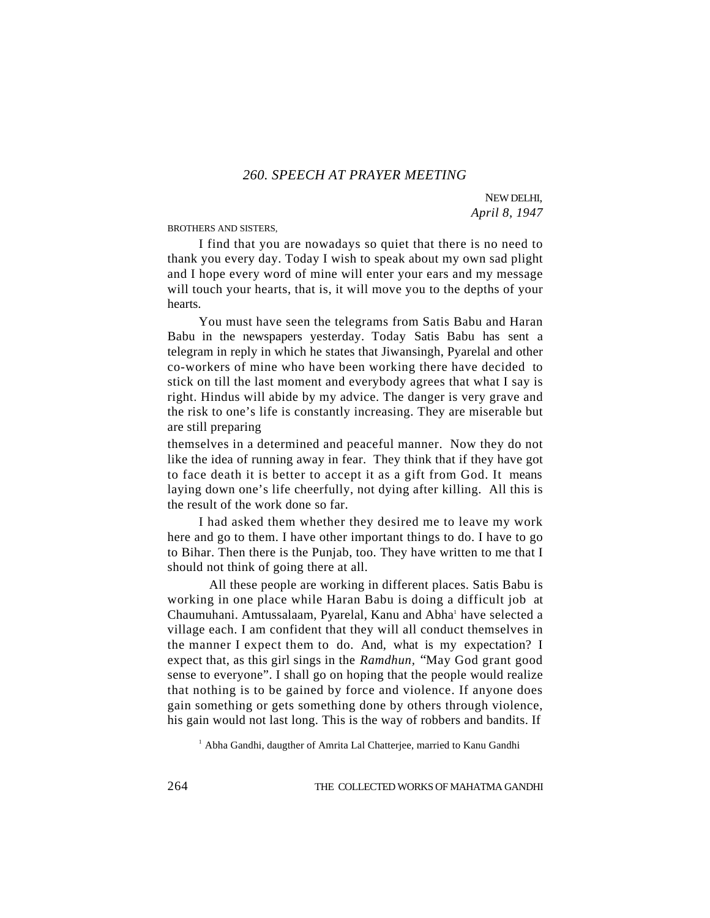## 260. SPEECH AT PRAYER MEETING

NEW DELHI,
*April 8, 1947*

BROTHERS AND SISTERS,

I find that you are nowadays so quiet that there is no need to thank you every day. Today I wish to speak about my own sad plight and I hope every word of mine will enter your ears and my message will touch your hearts, that is, it will move you to the depths of your hearts.

You must have seen the telegrams from Satis Babu and Haran Babu in the newspapers yesterday. Today Satis Babu has sent a telegram in reply in which he states that Jiwansingh, Pyarelal and other co-workers of mine who have been working there have decided to stick on till the last moment and everybody agrees that what I say is right. Hindus will abide by my advice. The danger is very grave and the risk to one's life is constantly increasing. They are miserable but are still preparing themselves in a determined and peaceful manner. Now they do not like the idea of running away in fear. They think that if they have got to face death it is better to accept it as a gift from God. It means laying down one's life cheerfully, not dying after killing. All this is the result of the work done so far.

I had asked them whether they desired me to leave my work here and go to them. I have other important things to do. I have to go to Bihar. Then there is the Punjab, too. They have written to me that I should not think of going there at all.

All these people are working in different places. Satis Babu is working in one place while Haran Babu is doing a difficult job at Chaumuhani. Amtussalaam, Pyarelal, Kanu and Abha[1] have selected a village each. I am confident that they will all conduct themselves in the manner I expect them to do. And, what is my expectation? I expect that, as this girl sings in the *Ramdhun*, "May God grant good sense to everyone". I shall go on hoping that the people would realize that nothing is to be gained by force and violence. If anyone does gain something or gets something done by others through violence, his gain would not last long. This is the way of robbers and bandits. If

[1] Abha Gandhi, daugther of Amrita Lal Chatterjee, married to Kanu Gandhi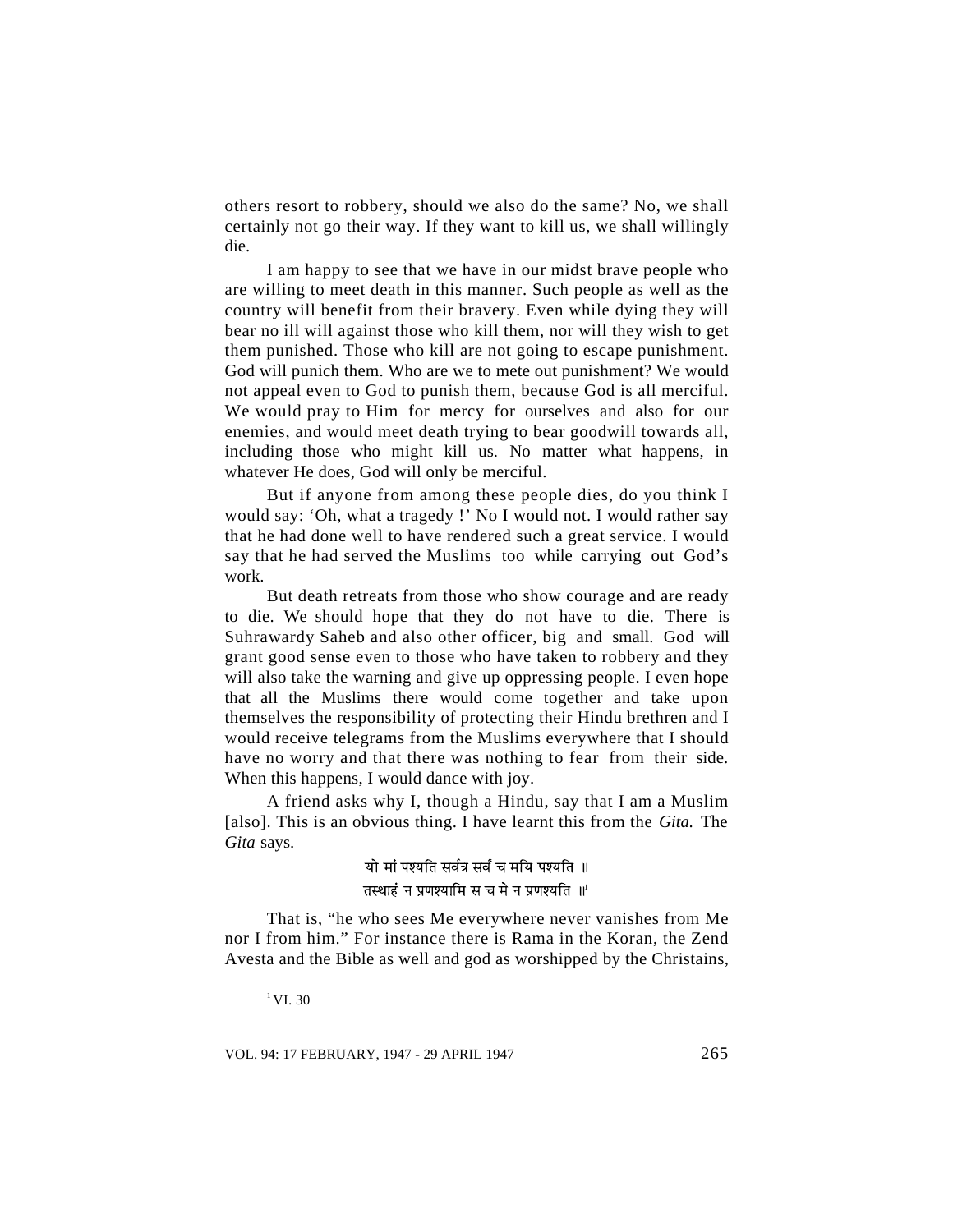others resort to robbery, should we also do the same? No, we shall certainly not go their way. If they want to kill us, we shall willingly die.

I am happy to see that we have in our midst brave people who are willing to meet death in this manner. Such people as well as the country will benefit from their bravery. Even while dying they will bear no ill will against those who kill them, nor will they wish to get them punished. Those who kill are not going to escape punishment. God will punich them. Who are we to mete out punishment? We would not appeal even to God to punish them, because God is all merciful. We would pray to Him for mercy for ourselves and also for our enemies, and would meet death trying to bear goodwill towards all, including those who might kill us. No matter what happens, in whatever He does, God will only be merciful.

But if anyone from among these people dies, do you think I would say: 'Oh, what a tragedy !' No I would not. I would rather say that he had done well to have rendered such a great service. I would say that he had served the Muslims too while carrying out God's work.

But death retreats from those who show courage and are ready to die. We should hope that they do not have to die. There is Suhrawardy Saheb and also other officer, big and small. God will grant good sense even to those who have taken to robbery and they will also take the warning and give up oppressing people. I even hope that all the Muslims there would come together and take upon themselves the responsibility of protecting their Hindu brethren and I would receive telegrams from the Muslims everywhere that I should have no worry and that there was nothing to fear from their side. When this happens, I would dance with joy.

A friend asks why I, though a Hindu, say that I am a Muslim [also]. This is an obvious thing. I have learnt this from the *Gita.* The *Gita* says.

यो मां पश्यति सर्वत्र सर्वं च मयि पश्यति ॥
तस्याहं न प्रणश्यामि स च मे न प्रणश्यति ॥[1]

That is, "he who sees Me everywhere never vanishes from Me nor I from him." For instance there is Rama in the Koran, the Zend Avesta and the Bible as well and god as worshipped by the Christains,

[1] VI. 30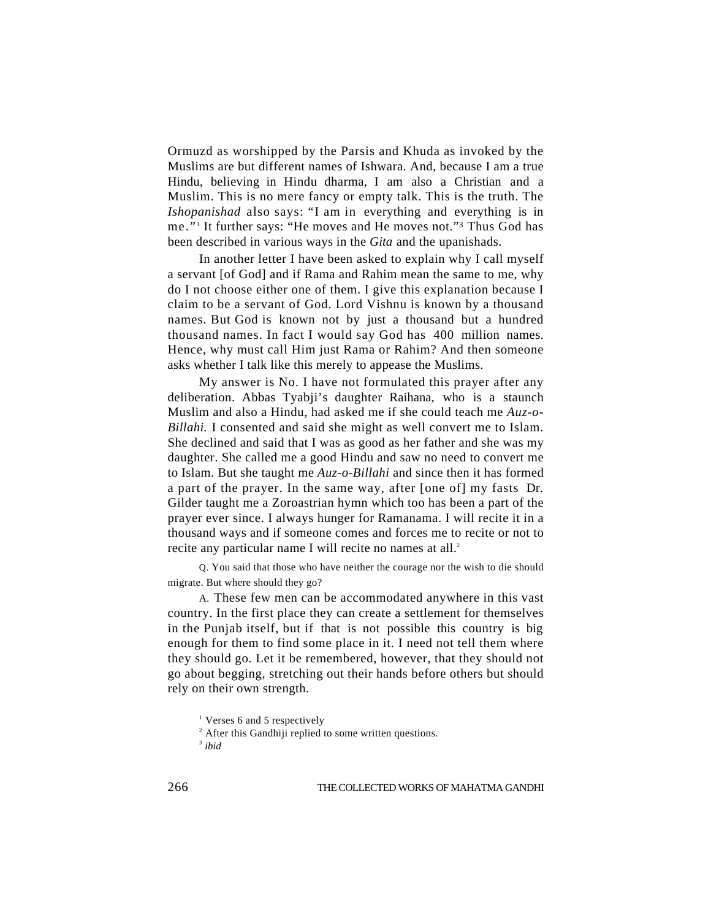Ormuzd as worshipped by the Parsis and Khuda as invoked by the Muslims are but different names of Ishwara. And, because I am a true Hindu, believing in Hindu dharma, I am also a Christian and a Muslim. This is no mere fancy or empty talk. This is the truth. The *Ishopanishad* also says: "I am in everything and everything is in me."[1] It further says: "He moves and He moves not."[3] Thus God has been described in various ways in the *Gita* and the upanishads.

In another letter I have been asked to explain why I call myself a servant [of God] and if Rama and Rahim mean the same to me, why do I not choose either one of them. I give this explanation because I claim to be a servant of God. Lord Vishnu is known by a thousand names. But God is known not by just a thousand but a hundred thousand names. In fact I would say God has 400 million names. Hence, why must call Him just Rama or Rahim? And then someone asks whether I talk like this merely to appease the Muslims.

My answer is No. I have not formulated this prayer after any deliberation. Abbas Tyabji's daughter Raihana, who is a staunch Muslim and also a Hindu, had asked me if she could teach me *Auz-o-Billahi.* I consented and said she might as well convert me to Islam. She declined and said that I was as good as her father and she was my daughter. She called me a good Hindu and saw no need to convert me to Islam. But she taught me *Auz-o-Billahi* and since then it has formed a part of the prayer. In the same way, after [one of] my fasts Dr. Gilder taught me a Zoroastrian hymn which too has been a part of the prayer ever since. I always hunger for Ramanama. I will recite it in a thousand ways and if someone comes and forces me to recite or not to recite any particular name I will recite no names at all.[2]

Q. You said that those who have neither the courage nor the wish to die should migrate. But where should they go?

A. These few men can be accommodated anywhere in this vast country. In the first place they can create a settlement for themselves in the Punjab itself, but if that is not possible this country is big enough for them to find some place in it. I need not tell them where they should go. Let it be remembered, however, that they should not go about begging, stretching out their hands before others but should rely on their own strength.

[1] Verses 6 and 5 respectively

[2] After this Gandhiji replied to some written questions.

[3] *ibid*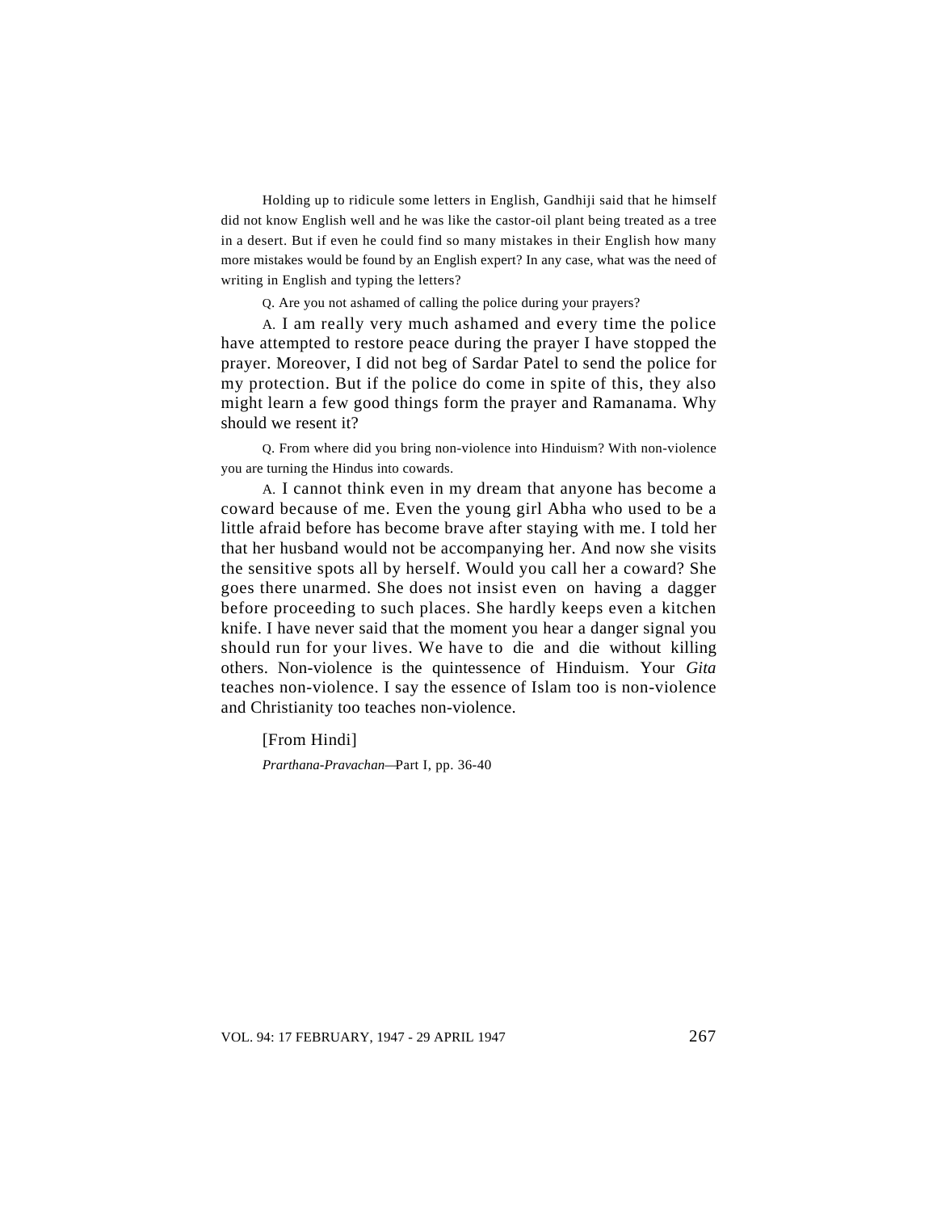Holding up to ridicule some letters in English, Gandhiji said that he himself did not know English well and he was like the castor-oil plant being treated as a tree in a desert. But if even he could find so many mistakes in their English how many more mistakes would be found by an English expert? In any case, what was the need of writing in English and typing the letters?

Q. Are you not ashamed of calling the police during your prayers?

A. I am really very much ashamed and every time the police have attempted to restore peace during the prayer I have stopped the prayer. Moreover, I did not beg of Sardar Patel to send the police for my protection. But if the police do come in spite of this, they also might learn a few good things form the prayer and Ramanama. Why should we resent it?

Q. From where did you bring non-violence into Hinduism? With non-violence you are turning the Hindus into cowards.

A. I cannot think even in my dream that anyone has become a coward because of me. Even the young girl Abha who used to be a little afraid before has become brave after staying with me. I told her that her husband would not be accompanying her. And now she visits the sensitive spots all by herself. Would you call her a coward? She goes there unarmed. She does not insist even on having a dagger before proceeding to such places. She hardly keeps even a kitchen knife. I have never said that the moment you hear a danger signal you should run for your lives. We have to die and die without killing others. Non-violence is the quintessence of Hinduism. Your *Gita* teaches non-violence. I say the essence of Islam too is non-violence and Christianity too teaches non-violence.

[From Hindi]

*Prarthana-Pravachan*—Part I, pp. 36-40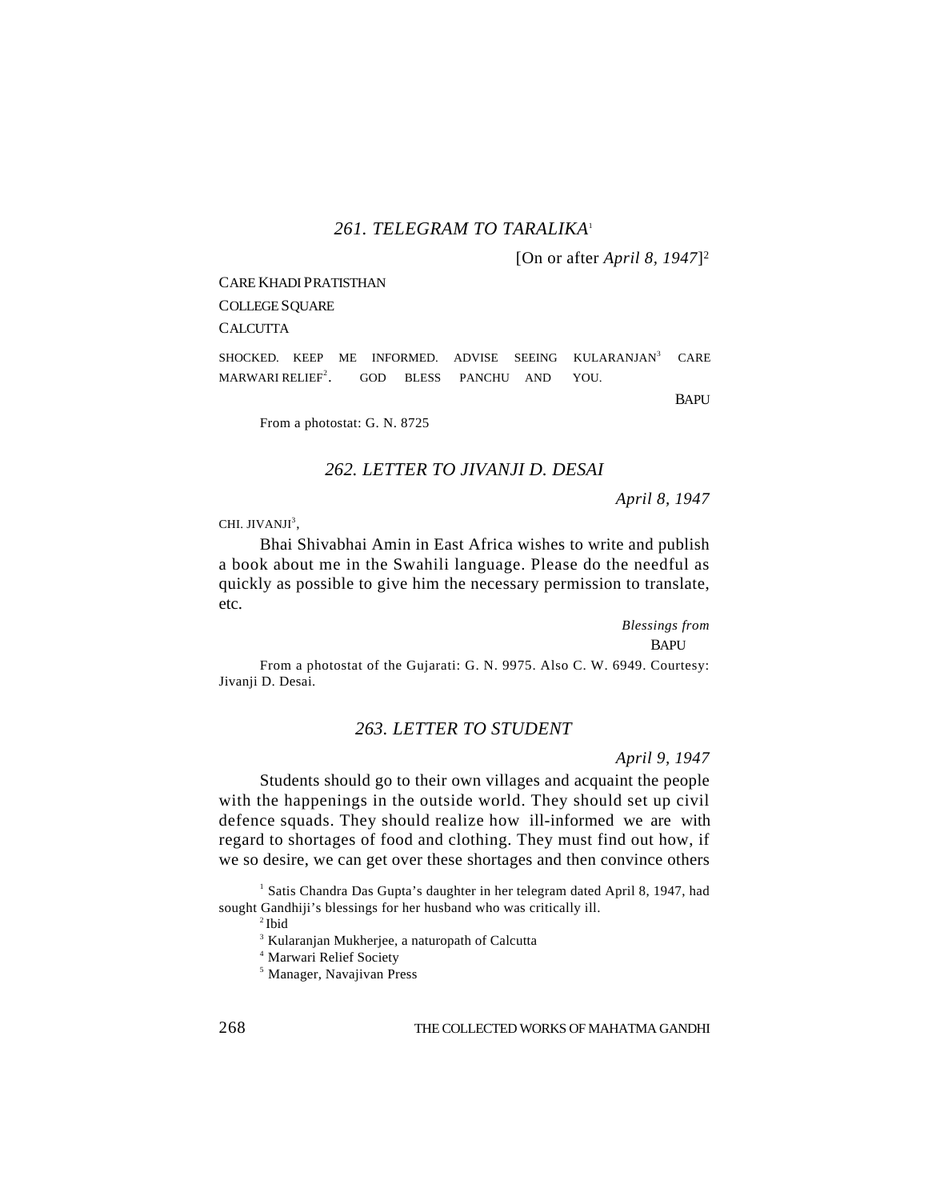### *261. TELEGRAM TO TARALIKA*[1]

[On or after *April 8, 1947*][2]

CARE KHADI PRATISTHAN

COLLEGE SQUARE

CALCUTTA

SHOCKED. KEEP ME INFORMED. ADVISE SEEING KULARANJAN[3] CARE MARWARI RELIEF[2]. GOD BLESS PANCHU AND YOU.

BAPU

From a photostat: G. N. 8725

### *262. LETTER TO JIVANJI D. DESAI*

*April 8, 1947*

CHI. JIVANJI[3],

Bhai Shivabhai Amin in East Africa wishes to write and publish a book about me in the Swahili language. Please do the needful as quickly as possible to give him the necessary permission to translate, etc.

*Blessings from*

BAPU

From a photostat of the Gujarati: G. N. 9975. Also C. W. 6949. Courtesy: Jivanji D. Desai.

### *263. LETTER TO STUDENT*

*April 9, 1947*

Students should go to their own villages and acquaint the people with the happenings in the outside world. They should set up civil defence squads. They should realize how ill-informed we are with regard to shortages of food and clothing. They must find out how, if we so desire, we can get over these shortages and then convince others

[1] Satis Chandra Das Gupta's daughter in her telegram dated April 8, 1947, had sought Gandhiji's blessings for her husband who was critically ill.

[2] Ibid

[3] Kularanjan Mukherjee, a naturopath of Calcutta

[4] Marwari Relief Society

[5] Manager, Navajivan Press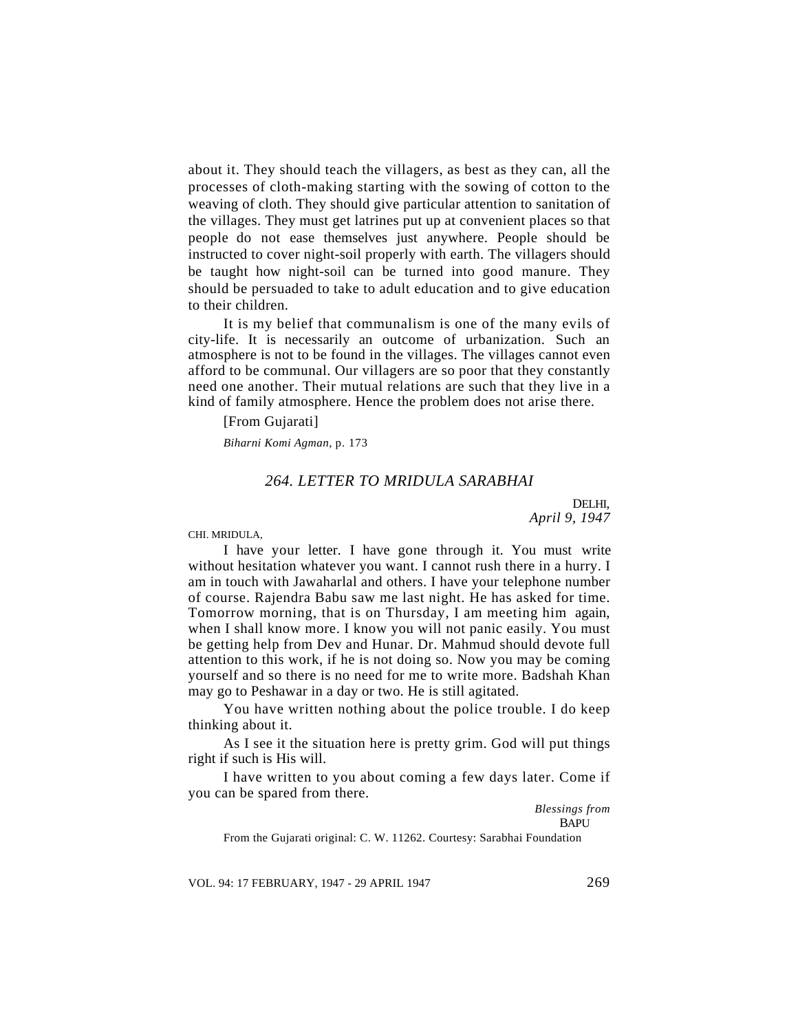about it. They should teach the villagers, as best as they can, all the processes of cloth-making starting with the sowing of cotton to the weaving of cloth. They should give particular attention to sanitation of the villages. They must get latrines put up at convenient places so that people do not ease themselves just anywhere. People should be instructed to cover night-soil properly with earth. The villagers should be taught how night-soil can be turned into good manure. They should be persuaded to take to adult education and to give education to their children.

It is my belief that communalism is one of the many evils of city-life. It is necessarily an outcome of urbanization. Such an atmosphere is not to be found in the villages. The villages cannot even afford to be communal. Our villagers are so poor that they constantly need one another. Their mutual relations are such that they live in a kind of family atmosphere. Hence the problem does not arise there.

[From Gujarati]

*Biharni Komi Agman*, p. 173

## *264. LETTER TO MRIDULA SARABHAI*

DELHI,
*April 9, 1947*

CHI. MRIDULA,

I have your letter. I have gone through it. You must write without hesitation whatever you want. I cannot rush there in a hurry. I am in touch with Jawaharlal and others. I have your telephone number of course. Rajendra Babu saw me last night. He has asked for time. Tomorrow morning, that is on Thursday, I am meeting him again, when I shall know more. I know you will not panic easily. You must be getting help from Dev and Hunar. Dr. Mahmud should devote full attention to this work, if he is not doing so. Now you may be coming yourself and so there is no need for me to write more. Badshah Khan may go to Peshawar in a day or two. He is still agitated.

You have written nothing about the police trouble. I do keep thinking about it.

As I see it the situation here is pretty grim. God will put things right if such is His will.

I have written to you about coming a few days later. Come if you can be spared from there.

*Blessings from*
BAPU

From the Gujarati original: C. W. 11262. Courtesy: Sarabhai Foundation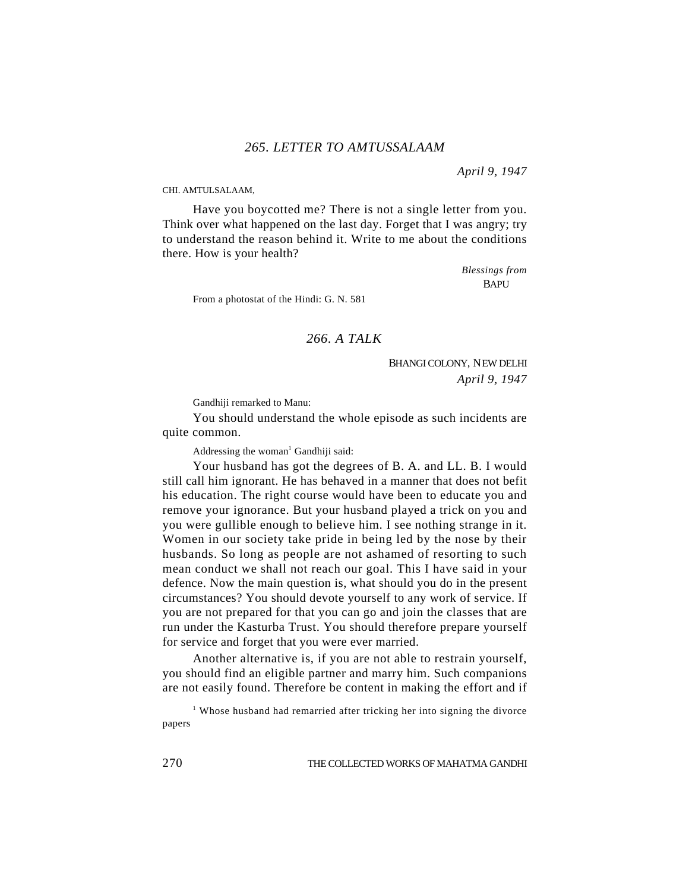## *265. LETTER TO AMTUSSALAAM*

*April 9, 1947*

CHI. AMTULSALAAM,

Have you boycotted me? There is not a single letter from you. Think over what happened on the last day. Forget that I was angry; try to understand the reason behind it. Write to me about the conditions there. How is your health?

*Blessings from*
BAPU

From a photostat of the Hindi: G. N. 581

## *266. A TALK*

BHANGI COLONY, NEW DELHI
*April 9, 1947*

Gandhiji remarked to Manu:

You should understand the whole episode as such incidents are quite common.

Addressing the woman[1] Gandhiji said:

Your husband has got the degrees of B. A. and LL. B. I would still call him ignorant. He has behaved in a manner that does not befit his education. The right course would have been to educate you and remove your ignorance. But your husband played a trick on you and you were gullible enough to believe him. I see nothing strange in it. Women in our society take pride in being led by the nose by their husbands. So long as people are not ashamed of resorting to such mean conduct we shall not reach our goal. This I have said in your defence. Now the main question is, what should you do in the present circumstances? You should devote yourself to any work of service. If you are not prepared for that you can go and join the classes that are run under the Kasturba Trust. You should therefore prepare yourself for service and forget that you were ever married.

Another alternative is, if you are not able to restrain yourself, you should find an eligible partner and marry him. Such companions are not easily found. Therefore be content in making the effort and if

[1] Whose husband had remarried after tricking her into signing the divorce papers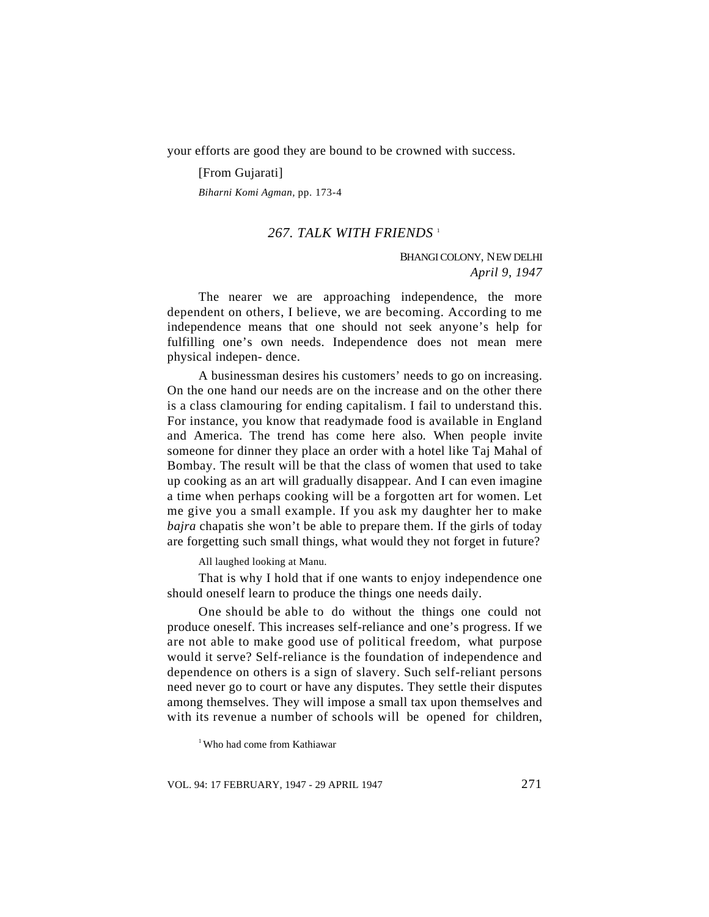your efforts are good they are bound to be crowned with success.

[From Gujarati]

*Biharni Komi Agman*, pp. 173-4

## *267. TALK WITH FRIENDS* [1]

BHANGI COLONY, NEW DELHI
*April 9, 1947*

The nearer we are approaching independence, the more dependent on others, I believe, we are becoming. According to me independence means that one should not seek anyone's help for fulfilling one's own needs. Independence does not mean mere physical indepen- dence.

A businessman desires his customers' needs to go on increasing. On the one hand our needs are on the increase and on the other there is a class clamouring for ending capitalism. I fail to understand this. For instance, you know that readymade food is available in England and America. The trend has come here also. When people invite someone for dinner they place an order with a hotel like Taj Mahal of Bombay. The result will be that the class of women that used to take up cooking as an art will gradually disappear. And I can even imagine a time when perhaps cooking will be a forgotten art for women. Let me give you a small example. If you ask my daughter her to make *bajra* chapatis she won't be able to prepare them. If the girls of today are forgetting such small things, what would they not forget in future?

All laughed looking at Manu.

That is why I hold that if one wants to enjoy independence one should oneself learn to produce the things one needs daily.

One should be able to do without the things one could not produce oneself. This increases self-reliance and one's progress. If we are not able to make good use of political freedom, what purpose would it serve? Self-reliance is the foundation of independence and dependence on others is a sign of slavery. Such self-reliant persons need never go to court or have any disputes. They settle their disputes among themselves. They will impose a small tax upon themselves and with its revenue a number of schools will be opened for children,

[1] Who had come from Kathiawar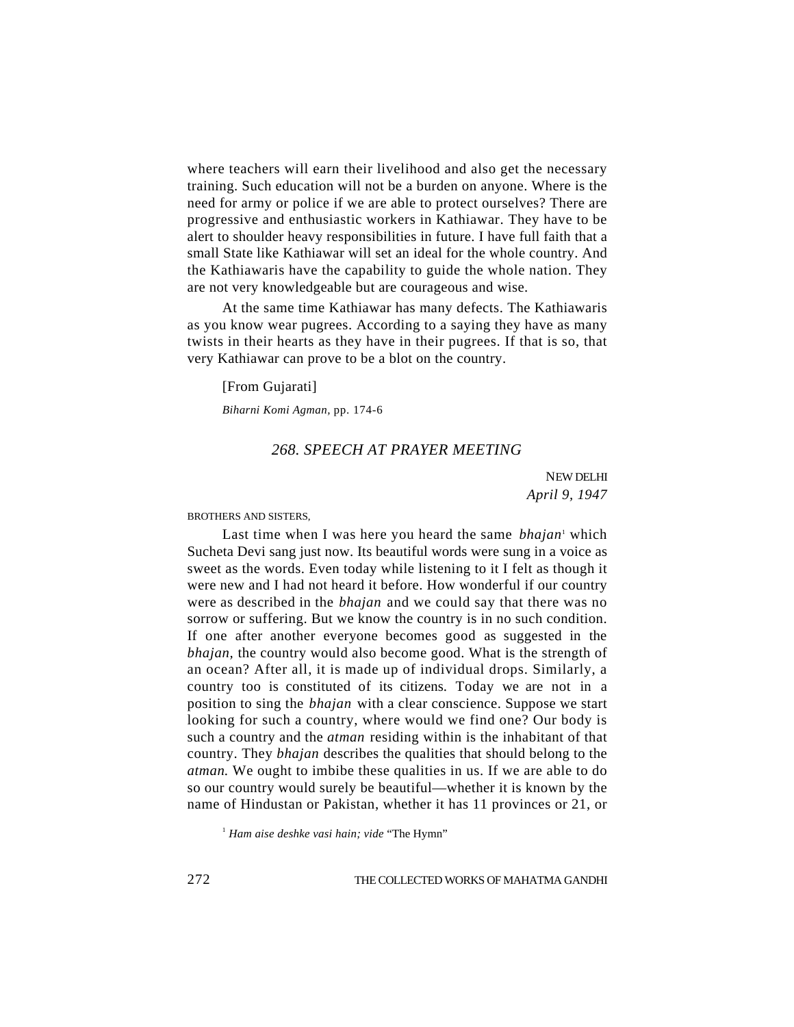where teachers will earn their livelihood and also get the necessary training. Such education will not be a burden on anyone. Where is the need for army or police if we are able to protect ourselves? There are progressive and enthusiastic workers in Kathiawar. They have to be alert to shoulder heavy responsibilities in future. I have full faith that a small State like Kathiawar will set an ideal for the whole country. And the Kathiawaris have the capability to guide the whole nation. They are not very knowledgeable but are courageous and wise.

At the same time Kathiawar has many defects. The Kathiawaris as you know wear pugrees. According to a saying they have as many twists in their hearts as they have in their pugrees. If that is so, that very Kathiawar can prove to be a blot on the country.

[From Gujarati]

*Biharni Komi Agman*, pp. 174-6

## *268. SPEECH AT PRAYER MEETING*

NEW DELHI
*April 9, 1947*

BROTHERS AND SISTERS,

Last time when I was here you heard the same *bhajan*[1] which Sucheta Devi sang just now. Its beautiful words were sung in a voice as sweet as the words. Even today while listening to it I felt as though it were new and I had not heard it before. How wonderful if our country were as described in the *bhajan* and we could say that there was no sorrow or suffering. But we know the country is in no such condition. If one after another everyone becomes good as suggested in the *bhajan,* the country would also become good. What is the strength of an ocean? After all, it is made up of individual drops. Similarly, a country too is constituted of its citizens. Today we are not in a position to sing the *bhajan* with a clear conscience. Suppose we start looking for such a country, where would we find one? Our body is such a country and the *atman* residing within is the inhabitant of that country. They *bhajan* describes the qualities that should belong to the *atman.* We ought to imbibe these qualities in us. If we are able to do so our country would surely be beautiful—whether it is known by the name of Hindustan or Pakistan, whether it has 11 provinces or 21, or

[1] *Ham aise deshke vasi hain; vide* "The Hymn"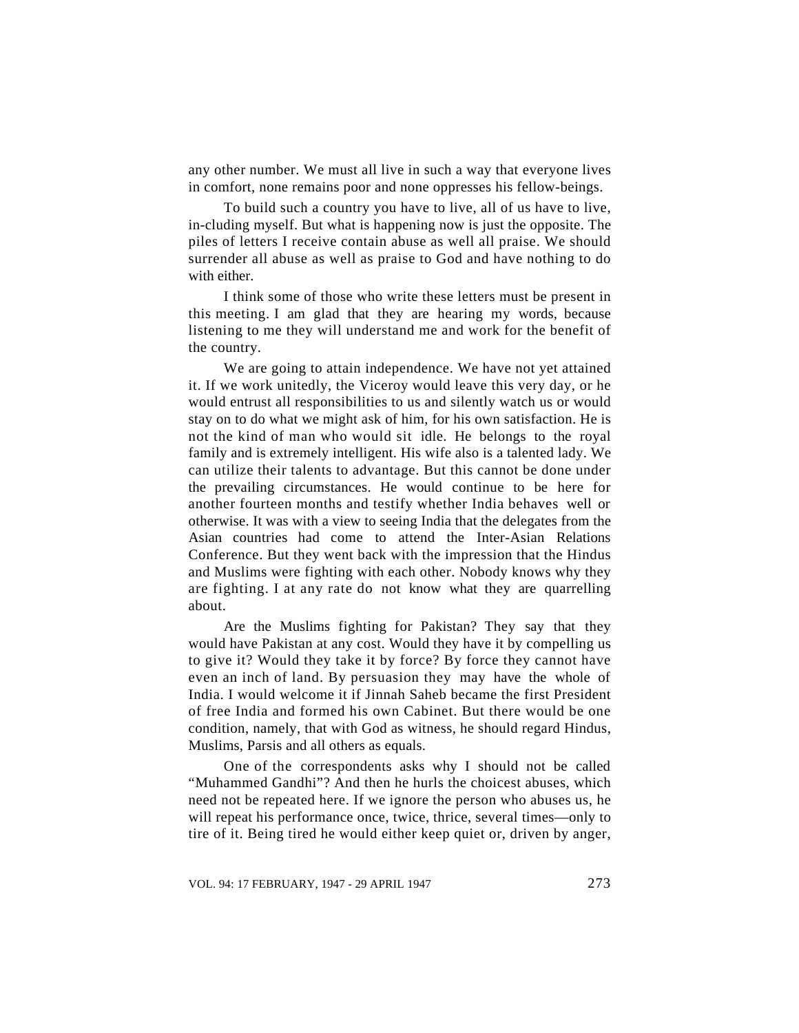any other number. We must all live in such a way that everyone lives in comfort, none remains poor and none oppresses his fellow-beings.

To build such a country you have to live, all of us have to live, in-cluding myself. But what is happening now is just the opposite. The piles of letters I receive contain abuse as well all praise. We should surrender all abuse as well as praise to God and have nothing to do with either.

I think some of those who write these letters must be present in this meeting. I am glad that they are hearing my words, because listening to me they will understand me and work for the benefit of the country.

We are going to attain independence. We have not yet attained it. If we work unitedly, the Viceroy would leave this very day, or he would entrust all responsibilities to us and silently watch us or would stay on to do what we might ask of him, for his own satisfaction. He is not the kind of man who would sit idle. He belongs to the royal family and is extremely intelligent. His wife also is a talented lady. We can utilize their talents to advantage. But this cannot be done under the prevailing circumstances. He would continue to be here for another fourteen months and testify whether India behaves well or otherwise. It was with a view to seeing India that the delegates from the Asian countries had come to attend the Inter-Asian Relations Conference. But they went back with the impression that the Hindus and Muslims were fighting with each other. Nobody knows why they are fighting. I at any rate do not know what they are quarrelling about.

Are the Muslims fighting for Pakistan? They say that they would have Pakistan at any cost. Would they have it by compelling us to give it? Would they take it by force? By force they cannot have even an inch of land. By persuasion they may have the whole of India. I would welcome it if Jinnah Saheb became the first President of free India and formed his own Cabinet. But there would be one condition, namely, that with God as witness, he should regard Hindus, Muslims, Parsis and all others as equals.

One of the correspondents asks why I should not be called "Muhammed Gandhi"? And then he hurls the choicest abuses, which need not be repeated here. If we ignore the person who abuses us, he will repeat his performance once, twice, thrice, several times—only to tire of it. Being tired he would either keep quiet or, driven by anger,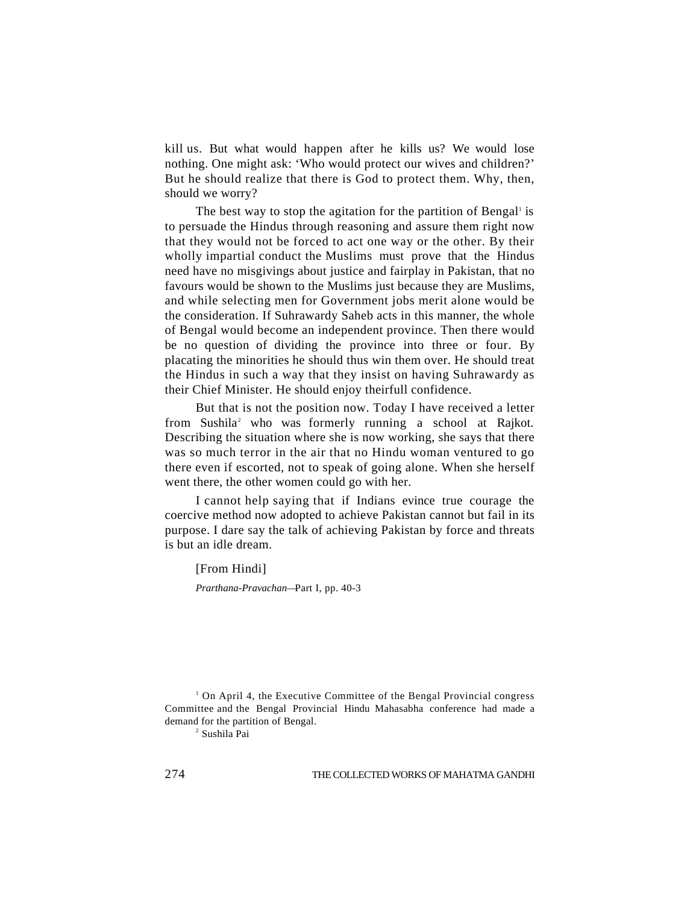kill us. But what would happen after he kills us? We would lose nothing. One might ask: 'Who would protect our wives and children?' But he should realize that there is God to protect them. Why, then, should we worry?

The best way to stop the agitation for the partition of Bengal[1] is to persuade the Hindus through reasoning and assure them right now that they would not be forced to act one way or the other. By their wholly impartial conduct the Muslims must prove that the Hindus need have no misgivings about justice and fairplay in Pakistan, that no favours would be shown to the Muslims just because they are Muslims, and while selecting men for Government jobs merit alone would be the consideration. If Suhrawardy Saheb acts in this manner, the whole of Bengal would become an independent province. Then there would be no question of dividing the province into three or four. By placating the minorities he should thus win them over. He should treat the Hindus in such a way that they insist on having Suhrawardy as their Chief Minister. He should enjoy theirfull confidence.

But that is not the position now. Today I have received a letter from Sushila[2] who was formerly running a school at Rajkot. Describing the situation where she is now working, she says that there was so much terror in the air that no Hindu woman ventured to go there even if escorted, not to speak of going alone. When she herself went there, the other women could go with her.

I cannot help saying that if Indians evince true courage the coercive method now adopted to achieve Pakistan cannot but fail in its purpose. I dare say the talk of achieving Pakistan by force and threats is but an idle dream.

[From Hindi]

*Prarthana-Pravachan*—Part I, pp. 40-3

---

[1] On April 4, the Executive Committee of the Bengal Provincial congress Committee and the Bengal Provincial Hindu Mahasabha conference had made a demand for the partition of Bengal.

[2] Sushila Pai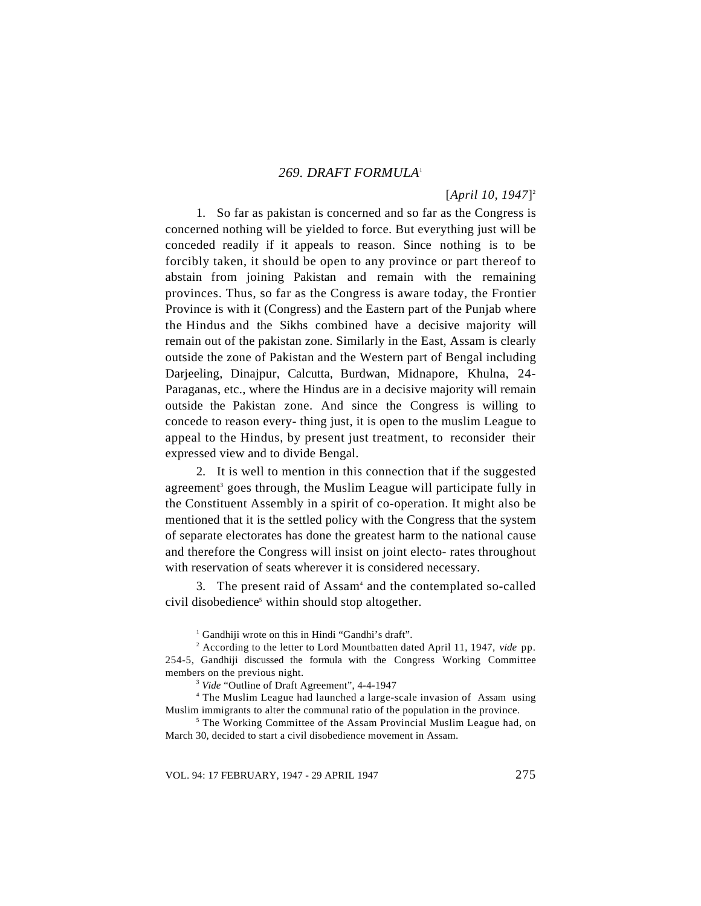## *269. DRAFT FORMULA*[1]

[*April 10, 1947*][2]

1. So far as pakistan is concerned and so far as the Congress is concerned nothing will be yielded to force. But everything just will be conceded readily if it appeals to reason. Since nothing is to be forcibly taken, it should be open to any province or part thereof to abstain from joining Pakistan and remain with the remaining provinces. Thus, so far as the Congress is aware today, the Frontier Province is with it (Congress) and the Eastern part of the Punjab where the Hindus and the Sikhs combined have a decisive majority will remain out of the pakistan zone. Similarly in the East, Assam is clearly outside the zone of Pakistan and the Western part of Bengal including Darjeeling, Dinajpur, Calcutta, Burdwan, Midnapore, Khulna, 24-Paraganas, etc., where the Hindus are in a decisive majority will remain outside the Pakistan zone. And since the Congress is willing to concede to reason every- thing just, it is open to the muslim League to appeal to the Hindus, by present just treatment, to reconsider their expressed view and to divide Bengal.

2. It is well to mention in this connection that if the suggested agreement[3] goes through, the Muslim League will participate fully in the Constituent Assembly in a spirit of co-operation. It might also be mentioned that it is the settled policy with the Congress that the system of separate electorates has done the greatest harm to the national cause and therefore the Congress will insist on joint electo- rates throughout with reservation of seats wherever it is considered necessary.

3. The present raid of Assam[4] and the contemplated so-called civil disobedience[5] within should stop altogether.

---

[1] Gandhiji wrote on this in Hindi "Gandhi's draft".

[2] According to the letter to Lord Mountbatten dated April 11, 1947, *vide* pp. 254-5, Gandhiji discussed the formula with the Congress Working Committee members on the previous night.

[3] *Vide* "Outline of Draft Agreement", 4-4-1947

[4] The Muslim League had launched a large-scale invasion of Assam using Muslim immigrants to alter the communal ratio of the population in the province.

[5] The Working Committee of the Assam Provincial Muslim League had, on March 30, decided to start a civil disobedience movement in Assam.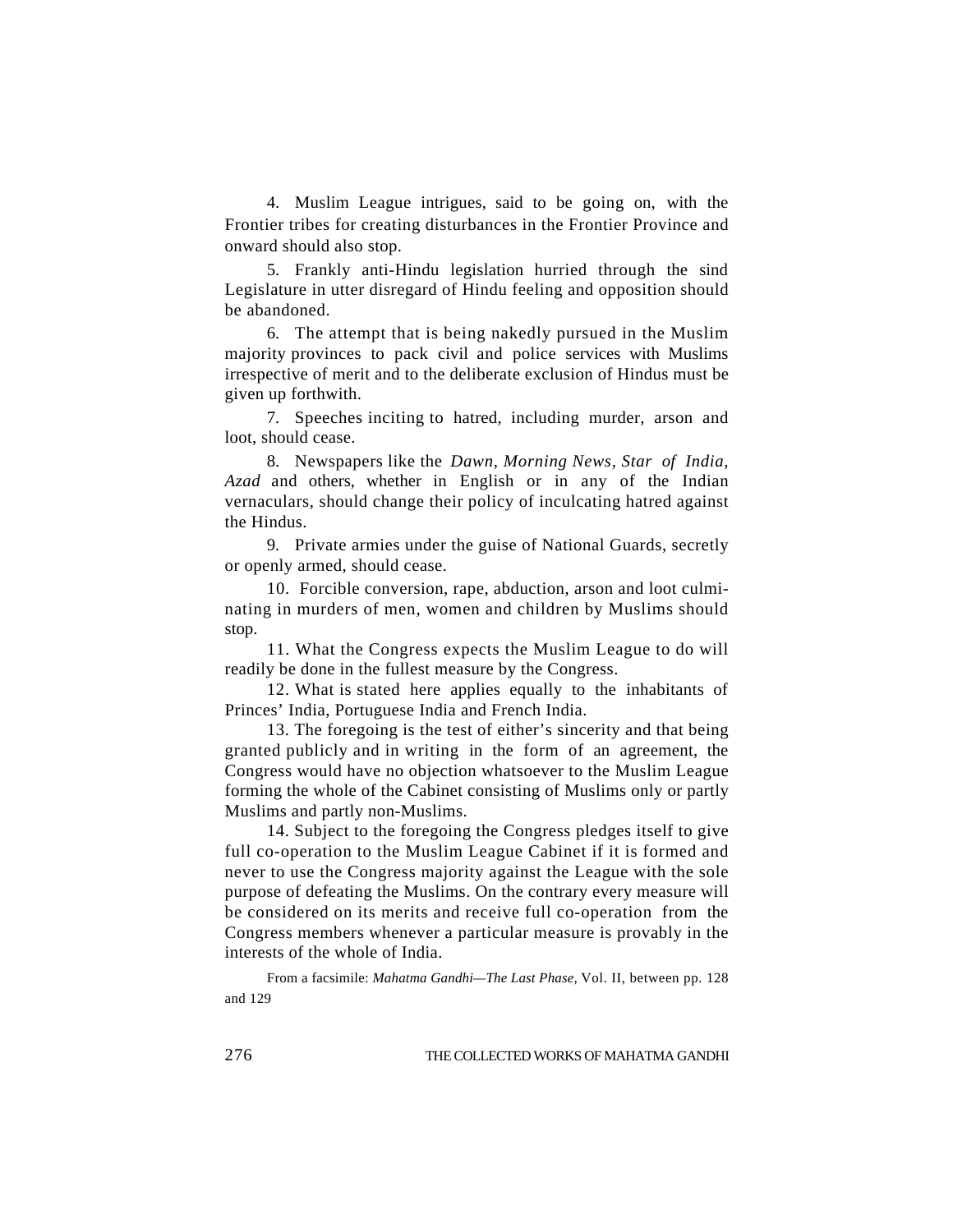4. Muslim League intrigues, said to be going on, with the Frontier tribes for creating disturbances in the Frontier Province and onward should also stop.

5. Frankly anti-Hindu legislation hurried through the sind Legislature in utter disregard of Hindu feeling and opposition should be abandoned.

6. The attempt that is being nakedly pursued in the Muslim majority provinces to pack civil and police services with Muslims irrespective of merit and to the deliberate exclusion of Hindus must be given up forthwith.

7. Speeches inciting to hatred, including murder, arson and loot, should cease.

8. Newspapers like the *Dawn, Morning News, Star of India, Azad* and others, whether in English or in any of the Indian vernaculars, should change their policy of inculcating hatred against the Hindus.

9. Private armies under the guise of National Guards, secretly or openly armed, should cease.

10. Forcible conversion, rape, abduction, arson and loot culminating in murders of men, women and children by Muslims should stop.

11. What the Congress expects the Muslim League to do will readily be done in the fullest measure by the Congress.

12. What is stated here applies equally to the inhabitants of Princes' India, Portuguese India and French India.

13. The foregoing is the test of either's sincerity and that being granted publicly and in writing in the form of an agreement, the Congress would have no objection whatsoever to the Muslim League forming the whole of the Cabinet consisting of Muslims only or partly Muslims and partly non-Muslims.

14. Subject to the foregoing the Congress pledges itself to give full co-operation to the Muslim League Cabinet if it is formed and never to use the Congress majority against the League with the sole purpose of defeating the Muslims. On the contrary every measure will be considered on its merits and receive full co-operation from the Congress members whenever a particular measure is provably in the interests of the whole of India.

From a facsimile: *Mahatma Gandhi—The Last Phase,* Vol. II, between pp. 128 and 129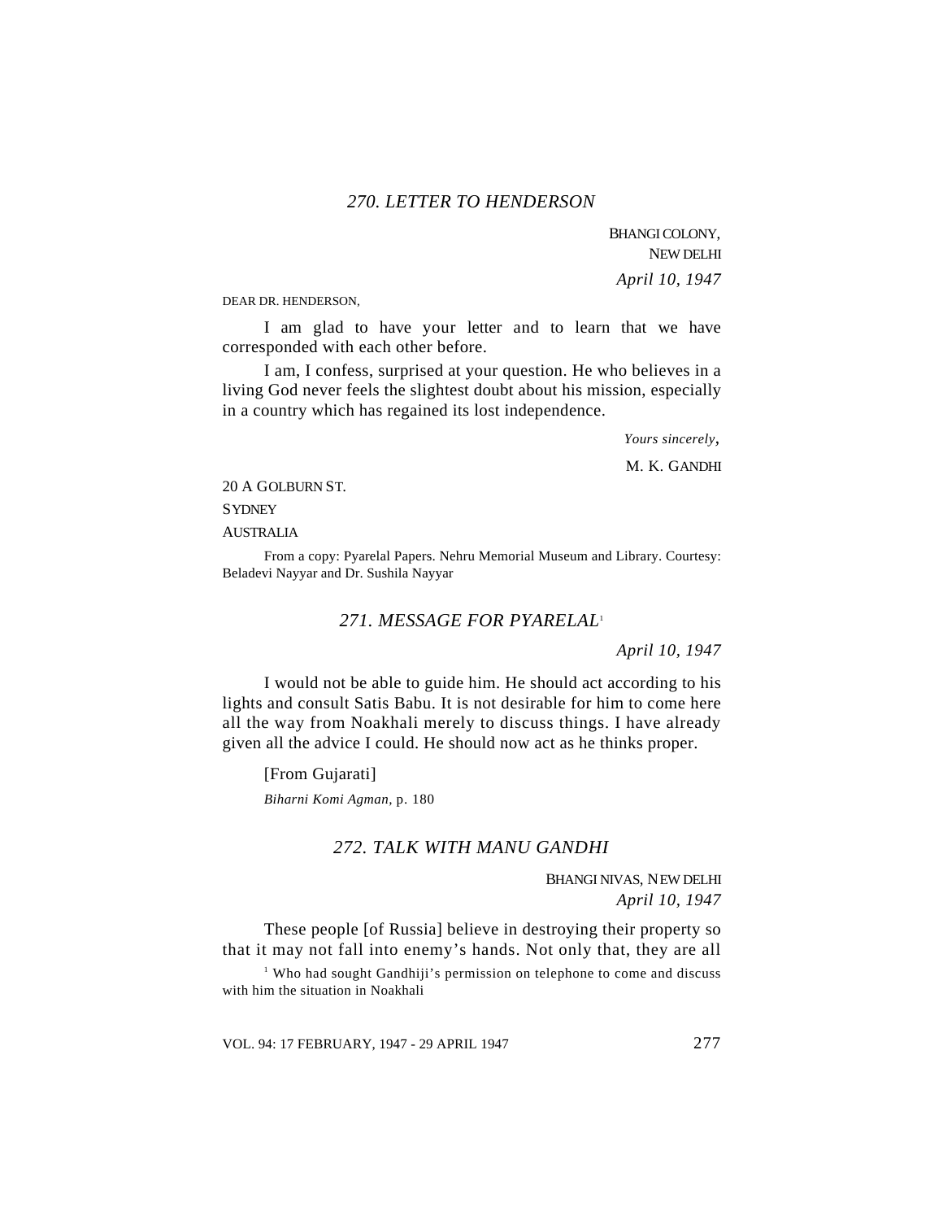## *270. LETTER TO HENDERSON*

BHANGI COLONY,
NEW DELHI
*April 10, 1947*

DEAR DR. HENDERSON,

I am glad to have your letter and to learn that we have corresponded with each other before.

I am, I confess, surprised at your question. He who believes in a living God never feels the slightest doubt about his mission, especially in a country which has regained its lost independence.

*Yours sincerely*,

M. K. GANDHI

20 A GOLBURN ST.
SYDNEY
AUSTRALIA

From a copy: Pyarelal Papers. Nehru Memorial Museum and Library. Courtesy: Beladevi Nayyar and Dr. Sushila Nayyar

## *271. MESSAGE FOR PYARELAL*[1]

*April 10, 1947*

I would not be able to guide him. He should act according to his lights and consult Satis Babu. It is not desirable for him to come here all the way from Noakhali merely to discuss things. I have already given all the advice I could. He should now act as he thinks proper.

[From Gujarati]

*Biharni Komi Agman*, p. 180

## *272. TALK WITH MANU GANDHI*

BHANGI NIVAS, NEW DELHI
*April 10, 1947*

These people [of Russia] believe in destroying their property so that it may not fall into enemy's hands. Not only that, they are all

[1] Who had sought Gandhiji's permission on telephone to come and discuss with him the situation in Noakhali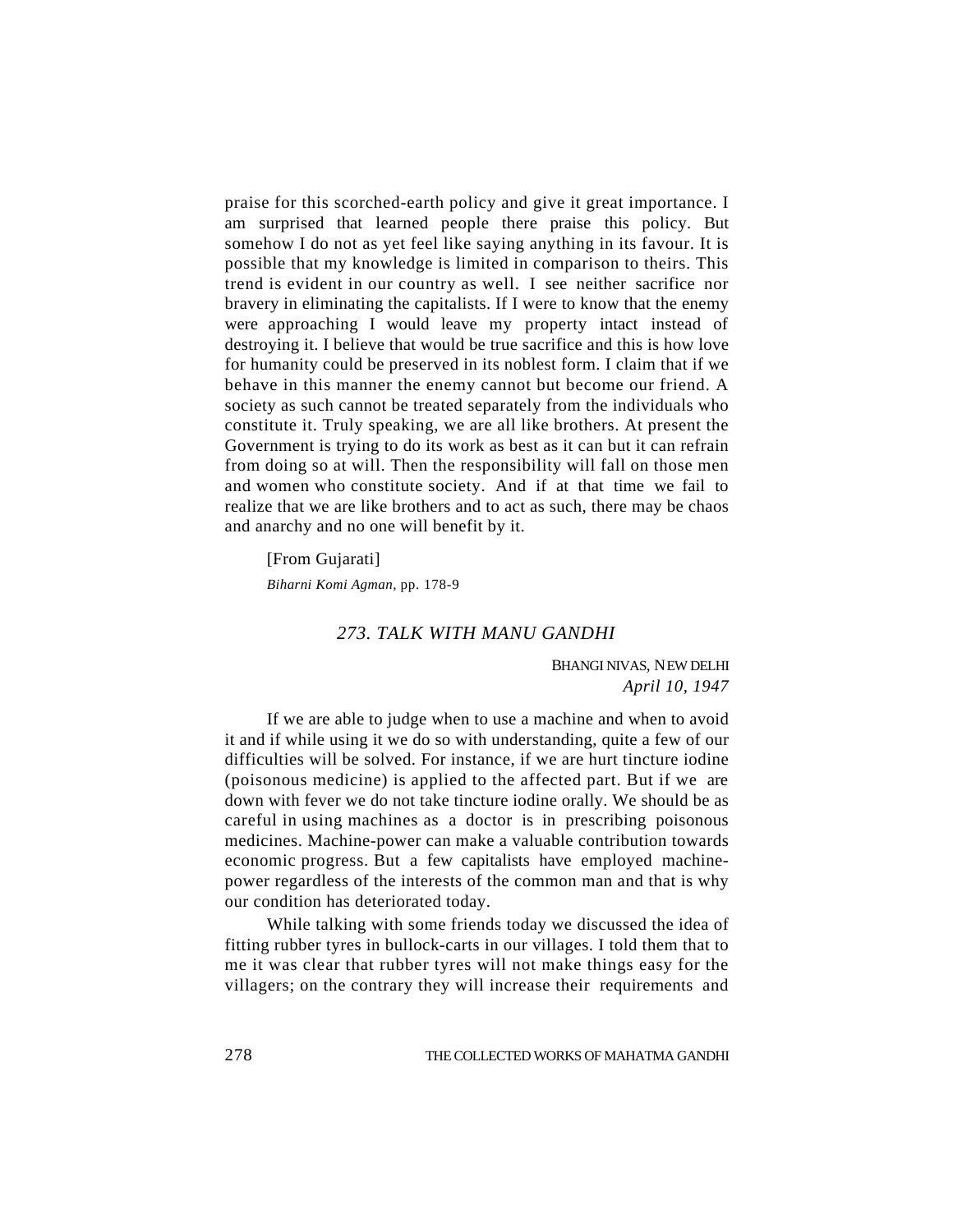praise for this scorched-earth policy and give it great importance. I am surprised that learned people there praise this policy. But somehow I do not as yet feel like saying anything in its favour. It is possible that my knowledge is limited in comparison to theirs. This trend is evident in our country as well. I see neither sacrifice nor bravery in eliminating the capitalists. If I were to know that the enemy were approaching I would leave my property intact instead of destroying it. I believe that would be true sacrifice and this is how love for humanity could be preserved in its noblest form. I claim that if we behave in this manner the enemy cannot but become our friend. A society as such cannot be treated separately from the individuals who constitute it. Truly speaking, we are all like brothers. At present the Government is trying to do its work as best as it can but it can refrain from doing so at will. Then the responsibility will fall on those men and women who constitute society. And if at that time we fail to realize that we are like brothers and to act as such, there may be chaos and anarchy and no one will benefit by it.

[From Gujarati]

*Biharni Komi Agman*, pp. 178-9

## *273. TALK WITH MANU GANDHI*

BHANGI NIVAS, NEW DELHI
*April 10, 1947*

If we are able to judge when to use a machine and when to avoid it and if while using it we do so with understanding, quite a few of our difficulties will be solved. For instance, if we are hurt tincture iodine (poisonous medicine) is applied to the affected part. But if we are down with fever we do not take tincture iodine orally. We should be as careful in using machines as a doctor is in prescribing poisonous medicines. Machine-power can make a valuable contribution towards economic progress. But a few capitalists have employed machine-power regardless of the interests of the common man and that is why our condition has deteriorated today.

While talking with some friends today we discussed the idea of fitting rubber tyres in bullock-carts in our villages. I told them that to me it was clear that rubber tyres will not make things easy for the villagers; on the contrary they will increase their requirements and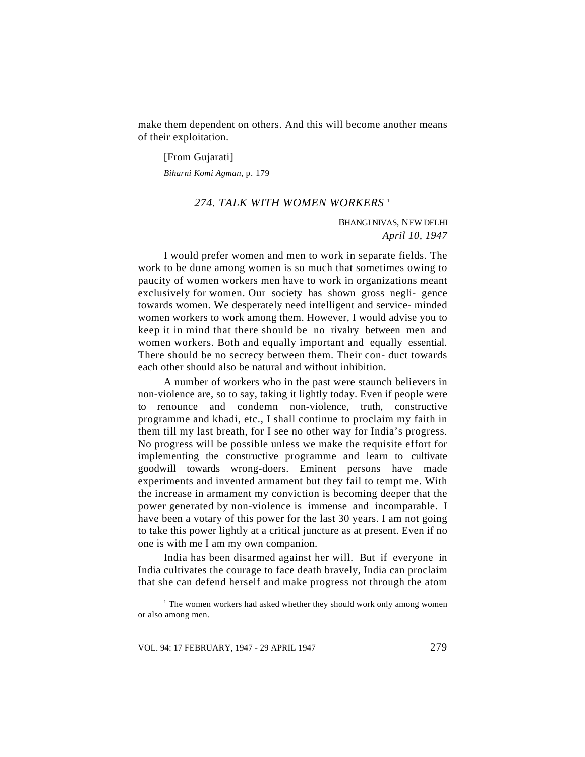make them dependent on others. And this will become another means of their exploitation.

[From Gujarati]

*Biharni Komi Agman,* p. 179

### *274. TALK WITH WOMEN WORKERS* [1]

BHANGI NIVAS, NEW DELHI
*April 10, 1947*

I would prefer women and men to work in separate fields. The work to be done among women is so much that sometimes owing to paucity of women workers men have to work in organizations meant exclusively for women. Our society has shown gross negli- gence towards women. We desperately need intelligent and service- minded women workers to work among them. However, I would advise you to keep it in mind that there should be no rivalry between men and women workers. Both and equally important and equally essential. There should be no secrecy between them. Their con- duct towards each other should also be natural and without inhibition.

A number of workers who in the past were staunch believers in non-violence are, so to say, taking it lightly today. Even if people were to renounce and condemn non-violence, truth, constructive programme and khadi, etc., I shall continue to proclaim my faith in them till my last breath, for I see no other way for India's progress. No progress will be possible unless we make the requisite effort for implementing the constructive programme and learn to cultivate goodwill towards wrong-doers. Eminent persons have made experiments and invented armament but they fail to tempt me. With the increase in armament my conviction is becoming deeper that the power generated by non-violence is immense and incomparable. I have been a votary of this power for the last 30 years. I am not going to take this power lightly at a critical juncture as at present. Even if no one is with me I am my own companion.

India has been disarmed against her will. But if everyone in India cultivates the courage to face death bravely, India can proclaim that she can defend herself and make progress not through the atom

[1] The women workers had asked whether they should work only among women or also among men.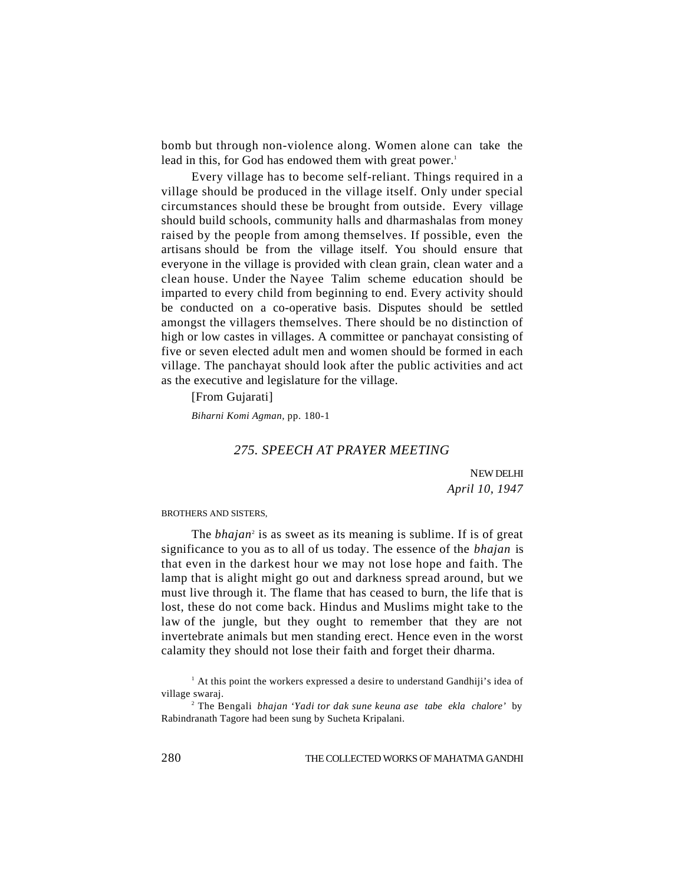bomb but through non-violence along. Women alone can take the lead in this, for God has endowed them with great power.[1]

Every village has to become self-reliant. Things required in a village should be produced in the village itself. Only under special circumstances should these be brought from outside. Every village should build schools, community halls and dharmashalas from money raised by the people from among themselves. If possible, even the artisans should be from the village itself. You should ensure that everyone in the village is provided with clean grain, clean water and a clean house. Under the Nayee Talim scheme education should be imparted to every child from beginning to end. Every activity should be conducted on a co-operative basis. Disputes should be settled amongst the villagers themselves. There should be no distinction of high or low castes in villages. A committee or panchayat consisting of five or seven elected adult men and women should be formed in each village. The panchayat should look after the public activities and act as the executive and legislature for the village.

[From Gujarati]

*Biharni Komi Agman*, pp. 180-1

## *275. SPEECH AT PRAYER MEETING*

NEW DELHI
*April 10, 1947*

BROTHERS AND SISTERS,

The *bhajan*[2] is as sweet as its meaning is sublime. If is of great significance to you as to all of us today. The essence of the *bhajan* is that even in the darkest hour we may not lose hope and faith. The lamp that is alight might go out and darkness spread around, but we must live through it. The flame that has ceased to burn, the life that is lost, these do not come back. Hindus and Muslims might take to the law of the jungle, but they ought to remember that they are not invertebrate animals but men standing erect. Hence even in the worst calamity they should not lose their faith and forget their dharma.

[1] At this point the workers expressed a desire to understand Gandhiji's idea of village swaraj.

[2] The Bengali *bhajan* '*Yadi tor dak sune keuna ase tabe ekla chalore*' by Rabindranath Tagore had been sung by Sucheta Kripalani.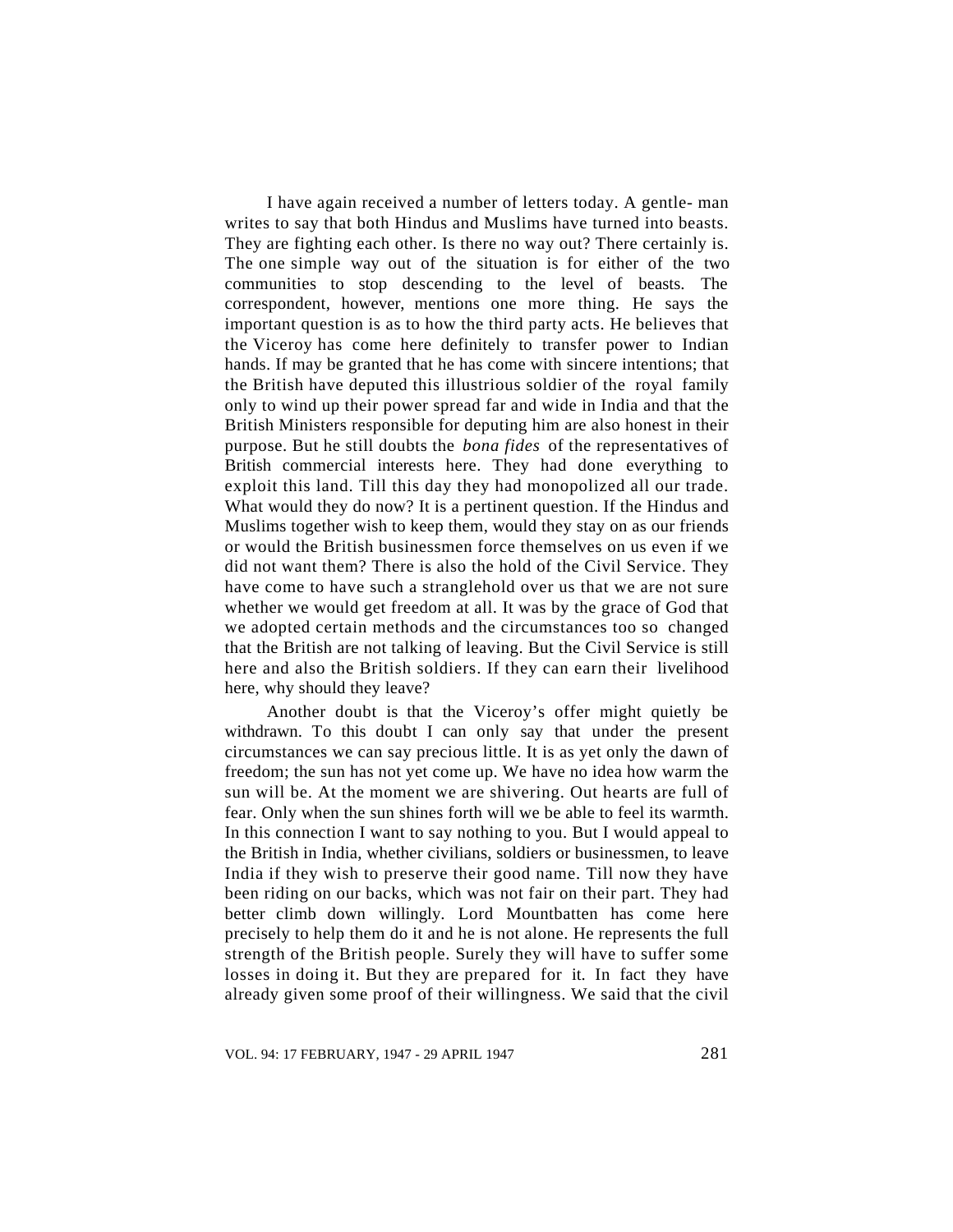I have again received a number of letters today. A gentle- man writes to say that both Hindus and Muslims have turned into beasts. They are fighting each other. Is there no way out? There certainly is. The one simple way out of the situation is for either of the two communities to stop descending to the level of beasts. The correspondent, however, mentions one more thing. He says the important question is as to how the third party acts. He believes that the Viceroy has come here definitely to transfer power to Indian hands. If may be granted that he has come with sincere intentions; that the British have deputed this illustrious soldier of the royal family only to wind up their power spread far and wide in India and that the British Ministers responsible for deputing him are also honest in their purpose. But he still doubts the *bona fides* of the representatives of British commercial interests here. They had done everything to exploit this land. Till this day they had monopolized all our trade. What would they do now? It is a pertinent question. If the Hindus and Muslims together wish to keep them, would they stay on as our friends or would the British businessmen force themselves on us even if we did not want them? There is also the hold of the Civil Service. They have come to have such a stranglehold over us that we are not sure whether we would get freedom at all. It was by the grace of God that we adopted certain methods and the circumstances too so changed that the British are not talking of leaving. But the Civil Service is still here and also the British soldiers. If they can earn their livelihood here, why should they leave?

Another doubt is that the Viceroy's offer might quietly be withdrawn. To this doubt I can only say that under the present circumstances we can say precious little. It is as yet only the dawn of freedom; the sun has not yet come up. We have no idea how warm the sun will be. At the moment we are shivering. Out hearts are full of fear. Only when the sun shines forth will we be able to feel its warmth. In this connection I want to say nothing to you. But I would appeal to the British in India, whether civilians, soldiers or businessmen, to leave India if they wish to preserve their good name. Till now they have been riding on our backs, which was not fair on their part. They had better climb down willingly. Lord Mountbatten has come here precisely to help them do it and he is not alone. He represents the full strength of the British people. Surely they will have to suffer some losses in doing it. But they are prepared for it. In fact they have already given some proof of their willingness. We said that the civil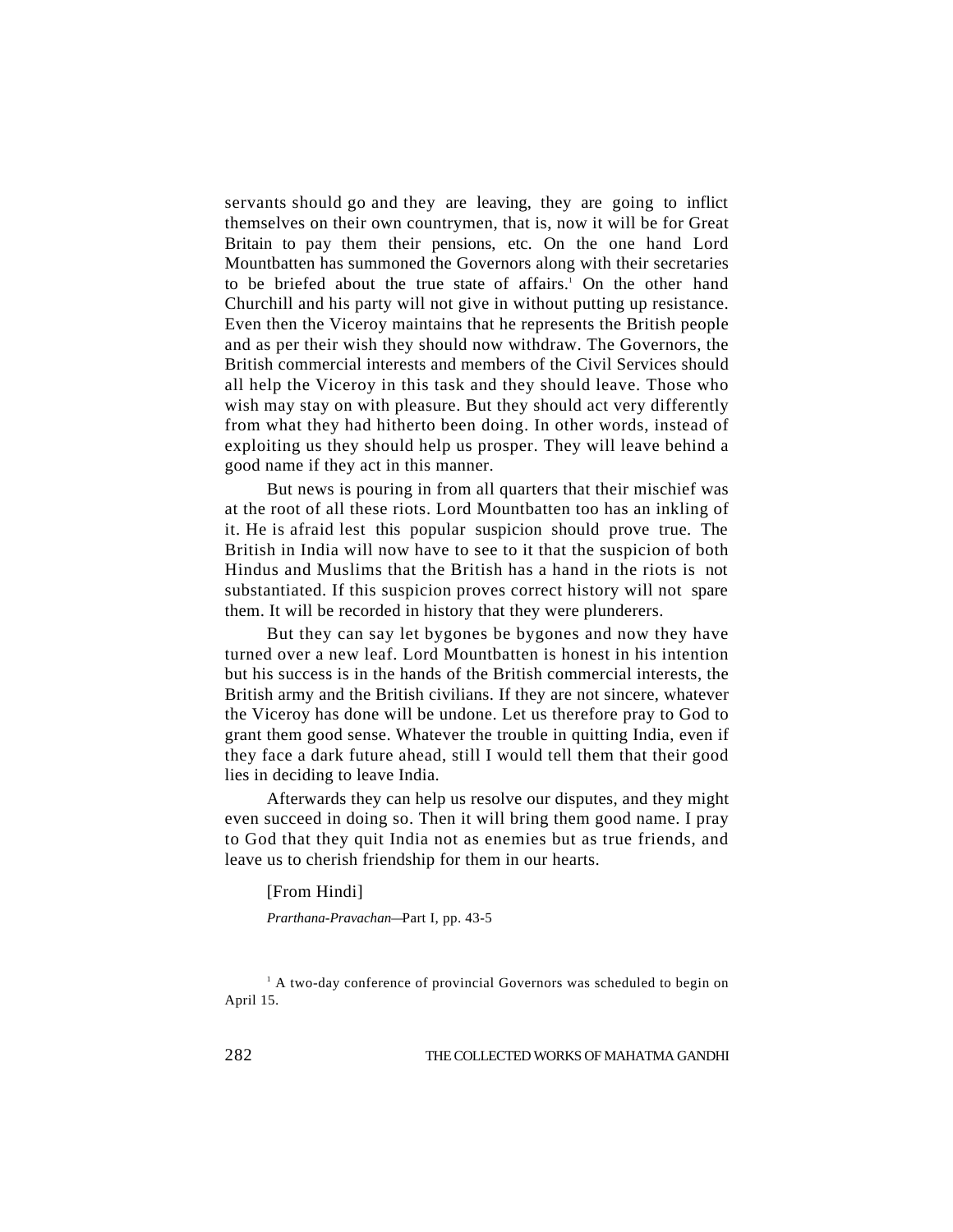servants should go and they are leaving, they are going to inflict themselves on their own countrymen, that is, now it will be for Great Britain to pay them their pensions, etc. On the one hand Lord Mountbatten has summoned the Governors along with their secretaries to be briefed about the true state of affairs.[1] On the other hand Churchill and his party will not give in without putting up resistance. Even then the Viceroy maintains that he represents the British people and as per their wish they should now withdraw. The Governors, the British commercial interests and members of the Civil Services should all help the Viceroy in this task and they should leave. Those who wish may stay on with pleasure. But they should act very differently from what they had hitherto been doing. In other words, instead of exploiting us they should help us prosper. They will leave behind a good name if they act in this manner.

But news is pouring in from all quarters that their mischief was at the root of all these riots. Lord Mountbatten too has an inkling of it. He is afraid lest this popular suspicion should prove true. The British in India will now have to see to it that the suspicion of both Hindus and Muslims that the British has a hand in the riots is not substantiated. If this suspicion proves correct history will not spare them. It will be recorded in history that they were plunderers.

But they can say let bygones be bygones and now they have turned over a new leaf. Lord Mountbatten is honest in his intention but his success is in the hands of the British commercial interests, the British army and the British civilians. If they are not sincere, whatever the Viceroy has done will be undone. Let us therefore pray to God to grant them good sense. Whatever the trouble in quitting India, even if they face a dark future ahead, still I would tell them that their good lies in deciding to leave India.

Afterwards they can help us resolve our disputes, and they might even succeed in doing so. Then it will bring them good name. I pray to God that they quit India not as enemies but as true friends, and leave us to cherish friendship for them in our hearts.

[From Hindi]

*Prarthana-Pravachan*—Part I, pp. 43-5

[1] A two-day conference of provincial Governors was scheduled to begin on April 15.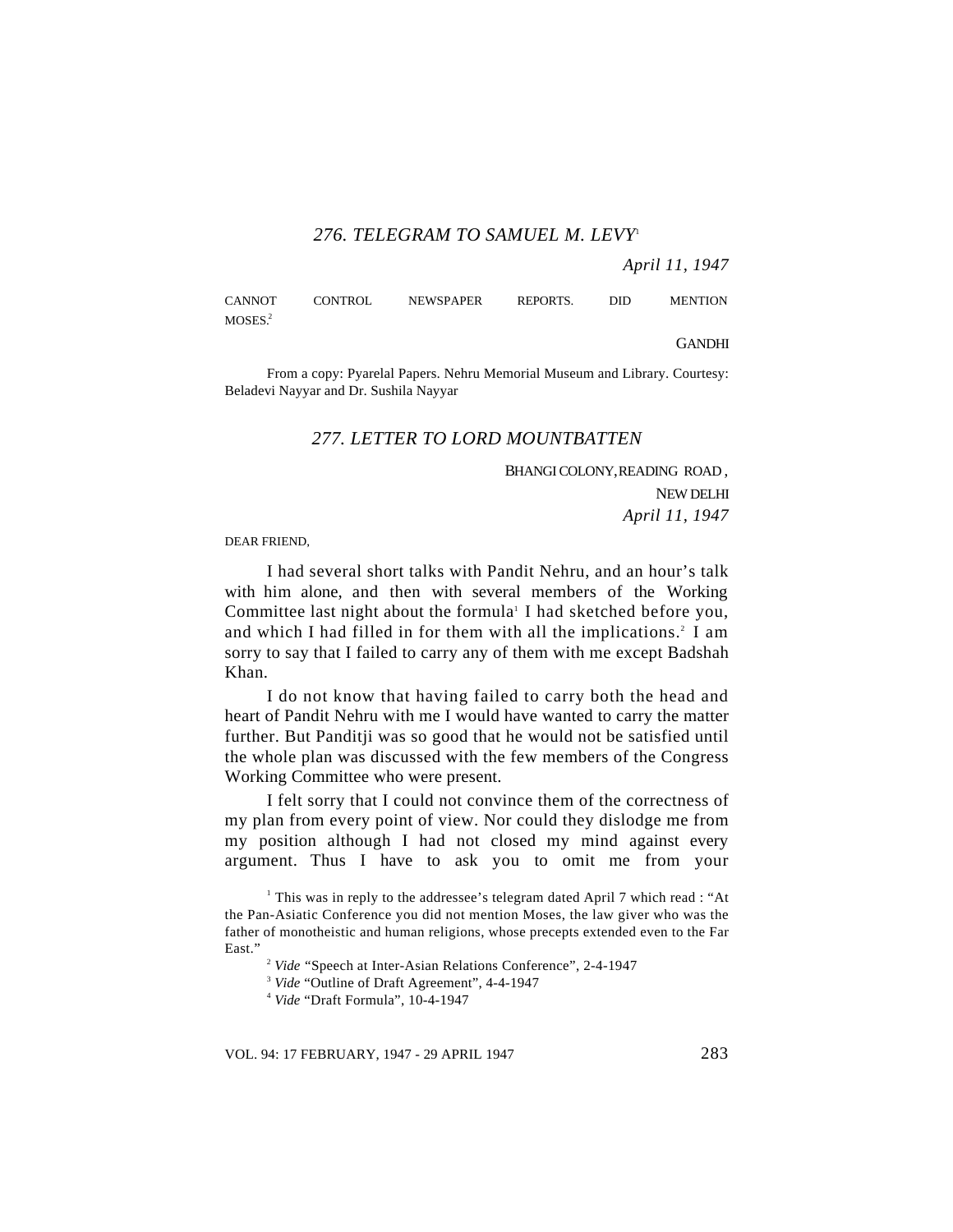### *276. TELEGRAM TO SAMUEL M. LEVY*[1]

*April 11, 1947*

CANNOT CONTROL NEWSPAPER REPORTS. DID MENTION MOSES.[2]

GANDHI

From a copy: Pyarelal Papers. Nehru Memorial Museum and Library. Courtesy: Beladevi Nayyar and Dr. Sushila Nayyar

### *277. LETTER TO LORD MOUNTBATTEN*

BHANGI COLONY, READING ROAD,
NEW DELHI
*April 11, 1947*

DEAR FRIEND,

I had several short talks with Pandit Nehru, and an hour's talk with him alone, and then with several members of the Working Committee last night about the formula[1] I had sketched before you, and which I had filled in for them with all the implications.[2] I am sorry to say that I failed to carry any of them with me except Badshah Khan.

I do not know that having failed to carry both the head and heart of Pandit Nehru with me I would have wanted to carry the matter further. But Panditji was so good that he would not be satisfied until the whole plan was discussed with the few members of the Congress Working Committee who were present.

I felt sorry that I could not convince them of the correctness of my plan from every point of view. Nor could they dislodge me from my position although I had not closed my mind against every argument. Thus I have to ask you to omit me from your

---

[1] This was in reply to the addressee's telegram dated April 7 which read : "At the Pan-Asiatic Conference you did not mention Moses, the law giver who was the father of monotheistic and human religions, whose precepts extended even to the Far East."

[2] *Vide* "Speech at Inter-Asian Relations Conference", 2-4-1947

[3] *Vide* "Outline of Draft Agreement", 4-4-1947

[4] *Vide* "Draft Formula", 10-4-1947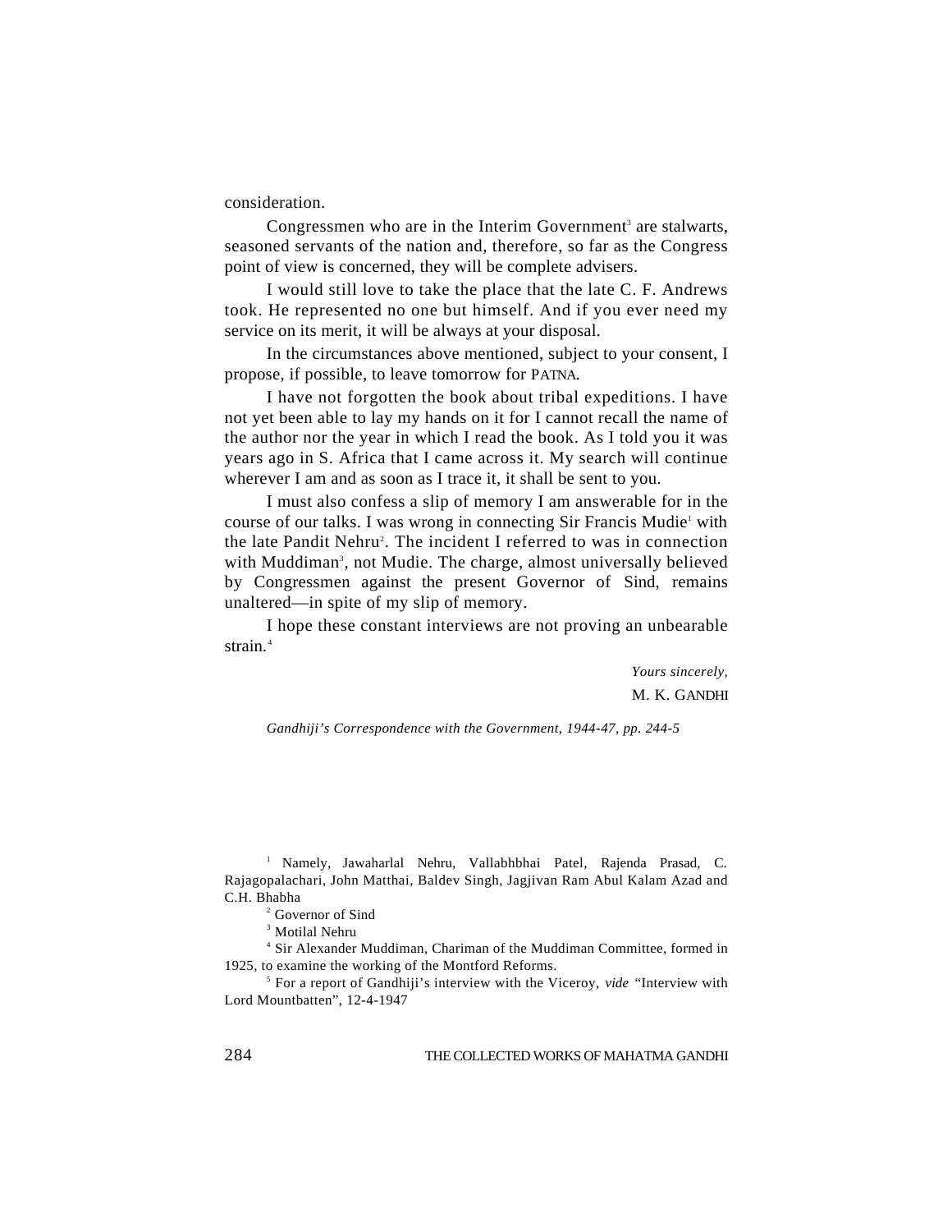consideration.

Congressmen who are in the Interim Government[3] are stalwarts, seasoned servants of the nation and, therefore, so far as the Congress point of view is concerned, they will be complete advisers.

I would still love to take the place that the late C. F. Andrews took. He represented no one but himself. And if you ever need my service on its merit, it will be always at your disposal.

In the circumstances above mentioned, subject to your consent, I propose, if possible, to leave tomorrow for PATNA.

I have not forgotten the book about tribal expeditions. I have not yet been able to lay my hands on it for I cannot recall the name of the author nor the year in which I read the book. As I told you it was years ago in S. Africa that I came across it. My search will continue wherever I am and as soon as I trace it, it shall be sent to you.

I must also confess a slip of memory I am answerable for in the course of our talks. I was wrong in connecting Sir Francis Mudie[1] with the late Pandit Nehru[2]. The incident I referred to was in connection with Muddiman[3], not Mudie. The charge, almost universally believed by Congressmen against the present Governor of Sind, remains unaltered—in spite of my slip of memory.

I hope these constant interviews are not proving an unbearable strain.[4]

*Yours sincerely,*
M. K. GANDHI

*Gandhiji's Correspondence with the Government, 1944-47, pp. 244-5*

---

[1] Namely, Jawaharlal Nehru, Vallabhbhai Patel, Rajenda Prasad, C. Rajagopalachari, John Matthai, Baldev Singh, Jagjivan Ram Abul Kalam Azad and C.H. Bhabha

[2] Governor of Sind

[3] Motilal Nehru

[4] Sir Alexander Muddiman, Chariman of the Muddiman Committee, formed in 1925, to examine the working of the Montford Reforms.

[5] For a report of Gandhiji's interview with the Viceroy, *vide* "Interview with Lord Mountbatten", 12-4-1947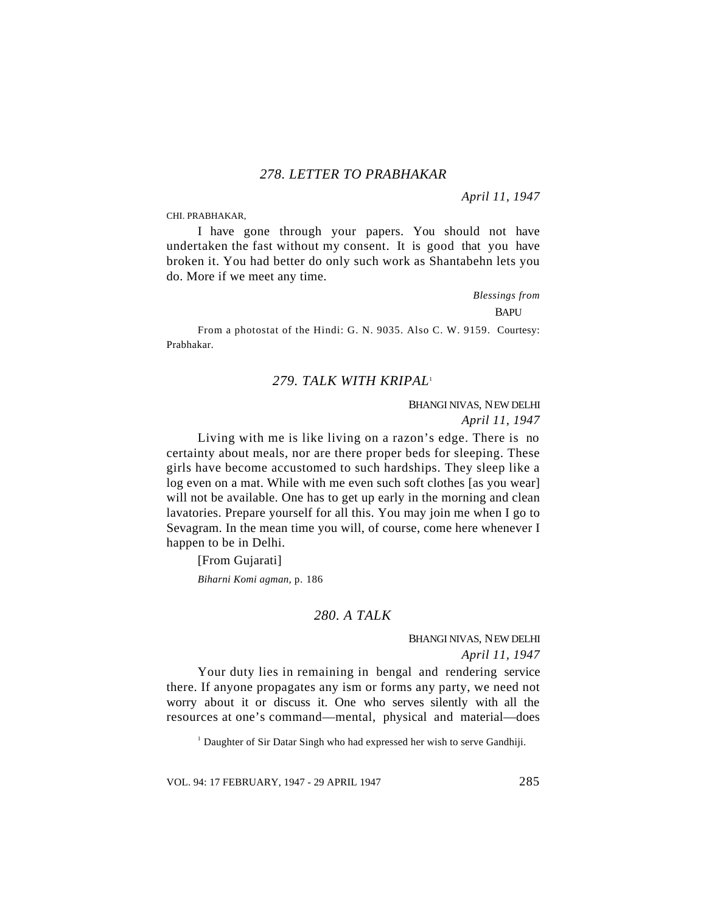### 278. LETTER TO PRABHAKAR

*April 11, 1947*

CHI. PRABHAKAR,

I have gone through your papers. You should not have undertaken the fast without my consent. It is good that you have broken it. You had better do only such work as Shantabehn lets you do. More if we meet any time.

*Blessings from*

BAPU

From a photostat of the Hindi: G. N. 9035. Also C. W. 9159. Courtesy: Prabhakar.

### 279. TALK WITH KRIPAL[1]

BHANGI NIVAS, NEW DELHI

*April 11, 1947*

Living with me is like living on a razon's edge. There is no certainty about meals, nor are there proper beds for sleeping. These girls have become accustomed to such hardships. They sleep like a log even on a mat. While with me even such soft clothes [as you wear] will not be available. One has to get up early in the morning and clean lavatories. Prepare yourself for all this. You may join me when I go to Sevagram. In the mean time you will, of course, come here whenever I happen to be in Delhi.

[From Gujarati]

*Biharni Komi agman*, p. 186

### 280. A TALK

BHANGI NIVAS, NEW DELHI

*April 11, 1947*

Your duty lies in remaining in bengal and rendering service there. If anyone propagates any ism or forms any party, we need not worry about it or discuss it. One who serves silently with all the resources at one's command—mental, physical and material—does

[1] Daughter of Sir Datar Singh who had expressed her wish to serve Gandhiji.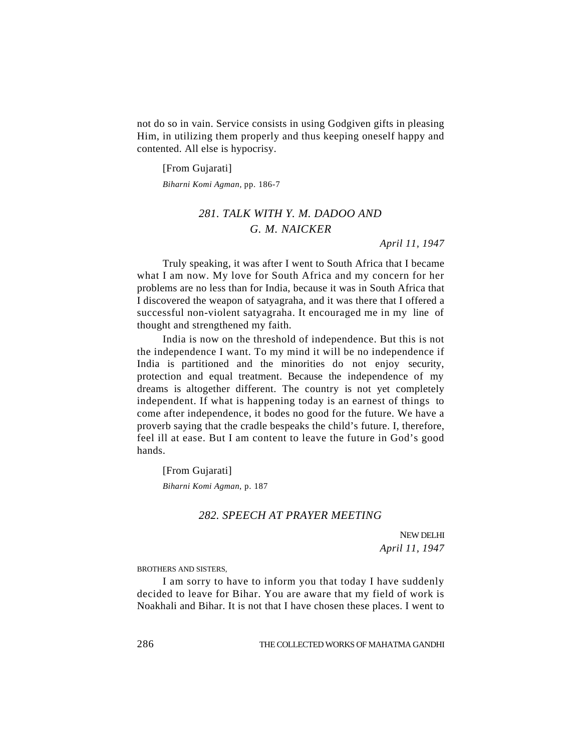not do so in vain. Service consists in using Godgiven gifts in pleasing Him, in utilizing them properly and thus keeping oneself happy and contented. All else is hypocrisy.

[From Gujarati]

*Biharni Komi Agman*, pp. 186-7

## *281. TALK WITH Y. M. DADOO AND G. M. NAICKER*

*April 11, 1947*

Truly speaking, it was after I went to South Africa that I became what I am now. My love for South Africa and my concern for her problems are no less than for India, because it was in South Africa that I discovered the weapon of satyagraha, and it was there that I offered a successful non-violent satyagraha. It encouraged me in my line of thought and strengthened my faith.

India is now on the threshold of independence. But this is not the independence I want. To my mind it will be no independence if India is partitioned and the minorities do not enjoy security, protection and equal treatment. Because the independence of my dreams is altogether different. The country is not yet completely independent. If what is happening today is an earnest of things to come after independence, it bodes no good for the future. We have a proverb saying that the cradle bespeaks the child's future. I, therefore, feel ill at ease. But I am content to leave the future in God's good hands.

[From Gujarati]

*Biharni Komi Agman*, p. 187

## *282. SPEECH AT PRAYER MEETING*

NEW DELHI

*April 11, 1947*

BROTHERS AND SISTERS,

I am sorry to have to inform you that today I have suddenly decided to leave for Bihar. You are aware that my field of work is Noakhali and Bihar. It is not that I have chosen these places. I went to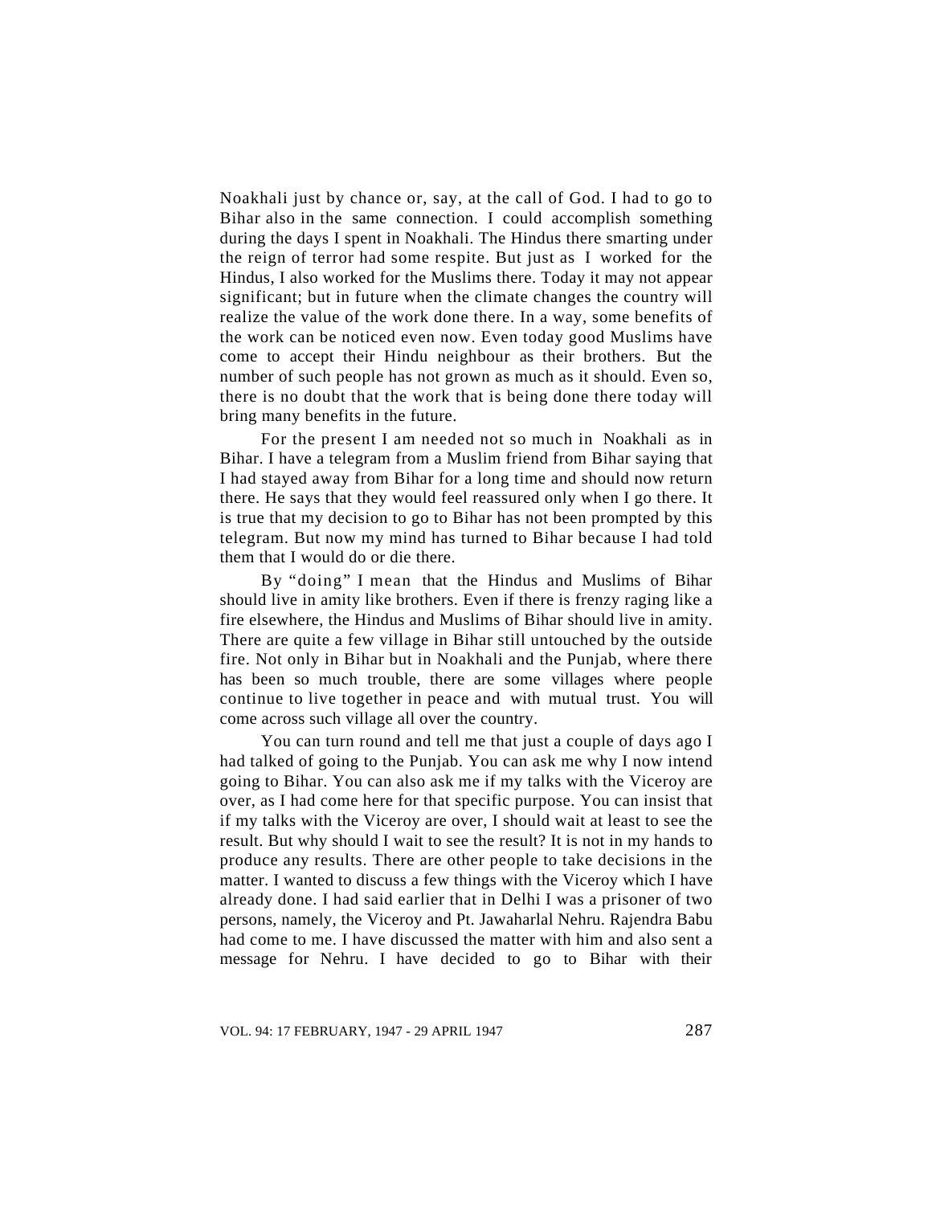Noakhali just by chance or, say, at the call of God. I had to go to Bihar also in the same connection. I could accomplish something during the days I spent in Noakhali. The Hindus there smarting under the reign of terror had some respite. But just as I worked for the Hindus, I also worked for the Muslims there. Today it may not appear significant; but in future when the climate changes the country will realize the value of the work done there. In a way, some benefits of the work can be noticed even now. Even today good Muslims have come to accept their Hindu neighbour as their brothers. But the number of such people has not grown as much as it should. Even so, there is no doubt that the work that is being done there today will bring many benefits in the future.

For the present I am needed not so much in Noakhali as in Bihar. I have a telegram from a Muslim friend from Bihar saying that I had stayed away from Bihar for a long time and should now return there. He says that they would feel reassured only when I go there. It is true that my decision to go to Bihar has not been prompted by this telegram. But now my mind has turned to Bihar because I had told them that I would do or die there.

By "doing" I mean that the Hindus and Muslims of Bihar should live in amity like brothers. Even if there is frenzy raging like a fire elsewhere, the Hindus and Muslims of Bihar should live in amity. There are quite a few village in Bihar still untouched by the outside fire. Not only in Bihar but in Noakhali and the Punjab, where there has been so much trouble, there are some villages where people continue to live together in peace and with mutual trust. You will come across such village all over the country.

You can turn round and tell me that just a couple of days ago I had talked of going to the Punjab. You can ask me why I now intend going to Bihar. You can also ask me if my talks with the Viceroy are over, as I had come here for that specific purpose. You can insist that if my talks with the Viceroy are over, I should wait at least to see the result. But why should I wait to see the result? It is not in my hands to produce any results. There are other people to take decisions in the matter. I wanted to discuss a few things with the Viceroy which I have already done. I had said earlier that in Delhi I was a prisoner of two persons, namely, the Viceroy and Pt. Jawaharlal Nehru. Rajendra Babu had come to me. I have discussed the matter with him and also sent a message for Nehru. I have decided to go to Bihar with their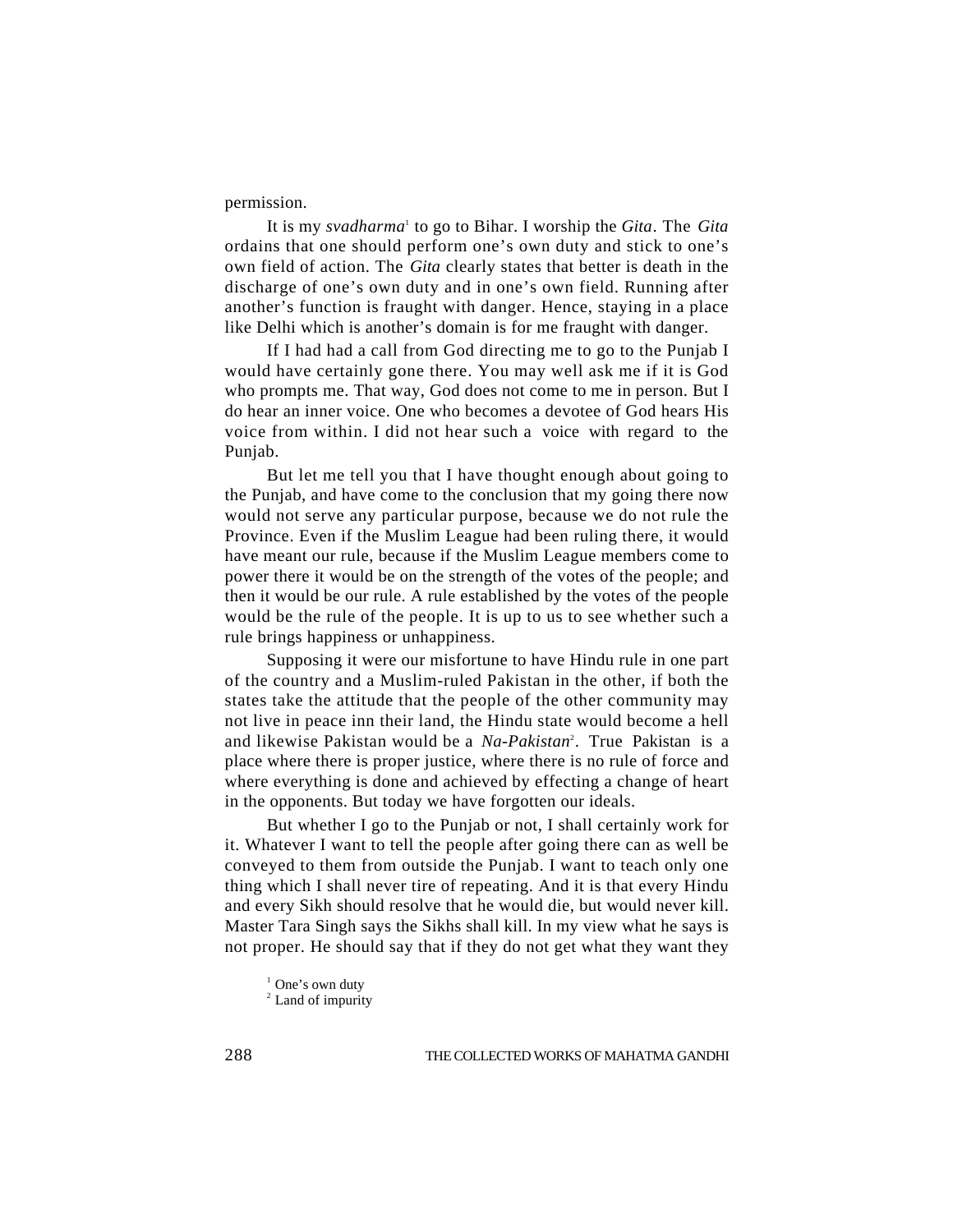permission.

It is my *svadharma*[1] to go to Bihar. I worship the *Gita*. The *Gita* ordains that one should perform one's own duty and stick to one's own field of action. The *Gita* clearly states that better is death in the discharge of one's own duty and in one's own field. Running after another's function is fraught with danger. Hence, staying in a place like Delhi which is another's domain is for me fraught with danger.

If I had had a call from God directing me to go to the Punjab I would have certainly gone there. You may well ask me if it is God who prompts me. That way, God does not come to me in person. But I do hear an inner voice. One who becomes a devotee of God hears His voice from within. I did not hear such a voice with regard to the Punjab.

But let me tell you that I have thought enough about going to the Punjab, and have come to the conclusion that my going there now would not serve any particular purpose, because we do not rule the Province. Even if the Muslim League had been ruling there, it would have meant our rule, because if the Muslim League members come to power there it would be on the strength of the votes of the people; and then it would be our rule. A rule established by the votes of the people would be the rule of the people. It is up to us to see whether such a rule brings happiness or unhappiness.

Supposing it were our misfortune to have Hindu rule in one part of the country and a Muslim-ruled Pakistan in the other, if both the states take the attitude that the people of the other community may not live in peace inn their land, the Hindu state would become a hell and likewise Pakistan would be a *Na-Pakistan*[2]. True Pakistan is a place where there is proper justice, where there is no rule of force and where everything is done and achieved by effecting a change of heart in the opponents. But today we have forgotten our ideals.

But whether I go to the Punjab or not, I shall certainly work for it. Whatever I want to tell the people after going there can as well be conveyed to them from outside the Punjab. I want to teach only one thing which I shall never tire of repeating. And it is that every Hindu and every Sikh should resolve that he would die, but would never kill. Master Tara Singh says the Sikhs shall kill. In my view what he says is not proper. He should say that if they do not get what they want they

[1] One's own duty

[2] Land of impurity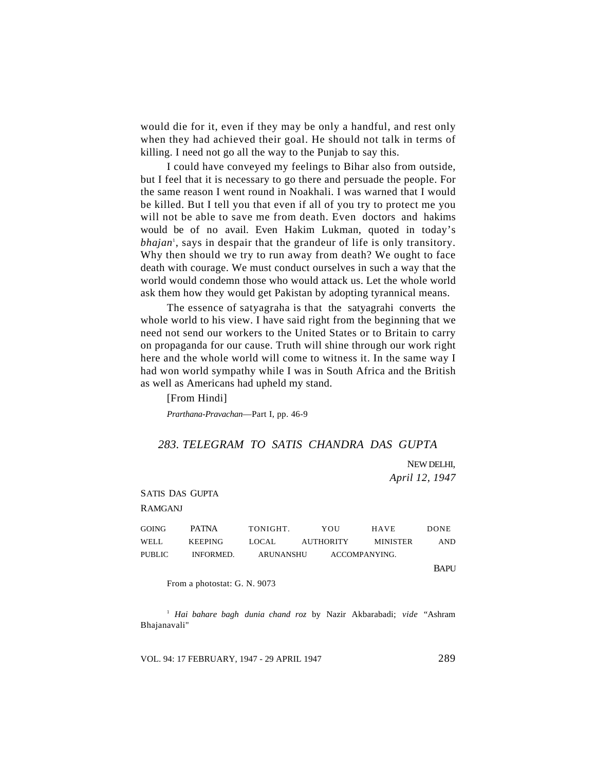would die for it, even if they may be only a handful, and rest only when they had achieved their goal. He should not talk in terms of killing. I need not go all the way to the Punjab to say this.

I could have conveyed my feelings to Bihar also from outside, but I feel that it is necessary to go there and persuade the people. For the same reason I went round in Noakhali. I was warned that I would be killed. But I tell you that even if all of you try to protect me you will not be able to save me from death. Even doctors and hakims would be of no avail. Even Hakim Lukman, quoted in today's *bhajan*[1], says in despair that the grandeur of life is only transitory. Why then should we try to run away from death? We ought to face death with courage. We must conduct ourselves in such a way that the world would condemn those who would attack us. Let the whole world ask them how they would get Pakistan by adopting tyrannical means.

The essence of satyagraha is that the satyagrahi converts the whole world to his view. I have said right from the beginning that we need not send our workers to the United States or to Britain to carry on propaganda for our cause. Truth will shine through our work right here and the whole world will come to witness it. In the same way I had won world sympathy while I was in South Africa and the British as well as Americans had upheld my stand.

[From Hindi]

*Prarthana-Pravachan*—Part I, pp. 46-9

## *283. TELEGRAM TO SATIS CHANDRA DAS GUPTA*

NEW DELHI,
*April 12, 1947*

SATIS DAS GUPTA
RAMGANJ

GOING PATNA TONIGHT. YOU HAVE DONE WELL KEEPING LOCAL AUTHORITY MINISTER AND PUBLIC INFORMED. ARUNANSHU ACCOMPANYING.

BAPU

From a photostat: G. N. 9073

[1] *Hai bahare bagh dunia chand roz* by Nazir Akbarabadi; *vide* "Ashram Bhajanavali"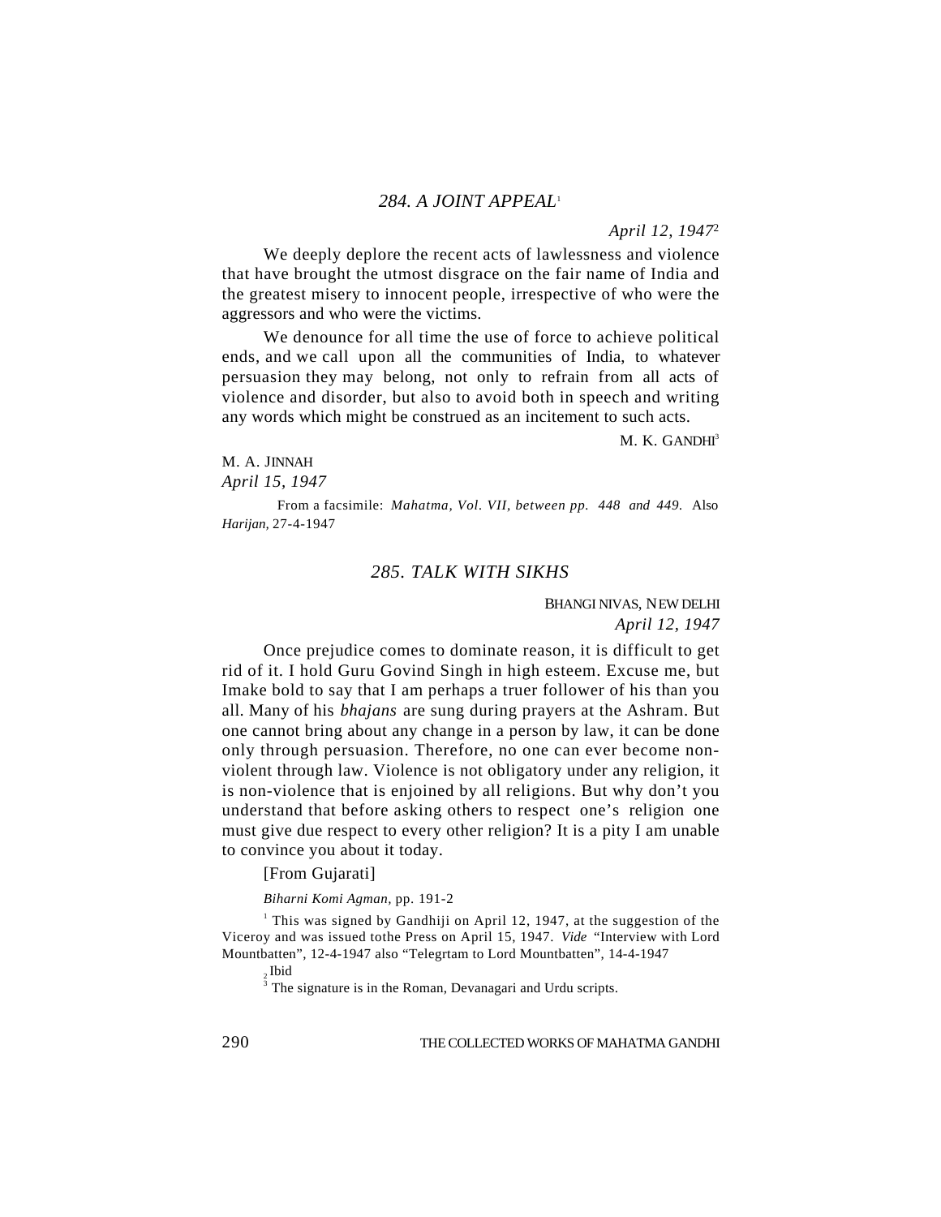## 284. A JOINT APPEAL[1]

*April 12, 1947*[2]

We deeply deplore the recent acts of lawlessness and violence that have brought the utmost disgrace on the fair name of India and the greatest misery to innocent people, irrespective of who were the aggressors and who were the victims.

We denounce for all time the use of force to achieve political ends, and we call upon all the communities of India, to whatever persuasion they may belong, not only to refrain from all acts of violence and disorder, but also to avoid both in speech and writing any words which might be construed as an incitement to such acts.

M. K. GANDHI[3]

M. A. JINNAH
*April 15, 1947*

From a facsimile: *Mahatma, Vol. VII, between pp. 448 and 449*. Also *Harijan,* 27-4-1947

## 285. TALK WITH SIKHS

BHANGI NIVAS, NEW DELHI
*April 12, 1947*

Once prejudice comes to dominate reason, it is difficult to get rid of it. I hold Guru Govind Singh in high esteem. Excuse me, but Imake bold to say that I am perhaps a truer follower of his than you all. Many of his *bhajans* are sung during prayers at the Ashram. But one cannot bring about any change in a person by law, it can be done only through persuasion. Therefore, no one can ever become non-violent through law. Violence is not obligatory under any religion, it is non-violence that is enjoined by all religions. But why don't you understand that before asking others to respect one's religion one must give due respect to every other religion? It is a pity I am unable to convince you about it today.

[From Gujarati]

*Biharni Komi Agman,* pp. 191-2

[1] This was signed by Gandhiji on April 12, 1947, at the suggestion of the Viceroy and was issued tothe Press on April 15, 1947. *Vide* "Interview with Lord Mountbatten", 12-4-1947 also "Telegrtam to Lord Mountbatten", 14-4-1947

[2] Ibid

[3] The signature is in the Roman, Devanagari and Urdu scripts.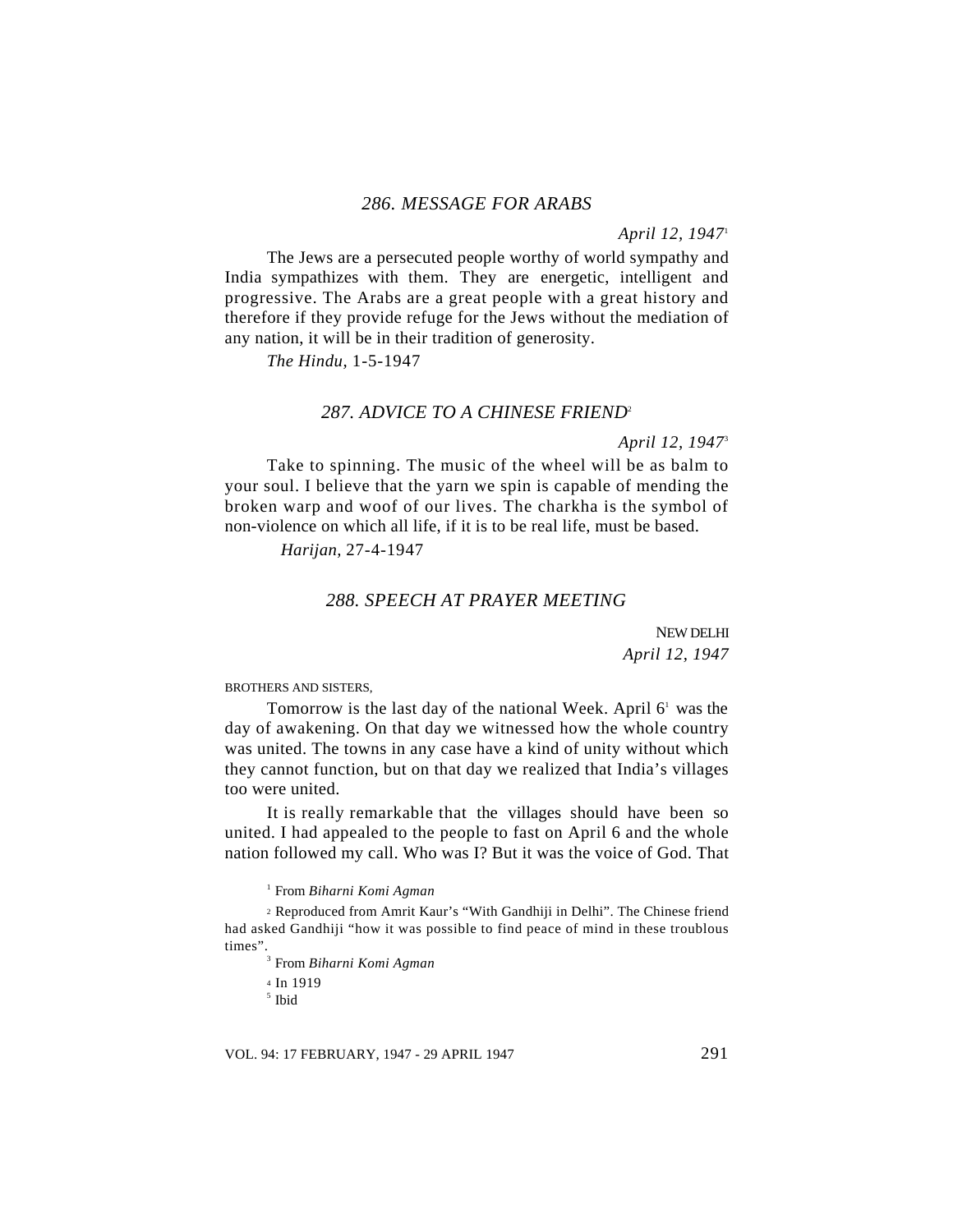## 286. MESSAGE FOR ARABS

*April 12, 1947*[1]

The Jews are a persecuted people worthy of world sympathy and India sympathizes with them. They are energetic, intelligent and progressive. The Arabs are a great people with a great history and therefore if they provide refuge for the Jews without the mediation of any nation, it will be in their tradition of generosity.

*The Hindu,* 1-5-1947

## 287. ADVICE TO A CHINESE FRIEND[2]

*April 12, 1947*[3]

Take to spinning. The music of the wheel will be as balm to your soul. I believe that the yarn we spin is capable of mending the broken warp and woof of our lives. The charkha is the symbol of non-violence on which all life, if it is to be real life, must be based.

*Harijan,* 27-4-1947

## 288. SPEECH AT PRAYER MEETING

NEW DELHI
*April 12, 1947*

BROTHERS AND SISTERS,

Tomorrow is the last day of the national Week. April 6[1] was the day of awakening. On that day we witnessed how the whole country was united. The towns in any case have a kind of unity without which they cannot function, but on that day we realized that India's villages too were united.

It is really remarkable that the villages should have been so united. I had appealed to the people to fast on April 6 and the whole nation followed my call. Who was I? But it was the voice of God. That

---

[1] From *Biharni Komi Agman*

[2] Reproduced from Amrit Kaur's "With Gandhiji in Delhi". The Chinese friend had asked Gandhiji "how it was possible to find peace of mind in these troublous times".

[3] From *Biharni Komi Agman*

[4] In 1919

[5] Ibid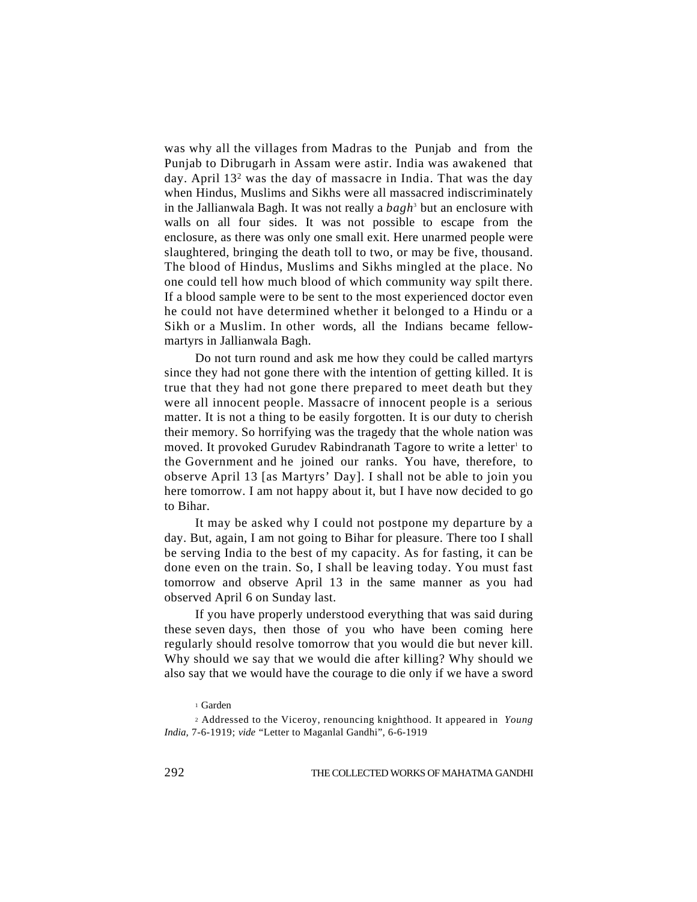was why all the villages from Madras to the Punjab and from the Punjab to Dibrugarh in Assam were astir. India was awakened that day. April 13[2] was the day of massacre in India. That was the day when Hindus, Muslims and Sikhs were all massacred indiscriminately in the Jallianwala Bagh. It was not really a *bagh*[3] but an enclosure with walls on all four sides. It was not possible to escape from the enclosure, as there was only one small exit. Here unarmed people were slaughtered, bringing the death toll to two, or may be five, thousand. The blood of Hindus, Muslims and Sikhs mingled at the place. No one could tell how much blood of which community way spilt there. If a blood sample were to be sent to the most experienced doctor even he could not have determined whether it belonged to a Hindu or a Sikh or a Muslim. In other words, all the Indians became fellow-martyrs in Jallianwala Bagh.

Do not turn round and ask me how they could be called martyrs since they had not gone there with the intention of getting killed. It is true that they had not gone there prepared to meet death but they were all innocent people. Massacre of innocent people is a serious matter. It is not a thing to be easily forgotten. It is our duty to cherish their memory. So horrifying was the tragedy that the whole nation was moved. It provoked Gurudev Rabindranath Tagore to write a letter[1] to the Government and he joined our ranks. You have, therefore, to observe April 13 [as Martyrs' Day]. I shall not be able to join you here tomorrow. I am not happy about it, but I have now decided to go to Bihar.

It may be asked why I could not postpone my departure by a day. But, again, I am not going to Bihar for pleasure. There too I shall be serving India to the best of my capacity. As for fasting, it can be done even on the train. So, I shall be leaving today. You must fast tomorrow and observe April 13 in the same manner as you had observed April 6 on Sunday last.

If you have properly understood everything that was said during these seven days, then those of you who have been coming here regularly should resolve tomorrow that you would die but never kill. Why should we say that we would die after killing? Why should we also say that we would have the courage to die only if we have a sword

[1] Garden

[2] Addressed to the Viceroy, renouncing knighthood. It appeared in *Young India,* 7-6-1919; *vide* "Letter to Maganlal Gandhi", 6-6-1919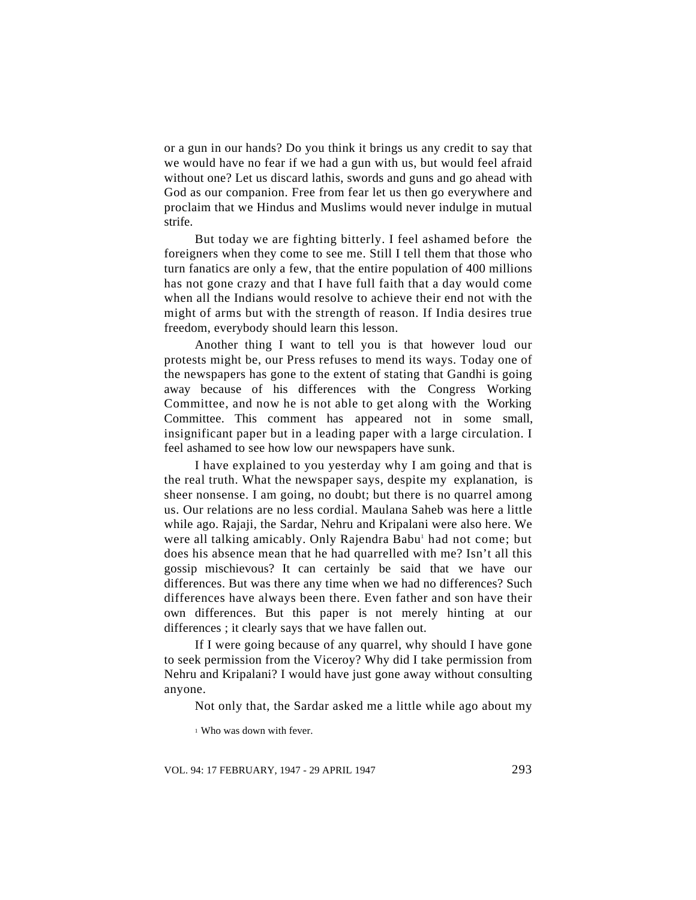or a gun in our hands? Do you think it brings us any credit to say that we would have no fear if we had a gun with us, but would feel afraid without one? Let us discard lathis, swords and guns and go ahead with God as our companion. Free from fear let us then go everywhere and proclaim that we Hindus and Muslims would never indulge in mutual strife.

But today we are fighting bitterly. I feel ashamed before the foreigners when they come to see me. Still I tell them that those who turn fanatics are only a few, that the entire population of 400 millions has not gone crazy and that I have full faith that a day would come when all the Indians would resolve to achieve their end not with the might of arms but with the strength of reason. If India desires true freedom, everybody should learn this lesson.

Another thing I want to tell you is that however loud our protests might be, our Press refuses to mend its ways. Today one of the newspapers has gone to the extent of stating that Gandhi is going away because of his differences with the Congress Working Committee, and now he is not able to get along with the Working Committee. This comment has appeared not in some small, insignificant paper but in a leading paper with a large circulation. I feel ashamed to see how low our newspapers have sunk.

I have explained to you yesterday why I am going and that is the real truth. What the newspaper says, despite my explanation, is sheer nonsense. I am going, no doubt; but there is no quarrel among us. Our relations are no less cordial. Maulana Saheb was here a little while ago. Rajaji, the Sardar, Nehru and Kripalani were also here. We were all talking amicably. Only Rajendra Babu[1] had not come; but does his absence mean that he had quarrelled with me? Isn't all this gossip mischievous? It can certainly be said that we have our differences. But was there any time when we had no differences? Such differences have always been there. Even father and son have their own differences. But this paper is not merely hinting at our differences ; it clearly says that we have fallen out.

If I were going because of any quarrel, why should I have gone to seek permission from the Viceroy? Why did I take permission from Nehru and Kripalani? I would have just gone away without consulting anyone.

Not only that, the Sardar asked me a little while ago about my

[1] Who was down with fever.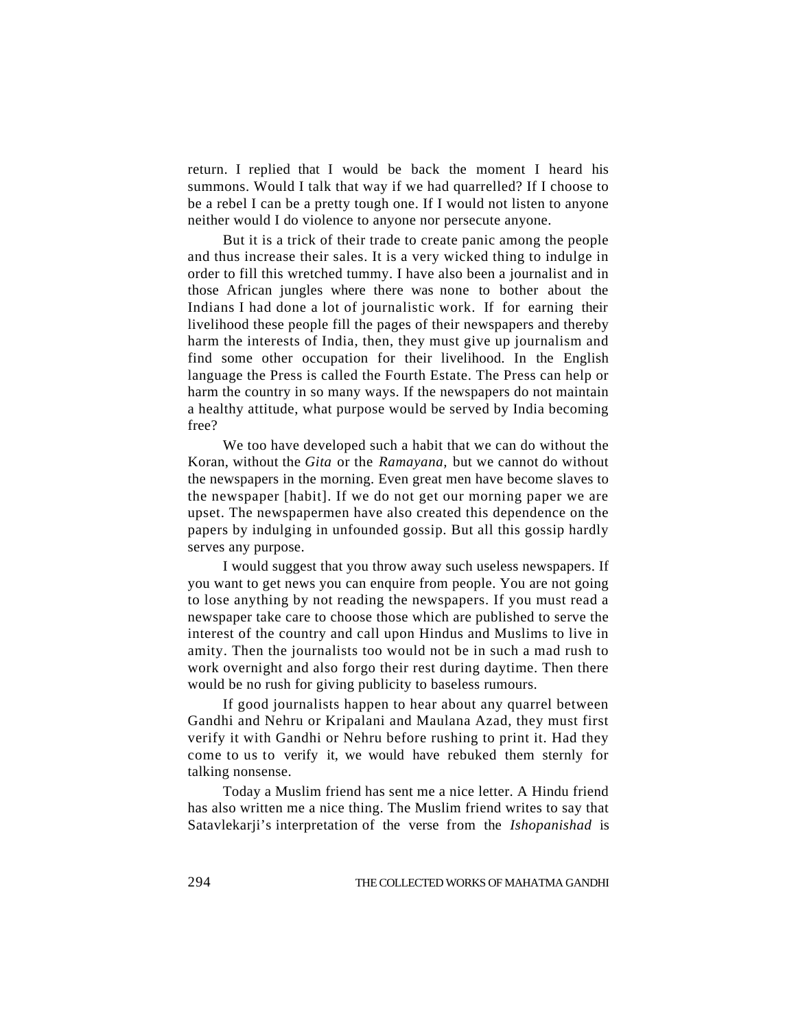return. I replied that I would be back the moment I heard his summons. Would I talk that way if we had quarrelled? If I choose to be a rebel I can be a pretty tough one. If I would not listen to anyone neither would I do violence to anyone nor persecute anyone.

But it is a trick of their trade to create panic among the people and thus increase their sales. It is a very wicked thing to indulge in order to fill this wretched tummy. I have also been a journalist and in those African jungles where there was none to bother about the Indians I had done a lot of journalistic work. If for earning their livelihood these people fill the pages of their newspapers and thereby harm the interests of India, then, they must give up journalism and find some other occupation for their livelihood. In the English language the Press is called the Fourth Estate. The Press can help or harm the country in so many ways. If the newspapers do not maintain a healthy attitude, what purpose would be served by India becoming free?

We too have developed such a habit that we can do without the Koran, without the *Gita* or the *Ramayana,* but we cannot do without the newspapers in the morning. Even great men have become slaves to the newspaper [habit]. If we do not get our morning paper we are upset. The newspapermen have also created this dependence on the papers by indulging in unfounded gossip. But all this gossip hardly serves any purpose.

I would suggest that you throw away such useless newspapers. If you want to get news you can enquire from people. You are not going to lose anything by not reading the newspapers. If you must read a newspaper take care to choose those which are published to serve the interest of the country and call upon Hindus and Muslims to live in amity. Then the journalists too would not be in such a mad rush to work overnight and also forgo their rest during daytime. Then there would be no rush for giving publicity to baseless rumours.

If good journalists happen to hear about any quarrel between Gandhi and Nehru or Kripalani and Maulana Azad, they must first verify it with Gandhi or Nehru before rushing to print it. Had they come to us to verify it, we would have rebuked them sternly for talking nonsense.

Today a Muslim friend has sent me a nice letter. A Hindu friend has also written me a nice thing. The Muslim friend writes to say that Satavlekarji's interpretation of the verse from the *Ishopanishad* is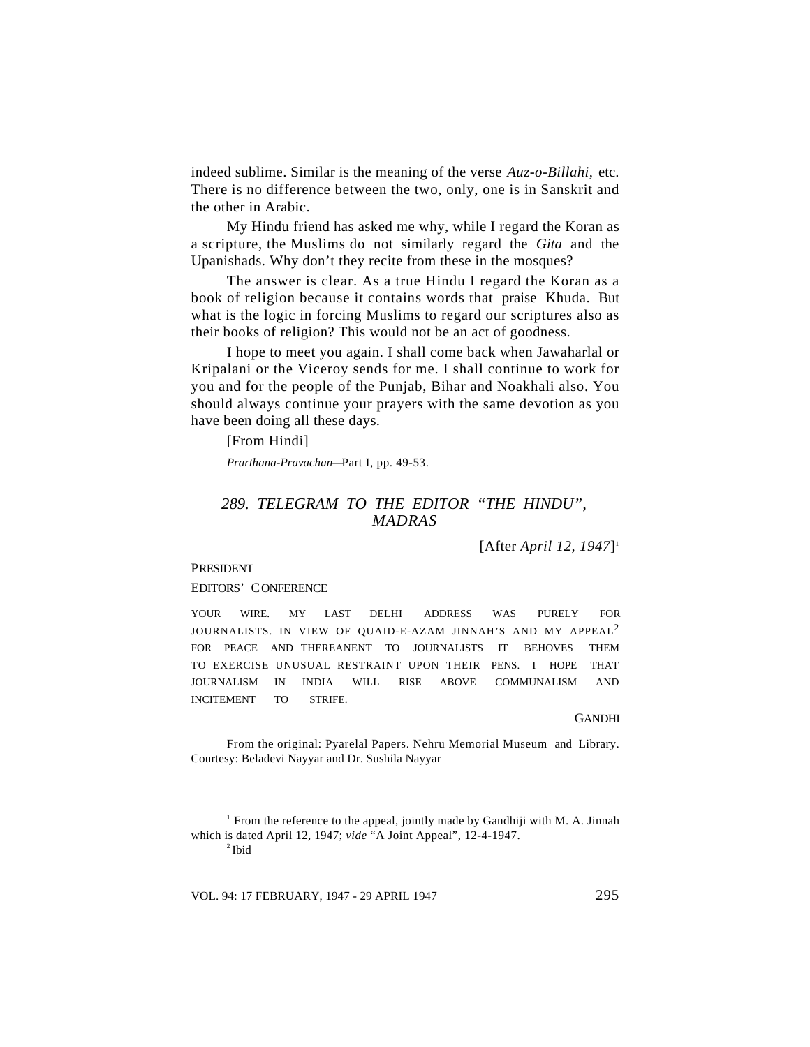indeed sublime. Similar is the meaning of the verse *Auz-o-Billahi,* etc. There is no difference between the two, only, one is in Sanskrit and the other in Arabic.

My Hindu friend has asked me why, while I regard the Koran as a scripture, the Muslims do not similarly regard the *Gita* and the Upanishads. Why don't they recite from these in the mosques?

The answer is clear. As a true Hindu I regard the Koran as a book of religion because it contains words that praise Khuda. But what is the logic in forcing Muslims to regard our scriptures also as their books of religion? This would not be an act of goodness.

I hope to meet you again. I shall come back when Jawaharlal or Kripalani or the Viceroy sends for me. I shall continue to work for you and for the people of the Punjab, Bihar and Noakhali also. You should always continue your prayers with the same devotion as you have been doing all these days.

[From Hindi]

*Prarthana-Pravachan*—Part I, pp. 49-53.

### *289. TELEGRAM TO THE EDITOR "THE HINDU", MADRAS*

[After *April 12, 1947*][1]

PRESIDENT

EDITORS' CONFERENCE

YOUR WIRE. MY LAST DELHI ADDRESS WAS PURELY FOR JOURNALISTS. IN VIEW OF QUAID-E-AZAM JINNAH'S AND MY APPEAL[2] FOR PEACE AND THEREANENT TO JOURNALISTS IT BEHOVES THEM TO EXERCISE UNUSUAL RESTRAINT UPON THEIR PENS. I HOPE THAT JOURNALISM IN INDIA WILL RISE ABOVE COMMUNALISM AND INCITEMENT TO STRIFE.

GANDHI

From the original: Pyarelal Papers. Nehru Memorial Museum and Library. Courtesy: Beladevi Nayyar and Dr. Sushila Nayyar

[1] From the reference to the appeal, jointly made by Gandhiji with M. A. Jinnah which is dated April 12, 1947; *vide* "A Joint Appeal", 12-4-1947.

[2] Ibid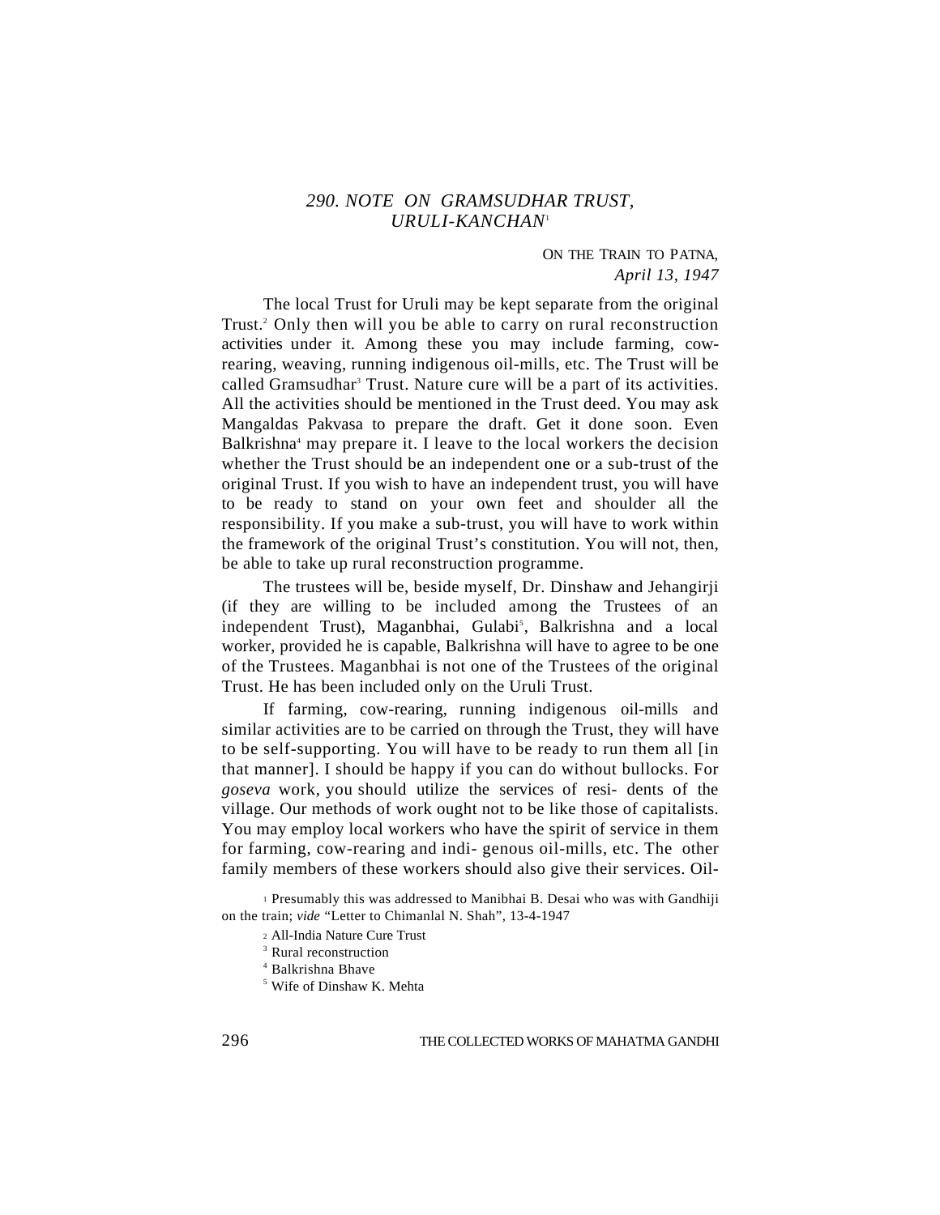## *290. NOTE ON GRAMSUDHAR TRUST, URULI-KANCHAN*[1]

ON THE TRAIN TO PATNA,
*April 13, 1947*

The local Trust for Uruli may be kept separate from the original Trust.[2] Only then will you be able to carry on rural reconstruction activities under it. Among these you may include farming, cow-rearing, weaving, running indigenous oil-mills, etc. The Trust will be called Gramsudhar[3] Trust. Nature cure will be a part of its activities. All the activities should be mentioned in the Trust deed. You may ask Mangaldas Pakvasa to prepare the draft. Get it done soon. Even Balkrishna[4] may prepare it. I leave to the local workers the decision whether the Trust should be an independent one or a sub-trust of the original Trust. If you wish to have an independent trust, you will have to be ready to stand on your own feet and shoulder all the responsibility. If you make a sub-trust, you will have to work within the framework of the original Trust's constitution. You will not, then, be able to take up rural reconstruction programme.

The trustees will be, beside myself, Dr. Dinshaw and Jehangirji (if they are willing to be included among the Trustees of an independent Trust), Maganbhai, Gulabi[5], Balkrishna and a local worker, provided he is capable, Balkrishna will have to agree to be one of the Trustees. Maganbhai is not one of the Trustees of the original Trust. He has been included only on the Uruli Trust.

If farming, cow-rearing, running indigenous oil-mills and similar activities are to be carried on through the Trust, they will have to be self-supporting. You will have to be ready to run them all [in that manner]. I should be happy if you can do without bullocks. For *goseva* work, you should utilize the services of residents of the village. Our methods of work ought not to be like those of capitalists. You may employ local workers who have the spirit of service in them for farming, cow-rearing and indigenous oil-mills, etc. The other family members of these workers should also give their services. Oil-

[1] Presumably this was addressed to Manibhai B. Desai who was with Gandhiji on the train; *vide* "Letter to Chimanlal N. Shah", 13-4-1947

[2] All-India Nature Cure Trust

[3] Rural reconstruction

[4] Balkrishna Bhave

[5] Wife of Dinshaw K. Mehta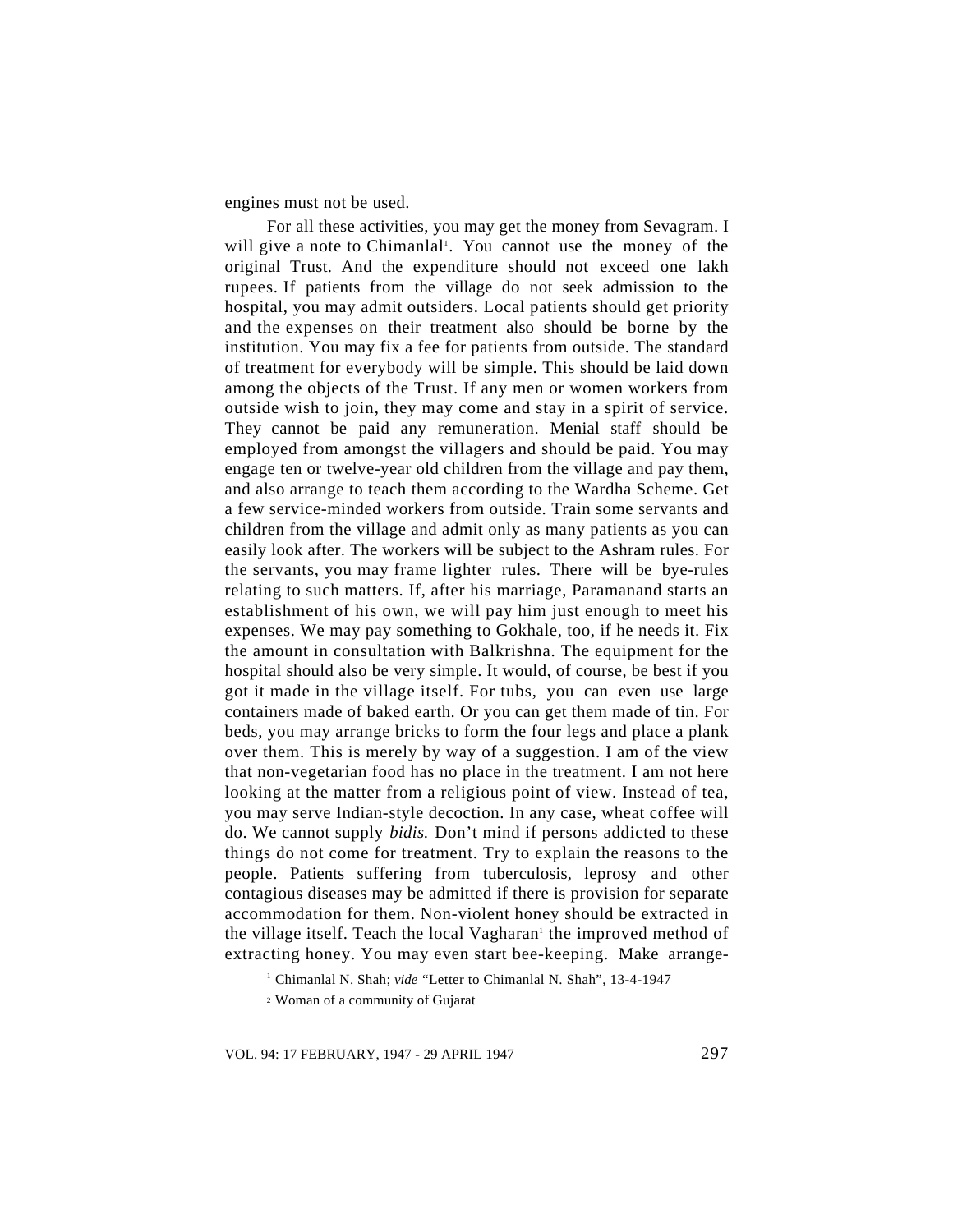engines must not be used.

For all these activities, you may get the money from Sevagram. I will give a note to Chimanlal[1]. You cannot use the money of the original Trust. And the expenditure should not exceed one lakh rupees. If patients from the village do not seek admission to the hospital, you may admit outsiders. Local patients should get priority and the expenses on their treatment also should be borne by the institution. You may fix a fee for patients from outside. The standard of treatment for everybody will be simple. This should be laid down among the objects of the Trust. If any men or women workers from outside wish to join, they may come and stay in a spirit of service. They cannot be paid any remuneration. Menial staff should be employed from amongst the villagers and should be paid. You may engage ten or twelve-year old children from the village and pay them, and also arrange to teach them according to the Wardha Scheme. Get a few service-minded workers from outside. Train some servants and children from the village and admit only as many patients as you can easily look after. The workers will be subject to the Ashram rules. For the servants, you may frame lighter rules. There will be bye-rules relating to such matters. If, after his marriage, Paramanand starts an establishment of his own, we will pay him just enough to meet his expenses. We may pay something to Gokhale, too, if he needs it. Fix the amount in consultation with Balkrishna. The equipment for the hospital should also be very simple. It would, of course, be best if you got it made in the village itself. For tubs, you can even use large containers made of baked earth. Or you can get them made of tin. For beds, you may arrange bricks to form the four legs and place a plank over them. This is merely by way of a suggestion. I am of the view that non-vegetarian food has no place in the treatment. I am not here looking at the matter from a religious point of view. Instead of tea, you may serve Indian-style decoction. In any case, wheat coffee will do. We cannot supply *bidis.* Don't mind if persons addicted to these things do not come for treatment. Try to explain the reasons to the people. Patients suffering from tuberculosis, leprosy and other contagious diseases may be admitted if there is provision for separate accommodation for them. Non-violent honey should be extracted in the village itself. Teach the local Vagharan[2] the improved method of extracting honey. You may even start bee-keeping. Make arrange-

[1] Chimanlal N. Shah; *vide* "Letter to Chimanlal N. Shah", 13-4-1947

[2] Woman of a community of Gujarat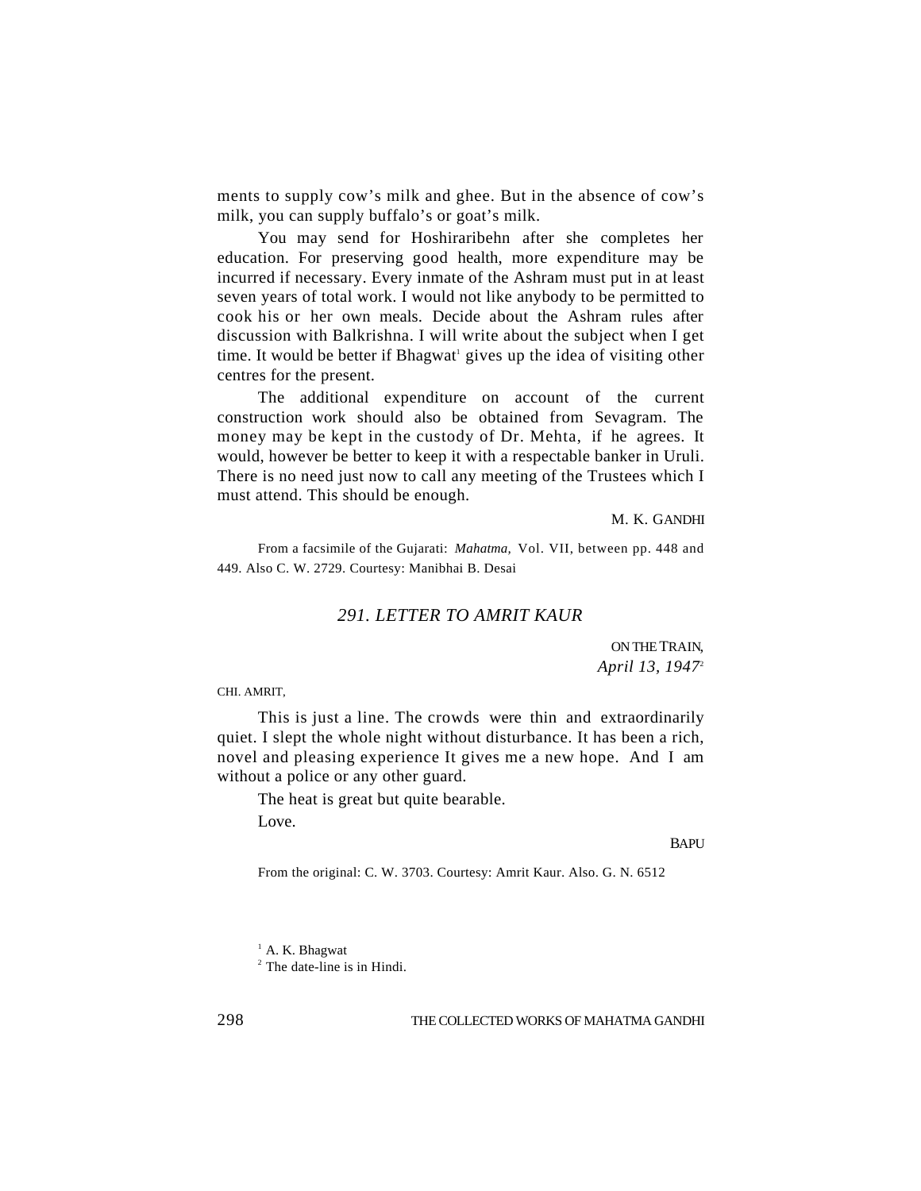ments to supply cow's milk and ghee. But in the absence of cow's milk, you can supply buffalo's or goat's milk.

You may send for Hoshiraribehn after she completes her education. For preserving good health, more expenditure may be incurred if necessary. Every inmate of the Ashram must put in at least seven years of total work. I would not like anybody to be permitted to cook his or her own meals. Decide about the Ashram rules after discussion with Balkrishna. I will write about the subject when I get time. It would be better if Bhagwat[1] gives up the idea of visiting other centres for the present.

The additional expenditure on account of the current construction work should also be obtained from Sevagram. The money may be kept in the custody of Dr. Mehta, if he agrees. It would, however be better to keep it with a respectable banker in Uruli. There is no need just now to call any meeting of the Trustees which I must attend. This should be enough.

M. K. GANDHI

From a facsimile of the Gujarati: *Mahatma,* Vol. VII, between pp. 448 and 449. Also C. W. 2729. Courtesy: Manibhai B. Desai

## *291. LETTER TO AMRIT KAUR*

ON THE TRAIN,
*April 13, 1947*[2]

CHI. AMRIT,

This is just a line. The crowds were thin and extraordinarily quiet. I slept the whole night without disturbance. It has been a rich, novel and pleasing experience It gives me a new hope. And I am without a police or any other guard.

The heat is great but quite bearable.

Love.

BAPU

From the original: C. W. 3703. Courtesy: Amrit Kaur. Also. G. N. 6512

[1] A. K. Bhagwat

[2] The date-line is in Hindi.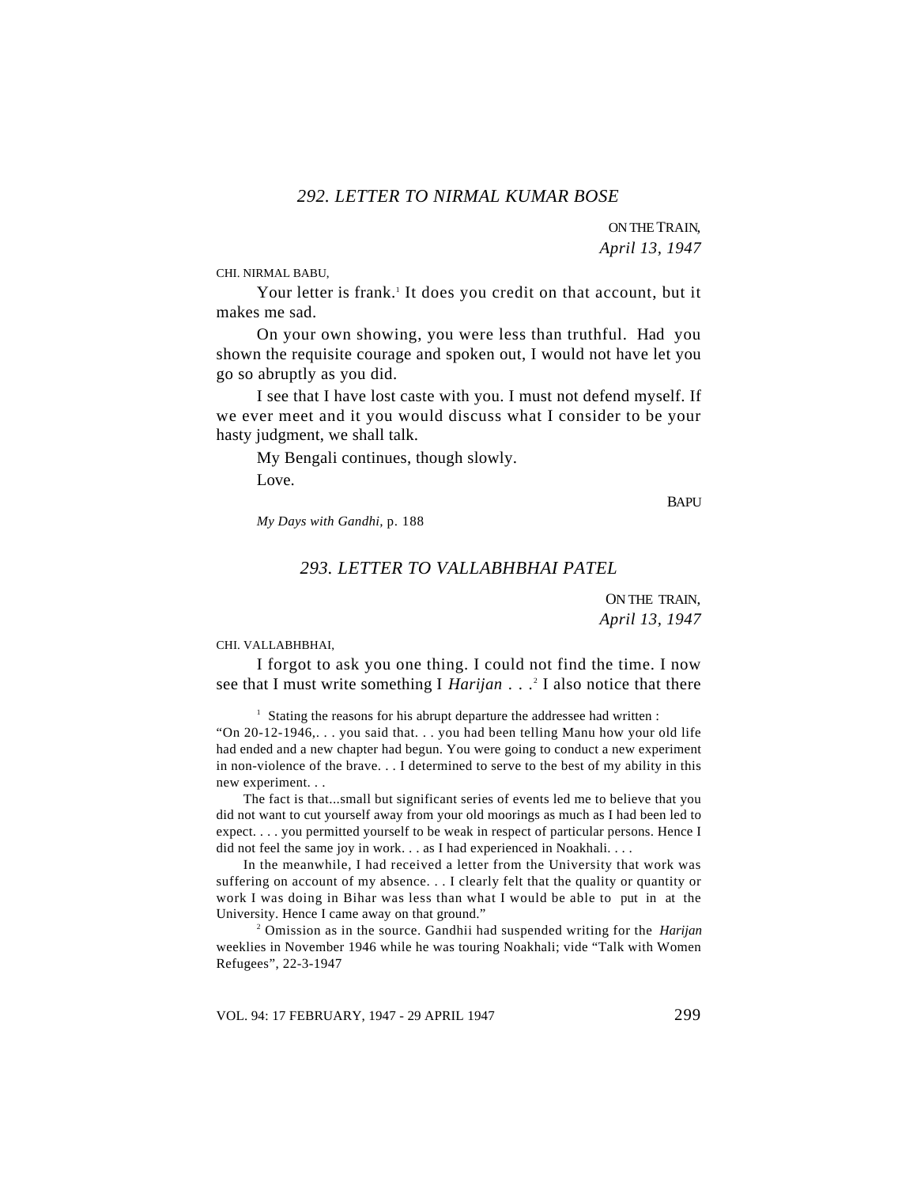### *292. LETTER TO NIRMAL KUMAR BOSE*

ON THE TRAIN,
*April 13, 1947*

CHI. NIRMAL BABU,

Your letter is frank.[1] It does you credit on that account, but it makes me sad.

On your own showing, you were less than truthful. Had you shown the requisite courage and spoken out, I would not have let you go so abruptly as you did.

I see that I have lost caste with you. I must not defend myself. If we ever meet and it you would discuss what I consider to be your hasty judgment, we shall talk.

My Bengali continues, though slowly.

Love.

BAPU

*My Days with Gandhi*, p. 188

### *293. LETTER TO VALLABHBHAI PATEL*

ON THE TRAIN,
*April 13, 1947*

CHI. VALLABHBHAI,

I forgot to ask you one thing. I could not find the time. I now see that I must write something I *Harijan* . . .[2] I also notice that there

---

[1] Stating the reasons for his abrupt departure the addressee had written :

"On 20-12-1946,. . . you said that. . . you had been telling Manu how your old life had ended and a new chapter had begun. You were going to conduct a new experiment in non-violence of the brave. . . I determined to serve to the best of my ability in this new experiment. . .

The fact is that...small but significant series of events led me to believe that you did not want to cut yourself away from your old moorings as much as I had been led to expect. . . . you permitted yourself to be weak in respect of particular persons. Hence I did not feel the same joy in work. . . as I had experienced in Noakhali. . . .

In the meanwhile, I had received a letter from the University that work was suffering on account of my absence. . . I clearly felt that the quality or quantity or work I was doing in Bihar was less than what I would be able to put in at the University. Hence I came away on that ground."

[2] Omission as in the source. Gandhii had suspended writing for the *Harijan* weeklies in November 1946 while he was touring Noakhali; vide "Talk with Women Refugees", 22-3-1947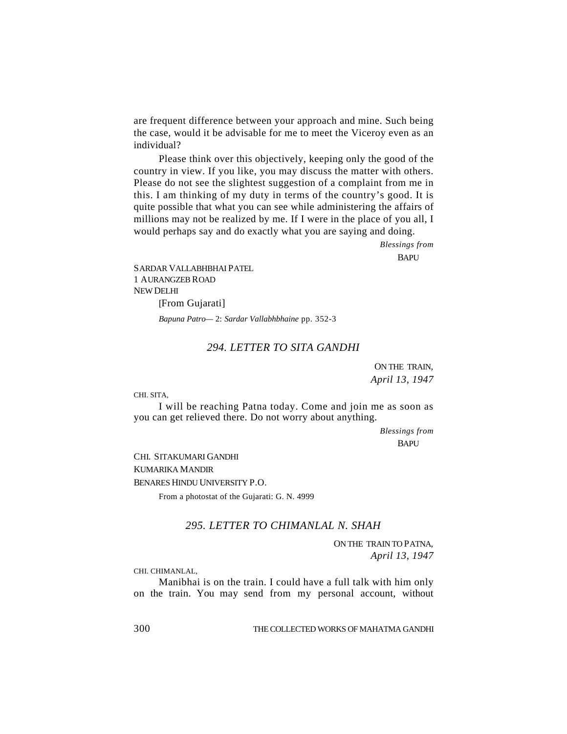are frequent difference between your approach and mine. Such being the case, would it be advisable for me to meet the Viceroy even as an individual?

Please think over this objectively, keeping only the good of the country in view. If you like, you may discuss the matter with others. Please do not see the slightest suggestion of a complaint from me in this. I am thinking of my duty in terms of the country's good. It is quite possible that what you can see while administering the affairs of millions may not be realized by me. If I were in the place of you all, I would perhaps say and do exactly what you are saying and doing.

*Blessings from*
BAPU

SARDAR VALLABHBHAI PATEL
1 AURANGZEB ROAD
NEW DELHI

[From Gujarati]

*Bapuna Patro*— 2: *Sardar Vallabhbhaine* pp. 352-3

## *294. LETTER TO SITA GANDHI*

ON THE TRAIN,
*April 13, 1947*

CHI. SITA,

I will be reaching Patna today. Come and join me as soon as you can get relieved there. Do not worry about anything.

*Blessings from*
BAPU

CHI. SITAKUMARI GANDHI
KUMARIKA MANDIR
BENARES HINDU UNIVERSITY P.O.

From a photostat of the Gujarati: G. N. 4999

## *295. LETTER TO CHIMANLAL N. SHAH*

ON THE TRAIN TO PATNA,
*April 13, 1947*

CHI. CHIMANLAL,

Manibhai is on the train. I could have a full talk with him only on the train. You may send from my personal account, without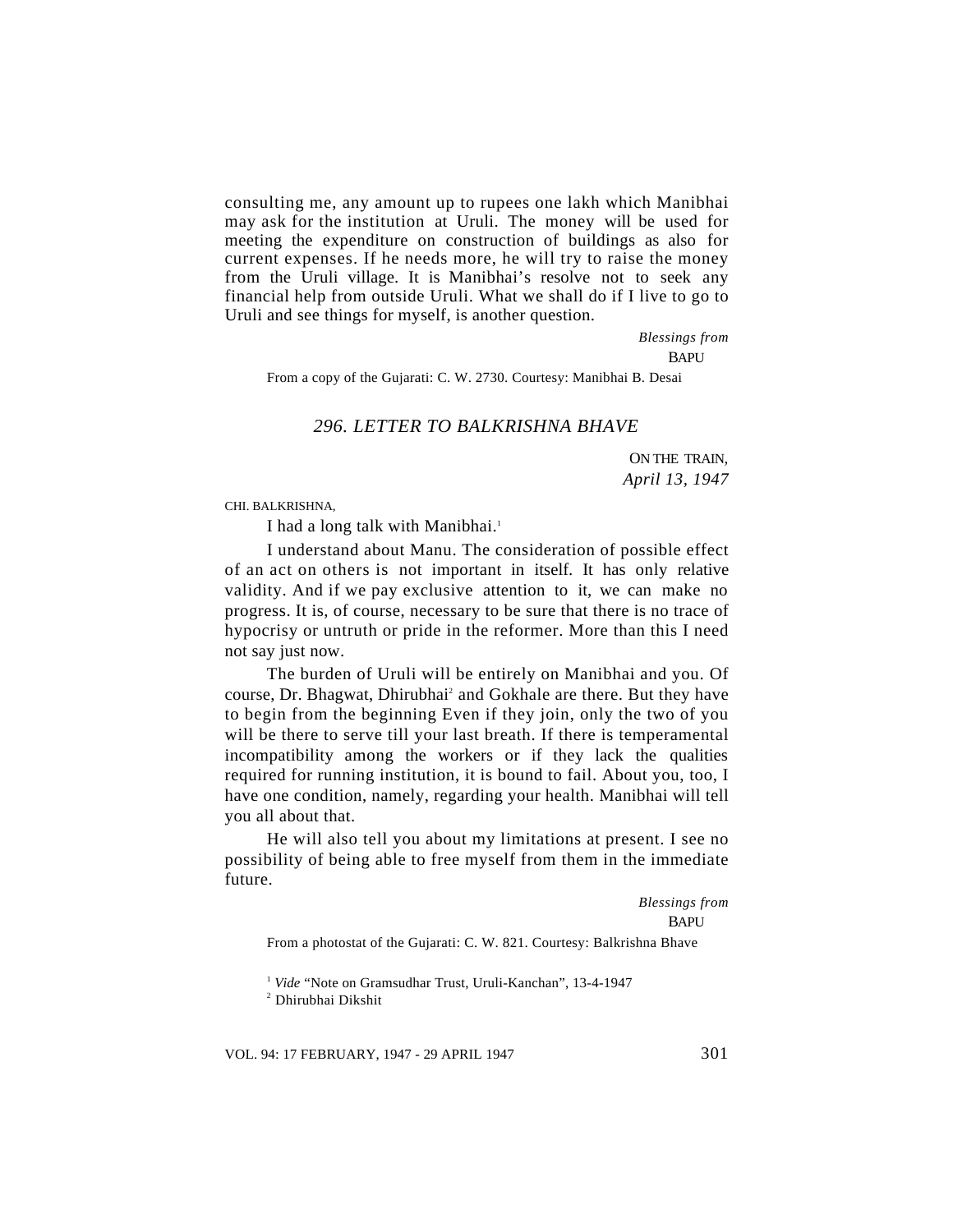consulting me, any amount up to rupees one lakh which Manibhai may ask for the institution at Uruli. The money will be used for meeting the expenditure on construction of buildings as also for current expenses. If he needs more, he will try to raise the money from the Uruli village. It is Manibhai's resolve not to seek any financial help from outside Uruli. What we shall do if I live to go to Uruli and see things for myself, is another question.

*Blessings from*
BAPU

From a copy of the Gujarati: C. W. 2730. Courtesy: Manibhai B. Desai

## *296. LETTER TO BALKRISHNA BHAVE*

ON THE TRAIN,
*April 13, 1947*

CHI. BALKRISHNA,

I had a long talk with Manibhai.[1]

I understand about Manu. The consideration of possible effect of an act on others is not important in itself. It has only relative validity. And if we pay exclusive attention to it, we can make no progress. It is, of course, necessary to be sure that there is no trace of hypocrisy or untruth or pride in the reformer. More than this I need not say just now.

The burden of Uruli will be entirely on Manibhai and you. Of course, Dr. Bhagwat, Dhirubhai[2] and Gokhale are there. But they have to begin from the beginning Even if they join, only the two of you will be there to serve till your last breath. If there is temperamental incompatibility among the workers or if they lack the qualities required for running institution, it is bound to fail. About you, too, I have one condition, namely, regarding your health. Manibhai will tell you all about that.

He will also tell you about my limitations at present. I see no possibility of being able to free myself from them in the immediate future.

*Blessings from*
BAPU

From a photostat of the Gujarati: C. W. 821. Courtesy: Balkrishna Bhave

[1] *Vide* "Note on Gramsudhar Trust, Uruli-Kanchan", 13-4-1947

[2] Dhirubhai Dikshit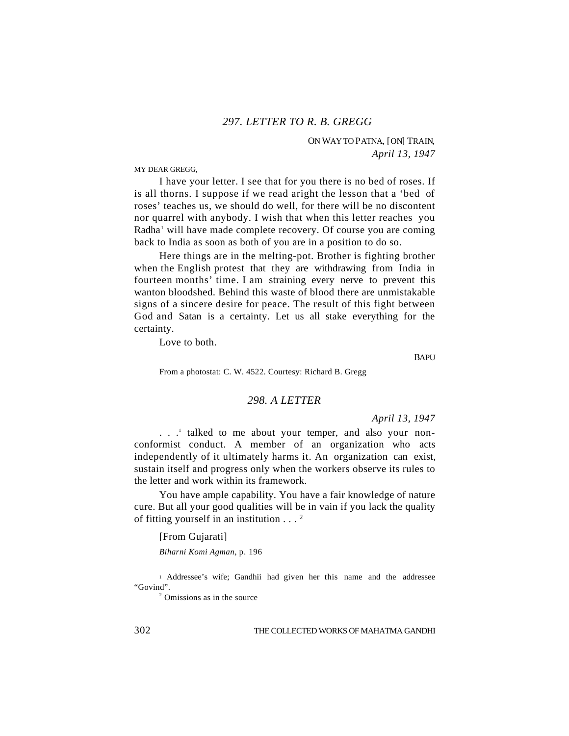## *297. LETTER TO R. B. GREGG*

ON WAY TO PATNA, [ON] TRAIN,
*April 13, 1947*

MY DEAR GREGG,

I have your letter. I see that for you there is no bed of roses. If is all thorns. I suppose if we read aright the lesson that a 'bed of roses' teaches us, we should do well, for there will be no discontent nor quarrel with anybody. I wish that when this letter reaches you Radha[1] will have made complete recovery. Of course you are coming back to India as soon as both of you are in a position to do so.

Here things are in the melting-pot. Brother is fighting brother when the English protest that they are withdrawing from India in fourteen months' time. I am straining every nerve to prevent this wanton bloodshed. Behind this waste of blood there are unmistakable signs of a sincere desire for peace. The result of this fight between God and Satan is a certainty. Let us all stake everything for the certainty.

Love to both.

BAPU

From a photostat: C. W. 4522. Courtesy: Richard B. Gregg

## *298. A LETTER*

*April 13, 1947*

. . .[1] talked to me about your temper, and also your non-conformist conduct. A member of an organization who acts independently of it ultimately harms it. An organization can exist, sustain itself and progress only when the workers observe its rules to the letter and work within its framework.

You have ample capability. You have a fair knowledge of nature cure. But all your good qualities will be in vain if you lack the quality of fitting yourself in an institution . . . [2]

[From Gujarati]

*Biharni Komi Agman*, p. 196

[1] Addressee's wife; Gandhii had given her this name and the addressee "Govind".

[2] Omissions as in the source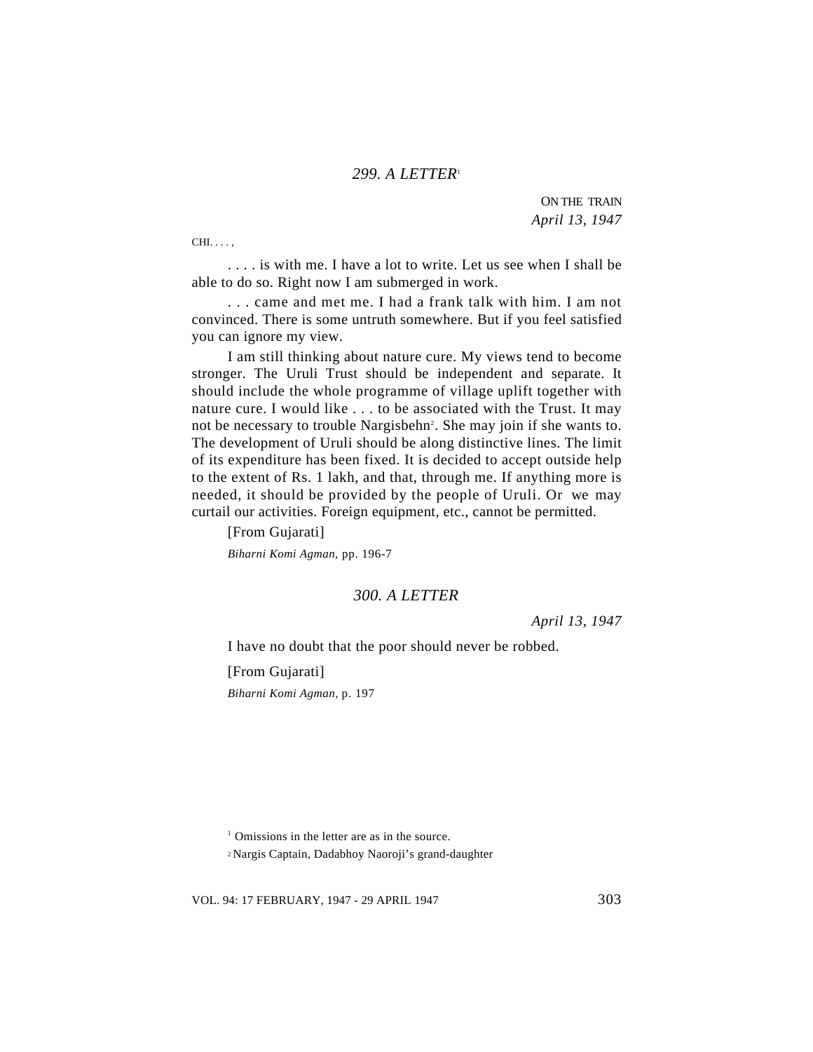### *299. A LETTER*[1]

ON THE TRAIN
*April 13, 1947*

CHI. . . . ,

. . . . is with me. I have a lot to write. Let us see when I shall be able to do so. Right now I am submerged in work.

. . . came and met me. I had a frank talk with him. I am not convinced. There is some untruth somewhere. But if you feel satisfied you can ignore my view.

I am still thinking about nature cure. My views tend to become stronger. The Uruli Trust should be independent and separate. It should include the whole programme of village uplift together with nature cure. I would like . . . to be associated with the Trust. It may not be necessary to trouble Nargisbehn[2]. She may join if she wants to. The development of Uruli should be along distinctive lines. The limit of its expenditure has been fixed. It is decided to accept outside help to the extent of Rs. 1 lakh, and that, through me. If anything more is needed, it should be provided by the people of Uruli. Or we may curtail our activities. Foreign equipment, etc., cannot be permitted.

[From Gujarati]

*Biharni Komi Agman*, pp. 196-7

### *300. A LETTER*

*April 13, 1947*

I have no doubt that the poor should never be robbed.

[From Gujarati]

*Biharni Komi Agman*, p. 197

---

[1] Omissions in the letter are as in the source.

[2] Nargis Captain, Dadabhoy Naoroji's grand-daughter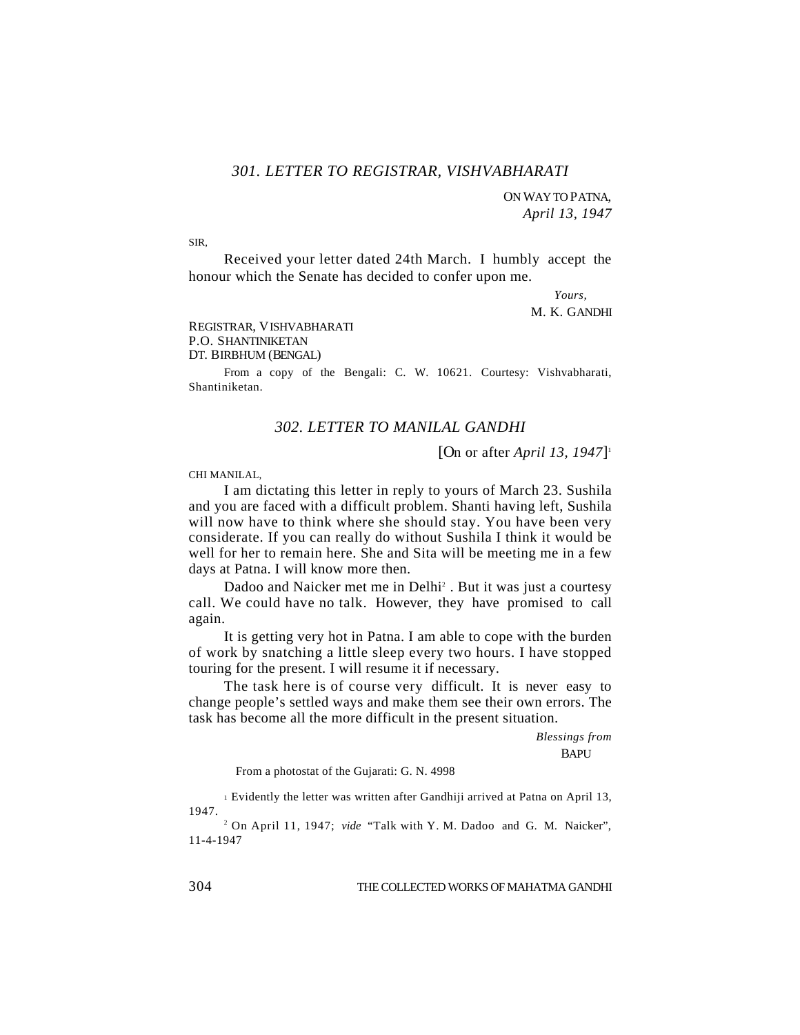## *301. LETTER TO REGISTRAR, VISHVABHARATI*

ON WAY TO PATNA,
*April 13, 1947*

SIR,

Received your letter dated 24th March. I humbly accept the honour which the Senate has decided to confer upon me.

*Yours,*
M. K. GANDHI

REGISTRAR, VISHVABHARATI
P.O. SHANTINIKETAN
DT. BIRBHUM (BENGAL)

From a copy of the Bengali: C. W. 10621. Courtesy: Vishvabharati, Shantiniketan.

## *302. LETTER TO MANILAL GANDHI*

[On or after *April 13, 1947*][1]

CHI MANILAL,

I am dictating this letter in reply to yours of March 23. Sushila and you are faced with a difficult problem. Shanti having left, Sushila will now have to think where she should stay. You have been very considerate. If you can really do without Sushila I think it would be well for her to remain here. She and Sita will be meeting me in a few days at Patna. I will know more then.

Dadoo and Naicker met me in Delhi[2] . But it was just a courtesy call. We could have no talk. However, they have promised to call again.

It is getting very hot in Patna. I am able to cope with the burden of work by snatching a little sleep every two hours. I have stopped touring for the present. I will resume it if necessary.

The task here is of course very difficult. It is never easy to change people's settled ways and make them see their own errors. The task has become all the more difficult in the present situation.

*Blessings from*
BAPU

From a photostat of the Gujarati: G. N. 4998

[1] Evidently the letter was written after Gandhiji arrived at Patna on April 13, 1947.

[2] On April 11, 1947; *vide* "Talk with Y. M. Dadoo and G. M. Naicker", 11-4-1947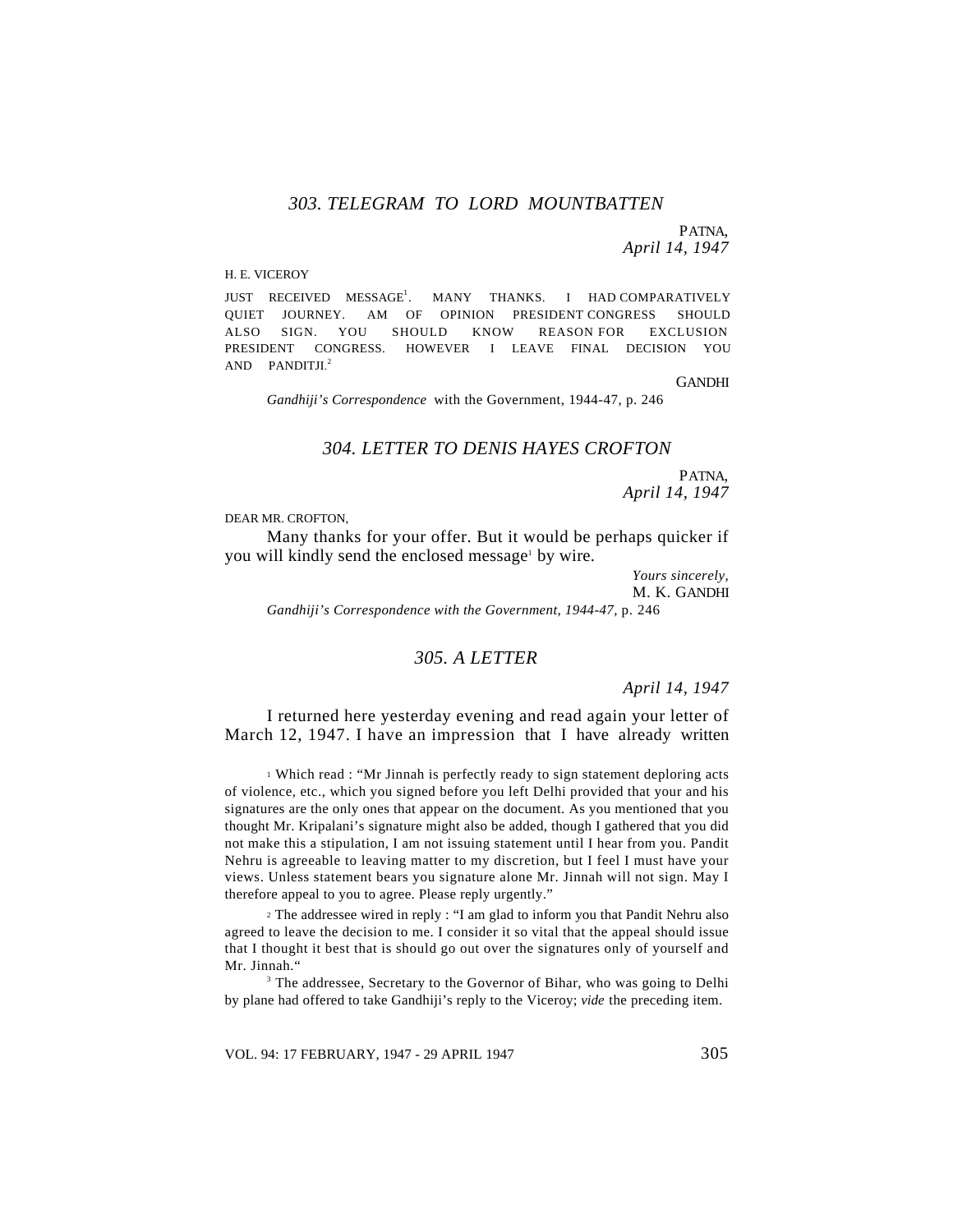## *303. TELEGRAM TO LORD MOUNTBATTEN*

PATNA,
*April 14, 1947*

H. E. VICEROY

JUST RECEIVED MESSAGE[1]. MANY THANKS. I HAD COMPARATIVELY QUIET JOURNEY. AM OF OPINION PRESIDENT CONGRESS SHOULD ALSO SIGN. YOU SHOULD KNOW REASON FOR EXCLUSION PRESIDENT CONGRESS. HOWEVER I LEAVE FINAL DECISION YOU AND PANDITJI.[2]

GANDHI

*Gandhiji's Correspondence* with the Government, 1944-47, p. 246

## *304. LETTER TO DENIS HAYES CROFTON*

PATNA,
*April 14, 1947*

DEAR MR. CROFTON,

Many thanks for your offer. But it would be perhaps quicker if you will kindly send the enclosed message[1] by wire.

*Yours sincerely,*
M. K. GANDHI

*Gandhiji's Correspondence with the Government, 1944-47,* p. 246

## *305. A LETTER*

*April 14, 1947*

I returned here yesterday evening and read again your letter of March 12, 1947. I have an impression that I have already written

---

[1] Which read : "Mr Jinnah is perfectly ready to sign statement deploring acts of violence, etc., which you signed before you left Delhi provided that your and his signatures are the only ones that appear on the document. As you mentioned that you thought Mr. Kripalani's signature might also be added, though I gathered that you did not make this a stipulation, I am not issuing statement until I hear from you. Pandit Nehru is agreeable to leaving matter to my discretion, but I feel I must have your views. Unless statement bears you signature alone Mr. Jinnah will not sign. May I therefore appeal to you to agree. Please reply urgently."

[2] The addressee wired in reply : "I am glad to inform you that Pandit Nehru also agreed to leave the decision to me. I consider it so vital that the appeal should issue that I thought it best that is should go out over the signatures only of yourself and Mr. Jinnah."

[3] The addressee, Secretary to the Governor of Bihar, who was going to Delhi by plane had offered to take Gandhiji's reply to the Viceroy; *vide* the preceding item.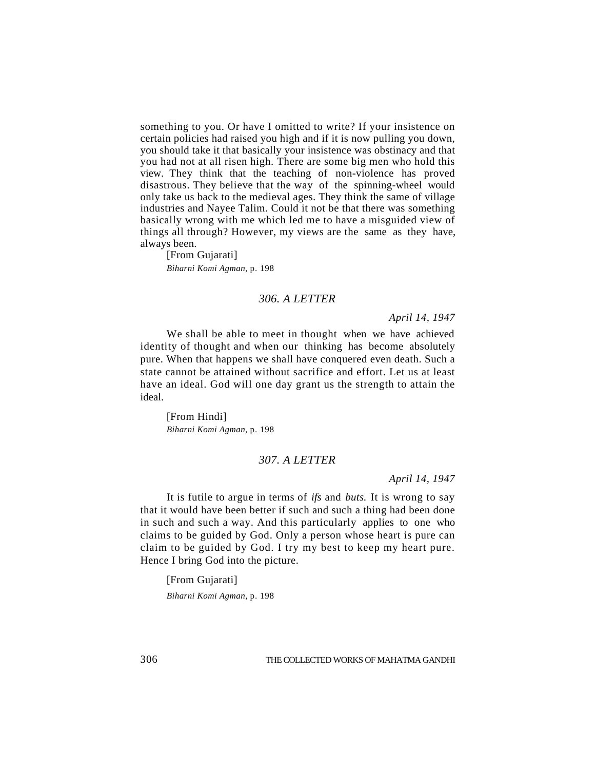something to you. Or have I omitted to write? If your insistence on certain policies had raised you high and if it is now pulling you down, you should take it that basically your insistence was obstinacy and that you had not at all risen high. There are some big men who hold this view. They think that the teaching of non-violence has proved disastrous. They believe that the way of the spinning-wheel would only take us back to the medieval ages. They think the same of village industries and Nayee Talim. Could it not be that there was something basically wrong with me which led me to have a misguided view of things all through? However, my views are the same as they have, always been.

[From Gujarati]

*Biharni Komi Agman*, p. 198

### *306. A LETTER*

*April 14, 1947*

We shall be able to meet in thought when we have achieved identity of thought and when our thinking has become absolutely pure. When that happens we shall have conquered even death. Such a state cannot be attained without sacrifice and effort. Let us at least have an ideal. God will one day grant us the strength to attain the ideal.

[From Hindi]

*Biharni Komi Agman*, p. 198

### *307. A LETTER*

*April 14, 1947*

It is futile to argue in terms of *ifs* and *buts.* It is wrong to say that it would have been better if such and such a thing had been done in such and such a way. And this particularly applies to one who claims to be guided by God. Only a person whose heart is pure can claim to be guided by God. I try my best to keep my heart pure. Hence I bring God into the picture.

[From Gujarati]

*Biharni Komi Agman*, p. 198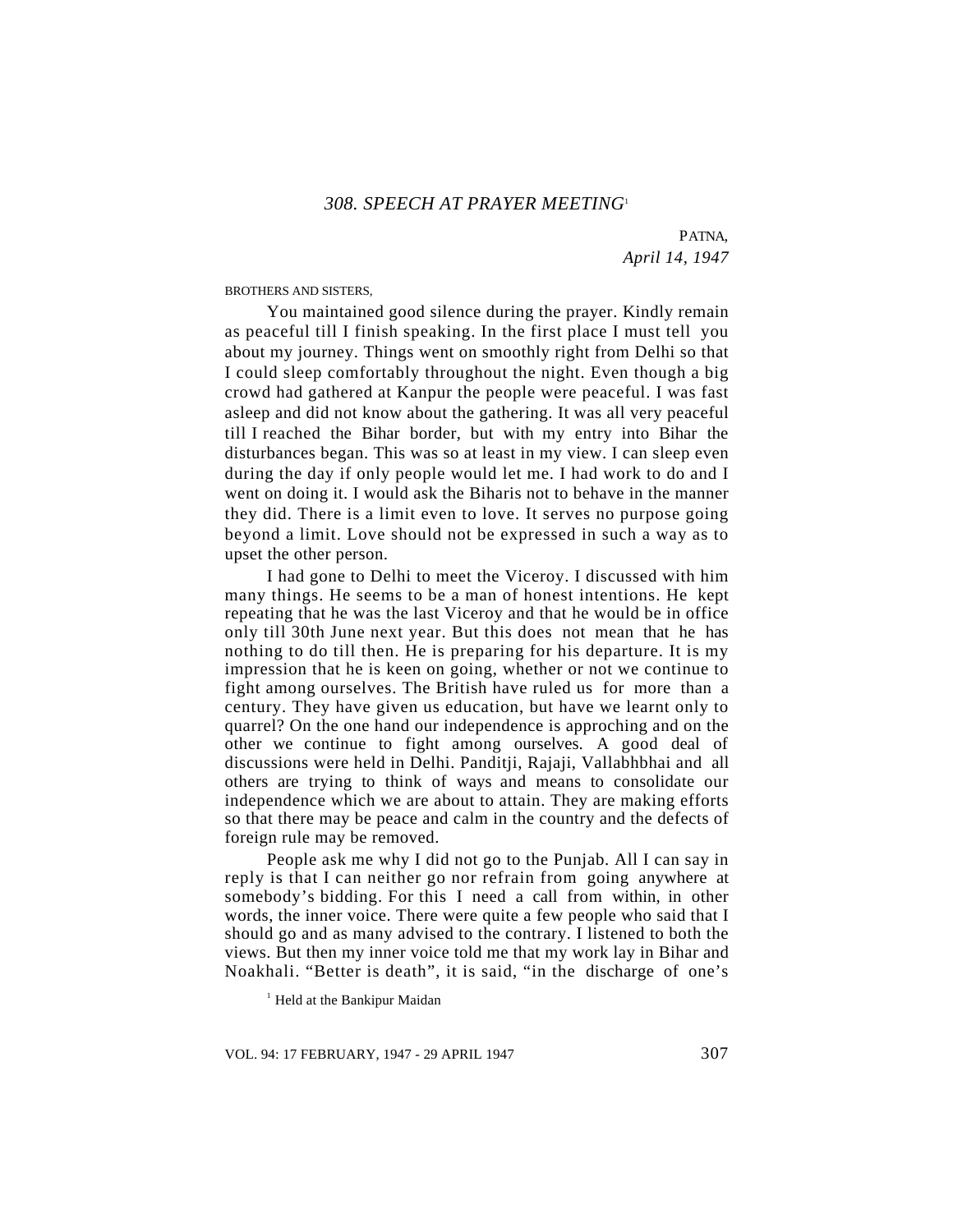## *308. SPEECH AT PRAYER MEETING*[1]

PATNA,
*April 14, 1947*

BROTHERS AND SISTERS,

You maintained good silence during the prayer. Kindly remain as peaceful till I finish speaking. In the first place I must tell you about my journey. Things went on smoothly right from Delhi so that I could sleep comfortably throughout the night. Even though a big crowd had gathered at Kanpur the people were peaceful. I was fast asleep and did not know about the gathering. It was all very peaceful till I reached the Bihar border, but with my entry into Bihar the disturbances began. This was so at least in my view. I can sleep even during the day if only people would let me. I had work to do and I went on doing it. I would ask the Biharis not to behave in the manner they did. There is a limit even to love. It serves no purpose going beyond a limit. Love should not be expressed in such a way as to upset the other person.

I had gone to Delhi to meet the Viceroy. I discussed with him many things. He seems to be a man of honest intentions. He kept repeating that he was the last Viceroy and that he would be in office only till 30th June next year. But this does not mean that he has nothing to do till then. He is preparing for his departure. It is my impression that he is keen on going, whether or not we continue to fight among ourselves. The British have ruled us for more than a century. They have given us education, but have we learnt only to quarrel? On the one hand our independence is approching and on the other we continue to fight among ourselves. A good deal of discussions were held in Delhi. Panditji, Rajaji, Vallabhbhai and all others are trying to think of ways and means to consolidate our independence which we are about to attain. They are making efforts so that there may be peace and calm in the country and the defects of foreign rule may be removed.

People ask me why I did not go to the Punjab. All I can say in reply is that I can neither go nor refrain from going anywhere at somebody's bidding. For this I need a call from within, in other words, the inner voice. There were quite a few people who said that I should go and as many advised to the contrary. I listened to both the views. But then my inner voice told me that my work lay in Bihar and Noakhali. "Better is death", it is said, "in the discharge of one's

[1] Held at the Bankipur Maidan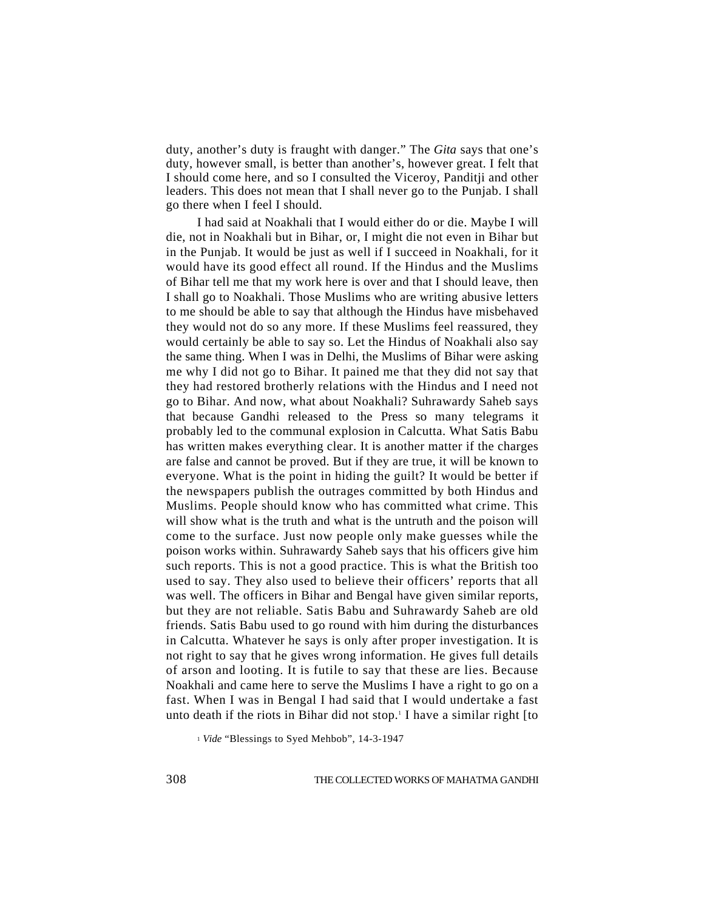duty, another's duty is fraught with danger." The *Gita* says that one's duty, however small, is better than another's, however great. I felt that I should come here, and so I consulted the Viceroy, Panditji and other leaders. This does not mean that I shall never go to the Punjab. I shall go there when I feel I should.

I had said at Noakhali that I would either do or die. Maybe I will die, not in Noakhali but in Bihar, or, I might die not even in Bihar but in the Punjab. It would be just as well if I succeed in Noakhali, for it would have its good effect all round. If the Hindus and the Muslims of Bihar tell me that my work here is over and that I should leave, then I shall go to Noakhali. Those Muslims who are writing abusive letters to me should be able to say that although the Hindus have misbehaved they would not do so any more. If these Muslims feel reassured, they would certainly be able to say so. Let the Hindus of Noakhali also say the same thing. When I was in Delhi, the Muslims of Bihar were asking me why I did not go to Bihar. It pained me that they did not say that they had restored brotherly relations with the Hindus and I need not go to Bihar. And now, what about Noakhali? Suhrawardy Saheb says that because Gandhi released to the Press so many telegrams it probably led to the communal explosion in Calcutta. What Satis Babu has written makes everything clear. It is another matter if the charges are false and cannot be proved. But if they are true, it will be known to everyone. What is the point in hiding the guilt? It would be better if the newspapers publish the outrages committed by both Hindus and Muslims. People should know who has committed what crime. This will show what is the truth and what is the untruth and the poison will come to the surface. Just now people only make guesses while the poison works within. Suhrawardy Saheb says that his officers give him such reports. This is not a good practice. This is what the British too used to say. They also used to believe their officers' reports that all was well. The officers in Bihar and Bengal have given similar reports, but they are not reliable. Satis Babu and Suhrawardy Saheb are old friends. Satis Babu used to go round with him during the disturbances in Calcutta. Whatever he says is only after proper investigation. It is not right to say that he gives wrong information. He gives full details of arson and looting. It is futile to say that these are lies. Because Noakhali and came here to serve the Muslims I have a right to go on a fast. When I was in Bengal I had said that I would undertake a fast unto death if the riots in Bihar did not stop.[1] I have a similar right [to

[1] *Vide* "Blessings to Syed Mehbob", 14-3-1947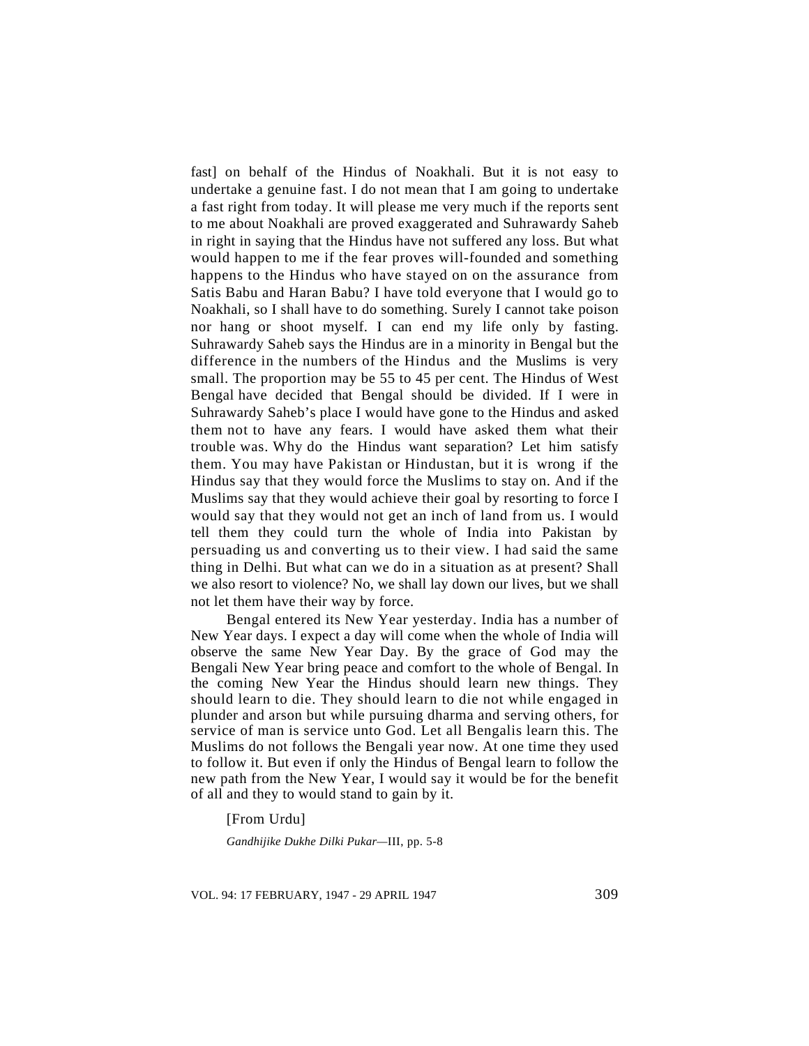fast] on behalf of the Hindus of Noakhali. But it is not easy to undertake a genuine fast. I do not mean that I am going to undertake a fast right from today. It will please me very much if the reports sent to me about Noakhali are proved exaggerated and Suhrawardy Saheb in right in saying that the Hindus have not suffered any loss. But what would happen to me if the fear proves will-founded and something happens to the Hindus who have stayed on on the assurance from Satis Babu and Haran Babu? I have told everyone that I would go to Noakhali, so I shall have to do something. Surely I cannot take poison nor hang or shoot myself. I can end my life only by fasting. Suhrawardy Saheb says the Hindus are in a minority in Bengal but the difference in the numbers of the Hindus and the Muslims is very small. The proportion may be 55 to 45 per cent. The Hindus of West Bengal have decided that Bengal should be divided. If I were in Suhrawardy Saheb's place I would have gone to the Hindus and asked them not to have any fears. I would have asked them what their trouble was. Why do the Hindus want separation? Let him satisfy them. You may have Pakistan or Hindustan, but it is wrong if the Hindus say that they would force the Muslims to stay on. And if the Muslims say that they would achieve their goal by resorting to force I would say that they would not get an inch of land from us. I would tell them they could turn the whole of India into Pakistan by persuading us and converting us to their view. I had said the same thing in Delhi. But what can we do in a situation as at present? Shall we also resort to violence? No, we shall lay down our lives, but we shall not let them have their way by force.

Bengal entered its New Year yesterday. India has a number of New Year days. I expect a day will come when the whole of India will observe the same New Year Day. By the grace of God may the Bengali New Year bring peace and comfort to the whole of Bengal. In the coming New Year the Hindus should learn new things. They should learn to die. They should learn to die not while engaged in plunder and arson but while pursuing dharma and serving others, for service of man is service unto God. Let all Bengalis learn this. The Muslims do not follows the Bengali year now. At one time they used to follow it. But even if only the Hindus of Bengal learn to follow the new path from the New Year, I would say it would be for the benefit of all and they to would stand to gain by it.

[From Urdu]

*Gandhijike Dukhe Dilki Pukar*—III, pp. 5-8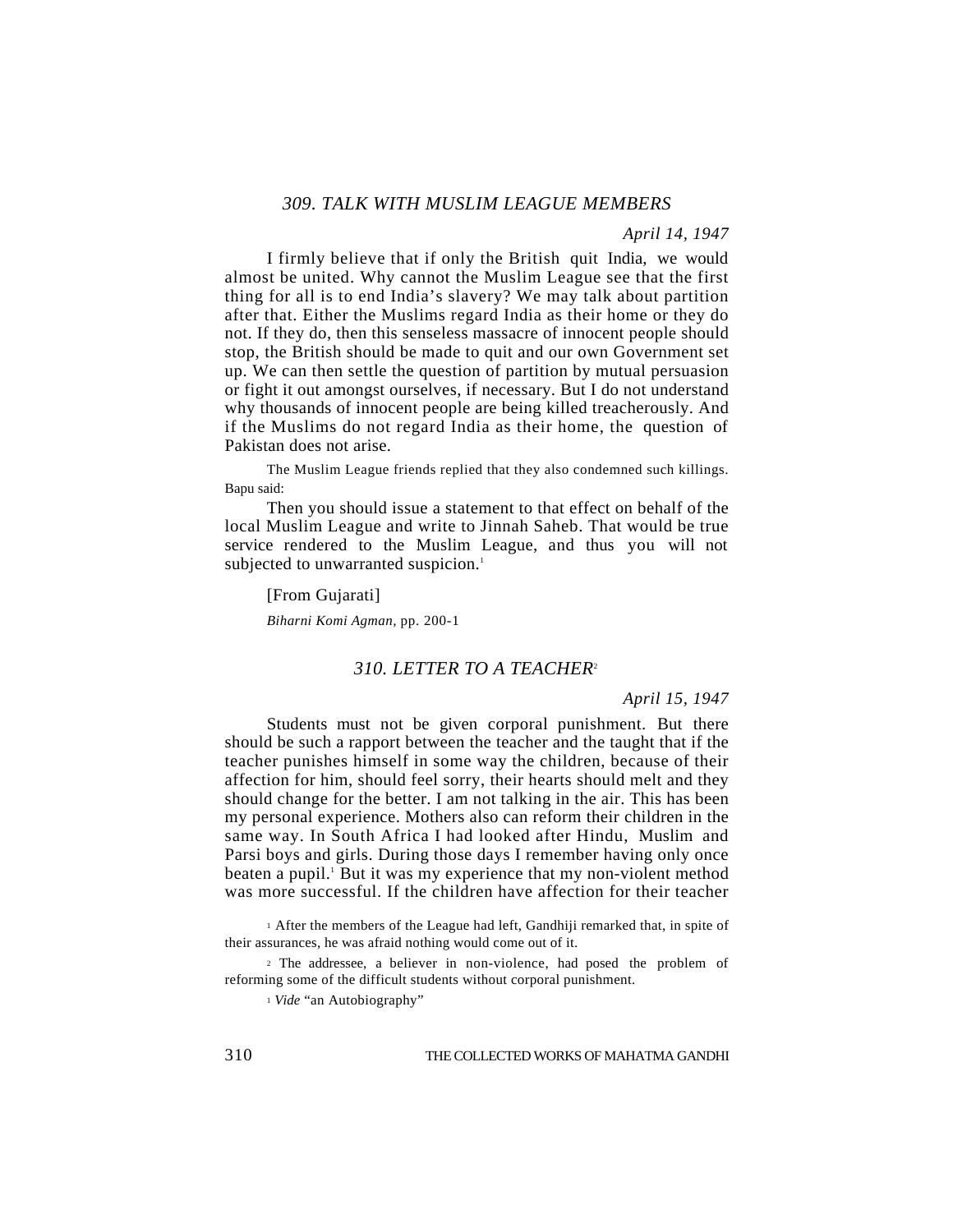### *309. TALK WITH MUSLIM LEAGUE MEMBERS*

*April 14, 1947*

I firmly believe that if only the British quit India, we would almost be united. Why cannot the Muslim League see that the first thing for all is to end India's slavery? We may talk about partition after that. Either the Muslims regard India as their home or they do not. If they do, then this senseless massacre of innocent people should stop, the British should be made to quit and our own Government set up. We can then settle the question of partition by mutual persuasion or fight it out amongst ourselves, if necessary. But I do not understand why thousands of innocent people are being killed treacherously. And if the Muslims do not regard India as their home, the question of Pakistan does not arise.

The Muslim League friends replied that they also condemned such killings. Bapu said:

Then you should issue a statement to that effect on behalf of the local Muslim League and write to Jinnah Saheb. That would be true service rendered to the Muslim League, and thus you will not subjected to unwarranted suspicion.[1]

[From Gujarati]

*Biharni Komi Agman,* pp. 200-1

### *310. LETTER TO A TEACHER*[2]

*April 15, 1947*

Students must not be given corporal punishment. But there should be such a rapport between the teacher and the taught that if the teacher punishes himself in some way the children, because of their affection for him, should feel sorry, their hearts should melt and they should change for the better. I am not talking in the air. This has been my personal experience. Mothers also can reform their children in the same way. In South Africa I had looked after Hindu, Muslim and Parsi boys and girls. During those days I remember having only once beaten a pupil.[1] But it was my experience that my non-violent method was more successful. If the children have affection for their teacher

[1] After the members of the League had left, Gandhiji remarked that, in spite of their assurances, he was afraid nothing would come out of it.

[2] The addressee, a believer in non-violence, had posed the problem of reforming some of the difficult students without corporal punishment.

[1] *Vide* "an Autobiography"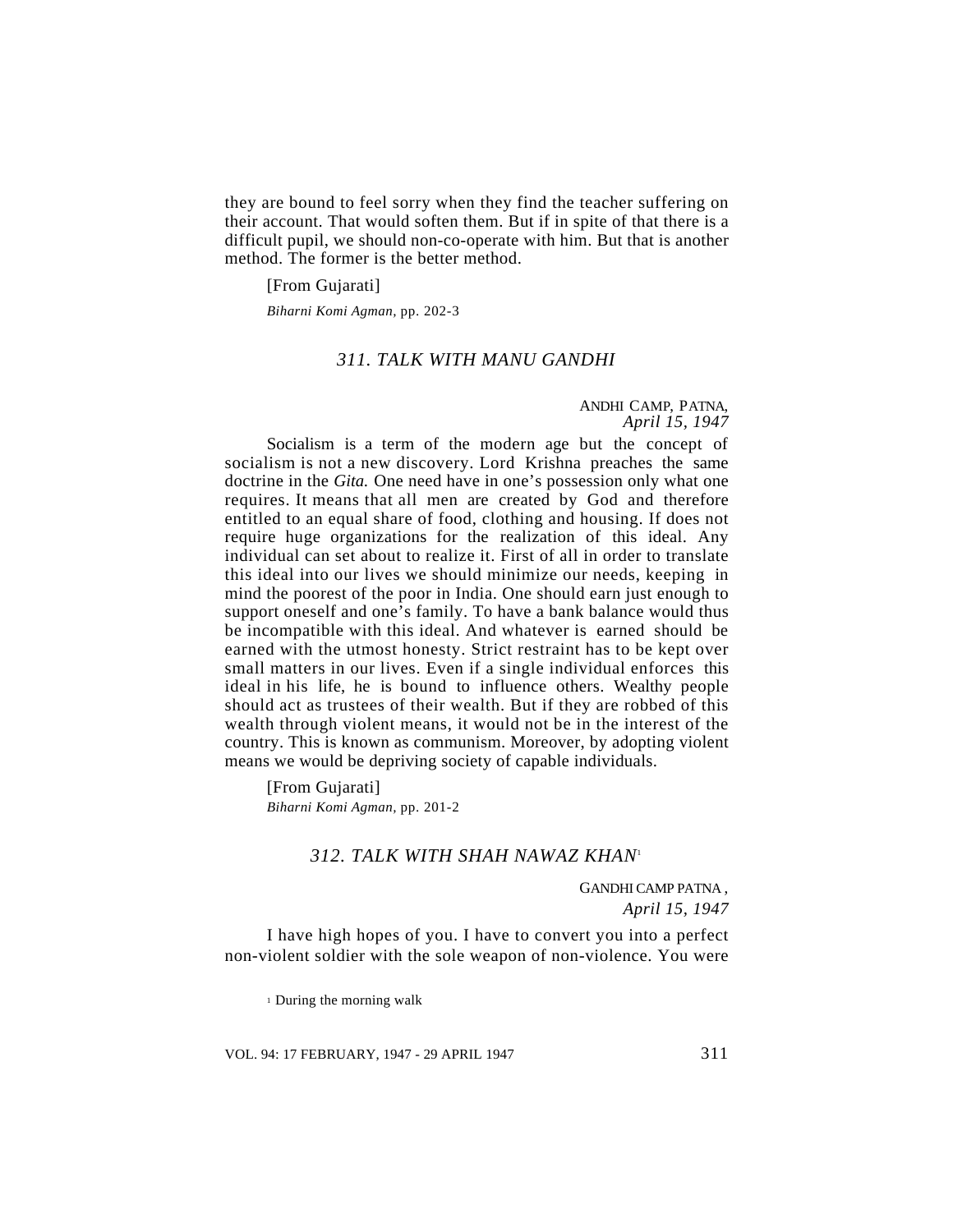they are bound to feel sorry when they find the teacher suffering on their account. That would soften them. But if in spite of that there is a difficult pupil, we should non-co-operate with him. But that is another method. The former is the better method.

[From Gujarati]

*Biharni Komi Agman,* pp. 202-3

### *311. TALK WITH MANU GANDHI*

ANDHI CAMP, PATNA,
*April 15, 1947*

Socialism is a term of the modern age but the concept of socialism is not a new discovery. Lord Krishna preaches the same doctrine in the *Gita.* One need have in one's possession only what one requires. It means that all men are created by God and therefore entitled to an equal share of food, clothing and housing. If does not require huge organizations for the realization of this ideal. Any individual can set about to realize it. First of all in order to translate this ideal into our lives we should minimize our needs, keeping in mind the poorest of the poor in India. One should earn just enough to support oneself and one's family. To have a bank balance would thus be incompatible with this ideal. And whatever is earned should be earned with the utmost honesty. Strict restraint has to be kept over small matters in our lives. Even if a single individual enforces this ideal in his life, he is bound to influence others. Wealthy people should act as trustees of their wealth. But if they are robbed of this wealth through violent means, it would not be in the interest of the country. This is known as communism. Moreover, by adopting violent means we would be depriving society of capable individuals.

[From Gujarati]
*Biharni Komi Agman,* pp. 201-2

### *312. TALK WITH SHAH NAWAZ KHAN*[1]

GANDHI CAMP PATNA ,
*April 15, 1947*

I have high hopes of you. I have to convert you into a perfect non-violent soldier with the sole weapon of non-violence. You were

[1] During the morning walk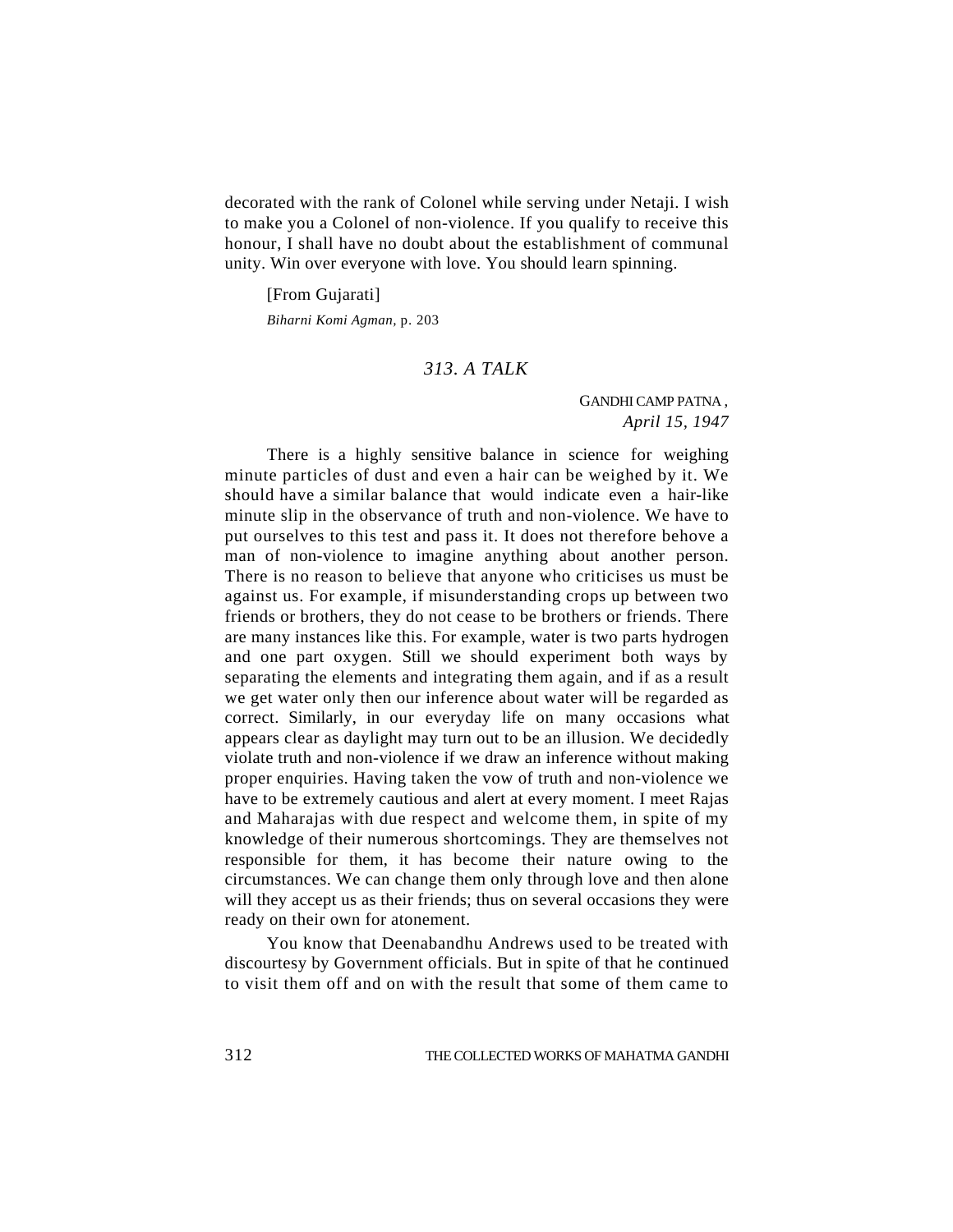decorated with the rank of Colonel while serving under Netaji. I wish to make you a Colonel of non-violence. If you qualify to receive this honour, I shall have no doubt about the establishment of communal unity. Win over everyone with love. You should learn spinning.

[From Gujarati]

*Biharni Komi Agman*, p. 203

### *313. A TALK*

GANDHI CAMP PATNA,
*April 15, 1947*

There is a highly sensitive balance in science for weighing minute particles of dust and even a hair can be weighed by it. We should have a similar balance that would indicate even a hair-like minute slip in the observance of truth and non-violence. We have to put ourselves to this test and pass it. It does not therefore behove a man of non-violence to imagine anything about another person. There is no reason to believe that anyone who criticises us must be against us. For example, if misunderstanding crops up between two friends or brothers, they do not cease to be brothers or friends. There are many instances like this. For example, water is two parts hydrogen and one part oxygen. Still we should experiment both ways by separating the elements and integrating them again, and if as a result we get water only then our inference about water will be regarded as correct. Similarly, in our everyday life on many occasions what appears clear as daylight may turn out to be an illusion. We decidedly violate truth and non-violence if we draw an inference without making proper enquiries. Having taken the vow of truth and non-violence we have to be extremely cautious and alert at every moment. I meet Rajas and Maharajas with due respect and welcome them, in spite of my knowledge of their numerous shortcomings. They are themselves not responsible for them, it has become their nature owing to the circumstances. We can change them only through love and then alone will they accept us as their friends; thus on several occasions they were ready on their own for atonement.

You know that Deenabandhu Andrews used to be treated with discourtesy by Government officials. But in spite of that he continued to visit them off and on with the result that some of them came to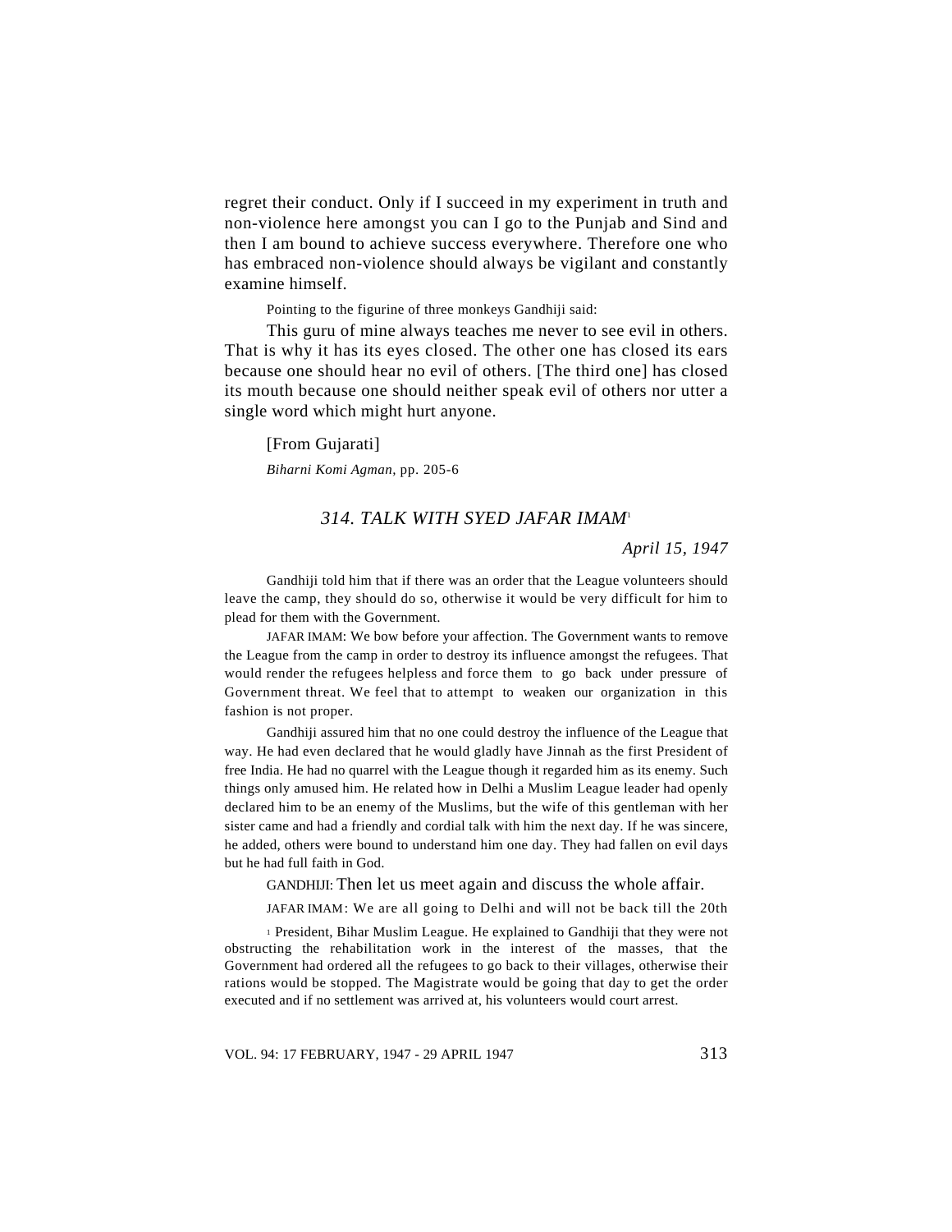regret their conduct. Only if I succeed in my experiment in truth and non-violence here amongst you can I go to the Punjab and Sind and then I am bound to achieve success everywhere. Therefore one who has embraced non-violence should always be vigilant and constantly examine himself.

Pointing to the figurine of three monkeys Gandhiji said:

This guru of mine always teaches me never to see evil in others. That is why it has its eyes closed. The other one has closed its ears because one should hear no evil of others. [The third one] has closed its mouth because one should neither speak evil of others nor utter a single word which might hurt anyone.

[From Gujarati]

*Biharni Komi Agman*, pp. 205-6

## *314. TALK WITH SYED JAFAR IMAM*[1]

*April 15, 1947*

Gandhiji told him that if there was an order that the League volunteers should leave the camp, they should do so, otherwise it would be very difficult for him to plead for them with the Government.

JAFAR IMAM: We bow before your affection. The Government wants to remove the League from the camp in order to destroy its influence amongst the refugees. That would render the refugees helpless and force them to go back under pressure of Government threat. We feel that to attempt to weaken our organization in this fashion is not proper.

Gandhiji assured him that no one could destroy the influence of the League that way. He had even declared that he would gladly have Jinnah as the first President of free India. He had no quarrel with the League though it regarded him as its enemy. Such things only amused him. He related how in Delhi a Muslim League leader had openly declared him to be an enemy of the Muslims, but the wife of this gentleman with her sister came and had a friendly and cordial talk with him the next day. If he was sincere, he added, others were bound to understand him one day. They had fallen on evil days but he had full faith in God.

GANDHIJI: Then let us meet again and discuss the whole affair.

JAFAR IMAM: We are all going to Delhi and will not be back till the 20th

[1] President, Bihar Muslim League. He explained to Gandhiji that they were not obstructing the rehabilitation work in the interest of the masses, that the Government had ordered all the refugees to go back to their villages, otherwise their rations would be stopped. The Magistrate would be going that day to get the order executed and if no settlement was arrived at, his volunteers would court arrest.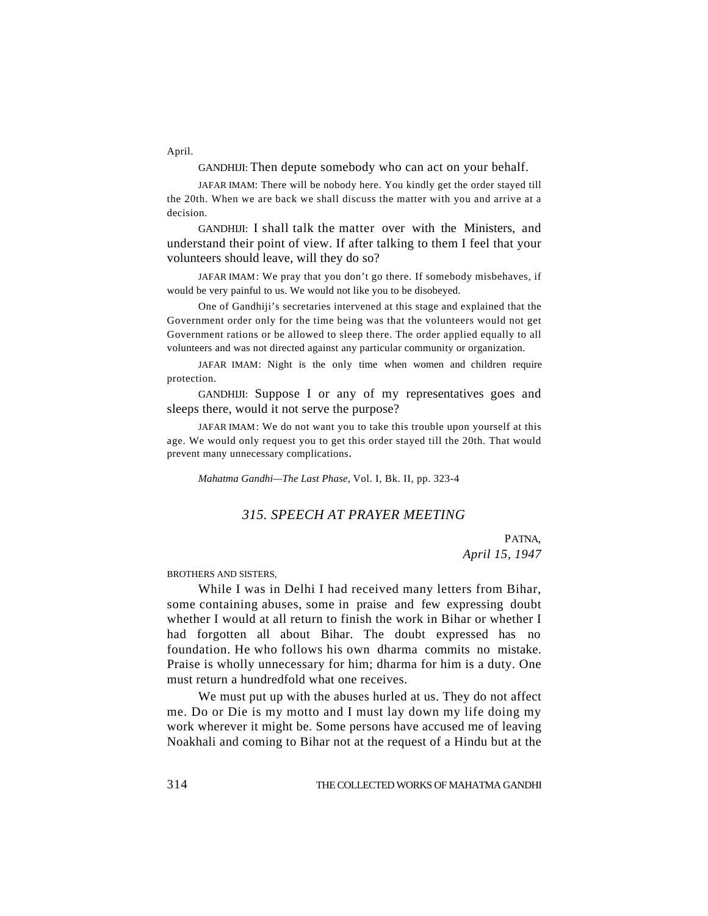April.

GANDHIJI: Then depute somebody who can act on your behalf.

JAFAR IMAM: There will be nobody here. You kindly get the order stayed till the 20th. When we are back we shall discuss the matter with you and arrive at a decision.

GANDHIJI: I shall talk the matter over with the Ministers, and understand their point of view. If after talking to them I feel that your volunteers should leave, will they do so?

JAFAR IMAM: We pray that you don't go there. If somebody misbehaves, if would be very painful to us. We would not like you to be disobeyed.

One of Gandhiji's secretaries intervened at this stage and explained that the Government order only for the time being was that the volunteers would not get Government rations or be allowed to sleep there. The order applied equally to all volunteers and was not directed against any particular community or organization.

JAFAR IMAM: Night is the only time when women and children require protection.

GANDHIJI: Suppose I or any of my representatives goes and sleeps there, would it not serve the purpose?

JAFAR IMAM: We do not want you to take this trouble upon yourself at this age. We would only request you to get this order stayed till the 20th. That would prevent many unnecessary complications.

*Mahatma Gandhi—The Last Phase,* Vol. I, Bk. II, pp. 323-4

## *315. SPEECH AT PRAYER MEETING*

PATNA,
*April 15, 1947*

BROTHERS AND SISTERS,

While I was in Delhi I had received many letters from Bihar, some containing abuses, some in praise and few expressing doubt whether I would at all return to finish the work in Bihar or whether I had forgotten all about Bihar. The doubt expressed has no foundation. He who follows his own dharma commits no mistake. Praise is wholly unnecessary for him; dharma for him is a duty. One must return a hundredfold what one receives.

We must put up with the abuses hurled at us. They do not affect me. Do or Die is my motto and I must lay down my life doing my work wherever it might be. Some persons have accused me of leaving Noakhali and coming to Bihar not at the request of a Hindu but at the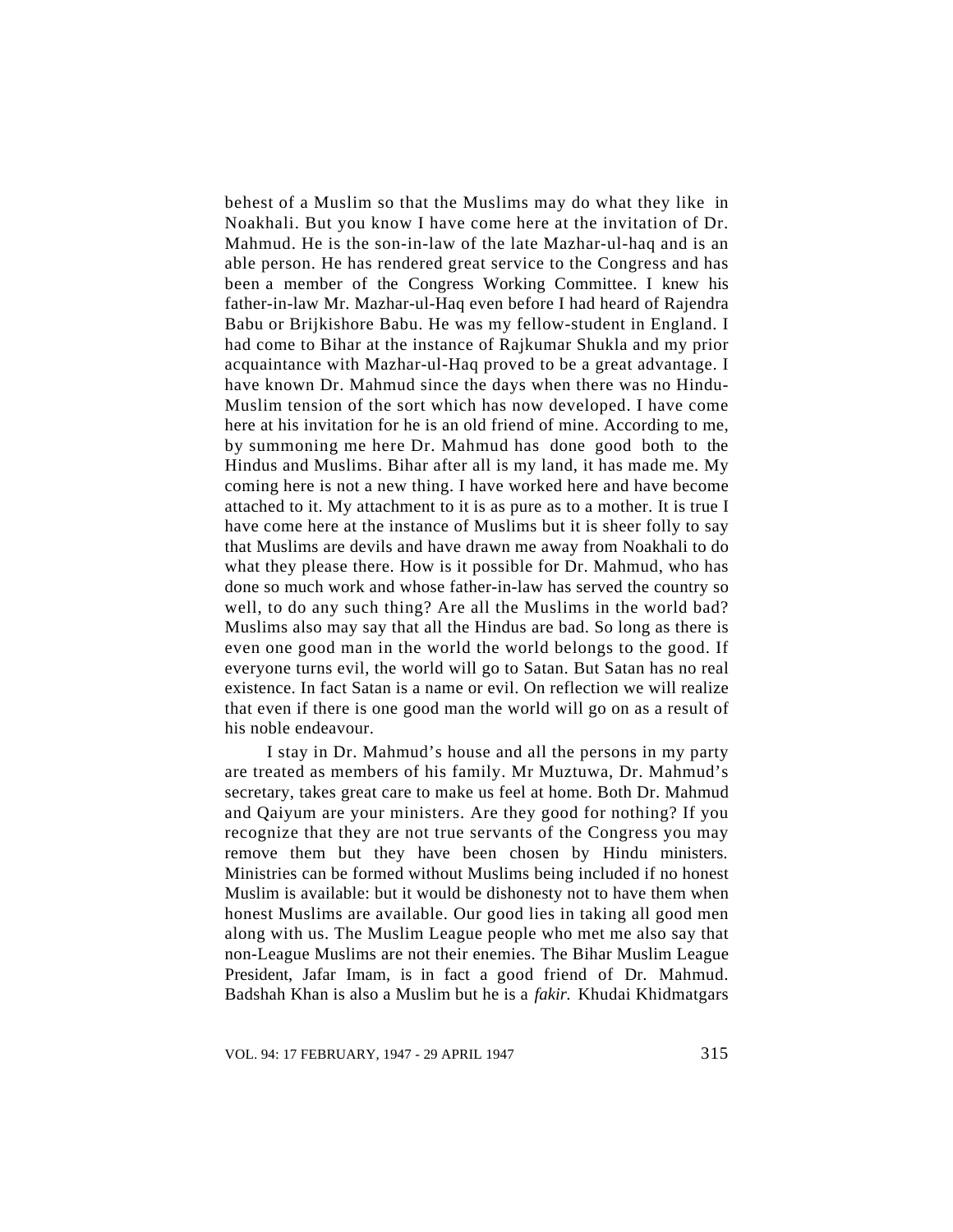behest of a Muslim so that the Muslims may do what they like in Noakhali. But you know I have come here at the invitation of Dr. Mahmud. He is the son-in-law of the late Mazhar-ul-haq and is an able person. He has rendered great service to the Congress and has been a member of the Congress Working Committee. I knew his father-in-law Mr. Mazhar-ul-Haq even before I had heard of Rajendra Babu or Brijkishore Babu. He was my fellow-student in England. I had come to Bihar at the instance of Rajkumar Shukla and my prior acquaintance with Mazhar-ul-Haq proved to be a great advantage. I have known Dr. Mahmud since the days when there was no Hindu-Muslim tension of the sort which has now developed. I have come here at his invitation for he is an old friend of mine. According to me, by summoning me here Dr. Mahmud has done good both to the Hindus and Muslims. Bihar after all is my land, it has made me. My coming here is not a new thing. I have worked here and have become attached to it. My attachment to it is as pure as to a mother. It is true I have come here at the instance of Muslims but it is sheer folly to say that Muslims are devils and have drawn me away from Noakhali to do what they please there. How is it possible for Dr. Mahmud, who has done so much work and whose father-in-law has served the country so well, to do any such thing? Are all the Muslims in the world bad? Muslims also may say that all the Hindus are bad. So long as there is even one good man in the world the world belongs to the good. If everyone turns evil, the world will go to Satan. But Satan has no real existence. In fact Satan is a name or evil. On reflection we will realize that even if there is one good man the world will go on as a result of his noble endeavour.

I stay in Dr. Mahmud's house and all the persons in my party are treated as members of his family. Mr Muztuwa, Dr. Mahmud's secretary, takes great care to make us feel at home. Both Dr. Mahmud and Qaiyum are your ministers. Are they good for nothing? If you recognize that they are not true servants of the Congress you may remove them but they have been chosen by Hindu ministers. Ministries can be formed without Muslims being included if no honest Muslim is available: but it would be dishonesty not to have them when honest Muslims are available. Our good lies in taking all good men along with us. The Muslim League people who met me also say that non-League Muslims are not their enemies. The Bihar Muslim League President, Jafar Imam, is in fact a good friend of Dr. Mahmud. Badshah Khan is also a Muslim but he is a *fakir.* Khudai Khidmatgars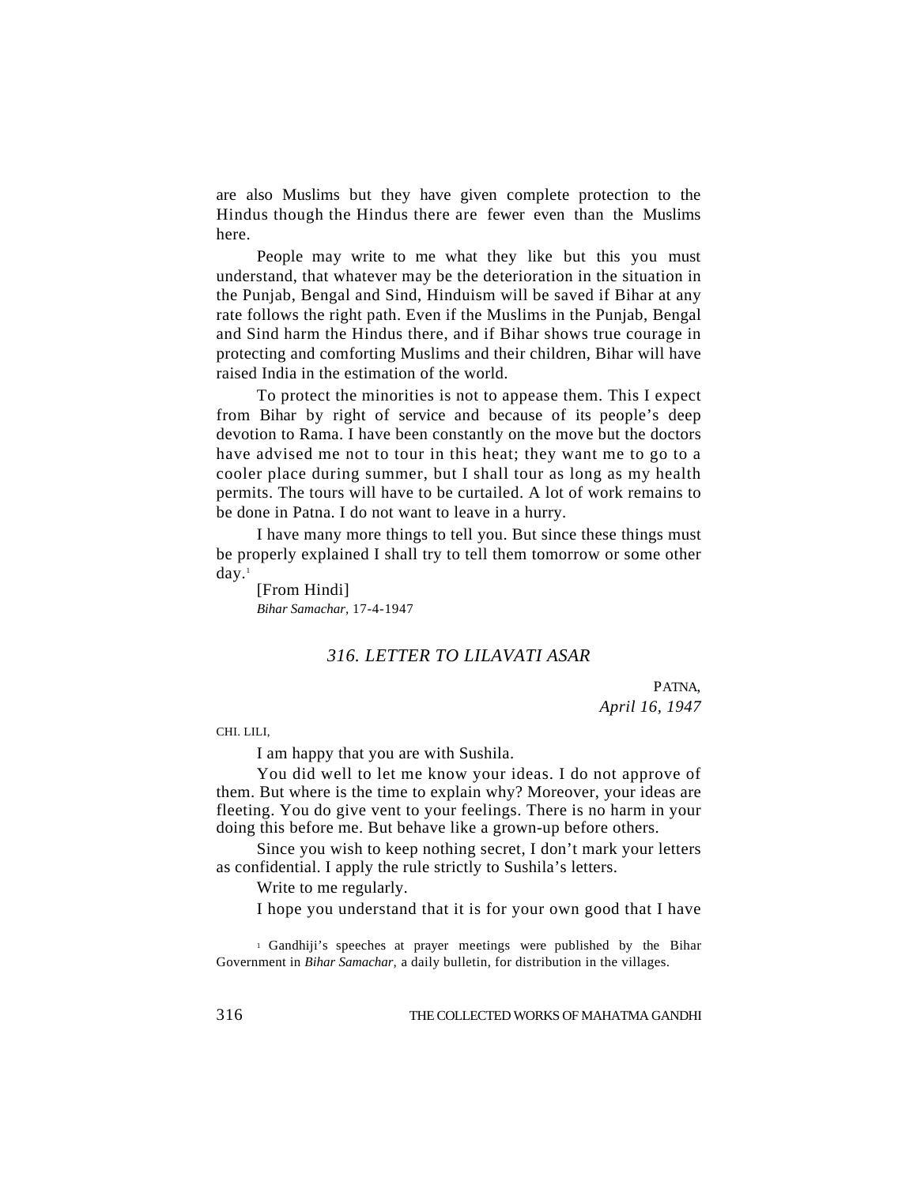are also Muslims but they have given complete protection to the Hindus though the Hindus there are fewer even than the Muslims here.

People may write to me what they like but this you must understand, that whatever may be the deterioration in the situation in the Punjab, Bengal and Sind, Hinduism will be saved if Bihar at any rate follows the right path. Even if the Muslims in the Punjab, Bengal and Sind harm the Hindus there, and if Bihar shows true courage in protecting and comforting Muslims and their children, Bihar will have raised India in the estimation of the world.

To protect the minorities is not to appease them. This I expect from Bihar by right of service and because of its people's deep devotion to Rama. I have been constantly on the move but the doctors have advised me not to tour in this heat; they want me to go to a cooler place during summer, but I shall tour as long as my health permits. The tours will have to be curtailed. A lot of work remains to be done in Patna. I do not want to leave in a hurry.

I have many more things to tell you. But since these things must be properly explained I shall try to tell them tomorrow or some other day.[1]

[From Hindi]
*Bihar Samachar,* 17-4-1947

## *316. LETTER TO LILAVATI ASAR*

PATNA,
*April 16, 1947*

CHI. LILI,

I am happy that you are with Sushila.

You did well to let me know your ideas. I do not approve of them. But where is the time to explain why? Moreover, your ideas are fleeting. You do give vent to your feelings. There is no harm in your doing this before me. But behave like a grown-up before others.

Since you wish to keep nothing secret, I don't mark your letters as confidential. I apply the rule strictly to Sushila's letters.

Write to me regularly.

I hope you understand that it is for your own good that I have

[1] Gandhiji's speeches at prayer meetings were published by the Bihar Government in *Bihar Samachar,* a daily bulletin, for distribution in the villages.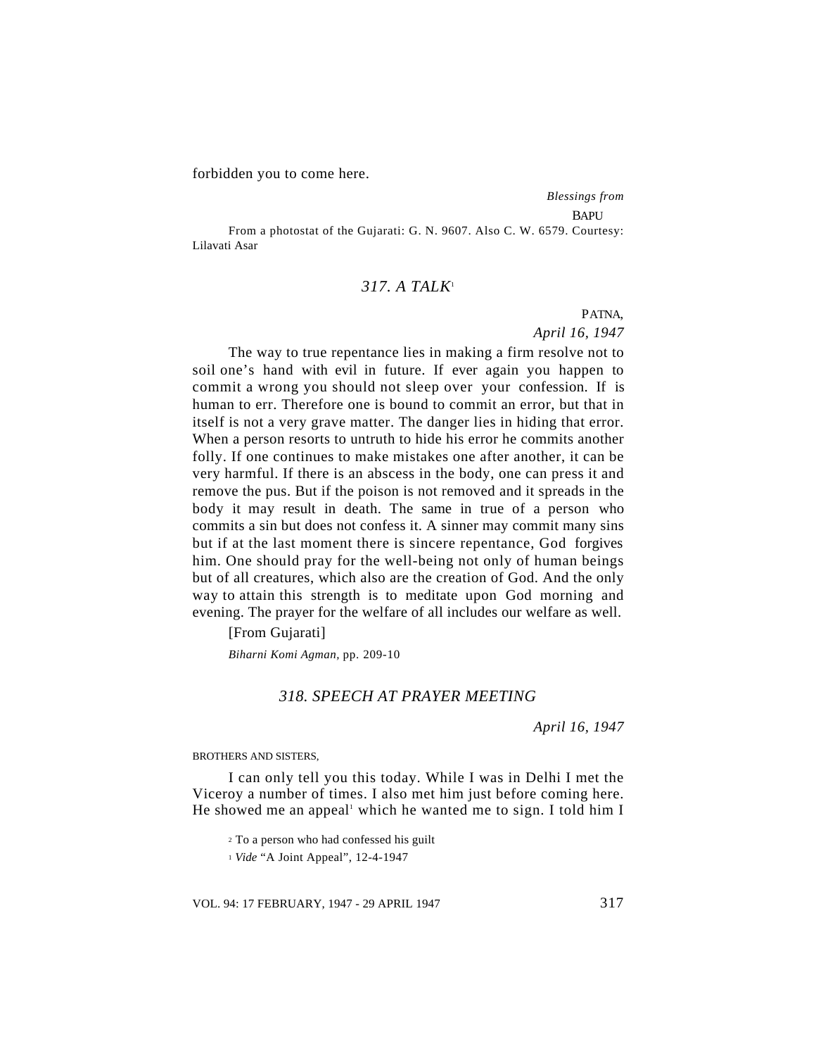forbidden you to come here.

*Blessings from*

BAPU

From a photostat of the Gujarati: G. N. 9607. Also C. W. 6579. Courtesy: Lilavati Asar

## *317. A TALK*[1]

PATNA,

*April 16, 1947*

The way to true repentance lies in making a firm resolve not to soil one's hand with evil in future. If ever again you happen to commit a wrong you should not sleep over your confession. If is human to err. Therefore one is bound to commit an error, but that in itself is not a very grave matter. The danger lies in hiding that error. When a person resorts to untruth to hide his error he commits another folly. If one continues to make mistakes one after another, it can be very harmful. If there is an abscess in the body, one can press it and remove the pus. But if the poison is not removed and it spreads in the body it may result in death. The same in true of a person who commits a sin but does not confess it. A sinner may commit many sins but if at the last moment there is sincere repentance, God forgives him. One should pray for the well-being not only of human beings but of all creatures, which also are the creation of God. And the only way to attain this strength is to meditate upon God morning and evening. The prayer for the welfare of all includes our welfare as well.

[From Gujarati]

*Biharni Komi Agman*, pp. 209-10

## *318. SPEECH AT PRAYER MEETING*

*April 16, 1947*

BROTHERS AND SISTERS,

I can only tell you this today. While I was in Delhi I met the Viceroy a number of times. I also met him just before coming here. He showed me an appeal[1] which he wanted me to sign. I told him I

[2] To a person who had confessed his guilt

[1] *Vide* "A Joint Appeal", 12-4-1947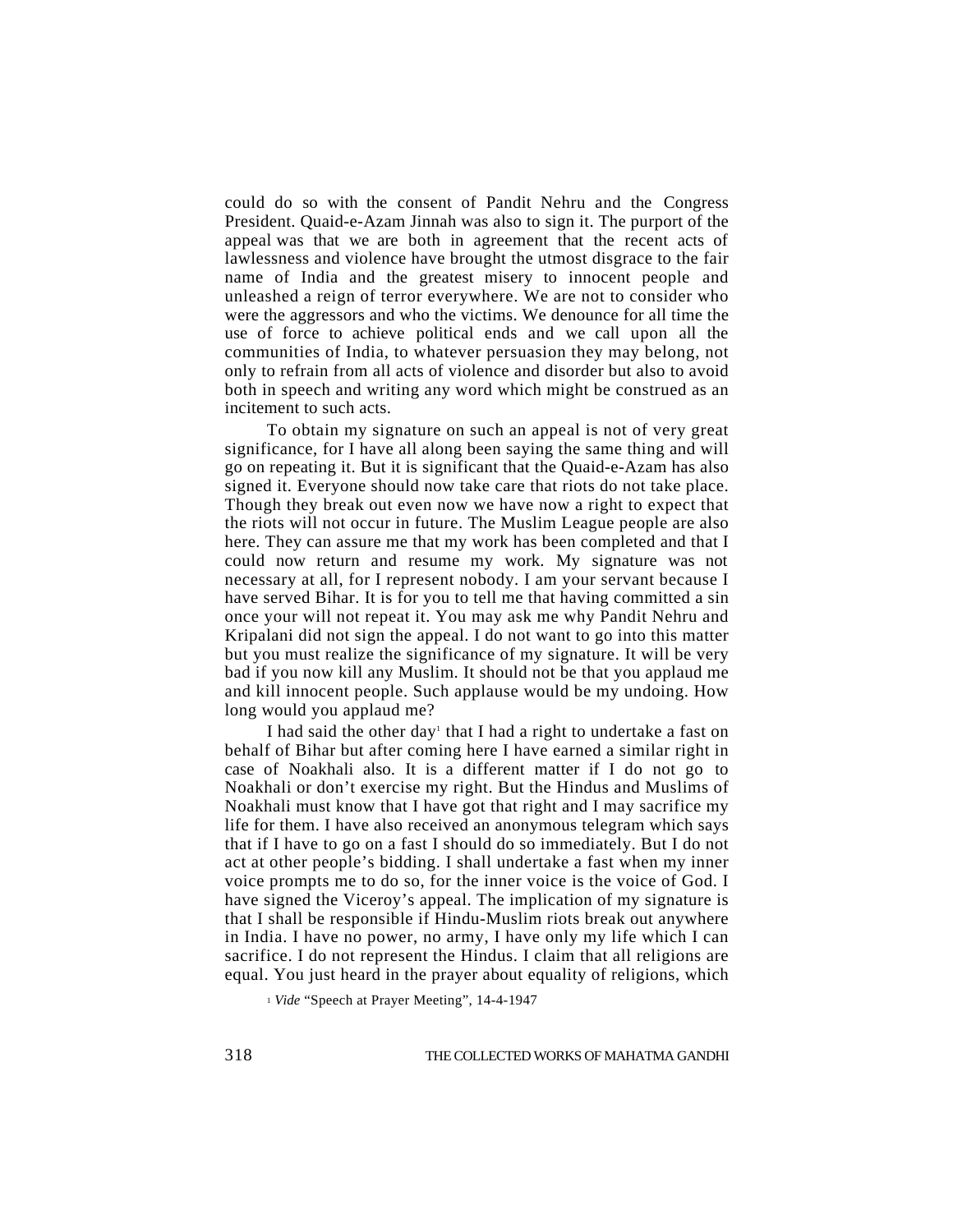could do so with the consent of Pandit Nehru and the Congress President. Quaid-e-Azam Jinnah was also to sign it. The purport of the appeal was that we are both in agreement that the recent acts of lawlessness and violence have brought the utmost disgrace to the fair name of India and the greatest misery to innocent people and unleashed a reign of terror everywhere. We are not to consider who were the aggressors and who the victims. We denounce for all time the use of force to achieve political ends and we call upon all the communities of India, to whatever persuasion they may belong, not only to refrain from all acts of violence and disorder but also to avoid both in speech and writing any word which might be construed as an incitement to such acts.

To obtain my signature on such an appeal is not of very great significance, for I have all along been saying the same thing and will go on repeating it. But it is significant that the Quaid-e-Azam has also signed it. Everyone should now take care that riots do not take place. Though they break out even now we have now a right to expect that the riots will not occur in future. The Muslim League people are also here. They can assure me that my work has been completed and that I could now return and resume my work. My signature was not necessary at all, for I represent nobody. I am your servant because I have served Bihar. It is for you to tell me that having committed a sin once your will not repeat it. You may ask me why Pandit Nehru and Kripalani did not sign the appeal. I do not want to go into this matter but you must realize the significance of my signature. It will be very bad if you now kill any Muslim. It should not be that you applaud me and kill innocent people. Such applause would be my undoing. How long would you applaud me?

I had said the other day[1] that I had a right to undertake a fast on behalf of Bihar but after coming here I have earned a similar right in case of Noakhali also. It is a different matter if I do not go to Noakhali or don't exercise my right. But the Hindus and Muslims of Noakhali must know that I have got that right and I may sacrifice my life for them. I have also received an anonymous telegram which says that if I have to go on a fast I should do so immediately. But I do not act at other people's bidding. I shall undertake a fast when my inner voice prompts me to do so, for the inner voice is the voice of God. I have signed the Viceroy's appeal. The implication of my signature is that I shall be responsible if Hindu-Muslim riots break out anywhere in India. I have no power, no army, I have only my life which I can sacrifice. I do not represent the Hindus. I claim that all religions are equal. You just heard in the prayer about equality of religions, which

[1] *Vide* "Speech at Prayer Meeting", 14-4-1947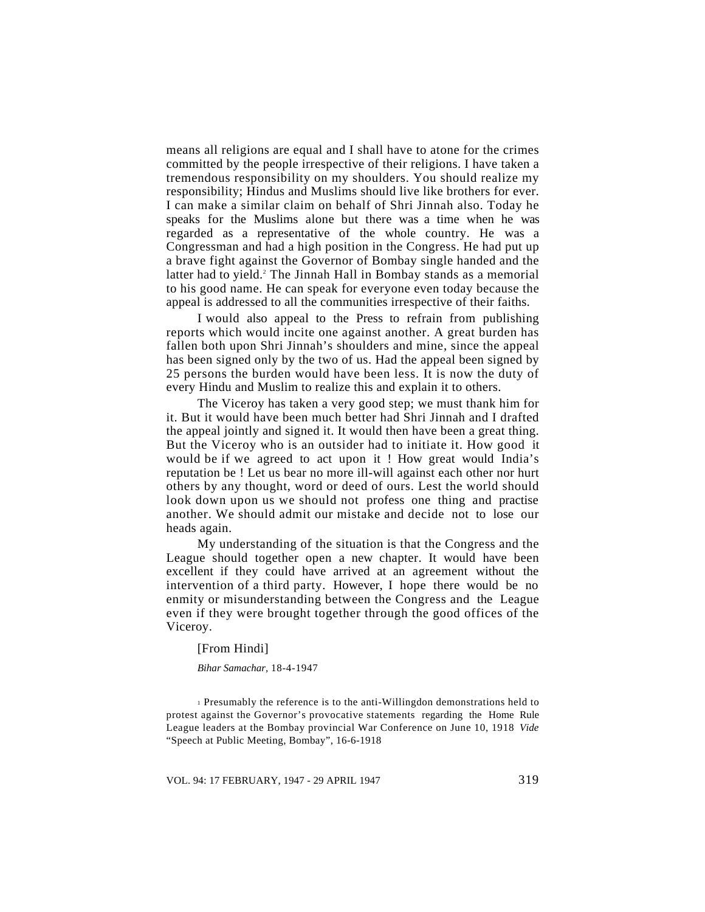means all religions are equal and I shall have to atone for the crimes committed by the people irrespective of their religions. I have taken a tremendous responsibility on my shoulders. You should realize my responsibility; Hindus and Muslims should live like brothers for ever. I can make a similar claim on behalf of Shri Jinnah also. Today he speaks for the Muslims alone but there was a time when he was regarded as a representative of the whole country. He was a Congressman and had a high position in the Congress. He had put up a brave fight against the Governor of Bombay single handed and the latter had to yield.[2] The Jinnah Hall in Bombay stands as a memorial to his good name. He can speak for everyone even today because the appeal is addressed to all the communities irrespective of their faiths.

I would also appeal to the Press to refrain from publishing reports which would incite one against another. A great burden has fallen both upon Shri Jinnah's shoulders and mine, since the appeal has been signed only by the two of us. Had the appeal been signed by 25 persons the burden would have been less. It is now the duty of every Hindu and Muslim to realize this and explain it to others.

The Viceroy has taken a very good step; we must thank him for it. But it would have been much better had Shri Jinnah and I drafted the appeal jointly and signed it. It would then have been a great thing. But the Viceroy who is an outsider had to initiate it. How good it would be if we agreed to act upon it ! How great would India's reputation be ! Let us bear no more ill-will against each other nor hurt others by any thought, word or deed of ours. Lest the world should look down upon us we should not profess one thing and practise another. We should admit our mistake and decide not to lose our heads again.

My understanding of the situation is that the Congress and the League should together open a new chapter. It would have been excellent if they could have arrived at an agreement without the intervention of a third party. However, I hope there would be no enmity or misunderstanding between the Congress and the League even if they were brought together through the good offices of the Viceroy.

[From Hindi]

*Bihar Samachar*, 18-4-1947

[1] Presumably the reference is to the anti-Willingdon demonstrations held to protest against the Governor's provocative statements regarding the Home Rule League leaders at the Bombay provincial War Conference on June 10, 1918 *Vide* "Speech at Public Meeting, Bombay", 16-6-1918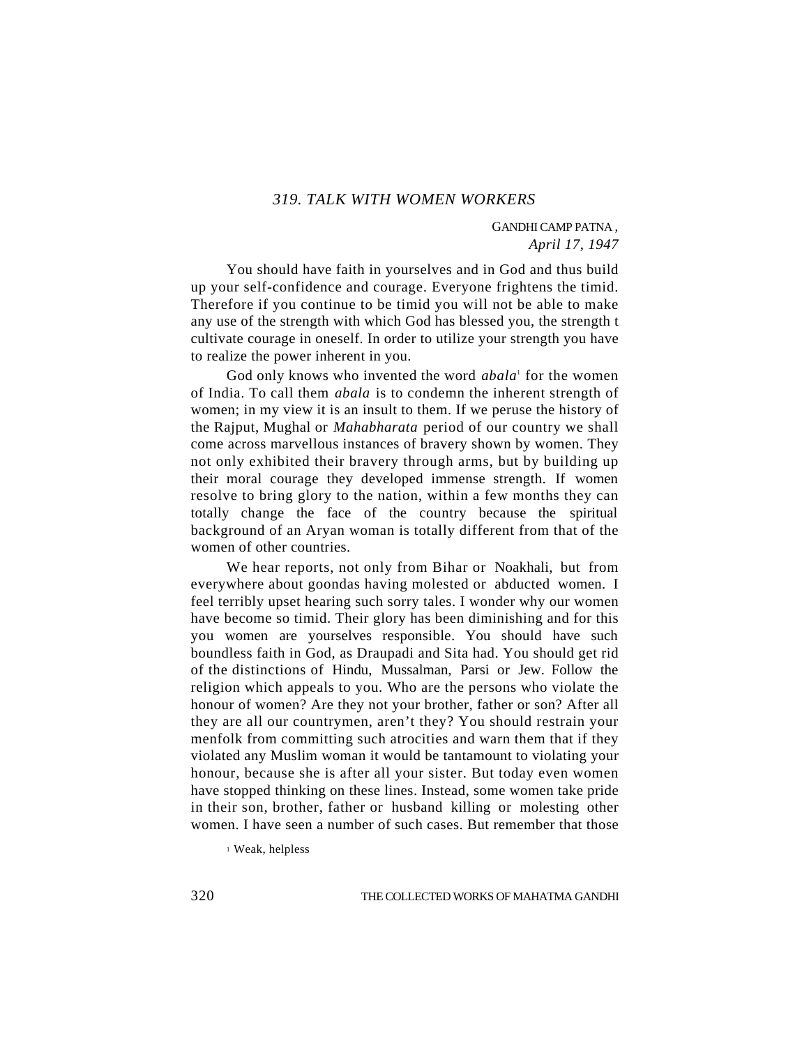## *319. TALK WITH WOMEN WORKERS*

GANDHI CAMP PATNA ,
*April 17, 1947*

You should have faith in yourselves and in God and thus build up your self-confidence and courage. Everyone frightens the timid. Therefore if you continue to be timid you will not be able to make any use of the strength with which God has blessed you, the strength t cultivate courage in oneself. In order to utilize your strength you have to realize the power inherent in you.

God only knows who invented the word *abala*[1] for the women of India. To call them *abala* is to condemn the inherent strength of women; in my view it is an insult to them. If we peruse the history of the Rajput, Mughal or *Mahabharata* period of our country we shall come across marvellous instances of bravery shown by women. They not only exhibited their bravery through arms, but by building up their moral courage they developed immense strength. If women resolve to bring glory to the nation, within a few months they can totally change the face of the country because the spiritual background of an Aryan woman is totally different from that of the women of other countries.

We hear reports, not only from Bihar or Noakhali, but from everywhere about goondas having molested or abducted women. I feel terribly upset hearing such sorry tales. I wonder why our women have become so timid. Their glory has been diminishing and for this you women are yourselves responsible. You should have such boundless faith in God, as Draupadi and Sita had. You should get rid of the distinctions of Hindu, Mussalman, Parsi or Jew. Follow the religion which appeals to you. Who are the persons who violate the honour of women? Are they not your brother, father or son? After all they are all our countrymen, aren't they? You should restrain your menfolk from committing such atrocities and warn them that if they violated any Muslim woman it would be tantamount to violating your honour, because she is after all your sister. But today even women have stopped thinking on these lines. Instead, some women take pride in their son, brother, father or husband killing or molesting other women. I have seen a number of such cases. But remember that those

[1] Weak, helpless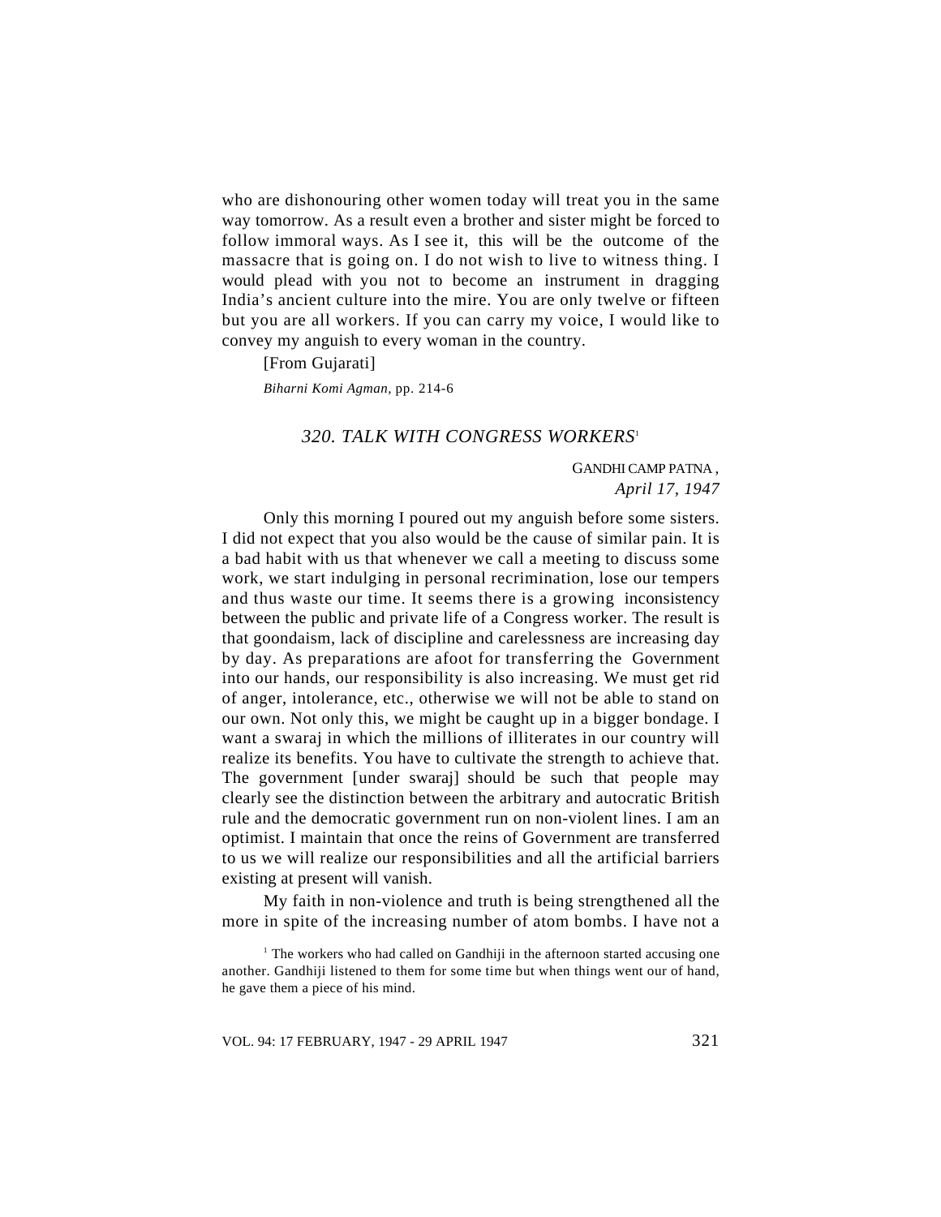who are dishonouring other women today will treat you in the same way tomorrow. As a result even a brother and sister might be forced to follow immoral ways. As I see it, this will be the outcome of the massacre that is going on. I do not wish to live to witness thing. I would plead with you not to become an instrument in dragging India's ancient culture into the mire. You are only twelve or fifteen but you are all workers. If you can carry my voice, I would like to convey my anguish to every woman in the country.

[From Gujarati]

*Biharni Komi Agman*, pp. 214-6

### *320. TALK WITH CONGRESS WORKERS*[1]

GANDHI CAMP PATNA ,
*April 17, 1947*

Only this morning I poured out my anguish before some sisters. I did not expect that you also would be the cause of similar pain. It is a bad habit with us that whenever we call a meeting to discuss some work, we start indulging in personal recrimination, lose our tempers and thus waste our time. It seems there is a growing inconsistency between the public and private life of a Congress worker. The result is that goondaism, lack of discipline and carelessness are increasing day by day. As preparations are afoot for transferring the Government into our hands, our responsibility is also increasing. We must get rid of anger, intolerance, etc., otherwise we will not be able to stand on our own. Not only this, we might be caught up in a bigger bondage. I want a swaraj in which the millions of illiterates in our country will realize its benefits. You have to cultivate the strength to achieve that. The government [under swaraj] should be such that people may clearly see the distinction between the arbitrary and autocratic British rule and the democratic government run on non-violent lines. I am an optimist. I maintain that once the reins of Government are transferred to us we will realize our responsibilities and all the artificial barriers existing at present will vanish.

My faith in non-violence and truth is being strengthened all the more in spite of the increasing number of atom bombs. I have not a

[1] The workers who had called on Gandhiji in the afternoon started accusing one another. Gandhiji listened to them for some time but when things went our of hand, he gave them a piece of his mind.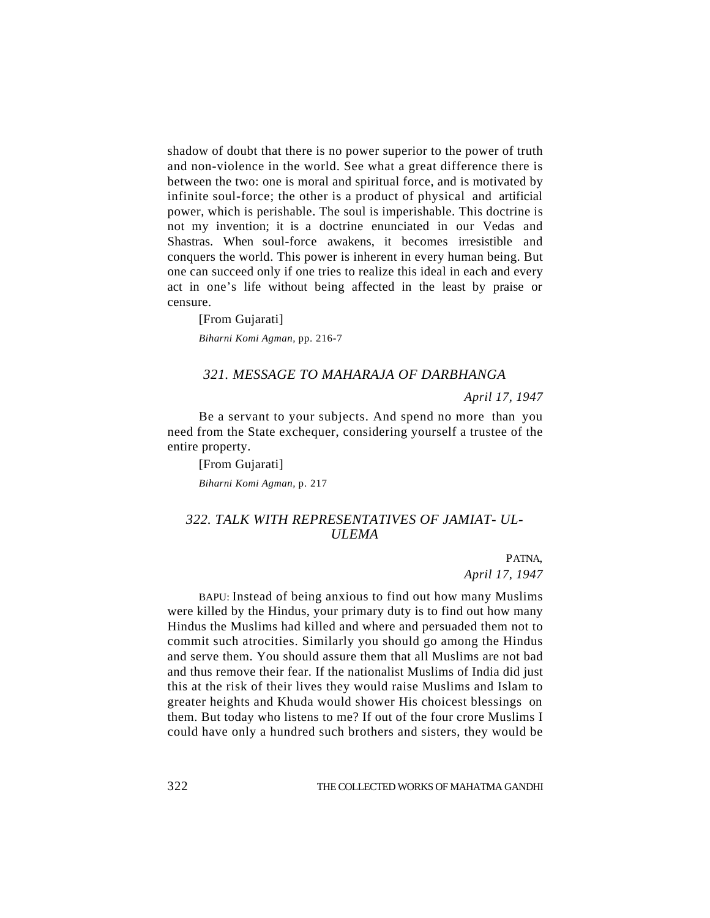shadow of doubt that there is no power superior to the power of truth and non-violence in the world. See what a great difference there is between the two: one is moral and spiritual force, and is motivated by infinite soul-force; the other is a product of physical and artificial power, which is perishable. The soul is imperishable. This doctrine is not my invention; it is a doctrine enunciated in our Vedas and Shastras. When soul-force awakens, it becomes irresistible and conquers the world. This power is inherent in every human being. But one can succeed only if one tries to realize this ideal in each and every act in one's life without being affected in the least by praise or censure.

[From Gujarati]

*Biharni Komi Agman*, pp. 216-7

## *321. MESSAGE TO MAHARAJA OF DARBHANGA*

*April 17, 1947*

Be a servant to your subjects. And spend no more than you need from the State exchequer, considering yourself a trustee of the entire property.

[From Gujarati]

*Biharni Komi Agman*, p. 217

## *322. TALK WITH REPRESENTATIVES OF JAMIAT- UL-ULEMA*

PATNA,
*April 17, 1947*

BAPU: Instead of being anxious to find out how many Muslims were killed by the Hindus, your primary duty is to find out how many Hindus the Muslims had killed and where and persuaded them not to commit such atrocities. Similarly you should go among the Hindus and serve them. You should assure them that all Muslims are not bad and thus remove their fear. If the nationalist Muslims of India did just this at the risk of their lives they would raise Muslims and Islam to greater heights and Khuda would shower His choicest blessings on them. But today who listens to me? If out of the four crore Muslims I could have only a hundred such brothers and sisters, they would be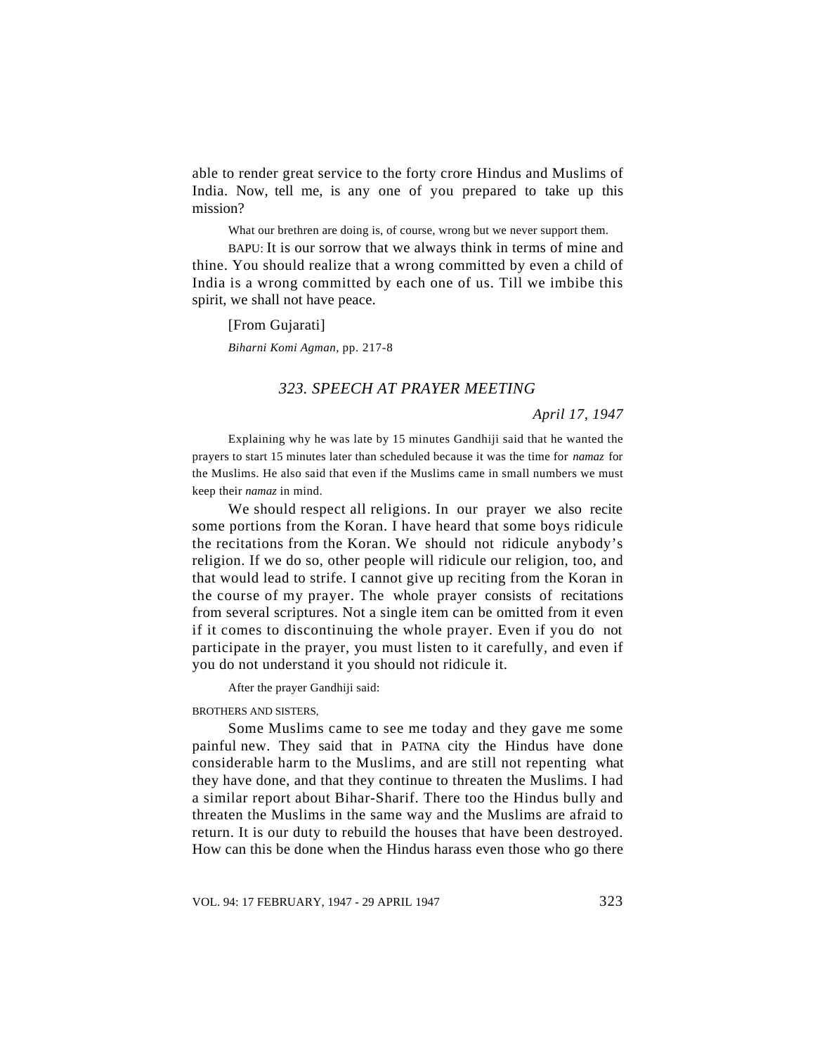able to render great service to the forty crore Hindus and Muslims of India. Now, tell me, is any one of you prepared to take up this mission?

What our brethren are doing is, of course, wrong but we never support them.

BAPU: It is our sorrow that we always think in terms of mine and thine. You should realize that a wrong committed by even a child of India is a wrong committed by each one of us. Till we imbibe this spirit, we shall not have peace.

[From Gujarati]

*Biharni Komi Agman*, pp. 217-8

## *323. SPEECH AT PRAYER MEETING*

*April 17, 1947*

Explaining why he was late by 15 minutes Gandhiji said that he wanted the prayers to start 15 minutes later than scheduled because it was the time for *namaz* for the Muslims. He also said that even if the Muslims came in small numbers we must keep their *namaz* in mind.

We should respect all religions. In our prayer we also recite some portions from the Koran. I have heard that some boys ridicule the recitations from the Koran. We should not ridicule anybody's religion. If we do so, other people will ridicule our religion, too, and that would lead to strife. I cannot give up reciting from the Koran in the course of my prayer. The whole prayer consists of recitations from several scriptures. Not a single item can be omitted from it even if it comes to discontinuing the whole prayer. Even if you do not participate in the prayer, you must listen to it carefully, and even if you do not understand it you should not ridicule it.

After the prayer Gandhiji said:

BROTHERS AND SISTERS,

Some Muslims came to see me today and they gave me some painful new. They said that in PATNA city the Hindus have done considerable harm to the Muslims, and are still not repenting what they have done, and that they continue to threaten the Muslims. I had a similar report about Bihar-Sharif. There too the Hindus bully and threaten the Muslims in the same way and the Muslims are afraid to return. It is our duty to rebuild the houses that have been destroyed. How can this be done when the Hindus harass even those who go there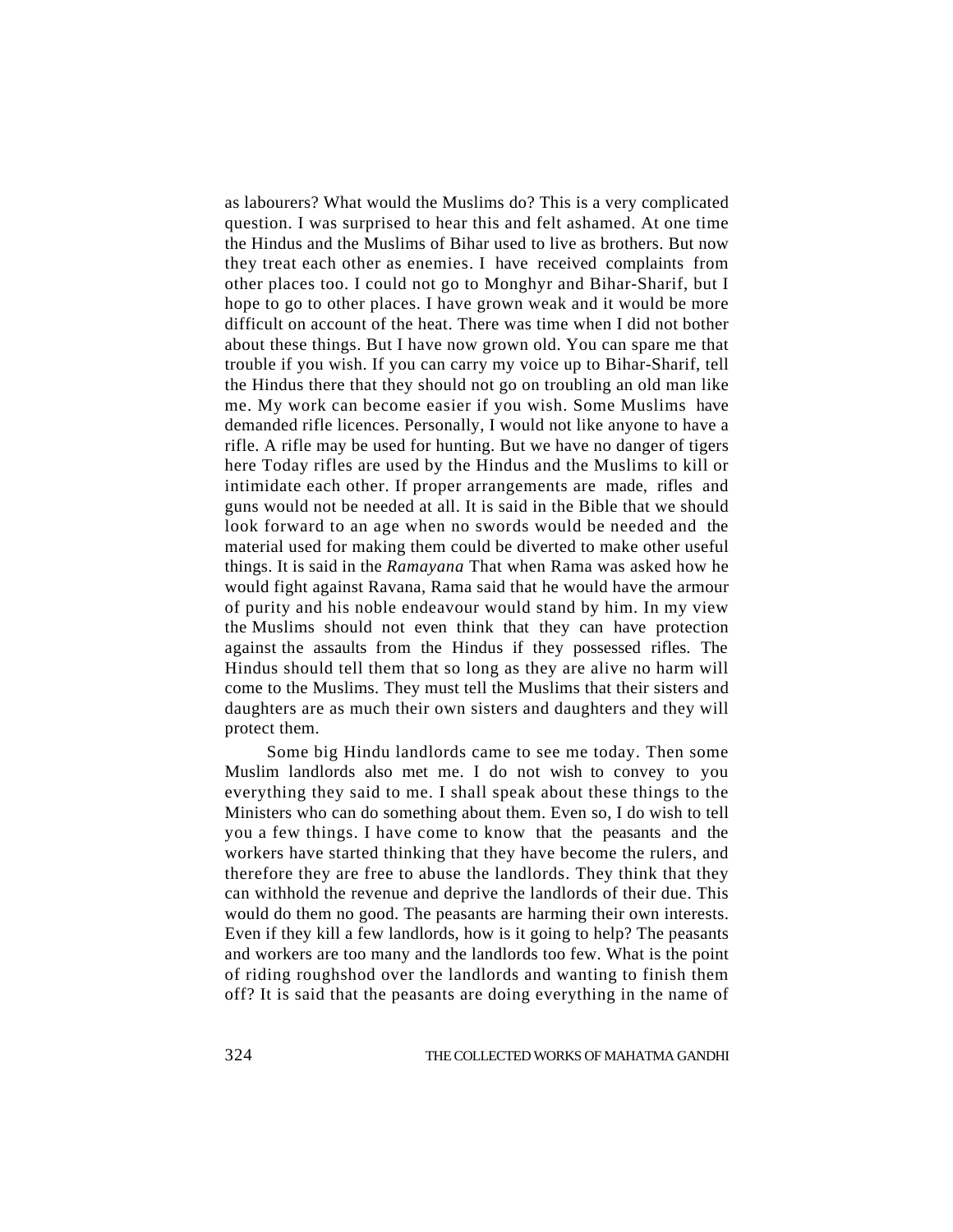as labourers? What would the Muslims do? This is a very complicated question. I was surprised to hear this and felt ashamed. At one time the Hindus and the Muslims of Bihar used to live as brothers. But now they treat each other as enemies. I have received complaints from other places too. I could not go to Monghyr and Bihar-Sharif, but I hope to go to other places. I have grown weak and it would be more difficult on account of the heat. There was time when I did not bother about these things. But I have now grown old. You can spare me that trouble if you wish. If you can carry my voice up to Bihar-Sharif, tell the Hindus there that they should not go on troubling an old man like me. My work can become easier if you wish. Some Muslims have demanded rifle licences. Personally, I would not like anyone to have a rifle. A rifle may be used for hunting. But we have no danger of tigers here Today rifles are used by the Hindus and the Muslims to kill or intimidate each other. If proper arrangements are made, rifles and guns would not be needed at all. It is said in the Bible that we should look forward to an age when no swords would be needed and the material used for making them could be diverted to make other useful things. It is said in the *Ramayana* That when Rama was asked how he would fight against Ravana, Rama said that he would have the armour of purity and his noble endeavour would stand by him. In my view the Muslims should not even think that they can have protection against the assaults from the Hindus if they possessed rifles. The Hindus should tell them that so long as they are alive no harm will come to the Muslims. They must tell the Muslims that their sisters and daughters are as much their own sisters and daughters and they will protect them.

Some big Hindu landlords came to see me today. Then some Muslim landlords also met me. I do not wish to convey to you everything they said to me. I shall speak about these things to the Ministers who can do something about them. Even so, I do wish to tell you a few things. I have come to know that the peasants and the workers have started thinking that they have become the rulers, and therefore they are free to abuse the landlords. They think that they can withhold the revenue and deprive the landlords of their due. This would do them no good. The peasants are harming their own interests. Even if they kill a few landlords, how is it going to help? The peasants and workers are too many and the landlords too few. What is the point of riding roughshod over the landlords and wanting to finish them off? It is said that the peasants are doing everything in the name of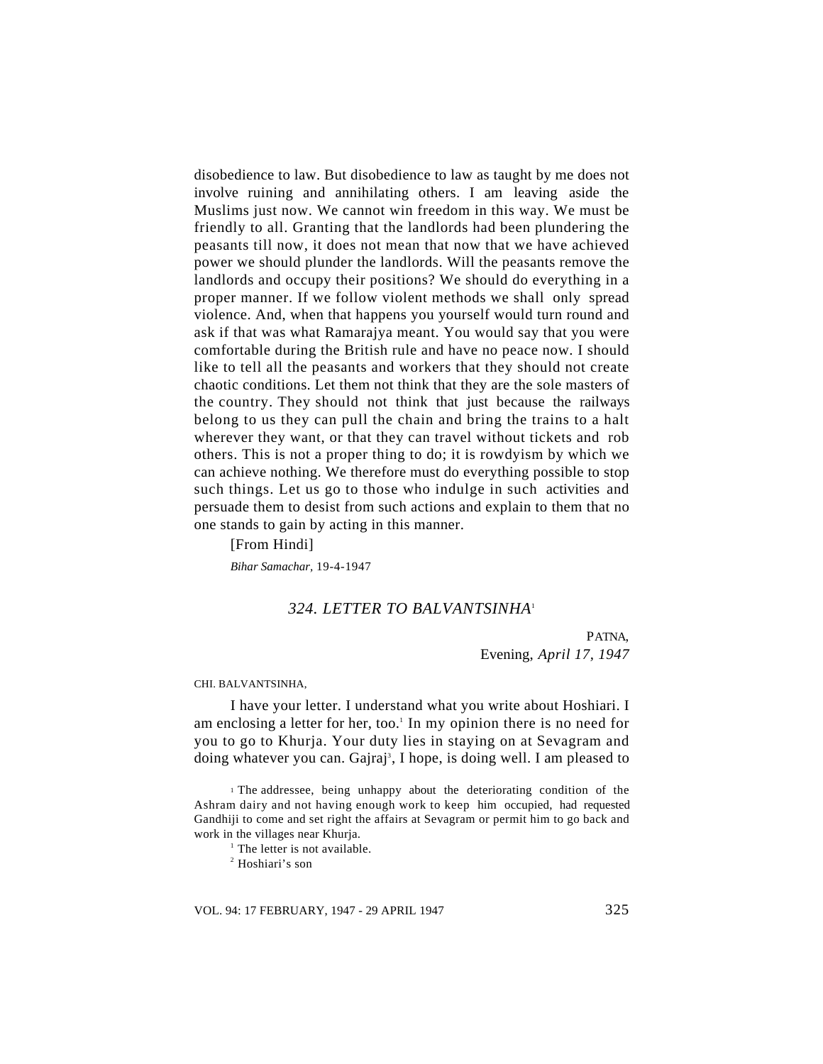disobedience to law. But disobedience to law as taught by me does not involve ruining and annihilating others. I am leaving aside the Muslims just now. We cannot win freedom in this way. We must be friendly to all. Granting that the landlords had been plundering the peasants till now, it does not mean that now that we have achieved power we should plunder the landlords. Will the peasants remove the landlords and occupy their positions? We should do everything in a proper manner. If we follow violent methods we shall only spread violence. And, when that happens you yourself would turn round and ask if that was what Ramarajya meant. You would say that you were comfortable during the British rule and have no peace now. I should like to tell all the peasants and workers that they should not create chaotic conditions. Let them not think that they are the sole masters of the country. They should not think that just because the railways belong to us they can pull the chain and bring the trains to a halt wherever they want, or that they can travel without tickets and rob others. This is not a proper thing to do; it is rowdyism by which we can achieve nothing. We therefore must do everything possible to stop such things. Let us go to those who indulge in such activities and persuade them to desist from such actions and explain to them that no one stands to gain by acting in this manner.

[From Hindi]

*Bihar Samachar,* 19-4-1947

## *324. LETTER TO BALVANTSINHA*[1]

PATNA,
Evening, *April 17, 1947*

CHI. BALVANTSINHA,

I have your letter. I understand what you write about Hoshiari. I am enclosing a letter for her, too.[1] In my opinion there is no need for you to go to Khurja. Your duty lies in staying on at Sevagram and doing whatever you can. Gajraj[3], I hope, is doing well. I am pleased to

[1] The addressee, being unhappy about the deteriorating condition of the Ashram dairy and not having enough work to keep him occupied, had requested Gandhiji to come and set right the affairs at Sevagram or permit him to go back and work in the villages near Khurja.

[1] The letter is not available.

[2] Hoshiari's son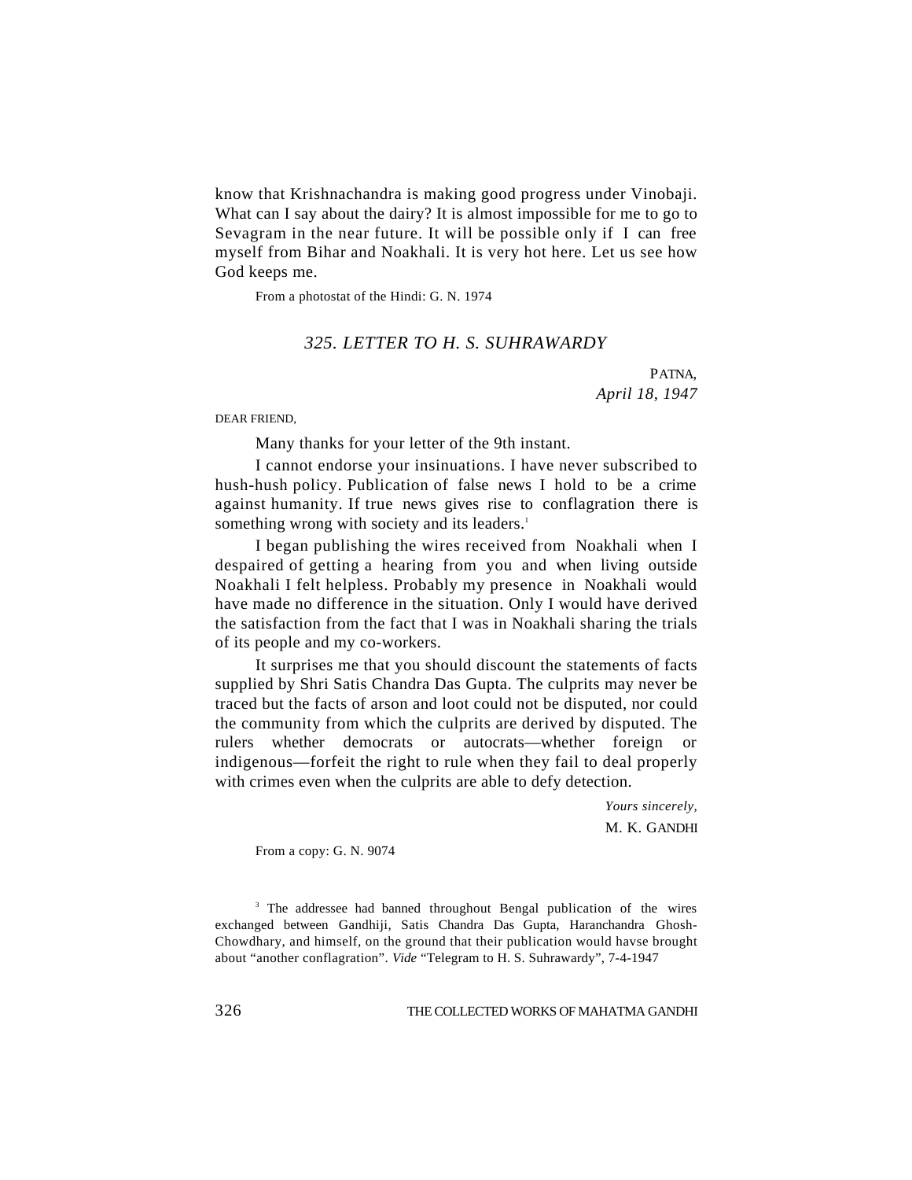know that Krishnachandra is making good progress under Vinobaji. What can I say about the dairy? It is almost impossible for me to go to Sevagram in the near future. It will be possible only if I can free myself from Bihar and Noakhali. It is very hot here. Let us see how God keeps me.

From a photostat of the Hindi: G. N. 1974

## *325. LETTER TO H. S. SUHRAWARDY*

PATNA,
*April 18, 1947*

DEAR FRIEND,

Many thanks for your letter of the 9th instant.

I cannot endorse your insinuations. I have never subscribed to hush-hush policy. Publication of false news I hold to be a crime against humanity. If true news gives rise to conflagration there is something wrong with society and its leaders.[1]

I began publishing the wires received from Noakhali when I despaired of getting a hearing from you and when living outside Noakhali I felt helpless. Probably my presence in Noakhali would have made no difference in the situation. Only I would have derived the satisfaction from the fact that I was in Noakhali sharing the trials of its people and my co-workers.

It surprises me that you should discount the statements of facts supplied by Shri Satis Chandra Das Gupta. The culprits may never be traced but the facts of arson and loot could not be disputed, nor could the community from which the culprits are derived by disputed. The rulers whether democrats or autocrats—whether foreign or indigenous—forfeit the right to rule when they fail to deal properly with crimes even when the culprits are able to defy detection.

*Yours sincerely,*
M. K. GANDHI

From a copy: G. N. 9074

[3] The addressee had banned throughout Bengal publication of the wires exchanged between Gandhiji, Satis Chandra Das Gupta, Haranchandra Ghosh-Chowdhary, and himself, on the ground that their publication would havse brought about "another conflagration". *Vide* "Telegram to H. S. Suhrawardy", 7-4-1947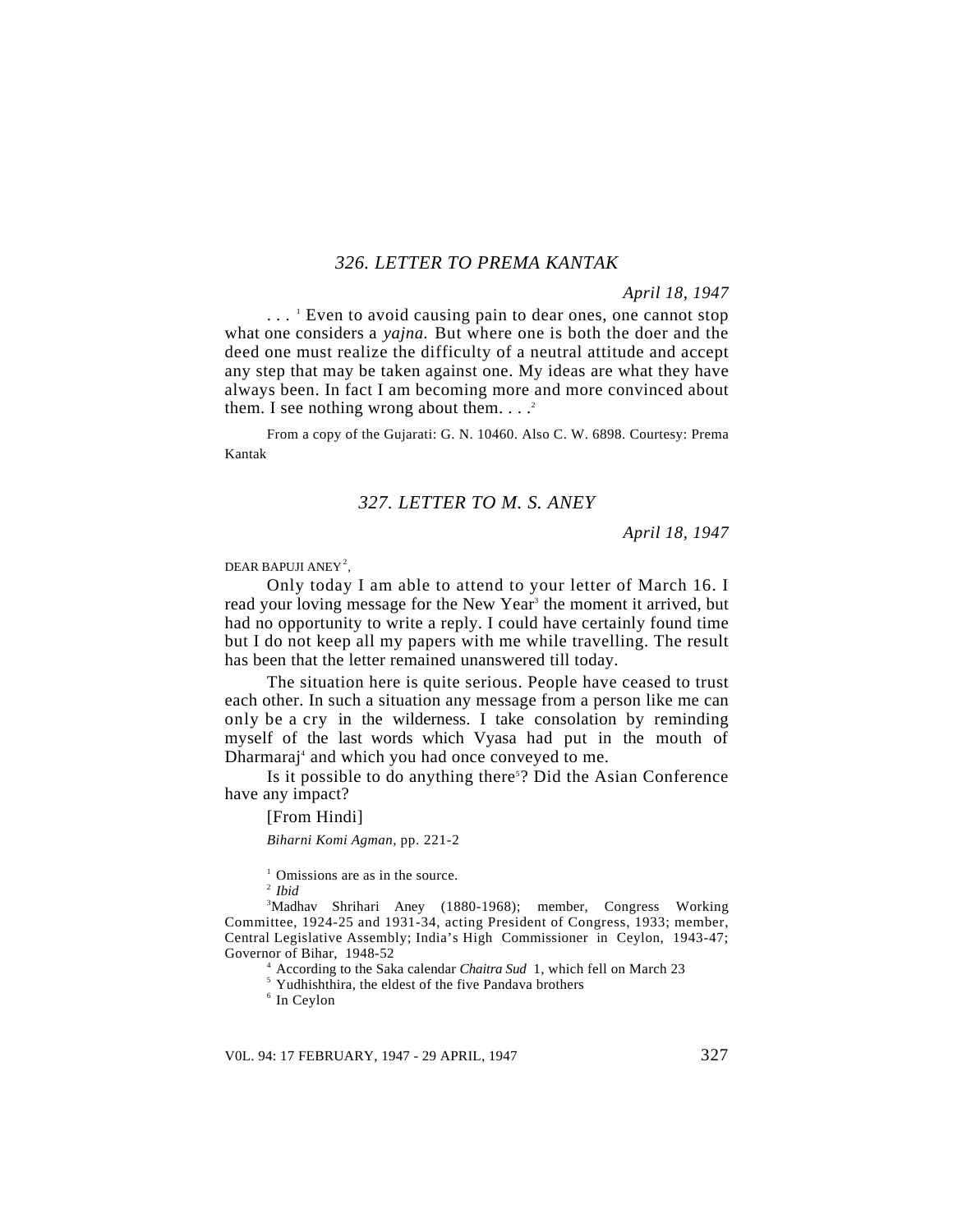## 326. LETTER TO PREMA KANTAK

*April 18, 1947*

. . . [1] Even to avoid causing pain to dear ones, one cannot stop what one considers a *yajna.* But where one is both the doer and the deed one must realize the difficulty of a neutral attitude and accept any step that may be taken against one. My ideas are what they have always been. In fact I am becoming more and more convinced about them. I see nothing wrong about them. . . .[2]

From a copy of the Gujarati: G. N. 10460. Also C. W. 6898. Courtesy: Prema Kantak

## 327. LETTER TO M. S. ANEY

*April 18, 1947*

DEAR BAPUJI ANEY[2],

Only today I am able to attend to your letter of March 16. I read your loving message for the New Year[3] the moment it arrived, but had no opportunity to write a reply. I could have certainly found time but I do not keep all my papers with me while travelling. The result has been that the letter remained unanswered till today.

The situation here is quite serious. People have ceased to trust each other. In such a situation any message from a person like me can only be a cry in the wilderness. I take consolation by reminding myself of the last words which Vyasa had put in the mouth of Dharmaraj[4] and which you had once conveyed to me.

Is it possible to do anything there[5]? Did the Asian Conference have any impact?

[From Hindi]

*Biharni Komi Agman*, pp. 221-2

[1] Omissions are as in the source.

[2] *Ibid*

[3]Madhav Shrihari Aney (1880-1968); member, Congress Working Committee, 1924-25 and 1931-34, acting President of Congress, 1933; member, Central Legislative Assembly; India's High Commissioner in Ceylon, 1943-47; Governor of Bihar, 1948-52

[4] According to the Saka calendar *Chaitra Sud* 1, which fell on March 23

[5] Yudhishthira, the eldest of the five Pandava brothers

[6] In Ceylon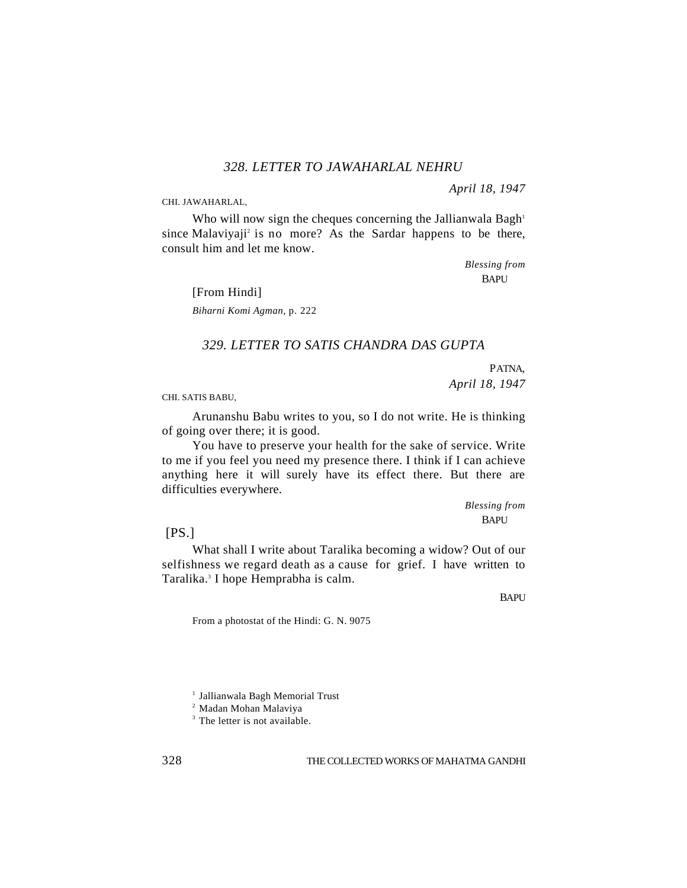### *328. LETTER TO JAWAHARLAL NEHRU*

*April 18, 1947*

CHI. JAWAHARLAL,

Who will now sign the cheques concerning the Jallianwala Bagh[1] since Malaviyaji[2] is no more? As the Sardar happens to be there, consult him and let me know.

*Blessing from*
BAPU

[From Hindi]

*Biharni Komi Agman*, p. 222

### *329. LETTER TO SATIS CHANDRA DAS GUPTA*

PATNA,
*April 18, 1947*

CHI. SATIS BABU,

Arunanshu Babu writes to you, so I do not write. He is thinking of going over there; it is good.

You have to preserve your health for the sake of service. Write to me if you feel you need my presence there. I think if I can achieve anything here it will surely have its effect there. But there are difficulties everywhere.

*Blessing from*
BAPU

[PS.]

What shall I write about Taralika becoming a widow? Out of our selfishness we regard death as a cause for grief. I have written to Taralika.[3] I hope Hemprabha is calm.

BAPU

From a photostat of the Hindi: G. N. 9075

---

[1] Jallianwala Bagh Memorial Trust

[2] Madan Mohan Malaviya

[3] The letter is not available.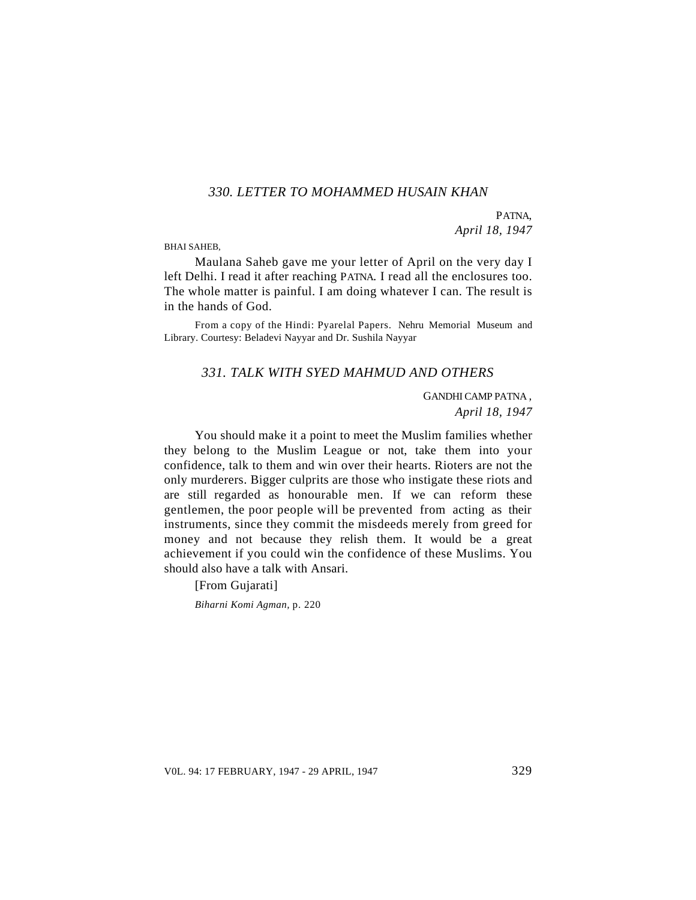## *330. LETTER TO MOHAMMED HUSAIN KHAN*

PATNA,
*April 18, 1947*

BHAI SAHEB,

Maulana Saheb gave me your letter of April on the very day I left Delhi. I read it after reaching PATNA. I read all the enclosures too. The whole matter is painful. I am doing whatever I can. The result is in the hands of God.

From a copy of the Hindi: Pyarelal Papers. Nehru Memorial Museum and Library. Courtesy: Beladevi Nayyar and Dr. Sushila Nayyar

## *331. TALK WITH SYED MAHMUD AND OTHERS*

GANDHI CAMP PATNA ,
*April 18, 1947*

You should make it a point to meet the Muslim families whether they belong to the Muslim League or not, take them into your confidence, talk to them and win over their hearts. Rioters are not the only murderers. Bigger culprits are those who instigate these riots and are still regarded as honourable men. If we can reform these gentlemen, the poor people will be prevented from acting as their instruments, since they commit the misdeeds merely from greed for money and not because they relish them. It would be a great achievement if you could win the confidence of these Muslims. You should also have a talk with Ansari.

[From Gujarati]

*Biharni Komi Agman,* p. 220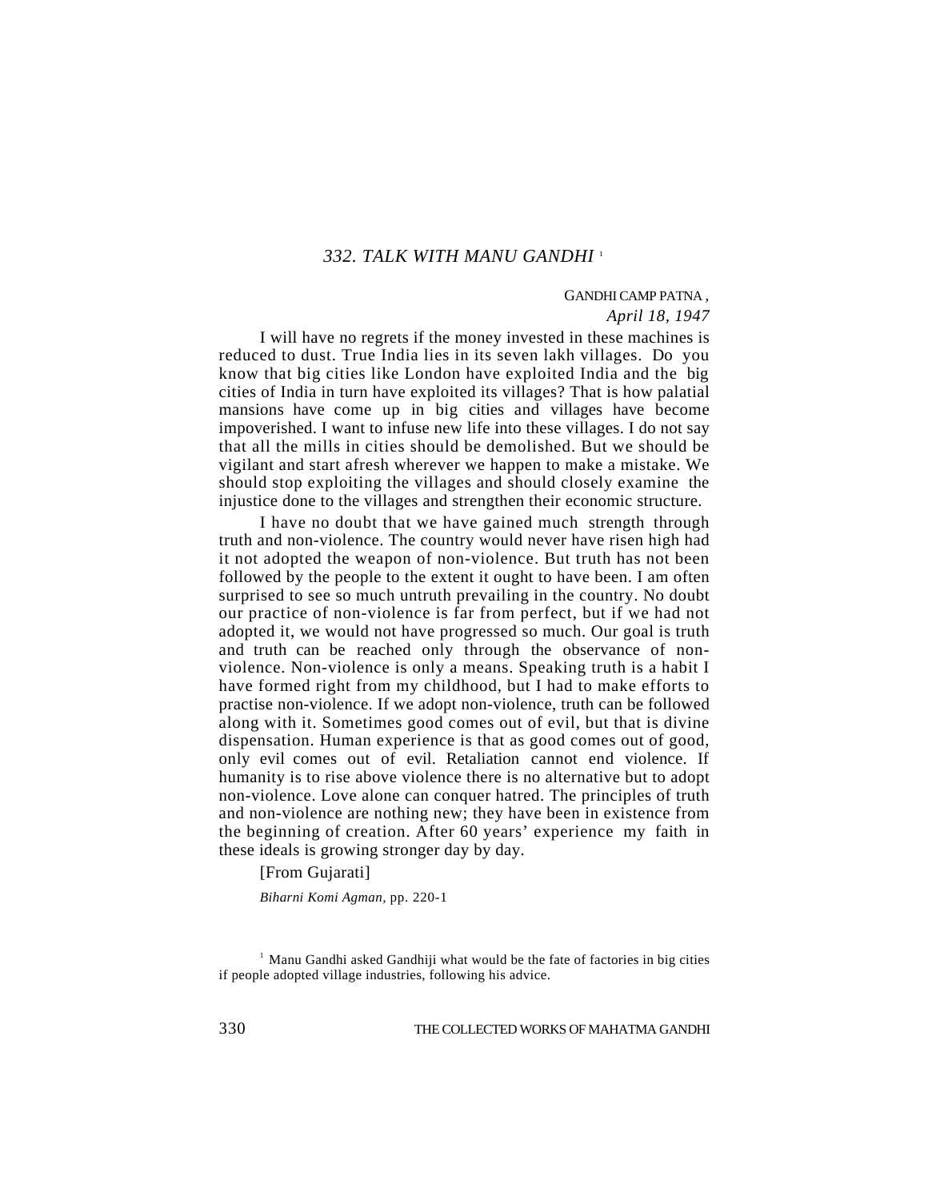## *332. TALK WITH MANU GANDHI*[1]

GANDHI CAMP PATNA,
*April 18, 1947*

I will have no regrets if the money invested in these machines is reduced to dust. True India lies in its seven lakh villages. Do you know that big cities like London have exploited India and the big cities of India in turn have exploited its villages? That is how palatial mansions have come up in big cities and villages have become impoverished. I want to infuse new life into these villages. I do not say that all the mills in cities should be demolished. But we should be vigilant and start afresh wherever we happen to make a mistake. We should stop exploiting the villages and should closely examine the injustice done to the villages and strengthen their economic structure.

I have no doubt that we have gained much strength through truth and non-violence. The country would never have risen high had it not adopted the weapon of non-violence. But truth has not been followed by the people to the extent it ought to have been. I am often surprised to see so much untruth prevailing in the country. No doubt our practice of non-violence is far from perfect, but if we had not adopted it, we would not have progressed so much. Our goal is truth and truth can be reached only through the observance of non-violence. Non-violence is only a means. Speaking truth is a habit I have formed right from my childhood, but I had to make efforts to practise non-violence. If we adopt non-violence, truth can be followed along with it. Sometimes good comes out of evil, but that is divine dispensation. Human experience is that as good comes out of good, only evil comes out of evil. Retaliation cannot end violence. If humanity is to rise above violence there is no alternative but to adopt non-violence. Love alone can conquer hatred. The principles of truth and non-violence are nothing new; they have been in existence from the beginning of creation. After 60 years' experience my faith in these ideals is growing stronger day by day.

[From Gujarati]

*Biharni Komi Agman,* pp. 220-1

---

[1] Manu Gandhi asked Gandhiji what would be the fate of factories in big cities if people adopted village industries, following his advice.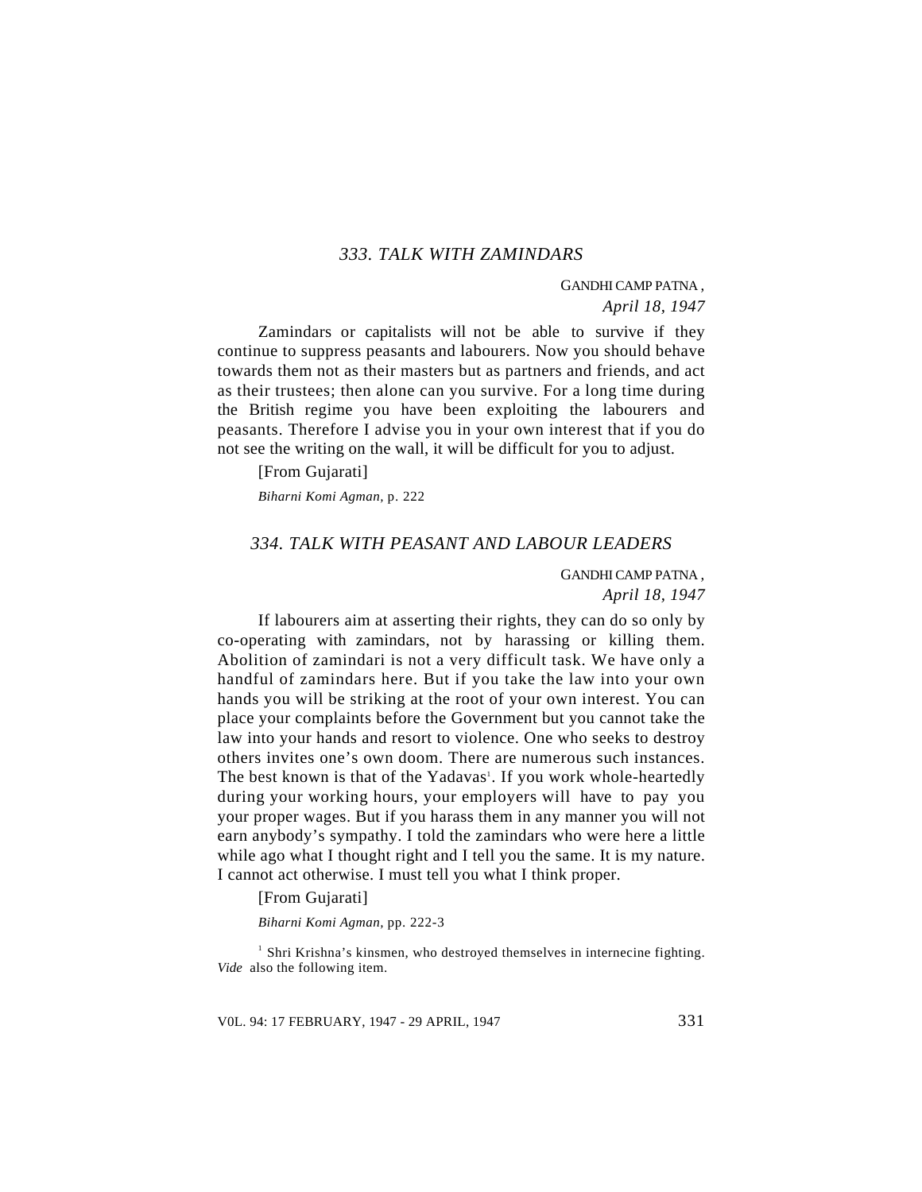## 333. TALK WITH ZAMINDARS

GANDHI CAMP PATNA,
*April 18, 1947*

Zamindars or capitalists will not be able to survive if they continue to suppress peasants and labourers. Now you should behave towards them not as their masters but as partners and friends, and act as their trustees; then alone can you survive. For a long time during the British regime you have been exploiting the labourers and peasants. Therefore I advise you in your own interest that if you do not see the writing on the wall, it will be difficult for you to adjust.

[From Gujarati]

*Biharni Komi Agman*, p. 222

## 334. TALK WITH PEASANT AND LABOUR LEADERS

GANDHI CAMP PATNA,
*April 18, 1947*

If labourers aim at asserting their rights, they can do so only by co-operating with zamindars, not by harassing or killing them. Abolition of zamindari is not a very difficult task. We have only a handful of zamindars here. But if you take the law into your own hands you will be striking at the root of your own interest. You can place your complaints before the Government but you cannot take the law into your hands and resort to violence. One who seeks to destroy others invites one's own doom. There are numerous such instances. The best known is that of the Yadavas[1]. If you work whole-heartedly during your working hours, your employers will have to pay you your proper wages. But if you harass them in any manner you will not earn anybody's sympathy. I told the zamindars who were here a little while ago what I thought right and I tell you the same. It is my nature. I cannot act otherwise. I must tell you what I think proper.

[From Gujarati]

*Biharni Komi Agman*, pp. 222-3

[1] Shri Krishna's kinsmen, who destroyed themselves in internecine fighting. *Vide* also the following item.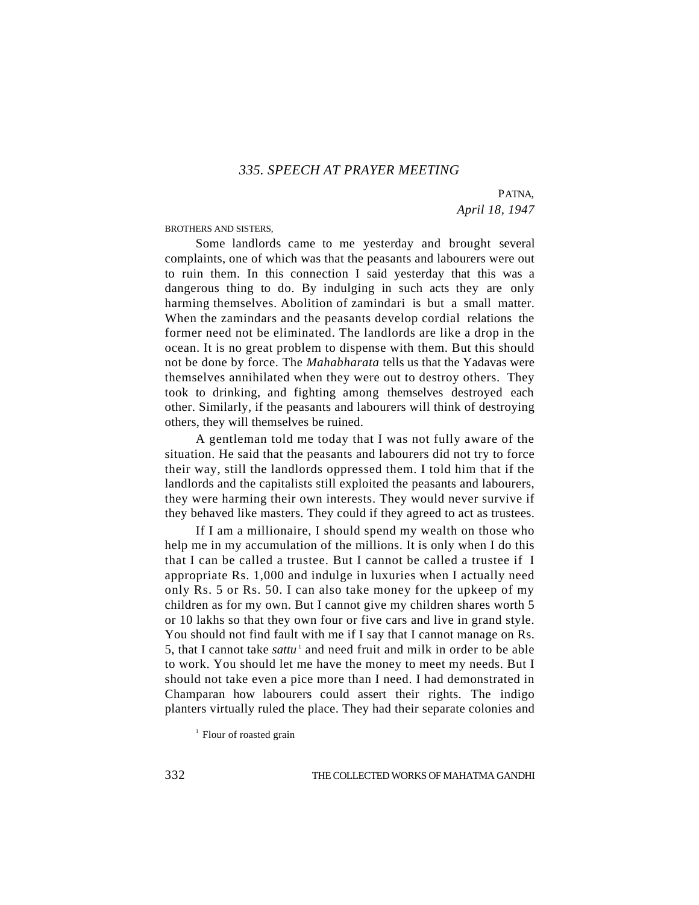### 335. SPEECH AT PRAYER MEETING

PATNA,
*April 18, 1947*

BROTHERS AND SISTERS,

Some landlords came to me yesterday and brought several complaints, one of which was that the peasants and labourers were out to ruin them. In this connection I said yesterday that this was a dangerous thing to do. By indulging in such acts they are only harming themselves. Abolition of zamindari is but a small matter. When the zamindars and the peasants develop cordial relations the former need not be eliminated. The landlords are like a drop in the ocean. It is no great problem to dispense with them. But this should not be done by force. The *Mahabharata* tells us that the Yadavas were themselves annihilated when they were out to destroy others. They took to drinking, and fighting among themselves destroyed each other. Similarly, if the peasants and labourers will think of destroying others, they will themselves be ruined.

A gentleman told me today that I was not fully aware of the situation. He said that the peasants and labourers did not try to force their way, still the landlords oppressed them. I told him that if the landlords and the capitalists still exploited the peasants and labourers, they were harming their own interests. They would never survive if they behaved like masters. They could if they agreed to act as trustees.

If I am a millionaire, I should spend my wealth on those who help me in my accumulation of the millions. It is only when I do this that I can be called a trustee. But I cannot be called a trustee if I appropriate Rs. 1,000 and indulge in luxuries when I actually need only Rs. 5 or Rs. 50. I can also take money for the upkeep of my children as for my own. But I cannot give my children shares worth 5 or 10 lakhs so that they own four or five cars and live in grand style. You should not find fault with me if I say that I cannot manage on Rs. 5, that I cannot take *sattu*[1] and need fruit and milk in order to be able to work. You should let me have the money to meet my needs. But I should not take even a pice more than I need. I had demonstrated in Champaran how labourers could assert their rights. The indigo planters virtually ruled the place. They had their separate colonies and

[1] Flour of roasted grain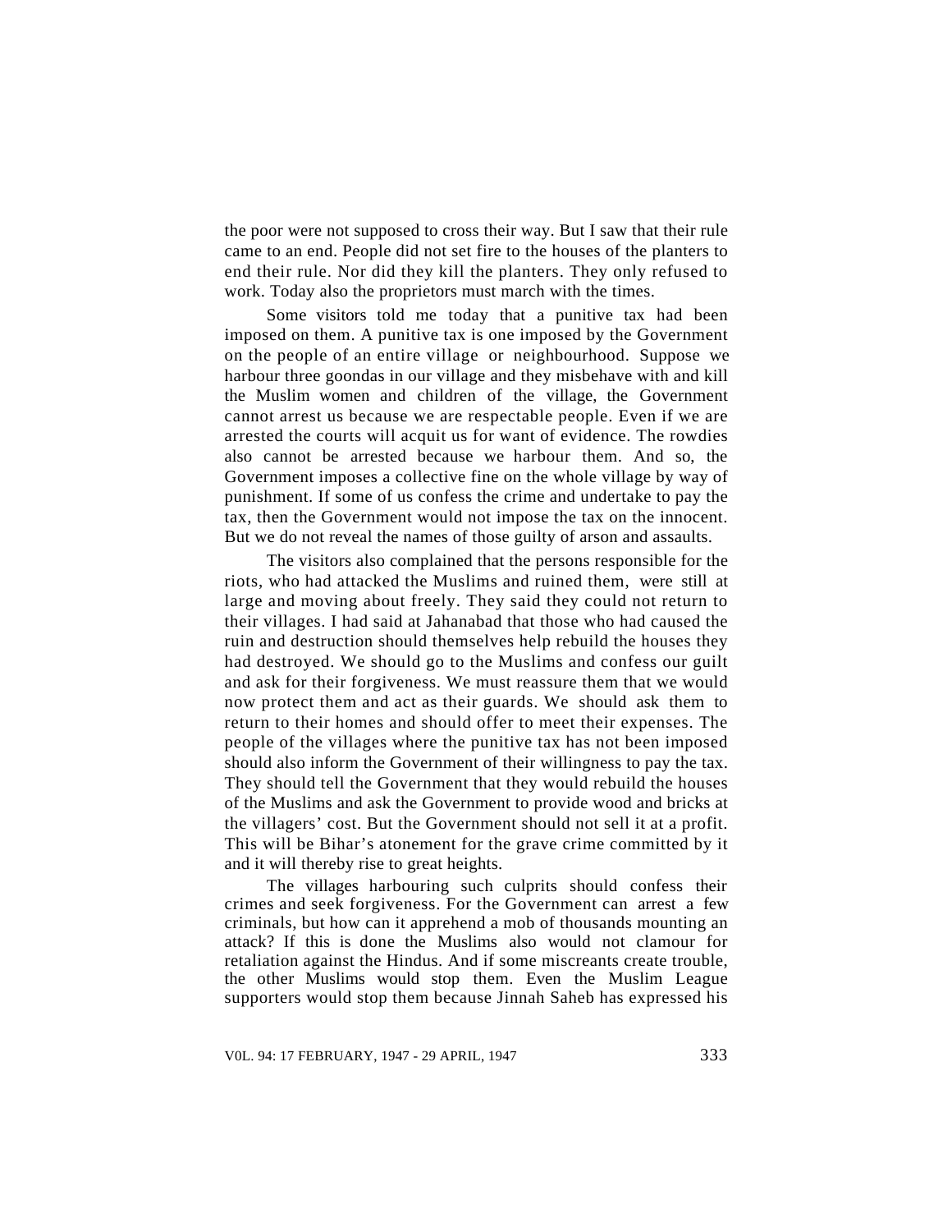the poor were not supposed to cross their way. But I saw that their rule came to an end. People did not set fire to the houses of the planters to end their rule. Nor did they kill the planters. They only refused to work. Today also the proprietors must march with the times.

Some visitors told me today that a punitive tax had been imposed on them. A punitive tax is one imposed by the Government on the people of an entire village or neighbourhood. Suppose we harbour three goondas in our village and they misbehave with and kill the Muslim women and children of the village, the Government cannot arrest us because we are respectable people. Even if we are arrested the courts will acquit us for want of evidence. The rowdies also cannot be arrested because we harbour them. And so, the Government imposes a collective fine on the whole village by way of punishment. If some of us confess the crime and undertake to pay the tax, then the Government would not impose the tax on the innocent. But we do not reveal the names of those guilty of arson and assaults.

The visitors also complained that the persons responsible for the riots, who had attacked the Muslims and ruined them, were still at large and moving about freely. They said they could not return to their villages. I had said at Jahanabad that those who had caused the ruin and destruction should themselves help rebuild the houses they had destroyed. We should go to the Muslims and confess our guilt and ask for their forgiveness. We must reassure them that we would now protect them and act as their guards. We should ask them to return to their homes and should offer to meet their expenses. The people of the villages where the punitive tax has not been imposed should also inform the Government of their willingness to pay the tax. They should tell the Government that they would rebuild the houses of the Muslims and ask the Government to provide wood and bricks at the villagers' cost. But the Government should not sell it at a profit. This will be Bihar's atonement for the grave crime committed by it and it will thereby rise to great heights.

The villages harbouring such culprits should confess their crimes and seek forgiveness. For the Government can arrest a few criminals, but how can it apprehend a mob of thousands mounting an attack? If this is done the Muslims also would not clamour for retaliation against the Hindus. And if some miscreants create trouble, the other Muslims would stop them. Even the Muslim League supporters would stop them because Jinnah Saheb has expressed his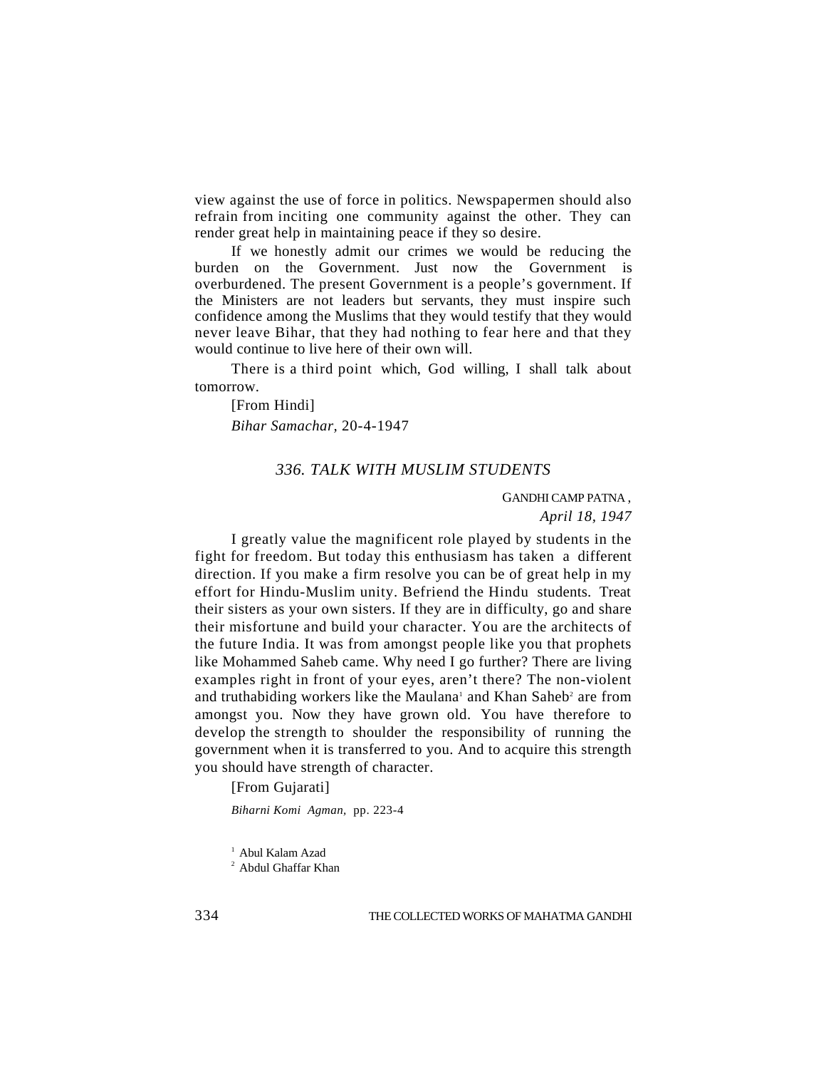view against the use of force in politics. Newspapermen should also refrain from inciting one community against the other. They can render great help in maintaining peace if they so desire.

If we honestly admit our crimes we would be reducing the burden on the Government. Just now the Government is overburdened. The present Government is a people's government. If the Ministers are not leaders but servants, they must inspire such confidence among the Muslims that they would testify that they would never leave Bihar, that they had nothing to fear here and that they would continue to live here of their own will.

There is a third point which, God willing, I shall talk about tomorrow.

[From Hindi]

*Bihar Samachar,* 20-4-1947

## *336. TALK WITH MUSLIM STUDENTS*

GANDHI CAMP PATNA,
*April 18, 1947*

I greatly value the magnificent role played by students in the fight for freedom. But today this enthusiasm has taken a different direction. If you make a firm resolve you can be of great help in my effort for Hindu-Muslim unity. Befriend the Hindu students. Treat their sisters as your own sisters. If they are in difficulty, go and share their misfortune and build your character. You are the architects of the future India. It was from amongst people like you that prophets like Mohammed Saheb came. Why need I go further? There are living examples right in front of your eyes, aren't there? The non-violent and truthabiding workers like the Maulana[1] and Khan Saheb[2] are from amongst you. Now they have grown old. You have therefore to develop the strength to shoulder the responsibility of running the government when it is transferred to you. And to acquire this strength you should have strength of character.

[From Gujarati]

*Biharni Komi Agman,* pp. 223-4

[1] Abul Kalam Azad

[2] Abdul Ghaffar Khan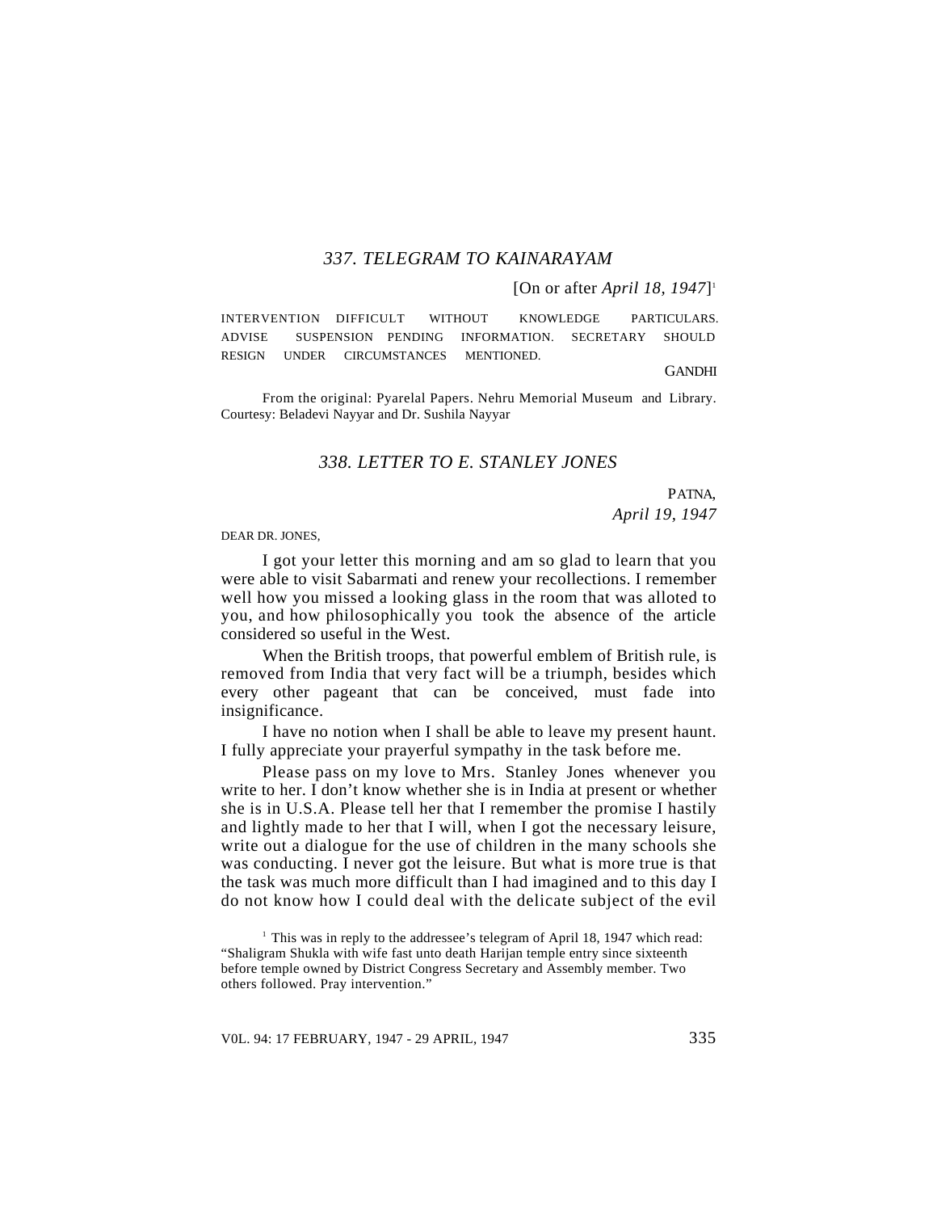## *337. TELEGRAM TO KAINARAYAM*

[On or after *April 18, 1947*][1]

INTERVENTION DIFFICULT WITHOUT KNOWLEDGE PARTICULARS. ADVISE SUSPENSION PENDING INFORMATION. SECRETARY SHOULD RESIGN UNDER CIRCUMSTANCES MENTIONED.

GANDHI

From the original: Pyarelal Papers. Nehru Memorial Museum and Library. Courtesy: Beladevi Nayyar and Dr. Sushila Nayyar

## *338. LETTER TO E. STANLEY JONES*

PATNA,
*April 19, 1947*

DEAR DR. JONES,

I got your letter this morning and am so glad to learn that you were able to visit Sabarmati and renew your recollections. I remember well how you missed a looking glass in the room that was alloted to you, and how philosophically you took the absence of the article considered so useful in the West.

When the British troops, that powerful emblem of British rule, is removed from India that very fact will be a triumph, besides which every other pageant that can be conceived, must fade into insignificance.

I have no notion when I shall be able to leave my present haunt. I fully appreciate your prayerful sympathy in the task before me.

Please pass on my love to Mrs. Stanley Jones whenever you write to her. I don't know whether she is in India at present or whether she is in U.S.A. Please tell her that I remember the promise I hastily and lightly made to her that I will, when I got the necessary leisure, write out a dialogue for the use of children in the many schools she was conducting. I never got the leisure. But what is more true is that the task was much more difficult than I had imagined and to this day I do not know how I could deal with the delicate subject of the evil

[1] This was in reply to the addressee's telegram of April 18, 1947 which read: "Shaligram Shukla with wife fast unto death Harijan temple entry since sixteenth before temple owned by District Congress Secretary and Assembly member. Two others followed. Pray intervention."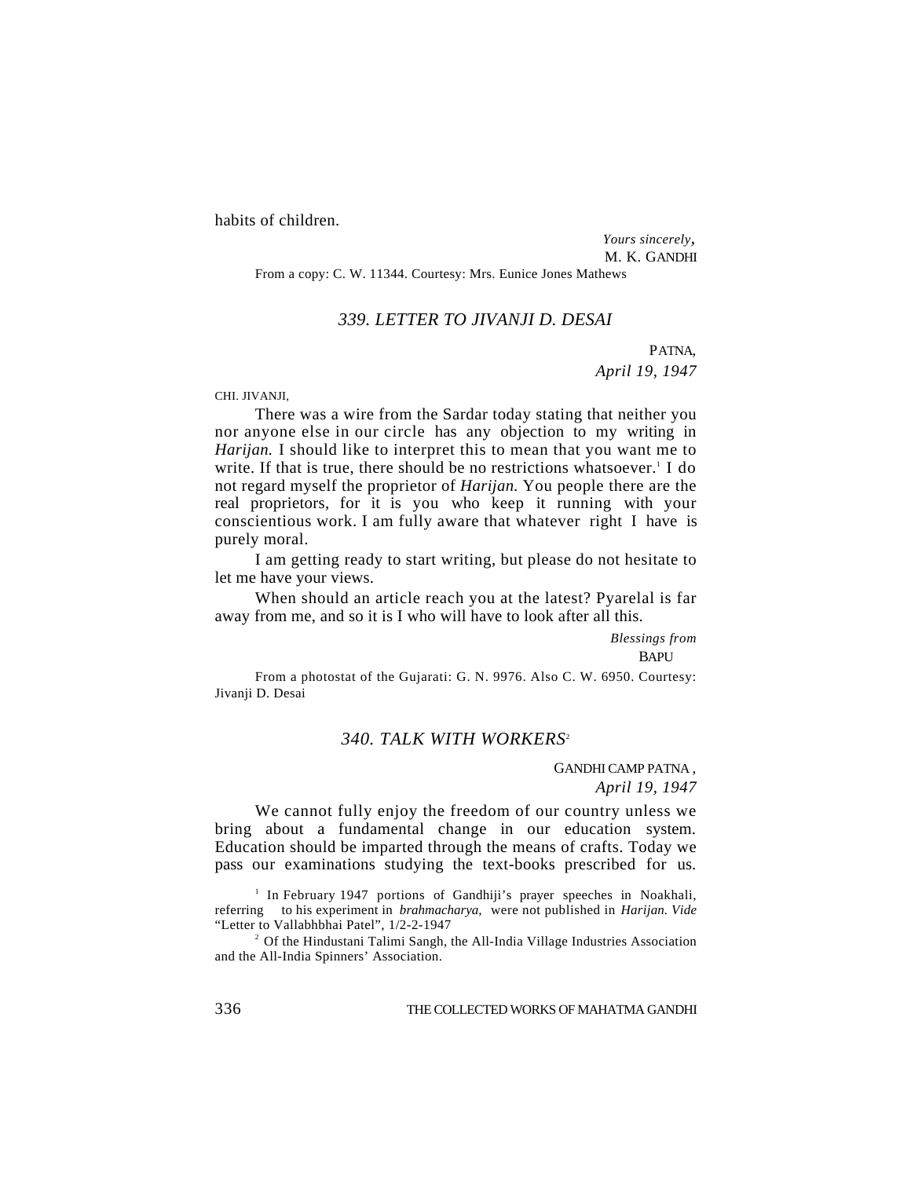habits of children.

*Yours sincerely*,
M. K. GANDHI

From a copy: C. W. 11344. Courtesy: Mrs. Eunice Jones Mathews

### *339. LETTER TO JIVANJI D. DESAI*

PATNA,
*April 19, 1947*

CHI. JIVANJI,

There was a wire from the Sardar today stating that neither you nor anyone else in our circle has any objection to my writing in *Harijan.* I should like to interpret this to mean that you want me to write. If that is true, there should be no restrictions whatsoever.[1] I do not regard myself the proprietor of *Harijan.* You people there are the real proprietors, for it is you who keep it running with your conscientious work. I am fully aware that whatever right I have is purely moral.

I am getting ready to start writing, but please do not hesitate to let me have your views.

When should an article reach you at the latest? Pyarelal is far away from me, and so it is I who will have to look after all this.

*Blessings from*
BAPU

From a photostat of the Gujarati: G. N. 9976. Also C. W. 6950. Courtesy: Jivanji D. Desai

### *340. TALK WITH WORKERS*[2]

GANDHI CAMP PATNA,
*April 19, 1947*

We cannot fully enjoy the freedom of our country unless we bring about a fundamental change in our education system. Education should be imparted through the means of crafts. Today we pass our examinations studying the text-books prescribed for us.

[1] In February 1947 portions of Gandhiji's prayer speeches in Noakhali, referring to his experiment in *brahmacharya,* were not published in *Harijan. Vide* "Letter to Vallabhbhai Patel", 1/2-2-1947

[2] Of the Hindustani Talimi Sangh, the All-India Village Industries Association and the All-India Spinners' Association.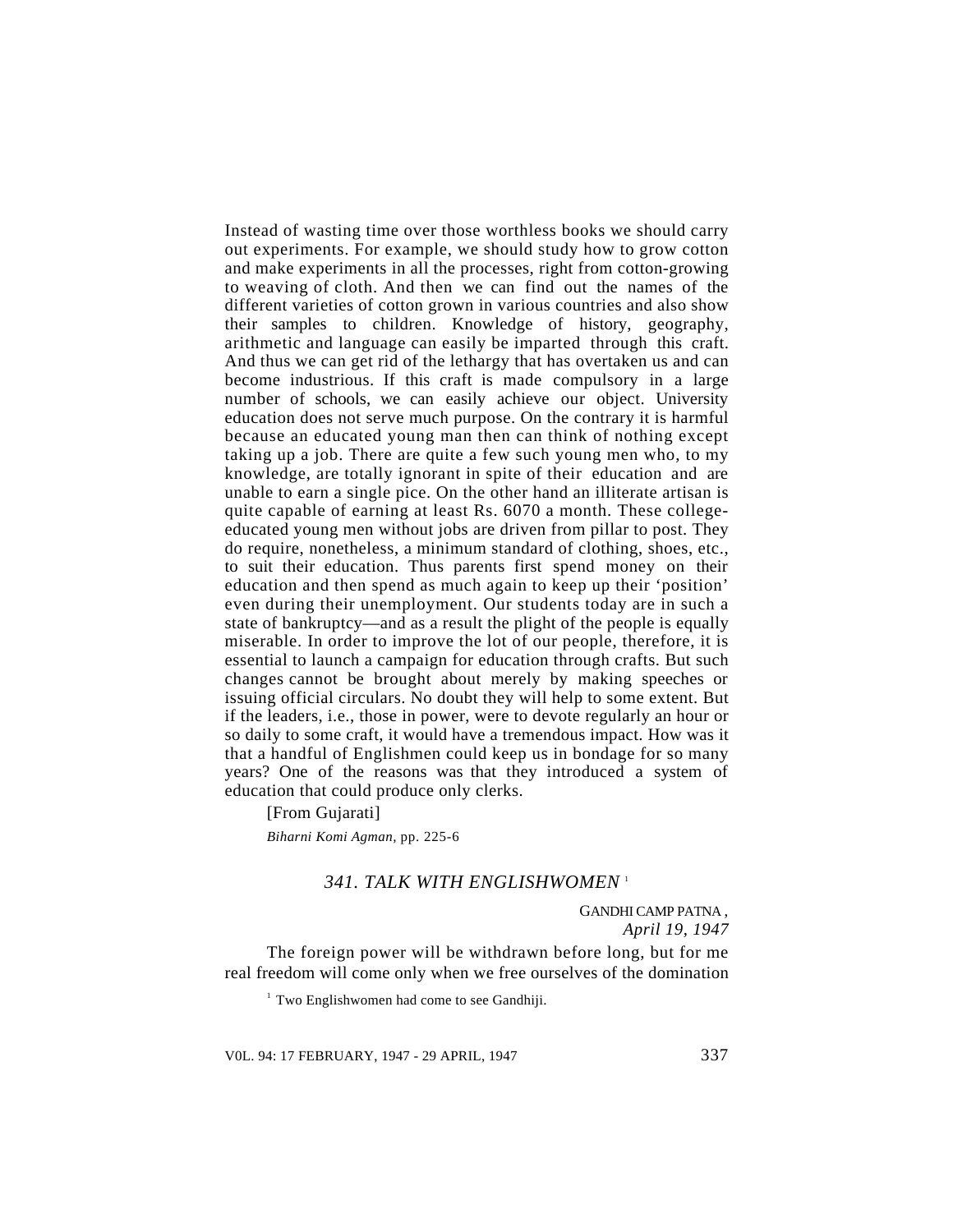Instead of wasting time over those worthless books we should carry out experiments. For example, we should study how to grow cotton and make experiments in all the processes, right from cotton-growing to weaving of cloth. And then we can find out the names of the different varieties of cotton grown in various countries and also show their samples to children. Knowledge of history, geography, arithmetic and language can easily be imparted through this craft. And thus we can get rid of the lethargy that has overtaken us and can become industrious. If this craft is made compulsory in a large number of schools, we can easily achieve our object. University education does not serve much purpose. On the contrary it is harmful because an educated young man then can think of nothing except taking up a job. There are quite a few such young men who, to my knowledge, are totally ignorant in spite of their education and are unable to earn a single pice. On the other hand an illiterate artisan is quite capable of earning at least Rs. 6070 a month. These college-educated young men without jobs are driven from pillar to post. They do require, nonetheless, a minimum standard of clothing, shoes, etc., to suit their education. Thus parents first spend money on their education and then spend as much again to keep up their 'position' even during their unemployment. Our students today are in such a state of bankruptcy—and as a result the plight of the people is equally miserable. In order to improve the lot of our people, therefore, it is essential to launch a campaign for education through crafts. But such changes cannot be brought about merely by making speeches or issuing official circulars. No doubt they will help to some extent. But if the leaders, i.e., those in power, were to devote regularly an hour or so daily to some craft, it would have a tremendous impact. How was it that a handful of Englishmen could keep us in bondage for so many years? One of the reasons was that they introduced a system of education that could produce only clerks.

[From Gujarati]

*Biharni Komi Agman*, pp. 225-6

## *341. TALK WITH ENGLISHWOMEN* [1]

GANDHI CAMP PATNA ,
*April 19, 1947*

The foreign power will be withdrawn before long, but for me real freedom will come only when we free ourselves of the domination

[1] Two Englishwomen had come to see Gandhiji.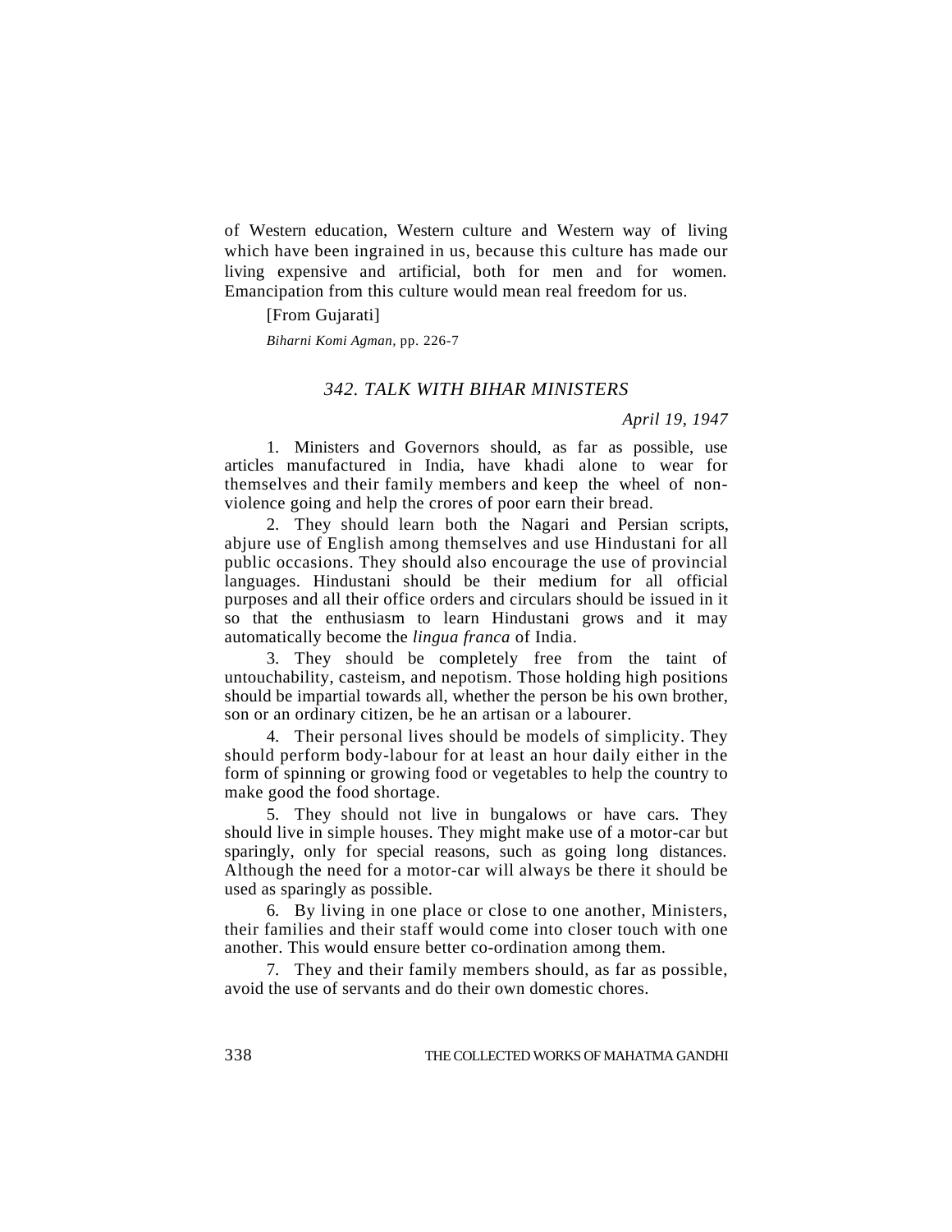of Western education, Western culture and Western way of living which have been ingrained in us, because this culture has made our living expensive and artificial, both for men and for women. Emancipation from this culture would mean real freedom for us.

[From Gujarati]

*Biharni Komi Agman*, pp. 226-7

## *342. TALK WITH BIHAR MINISTERS*

*April 19, 1947*

1. Ministers and Governors should, as far as possible, use articles manufactured in India, have khadi alone to wear for themselves and their family members and keep the wheel of non-violence going and help the crores of poor earn their bread.

2. They should learn both the Nagari and Persian scripts, abjure use of English among themselves and use Hindustani for all public occasions. They should also encourage the use of provincial languages. Hindustani should be their medium for all official purposes and all their office orders and circulars should be issued in it so that the enthusiasm to learn Hindustani grows and it may automatically become the *lingua franca* of India.

3. They should be completely free from the taint of untouchability, casteism, and nepotism. Those holding high positions should be impartial towards all, whether the person be his own brother, son or an ordinary citizen, be he an artisan or a labourer.

4. Their personal lives should be models of simplicity. They should perform body-labour for at least an hour daily either in the form of spinning or growing food or vegetables to help the country to make good the food shortage.

5. They should not live in bungalows or have cars. They should live in simple houses. They might make use of a motor-car but sparingly, only for special reasons, such as going long distances. Although the need for a motor-car will always be there it should be used as sparingly as possible.

6. By living in one place or close to one another, Ministers, their families and their staff would come into closer touch with one another. This would ensure better co-ordination among them.

7. They and their family members should, as far as possible, avoid the use of servants and do their own domestic chores.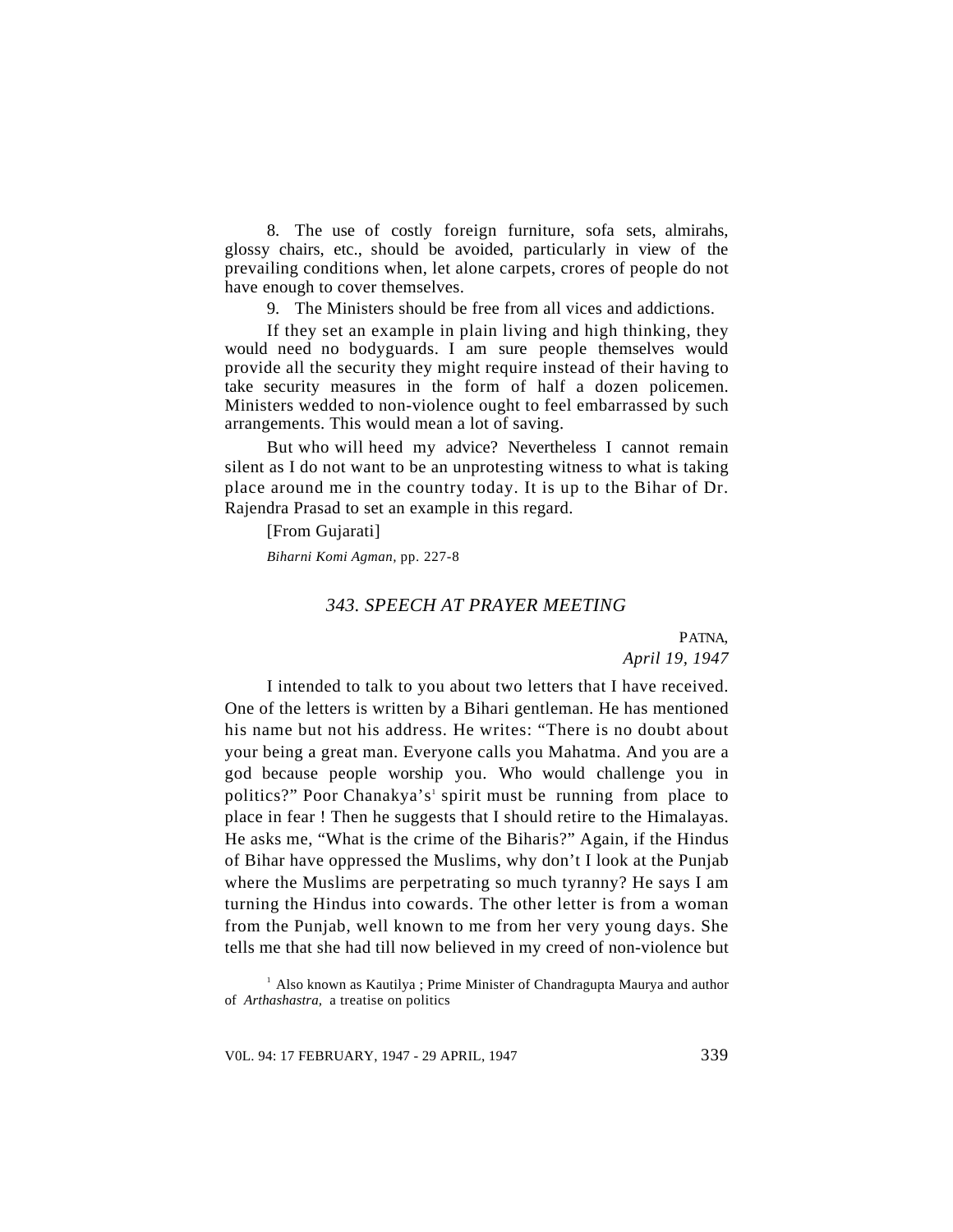8. The use of costly foreign furniture, sofa sets, almirahs, glossy chairs, etc., should be avoided, particularly in view of the prevailing conditions when, let alone carpets, crores of people do not have enough to cover themselves.

9. The Ministers should be free from all vices and addictions.

If they set an example in plain living and high thinking, they would need no bodyguards. I am sure people themselves would provide all the security they might require instead of their having to take security measures in the form of half a dozen policemen. Ministers wedded to non-violence ought to feel embarrassed by such arrangements. This would mean a lot of saving.

But who will heed my advice? Nevertheless I cannot remain silent as I do not want to be an unprotesting witness to what is taking place around me in the country today. It is up to the Bihar of Dr. Rajendra Prasad to set an example in this regard.

[From Gujarati]

*Biharni Komi Agman*, pp. 227-8

## *343. SPEECH AT PRAYER MEETING*

PATNA,
*April 19, 1947*

I intended to talk to you about two letters that I have received. One of the letters is written by a Bihari gentleman. He has mentioned his name but not his address. He writes: "There is no doubt about your being a great man. Everyone calls you Mahatma. And you are a god because people worship you. Who would challenge you in politics?" Poor Chanakya's[1] spirit must be running from place to place in fear ! Then he suggests that I should retire to the Himalayas. He asks me, "What is the crime of the Biharis?" Again, if the Hindus of Bihar have oppressed the Muslims, why don't I look at the Punjab where the Muslims are perpetrating so much tyranny? He says I am turning the Hindus into cowards. The other letter is from a woman from the Punjab, well known to me from her very young days. She tells me that she had till now believed in my creed of non-violence but

[1] Also known as Kautilya ; Prime Minister of Chandragupta Maurya and author of *Arthashastra,* a treatise on politics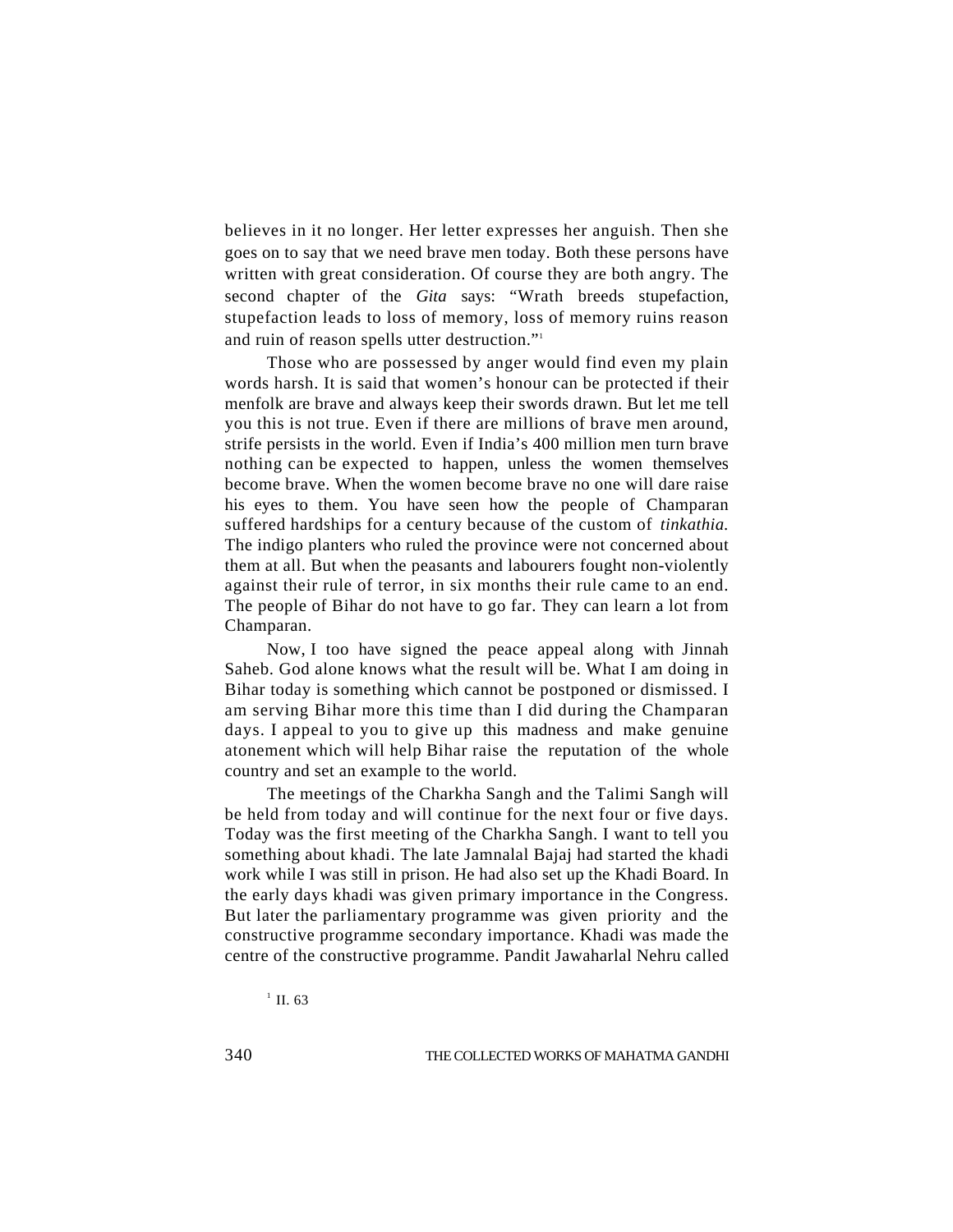believes in it no longer. Her letter expresses her anguish. Then she goes on to say that we need brave men today. Both these persons have written with great consideration. Of course they are both angry. The second chapter of the *Gita* says: "Wrath breeds stupefaction, stupefaction leads to loss of memory, loss of memory ruins reason and ruin of reason spells utter destruction."[1]

Those who are possessed by anger would find even my plain words harsh. It is said that women's honour can be protected if their menfolk are brave and always keep their swords drawn. But let me tell you this is not true. Even if there are millions of brave men around, strife persists in the world. Even if India's 400 million men turn brave nothing can be expected to happen, unless the women themselves become brave. When the women become brave no one will dare raise his eyes to them. You have seen how the people of Champaran suffered hardships for a century because of the custom of *tinkathia.* The indigo planters who ruled the province were not concerned about them at all. But when the peasants and labourers fought non-violently against their rule of terror, in six months their rule came to an end. The people of Bihar do not have to go far. They can learn a lot from Champaran.

Now, I too have signed the peace appeal along with Jinnah Saheb. God alone knows what the result will be. What I am doing in Bihar today is something which cannot be postponed or dismissed. I am serving Bihar more this time than I did during the Champaran days. I appeal to you to give up this madness and make genuine atonement which will help Bihar raise the reputation of the whole country and set an example to the world.

The meetings of the Charkha Sangh and the Talimi Sangh will be held from today and will continue for the next four or five days. Today was the first meeting of the Charkha Sangh. I want to tell you something about khadi. The late Jamnalal Bajaj had started the khadi work while I was still in prison. He had also set up the Khadi Board. In the early days khadi was given primary importance in the Congress. But later the parliamentary programme was given priority and the constructive programme secondary importance. Khadi was made the centre of the constructive programme. Pandit Jawaharlal Nehru called

[1] II. 63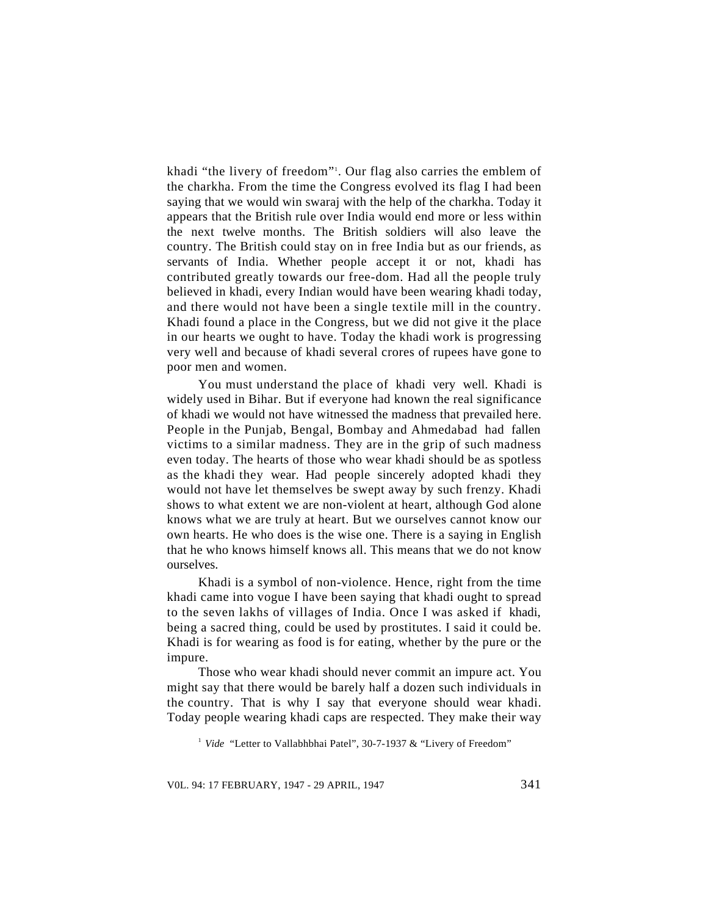khadi "the livery of freedom"[1]. Our flag also carries the emblem of the charkha. From the time the Congress evolved its flag I had been saying that we would win swaraj with the help of the charkha. Today it appears that the British rule over India would end more or less within the next twelve months. The British soldiers will also leave the country. The British could stay on in free India but as our friends, as servants of India. Whether people accept it or not, khadi has contributed greatly towards our free-dom. Had all the people truly believed in khadi, every Indian would have been wearing khadi today, and there would not have been a single textile mill in the country. Khadi found a place in the Congress, but we did not give it the place in our hearts we ought to have. Today the khadi work is progressing very well and because of khadi several crores of rupees have gone to poor men and women.

You must understand the place of khadi very well. Khadi is widely used in Bihar. But if everyone had known the real significance of khadi we would not have witnessed the madness that prevailed here. People in the Punjab, Bengal, Bombay and Ahmedabad had fallen victims to a similar madness. They are in the grip of such madness even today. The hearts of those who wear khadi should be as spotless as the khadi they wear. Had people sincerely adopted khadi they would not have let themselves be swept away by such frenzy. Khadi shows to what extent we are non-violent at heart, although God alone knows what we are truly at heart. But we ourselves cannot know our own hearts. He who does is the wise one. There is a saying in English that he who knows himself knows all. This means that we do not know ourselves.

Khadi is a symbol of non-violence. Hence, right from the time khadi came into vogue I have been saying that khadi ought to spread to the seven lakhs of villages of India. Once I was asked if khadi, being a sacred thing, could be used by prostitutes. I said it could be. Khadi is for wearing as food is for eating, whether by the pure or the impure.

Those who wear khadi should never commit an impure act. You might say that there would be barely half a dozen such individuals in the country. That is why I say that everyone should wear khadi. Today people wearing khadi caps are respected. They make their way

[1] *Vide* "Letter to Vallabhbhai Patel", 30-7-1937 & "Livery of Freedom"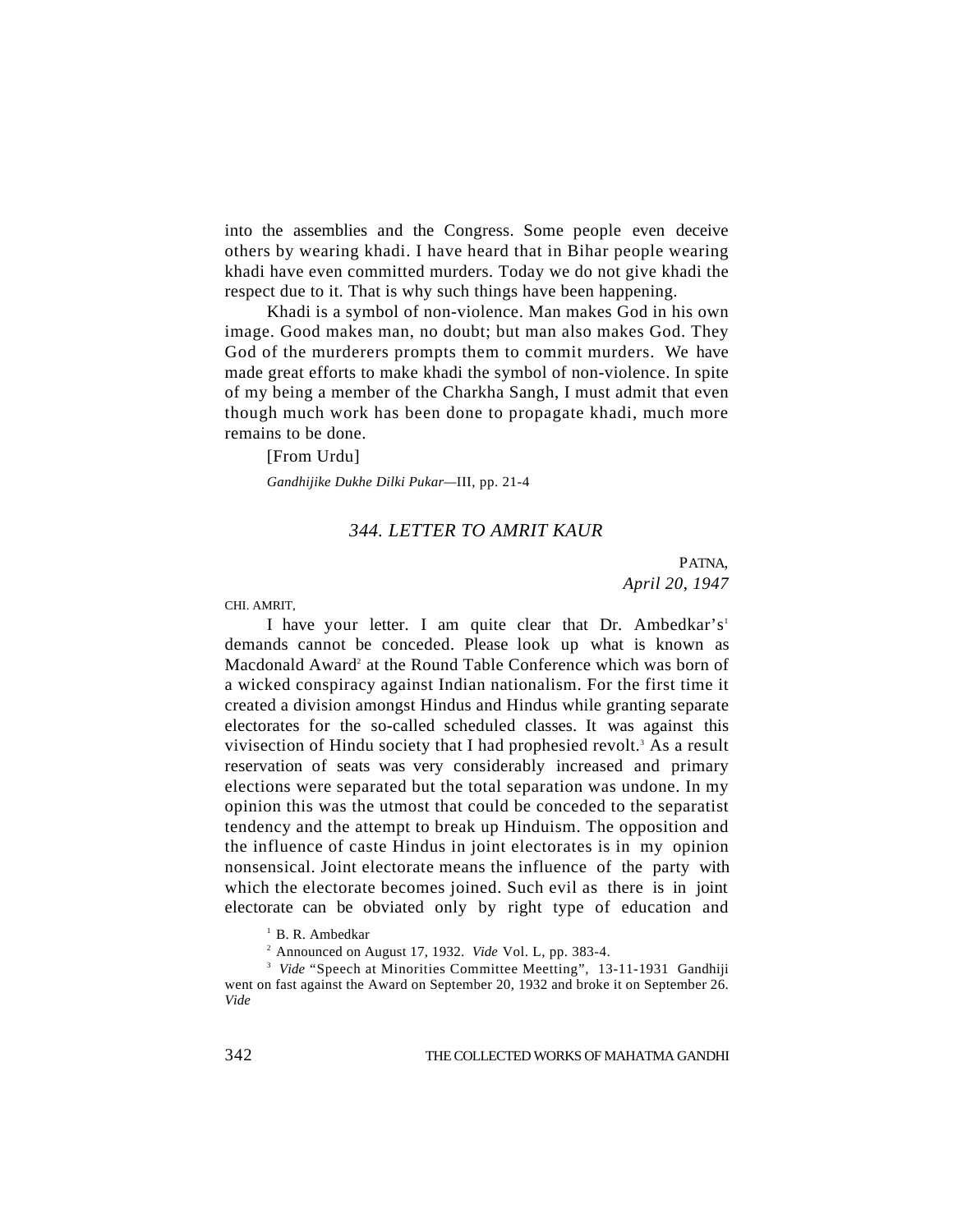into the assemblies and the Congress. Some people even deceive others by wearing khadi. I have heard that in Bihar people wearing khadi have even committed murders. Today we do not give khadi the respect due to it. That is why such things have been happening.

Khadi is a symbol of non-violence. Man makes God in his own image. Good makes man, no doubt; but man also makes God. They God of the murderers prompts them to commit murders. We have made great efforts to make khadi the symbol of non-violence. In spite of my being a member of the Charkha Sangh, I must admit that even though much work has been done to propagate khadi, much more remains to be done.

[From Urdu]

*Gandhijike Dukhe Dilki Pukar*—III, pp. 21-4

## *344. LETTER TO AMRIT KAUR*

PATNA,
*April 20, 1947*

CHI. AMRIT,

I have your letter. I am quite clear that Dr. Ambedkar's[1] demands cannot be conceded. Please look up what is known as Macdonald Award[2] at the Round Table Conference which was born of a wicked conspiracy against Indian nationalism. For the first time it created a division amongst Hindus and Hindus while granting separate electorates for the so-called scheduled classes. It was against this vivisection of Hindu society that I had prophesied revolt.[3] As a result reservation of seats was very considerably increased and primary elections were separated but the total separation was undone. In my opinion this was the utmost that could be conceded to the separatist tendency and the attempt to break up Hinduism. The opposition and the influence of caste Hindus in joint electorates is in my opinion nonsensical. Joint electorate means the influence of the party with which the electorate becomes joined. Such evil as there is in joint electorate can be obviated only by right type of education and

[1] B. R. Ambedkar

[2] Announced on August 17, 1932. *Vide* Vol. L, pp. 383-4.

[3] *Vide* "Speech at Minorities Committee Meetting", 13-11-1931 Gandhiji went on fast against the Award on September 20, 1932 and broke it on September 26. *Vide*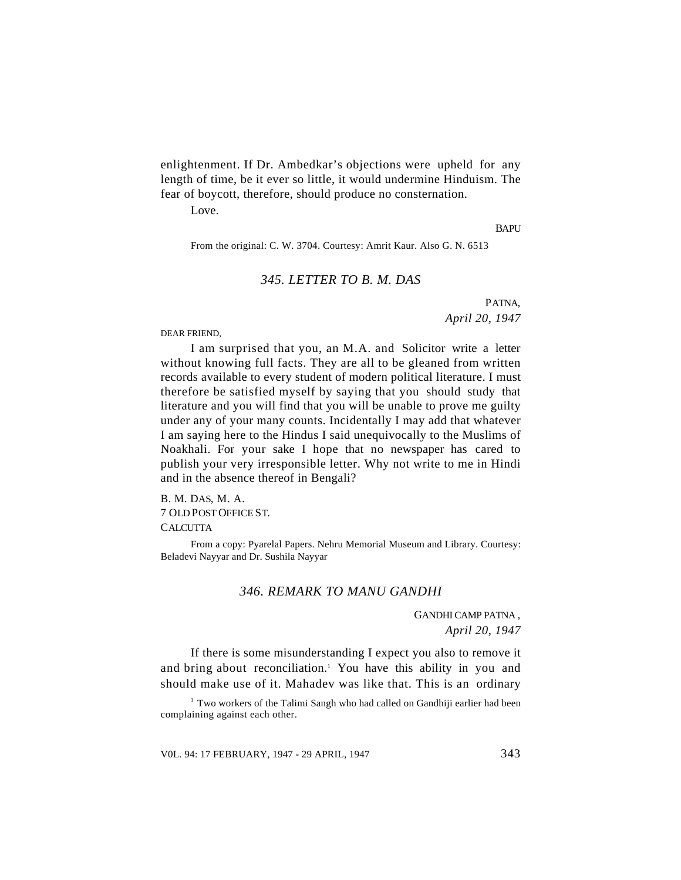enlightenment. If Dr. Ambedkar's objections were upheld for any length of time, be it ever so little, it would undermine Hinduism. The fear of boycott, therefore, should produce no consternation.

Love.

BAPU

From the original: C. W. 3704. Courtesy: Amrit Kaur. Also G. N. 6513

### *345. LETTER TO B. M. DAS*

PATNA,
*April 20, 1947*

DEAR FRIEND,

I am surprised that you, an M.A. and Solicitor write a letter without knowing full facts. They are all to be gleaned from written records available to every student of modern political literature. I must therefore be satisfied myself by saying that you should study that literature and you will find that you will be unable to prove me guilty under any of your many counts. Incidentally I may add that whatever I am saying here to the Hindus I said unequivocally to the Muslims of Noakhali. For your sake I hope that no newspaper has cared to publish your very irresponsible letter. Why not write to me in Hindi and in the absence thereof in Bengali?

B. M. DAS, M. A.
7 OLD POST OFFICE ST.
CALCUTTA

From a copy: Pyarelal Papers. Nehru Memorial Museum and Library. Courtesy: Beladevi Nayyar and Dr. Sushila Nayyar

### *346. REMARK TO MANU GANDHI*

GANDHI CAMP PATNA ,
*April 20, 1947*

If there is some misunderstanding I expect you also to remove it and bring about reconciliation.[1] You have this ability in you and should make use of it. Mahadev was like that. This is an ordinary

[1] Two workers of the Talimi Sangh who had called on Gandhiji earlier had been complaining against each other.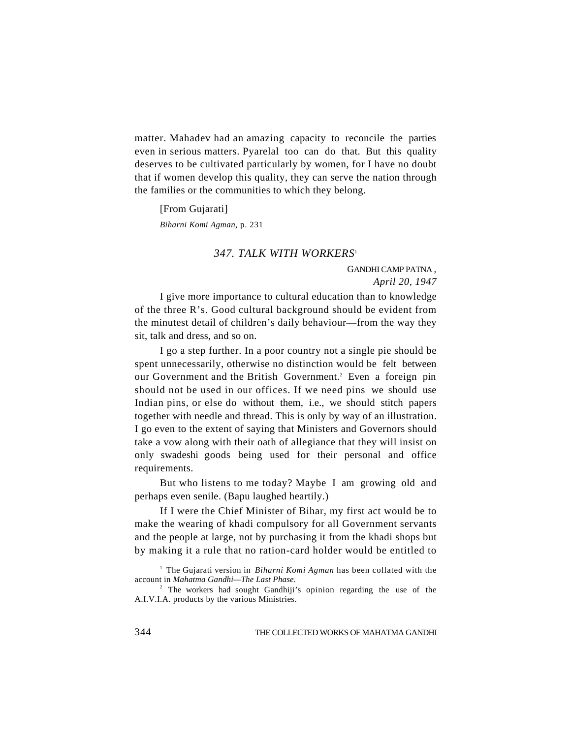matter. Mahadev had an amazing capacity to reconcile the parties even in serious matters. Pyarelal too can do that. But this quality deserves to be cultivated particularly by women, for I have no doubt that if women develop this quality, they can serve the nation through the families or the communities to which they belong.

[From Gujarati]

*Biharni Komi Agman*, p. 231

### *347. TALK WITH WORKERS*[1]

GANDHI CAMP PATNA,
*April 20, 1947*

I give more importance to cultural education than to knowledge of the three R's. Good cultural background should be evident from the minutest detail of children's daily behaviour—from the way they sit, talk and dress, and so on.

I go a step further. In a poor country not a single pie should be spent unnecessarily, otherwise no distinction would be felt between our Government and the British Government.[2] Even a foreign pin should not be used in our offices. If we need pins we should use Indian pins, or else do without them, i.e., we should stitch papers together with needle and thread. This is only by way of an illustration. I go even to the extent of saying that Ministers and Governors should take a vow along with their oath of allegiance that they will insist on only swadeshi goods being used for their personal and office requirements.

But who listens to me today? Maybe I am growing old and perhaps even senile. (Bapu laughed heartily.)

If I were the Chief Minister of Bihar, my first act would be to make the wearing of khadi compulsory for all Government servants and the people at large, not by purchasing it from the khadi shops but by making it a rule that no ration-card holder would be entitled to

[1] The Gujarati version in *Biharni Komi Agman* has been collated with the account in *Mahatma Gandhi—The Last Phase.*

[2] The workers had sought Gandhiji's opinion regarding the use of the A.I.V.I.A. products by the various Ministries.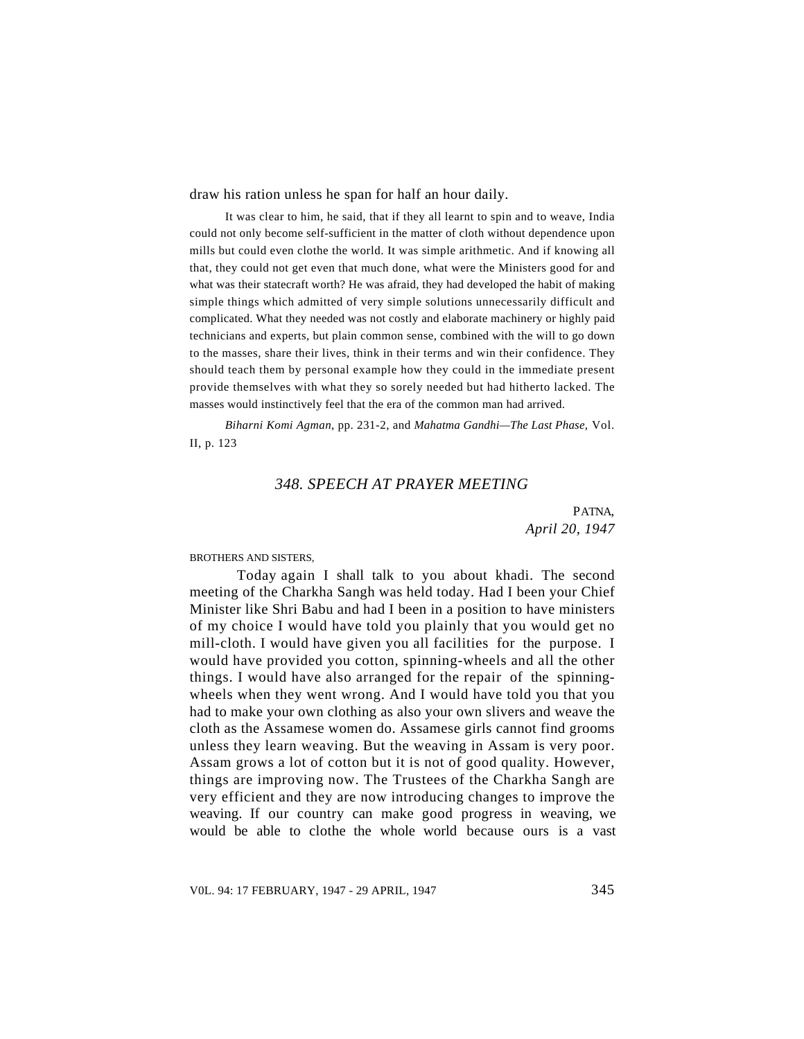draw his ration unless he span for half an hour daily.

It was clear to him, he said, that if they all learnt to spin and to weave, India could not only become self-sufficient in the matter of cloth without dependence upon mills but could even clothe the world. It was simple arithmetic. And if knowing all that, they could not get even that much done, what were the Ministers good for and what was their statecraft worth? He was afraid, they had developed the habit of making simple things which admitted of very simple solutions unnecessarily difficult and complicated. What they needed was not costly and elaborate machinery or highly paid technicians and experts, but plain common sense, combined with the will to go down to the masses, share their lives, think in their terms and win their confidence. They should teach them by personal example how they could in the immediate present provide themselves with what they so sorely needed but had hitherto lacked. The masses would instinctively feel that the era of the common man had arrived.

*Biharni Komi Agman*, pp. 231-2, and *Mahatma Gandhi—The Last Phase*, Vol. II, p. 123

## *348. SPEECH AT PRAYER MEETING*

PATNA,
*April 20, 1947*

BROTHERS AND SISTERS,

Today again I shall talk to you about khadi. The second meeting of the Charkha Sangh was held today. Had I been your Chief Minister like Shri Babu and had I been in a position to have ministers of my choice I would have told you plainly that you would get no mill-cloth. I would have given you all facilities for the purpose. I would have provided you cotton, spinning-wheels and all the other things. I would have also arranged for the repair of the spinning-wheels when they went wrong. And I would have told you that you had to make your own clothing as also your own slivers and weave the cloth as the Assamese women do. Assamese girls cannot find grooms unless they learn weaving. But the weaving in Assam is very poor. Assam grows a lot of cotton but it is not of good quality. However, things are improving now. The Trustees of the Charkha Sangh are very efficient and they are now introducing changes to improve the weaving. If our country can make good progress in weaving, we would be able to clothe the whole world because ours is a vast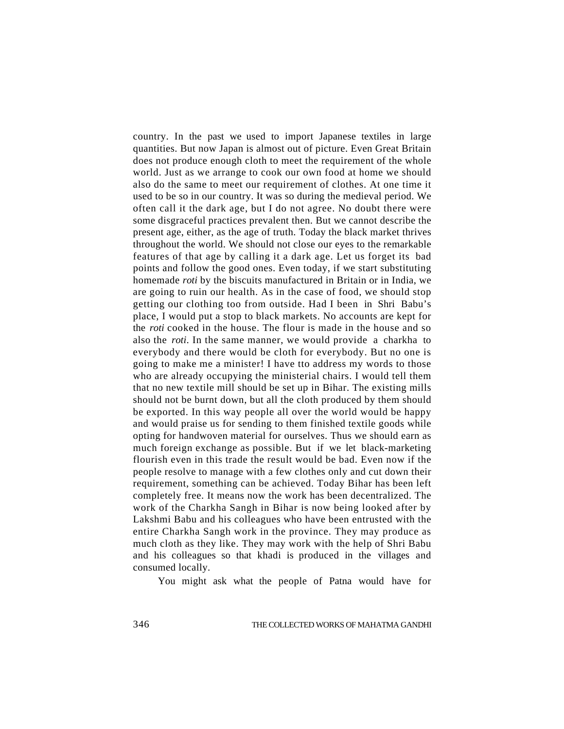country. In the past we used to import Japanese textiles in large quantities. But now Japan is almost out of picture. Even Great Britain does not produce enough cloth to meet the requirement of the whole world. Just as we arrange to cook our own food at home we should also do the same to meet our requirement of clothes. At one time it used to be so in our country. It was so during the medieval period. We often call it the dark age, but I do not agree. No doubt there were some disgraceful practices prevalent then. But we cannot describe the present age, either, as the age of truth. Today the black market thrives throughout the world. We should not close our eyes to the remarkable features of that age by calling it a dark age. Let us forget its bad points and follow the good ones. Even today, if we start substituting homemade *roti* by the biscuits manufactured in Britain or in India, we are going to ruin our health. As in the case of food, we should stop getting our clothing too from outside. Had I been in Shri Babu's place, I would put a stop to black markets. No accounts are kept for the *roti* cooked in the house. The flour is made in the house and so also the *roti*. In the same manner, we would provide a charkha to everybody and there would be cloth for everybody. But no one is going to make me a minister! I have tto address my words to those who are already occupying the ministerial chairs. I would tell them that no new textile mill should be set up in Bihar. The existing mills should not be burnt down, but all the cloth produced by them should be exported. In this way people all over the world would be happy and would praise us for sending to them finished textile goods while opting for handwoven material for ourselves. Thus we should earn as much foreign exchange as possible. But if we let black-marketing flourish even in this trade the result would be bad. Even now if the people resolve to manage with a few clothes only and cut down their requirement, something can be achieved. Today Bihar has been left completely free. It means now the work has been decentralized. The work of the Charkha Sangh in Bihar is now being looked after by Lakshmi Babu and his colleagues who have been entrusted with the entire Charkha Sangh work in the province. They may produce as much cloth as they like. They may work with the help of Shri Babu and his colleagues so that khadi is produced in the villages and consumed locally.

You might ask what the people of Patna would have for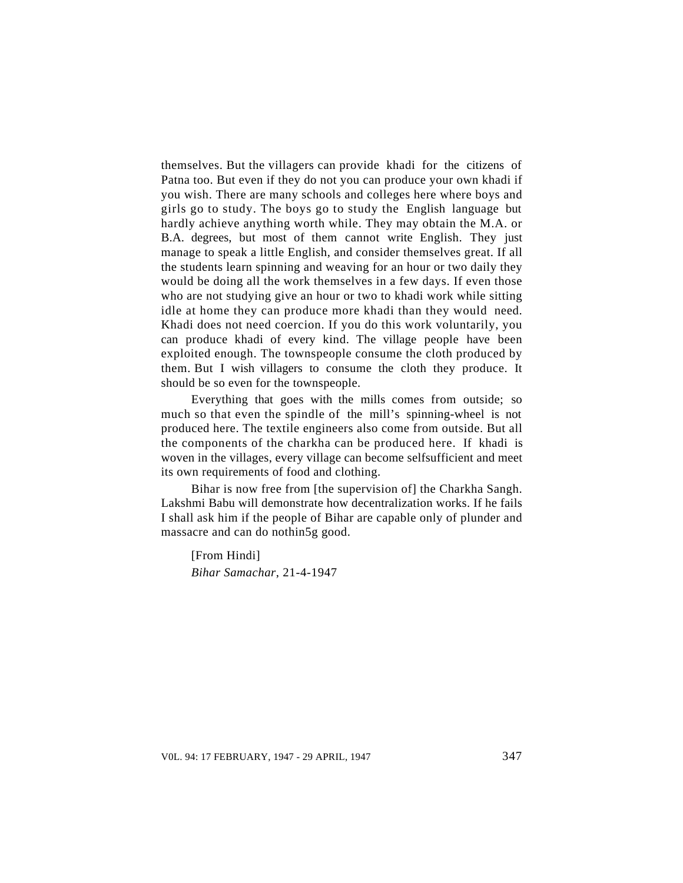themselves. But the villagers can provide khadi for the citizens of Patna too. But even if they do not you can produce your own khadi if you wish. There are many schools and colleges here where boys and girls go to study. The boys go to study the English language but hardly achieve anything worth while. They may obtain the M.A. or B.A. degrees, but most of them cannot write English. They just manage to speak a little English, and consider themselves great. If all the students learn spinning and weaving for an hour or two daily they would be doing all the work themselves in a few days. If even those who are not studying give an hour or two to khadi work while sitting idle at home they can produce more khadi than they would need. Khadi does not need coercion. If you do this work voluntarily, you can produce khadi of every kind. The village people have been exploited enough. The townspeople consume the cloth produced by them. But I wish villagers to consume the cloth they produce. It should be so even for the townspeople.

Everything that goes with the mills comes from outside; so much so that even the spindle of the mill's spinning-wheel is not produced here. The textile engineers also come from outside. But all the components of the charkha can be produced here. If khadi is woven in the villages, every village can become selfsufficient and meet its own requirements of food and clothing.

Bihar is now free from [the supervision of] the Charkha Sangh. Lakshmi Babu will demonstrate how decentralization works. If he fails I shall ask him if the people of Bihar are capable only of plunder and massacre and can do nothin5g good.

[From Hindi]

*Bihar Samachar*, 21-4-1947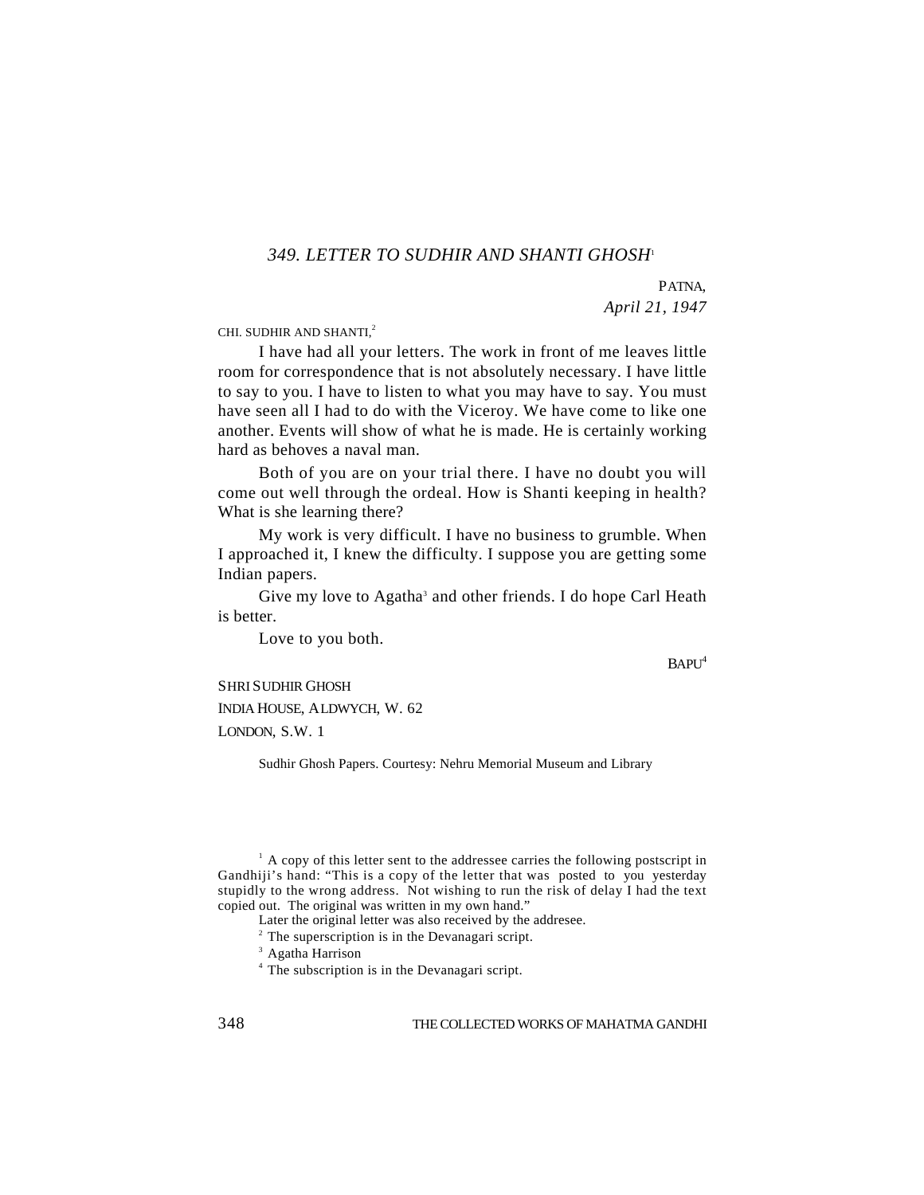### *349. LETTER TO SUDHIR AND SHANTI GHOSH*[1]

PATNA,
*April 21, 1947*

CHI. SUDHIR AND SHANTI,[2]

I have had all your letters. The work in front of me leaves little room for correspondence that is not absolutely necessary. I have little to say to you. I have to listen to what you may have to say. You must have seen all I had to do with the Viceroy. We have come to like one another. Events will show of what he is made. He is certainly working hard as behoves a naval man.

Both of you are on your trial there. I have no doubt you will come out well through the ordeal. How is Shanti keeping in health? What is she learning there?

My work is very difficult. I have no business to grumble. When I approached it, I knew the difficulty. I suppose you are getting some Indian papers.

Give my love to Agatha[3] and other friends. I do hope Carl Heath is better.

Love to you both.

BAPU[4]

SHRI SUDHIR GHOSH
INDIA HOUSE, ALDWYCH, W. 62
LONDON, S.W. 1

Sudhir Ghosh Papers. Courtesy: Nehru Memorial Museum and Library

---

[1] A copy of this letter sent to the addressee carries the following postscript in Gandhiji's hand: "This is a copy of the letter that was posted to you yesterday stupidly to the wrong address. Not wishing to run the risk of delay I had the text copied out. The original was written in my own hand."

Later the original letter was also received by the addresee.

[2] The superscription is in the Devanagari script.

[3] Agatha Harrison

[4] The subscription is in the Devanagari script.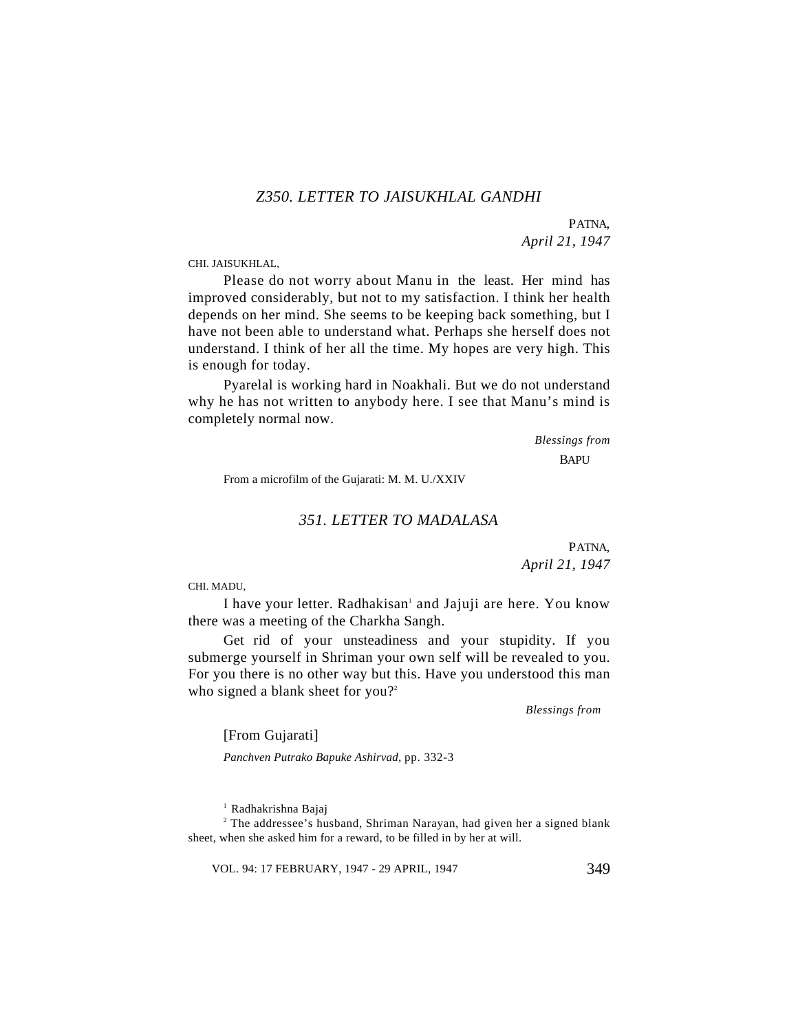### *Z350. LETTER TO JAISUKHLAL GANDHI*

PATNA,
*April 21, 1947*

CHI. JAISUKHLAL,

Please do not worry about Manu in the least. Her mind has improved considerably, but not to my satisfaction. I think her health depends on her mind. She seems to be keeping back something, but I have not been able to understand what. Perhaps she herself does not understand. I think of her all the time. My hopes are very high. This is enough for today.

Pyarelal is working hard in Noakhali. But we do not understand why he has not written to anybody here. I see that Manu's mind is completely normal now.

*Blessings from*
BAPU

From a microfilm of the Gujarati: M. M. U./XXIV

### *351. LETTER TO MADALASA*

PATNA,
*April 21, 1947*

CHI. MADU,

I have your letter. Radhakisan[1] and Jajuji are here. You know there was a meeting of the Charkha Sangh.

Get rid of your unsteadiness and your stupidity. If you submerge yourself in Shriman your own self will be revealed to you. For you there is no other way but this. Have you understood this man who signed a blank sheet for you?[2]

*Blessings from*

[From Gujarati]

*Panchven Putrako Bapuke Ashirvad*, pp. 332-3

[1] Radhakrishna Bajaj

[2] The addressee's husband, Shriman Narayan, had given her a signed blank sheet, when she asked him for a reward, to be filled in by her at will.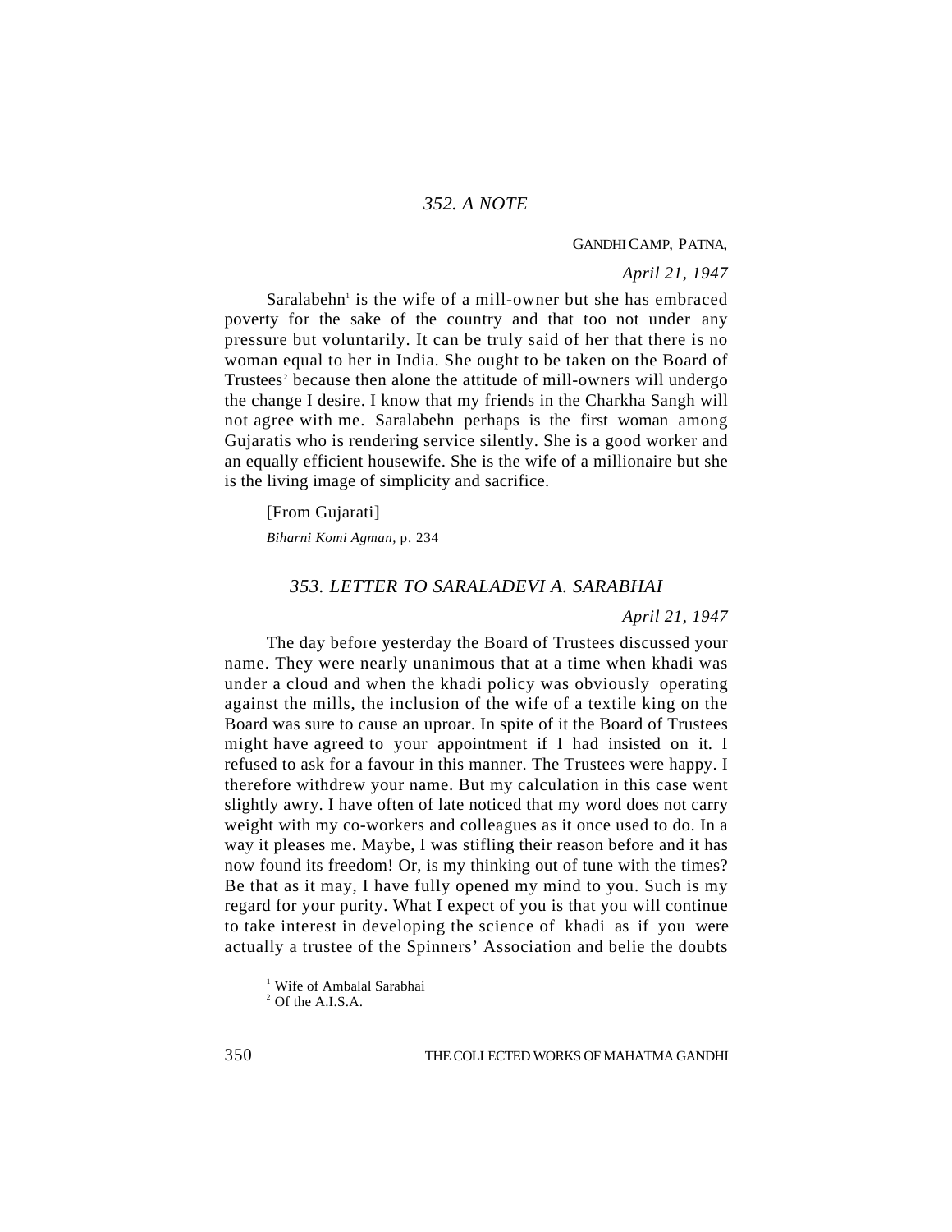### *352. A NOTE*

GANDHI CAMP, PATNA,

*April 21, 1947*

Saralabehn[1] is the wife of a mill-owner but she has embraced poverty for the sake of the country and that too not under any pressure but voluntarily. It can be truly said of her that there is no woman equal to her in India. She ought to be taken on the Board of Trustees[2] because then alone the attitude of mill-owners will undergo the change I desire. I know that my friends in the Charkha Sangh will not agree with me. Saralabehn perhaps is the first woman among Gujaratis who is rendering service silently. She is a good worker and an equally efficient housewife. She is the wife of a millionaire but she is the living image of simplicity and sacrifice.

[From Gujarati]

*Biharni Komi Agman*, p. 234

### *353. LETTER TO SARALADEVI A. SARABHAI*

*April 21, 1947*

The day before yesterday the Board of Trustees discussed your name. They were nearly unanimous that at a time when khadi was under a cloud and when the khadi policy was obviously operating against the mills, the inclusion of the wife of a textile king on the Board was sure to cause an uproar. In spite of it the Board of Trustees might have agreed to your appointment if I had insisted on it. I refused to ask for a favour in this manner. The Trustees were happy. I therefore withdrew your name. But my calculation in this case went slightly awry. I have often of late noticed that my word does not carry weight with my co-workers and colleagues as it once used to do. In a way it pleases me. Maybe, I was stifling their reason before and it has now found its freedom! Or, is my thinking out of tune with the times? Be that as it may, I have fully opened my mind to you. Such is my regard for your purity. What I expect of you is that you will continue to take interest in developing the science of khadi as if you were actually a trustee of the Spinners' Association and belie the doubts

[1] Wife of Ambalal Sarabhai

[2] Of the A.I.S.A.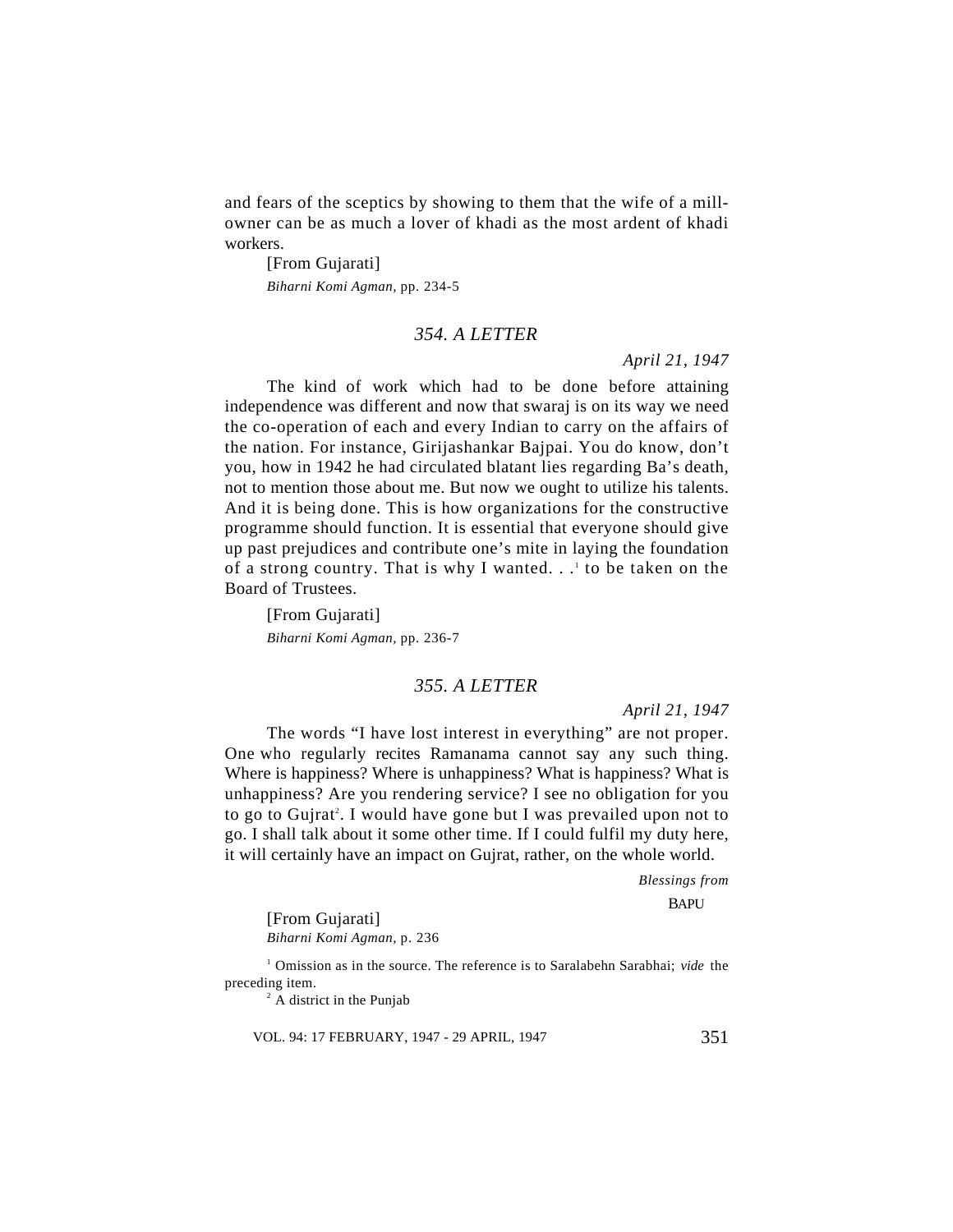and fears of the sceptics by showing to them that the wife of a mill-owner can be as much a lover of khadi as the most ardent of khadi workers.

[From Gujarati]

*Biharni Komi Agman*, pp. 234-5

### *354. A LETTER*

*April 21, 1947*

The kind of work which had to be done before attaining independence was different and now that swaraj is on its way we need the co-operation of each and every Indian to carry on the affairs of the nation. For instance, Girijashankar Bajpai. You do know, don't you, how in 1942 he had circulated blatant lies regarding Ba's death, not to mention those about me. But now we ought to utilize his talents. And it is being done. This is how organizations for the constructive programme should function. It is essential that everyone should give up past prejudices and contribute one's mite in laying the foundation of a strong country. That is why I wanted. . .[1] to be taken on the Board of Trustees.

[From Gujarati]

*Biharni Komi Agman*, pp. 236-7

### *355. A LETTER*

*April 21, 1947*

The words "I have lost interest in everything" are not proper. One who regularly recites Ramanama cannot say any such thing. Where is happiness? Where is unhappiness? What is happiness? What is unhappiness? Are you rendering service? I see no obligation for you to go to Gujrat[2]. I would have gone but I was prevailed upon not to go. I shall talk about it some other time. If I could fulfil my duty here, it will certainly have an impact on Gujrat, rather, on the whole world.

*Blessings from*

BAPU

[From Gujarati]

*Biharni Komi Agman*, p. 236

[1] Omission as in the source. The reference is to Saralabehn Sarabhai; *vide* the preceding item.

[2] A district in the Punjab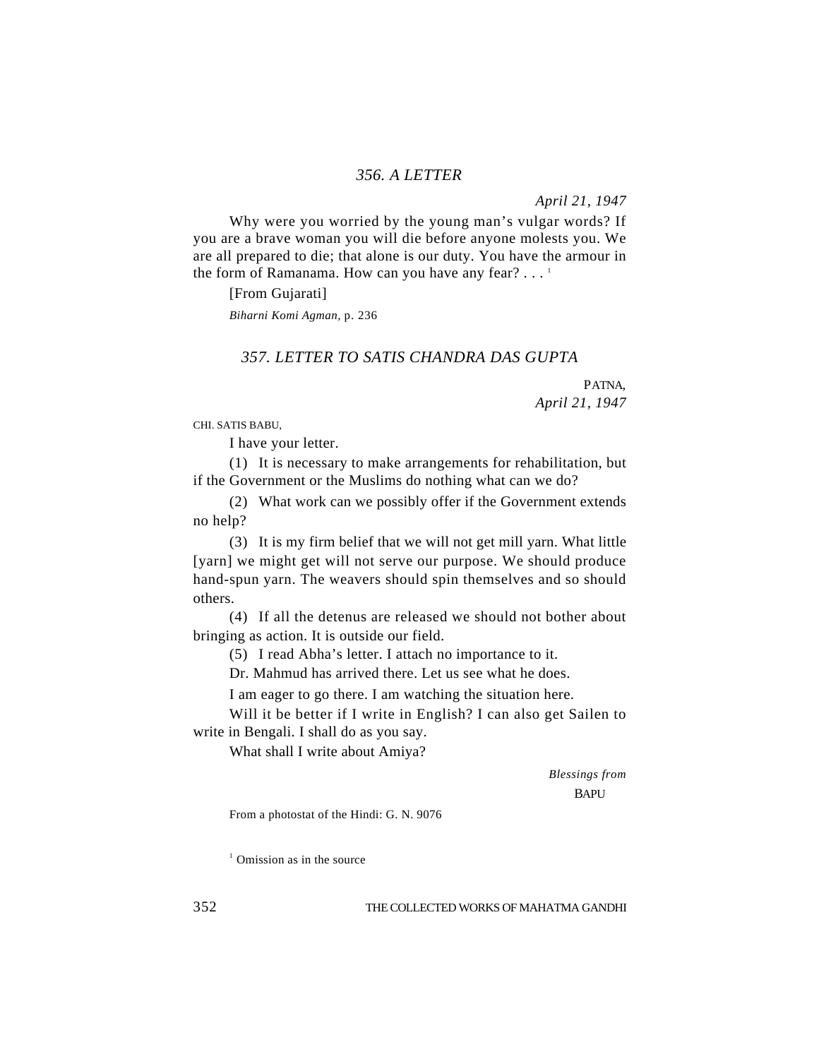## *356. A LETTER*

*April 21, 1947*

Why were you worried by the young man's vulgar words? If you are a brave woman you will die before anyone molests you. We are all prepared to die; that alone is our duty. You have the armour in the form of Ramanama. How can you have any fear? . . . [1]

[From Gujarati]

*Biharni Komi Agman*, p. 236

## *357. LETTER TO SATIS CHANDRA DAS GUPTA*

PATNA,
*April 21, 1947*

CHI. SATIS BABU,

I have your letter.

(1) It is necessary to make arrangements for rehabilitation, but if the Government or the Muslims do nothing what can we do?

(2) What work can we possibly offer if the Government extends no help?

(3) It is my firm belief that we will not get mill yarn. What little [yarn] we might get will not serve our purpose. We should produce hand-spun yarn. The weavers should spin themselves and so should others.

(4) If all the detenus are released we should not bother about bringing as action. It is outside our field.

(5) I read Abha's letter. I attach no importance to it.

Dr. Mahmud has arrived there. Let us see what he does.

I am eager to go there. I am watching the situation here.

Will it be better if I write in English? I can also get Sailen to write in Bengali. I shall do as you say.

What shall I write about Amiya?

*Blessings from*
BAPU

From a photostat of the Hindi: G. N. 9076

[1] Omission as in the source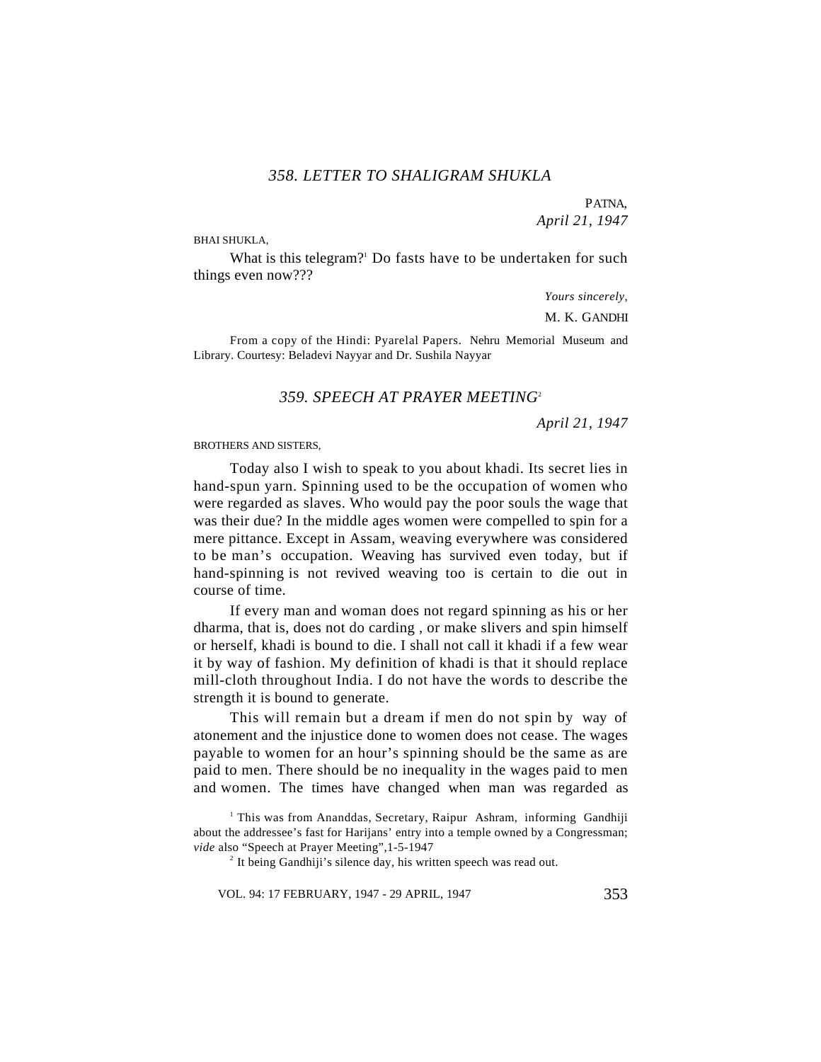### *358. LETTER TO SHALIGRAM SHUKLA*

PATNA,
*April 21, 1947*

BHAI SHUKLA,

What is this telegram?[1] Do fasts have to be undertaken for such things even now???

*Yours sincerely,*

M. K. GANDHI

From a copy of the Hindi: Pyarelal Papers. Nehru Memorial Museum and Library. Courtesy: Beladevi Nayyar and Dr. Sushila Nayyar

### *359. SPEECH AT PRAYER MEETING*[2]

*April 21, 1947*

BROTHERS AND SISTERS,

Today also I wish to speak to you about khadi. Its secret lies in hand-spun yarn. Spinning used to be the occupation of women who were regarded as slaves. Who would pay the poor souls the wage that was their due? In the middle ages women were compelled to spin for a mere pittance. Except in Assam, weaving everywhere was considered to be man's occupation. Weaving has survived even today, but if hand-spinning is not revived weaving too is certain to die out in course of time.

If every man and woman does not regard spinning as his or her dharma, that is, does not do carding , or make slivers and spin himself or herself, khadi is bound to die. I shall not call it khadi if a few wear it by way of fashion. My definition of khadi is that it should replace mill-cloth throughout India. I do not have the words to describe the strength it is bound to generate.

This will remain but a dream if men do not spin by way of atonement and the injustice done to women does not cease. The wages payable to women for an hour's spinning should be the same as are paid to men. There should be no inequality in the wages paid to men and women. The times have changed when man was regarded as

[1] This was from Ananddas, Secretary, Raipur Ashram, informing Gandhiji about the addressee's fast for Harijans' entry into a temple owned by a Congressman; *vide* also "Speech at Prayer Meeting",1-5-1947

[2] It being Gandhiji's silence day, his written speech was read out.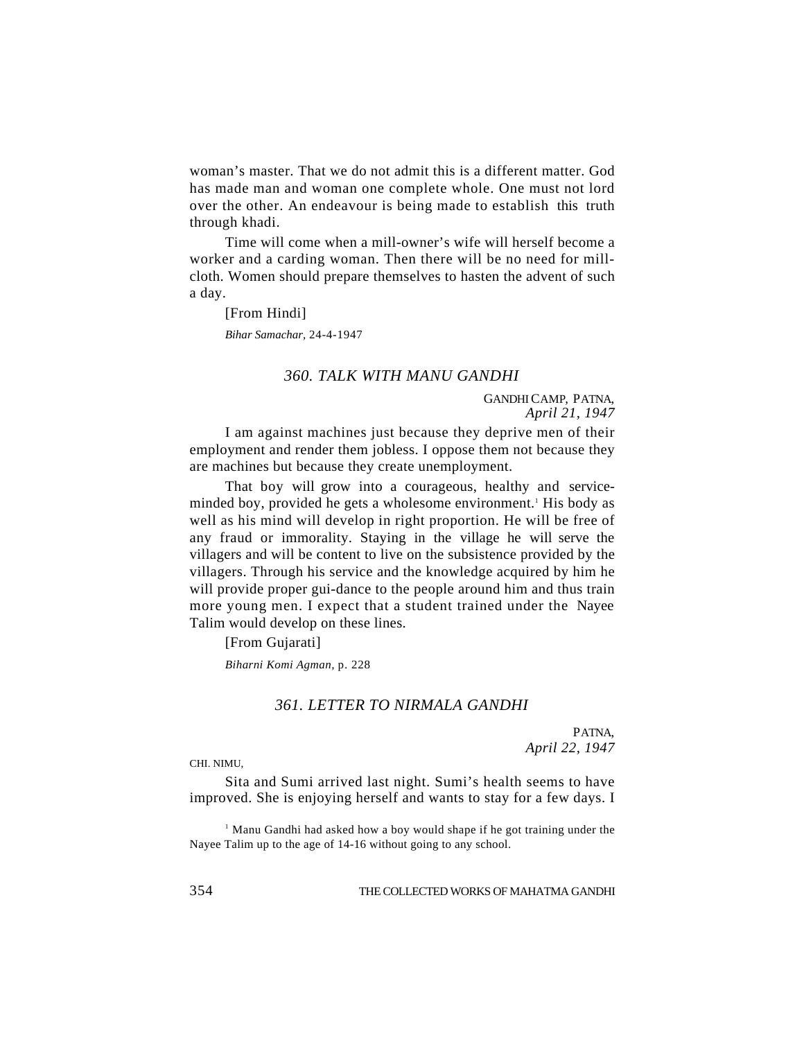woman's master. That we do not admit this is a different matter. God has made man and woman one complete whole. One must not lord over the other. An endeavour is being made to establish this truth through khadi.

Time will come when a mill-owner's wife will herself become a worker and a carding woman. Then there will be no need for mill-cloth. Women should prepare themselves to hasten the advent of such a day.

[From Hindi]

*Bihar Samachar*, 24-4-1947

### *360. TALK WITH MANU GANDHI*

GANDHI CAMP, PATNA,
*April 21, 1947*

I am against machines just because they deprive men of their employment and render them jobless. I oppose them not because they are machines but because they create unemployment.

That boy will grow into a courageous, healthy and service-minded boy, provided he gets a wholesome environment.[1] His body as well as his mind will develop in right proportion. He will be free of any fraud or immorality. Staying in the village he will serve the villagers and will be content to live on the subsistence provided by the villagers. Through his service and the knowledge acquired by him he will provide proper gui-dance to the people around him and thus train more young men. I expect that a student trained under the Nayee Talim would develop on these lines.

[From Gujarati]

*Biharni Komi Agman*, p. 228

### *361. LETTER TO NIRMALA GANDHI*

PATNA,
*April 22, 1947*

CHI. NIMU,

Sita and Sumi arrived last night. Sumi's health seems to have improved. She is enjoying herself and wants to stay for a few days. I

[1] Manu Gandhi had asked how a boy would shape if he got training under the Nayee Talim up to the age of 14-16 without going to any school.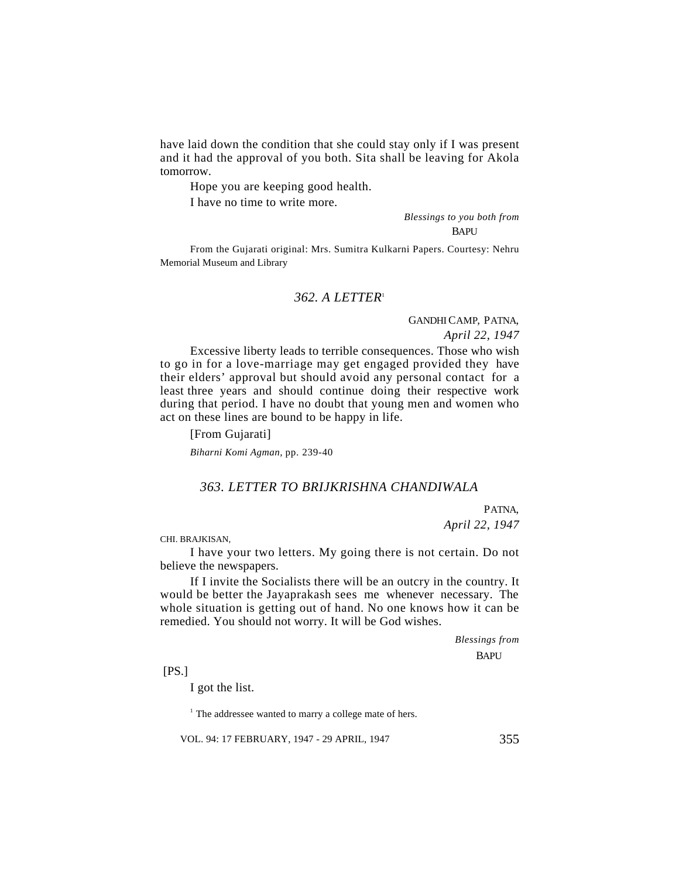have laid down the condition that she could stay only if I was present and it had the approval of you both. Sita shall be leaving for Akola tomorrow.

Hope you are keeping good health.

I have no time to write more.

*Blessings to you both from*
BAPU

From the Gujarati original: Mrs. Sumitra Kulkarni Papers. Courtesy: Nehru Memorial Museum and Library

### *362. A LETTER*[1]

GANDHI CAMP, PATNA,
*April 22, 1947*

Excessive liberty leads to terrible consequences. Those who wish to go in for a love-marriage may get engaged provided they have their elders' approval but should avoid any personal contact for a least three years and should continue doing their respective work during that period. I have no doubt that young men and women who act on these lines are bound to be happy in life.

[From Gujarati]

*Biharni Komi Agman,* pp. 239-40

### *363. LETTER TO BRIJKRISHNA CHANDIWALA*

PATNA,
*April 22, 1947*

CHI. BRAJKISAN,

I have your two letters. My going there is not certain. Do not believe the newspapers.

If I invite the Socialists there will be an outcry in the country. It would be better the Jayaprakash sees me whenever necessary. The whole situation is getting out of hand. No one knows how it can be remedied. You should not worry. It will be God wishes.

*Blessings from*
BAPU

[PS.]

I got the list.

[1] The addressee wanted to marry a college mate of hers.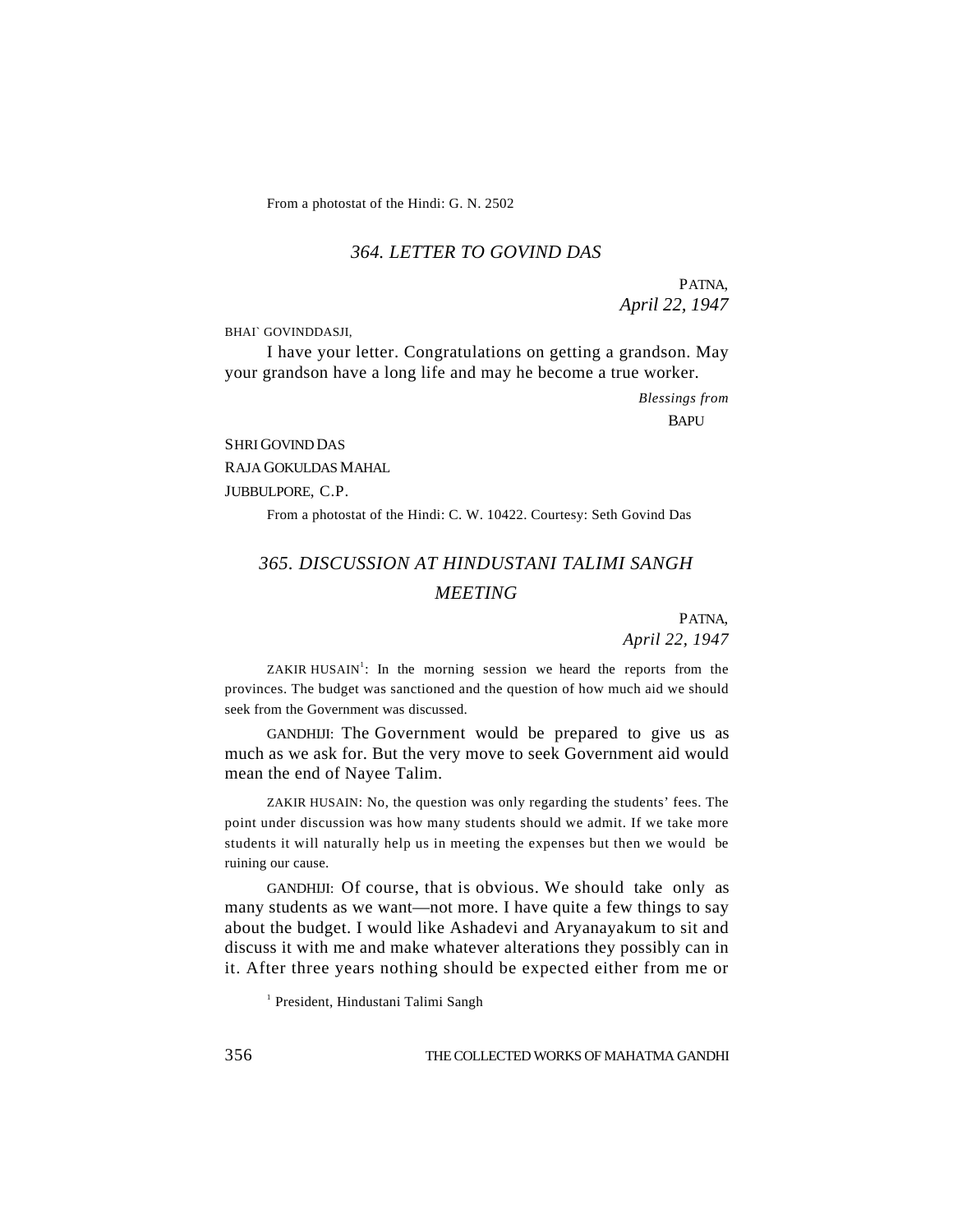From a photostat of the Hindi: G. N. 2502

### 364. LETTER TO GOVIND DAS

PATNA,
*April 22, 1947*

BHAI` GOVINDDASJI,

I have your letter. Congratulations on getting a grandson. May your grandson have a long life and may he become a true worker.

*Blessings from*
BAPU

SHRI GOVIND DAS
RAJA GOKULDAS MAHAL
JUBBULPORE, C.P.

From a photostat of the Hindi: C. W. 10422. Courtesy: Seth Govind Das

### 365. DISCUSSION AT HINDUSTANI TALIMI SANGH MEETING

PATNA,
*April 22, 1947*

ZAKIR HUSAIN[1]: In the morning session we heard the reports from the provinces. The budget was sanctioned and the question of how much aid we should seek from the Government was discussed.

GANDHIJI: The Government would be prepared to give us as much as we ask for. But the very move to seek Government aid would mean the end of Nayee Talim.

ZAKIR HUSAIN: No, the question was only regarding the students' fees. The point under discussion was how many students should we admit. If we take more students it will naturally help us in meeting the expenses but then we would be ruining our cause.

GANDHIJI: Of course, that is obvious. We should take only as many students as we want—not more. I have quite a few things to say about the budget. I would like Ashadevi and Aryanayakum to sit and discuss it with me and make whatever alterations they possibly can in it. After three years nothing should be expected either from me or

[1] President, Hindustani Talimi Sangh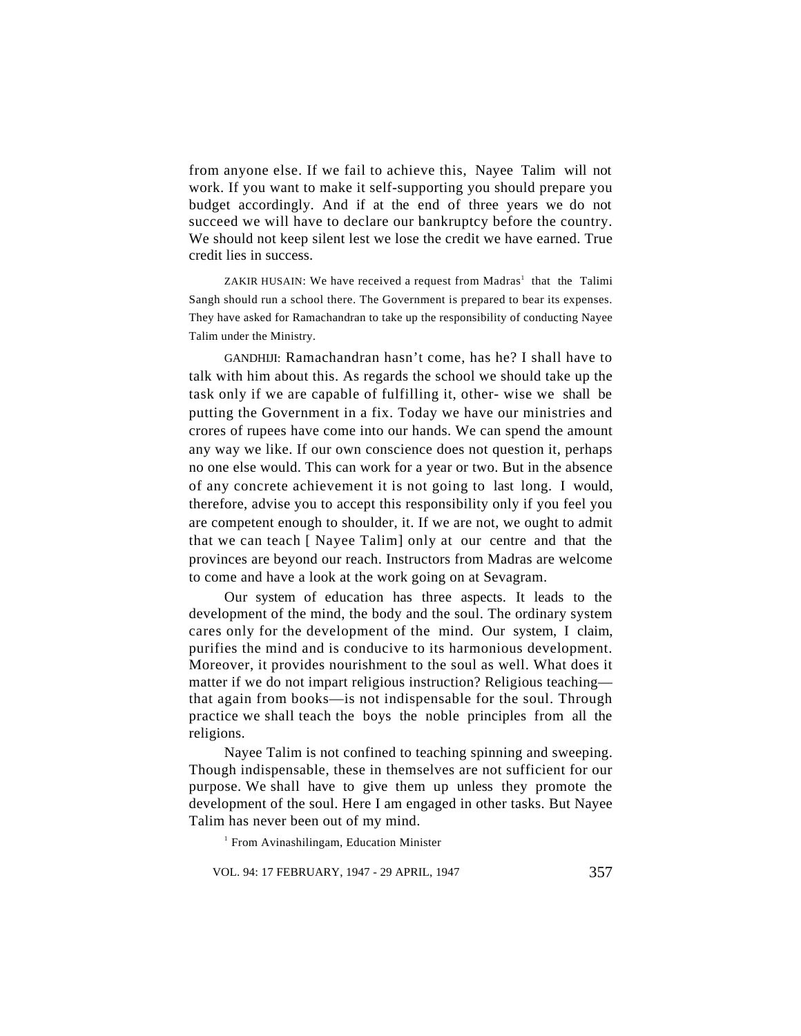from anyone else. If we fail to achieve this, Nayee Talim will not work. If you want to make it self-supporting you should prepare you budget accordingly. And if at the end of three years we do not succeed we will have to declare our bankruptcy before the country. We should not keep silent lest we lose the credit we have earned. True credit lies in success.

ZAKIR HUSAIN: We have received a request from Madras[1] that the Talimi Sangh should run a school there. The Government is prepared to bear its expenses. They have asked for Ramachandran to take up the responsibility of conducting Nayee Talim under the Ministry.

GANDHIJI: Ramachandran hasn't come, has he? I shall have to talk with him about this. As regards the school we should take up the task only if we are capable of fulfilling it, other- wise we shall be putting the Government in a fix. Today we have our ministries and crores of rupees have come into our hands. We can spend the amount any way we like. If our own conscience does not question it, perhaps no one else would. This can work for a year or two. But in the absence of any concrete achievement it is not going to last long. I would, therefore, advise you to accept this responsibility only if you feel you are competent enough to shoulder, it. If we are not, we ought to admit that we can teach [ Nayee Talim] only at our centre and that the provinces are beyond our reach. Instructors from Madras are welcome to come and have a look at the work going on at Sevagram.

Our system of education has three aspects. It leads to the development of the mind, the body and the soul. The ordinary system cares only for the development of the mind. Our system, I claim, purifies the mind and is conducive to its harmonious development. Moreover, it provides nourishment to the soul as well. What does it matter if we do not impart religious instruction? Religious teaching—that again from books—is not indispensable for the soul. Through practice we shall teach the boys the noble principles from all the religions.

Nayee Talim is not confined to teaching spinning and sweeping. Though indispensable, these in themselves are not sufficient for our purpose. We shall have to give them up unless they promote the development of the soul. Here I am engaged in other tasks. But Nayee Talim has never been out of my mind.

[1] From Avinashilingam, Education Minister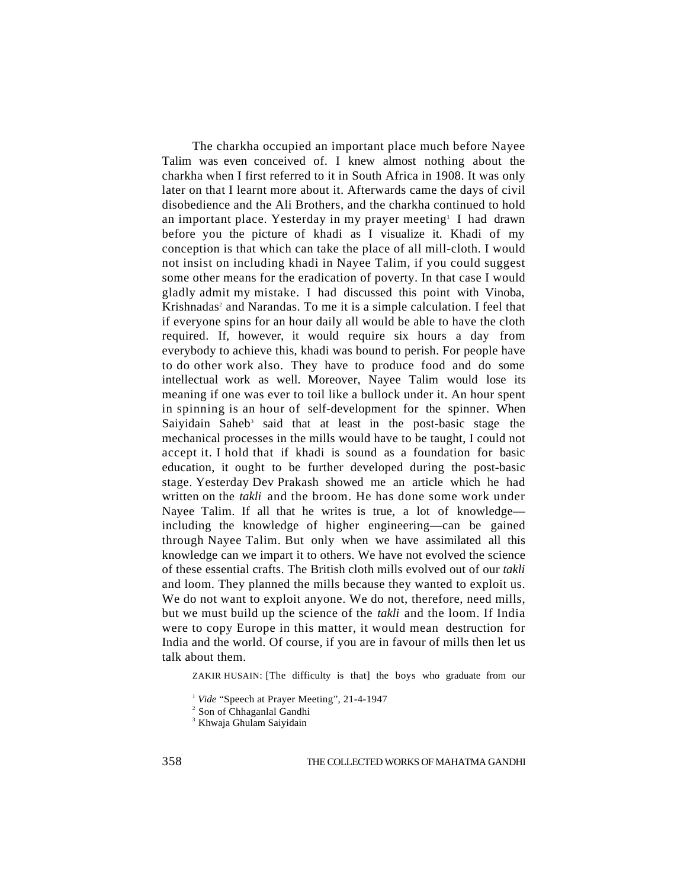The charkha occupied an important place much before Nayee Talim was even conceived of. I knew almost nothing about the charkha when I first referred to it in South Africa in 1908. It was only later on that I learnt more about it. Afterwards came the days of civil disobedience and the Ali Brothers, and the charkha continued to hold an important place. Yesterday in my prayer meeting[1] I had drawn before you the picture of khadi as I visualize it. Khadi of my conception is that which can take the place of all mill-cloth. I would not insist on including khadi in Nayee Talim, if you could suggest some other means for the eradication of poverty. In that case I would gladly admit my mistake. I had discussed this point with Vinoba, Krishnadas[2] and Narandas. To me it is a simple calculation. I feel that if everyone spins for an hour daily all would be able to have the cloth required. If, however, it would require six hours a day from everybody to achieve this, khadi was bound to perish. For people have to do other work also. They have to produce food and do some intellectual work as well. Moreover, Nayee Talim would lose its meaning if one was ever to toil like a bullock under it. An hour spent in spinning is an hour of self-development for the spinner. When Saiyidain Saheb[3] said that at least in the post-basic stage the mechanical processes in the mills would have to be taught, I could not accept it. I hold that if khadi is sound as a foundation for basic education, it ought to be further developed during the post-basic stage. Yesterday Dev Prakash showed me an article which he had written on the *takli* and the broom. He has done some work under Nayee Talim. If all that he writes is true, a lot of knowledge—including the knowledge of higher engineering—can be gained through Nayee Talim. But only when we have assimilated all this knowledge can we impart it to others. We have not evolved the science of these essential crafts. The British cloth mills evolved out of our *takli* and loom. They planned the mills because they wanted to exploit us. We do not want to exploit anyone. We do not, therefore, need mills, but we must build up the science of the *takli* and the loom. If India were to copy Europe in this matter, it would mean destruction for India and the world. Of course, if you are in favour of mills then let us talk about them.

ZAKIR HUSAIN: [The difficulty is that] the boys who graduate from our

[1] *Vide* "Speech at Prayer Meeting", 21-4-1947

[2] Son of Chhaganlal Gandhi

[3] Khwaja Ghulam Saiyidain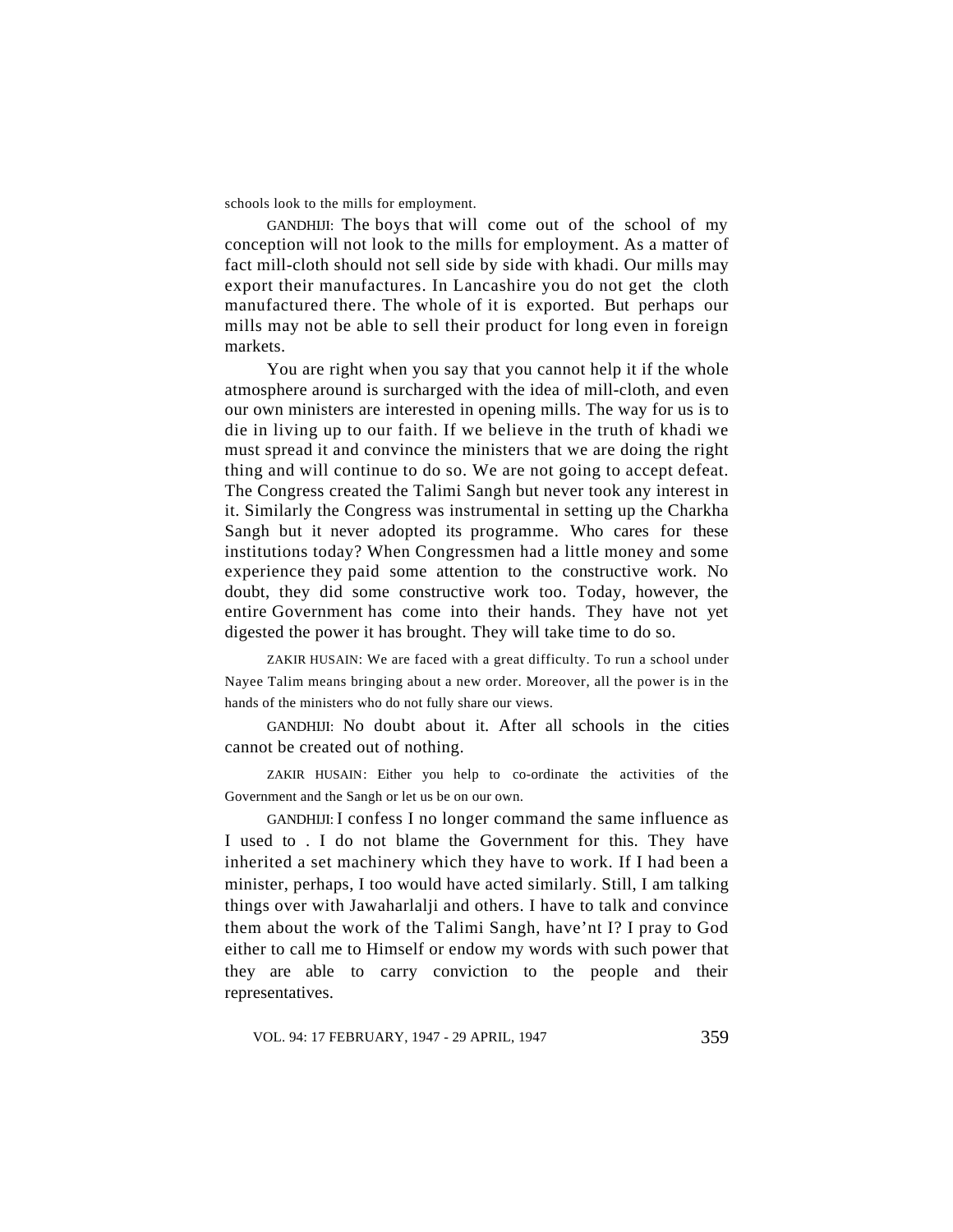schools look to the mills for employment.

GANDHIJI: The boys that will come out of the school of my conception will not look to the mills for employment. As a matter of fact mill-cloth should not sell side by side with khadi. Our mills may export their manufactures. In Lancashire you do not get the cloth manufactured there. The whole of it is exported. But perhaps our mills may not be able to sell their product for long even in foreign markets.

You are right when you say that you cannot help it if the whole atmosphere around is surcharged with the idea of mill-cloth, and even our own ministers are interested in opening mills. The way for us is to die in living up to our faith. If we believe in the truth of khadi we must spread it and convince the ministers that we are doing the right thing and will continue to do so. We are not going to accept defeat. The Congress created the Talimi Sangh but never took any interest in it. Similarly the Congress was instrumental in setting up the Charkha Sangh but it never adopted its programme. Who cares for these institutions today? When Congressmen had a little money and some experience they paid some attention to the constructive work. No doubt, they did some constructive work too. Today, however, the entire Government has come into their hands. They have not yet digested the power it has brought. They will take time to do so.

ZAKIR HUSAIN: We are faced with a great difficulty. To run a school under Nayee Talim means bringing about a new order. Moreover, all the power is in the hands of the ministers who do not fully share our views.

GANDHIJI: No doubt about it. After all schools in the cities cannot be created out of nothing.

ZAKIR HUSAIN: Either you help to co-ordinate the activities of the Government and the Sangh or let us be on our own.

GANDHIJI: I confess I no longer command the same influence as I used to . I do not blame the Government for this. They have inherited a set machinery which they have to work. If I had been a minister, perhaps, I too would have acted similarly. Still, I am talking things over with Jawaharlalji and others. I have to talk and convince them about the work of the Talimi Sangh, have'nt I? I pray to God either to call me to Himself or endow my words with such power that they are able to carry conviction to the people and their representatives.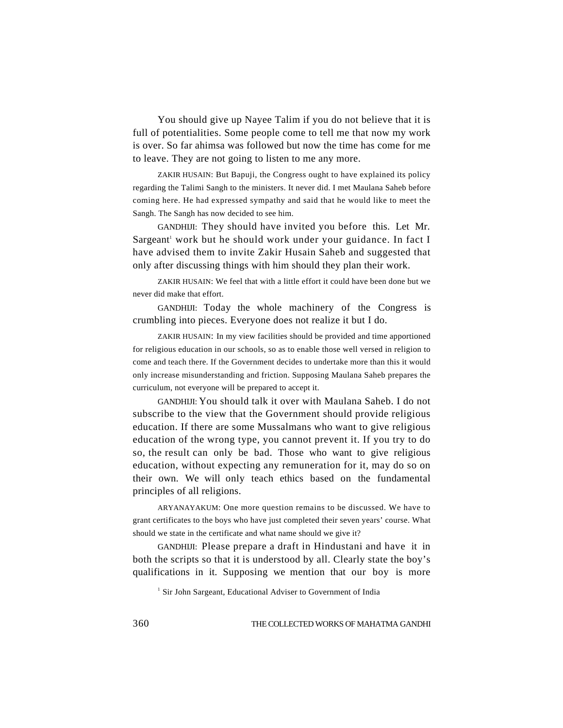You should give up Nayee Talim if you do not believe that it is full of potentialities. Some people come to tell me that now my work is over. So far ahimsa was followed but now the time has come for me to leave. They are not going to listen to me any more.

ZAKIR HUSAIN: But Bapuji, the Congress ought to have explained its policy regarding the Talimi Sangh to the ministers. It never did. I met Maulana Saheb before coming here. He had expressed sympathy and said that he would like to meet the Sangh. The Sangh has now decided to see him.

GANDHIJI: They should have invited you before this. Let Mr. Sargeant[1] work but he should work under your guidance. In fact I have advised them to invite Zakir Husain Saheb and suggested that only after discussing things with him should they plan their work.

ZAKIR HUSAIN: We feel that with a little effort it could have been done but we never did make that effort.

GANDHIJI: Today the whole machinery of the Congress is crumbling into pieces. Everyone does not realize it but I do.

ZAKIR HUSAIN: In my view facilities should be provided and time apportioned for religious education in our schools, so as to enable those well versed in religion to come and teach there. If the Government decides to undertake more than this it would only increase misunderstanding and friction. Supposing Maulana Saheb prepares the curriculum, not everyone will be prepared to accept it.

GANDHIJI: You should talk it over with Maulana Saheb. I do not subscribe to the view that the Government should provide religious education. If there are some Mussalmans who want to give religious education of the wrong type, you cannot prevent it. If you try to do so, the result can only be bad. Those who want to give religious education, without expecting any remuneration for it, may do so on their own. We will only teach ethics based on the fundamental principles of all religions.

ARYANAYAKUM: One more question remains to be discussed. We have to grant certificates to the boys who have just completed their seven years' course. What should we state in the certificate and what name should we give it?

GANDHIJI: Please prepare a draft in Hindustani and have it in both the scripts so that it is understood by all. Clearly state the boy's qualifications in it. Supposing we mention that our boy is more

[1] Sir John Sargeant, Educational Adviser to Government of India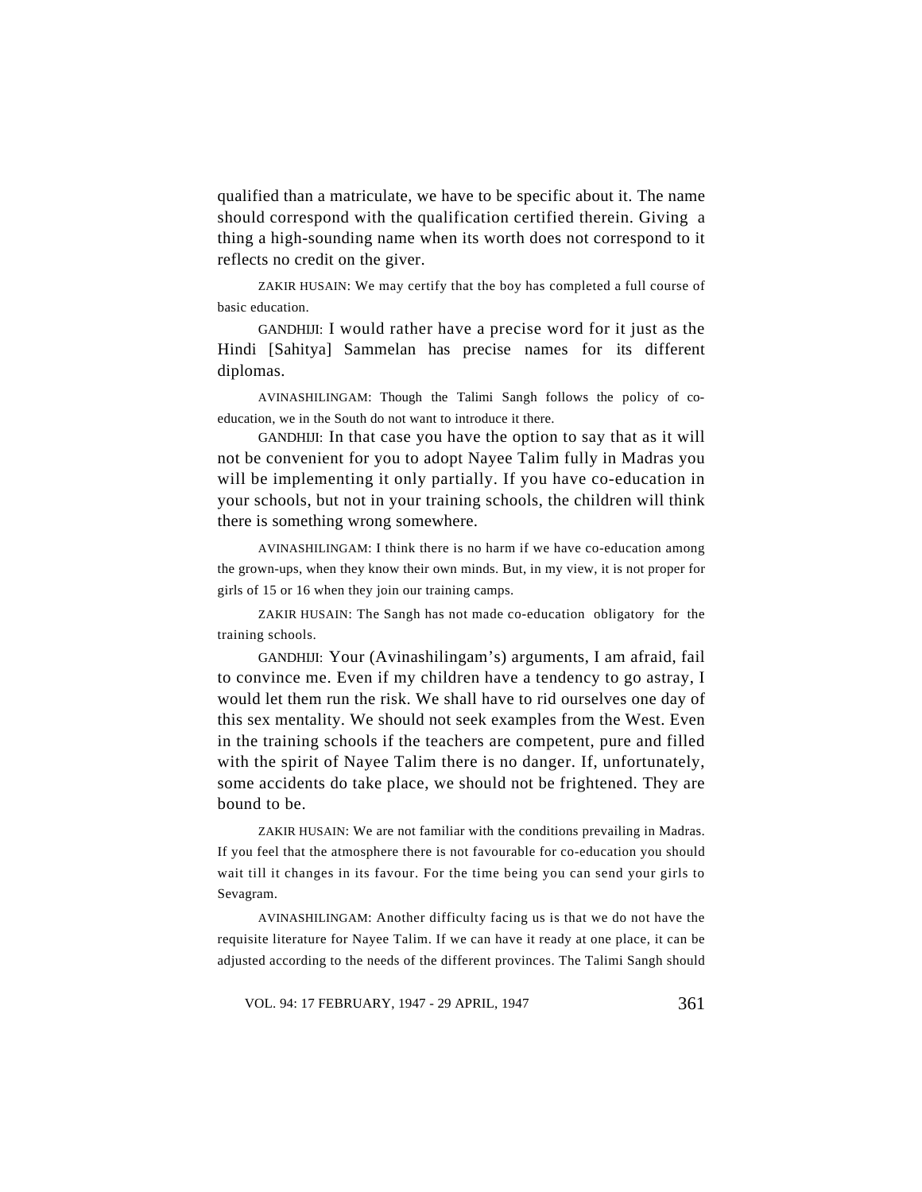qualified than a matriculate, we have to be specific about it. The name should correspond with the qualification certified therein. Giving a thing a high-sounding name when its worth does not correspond to it reflects no credit on the giver.

ZAKIR HUSAIN: We may certify that the boy has completed a full course of basic education.

GANDHIJI: I would rather have a precise word for it just as the Hindi [Sahitya] Sammelan has precise names for its different diplomas.

AVINASHILINGAM: Though the Talimi Sangh follows the policy of co-education, we in the South do not want to introduce it there.

GANDHIJI: In that case you have the option to say that as it will not be convenient for you to adopt Nayee Talim fully in Madras you will be implementing it only partially. If you have co-education in your schools, but not in your training schools, the children will think there is something wrong somewhere.

AVINASHILINGAM: I think there is no harm if we have co-education among the grown-ups, when they know their own minds. But, in my view, it is not proper for girls of 15 or 16 when they join our training camps.

ZAKIR HUSAIN: The Sangh has not made co-education obligatory for the training schools.

GANDHIJI: Your (Avinashilingam's) arguments, I am afraid, fail to convince me. Even if my children have a tendency to go astray, I would let them run the risk. We shall have to rid ourselves one day of this sex mentality. We should not seek examples from the West. Even in the training schools if the teachers are competent, pure and filled with the spirit of Nayee Talim there is no danger. If, unfortunately, some accidents do take place, we should not be frightened. They are bound to be.

ZAKIR HUSAIN: We are not familiar with the conditions prevailing in Madras. If you feel that the atmosphere there is not favourable for co-education you should wait till it changes in its favour. For the time being you can send your girls to Sevagram.

AVINASHILINGAM: Another difficulty facing us is that we do not have the requisite literature for Nayee Talim. If we can have it ready at one place, it can be adjusted according to the needs of the different provinces. The Talimi Sangh should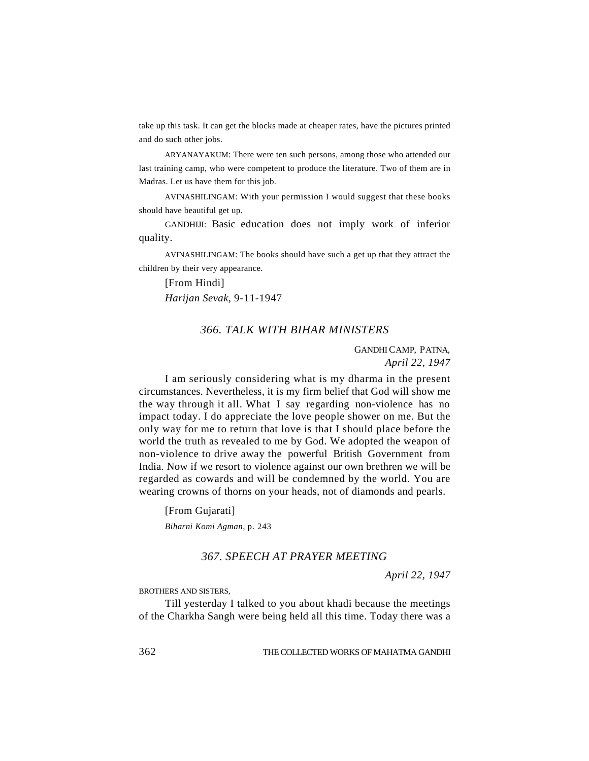take up this task. It can get the blocks made at cheaper rates, have the pictures printed and do such other jobs.

ARYANAYAKUM: There were ten such persons, among those who attended our last training camp, who were competent to produce the literature. Two of them are in Madras. Let us have them for this job.

AVINASHILINGAM: With your permission I would suggest that these books should have beautiful get up.

GANDHIJI: Basic education does not imply work of inferior quality.

AVINASHILINGAM: The books should have such a get up that they attract the children by their very appearance.

[From Hindi]

*Harijan Sevak*, 9-11-1947

## *366. TALK WITH BIHAR MINISTERS*

GANDHI CAMP, PATNA,
*April 22, 1947*

I am seriously considering what is my dharma in the present circumstances. Nevertheless, it is my firm belief that God will show me the way through it all. What I say regarding non-violence has no impact today. I do appreciate the love people shower on me. But the only way for me to return that love is that I should place before the world the truth as revealed to me by God. We adopted the weapon of non-violence to drive away the powerful British Government from India. Now if we resort to violence against our own brethren we will be regarded as cowards and will be condemned by the world. You are wearing crowns of thorns on your heads, not of diamonds and pearls.

[From Gujarati]

*Biharni Komi Agman*, p. 243

## *367. SPEECH AT PRAYER MEETING*

*April 22, 1947*

BROTHERS AND SISTERS,

Till yesterday I talked to you about khadi because the meetings of the Charkha Sangh were being held all this time. Today there was a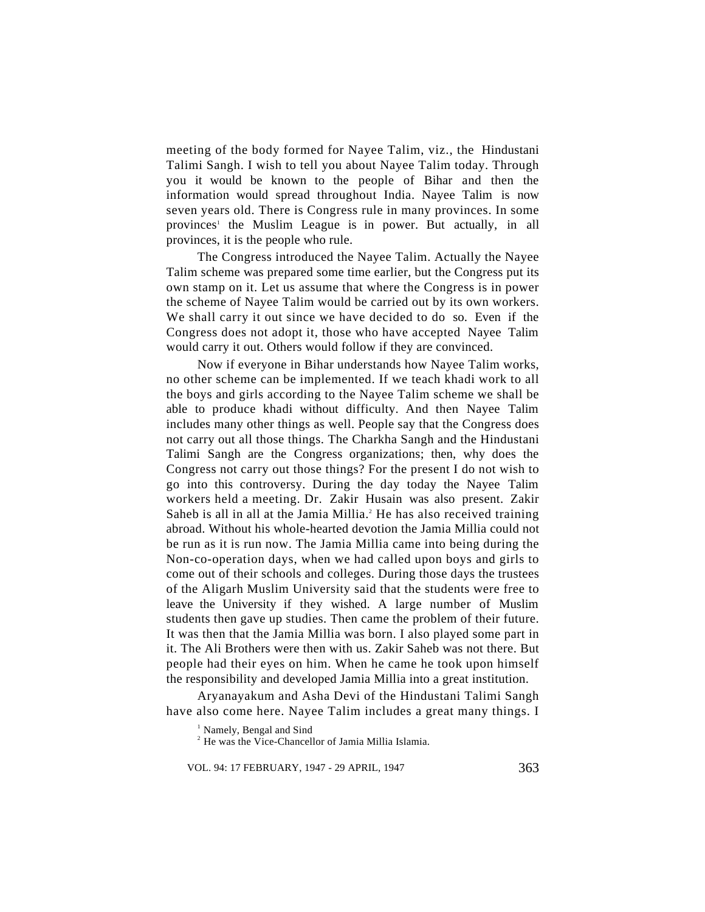meeting of the body formed for Nayee Talim, viz., the Hindustani Talimi Sangh. I wish to tell you about Nayee Talim today. Through you it would be known to the people of Bihar and then the information would spread throughout India. Nayee Talim is now seven years old. There is Congress rule in many provinces. In some provinces[1] the Muslim League is in power. But actually, in all provinces, it is the people who rule.

The Congress introduced the Nayee Talim. Actually the Nayee Talim scheme was prepared some time earlier, but the Congress put its own stamp on it. Let us assume that where the Congress is in power the scheme of Nayee Talim would be carried out by its own workers. We shall carry it out since we have decided to do so. Even if the Congress does not adopt it, those who have accepted Nayee Talim would carry it out. Others would follow if they are convinced.

Now if everyone in Bihar understands how Nayee Talim works, no other scheme can be implemented. If we teach khadi work to all the boys and girls according to the Nayee Talim scheme we shall be able to produce khadi without difficulty. And then Nayee Talim includes many other things as well. People say that the Congress does not carry out all those things. The Charkha Sangh and the Hindustani Talimi Sangh are the Congress organizations; then, why does the Congress not carry out those things? For the present I do not wish to go into this controversy. During the day today the Nayee Talim workers held a meeting. Dr. Zakir Husain was also present. Zakir Saheb is all in all at the Jamia Millia.[2] He has also received training abroad. Without his whole-hearted devotion the Jamia Millia could not be run as it is run now. The Jamia Millia came into being during the Non-co-operation days, when we had called upon boys and girls to come out of their schools and colleges. During those days the trustees of the Aligarh Muslim University said that the students were free to leave the University if they wished. A large number of Muslim students then gave up studies. Then came the problem of their future. It was then that the Jamia Millia was born. I also played some part in it. The Ali Brothers were then with us. Zakir Saheb was not there. But people had their eyes on him. When he came he took upon himself the responsibility and developed Jamia Millia into a great institution.

Aryanayakum and Asha Devi of the Hindustani Talimi Sangh have also come here. Nayee Talim includes a great many things. I

[1] Namely, Bengal and Sind

[2] He was the Vice-Chancellor of Jamia Millia Islamia.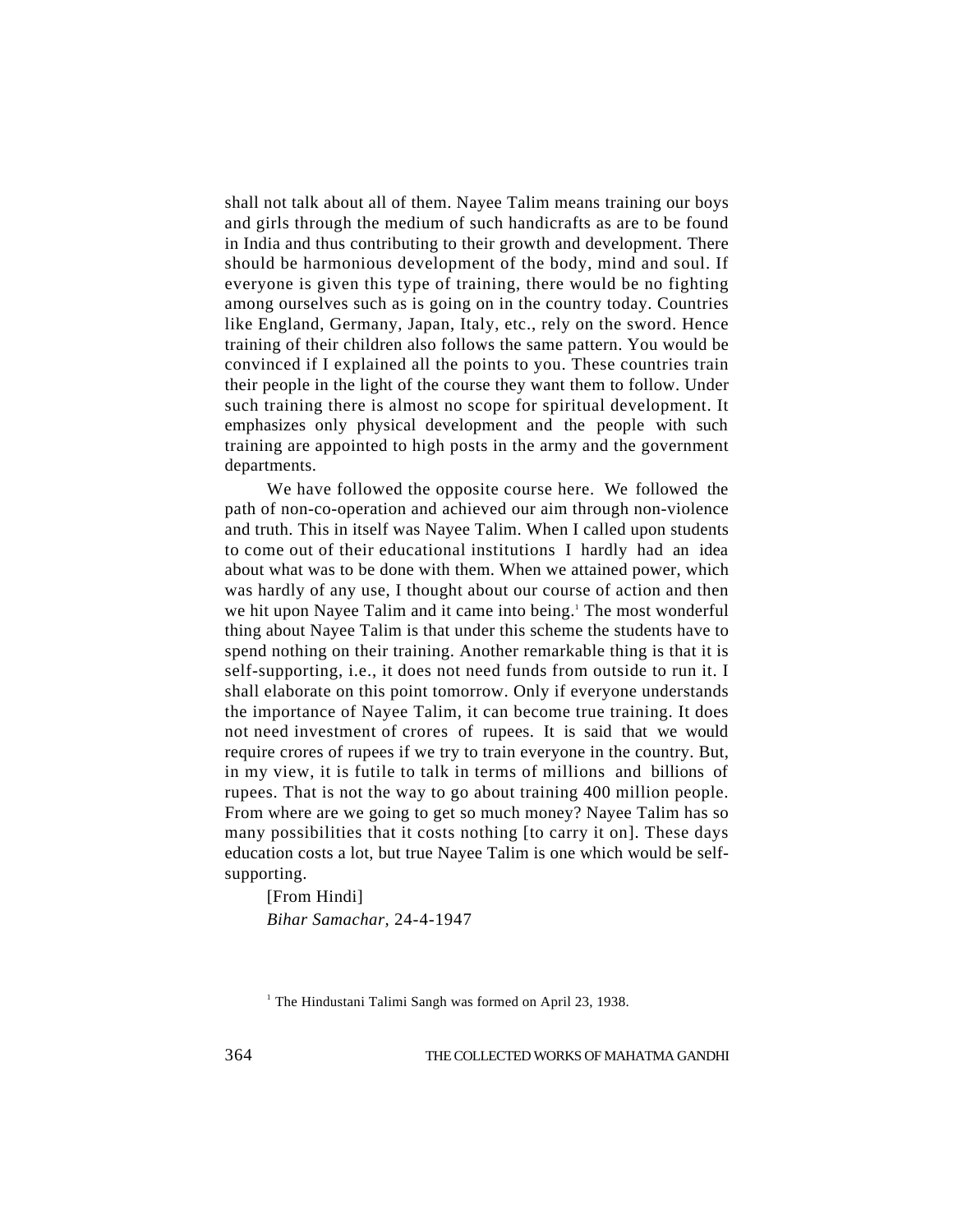shall not talk about all of them. Nayee Talim means training our boys and girls through the medium of such handicrafts as are to be found in India and thus contributing to their growth and development. There should be harmonious development of the body, mind and soul. If everyone is given this type of training, there would be no fighting among ourselves such as is going on in the country today. Countries like England, Germany, Japan, Italy, etc., rely on the sword. Hence training of their children also follows the same pattern. You would be convinced if I explained all the points to you. These countries train their people in the light of the course they want them to follow. Under such training there is almost no scope for spiritual development. It emphasizes only physical development and the people with such training are appointed to high posts in the army and the government departments.

We have followed the opposite course here. We followed the path of non-co-operation and achieved our aim through non-violence and truth. This in itself was Nayee Talim. When I called upon students to come out of their educational institutions I hardly had an idea about what was to be done with them. When we attained power, which was hardly of any use, I thought about our course of action and then we hit upon Nayee Talim and it came into being.[1] The most wonderful thing about Nayee Talim is that under this scheme the students have to spend nothing on their training. Another remarkable thing is that it is self-supporting, i.e., it does not need funds from outside to run it. I shall elaborate on this point tomorrow. Only if everyone understands the importance of Nayee Talim, it can become true training. It does not need investment of crores of rupees. It is said that we would require crores of rupees if we try to train everyone in the country. But, in my view, it is futile to talk in terms of millions and billions of rupees. That is not the way to go about training 400 million people. From where are we going to get so much money? Nayee Talim has so many possibilities that it costs nothing [to carry it on]. These days education costs a lot, but true Nayee Talim is one which would be self-supporting.

[From Hindi]

*Bihar Samachar*, 24-4-1947

[1] The Hindustani Talimi Sangh was formed on April 23, 1938.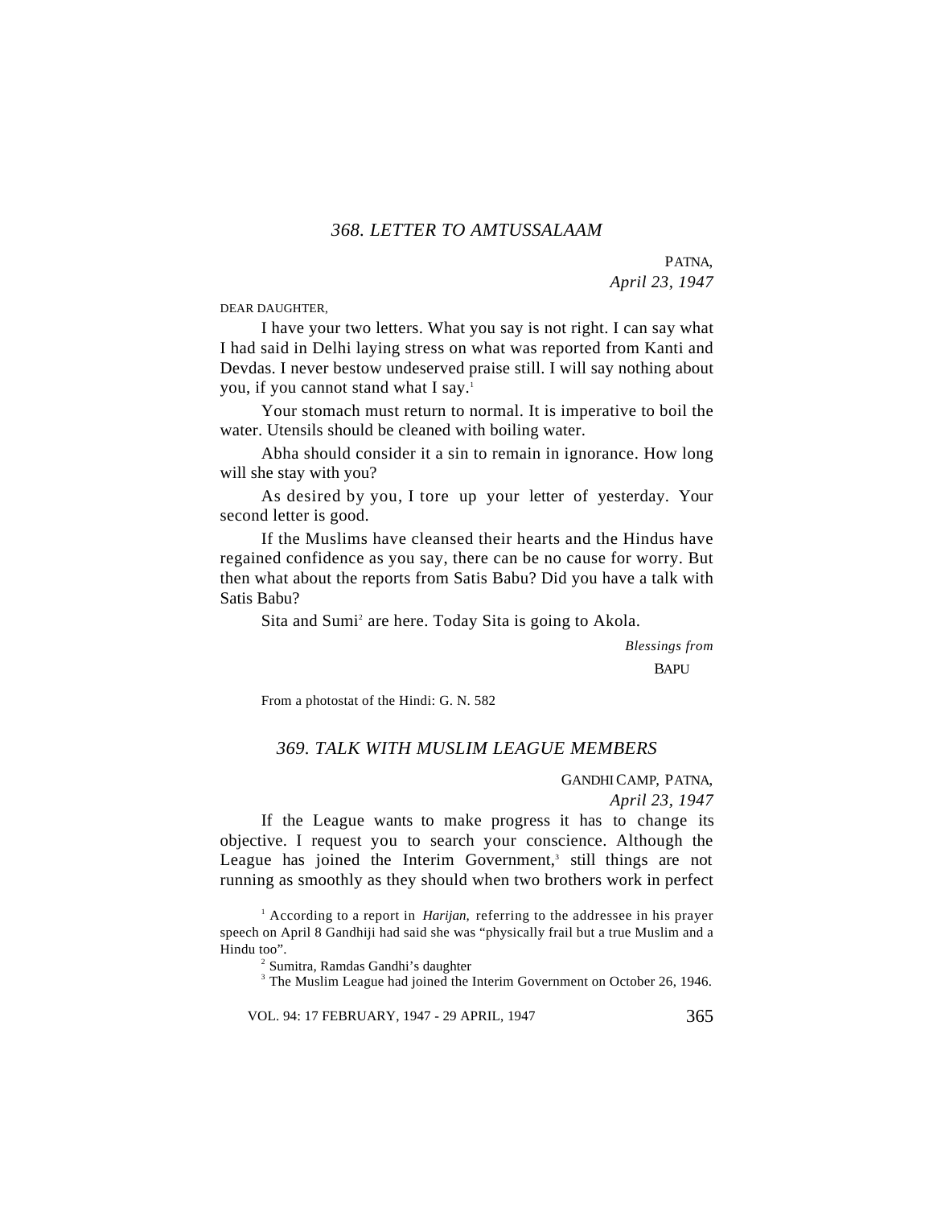## *368. LETTER TO AMTUSSALAAM*

PATNA,
*April 23, 1947*

DEAR DAUGHTER,

I have your two letters. What you say is not right. I can say what I had said in Delhi laying stress on what was reported from Kanti and Devdas. I never bestow undeserved praise still. I will say nothing about you, if you cannot stand what I say.[1]

Your stomach must return to normal. It is imperative to boil the water. Utensils should be cleaned with boiling water.

Abha should consider it a sin to remain in ignorance. How long will she stay with you?

As desired by you, I tore up your letter of yesterday. Your second letter is good.

If the Muslims have cleansed their hearts and the Hindus have regained confidence as you say, there can be no cause for worry. But then what about the reports from Satis Babu? Did you have a talk with Satis Babu?

Sita and Sumi[2] are here. Today Sita is going to Akola.

*Blessings from*
BAPU

From a photostat of the Hindi: G. N. 582

## *369. TALK WITH MUSLIM LEAGUE MEMBERS*

GANDHI CAMP, PATNA,
*April 23, 1947*

If the League wants to make progress it has to change its objective. I request you to search your conscience. Although the League has joined the Interim Government,[3] still things are not running as smoothly as they should when two brothers work in perfect

---

[1] According to a report in *Harijan,* referring to the addressee in his prayer speech on April 8 Gandhiji had said she was "physically frail but a true Muslim and a Hindu too".

[2] Sumitra, Ramdas Gandhi's daughter

[3] The Muslim League had joined the Interim Government on October 26, 1946.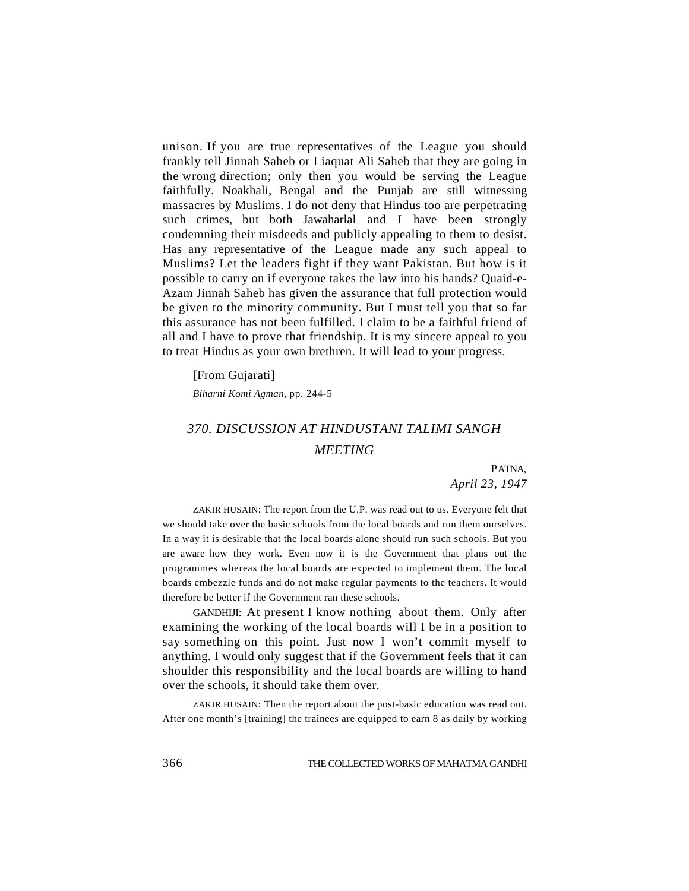unison. If you are true representatives of the League you should frankly tell Jinnah Saheb or Liaquat Ali Saheb that they are going in the wrong direction; only then you would be serving the League faithfully. Noakhali, Bengal and the Punjab are still witnessing massacres by Muslims. I do not deny that Hindus too are perpetrating such crimes, but both Jawaharlal and I have been strongly condemning their misdeeds and publicly appealing to them to desist. Has any representative of the League made any such appeal to Muslims? Let the leaders fight if they want Pakistan. But how is it possible to carry on if everyone takes the law into his hands? Quaid-e-Azam Jinnah Saheb has given the assurance that full protection would be given to the minority community. But I must tell you that so far this assurance has not been fulfilled. I claim to be a faithful friend of all and I have to prove that friendship. It is my sincere appeal to you to treat Hindus as your own brethren. It will lead to your progress.

[From Gujarati]

*Biharni Komi Agman*, pp. 244-5

## *370. DISCUSSION AT HINDUSTANI TALIMI SANGH MEETING*

PATNA,
*April 23, 1947*

ZAKIR HUSAIN: The report from the U.P. was read out to us. Everyone felt that we should take over the basic schools from the local boards and run them ourselves. In a way it is desirable that the local boards alone should run such schools. But you are aware how they work. Even now it is the Government that plans out the programmes whereas the local boards are expected to implement them. The local boards embezzle funds and do not make regular payments to the teachers. It would therefore be better if the Government ran these schools.

GANDHIJI: At present I know nothing about them. Only after examining the working of the local boards will I be in a position to say something on this point. Just now I won't commit myself to anything. I would only suggest that if the Government feels that it can shoulder this responsibility and the local boards are willing to hand over the schools, it should take them over.

ZAKIR HUSAIN: Then the report about the post-basic education was read out. After one month's [training] the trainees are equipped to earn 8 as daily by working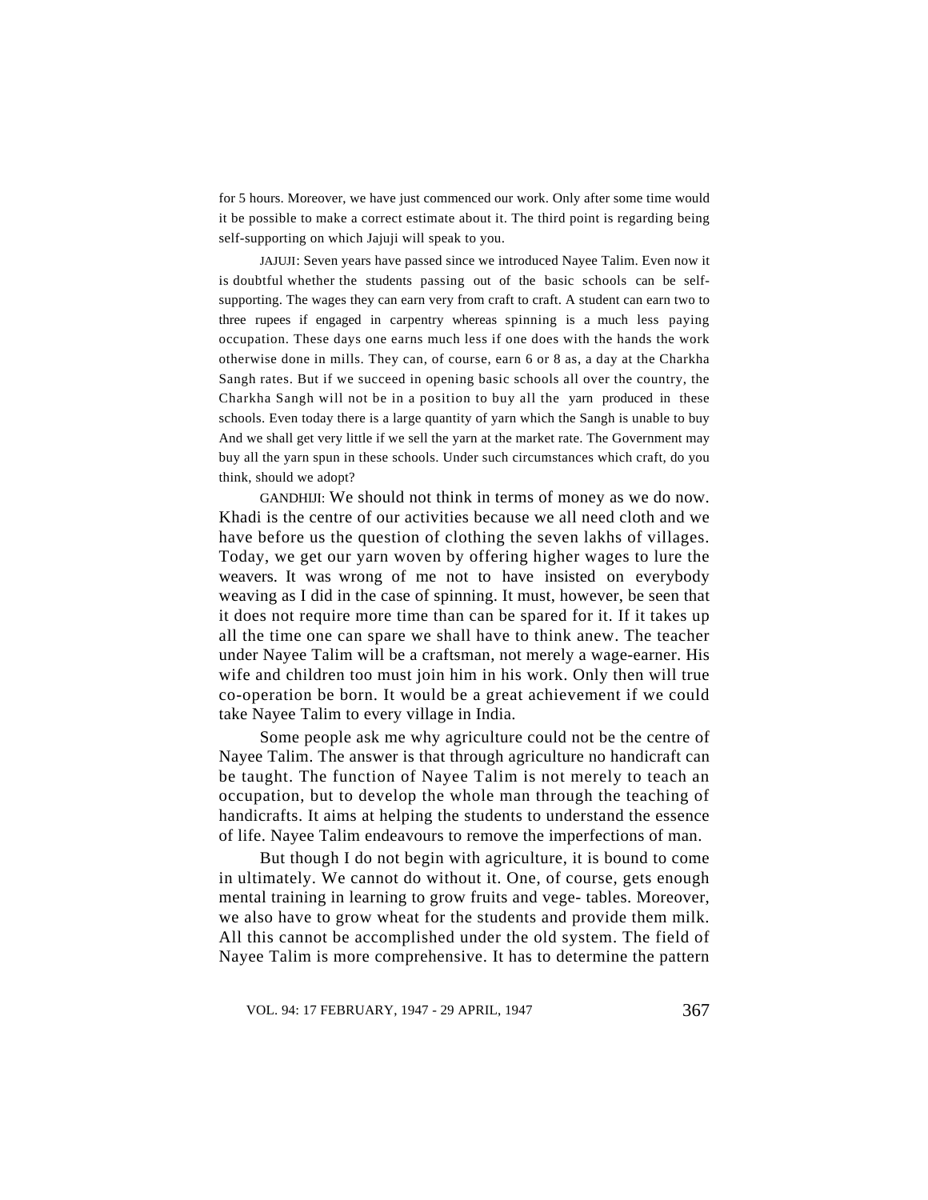for 5 hours. Moreover, we have just commenced our work. Only after some time would it be possible to make a correct estimate about it. The third point is regarding being self-supporting on which Jajuji will speak to you.

JAJUJI: Seven years have passed since we introduced Nayee Talim. Even now it is doubtful whether the students passing out of the basic schools can be self-supporting. The wages they can earn very from craft to craft. A student can earn two to three rupees if engaged in carpentry whereas spinning is a much less paying occupation. These days one earns much less if one does with the hands the work otherwise done in mills. They can, of course, earn 6 or 8 as, a day at the Charkha Sangh rates. But if we succeed in opening basic schools all over the country, the Charkha Sangh will not be in a position to buy all the yarn produced in these schools. Even today there is a large quantity of yarn which the Sangh is unable to buy And we shall get very little if we sell the yarn at the market rate. The Government may buy all the yarn spun in these schools. Under such circumstances which craft, do you think, should we adopt?

GANDHIJI: We should not think in terms of money as we do now. Khadi is the centre of our activities because we all need cloth and we have before us the question of clothing the seven lakhs of villages. Today, we get our yarn woven by offering higher wages to lure the weavers. It was wrong of me not to have insisted on everybody weaving as I did in the case of spinning. It must, however, be seen that it does not require more time than can be spared for it. If it takes up all the time one can spare we shall have to think anew. The teacher under Nayee Talim will be a craftsman, not merely a wage-earner. His wife and children too must join him in his work. Only then will true co-operation be born. It would be a great achievement if we could take Nayee Talim to every village in India.

Some people ask me why agriculture could not be the centre of Nayee Talim. The answer is that through agriculture no handicraft can be taught. The function of Nayee Talim is not merely to teach an occupation, but to develop the whole man through the teaching of handicrafts. It aims at helping the students to understand the essence of life. Nayee Talim endeavours to remove the imperfections of man.

But though I do not begin with agriculture, it is bound to come in ultimately. We cannot do without it. One, of course, gets enough mental training in learning to grow fruits and vege- tables. Moreover, we also have to grow wheat for the students and provide them milk. All this cannot be accomplished under the old system. The field of Nayee Talim is more comprehensive. It has to determine the pattern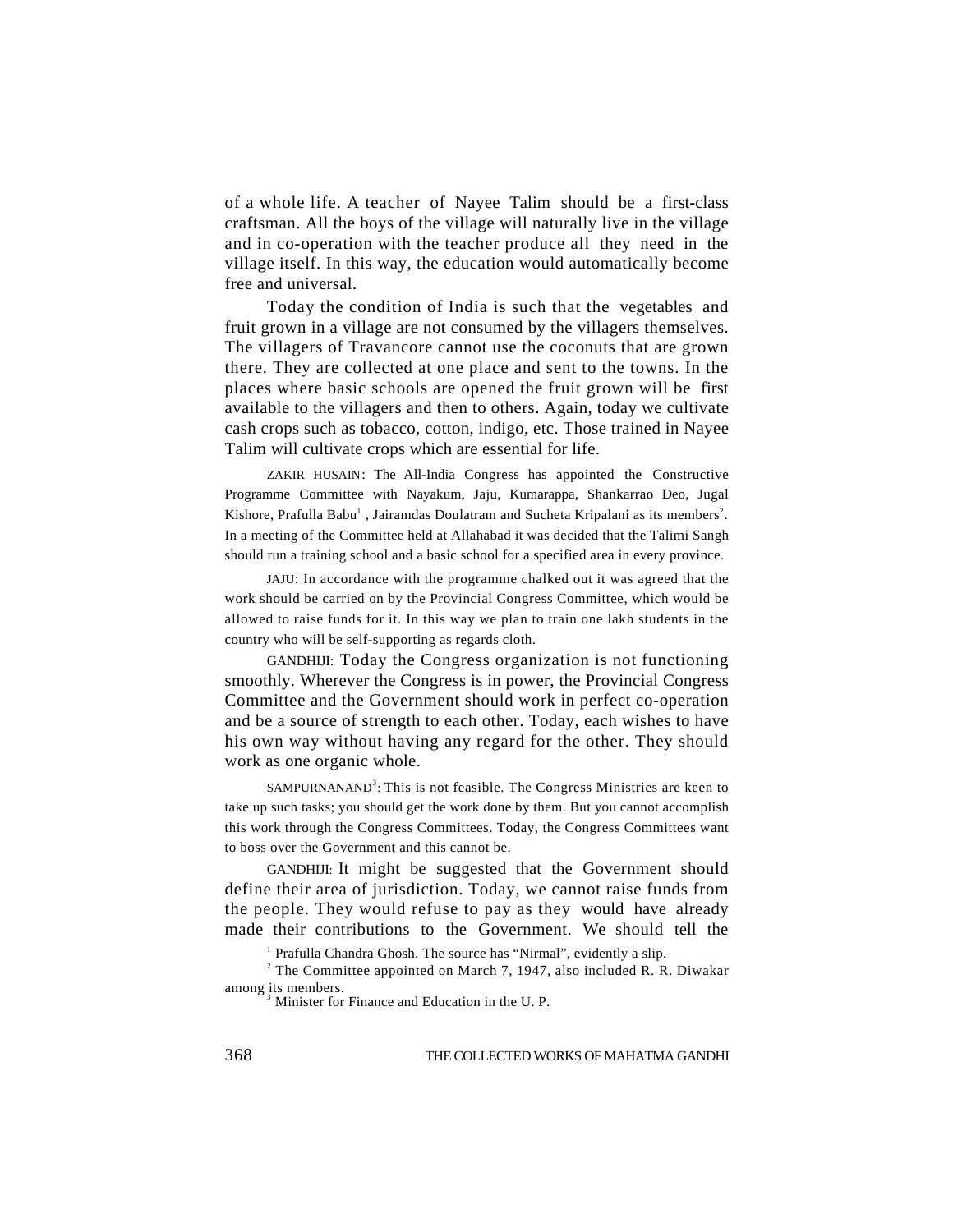of a whole life. A teacher of Nayee Talim should be a first-class craftsman. All the boys of the village will naturally live in the village and in co-operation with the teacher produce all they need in the village itself. In this way, the education would automatically become free and universal.

Today the condition of India is such that the vegetables and fruit grown in a village are not consumed by the villagers themselves. The villagers of Travancore cannot use the coconuts that are grown there. They are collected at one place and sent to the towns. In the places where basic schools are opened the fruit grown will be first available to the villagers and then to others. Again, today we cultivate cash crops such as tobacco, cotton, indigo, etc. Those trained in Nayee Talim will cultivate crops which are essential for life.

ZAKIR HUSAIN: The All-India Congress has appointed the Constructive Programme Committee with Nayakum, Jaju, Kumarappa, Shankarrao Deo, Jugal Kishore, Prafulla Babu[1], Jairamdas Doulatram and Sucheta Kripalani as its members[2]. In a meeting of the Committee held at Allahabad it was decided that the Talimi Sangh should run a training school and a basic school for a specified area in every province.

JAJU: In accordance with the programme chalked out it was agreed that the work should be carried on by the Provincial Congress Committee, which would be allowed to raise funds for it. In this way we plan to train one lakh students in the country who will be self-supporting as regards cloth.

GANDHIJI: Today the Congress organization is not functioning smoothly. Wherever the Congress is in power, the Provincial Congress Committee and the Government should work in perfect co-operation and be a source of strength to each other. Today, each wishes to have his own way without having any regard for the other. They should work as one organic whole.

SAMPURNANAND[3]: This is not feasible. The Congress Ministries are keen to take up such tasks; you should get the work done by them. But you cannot accomplish this work through the Congress Committees. Today, the Congress Committees want to boss over the Government and this cannot be.

GANDHIJI: It might be suggested that the Government should define their area of jurisdiction. Today, we cannot raise funds from the people. They would refuse to pay as they would have already made their contributions to the Government. We should tell the

[1] Prafulla Chandra Ghosh. The source has "Nirmal", evidently a slip.

[2] The Committee appointed on March 7, 1947, also included R. R. Diwakar among its members.

[3] Minister for Finance and Education in the U. P.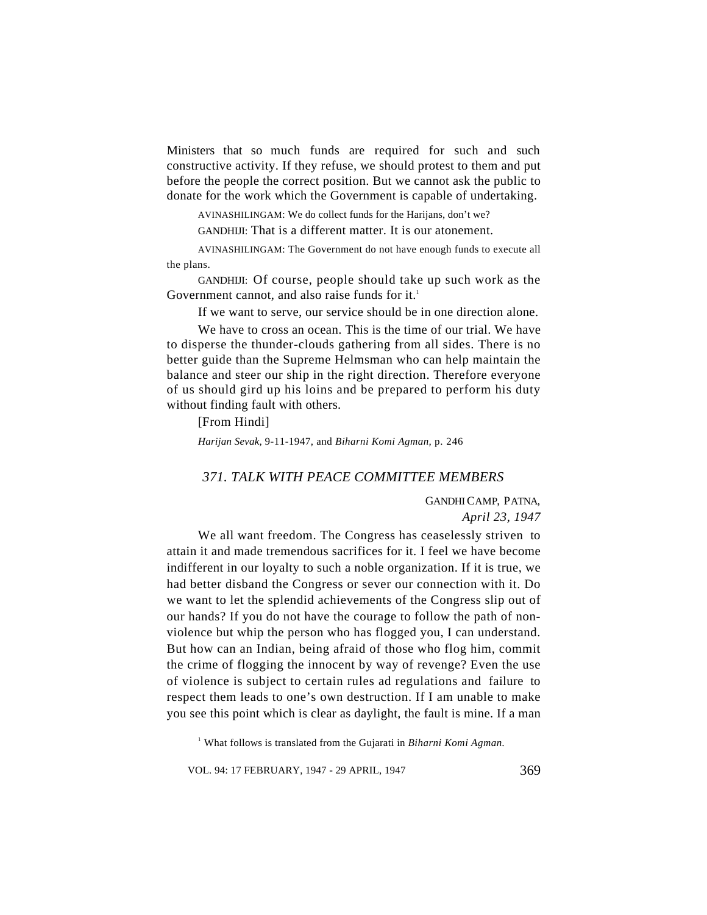Ministers that so much funds are required for such and such constructive activity. If they refuse, we should protest to them and put before the people the correct position. But we cannot ask the public to donate for the work which the Government is capable of undertaking.

AVINASHILINGAM: We do collect funds for the Harijans, don't we?

GANDHIJI: That is a different matter. It is our atonement.

AVINASHILINGAM: The Government do not have enough funds to execute all the plans.

GANDHIJI: Of course, people should take up such work as the Government cannot, and also raise funds for it.[1]

If we want to serve, our service should be in one direction alone.

We have to cross an ocean. This is the time of our trial. We have to disperse the thunder-clouds gathering from all sides. There is no better guide than the Supreme Helmsman who can help maintain the balance and steer our ship in the right direction. Therefore everyone of us should gird up his loins and be prepared to perform his duty without finding fault with others.

[From Hindi]

*Harijan Sevak*, 9-11-1947, and *Biharni Komi Agman*, p. 246

### 371. TALK WITH PEACE COMMITTEE MEMBERS

GANDHI CAMP, PATNA,
*April 23, 1947*

We all want freedom. The Congress has ceaselessly striven to attain it and made tremendous sacrifices for it. I feel we have become indifferent in our loyalty to such a noble organization. If it is true, we had better disband the Congress or sever our connection with it. Do we want to let the splendid achievements of the Congress slip out of our hands? If you do not have the courage to follow the path of non-violence but whip the person who has flogged you, I can understand. But how can an Indian, being afraid of those who flog him, commit the crime of flogging the innocent by way of revenge? Even the use of violence is subject to certain rules ad regulations and failure to respect them leads to one's own destruction. If I am unable to make you see this point which is clear as daylight, the fault is mine. If a man

[1] What follows is translated from the Gujarati in *Biharni Komi Agman.*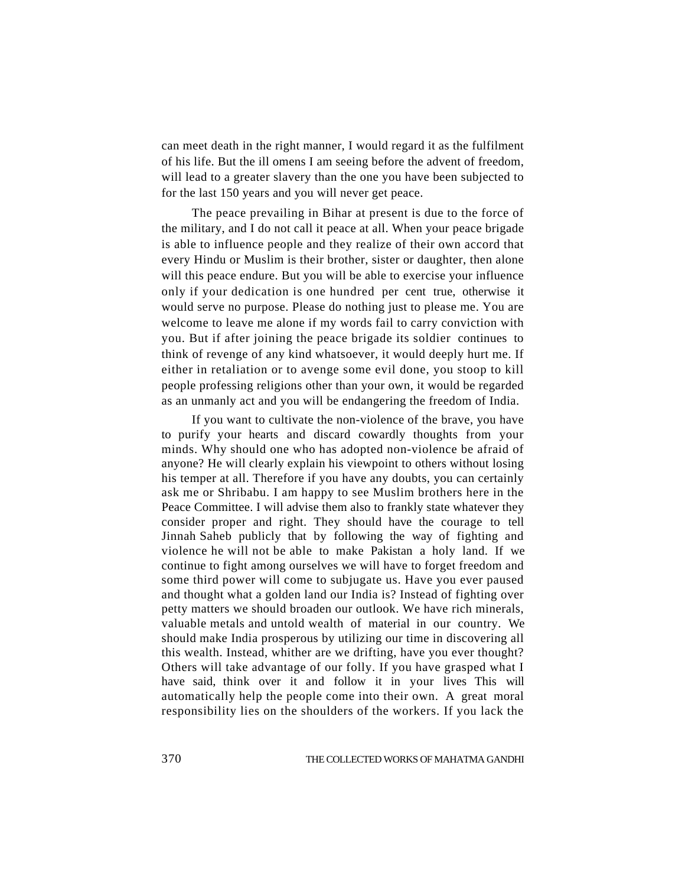can meet death in the right manner, I would regard it as the fulfilment of his life. But the ill omens I am seeing before the advent of freedom, will lead to a greater slavery than the one you have been subjected to for the last 150 years and you will never get peace.

The peace prevailing in Bihar at present is due to the force of the military, and I do not call it peace at all. When your peace brigade is able to influence people and they realize of their own accord that every Hindu or Muslim is their brother, sister or daughter, then alone will this peace endure. But you will be able to exercise your influence only if your dedication is one hundred per cent true, otherwise it would serve no purpose. Please do nothing just to please me. You are welcome to leave me alone if my words fail to carry conviction with you. But if after joining the peace brigade its soldier continues to think of revenge of any kind whatsoever, it would deeply hurt me. If either in retaliation or to avenge some evil done, you stoop to kill people professing religions other than your own, it would be regarded as an unmanly act and you will be endangering the freedom of India.

If you want to cultivate the non-violence of the brave, you have to purify your hearts and discard cowardly thoughts from your minds. Why should one who has adopted non-violence be afraid of anyone? He will clearly explain his viewpoint to others without losing his temper at all. Therefore if you have any doubts, you can certainly ask me or Shribabu. I am happy to see Muslim brothers here in the Peace Committee. I will advise them also to frankly state whatever they consider proper and right. They should have the courage to tell Jinnah Saheb publicly that by following the way of fighting and violence he will not be able to make Pakistan a holy land. If we continue to fight among ourselves we will have to forget freedom and some third power will come to subjugate us. Have you ever paused and thought what a golden land our India is? Instead of fighting over petty matters we should broaden our outlook. We have rich minerals, valuable metals and untold wealth of material in our country. We should make India prosperous by utilizing our time in discovering all this wealth. Instead, whither are we drifting, have you ever thought? Others will take advantage of our folly. If you have grasped what I have said, think over it and follow it in your lives This will automatically help the people come into their own. A great moral responsibility lies on the shoulders of the workers. If you lack the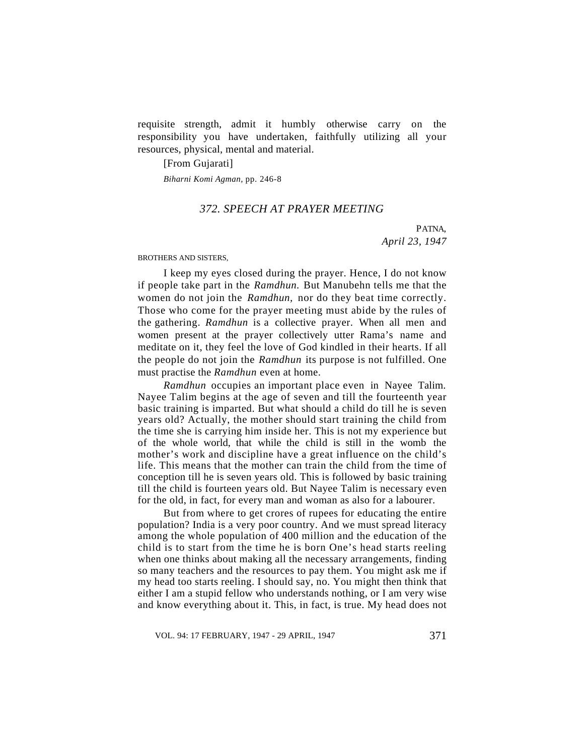requisite strength, admit it humbly otherwise carry on the responsibility you have undertaken, faithfully utilizing all your resources, physical, mental and material.

[From Gujarati]

*Biharni Komi Agman*, pp. 246-8

### *372. SPEECH AT PRAYER MEETING*

PATNA,
*April 23, 1947*

BROTHERS AND SISTERS,

I keep my eyes closed during the prayer. Hence, I do not know if people take part in the *Ramdhun*. But Manubehn tells me that the women do not join the *Ramdhun*, nor do they beat time correctly. Those who come for the prayer meeting must abide by the rules of the gathering. *Ramdhun* is a collective prayer. When all men and women present at the prayer collectively utter Rama's name and meditate on it, they feel the love of God kindled in their hearts. If all the people do not join the *Ramdhun* its purpose is not fulfilled. One must practise the *Ramdhun* even at home.

*Ramdhun* occupies an important place even in Nayee Talim. Nayee Talim begins at the age of seven and till the fourteenth year basic training is imparted. But what should a child do till he is seven years old? Actually, the mother should start training the child from the time she is carrying him inside her. This is not my experience but of the whole world, that while the child is still in the womb the mother's work and discipline have a great influence on the child's life. This means that the mother can train the child from the time of conception till he is seven years old. This is followed by basic training till the child is fourteen years old. But Nayee Talim is necessary even for the old, in fact, for every man and woman as also for a labourer.

But from where to get crores of rupees for educating the entire population? India is a very poor country. And we must spread literacy among the whole population of 400 million and the education of the child is to start from the time he is born One's head starts reeling when one thinks about making all the necessary arrangements, finding so many teachers and the resources to pay them. You might ask me if my head too starts reeling. I should say, no. You might then think that either I am a stupid fellow who understands nothing, or I am very wise and know everything about it. This, in fact, is true. My head does not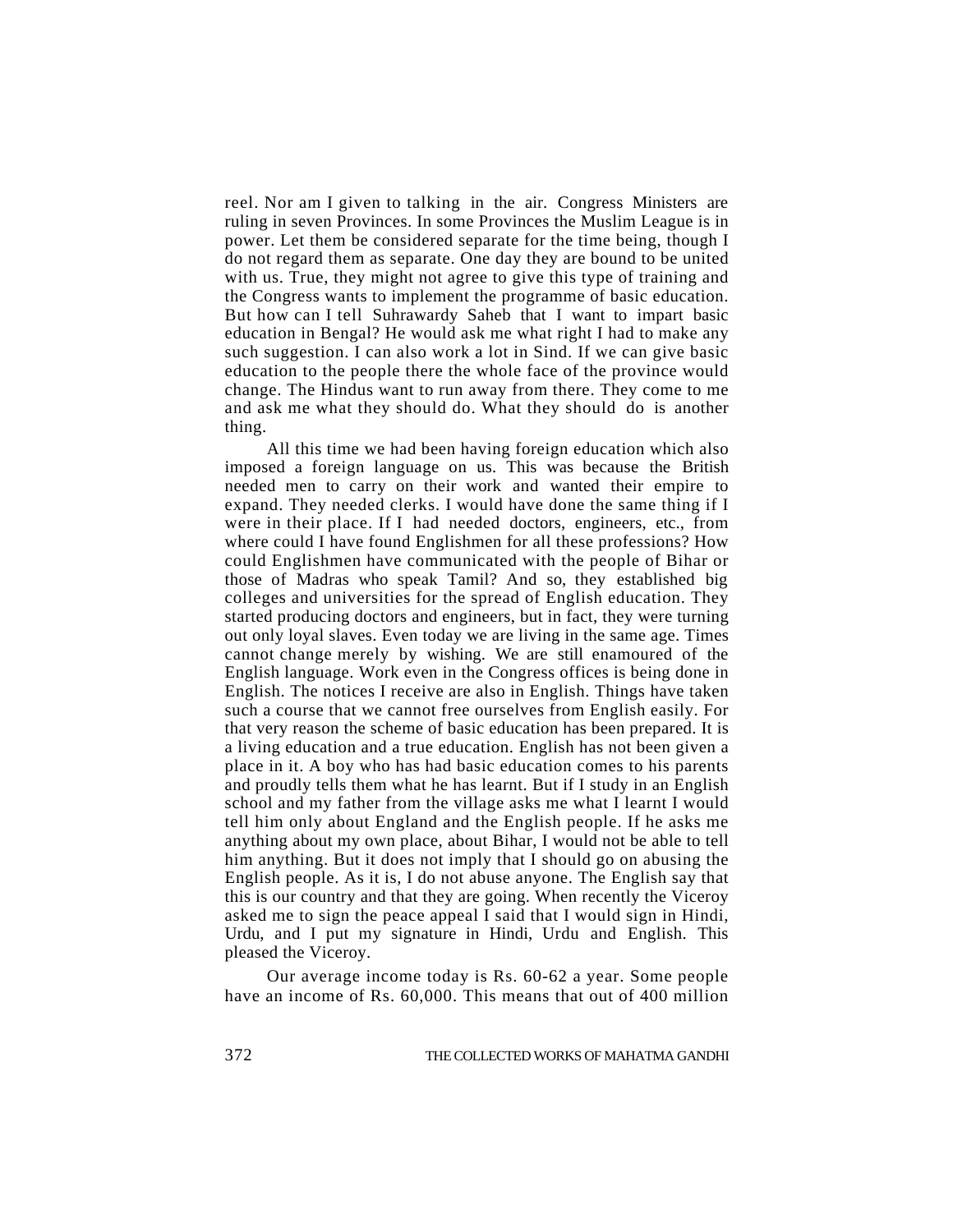reel. Nor am I given to talking in the air. Congress Ministers are ruling in seven Provinces. In some Provinces the Muslim League is in power. Let them be considered separate for the time being, though I do not regard them as separate. One day they are bound to be united with us. True, they might not agree to give this type of training and the Congress wants to implement the programme of basic education. But how can I tell Suhrawardy Saheb that I want to impart basic education in Bengal? He would ask me what right I had to make any such suggestion. I can also work a lot in Sind. If we can give basic education to the people there the whole face of the province would change. The Hindus want to run away from there. They come to me and ask me what they should do. What they should do is another thing.

All this time we had been having foreign education which also imposed a foreign language on us. This was because the British needed men to carry on their work and wanted their empire to expand. They needed clerks. I would have done the same thing if I were in their place. If I had needed doctors, engineers, etc., from where could I have found Englishmen for all these professions? How could Englishmen have communicated with the people of Bihar or those of Madras who speak Tamil? And so, they established big colleges and universities for the spread of English education. They started producing doctors and engineers, but in fact, they were turning out only loyal slaves. Even today we are living in the same age. Times cannot change merely by wishing. We are still enamoured of the English language. Work even in the Congress offices is being done in English. The notices I receive are also in English. Things have taken such a course that we cannot free ourselves from English easily. For that very reason the scheme of basic education has been prepared. It is a living education and a true education. English has not been given a place in it. A boy who has had basic education comes to his parents and proudly tells them what he has learnt. But if I study in an English school and my father from the village asks me what I learnt I would tell him only about England and the English people. If he asks me anything about my own place, about Bihar, I would not be able to tell him anything. But it does not imply that I should go on abusing the English people. As it is, I do not abuse anyone. The English say that this is our country and that they are going. When recently the Viceroy asked me to sign the peace appeal I said that I would sign in Hindi, Urdu, and I put my signature in Hindi, Urdu and English. This pleased the Viceroy.

Our average income today is Rs. 60-62 a year. Some people have an income of Rs. 60,000. This means that out of 400 million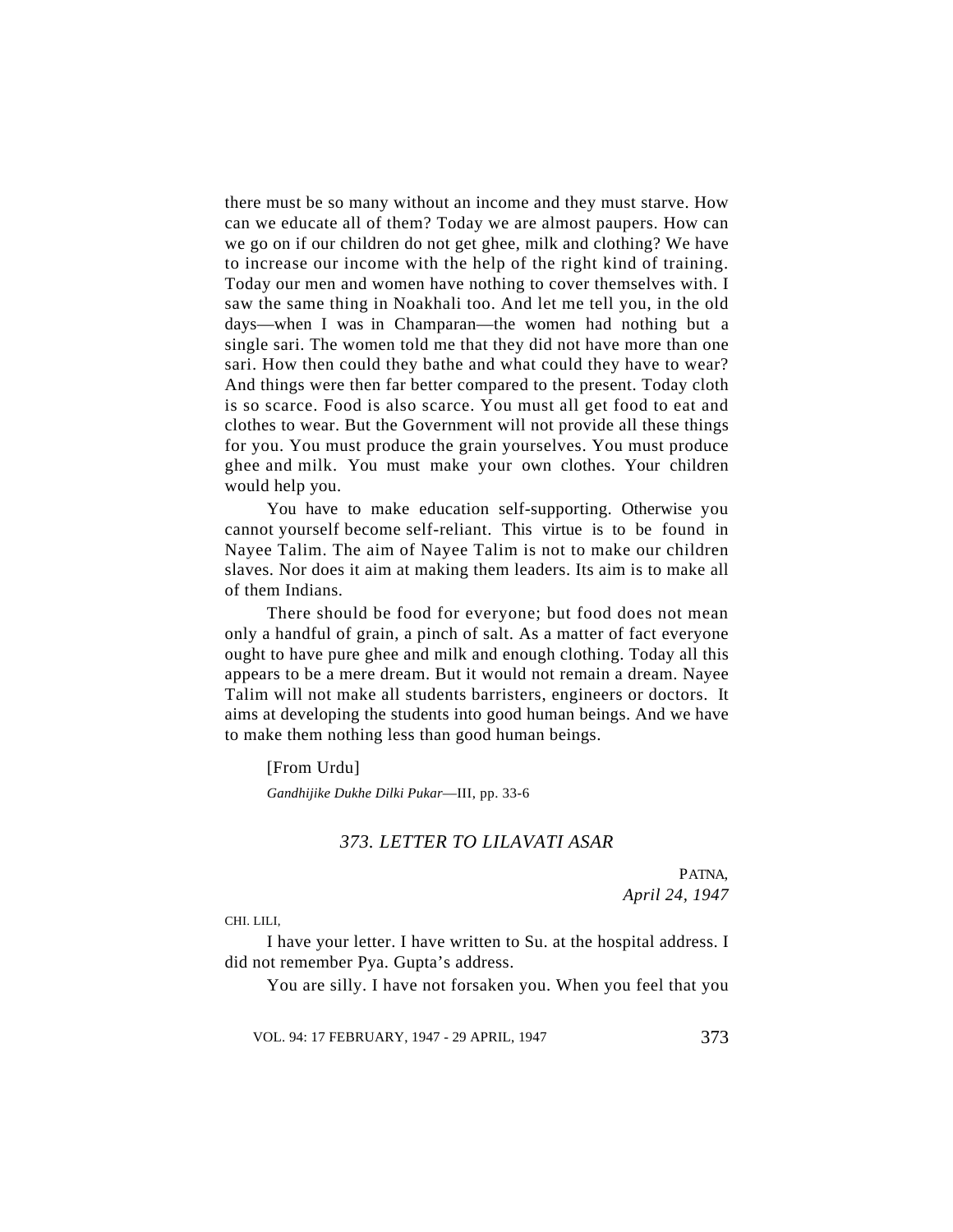there must be so many without an income and they must starve. How can we educate all of them? Today we are almost paupers. How can we go on if our children do not get ghee, milk and clothing? We have to increase our income with the help of the right kind of training. Today our men and women have nothing to cover themselves with. I saw the same thing in Noakhali too. And let me tell you, in the old days—when I was in Champaran—the women had nothing but a single sari. The women told me that they did not have more than one sari. How then could they bathe and what could they have to wear? And things were then far better compared to the present. Today cloth is so scarce. Food is also scarce. You must all get food to eat and clothes to wear. But the Government will not provide all these things for you. You must produce the grain yourselves. You must produce ghee and milk. You must make your own clothes. Your children would help you.

You have to make education self-supporting. Otherwise you cannot yourself become self-reliant. This virtue is to be found in Nayee Talim. The aim of Nayee Talim is not to make our children slaves. Nor does it aim at making them leaders. Its aim is to make all of them Indians.

There should be food for everyone; but food does not mean only a handful of grain, a pinch of salt. As a matter of fact everyone ought to have pure ghee and milk and enough clothing. Today all this appears to be a mere dream. But it would not remain a dream. Nayee Talim will not make all students barristers, engineers or doctors. It aims at developing the students into good human beings. And we have to make them nothing less than good human beings.

[From Urdu]

*Gandhijike Dukhe Dilki Pukar*—III, pp. 33-6

## *373. LETTER TO LILAVATI ASAR*

PATNA,
*April 24, 1947*

CHI. LILI,

I have your letter. I have written to Su. at the hospital address. I did not remember Pya. Gupta's address.

You are silly. I have not forsaken you. When you feel that you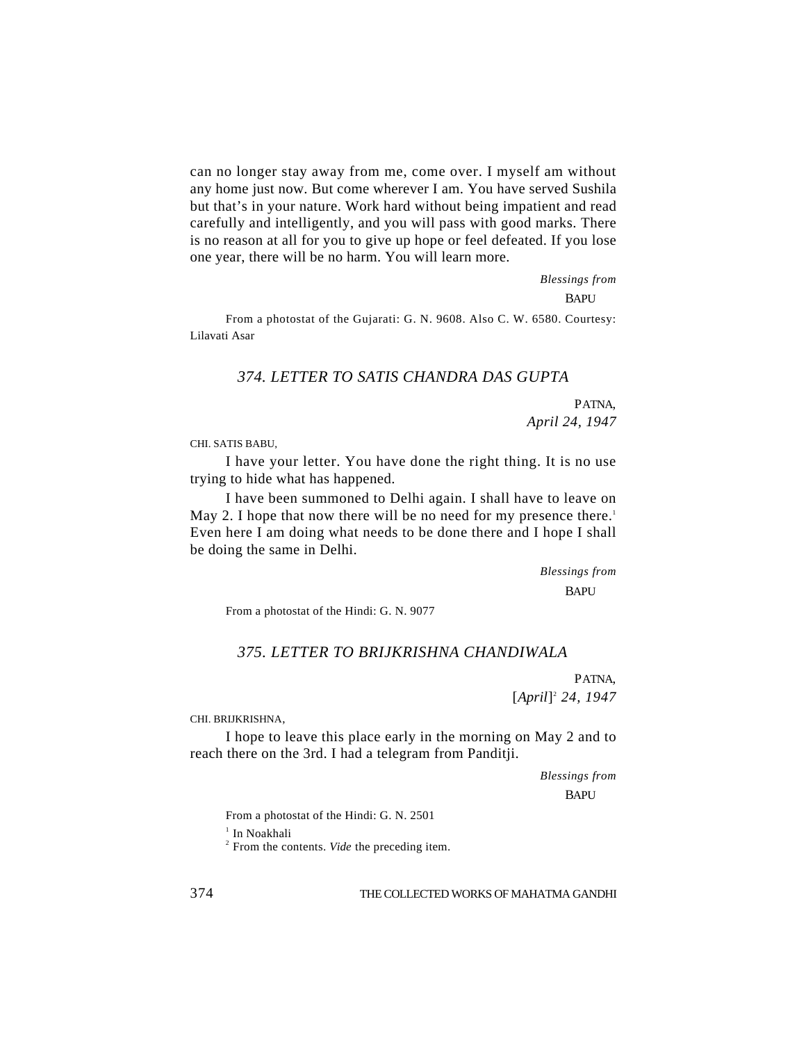can no longer stay away from me, come over. I myself am without any home just now. But come wherever I am. You have served Sushila but that's in your nature. Work hard without being impatient and read carefully and intelligently, and you will pass with good marks. There is no reason at all for you to give up hope or feel defeated. If you lose one year, there will be no harm. You will learn more.

*Blessings from*

BAPU

From a photostat of the Gujarati: G. N. 9608. Also C. W. 6580. Courtesy: Lilavati Asar

### *374. LETTER TO SATIS CHANDRA DAS GUPTA*

PATNA,
*April 24, 1947*

CHI. SATIS BABU,

I have your letter. You have done the right thing. It is no use trying to hide what has happened.

I have been summoned to Delhi again. I shall have to leave on May 2. I hope that now there will be no need for my presence there.[1] Even here I am doing what needs to be done there and I hope I shall be doing the same in Delhi.

*Blessings from*

BAPU

From a photostat of the Hindi: G. N. 9077

### *375. LETTER TO BRIJKRISHNA CHANDIWALA*

PATNA,
[*April*][2] *24, 1947*

CHI. BRIJKRISHNA,

I hope to leave this place early in the morning on May 2 and to reach there on the 3rd. I had a telegram from Panditji.

*Blessings from*

BAPU

From a photostat of the Hindi: G. N. 2501

[1] In Noakhali

[2] From the contents. *Vide* the preceding item.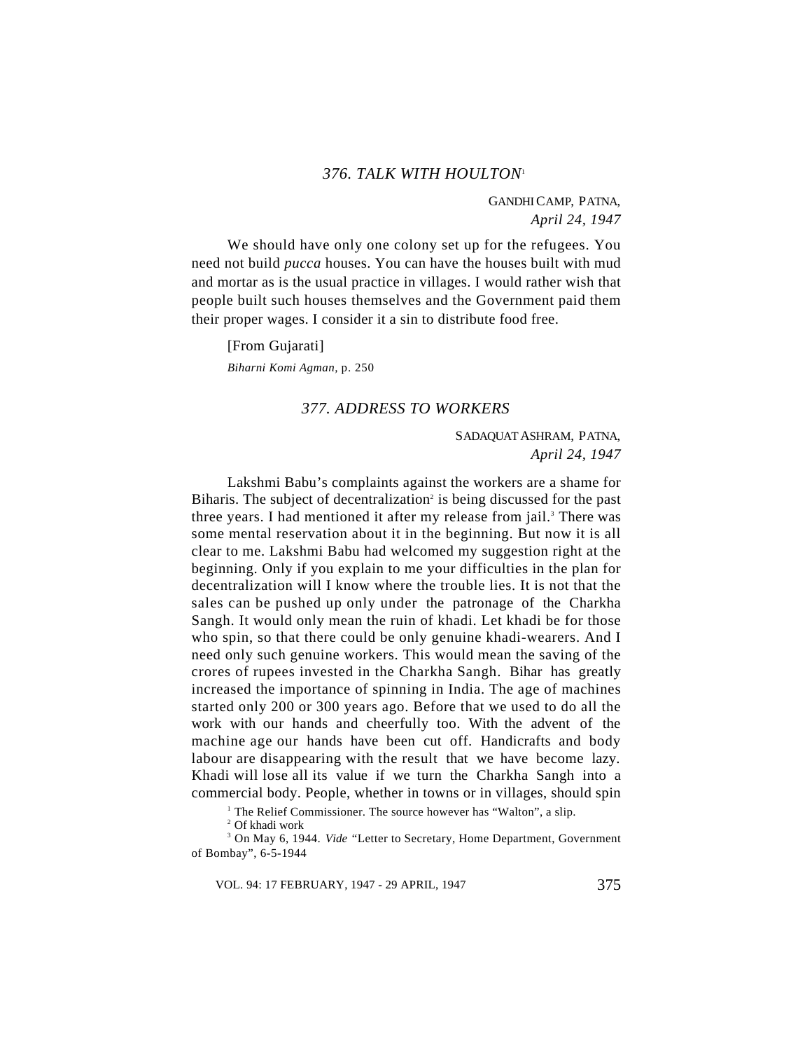### *376. TALK WITH HOULTON*[1]

GANDHI CAMP, PATNA,
*April 24, 1947*

We should have only one colony set up for the refugees. You need not build *pucca* houses. You can have the houses built with mud and mortar as is the usual practice in villages. I would rather wish that people built such houses themselves and the Government paid them their proper wages. I consider it a sin to distribute food free.

[From Gujarati]

*Biharni Komi Agman*, p. 250

### *377. ADDRESS TO WORKERS*

SADAQUAT ASHRAM, PATNA,
*April 24, 1947*

Lakshmi Babu's complaints against the workers are a shame for Biharis. The subject of decentralization[2] is being discussed for the past three years. I had mentioned it after my release from jail.[3] There was some mental reservation about it in the beginning. But now it is all clear to me. Lakshmi Babu had welcomed my suggestion right at the beginning. Only if you explain to me your difficulties in the plan for decentralization will I know where the trouble lies. It is not that the sales can be pushed up only under the patronage of the Charkha Sangh. It would only mean the ruin of khadi. Let khadi be for those who spin, so that there could be only genuine khadi-wearers. And I need only such genuine workers. This would mean the saving of the crores of rupees invested in the Charkha Sangh. Bihar has greatly increased the importance of spinning in India. The age of machines started only 200 or 300 years ago. Before that we used to do all the work with our hands and cheerfully too. With the advent of the machine age our hands have been cut off. Handicrafts and body labour are disappearing with the result that we have become lazy. Khadi will lose all its value if we turn the Charkha Sangh into a commercial body. People, whether in towns or in villages, should spin

[1] The Relief Commissioner. The source however has "Walton", a slip.

[2] Of khadi work

[3] On May 6, 1944. *Vide* "Letter to Secretary, Home Department, Government of Bombay", 6-5-1944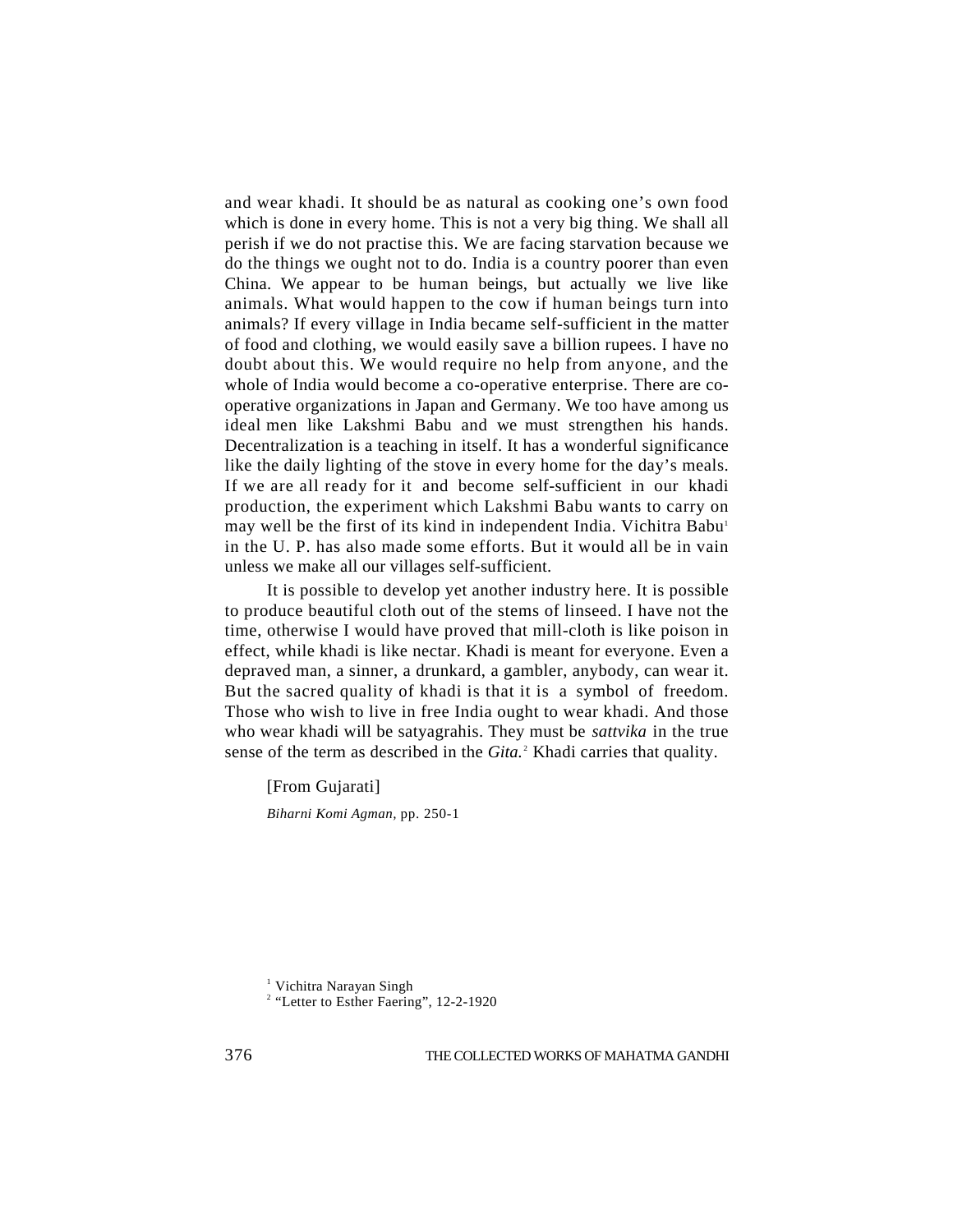and wear khadi. It should be as natural as cooking one's own food which is done in every home. This is not a very big thing. We shall all perish if we do not practise this. We are facing starvation because we do the things we ought not to do. India is a country poorer than even China. We appear to be human beings, but actually we live like animals. What would happen to the cow if human beings turn into animals? If every village in India became self-sufficient in the matter of food and clothing, we would easily save a billion rupees. I have no doubt about this. We would require no help from anyone, and the whole of India would become a co-operative enterprise. There are co-operative organizations in Japan and Germany. We too have among us ideal men like Lakshmi Babu and we must strengthen his hands. Decentralization is a teaching in itself. It has a wonderful significance like the daily lighting of the stove in every home for the day's meals. If we are all ready for it and become self-sufficient in our khadi production, the experiment which Lakshmi Babu wants to carry on may well be the first of its kind in independent India. Vichitra Babu[1] in the U. P. has also made some efforts. But it would all be in vain unless we make all our villages self-sufficient.

It is possible to develop yet another industry here. It is possible to produce beautiful cloth out of the stems of linseed. I have not the time, otherwise I would have proved that mill-cloth is like poison in effect, while khadi is like nectar. Khadi is meant for everyone. Even a depraved man, a sinner, a drunkard, a gambler, anybody, can wear it. But the sacred quality of khadi is that it is a symbol of freedom. Those who wish to live in free India ought to wear khadi. And those who wear khadi will be satyagrahis. They must be *sattvika* in the true sense of the term as described in the *Gita.*[2] Khadi carries that quality.

[From Gujarati]

*Biharni Komi Agman*, pp. 250-1

[1] Vichitra Narayan Singh

[2] "Letter to Esther Faering", 12-2-1920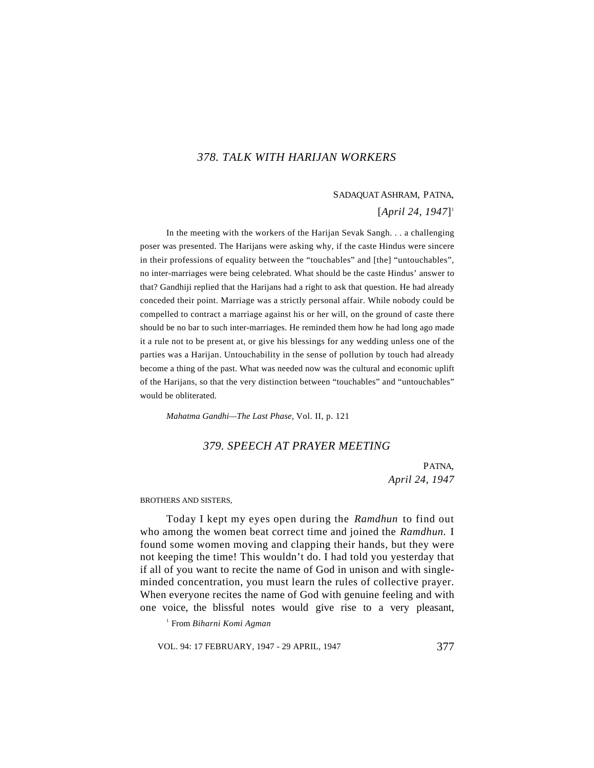## 378. TALK WITH HARIJAN WORKERS

SADAQUAT ASHRAM, PATNA,

[*April 24, 1947*][1]

In the meeting with the workers of the Harijan Sevak Sangh. . . a challenging poser was presented. The Harijans were asking why, if the caste Hindus were sincere in their professions of equality between the "touchables" and [the] "untouchables", no inter-marriages were being celebrated. What should be the caste Hindus' answer to that? Gandhiji replied that the Harijans had a right to ask that question. He had already conceded their point. Marriage was a strictly personal affair. While nobody could be compelled to contract a marriage against his or her will, on the ground of caste there should be no bar to such inter-marriages. He reminded them how he had long ago made it a rule not to be present at, or give his blessings for any wedding unless one of the parties was a Harijan. Untouchability in the sense of pollution by touch had already become a thing of the past. What was needed now was the cultural and economic uplift of the Harijans, so that the very distinction between "touchables" and "untouchables" would be obliterated.

*Mahatma Gandhi—The Last Phase,* Vol. II, p. 121

## 379. SPEECH AT PRAYER MEETING

PATNA,
*April 24, 1947*

BROTHERS AND SISTERS,

Today I kept my eyes open during the *Ramdhun* to find out who among the women beat correct time and joined the *Ramdhun.* I found some women moving and clapping their hands, but they were not keeping the time! This wouldn't do. I had told you yesterday that if all of you want to recite the name of God in unison and with single-minded concentration, you must learn the rules of collective prayer. When everyone recites the name of God with genuine feeling and with one voice, the blissful notes would give rise to a very pleasant,

[1] From *Biharni Komi Agman*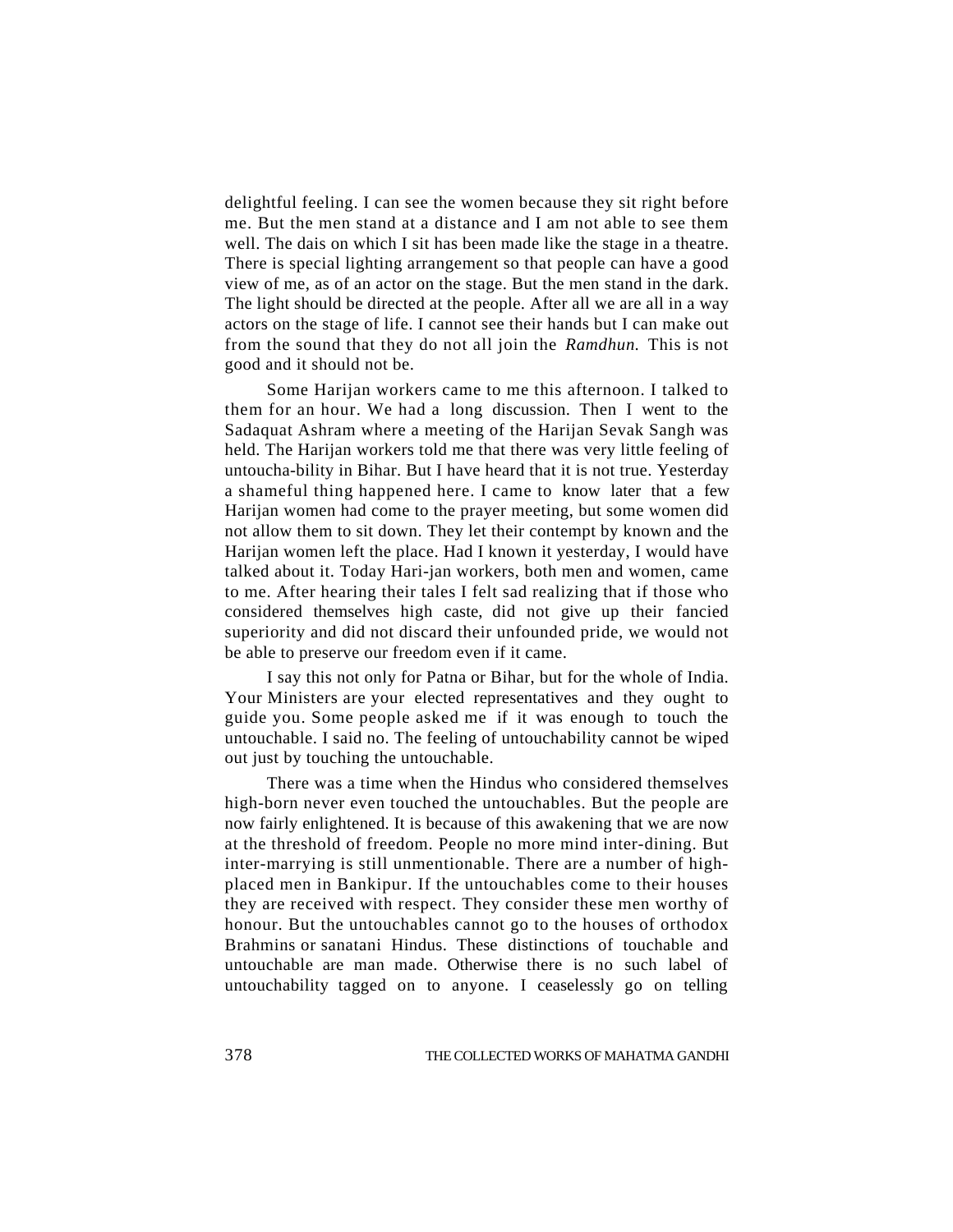delightful feeling. I can see the women because they sit right before me. But the men stand at a distance and I am not able to see them well. The dais on which I sit has been made like the stage in a theatre. There is special lighting arrangement so that people can have a good view of me, as of an actor on the stage. But the men stand in the dark. The light should be directed at the people. After all we are all in a way actors on the stage of life. I cannot see their hands but I can make out from the sound that they do not all join the *Ramdhun.* This is not good and it should not be.

Some Harijan workers came to me this afternoon. I talked to them for an hour. We had a long discussion. Then I went to the Sadaquat Ashram where a meeting of the Harijan Sevak Sangh was held. The Harijan workers told me that there was very little feeling of untoucha-bility in Bihar. But I have heard that it is not true. Yesterday a shameful thing happened here. I came to know later that a few Harijan women had come to the prayer meeting, but some women did not allow them to sit down. They let their contempt by known and the Harijan women left the place. Had I known it yesterday, I would have talked about it. Today Hari-jan workers, both men and women, came to me. After hearing their tales I felt sad realizing that if those who considered themselves high caste, did not give up their fancied superiority and did not discard their unfounded pride, we would not be able to preserve our freedom even if it came.

I say this not only for Patna or Bihar, but for the whole of India. Your Ministers are your elected representatives and they ought to guide you. Some people asked me if it was enough to touch the untouchable. I said no. The feeling of untouchability cannot be wiped out just by touching the untouchable.

There was a time when the Hindus who considered themselves high-born never even touched the untouchables. But the people are now fairly enlightened. It is because of this awakening that we are now at the threshold of freedom. People no more mind inter-dining. But inter-marrying is still unmentionable. There are a number of high-placed men in Bankipur. If the untouchables come to their houses they are received with respect. They consider these men worthy of honour. But the untouchables cannot go to the houses of orthodox Brahmins or sanatani Hindus. These distinctions of touchable and untouchable are man made. Otherwise there is no such label of untouchability tagged on to anyone. I ceaselessly go on telling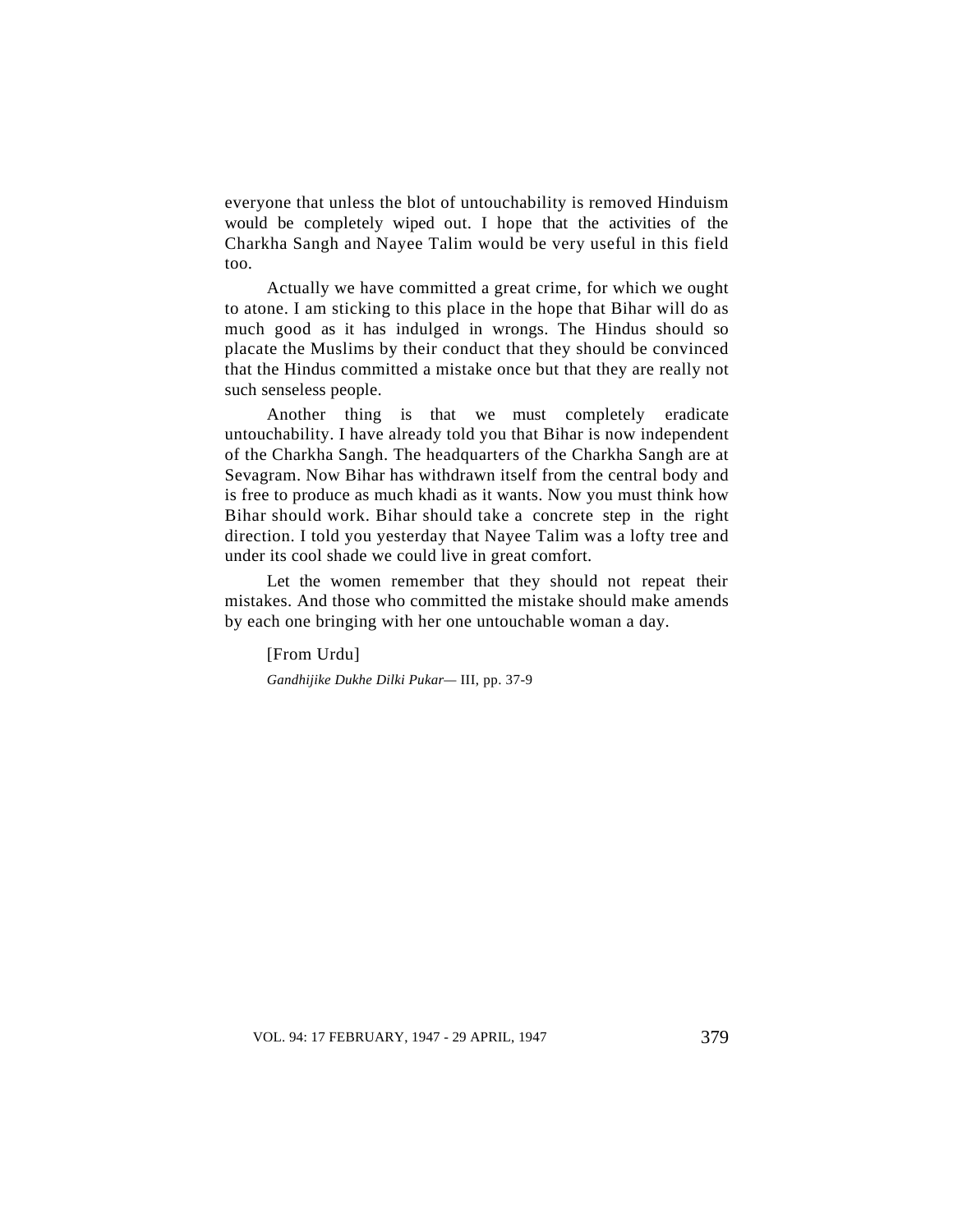everyone that unless the blot of untouchability is removed Hinduism would be completely wiped out. I hope that the activities of the Charkha Sangh and Nayee Talim would be very useful in this field too.

Actually we have committed a great crime, for which we ought to atone. I am sticking to this place in the hope that Bihar will do as much good as it has indulged in wrongs. The Hindus should so placate the Muslims by their conduct that they should be convinced that the Hindus committed a mistake once but that they are really not such senseless people.

Another thing is that we must completely eradicate untouchability. I have already told you that Bihar is now independent of the Charkha Sangh. The headquarters of the Charkha Sangh are at Sevagram. Now Bihar has withdrawn itself from the central body and is free to produce as much khadi as it wants. Now you must think how Bihar should work. Bihar should take a concrete step in the right direction. I told you yesterday that Nayee Talim was a lofty tree and under its cool shade we could live in great comfort.

Let the women remember that they should not repeat their mistakes. And those who committed the mistake should make amends by each one bringing with her one untouchable woman a day.

[From Urdu]

*Gandhijike Dukhe Dilki Pukar*— III, pp. 37-9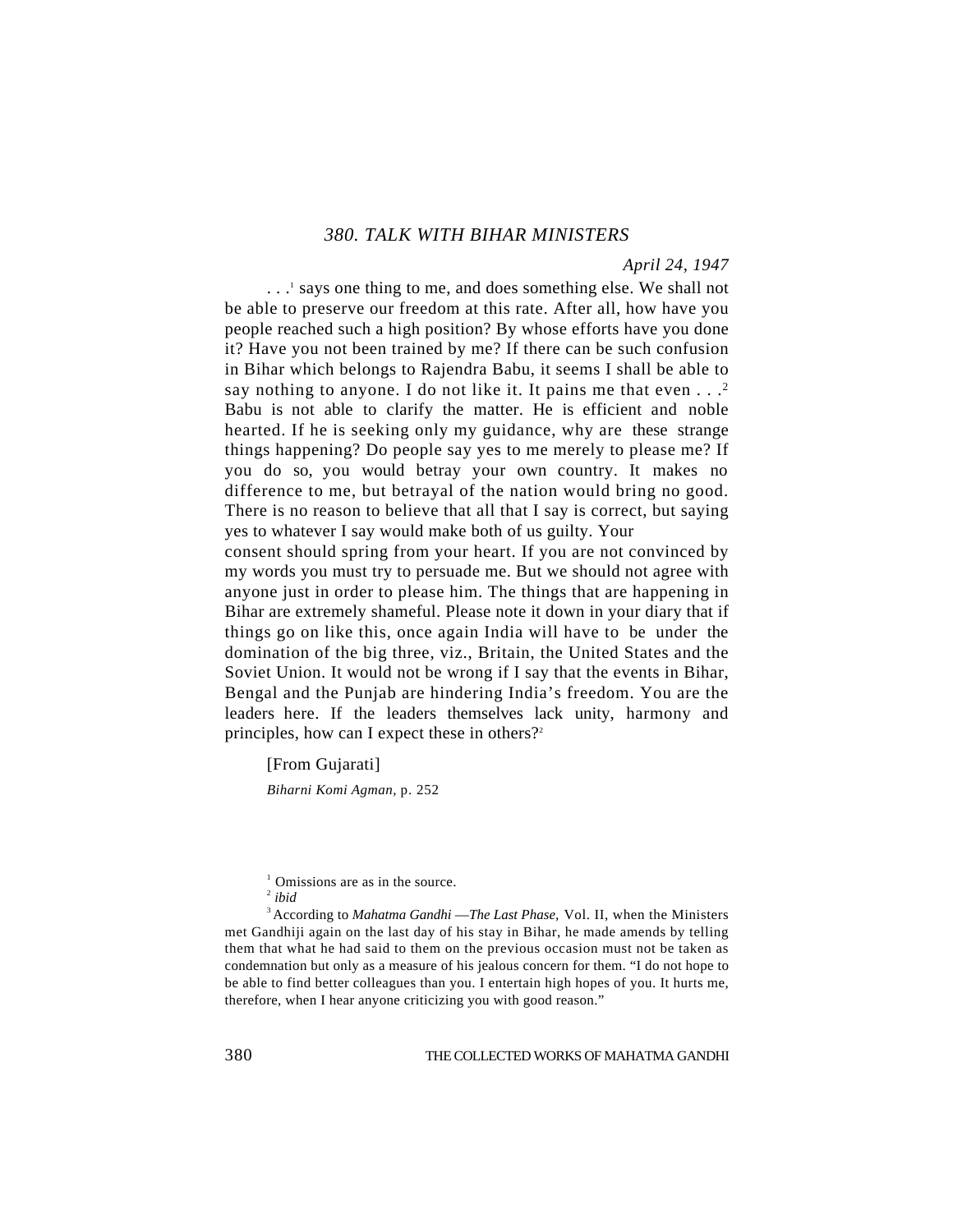### 380. TALK WITH BIHAR MINISTERS

*April 24, 1947*

. . .[1] says one thing to me, and does something else. We shall not be able to preserve our freedom at this rate. After all, how have you people reached such a high position? By whose efforts have you done it? Have you not been trained by me? If there can be such confusion in Bihar which belongs to Rajendra Babu, it seems I shall be able to say nothing to anyone. I do not like it. It pains me that even . . .[2] Babu is not able to clarify the matter. He is efficient and noble hearted. If he is seeking only my guidance, why are these strange things happening? Do people say yes to me merely to please me? If you do so, you would betray your own country. It makes no difference to me, but betrayal of the nation would bring no good. There is no reason to believe that all that I say is correct, but saying yes to whatever I say would make both of us guilty. Your consent should spring from your heart. If you are not convinced by my words you must try to persuade me. But we should not agree with anyone just in order to please him. The things that are happening in Bihar are extremely shameful. Please note it down in your diary that if things go on like this, once again India will have to be under the domination of the big three, viz., Britain, the United States and the Soviet Union. It would not be wrong if I say that the events in Bihar, Bengal and the Punjab are hindering India's freedom. You are the leaders here. If the leaders themselves lack unity, harmony and principles, how can I expect these in others?[3]

[From Gujarati]

*Biharni Komi Agman*, p. 252

---

[1] Omissions are as in the source.

[2] *ibid*

[3] According to *Mahatma Gandhi —The Last Phase,* Vol. II, when the Ministers met Gandhiji again on the last day of his stay in Bihar, he made amends by telling them that what he had said to them on the previous occasion must not be taken as condemnation but only as a measure of his jealous concern for them. "I do not hope to be able to find better colleagues than you. I entertain high hopes of you. It hurts me, therefore, when I hear anyone criticizing you with good reason."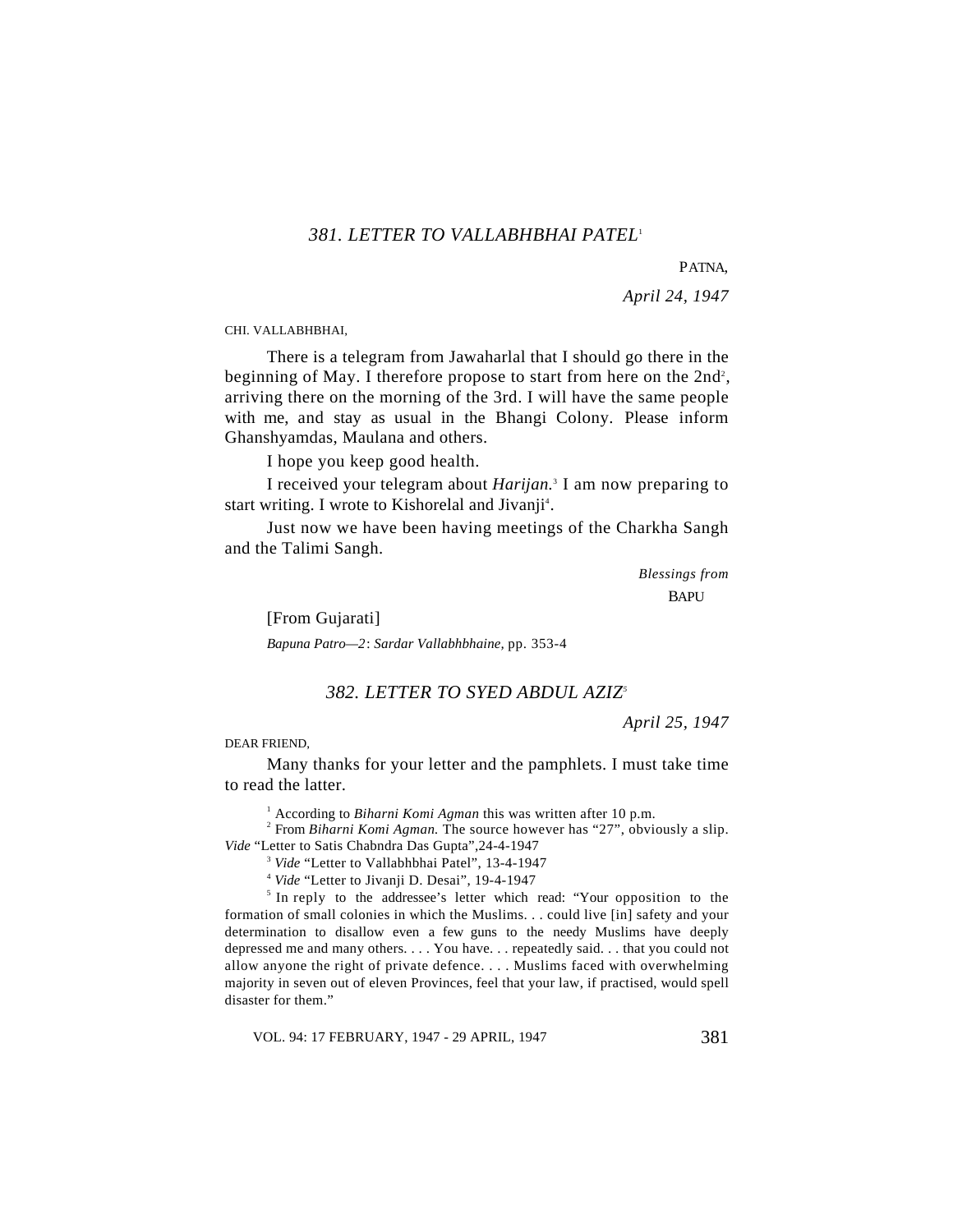### 381. LETTER TO VALLABHBHAI PATEL[1]

PATNA,

*April 24, 1947*

CHI. VALLABHBHAI,

There is a telegram from Jawaharlal that I should go there in the beginning of May. I therefore propose to start from here on the 2nd[2], arriving there on the morning of the 3rd. I will have the same people with me, and stay as usual in the Bhangi Colony. Please inform Ghanshyamdas, Maulana and others.

I hope you keep good health.

I received your telegram about *Harijan*.[3] I am now preparing to start writing. I wrote to Kishorelal and Jivanji[4].

Just now we have been having meetings of the Charkha Sangh and the Talimi Sangh.

*Blessings from*

BAPU

[From Gujarati]

*Bapuna Patro—2*: *Sardar Vallabhbhaine*, pp. 353-4

### 382. LETTER TO SYED ABDUL AZIZ[5]

*April 25, 1947*

DEAR FRIEND,

Many thanks for your letter and the pamphlets. I must take time to read the latter.

[1] According to *Biharni Komi Agman* this was written after 10 p.m.

[2] From *Biharni Komi Agman.* The source however has "27", obviously a slip. *Vide* "Letter to Satis Chabndra Das Gupta",24-4-1947

[3] *Vide* "Letter to Vallabhbhai Patel", 13-4-1947

[4] *Vide* "Letter to Jivanji D. Desai", 19-4-1947

[5] In reply to the addressee's letter which read: "Your opposition to the formation of small colonies in which the Muslims. . . could live [in] safety and your determination to disallow even a few guns to the needy Muslims have deeply depressed me and many others. . . . You have. . . repeatedly said. . . that you could not allow anyone the right of private defence. . . . Muslims faced with overwhelming majority in seven out of eleven Provinces, feel that your law, if practised, would spell disaster for them."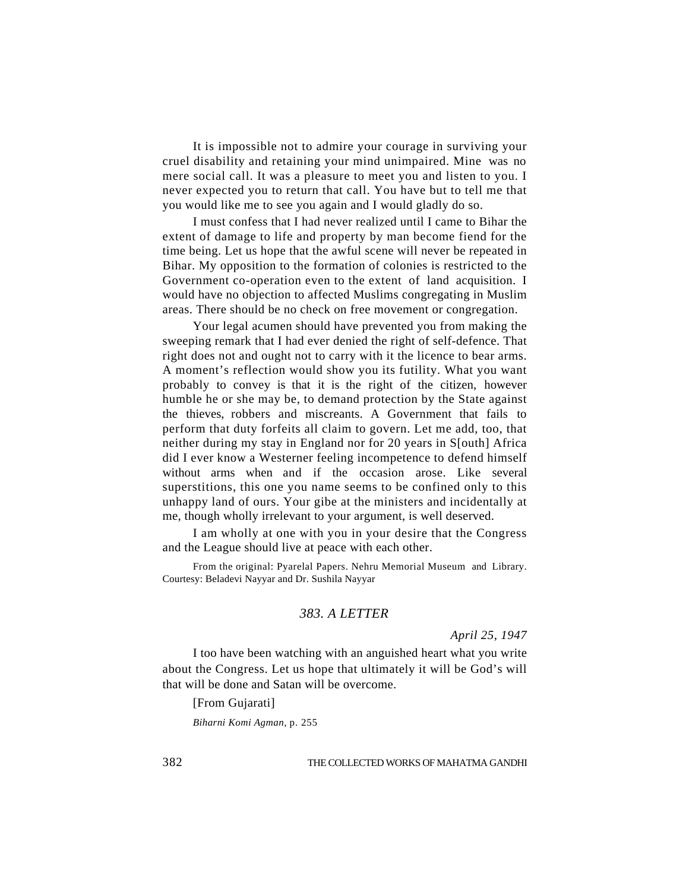It is impossible not to admire your courage in surviving your cruel disability and retaining your mind unimpaired. Mine was no mere social call. It was a pleasure to meet you and listen to you. I never expected you to return that call. You have but to tell me that you would like me to see you again and I would gladly do so.

I must confess that I had never realized until I came to Bihar the extent of damage to life and property by man become fiend for the time being. Let us hope that the awful scene will never be repeated in Bihar. My opposition to the formation of colonies is restricted to the Government co-operation even to the extent of land acquisition. I would have no objection to affected Muslims congregating in Muslim areas. There should be no check on free movement or congregation.

Your legal acumen should have prevented you from making the sweeping remark that I had ever denied the right of self-defence. That right does not and ought not to carry with it the licence to bear arms. A moment's reflection would show you its futility. What you want probably to convey is that it is the right of the citizen, however humble he or she may be, to demand protection by the State against the thieves, robbers and miscreants. A Government that fails to perform that duty forfeits all claim to govern. Let me add, too, that neither during my stay in England nor for 20 years in S[outh] Africa did I ever know a Westerner feeling incompetence to defend himself without arms when and if the occasion arose. Like several superstitions, this one you name seems to be confined only to this unhappy land of ours. Your gibe at the ministers and incidentally at me, though wholly irrelevant to your argument, is well deserved.

I am wholly at one with you in your desire that the Congress and the League should live at peace with each other.

From the original: Pyarelal Papers. Nehru Memorial Museum and Library. Courtesy: Beladevi Nayyar and Dr. Sushila Nayyar

## *383. A LETTER*

*April 25, 1947*

I too have been watching with an anguished heart what you write about the Congress. Let us hope that ultimately it will be God's will that will be done and Satan will be overcome.

[From Gujarati]

*Biharni Komi Agman*, p. 255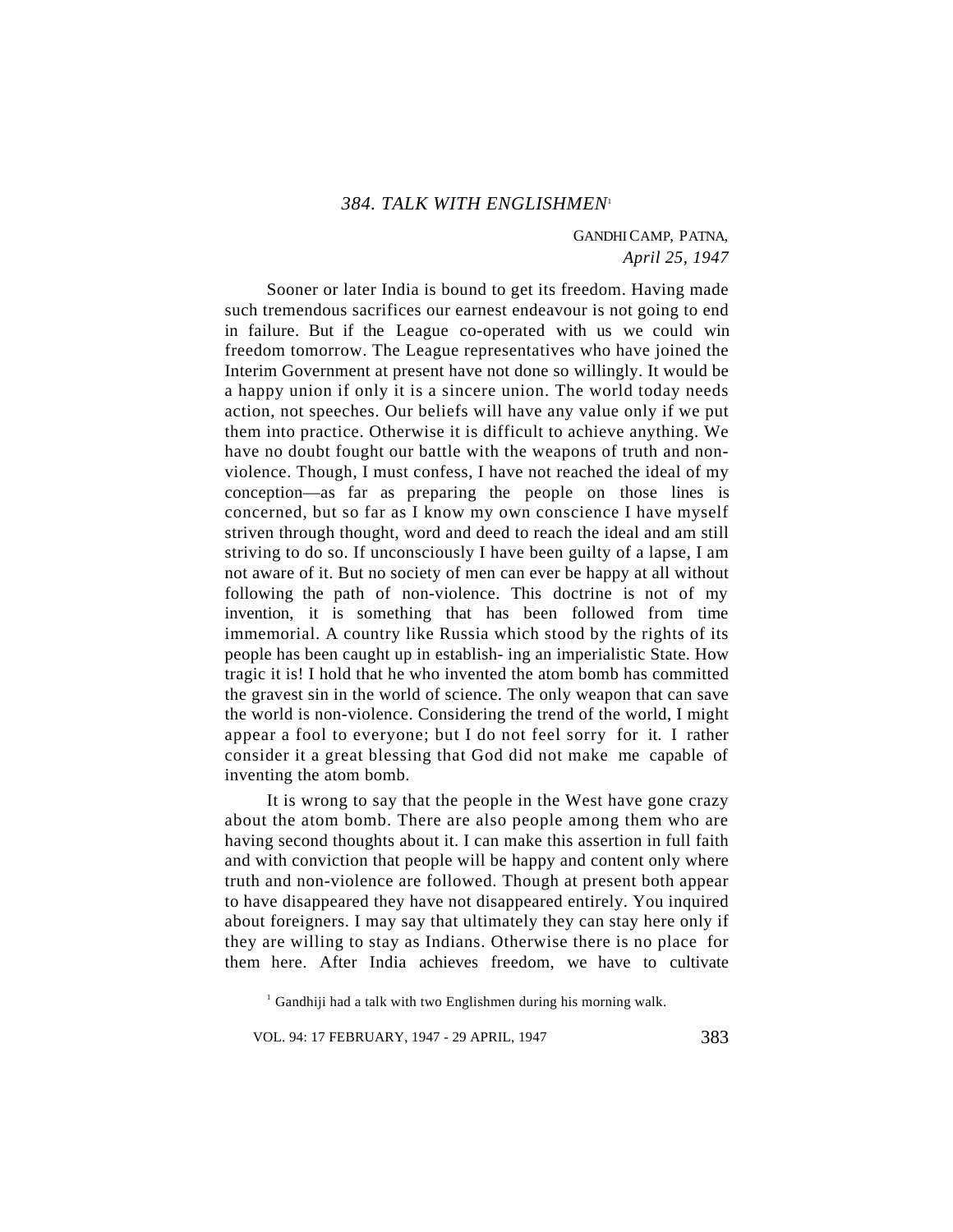### *384. TALK WITH ENGLISHMEN*[1]

GANDHI CAMP, PATNA,
*April 25, 1947*

Sooner or later India is bound to get its freedom. Having made such tremendous sacrifices our earnest endeavour is not going to end in failure. But if the League co-operated with us we could win freedom tomorrow. The League representatives who have joined the Interim Government at present have not done so willingly. It would be a happy union if only it is a sincere union. The world today needs action, not speeches. Our beliefs will have any value only if we put them into practice. Otherwise it is difficult to achieve anything. We have no doubt fought our battle with the weapons of truth and non-violence. Though, I must confess, I have not reached the ideal of my conception—as far as preparing the people on those lines is concerned, but so far as I know my own conscience I have myself striven through thought, word and deed to reach the ideal and am still striving to do so. If unconsciously I have been guilty of a lapse, I am not aware of it. But no society of men can ever be happy at all without following the path of non-violence. This doctrine is not of my invention, it is something that has been followed from time immemorial. A country like Russia which stood by the rights of its people has been caught up in establish- ing an imperialistic State. How tragic it is! I hold that he who invented the atom bomb has committed the gravest sin in the world of science. The only weapon that can save the world is non-violence. Considering the trend of the world, I might appear a fool to everyone; but I do not feel sorry for it. I rather consider it a great blessing that God did not make me capable of inventing the atom bomb.

It is wrong to say that the people in the West have gone crazy about the atom bomb. There are also people among them who are having second thoughts about it. I can make this assertion in full faith and with conviction that people will be happy and content only where truth and non-violence are followed. Though at present both appear to have disappeared they have not disappeared entirely. You inquired about foreigners. I may say that ultimately they can stay here only if they are willing to stay as Indians. Otherwise there is no place for them here. After India achieves freedom, we have to cultivate

[1] Gandhiji had a talk with two Englishmen during his morning walk.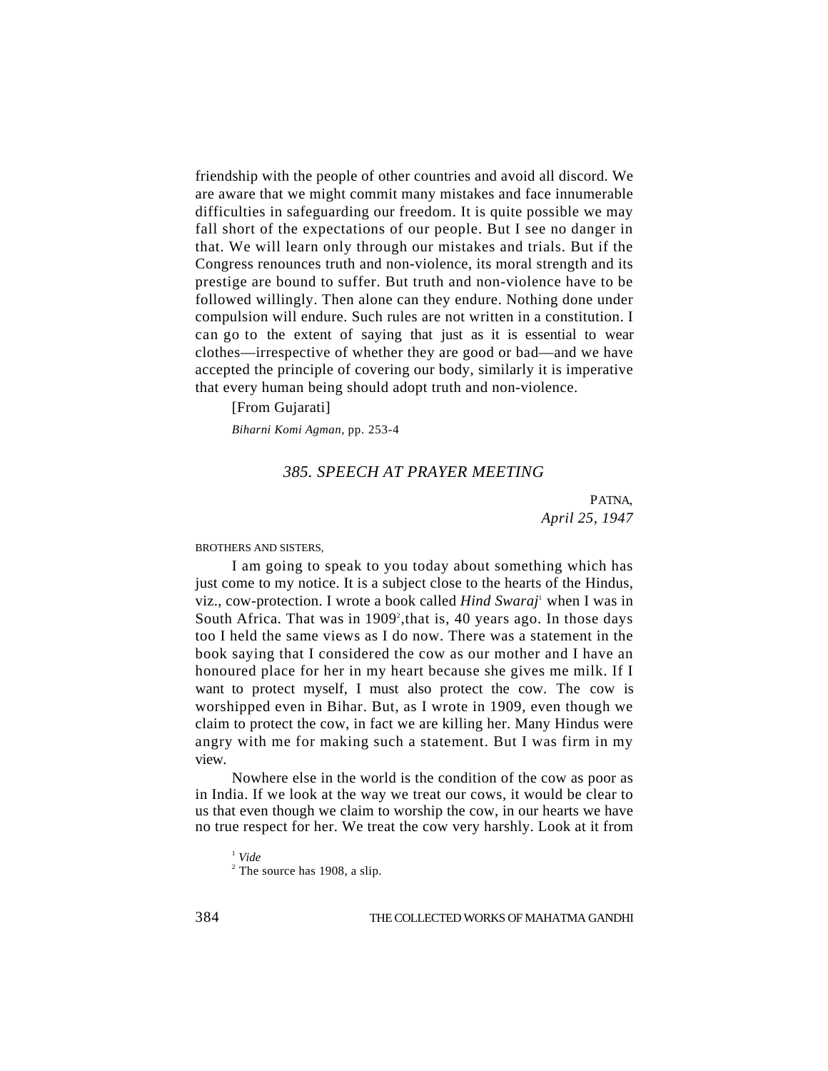friendship with the people of other countries and avoid all discord. We are aware that we might commit many mistakes and face innumerable difficulties in safeguarding our freedom. It is quite possible we may fall short of the expectations of our people. But I see no danger in that. We will learn only through our mistakes and trials. But if the Congress renounces truth and non-violence, its moral strength and its prestige are bound to suffer. But truth and non-violence have to be followed willingly. Then alone can they endure. Nothing done under compulsion will endure. Such rules are not written in a constitution. I can go to the extent of saying that just as it is essential to wear clothes—irrespective of whether they are good or bad—and we have accepted the principle of covering our body, similarly it is imperative that every human being should adopt truth and non-violence.

[From Gujarati]

*Biharni Komi Agman*, pp. 253-4

## *385. SPEECH AT PRAYER MEETING*

PATNA,
*April 25, 1947*

BROTHERS AND SISTERS,

I am going to speak to you today about something which has just come to my notice. It is a subject close to the hearts of the Hindus, viz., cow-protection. I wrote a book called *Hind Swaraj*[1] when I was in South Africa. That was in 1909[2],that is, 40 years ago. In those days too I held the same views as I do now. There was a statement in the book saying that I considered the cow as our mother and I have an honoured place for her in my heart because she gives me milk. If I want to protect myself, I must also protect the cow. The cow is worshipped even in Bihar. But, as I wrote in 1909, even though we claim to protect the cow, in fact we are killing her. Many Hindus were angry with me for making such a statement. But I was firm in my view.

Nowhere else in the world is the condition of the cow as poor as in India. If we look at the way we treat our cows, it would be clear to us that even though we claim to worship the cow, in our hearts we have no true respect for her. We treat the cow very harshly. Look at it from

[1] *Vide*

[2] The source has 1908, a slip.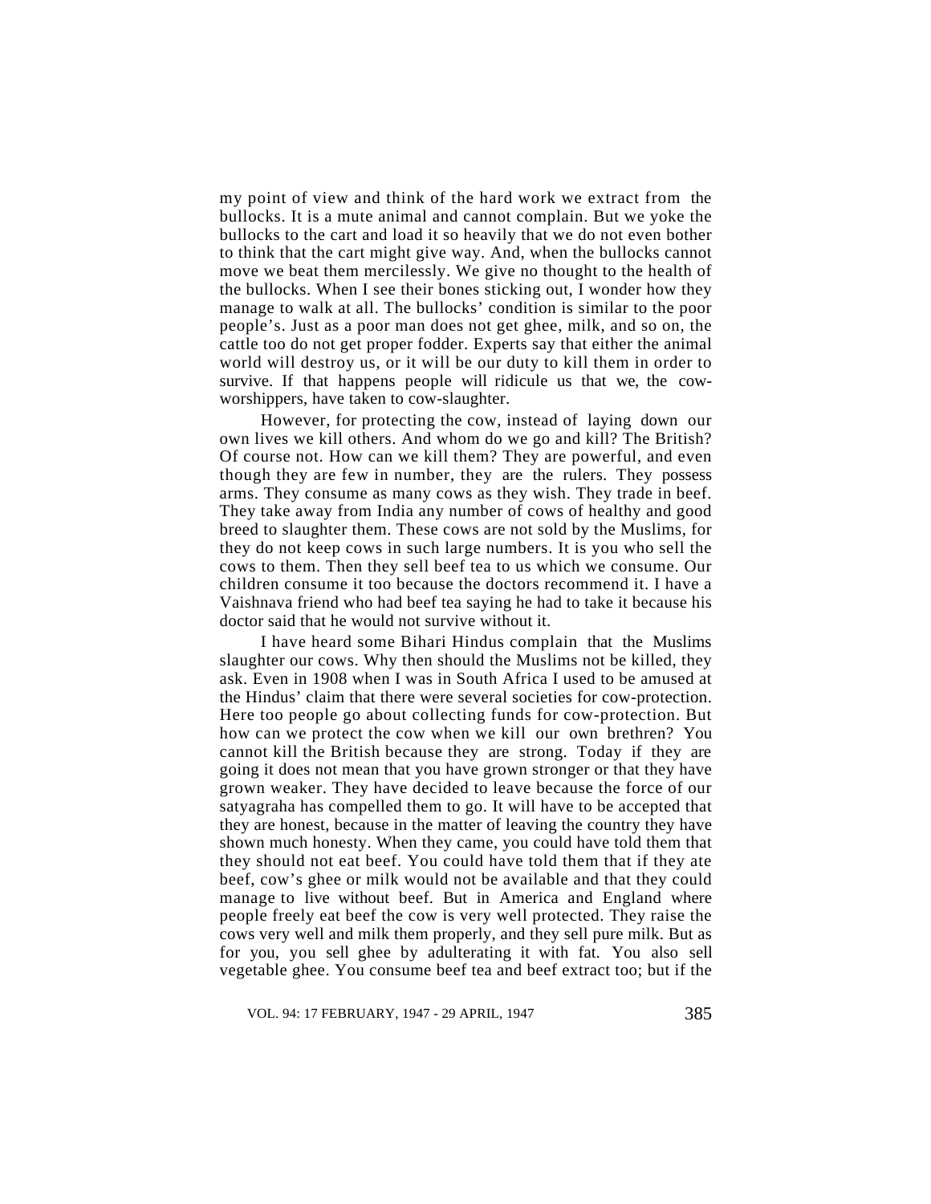my point of view and think of the hard work we extract from the bullocks. It is a mute animal and cannot complain. But we yoke the bullocks to the cart and load it so heavily that we do not even bother to think that the cart might give way. And, when the bullocks cannot move we beat them mercilessly. We give no thought to the health of the bullocks. When I see their bones sticking out, I wonder how they manage to walk at all. The bullocks' condition is similar to the poor people's. Just as a poor man does not get ghee, milk, and so on, the cattle too do not get proper fodder. Experts say that either the animal world will destroy us, or it will be our duty to kill them in order to survive. If that happens people will ridicule us that we, the cow-worshippers, have taken to cow-slaughter.

However, for protecting the cow, instead of laying down our own lives we kill others. And whom do we go and kill? The British? Of course not. How can we kill them? They are powerful, and even though they are few in number, they are the rulers. They possess arms. They consume as many cows as they wish. They trade in beef. They take away from India any number of cows of healthy and good breed to slaughter them. These cows are not sold by the Muslims, for they do not keep cows in such large numbers. It is you who sell the cows to them. Then they sell beef tea to us which we consume. Our children consume it too because the doctors recommend it. I have a Vaishnava friend who had beef tea saying he had to take it because his doctor said that he would not survive without it.

I have heard some Bihari Hindus complain that the Muslims slaughter our cows. Why then should the Muslims not be killed, they ask. Even in 1908 when I was in South Africa I used to be amused at the Hindus' claim that there were several societies for cow-protection. Here too people go about collecting funds for cow-protection. But how can we protect the cow when we kill our own brethren? You cannot kill the British because they are strong. Today if they are going it does not mean that you have grown stronger or that they have grown weaker. They have decided to leave because the force of our satyagraha has compelled them to go. It will have to be accepted that they are honest, because in the matter of leaving the country they have shown much honesty. When they came, you could have told them that they should not eat beef. You could have told them that if they ate beef, cow's ghee or milk would not be available and that they could manage to live without beef. But in America and England where people freely eat beef the cow is very well protected. They raise the cows very well and milk them properly, and they sell pure milk. But as for you, you sell ghee by adulterating it with fat. You also sell vegetable ghee. You consume beef tea and beef extract too; but if the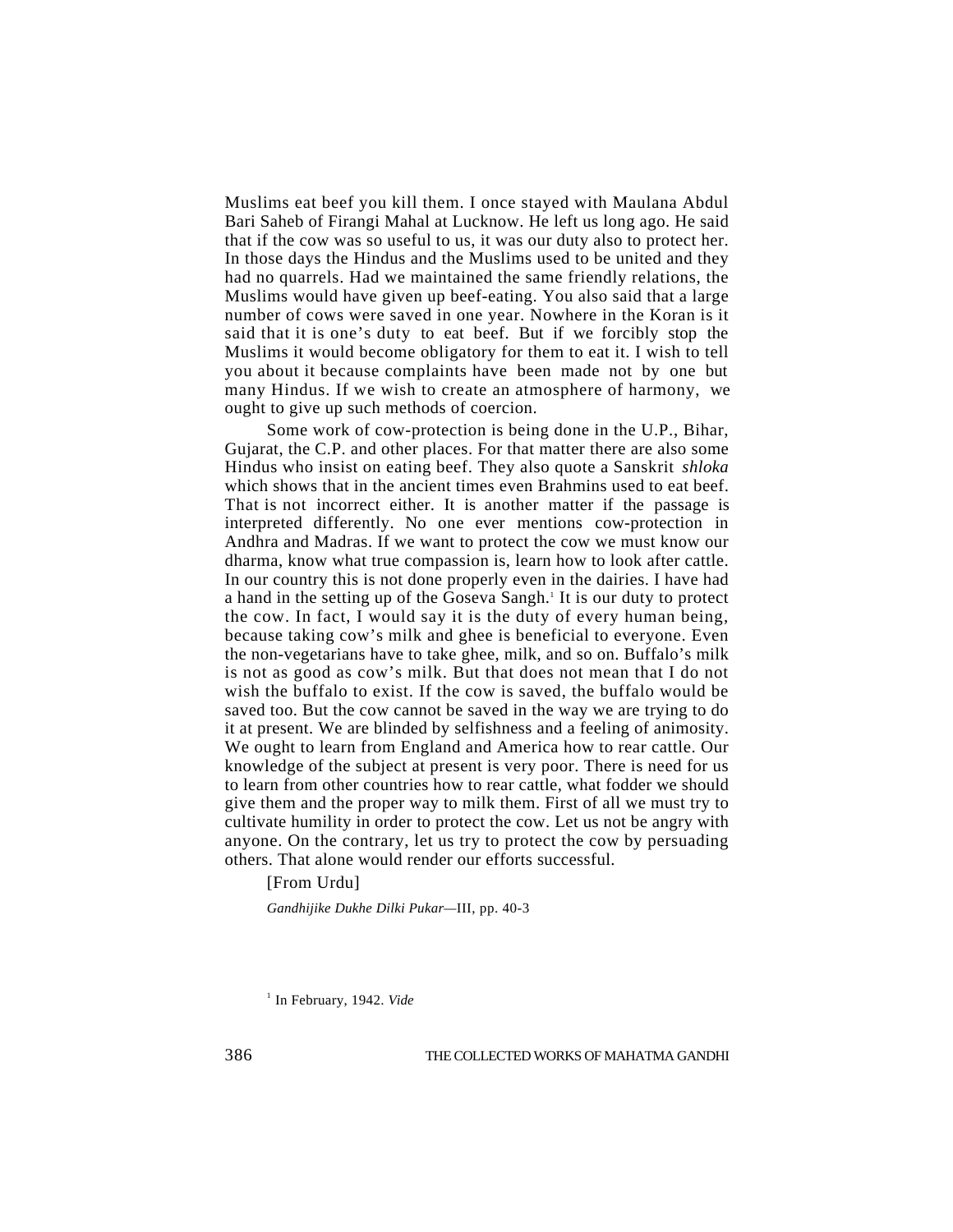Muslims eat beef you kill them. I once stayed with Maulana Abdul Bari Saheb of Firangi Mahal at Lucknow. He left us long ago. He said that if the cow was so useful to us, it was our duty also to protect her. In those days the Hindus and the Muslims used to be united and they had no quarrels. Had we maintained the same friendly relations, the Muslims would have given up beef-eating. You also said that a large number of cows were saved in one year. Nowhere in the Koran is it said that it is one's duty to eat beef. But if we forcibly stop the Muslims it would become obligatory for them to eat it. I wish to tell you about it because complaints have been made not by one but many Hindus. If we wish to create an atmosphere of harmony, we ought to give up such methods of coercion.

Some work of cow-protection is being done in the U.P., Bihar, Gujarat, the C.P. and other places. For that matter there are also some Hindus who insist on eating beef. They also quote a Sanskrit *shloka* which shows that in the ancient times even Brahmins used to eat beef. That is not incorrect either. It is another matter if the passage is interpreted differently. No one ever mentions cow-protection in Andhra and Madras. If we want to protect the cow we must know our dharma, know what true compassion is, learn how to look after cattle. In our country this is not done properly even in the dairies. I have had a hand in the setting up of the Goseva Sangh.[1] It is our duty to protect the cow. In fact, I would say it is the duty of every human being, because taking cow's milk and ghee is beneficial to everyone. Even the non-vegetarians have to take ghee, milk, and so on. Buffalo's milk is not as good as cow's milk. But that does not mean that I do not wish the buffalo to exist. If the cow is saved, the buffalo would be saved too. But the cow cannot be saved in the way we are trying to do it at present. We are blinded by selfishness and a feeling of animosity. We ought to learn from England and America how to rear cattle. Our knowledge of the subject at present is very poor. There is need for us to learn from other countries how to rear cattle, what fodder we should give them and the proper way to milk them. First of all we must try to cultivate humility in order to protect the cow. Let us not be angry with anyone. On the contrary, let us try to protect the cow by persuading others. That alone would render our efforts successful.

[From Urdu]

*Gandhijike Dukhe Dilki Pukar*—III, pp. 40-3

[1] In February, 1942. *Vide*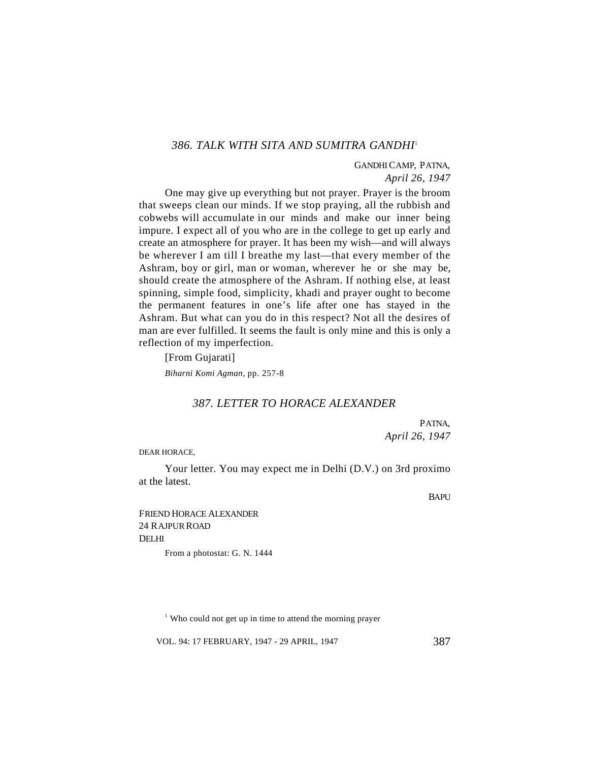## *386. TALK WITH SITA AND SUMITRA GANDHI*[1]

GANDHI CAMP, PATNA,
*April 26, 1947*

One may give up everything but not prayer. Prayer is the broom that sweeps clean our minds. If we stop praying, all the rubbish and cobwebs will accumulate in our minds and make our inner being impure. I expect all of you who are in the college to get up early and create an atmosphere for prayer. It has been my wish—and will always be wherever I am till I breathe my last—that every member of the Ashram, boy or girl, man or woman, wherever he or she may be, should create the atmosphere of the Ashram. If nothing else, at least spinning, simple food, simplicity, khadi and prayer ought to become the permanent features in one's life after one has stayed in the Ashram. But what can you do in this respect? Not all the desires of man are ever fulfilled. It seems the fault is only mine and this is only a reflection of my imperfection.

[From Gujarati]

*Biharni Komi Agman,* pp. 257-8

## *387. LETTER TO HORACE ALEXANDER*

PATNA,
*April 26, 1947*

DEAR HORACE,

Your letter. You may expect me in Delhi (D.V.) on 3rd proximo at the latest.

BAPU

FRIEND HORACE ALEXANDER
24 RAJPUR ROAD
DELHI

From a photostat: G. N. 1444

[1] Who could not get up in time to attend the morning prayer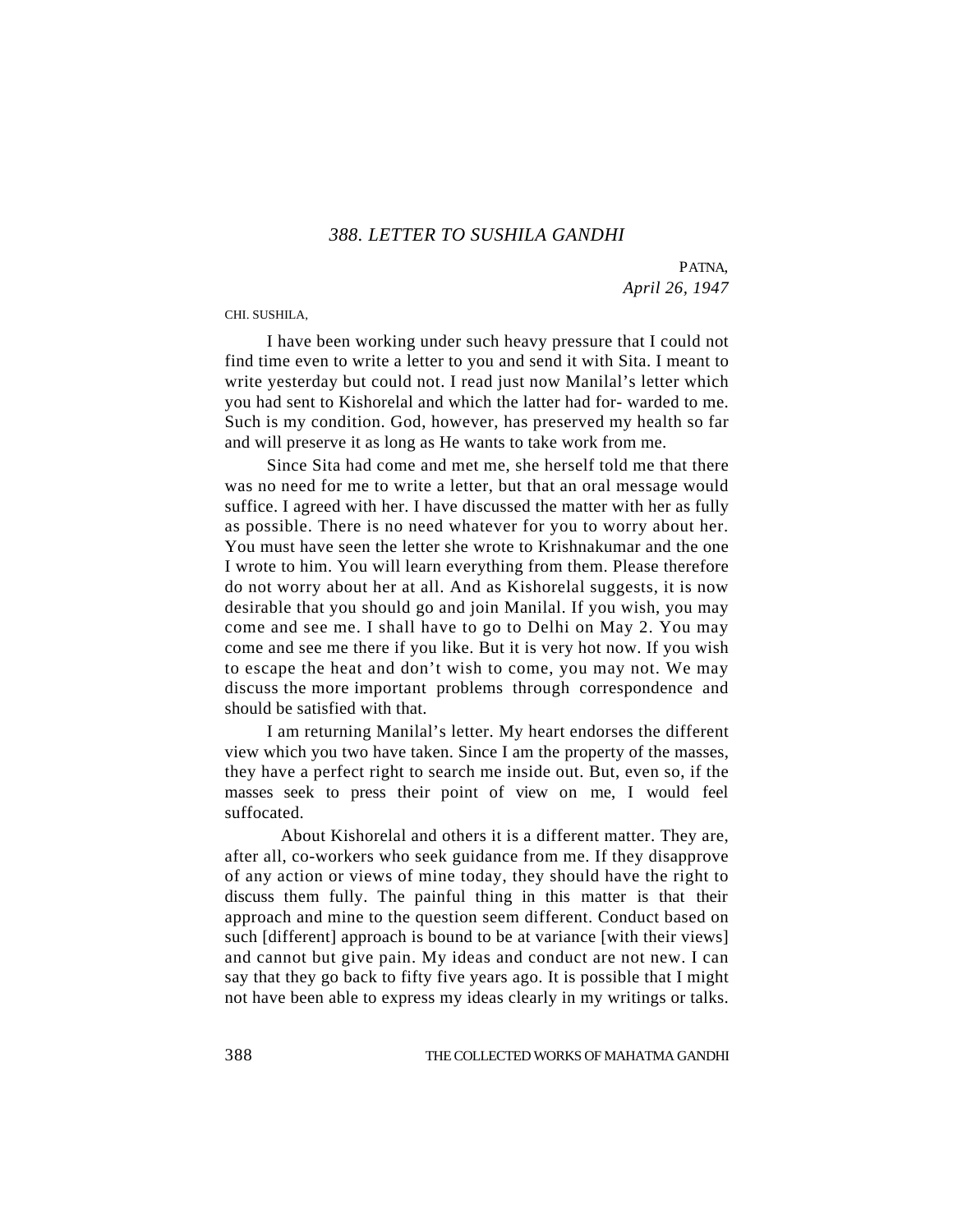## *388. LETTER TO SUSHILA GANDHI*

PATNA,
*April 26, 1947*

CHI. SUSHILA,

I have been working under such heavy pressure that I could not find time even to write a letter to you and send it with Sita. I meant to write yesterday but could not. I read just now Manilal's letter which you had sent to Kishorelal and which the latter had for- warded to me. Such is my condition. God, however, has preserved my health so far and will preserve it as long as He wants to take work from me.

Since Sita had come and met me, she herself told me that there was no need for me to write a letter, but that an oral message would suffice. I agreed with her. I have discussed the matter with her as fully as possible. There is no need whatever for you to worry about her. You must have seen the letter she wrote to Krishnakumar and the one I wrote to him. You will learn everything from them. Please therefore do not worry about her at all. And as Kishorelal suggests, it is now desirable that you should go and join Manilal. If you wish, you may come and see me. I shall have to go to Delhi on May 2. You may come and see me there if you like. But it is very hot now. If you wish to escape the heat and don't wish to come, you may not. We may discuss the more important problems through correspondence and should be satisfied with that.

I am returning Manilal's letter. My heart endorses the different view which you two have taken. Since I am the property of the masses, they have a perfect right to search me inside out. But, even so, if the masses seek to press their point of view on me, I would feel suffocated.

About Kishorelal and others it is a different matter. They are, after all, co-workers who seek guidance from me. If they disapprove of any action or views of mine today, they should have the right to discuss them fully. The painful thing in this matter is that their approach and mine to the question seem different. Conduct based on such [different] approach is bound to be at variance [with their views] and cannot but give pain. My ideas and conduct are not new. I can say that they go back to fifty five years ago. It is possible that I might not have been able to express my ideas clearly in my writings or talks.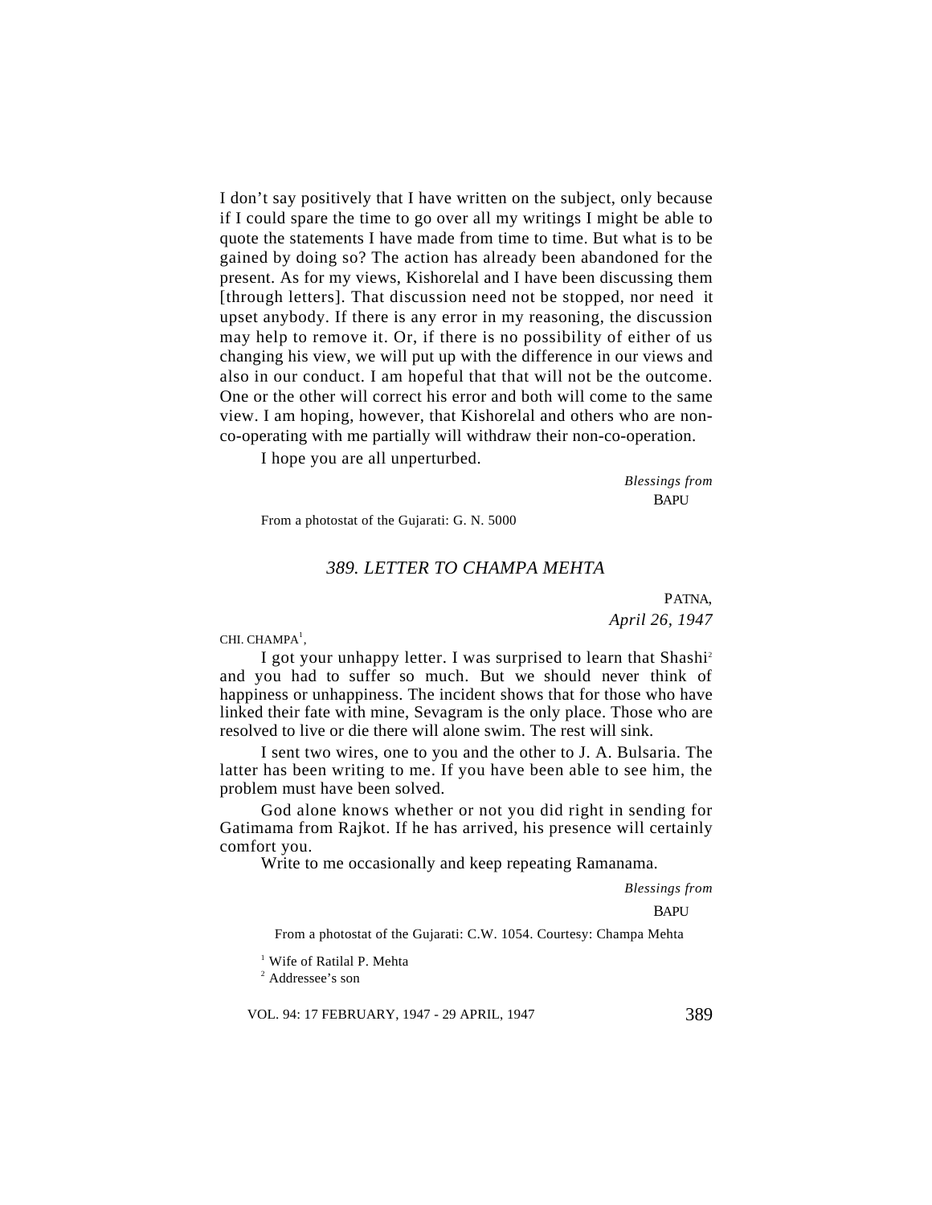I don't say positively that I have written on the subject, only because if I could spare the time to go over all my writings I might be able to quote the statements I have made from time to time. But what is to be gained by doing so? The action has already been abandoned for the present. As for my views, Kishorelal and I have been discussing them [through letters]. That discussion need not be stopped, nor need it upset anybody. If there is any error in my reasoning, the discussion may help to remove it. Or, if there is no possibility of either of us changing his view, we will put up with the difference in our views and also in our conduct. I am hopeful that that will not be the outcome. One or the other will correct his error and both will come to the same view. I am hoping, however, that Kishorelal and others who are non-co-operating with me partially will withdraw their non-co-operation.

I hope you are all unperturbed.

*Blessings from*
BAPU

From a photostat of the Gujarati: G. N. 5000

### *389. LETTER TO CHAMPA MEHTA*

PATNA,
*April 26, 1947*

CHI. CHAMPA[1],

I got your unhappy letter. I was surprised to learn that Shashi[2] and you had to suffer so much. But we should never think of happiness or unhappiness. The incident shows that for those who have linked their fate with mine, Sevagram is the only place. Those who are resolved to live or die there will alone swim. The rest will sink.

I sent two wires, one to you and the other to J. A. Bulsaria. The latter has been writing to me. If you have been able to see him, the problem must have been solved.

God alone knows whether or not you did right in sending for Gatimama from Rajkot. If he has arrived, his presence will certainly comfort you.

Write to me occasionally and keep repeating Ramanama.

*Blessings from*
BAPU

From a photostat of the Gujarati: C.W. 1054. Courtesy: Champa Mehta

[1] Wife of Ratilal P. Mehta

[2] Addressee's son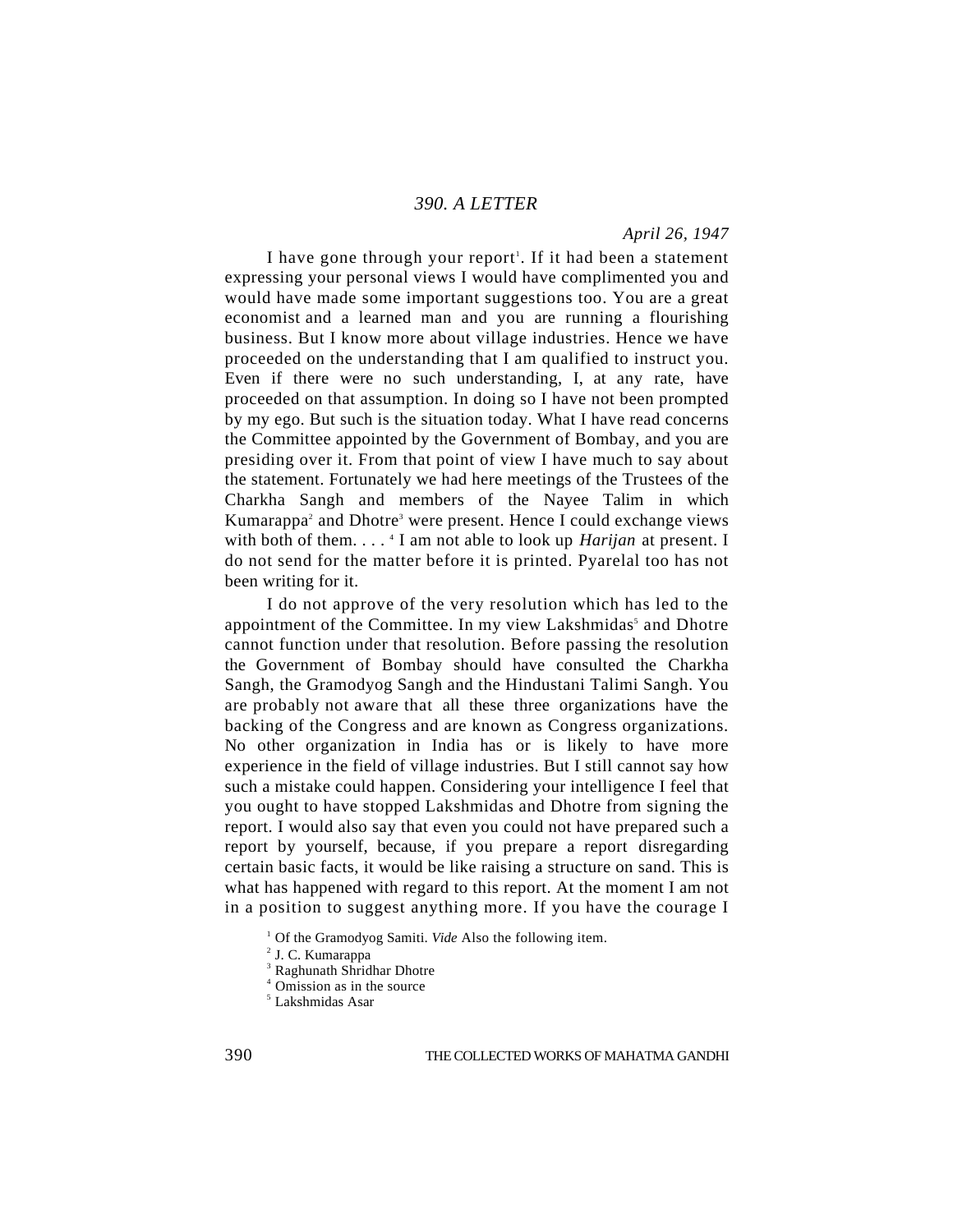## 390. A LETTER

*April 26, 1947*

I have gone through your report[1]. If it had been a statement expressing your personal views I would have complimented you and would have made some important suggestions too. You are a great economist and a learned man and you are running a flourishing business. But I know more about village industries. Hence we have proceeded on the understanding that I am qualified to instruct you. Even if there were no such understanding, I, at any rate, have proceeded on that assumption. In doing so I have not been prompted by my ego. But such is the situation today. What I have read concerns the Committee appointed by the Government of Bombay, and you are presiding over it. From that point of view I have much to say about the statement. Fortunately we had here meetings of the Trustees of the Charkha Sangh and members of the Nayee Talim in which Kumarappa[2] and Dhotre[3] were present. Hence I could exchange views with both of them. . . . [4] I am not able to look up *Harijan* at present. I do not send for the matter before it is printed. Pyarelal too has not been writing for it.

I do not approve of the very resolution which has led to the appointment of the Committee. In my view Lakshmidas[5] and Dhotre cannot function under that resolution. Before passing the resolution the Government of Bombay should have consulted the Charkha Sangh, the Gramodyog Sangh and the Hindustani Talimi Sangh. You are probably not aware that all these three organizations have the backing of the Congress and are known as Congress organizations. No other organization in India has or is likely to have more experience in the field of village industries. But I still cannot say how such a mistake could happen. Considering your intelligence I feel that you ought to have stopped Lakshmidas and Dhotre from signing the report. I would also say that even you could not have prepared such a report by yourself, because, if you prepare a report disregarding certain basic facts, it would be like raising a structure on sand. This is what has happened with regard to this report. At the moment I am not in a position to suggest anything more. If you have the courage I

---

[1] Of the Gramodyog Samiti. *Vide* Also the following item.

[2] J. C. Kumarappa

[3] Raghunath Shridhar Dhotre

[4] Omission as in the source

[5] Lakshmidas Asar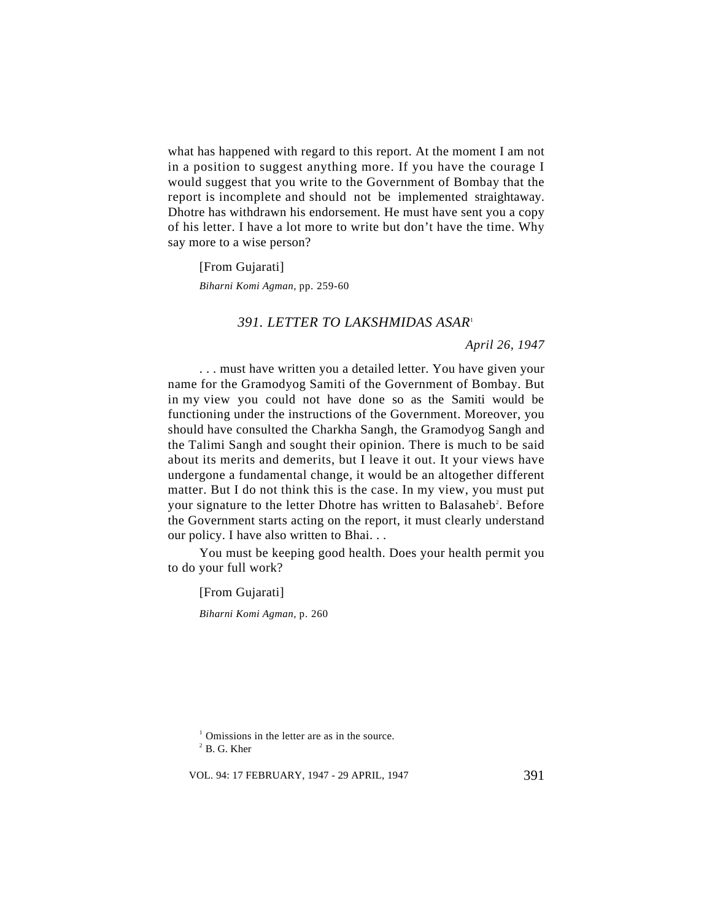what has happened with regard to this report. At the moment I am not in a position to suggest anything more. If you have the courage I would suggest that you write to the Government of Bombay that the report is incomplete and should not be implemented straightaway. Dhotre has withdrawn his endorsement. He must have sent you a copy of his letter. I have a lot more to write but don't have the time. Why say more to a wise person?

[From Gujarati]

*Biharni Komi Agman*, pp. 259-60

### *391. LETTER TO LAKSHMIDAS ASAR*[1]

*April 26, 1947*

. . . must have written you a detailed letter. You have given your name for the Gramodyog Samiti of the Government of Bombay. But in my view you could not have done so as the Samiti would be functioning under the instructions of the Government. Moreover, you should have consulted the Charkha Sangh, the Gramodyog Sangh and the Talimi Sangh and sought their opinion. There is much to be said about its merits and demerits, but I leave it out. It your views have undergone a fundamental change, it would be an altogether different matter. But I do not think this is the case. In my view, you must put your signature to the letter Dhotre has written to Balasaheb[2]. Before the Government starts acting on the report, it must clearly understand our policy. I have also written to Bhai. . .

You must be keeping good health. Does your health permit you to do your full work?

[From Gujarati]

*Biharni Komi Agman*, p. 260

[1] Omissions in the letter are as in the source.

[2] B. G. Kher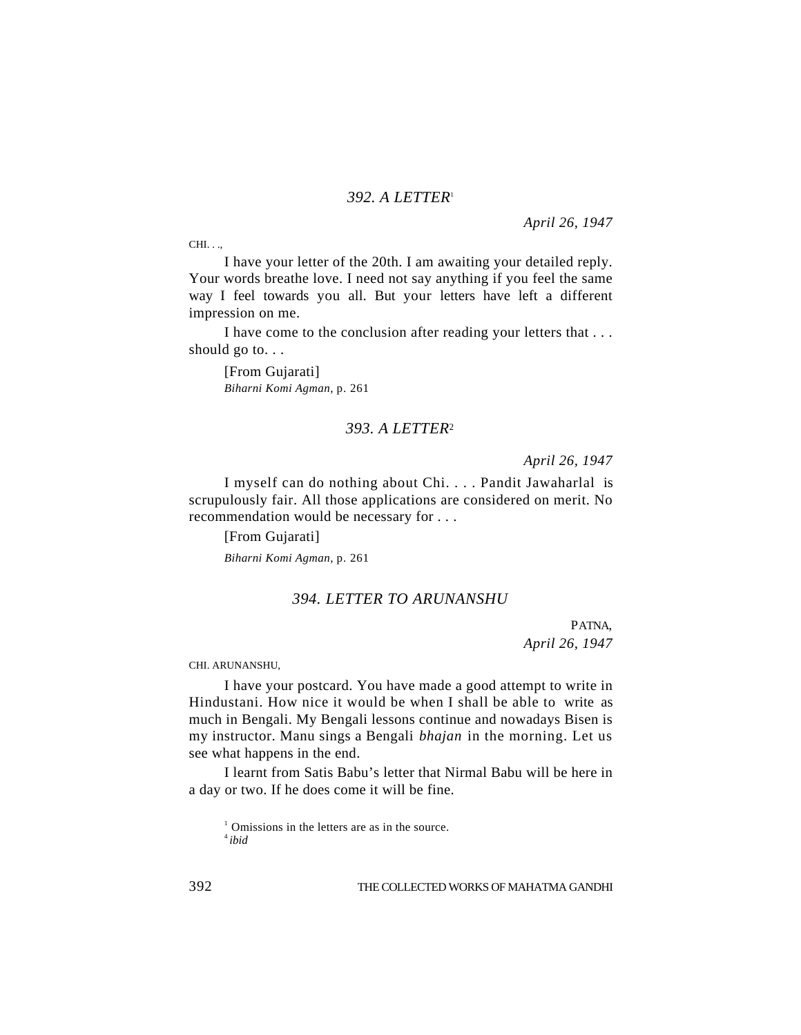## 392. A LETTER[1]

*April 26, 1947*

CHI. . .,

I have your letter of the 20th. I am awaiting your detailed reply. Your words breathe love. I need not say anything if you feel the same way I feel towards you all. But your letters have left a different impression on me.

I have come to the conclusion after reading your letters that . . . should go to. . .

[From Gujarati]
*Biharni Komi Agman*, p. 261

## 393. A LETTER[2]

*April 26, 1947*

I myself can do nothing about Chi. . . . Pandit Jawaharlal is scrupulously fair. All those applications are considered on merit. No recommendation would be necessary for . . .

[From Gujarati]

*Biharni Komi Agman*, p. 261

## 394. LETTER TO ARUNANSHU

PATNA,
*April 26, 1947*

CHI. ARUNANSHU,

I have your postcard. You have made a good attempt to write in Hindustani. How nice it would be when I shall be able to write as much in Bengali. My Bengali lessons continue and nowadays Bisen is my instructor. Manu sings a Bengali *bhajan* in the morning. Let us see what happens in the end.

I learnt from Satis Babu's letter that Nirmal Babu will be here in a day or two. If he does come it will be fine.

---

[1] Omissions in the letters are as in the source.
[4] *ibid*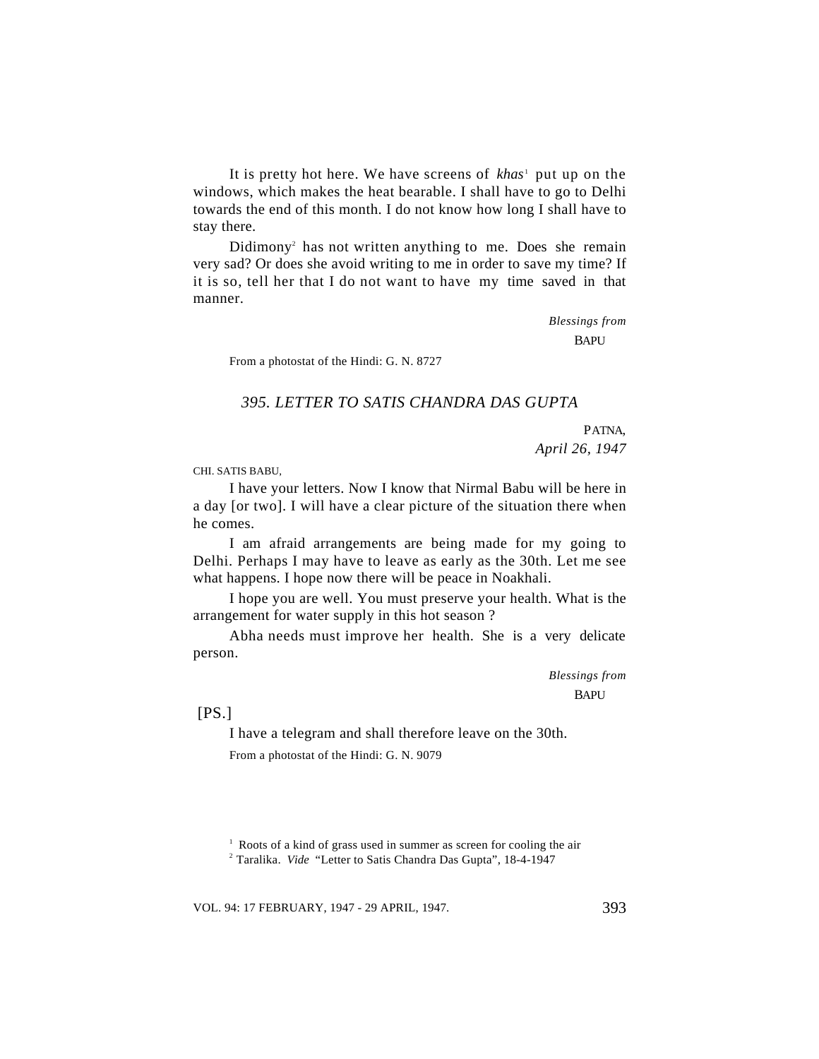It is pretty hot here. We have screens of *khas*[1] put up on the windows, which makes the heat bearable. I shall have to go to Delhi towards the end of this month. I do not know how long I shall have to stay there.

Didimony[2] has not written anything to me. Does she remain very sad? Or does she avoid writing to me in order to save my time? If it is so, tell her that I do not want to have my time saved in that manner.

*Blessings from*
BAPU

From a photostat of the Hindi: G. N. 8727

### *395. LETTER TO SATIS CHANDRA DAS GUPTA*

PATNA,
*April 26, 1947*

CHI. SATIS BABU,

I have your letters. Now I know that Nirmal Babu will be here in a day [or two]. I will have a clear picture of the situation there when he comes.

I am afraid arrangements are being made for my going to Delhi. Perhaps I may have to leave as early as the 30th. Let me see what happens. I hope now there will be peace in Noakhali.

I hope you are well. You must preserve your health. What is the arrangement for water supply in this hot season ?

Abha needs must improve her health. She is a very delicate person.

*Blessings from*
BAPU

[PS.]

I have a telegram and shall therefore leave on the 30th.

From a photostat of the Hindi: G. N. 9079

[1] Roots of a kind of grass used in summer as screen for cooling the air

[2] Taralika. *Vide* "Letter to Satis Chandra Das Gupta", 18-4-1947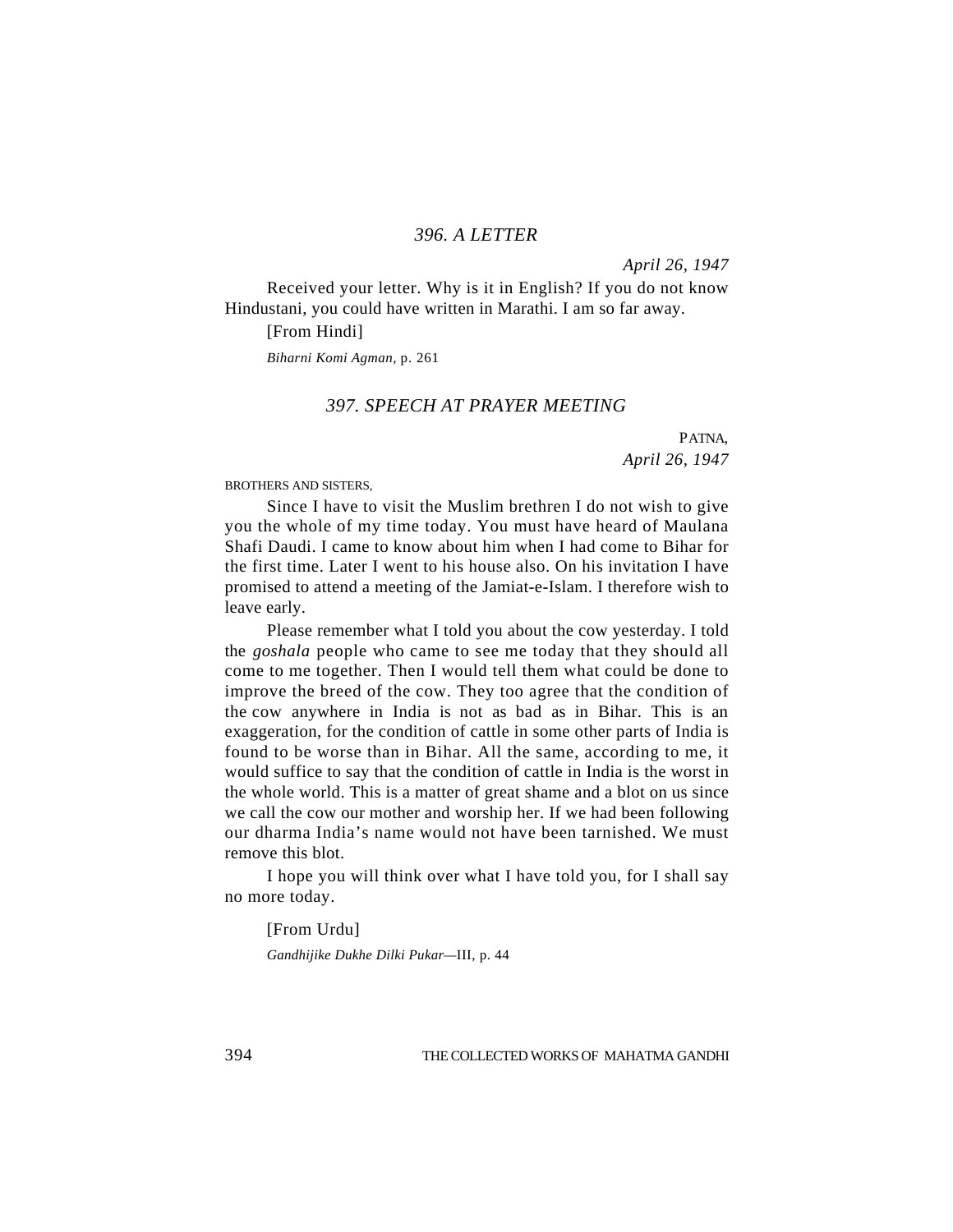## *396. A LETTER*

*April 26, 1947*

Received your letter. Why is it in English? If you do not know Hindustani, you could have written in Marathi. I am so far away.

[From Hindi]

*Biharni Komi Agman*, p. 261

## *397. SPEECH AT PRAYER MEETING*

PATNA,
*April 26, 1947*

BROTHERS AND SISTERS,

Since I have to visit the Muslim brethren I do not wish to give you the whole of my time today. You must have heard of Maulana Shafi Daudi. I came to know about him when I had come to Bihar for the first time. Later I went to his house also. On his invitation I have promised to attend a meeting of the Jamiat-e-Islam. I therefore wish to leave early.

Please remember what I told you about the cow yesterday. I told the *goshala* people who came to see me today that they should all come to me together. Then I would tell them what could be done to improve the breed of the cow. They too agree that the condition of the cow anywhere in India is not as bad as in Bihar. This is an exaggeration, for the condition of cattle in some other parts of India is found to be worse than in Bihar. All the same, according to me, it would suffice to say that the condition of cattle in India is the worst in the whole world. This is a matter of great shame and a blot on us since we call the cow our mother and worship her. If we had been following our dharma India's name would not have been tarnished. We must remove this blot.

I hope you will think over what I have told you, for I shall say no more today.

[From Urdu]

*Gandhijike Dukhe Dilki Pukar*—III, p. 44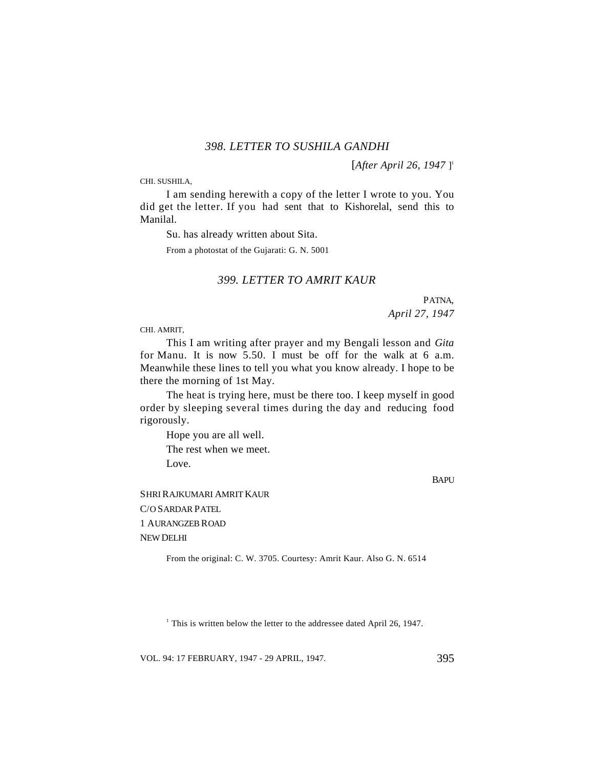### *398. LETTER TO SUSHILA GANDHI*

[*After April 26, 1947* ][1]

CHI. SUSHILA,

I am sending herewith a copy of the letter I wrote to you. You did get the letter. If you had sent that to Kishorelal, send this to Manilal.

Su. has already written about Sita.

From a photostat of the Gujarati: G. N. 5001

### *399. LETTER TO AMRIT KAUR*

PATNA,
*April 27, 1947*

CHI. AMRIT,

This I am writing after prayer and my Bengali lesson and *Gita* for Manu. It is now 5.50. I must be off for the walk at 6 a.m. Meanwhile these lines to tell you what you know already. I hope to be there the morning of 1st May.

The heat is trying here, must be there too. I keep myself in good order by sleeping several times during the day and reducing food rigorously.

Hope you are all well.

The rest when we meet.

Love.

BAPU

SHRI RAJKUMARI AMRIT KAUR
C/O SARDAR PATEL
1 AURANGZEB ROAD
NEW DELHI

From the original: C. W. 3705. Courtesy: Amrit Kaur. Also G. N. 6514

[1] This is written below the letter to the addressee dated April 26, 1947.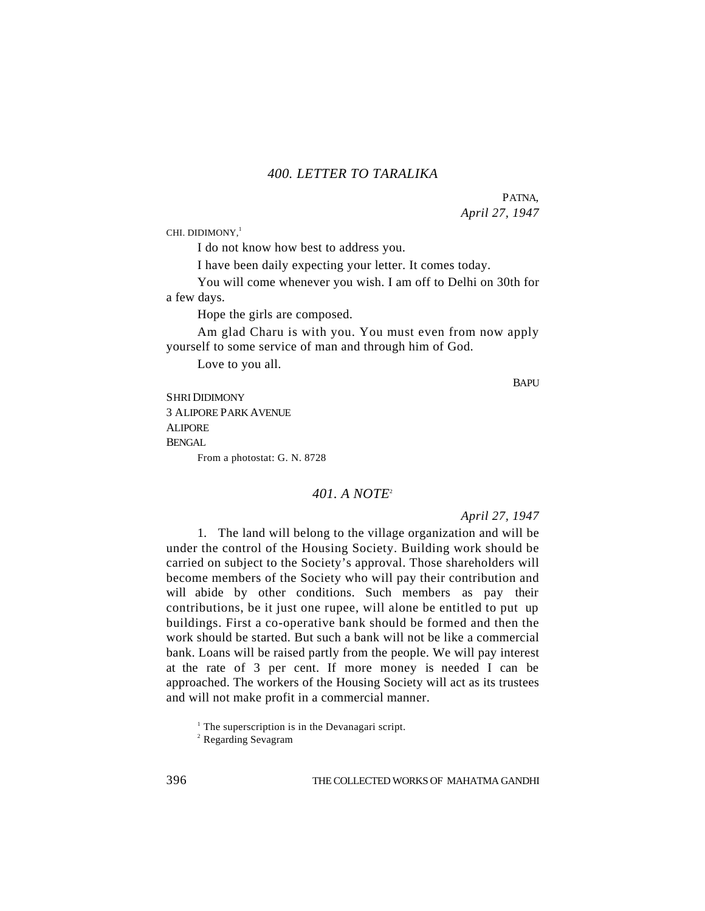## *400. LETTER TO TARALIKA*

PATNA,
*April 27, 1947*

CHI. DIDIMONY,[1]

I do not know how best to address you.

I have been daily expecting your letter. It comes today.

You will come whenever you wish. I am off to Delhi on 30th for a few days.

Hope the girls are composed.

Am glad Charu is with you. You must even from now apply yourself to some service of man and through him of God.

Love to you all.

BAPU

SHRI DIDIMONY
3 ALIPORE PARK AVENUE
ALIPORE
BENGAL

From a photostat: G. N. 8728

## *401. A NOTE*[2]

*April 27, 1947*

1. The land will belong to the village organization and will be under the control of the Housing Society. Building work should be carried on subject to the Society's approval. Those shareholders will become members of the Society who will pay their contribution and will abide by other conditions. Such members as pay their contributions, be it just one rupee, will alone be entitled to put up buildings. First a co-operative bank should be formed and then the work should be started. But such a bank will not be like a commercial bank. Loans will be raised partly from the people. We will pay interest at the rate of 3 per cent. If more money is needed I can be approached. The workers of the Housing Society will act as its trustees and will not make profit in a commercial manner.

[1] The superscription is in the Devanagari script.

[2] Regarding Sevagram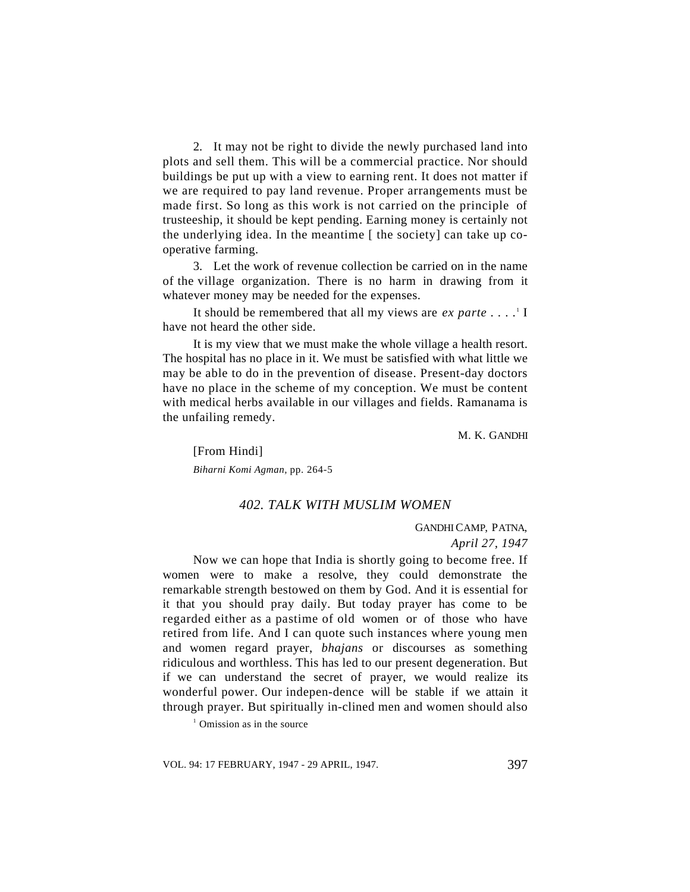2. It may not be right to divide the newly purchased land into plots and sell them. This will be a commercial practice. Nor should buildings be put up with a view to earning rent. It does not matter if we are required to pay land revenue. Proper arrangements must be made first. So long as this work is not carried on the principle of trusteeship, it should be kept pending. Earning money is certainly not the underlying idea. In the meantime [ the society] can take up co-operative farming.

3. Let the work of revenue collection be carried on in the name of the village organization. There is no harm in drawing from it whatever money may be needed for the expenses.

It should be remembered that all my views are *ex parte* . . . .[1] I have not heard the other side.

It is my view that we must make the whole village a health resort. The hospital has no place in it. We must be satisfied with what little we may be able to do in the prevention of disease. Present-day doctors have no place in the scheme of my conception. We must be content with medical herbs available in our villages and fields. Ramanama is the unfailing remedy.

M. K. GANDHI

[From Hindi]

*Biharni Komi Agman*, pp. 264-5

### *402. TALK WITH MUSLIM WOMEN*

GANDHI CAMP, PATNA,
*April 27, 1947*

Now we can hope that India is shortly going to become free. If women were to make a resolve, they could demonstrate the remarkable strength bestowed on them by God. And it is essential for it that you should pray daily. But today prayer has come to be regarded either as a pastime of old women or of those who have retired from life. And I can quote such instances where young men and women regard prayer, *bhajans* or discourses as something ridiculous and worthless. This has led to our present degeneration. But if we can understand the secret of prayer, we would realize its wonderful power. Our indepen-dence will be stable if we attain it through prayer. But spiritually in-clined men and women should also

[1] Omission as in the source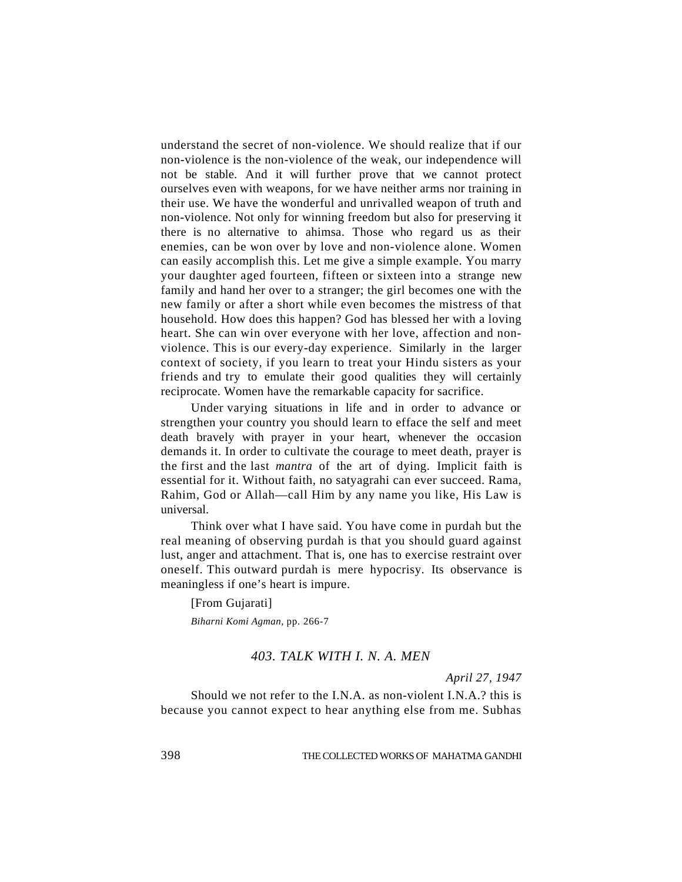understand the secret of non-violence. We should realize that if our non-violence is the non-violence of the weak, our independence will not be stable. And it will further prove that we cannot protect ourselves even with weapons, for we have neither arms nor training in their use. We have the wonderful and unrivalled weapon of truth and non-violence. Not only for winning freedom but also for preserving it there is no alternative to ahimsa. Those who regard us as their enemies, can be won over by love and non-violence alone. Women can easily accomplish this. Let me give a simple example. You marry your daughter aged fourteen, fifteen or sixteen into a strange new family and hand her over to a stranger; the girl becomes one with the new family or after a short while even becomes the mistress of that household. How does this happen? God has blessed her with a loving heart. She can win over everyone with her love, affection and non-violence. This is our every-day experience. Similarly in the larger context of society, if you learn to treat your Hindu sisters as your friends and try to emulate their good qualities they will certainly reciprocate. Women have the remarkable capacity for sacrifice.

Under varying situations in life and in order to advance or strengthen your country you should learn to efface the self and meet death bravely with prayer in your heart, whenever the occasion demands it. In order to cultivate the courage to meet death, prayer is the first and the last *mantra* of the art of dying. Implicit faith is essential for it. Without faith, no satyagrahi can ever succeed. Rama, Rahim, God or Allah—call Him by any name you like, His Law is universal.

Think over what I have said. You have come in purdah but the real meaning of observing purdah is that you should guard against lust, anger and attachment. That is, one has to exercise restraint over oneself. This outward purdah is mere hypocrisy. Its observance is meaningless if one's heart is impure.

[From Gujarati]

*Biharni Komi Agman*, pp. 266-7

## *403. TALK WITH I. N. A. MEN*

*April 27, 1947*

Should we not refer to the I.N.A. as non-violent I.N.A.? this is because you cannot expect to hear anything else from me. Subhas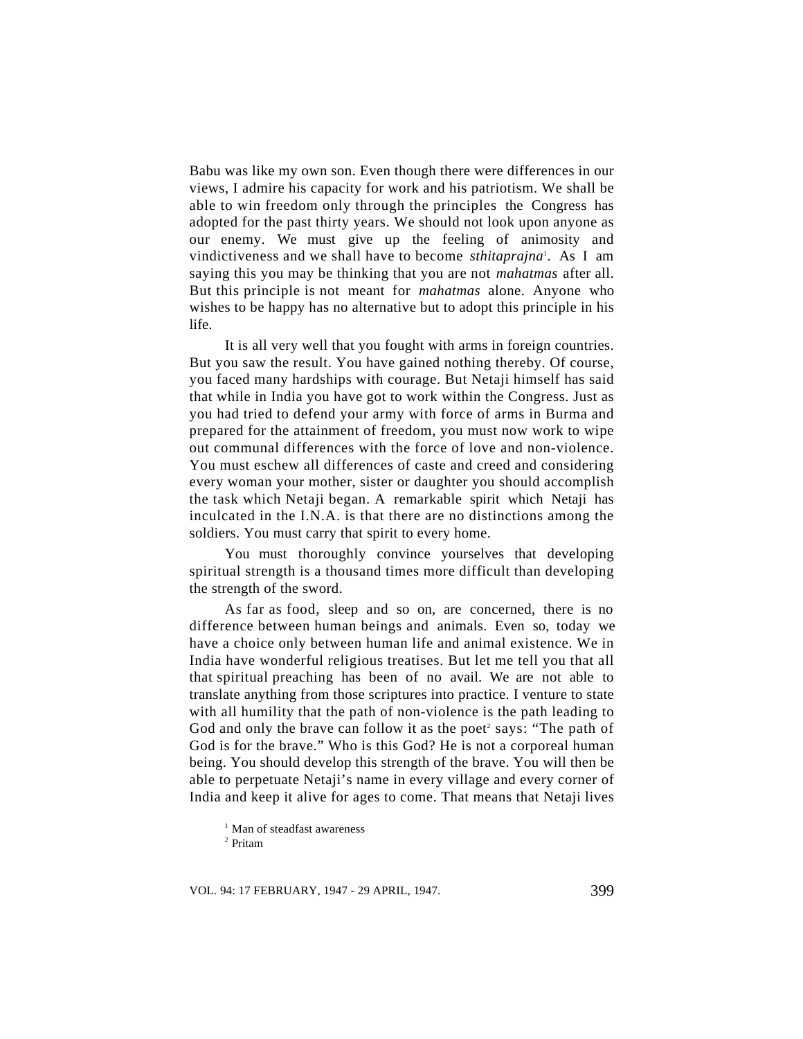Babu was like my own son. Even though there were differences in our views, I admire his capacity for work and his patriotism. We shall be able to win freedom only through the principles the Congress has adopted for the past thirty years. We should not look upon anyone as our enemy. We must give up the feeling of animosity and vindictiveness and we shall have to become *sthitaprajna*[1]. As I am saying this you may be thinking that you are not *mahatmas* after all. But this principle is not meant for *mahatmas* alone. Anyone who wishes to be happy has no alternative but to adopt this principle in his life.

It is all very well that you fought with arms in foreign countries. But you saw the result. You have gained nothing thereby. Of course, you faced many hardships with courage. But Netaji himself has said that while in India you have got to work within the Congress. Just as you had tried to defend your army with force of arms in Burma and prepared for the attainment of freedom, you must now work to wipe out communal differences with the force of love and non-violence. You must eschew all differences of caste and creed and considering every woman your mother, sister or daughter you should accomplish the task which Netaji began. A remarkable spirit which Netaji has inculcated in the I.N.A. is that there are no distinctions among the soldiers. You must carry that spirit to every home.

You must thoroughly convince yourselves that developing spiritual strength is a thousand times more difficult than developing the strength of the sword.

As far as food, sleep and so on, are concerned, there is no difference between human beings and animals. Even so, today we have a choice only between human life and animal existence. We in India have wonderful religious treatises. But let me tell you that all that spiritual preaching has been of no avail. We are not able to translate anything from those scriptures into practice. I venture to state with all humility that the path of non-violence is the path leading to God and only the brave can follow it as the poet[2] says: "The path of God is for the brave." Who is this God? He is not a corporeal human being. You should develop this strength of the brave. You will then be able to perpetuate Netaji's name in every village and every corner of India and keep it alive for ages to come. That means that Netaji lives

[1] Man of steadfast awareness

[2] Pritam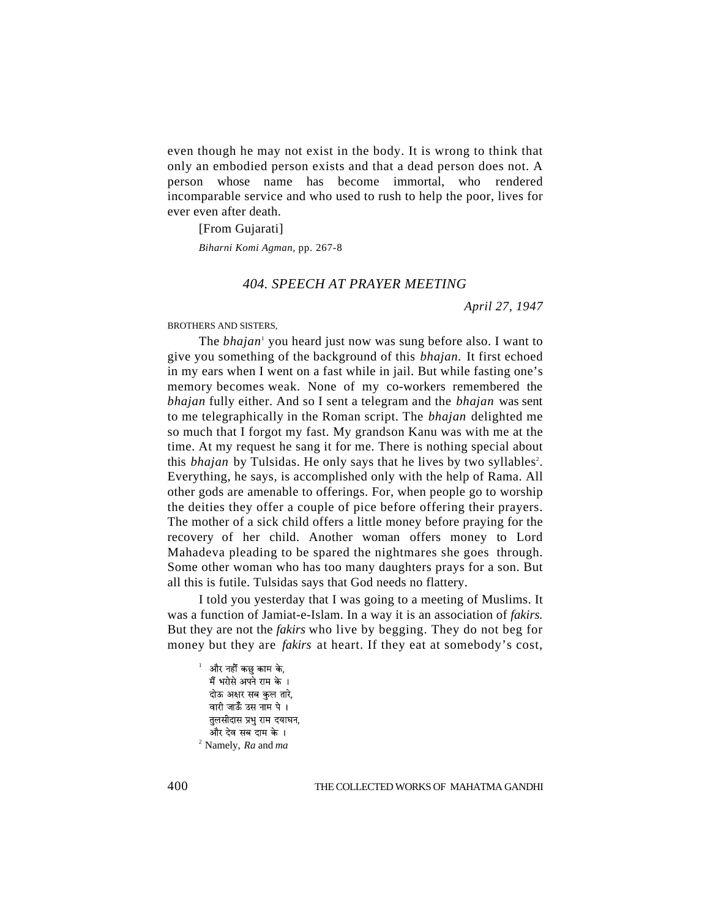even though he may not exist in the body. It is wrong to think that only an embodied person exists and that a dead person does not. A person whose name has become immortal, who rendered incomparable service and who used to rush to help the poor, lives for ever even after death.

[From Gujarati]

*Biharni Komi Agman,* pp. 267-8

## *404. SPEECH AT PRAYER MEETING*

*April 27, 1947*

BROTHERS AND SISTERS,

The *bhajan*[1] you heard just now was sung before also. I want to give you something of the background of this *bhajan.* It first echoed in my ears when I went on a fast while in jail. But while fasting one's memory becomes weak. None of my co-workers remembered the *bhajan* fully either. And so I sent a telegram and the *bhajan* was sent to me telegraphically in the Roman script. The *bhajan* delighted me so much that I forgot my fast. My grandson Kanu was with me at the time. At my request he sang it for me. There is nothing special about this *bhajan* by Tulsidas. He only says that he lives by two syllables[2]. Everything, he says, is accomplished only with the help of Rama. All other gods are amenable to offerings. For, when people go to worship the deities they offer a couple of pice before offering their prayers. The mother of a sick child offers a little money before praying for the recovery of her child. Another woman offers money to Lord Mahadeva pleading to be spared the nightmares she goes through. Some other woman who has too many daughters prays for a son. But all this is futile. Tulsidas says that God needs no flattery.

I told you yesterday that I was going to a meeting of Muslims. It was a function of Jamiat-e-Islam. In a way it is an association of *fakirs.* But they are not the *fakirs* who live by begging. They do not beg for money but they are *fakirs* at heart. If they eat at somebody's cost,

[1] और नहीं कछु काम के,
मैं भरोसे अपने राम के ।
दोऊ अक्षर सब कुल तारे,
वारी जाऊँ उस नाम पे ।
तुलसीदास प्रभु राम दयाघन,
और देव सब दाम के ।

[2] Namely, *Ra* and *ma*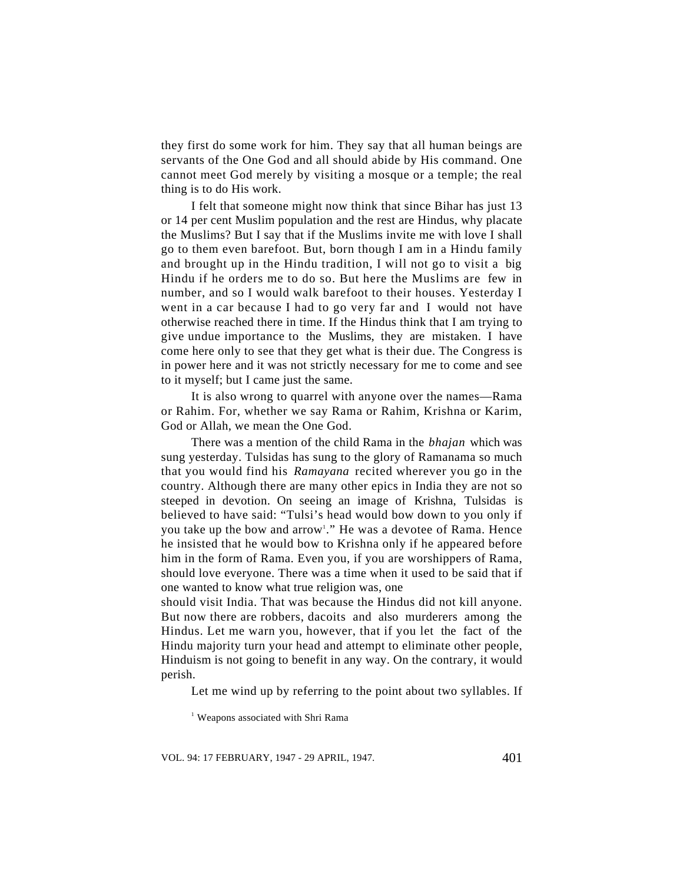they first do some work for him. They say that all human beings are servants of the One God and all should abide by His command. One cannot meet God merely by visiting a mosque or a temple; the real thing is to do His work.

I felt that someone might now think that since Bihar has just 13 or 14 per cent Muslim population and the rest are Hindus, why placate the Muslims? But I say that if the Muslims invite me with love I shall go to them even barefoot. But, born though I am in a Hindu family and brought up in the Hindu tradition, I will not go to visit a big Hindu if he orders me to do so. But here the Muslims are few in number, and so I would walk barefoot to their houses. Yesterday I went in a car because I had to go very far and I would not have otherwise reached there in time. If the Hindus think that I am trying to give undue importance to the Muslims, they are mistaken. I have come here only to see that they get what is their due. The Congress is in power here and it was not strictly necessary for me to come and see to it myself; but I came just the same.

It is also wrong to quarrel with anyone over the names—Rama or Rahim. For, whether we say Rama or Rahim, Krishna or Karim, God or Allah, we mean the One God.

There was a mention of the child Rama in the *bhajan* which was sung yesterday. Tulsidas has sung to the glory of Ramanama so much that you would find his *Ramayana* recited wherever you go in the country. Although there are many other epics in India they are not so steeped in devotion. On seeing an image of Krishna, Tulsidas is believed to have said: "Tulsi's head would bow down to you only if you take up the bow and arrow[1]." He was a devotee of Rama. Hence he insisted that he would bow to Krishna only if he appeared before him in the form of Rama. Even you, if you are worshippers of Rama, should love everyone. There was a time when it used to be said that if one wanted to know what true religion was, one should visit India. That was because the Hindus did not kill anyone. But now there are robbers, dacoits and also murderers among the Hindus. Let me warn you, however, that if you let the fact of the Hindu majority turn your head and attempt to eliminate other people, Hinduism is not going to benefit in any way. On the contrary, it would perish.

Let me wind up by referring to the point about two syllables. If

[1] Weapons associated with Shri Rama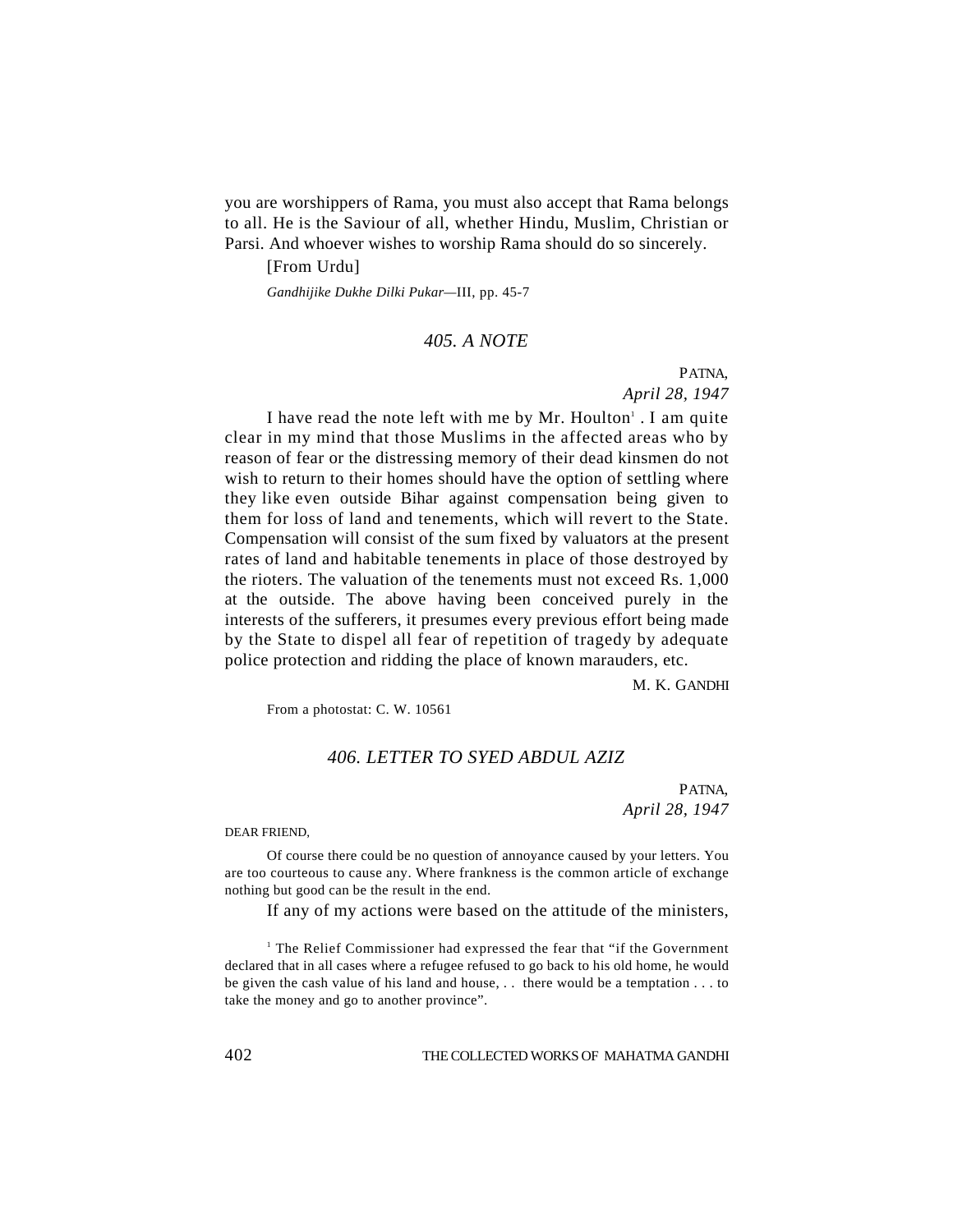you are worshippers of Rama, you must also accept that Rama belongs to all. He is the Saviour of all, whether Hindu, Muslim, Christian or Parsi. And whoever wishes to worship Rama should do so sincerely.

[From Urdu]

*Gandhijike Dukhe Dilki Pukar*—III, pp. 45-7

### *405. A NOTE*

PATNA,
*April 28, 1947*

I have read the note left with me by Mr. Houlton[1]. I am quite clear in my mind that those Muslims in the affected areas who by reason of fear or the distressing memory of their dead kinsmen do not wish to return to their homes should have the option of settling where they like even outside Bihar against compensation being given to them for loss of land and tenements, which will revert to the State. Compensation will consist of the sum fixed by valuators at the present rates of land and habitable tenements in place of those destroyed by the rioters. The valuation of the tenements must not exceed Rs. 1,000 at the outside. The above having been conceived purely in the interests of the sufferers, it presumes every previous effort being made by the State to dispel all fear of repetition of tragedy by adequate police protection and ridding the place of known marauders, etc.

M. K. GANDHI

From a photostat: C. W. 10561

### *406. LETTER TO SYED ABDUL AZIZ*

PATNA,
*April 28, 1947*

DEAR FRIEND,

Of course there could be no question of annoyance caused by your letters. You are too courteous to cause any. Where frankness is the common article of exchange nothing but good can be the result in the end.

If any of my actions were based on the attitude of the ministers,

[1] The Relief Commissioner had expressed the fear that "if the Government declared that in all cases where a refugee refused to go back to his old home, he would be given the cash value of his land and house, . . there would be a temptation . . . to take the money and go to another province".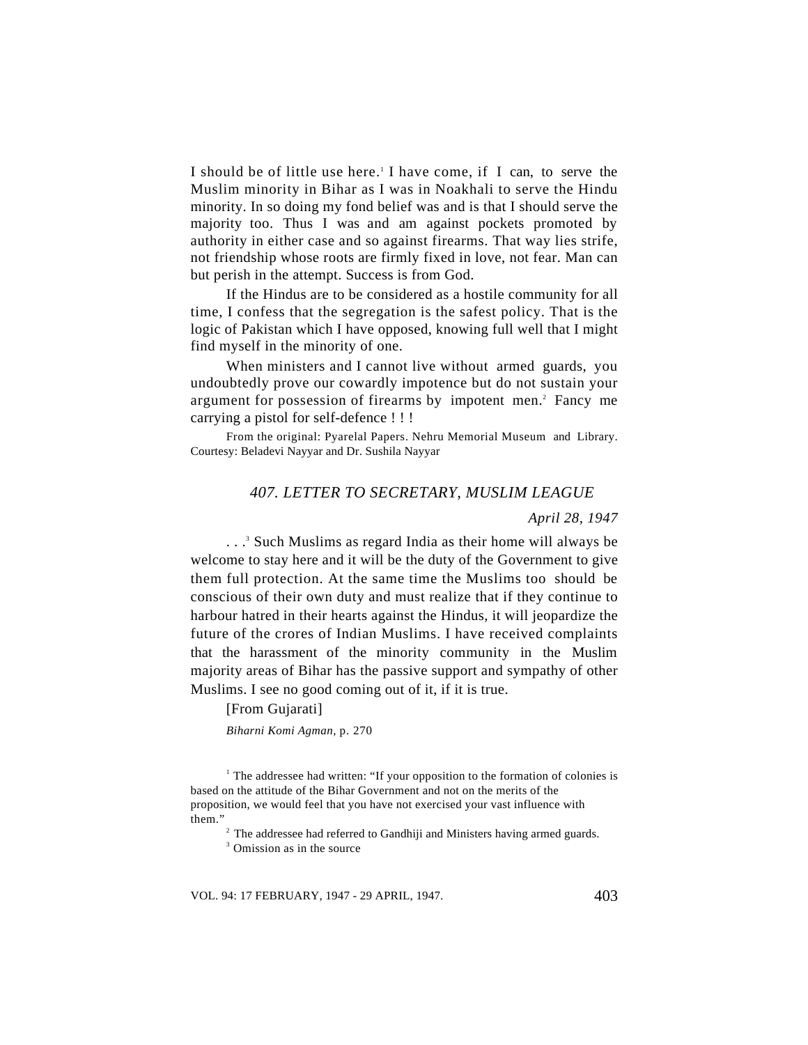I should be of little use here.[1] I have come, if I can, to serve the Muslim minority in Bihar as I was in Noakhali to serve the Hindu minority. In so doing my fond belief was and is that I should serve the majority too. Thus I was and am against pockets promoted by authority in either case and so against firearms. That way lies strife, not friendship whose roots are firmly fixed in love, not fear. Man can but perish in the attempt. Success is from God.

If the Hindus are to be considered as a hostile community for all time, I confess that the segregation is the safest policy. That is the logic of Pakistan which I have opposed, knowing full well that I might find myself in the minority of one.

When ministers and I cannot live without armed guards, you undoubtedly prove our cowardly impotence but do not sustain your argument for possession of firearms by impotent men.[2] Fancy me carrying a pistol for self-defence ! ! !

From the original: Pyarelal Papers. Nehru Memorial Museum and Library. Courtesy: Beladevi Nayyar and Dr. Sushila Nayyar

## *407. LETTER TO SECRETARY, MUSLIM LEAGUE*

*April 28, 1947*

. . .[3] Such Muslims as regard India as their home will always be welcome to stay here and it will be the duty of the Government to give them full protection. At the same time the Muslims too should be conscious of their own duty and must realize that if they continue to harbour hatred in their hearts against the Hindus, it will jeopardize the future of the crores of Indian Muslims. I have received complaints that the harassment of the minority community in the Muslim majority areas of Bihar has the passive support and sympathy of other Muslims. I see no good coming out of it, if it is true.

[From Gujarati]

*Biharni Komi Agman*, p. 270

[1] The addressee had written: "If your opposition to the formation of colonies is based on the attitude of the Bihar Government and not on the merits of the proposition, we would feel that you have not exercised your vast influence with them."

[2] The addressee had referred to Gandhiji and Ministers having armed guards.

[3] Omission as in the source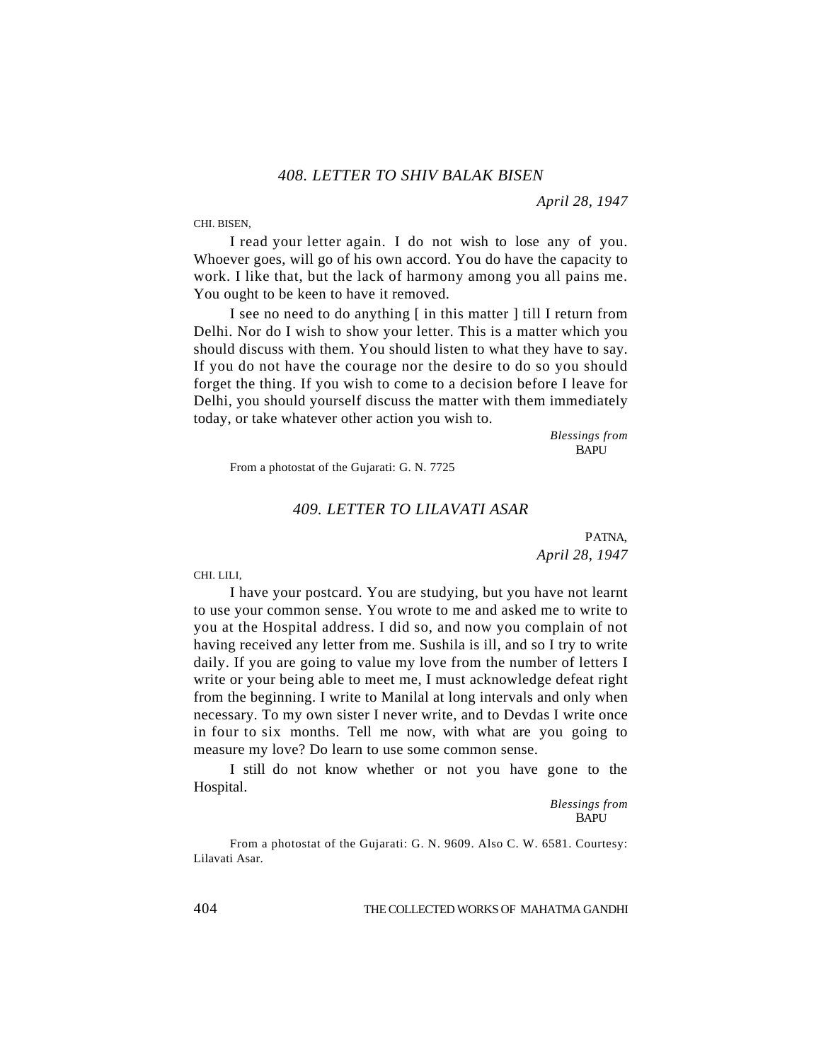## *408. LETTER TO SHIV BALAK BISEN*

*April 28, 1947*

CHI. BISEN,

I read your letter again. I do not wish to lose any of you. Whoever goes, will go of his own accord. You do have the capacity to work. I like that, but the lack of harmony among you all pains me. You ought to be keen to have it removed.

I see no need to do anything [ in this matter ] till I return from Delhi. Nor do I wish to show your letter. This is a matter which you should discuss with them. You should listen to what they have to say. If you do not have the courage nor the desire to do so you should forget the thing. If you wish to come to a decision before I leave for Delhi, you should yourself discuss the matter with them immediately today, or take whatever other action you wish to.

*Blessings from*
BAPU

From a photostat of the Gujarati: G. N. 7725

## *409. LETTER TO LILAVATI ASAR*

PATNA,
*April 28, 1947*

CHI. LILI,

I have your postcard. You are studying, but you have not learnt to use your common sense. You wrote to me and asked me to write to you at the Hospital address. I did so, and now you complain of not having received any letter from me. Sushila is ill, and so I try to write daily. If you are going to value my love from the number of letters I write or your being able to meet me, I must acknowledge defeat right from the beginning. I write to Manilal at long intervals and only when necessary. To my own sister I never write, and to Devdas I write once in four to six months. Tell me now, with what are you going to measure my love? Do learn to use some common sense.

I still do not know whether or not you have gone to the Hospital.

*Blessings from*
BAPU

From a photostat of the Gujarati: G. N. 9609. Also C. W. 6581. Courtesy: Lilavati Asar.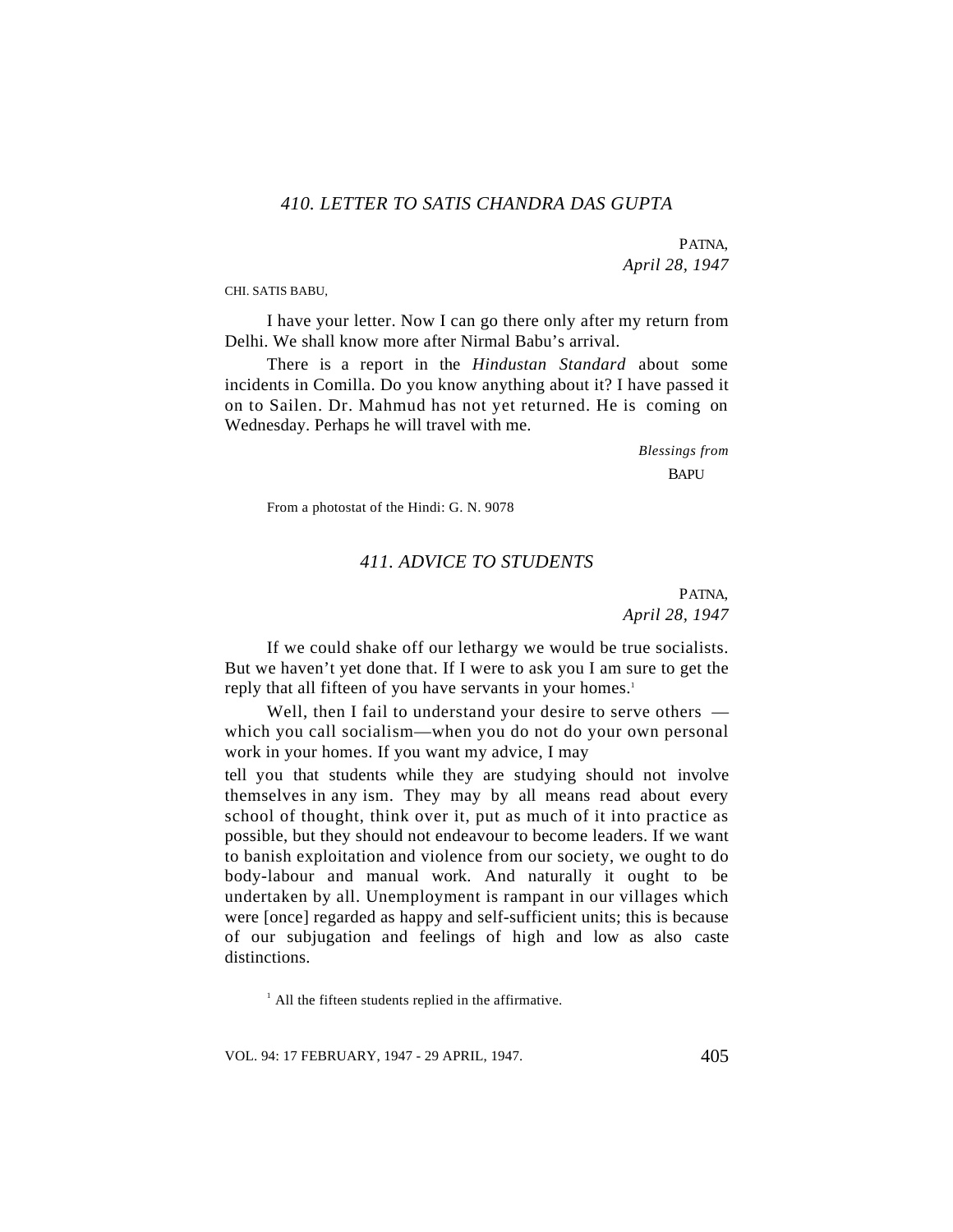## *410. LETTER TO SATIS CHANDRA DAS GUPTA*

PATNA,
*April 28, 1947*

CHI. SATIS BABU,

I have your letter. Now I can go there only after my return from Delhi. We shall know more after Nirmal Babu's arrival.

There is a report in the *Hindustan Standard* about some incidents in Comilla. Do you know anything about it? I have passed it on to Sailen. Dr. Mahmud has not yet returned. He is coming on Wednesday. Perhaps he will travel with me.

*Blessings from*
BAPU

From a photostat of the Hindi: G. N. 9078

## *411. ADVICE TO STUDENTS*

PATNA,
*April 28, 1947*

If we could shake off our lethargy we would be true socialists. But we haven't yet done that. If I were to ask you I am sure to get the reply that all fifteen of you have servants in your homes.[1]

Well, then I fail to understand your desire to serve others — which you call socialism—when you do not do your own personal work in your homes. If you want my advice, I may tell you that students while they are studying should not involve themselves in any ism. They may by all means read about every school of thought, think over it, put as much of it into practice as possible, but they should not endeavour to become leaders. If we want to banish exploitation and violence from our society, we ought to do body-labour and manual work. And naturally it ought to be undertaken by all. Unemployment is rampant in our villages which were [once] regarded as happy and self-sufficient units; this is because of our subjugation and feelings of high and low as also caste distinctions.

[1] All the fifteen students replied in the affirmative.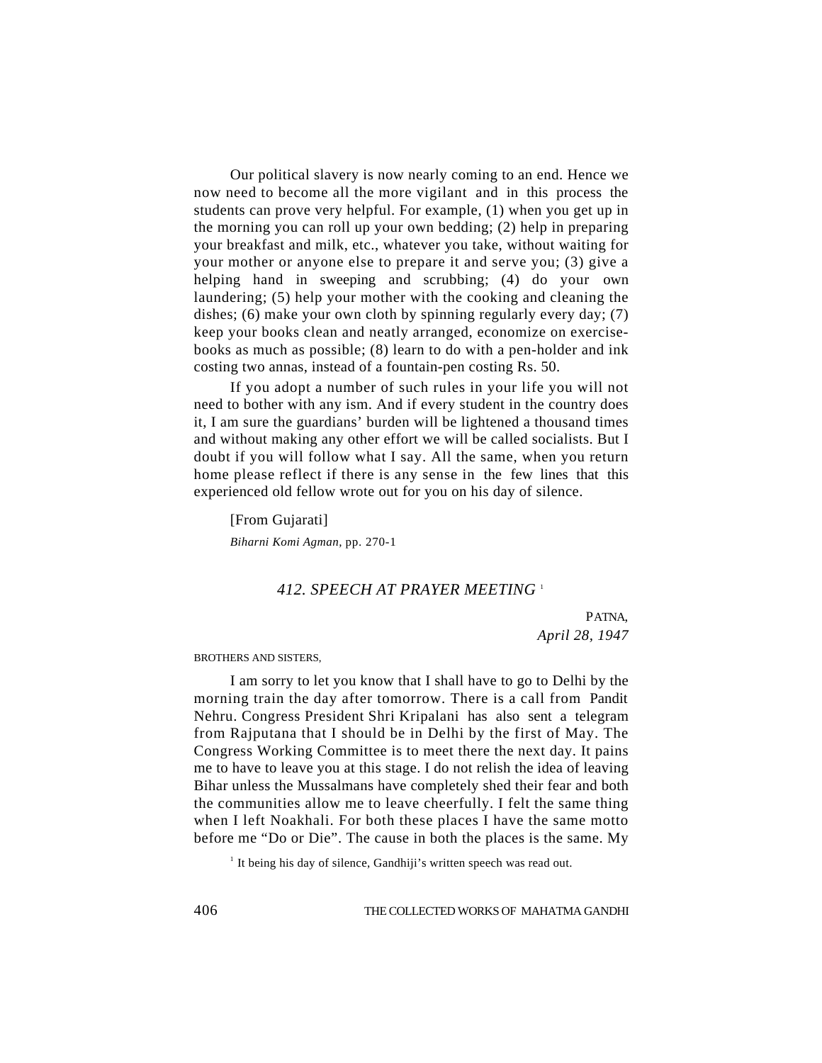Our political slavery is now nearly coming to an end. Hence we now need to become all the more vigilant and in this process the students can prove very helpful. For example, (1) when you get up in the morning you can roll up your own bedding; (2) help in preparing your breakfast and milk, etc., whatever you take, without waiting for your mother or anyone else to prepare it and serve you; (3) give a helping hand in sweeping and scrubbing; (4) do your own laundering; (5) help your mother with the cooking and cleaning the dishes; (6) make your own cloth by spinning regularly every day; (7) keep your books clean and neatly arranged, economize on exercise-books as much as possible; (8) learn to do with a pen-holder and ink costing two annas, instead of a fountain-pen costing Rs. 50.

If you adopt a number of such rules in your life you will not need to bother with any ism. And if every student in the country does it, I am sure the guardians' burden will be lightened a thousand times and without making any other effort we will be called socialists. But I doubt if you will follow what I say. All the same, when you return home please reflect if there is any sense in the few lines that this experienced old fellow wrote out for you on his day of silence.

[From Gujarati]

*Biharni Komi Agman*, pp. 270-1

## *412. SPEECH AT PRAYER MEETING* [1]

PATNA,
*April 28, 1947*

BROTHERS AND SISTERS,

I am sorry to let you know that I shall have to go to Delhi by the morning train the day after tomorrow. There is a call from Pandit Nehru. Congress President Shri Kripalani has also sent a telegram from Rajputana that I should be in Delhi by the first of May. The Congress Working Committee is to meet there the next day. It pains me to have to leave you at this stage. I do not relish the idea of leaving Bihar unless the Mussalmans have completely shed their fear and both the communities allow me to leave cheerfully. I felt the same thing when I left Noakhali. For both these places I have the same motto before me "Do or Die". The cause in both the places is the same. My

[1] It being his day of silence, Gandhiji's written speech was read out.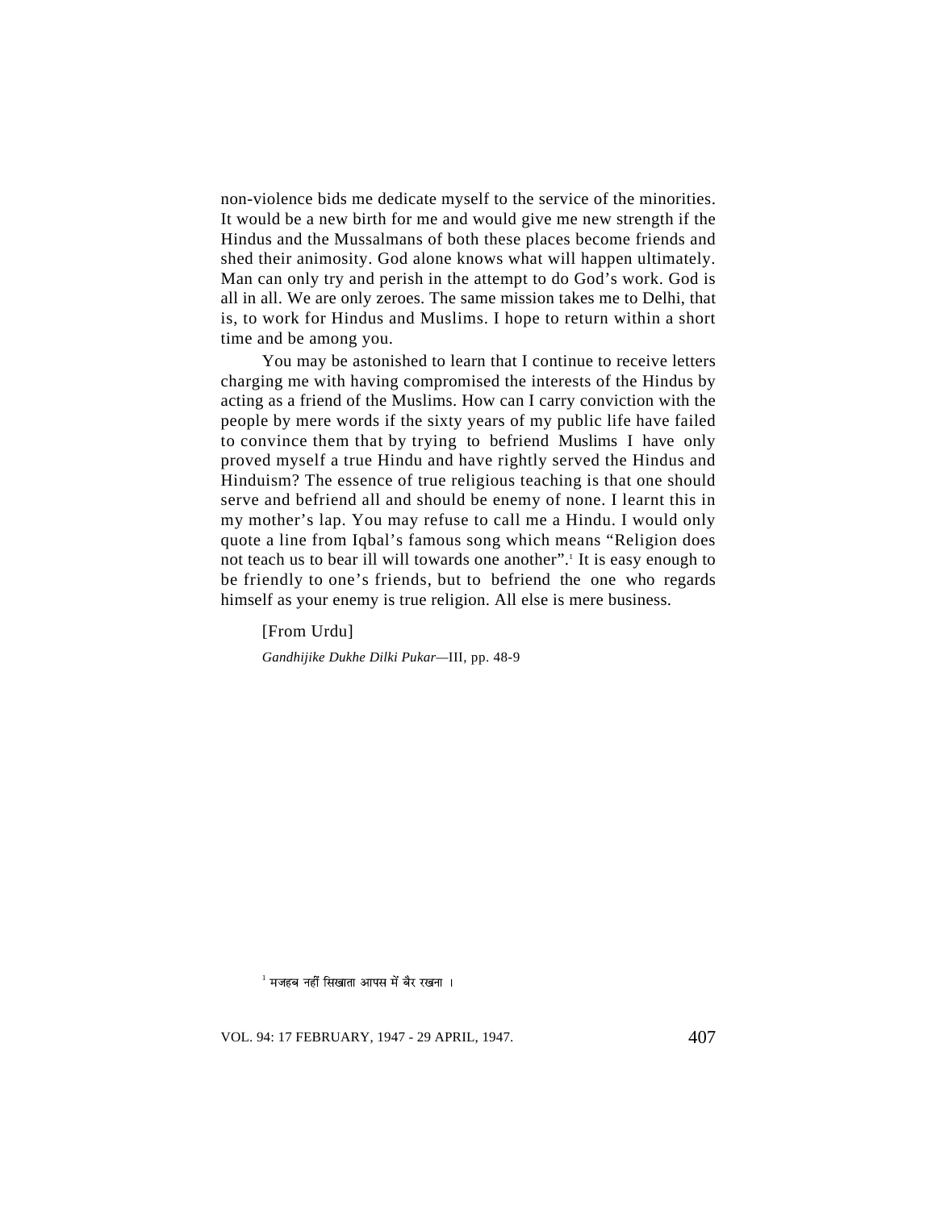non-violence bids me dedicate myself to the service of the minorities. It would be a new birth for me and would give me new strength if the Hindus and the Mussalmans of both these places become friends and shed their animosity. God alone knows what will happen ultimately. Man can only try and perish in the attempt to do God's work. God is all in all. We are only zeroes. The same mission takes me to Delhi, that is, to work for Hindus and Muslims. I hope to return within a short time and be among you.

You may be astonished to learn that I continue to receive letters charging me with having compromised the interests of the Hindus by acting as a friend of the Muslims. How can I carry conviction with the people by mere words if the sixty years of my public life have failed to convince them that by trying to befriend Muslims I have only proved myself a true Hindu and have rightly served the Hindus and Hinduism? The essence of true religious teaching is that one should serve and befriend all and should be enemy of none. I learnt this in my mother's lap. You may refuse to call me a Hindu. I would only quote a line from Iqbal's famous song which means "Religion does not teach us to bear ill will towards one another".[1] It is easy enough to be friendly to one's friends, but to befriend the one who regards himself as your enemy is true religion. All else is mere business.

[From Urdu]

*Gandhijike Dukhe Dilki Pukar*—III, pp. 48-9

[1] मजहब नहीं सिखाता आपस में बैर रखना ।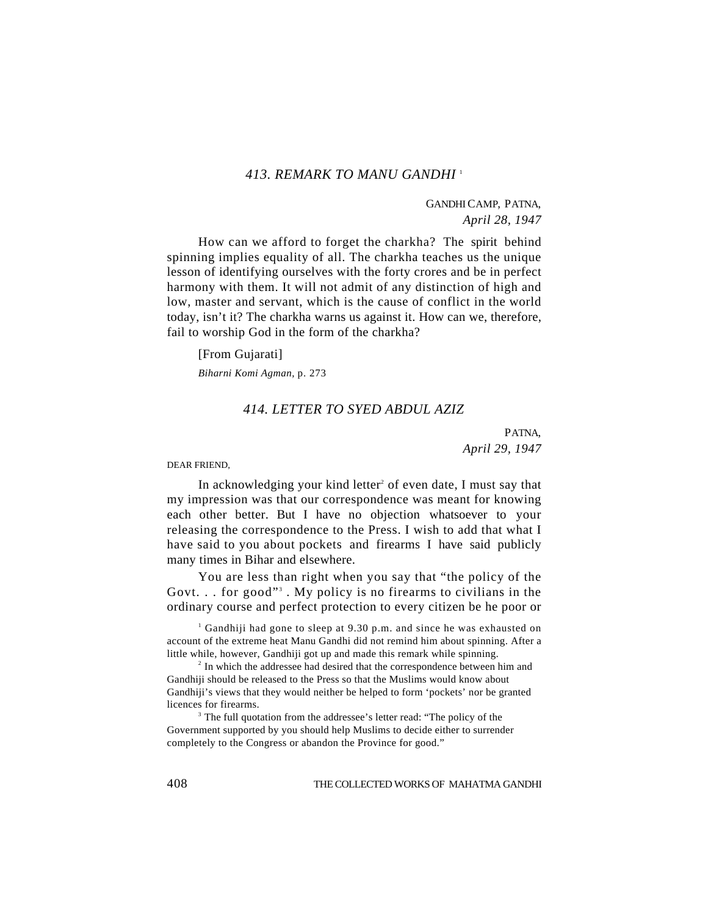## *413. REMARK TO MANU GANDHI* [1]

GANDHI CAMP, PATNA,
*April 28, 1947*

How can we afford to forget the charkha? The spirit behind spinning implies equality of all. The charkha teaches us the unique lesson of identifying ourselves with the forty crores and be in perfect harmony with them. It will not admit of any distinction of high and low, master and servant, which is the cause of conflict in the world today, isn't it? The charkha warns us against it. How can we, therefore, fail to worship God in the form of the charkha?

[From Gujarati]

*Biharni Komi Agman*, p. 273

## *414. LETTER TO SYED ABDUL AZIZ*

PATNA,
*April 29, 1947*

DEAR FRIEND,

In acknowledging your kind letter[2] of even date, I must say that my impression was that our correspondence was meant for knowing each other better. But I have no objection whatsoever to your releasing the correspondence to the Press. I wish to add that what I have said to you about pockets and firearms I have said publicly many times in Bihar and elsewhere.

You are less than right when you say that "the policy of the Govt. . . for good"[3] . My policy is no firearms to civilians in the ordinary course and perfect protection to every citizen be he poor or

---

[1] Gandhiji had gone to sleep at 9.30 p.m. and since he was exhausted on account of the extreme heat Manu Gandhi did not remind him about spinning. After a little while, however, Gandhiji got up and made this remark while spinning.

[2] In which the addressee had desired that the correspondence between him and Gandhiji should be released to the Press so that the Muslims would know about Gandhiji's views that they would neither be helped to form 'pockets' nor be granted licences for firearms.

[3] The full quotation from the addressee's letter read: "The policy of the Government supported by you should help Muslims to decide either to surrender completely to the Congress or abandon the Province for good."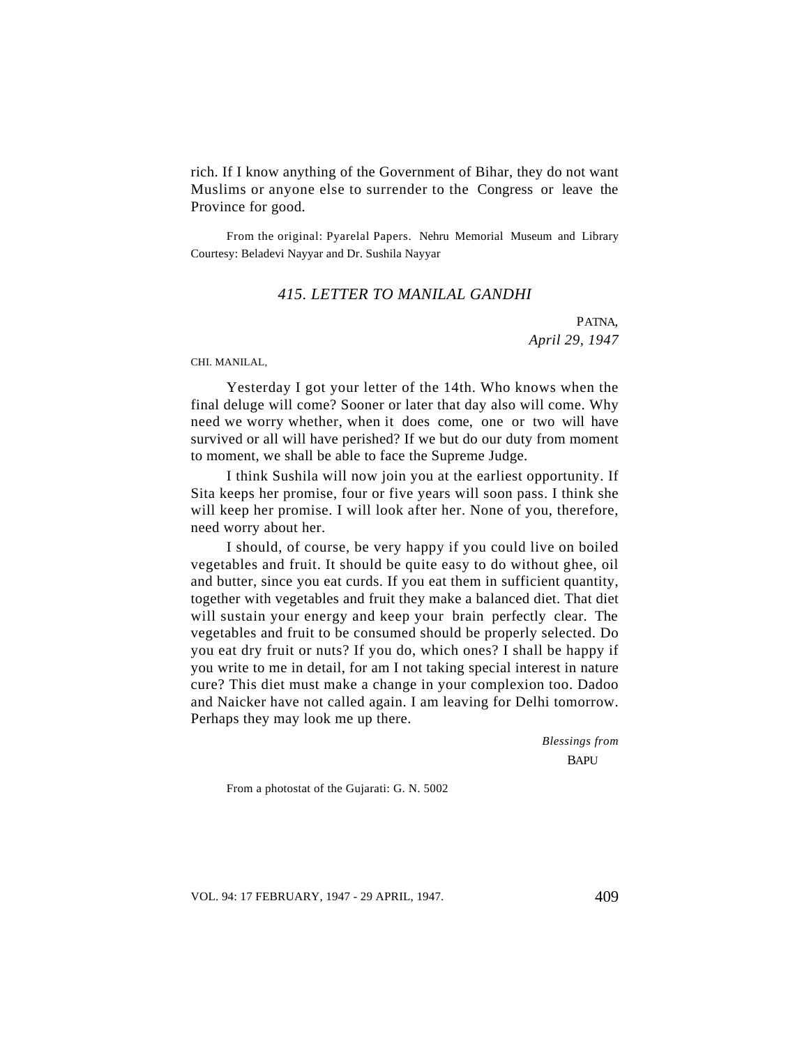rich. If I know anything of the Government of Bihar, they do not want Muslims or anyone else to surrender to the Congress or leave the Province for good.

From the original: Pyarelal Papers. Nehru Memorial Museum and Library Courtesy: Beladevi Nayyar and Dr. Sushila Nayyar

## *415. LETTER TO MANILAL GANDHI*

PATNA,
*April 29, 1947*

CHI. MANILAL,

Yesterday I got your letter of the 14th. Who knows when the final deluge will come? Sooner or later that day also will come. Why need we worry whether, when it does come, one or two will have survived or all will have perished? If we but do our duty from moment to moment, we shall be able to face the Supreme Judge.

I think Sushila will now join you at the earliest opportunity. If Sita keeps her promise, four or five years will soon pass. I think she will keep her promise. I will look after her. None of you, therefore, need worry about her.

I should, of course, be very happy if you could live on boiled vegetables and fruit. It should be quite easy to do without ghee, oil and butter, since you eat curds. If you eat them in sufficient quantity, together with vegetables and fruit they make a balanced diet. That diet will sustain your energy and keep your brain perfectly clear. The vegetables and fruit to be consumed should be properly selected. Do you eat dry fruit or nuts? If you do, which ones? I shall be happy if you write to me in detail, for am I not taking special interest in nature cure? This diet must make a change in your complexion too. Dadoo and Naicker have not called again. I am leaving for Delhi tomorrow. Perhaps they may look me up there.

*Blessings from*
BAPU

From a photostat of the Gujarati: G. N. 5002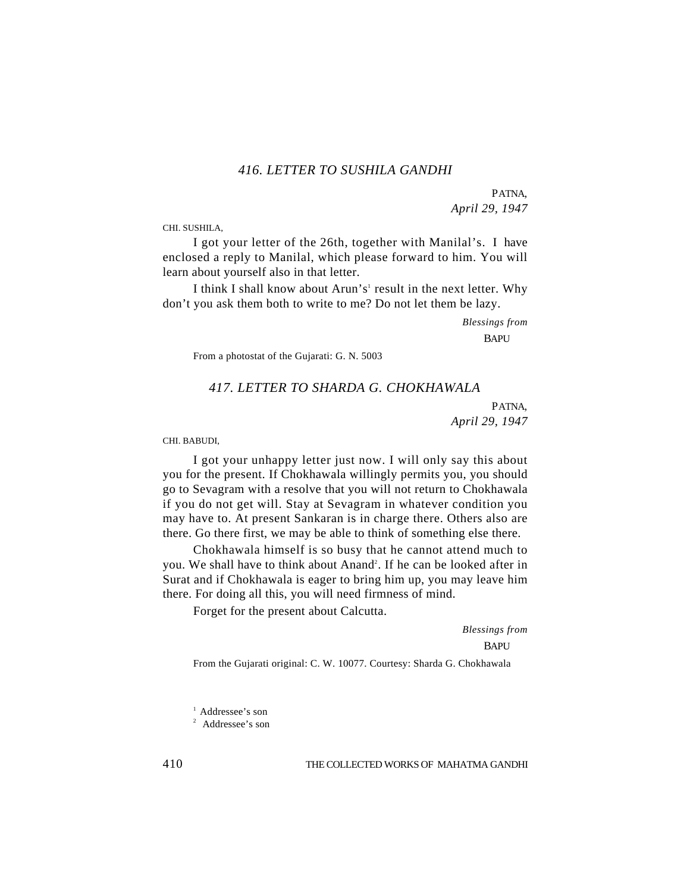## *416. LETTER TO SUSHILA GANDHI*

PATNA,
*April 29, 1947*

CHI. SUSHILA,

I got your letter of the 26th, together with Manilal's. I have enclosed a reply to Manilal, which please forward to him. You will learn about yourself also in that letter.

I think I shall know about Arun's[1] result in the next letter. Why don't you ask them both to write to me? Do not let them be lazy.

*Blessings from*
BAPU

From a photostat of the Gujarati: G. N. 5003

## *417. LETTER TO SHARDA G. CHOKHAWALA*

PATNA,
*April 29, 1947*

CHI. BABUDI,

I got your unhappy letter just now. I will only say this about you for the present. If Chokhawala willingly permits you, you should go to Sevagram with a resolve that you will not return to Chokhawala if you do not get will. Stay at Sevagram in whatever condition you may have to. At present Sankaran is in charge there. Others also are there. Go there first, we may be able to think of something else there.

Chokhawala himself is so busy that he cannot attend much to you. We shall have to think about Anand[2]. If he can be looked after in Surat and if Chokhawala is eager to bring him up, you may leave him there. For doing all this, you will need firmness of mind.

Forget for the present about Calcutta.

*Blessings from*
BAPU

From the Gujarati original: C. W. 10077. Courtesy: Sharda G. Chokhawala

[1] Addressee's son

[2] Addressee's son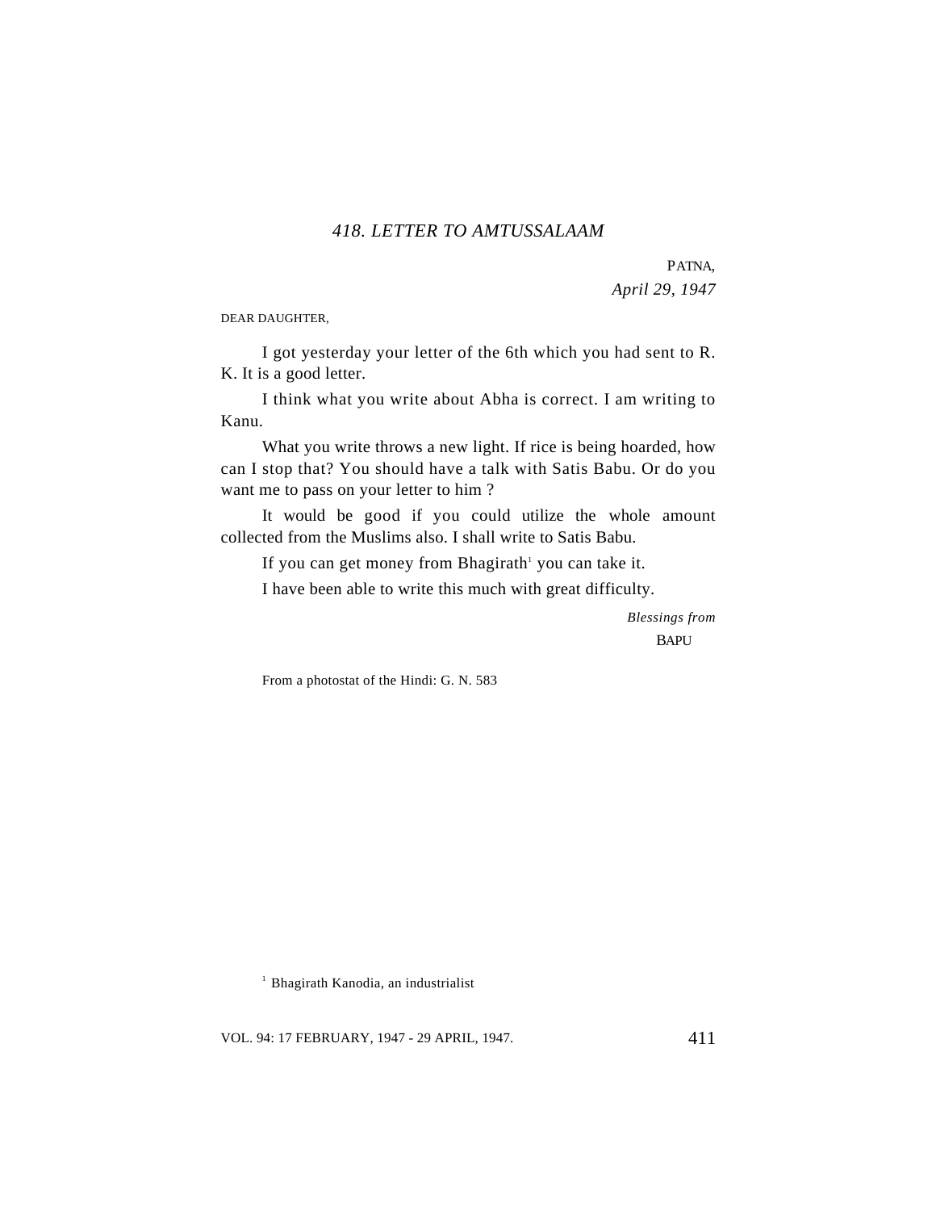### *418. LETTER TO AMTUSSALAAM*

PATNA,
*April 29, 1947*

DEAR DAUGHTER,

I got yesterday your letter of the 6th which you had sent to R. K. It is a good letter.

I think what you write about Abha is correct. I am writing to Kanu.

What you write throws a new light. If rice is being hoarded, how can I stop that? You should have a talk with Satis Babu. Or do you want me to pass on your letter to him ?

It would be good if you could utilize the whole amount collected from the Muslims also. I shall write to Satis Babu.

If you can get money from Bhagirath[1] you can take it.

I have been able to write this much with great difficulty.

*Blessings from*
BAPU

From a photostat of the Hindi: G. N. 583

[1] Bhagirath Kanodia, an industrialist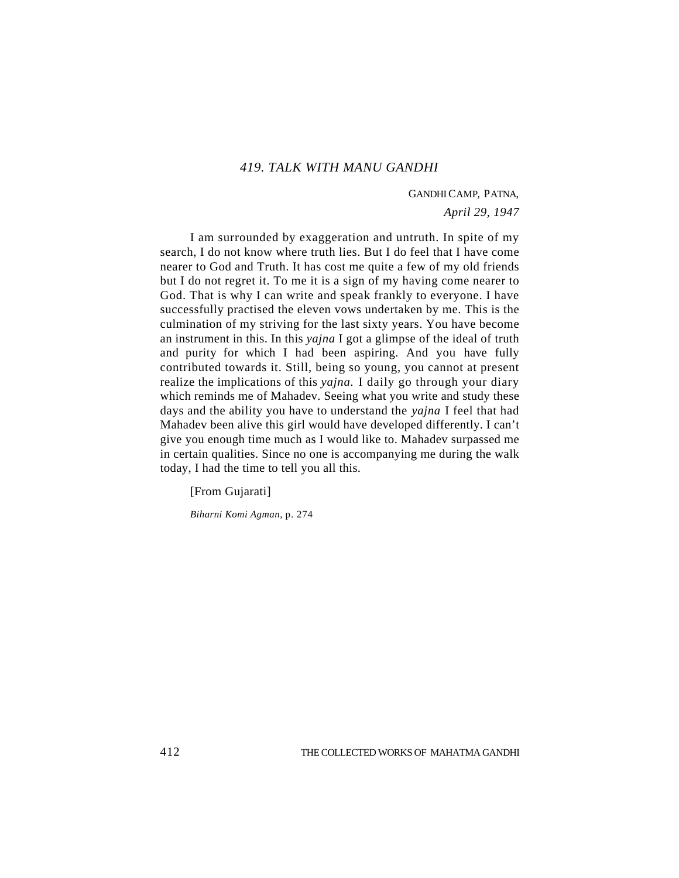## *419. TALK WITH MANU GANDHI*

GANDHI CAMP, PATNA,

*April 29, 1947*

I am surrounded by exaggeration and untruth. In spite of my search, I do not know where truth lies. But I do feel that I have come nearer to God and Truth. It has cost me quite a few of my old friends but I do not regret it. To me it is a sign of my having come nearer to God. That is why I can write and speak frankly to everyone. I have successfully practised the eleven vows undertaken by me. This is the culmination of my striving for the last sixty years. You have become an instrument in this. In this *yajna* I got a glimpse of the ideal of truth and purity for which I had been aspiring. And you have fully contributed towards it. Still, being so young, you cannot at present realize the implications of this *yajna.* I daily go through your diary which reminds me of Mahadev. Seeing what you write and study these days and the ability you have to understand the *yajna* I feel that had Mahadev been alive this girl would have developed differently. I can't give you enough time much as I would like to. Mahadev surpassed me in certain qualities. Since no one is accompanying me during the walk today, I had the time to tell you all this.

[From Gujarati]

*Biharni Komi Agman*, p. 274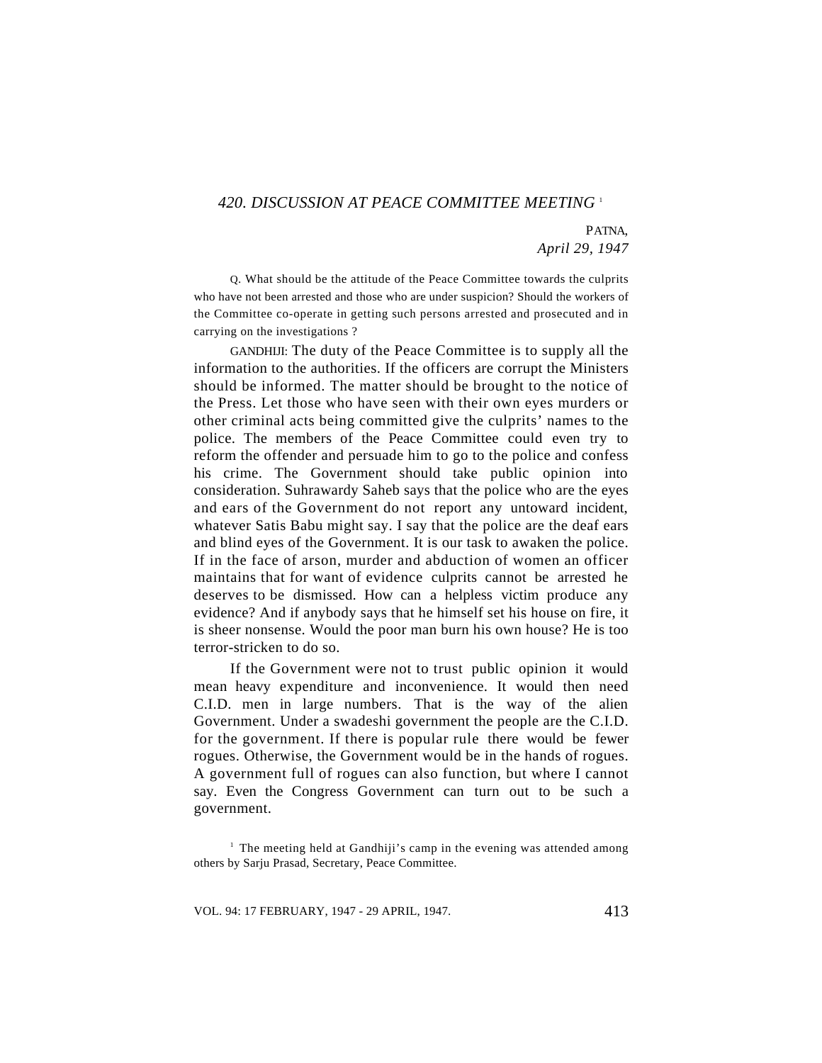## *420. DISCUSSION AT PEACE COMMITTEE MEETING* [1]

PATNA,
*April 29, 1947*

Q. What should be the attitude of the Peace Committee towards the culprits who have not been arrested and those who are under suspicion? Should the workers of the Committee co-operate in getting such persons arrested and prosecuted and in carrying on the investigations ?

GANDHIJI: The duty of the Peace Committee is to supply all the information to the authorities. If the officers are corrupt the Ministers should be informed. The matter should be brought to the notice of the Press. Let those who have seen with their own eyes murders or other criminal acts being committed give the culprits' names to the police. The members of the Peace Committee could even try to reform the offender and persuade him to go to the police and confess his crime. The Government should take public opinion into consideration. Suhrawardy Saheb says that the police who are the eyes and ears of the Government do not report any untoward incident, whatever Satis Babu might say. I say that the police are the deaf ears and blind eyes of the Government. It is our task to awaken the police. If in the face of arson, murder and abduction of women an officer maintains that for want of evidence culprits cannot be arrested he deserves to be dismissed. How can a helpless victim produce any evidence? And if anybody says that he himself set his house on fire, it is sheer nonsense. Would the poor man burn his own house? He is too terror-stricken to do so.

If the Government were not to trust public opinion it would mean heavy expenditure and inconvenience. It would then need C.I.D. men in large numbers. That is the way of the alien Government. Under a swadeshi government the people are the C.I.D. for the government. If there is popular rule there would be fewer rogues. Otherwise, the Government would be in the hands of rogues. A government full of rogues can also function, but where I cannot say. Even the Congress Government can turn out to be such a government.

[1] The meeting held at Gandhiji's camp in the evening was attended among others by Sarju Prasad, Secretary, Peace Committee.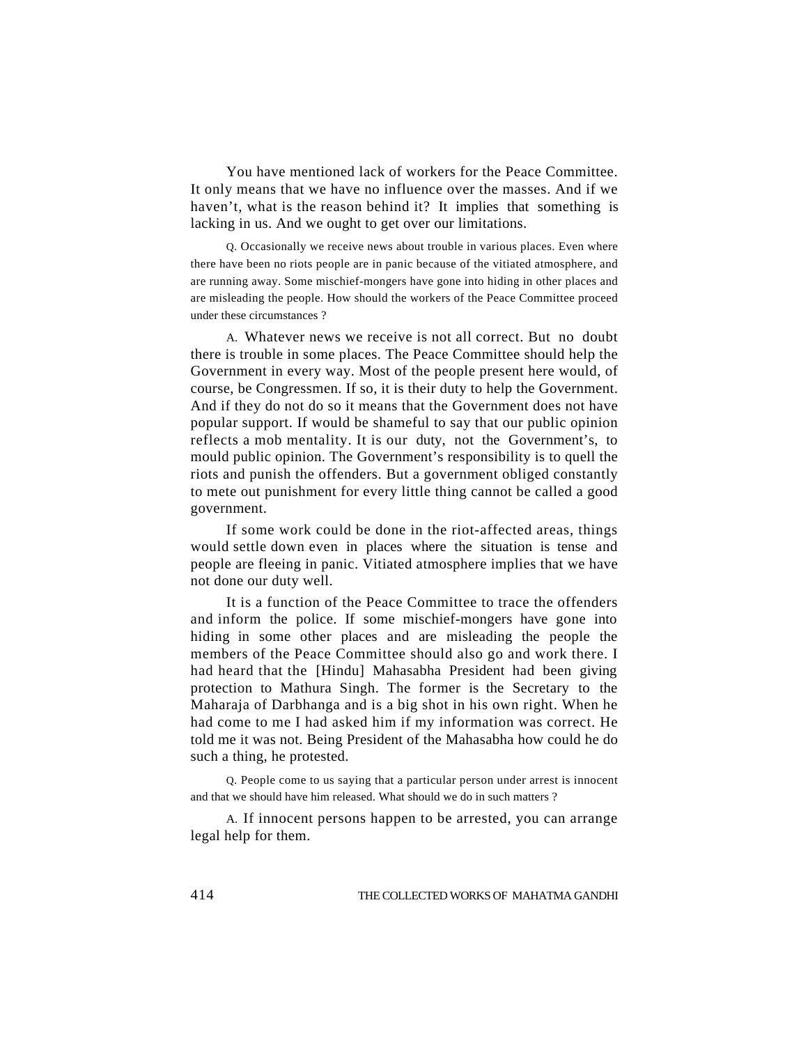You have mentioned lack of workers for the Peace Committee. It only means that we have no influence over the masses. And if we haven't, what is the reason behind it? It implies that something is lacking in us. And we ought to get over our limitations.

Q. Occasionally we receive news about trouble in various places. Even where there have been no riots people are in panic because of the vitiated atmosphere, and are running away. Some mischief-mongers have gone into hiding in other places and are misleading the people. How should the workers of the Peace Committee proceed under these circumstances ?

A. Whatever news we receive is not all correct. But no doubt there is trouble in some places. The Peace Committee should help the Government in every way. Most of the people present here would, of course, be Congressmen. If so, it is their duty to help the Government. And if they do not do so it means that the Government does not have popular support. If would be shameful to say that our public opinion reflects a mob mentality. It is our duty, not the Government's, to mould public opinion. The Government's responsibility is to quell the riots and punish the offenders. But a government obliged constantly to mete out punishment for every little thing cannot be called a good government.

If some work could be done in the riot-affected areas, things would settle down even in places where the situation is tense and people are fleeing in panic. Vitiated atmosphere implies that we have not done our duty well.

It is a function of the Peace Committee to trace the offenders and inform the police. If some mischief-mongers have gone into hiding in some other places and are misleading the people the members of the Peace Committee should also go and work there. I had heard that the [Hindu] Mahasabha President had been giving protection to Mathura Singh. The former is the Secretary to the Maharaja of Darbhanga and is a big shot in his own right. When he had come to me I had asked him if my information was correct. He told me it was not. Being President of the Mahasabha how could he do such a thing, he protested.

Q. People come to us saying that a particular person under arrest is innocent and that we should have him released. What should we do in such matters ?

A. If innocent persons happen to be arrested, you can arrange legal help for them.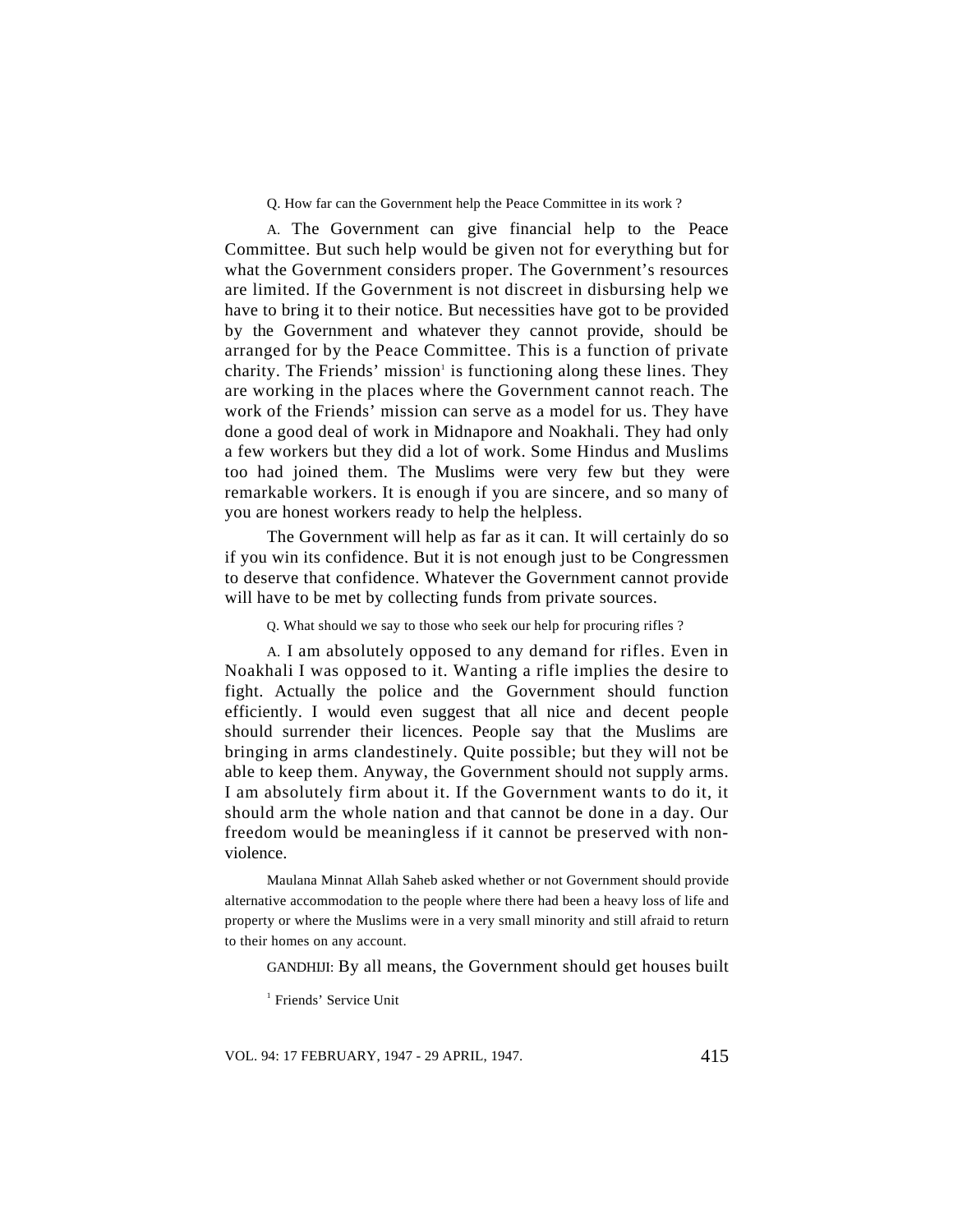Q. How far can the Government help the Peace Committee in its work ?

A. The Government can give financial help to the Peace Committee. But such help would be given not for everything but for what the Government considers proper. The Government's resources are limited. If the Government is not discreet in disbursing help we have to bring it to their notice. But necessities have got to be provided by the Government and whatever they cannot provide, should be arranged for by the Peace Committee. This is a function of private charity. The Friends' mission[1] is functioning along these lines. They are working in the places where the Government cannot reach. The work of the Friends' mission can serve as a model for us. They have done a good deal of work in Midnapore and Noakhali. They had only a few workers but they did a lot of work. Some Hindus and Muslims too had joined them. The Muslims were very few but they were remarkable workers. It is enough if you are sincere, and so many of you are honest workers ready to help the helpless.

The Government will help as far as it can. It will certainly do so if you win its confidence. But it is not enough just to be Congressmen to deserve that confidence. Whatever the Government cannot provide will have to be met by collecting funds from private sources.

Q. What should we say to those who seek our help for procuring rifles ?

A. I am absolutely opposed to any demand for rifles. Even in Noakhali I was opposed to it. Wanting a rifle implies the desire to fight. Actually the police and the Government should function efficiently. I would even suggest that all nice and decent people should surrender their licences. People say that the Muslims are bringing in arms clandestinely. Quite possible; but they will not be able to keep them. Anyway, the Government should not supply arms. I am absolutely firm about it. If the Government wants to do it, it should arm the whole nation and that cannot be done in a day. Our freedom would be meaningless if it cannot be preserved with non-violence.

Maulana Minnat Allah Saheb asked whether or not Government should provide alternative accommodation to the people where there had been a heavy loss of life and property or where the Muslims were in a very small minority and still afraid to return to their homes on any account.

GANDHIJI: By all means, the Government should get houses built

[1] Friends' Service Unit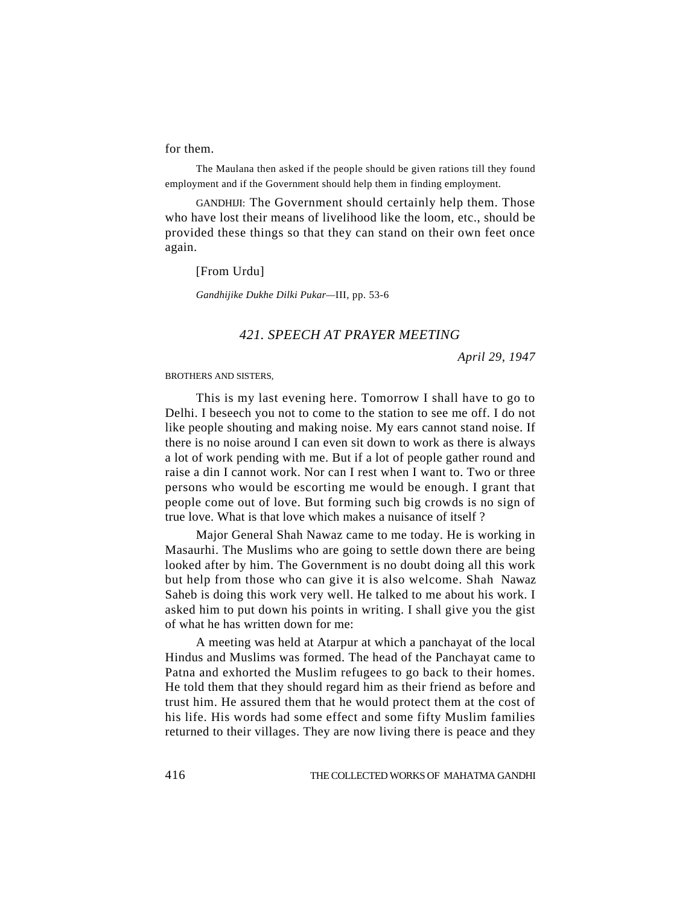for them.

The Maulana then asked if the people should be given rations till they found employment and if the Government should help them in finding employment.

GANDHIJI: The Government should certainly help them. Those who have lost their means of livelihood like the loom, etc., should be provided these things so that they can stand on their own feet once again.

[From Urdu]

*Gandhijike Dukhe Dilki Pukar*—III, pp. 53-6

## *421. SPEECH AT PRAYER MEETING*

*April 29, 1947*

BROTHERS AND SISTERS,

This is my last evening here. Tomorrow I shall have to go to Delhi. I beseech you not to come to the station to see me off. I do not like people shouting and making noise. My ears cannot stand noise. If there is no noise around I can even sit down to work as there is always a lot of work pending with me. But if a lot of people gather round and raise a din I cannot work. Nor can I rest when I want to. Two or three persons who would be escorting me would be enough. I grant that people come out of love. But forming such big crowds is no sign of true love. What is that love which makes a nuisance of itself ?

Major General Shah Nawaz came to me today. He is working in Masaurhi. The Muslims who are going to settle down there are being looked after by him. The Government is no doubt doing all this work but help from those who can give it is also welcome. Shah Nawaz Saheb is doing this work very well. He talked to me about his work. I asked him to put down his points in writing. I shall give you the gist of what he has written down for me:

A meeting was held at Atarpur at which a panchayat of the local Hindus and Muslims was formed. The head of the Panchayat came to Patna and exhorted the Muslim refugees to go back to their homes. He told them that they should regard him as their friend as before and trust him. He assured them that he would protect them at the cost of his life. His words had some effect and some fifty Muslim families returned to their villages. They are now living there is peace and they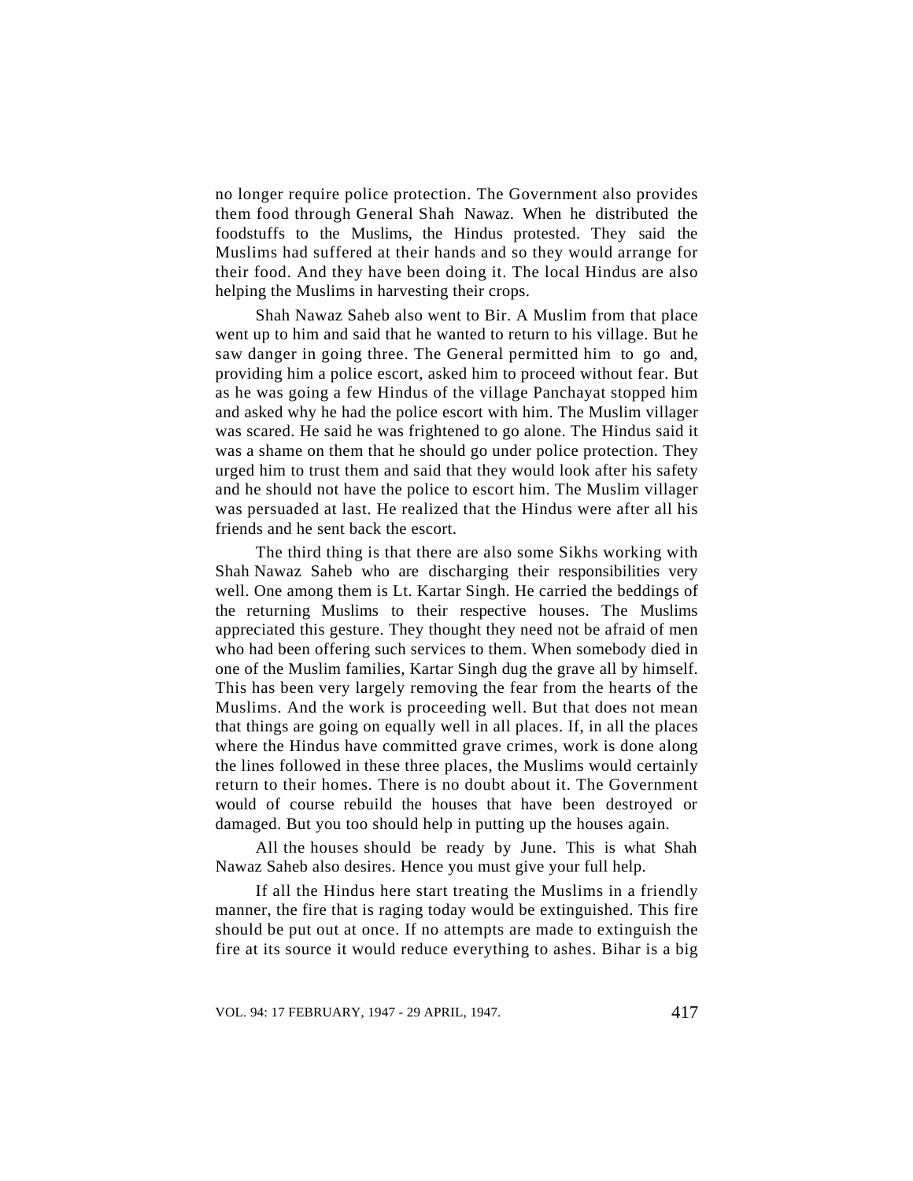no longer require police protection. The Government also provides them food through General Shah Nawaz. When he distributed the foodstuffs to the Muslims, the Hindus protested. They said the Muslims had suffered at their hands and so they would arrange for their food. And they have been doing it. The local Hindus are also helping the Muslims in harvesting their crops.

Shah Nawaz Saheb also went to Bir. A Muslim from that place went up to him and said that he wanted to return to his village. But he saw danger in going three. The General permitted him to go and, providing him a police escort, asked him to proceed without fear. But as he was going a few Hindus of the village Panchayat stopped him and asked why he had the police escort with him. The Muslim villager was scared. He said he was frightened to go alone. The Hindus said it was a shame on them that he should go under police protection. They urged him to trust them and said that they would look after his safety and he should not have the police to escort him. The Muslim villager was persuaded at last. He realized that the Hindus were after all his friends and he sent back the escort.

The third thing is that there are also some Sikhs working with Shah Nawaz Saheb who are discharging their responsibilities very well. One among them is Lt. Kartar Singh. He carried the beddings of the returning Muslims to their respective houses. The Muslims appreciated this gesture. They thought they need not be afraid of men who had been offering such services to them. When somebody died in one of the Muslim families, Kartar Singh dug the grave all by himself. This has been very largely removing the fear from the hearts of the Muslims. And the work is proceeding well. But that does not mean that things are going on equally well in all places. If, in all the places where the Hindus have committed grave crimes, work is done along the lines followed in these three places, the Muslims would certainly return to their homes. There is no doubt about it. The Government would of course rebuild the houses that have been destroyed or damaged. But you too should help in putting up the houses again.

All the houses should be ready by June. This is what Shah Nawaz Saheb also desires. Hence you must give your full help.

If all the Hindus here start treating the Muslims in a friendly manner, the fire that is raging today would be extinguished. This fire should be put out at once. If no attempts are made to extinguish the fire at its source it would reduce everything to ashes. Bihar is a big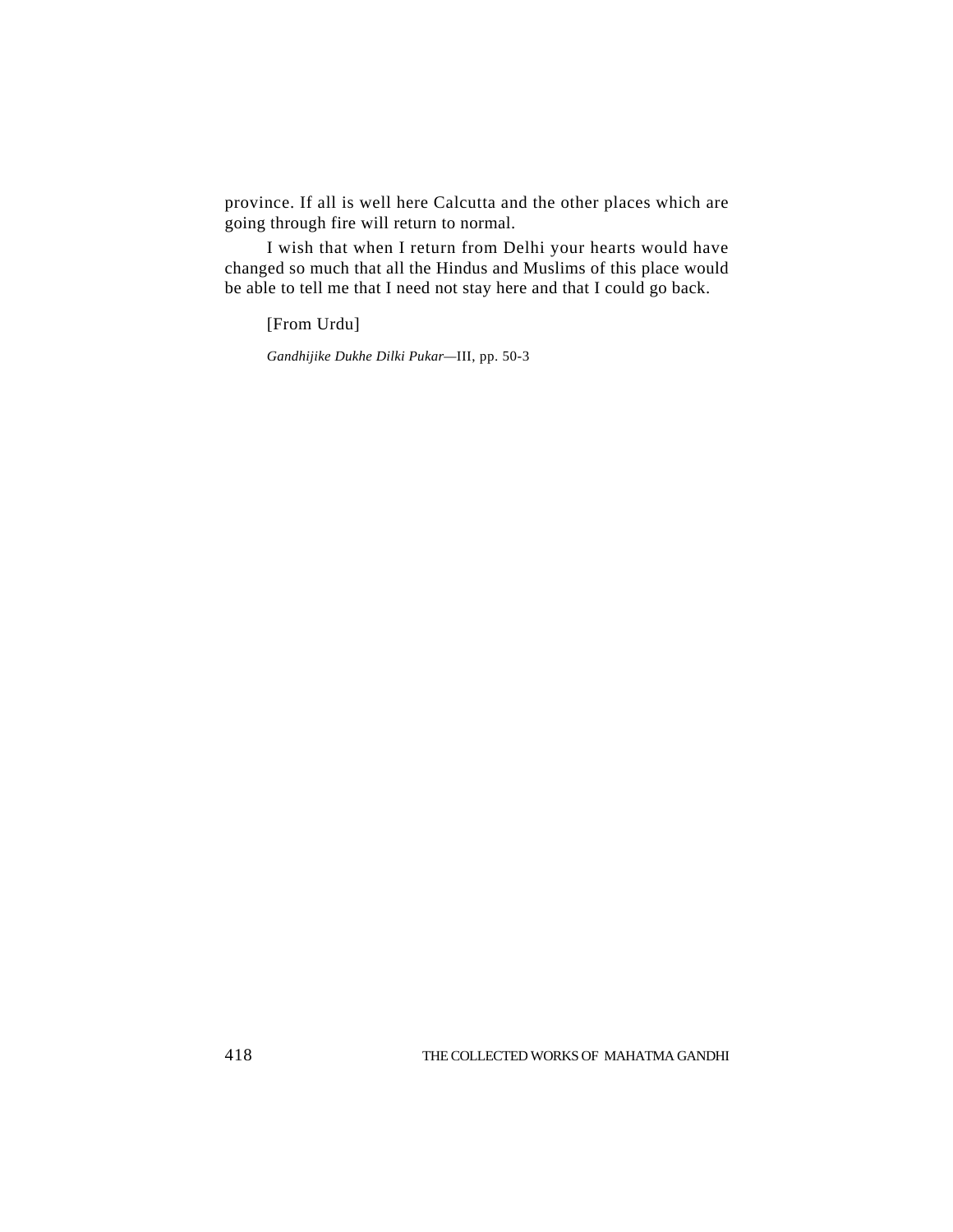province. If all is well here Calcutta and the other places which are going through fire will return to normal.

I wish that when I return from Delhi your hearts would have changed so much that all the Hindus and Muslims of this place would be able to tell me that I need not stay here and that I could go back.

[From Urdu]

*Gandhijike Dukhe Dilki Pukar*—III, pp. 50-3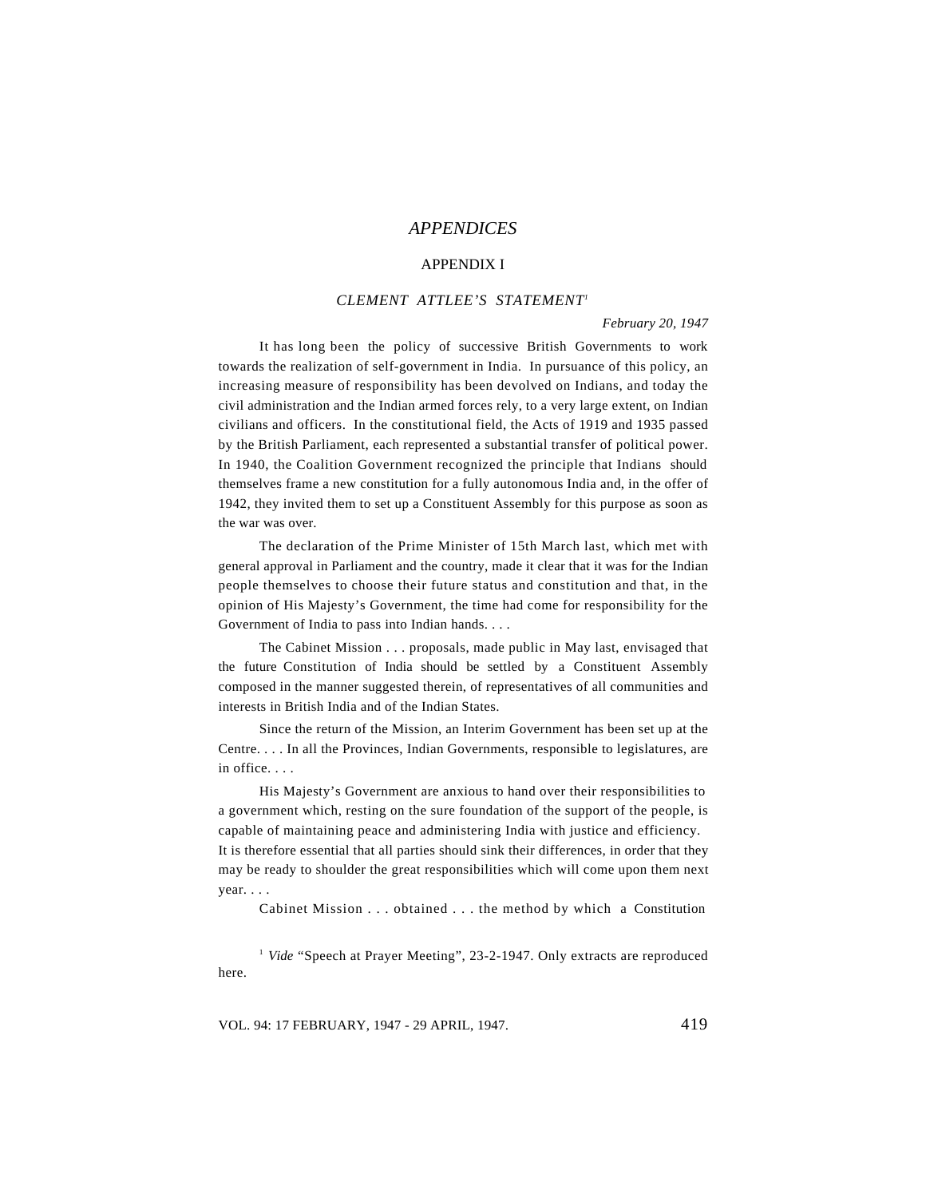# *APPENDICES*

## APPENDIX I

### *CLEMENT ATTLEE'S STATEMENT*[1]

*February 20, 1947*

It has long been the policy of successive British Governments to work towards the realization of self-government in India. In pursuance of this policy, an increasing measure of responsibility has been devolved on Indians, and today the civil administration and the Indian armed forces rely, to a very large extent, on Indian civilians and officers. In the constitutional field, the Acts of 1919 and 1935 passed by the British Parliament, each represented a substantial transfer of political power. In 1940, the Coalition Government recognized the principle that Indians should themselves frame a new constitution for a fully autonomous India and, in the offer of 1942, they invited them to set up a Constituent Assembly for this purpose as soon as the war was over.

The declaration of the Prime Minister of 15th March last, which met with general approval in Parliament and the country, made it clear that it was for the Indian people themselves to choose their future status and constitution and that, in the opinion of His Majesty's Government, the time had come for responsibility for the Government of India to pass into Indian hands. . . .

The Cabinet Mission . . . proposals, made public in May last, envisaged that the future Constitution of India should be settled by a Constituent Assembly composed in the manner suggested therein, of representatives of all communities and interests in British India and of the Indian States.

Since the return of the Mission, an Interim Government has been set up at the Centre. . . . In all the Provinces, Indian Governments, responsible to legislatures, are in office. . . .

His Majesty's Government are anxious to hand over their responsibilities to a government which, resting on the sure foundation of the support of the people, is capable of maintaining peace and administering India with justice and efficiency. It is therefore essential that all parties should sink their differences, in order that they may be ready to shoulder the great responsibilities which will come upon them next year. . . .

Cabinet Mission . . . obtained . . . the method by which a Constitution

---

[1] *Vide* "Speech at Prayer Meeting", 23-2-1947. Only extracts are reproduced here.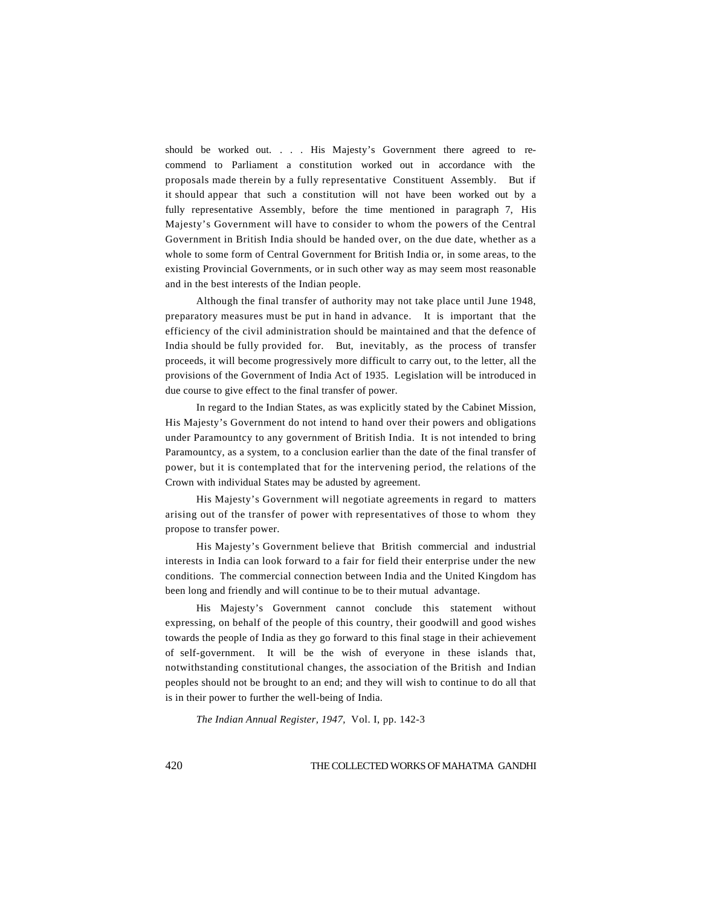should be worked out. . . . His Majesty's Government there agreed to recommend to Parliament a constitution worked out in accordance with the proposals made therein by a fully representative Constituent Assembly. But if it should appear that such a constitution will not have been worked out by a fully representative Assembly, before the time mentioned in paragraph 7, His Majesty's Government will have to consider to whom the powers of the Central Government in British India should be handed over, on the due date, whether as a whole to some form of Central Government for British India or, in some areas, to the existing Provincial Governments, or in such other way as may seem most reasonable and in the best interests of the Indian people.

Although the final transfer of authority may not take place until June 1948, preparatory measures must be put in hand in advance. It is important that the efficiency of the civil administration should be maintained and that the defence of India should be fully provided for. But, inevitably, as the process of transfer proceeds, it will become progressively more difficult to carry out, to the letter, all the provisions of the Government of India Act of 1935. Legislation will be introduced in due course to give effect to the final transfer of power.

In regard to the Indian States, as was explicitly stated by the Cabinet Mission, His Majesty's Government do not intend to hand over their powers and obligations under Paramountcy to any government of British India. It is not intended to bring Paramountcy, as a system, to a conclusion earlier than the date of the final transfer of power, but it is contemplated that for the intervening period, the relations of the Crown with individual States may be adusted by agreement.

His Majesty's Government will negotiate agreements in regard to matters arising out of the transfer of power with representatives of those to whom they propose to transfer power.

His Majesty's Government believe that British commercial and industrial interests in India can look forward to a fair for field their enterprise under the new conditions. The commercial connection between India and the United Kingdom has been long and friendly and will continue to be to their mutual advantage.

His Majesty's Government cannot conclude this statement without expressing, on behalf of the people of this country, their goodwill and good wishes towards the people of India as they go forward to this final stage in their achievement of self-government. It will be the wish of everyone in these islands that, notwithstanding constitutional changes, the association of the British and Indian peoples should not be brought to an end; and they will wish to continue to do all that is in their power to further the well-being of India.

*The Indian Annual Register, 1947,* Vol. I, pp. 142-3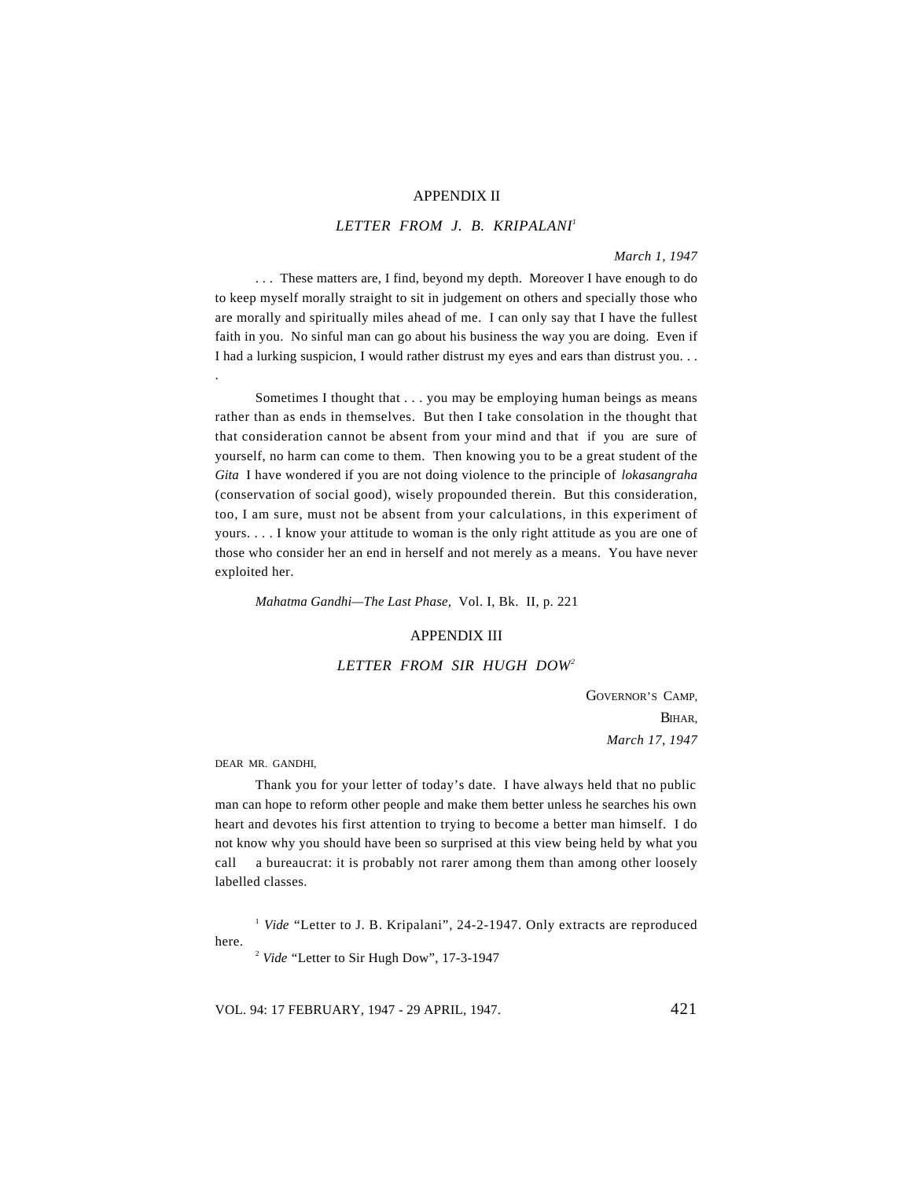## APPENDIX II

### *LETTER FROM J. B. KRIPALANI*[1]

*March 1, 1947*

. . . These matters are, I find, beyond my depth. Moreover I have enough to do to keep myself morally straight to sit in judgement on others and specially those who are morally and spiritually miles ahead of me. I can only say that I have the fullest faith in you. No sinful man can go about his business the way you are doing. Even if I had a lurking suspicion, I would rather distrust my eyes and ears than distrust you. . . .

Sometimes I thought that . . . you may be employing human beings as means rather than as ends in themselves. But then I take consolation in the thought that that consideration cannot be absent from your mind and that if you are sure of yourself, no harm can come to them. Then knowing you to be a great student of the *Gita* I have wondered if you are not doing violence to the principle of *lokasangraha* (conservation of social good), wisely propounded therein. But this consideration, too, I am sure, must not be absent from your calculations, in this experiment of yours. . . . I know your attitude to woman is the only right attitude as you are one of those who consider her an end in herself and not merely as a means. You have never exploited her.

*Mahatma Gandhi—The Last Phase*, Vol. I, Bk. II, p. 221

## APPENDIX III

### *LETTER FROM SIR HUGH DOW*[2]

GOVERNOR'S CAMP,
BIHAR,
*March 17, 1947*

DEAR MR. GANDHI,

Thank you for your letter of today's date. I have always held that no public man can hope to reform other people and make them better unless he searches his own heart and devotes his first attention to trying to become a better man himself. I do not know why you should have been so surprised at this view being held by what you call a bureaucrat: it is probably not rarer among them than among other loosely labelled classes.

[1] *Vide* "Letter to J. B. Kripalani", 24-2-1947. Only extracts are reproduced here.

[2] *Vide* "Letter to Sir Hugh Dow", 17-3-1947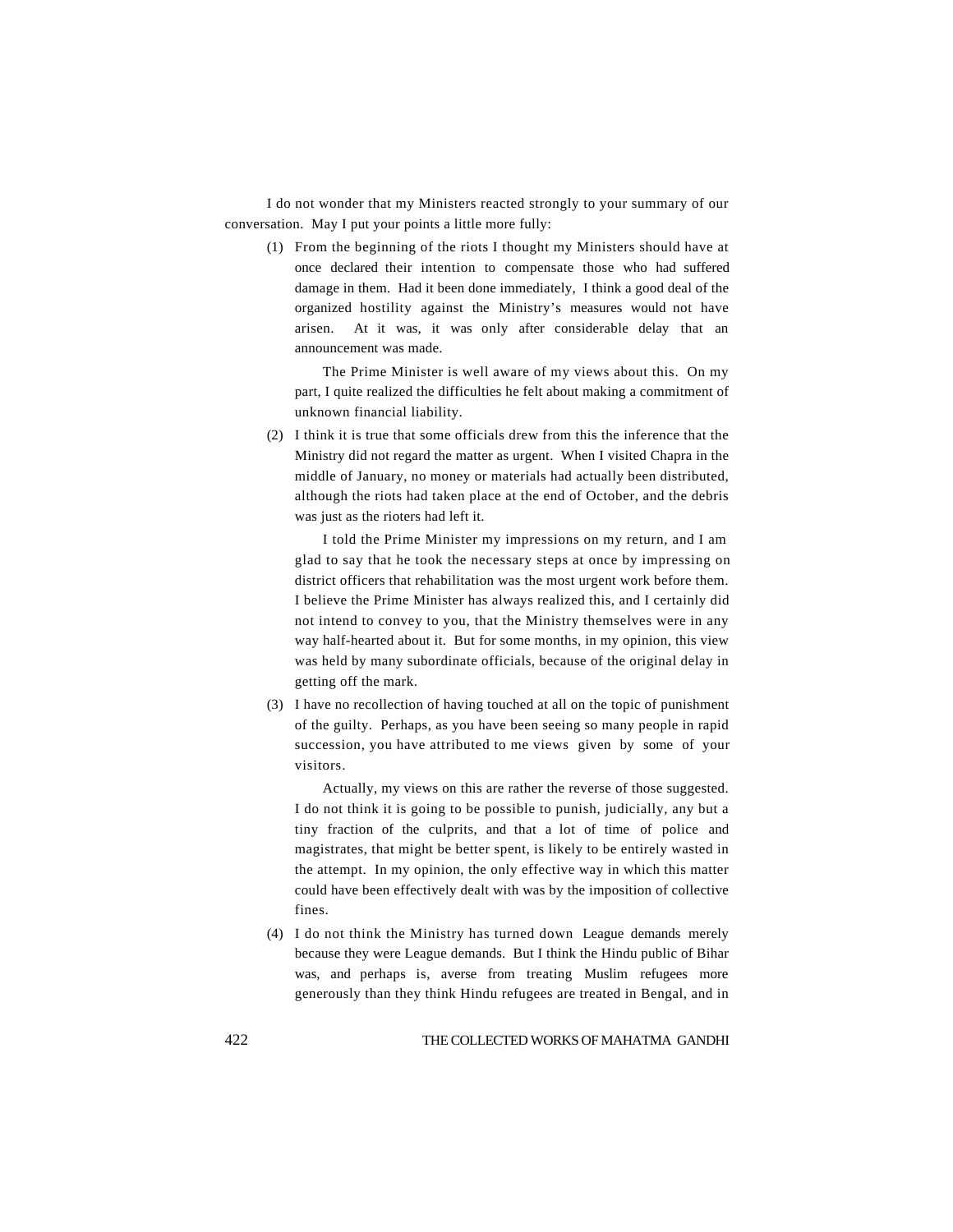I do not wonder that my Ministers reacted strongly to your summary of our conversation. May I put your points a little more fully:

(1) From the beginning of the riots I thought my Ministers should have at once declared their intention to compensate those who had suffered damage in them. Had it been done immediately, I think a good deal of the organized hostility against the Ministry's measures would not have arisen. At it was, it was only after considerable delay that an announcement was made.

    The Prime Minister is well aware of my views about this. On my part, I quite realized the difficulties he felt about making a commitment of unknown financial liability.

(2) I think it is true that some officials drew from this the inference that the Ministry did not regard the matter as urgent. When I visited Chapra in the middle of January, no money or materials had actually been distributed, although the riots had taken place at the end of October, and the debris was just as the rioters had left it.

    I told the Prime Minister my impressions on my return, and I am glad to say that he took the necessary steps at once by impressing on district officers that rehabilitation was the most urgent work before them. I believe the Prime Minister has always realized this, and I certainly did not intend to convey to you, that the Ministry themselves were in any way half-hearted about it. But for some months, in my opinion, this view was held by many subordinate officials, because of the original delay in getting off the mark.

(3) I have no recollection of having touched at all on the topic of punishment of the guilty. Perhaps, as you have been seeing so many people in rapid succession, you have attributed to me views given by some of your visitors.

    Actually, my views on this are rather the reverse of those suggested. I do not think it is going to be possible to punish, judicially, any but a tiny fraction of the culprits, and that a lot of time of police and magistrates, that might be better spent, is likely to be entirely wasted in the attempt. In my opinion, the only effective way in which this matter could have been effectively dealt with was by the imposition of collective fines.

(4) I do not think the Ministry has turned down League demands merely because they were League demands. But I think the Hindu public of Bihar was, and perhaps is, averse from treating Muslim refugees more generously than they think Hindu refugees are treated in Bengal, and in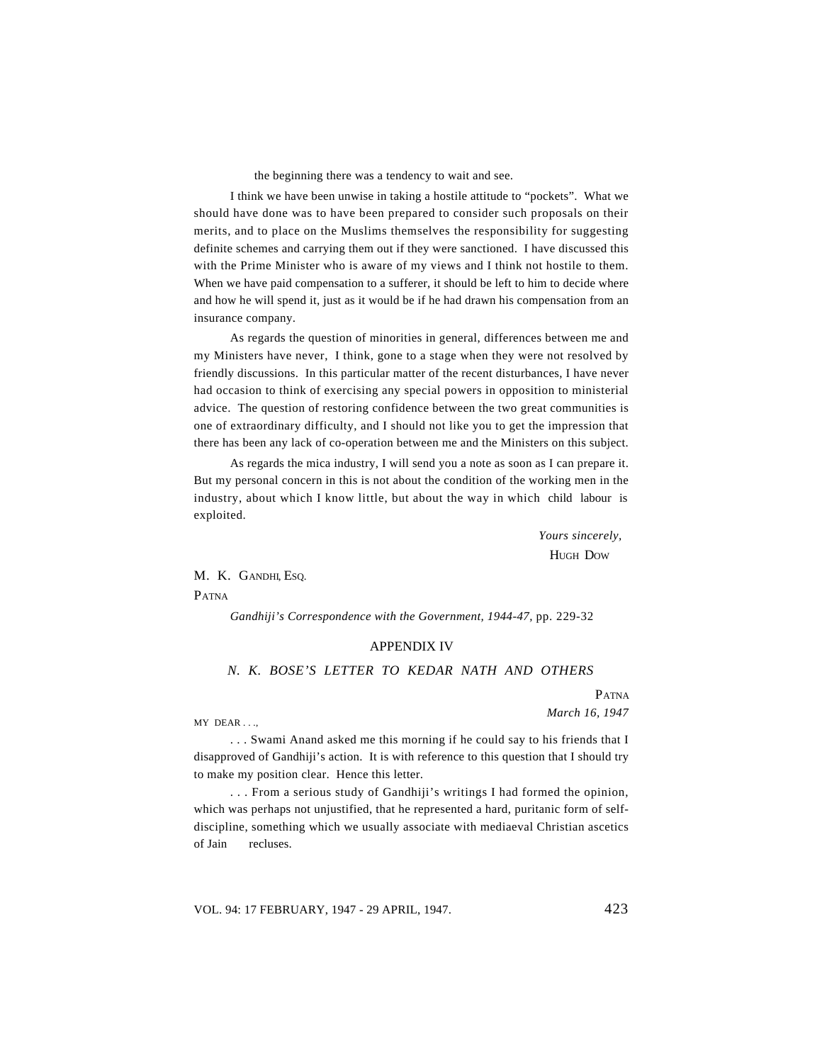the beginning there was a tendency to wait and see.

I think we have been unwise in taking a hostile attitude to "pockets". What we should have done was to have been prepared to consider such proposals on their merits, and to place on the Muslims themselves the responsibility for suggesting definite schemes and carrying them out if they were sanctioned. I have discussed this with the Prime Minister who is aware of my views and I think not hostile to them. When we have paid compensation to a sufferer, it should be left to him to decide where and how he will spend it, just as it would be if he had drawn his compensation from an insurance company.

As regards the question of minorities in general, differences between me and my Ministers have never, I think, gone to a stage when they were not resolved by friendly discussions. In this particular matter of the recent disturbances, I have never had occasion to think of exercising any special powers in opposition to ministerial advice. The question of restoring confidence between the two great communities is one of extraordinary difficulty, and I should not like you to get the impression that there has been any lack of co-operation between me and the Ministers on this subject.

As regards the mica industry, I will send you a note as soon as I can prepare it. But my personal concern in this is not about the condition of the working men in the industry, about which I know little, but about the way in which child labour is exploited.

*Yours sincerely,*
HUGH DOW

M. K. GANDHI, ESQ.
PATNA

*Gandhiji's Correspondence with the Government, 1944-47,* pp. 229-32

## APPENDIX IV

### *N. K. BOSE'S LETTER TO KEDAR NATH AND OTHERS*

PATNA
*March 16, 1947*

MY DEAR . . .,

. . . Swami Anand asked me this morning if he could say to his friends that I disapproved of Gandhiji's action. It is with reference to this question that I should try to make my position clear. Hence this letter.

. . . From a serious study of Gandhiji's writings I had formed the opinion, which was perhaps not unjustified, that he represented a hard, puritanic form of self-discipline, something which we usually associate with mediaeval Christian ascetics of Jain recluses.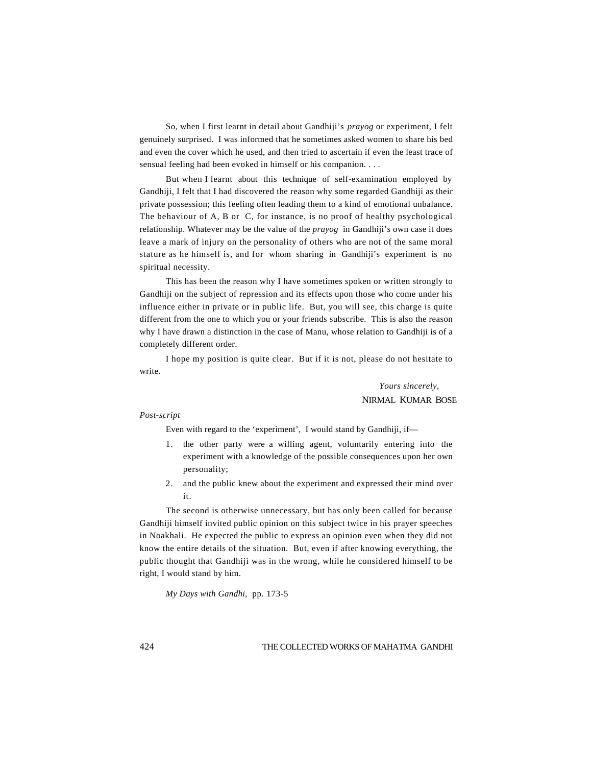So, when I first learnt in detail about Gandhiji's *prayog* or experiment, I felt genuinely surprised. I was informed that he sometimes asked women to share his bed and even the cover which he used, and then tried to ascertain if even the least trace of sensual feeling had been evoked in himself or his companion. . . .

But when I learnt about this technique of self-examination employed by Gandhiji, I felt that I had discovered the reason why some regarded Gandhiji as their private possession; this feeling often leading them to a kind of emotional unbalance. The behaviour of A, B or C, for instance, is no proof of healthy psychological relationship. Whatever may be the value of the *prayog* in Gandhiji's own case it does leave a mark of injury on the personality of others who are not of the same moral stature as he himself is, and for whom sharing in Gandhiji's experiment is no spiritual necessity.

This has been the reason why I have sometimes spoken or written strongly to Gandhiji on the subject of repression and its effects upon those who come under his influence either in private or in public life. But, you will see, this charge is quite different from the one to which you or your friends subscribe. This is also the reason why I have drawn a distinction in the case of Manu, whose relation to Gandhiji is of a completely different order.

I hope my position is quite clear. But if it is not, please do not hesitate to write.

*Yours sincerely,*

NIRMAL KUMAR BOSE

*Post-script*

Even with regard to the 'experiment', I would stand by Gandhiji, if—

1. the other party were a willing agent, voluntarily entering into the experiment with a knowledge of the possible consequences upon her own personality;
2. and the public knew about the experiment and expressed their mind over it.

The second is otherwise unnecessary, but has only been called for because Gandhiji himself invited public opinion on this subject twice in his prayer speeches in Noakhali. He expected the public to express an opinion even when they did not know the entire details of the situation. But, even if after knowing everything, the public thought that Gandhiji was in the wrong, while he considered himself to be right, I would stand by him.

*My Days with Gandhi*, pp. 173-5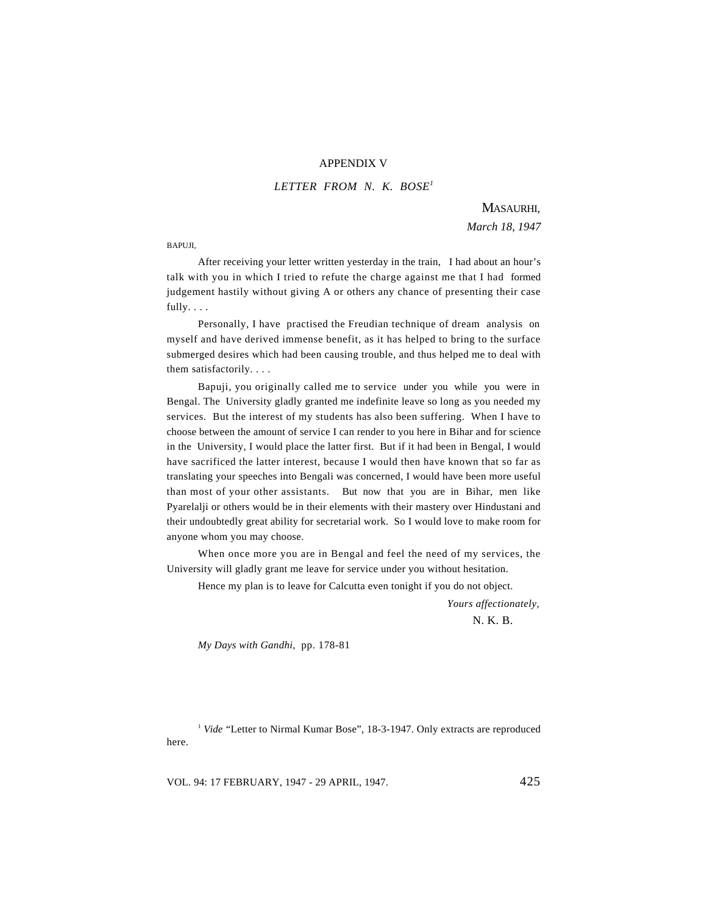## APPENDIX V

### *LETTER FROM N. K. BOSE*[1]

MASAURHI,
*March 18, 1947*

BAPUJI,

After receiving your letter written yesterday in the train, I had about an hour's talk with you in which I tried to refute the charge against me that I had formed judgement hastily without giving A or others any chance of presenting their case fully. . . .

Personally, I have practised the Freudian technique of dream analysis on myself and have derived immense benefit, as it has helped to bring to the surface submerged desires which had been causing trouble, and thus helped me to deal with them satisfactorily. . . .

Bapuji, you originally called me to service under you while you were in Bengal. The University gladly granted me indefinite leave so long as you needed my services. But the interest of my students has also been suffering. When I have to choose between the amount of service I can render to you here in Bihar and for science in the University, I would place the latter first. But if it had been in Bengal, I would have sacrificed the latter interest, because I would then have known that so far as translating your speeches into Bengali was concerned, I would have been more useful than most of your other assistants. But now that you are in Bihar, men like Pyarelalji or others would be in their elements with their mastery over Hindustani and their undoubtedly great ability for secretarial work. So I would love to make room for anyone whom you may choose.

When once more you are in Bengal and feel the need of my services, the University will gladly grant me leave for service under you without hesitation.

Hence my plan is to leave for Calcutta even tonight if you do not object.

*Yours affectionately,*
N. K. B.

*My Days with Gandhi,* pp. 178-81

[1] *Vide* "Letter to Nirmal Kumar Bose", 18-3-1947. Only extracts are reproduced here.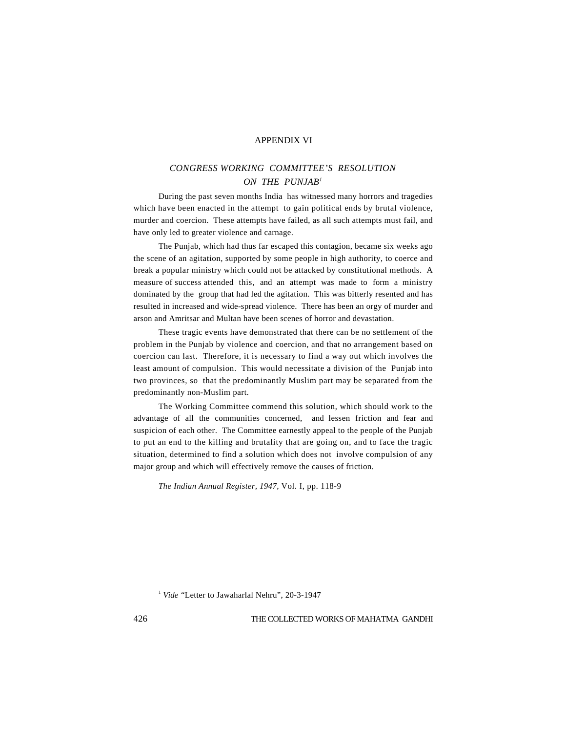# APPENDIX VI

## *CONGRESS WORKING COMMITTEE'S RESOLUTION ON THE PUNJAB*[1]

During the past seven months India has witnessed many horrors and tragedies which have been enacted in the attempt to gain political ends by brutal violence, murder and coercion. These attempts have failed, as all such attempts must fail, and have only led to greater violence and carnage.

The Punjab, which had thus far escaped this contagion, became six weeks ago the scene of an agitation, supported by some people in high authority, to coerce and break a popular ministry which could not be attacked by constitutional methods. A measure of success attended this, and an attempt was made to form a ministry dominated by the group that had led the agitation. This was bitterly resented and has resulted in increased and wide-spread violence. There has been an orgy of murder and arson and Amritsar and Multan have been scenes of horror and devastation.

These tragic events have demonstrated that there can be no settlement of the problem in the Punjab by violence and coercion, and that no arrangement based on coercion can last. Therefore, it is necessary to find a way out which involves the least amount of compulsion. This would necessitate a division of the Punjab into two provinces, so that the predominantly Muslim part may be separated from the predominantly non-Muslim part.

The Working Committee commend this solution, which should work to the advantage of all the communities concerned, and lessen friction and fear and suspicion of each other. The Committee earnestly appeal to the people of the Punjab to put an end to the killing and brutality that are going on, and to face the tragic situation, determined to find a solution which does not involve compulsion of any major group and which will effectively remove the causes of friction.

*The Indian Annual Register, 1947,* Vol. I, pp. 118-9

---

[1] *Vide* "Letter to Jawaharlal Nehru", 20-3-1947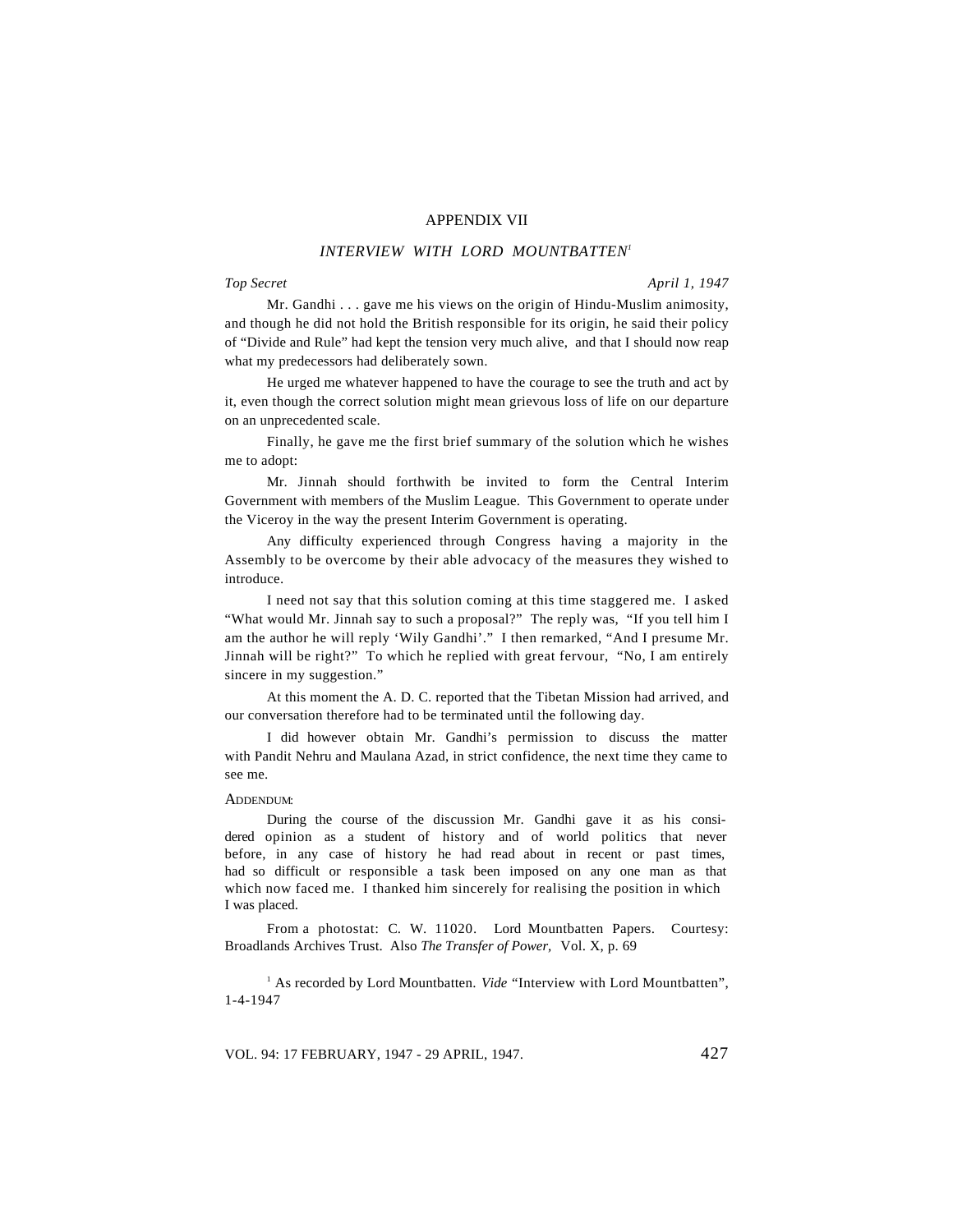## APPENDIX VII

### *INTERVIEW WITH LORD MOUNTBATTEN*[1]

*Top Secret* *April 1, 1947*

Mr. Gandhi . . . gave me his views on the origin of Hindu-Muslim animosity, and though he did not hold the British responsible for its origin, he said their policy of "Divide and Rule" had kept the tension very much alive, and that I should now reap what my predecessors had deliberately sown.

He urged me whatever happened to have the courage to see the truth and act by it, even though the correct solution might mean grievous loss of life on our departure on an unprecedented scale.

Finally, he gave me the first brief summary of the solution which he wishes me to adopt:

Mr. Jinnah should forthwith be invited to form the Central Interim Government with members of the Muslim League. This Government to operate under the Viceroy in the way the present Interim Government is operating.

Any difficulty experienced through Congress having a majority in the Assembly to be overcome by their able advocacy of the measures they wished to introduce.

I need not say that this solution coming at this time staggered me. I asked "What would Mr. Jinnah say to such a proposal?" The reply was, "If you tell him I am the author he will reply 'Wily Gandhi'." I then remarked, "And I presume Mr. Jinnah will be right?" To which he replied with great fervour, "No, I am entirely sincere in my suggestion."

At this moment the A. D. C. reported that the Tibetan Mission had arrived, and our conversation therefore had to be terminated until the following day.

I did however obtain Mr. Gandhi's permission to discuss the matter with Pandit Nehru and Maulana Azad, in strict confidence, the next time they came to see me.

ADDENDUM:

During the course of the discussion Mr. Gandhi gave it as his considered opinion as a student of history and of world politics that never before, in any case of history he had read about in recent or past times, had so difficult or responsible a task been imposed on any one man as that which now faced me. I thanked him sincerely for realising the position in which I was placed.

From a photostat: C. W. 11020. Lord Mountbatten Papers. Courtesy: Broadlands Archives Trust. Also *The Transfer of Power,* Vol. X, p. 69

[1] As recorded by Lord Mountbatten. *Vide* "Interview with Lord Mountbatten", 1-4-1947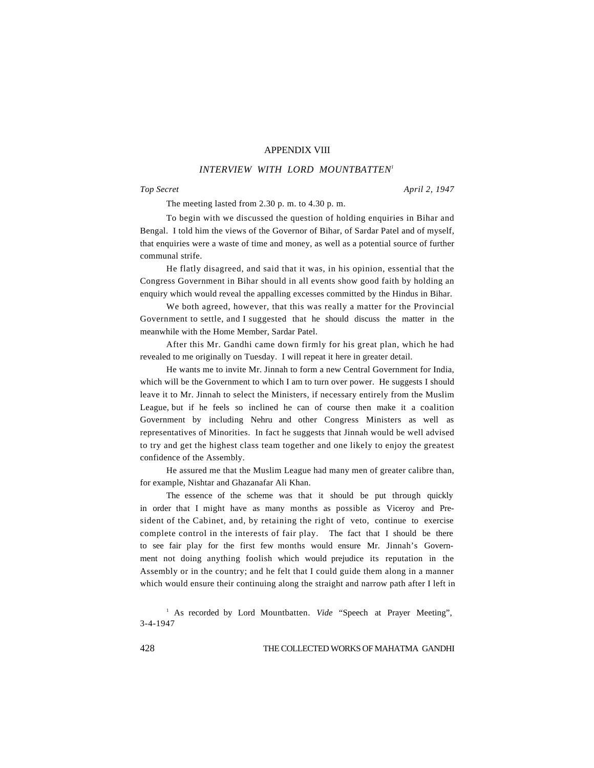## APPENDIX VIII

### *INTERVIEW WITH LORD MOUNTBATTEN*[1]

*Top Secret* *April 2, 1947*

The meeting lasted from 2.30 p. m. to 4.30 p. m.

To begin with we discussed the question of holding enquiries in Bihar and Bengal. I told him the views of the Governor of Bihar, of Sardar Patel and of myself, that enquiries were a waste of time and money, as well as a potential source of further communal strife.

He flatly disagreed, and said that it was, in his opinion, essential that the Congress Government in Bihar should in all events show good faith by holding an enquiry which would reveal the appalling excesses committed by the Hindus in Bihar.

We both agreed, however, that this was really a matter for the Provincial Government to settle, and I suggested that he should discuss the matter in the meanwhile with the Home Member, Sardar Patel.

After this Mr. Gandhi came down firmly for his great plan, which he had revealed to me originally on Tuesday. I will repeat it here in greater detail.

He wants me to invite Mr. Jinnah to form a new Central Government for India, which will be the Government to which I am to turn over power. He suggests I should leave it to Mr. Jinnah to select the Ministers, if necessary entirely from the Muslim League, but if he feels so inclined he can of course then make it a coalition Government by including Nehru and other Congress Ministers as well as representatives of Minorities. In fact he suggests that Jinnah would be well advised to try and get the highest class team together and one likely to enjoy the greatest confidence of the Assembly.

He assured me that the Muslim League had many men of greater calibre than, for example, Nishtar and Ghazanafar Ali Khan.

The essence of the scheme was that it should be put through quickly in order that I might have as many months as possible as Viceroy and President of the Cabinet, and, by retaining the right of veto, continue to exercise complete control in the interests of fair play. The fact that I should be there to see fair play for the first few months would ensure Mr. Jinnah's Government not doing anything foolish which would prejudice its reputation in the Assembly or in the country; and he felt that I could guide them along in a manner which would ensure their continuing along the straight and narrow path after I left in

[1] As recorded by Lord Mountbatten. *Vide* "Speech at Prayer Meeting", 3-4-1947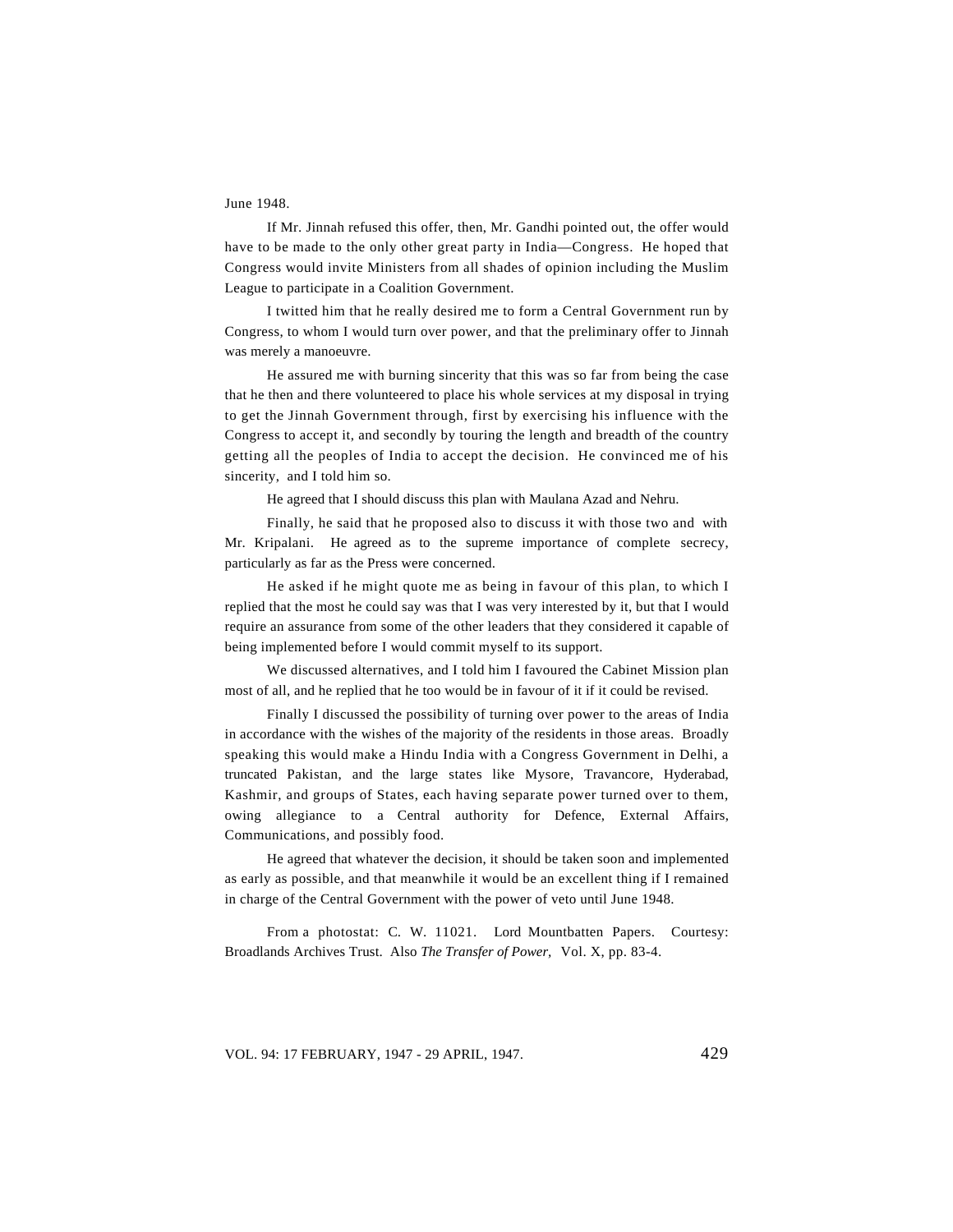June 1948.

If Mr. Jinnah refused this offer, then, Mr. Gandhi pointed out, the offer would have to be made to the only other great party in India—Congress. He hoped that Congress would invite Ministers from all shades of opinion including the Muslim League to participate in a Coalition Government.

I twitted him that he really desired me to form a Central Government run by Congress, to whom I would turn over power, and that the preliminary offer to Jinnah was merely a manoeuvre.

He assured me with burning sincerity that this was so far from being the case that he then and there volunteered to place his whole services at my disposal in trying to get the Jinnah Government through, first by exercising his influence with the Congress to accept it, and secondly by touring the length and breadth of the country getting all the peoples of India to accept the decision. He convinced me of his sincerity, and I told him so.

He agreed that I should discuss this plan with Maulana Azad and Nehru.

Finally, he said that he proposed also to discuss it with those two and with Mr. Kripalani. He agreed as to the supreme importance of complete secrecy, particularly as far as the Press were concerned.

He asked if he might quote me as being in favour of this plan, to which I replied that the most he could say was that I was very interested by it, but that I would require an assurance from some of the other leaders that they considered it capable of being implemented before I would commit myself to its support.

We discussed alternatives, and I told him I favoured the Cabinet Mission plan most of all, and he replied that he too would be in favour of it if it could be revised.

Finally I discussed the possibility of turning over power to the areas of India in accordance with the wishes of the majority of the residents in those areas. Broadly speaking this would make a Hindu India with a Congress Government in Delhi, a truncated Pakistan, and the large states like Mysore, Travancore, Hyderabad, Kashmir, and groups of States, each having separate power turned over to them, owing allegiance to a Central authority for Defence, External Affairs, Communications, and possibly food.

He agreed that whatever the decision, it should be taken soon and implemented as early as possible, and that meanwhile it would be an excellent thing if I remained in charge of the Central Government with the power of veto until June 1948.

From a photostat: C. W. 11021. Lord Mountbatten Papers. Courtesy: Broadlands Archives Trust. Also *The Transfer of Power*, Vol. X, pp. 83-4.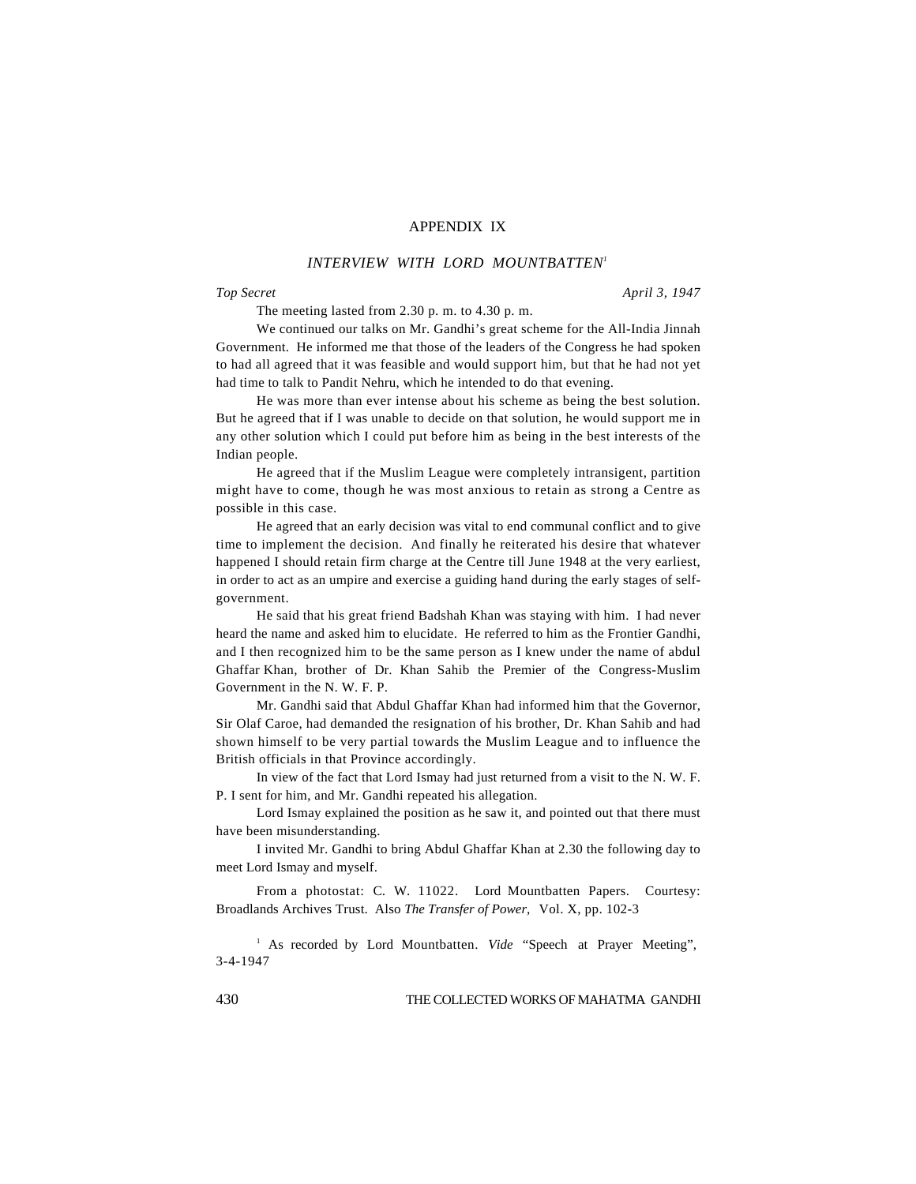# APPENDIX IX

## *INTERVIEW WITH LORD MOUNTBATTEN*[1]

*Top Secret* *April 3, 1947*

The meeting lasted from 2.30 p. m. to 4.30 p. m.

We continued our talks on Mr. Gandhi's great scheme for the All-India Jinnah Government. He informed me that those of the leaders of the Congress he had spoken to had all agreed that it was feasible and would support him, but that he had not yet had time to talk to Pandit Nehru, which he intended to do that evening.

He was more than ever intense about his scheme as being the best solution. But he agreed that if I was unable to decide on that solution, he would support me in any other solution which I could put before him as being in the best interests of the Indian people.

He agreed that if the Muslim League were completely intransigent, partition might have to come, though he was most anxious to retain as strong a Centre as possible in this case.

He agreed that an early decision was vital to end communal conflict and to give time to implement the decision. And finally he reiterated his desire that whatever happened I should retain firm charge at the Centre till June 1948 at the very earliest, in order to act as an umpire and exercise a guiding hand during the early stages of self-government.

He said that his great friend Badshah Khan was staying with him. I had never heard the name and asked him to elucidate. He referred to him as the Frontier Gandhi, and I then recognized him to be the same person as I knew under the name of abdul Ghaffar Khan, brother of Dr. Khan Sahib the Premier of the Congress-Muslim Government in the N. W. F. P.

Mr. Gandhi said that Abdul Ghaffar Khan had informed him that the Governor, Sir Olaf Caroe, had demanded the resignation of his brother, Dr. Khan Sahib and had shown himself to be very partial towards the Muslim League and to influence the British officials in that Province accordingly.

In view of the fact that Lord Ismay had just returned from a visit to the N. W. F. P. I sent for him, and Mr. Gandhi repeated his allegation.

Lord Ismay explained the position as he saw it, and pointed out that there must have been misunderstanding.

I invited Mr. Gandhi to bring Abdul Ghaffar Khan at 2.30 the following day to meet Lord Ismay and myself.

From a photostat: C. W. 11022. Lord Mountbatten Papers. Courtesy: Broadlands Archives Trust. Also *The Transfer of Power,* Vol. X, pp. 102-3

[1] As recorded by Lord Mountbatten. *Vide* "Speech at Prayer Meeting", 3-4-1947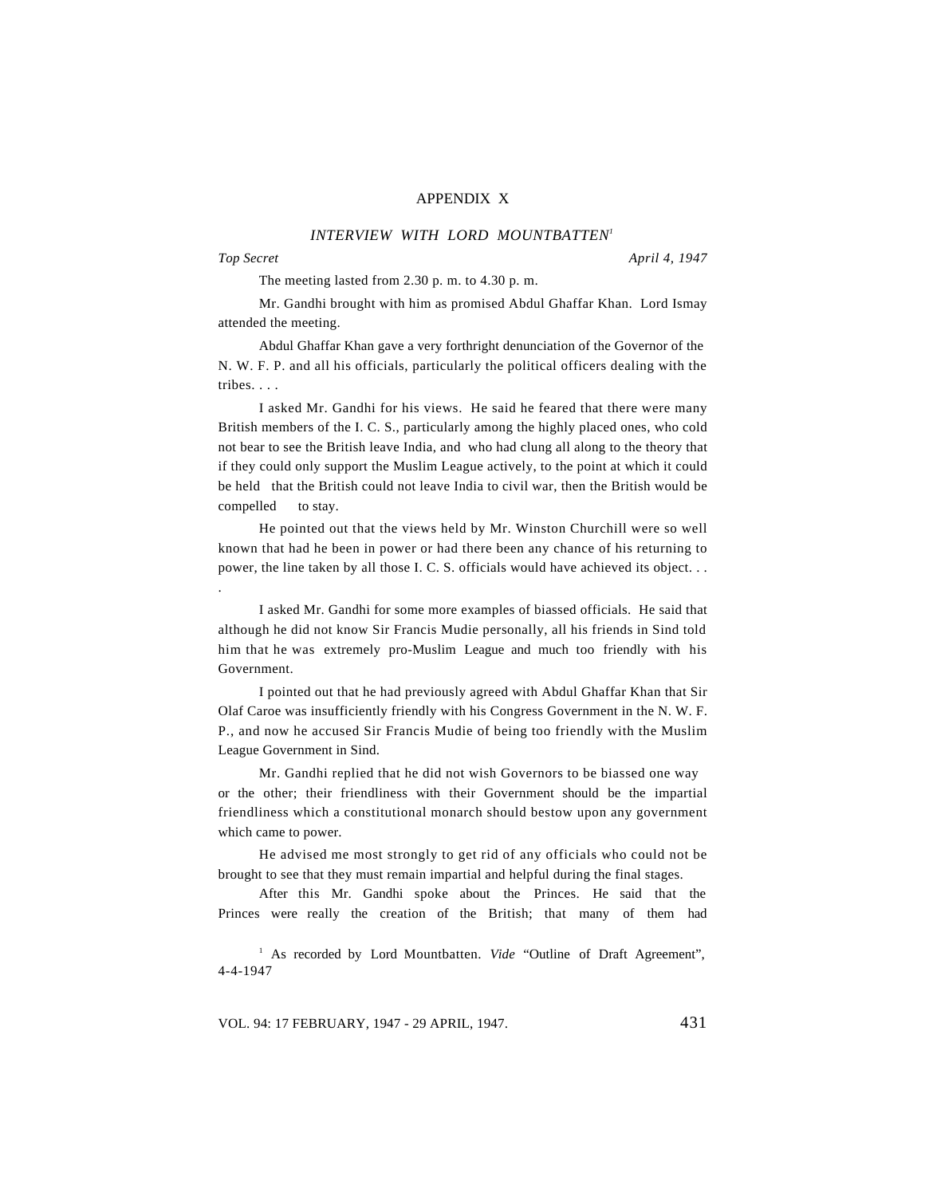# APPENDIX X

## *INTERVIEW WITH LORD MOUNTBATTEN*[1]

*Top Secret* *April 4, 1947*

The meeting lasted from 2.30 p. m. to 4.30 p. m.

Mr. Gandhi brought with him as promised Abdul Ghaffar Khan. Lord Ismay attended the meeting.

Abdul Ghaffar Khan gave a very forthright denunciation of the Governor of the N. W. F. P. and all his officials, particularly the political officers dealing with the tribes. . . .

I asked Mr. Gandhi for his views. He said he feared that there were many British members of the I. C. S., particularly among the highly placed ones, who cold not bear to see the British leave India, and who had clung all along to the theory that if they could only support the Muslim League actively, to the point at which it could be held that the British could not leave India to civil war, then the British would be compelled to stay.

He pointed out that the views held by Mr. Winston Churchill were so well known that had he been in power or had there been any chance of his returning to power, the line taken by all those I. C. S. officials would have achieved its object. . . .

I asked Mr. Gandhi for some more examples of biassed officials. He said that although he did not know Sir Francis Mudie personally, all his friends in Sind told him that he was extremely pro-Muslim League and much too friendly with his Government.

I pointed out that he had previously agreed with Abdul Ghaffar Khan that Sir Olaf Caroe was insufficiently friendly with his Congress Government in the N. W. F. P., and now he accused Sir Francis Mudie of being too friendly with the Muslim League Government in Sind.

Mr. Gandhi replied that he did not wish Governors to be biassed one way or the other; their friendliness with their Government should be the impartial friendliness which a constitutional monarch should bestow upon any government which came to power.

He advised me most strongly to get rid of any officials who could not be brought to see that they must remain impartial and helpful during the final stages.

After this Mr. Gandhi spoke about the Princes. He said that the Princes were really the creation of the British; that many of them had

[1] As recorded by Lord Mountbatten. *Vide* "Outline of Draft Agreement", 4-4-1947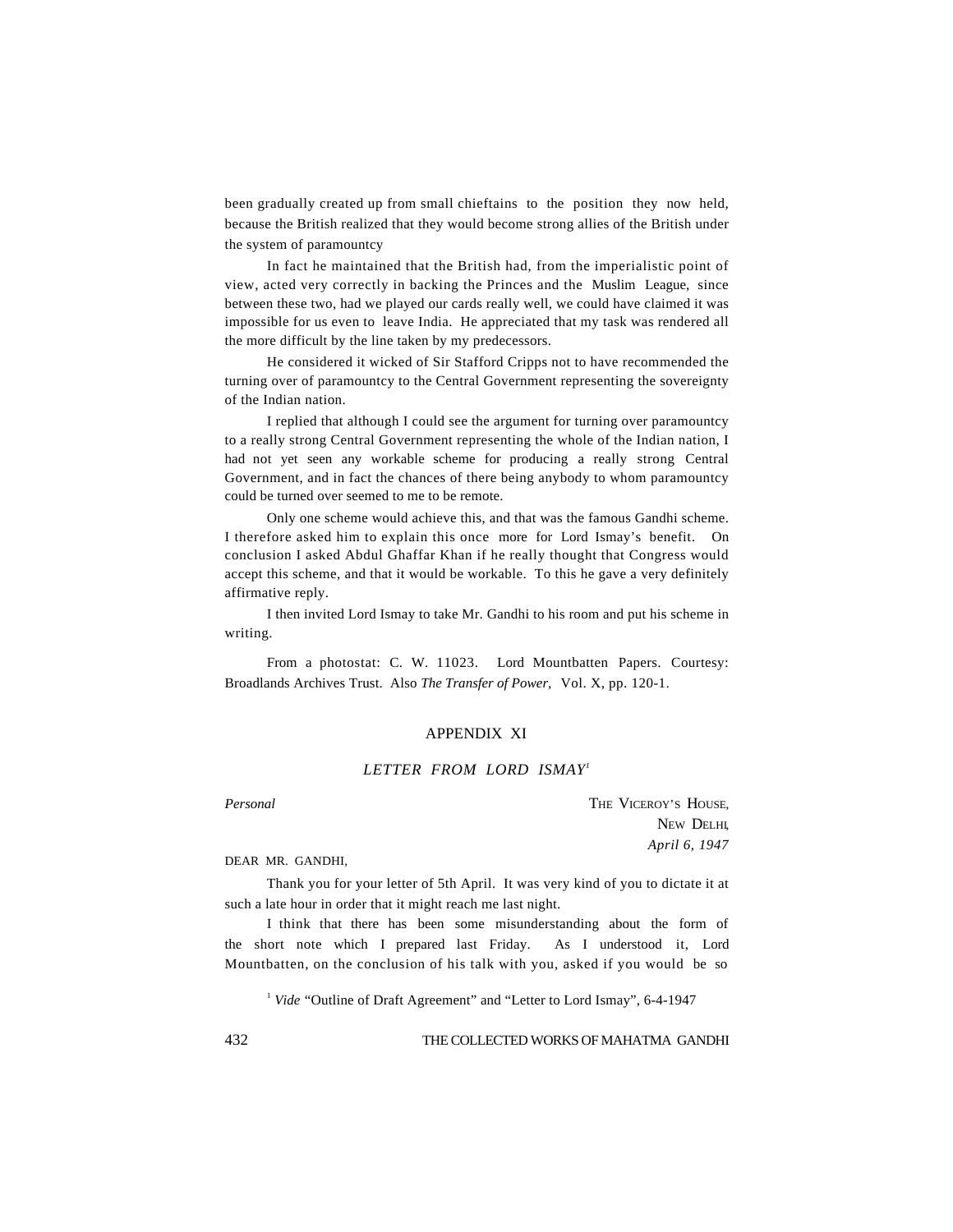been gradually created up from small chieftains to the position they now held, because the British realized that they would become strong allies of the British under the system of paramountcy

In fact he maintained that the British had, from the imperialistic point of view, acted very correctly in backing the Princes and the Muslim League, since between these two, had we played our cards really well, we could have claimed it was impossible for us even to leave India. He appreciated that my task was rendered all the more difficult by the line taken by my predecessors.

He considered it wicked of Sir Stafford Cripps not to have recommended the turning over of paramountcy to the Central Government representing the sovereignty of the Indian nation.

I replied that although I could see the argument for turning over paramountcy to a really strong Central Government representing the whole of the Indian nation, I had not yet seen any workable scheme for producing a really strong Central Government, and in fact the chances of there being anybody to whom paramountcy could be turned over seemed to me to be remote.

Only one scheme would achieve this, and that was the famous Gandhi scheme. I therefore asked him to explain this once more for Lord Ismay's benefit. On conclusion I asked Abdul Ghaffar Khan if he really thought that Congress would accept this scheme, and that it would be workable. To this he gave a very definitely affirmative reply.

I then invited Lord Ismay to take Mr. Gandhi to his room and put his scheme in writing.

From a photostat: C. W. 11023. Lord Mountbatten Papers. Courtesy: Broadlands Archives Trust. Also *The Transfer of Power,* Vol. X, pp. 120-1.

## APPENDIX XI

### *LETTER FROM LORD ISMAY*[1]

*Personal*

THE VICEROY'S HOUSE,
NEW DELHI,
*April 6, 1947*

DEAR MR. GANDHI,

Thank you for your letter of 5th April. It was very kind of you to dictate it at such a late hour in order that it might reach me last night.

I think that there has been some misunderstanding about the form of the short note which I prepared last Friday. As I understood it, Lord Mountbatten, on the conclusion of his talk with you, asked if you would be so

[1] *Vide* "Outline of Draft Agreement" and "Letter to Lord Ismay", 6-4-1947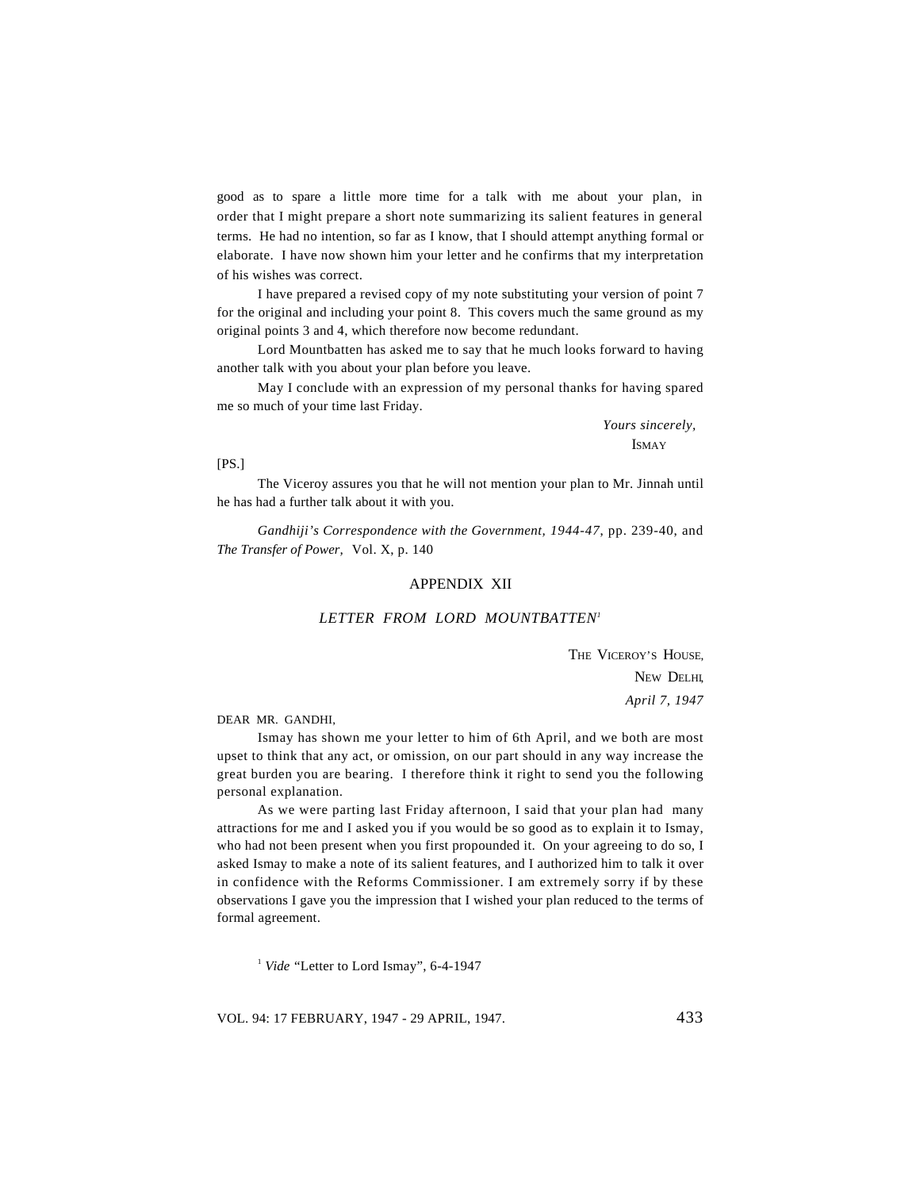good as to spare a little more time for a talk with me about your plan, in order that I might prepare a short note summarizing its salient features in general terms. He had no intention, so far as I know, that I should attempt anything formal or elaborate. I have now shown him your letter and he confirms that my interpretation of his wishes was correct.

I have prepared a revised copy of my note substituting your version of point 7 for the original and including your point 8. This covers much the same ground as my original points 3 and 4, which therefore now become redundant.

Lord Mountbatten has asked me to say that he much looks forward to having another talk with you about your plan before you leave.

May I conclude with an expression of my personal thanks for having spared me so much of your time last Friday.

*Yours sincerely,*
ISMAY

[PS.]

The Viceroy assures you that he will not mention your plan to Mr. Jinnah until he has had a further talk about it with you.

*Gandhiji's Correspondence with the Government, 1944-47,* pp. 239-40, and *The Transfer of Power,* Vol. X, p. 140

## APPENDIX XII

### *LETTER FROM LORD MOUNTBATTEN*[1]

THE VICEROY'S HOUSE,
NEW DELHI,
*April 7, 1947*

DEAR MR. GANDHI,

Ismay has shown me your letter to him of 6th April, and we both are most upset to think that any act, or omission, on our part should in any way increase the great burden you are bearing. I therefore think it right to send you the following personal explanation.

As we were parting last Friday afternoon, I said that your plan had many attractions for me and I asked you if you would be so good as to explain it to Ismay, who had not been present when you first propounded it. On your agreeing to do so, I asked Ismay to make a note of its salient features, and I authorized him to talk it over in confidence with the Reforms Commissioner. I am extremely sorry if by these observations I gave you the impression that I wished your plan reduced to the terms of formal agreement.

[1] *Vide* "Letter to Lord Ismay", 6-4-1947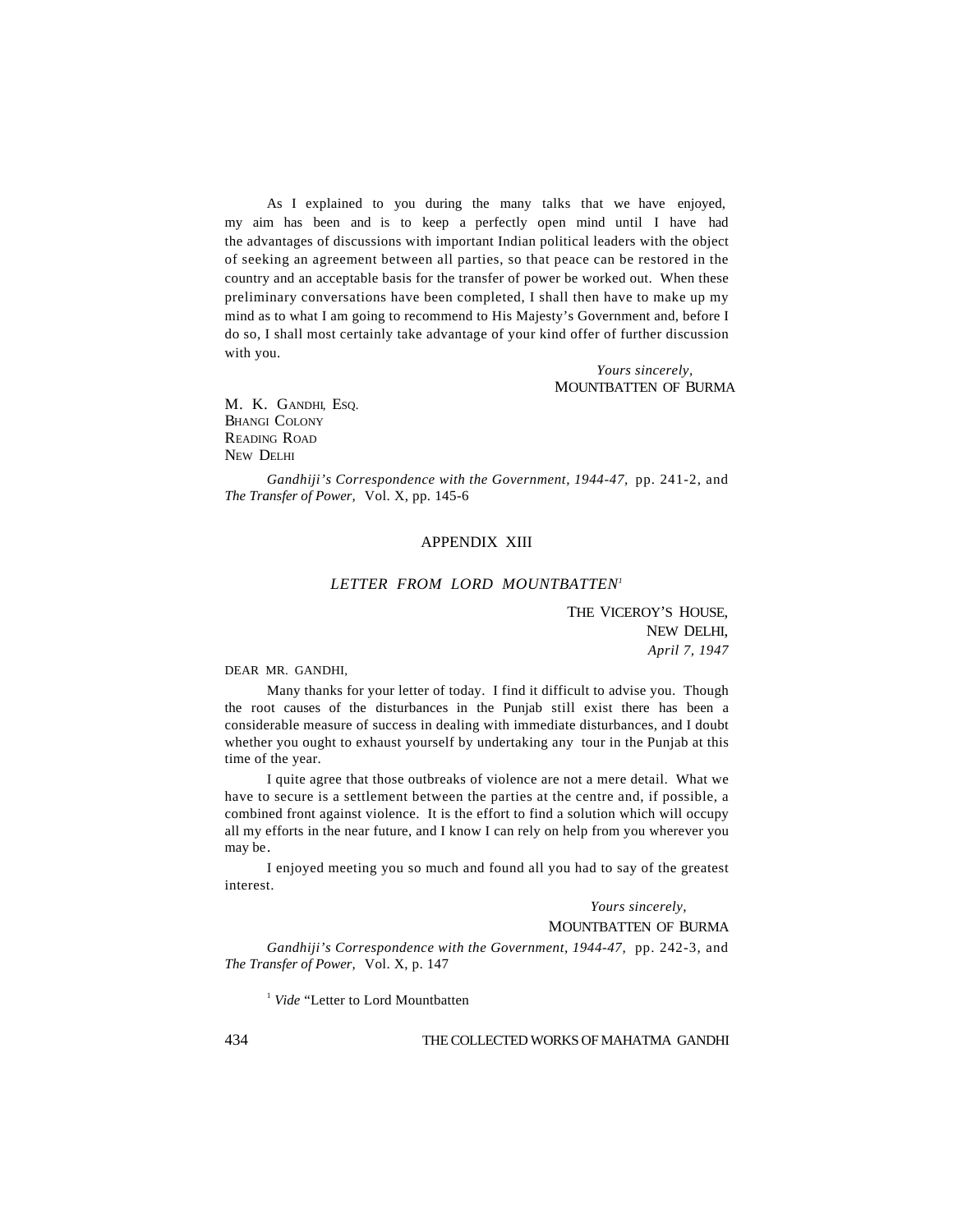As I explained to you during the many talks that we have enjoyed, my aim has been and is to keep a perfectly open mind until I have had the advantages of discussions with important Indian political leaders with the object of seeking an agreement between all parties, so that peace can be restored in the country and an acceptable basis for the transfer of power be worked out. When these preliminary conversations have been completed, I shall then have to make up my mind as to what I am going to recommend to His Majesty's Government and, before I do so, I shall most certainly take advantage of your kind offer of further discussion with you.

*Yours sincerely,*
MOUNTBATTEN OF BURMA

M. K. GANDHI, ESQ.
BHANGI COLONY
READING ROAD
NEW DELHI

*Gandhiji's Correspondence with the Government, 1944-47,* pp. 241-2, and *The Transfer of Power,* Vol. X, pp. 145-6

## APPENDIX XIII

### *LETTER FROM LORD MOUNTBATTEN*[1]

THE VICEROY'S HOUSE,
NEW DELHI,
*April 7, 1947*

DEAR MR. GANDHI,

Many thanks for your letter of today. I find it difficult to advise you. Though the root causes of the disturbances in the Punjab still exist there has been a considerable measure of success in dealing with immediate disturbances, and I doubt whether you ought to exhaust yourself by undertaking any tour in the Punjab at this time of the year.

I quite agree that those outbreaks of violence are not a mere detail. What we have to secure is a settlement between the parties at the centre and, if possible, a combined front against violence. It is the effort to find a solution which will occupy all my efforts in the near future, and I know I can rely on help from you wherever you may be.

I enjoyed meeting you so much and found all you had to say of the greatest interest.

*Yours sincerely,*
MOUNTBATTEN OF BURMA

*Gandhiji's Correspondence with the Government, 1944-47,* pp. 242-3, and *The Transfer of Power,* Vol. X, p. 147

[1] *Vide* "Letter to Lord Mountbatten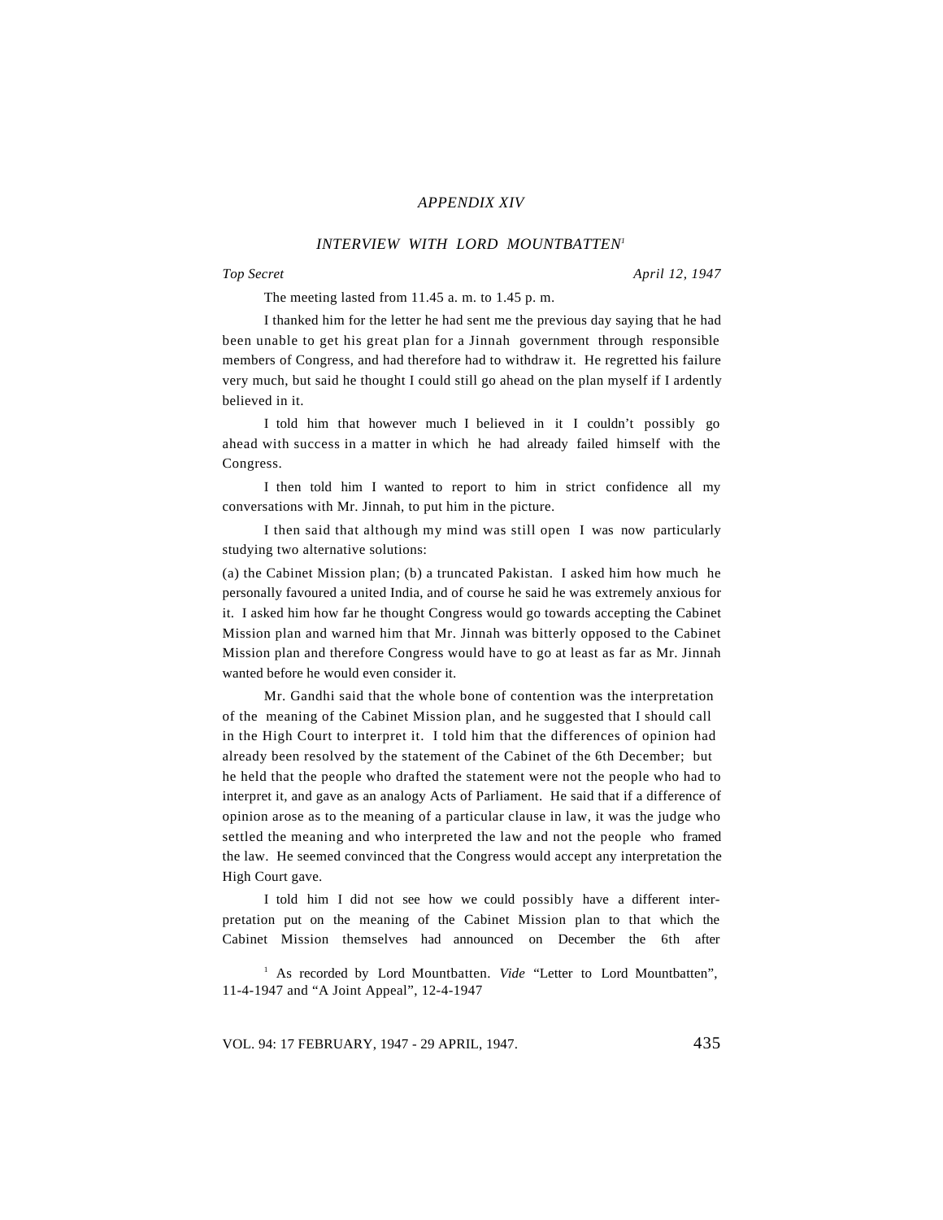## APPENDIX XIV

### INTERVIEW WITH LORD MOUNTBATTEN[1]

*Top Secret* *April 12, 1947*

The meeting lasted from 11.45 a. m. to 1.45 p. m.

I thanked him for the letter he had sent me the previous day saying that he had been unable to get his great plan for a Jinnah government through responsible members of Congress, and had therefore had to withdraw it. He regretted his failure very much, but said he thought I could still go ahead on the plan myself if I ardently believed in it.

I told him that however much I believed in it I couldn't possibly go ahead with success in a matter in which he had already failed himself with the Congress.

I then told him I wanted to report to him in strict confidence all my conversations with Mr. Jinnah, to put him in the picture.

I then said that although my mind was still open I was now particularly studying two alternative solutions:

(a) the Cabinet Mission plan; (b) a truncated Pakistan. I asked him how much he personally favoured a united India, and of course he said he was extremely anxious for it. I asked him how far he thought Congress would go towards accepting the Cabinet Mission plan and warned him that Mr. Jinnah was bitterly opposed to the Cabinet Mission plan and therefore Congress would have to go at least as far as Mr. Jinnah wanted before he would even consider it.

Mr. Gandhi said that the whole bone of contention was the interpretation of the meaning of the Cabinet Mission plan, and he suggested that I should call in the High Court to interpret it. I told him that the differences of opinion had already been resolved by the statement of the Cabinet of the 6th December; but he held that the people who drafted the statement were not the people who had to interpret it, and gave as an analogy Acts of Parliament. He said that if a difference of opinion arose as to the meaning of a particular clause in law, it was the judge who settled the meaning and who interpreted the law and not the people who framed the law. He seemed convinced that the Congress would accept any interpretation the High Court gave.

I told him I did not see how we could possibly have a different interpretation put on the meaning of the Cabinet Mission plan to that which the Cabinet Mission themselves had announced on December the 6th after

[1] As recorded by Lord Mountbatten. *Vide* "Letter to Lord Mountbatten", 11-4-1947 and "A Joint Appeal", 12-4-1947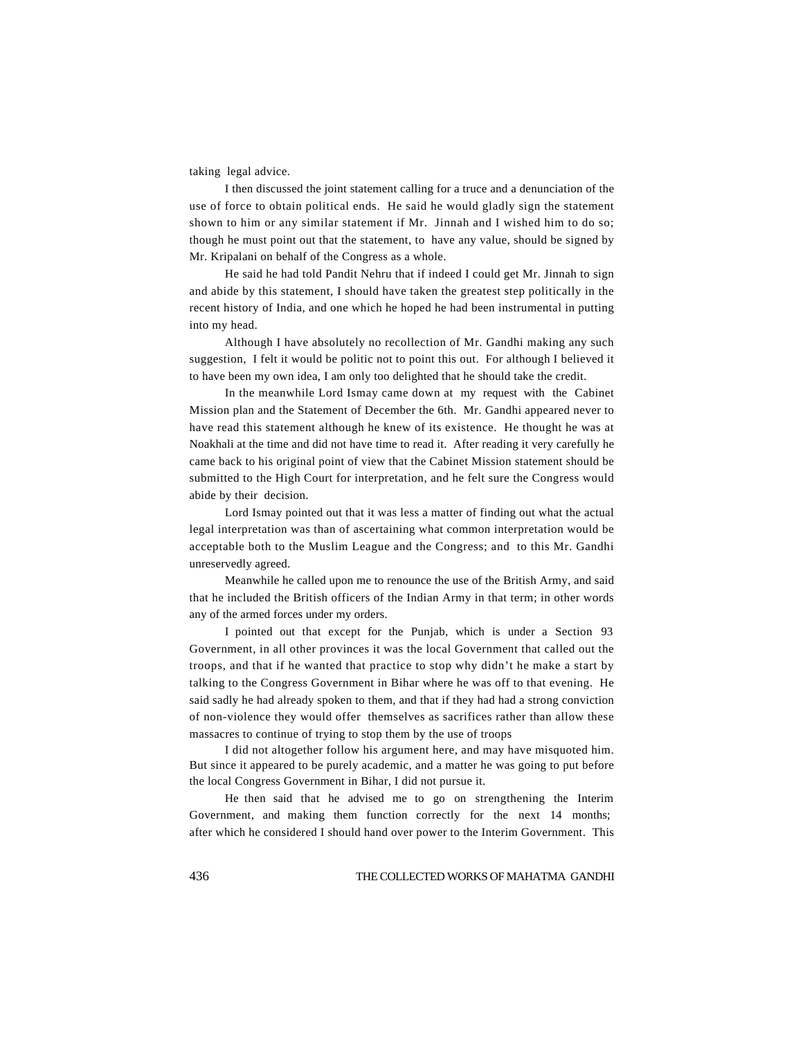taking legal advice.

I then discussed the joint statement calling for a truce and a denunciation of the use of force to obtain political ends. He said he would gladly sign the statement shown to him or any similar statement if Mr. Jinnah and I wished him to do so; though he must point out that the statement, to have any value, should be signed by Mr. Kripalani on behalf of the Congress as a whole.

He said he had told Pandit Nehru that if indeed I could get Mr. Jinnah to sign and abide by this statement, I should have taken the greatest step politically in the recent history of India, and one which he hoped he had been instrumental in putting into my head.

Although I have absolutely no recollection of Mr. Gandhi making any such suggestion, I felt it would be politic not to point this out. For although I believed it to have been my own idea, I am only too delighted that he should take the credit.

In the meanwhile Lord Ismay came down at my request with the Cabinet Mission plan and the Statement of December the 6th. Mr. Gandhi appeared never to have read this statement although he knew of its existence. He thought he was at Noakhali at the time and did not have time to read it. After reading it very carefully he came back to his original point of view that the Cabinet Mission statement should be submitted to the High Court for interpretation, and he felt sure the Congress would abide by their decision.

Lord Ismay pointed out that it was less a matter of finding out what the actual legal interpretation was than of ascertaining what common interpretation would be acceptable both to the Muslim League and the Congress; and to this Mr. Gandhi unreservedly agreed.

Meanwhile he called upon me to renounce the use of the British Army, and said that he included the British officers of the Indian Army in that term; in other words any of the armed forces under my orders.

I pointed out that except for the Punjab, which is under a Section 93 Government, in all other provinces it was the local Government that called out the troops, and that if he wanted that practice to stop why didn't he make a start by talking to the Congress Government in Bihar where he was off to that evening. He said sadly he had already spoken to them, and that if they had had a strong conviction of non-violence they would offer themselves as sacrifices rather than allow these massacres to continue of trying to stop them by the use of troops

I did not altogether follow his argument here, and may have misquoted him. But since it appeared to be purely academic, and a matter he was going to put before the local Congress Government in Bihar, I did not pursue it.

He then said that he advised me to go on strengthening the Interim Government, and making them function correctly for the next 14 months; after which he considered I should hand over power to the Interim Government. This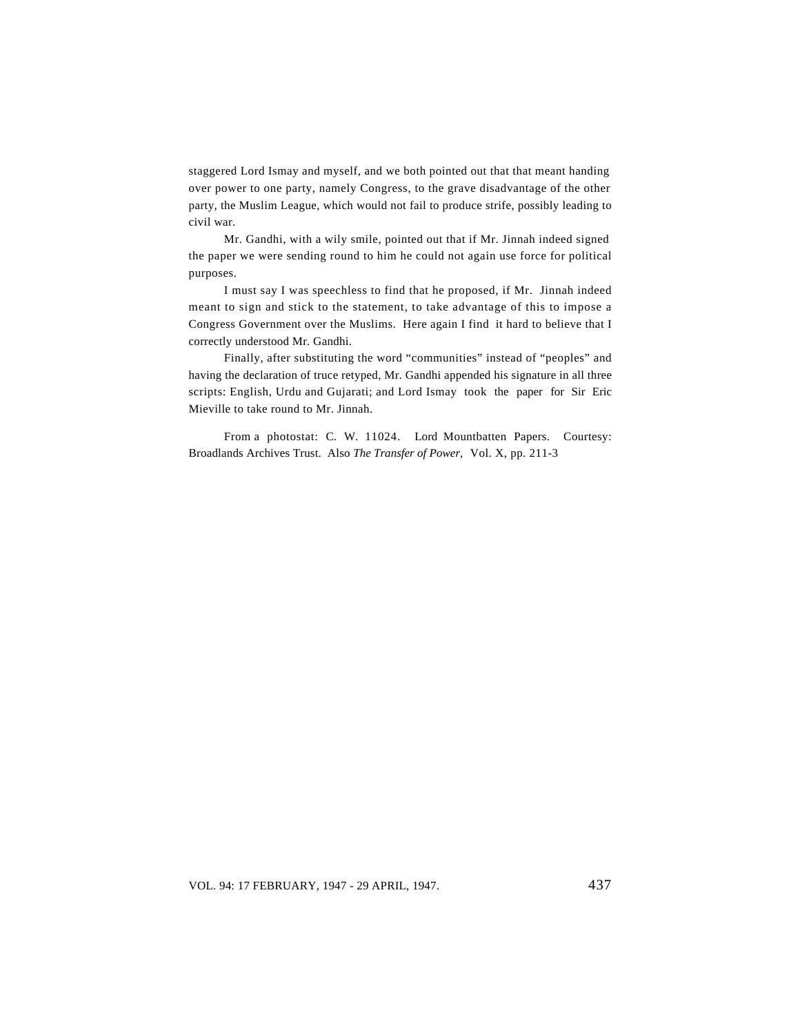staggered Lord Ismay and myself, and we both pointed out that that meant handing over power to one party, namely Congress, to the grave disadvantage of the other party, the Muslim League, which would not fail to produce strife, possibly leading to civil war.

Mr. Gandhi, with a wily smile, pointed out that if Mr. Jinnah indeed signed the paper we were sending round to him he could not again use force for political purposes.

I must say I was speechless to find that he proposed, if Mr. Jinnah indeed meant to sign and stick to the statement, to take advantage of this to impose a Congress Government over the Muslims. Here again I find it hard to believe that I correctly understood Mr. Gandhi.

Finally, after substituting the word "communities" instead of "peoples" and having the declaration of truce retyped, Mr. Gandhi appended his signature in all three scripts: English, Urdu and Gujarati; and Lord Ismay took the paper for Sir Eric Mieville to take round to Mr. Jinnah.

From a photostat: C. W. 11024. Lord Mountbatten Papers. Courtesy: Broadlands Archives Trust. Also *The Transfer of Power,* Vol. X, pp. 211-3